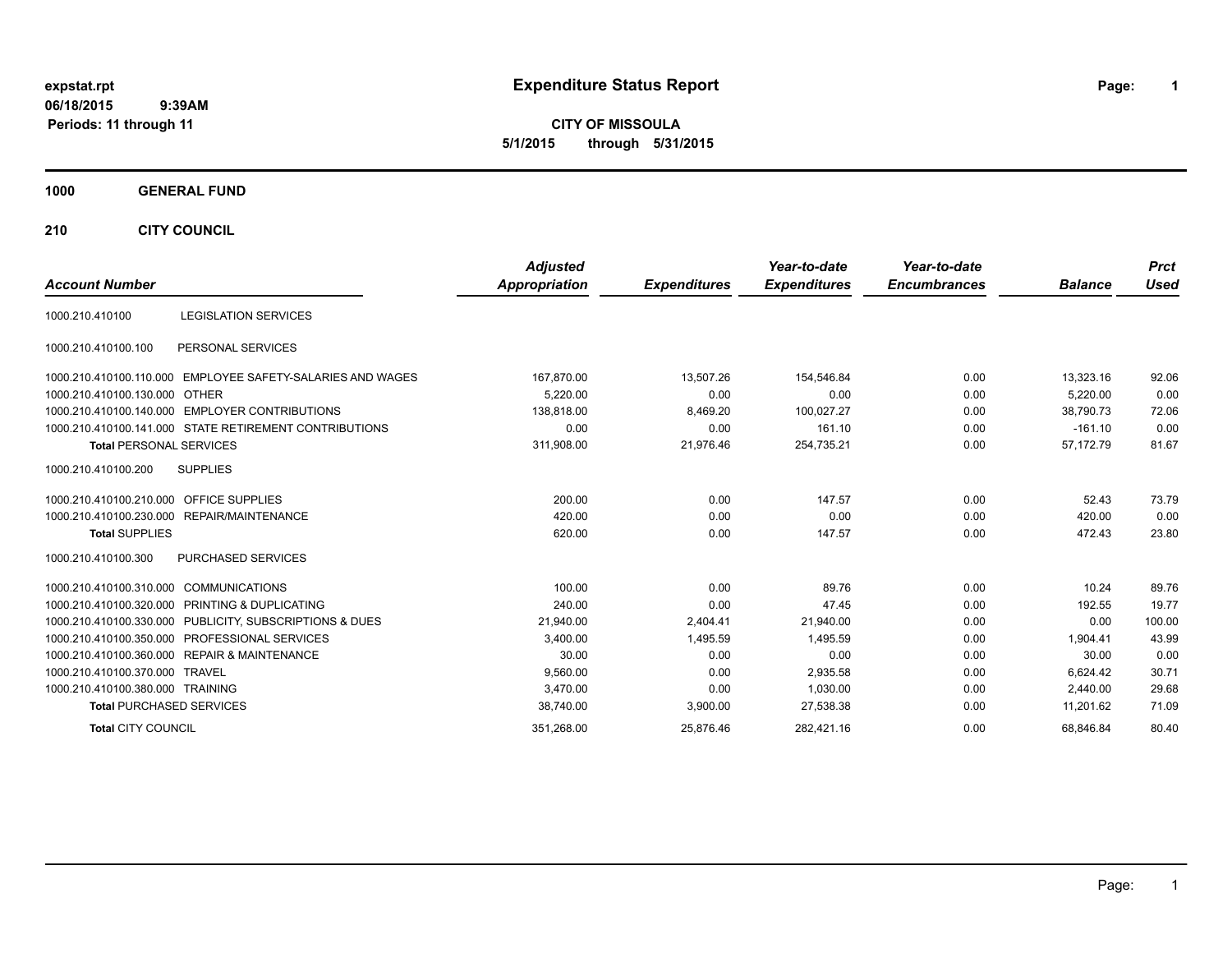expstat.rpt
06/18/2015 9:39AM
Periods: 11 through 11

# Expenditure Status Report

**CITY OF MISSOULA**
**5/1/2015 through 5/31/2015**

## 1000 GENERAL FUND

### 210 CITY COUNCIL

| Account Number | | Adjusted Appropriation | Expenditures | Year-to-date Expenditures | Year-to-date Encumbrances | Balance | Prct Used |
|---|---|---|---|---|---|---|---|
| 1000.210.410100 | LEGISLATION SERVICES | | | | | | |
| 1000.210.410100.100 | PERSONAL SERVICES | | | | | | |
| 1000.210.410100.110.000 | EMPLOYEE SAFETY-SALARIES AND WAGES | 167,870.00 | 13,507.26 | 154,546.84 | 0.00 | 13,323.16 | 92.06 |
| 1000.210.410100.130.000 | OTHER | 5,220.00 | 0.00 | 0.00 | 0.00 | 5,220.00 | 0.00 |
| 1000.210.410100.140.000 | EMPLOYER CONTRIBUTIONS | 138,818.00 | 8,469.20 | 100,027.27 | 0.00 | 38,790.73 | 72.06 |
| 1000.210.410100.141.000 | STATE RETIREMENT CONTRIBUTIONS | 0.00 | 0.00 | 161.10 | 0.00 | -161.10 | 0.00 |
| **Total** PERSONAL SERVICES | | 311,908.00 | 21,976.46 | 254,735.21 | 0.00 | 57,172.79 | 81.67 |
| 1000.210.410100.200 | SUPPLIES | | | | | | |
| 1000.210.410100.210.000 | OFFICE SUPPLIES | 200.00 | 0.00 | 147.57 | 0.00 | 52.43 | 73.79 |
| 1000.210.410100.230.000 | REPAIR/MAINTENANCE | 420.00 | 0.00 | 0.00 | 0.00 | 420.00 | 0.00 |
| **Total** SUPPLIES | | 620.00 | 0.00 | 147.57 | 0.00 | 472.43 | 23.80 |
| 1000.210.410100.300 | PURCHASED SERVICES | | | | | | |
| 1000.210.410100.310.000 | COMMUNICATIONS | 100.00 | 0.00 | 89.76 | 0.00 | 10.24 | 89.76 |
| 1000.210.410100.320.000 | PRINTING & DUPLICATING | 240.00 | 0.00 | 47.45 | 0.00 | 192.55 | 19.77 |
| 1000.210.410100.330.000 | PUBLICITY, SUBSCRIPTIONS & DUES | 21,940.00 | 2,404.41 | 21,940.00 | 0.00 | 0.00 | 100.00 |
| 1000.210.410100.350.000 | PROFESSIONAL SERVICES | 3,400.00 | 1,495.59 | 1,495.59 | 0.00 | 1,904.41 | 43.99 |
| 1000.210.410100.360.000 | REPAIR & MAINTENANCE | 30.00 | 0.00 | 0.00 | 0.00 | 30.00 | 0.00 |
| 1000.210.410100.370.000 | TRAVEL | 9,560.00 | 0.00 | 2,935.58 | 0.00 | 6,624.42 | 30.71 |
| 1000.210.410100.380.000 | TRAINING | 3,470.00 | 0.00 | 1,030.00 | 0.00 | 2,440.00 | 29.68 |
| **Total** PURCHASED SERVICES | | 38,740.00 | 3,900.00 | 27,538.38 | 0.00 | 11,201.62 | 71.09 |
| **Total** CITY COUNCIL | | 351,268.00 | 25,876.46 | 282,421.16 | 0.00 | 68,846.84 | 80.40 |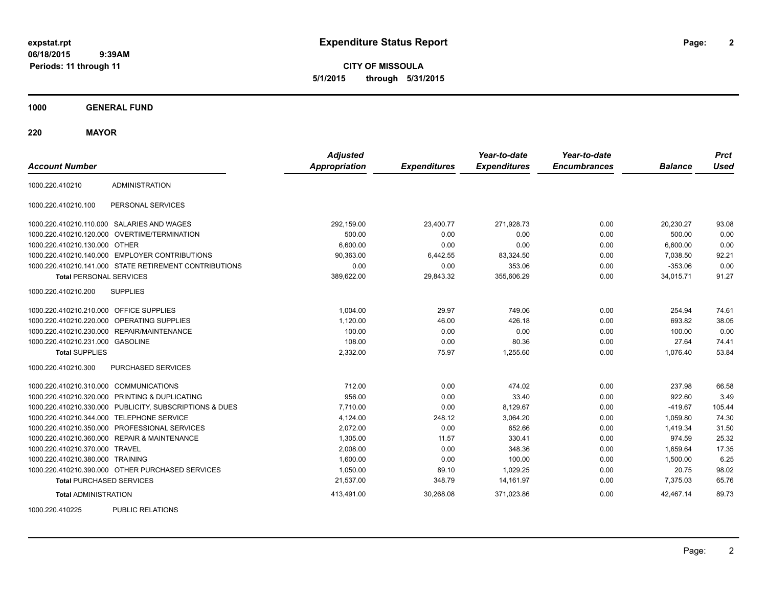# Expenditure Status Report

expstat.rpt
06/18/2015 9:39AM
Periods: 11 through 11

**CITY OF MISSOULA**
**5/1/2015 through 5/31/2015**

**1000 GENERAL FUND**

**220 MAYOR**

| Account Number | | Adjusted Appropriation | Expenditures | Year-to-date Expenditures | Year-to-date Encumbrances | Balance | Prct Used |
|---|---|---|---|---|---|---|---|
| 1000.220.410210 | ADMINISTRATION | | | | | | |
| 1000.220.410210.100 | PERSONAL SERVICES | | | | | | |
| 1000.220.410210.110.000 | SALARIES AND WAGES | 292,159.00 | 23,400.77 | 271,928.73 | 0.00 | 20,230.27 | 93.08 |
| 1000.220.410210.120.000 | OVERTIME/TERMINATION | 500.00 | 0.00 | 0.00 | 0.00 | 500.00 | 0.00 |
| 1000.220.410210.130.000 | OTHER | 6,600.00 | 0.00 | 0.00 | 0.00 | 6,600.00 | 0.00 |
| 1000.220.410210.140.000 | EMPLOYER CONTRIBUTIONS | 90,363.00 | 6,442.55 | 83,324.50 | 0.00 | 7,038.50 | 92.21 |
| 1000.220.410210.141.000 | STATE RETIREMENT CONTRIBUTIONS | 0.00 | 0.00 | 353.06 | 0.00 | -353.06 | 0.00 |
| **Total** PERSONAL SERVICES | | 389,622.00 | 29,843.32 | 355,606.29 | 0.00 | 34,015.71 | 91.27 |
| 1000.220.410210.200 | SUPPLIES | | | | | | |
| 1000.220.410210.210.000 | OFFICE SUPPLIES | 1,004.00 | 29.97 | 749.06 | 0.00 | 254.94 | 74.61 |
| 1000.220.410210.220.000 | OPERATING SUPPLIES | 1,120.00 | 46.00 | 426.18 | 0.00 | 693.82 | 38.05 |
| 1000.220.410210.230.000 | REPAIR/MAINTENANCE | 100.00 | 0.00 | 0.00 | 0.00 | 100.00 | 0.00 |
| 1000.220.410210.231.000 | GASOLINE | 108.00 | 0.00 | 80.36 | 0.00 | 27.64 | 74.41 |
| **Total** SUPPLIES | | 2,332.00 | 75.97 | 1,255.60 | 0.00 | 1,076.40 | 53.84 |
| 1000.220.410210.300 | PURCHASED SERVICES | | | | | | |
| 1000.220.410210.310.000 | COMMUNICATIONS | 712.00 | 0.00 | 474.02 | 0.00 | 237.98 | 66.58 |
| 1000.220.410210.320.000 | PRINTING & DUPLICATING | 956.00 | 0.00 | 33.40 | 0.00 | 922.60 | 3.49 |
| 1000.220.410210.330.000 | PUBLICITY, SUBSCRIPTIONS & DUES | 7,710.00 | 0.00 | 8,129.67 | 0.00 | -419.67 | 105.44 |
| 1000.220.410210.344.000 | TELEPHONE SERVICE | 4,124.00 | 248.12 | 3,064.20 | 0.00 | 1,059.80 | 74.30 |
| 1000.220.410210.350.000 | PROFESSIONAL SERVICES | 2,072.00 | 0.00 | 652.66 | 0.00 | 1,419.34 | 31.50 |
| 1000.220.410210.360.000 | REPAIR & MAINTENANCE | 1,305.00 | 11.57 | 330.41 | 0.00 | 974.59 | 25.32 |
| 1000.220.410210.370.000 | TRAVEL | 2,008.00 | 0.00 | 348.36 | 0.00 | 1,659.64 | 17.35 |
| 1000.220.410210.380.000 | TRAINING | 1,600.00 | 0.00 | 100.00 | 0.00 | 1,500.00 | 6.25 |
| 1000.220.410210.390.000 | OTHER PURCHASED SERVICES | 1,050.00 | 89.10 | 1,029.25 | 0.00 | 20.75 | 98.02 |
| **Total** PURCHASED SERVICES | | 21,537.00 | 348.79 | 14,161.97 | 0.00 | 7,375.03 | 65.76 |
| **Total** ADMINISTRATION | | 413,491.00 | 30,268.08 | 371,023.86 | 0.00 | 42,467.14 | 89.73 |
| 1000.220.410225 | PUBLIC RELATIONS | | | | | | |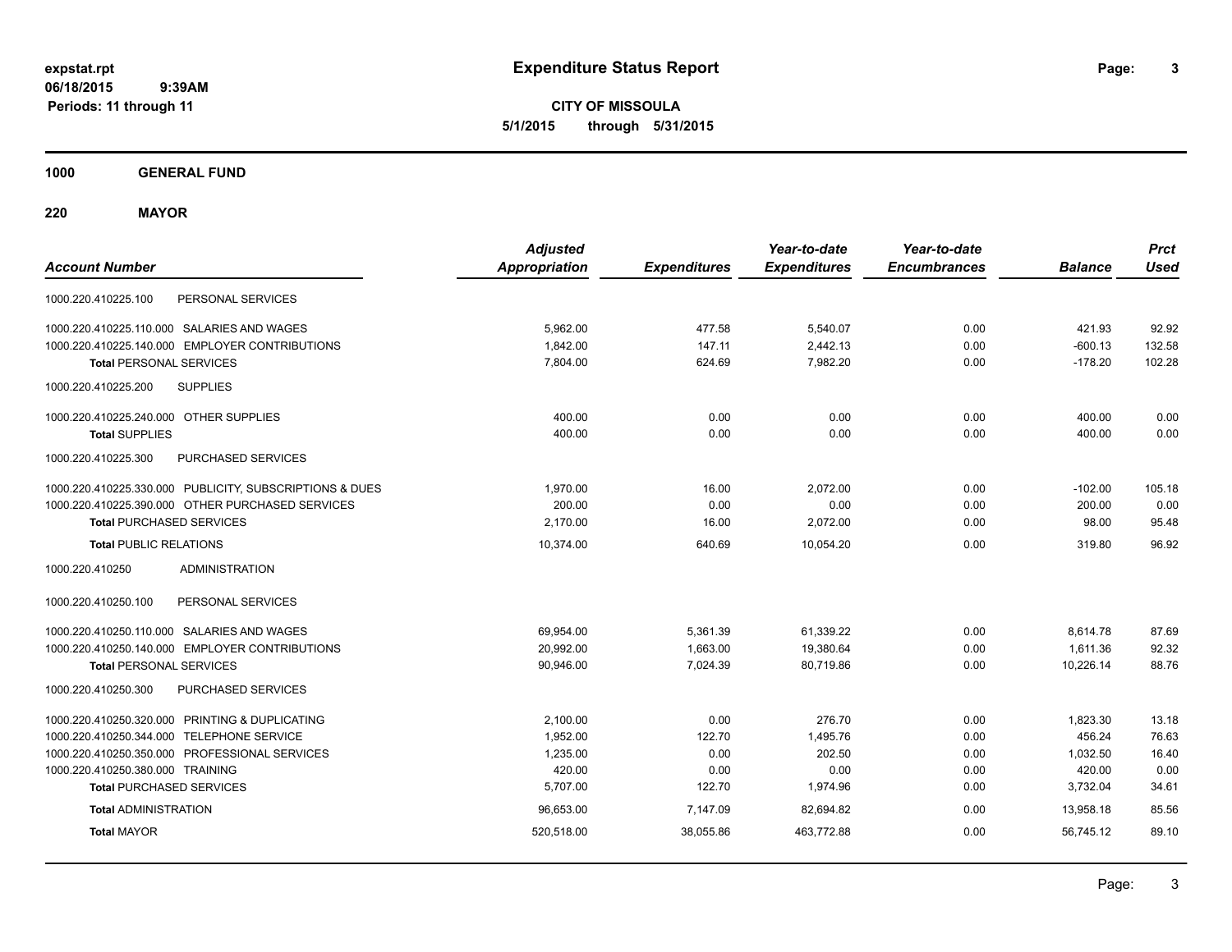**expstat.rpt**
**06/18/2015 9:39AM**
**Periods: 11 through 11**

# Expenditure Status Report

**CITY OF MISSOULA**
**5/1/2015 through 5/31/2015**

## 1000 GENERAL FUND

## 220 MAYOR

| Account Number | | Adjusted Appropriation | Expenditures | Year-to-date Expenditures | Year-to-date Encumbrances | Balance | Prct Used |
|---|---|---|---|---|---|---|---|
| 1000.220.410225.100 | PERSONAL SERVICES | | | | | | |
| 1000.220.410225.110.000 | SALARIES AND WAGES | 5,962.00 | 477.58 | 5,540.07 | 0.00 | 421.93 | 92.92 |
| 1000.220.410225.140.000 | EMPLOYER CONTRIBUTIONS | 1,842.00 | 147.11 | 2,442.13 | 0.00 | -600.13 | 132.58 |
| **Total** PERSONAL SERVICES | | 7,804.00 | 624.69 | 7,982.20 | 0.00 | -178.20 | 102.28 |
| 1000.220.410225.200 | SUPPLIES | | | | | | |
| 1000.220.410225.240.000 | OTHER SUPPLIES | 400.00 | 0.00 | 0.00 | 0.00 | 400.00 | 0.00 |
| **Total** SUPPLIES | | 400.00 | 0.00 | 0.00 | 0.00 | 400.00 | 0.00 |
| 1000.220.410225.300 | PURCHASED SERVICES | | | | | | |
| 1000.220.410225.330.000 | PUBLICITY, SUBSCRIPTIONS & DUES | 1,970.00 | 16.00 | 2,072.00 | 0.00 | -102.00 | 105.18 |
| 1000.220.410225.390.000 | OTHER PURCHASED SERVICES | 200.00 | 0.00 | 0.00 | 0.00 | 200.00 | 0.00 |
| **Total** PURCHASED SERVICES | | 2,170.00 | 16.00 | 2,072.00 | 0.00 | 98.00 | 95.48 |
| **Total** PUBLIC RELATIONS | | 10,374.00 | 640.69 | 10,054.20 | 0.00 | 319.80 | 96.92 |
| 1000.220.410250 | ADMINISTRATION | | | | | | |
| 1000.220.410250.100 | PERSONAL SERVICES | | | | | | |
| 1000.220.410250.110.000 | SALARIES AND WAGES | 69,954.00 | 5,361.39 | 61,339.22 | 0.00 | 8,614.78 | 87.69 |
| 1000.220.410250.140.000 | EMPLOYER CONTRIBUTIONS | 20,992.00 | 1,663.00 | 19,380.64 | 0.00 | 1,611.36 | 92.32 |
| **Total** PERSONAL SERVICES | | 90,946.00 | 7,024.39 | 80,719.86 | 0.00 | 10,226.14 | 88.76 |
| 1000.220.410250.300 | PURCHASED SERVICES | | | | | | |
| 1000.220.410250.320.000 | PRINTING & DUPLICATING | 2,100.00 | 0.00 | 276.70 | 0.00 | 1,823.30 | 13.18 |
| 1000.220.410250.344.000 | TELEPHONE SERVICE | 1,952.00 | 122.70 | 1,495.76 | 0.00 | 456.24 | 76.63 |
| 1000.220.410250.350.000 | PROFESSIONAL SERVICES | 1,235.00 | 0.00 | 202.50 | 0.00 | 1,032.50 | 16.40 |
| 1000.220.410250.380.000 | TRAINING | 420.00 | 0.00 | 0.00 | 0.00 | 420.00 | 0.00 |
| **Total** PURCHASED SERVICES | | 5,707.00 | 122.70 | 1,974.96 | 0.00 | 3,732.04 | 34.61 |
| **Total** ADMINISTRATION | | 96,653.00 | 7,147.09 | 82,694.82 | 0.00 | 13,958.18 | 85.56 |
| **Total** MAYOR | | 520,518.00 | 38,055.86 | 463,772.88 | 0.00 | 56,745.12 | 89.10 |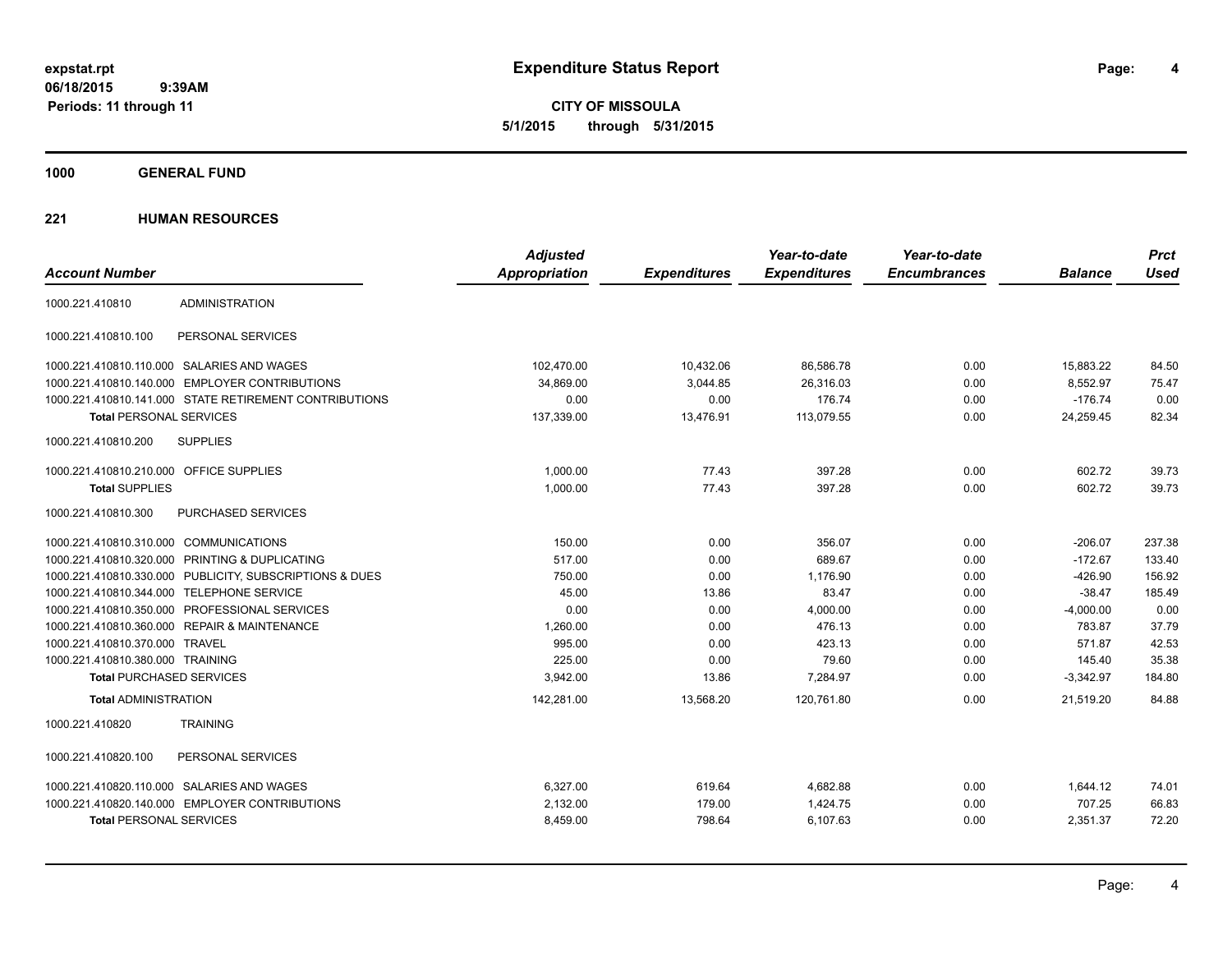**expstat.rpt**
**06/18/2015 9:39AM**
**Periods: 11 through 11**

# Expenditure Status Report

**CITY OF MISSOULA**
**5/1/2015 through 5/31/2015**

## 1000 GENERAL FUND

### 221 HUMAN RESOURCES

| Account Number | | Adjusted Appropriation | Expenditures | Year-to-date Expenditures | Year-to-date Encumbrances | Balance | Prct Used |
|---|---|---|---|---|---|---|---|
| 1000.221.410810 | ADMINISTRATION | | | | | | |
| 1000.221.410810.100 | PERSONAL SERVICES | | | | | | |
| 1000.221.410810.110.000 | SALARIES AND WAGES | 102,470.00 | 10,432.06 | 86,586.78 | 0.00 | 15,883.22 | 84.50 |
| 1000.221.410810.140.000 | EMPLOYER CONTRIBUTIONS | 34,869.00 | 3,044.85 | 26,316.03 | 0.00 | 8,552.97 | 75.47 |
| 1000.221.410810.141.000 | STATE RETIREMENT CONTRIBUTIONS | 0.00 | 0.00 | 176.74 | 0.00 | -176.74 | 0.00 |
| **Total** PERSONAL SERVICES | | 137,339.00 | 13,476.91 | 113,079.55 | 0.00 | 24,259.45 | 82.34 |
| 1000.221.410810.200 | SUPPLIES | | | | | | |
| 1000.221.410810.210.000 | OFFICE SUPPLIES | 1,000.00 | 77.43 | 397.28 | 0.00 | 602.72 | 39.73 |
| **Total** SUPPLIES | | 1,000.00 | 77.43 | 397.28 | 0.00 | 602.72 | 39.73 |
| 1000.221.410810.300 | PURCHASED SERVICES | | | | | | |
| 1000.221.410810.310.000 | COMMUNICATIONS | 150.00 | 0.00 | 356.07 | 0.00 | -206.07 | 237.38 |
| 1000.221.410810.320.000 | PRINTING & DUPLICATING | 517.00 | 0.00 | 689.67 | 0.00 | -172.67 | 133.40 |
| 1000.221.410810.330.000 | PUBLICITY, SUBSCRIPTIONS & DUES | 750.00 | 0.00 | 1,176.90 | 0.00 | -426.90 | 156.92 |
| 1000.221.410810.344.000 | TELEPHONE SERVICE | 45.00 | 13.86 | 83.47 | 0.00 | -38.47 | 185.49 |
| 1000.221.410810.350.000 | PROFESSIONAL SERVICES | 0.00 | 0.00 | 4,000.00 | 0.00 | -4,000.00 | 0.00 |
| 1000.221.410810.360.000 | REPAIR & MAINTENANCE | 1,260.00 | 0.00 | 476.13 | 0.00 | 783.87 | 37.79 |
| 1000.221.410810.370.000 | TRAVEL | 995.00 | 0.00 | 423.13 | 0.00 | 571.87 | 42.53 |
| 1000.221.410810.380.000 | TRAINING | 225.00 | 0.00 | 79.60 | 0.00 | 145.40 | 35.38 |
| **Total** PURCHASED SERVICES | | 3,942.00 | 13.86 | 7,284.97 | 0.00 | -3,342.97 | 184.80 |
| **Total** ADMINISTRATION | | 142,281.00 | 13,568.20 | 120,761.80 | 0.00 | 21,519.20 | 84.88 |
| 1000.221.410820 | TRAINING | | | | | | |
| 1000.221.410820.100 | PERSONAL SERVICES | | | | | | |
| 1000.221.410820.110.000 | SALARIES AND WAGES | 6,327.00 | 619.64 | 4,682.88 | 0.00 | 1,644.12 | 74.01 |
| 1000.221.410820.140.000 | EMPLOYER CONTRIBUTIONS | 2,132.00 | 179.00 | 1,424.75 | 0.00 | 707.25 | 66.83 |
| **Total** PERSONAL SERVICES | | 8,459.00 | 798.64 | 6,107.63 | 0.00 | 2,351.37 | 72.20 |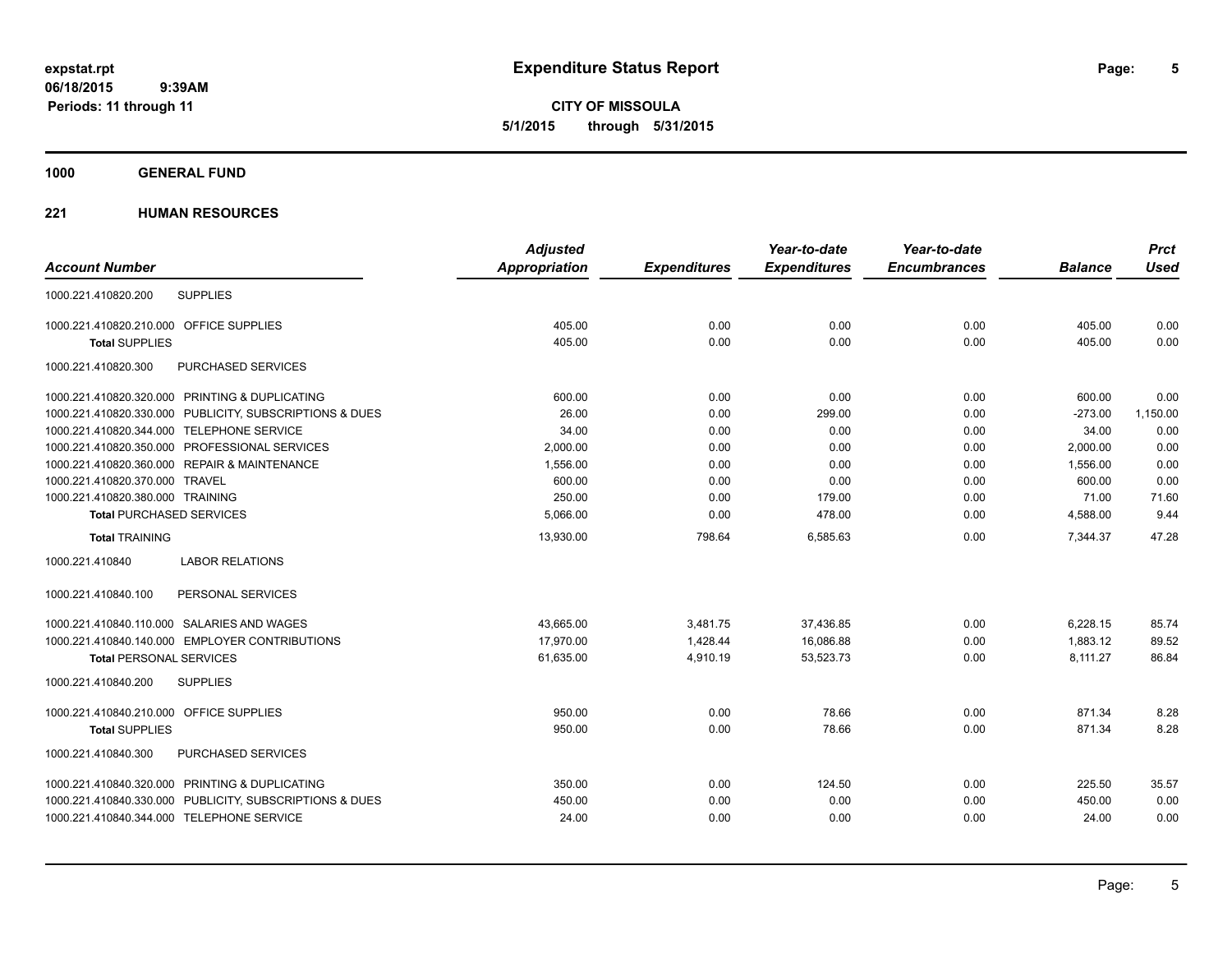# Expenditure Status Report

expstat.rpt
06/18/2015 9:39AM
Periods: 11 through 11

**CITY OF MISSOULA**
**5/1/2015 through 5/31/2015**

## 1000 GENERAL FUND

### 221 HUMAN RESOURCES

| Account Number | | Adjusted Appropriation | Expenditures | Year-to-date Expenditures | Year-to-date Encumbrances | Balance | Prct Used |
|---|---|---|---|---|---|---|---|
| 1000.221.410820.200 | SUPPLIES | | | | | | |
| 1000.221.410820.210.000 | OFFICE SUPPLIES | 405.00 | 0.00 | 0.00 | 0.00 | 405.00 | 0.00 |
| **Total** SUPPLIES | | 405.00 | 0.00 | 0.00 | 0.00 | 405.00 | 0.00 |
| 1000.221.410820.300 | PURCHASED SERVICES | | | | | | |
| 1000.221.410820.320.000 | PRINTING & DUPLICATING | 600.00 | 0.00 | 0.00 | 0.00 | 600.00 | 0.00 |
| 1000.221.410820.330.000 | PUBLICITY, SUBSCRIPTIONS & DUES | 26.00 | 0.00 | 299.00 | 0.00 | -273.00 | 1,150.00 |
| 1000.221.410820.344.000 | TELEPHONE SERVICE | 34.00 | 0.00 | 0.00 | 0.00 | 34.00 | 0.00 |
| 1000.221.410820.350.000 | PROFESSIONAL SERVICES | 2,000.00 | 0.00 | 0.00 | 0.00 | 2,000.00 | 0.00 |
| 1000.221.410820.360.000 | REPAIR & MAINTENANCE | 1,556.00 | 0.00 | 0.00 | 0.00 | 1,556.00 | 0.00 |
| 1000.221.410820.370.000 | TRAVEL | 600.00 | 0.00 | 0.00 | 0.00 | 600.00 | 0.00 |
| 1000.221.410820.380.000 | TRAINING | 250.00 | 0.00 | 179.00 | 0.00 | 71.00 | 71.60 |
| **Total** PURCHASED SERVICES | | 5,066.00 | 0.00 | 478.00 | 0.00 | 4,588.00 | 9.44 |
| **Total** TRAINING | | 13,930.00 | 798.64 | 6,585.63 | 0.00 | 7,344.37 | 47.28 |
| 1000.221.410840 | LABOR RELATIONS | | | | | | |
| 1000.221.410840.100 | PERSONAL SERVICES | | | | | | |
| 1000.221.410840.110.000 | SALARIES AND WAGES | 43,665.00 | 3,481.75 | 37,436.85 | 0.00 | 6,228.15 | 85.74 |
| 1000.221.410840.140.000 | EMPLOYER CONTRIBUTIONS | 17,970.00 | 1,428.44 | 16,086.88 | 0.00 | 1,883.12 | 89.52 |
| **Total** PERSONAL SERVICES | | 61,635.00 | 4,910.19 | 53,523.73 | 0.00 | 8,111.27 | 86.84 |
| 1000.221.410840.200 | SUPPLIES | | | | | | |
| 1000.221.410840.210.000 | OFFICE SUPPLIES | 950.00 | 0.00 | 78.66 | 0.00 | 871.34 | 8.28 |
| **Total** SUPPLIES | | 950.00 | 0.00 | 78.66 | 0.00 | 871.34 | 8.28 |
| 1000.221.410840.300 | PURCHASED SERVICES | | | | | | |
| 1000.221.410840.320.000 | PRINTING & DUPLICATING | 350.00 | 0.00 | 124.50 | 0.00 | 225.50 | 35.57 |
| 1000.221.410840.330.000 | PUBLICITY, SUBSCRIPTIONS & DUES | 450.00 | 0.00 | 0.00 | 0.00 | 450.00 | 0.00 |
| 1000.221.410840.344.000 | TELEPHONE SERVICE | 24.00 | 0.00 | 0.00 | 0.00 | 24.00 | 0.00 |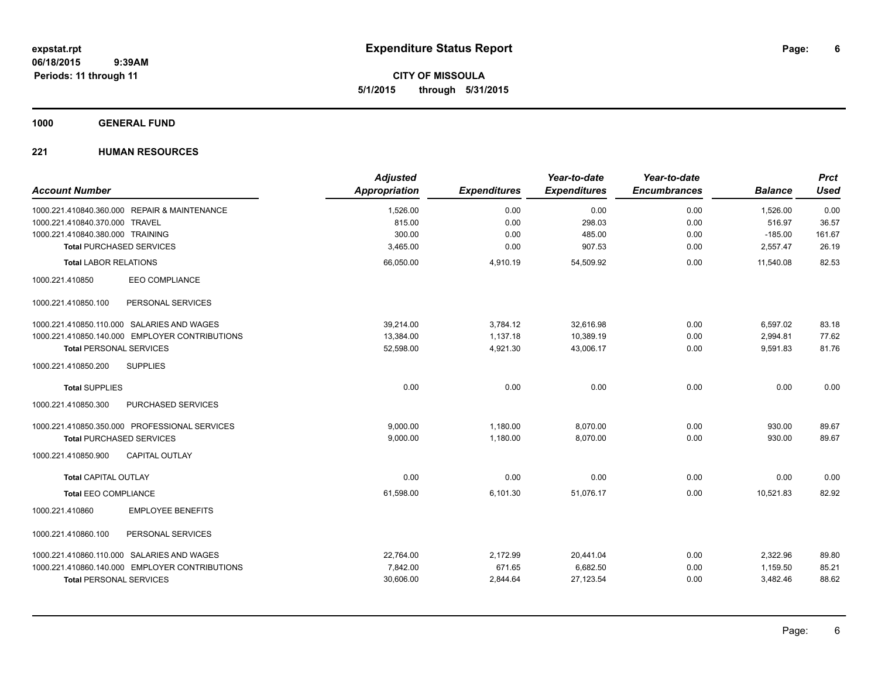**expstat.rpt**
**06/18/2015 9:39AM**
**Periods: 11 through 11**

# Expenditure Status Report

**CITY OF MISSOULA**
**5/1/2015 through 5/31/2015**

## 1000 GENERAL FUND

### 221 HUMAN RESOURCES

| Account Number | Adjusted Appropriation | Expenditures | Year-to-date Expenditures | Year-to-date Encumbrances | Balance | Prct Used |
|---|---|---|---|---|---|---|
| 1000.221.410840.360.000 REPAIR & MAINTENANCE | 1,526.00 | 0.00 | 0.00 | 0.00 | 1,526.00 | 0.00 |
| 1000.221.410840.370.000 TRAVEL | 815.00 | 0.00 | 298.03 | 0.00 | 516.97 | 36.57 |
| 1000.221.410840.380.000 TRAINING | 300.00 | 0.00 | 485.00 | 0.00 | -185.00 | 161.67 |
| **Total** PURCHASED SERVICES | 3,465.00 | 0.00 | 907.53 | 0.00 | 2,557.47 | 26.19 |
| **Total** LABOR RELATIONS | 66,050.00 | 4,910.19 | 54,509.92 | 0.00 | 11,540.08 | 82.53 |
| 1000.221.410850 EEO COMPLIANCE | | | | | | |
| 1000.221.410850.100 PERSONAL SERVICES | | | | | | |
| 1000.221.410850.110.000 SALARIES AND WAGES | 39,214.00 | 3,784.12 | 32,616.98 | 0.00 | 6,597.02 | 83.18 |
| 1000.221.410850.140.000 EMPLOYER CONTRIBUTIONS | 13,384.00 | 1,137.18 | 10,389.19 | 0.00 | 2,994.81 | 77.62 |
| **Total** PERSONAL SERVICES | 52,598.00 | 4,921.30 | 43,006.17 | 0.00 | 9,591.83 | 81.76 |
| 1000.221.410850.200 SUPPLIES | | | | | | |
| **Total** SUPPLIES | 0.00 | 0.00 | 0.00 | 0.00 | 0.00 | 0.00 |
| 1000.221.410850.300 PURCHASED SERVICES | | | | | | |
| 1000.221.410850.350.000 PROFESSIONAL SERVICES | 9,000.00 | 1,180.00 | 8,070.00 | 0.00 | 930.00 | 89.67 |
| **Total** PURCHASED SERVICES | 9,000.00 | 1,180.00 | 8,070.00 | 0.00 | 930.00 | 89.67 |
| 1000.221.410850.900 CAPITAL OUTLAY | | | | | | |
| **Total** CAPITAL OUTLAY | 0.00 | 0.00 | 0.00 | 0.00 | 0.00 | 0.00 |
| **Total** EEO COMPLIANCE | 61,598.00 | 6,101.30 | 51,076.17 | 0.00 | 10,521.83 | 82.92 |
| 1000.221.410860 EMPLOYEE BENEFITS | | | | | | |
| 1000.221.410860.100 PERSONAL SERVICES | | | | | | |
| 1000.221.410860.110.000 SALARIES AND WAGES | 22,764.00 | 2,172.99 | 20,441.04 | 0.00 | 2,322.96 | 89.80 |
| 1000.221.410860.140.000 EMPLOYER CONTRIBUTIONS | 7,842.00 | 671.65 | 6,682.50 | 0.00 | 1,159.50 | 85.21 |
| **Total** PERSONAL SERVICES | 30,606.00 | 2,844.64 | 27,123.54 | 0.00 | 3,482.46 | 88.62 |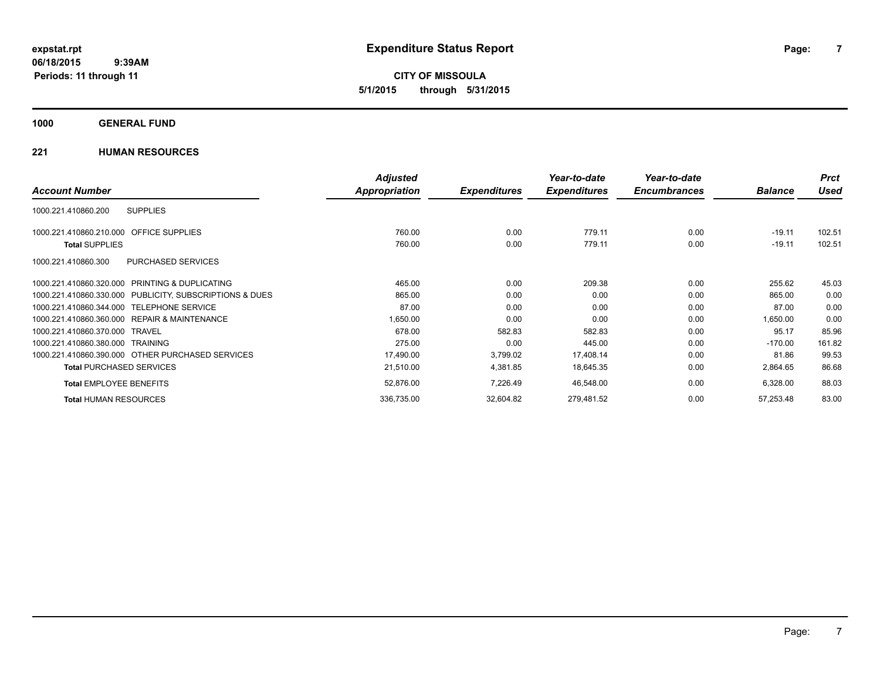expstat.rpt
06/18/2015 9:39AM
Periods: 11 through 11

# Expenditure Status Report

**CITY OF MISSOULA**
**5/1/2015 through 5/31/2015**

## 1000 GENERAL FUND

### 221 HUMAN RESOURCES

| Account Number | | Adjusted Appropriation | Expenditures | Year-to-date Expenditures | Year-to-date Encumbrances | Balance | Prct Used |
|---|---|---|---|---|---|---|---|
| 1000.221.410860.200 | SUPPLIES | | | | | | |
| 1000.221.410860.210.000 | OFFICE SUPPLIES | 760.00 | 0.00 | 779.11 | 0.00 | -19.11 | 102.51 |
| **Total** SUPPLIES | | 760.00 | 0.00 | 779.11 | 0.00 | -19.11 | 102.51 |
| 1000.221.410860.300 | PURCHASED SERVICES | | | | | | |
| 1000.221.410860.320.000 | PRINTING & DUPLICATING | 465.00 | 0.00 | 209.38 | 0.00 | 255.62 | 45.03 |
| 1000.221.410860.330.000 | PUBLICITY, SUBSCRIPTIONS & DUES | 865.00 | 0.00 | 0.00 | 0.00 | 865.00 | 0.00 |
| 1000.221.410860.344.000 | TELEPHONE SERVICE | 87.00 | 0.00 | 0.00 | 0.00 | 87.00 | 0.00 |
| 1000.221.410860.360.000 | REPAIR & MAINTENANCE | 1,650.00 | 0.00 | 0.00 | 0.00 | 1,650.00 | 0.00 |
| 1000.221.410860.370.000 | TRAVEL | 678.00 | 582.83 | 582.83 | 0.00 | 95.17 | 85.96 |
| 1000.221.410860.380.000 | TRAINING | 275.00 | 0.00 | 445.00 | 0.00 | -170.00 | 161.82 |
| 1000.221.410860.390.000 | OTHER PURCHASED SERVICES | 17,490.00 | 3,799.02 | 17,408.14 | 0.00 | 81.86 | 99.53 |
| **Total** PURCHASED SERVICES | | 21,510.00 | 4,381.85 | 18,645.35 | 0.00 | 2,864.65 | 86.68 |
| **Total** EMPLOYEE BENEFITS | | 52,876.00 | 7,226.49 | 46,548.00 | 0.00 | 6,328.00 | 88.03 |
| **Total** HUMAN RESOURCES | | 336,735.00 | 32,604.82 | 279,481.52 | 0.00 | 57,253.48 | 83.00 |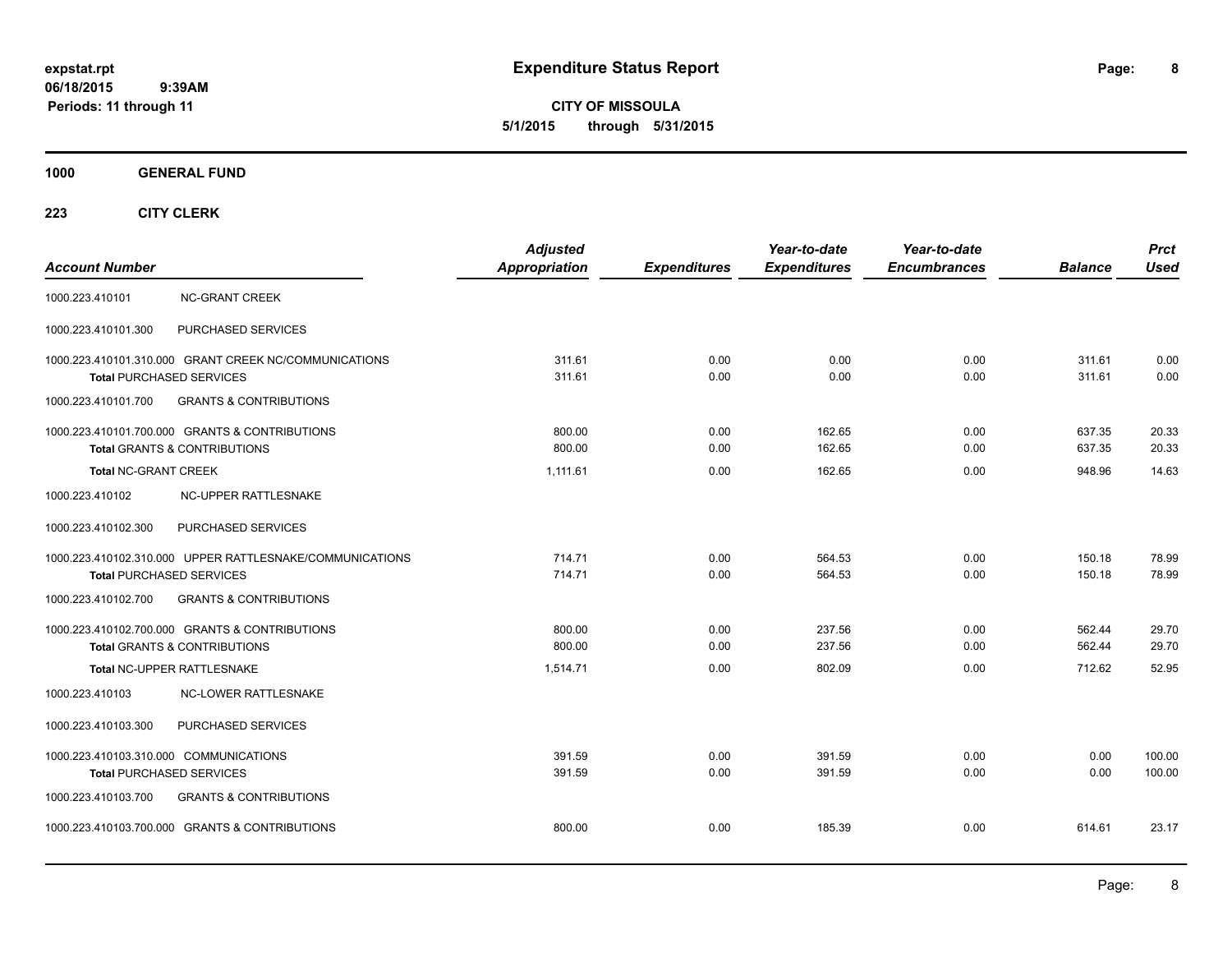**expstat.rpt**
**06/18/2015 9:39AM**
**Periods: 11 through 11**

# Expenditure Status Report

**CITY OF MISSOULA**
**5/1/2015 through 5/31/2015**

## 1000 GENERAL FUND

### 223 CITY CLERK

| Account Number | | Adjusted Appropriation | Expenditures | Year-to-date Expenditures | Year-to-date Encumbrances | Balance | Prct Used |
|---|---|---|---|---|---|---|---|
| 1000.223.410101 | NC-GRANT CREEK | | | | | | |
| 1000.223.410101.300 | PURCHASED SERVICES | | | | | | |
| 1000.223.410101.310.000 | GRANT CREEK NC/COMMUNICATIONS | 311.61 | 0.00 | 0.00 | 0.00 | 311.61 | 0.00 |
| **Total** PURCHASED SERVICES | | 311.61 | 0.00 | 0.00 | 0.00 | 311.61 | 0.00 |
| 1000.223.410101.700 | GRANTS & CONTRIBUTIONS | | | | | | |
| 1000.223.410101.700.000 | GRANTS & CONTRIBUTIONS | 800.00 | 0.00 | 162.65 | 0.00 | 637.35 | 20.33 |
| **Total** GRANTS & CONTRIBUTIONS | | 800.00 | 0.00 | 162.65 | 0.00 | 637.35 | 20.33 |
| **Total** NC-GRANT CREEK | | 1,111.61 | 0.00 | 162.65 | 0.00 | 948.96 | 14.63 |
| 1000.223.410102 | NC-UPPER RATTLESNAKE | | | | | | |
| 1000.223.410102.300 | PURCHASED SERVICES | | | | | | |
| 1000.223.410102.310.000 | UPPER RATTLESNAKE/COMMUNICATIONS | 714.71 | 0.00 | 564.53 | 0.00 | 150.18 | 78.99 |
| **Total** PURCHASED SERVICES | | 714.71 | 0.00 | 564.53 | 0.00 | 150.18 | 78.99 |
| 1000.223.410102.700 | GRANTS & CONTRIBUTIONS | | | | | | |
| 1000.223.410102.700.000 | GRANTS & CONTRIBUTIONS | 800.00 | 0.00 | 237.56 | 0.00 | 562.44 | 29.70 |
| **Total** GRANTS & CONTRIBUTIONS | | 800.00 | 0.00 | 237.56 | 0.00 | 562.44 | 29.70 |
| **Total** NC-UPPER RATTLESNAKE | | 1,514.71 | 0.00 | 802.09 | 0.00 | 712.62 | 52.95 |
| 1000.223.410103 | NC-LOWER RATTLESNAKE | | | | | | |
| 1000.223.410103.300 | PURCHASED SERVICES | | | | | | |
| 1000.223.410103.310.000 | COMMUNICATIONS | 391.59 | 0.00 | 391.59 | 0.00 | 0.00 | 100.00 |
| **Total** PURCHASED SERVICES | | 391.59 | 0.00 | 391.59 | 0.00 | 0.00 | 100.00 |
| 1000.223.410103.700 | GRANTS & CONTRIBUTIONS | | | | | | |
| 1000.223.410103.700.000 | GRANTS & CONTRIBUTIONS | 800.00 | 0.00 | 185.39 | 0.00 | 614.61 | 23.17 |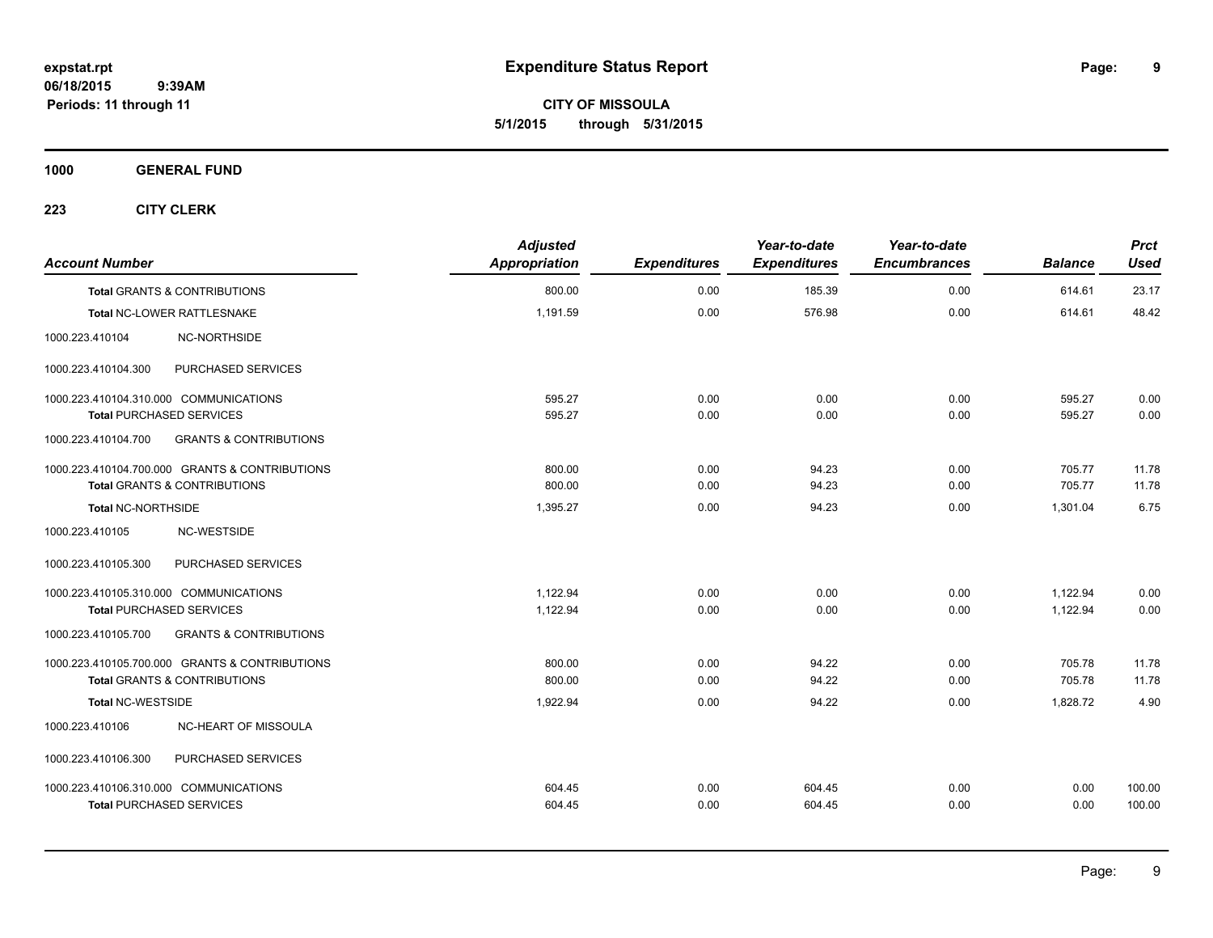**Expenditure Status Report**

expstat.rpt
06/18/2015 9:39AM
Periods: 11 through 11

**CITY OF MISSOULA**
**5/1/2015 through 5/31/2015**

**1000 GENERAL FUND**

**223 CITY CLERK**

| Account Number | | Adjusted Appropriation | Expenditures | Year-to-date Expenditures | Year-to-date Encumbrances | Balance | Prct Used |
|---|---|---|---|---|---|---|---|
| **Total** GRANTS & CONTRIBUTIONS | | 800.00 | 0.00 | 185.39 | 0.00 | 614.61 | 23.17 |
| **Total** NC-LOWER RATTLESNAKE | | 1,191.59 | 0.00 | 576.98 | 0.00 | 614.61 | 48.42 |
| 1000.223.410104 | NC-NORTHSIDE | | | | | | |
| 1000.223.410104.300 | PURCHASED SERVICES | | | | | | |
| 1000.223.410104.310.000 | COMMUNICATIONS | 595.27 | 0.00 | 0.00 | 0.00 | 595.27 | 0.00 |
| **Total** PURCHASED SERVICES | | 595.27 | 0.00 | 0.00 | 0.00 | 595.27 | 0.00 |
| 1000.223.410104.700 | GRANTS & CONTRIBUTIONS | | | | | | |
| 1000.223.410104.700.000 | GRANTS & CONTRIBUTIONS | 800.00 | 0.00 | 94.23 | 0.00 | 705.77 | 11.78 |
| **Total** GRANTS & CONTRIBUTIONS | | 800.00 | 0.00 | 94.23 | 0.00 | 705.77 | 11.78 |
| **Total** NC-NORTHSIDE | | 1,395.27 | 0.00 | 94.23 | 0.00 | 1,301.04 | 6.75 |
| 1000.223.410105 | NC-WESTSIDE | | | | | | |
| 1000.223.410105.300 | PURCHASED SERVICES | | | | | | |
| 1000.223.410105.310.000 | COMMUNICATIONS | 1,122.94 | 0.00 | 0.00 | 0.00 | 1,122.94 | 0.00 |
| **Total** PURCHASED SERVICES | | 1,122.94 | 0.00 | 0.00 | 0.00 | 1,122.94 | 0.00 |
| 1000.223.410105.700 | GRANTS & CONTRIBUTIONS | | | | | | |
| 1000.223.410105.700.000 | GRANTS & CONTRIBUTIONS | 800.00 | 0.00 | 94.22 | 0.00 | 705.78 | 11.78 |
| **Total** GRANTS & CONTRIBUTIONS | | 800.00 | 0.00 | 94.22 | 0.00 | 705.78 | 11.78 |
| **Total** NC-WESTSIDE | | 1,922.94 | 0.00 | 94.22 | 0.00 | 1,828.72 | 4.90 |
| 1000.223.410106 | NC-HEART OF MISSOULA | | | | | | |
| 1000.223.410106.300 | PURCHASED SERVICES | | | | | | |
| 1000.223.410106.310.000 | COMMUNICATIONS | 604.45 | 0.00 | 604.45 | 0.00 | 0.00 | 100.00 |
| **Total** PURCHASED SERVICES | | 604.45 | 0.00 | 604.45 | 0.00 | 0.00 | 100.00 |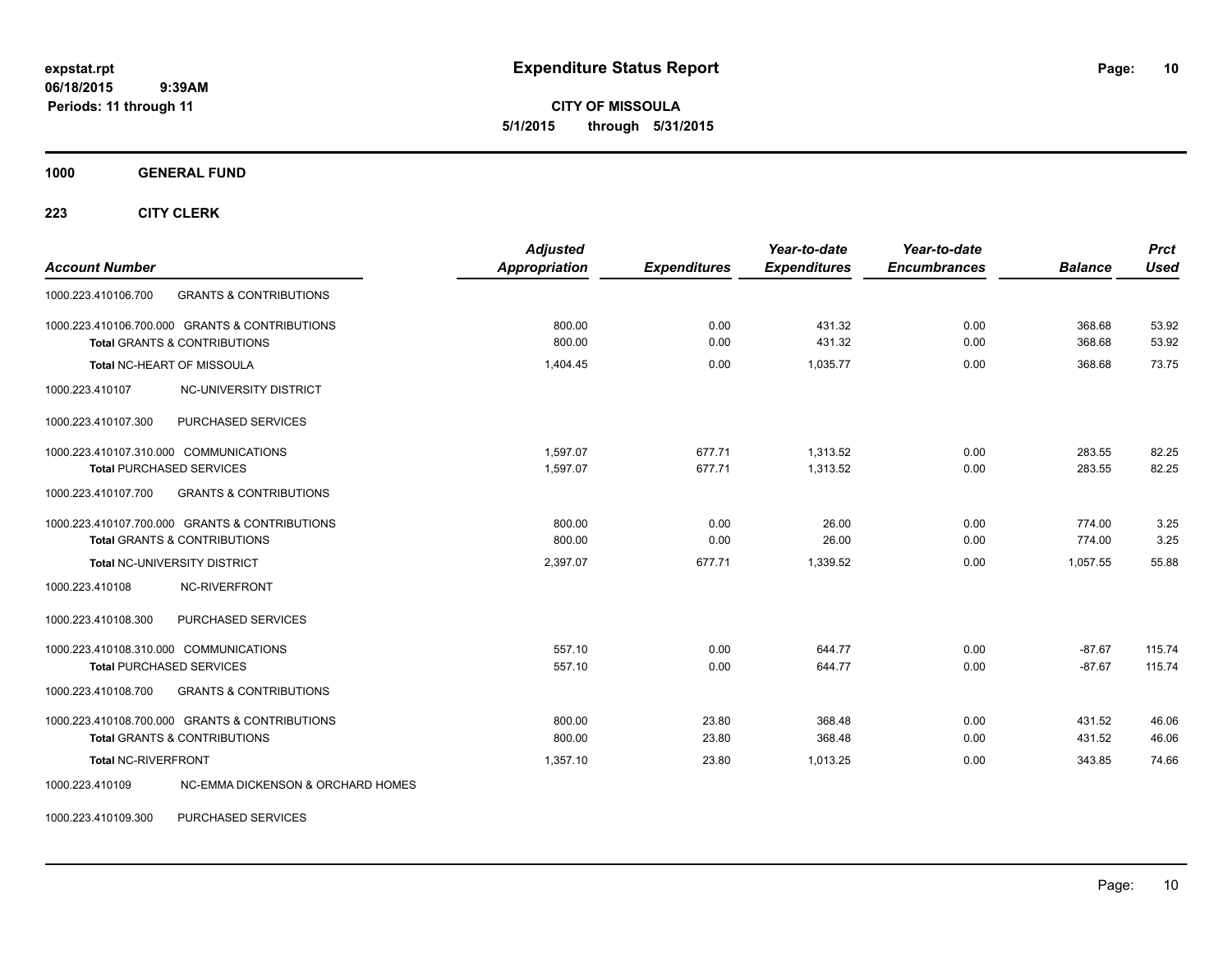**expstat.rpt**
**06/18/2015 9:39AM**
**Periods: 11 through 11**

# Expenditure Status Report

**CITY OF MISSOULA**
**5/1/2015 through 5/31/2015**

## 1000 GENERAL FUND

### 223 CITY CLERK

| Account Number | | Adjusted Appropriation | Expenditures | Year-to-date Expenditures | Year-to-date Encumbrances | Balance | Prct Used |
|---|---|---|---|---|---|---|---|
| 1000.223.410106.700 | GRANTS & CONTRIBUTIONS | | | | | | |
| 1000.223.410106.700.000 | GRANTS & CONTRIBUTIONS | 800.00 | 0.00 | 431.32 | 0.00 | 368.68 | 53.92 |
| **Total** GRANTS & CONTRIBUTIONS | | 800.00 | 0.00 | 431.32 | 0.00 | 368.68 | 53.92 |
| **Total** NC-HEART OF MISSOULA | | 1,404.45 | 0.00 | 1,035.77 | 0.00 | 368.68 | 73.75 |
| 1000.223.410107 | NC-UNIVERSITY DISTRICT | | | | | | |
| 1000.223.410107.300 | PURCHASED SERVICES | | | | | | |
| 1000.223.410107.310.000 | COMMUNICATIONS | 1,597.07 | 677.71 | 1,313.52 | 0.00 | 283.55 | 82.25 |
| **Total** PURCHASED SERVICES | | 1,597.07 | 677.71 | 1,313.52 | 0.00 | 283.55 | 82.25 |
| 1000.223.410107.700 | GRANTS & CONTRIBUTIONS | | | | | | |
| 1000.223.410107.700.000 | GRANTS & CONTRIBUTIONS | 800.00 | 0.00 | 26.00 | 0.00 | 774.00 | 3.25 |
| **Total** GRANTS & CONTRIBUTIONS | | 800.00 | 0.00 | 26.00 | 0.00 | 774.00 | 3.25 |
| **Total** NC-UNIVERSITY DISTRICT | | 2,397.07 | 677.71 | 1,339.52 | 0.00 | 1,057.55 | 55.88 |
| 1000.223.410108 | NC-RIVERFRONT | | | | | | |
| 1000.223.410108.300 | PURCHASED SERVICES | | | | | | |
| 1000.223.410108.310.000 | COMMUNICATIONS | 557.10 | 0.00 | 644.77 | 0.00 | -87.67 | 115.74 |
| **Total** PURCHASED SERVICES | | 557.10 | 0.00 | 644.77 | 0.00 | -87.67 | 115.74 |
| 1000.223.410108.700 | GRANTS & CONTRIBUTIONS | | | | | | |
| 1000.223.410108.700.000 | GRANTS & CONTRIBUTIONS | 800.00 | 23.80 | 368.48 | 0.00 | 431.52 | 46.06 |
| **Total** GRANTS & CONTRIBUTIONS | | 800.00 | 23.80 | 368.48 | 0.00 | 431.52 | 46.06 |
| **Total** NC-RIVERFRONT | | 1,357.10 | 23.80 | 1,013.25 | 0.00 | 343.85 | 74.66 |
| 1000.223.410109 | NC-EMMA DICKENSON & ORCHARD HOMES | | | | | | |
| 1000.223.410109.300 | PURCHASED SERVICES | | | | | | |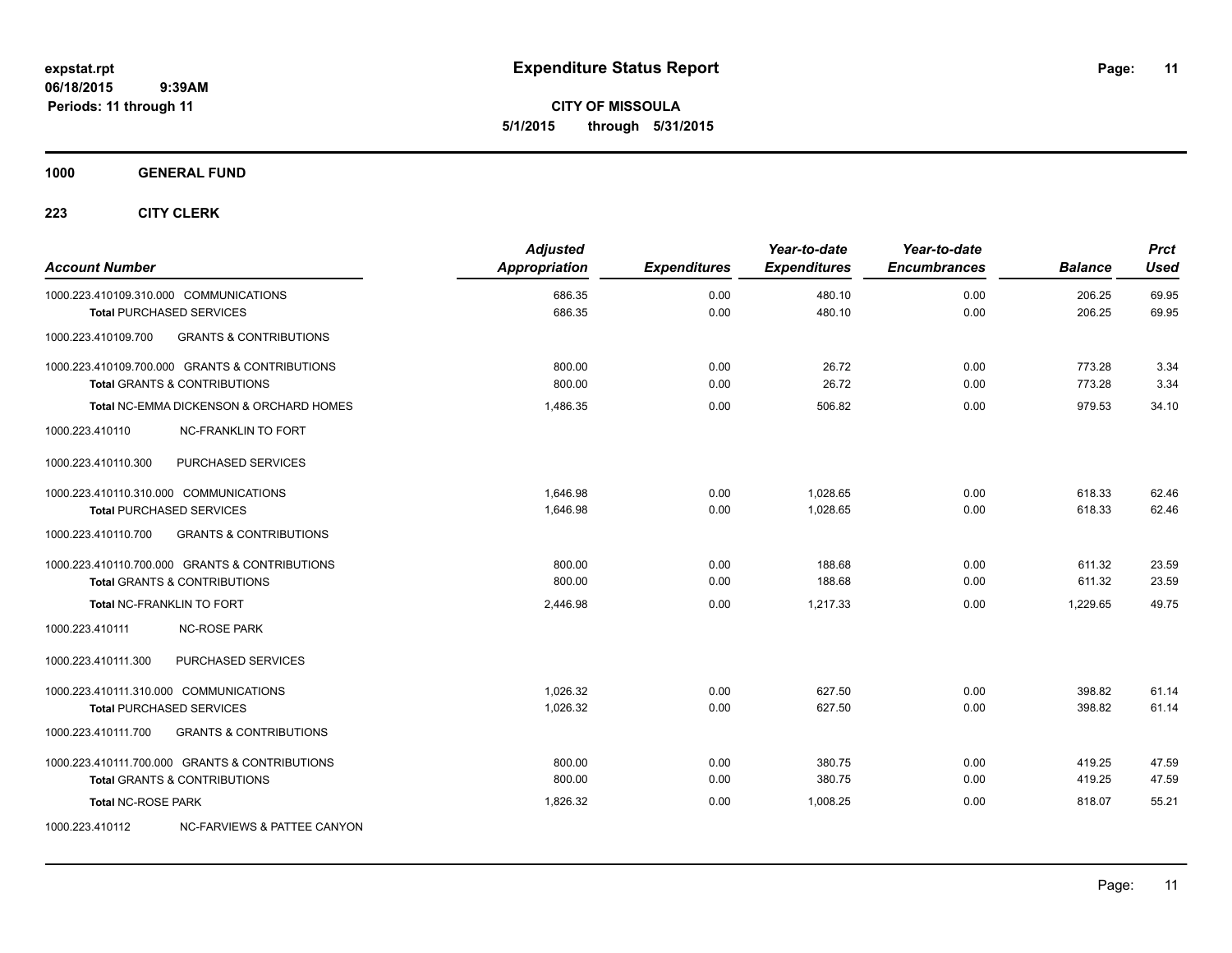**expstat.rpt**
**06/18/2015 9:39AM**
**Periods: 11 through 11**

# Expenditure Status Report

**CITY OF MISSOULA**
**5/1/2015 through 5/31/2015**

## 1000 GENERAL FUND

### 223 CITY CLERK

| Account Number | Adjusted Appropriation | Expenditures | Year-to-date Expenditures | Year-to-date Encumbrances | Balance | Prct Used |
|---|---|---|---|---|---|---|
| 1000.223.410109.310.000 COMMUNICATIONS | 686.35 | 0.00 | 480.10 | 0.00 | 206.25 | 69.95 |
| **Total** PURCHASED SERVICES | 686.35 | 0.00 | 480.10 | 0.00 | 206.25 | 69.95 |
| 1000.223.410109.700 GRANTS & CONTRIBUTIONS | | | | | | |
| 1000.223.410109.700.000 GRANTS & CONTRIBUTIONS | 800.00 | 0.00 | 26.72 | 0.00 | 773.28 | 3.34 |
| **Total** GRANTS & CONTRIBUTIONS | 800.00 | 0.00 | 26.72 | 0.00 | 773.28 | 3.34 |
| **Total** NC-EMMA DICKENSON & ORCHARD HOMES | 1,486.35 | 0.00 | 506.82 | 0.00 | 979.53 | 34.10 |
| 1000.223.410110 NC-FRANKLIN TO FORT | | | | | | |
| 1000.223.410110.300 PURCHASED SERVICES | | | | | | |
| 1000.223.410110.310.000 COMMUNICATIONS | 1,646.98 | 0.00 | 1,028.65 | 0.00 | 618.33 | 62.46 |
| **Total** PURCHASED SERVICES | 1,646.98 | 0.00 | 1,028.65 | 0.00 | 618.33 | 62.46 |
| 1000.223.410110.700 GRANTS & CONTRIBUTIONS | | | | | | |
| 1000.223.410110.700.000 GRANTS & CONTRIBUTIONS | 800.00 | 0.00 | 188.68 | 0.00 | 611.32 | 23.59 |
| **Total** GRANTS & CONTRIBUTIONS | 800.00 | 0.00 | 188.68 | 0.00 | 611.32 | 23.59 |
| **Total** NC-FRANKLIN TO FORT | 2,446.98 | 0.00 | 1,217.33 | 0.00 | 1,229.65 | 49.75 |
| 1000.223.410111 NC-ROSE PARK | | | | | | |
| 1000.223.410111.300 PURCHASED SERVICES | | | | | | |
| 1000.223.410111.310.000 COMMUNICATIONS | 1,026.32 | 0.00 | 627.50 | 0.00 | 398.82 | 61.14 |
| **Total** PURCHASED SERVICES | 1,026.32 | 0.00 | 627.50 | 0.00 | 398.82 | 61.14 |
| 1000.223.410111.700 GRANTS & CONTRIBUTIONS | | | | | | |
| 1000.223.410111.700.000 GRANTS & CONTRIBUTIONS | 800.00 | 0.00 | 380.75 | 0.00 | 419.25 | 47.59 |
| **Total** GRANTS & CONTRIBUTIONS | 800.00 | 0.00 | 380.75 | 0.00 | 419.25 | 47.59 |
| **Total** NC-ROSE PARK | 1,826.32 | 0.00 | 1,008.25 | 0.00 | 818.07 | 55.21 |
| 1000.223.410112 NC-FARVIEWS & PATTEE CANYON | | | | | | |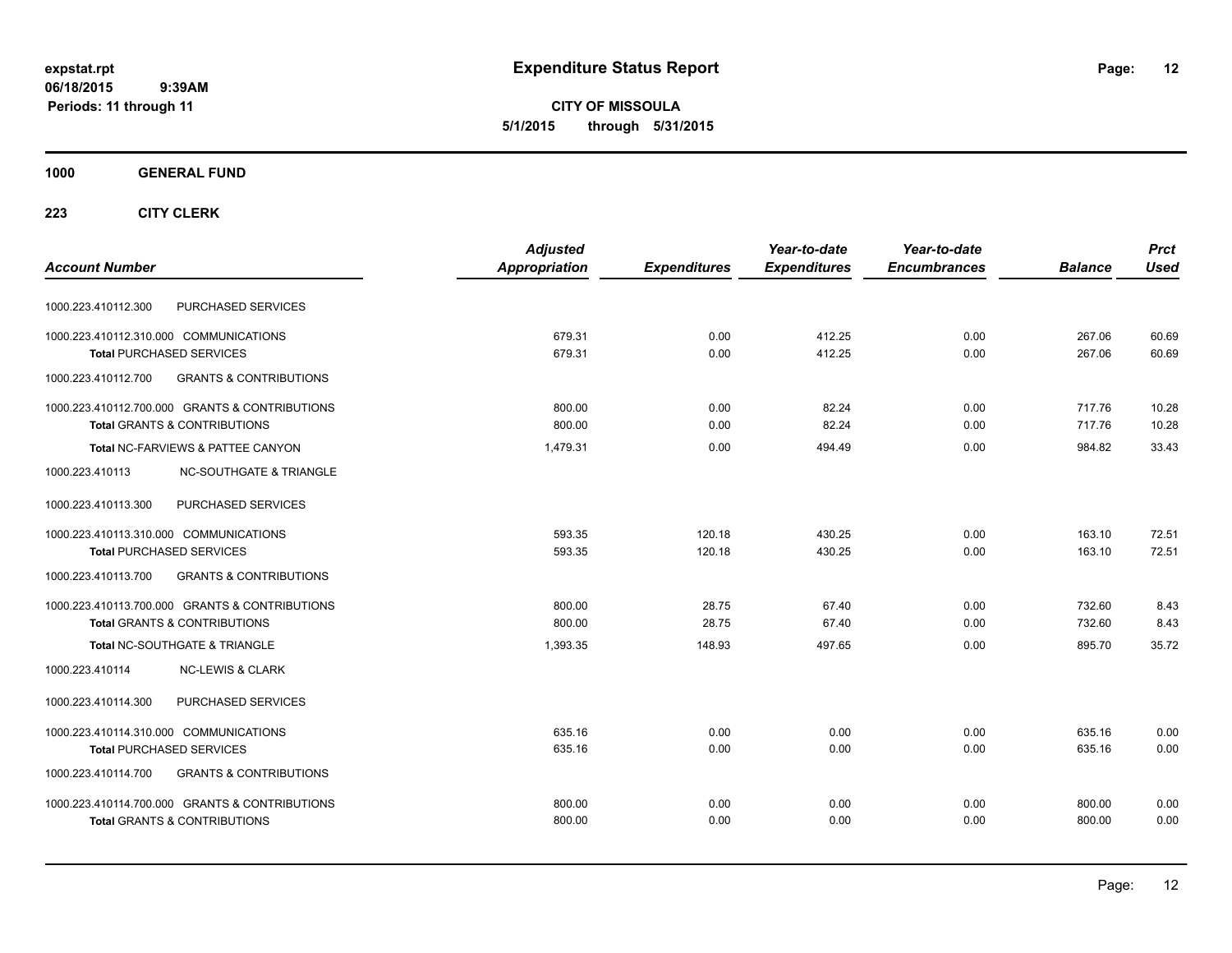**Expenditure Status Report**

**CITY OF MISSOULA**
**5/1/2015 through 5/31/2015**

expstat.rpt
06/18/2015 9:39AM
Periods: 11 through 11

**1000 GENERAL FUND**

**223 CITY CLERK**

| Account Number | | Adjusted Appropriation | Expenditures | Year-to-date Expenditures | Year-to-date Encumbrances | Balance | Prct Used |
|---|---|---|---|---|---|---|---|
| 1000.223.410112.300 | PURCHASED SERVICES | | | | | | |
| 1000.223.410112.310.000 COMMUNICATIONS | | 679.31 | 0.00 | 412.25 | 0.00 | 267.06 | 60.69 |
| **Total** PURCHASED SERVICES | | 679.31 | 0.00 | 412.25 | 0.00 | 267.06 | 60.69 |
| 1000.223.410112.700 | GRANTS & CONTRIBUTIONS | | | | | | |
| 1000.223.410112.700.000 GRANTS & CONTRIBUTIONS | | 800.00 | 0.00 | 82.24 | 0.00 | 717.76 | 10.28 |
| **Total** GRANTS & CONTRIBUTIONS | | 800.00 | 0.00 | 82.24 | 0.00 | 717.76 | 10.28 |
| **Total** NC-FARVIEWS & PATTEE CANYON | | 1,479.31 | 0.00 | 494.49 | 0.00 | 984.82 | 33.43 |
| 1000.223.410113 | NC-SOUTHGATE & TRIANGLE | | | | | | |
| 1000.223.410113.300 | PURCHASED SERVICES | | | | | | |
| 1000.223.410113.310.000 COMMUNICATIONS | | 593.35 | 120.18 | 430.25 | 0.00 | 163.10 | 72.51 |
| **Total** PURCHASED SERVICES | | 593.35 | 120.18 | 430.25 | 0.00 | 163.10 | 72.51 |
| 1000.223.410113.700 | GRANTS & CONTRIBUTIONS | | | | | | |
| 1000.223.410113.700.000 GRANTS & CONTRIBUTIONS | | 800.00 | 28.75 | 67.40 | 0.00 | 732.60 | 8.43 |
| **Total** GRANTS & CONTRIBUTIONS | | 800.00 | 28.75 | 67.40 | 0.00 | 732.60 | 8.43 |
| **Total** NC-SOUTHGATE & TRIANGLE | | 1,393.35 | 148.93 | 497.65 | 0.00 | 895.70 | 35.72 |
| 1000.223.410114 | NC-LEWIS & CLARK | | | | | | |
| 1000.223.410114.300 | PURCHASED SERVICES | | | | | | |
| 1000.223.410114.310.000 COMMUNICATIONS | | 635.16 | 0.00 | 0.00 | 0.00 | 635.16 | 0.00 |
| **Total** PURCHASED SERVICES | | 635.16 | 0.00 | 0.00 | 0.00 | 635.16 | 0.00 |
| 1000.223.410114.700 | GRANTS & CONTRIBUTIONS | | | | | | |
| 1000.223.410114.700.000 GRANTS & CONTRIBUTIONS | | 800.00 | 0.00 | 0.00 | 0.00 | 800.00 | 0.00 |
| **Total** GRANTS & CONTRIBUTIONS | | 800.00 | 0.00 | 0.00 | 0.00 | 800.00 | 0.00 |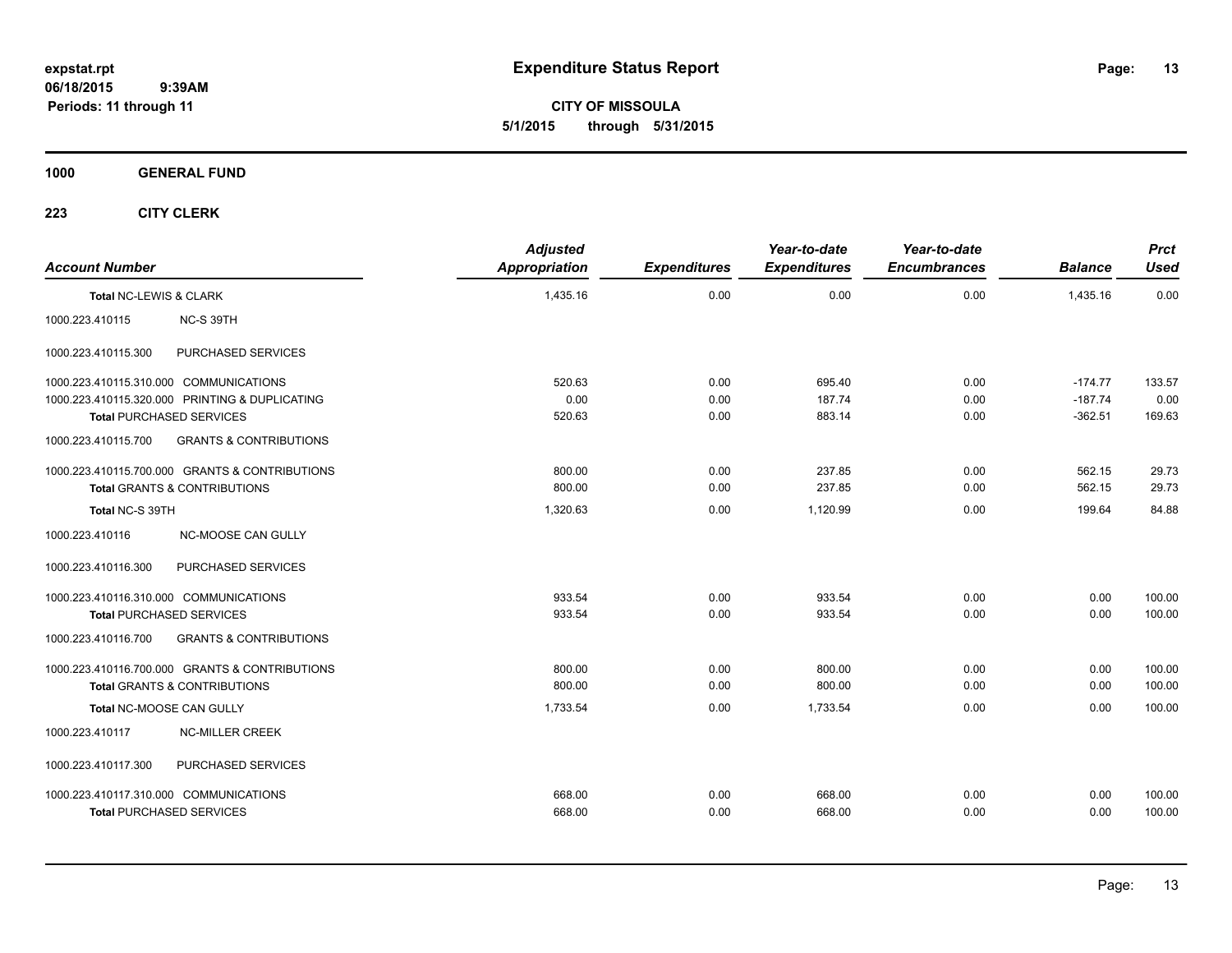# Expenditure Status Report

**CITY OF MISSOULA**
**5/1/2015 through 5/31/2015**

**expstat.rpt**
**06/18/2015 9:39AM**
**Periods: 11 through 11**

**1000 GENERAL FUND**

**223 CITY CLERK**

| Account Number | | Adjusted Appropriation | Expenditures | Year-to-date Expenditures | Year-to-date Encumbrances | Balance | Prct Used |
|---|---|---|---|---|---|---|---|
| **Total NC-LEWIS & CLARK** | | 1,435.16 | 0.00 | 0.00 | 0.00 | 1,435.16 | 0.00 |
| 1000.223.410115 | NC-S 39TH | | | | | | |
| 1000.223.410115.300 | PURCHASED SERVICES | | | | | | |
| 1000.223.410115.310.000 | COMMUNICATIONS | 520.63 | 0.00 | 695.40 | 0.00 | -174.77 | 133.57 |
| 1000.223.410115.320.000 | PRINTING & DUPLICATING | 0.00 | 0.00 | 187.74 | 0.00 | -187.74 | 0.00 |
| **Total PURCHASED SERVICES** | | 520.63 | 0.00 | 883.14 | 0.00 | -362.51 | 169.63 |
| 1000.223.410115.700 | GRANTS & CONTRIBUTIONS | | | | | | |
| 1000.223.410115.700.000 | GRANTS & CONTRIBUTIONS | 800.00 | 0.00 | 237.85 | 0.00 | 562.15 | 29.73 |
| **Total GRANTS & CONTRIBUTIONS** | | 800.00 | 0.00 | 237.85 | 0.00 | 562.15 | 29.73 |
| **Total NC-S 39TH** | | 1,320.63 | 0.00 | 1,120.99 | 0.00 | 199.64 | 84.88 |
| 1000.223.410116 | NC-MOOSE CAN GULLY | | | | | | |
| 1000.223.410116.300 | PURCHASED SERVICES | | | | | | |
| 1000.223.410116.310.000 | COMMUNICATIONS | 933.54 | 0.00 | 933.54 | 0.00 | 0.00 | 100.00 |
| **Total PURCHASED SERVICES** | | 933.54 | 0.00 | 933.54 | 0.00 | 0.00 | 100.00 |
| 1000.223.410116.700 | GRANTS & CONTRIBUTIONS | | | | | | |
| 1000.223.410116.700.000 | GRANTS & CONTRIBUTIONS | 800.00 | 0.00 | 800.00 | 0.00 | 0.00 | 100.00 |
| **Total GRANTS & CONTRIBUTIONS** | | 800.00 | 0.00 | 800.00 | 0.00 | 0.00 | 100.00 |
| **Total NC-MOOSE CAN GULLY** | | 1,733.54 | 0.00 | 1,733.54 | 0.00 | 0.00 | 100.00 |
| 1000.223.410117 | NC-MILLER CREEK | | | | | | |
| 1000.223.410117.300 | PURCHASED SERVICES | | | | | | |
| 1000.223.410117.310.000 | COMMUNICATIONS | 668.00 | 0.00 | 668.00 | 0.00 | 0.00 | 100.00 |
| **Total PURCHASED SERVICES** | | 668.00 | 0.00 | 668.00 | 0.00 | 0.00 | 100.00 |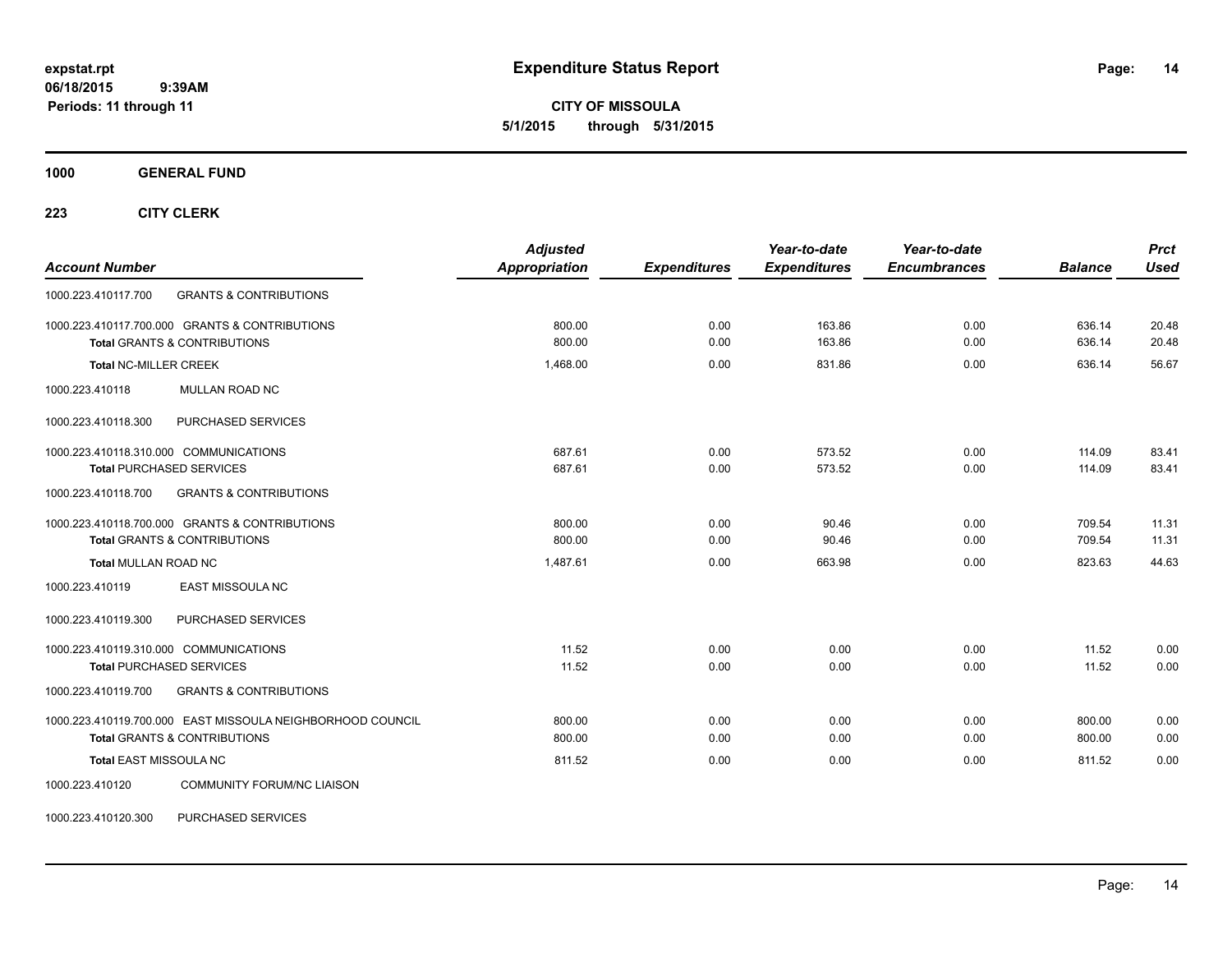# Expenditure Status Report

**CITY OF MISSOULA**
**5/1/2015 through 5/31/2015**

expstat.rpt
06/18/2015 9:39AM
Periods: 11 through 11

**1000 GENERAL FUND**

**223 CITY CLERK**

| Account Number | | Adjusted Appropriation | Expenditures | Year-to-date Expenditures | Year-to-date Encumbrances | Balance | Prct Used |
|---|---|---|---|---|---|---|---|
| 1000.223.410117.700 | GRANTS & CONTRIBUTIONS | | | | | | |
| 1000.223.410117.700.000 | GRANTS & CONTRIBUTIONS | 800.00 | 0.00 | 163.86 | 0.00 | 636.14 | 20.48 |
| **Total** GRANTS & CONTRIBUTIONS | | 800.00 | 0.00 | 163.86 | 0.00 | 636.14 | 20.48 |
| **Total** NC-MILLER CREEK | | 1,468.00 | 0.00 | 831.86 | 0.00 | 636.14 | 56.67 |
| 1000.223.410118 | MULLAN ROAD NC | | | | | | |
| 1000.223.410118.300 | PURCHASED SERVICES | | | | | | |
| 1000.223.410118.310.000 | COMMUNICATIONS | 687.61 | 0.00 | 573.52 | 0.00 | 114.09 | 83.41 |
| **Total** PURCHASED SERVICES | | 687.61 | 0.00 | 573.52 | 0.00 | 114.09 | 83.41 |
| 1000.223.410118.700 | GRANTS & CONTRIBUTIONS | | | | | | |
| 1000.223.410118.700.000 | GRANTS & CONTRIBUTIONS | 800.00 | 0.00 | 90.46 | 0.00 | 709.54 | 11.31 |
| **Total** GRANTS & CONTRIBUTIONS | | 800.00 | 0.00 | 90.46 | 0.00 | 709.54 | 11.31 |
| **Total** MULLAN ROAD NC | | 1,487.61 | 0.00 | 663.98 | 0.00 | 823.63 | 44.63 |
| 1000.223.410119 | EAST MISSOULA NC | | | | | | |
| 1000.223.410119.300 | PURCHASED SERVICES | | | | | | |
| 1000.223.410119.310.000 | COMMUNICATIONS | 11.52 | 0.00 | 0.00 | 0.00 | 11.52 | 0.00 |
| **Total** PURCHASED SERVICES | | 11.52 | 0.00 | 0.00 | 0.00 | 11.52 | 0.00 |
| 1000.223.410119.700 | GRANTS & CONTRIBUTIONS | | | | | | |
| 1000.223.410119.700.000 | EAST MISSOULA NEIGHBORHOOD COUNCIL | 800.00 | 0.00 | 0.00 | 0.00 | 800.00 | 0.00 |
| **Total** GRANTS & CONTRIBUTIONS | | 800.00 | 0.00 | 0.00 | 0.00 | 800.00 | 0.00 |
| **Total** EAST MISSOULA NC | | 811.52 | 0.00 | 0.00 | 0.00 | 811.52 | 0.00 |
| 1000.223.410120 | COMMUNITY FORUM/NC LIAISON | | | | | | |
| 1000.223.410120.300 | PURCHASED SERVICES | | | | | | |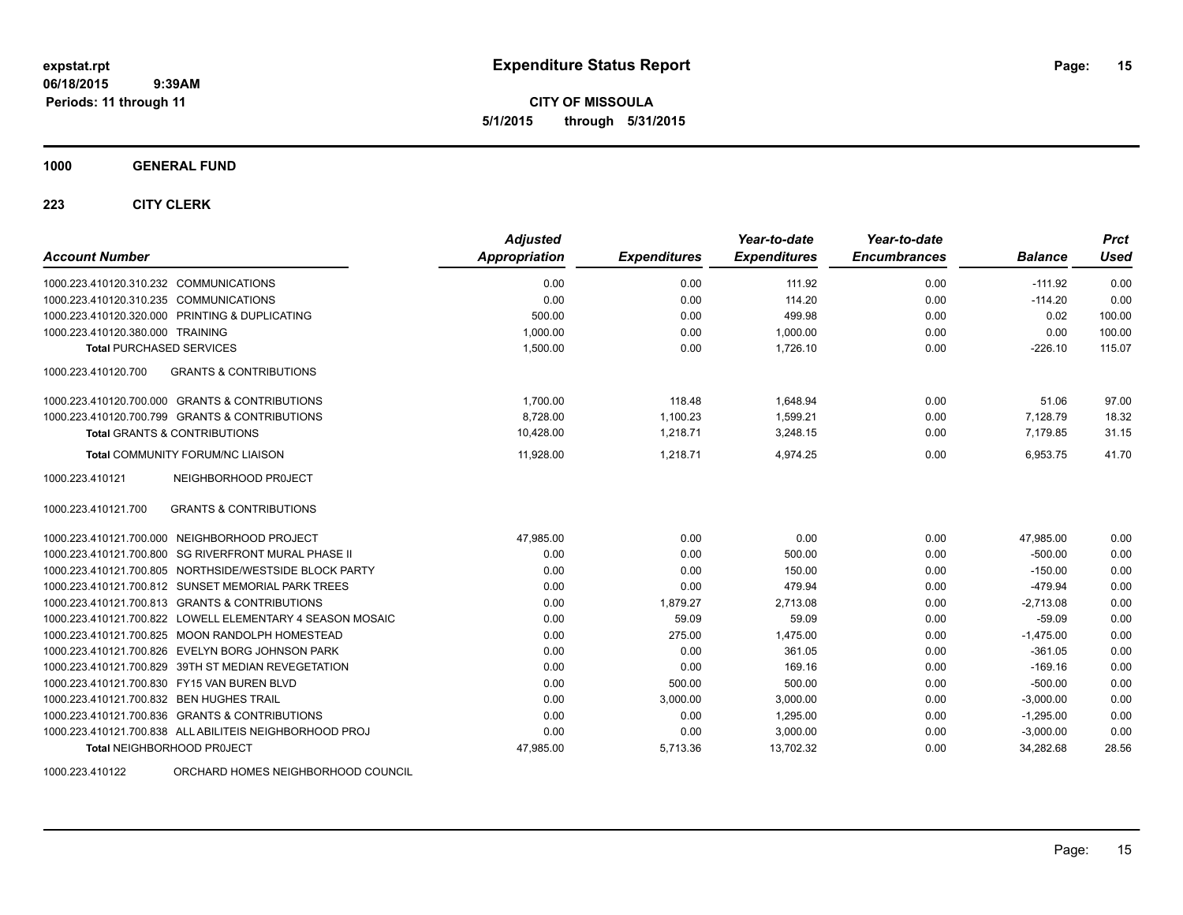**expstat.rpt**
**06/18/2015 9:39AM**
**Periods: 11 through 11**

# Expenditure Status Report

**CITY OF MISSOULA**
**5/1/2015 through 5/31/2015**

## 1000 GENERAL FUND

### 223 CITY CLERK

| Account Number | | Adjusted Appropriation | Expenditures | Year-to-date Expenditures | Year-to-date Encumbrances | Balance | Prct Used |
|---|---|---|---|---|---|---|---|
| 1000.223.410120.310.232 | COMMUNICATIONS | 0.00 | 0.00 | 111.92 | 0.00 | -111.92 | 0.00 |
| 1000.223.410120.310.235 | COMMUNICATIONS | 0.00 | 0.00 | 114.20 | 0.00 | -114.20 | 0.00 |
| 1000.223.410120.320.000 | PRINTING & DUPLICATING | 500.00 | 0.00 | 499.98 | 0.00 | 0.02 | 100.00 |
| 1000.223.410120.380.000 | TRAINING | 1,000.00 | 0.00 | 1,000.00 | 0.00 | 0.00 | 100.00 |
| **Total** PURCHASED SERVICES | | 1,500.00 | 0.00 | 1,726.10 | 0.00 | -226.10 | 115.07 |
| 1000.223.410120.700 | GRANTS & CONTRIBUTIONS | | | | | | |
| 1000.223.410120.700.000 | GRANTS & CONTRIBUTIONS | 1,700.00 | 118.48 | 1,648.94 | 0.00 | 51.06 | 97.00 |
| 1000.223.410120.700.799 | GRANTS & CONTRIBUTIONS | 8,728.00 | 1,100.23 | 1,599.21 | 0.00 | 7,128.79 | 18.32 |
| **Total** GRANTS & CONTRIBUTIONS | | 10,428.00 | 1,218.71 | 3,248.15 | 0.00 | 7,179.85 | 31.15 |
| **Total** COMMUNITY FORUM/NC LIAISON | | 11,928.00 | 1,218.71 | 4,974.25 | 0.00 | 6,953.75 | 41.70 |
| 1000.223.410121 | NEIGHBORHOOD PR0JECT | | | | | | |
| 1000.223.410121.700 | GRANTS & CONTRIBUTIONS | | | | | | |
| 1000.223.410121.700.000 | NEIGHBORHOOD PROJECT | 47,985.00 | 0.00 | 0.00 | 0.00 | 47,985.00 | 0.00 |
| 1000.223.410121.700.800 | SG RIVERFRONT MURAL PHASE II | 0.00 | 0.00 | 500.00 | 0.00 | -500.00 | 0.00 |
| 1000.223.410121.700.805 | NORTHSIDE/WESTSIDE BLOCK PARTY | 0.00 | 0.00 | 150.00 | 0.00 | -150.00 | 0.00 |
| 1000.223.410121.700.812 | SUNSET MEMORIAL PARK TREES | 0.00 | 0.00 | 479.94 | 0.00 | -479.94 | 0.00 |
| 1000.223.410121.700.813 | GRANTS & CONTRIBUTIONS | 0.00 | 1,879.27 | 2,713.08 | 0.00 | -2,713.08 | 0.00 |
| 1000.223.410121.700.822 | LOWELL ELEMENTARY 4 SEASON MOSAIC | 0.00 | 59.09 | 59.09 | 0.00 | -59.09 | 0.00 |
| 1000.223.410121.700.825 | MOON RANDOLPH HOMESTEAD | 0.00 | 275.00 | 1,475.00 | 0.00 | -1,475.00 | 0.00 |
| 1000.223.410121.700.826 | EVELYN BORG JOHNSON PARK | 0.00 | 0.00 | 361.05 | 0.00 | -361.05 | 0.00 |
| 1000.223.410121.700.829 | 39TH ST MEDIAN REVEGETATION | 0.00 | 0.00 | 169.16 | 0.00 | -169.16 | 0.00 |
| 1000.223.410121.700.830 | FY15 VAN BUREN BLVD | 0.00 | 500.00 | 500.00 | 0.00 | -500.00 | 0.00 |
| 1000.223.410121.700.832 | BEN HUGHES TRAIL | 0.00 | 3,000.00 | 3,000.00 | 0.00 | -3,000.00 | 0.00 |
| 1000.223.410121.700.836 | GRANTS & CONTRIBUTIONS | 0.00 | 0.00 | 1,295.00 | 0.00 | -1,295.00 | 0.00 |
| 1000.223.410121.700.838 | ALL ABILITEIS NEIGHBORHOOD PROJ | 0.00 | 0.00 | 3,000.00 | 0.00 | -3,000.00 | 0.00 |
| **Total** NEIGHBORHOOD PR0JECT | | 47,985.00 | 5,713.36 | 13,702.32 | 0.00 | 34,282.68 | 28.56 |
| 1000.223.410122 | ORCHARD HOMES NEIGHBORHOOD COUNCIL | | | | | | |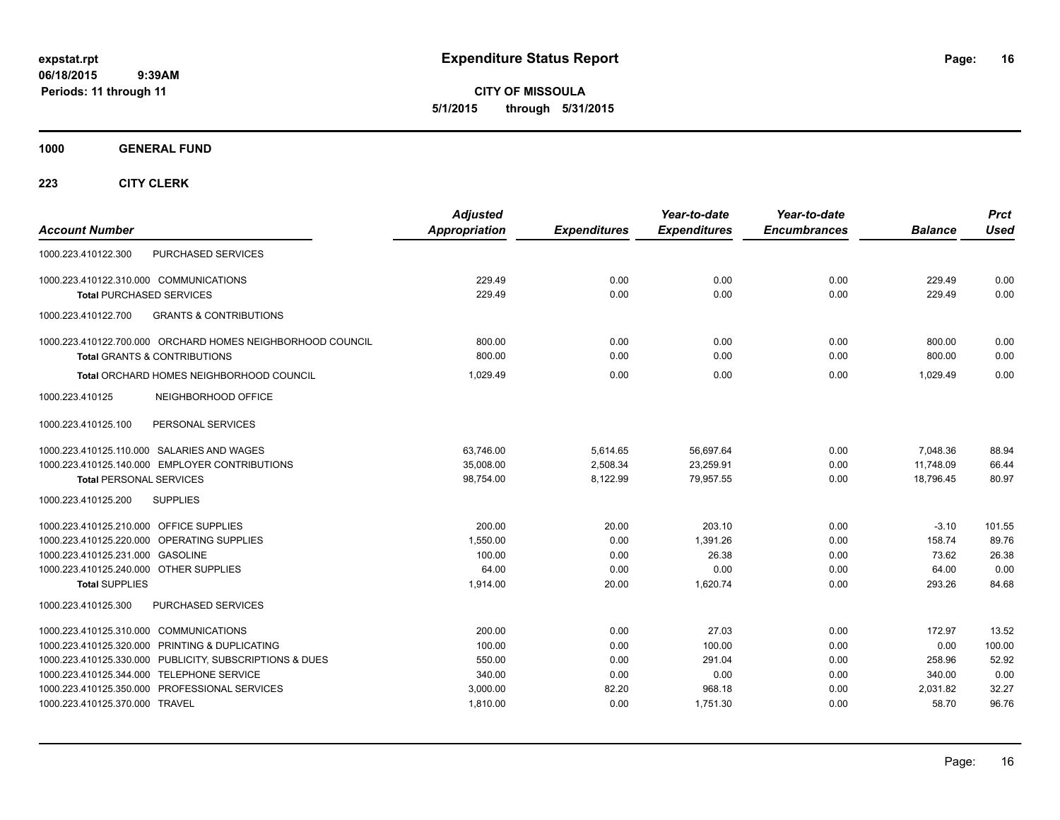**expstat.rpt**
**06/18/2015 9:39AM**
**Periods: 11 through 11**

# Expenditure Status Report

**CITY OF MISSOULA**
**5/1/2015 through 5/31/2015**

## 1000 GENERAL FUND

### 223 CITY CLERK

| Account Number | | Adjusted Appropriation | Expenditures | Year-to-date Expenditures | Year-to-date Encumbrances | Balance | Prct Used |
|---|---|---|---|---|---|---|---|
| 1000.223.410122.300 | PURCHASED SERVICES | | | | | | |
| 1000.223.410122.310.000 | COMMUNICATIONS | 229.49 | 0.00 | 0.00 | 0.00 | 229.49 | 0.00 |
| **Total** PURCHASED SERVICES | | 229.49 | 0.00 | 0.00 | 0.00 | 229.49 | 0.00 |
| 1000.223.410122.700 | GRANTS & CONTRIBUTIONS | | | | | | |
| 1000.223.410122.700.000 | ORCHARD HOMES NEIGHBORHOOD COUNCIL | 800.00 | 0.00 | 0.00 | 0.00 | 800.00 | 0.00 |
| **Total** GRANTS & CONTRIBUTIONS | | 800.00 | 0.00 | 0.00 | 0.00 | 800.00 | 0.00 |
| **Total** ORCHARD HOMES NEIGHBORHOOD COUNCIL | | 1,029.49 | 0.00 | 0.00 | 0.00 | 1,029.49 | 0.00 |
| 1000.223.410125 | NEIGHBORHOOD OFFICE | | | | | | |
| 1000.223.410125.100 | PERSONAL SERVICES | | | | | | |
| 1000.223.410125.110.000 | SALARIES AND WAGES | 63,746.00 | 5,614.65 | 56,697.64 | 0.00 | 7,048.36 | 88.94 |
| 1000.223.410125.140.000 | EMPLOYER CONTRIBUTIONS | 35,008.00 | 2,508.34 | 23,259.91 | 0.00 | 11,748.09 | 66.44 |
| **Total** PERSONAL SERVICES | | 98,754.00 | 8,122.99 | 79,957.55 | 0.00 | 18,796.45 | 80.97 |
| 1000.223.410125.200 | SUPPLIES | | | | | | |
| 1000.223.410125.210.000 | OFFICE SUPPLIES | 200.00 | 20.00 | 203.10 | 0.00 | -3.10 | 101.55 |
| 1000.223.410125.220.000 | OPERATING SUPPLIES | 1,550.00 | 0.00 | 1,391.26 | 0.00 | 158.74 | 89.76 |
| 1000.223.410125.231.000 | GASOLINE | 100.00 | 0.00 | 26.38 | 0.00 | 73.62 | 26.38 |
| 1000.223.410125.240.000 | OTHER SUPPLIES | 64.00 | 0.00 | 0.00 | 0.00 | 64.00 | 0.00 |
| **Total** SUPPLIES | | 1,914.00 | 20.00 | 1,620.74 | 0.00 | 293.26 | 84.68 |
| 1000.223.410125.300 | PURCHASED SERVICES | | | | | | |
| 1000.223.410125.310.000 | COMMUNICATIONS | 200.00 | 0.00 | 27.03 | 0.00 | 172.97 | 13.52 |
| 1000.223.410125.320.000 | PRINTING & DUPLICATING | 100.00 | 0.00 | 100.00 | 0.00 | 0.00 | 100.00 |
| 1000.223.410125.330.000 | PUBLICITY, SUBSCRIPTIONS & DUES | 550.00 | 0.00 | 291.04 | 0.00 | 258.96 | 52.92 |
| 1000.223.410125.344.000 | TELEPHONE SERVICE | 340.00 | 0.00 | 0.00 | 0.00 | 340.00 | 0.00 |
| 1000.223.410125.350.000 | PROFESSIONAL SERVICES | 3,000.00 | 82.20 | 968.18 | 0.00 | 2,031.82 | 32.27 |
| 1000.223.410125.370.000 | TRAVEL | 1,810.00 | 0.00 | 1,751.30 | 0.00 | 58.70 | 96.76 |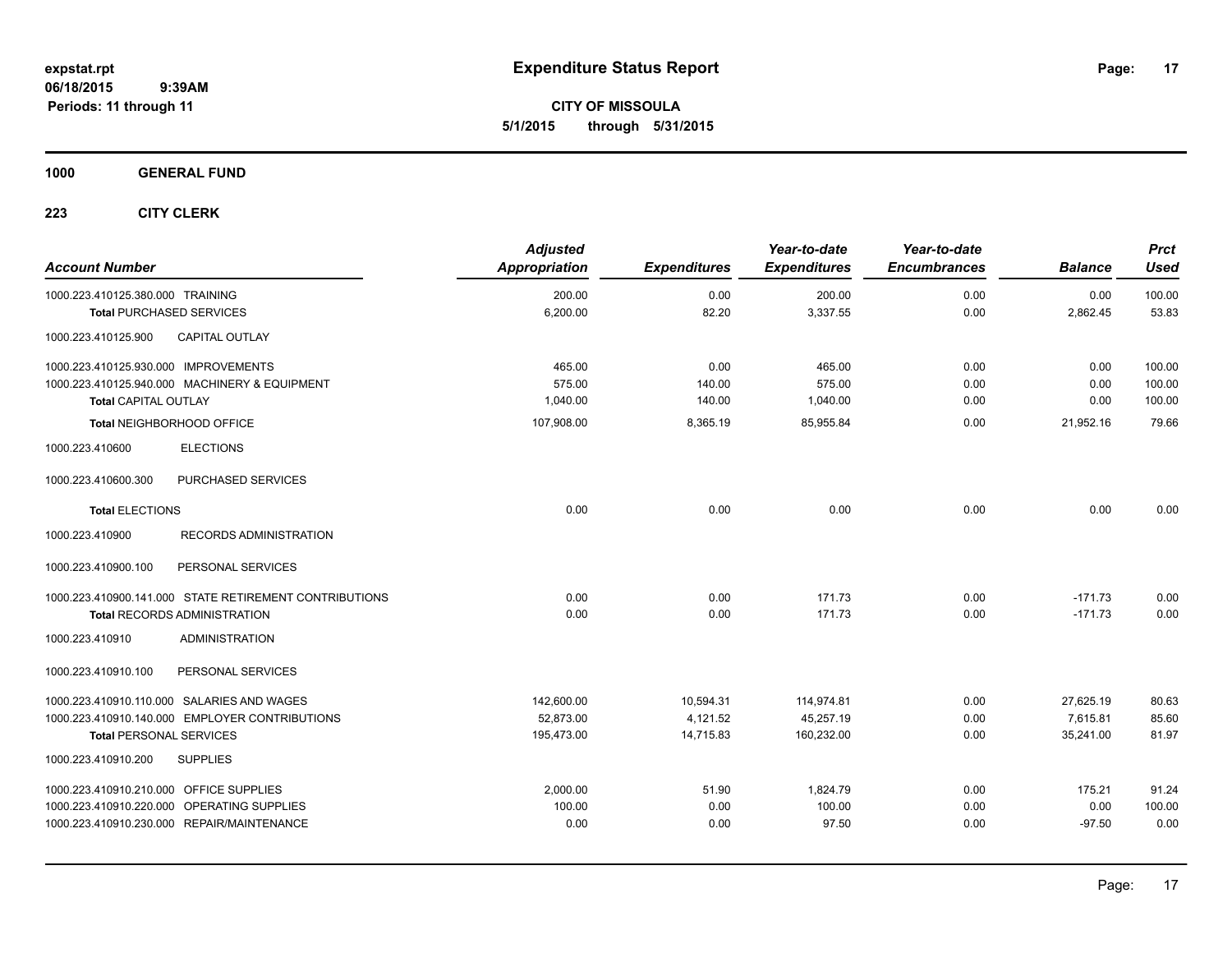**expstat.rpt**
**06/18/2015 9:39AM**
**Periods: 11 through 11**

# Expenditure Status Report

**CITY OF MISSOULA**
**5/1/2015 through 5/31/2015**

## 1000 GENERAL FUND

### 223 CITY CLERK

| Account Number | Adjusted Appropriation | Expenditures | Year-to-date Expenditures | Year-to-date Encumbrances | Balance | Prct Used |
|---|---|---|---|---|---|---|
| 1000.223.410125.380.000 TRAINING | 200.00 | 0.00 | 200.00 | 0.00 | 0.00 | 100.00 |
| **Total** PURCHASED SERVICES | 6,200.00 | 82.20 | 3,337.55 | 0.00 | 2,862.45 | 53.83 |
| 1000.223.410125.900 CAPITAL OUTLAY | | | | | | |
| 1000.223.410125.930.000 IMPROVEMENTS | 465.00 | 0.00 | 465.00 | 0.00 | 0.00 | 100.00 |
| 1000.223.410125.940.000 MACHINERY & EQUIPMENT | 575.00 | 140.00 | 575.00 | 0.00 | 0.00 | 100.00 |
| **Total** CAPITAL OUTLAY | 1,040.00 | 140.00 | 1,040.00 | 0.00 | 0.00 | 100.00 |
| **Total** NEIGHBORHOOD OFFICE | 107,908.00 | 8,365.19 | 85,955.84 | 0.00 | 21,952.16 | 79.66 |
| 1000.223.410600 ELECTIONS | | | | | | |
| 1000.223.410600.300 PURCHASED SERVICES | | | | | | |
| **Total** ELECTIONS | 0.00 | 0.00 | 0.00 | 0.00 | 0.00 | 0.00 |
| 1000.223.410900 RECORDS ADMINISTRATION | | | | | | |
| 1000.223.410900.100 PERSONAL SERVICES | | | | | | |
| 1000.223.410900.141.000 STATE RETIREMENT CONTRIBUTIONS | 0.00 | 0.00 | 171.73 | 0.00 | -171.73 | 0.00 |
| **Total** RECORDS ADMINISTRATION | 0.00 | 0.00 | 171.73 | 0.00 | -171.73 | 0.00 |
| 1000.223.410910 ADMINISTRATION | | | | | | |
| 1000.223.410910.100 PERSONAL SERVICES | | | | | | |
| 1000.223.410910.110.000 SALARIES AND WAGES | 142,600.00 | 10,594.31 | 114,974.81 | 0.00 | 27,625.19 | 80.63 |
| 1000.223.410910.140.000 EMPLOYER CONTRIBUTIONS | 52,873.00 | 4,121.52 | 45,257.19 | 0.00 | 7,615.81 | 85.60 |
| **Total** PERSONAL SERVICES | 195,473.00 | 14,715.83 | 160,232.00 | 0.00 | 35,241.00 | 81.97 |
| 1000.223.410910.200 SUPPLIES | | | | | | |
| 1000.223.410910.210.000 OFFICE SUPPLIES | 2,000.00 | 51.90 | 1,824.79 | 0.00 | 175.21 | 91.24 |
| 1000.223.410910.220.000 OPERATING SUPPLIES | 100.00 | 0.00 | 100.00 | 0.00 | 0.00 | 100.00 |
| 1000.223.410910.230.000 REPAIR/MAINTENANCE | 0.00 | 0.00 | 97.50 | 0.00 | -97.50 | 0.00 |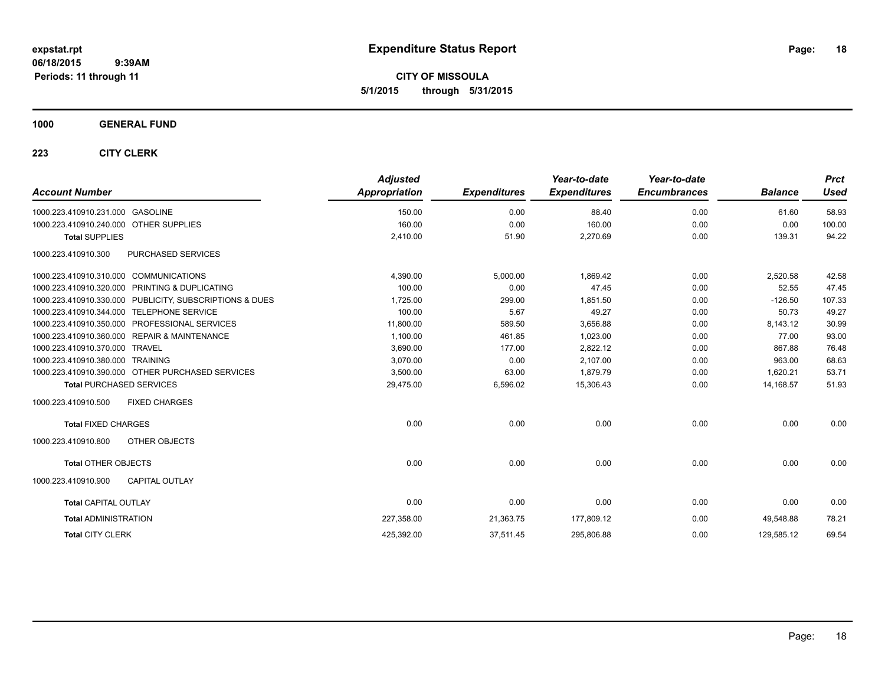**expstat.rpt**
**06/18/2015 9:39AM**
**Periods: 11 through 11**

# Expenditure Status Report

**CITY OF MISSOULA**
**5/1/2015 through 5/31/2015**

## 1000 GENERAL FUND

### 223 CITY CLERK

| Account Number | | Adjusted Appropriation | Expenditures | Year-to-date Expenditures | Year-to-date Encumbrances | Balance | Prct Used |
|---|---|---|---|---|---|---|---|
| 1000.223.410910.231.000 | GASOLINE | 150.00 | 0.00 | 88.40 | 0.00 | 61.60 | 58.93 |
| 1000.223.410910.240.000 | OTHER SUPPLIES | 160.00 | 0.00 | 160.00 | 0.00 | 0.00 | 100.00 |
| **Total** SUPPLIES | | 2,410.00 | 51.90 | 2,270.69 | 0.00 | 139.31 | 94.22 |
| 1000.223.410910.300 | PURCHASED SERVICES | | | | | | |
| 1000.223.410910.310.000 | COMMUNICATIONS | 4,390.00 | 5,000.00 | 1,869.42 | 0.00 | 2,520.58 | 42.58 |
| 1000.223.410910.320.000 | PRINTING & DUPLICATING | 100.00 | 0.00 | 47.45 | 0.00 | 52.55 | 47.45 |
| 1000.223.410910.330.000 | PUBLICITY, SUBSCRIPTIONS & DUES | 1,725.00 | 299.00 | 1,851.50 | 0.00 | -126.50 | 107.33 |
| 1000.223.410910.344.000 | TELEPHONE SERVICE | 100.00 | 5.67 | 49.27 | 0.00 | 50.73 | 49.27 |
| 1000.223.410910.350.000 | PROFESSIONAL SERVICES | 11,800.00 | 589.50 | 3,656.88 | 0.00 | 8,143.12 | 30.99 |
| 1000.223.410910.360.000 | REPAIR & MAINTENANCE | 1,100.00 | 461.85 | 1,023.00 | 0.00 | 77.00 | 93.00 |
| 1000.223.410910.370.000 | TRAVEL | 3,690.00 | 177.00 | 2,822.12 | 0.00 | 867.88 | 76.48 |
| 1000.223.410910.380.000 | TRAINING | 3,070.00 | 0.00 | 2,107.00 | 0.00 | 963.00 | 68.63 |
| 1000.223.410910.390.000 | OTHER PURCHASED SERVICES | 3,500.00 | 63.00 | 1,879.79 | 0.00 | 1,620.21 | 53.71 |
| **Total** PURCHASED SERVICES | | 29,475.00 | 6,596.02 | 15,306.43 | 0.00 | 14,168.57 | 51.93 |
| 1000.223.410910.500 | FIXED CHARGES | | | | | | |
| **Total** FIXED CHARGES | | 0.00 | 0.00 | 0.00 | 0.00 | 0.00 | 0.00 |
| 1000.223.410910.800 | OTHER OBJECTS | | | | | | |
| **Total** OTHER OBJECTS | | 0.00 | 0.00 | 0.00 | 0.00 | 0.00 | 0.00 |
| 1000.223.410910.900 | CAPITAL OUTLAY | | | | | | |
| **Total** CAPITAL OUTLAY | | 0.00 | 0.00 | 0.00 | 0.00 | 0.00 | 0.00 |
| **Total** ADMINISTRATION | | 227,358.00 | 21,363.75 | 177,809.12 | 0.00 | 49,548.88 | 78.21 |
| **Total** CITY CLERK | | 425,392.00 | 37,511.45 | 295,806.88 | 0.00 | 129,585.12 | 69.54 |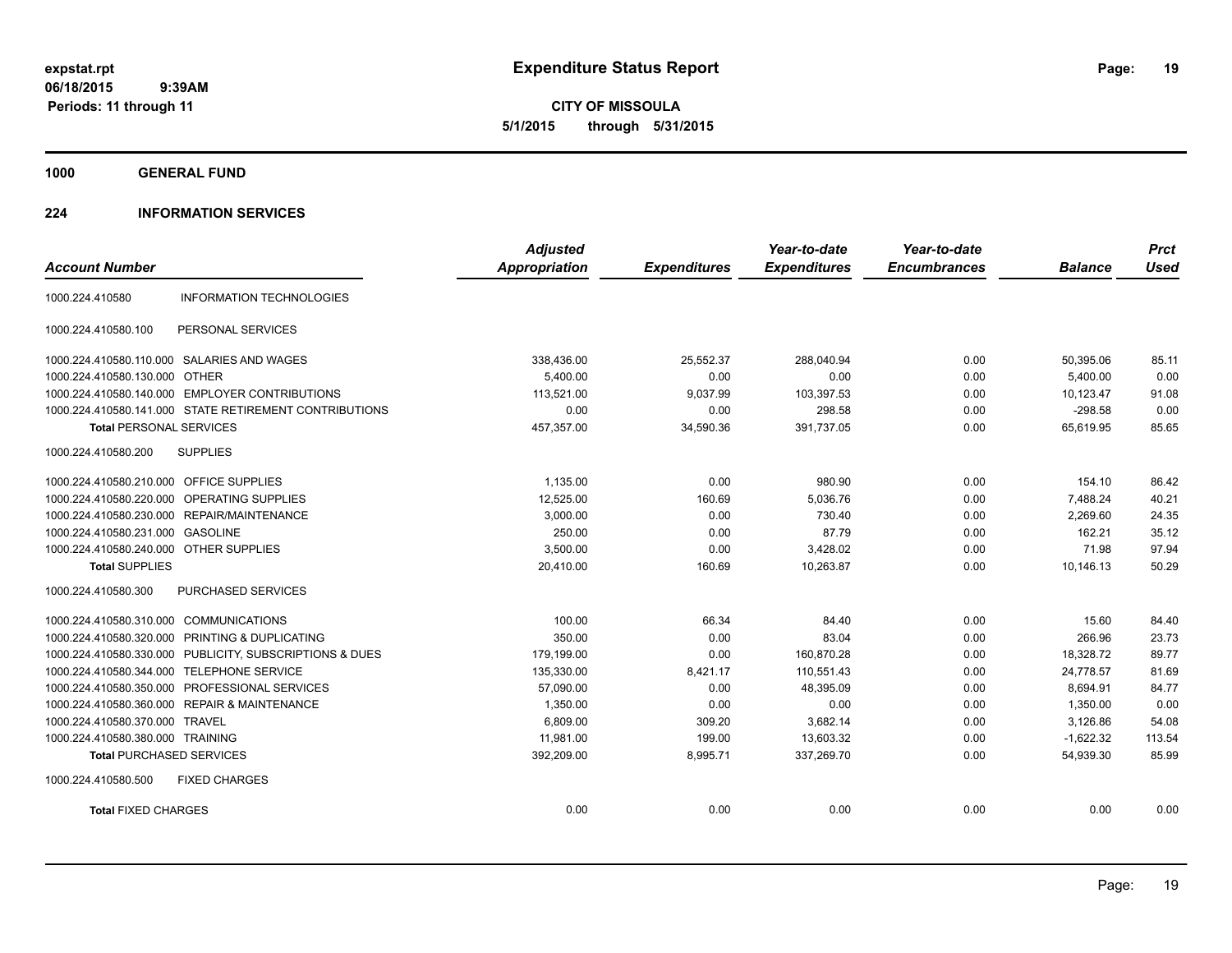**expstat.rpt**
**06/18/2015 9:39AM**
**Periods: 11 through 11**

# Expenditure Status Report

**CITY OF MISSOULA**
**5/1/2015 through 5/31/2015**

## 1000 GENERAL FUND

### 224 INFORMATION SERVICES

| Account Number | | Adjusted Appropriation | Expenditures | Year-to-date Expenditures | Year-to-date Encumbrances | Balance | Prct Used |
|---|---|---|---|---|---|---|---|
| 1000.224.410580 | INFORMATION TECHNOLOGIES | | | | | | |
| 1000.224.410580.100 | PERSONAL SERVICES | | | | | | |
| 1000.224.410580.110.000 | SALARIES AND WAGES | 338,436.00 | 25,552.37 | 288,040.94 | 0.00 | 50,395.06 | 85.11 |
| 1000.224.410580.130.000 | OTHER | 5,400.00 | 0.00 | 0.00 | 0.00 | 5,400.00 | 0.00 |
| 1000.224.410580.140.000 | EMPLOYER CONTRIBUTIONS | 113,521.00 | 9,037.99 | 103,397.53 | 0.00 | 10,123.47 | 91.08 |
| 1000.224.410580.141.000 | STATE RETIREMENT CONTRIBUTIONS | 0.00 | 0.00 | 298.58 | 0.00 | -298.58 | 0.00 |
| **Total** PERSONAL SERVICES | | 457,357.00 | 34,590.36 | 391,737.05 | 0.00 | 65,619.95 | 85.65 |
| 1000.224.410580.200 | SUPPLIES | | | | | | |
| 1000.224.410580.210.000 | OFFICE SUPPLIES | 1,135.00 | 0.00 | 980.90 | 0.00 | 154.10 | 86.42 |
| 1000.224.410580.220.000 | OPERATING SUPPLIES | 12,525.00 | 160.69 | 5,036.76 | 0.00 | 7,488.24 | 40.21 |
| 1000.224.410580.230.000 | REPAIR/MAINTENANCE | 3,000.00 | 0.00 | 730.40 | 0.00 | 2,269.60 | 24.35 |
| 1000.224.410580.231.000 | GASOLINE | 250.00 | 0.00 | 87.79 | 0.00 | 162.21 | 35.12 |
| 1000.224.410580.240.000 | OTHER SUPPLIES | 3,500.00 | 0.00 | 3,428.02 | 0.00 | 71.98 | 97.94 |
| **Total** SUPPLIES | | 20,410.00 | 160.69 | 10,263.87 | 0.00 | 10,146.13 | 50.29 |
| 1000.224.410580.300 | PURCHASED SERVICES | | | | | | |
| 1000.224.410580.310.000 | COMMUNICATIONS | 100.00 | 66.34 | 84.40 | 0.00 | 15.60 | 84.40 |
| 1000.224.410580.320.000 | PRINTING & DUPLICATING | 350.00 | 0.00 | 83.04 | 0.00 | 266.96 | 23.73 |
| 1000.224.410580.330.000 | PUBLICITY, SUBSCRIPTIONS & DUES | 179,199.00 | 0.00 | 160,870.28 | 0.00 | 18,328.72 | 89.77 |
| 1000.224.410580.344.000 | TELEPHONE SERVICE | 135,330.00 | 8,421.17 | 110,551.43 | 0.00 | 24,778.57 | 81.69 |
| 1000.224.410580.350.000 | PROFESSIONAL SERVICES | 57,090.00 | 0.00 | 48,395.09 | 0.00 | 8,694.91 | 84.77 |
| 1000.224.410580.360.000 | REPAIR & MAINTENANCE | 1,350.00 | 0.00 | 0.00 | 0.00 | 1,350.00 | 0.00 |
| 1000.224.410580.370.000 | TRAVEL | 6,809.00 | 309.20 | 3,682.14 | 0.00 | 3,126.86 | 54.08 |
| 1000.224.410580.380.000 | TRAINING | 11,981.00 | 199.00 | 13,603.32 | 0.00 | -1,622.32 | 113.54 |
| **Total** PURCHASED SERVICES | | 392,209.00 | 8,995.71 | 337,269.70 | 0.00 | 54,939.30 | 85.99 |
| 1000.224.410580.500 | FIXED CHARGES | | | | | | |
| **Total** FIXED CHARGES | | 0.00 | 0.00 | 0.00 | 0.00 | 0.00 | 0.00 |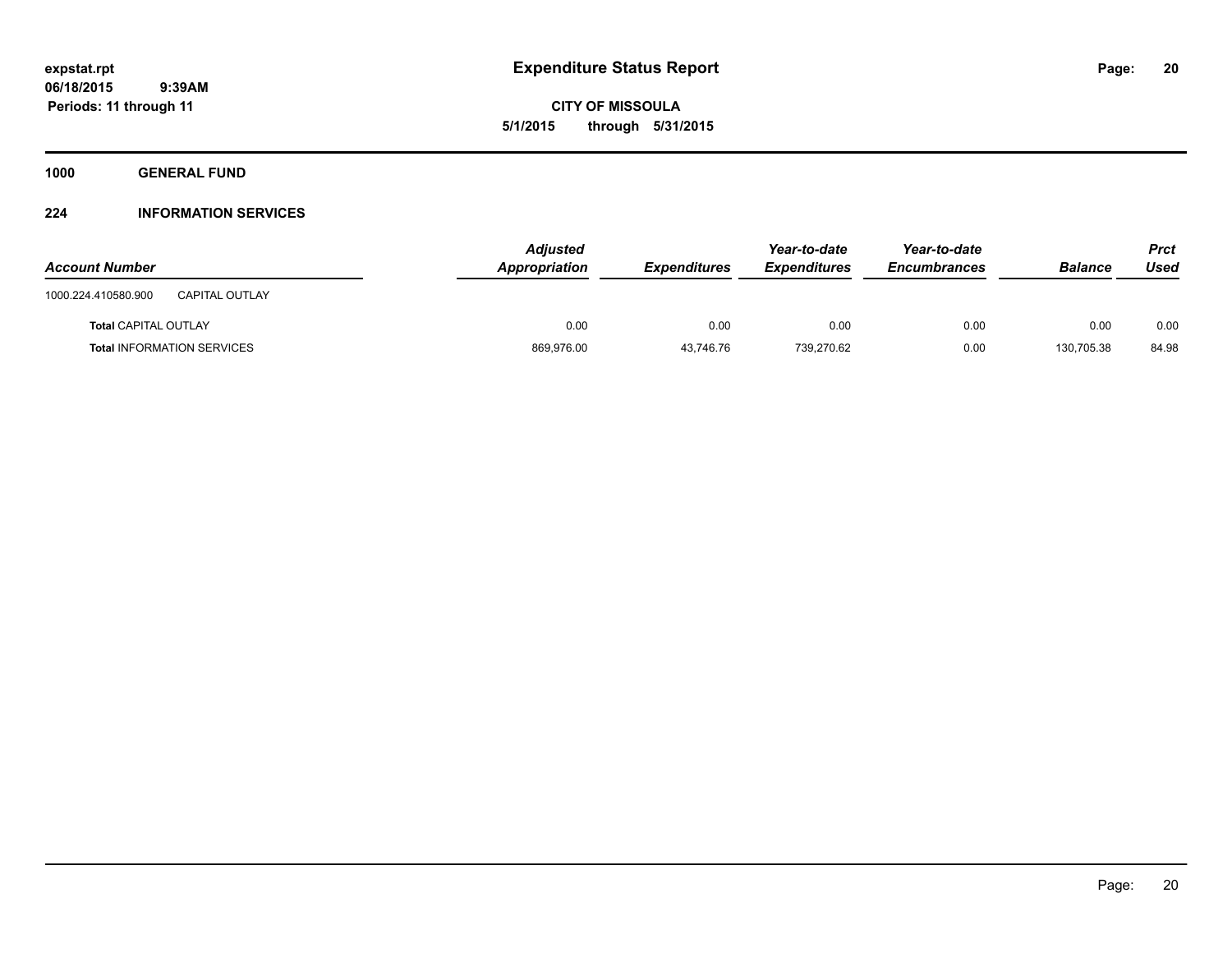# Expenditure Status Report

expstat.rpt
06/18/2015 9:39AM
Periods: 11 through 11

**CITY OF MISSOULA**
**5/1/2015 through 5/31/2015**

## 1000 GENERAL FUND

### 224 INFORMATION SERVICES

| Account Number | | Adjusted Appropriation | Expenditures | Year-to-date Expenditures | Year-to-date Encumbrances | Balance | Prct Used |
|---|---|---|---|---|---|---|---|
| 1000.224.410580.900 | CAPITAL OUTLAY | | | | | | |
| **Total** CAPITAL OUTLAY | | 0.00 | 0.00 | 0.00 | 0.00 | 0.00 | 0.00 |
| **Total** INFORMATION SERVICES | | 869,976.00 | 43,746.76 | 739,270.62 | 0.00 | 130,705.38 | 84.98 |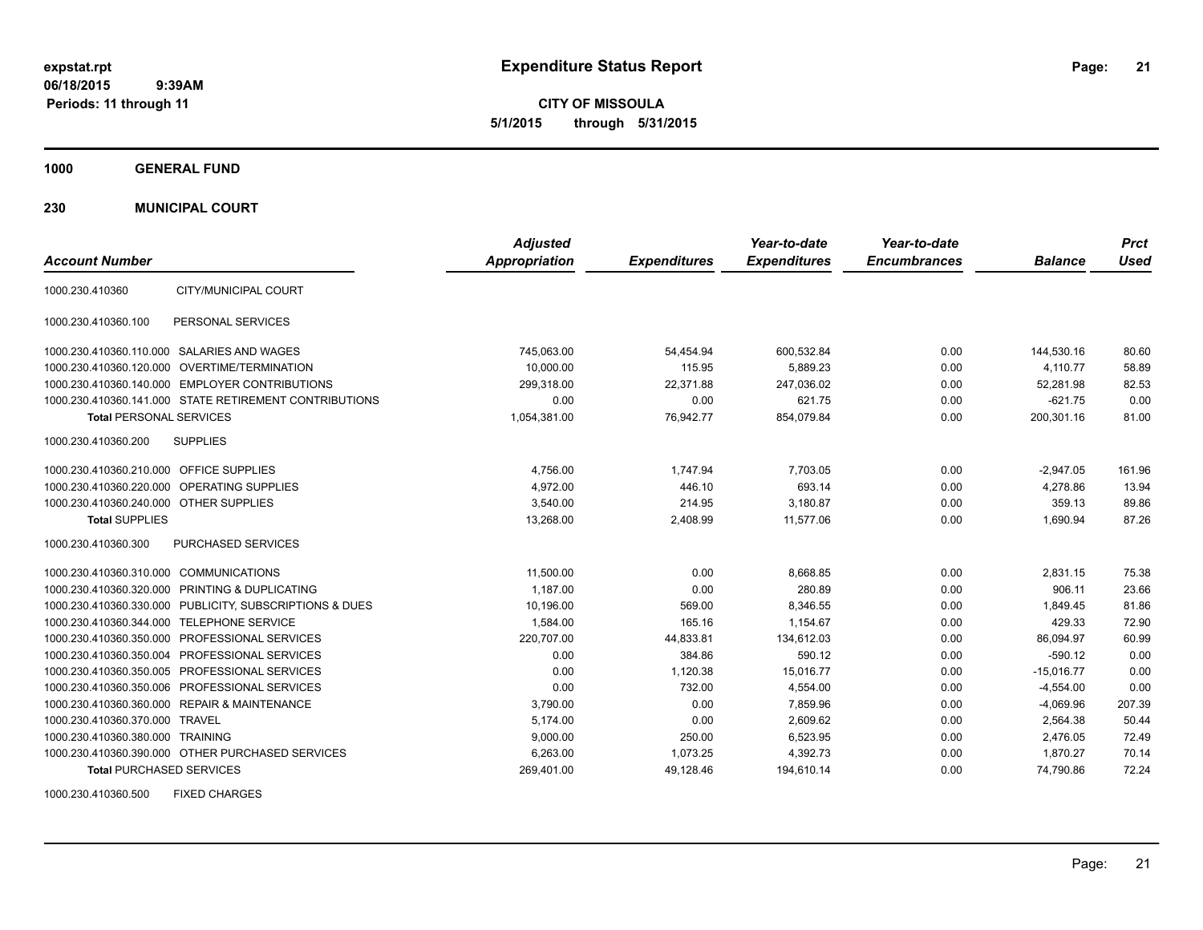expstat.rpt
06/18/2015 9:39AM
Periods: 11 through 11

# Expenditure Status Report

CITY OF MISSOULA
5/1/2015 through 5/31/2015

## 1000 GENERAL FUND

### 230 MUNICIPAL COURT

| Account Number | | Adjusted Appropriation | Expenditures | Year-to-date Expenditures | Year-to-date Encumbrances | Balance | Prct Used |
|---|---|---|---|---|---|---|---|
| 1000.230.410360 | CITY/MUNICIPAL COURT | | | | | | |
| 1000.230.410360.100 | PERSONAL SERVICES | | | | | | |
| 1000.230.410360.110.000 | SALARIES AND WAGES | 745,063.00 | 54,454.94 | 600,532.84 | 0.00 | 144,530.16 | 80.60 |
| 1000.230.410360.120.000 | OVERTIME/TERMINATION | 10,000.00 | 115.95 | 5,889.23 | 0.00 | 4,110.77 | 58.89 |
| 1000.230.410360.140.000 | EMPLOYER CONTRIBUTIONS | 299,318.00 | 22,371.88 | 247,036.02 | 0.00 | 52,281.98 | 82.53 |
| 1000.230.410360.141.000 | STATE RETIREMENT CONTRIBUTIONS | 0.00 | 0.00 | 621.75 | 0.00 | -621.75 | 0.00 |
| **Total** PERSONAL SERVICES | | 1,054,381.00 | 76,942.77 | 854,079.84 | 0.00 | 200,301.16 | 81.00 |
| 1000.230.410360.200 | SUPPLIES | | | | | | |
| 1000.230.410360.210.000 | OFFICE SUPPLIES | 4,756.00 | 1,747.94 | 7,703.05 | 0.00 | -2,947.05 | 161.96 |
| 1000.230.410360.220.000 | OPERATING SUPPLIES | 4,972.00 | 446.10 | 693.14 | 0.00 | 4,278.86 | 13.94 |
| 1000.230.410360.240.000 | OTHER SUPPLIES | 3,540.00 | 214.95 | 3,180.87 | 0.00 | 359.13 | 89.86 |
| **Total SUPPLIES** | | 13,268.00 | 2,408.99 | 11,577.06 | 0.00 | 1,690.94 | 87.26 |
| 1000.230.410360.300 | PURCHASED SERVICES | | | | | | |
| 1000.230.410360.310.000 | COMMUNICATIONS | 11,500.00 | 0.00 | 8,668.85 | 0.00 | 2,831.15 | 75.38 |
| 1000.230.410360.320.000 | PRINTING & DUPLICATING | 1,187.00 | 0.00 | 280.89 | 0.00 | 906.11 | 23.66 |
| 1000.230.410360.330.000 | PUBLICITY, SUBSCRIPTIONS & DUES | 10,196.00 | 569.00 | 8,346.55 | 0.00 | 1,849.45 | 81.86 |
| 1000.230.410360.344.000 | TELEPHONE SERVICE | 1,584.00 | 165.16 | 1,154.67 | 0.00 | 429.33 | 72.90 |
| 1000.230.410360.350.000 | PROFESSIONAL SERVICES | 220,707.00 | 44,833.81 | 134,612.03 | 0.00 | 86,094.97 | 60.99 |
| 1000.230.410360.350.004 | PROFESSIONAL SERVICES | 0.00 | 384.86 | 590.12 | 0.00 | -590.12 | 0.00 |
| 1000.230.410360.350.005 | PROFESSIONAL SERVICES | 0.00 | 1,120.38 | 15,016.77 | 0.00 | -15,016.77 | 0.00 |
| 1000.230.410360.350.006 | PROFESSIONAL SERVICES | 0.00 | 732.00 | 4,554.00 | 0.00 | -4,554.00 | 0.00 |
| 1000.230.410360.360.000 | REPAIR & MAINTENANCE | 3,790.00 | 0.00 | 7,859.96 | 0.00 | -4,069.96 | 207.39 |
| 1000.230.410360.370.000 | TRAVEL | 5,174.00 | 0.00 | 2,609.62 | 0.00 | 2,564.38 | 50.44 |
| 1000.230.410360.380.000 | TRAINING | 9,000.00 | 250.00 | 6,523.95 | 0.00 | 2,476.05 | 72.49 |
| 1000.230.410360.390.000 | OTHER PURCHASED SERVICES | 6,263.00 | 1,073.25 | 4,392.73 | 0.00 | 1,870.27 | 70.14 |
| **Total** PURCHASED SERVICES | | 269,401.00 | 49,128.46 | 194,610.14 | 0.00 | 74,790.86 | 72.24 |
| 1000.230.410360.500 | FIXED CHARGES | | | | | | |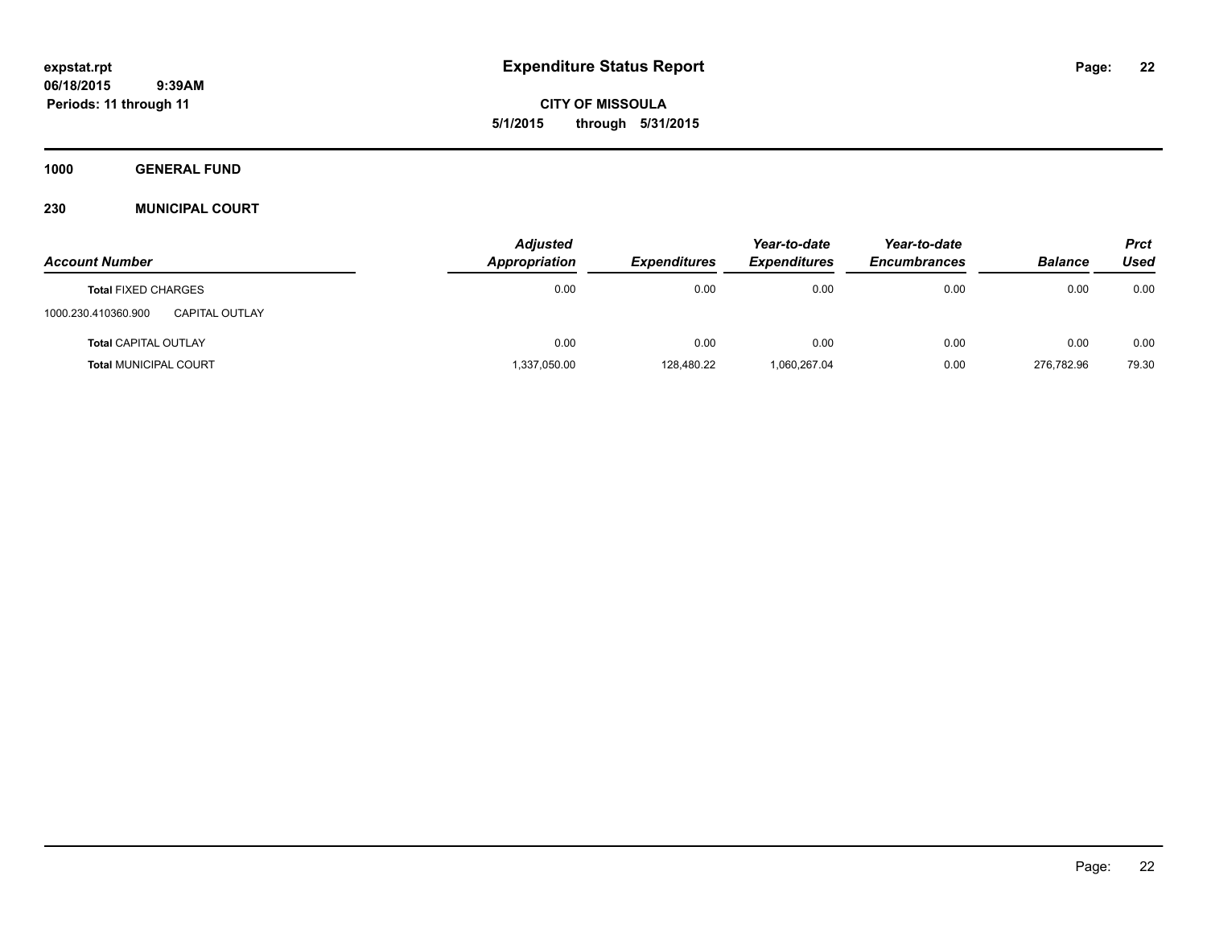**expstat.rpt**
**06/18/2015 9:39AM**
**Periods: 11 through 11**

# Expenditure Status Report

**CITY OF MISSOULA**
**5/1/2015 through 5/31/2015**

## 1000 GENERAL FUND

## 230 MUNICIPAL COURT

| Account Number | Adjusted Appropriation | Expenditures | Year-to-date Expenditures | Year-to-date Encumbrances | Balance | Prct Used |
|---|---|---|---|---|---|---|
| **Total** FIXED CHARGES | 0.00 | 0.00 | 0.00 | 0.00 | 0.00 | 0.00 |
| 1000.230.410360.900 CAPITAL OUTLAY | | | | | | |
| **Total** CAPITAL OUTLAY | 0.00 | 0.00 | 0.00 | 0.00 | 0.00 | 0.00 |
| **Total** MUNICIPAL COURT | 1,337,050.00 | 128,480.22 | 1,060,267.04 | 0.00 | 276,782.96 | 79.30 |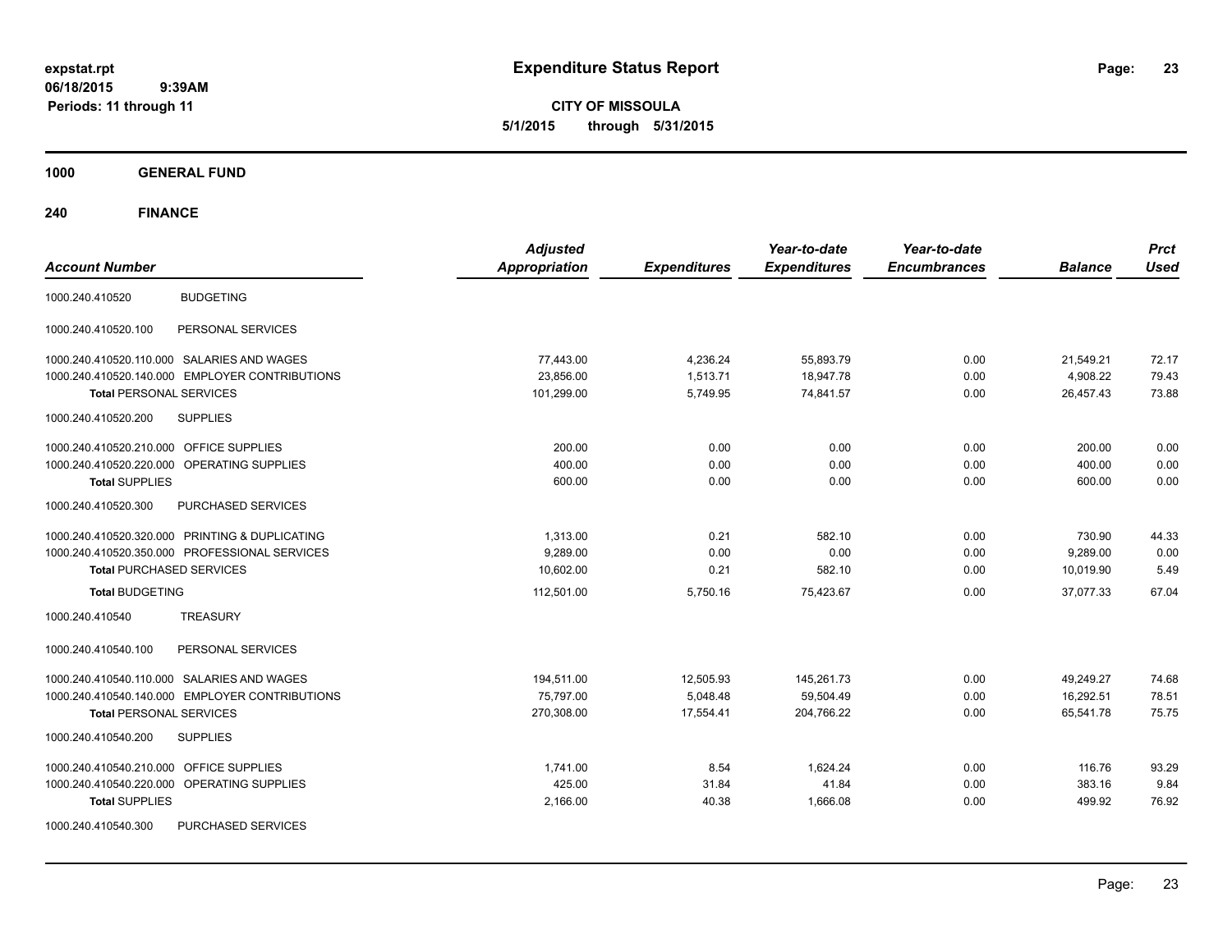**expstat.rpt**
**06/18/2015 9:39AM**
**Periods: 11 through 11**

# Expenditure Status Report

**CITY OF MISSOULA**
**5/1/2015 through 5/31/2015**

## 1000 GENERAL FUND

## 240 FINANCE

| Account Number | | Adjusted Appropriation | Expenditures | Year-to-date Expenditures | Year-to-date Encumbrances | Balance | Prct Used |
|---|---|---|---|---|---|---|---|
| 1000.240.410520 | BUDGETING | | | | | | |
| 1000.240.410520.100 | PERSONAL SERVICES | | | | | | |
| 1000.240.410520.110.000 | SALARIES AND WAGES | 77,443.00 | 4,236.24 | 55,893.79 | 0.00 | 21,549.21 | 72.17 |
| 1000.240.410520.140.000 | EMPLOYER CONTRIBUTIONS | 23,856.00 | 1,513.71 | 18,947.78 | 0.00 | 4,908.22 | 79.43 |
| **Total** PERSONAL SERVICES | | 101,299.00 | 5,749.95 | 74,841.57 | 0.00 | 26,457.43 | 73.88 |
| 1000.240.410520.200 | SUPPLIES | | | | | | |
| 1000.240.410520.210.000 | OFFICE SUPPLIES | 200.00 | 0.00 | 0.00 | 0.00 | 200.00 | 0.00 |
| 1000.240.410520.220.000 | OPERATING SUPPLIES | 400.00 | 0.00 | 0.00 | 0.00 | 400.00 | 0.00 |
| **Total** SUPPLIES | | 600.00 | 0.00 | 0.00 | 0.00 | 600.00 | 0.00 |
| 1000.240.410520.300 | PURCHASED SERVICES | | | | | | |
| 1000.240.410520.320.000 | PRINTING & DUPLICATING | 1,313.00 | 0.21 | 582.10 | 0.00 | 730.90 | 44.33 |
| 1000.240.410520.350.000 | PROFESSIONAL SERVICES | 9,289.00 | 0.00 | 0.00 | 0.00 | 9,289.00 | 0.00 |
| **Total** PURCHASED SERVICES | | 10,602.00 | 0.21 | 582.10 | 0.00 | 10,019.90 | 5.49 |
| **Total** BUDGETING | | 112,501.00 | 5,750.16 | 75,423.67 | 0.00 | 37,077.33 | 67.04 |
| 1000.240.410540 | TREASURY | | | | | | |
| 1000.240.410540.100 | PERSONAL SERVICES | | | | | | |
| 1000.240.410540.110.000 | SALARIES AND WAGES | 194,511.00 | 12,505.93 | 145,261.73 | 0.00 | 49,249.27 | 74.68 |
| 1000.240.410540.140.000 | EMPLOYER CONTRIBUTIONS | 75,797.00 | 5,048.48 | 59,504.49 | 0.00 | 16,292.51 | 78.51 |
| **Total** PERSONAL SERVICES | | 270,308.00 | 17,554.41 | 204,766.22 | 0.00 | 65,541.78 | 75.75 |
| 1000.240.410540.200 | SUPPLIES | | | | | | |
| 1000.240.410540.210.000 | OFFICE SUPPLIES | 1,741.00 | 8.54 | 1,624.24 | 0.00 | 116.76 | 93.29 |
| 1000.240.410540.220.000 | OPERATING SUPPLIES | 425.00 | 31.84 | 41.84 | 0.00 | 383.16 | 9.84 |
| **Total** SUPPLIES | | 2,166.00 | 40.38 | 1,666.08 | 0.00 | 499.92 | 76.92 |
| 1000.240.410540.300 | PURCHASED SERVICES | | | | | | |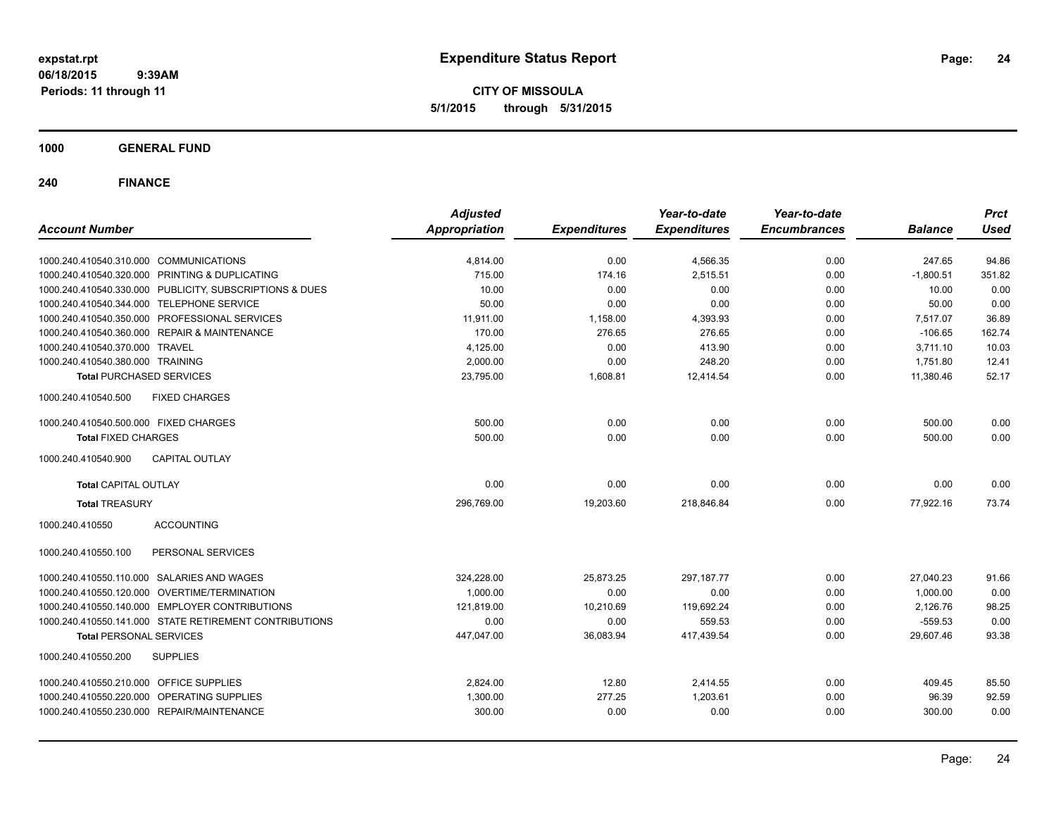expstat.rpt
06/18/2015 9:39AM
Periods: 11 through 11

# Expenditure Status Report

**CITY OF MISSOULA**
**5/1/2015 through 5/31/2015**

## 1000 GENERAL FUND

## 240 FINANCE

| Account Number | Adjusted Appropriation | Expenditures | Year-to-date Expenditures | Year-to-date Encumbrances | Balance | Prct Used |
|---|---|---|---|---|---|---|
| 1000.240.410540.310.000 COMMUNICATIONS | 4,814.00 | 0.00 | 4,566.35 | 0.00 | 247.65 | 94.86 |
| 1000.240.410540.320.000 PRINTING & DUPLICATING | 715.00 | 174.16 | 2,515.51 | 0.00 | -1,800.51 | 351.82 |
| 1000.240.410540.330.000 PUBLICITY, SUBSCRIPTIONS & DUES | 10.00 | 0.00 | 0.00 | 0.00 | 10.00 | 0.00 |
| 1000.240.410540.344.000 TELEPHONE SERVICE | 50.00 | 0.00 | 0.00 | 0.00 | 50.00 | 0.00 |
| 1000.240.410540.350.000 PROFESSIONAL SERVICES | 11,911.00 | 1,158.00 | 4,393.93 | 0.00 | 7,517.07 | 36.89 |
| 1000.240.410540.360.000 REPAIR & MAINTENANCE | 170.00 | 276.65 | 276.65 | 0.00 | -106.65 | 162.74 |
| 1000.240.410540.370.000 TRAVEL | 4,125.00 | 0.00 | 413.90 | 0.00 | 3,711.10 | 10.03 |
| 1000.240.410540.380.000 TRAINING | 2,000.00 | 0.00 | 248.20 | 0.00 | 1,751.80 | 12.41 |
| **Total** PURCHASED SERVICES | 23,795.00 | 1,608.81 | 12,414.54 | 0.00 | 11,380.46 | 52.17 |
| 1000.240.410540.500 FIXED CHARGES | | | | | | |
| 1000.240.410540.500.000 FIXED CHARGES | 500.00 | 0.00 | 0.00 | 0.00 | 500.00 | 0.00 |
| **Total** FIXED CHARGES | 500.00 | 0.00 | 0.00 | 0.00 | 500.00 | 0.00 |
| 1000.240.410540.900 CAPITAL OUTLAY | | | | | | |
| **Total** CAPITAL OUTLAY | 0.00 | 0.00 | 0.00 | 0.00 | 0.00 | 0.00 |
| **Total** TREASURY | 296,769.00 | 19,203.60 | 218,846.84 | 0.00 | 77,922.16 | 73.74 |
| 1000.240.410550 ACCOUNTING | | | | | | |
| 1000.240.410550.100 PERSONAL SERVICES | | | | | | |
| 1000.240.410550.110.000 SALARIES AND WAGES | 324,228.00 | 25,873.25 | 297,187.77 | 0.00 | 27,040.23 | 91.66 |
| 1000.240.410550.120.000 OVERTIME/TERMINATION | 1,000.00 | 0.00 | 0.00 | 0.00 | 1,000.00 | 0.00 |
| 1000.240.410550.140.000 EMPLOYER CONTRIBUTIONS | 121,819.00 | 10,210.69 | 119,692.24 | 0.00 | 2,126.76 | 98.25 |
| 1000.240.410550.141.000 STATE RETIREMENT CONTRIBUTIONS | 0.00 | 0.00 | 559.53 | 0.00 | -559.53 | 0.00 |
| **Total** PERSONAL SERVICES | 447,047.00 | 36,083.94 | 417,439.54 | 0.00 | 29,607.46 | 93.38 |
| 1000.240.410550.200 SUPPLIES | | | | | | |
| 1000.240.410550.210.000 OFFICE SUPPLIES | 2,824.00 | 12.80 | 2,414.55 | 0.00 | 409.45 | 85.50 |
| 1000.240.410550.220.000 OPERATING SUPPLIES | 1,300.00 | 277.25 | 1,203.61 | 0.00 | 96.39 | 92.59 |
| 1000.240.410550.230.000 REPAIR/MAINTENANCE | 300.00 | 0.00 | 0.00 | 0.00 | 300.00 | 0.00 |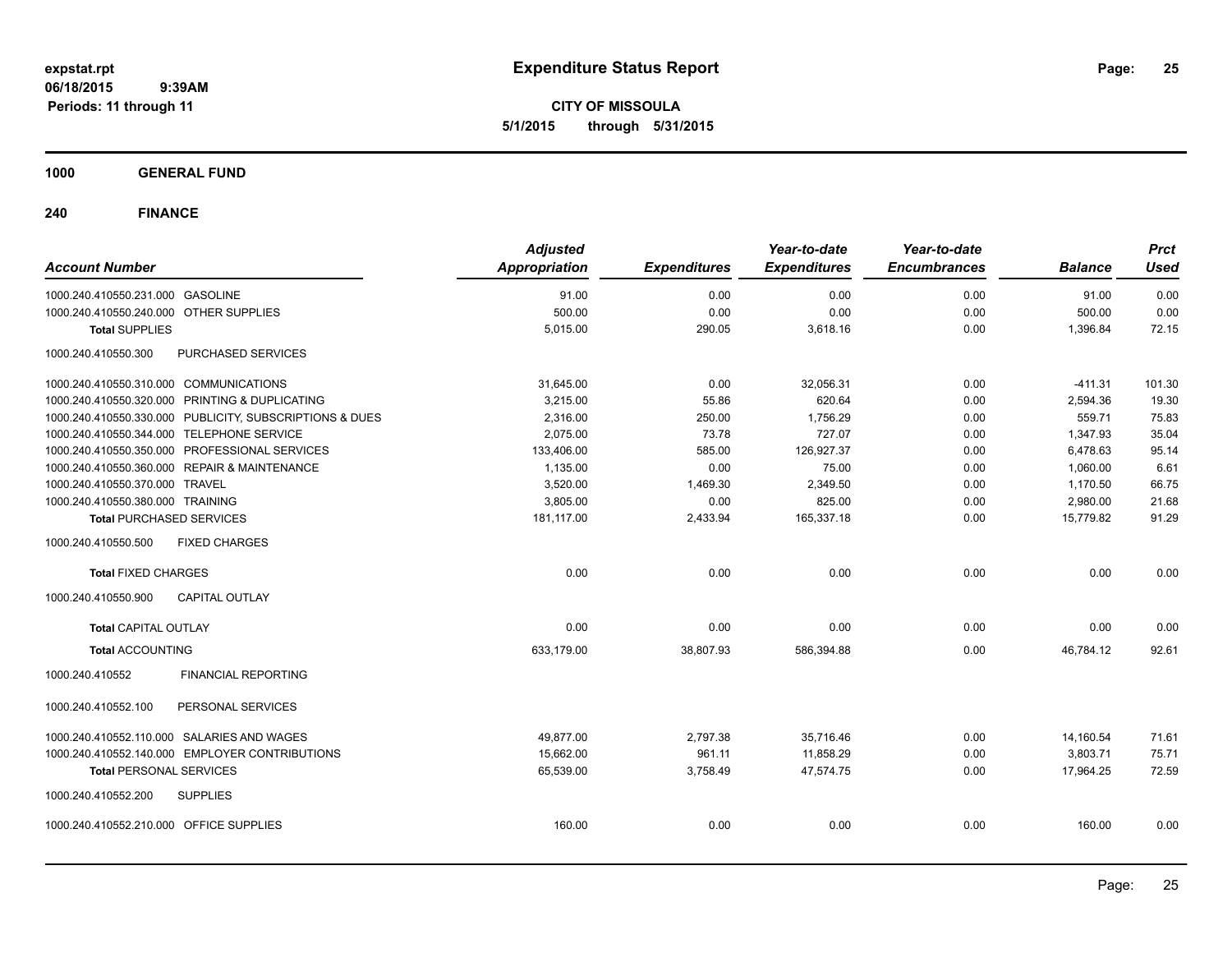**expstat.rpt**
**06/18/2015 9:39AM**
**Periods: 11 through 11**

# Expenditure Status Report

**CITY OF MISSOULA**
**5/1/2015 through 5/31/2015**

## 1000 GENERAL FUND

## 240 FINANCE

| Account Number | | Adjusted Appropriation | Expenditures | Year-to-date Expenditures | Year-to-date Encumbrances | Balance | Prct Used |
|---|---|---|---|---|---|---|---|
| 1000.240.410550.231.000 | GASOLINE | 91.00 | 0.00 | 0.00 | 0.00 | 91.00 | 0.00 |
| 1000.240.410550.240.000 | OTHER SUPPLIES | 500.00 | 0.00 | 0.00 | 0.00 | 500.00 | 0.00 |
| **Total** SUPPLIES | | 5,015.00 | 290.05 | 3,618.16 | 0.00 | 1,396.84 | 72.15 |
| 1000.240.410550.300 | PURCHASED SERVICES | | | | | | |
| 1000.240.410550.310.000 | COMMUNICATIONS | 31,645.00 | 0.00 | 32,056.31 | 0.00 | -411.31 | 101.30 |
| 1000.240.410550.320.000 | PRINTING & DUPLICATING | 3,215.00 | 55.86 | 620.64 | 0.00 | 2,594.36 | 19.30 |
| 1000.240.410550.330.000 | PUBLICITY, SUBSCRIPTIONS & DUES | 2,316.00 | 250.00 | 1,756.29 | 0.00 | 559.71 | 75.83 |
| 1000.240.410550.344.000 | TELEPHONE SERVICE | 2,075.00 | 73.78 | 727.07 | 0.00 | 1,347.93 | 35.04 |
| 1000.240.410550.350.000 | PROFESSIONAL SERVICES | 133,406.00 | 585.00 | 126,927.37 | 0.00 | 6,478.63 | 95.14 |
| 1000.240.410550.360.000 | REPAIR & MAINTENANCE | 1,135.00 | 0.00 | 75.00 | 0.00 | 1,060.00 | 6.61 |
| 1000.240.410550.370.000 | TRAVEL | 3,520.00 | 1,469.30 | 2,349.50 | 0.00 | 1,170.50 | 66.75 |
| 1000.240.410550.380.000 | TRAINING | 3,805.00 | 0.00 | 825.00 | 0.00 | 2,980.00 | 21.68 |
| **Total** PURCHASED SERVICES | | 181,117.00 | 2,433.94 | 165,337.18 | 0.00 | 15,779.82 | 91.29 |
| 1000.240.410550.500 | FIXED CHARGES | | | | | | |
| **Total** FIXED CHARGES | | 0.00 | 0.00 | 0.00 | 0.00 | 0.00 | 0.00 |
| 1000.240.410550.900 | CAPITAL OUTLAY | | | | | | |
| **Total** CAPITAL OUTLAY | | 0.00 | 0.00 | 0.00 | 0.00 | 0.00 | 0.00 |
| **Total** ACCOUNTING | | 633,179.00 | 38,807.93 | 586,394.88 | 0.00 | 46,784.12 | 92.61 |
| 1000.240.410552 | FINANCIAL REPORTING | | | | | | |
| 1000.240.410552.100 | PERSONAL SERVICES | | | | | | |
| 1000.240.410552.110.000 | SALARIES AND WAGES | 49,877.00 | 2,797.38 | 35,716.46 | 0.00 | 14,160.54 | 71.61 |
| 1000.240.410552.140.000 | EMPLOYER CONTRIBUTIONS | 15,662.00 | 961.11 | 11,858.29 | 0.00 | 3,803.71 | 75.71 |
| **Total** PERSONAL SERVICES | | 65,539.00 | 3,758.49 | 47,574.75 | 0.00 | 17,964.25 | 72.59 |
| 1000.240.410552.200 | SUPPLIES | | | | | | |
| 1000.240.410552.210.000 | OFFICE SUPPLIES | 160.00 | 0.00 | 0.00 | 0.00 | 160.00 | 0.00 |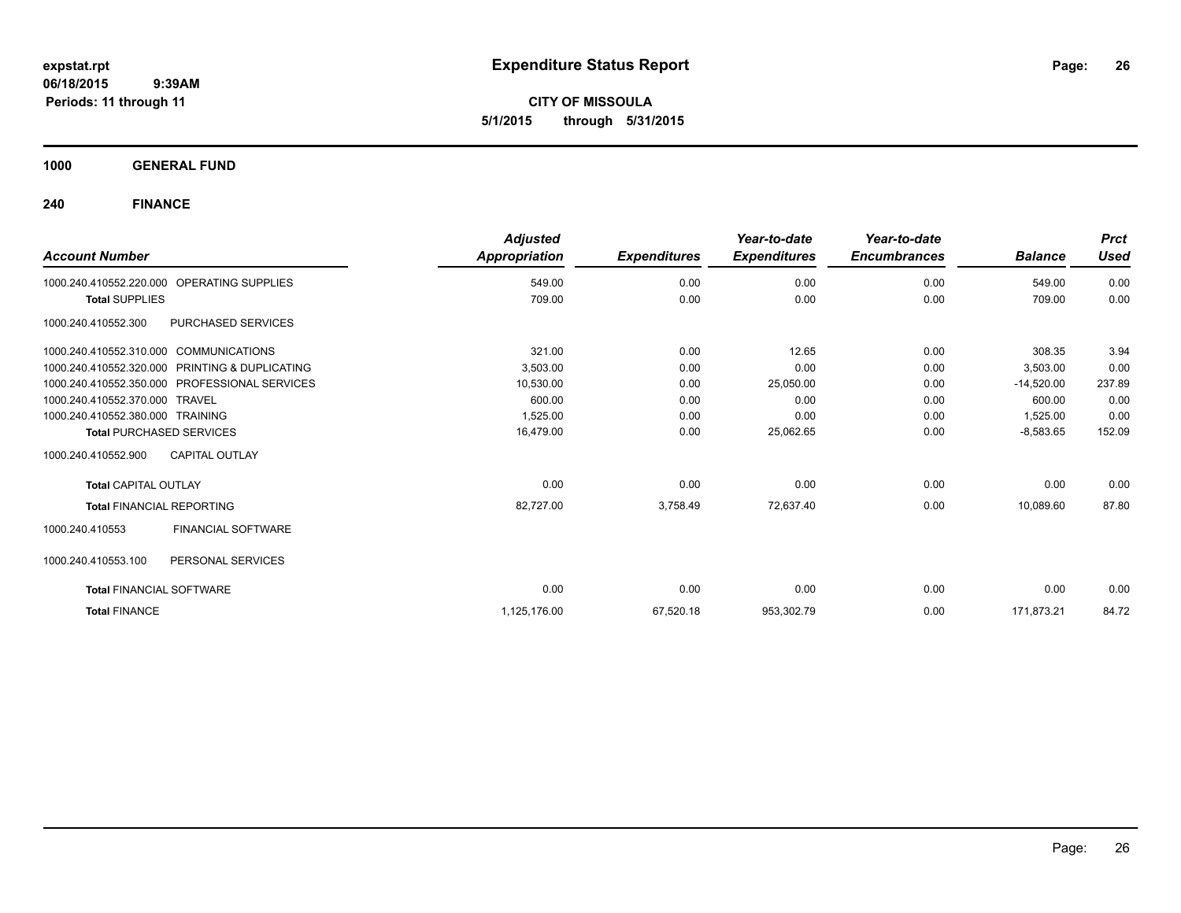**expstat.rpt**
**06/18/2015 9:39AM**
**Periods: 11 through 11**

# Expenditure Status Report

**CITY OF MISSOULA**
**5/1/2015 through 5/31/2015**

## 1000 GENERAL FUND

## 240 FINANCE

| Account Number | | Adjusted Appropriation | Expenditures | Year-to-date Expenditures | Year-to-date Encumbrances | Balance | Prct Used |
|---|---|---|---|---|---|---|---|
| 1000.240.410552.220.000 | OPERATING SUPPLIES | 549.00 | 0.00 | 0.00 | 0.00 | 549.00 | 0.00 |
| **Total** SUPPLIES | | 709.00 | 0.00 | 0.00 | 0.00 | 709.00 | 0.00 |
| 1000.240.410552.300 | PURCHASED SERVICES | | | | | | |
| 1000.240.410552.310.000 | COMMUNICATIONS | 321.00 | 0.00 | 12.65 | 0.00 | 308.35 | 3.94 |
| 1000.240.410552.320.000 | PRINTING & DUPLICATING | 3,503.00 | 0.00 | 0.00 | 0.00 | 3,503.00 | 0.00 |
| 1000.240.410552.350.000 | PROFESSIONAL SERVICES | 10,530.00 | 0.00 | 25,050.00 | 0.00 | -14,520.00 | 237.89 |
| 1000.240.410552.370.000 | TRAVEL | 600.00 | 0.00 | 0.00 | 0.00 | 600.00 | 0.00 |
| 1000.240.410552.380.000 | TRAINING | 1,525.00 | 0.00 | 0.00 | 0.00 | 1,525.00 | 0.00 |
| **Total** PURCHASED SERVICES | | 16,479.00 | 0.00 | 25,062.65 | 0.00 | -8,583.65 | 152.09 |
| 1000.240.410552.900 | CAPITAL OUTLAY | | | | | | |
| **Total** CAPITAL OUTLAY | | 0.00 | 0.00 | 0.00 | 0.00 | 0.00 | 0.00 |
| **Total** FINANCIAL REPORTING | | 82,727.00 | 3,758.49 | 72,637.40 | 0.00 | 10,089.60 | 87.80 |
| 1000.240.410553 | FINANCIAL SOFTWARE | | | | | | |
| 1000.240.410553.100 | PERSONAL SERVICES | | | | | | |
| **Total** FINANCIAL SOFTWARE | | 0.00 | 0.00 | 0.00 | 0.00 | 0.00 | 0.00 |
| **Total** FINANCE | | 1,125,176.00 | 67,520.18 | 953,302.79 | 0.00 | 171,873.21 | 84.72 |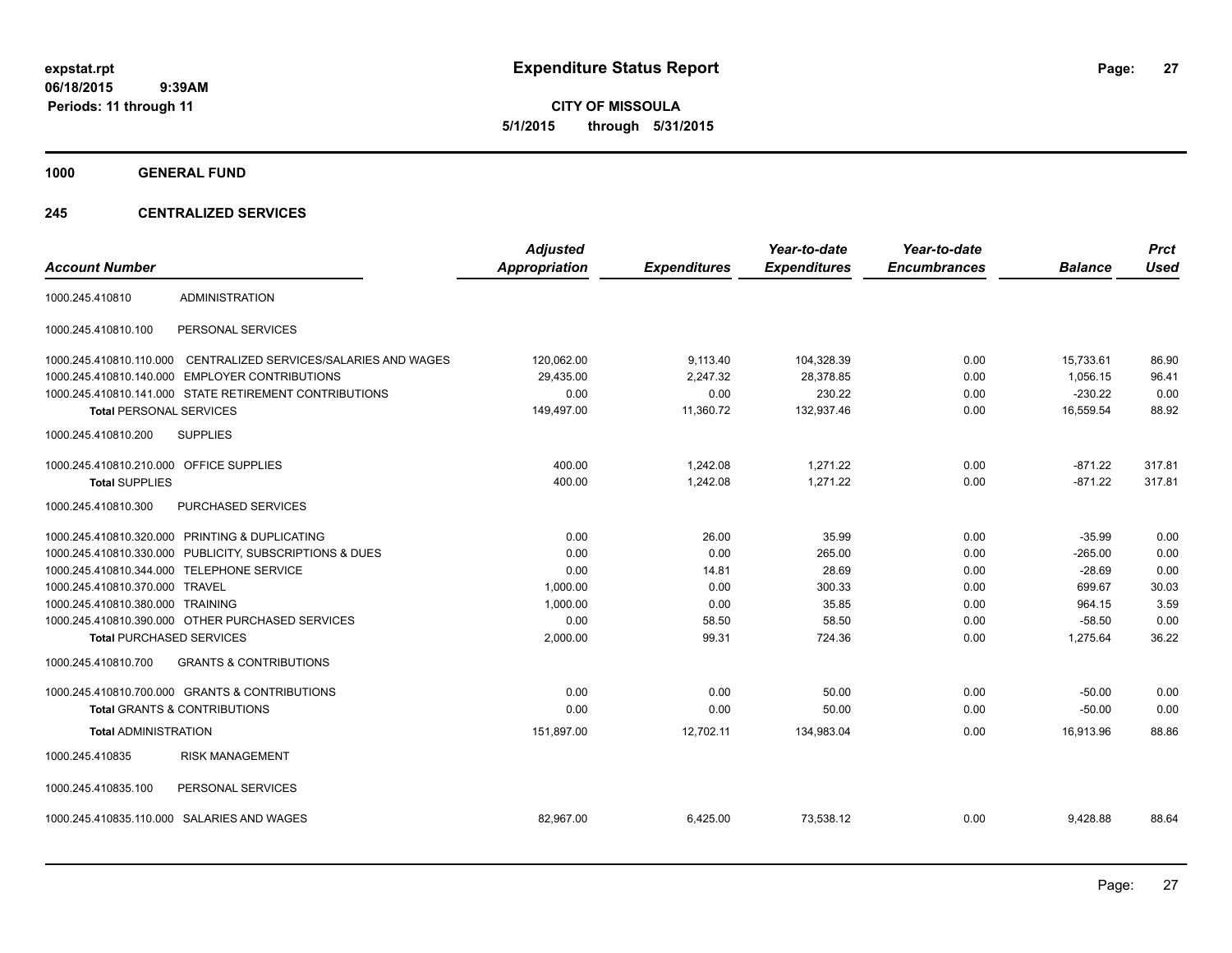**expstat.rpt**
**06/18/2015 9:39AM**
**Periods: 11 through 11**

# Expenditure Status Report

**CITY OF MISSOULA**
**5/1/2015 through 5/31/2015**

## 1000 GENERAL FUND

### 245 CENTRALIZED SERVICES

| Account Number | | Adjusted Appropriation | Expenditures | Year-to-date Expenditures | Year-to-date Encumbrances | Balance | Prct Used |
|---|---|---|---|---|---|---|---|
| 1000.245.410810 | ADMINISTRATION | | | | | | |
| 1000.245.410810.100 | PERSONAL SERVICES | | | | | | |
| 1000.245.410810.110.000 | CENTRALIZED SERVICES/SALARIES AND WAGES | 120,062.00 | 9,113.40 | 104,328.39 | 0.00 | 15,733.61 | 86.90 |
| 1000.245.410810.140.000 | EMPLOYER CONTRIBUTIONS | 29,435.00 | 2,247.32 | 28,378.85 | 0.00 | 1,056.15 | 96.41 |
| 1000.245.410810.141.000 | STATE RETIREMENT CONTRIBUTIONS | 0.00 | 0.00 | 230.22 | 0.00 | -230.22 | 0.00 |
| **Total** PERSONAL SERVICES | | 149,497.00 | 11,360.72 | 132,937.46 | 0.00 | 16,559.54 | 88.92 |
| 1000.245.410810.200 | SUPPLIES | | | | | | |
| 1000.245.410810.210.000 | OFFICE SUPPLIES | 400.00 | 1,242.08 | 1,271.22 | 0.00 | -871.22 | 317.81 |
| **Total** SUPPLIES | | 400.00 | 1,242.08 | 1,271.22 | 0.00 | -871.22 | 317.81 |
| 1000.245.410810.300 | PURCHASED SERVICES | | | | | | |
| 1000.245.410810.320.000 | PRINTING & DUPLICATING | 0.00 | 26.00 | 35.99 | 0.00 | -35.99 | 0.00 |
| 1000.245.410810.330.000 | PUBLICITY, SUBSCRIPTIONS & DUES | 0.00 | 0.00 | 265.00 | 0.00 | -265.00 | 0.00 |
| 1000.245.410810.344.000 | TELEPHONE SERVICE | 0.00 | 14.81 | 28.69 | 0.00 | -28.69 | 0.00 |
| 1000.245.410810.370.000 | TRAVEL | 1,000.00 | 0.00 | 300.33 | 0.00 | 699.67 | 30.03 |
| 1000.245.410810.380.000 | TRAINING | 1,000.00 | 0.00 | 35.85 | 0.00 | 964.15 | 3.59 |
| 1000.245.410810.390.000 | OTHER PURCHASED SERVICES | 0.00 | 58.50 | 58.50 | 0.00 | -58.50 | 0.00 |
| **Total** PURCHASED SERVICES | | 2,000.00 | 99.31 | 724.36 | 0.00 | 1,275.64 | 36.22 |
| 1000.245.410810.700 | GRANTS & CONTRIBUTIONS | | | | | | |
| 1000.245.410810.700.000 | GRANTS & CONTRIBUTIONS | 0.00 | 0.00 | 50.00 | 0.00 | -50.00 | 0.00 |
| **Total** GRANTS & CONTRIBUTIONS | | 0.00 | 0.00 | 50.00 | 0.00 | -50.00 | 0.00 |
| **Total** ADMINISTRATION | | 151,897.00 | 12,702.11 | 134,983.04 | 0.00 | 16,913.96 | 88.86 |
| 1000.245.410835 | RISK MANAGEMENT | | | | | | |
| 1000.245.410835.100 | PERSONAL SERVICES | | | | | | |
| 1000.245.410835.110.000 | SALARIES AND WAGES | 82,967.00 | 6,425.00 | 73,538.12 | 0.00 | 9,428.88 | 88.64 |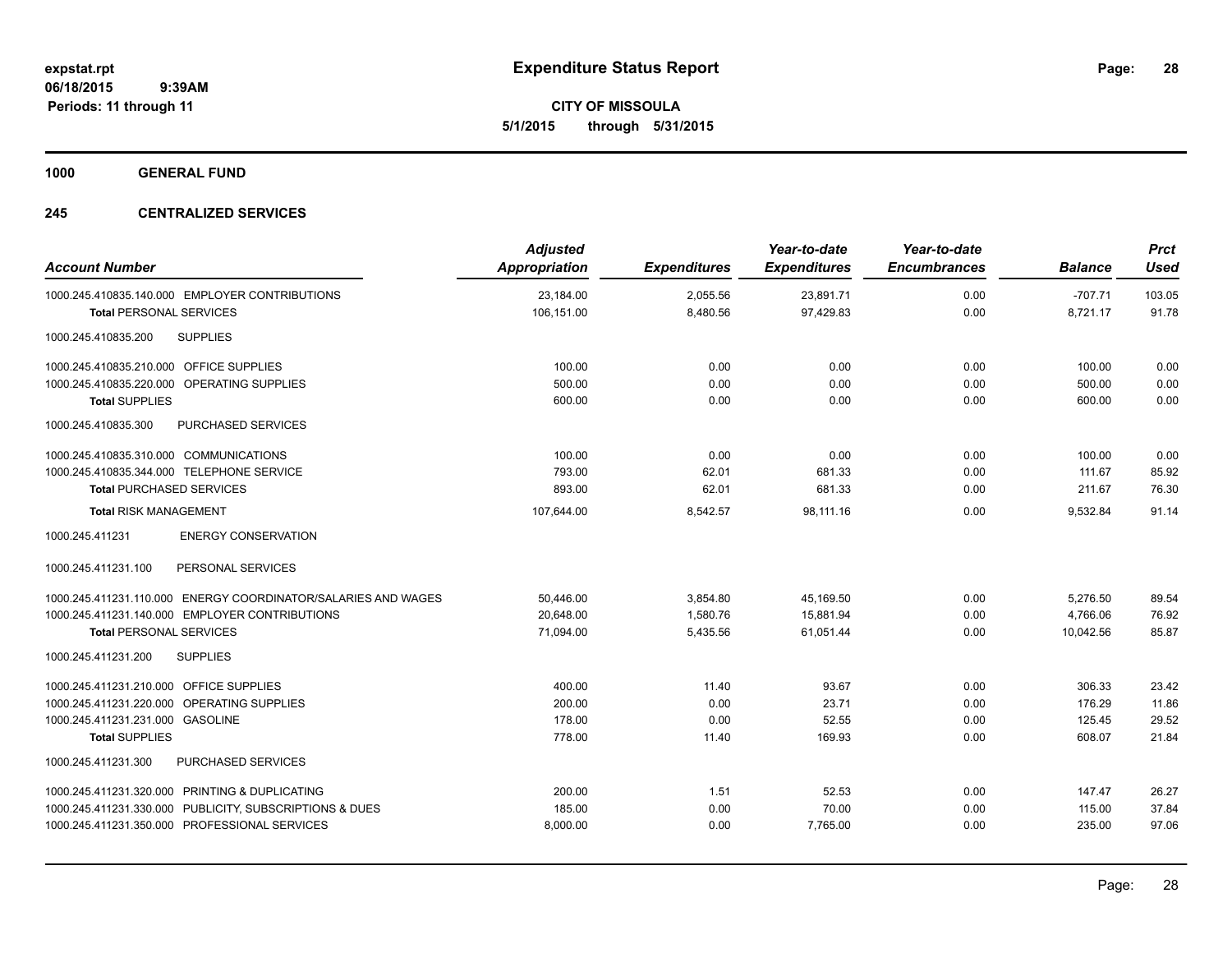**expstat.rpt**
**06/18/2015 9:39AM**
**Periods: 11 through 11**

# Expenditure Status Report

**CITY OF MISSOULA**
**5/1/2015 through 5/31/2015**

## 1000 GENERAL FUND

### 245 CENTRALIZED SERVICES

| Account Number | Adjusted Appropriation | Expenditures | Year-to-date Expenditures | Year-to-date Encumbrances | Balance | Prct Used |
|---|---|---|---|---|---|---|
| 1000.245.410835.140.000 EMPLOYER CONTRIBUTIONS | 23,184.00 | 2,055.56 | 23,891.71 | 0.00 | -707.71 | 103.05 |
| **Total** PERSONAL SERVICES | 106,151.00 | 8,480.56 | 97,429.83 | 0.00 | 8,721.17 | 91.78 |
| 1000.245.410835.200 SUPPLIES | | | | | | |
| 1000.245.410835.210.000 OFFICE SUPPLIES | 100.00 | 0.00 | 0.00 | 0.00 | 100.00 | 0.00 |
| 1000.245.410835.220.000 OPERATING SUPPLIES | 500.00 | 0.00 | 0.00 | 0.00 | 500.00 | 0.00 |
| **Total** SUPPLIES | 600.00 | 0.00 | 0.00 | 0.00 | 600.00 | 0.00 |
| 1000.245.410835.300 PURCHASED SERVICES | | | | | | |
| 1000.245.410835.310.000 COMMUNICATIONS | 100.00 | 0.00 | 0.00 | 0.00 | 100.00 | 0.00 |
| 1000.245.410835.344.000 TELEPHONE SERVICE | 793.00 | 62.01 | 681.33 | 0.00 | 111.67 | 85.92 |
| **Total** PURCHASED SERVICES | 893.00 | 62.01 | 681.33 | 0.00 | 211.67 | 76.30 |
| **Total** RISK MANAGEMENT | 107,644.00 | 8,542.57 | 98,111.16 | 0.00 | 9,532.84 | 91.14 |
| 1000.245.411231 ENERGY CONSERVATION | | | | | | |
| 1000.245.411231.100 PERSONAL SERVICES | | | | | | |
| 1000.245.411231.110.000 ENERGY COORDINATOR/SALARIES AND WAGES | 50,446.00 | 3,854.80 | 45,169.50 | 0.00 | 5,276.50 | 89.54 |
| 1000.245.411231.140.000 EMPLOYER CONTRIBUTIONS | 20,648.00 | 1,580.76 | 15,881.94 | 0.00 | 4,766.06 | 76.92 |
| **Total** PERSONAL SERVICES | 71,094.00 | 5,435.56 | 61,051.44 | 0.00 | 10,042.56 | 85.87 |
| 1000.245.411231.200 SUPPLIES | | | | | | |
| 1000.245.411231.210.000 OFFICE SUPPLIES | 400.00 | 11.40 | 93.67 | 0.00 | 306.33 | 23.42 |
| 1000.245.411231.220.000 OPERATING SUPPLIES | 200.00 | 0.00 | 23.71 | 0.00 | 176.29 | 11.86 |
| 1000.245.411231.231.000 GASOLINE | 178.00 | 0.00 | 52.55 | 0.00 | 125.45 | 29.52 |
| **Total** SUPPLIES | 778.00 | 11.40 | 169.93 | 0.00 | 608.07 | 21.84 |
| 1000.245.411231.300 PURCHASED SERVICES | | | | | | |
| 1000.245.411231.320.000 PRINTING & DUPLICATING | 200.00 | 1.51 | 52.53 | 0.00 | 147.47 | 26.27 |
| 1000.245.411231.330.000 PUBLICITY, SUBSCRIPTIONS & DUES | 185.00 | 0.00 | 70.00 | 0.00 | 115.00 | 37.84 |
| 1000.245.411231.350.000 PROFESSIONAL SERVICES | 8,000.00 | 0.00 | 7,765.00 | 0.00 | 235.00 | 97.06 |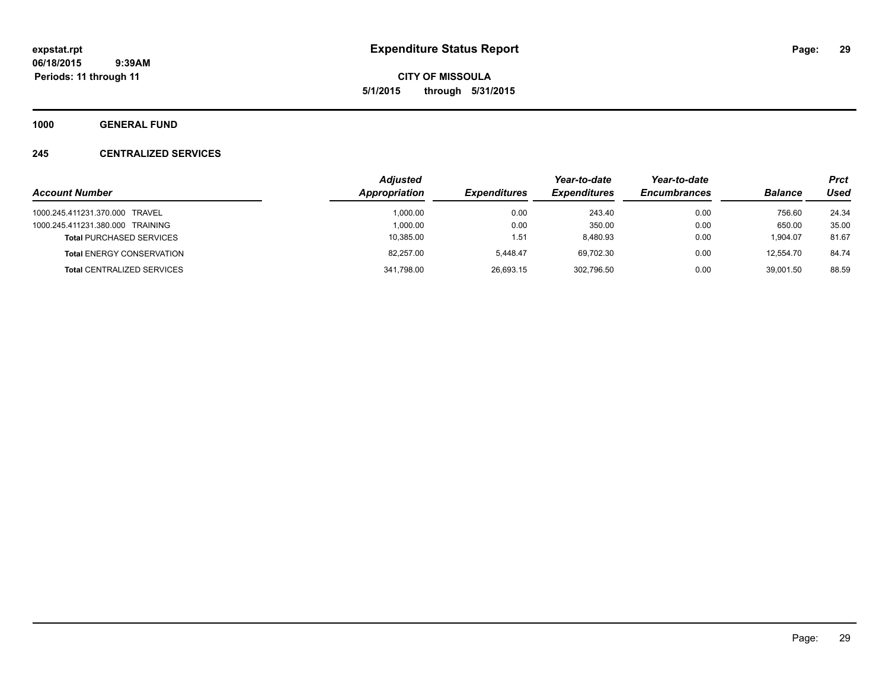**Expenditure Status Report**

**CITY OF MISSOULA**

**5/1/2015 through 5/31/2015**

expstat.rpt
06/18/2015 9:39AM
Periods: 11 through 11

**1000 GENERAL FUND**

**245 CENTRALIZED SERVICES**

| Account Number | Adjusted Appropriation | Expenditures | Year-to-date Expenditures | Year-to-date Encumbrances | Balance | Prct Used |
|---|---|---|---|---|---|---|
| 1000.245.411231.370.000 TRAVEL | 1,000.00 | 0.00 | 243.40 | 0.00 | 756.60 | 24.34 |
| 1000.245.411231.380.000 TRAINING | 1,000.00 | 0.00 | 350.00 | 0.00 | 650.00 | 35.00 |
| **Total** PURCHASED SERVICES | 10,385.00 | 1.51 | 8,480.93 | 0.00 | 1,904.07 | 81.67 |
| **Total** ENERGY CONSERVATION | 82,257.00 | 5,448.47 | 69,702.30 | 0.00 | 12,554.70 | 84.74 |
| **Total** CENTRALIZED SERVICES | 341,798.00 | 26,693.15 | 302,796.50 | 0.00 | 39,001.50 | 88.59 |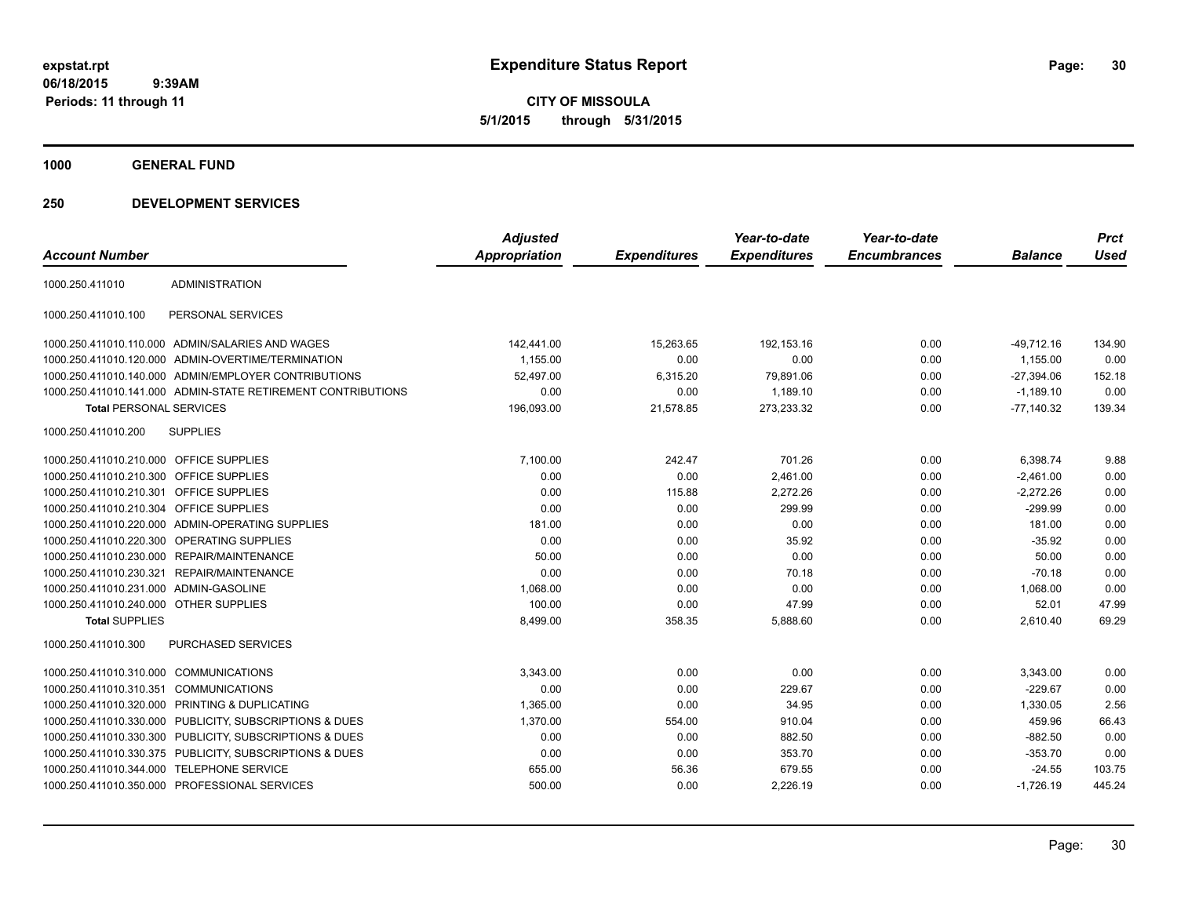# Expenditure Status Report

expstat.rpt
06/18/2015 9:39AM
Periods: 11 through 11

**CITY OF MISSOULA**
**5/1/2015 through 5/31/2015**

## 1000 GENERAL FUND

## 250 DEVELOPMENT SERVICES

| Account Number | | Adjusted Appropriation | Expenditures | Year-to-date Expenditures | Year-to-date Encumbrances | Balance | Prct Used |
|---|---|---|---|---|---|---|---|
| 1000.250.411010 | ADMINISTRATION | | | | | | |
| 1000.250.411010.100 | PERSONAL SERVICES | | | | | | |
| 1000.250.411010.110.000 | ADMIN/SALARIES AND WAGES | 142,441.00 | 15,263.65 | 192,153.16 | 0.00 | -49,712.16 | 134.90 |
| 1000.250.411010.120.000 | ADMIN-OVERTIME/TERMINATION | 1,155.00 | 0.00 | 0.00 | 0.00 | 1,155.00 | 0.00 |
| 1000.250.411010.140.000 | ADMIN/EMPLOYER CONTRIBUTIONS | 52,497.00 | 6,315.20 | 79,891.06 | 0.00 | -27,394.06 | 152.18 |
| 1000.250.411010.141.000 | ADMIN-STATE RETIREMENT CONTRIBUTIONS | 0.00 | 0.00 | 1,189.10 | 0.00 | -1,189.10 | 0.00 |
| **Total** PERSONAL SERVICES | | 196,093.00 | 21,578.85 | 273,233.32 | 0.00 | -77,140.32 | 139.34 |
| 1000.250.411010.200 | SUPPLIES | | | | | | |
| 1000.250.411010.210.000 | OFFICE SUPPLIES | 7,100.00 | 242.47 | 701.26 | 0.00 | 6,398.74 | 9.88 |
| 1000.250.411010.210.300 | OFFICE SUPPLIES | 0.00 | 0.00 | 2,461.00 | 0.00 | -2,461.00 | 0.00 |
| 1000.250.411010.210.301 | OFFICE SUPPLIES | 0.00 | 115.88 | 2,272.26 | 0.00 | -2,272.26 | 0.00 |
| 1000.250.411010.210.304 | OFFICE SUPPLIES | 0.00 | 0.00 | 299.99 | 0.00 | -299.99 | 0.00 |
| 1000.250.411010.220.000 | ADMIN-OPERATING SUPPLIES | 181.00 | 0.00 | 0.00 | 0.00 | 181.00 | 0.00 |
| 1000.250.411010.220.300 | OPERATING SUPPLIES | 0.00 | 0.00 | 35.92 | 0.00 | -35.92 | 0.00 |
| 1000.250.411010.230.000 | REPAIR/MAINTENANCE | 50.00 | 0.00 | 0.00 | 0.00 | 50.00 | 0.00 |
| 1000.250.411010.230.321 | REPAIR/MAINTENANCE | 0.00 | 0.00 | 70.18 | 0.00 | -70.18 | 0.00 |
| 1000.250.411010.231.000 | ADMIN-GASOLINE | 1,068.00 | 0.00 | 0.00 | 0.00 | 1,068.00 | 0.00 |
| 1000.250.411010.240.000 | OTHER SUPPLIES | 100.00 | 0.00 | 47.99 | 0.00 | 52.01 | 47.99 |
| **Total** SUPPLIES | | 8,499.00 | 358.35 | 5,888.60 | 0.00 | 2,610.40 | 69.29 |
| 1000.250.411010.300 | PURCHASED SERVICES | | | | | | |
| 1000.250.411010.310.000 | COMMUNICATIONS | 3,343.00 | 0.00 | 0.00 | 0.00 | 3,343.00 | 0.00 |
| 1000.250.411010.310.351 | COMMUNICATIONS | 0.00 | 0.00 | 229.67 | 0.00 | -229.67 | 0.00 |
| 1000.250.411010.320.000 | PRINTING & DUPLICATING | 1,365.00 | 0.00 | 34.95 | 0.00 | 1,330.05 | 2.56 |
| 1000.250.411010.330.000 | PUBLICITY, SUBSCRIPTIONS & DUES | 1,370.00 | 554.00 | 910.04 | 0.00 | 459.96 | 66.43 |
| 1000.250.411010.330.300 | PUBLICITY, SUBSCRIPTIONS & DUES | 0.00 | 0.00 | 882.50 | 0.00 | -882.50 | 0.00 |
| 1000.250.411010.330.375 | PUBLICITY, SUBSCRIPTIONS & DUES | 0.00 | 0.00 | 353.70 | 0.00 | -353.70 | 0.00 |
| 1000.250.411010.344.000 | TELEPHONE SERVICE | 655.00 | 56.36 | 679.55 | 0.00 | -24.55 | 103.75 |
| 1000.250.411010.350.000 | PROFESSIONAL SERVICES | 500.00 | 0.00 | 2,226.19 | 0.00 | -1,726.19 | 445.24 |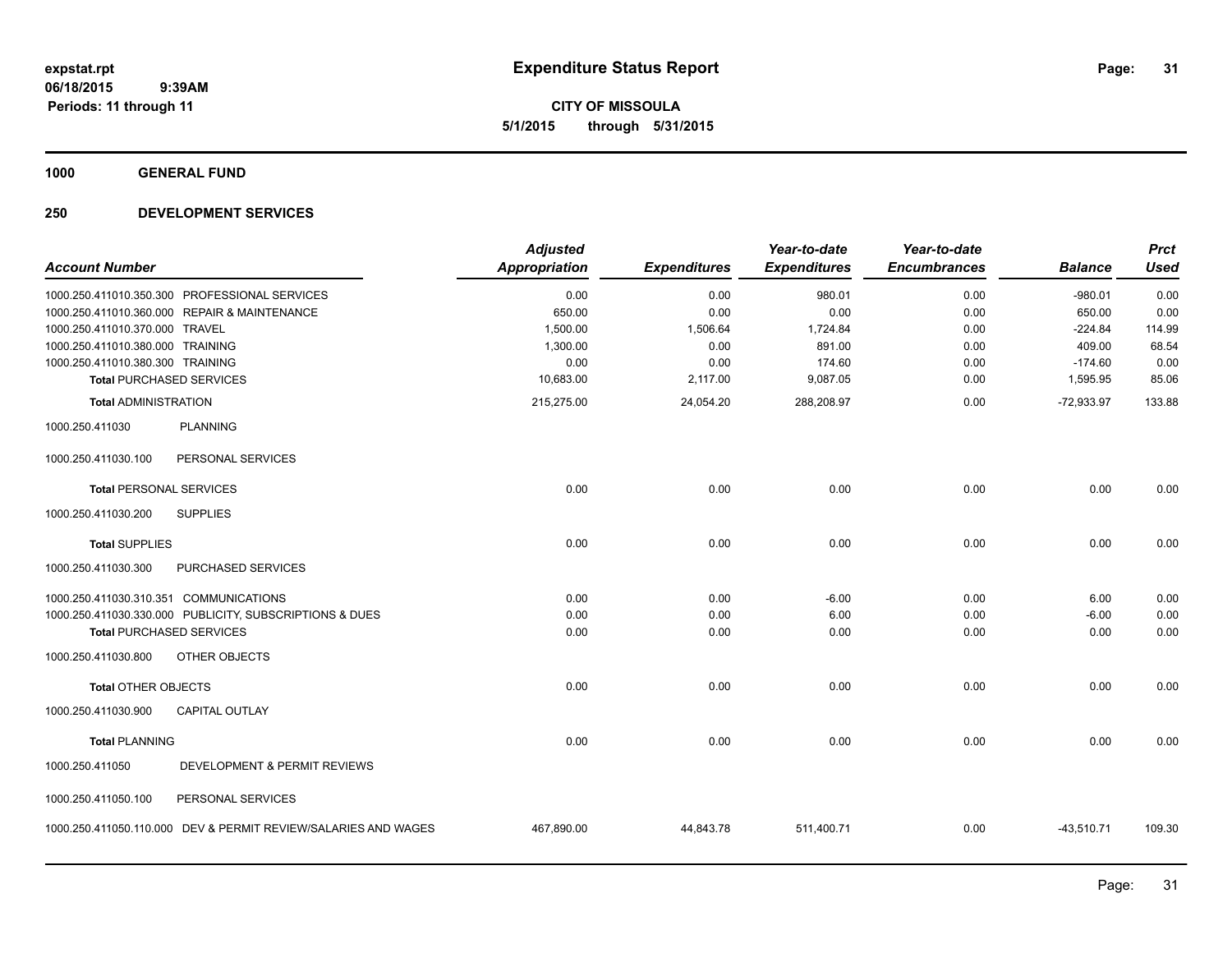**expstat.rpt**
**06/18/2015 9:39AM**
**Periods: 11 through 11**

# Expenditure Status Report

**CITY OF MISSOULA**
**5/1/2015 through 5/31/2015**

## 1000 GENERAL FUND

## 250 DEVELOPMENT SERVICES

| Account Number | | Adjusted Appropriation | Expenditures | Year-to-date Expenditures | Year-to-date Encumbrances | Balance | Prct Used |
|---|---|---|---|---|---|---|---|
| 1000.250.411010.350.300 | PROFESSIONAL SERVICES | 0.00 | 0.00 | 980.01 | 0.00 | -980.01 | 0.00 |
| 1000.250.411010.360.000 | REPAIR & MAINTENANCE | 650.00 | 0.00 | 0.00 | 0.00 | 650.00 | 0.00 |
| 1000.250.411010.370.000 | TRAVEL | 1,500.00 | 1,506.64 | 1,724.84 | 0.00 | -224.84 | 114.99 |
| 1000.250.411010.380.000 | TRAINING | 1,300.00 | 0.00 | 891.00 | 0.00 | 409.00 | 68.54 |
| 1000.250.411010.380.300 | TRAINING | 0.00 | 0.00 | 174.60 | 0.00 | -174.60 | 0.00 |
| **Total** PURCHASED SERVICES | | 10,683.00 | 2,117.00 | 9,087.05 | 0.00 | 1,595.95 | 85.06 |
| **Total** ADMINISTRATION | | 215,275.00 | 24,054.20 | 288,208.97 | 0.00 | -72,933.97 | 133.88 |
| 1000.250.411030 | PLANNING | | | | | | |
| 1000.250.411030.100 | PERSONAL SERVICES | | | | | | |
| **Total** PERSONAL SERVICES | | 0.00 | 0.00 | 0.00 | 0.00 | 0.00 | 0.00 |
| 1000.250.411030.200 | SUPPLIES | | | | | | |
| **Total** SUPPLIES | | 0.00 | 0.00 | 0.00 | 0.00 | 0.00 | 0.00 |
| 1000.250.411030.300 | PURCHASED SERVICES | | | | | | |
| 1000.250.411030.310.351 | COMMUNICATIONS | 0.00 | 0.00 | -6.00 | 0.00 | 6.00 | 0.00 |
| 1000.250.411030.330.000 | PUBLICITY, SUBSCRIPTIONS & DUES | 0.00 | 0.00 | 6.00 | 0.00 | -6.00 | 0.00 |
| **Total** PURCHASED SERVICES | | 0.00 | 0.00 | 0.00 | 0.00 | 0.00 | 0.00 |
| 1000.250.411030.800 | OTHER OBJECTS | | | | | | |
| **Total** OTHER OBJECTS | | 0.00 | 0.00 | 0.00 | 0.00 | 0.00 | 0.00 |
| 1000.250.411030.900 | CAPITAL OUTLAY | | | | | | |
| **Total** PLANNING | | 0.00 | 0.00 | 0.00 | 0.00 | 0.00 | 0.00 |
| 1000.250.411050 | DEVELOPMENT & PERMIT REVIEWS | | | | | | |
| 1000.250.411050.100 | PERSONAL SERVICES | | | | | | |
| 1000.250.411050.110.000 | DEV & PERMIT REVIEW/SALARIES AND WAGES | 467,890.00 | 44,843.78 | 511,400.71 | 0.00 | -43,510.71 | 109.30 |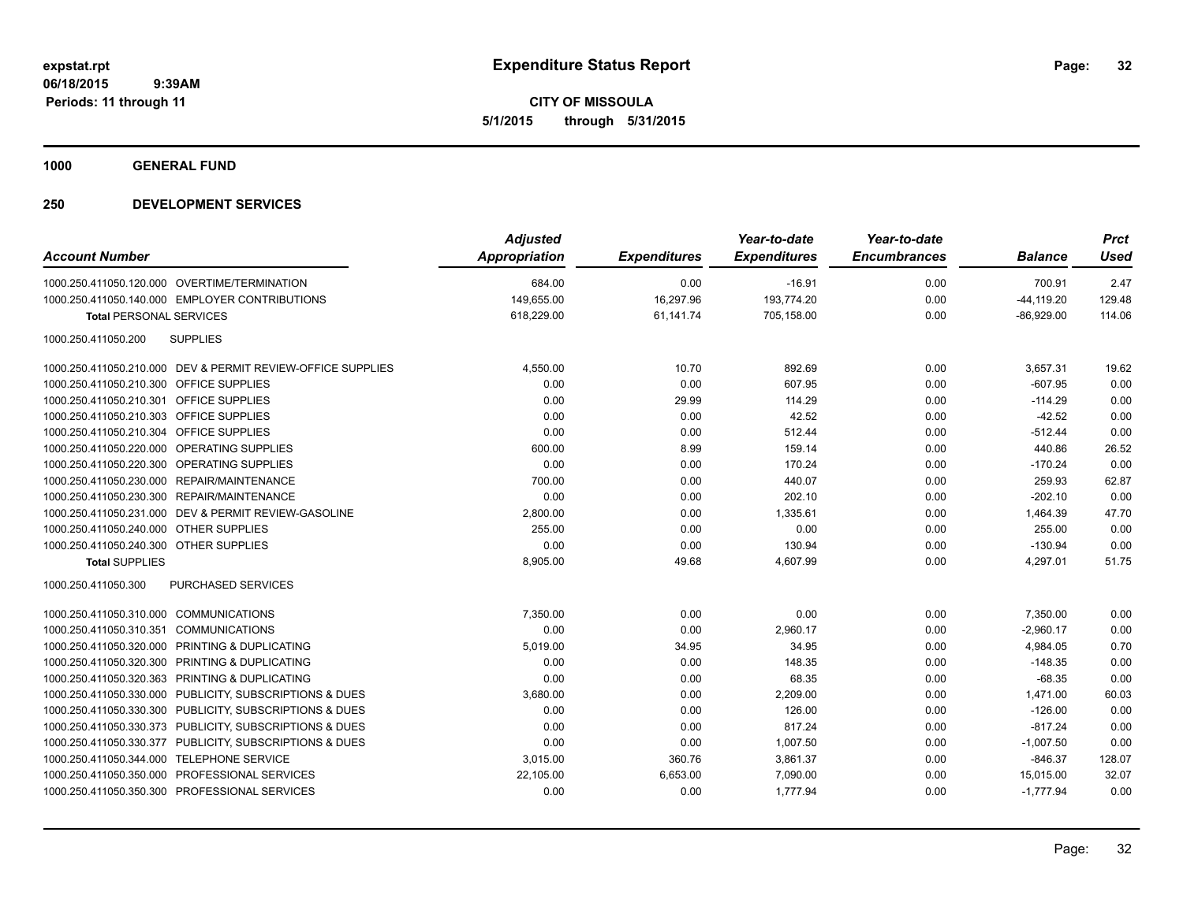**expstat.rpt**
**06/18/2015 9:39AM**
**Periods: 11 through 11**

# Expenditure Status Report

**CITY OF MISSOULA**
**5/1/2015 through 5/31/2015**

## 1000 GENERAL FUND

## 250 DEVELOPMENT SERVICES

| Account Number | | Adjusted Appropriation | Expenditures | Year-to-date Expenditures | Year-to-date Encumbrances | Balance | Prct Used |
|---|---|---|---|---|---|---|---|
| 1000.250.411050.120.000 | OVERTIME/TERMINATION | 684.00 | 0.00 | -16.91 | 0.00 | 700.91 | 2.47 |
| 1000.250.411050.140.000 | EMPLOYER CONTRIBUTIONS | 149,655.00 | 16,297.96 | 193,774.20 | 0.00 | -44,119.20 | 129.48 |
| **Total** PERSONAL SERVICES | | 618,229.00 | 61,141.74 | 705,158.00 | 0.00 | -86,929.00 | 114.06 |
| 1000.250.411050.200 | SUPPLIES | | | | | | |
| 1000.250.411050.210.000 | DEV & PERMIT REVIEW-OFFICE SUPPLIES | 4,550.00 | 10.70 | 892.69 | 0.00 | 3,657.31 | 19.62 |
| 1000.250.411050.210.300 | OFFICE SUPPLIES | 0.00 | 0.00 | 607.95 | 0.00 | -607.95 | 0.00 |
| 1000.250.411050.210.301 | OFFICE SUPPLIES | 0.00 | 29.99 | 114.29 | 0.00 | -114.29 | 0.00 |
| 1000.250.411050.210.303 | OFFICE SUPPLIES | 0.00 | 0.00 | 42.52 | 0.00 | -42.52 | 0.00 |
| 1000.250.411050.210.304 | OFFICE SUPPLIES | 0.00 | 0.00 | 512.44 | 0.00 | -512.44 | 0.00 |
| 1000.250.411050.220.000 | OPERATING SUPPLIES | 600.00 | 8.99 | 159.14 | 0.00 | 440.86 | 26.52 |
| 1000.250.411050.220.300 | OPERATING SUPPLIES | 0.00 | 0.00 | 170.24 | 0.00 | -170.24 | 0.00 |
| 1000.250.411050.230.000 | REPAIR/MAINTENANCE | 700.00 | 0.00 | 440.07 | 0.00 | 259.93 | 62.87 |
| 1000.250.411050.230.300 | REPAIR/MAINTENANCE | 0.00 | 0.00 | 202.10 | 0.00 | -202.10 | 0.00 |
| 1000.250.411050.231.000 | DEV & PERMIT REVIEW-GASOLINE | 2,800.00 | 0.00 | 1,335.61 | 0.00 | 1,464.39 | 47.70 |
| 1000.250.411050.240.000 | OTHER SUPPLIES | 255.00 | 0.00 | 0.00 | 0.00 | 255.00 | 0.00 |
| 1000.250.411050.240.300 | OTHER SUPPLIES | 0.00 | 0.00 | 130.94 | 0.00 | -130.94 | 0.00 |
| **Total** SUPPLIES | | 8,905.00 | 49.68 | 4,607.99 | 0.00 | 4,297.01 | 51.75 |
| 1000.250.411050.300 | PURCHASED SERVICES | | | | | | |
| 1000.250.411050.310.000 | COMMUNICATIONS | 7,350.00 | 0.00 | 0.00 | 0.00 | 7,350.00 | 0.00 |
| 1000.250.411050.310.351 | COMMUNICATIONS | 0.00 | 0.00 | 2,960.17 | 0.00 | -2,960.17 | 0.00 |
| 1000.250.411050.320.000 | PRINTING & DUPLICATING | 5,019.00 | 34.95 | 34.95 | 0.00 | 4,984.05 | 0.70 |
| 1000.250.411050.320.300 | PRINTING & DUPLICATING | 0.00 | 0.00 | 148.35 | 0.00 | -148.35 | 0.00 |
| 1000.250.411050.320.363 | PRINTING & DUPLICATING | 0.00 | 0.00 | 68.35 | 0.00 | -68.35 | 0.00 |
| 1000.250.411050.330.000 | PUBLICITY, SUBSCRIPTIONS & DUES | 3,680.00 | 0.00 | 2,209.00 | 0.00 | 1,471.00 | 60.03 |
| 1000.250.411050.330.300 | PUBLICITY, SUBSCRIPTIONS & DUES | 0.00 | 0.00 | 126.00 | 0.00 | -126.00 | 0.00 |
| 1000.250.411050.330.373 | PUBLICITY, SUBSCRIPTIONS & DUES | 0.00 | 0.00 | 817.24 | 0.00 | -817.24 | 0.00 |
| 1000.250.411050.330.377 | PUBLICITY, SUBSCRIPTIONS & DUES | 0.00 | 0.00 | 1,007.50 | 0.00 | -1,007.50 | 0.00 |
| 1000.250.411050.344.000 | TELEPHONE SERVICE | 3,015.00 | 360.76 | 3,861.37 | 0.00 | -846.37 | 128.07 |
| 1000.250.411050.350.000 | PROFESSIONAL SERVICES | 22,105.00 | 6,653.00 | 7,090.00 | 0.00 | 15,015.00 | 32.07 |
| 1000.250.411050.350.300 | PROFESSIONAL SERVICES | 0.00 | 0.00 | 1,777.94 | 0.00 | -1,777.94 | 0.00 |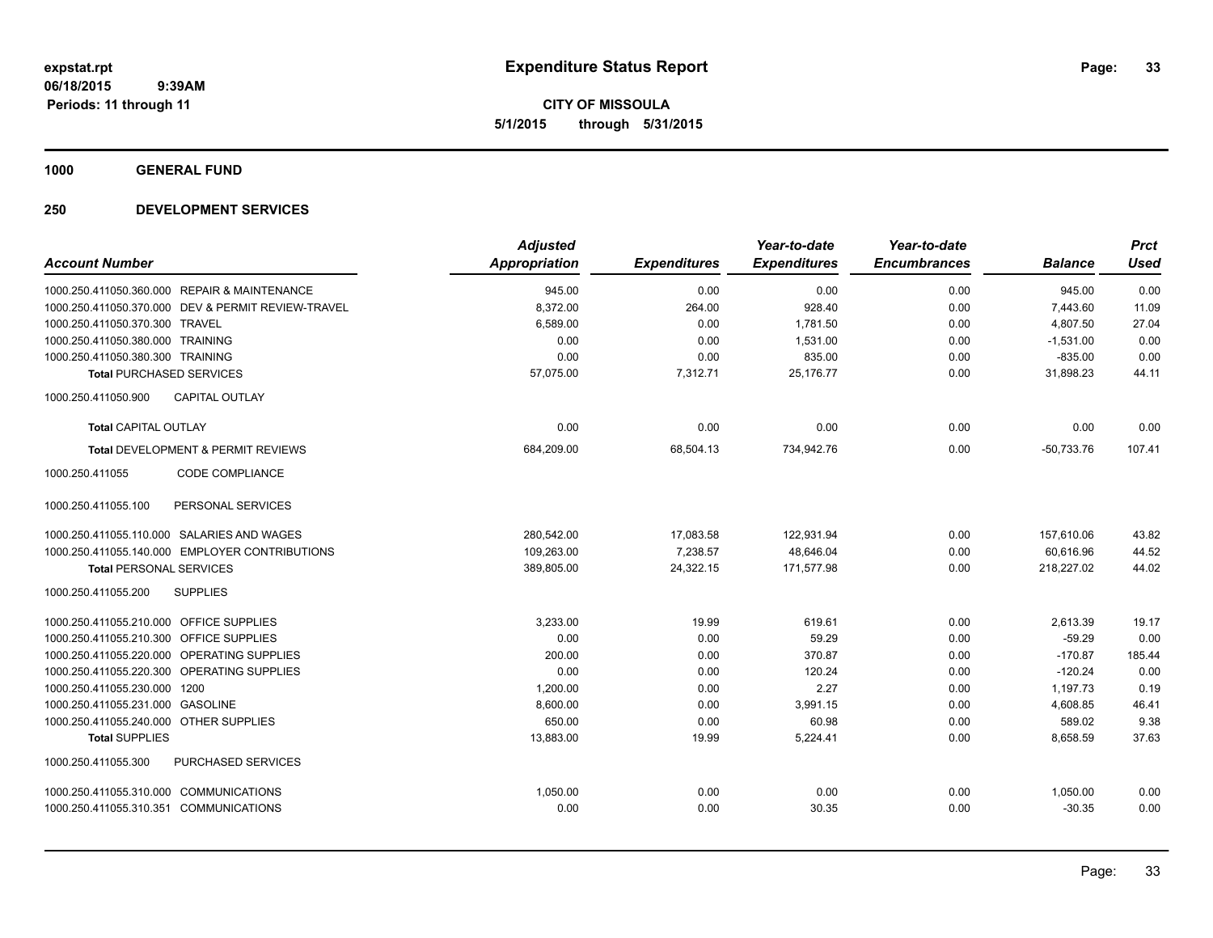**expstat.rpt**
**06/18/2015 9:39AM**
**Periods: 11 through 11**

# Expenditure Status Report

**CITY OF MISSOULA**
**5/1/2015 through 5/31/2015**

## 1000 GENERAL FUND

## 250 DEVELOPMENT SERVICES

| Account Number | | Adjusted Appropriation | Expenditures | Year-to-date Expenditures | Year-to-date Encumbrances | Balance | Prct Used |
|---|---|---|---|---|---|---|---|
| 1000.250.411050.360.000 | REPAIR & MAINTENANCE | 945.00 | 0.00 | 0.00 | 0.00 | 945.00 | 0.00 |
| 1000.250.411050.370.000 | DEV & PERMIT REVIEW-TRAVEL | 8,372.00 | 264.00 | 928.40 | 0.00 | 7,443.60 | 11.09 |
| 1000.250.411050.370.300 | TRAVEL | 6,589.00 | 0.00 | 1,781.50 | 0.00 | 4,807.50 | 27.04 |
| 1000.250.411050.380.000 | TRAINING | 0.00 | 0.00 | 1,531.00 | 0.00 | -1,531.00 | 0.00 |
| 1000.250.411050.380.300 | TRAINING | 0.00 | 0.00 | 835.00 | 0.00 | -835.00 | 0.00 |
| **Total PURCHASED SERVICES** | | 57,075.00 | 7,312.71 | 25,176.77 | 0.00 | 31,898.23 | 44.11 |
| 1000.250.411050.900 | CAPITAL OUTLAY | | | | | | |
| **Total CAPITAL OUTLAY** | | 0.00 | 0.00 | 0.00 | 0.00 | 0.00 | 0.00 |
| **Total DEVELOPMENT & PERMIT REVIEWS** | | 684,209.00 | 68,504.13 | 734,942.76 | 0.00 | -50,733.76 | 107.41 |
| 1000.250.411055 | CODE COMPLIANCE | | | | | | |
| 1000.250.411055.100 | PERSONAL SERVICES | | | | | | |
| 1000.250.411055.110.000 | SALARIES AND WAGES | 280,542.00 | 17,083.58 | 122,931.94 | 0.00 | 157,610.06 | 43.82 |
| 1000.250.411055.140.000 | EMPLOYER CONTRIBUTIONS | 109,263.00 | 7,238.57 | 48,646.04 | 0.00 | 60,616.96 | 44.52 |
| **Total PERSONAL SERVICES** | | 389,805.00 | 24,322.15 | 171,577.98 | 0.00 | 218,227.02 | 44.02 |
| 1000.250.411055.200 | SUPPLIES | | | | | | |
| 1000.250.411055.210.000 | OFFICE SUPPLIES | 3,233.00 | 19.99 | 619.61 | 0.00 | 2,613.39 | 19.17 |
| 1000.250.411055.210.300 | OFFICE SUPPLIES | 0.00 | 0.00 | 59.29 | 0.00 | -59.29 | 0.00 |
| 1000.250.411055.220.000 | OPERATING SUPPLIES | 200.00 | 0.00 | 370.87 | 0.00 | -170.87 | 185.44 |
| 1000.250.411055.220.300 | OPERATING SUPPLIES | 0.00 | 0.00 | 120.24 | 0.00 | -120.24 | 0.00 |
| 1000.250.411055.230.000 | 1200 | 1,200.00 | 0.00 | 2.27 | 0.00 | 1,197.73 | 0.19 |
| 1000.250.411055.231.000 | GASOLINE | 8,600.00 | 0.00 | 3,991.15 | 0.00 | 4,608.85 | 46.41 |
| 1000.250.411055.240.000 | OTHER SUPPLIES | 650.00 | 0.00 | 60.98 | 0.00 | 589.02 | 9.38 |
| **Total SUPPLIES** | | 13,883.00 | 19.99 | 5,224.41 | 0.00 | 8,658.59 | 37.63 |
| 1000.250.411055.300 | PURCHASED SERVICES | | | | | | |
| 1000.250.411055.310.000 | COMMUNICATIONS | 1,050.00 | 0.00 | 0.00 | 0.00 | 1,050.00 | 0.00 |
| 1000.250.411055.310.351 | COMMUNICATIONS | 0.00 | 0.00 | 30.35 | 0.00 | -30.35 | 0.00 |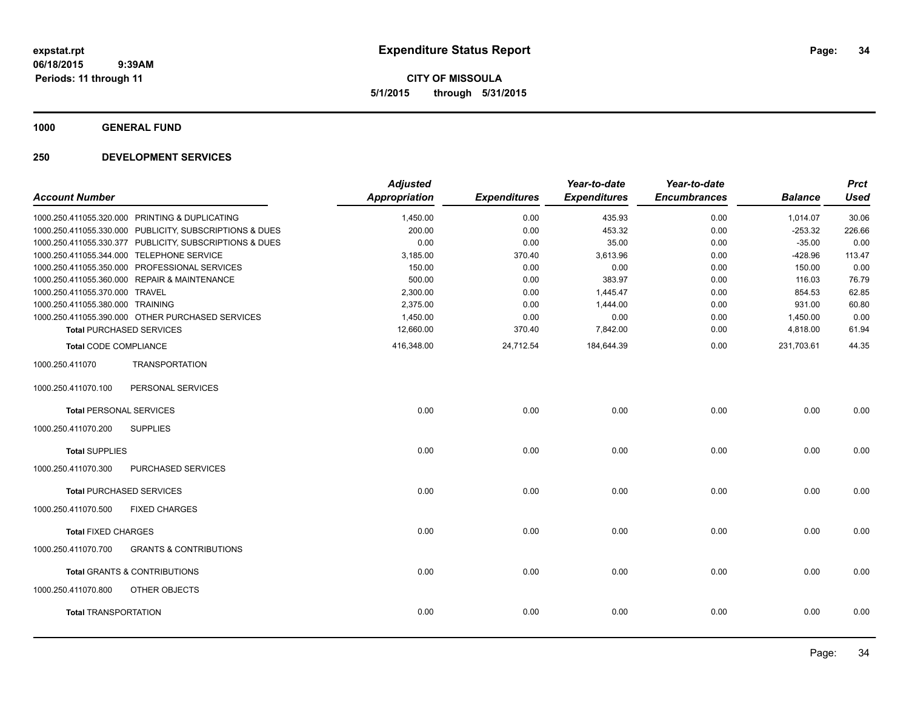**expstat.rpt**
**06/18/2015 9:39AM**
**Periods: 11 through 11**

# Expenditure Status Report

**CITY OF MISSOULA**
**5/1/2015 through 5/31/2015**

## 1000 GENERAL FUND

## 250 DEVELOPMENT SERVICES

| Account Number | | Adjusted Appropriation | Expenditures | Year-to-date Expenditures | Year-to-date Encumbrances | Balance | Prct Used |
|---|---|---|---|---|---|---|---|
| 1000.250.411055.320.000 | PRINTING & DUPLICATING | 1,450.00 | 0.00 | 435.93 | 0.00 | 1,014.07 | 30.06 |
| 1000.250.411055.330.000 | PUBLICITY, SUBSCRIPTIONS & DUES | 200.00 | 0.00 | 453.32 | 0.00 | -253.32 | 226.66 |
| 1000.250.411055.330.377 | PUBLICITY, SUBSCRIPTIONS & DUES | 0.00 | 0.00 | 35.00 | 0.00 | -35.00 | 0.00 |
| 1000.250.411055.344.000 | TELEPHONE SERVICE | 3,185.00 | 370.40 | 3,613.96 | 0.00 | -428.96 | 113.47 |
| 1000.250.411055.350.000 | PROFESSIONAL SERVICES | 150.00 | 0.00 | 0.00 | 0.00 | 150.00 | 0.00 |
| 1000.250.411055.360.000 | REPAIR & MAINTENANCE | 500.00 | 0.00 | 383.97 | 0.00 | 116.03 | 76.79 |
| 1000.250.411055.370.000 | TRAVEL | 2,300.00 | 0.00 | 1,445.47 | 0.00 | 854.53 | 62.85 |
| 1000.250.411055.380.000 | TRAINING | 2,375.00 | 0.00 | 1,444.00 | 0.00 | 931.00 | 60.80 |
| 1000.250.411055.390.000 | OTHER PURCHASED SERVICES | 1,450.00 | 0.00 | 0.00 | 0.00 | 1,450.00 | 0.00 |
| **Total** PURCHASED SERVICES | | 12,660.00 | 370.40 | 7,842.00 | 0.00 | 4,818.00 | 61.94 |
| **Total** CODE COMPLIANCE | | 416,348.00 | 24,712.54 | 184,644.39 | 0.00 | 231,703.61 | 44.35 |
| 1000.250.411070 | TRANSPORTATION | | | | | | |
| 1000.250.411070.100 | PERSONAL SERVICES | | | | | | |
| **Total** PERSONAL SERVICES | | 0.00 | 0.00 | 0.00 | 0.00 | 0.00 | 0.00 |
| 1000.250.411070.200 | SUPPLIES | | | | | | |
| **Total** SUPPLIES | | 0.00 | 0.00 | 0.00 | 0.00 | 0.00 | 0.00 |
| 1000.250.411070.300 | PURCHASED SERVICES | | | | | | |
| **Total** PURCHASED SERVICES | | 0.00 | 0.00 | 0.00 | 0.00 | 0.00 | 0.00 |
| 1000.250.411070.500 | FIXED CHARGES | | | | | | |
| **Total** FIXED CHARGES | | 0.00 | 0.00 | 0.00 | 0.00 | 0.00 | 0.00 |
| 1000.250.411070.700 | GRANTS & CONTRIBUTIONS | | | | | | |
| **Total** GRANTS & CONTRIBUTIONS | | 0.00 | 0.00 | 0.00 | 0.00 | 0.00 | 0.00 |
| 1000.250.411070.800 | OTHER OBJECTS | | | | | | |
| **Total** TRANSPORTATION | | 0.00 | 0.00 | 0.00 | 0.00 | 0.00 | 0.00 |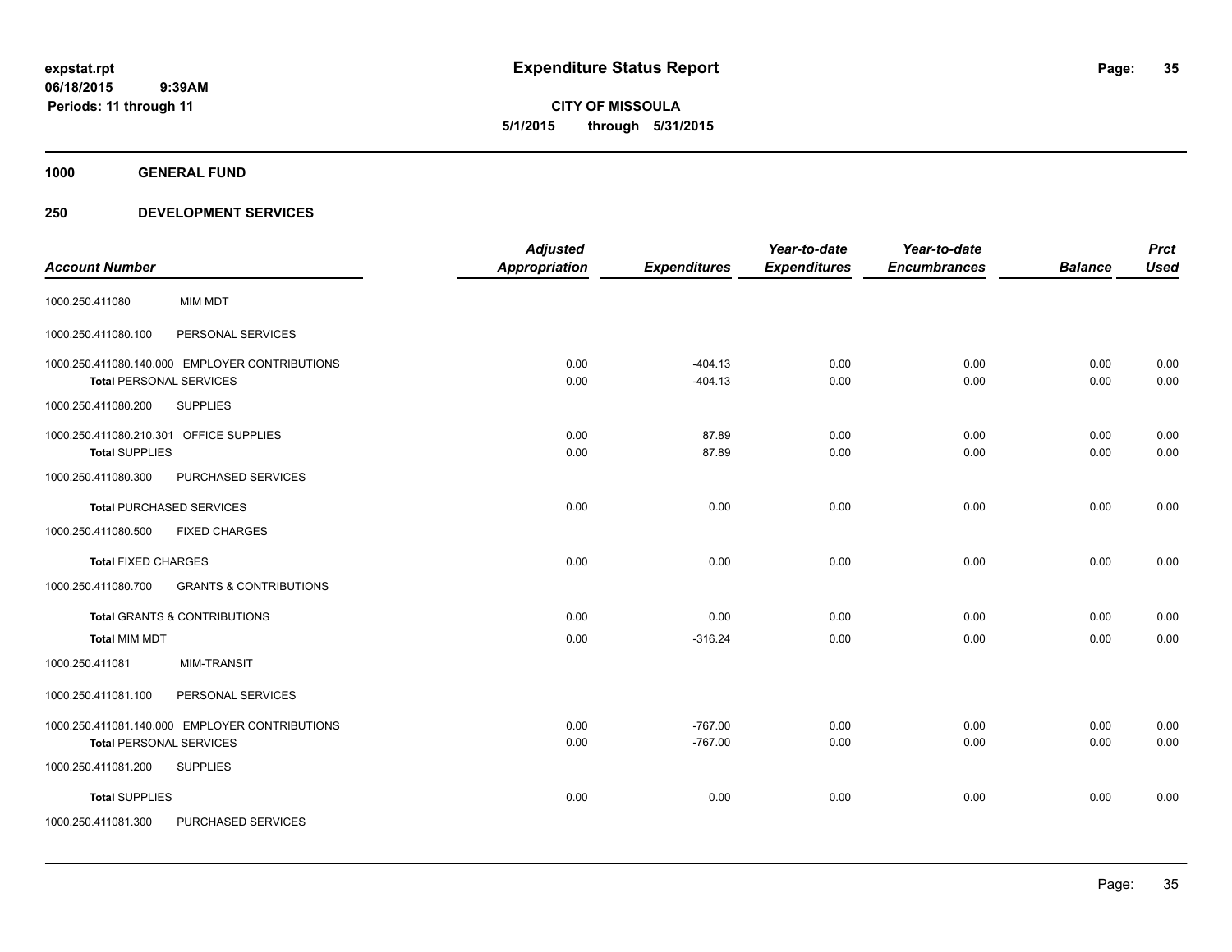**expstat.rpt**
**06/18/2015 9:39AM**
**Periods: 11 through 11**

# Expenditure Status Report

**CITY OF MISSOULA**
**5/1/2015 through 5/31/2015**

## 1000 GENERAL FUND

## 250 DEVELOPMENT SERVICES

| Account Number | | Adjusted Appropriation | Expenditures | Year-to-date Expenditures | Year-to-date Encumbrances | Balance | Prct Used |
|---|---|---|---|---|---|---|---|
| 1000.250.411080 | MIM MDT | | | | | | |
| 1000.250.411080.100 | PERSONAL SERVICES | | | | | | |
| 1000.250.411080.140.000 | EMPLOYER CONTRIBUTIONS | 0.00 | -404.13 | 0.00 | 0.00 | 0.00 | 0.00 |
| **Total** PERSONAL SERVICES | | 0.00 | -404.13 | 0.00 | 0.00 | 0.00 | 0.00 |
| 1000.250.411080.200 | SUPPLIES | | | | | | |
| 1000.250.411080.210.301 | OFFICE SUPPLIES | 0.00 | 87.89 | 0.00 | 0.00 | 0.00 | 0.00 |
| **Total** SUPPLIES | | 0.00 | 87.89 | 0.00 | 0.00 | 0.00 | 0.00 |
| 1000.250.411080.300 | PURCHASED SERVICES | | | | | | |
| **Total** PURCHASED SERVICES | | 0.00 | 0.00 | 0.00 | 0.00 | 0.00 | 0.00 |
| 1000.250.411080.500 | FIXED CHARGES | | | | | | |
| **Total** FIXED CHARGES | | 0.00 | 0.00 | 0.00 | 0.00 | 0.00 | 0.00 |
| 1000.250.411080.700 | GRANTS & CONTRIBUTIONS | | | | | | |
| **Total** GRANTS & CONTRIBUTIONS | | 0.00 | 0.00 | 0.00 | 0.00 | 0.00 | 0.00 |
| **Total MIM MDT** | | 0.00 | -316.24 | 0.00 | 0.00 | 0.00 | 0.00 |
| 1000.250.411081 | MIM-TRANSIT | | | | | | |
| 1000.250.411081.100 | PERSONAL SERVICES | | | | | | |
| 1000.250.411081.140.000 | EMPLOYER CONTRIBUTIONS | 0.00 | -767.00 | 0.00 | 0.00 | 0.00 | 0.00 |
| **Total** PERSONAL SERVICES | | 0.00 | -767.00 | 0.00 | 0.00 | 0.00 | 0.00 |
| 1000.250.411081.200 | SUPPLIES | | | | | | |
| **Total** SUPPLIES | | 0.00 | 0.00 | 0.00 | 0.00 | 0.00 | 0.00 |
| 1000.250.411081.300 | PURCHASED SERVICES | | | | | | |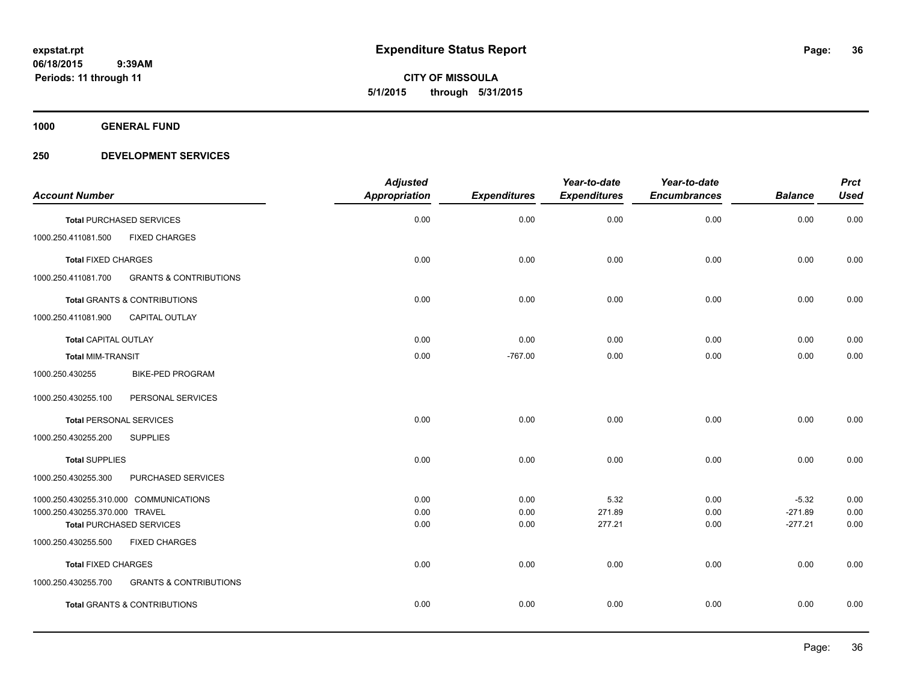**expstat.rpt**
**06/18/2015 9:39AM**
**Periods: 11 through 11**

# Expenditure Status Report

**CITY OF MISSOULA**
**5/1/2015 through 5/31/2015**

**1000 GENERAL FUND**

**250 DEVELOPMENT SERVICES**

| Account Number | | Adjusted Appropriation | Expenditures | Year-to-date Expenditures | Year-to-date Encumbrances | Balance | Prct Used |
|---|---|---|---|---|---|---|---|
| **Total** PURCHASED SERVICES | | 0.00 | 0.00 | 0.00 | 0.00 | 0.00 | 0.00 |
| 1000.250.411081.500 | FIXED CHARGES | | | | | | |
| **Total** FIXED CHARGES | | 0.00 | 0.00 | 0.00 | 0.00 | 0.00 | 0.00 |
| 1000.250.411081.700 | GRANTS & CONTRIBUTIONS | | | | | | |
| **Total** GRANTS & CONTRIBUTIONS | | 0.00 | 0.00 | 0.00 | 0.00 | 0.00 | 0.00 |
| 1000.250.411081.900 | CAPITAL OUTLAY | | | | | | |
| **Total** CAPITAL OUTLAY | | 0.00 | 0.00 | 0.00 | 0.00 | 0.00 | 0.00 |
| **Total** MIM-TRANSIT | | 0.00 | -767.00 | 0.00 | 0.00 | 0.00 | 0.00 |
| 1000.250.430255 | BIKE-PED PROGRAM | | | | | | |
| 1000.250.430255.100 | PERSONAL SERVICES | | | | | | |
| **Total** PERSONAL SERVICES | | 0.00 | 0.00 | 0.00 | 0.00 | 0.00 | 0.00 |
| 1000.250.430255.200 | SUPPLIES | | | | | | |
| **Total** SUPPLIES | | 0.00 | 0.00 | 0.00 | 0.00 | 0.00 | 0.00 |
| 1000.250.430255.300 | PURCHASED SERVICES | | | | | | |
| 1000.250.430255.310.000 | COMMUNICATIONS | 0.00 | 0.00 | 5.32 | 0.00 | -5.32 | 0.00 |
| 1000.250.430255.370.000 | TRAVEL | 0.00 | 0.00 | 271.89 | 0.00 | -271.89 | 0.00 |
| **Total** PURCHASED SERVICES | | 0.00 | 0.00 | 277.21 | 0.00 | -277.21 | 0.00 |
| 1000.250.430255.500 | FIXED CHARGES | | | | | | |
| **Total** FIXED CHARGES | | 0.00 | 0.00 | 0.00 | 0.00 | 0.00 | 0.00 |
| 1000.250.430255.700 | GRANTS & CONTRIBUTIONS | | | | | | |
| **Total** GRANTS & CONTRIBUTIONS | | 0.00 | 0.00 | 0.00 | 0.00 | 0.00 | 0.00 |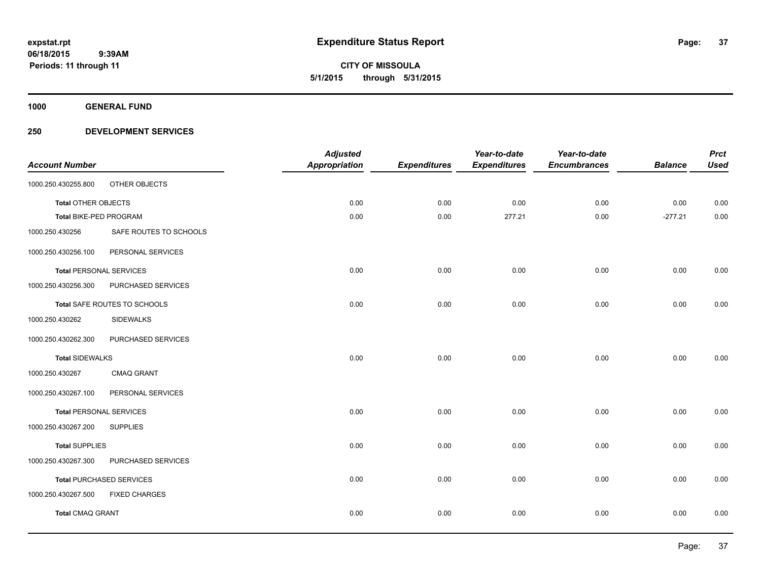**Expenditure Status Report**

**CITY OF MISSOULA**
**5/1/2015 through 5/31/2015**

expstat.rpt
06/18/2015 9:39AM
Periods: 11 through 11

**1000 GENERAL FUND**

**250 DEVELOPMENT SERVICES**

| Account Number | | Adjusted Appropriation | Expenditures | Year-to-date Expenditures | Year-to-date Encumbrances | Balance | Prct Used |
|---|---|---|---|---|---|---|---|
| 1000.250.430255.800 | OTHER OBJECTS | | | | | | |
| Total OTHER OBJECTS | | 0.00 | 0.00 | 0.00 | 0.00 | 0.00 | 0.00 |
| Total BIKE-PED PROGRAM | | 0.00 | 0.00 | 277.21 | 0.00 | -277.21 | 0.00 |
| 1000.250.430256 | SAFE ROUTES TO SCHOOLS | | | | | | |
| 1000.250.430256.100 | PERSONAL SERVICES | | | | | | |
| Total PERSONAL SERVICES | | 0.00 | 0.00 | 0.00 | 0.00 | 0.00 | 0.00 |
| 1000.250.430256.300 | PURCHASED SERVICES | | | | | | |
| Total SAFE ROUTES TO SCHOOLS | | 0.00 | 0.00 | 0.00 | 0.00 | 0.00 | 0.00 |
| 1000.250.430262 | SIDEWALKS | | | | | | |
| 1000.250.430262.300 | PURCHASED SERVICES | | | | | | |
| Total SIDEWALKS | | 0.00 | 0.00 | 0.00 | 0.00 | 0.00 | 0.00 |
| 1000.250.430267 | CMAQ GRANT | | | | | | |
| 1000.250.430267.100 | PERSONAL SERVICES | | | | | | |
| Total PERSONAL SERVICES | | 0.00 | 0.00 | 0.00 | 0.00 | 0.00 | 0.00 |
| 1000.250.430267.200 | SUPPLIES | | | | | | |
| Total SUPPLIES | | 0.00 | 0.00 | 0.00 | 0.00 | 0.00 | 0.00 |
| 1000.250.430267.300 | PURCHASED SERVICES | | | | | | |
| Total PURCHASED SERVICES | | 0.00 | 0.00 | 0.00 | 0.00 | 0.00 | 0.00 |
| 1000.250.430267.500 | FIXED CHARGES | | | | | | |
| Total CMAQ GRANT | | 0.00 | 0.00 | 0.00 | 0.00 | 0.00 | 0.00 |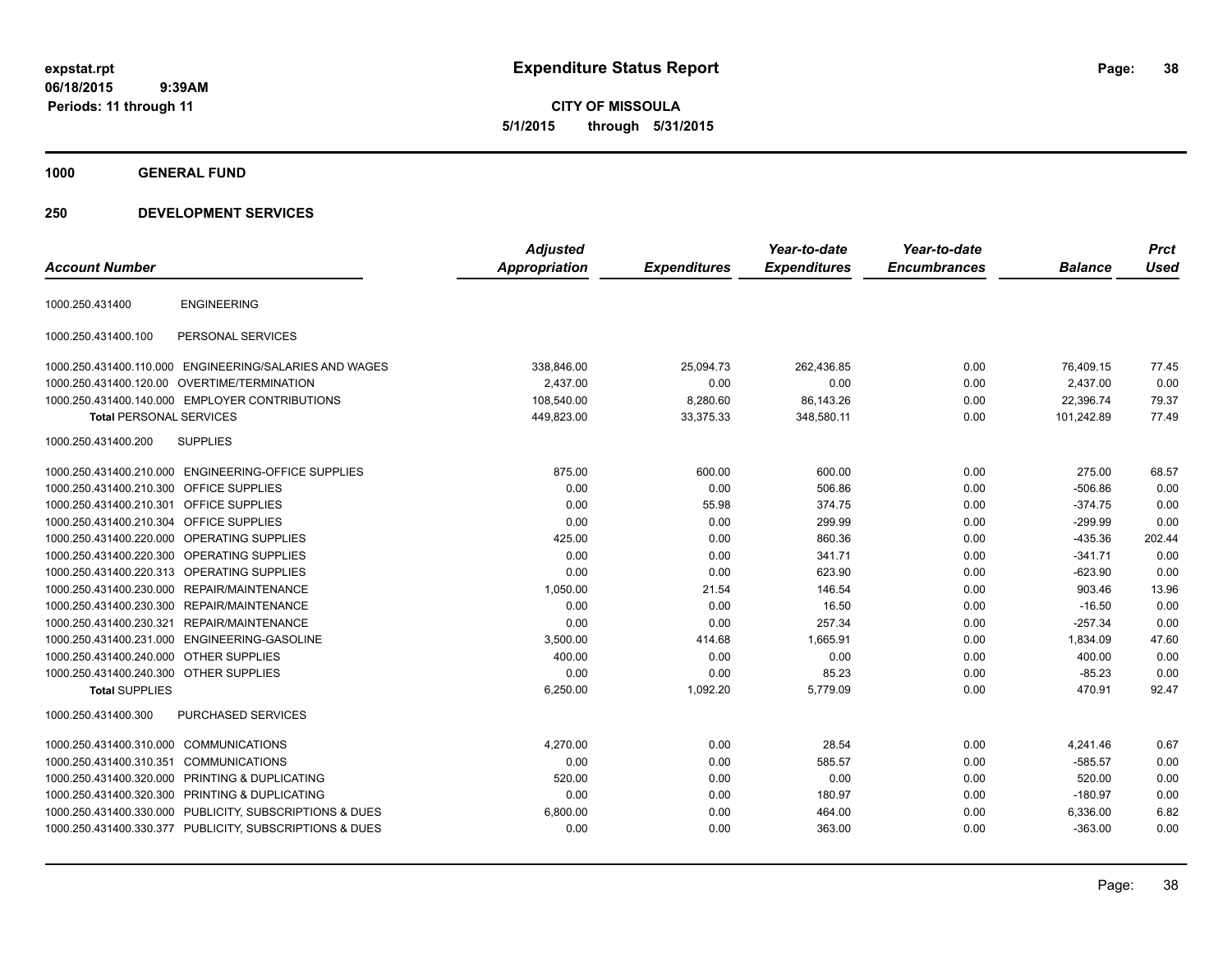**expstat.rpt**
**06/18/2015 9:39AM**
**Periods: 11 through 11**

# Expenditure Status Report

**CITY OF MISSOULA**
**5/1/2015 through 5/31/2015**

## 1000 GENERAL FUND

## 250 DEVELOPMENT SERVICES

| Account Number | | Adjusted Appropriation | Expenditures | Year-to-date Expenditures | Year-to-date Encumbrances | Balance | Prct Used |
|---|---|---|---|---|---|---|---|
| 1000.250.431400 | ENGINEERING | | | | | | |
| 1000.250.431400.100 | PERSONAL SERVICES | | | | | | |
| 1000.250.431400.110.000 | ENGINEERING/SALARIES AND WAGES | 338,846.00 | 25,094.73 | 262,436.85 | 0.00 | 76,409.15 | 77.45 |
| 1000.250.431400.120.00 | OVERTIME/TERMINATION | 2,437.00 | 0.00 | 0.00 | 0.00 | 2,437.00 | 0.00 |
| 1000.250.431400.140.000 | EMPLOYER CONTRIBUTIONS | 108,540.00 | 8,280.60 | 86,143.26 | 0.00 | 22,396.74 | 79.37 |
| **Total** PERSONAL SERVICES | | 449,823.00 | 33,375.33 | 348,580.11 | 0.00 | 101,242.89 | 77.49 |
| 1000.250.431400.200 | SUPPLIES | | | | | | |
| 1000.250.431400.210.000 | ENGINEERING-OFFICE SUPPLIES | 875.00 | 600.00 | 600.00 | 0.00 | 275.00 | 68.57 |
| 1000.250.431400.210.300 | OFFICE SUPPLIES | 0.00 | 0.00 | 506.86 | 0.00 | -506.86 | 0.00 |
| 1000.250.431400.210.301 | OFFICE SUPPLIES | 0.00 | 55.98 | 374.75 | 0.00 | -374.75 | 0.00 |
| 1000.250.431400.210.304 | OFFICE SUPPLIES | 0.00 | 0.00 | 299.99 | 0.00 | -299.99 | 0.00 |
| 1000.250.431400.220.000 | OPERATING SUPPLIES | 425.00 | 0.00 | 860.36 | 0.00 | -435.36 | 202.44 |
| 1000.250.431400.220.300 | OPERATING SUPPLIES | 0.00 | 0.00 | 341.71 | 0.00 | -341.71 | 0.00 |
| 1000.250.431400.220.313 | OPERATING SUPPLIES | 0.00 | 0.00 | 623.90 | 0.00 | -623.90 | 0.00 |
| 1000.250.431400.230.000 | REPAIR/MAINTENANCE | 1,050.00 | 21.54 | 146.54 | 0.00 | 903.46 | 13.96 |
| 1000.250.431400.230.300 | REPAIR/MAINTENANCE | 0.00 | 0.00 | 16.50 | 0.00 | -16.50 | 0.00 |
| 1000.250.431400.230.321 | REPAIR/MAINTENANCE | 0.00 | 0.00 | 257.34 | 0.00 | -257.34 | 0.00 |
| 1000.250.431400.231.000 | ENGINEERING-GASOLINE | 3,500.00 | 414.68 | 1,665.91 | 0.00 | 1,834.09 | 47.60 |
| 1000.250.431400.240.000 | OTHER SUPPLIES | 400.00 | 0.00 | 0.00 | 0.00 | 400.00 | 0.00 |
| 1000.250.431400.240.300 | OTHER SUPPLIES | 0.00 | 0.00 | 85.23 | 0.00 | -85.23 | 0.00 |
| **Total** SUPPLIES | | 6,250.00 | 1,092.20 | 5,779.09 | 0.00 | 470.91 | 92.47 |
| 1000.250.431400.300 | PURCHASED SERVICES | | | | | | |
| 1000.250.431400.310.000 | COMMUNICATIONS | 4,270.00 | 0.00 | 28.54 | 0.00 | 4,241.46 | 0.67 |
| 1000.250.431400.310.351 | COMMUNICATIONS | 0.00 | 0.00 | 585.57 | 0.00 | -585.57 | 0.00 |
| 1000.250.431400.320.000 | PRINTING & DUPLICATING | 520.00 | 0.00 | 0.00 | 0.00 | 520.00 | 0.00 |
| 1000.250.431400.320.300 | PRINTING & DUPLICATING | 0.00 | 0.00 | 180.97 | 0.00 | -180.97 | 0.00 |
| 1000.250.431400.330.000 | PUBLICITY, SUBSCRIPTIONS & DUES | 6,800.00 | 0.00 | 464.00 | 0.00 | 6,336.00 | 6.82 |
| 1000.250.431400.330.377 | PUBLICITY, SUBSCRIPTIONS & DUES | 0.00 | 0.00 | 363.00 | 0.00 | -363.00 | 0.00 |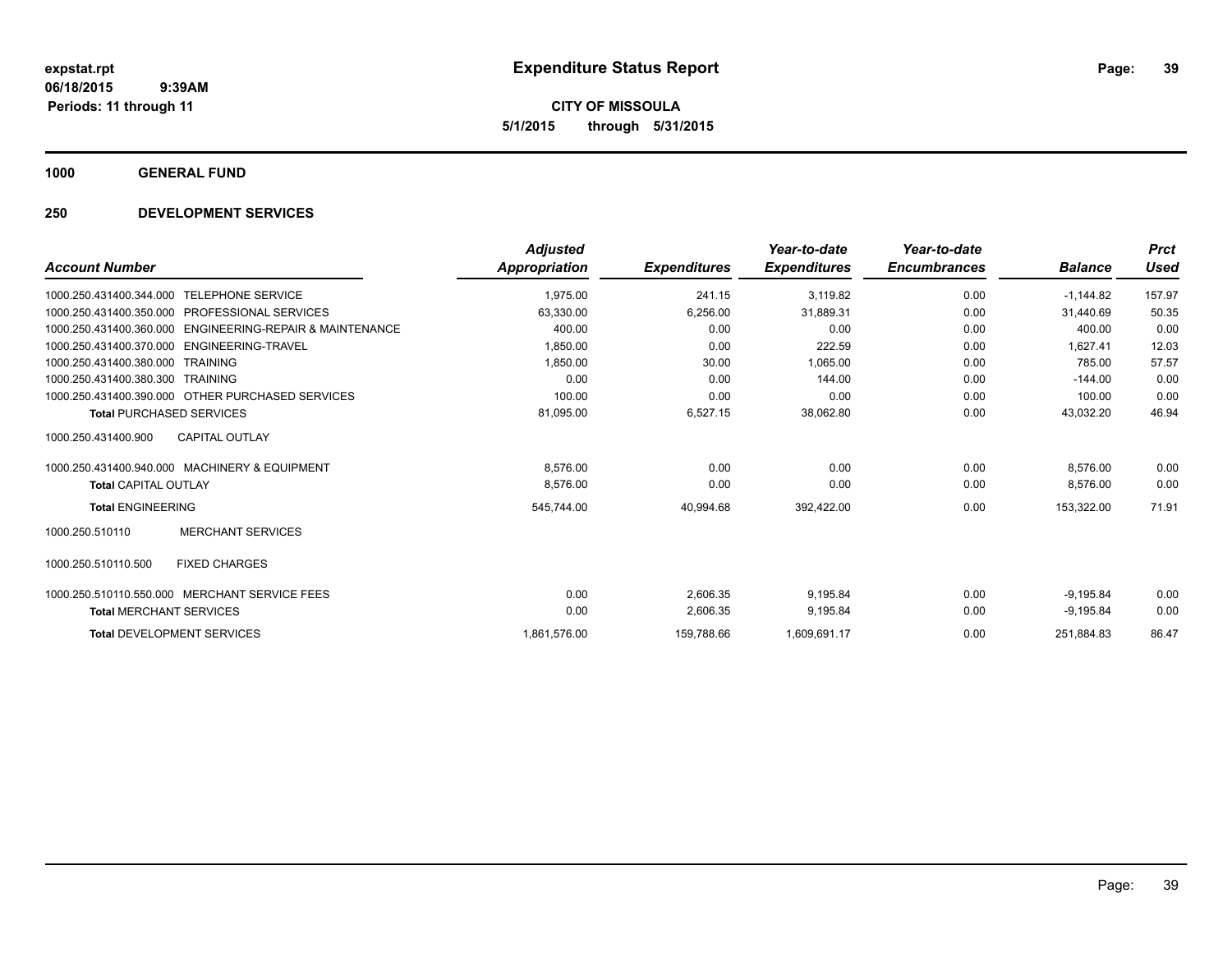**expstat.rpt**
**06/18/2015 9:39AM**
**Periods: 11 through 11**

# Expenditure Status Report

**CITY OF MISSOULA**
**5/1/2015 through 5/31/2015**

## 1000 GENERAL FUND

## 250 DEVELOPMENT SERVICES

| Account Number | Adjusted Appropriation | Expenditures | Year-to-date Expenditures | Year-to-date Encumbrances | Balance | Prct Used |
|---|---|---|---|---|---|---|
| 1000.250.431400.344.000 TELEPHONE SERVICE | 1,975.00 | 241.15 | 3,119.82 | 0.00 | -1,144.82 | 157.97 |
| 1000.250.431400.350.000 PROFESSIONAL SERVICES | 63,330.00 | 6,256.00 | 31,889.31 | 0.00 | 31,440.69 | 50.35 |
| 1000.250.431400.360.000 ENGINEERING-REPAIR & MAINTENANCE | 400.00 | 0.00 | 0.00 | 0.00 | 400.00 | 0.00 |
| 1000.250.431400.370.000 ENGINEERING-TRAVEL | 1,850.00 | 0.00 | 222.59 | 0.00 | 1,627.41 | 12.03 |
| 1000.250.431400.380.000 TRAINING | 1,850.00 | 30.00 | 1,065.00 | 0.00 | 785.00 | 57.57 |
| 1000.250.431400.380.300 TRAINING | 0.00 | 0.00 | 144.00 | 0.00 | -144.00 | 0.00 |
| 1000.250.431400.390.000 OTHER PURCHASED SERVICES | 100.00 | 0.00 | 0.00 | 0.00 | 100.00 | 0.00 |
| **Total** PURCHASED SERVICES | 81,095.00 | 6,527.15 | 38,062.80 | 0.00 | 43,032.20 | 46.94 |
| 1000.250.431400.900 CAPITAL OUTLAY | | | | | | |
| 1000.250.431400.940.000 MACHINERY & EQUIPMENT | 8,576.00 | 0.00 | 0.00 | 0.00 | 8,576.00 | 0.00 |
| **Total** CAPITAL OUTLAY | 8,576.00 | 0.00 | 0.00 | 0.00 | 8,576.00 | 0.00 |
| **Total** ENGINEERING | 545,744.00 | 40,994.68 | 392,422.00 | 0.00 | 153,322.00 | 71.91 |
| 1000.250.510110 MERCHANT SERVICES | | | | | | |
| 1000.250.510110.500 FIXED CHARGES | | | | | | |
| 1000.250.510110.550.000 MERCHANT SERVICE FEES | 0.00 | 2,606.35 | 9,195.84 | 0.00 | -9,195.84 | 0.00 |
| **Total** MERCHANT SERVICES | 0.00 | 2,606.35 | 9,195.84 | 0.00 | -9,195.84 | 0.00 |
| **Total** DEVELOPMENT SERVICES | 1,861,576.00 | 159,788.66 | 1,609,691.17 | 0.00 | 251,884.83 | 86.47 |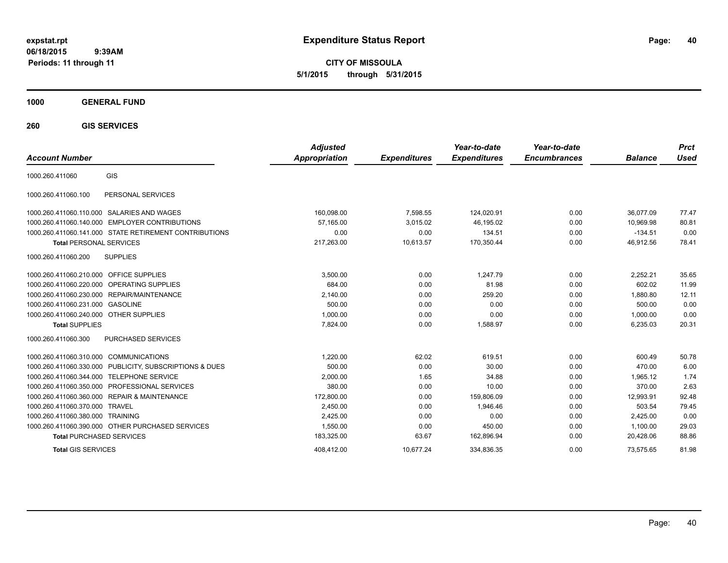# Expenditure Status Report

expstat.rpt
06/18/2015 9:39AM
Periods: 11 through 11

**CITY OF MISSOULA**
**5/1/2015 through 5/31/2015**

## 1000 GENERAL FUND

### 260 GIS SERVICES

| Account Number | | Adjusted Appropriation | Expenditures | Year-to-date Expenditures | Year-to-date Encumbrances | Balance | Prct Used |
|---|---|---|---|---|---|---|---|
| 1000.260.411060 | GIS | | | | | | |
| 1000.260.411060.100 | PERSONAL SERVICES | | | | | | |
| 1000.260.411060.110.000 | SALARIES AND WAGES | 160,098.00 | 7,598.55 | 124,020.91 | 0.00 | 36,077.09 | 77.47 |
| 1000.260.411060.140.000 | EMPLOYER CONTRIBUTIONS | 57,165.00 | 3,015.02 | 46,195.02 | 0.00 | 10,969.98 | 80.81 |
| 1000.260.411060.141.000 | STATE RETIREMENT CONTRIBUTIONS | 0.00 | 0.00 | 134.51 | 0.00 | -134.51 | 0.00 |
| **Total** PERSONAL SERVICES | | 217,263.00 | 10,613.57 | 170,350.44 | 0.00 | 46,912.56 | 78.41 |
| 1000.260.411060.200 | SUPPLIES | | | | | | |
| 1000.260.411060.210.000 | OFFICE SUPPLIES | 3,500.00 | 0.00 | 1,247.79 | 0.00 | 2,252.21 | 35.65 |
| 1000.260.411060.220.000 | OPERATING SUPPLIES | 684.00 | 0.00 | 81.98 | 0.00 | 602.02 | 11.99 |
| 1000.260.411060.230.000 | REPAIR/MAINTENANCE | 2,140.00 | 0.00 | 259.20 | 0.00 | 1,880.80 | 12.11 |
| 1000.260.411060.231.000 | GASOLINE | 500.00 | 0.00 | 0.00 | 0.00 | 500.00 | 0.00 |
| 1000.260.411060.240.000 | OTHER SUPPLIES | 1,000.00 | 0.00 | 0.00 | 0.00 | 1,000.00 | 0.00 |
| **Total** SUPPLIES | | 7,824.00 | 0.00 | 1,588.97 | 0.00 | 6,235.03 | 20.31 |
| 1000.260.411060.300 | PURCHASED SERVICES | | | | | | |
| 1000.260.411060.310.000 | COMMUNICATIONS | 1,220.00 | 62.02 | 619.51 | 0.00 | 600.49 | 50.78 |
| 1000.260.411060.330.000 | PUBLICITY, SUBSCRIPTIONS & DUES | 500.00 | 0.00 | 30.00 | 0.00 | 470.00 | 6.00 |
| 1000.260.411060.344.000 | TELEPHONE SERVICE | 2,000.00 | 1.65 | 34.88 | 0.00 | 1,965.12 | 1.74 |
| 1000.260.411060.350.000 | PROFESSIONAL SERVICES | 380.00 | 0.00 | 10.00 | 0.00 | 370.00 | 2.63 |
| 1000.260.411060.360.000 | REPAIR & MAINTENANCE | 172,800.00 | 0.00 | 159,806.09 | 0.00 | 12,993.91 | 92.48 |
| 1000.260.411060.370.000 | TRAVEL | 2,450.00 | 0.00 | 1,946.46 | 0.00 | 503.54 | 79.45 |
| 1000.260.411060.380.000 | TRAINING | 2,425.00 | 0.00 | 0.00 | 0.00 | 2,425.00 | 0.00 |
| 1000.260.411060.390.000 | OTHER PURCHASED SERVICES | 1,550.00 | 0.00 | 450.00 | 0.00 | 1,100.00 | 29.03 |
| **Total** PURCHASED SERVICES | | 183,325.00 | 63.67 | 162,896.94 | 0.00 | 20,428.06 | 88.86 |
| **Total** GIS SERVICES | | 408,412.00 | 10,677.24 | 334,836.35 | 0.00 | 73,575.65 | 81.98 |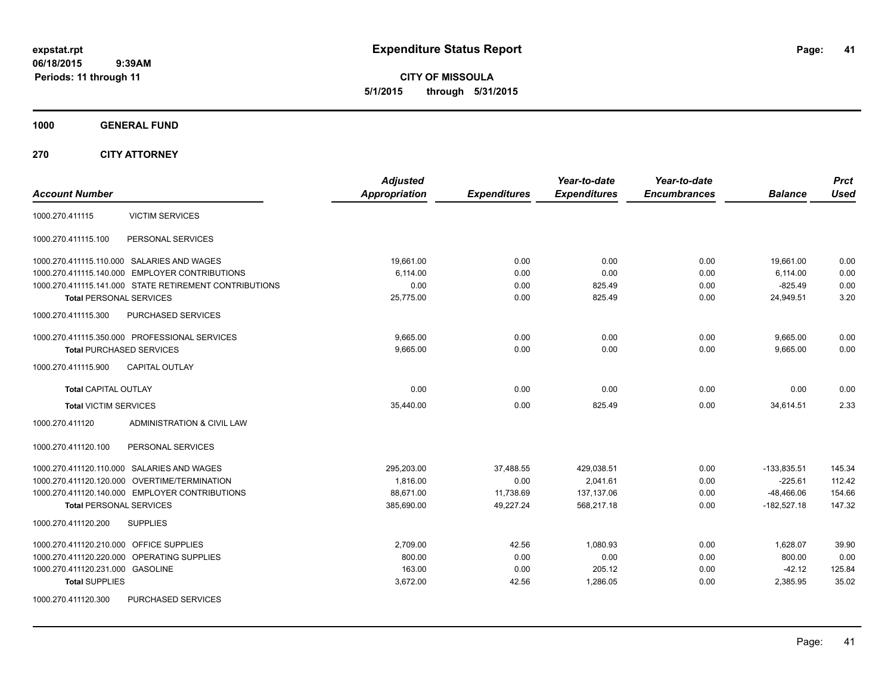**expstat.rpt**
**06/18/2015 9:39AM**
**Periods: 11 through 11**

# Expenditure Status Report

**CITY OF MISSOULA**
**5/1/2015 through 5/31/2015**

## 1000 GENERAL FUND

### 270 CITY ATTORNEY

| Account Number | | Adjusted Appropriation | Expenditures | Year-to-date Expenditures | Year-to-date Encumbrances | Balance | Prct Used |
|---|---|---|---|---|---|---|---|
| 1000.270.411115 | VICTIM SERVICES | | | | | | |
| 1000.270.411115.100 | PERSONAL SERVICES | | | | | | |
| 1000.270.411115.110.000 | SALARIES AND WAGES | 19,661.00 | 0.00 | 0.00 | 0.00 | 19,661.00 | 0.00 |
| 1000.270.411115.140.000 | EMPLOYER CONTRIBUTIONS | 6,114.00 | 0.00 | 0.00 | 0.00 | 6,114.00 | 0.00 |
| 1000.270.411115.141.000 | STATE RETIREMENT CONTRIBUTIONS | 0.00 | 0.00 | 825.49 | 0.00 | -825.49 | 0.00 |
| **Total** PERSONAL SERVICES | | 25,775.00 | 0.00 | 825.49 | 0.00 | 24,949.51 | 3.20 |
| 1000.270.411115.300 | PURCHASED SERVICES | | | | | | |
| 1000.270.411115.350.000 | PROFESSIONAL SERVICES | 9,665.00 | 0.00 | 0.00 | 0.00 | 9,665.00 | 0.00 |
| **Total** PURCHASED SERVICES | | 9,665.00 | 0.00 | 0.00 | 0.00 | 9,665.00 | 0.00 |
| 1000.270.411115.900 | CAPITAL OUTLAY | | | | | | |
| **Total** CAPITAL OUTLAY | | 0.00 | 0.00 | 0.00 | 0.00 | 0.00 | 0.00 |
| **Total** VICTIM SERVICES | | 35,440.00 | 0.00 | 825.49 | 0.00 | 34,614.51 | 2.33 |
| 1000.270.411120 | ADMINISTRATION & CIVIL LAW | | | | | | |
| 1000.270.411120.100 | PERSONAL SERVICES | | | | | | |
| 1000.270.411120.110.000 | SALARIES AND WAGES | 295,203.00 | 37,488.55 | 429,038.51 | 0.00 | -133,835.51 | 145.34 |
| 1000.270.411120.120.000 | OVERTIME/TERMINATION | 1,816.00 | 0.00 | 2,041.61 | 0.00 | -225.61 | 112.42 |
| 1000.270.411120.140.000 | EMPLOYER CONTRIBUTIONS | 88,671.00 | 11,738.69 | 137,137.06 | 0.00 | -48,466.06 | 154.66 |
| **Total** PERSONAL SERVICES | | 385,690.00 | 49,227.24 | 568,217.18 | 0.00 | -182,527.18 | 147.32 |
| 1000.270.411120.200 | SUPPLIES | | | | | | |
| 1000.270.411120.210.000 | OFFICE SUPPLIES | 2,709.00 | 42.56 | 1,080.93 | 0.00 | 1,628.07 | 39.90 |
| 1000.270.411120.220.000 | OPERATING SUPPLIES | 800.00 | 0.00 | 0.00 | 0.00 | 800.00 | 0.00 |
| 1000.270.411120.231.000 | GASOLINE | 163.00 | 0.00 | 205.12 | 0.00 | -42.12 | 125.84 |
| **Total** SUPPLIES | | 3,672.00 | 42.56 | 1,286.05 | 0.00 | 2,385.95 | 35.02 |
| 1000.270.411120.300 | PURCHASED SERVICES | | | | | | |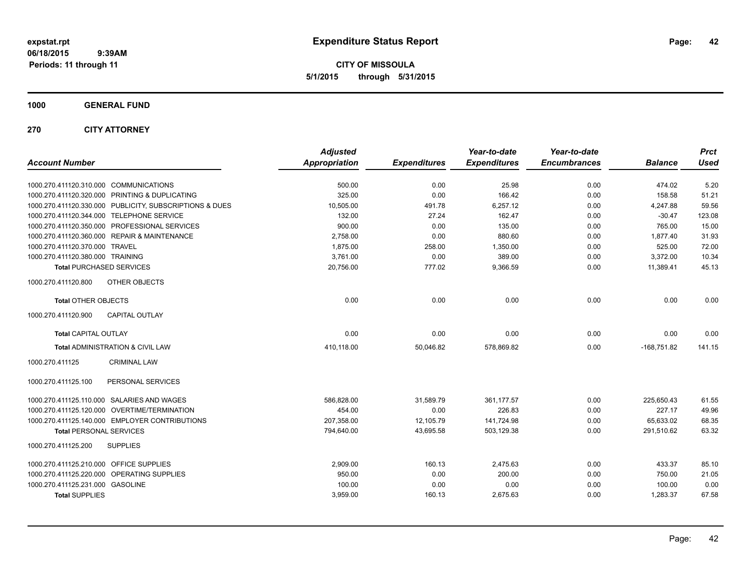**expstat.rpt**
**06/18/2015 9:39AM**
**Periods: 11 through 11**

# Expenditure Status Report

**CITY OF MISSOULA**
**5/1/2015 through 5/31/2015**

## 1000 GENERAL FUND

## 270 CITY ATTORNEY

| Account Number | Adjusted Appropriation | Expenditures | Year-to-date Expenditures | Year-to-date Encumbrances | Balance | Prct Used |
|---|---|---|---|---|---|---|
| 1000.270.411120.310.000 COMMUNICATIONS | 500.00 | 0.00 | 25.98 | 0.00 | 474.02 | 5.20 |
| 1000.270.411120.320.000 PRINTING & DUPLICATING | 325.00 | 0.00 | 166.42 | 0.00 | 158.58 | 51.21 |
| 1000.270.411120.330.000 PUBLICITY, SUBSCRIPTIONS & DUES | 10,505.00 | 491.78 | 6,257.12 | 0.00 | 4,247.88 | 59.56 |
| 1000.270.411120.344.000 TELEPHONE SERVICE | 132.00 | 27.24 | 162.47 | 0.00 | -30.47 | 123.08 |
| 1000.270.411120.350.000 PROFESSIONAL SERVICES | 900.00 | 0.00 | 135.00 | 0.00 | 765.00 | 15.00 |
| 1000.270.411120.360.000 REPAIR & MAINTENANCE | 2,758.00 | 0.00 | 880.60 | 0.00 | 1,877.40 | 31.93 |
| 1000.270.411120.370.000 TRAVEL | 1,875.00 | 258.00 | 1,350.00 | 0.00 | 525.00 | 72.00 |
| 1000.270.411120.380.000 TRAINING | 3,761.00 | 0.00 | 389.00 | 0.00 | 3,372.00 | 10.34 |
| **Total** PURCHASED SERVICES | 20,756.00 | 777.02 | 9,366.59 | 0.00 | 11,389.41 | 45.13 |
| 1000.270.411120.800 OTHER OBJECTS | | | | | | |
| **Total** OTHER OBJECTS | 0.00 | 0.00 | 0.00 | 0.00 | 0.00 | 0.00 |
| 1000.270.411120.900 CAPITAL OUTLAY | | | | | | |
| **Total** CAPITAL OUTLAY | 0.00 | 0.00 | 0.00 | 0.00 | 0.00 | 0.00 |
| **Total** ADMINISTRATION & CIVIL LAW | 410,118.00 | 50,046.82 | 578,869.82 | 0.00 | -168,751.82 | 141.15 |
| 1000.270.411125 CRIMINAL LAW | | | | | | |
| 1000.270.411125.100 PERSONAL SERVICES | | | | | | |
| 1000.270.411125.110.000 SALARIES AND WAGES | 586,828.00 | 31,589.79 | 361,177.57 | 0.00 | 225,650.43 | 61.55 |
| 1000.270.411125.120.000 OVERTIME/TERMINATION | 454.00 | 0.00 | 226.83 | 0.00 | 227.17 | 49.96 |
| 1000.270.411125.140.000 EMPLOYER CONTRIBUTIONS | 207,358.00 | 12,105.79 | 141,724.98 | 0.00 | 65,633.02 | 68.35 |
| **Total** PERSONAL SERVICES | 794,640.00 | 43,695.58 | 503,129.38 | 0.00 | 291,510.62 | 63.32 |
| 1000.270.411125.200 SUPPLIES | | | | | | |
| 1000.270.411125.210.000 OFFICE SUPPLIES | 2,909.00 | 160.13 | 2,475.63 | 0.00 | 433.37 | 85.10 |
| 1000.270.411125.220.000 OPERATING SUPPLIES | 950.00 | 0.00 | 200.00 | 0.00 | 750.00 | 21.05 |
| 1000.270.411125.231.000 GASOLINE | 100.00 | 0.00 | 0.00 | 0.00 | 100.00 | 0.00 |
| **Total** SUPPLIES | 3,959.00 | 160.13 | 2,675.63 | 0.00 | 1,283.37 | 67.58 |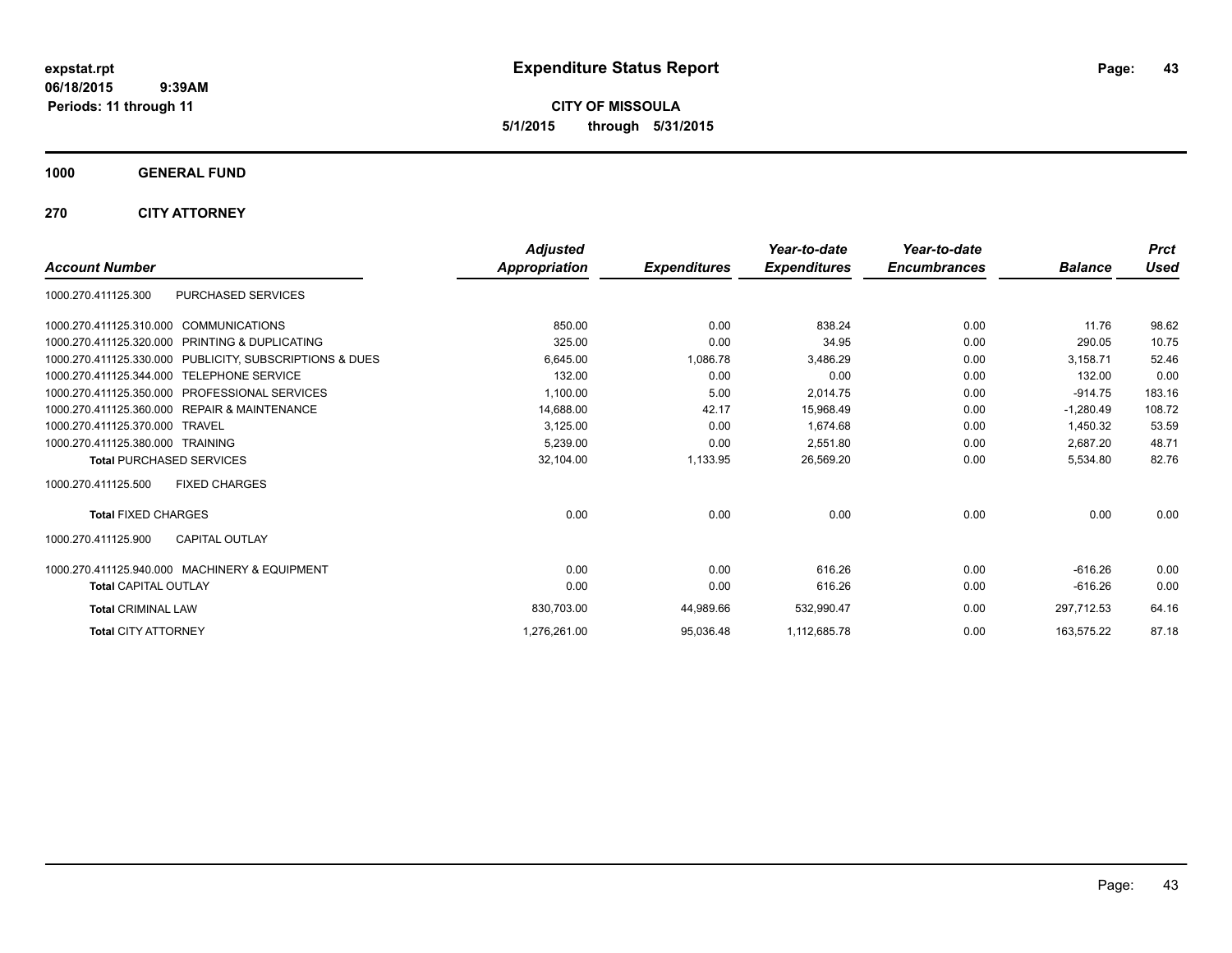# Expenditure Status Report

expstat.rpt
06/18/2015 9:39AM
Periods: 11 through 11

**CITY OF MISSOULA**
**5/1/2015 through 5/31/2015**

**1000 GENERAL FUND**

**270 CITY ATTORNEY**

| Account Number | Adjusted Appropriation | Expenditures | Year-to-date Expenditures | Year-to-date Encumbrances | Balance | Prct Used |
|---|---|---|---|---|---|---|
| 1000.270.411125.300 PURCHASED SERVICES | | | | | | |
| 1000.270.411125.310.000 COMMUNICATIONS | 850.00 | 0.00 | 838.24 | 0.00 | 11.76 | 98.62 |
| 1000.270.411125.320.000 PRINTING & DUPLICATING | 325.00 | 0.00 | 34.95 | 0.00 | 290.05 | 10.75 |
| 1000.270.411125.330.000 PUBLICITY, SUBSCRIPTIONS & DUES | 6,645.00 | 1,086.78 | 3,486.29 | 0.00 | 3,158.71 | 52.46 |
| 1000.270.411125.344.000 TELEPHONE SERVICE | 132.00 | 0.00 | 0.00 | 0.00 | 132.00 | 0.00 |
| 1000.270.411125.350.000 PROFESSIONAL SERVICES | 1,100.00 | 5.00 | 2,014.75 | 0.00 | -914.75 | 183.16 |
| 1000.270.411125.360.000 REPAIR & MAINTENANCE | 14,688.00 | 42.17 | 15,968.49 | 0.00 | -1,280.49 | 108.72 |
| 1000.270.411125.370.000 TRAVEL | 3,125.00 | 0.00 | 1,674.68 | 0.00 | 1,450.32 | 53.59 |
| 1000.270.411125.380.000 TRAINING | 5,239.00 | 0.00 | 2,551.80 | 0.00 | 2,687.20 | 48.71 |
| **Total** PURCHASED SERVICES | 32,104.00 | 1,133.95 | 26,569.20 | 0.00 | 5,534.80 | 82.76 |
| 1000.270.411125.500 FIXED CHARGES | | | | | | |
| **Total** FIXED CHARGES | 0.00 | 0.00 | 0.00 | 0.00 | 0.00 | 0.00 |
| 1000.270.411125.900 CAPITAL OUTLAY | | | | | | |
| 1000.270.411125.940.000 MACHINERY & EQUIPMENT | 0.00 | 0.00 | 616.26 | 0.00 | -616.26 | 0.00 |
| **Total** CAPITAL OUTLAY | 0.00 | 0.00 | 616.26 | 0.00 | -616.26 | 0.00 |
| **Total** CRIMINAL LAW | 830,703.00 | 44,989.66 | 532,990.47 | 0.00 | 297,712.53 | 64.16 |
| **Total** CITY ATTORNEY | 1,276,261.00 | 95,036.48 | 1,112,685.78 | 0.00 | 163,575.22 | 87.18 |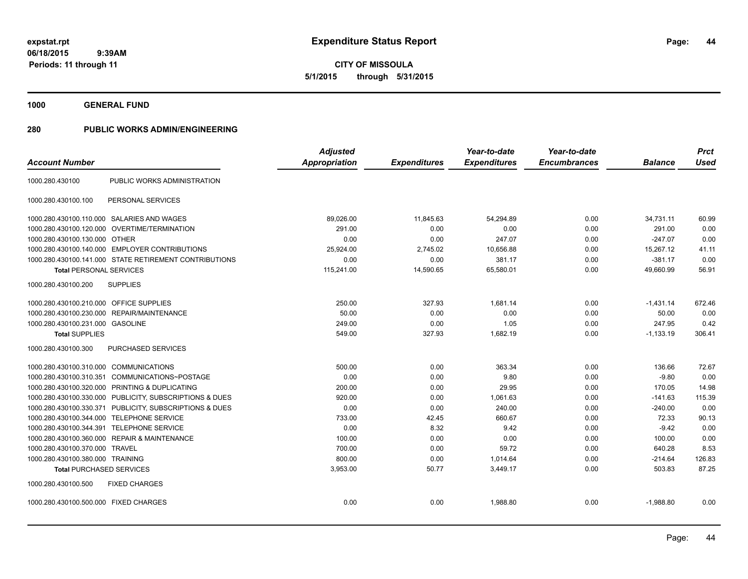**expstat.rpt**
**06/18/2015 9:39AM**
**Periods: 11 through 11**

# Expenditure Status Report

**CITY OF MISSOULA**
**5/1/2015 through 5/31/2015**

## 1000 GENERAL FUND

### 280 PUBLIC WORKS ADMIN/ENGINEERING

| Account Number | | Adjusted Appropriation | Expenditures | Year-to-date Expenditures | Year-to-date Encumbrances | Balance | Prct Used |
|---|---|---|---|---|---|---|---|
| 1000.280.430100 | PUBLIC WORKS ADMINISTRATION | | | | | | |
| 1000.280.430100.100 | PERSONAL SERVICES | | | | | | |
| 1000.280.430100.110.000 | SALARIES AND WAGES | 89,026.00 | 11,845.63 | 54,294.89 | 0.00 | 34,731.11 | 60.99 |
| 1000.280.430100.120.000 | OVERTIME/TERMINATION | 291.00 | 0.00 | 0.00 | 0.00 | 291.00 | 0.00 |
| 1000.280.430100.130.000 | OTHER | 0.00 | 0.00 | 247.07 | 0.00 | -247.07 | 0.00 |
| 1000.280.430100.140.000 | EMPLOYER CONTRIBUTIONS | 25,924.00 | 2,745.02 | 10,656.88 | 0.00 | 15,267.12 | 41.11 |
| 1000.280.430100.141.000 | STATE RETIREMENT CONTRIBUTIONS | 0.00 | 0.00 | 381.17 | 0.00 | -381.17 | 0.00 |
| **Total** PERSONAL SERVICES | | 115,241.00 | 14,590.65 | 65,580.01 | 0.00 | 49,660.99 | 56.91 |
| 1000.280.430100.200 | SUPPLIES | | | | | | |
| 1000.280.430100.210.000 | OFFICE SUPPLIES | 250.00 | 327.93 | 1,681.14 | 0.00 | -1,431.14 | 672.46 |
| 1000.280.430100.230.000 | REPAIR/MAINTENANCE | 50.00 | 0.00 | 0.00 | 0.00 | 50.00 | 0.00 |
| 1000.280.430100.231.000 | GASOLINE | 249.00 | 0.00 | 1.05 | 0.00 | 247.95 | 0.42 |
| **Total** SUPPLIES | | 549.00 | 327.93 | 1,682.19 | 0.00 | -1,133.19 | 306.41 |
| 1000.280.430100.300 | PURCHASED SERVICES | | | | | | |
| 1000.280.430100.310.000 | COMMUNICATIONS | 500.00 | 0.00 | 363.34 | 0.00 | 136.66 | 72.67 |
| 1000.280.430100.310.351 | COMMUNICATIONS~POSTAGE | 0.00 | 0.00 | 9.80 | 0.00 | -9.80 | 0.00 |
| 1000.280.430100.320.000 | PRINTING & DUPLICATING | 200.00 | 0.00 | 29.95 | 0.00 | 170.05 | 14.98 |
| 1000.280.430100.330.000 | PUBLICITY, SUBSCRIPTIONS & DUES | 920.00 | 0.00 | 1,061.63 | 0.00 | -141.63 | 115.39 |
| 1000.280.430100.330.371 | PUBLICITY, SUBSCRIPTIONS & DUES | 0.00 | 0.00 | 240.00 | 0.00 | -240.00 | 0.00 |
| 1000.280.430100.344.000 | TELEPHONE SERVICE | 733.00 | 42.45 | 660.67 | 0.00 | 72.33 | 90.13 |
| 1000.280.430100.344.391 | TELEPHONE SERVICE | 0.00 | 8.32 | 9.42 | 0.00 | -9.42 | 0.00 |
| 1000.280.430100.360.000 | REPAIR & MAINTENANCE | 100.00 | 0.00 | 0.00 | 0.00 | 100.00 | 0.00 |
| 1000.280.430100.370.000 | TRAVEL | 700.00 | 0.00 | 59.72 | 0.00 | 640.28 | 8.53 |
| 1000.280.430100.380.000 | TRAINING | 800.00 | 0.00 | 1,014.64 | 0.00 | -214.64 | 126.83 |
| **Total** PURCHASED SERVICES | | 3,953.00 | 50.77 | 3,449.17 | 0.00 | 503.83 | 87.25 |
| 1000.280.430100.500 | FIXED CHARGES | | | | | | |
| 1000.280.430100.500.000 | FIXED CHARGES | 0.00 | 0.00 | 1,988.80 | 0.00 | -1,988.80 | 0.00 |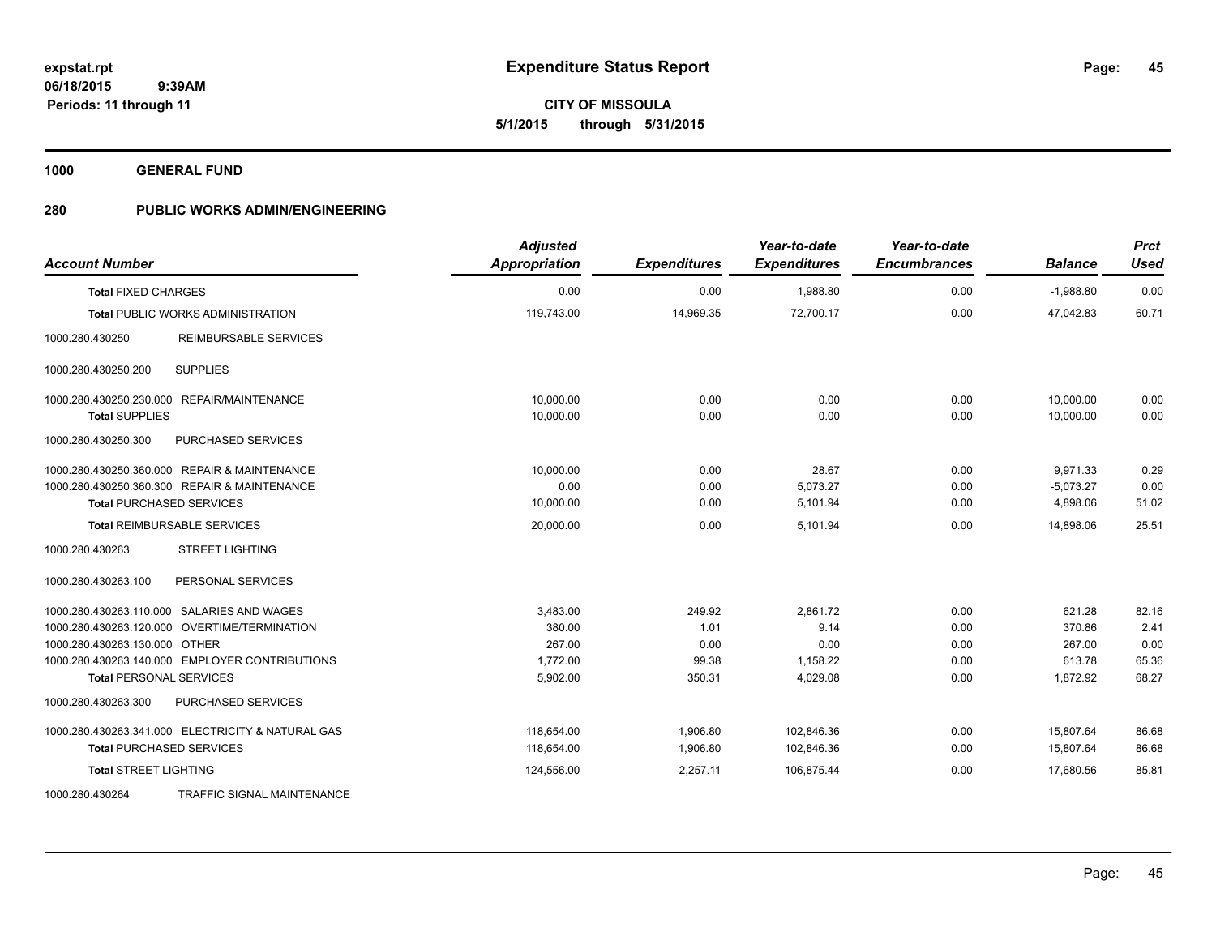# Expenditure Status Report

expstat.rpt
06/18/2015 9:39AM
Periods: 11 through 11

**CITY OF MISSOULA**
**5/1/2015 through 5/31/2015**

**1000 GENERAL FUND**

**280 PUBLIC WORKS ADMIN/ENGINEERING**

| Account Number | | Adjusted Appropriation | Expenditures | Year-to-date Expenditures | Year-to-date Encumbrances | Balance | Prct Used |
|---|---|---|---|---|---|---|---|
| **Total** FIXED CHARGES | | 0.00 | 0.00 | 1,988.80 | 0.00 | -1,988.80 | 0.00 |
| **Total** PUBLIC WORKS ADMINISTRATION | | 119,743.00 | 14,969.35 | 72,700.17 | 0.00 | 47,042.83 | 60.71 |
| 1000.280.430250 | REIMBURSABLE SERVICES | | | | | | |
| 1000.280.430250.200 | SUPPLIES | | | | | | |
| 1000.280.430250.230.000 | REPAIR/MAINTENANCE | 10,000.00 | 0.00 | 0.00 | 0.00 | 10,000.00 | 0.00 |
| **Total SUPPLIES** | | 10,000.00 | 0.00 | 0.00 | 0.00 | 10,000.00 | 0.00 |
| 1000.280.430250.300 | PURCHASED SERVICES | | | | | | |
| 1000.280.430250.360.000 | REPAIR & MAINTENANCE | 10,000.00 | 0.00 | 28.67 | 0.00 | 9,971.33 | 0.29 |
| 1000.280.430250.360.300 | REPAIR & MAINTENANCE | 0.00 | 0.00 | 5,073.27 | 0.00 | -5,073.27 | 0.00 |
| **Total** PURCHASED SERVICES | | 10,000.00 | 0.00 | 5,101.94 | 0.00 | 4,898.06 | 51.02 |
| **Total** REIMBURSABLE SERVICES | | 20,000.00 | 0.00 | 5,101.94 | 0.00 | 14,898.06 | 25.51 |
| 1000.280.430263 | STREET LIGHTING | | | | | | |
| 1000.280.430263.100 | PERSONAL SERVICES | | | | | | |
| 1000.280.430263.110.000 | SALARIES AND WAGES | 3,483.00 | 249.92 | 2,861.72 | 0.00 | 621.28 | 82.16 |
| 1000.280.430263.120.000 | OVERTIME/TERMINATION | 380.00 | 1.01 | 9.14 | 0.00 | 370.86 | 2.41 |
| 1000.280.430263.130.000 | OTHER | 267.00 | 0.00 | 0.00 | 0.00 | 267.00 | 0.00 |
| 1000.280.430263.140.000 | EMPLOYER CONTRIBUTIONS | 1,772.00 | 99.38 | 1,158.22 | 0.00 | 613.78 | 65.36 |
| **Total** PERSONAL SERVICES | | 5,902.00 | 350.31 | 4,029.08 | 0.00 | 1,872.92 | 68.27 |
| 1000.280.430263.300 | PURCHASED SERVICES | | | | | | |
| 1000.280.430263.341.000 | ELECTRICITY & NATURAL GAS | 118,654.00 | 1,906.80 | 102,846.36 | 0.00 | 15,807.64 | 86.68 |
| **Total** PURCHASED SERVICES | | 118,654.00 | 1,906.80 | 102,846.36 | 0.00 | 15,807.64 | 86.68 |
| **Total** STREET LIGHTING | | 124,556.00 | 2,257.11 | 106,875.44 | 0.00 | 17,680.56 | 85.81 |
| 1000.280.430264 | TRAFFIC SIGNAL MAINTENANCE | | | | | | |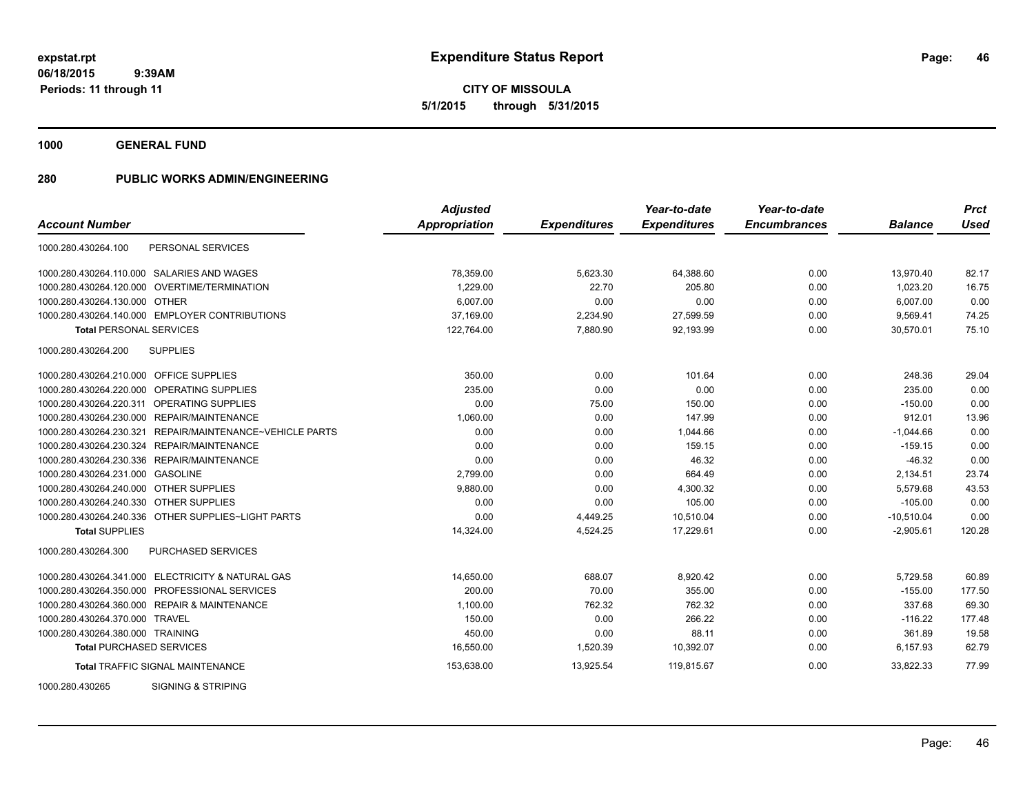**expstat.rpt**
**06/18/2015 9:39AM**
**Periods: 11 through 11**

# Expenditure Status Report

**CITY OF MISSOULA**
**5/1/2015 through 5/31/2015**

## 1000 GENERAL FUND

## 280 PUBLIC WORKS ADMIN/ENGINEERING

| Account Number | | *Adjusted Appropriation* | *Expenditures* | *Year-to-date Expenditures* | *Year-to-date Encumbrances* | *Balance* | *Prct Used* |
|---|---|---|---|---|---|---|---|
| 1000.280.430264.100 | PERSONAL SERVICES | | | | | | |
| 1000.280.430264.110.000 | SALARIES AND WAGES | 78,359.00 | 5,623.30 | 64,388.60 | 0.00 | 13,970.40 | 82.17 |
| 1000.280.430264.120.000 | OVERTIME/TERMINATION | 1,229.00 | 22.70 | 205.80 | 0.00 | 1,023.20 | 16.75 |
| 1000.280.430264.130.000 | OTHER | 6,007.00 | 0.00 | 0.00 | 0.00 | 6,007.00 | 0.00 |
| 1000.280.430264.140.000 | EMPLOYER CONTRIBUTIONS | 37,169.00 | 2,234.90 | 27,599.59 | 0.00 | 9,569.41 | 74.25 |
| **Total** PERSONAL SERVICES | | 122,764.00 | 7,880.90 | 92,193.99 | 0.00 | 30,570.01 | 75.10 |
| 1000.280.430264.200 | SUPPLIES | | | | | | |
| 1000.280.430264.210.000 | OFFICE SUPPLIES | 350.00 | 0.00 | 101.64 | 0.00 | 248.36 | 29.04 |
| 1000.280.430264.220.000 | OPERATING SUPPLIES | 235.00 | 0.00 | 0.00 | 0.00 | 235.00 | 0.00 |
| 1000.280.430264.220.311 | OPERATING SUPPLIES | 0.00 | 75.00 | 150.00 | 0.00 | -150.00 | 0.00 |
| 1000.280.430264.230.000 | REPAIR/MAINTENANCE | 1,060.00 | 0.00 | 147.99 | 0.00 | 912.01 | 13.96 |
| 1000.280.430264.230.321 | REPAIR/MAINTENANCE~VEHICLE PARTS | 0.00 | 0.00 | 1,044.66 | 0.00 | -1,044.66 | 0.00 |
| 1000.280.430264.230.324 | REPAIR/MAINTENANCE | 0.00 | 0.00 | 159.15 | 0.00 | -159.15 | 0.00 |
| 1000.280.430264.230.336 | REPAIR/MAINTENANCE | 0.00 | 0.00 | 46.32 | 0.00 | -46.32 | 0.00 |
| 1000.280.430264.231.000 | GASOLINE | 2,799.00 | 0.00 | 664.49 | 0.00 | 2,134.51 | 23.74 |
| 1000.280.430264.240.000 | OTHER SUPPLIES | 9,880.00 | 0.00 | 4,300.32 | 0.00 | 5,579.68 | 43.53 |
| 1000.280.430264.240.330 | OTHER SUPPLIES | 0.00 | 0.00 | 105.00 | 0.00 | -105.00 | 0.00 |
| 1000.280.430264.240.336 | OTHER SUPPLIES~LIGHT PARTS | 0.00 | 4,449.25 | 10,510.04 | 0.00 | -10,510.04 | 0.00 |
| **Total** SUPPLIES | | 14,324.00 | 4,524.25 | 17,229.61 | 0.00 | -2,905.61 | 120.28 |
| 1000.280.430264.300 | PURCHASED SERVICES | | | | | | |
| 1000.280.430264.341.000 | ELECTRICITY & NATURAL GAS | 14,650.00 | 688.07 | 8,920.42 | 0.00 | 5,729.58 | 60.89 |
| 1000.280.430264.350.000 | PROFESSIONAL SERVICES | 200.00 | 70.00 | 355.00 | 0.00 | -155.00 | 177.50 |
| 1000.280.430264.360.000 | REPAIR & MAINTENANCE | 1,100.00 | 762.32 | 762.32 | 0.00 | 337.68 | 69.30 |
| 1000.280.430264.370.000 | TRAVEL | 150.00 | 0.00 | 266.22 | 0.00 | -116.22 | 177.48 |
| 1000.280.430264.380.000 | TRAINING | 450.00 | 0.00 | 88.11 | 0.00 | 361.89 | 19.58 |
| **Total** PURCHASED SERVICES | | 16,550.00 | 1,520.39 | 10,392.07 | 0.00 | 6,157.93 | 62.79 |
| **Total** TRAFFIC SIGNAL MAINTENANCE | | 153,638.00 | 13,925.54 | 119,815.67 | 0.00 | 33,822.33 | 77.99 |
| 1000.280.430265 | SIGNING & STRIPING | | | | | | |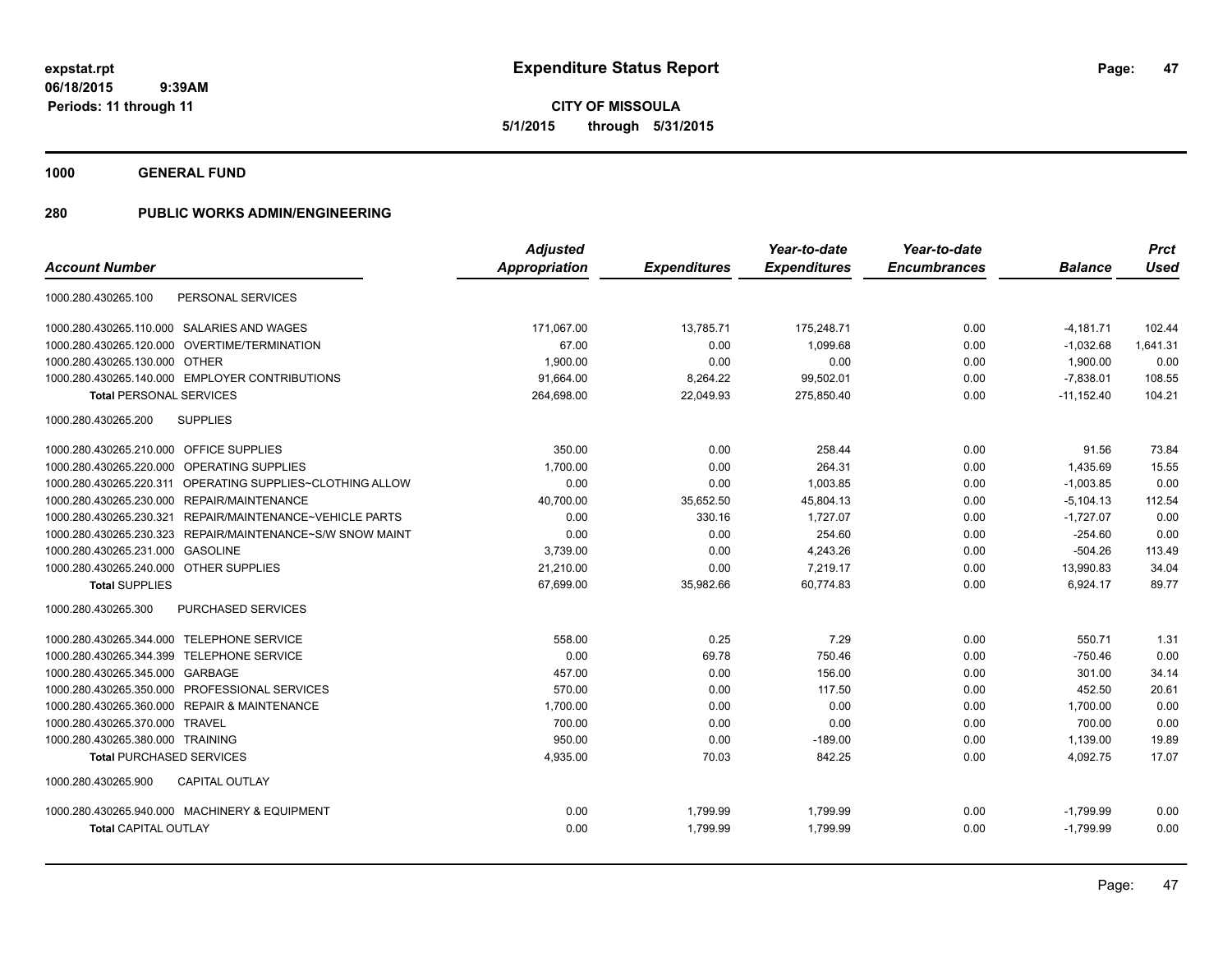**expstat.rpt**
**06/18/2015 9:39AM**
**Periods: 11 through 11**

# Expenditure Status Report

**CITY OF MISSOULA**
**5/1/2015 through 5/31/2015**

## 1000 GENERAL FUND

## 280 PUBLIC WORKS ADMIN/ENGINEERING

| Account Number | | Adjusted Appropriation | Expenditures | Year-to-date Expenditures | Year-to-date Encumbrances | Balance | Prct Used |
|---|---|---|---|---|---|---|---|
| 1000.280.430265.100 | PERSONAL SERVICES | | | | | | |
| 1000.280.430265.110.000 | SALARIES AND WAGES | 171,067.00 | 13,785.71 | 175,248.71 | 0.00 | -4,181.71 | 102.44 |
| 1000.280.430265.120.000 | OVERTIME/TERMINATION | 67.00 | 0.00 | 1,099.68 | 0.00 | -1,032.68 | 1,641.31 |
| 1000.280.430265.130.000 | OTHER | 1,900.00 | 0.00 | 0.00 | 0.00 | 1,900.00 | 0.00 |
| 1000.280.430265.140.000 | EMPLOYER CONTRIBUTIONS | 91,664.00 | 8,264.22 | 99,502.01 | 0.00 | -7,838.01 | 108.55 |
| **Total** PERSONAL SERVICES | | 264,698.00 | 22,049.93 | 275,850.40 | 0.00 | -11,152.40 | 104.21 |
| 1000.280.430265.200 | SUPPLIES | | | | | | |
| 1000.280.430265.210.000 | OFFICE SUPPLIES | 350.00 | 0.00 | 258.44 | 0.00 | 91.56 | 73.84 |
| 1000.280.430265.220.000 | OPERATING SUPPLIES | 1,700.00 | 0.00 | 264.31 | 0.00 | 1,435.69 | 15.55 |
| 1000.280.430265.220.311 | OPERATING SUPPLIES~CLOTHING ALLOW | 0.00 | 0.00 | 1,003.85 | 0.00 | -1,003.85 | 0.00 |
| 1000.280.430265.230.000 | REPAIR/MAINTENANCE | 40,700.00 | 35,652.50 | 45,804.13 | 0.00 | -5,104.13 | 112.54 |
| 1000.280.430265.230.321 | REPAIR/MAINTENANCE~VEHICLE PARTS | 0.00 | 330.16 | 1,727.07 | 0.00 | -1,727.07 | 0.00 |
| 1000.280.430265.230.323 | REPAIR/MAINTENANCE~S/W SNOW MAINT | 0.00 | 0.00 | 254.60 | 0.00 | -254.60 | 0.00 |
| 1000.280.430265.231.000 | GASOLINE | 3,739.00 | 0.00 | 4,243.26 | 0.00 | -504.26 | 113.49 |
| 1000.280.430265.240.000 | OTHER SUPPLIES | 21,210.00 | 0.00 | 7,219.17 | 0.00 | 13,990.83 | 34.04 |
| **Total** SUPPLIES | | 67,699.00 | 35,982.66 | 60,774.83 | 0.00 | 6,924.17 | 89.77 |
| 1000.280.430265.300 | PURCHASED SERVICES | | | | | | |
| 1000.280.430265.344.000 | TELEPHONE SERVICE | 558.00 | 0.25 | 7.29 | 0.00 | 550.71 | 1.31 |
| 1000.280.430265.344.399 | TELEPHONE SERVICE | 0.00 | 69.78 | 750.46 | 0.00 | -750.46 | 0.00 |
| 1000.280.430265.345.000 | GARBAGE | 457.00 | 0.00 | 156.00 | 0.00 | 301.00 | 34.14 |
| 1000.280.430265.350.000 | PROFESSIONAL SERVICES | 570.00 | 0.00 | 117.50 | 0.00 | 452.50 | 20.61 |
| 1000.280.430265.360.000 | REPAIR & MAINTENANCE | 1,700.00 | 0.00 | 0.00 | 0.00 | 1,700.00 | 0.00 |
| 1000.280.430265.370.000 | TRAVEL | 700.00 | 0.00 | 0.00 | 0.00 | 700.00 | 0.00 |
| 1000.280.430265.380.000 | TRAINING | 950.00 | 0.00 | -189.00 | 0.00 | 1,139.00 | 19.89 |
| **Total** PURCHASED SERVICES | | 4,935.00 | 70.03 | 842.25 | 0.00 | 4,092.75 | 17.07 |
| 1000.280.430265.900 | CAPITAL OUTLAY | | | | | | |
| 1000.280.430265.940.000 | MACHINERY & EQUIPMENT | 0.00 | 1,799.99 | 1,799.99 | 0.00 | -1,799.99 | 0.00 |
| **Total** CAPITAL OUTLAY | | 0.00 | 1,799.99 | 1,799.99 | 0.00 | -1,799.99 | 0.00 |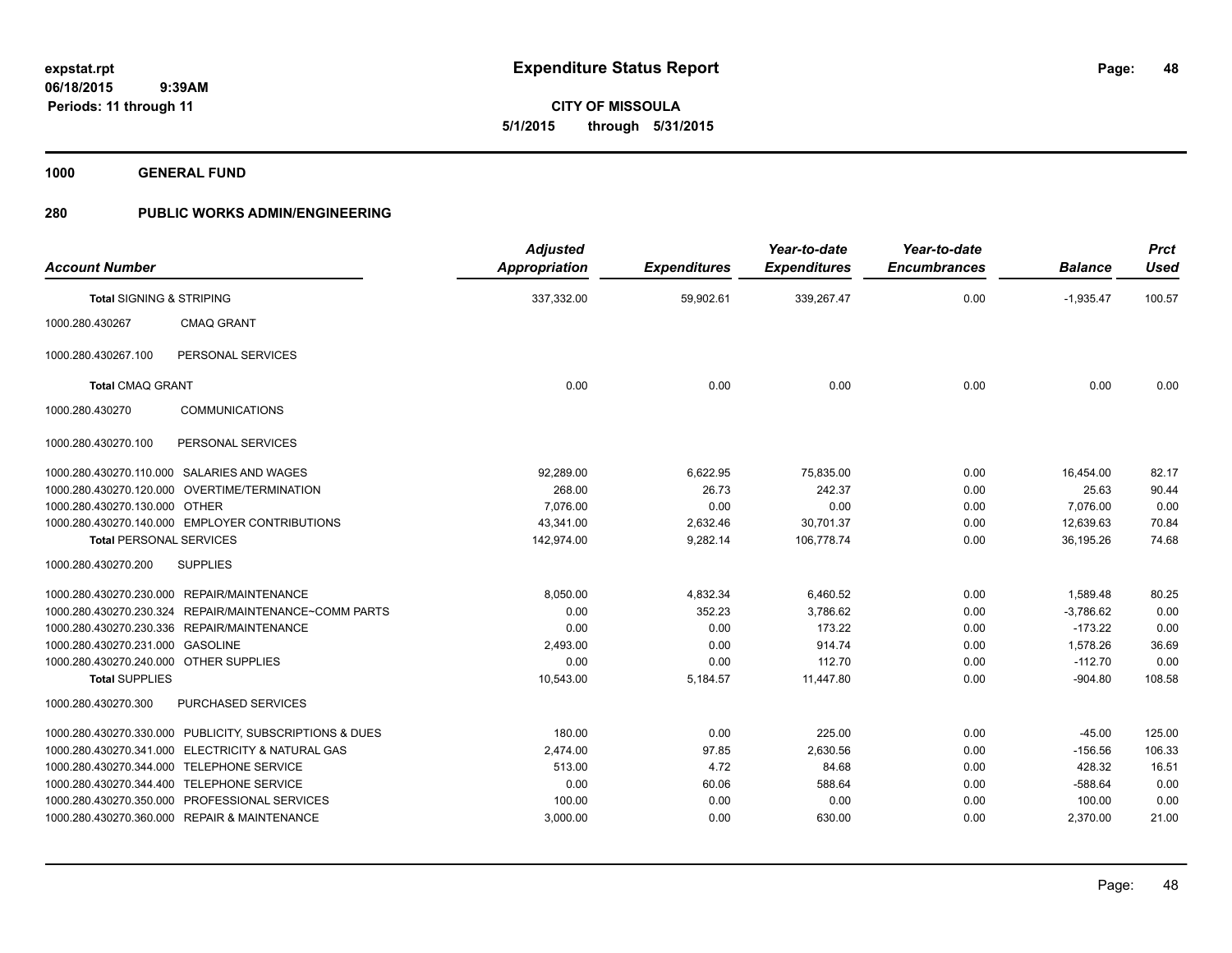**expstat.rpt**
**06/18/2015 9:39AM**
**Periods: 11 through 11**

# Expenditure Status Report

**CITY OF MISSOULA**
**5/1/2015 through 5/31/2015**

**1000 GENERAL FUND**

**280 PUBLIC WORKS ADMIN/ENGINEERING**

| Account Number | | Adjusted Appropriation | Expenditures | Year-to-date Expenditures | Year-to-date Encumbrances | Balance | Prct Used |
|---|---|---|---|---|---|---|---|
| **Total** SIGNING & STRIPING | | 337,332.00 | 59,902.61 | 339,267.47 | 0.00 | -1,935.47 | 100.57 |
| 1000.280.430267 | CMAQ GRANT | | | | | | |
| 1000.280.430267.100 | PERSONAL SERVICES | | | | | | |
| **Total** CMAQ GRANT | | 0.00 | 0.00 | 0.00 | 0.00 | 0.00 | 0.00 |
| 1000.280.430270 | COMMUNICATIONS | | | | | | |
| 1000.280.430270.100 | PERSONAL SERVICES | | | | | | |
| 1000.280.430270.110.000 | SALARIES AND WAGES | 92,289.00 | 6,622.95 | 75,835.00 | 0.00 | 16,454.00 | 82.17 |
| 1000.280.430270.120.000 | OVERTIME/TERMINATION | 268.00 | 26.73 | 242.37 | 0.00 | 25.63 | 90.44 |
| 1000.280.430270.130.000 | OTHER | 7,076.00 | 0.00 | 0.00 | 0.00 | 7,076.00 | 0.00 |
| 1000.280.430270.140.000 | EMPLOYER CONTRIBUTIONS | 43,341.00 | 2,632.46 | 30,701.37 | 0.00 | 12,639.63 | 70.84 |
| **Total** PERSONAL SERVICES | | 142,974.00 | 9,282.14 | 106,778.74 | 0.00 | 36,195.26 | 74.68 |
| 1000.280.430270.200 | SUPPLIES | | | | | | |
| 1000.280.430270.230.000 | REPAIR/MAINTENANCE | 8,050.00 | 4,832.34 | 6,460.52 | 0.00 | 1,589.48 | 80.25 |
| 1000.280.430270.230.324 | REPAIR/MAINTENANCE~COMM PARTS | 0.00 | 352.23 | 3,786.62 | 0.00 | -3,786.62 | 0.00 |
| 1000.280.430270.230.336 | REPAIR/MAINTENANCE | 0.00 | 0.00 | 173.22 | 0.00 | -173.22 | 0.00 |
| 1000.280.430270.231.000 | GASOLINE | 2,493.00 | 0.00 | 914.74 | 0.00 | 1,578.26 | 36.69 |
| 1000.280.430270.240.000 | OTHER SUPPLIES | 0.00 | 0.00 | 112.70 | 0.00 | -112.70 | 0.00 |
| **Total** SUPPLIES | | 10,543.00 | 5,184.57 | 11,447.80 | 0.00 | -904.80 | 108.58 |
| 1000.280.430270.300 | PURCHASED SERVICES | | | | | | |
| 1000.280.430270.330.000 | PUBLICITY, SUBSCRIPTIONS & DUES | 180.00 | 0.00 | 225.00 | 0.00 | -45.00 | 125.00 |
| 1000.280.430270.341.000 | ELECTRICITY & NATURAL GAS | 2,474.00 | 97.85 | 2,630.56 | 0.00 | -156.56 | 106.33 |
| 1000.280.430270.344.000 | TELEPHONE SERVICE | 513.00 | 4.72 | 84.68 | 0.00 | 428.32 | 16.51 |
| 1000.280.430270.344.400 | TELEPHONE SERVICE | 0.00 | 60.06 | 588.64 | 0.00 | -588.64 | 0.00 |
| 1000.280.430270.350.000 | PROFESSIONAL SERVICES | 100.00 | 0.00 | 0.00 | 0.00 | 100.00 | 0.00 |
| 1000.280.430270.360.000 | REPAIR & MAINTENANCE | 3,000.00 | 0.00 | 630.00 | 0.00 | 2,370.00 | 21.00 |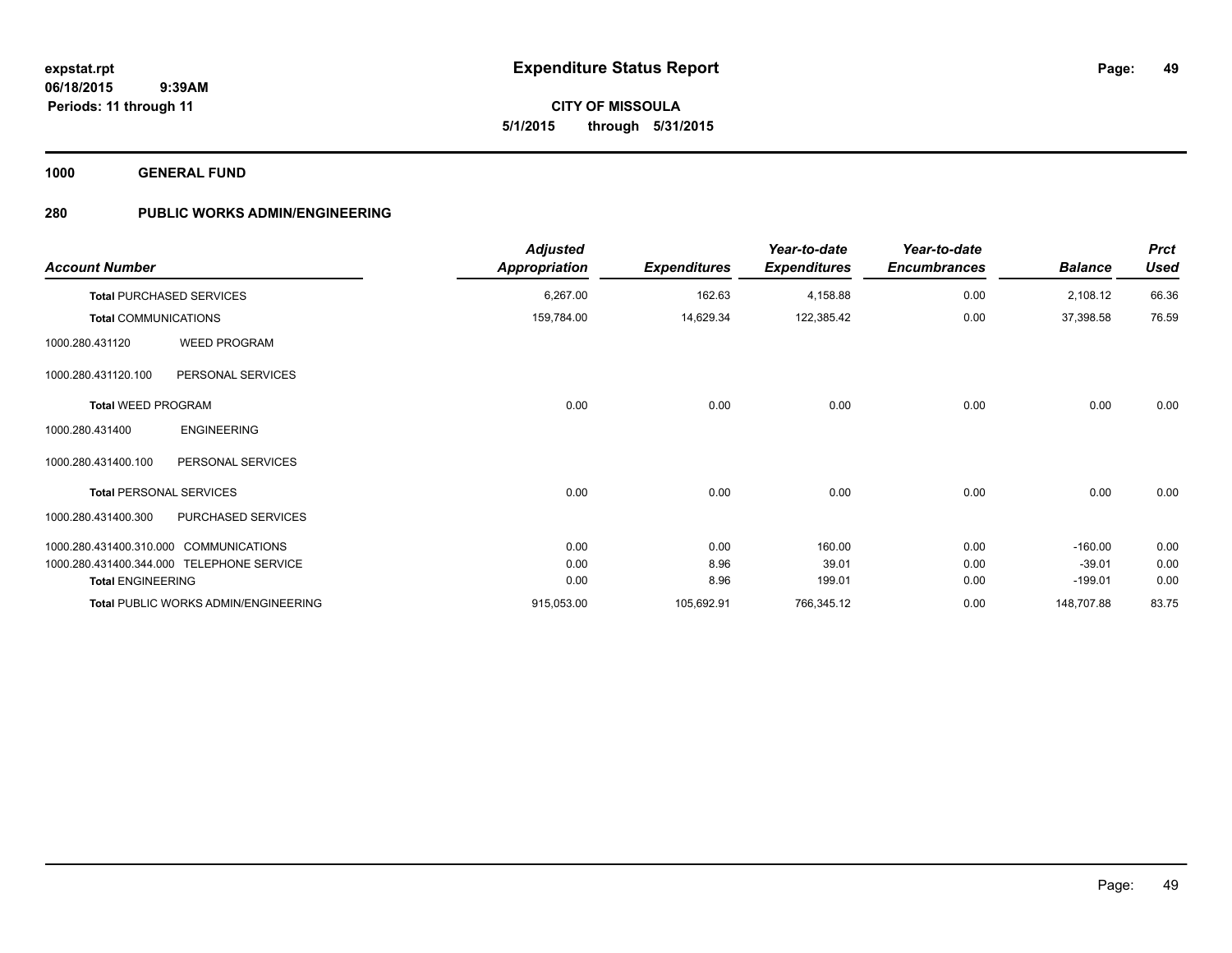**expstat.rpt**
**06/18/2015 9:39AM**
**Periods: 11 through 11**

# Expenditure Status Report

**CITY OF MISSOULA**
**5/1/2015 through 5/31/2015**

**1000 GENERAL FUND**

**280 PUBLIC WORKS ADMIN/ENGINEERING**

| Account Number | | Adjusted Appropriation | Expenditures | Year-to-date Expenditures | Year-to-date Encumbrances | Balance | Prct Used |
|---|---|---|---|---|---|---|---|
| **Total** PURCHASED SERVICES | | 6,267.00 | 162.63 | 4,158.88 | 0.00 | 2,108.12 | 66.36 |
| **Total** COMMUNICATIONS | | 159,784.00 | 14,629.34 | 122,385.42 | 0.00 | 37,398.58 | 76.59 |
| 1000.280.431120 | WEED PROGRAM | | | | | | |
| 1000.280.431120.100 | PERSONAL SERVICES | | | | | | |
| **Total** WEED PROGRAM | | 0.00 | 0.00 | 0.00 | 0.00 | 0.00 | 0.00 |
| 1000.280.431400 | ENGINEERING | | | | | | |
| 1000.280.431400.100 | PERSONAL SERVICES | | | | | | |
| **Total** PERSONAL SERVICES | | 0.00 | 0.00 | 0.00 | 0.00 | 0.00 | 0.00 |
| 1000.280.431400.300 | PURCHASED SERVICES | | | | | | |
| 1000.280.431400.310.000 | COMMUNICATIONS | 0.00 | 0.00 | 160.00 | 0.00 | -160.00 | 0.00 |
| 1000.280.431400.344.000 | TELEPHONE SERVICE | 0.00 | 8.96 | 39.01 | 0.00 | -39.01 | 0.00 |
| **Total** ENGINEERING | | 0.00 | 8.96 | 199.01 | 0.00 | -199.01 | 0.00 |
| **Total** PUBLIC WORKS ADMIN/ENGINEERING | | 915,053.00 | 105,692.91 | 766,345.12 | 0.00 | 148,707.88 | 83.75 |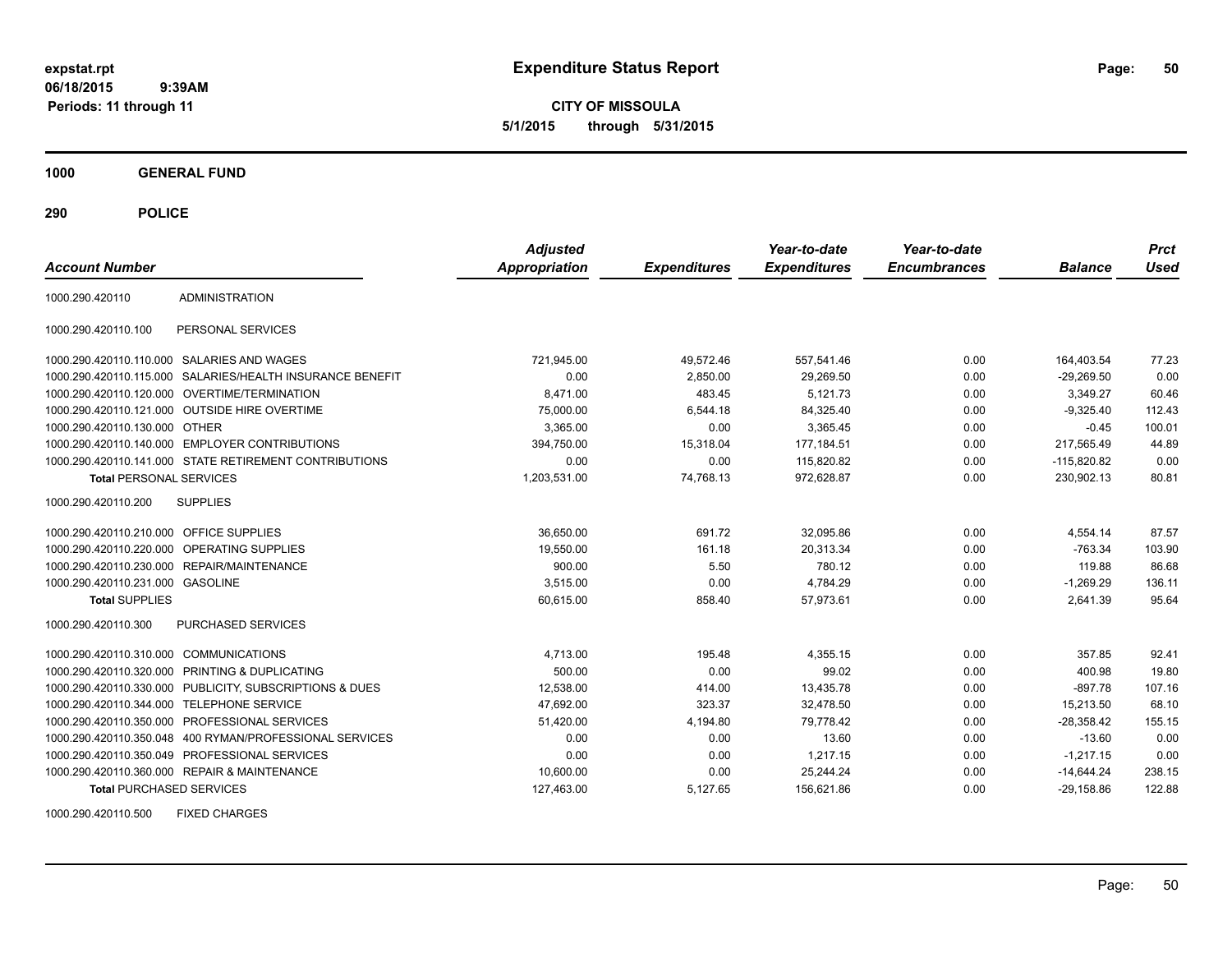**expstat.rpt**
**06/18/2015 9:39AM**
**Periods: 11 through 11**

# Expenditure Status Report

**CITY OF MISSOULA**
**5/1/2015 through 5/31/2015**

## 1000 GENERAL FUND

## 290 POLICE

| Account Number | | Adjusted Appropriation | Expenditures | Year-to-date Expenditures | Year-to-date Encumbrances | Balance | Prct Used |
|---|---|---|---|---|---|---|---|
| 1000.290.420110 | ADMINISTRATION | | | | | | |
| 1000.290.420110.100 | PERSONAL SERVICES | | | | | | |
| 1000.290.420110.110.000 | SALARIES AND WAGES | 721,945.00 | 49,572.46 | 557,541.46 | 0.00 | 164,403.54 | 77.23 |
| 1000.290.420110.115.000 | SALARIES/HEALTH INSURANCE BENEFIT | 0.00 | 2,850.00 | 29,269.50 | 0.00 | -29,269.50 | 0.00 |
| 1000.290.420110.120.000 | OVERTIME/TERMINATION | 8,471.00 | 483.45 | 5,121.73 | 0.00 | 3,349.27 | 60.46 |
| 1000.290.420110.121.000 | OUTSIDE HIRE OVERTIME | 75,000.00 | 6,544.18 | 84,325.40 | 0.00 | -9,325.40 | 112.43 |
| 1000.290.420110.130.000 | OTHER | 3,365.00 | 0.00 | 3,365.45 | 0.00 | -0.45 | 100.01 |
| 1000.290.420110.140.000 | EMPLOYER CONTRIBUTIONS | 394,750.00 | 15,318.04 | 177,184.51 | 0.00 | 217,565.49 | 44.89 |
| 1000.290.420110.141.000 | STATE RETIREMENT CONTRIBUTIONS | 0.00 | 0.00 | 115,820.82 | 0.00 | -115,820.82 | 0.00 |
| **Total** PERSONAL SERVICES | | 1,203,531.00 | 74,768.13 | 972,628.87 | 0.00 | 230,902.13 | 80.81 |
| 1000.290.420110.200 | SUPPLIES | | | | | | |
| 1000.290.420110.210.000 | OFFICE SUPPLIES | 36,650.00 | 691.72 | 32,095.86 | 0.00 | 4,554.14 | 87.57 |
| 1000.290.420110.220.000 | OPERATING SUPPLIES | 19,550.00 | 161.18 | 20,313.34 | 0.00 | -763.34 | 103.90 |
| 1000.290.420110.230.000 | REPAIR/MAINTENANCE | 900.00 | 5.50 | 780.12 | 0.00 | 119.88 | 86.68 |
| 1000.290.420110.231.000 | GASOLINE | 3,515.00 | 0.00 | 4,784.29 | 0.00 | -1,269.29 | 136.11 |
| **Total** SUPPLIES | | 60,615.00 | 858.40 | 57,973.61 | 0.00 | 2,641.39 | 95.64 |
| 1000.290.420110.300 | PURCHASED SERVICES | | | | | | |
| 1000.290.420110.310.000 | COMMUNICATIONS | 4,713.00 | 195.48 | 4,355.15 | 0.00 | 357.85 | 92.41 |
| 1000.290.420110.320.000 | PRINTING & DUPLICATING | 500.00 | 0.00 | 99.02 | 0.00 | 400.98 | 19.80 |
| 1000.290.420110.330.000 | PUBLICITY, SUBSCRIPTIONS & DUES | 12,538.00 | 414.00 | 13,435.78 | 0.00 | -897.78 | 107.16 |
| 1000.290.420110.344.000 | TELEPHONE SERVICE | 47,692.00 | 323.37 | 32,478.50 | 0.00 | 15,213.50 | 68.10 |
| 1000.290.420110.350.000 | PROFESSIONAL SERVICES | 51,420.00 | 4,194.80 | 79,778.42 | 0.00 | -28,358.42 | 155.15 |
| 1000.290.420110.350.048 | 400 RYMAN/PROFESSIONAL SERVICES | 0.00 | 0.00 | 13.60 | 0.00 | -13.60 | 0.00 |
| 1000.290.420110.350.049 | PROFESSIONAL SERVICES | 0.00 | 0.00 | 1,217.15 | 0.00 | -1,217.15 | 0.00 |
| 1000.290.420110.360.000 | REPAIR & MAINTENANCE | 10,600.00 | 0.00 | 25,244.24 | 0.00 | -14,644.24 | 238.15 |
| **Total** PURCHASED SERVICES | | 127,463.00 | 5,127.65 | 156,621.86 | 0.00 | -29,158.86 | 122.88 |
| 1000.290.420110.500 | FIXED CHARGES | | | | | | |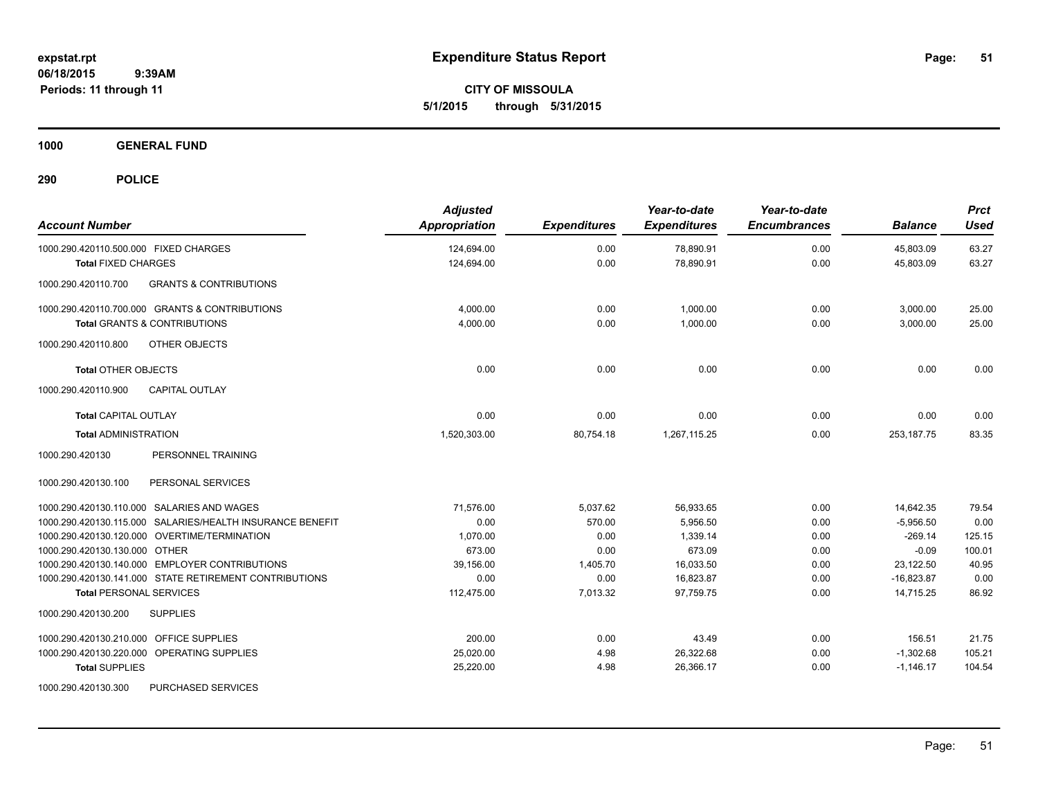# Expenditure Status Report

expstat.rpt
06/18/2015 9:39AM
Periods: 11 through 11

**CITY OF MISSOULA**
**5/1/2015 through 5/31/2015**

**1000 GENERAL FUND**

**290 POLICE**

| Account Number | Adjusted Appropriation | Expenditures | Year-to-date Expenditures | Year-to-date Encumbrances | Balance | Prct Used |
|---|---|---|---|---|---|---|
| 1000.290.420110.500.000 FIXED CHARGES | 124,694.00 | 0.00 | 78,890.91 | 0.00 | 45,803.09 | 63.27 |
| **Total** FIXED CHARGES | 124,694.00 | 0.00 | 78,890.91 | 0.00 | 45,803.09 | 63.27 |
| 1000.290.420110.700 GRANTS & CONTRIBUTIONS | | | | | | |
| 1000.290.420110.700.000 GRANTS & CONTRIBUTIONS | 4,000.00 | 0.00 | 1,000.00 | 0.00 | 3,000.00 | 25.00 |
| **Total** GRANTS & CONTRIBUTIONS | 4,000.00 | 0.00 | 1,000.00 | 0.00 | 3,000.00 | 25.00 |
| 1000.290.420110.800 OTHER OBJECTS | | | | | | |
| **Total** OTHER OBJECTS | 0.00 | 0.00 | 0.00 | 0.00 | 0.00 | 0.00 |
| 1000.290.420110.900 CAPITAL OUTLAY | | | | | | |
| **Total** CAPITAL OUTLAY | 0.00 | 0.00 | 0.00 | 0.00 | 0.00 | 0.00 |
| **Total** ADMINISTRATION | 1,520,303.00 | 80,754.18 | 1,267,115.25 | 0.00 | 253,187.75 | 83.35 |
| 1000.290.420130 PERSONNEL TRAINING | | | | | | |
| 1000.290.420130.100 PERSONAL SERVICES | | | | | | |
| 1000.290.420130.110.000 SALARIES AND WAGES | 71,576.00 | 5,037.62 | 56,933.65 | 0.00 | 14,642.35 | 79.54 |
| 1000.290.420130.115.000 SALARIES/HEALTH INSURANCE BENEFIT | 0.00 | 570.00 | 5,956.50 | 0.00 | -5,956.50 | 0.00 |
| 1000.290.420130.120.000 OVERTIME/TERMINATION | 1,070.00 | 0.00 | 1,339.14 | 0.00 | -269.14 | 125.15 |
| 1000.290.420130.130.000 OTHER | 673.00 | 0.00 | 673.09 | 0.00 | -0.09 | 100.01 |
| 1000.290.420130.140.000 EMPLOYER CONTRIBUTIONS | 39,156.00 | 1,405.70 | 16,033.50 | 0.00 | 23,122.50 | 40.95 |
| 1000.290.420130.141.000 STATE RETIREMENT CONTRIBUTIONS | 0.00 | 0.00 | 16,823.87 | 0.00 | -16,823.87 | 0.00 |
| **Total** PERSONAL SERVICES | 112,475.00 | 7,013.32 | 97,759.75 | 0.00 | 14,715.25 | 86.92 |
| 1000.290.420130.200 SUPPLIES | | | | | | |
| 1000.290.420130.210.000 OFFICE SUPPLIES | 200.00 | 0.00 | 43.49 | 0.00 | 156.51 | 21.75 |
| 1000.290.420130.220.000 OPERATING SUPPLIES | 25,020.00 | 4.98 | 26,322.68 | 0.00 | -1,302.68 | 105.21 |
| **Total** SUPPLIES | 25,220.00 | 4.98 | 26,366.17 | 0.00 | -1,146.17 | 104.54 |
| 1000.290.420130.300 PURCHASED SERVICES | | | | | | |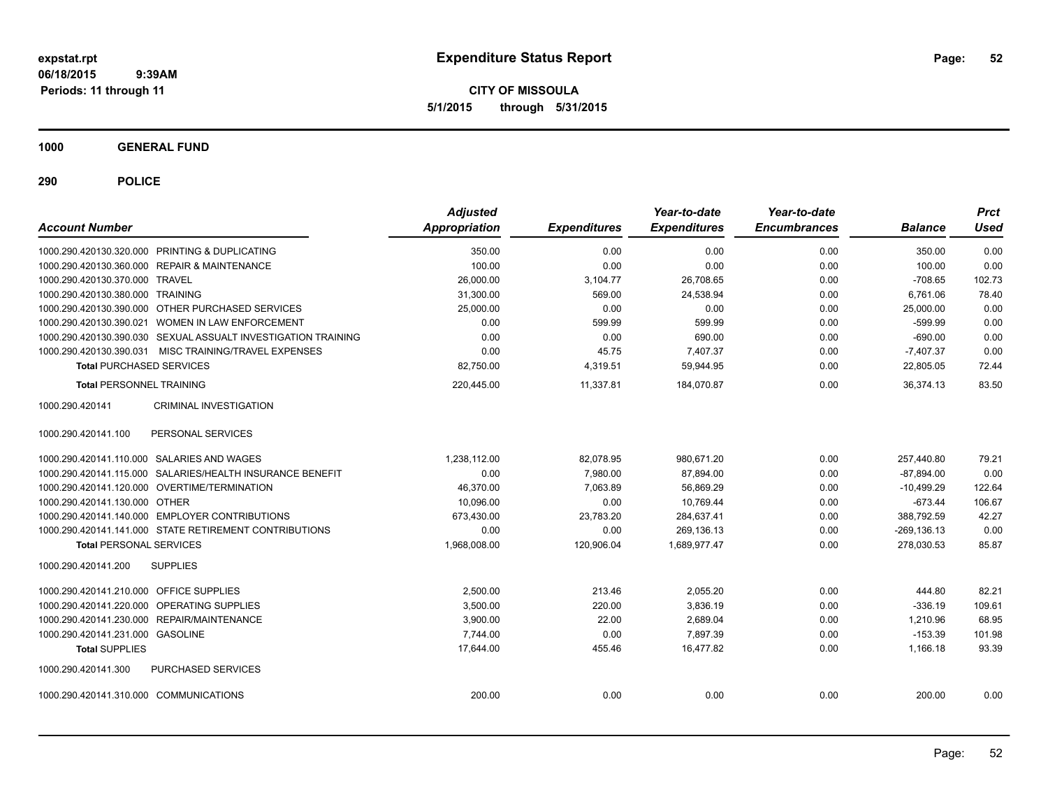# Expenditure Status Report

expstat.rpt
06/18/2015 9:39AM
Periods: 11 through 11

**CITY OF MISSOULA**
**5/1/2015 through 5/31/2015**

## 1000 GENERAL FUND

### 290 POLICE

| Account Number | | Adjusted Appropriation | Expenditures | Year-to-date Expenditures | Year-to-date Encumbrances | Balance | Prct Used |
|---|---|---|---|---|---|---|---|
| 1000.290.420130.320.000 | PRINTING & DUPLICATING | 350.00 | 0.00 | 0.00 | 0.00 | 350.00 | 0.00 |
| 1000.290.420130.360.000 | REPAIR & MAINTENANCE | 100.00 | 0.00 | 0.00 | 0.00 | 100.00 | 0.00 |
| 1000.290.420130.370.000 | TRAVEL | 26,000.00 | 3,104.77 | 26,708.65 | 0.00 | -708.65 | 102.73 |
| 1000.290.420130.380.000 | TRAINING | 31,300.00 | 569.00 | 24,538.94 | 0.00 | 6,761.06 | 78.40 |
| 1000.290.420130.390.000 | OTHER PURCHASED SERVICES | 25,000.00 | 0.00 | 0.00 | 0.00 | 25,000.00 | 0.00 |
| 1000.290.420130.390.021 | WOMEN IN LAW ENFORCEMENT | 0.00 | 599.99 | 599.99 | 0.00 | -599.99 | 0.00 |
| 1000.290.420130.390.030 | SEXUAL ASSUALT INVESTIGATION TRAINING | 0.00 | 0.00 | 690.00 | 0.00 | -690.00 | 0.00 |
| 1000.290.420130.390.031 | MISC TRAINING/TRAVEL EXPENSES | 0.00 | 45.75 | 7,407.37 | 0.00 | -7,407.37 | 0.00 |
| **Total** PURCHASED SERVICES | | 82,750.00 | 4,319.51 | 59,944.95 | 0.00 | 22,805.05 | 72.44 |
| **Total** PERSONNEL TRAINING | | 220,445.00 | 11,337.81 | 184,070.87 | 0.00 | 36,374.13 | 83.50 |
| 1000.290.420141 | CRIMINAL INVESTIGATION | | | | | | |
| 1000.290.420141.100 | PERSONAL SERVICES | | | | | | |
| 1000.290.420141.110.000 | SALARIES AND WAGES | 1,238,112.00 | 82,078.95 | 980,671.20 | 0.00 | 257,440.80 | 79.21 |
| 1000.290.420141.115.000 | SALARIES/HEALTH INSURANCE BENEFIT | 0.00 | 7,980.00 | 87,894.00 | 0.00 | -87,894.00 | 0.00 |
| 1000.290.420141.120.000 | OVERTIME/TERMINATION | 46,370.00 | 7,063.89 | 56,869.29 | 0.00 | -10,499.29 | 122.64 |
| 1000.290.420141.130.000 | OTHER | 10,096.00 | 0.00 | 10,769.44 | 0.00 | -673.44 | 106.67 |
| 1000.290.420141.140.000 | EMPLOYER CONTRIBUTIONS | 673,430.00 | 23,783.20 | 284,637.41 | 0.00 | 388,792.59 | 42.27 |
| 1000.290.420141.141.000 | STATE RETIREMENT CONTRIBUTIONS | 0.00 | 0.00 | 269,136.13 | 0.00 | -269,136.13 | 0.00 |
| **Total** PERSONAL SERVICES | | 1,968,008.00 | 120,906.04 | 1,689,977.47 | 0.00 | 278,030.53 | 85.87 |
| 1000.290.420141.200 | SUPPLIES | | | | | | |
| 1000.290.420141.210.000 | OFFICE SUPPLIES | 2,500.00 | 213.46 | 2,055.20 | 0.00 | 444.80 | 82.21 |
| 1000.290.420141.220.000 | OPERATING SUPPLIES | 3,500.00 | 220.00 | 3,836.19 | 0.00 | -336.19 | 109.61 |
| 1000.290.420141.230.000 | REPAIR/MAINTENANCE | 3,900.00 | 22.00 | 2,689.04 | 0.00 | 1,210.96 | 68.95 |
| 1000.290.420141.231.000 | GASOLINE | 7,744.00 | 0.00 | 7,897.39 | 0.00 | -153.39 | 101.98 |
| **Total** SUPPLIES | | 17,644.00 | 455.46 | 16,477.82 | 0.00 | 1,166.18 | 93.39 |
| 1000.290.420141.300 | PURCHASED SERVICES | | | | | | |
| 1000.290.420141.310.000 | COMMUNICATIONS | 200.00 | 0.00 | 0.00 | 0.00 | 200.00 | 0.00 |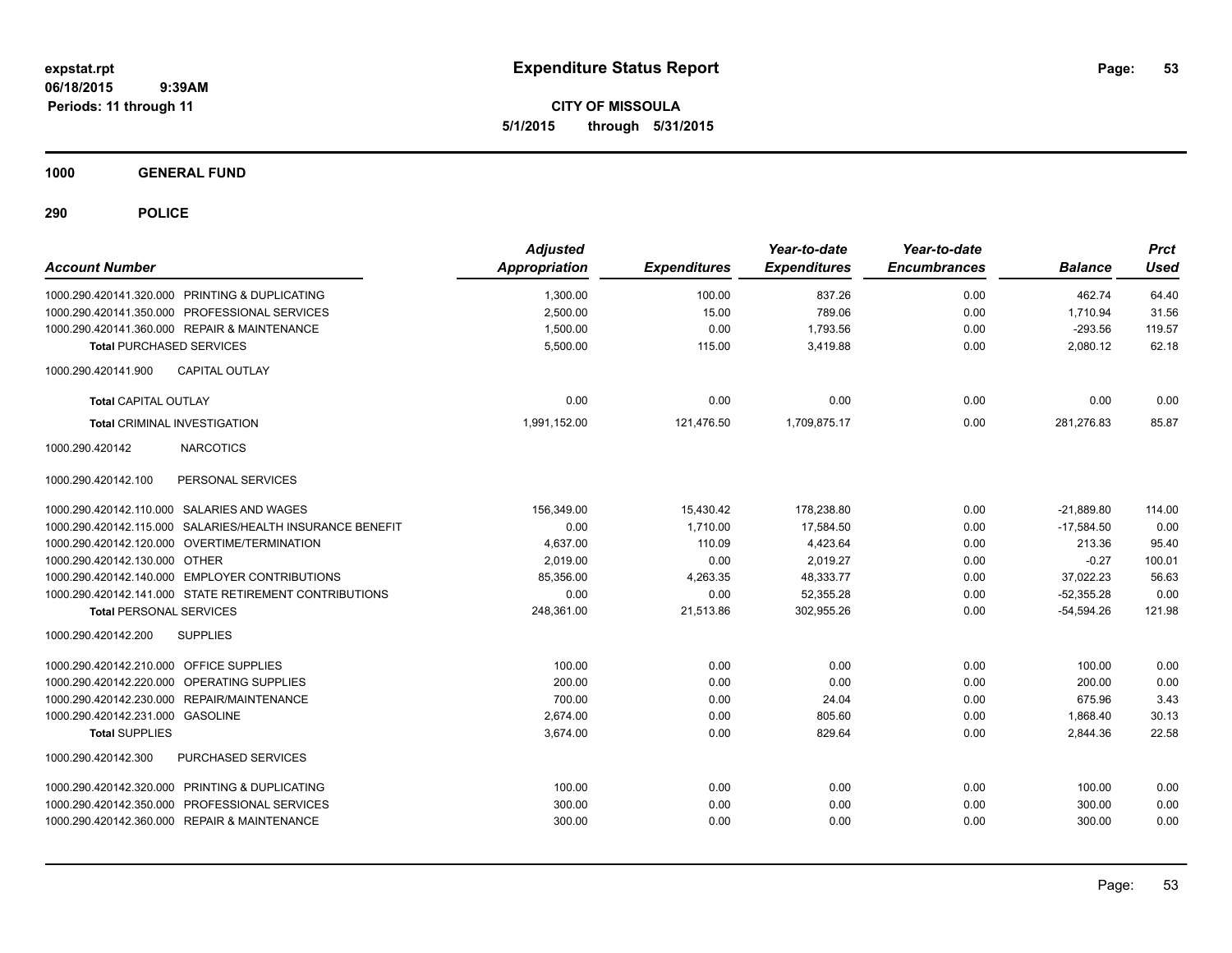# Expenditure Status Report

expstat.rpt
06/18/2015 9:39AM
Periods: 11 through 11

**CITY OF MISSOULA**
**5/1/2015 through 5/31/2015**

## 1000 GENERAL FUND

## 290 POLICE

| Account Number | Adjusted Appropriation | Expenditures | Year-to-date Expenditures | Year-to-date Encumbrances | Balance | Prct Used |
|---|---|---|---|---|---|---|
| 1000.290.420141.320.000 PRINTING & DUPLICATING | 1,300.00 | 100.00 | 837.26 | 0.00 | 462.74 | 64.40 |
| 1000.290.420141.350.000 PROFESSIONAL SERVICES | 2,500.00 | 15.00 | 789.06 | 0.00 | 1,710.94 | 31.56 |
| 1000.290.420141.360.000 REPAIR & MAINTENANCE | 1,500.00 | 0.00 | 1,793.56 | 0.00 | -293.56 | 119.57 |
| **Total** PURCHASED SERVICES | 5,500.00 | 115.00 | 3,419.88 | 0.00 | 2,080.12 | 62.18 |
| 1000.290.420141.900 CAPITAL OUTLAY | | | | | | |
| **Total** CAPITAL OUTLAY | 0.00 | 0.00 | 0.00 | 0.00 | 0.00 | 0.00 |
| **Total** CRIMINAL INVESTIGATION | 1,991,152.00 | 121,476.50 | 1,709,875.17 | 0.00 | 281,276.83 | 85.87 |
| 1000.290.420142 NARCOTICS | | | | | | |
| 1000.290.420142.100 PERSONAL SERVICES | | | | | | |
| 1000.290.420142.110.000 SALARIES AND WAGES | 156,349.00 | 15,430.42 | 178,238.80 | 0.00 | -21,889.80 | 114.00 |
| 1000.290.420142.115.000 SALARIES/HEALTH INSURANCE BENEFIT | 0.00 | 1,710.00 | 17,584.50 | 0.00 | -17,584.50 | 0.00 |
| 1000.290.420142.120.000 OVERTIME/TERMINATION | 4,637.00 | 110.09 | 4,423.64 | 0.00 | 213.36 | 95.40 |
| 1000.290.420142.130.000 OTHER | 2,019.00 | 0.00 | 2,019.27 | 0.00 | -0.27 | 100.01 |
| 1000.290.420142.140.000 EMPLOYER CONTRIBUTIONS | 85,356.00 | 4,263.35 | 48,333.77 | 0.00 | 37,022.23 | 56.63 |
| 1000.290.420142.141.000 STATE RETIREMENT CONTRIBUTIONS | 0.00 | 0.00 | 52,355.28 | 0.00 | -52,355.28 | 0.00 |
| **Total** PERSONAL SERVICES | 248,361.00 | 21,513.86 | 302,955.26 | 0.00 | -54,594.26 | 121.98 |
| 1000.290.420142.200 SUPPLIES | | | | | | |
| 1000.290.420142.210.000 OFFICE SUPPLIES | 100.00 | 0.00 | 0.00 | 0.00 | 100.00 | 0.00 |
| 1000.290.420142.220.000 OPERATING SUPPLIES | 200.00 | 0.00 | 0.00 | 0.00 | 200.00 | 0.00 |
| 1000.290.420142.230.000 REPAIR/MAINTENANCE | 700.00 | 0.00 | 24.04 | 0.00 | 675.96 | 3.43 |
| 1000.290.420142.231.000 GASOLINE | 2,674.00 | 0.00 | 805.60 | 0.00 | 1,868.40 | 30.13 |
| **Total** SUPPLIES | 3,674.00 | 0.00 | 829.64 | 0.00 | 2,844.36 | 22.58 |
| 1000.290.420142.300 PURCHASED SERVICES | | | | | | |
| 1000.290.420142.320.000 PRINTING & DUPLICATING | 100.00 | 0.00 | 0.00 | 0.00 | 100.00 | 0.00 |
| 1000.290.420142.350.000 PROFESSIONAL SERVICES | 300.00 | 0.00 | 0.00 | 0.00 | 300.00 | 0.00 |
| 1000.290.420142.360.000 REPAIR & MAINTENANCE | 300.00 | 0.00 | 0.00 | 0.00 | 300.00 | 0.00 |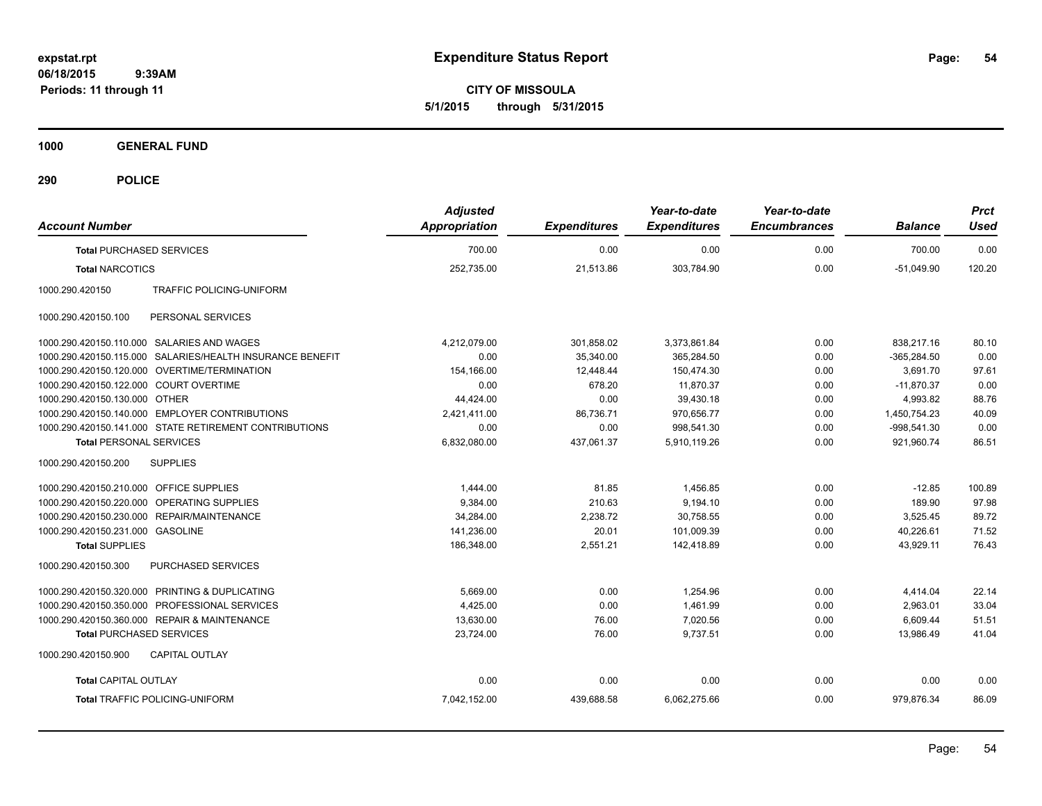# Expenditure Status Report

expstat.rpt
06/18/2015 9:39AM
Periods: 11 through 11

**CITY OF MISSOULA**
**5/1/2015 through 5/31/2015**

## 1000 GENERAL FUND

## 290 POLICE

| Account Number | | Adjusted Appropriation | Expenditures | Year-to-date Expenditures | Year-to-date Encumbrances | Balance | Prct Used |
|---|---|---|---|---|---|---|---|
| **Total** PURCHASED SERVICES | | 700.00 | 0.00 | 0.00 | 0.00 | 700.00 | 0.00 |
| **Total** NARCOTICS | | 252,735.00 | 21,513.86 | 303,784.90 | 0.00 | -51,049.90 | 120.20 |
| 1000.290.420150 | TRAFFIC POLICING-UNIFORM | | | | | | |
| 1000.290.420150.100 | PERSONAL SERVICES | | | | | | |
| 1000.290.420150.110.000 | SALARIES AND WAGES | 4,212,079.00 | 301,858.02 | 3,373,861.84 | 0.00 | 838,217.16 | 80.10 |
| 1000.290.420150.115.000 | SALARIES/HEALTH INSURANCE BENEFIT | 0.00 | 35,340.00 | 365,284.50 | 0.00 | -365,284.50 | 0.00 |
| 1000.290.420150.120.000 | OVERTIME/TERMINATION | 154,166.00 | 12,448.44 | 150,474.30 | 0.00 | 3,691.70 | 97.61 |
| 1000.290.420150.122.000 | COURT OVERTIME | 0.00 | 678.20 | 11,870.37 | 0.00 | -11,870.37 | 0.00 |
| 1000.290.420150.130.000 | OTHER | 44,424.00 | 0.00 | 39,430.18 | 0.00 | 4,993.82 | 88.76 |
| 1000.290.420150.140.000 | EMPLOYER CONTRIBUTIONS | 2,421,411.00 | 86,736.71 | 970,656.77 | 0.00 | 1,450,754.23 | 40.09 |
| 1000.290.420150.141.000 | STATE RETIREMENT CONTRIBUTIONS | 0.00 | 0.00 | 998,541.30 | 0.00 | -998,541.30 | 0.00 |
| **Total** PERSONAL SERVICES | | 6,832,080.00 | 437,061.37 | 5,910,119.26 | 0.00 | 921,960.74 | 86.51 |
| 1000.290.420150.200 | SUPPLIES | | | | | | |
| 1000.290.420150.210.000 | OFFICE SUPPLIES | 1,444.00 | 81.85 | 1,456.85 | 0.00 | -12.85 | 100.89 |
| 1000.290.420150.220.000 | OPERATING SUPPLIES | 9,384.00 | 210.63 | 9,194.10 | 0.00 | 189.90 | 97.98 |
| 1000.290.420150.230.000 | REPAIR/MAINTENANCE | 34,284.00 | 2,238.72 | 30,758.55 | 0.00 | 3,525.45 | 89.72 |
| 1000.290.420150.231.000 | GASOLINE | 141,236.00 | 20.01 | 101,009.39 | 0.00 | 40,226.61 | 71.52 |
| **Total** SUPPLIES | | 186,348.00 | 2,551.21 | 142,418.89 | 0.00 | 43,929.11 | 76.43 |
| 1000.290.420150.300 | PURCHASED SERVICES | | | | | | |
| 1000.290.420150.320.000 | PRINTING & DUPLICATING | 5,669.00 | 0.00 | 1,254.96 | 0.00 | 4,414.04 | 22.14 |
| 1000.290.420150.350.000 | PROFESSIONAL SERVICES | 4,425.00 | 0.00 | 1,461.99 | 0.00 | 2,963.01 | 33.04 |
| 1000.290.420150.360.000 | REPAIR & MAINTENANCE | 13,630.00 | 76.00 | 7,020.56 | 0.00 | 6,609.44 | 51.51 |
| **Total** PURCHASED SERVICES | | 23,724.00 | 76.00 | 9,737.51 | 0.00 | 13,986.49 | 41.04 |
| 1000.290.420150.900 | CAPITAL OUTLAY | | | | | | |
| **Total** CAPITAL OUTLAY | | 0.00 | 0.00 | 0.00 | 0.00 | 0.00 | 0.00 |
| **Total** TRAFFIC POLICING-UNIFORM | | 7,042,152.00 | 439,688.58 | 6,062,275.66 | 0.00 | 979,876.34 | 86.09 |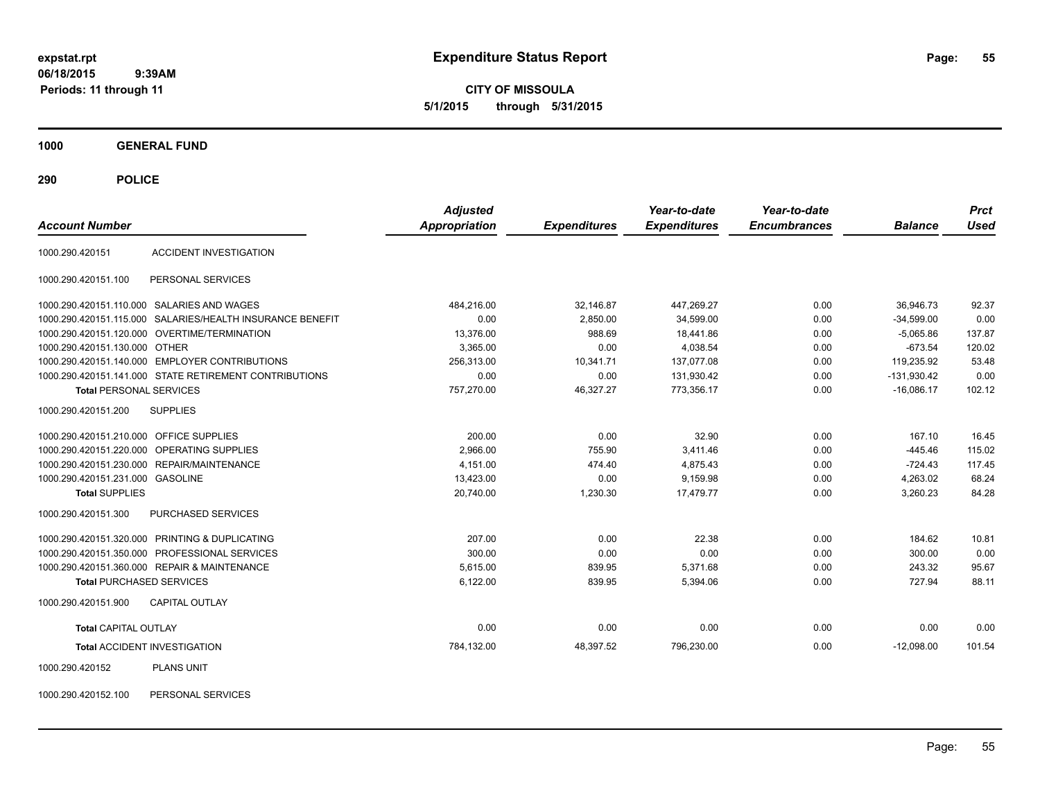**expstat.rpt**
**06/18/2015 9:39AM**
**Periods: 11 through 11**

# Expenditure Status Report

**CITY OF MISSOULA**
**5/1/2015 through 5/31/2015**

## 1000 GENERAL FUND

## 290 POLICE

| Account Number | | Adjusted Appropriation | Expenditures | Year-to-date Expenditures | Year-to-date Encumbrances | Balance | Prct Used |
|---|---|---|---|---|---|---|---|
| 1000.290.420151 | ACCIDENT INVESTIGATION | | | | | | |
| 1000.290.420151.100 | PERSONAL SERVICES | | | | | | |
| 1000.290.420151.110.000 | SALARIES AND WAGES | 484,216.00 | 32,146.87 | 447,269.27 | 0.00 | 36,946.73 | 92.37 |
| 1000.290.420151.115.000 | SALARIES/HEALTH INSURANCE BENEFIT | 0.00 | 2,850.00 | 34,599.00 | 0.00 | -34,599.00 | 0.00 |
| 1000.290.420151.120.000 | OVERTIME/TERMINATION | 13,376.00 | 988.69 | 18,441.86 | 0.00 | -5,065.86 | 137.87 |
| 1000.290.420151.130.000 | OTHER | 3,365.00 | 0.00 | 4,038.54 | 0.00 | -673.54 | 120.02 |
| 1000.290.420151.140.000 | EMPLOYER CONTRIBUTIONS | 256,313.00 | 10,341.71 | 137,077.08 | 0.00 | 119,235.92 | 53.48 |
| 1000.290.420151.141.000 | STATE RETIREMENT CONTRIBUTIONS | 0.00 | 0.00 | 131,930.42 | 0.00 | -131,930.42 | 0.00 |
| **Total** PERSONAL SERVICES | | 757,270.00 | 46,327.27 | 773,356.17 | 0.00 | -16,086.17 | 102.12 |
| 1000.290.420151.200 | SUPPLIES | | | | | | |
| 1000.290.420151.210.000 | OFFICE SUPPLIES | 200.00 | 0.00 | 32.90 | 0.00 | 167.10 | 16.45 |
| 1000.290.420151.220.000 | OPERATING SUPPLIES | 2,966.00 | 755.90 | 3,411.46 | 0.00 | -445.46 | 115.02 |
| 1000.290.420151.230.000 | REPAIR/MAINTENANCE | 4,151.00 | 474.40 | 4,875.43 | 0.00 | -724.43 | 117.45 |
| 1000.290.420151.231.000 | GASOLINE | 13,423.00 | 0.00 | 9,159.98 | 0.00 | 4,263.02 | 68.24 |
| **Total** SUPPLIES | | 20,740.00 | 1,230.30 | 17,479.77 | 0.00 | 3,260.23 | 84.28 |
| 1000.290.420151.300 | PURCHASED SERVICES | | | | | | |
| 1000.290.420151.320.000 | PRINTING & DUPLICATING | 207.00 | 0.00 | 22.38 | 0.00 | 184.62 | 10.81 |
| 1000.290.420151.350.000 | PROFESSIONAL SERVICES | 300.00 | 0.00 | 0.00 | 0.00 | 300.00 | 0.00 |
| 1000.290.420151.360.000 | REPAIR & MAINTENANCE | 5,615.00 | 839.95 | 5,371.68 | 0.00 | 243.32 | 95.67 |
| **Total** PURCHASED SERVICES | | 6,122.00 | 839.95 | 5,394.06 | 0.00 | 727.94 | 88.11 |
| 1000.290.420151.900 | CAPITAL OUTLAY | | | | | | |
| **Total** CAPITAL OUTLAY | | 0.00 | 0.00 | 0.00 | 0.00 | 0.00 | 0.00 |
| **Total** ACCIDENT INVESTIGATION | | 784,132.00 | 48,397.52 | 796,230.00 | 0.00 | -12,098.00 | 101.54 |
| 1000.290.420152 | PLANS UNIT | | | | | | |
| 1000.290.420152.100 | PERSONAL SERVICES | | | | | | |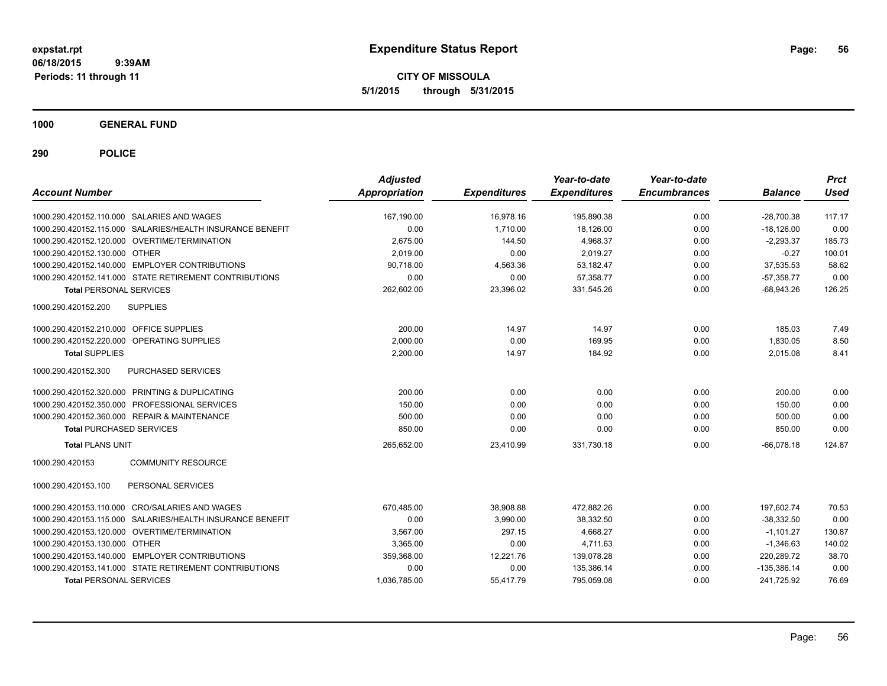# Expenditure Status Report

**CITY OF MISSOULA**
**5/1/2015 through 5/31/2015**

expstat.rpt
06/18/2015 9:39AM
Periods: 11 through 11

## 1000 GENERAL FUND

## 290 POLICE

| Account Number | | Adjusted Appropriation | Expenditures | Year-to-date Expenditures | Year-to-date Encumbrances | Balance | Prct Used |
|---|---|---|---|---|---|---|---|
| 1000.290.420152.110.000 | SALARIES AND WAGES | 167,190.00 | 16,978.16 | 195,890.38 | 0.00 | -28,700.38 | 117.17 |
| 1000.290.420152.115.000 | SALARIES/HEALTH INSURANCE BENEFIT | 0.00 | 1,710.00 | 18,126.00 | 0.00 | -18,126.00 | 0.00 |
| 1000.290.420152.120.000 | OVERTIME/TERMINATION | 2,675.00 | 144.50 | 4,968.37 | 0.00 | -2,293.37 | 185.73 |
| 1000.290.420152.130.000 | OTHER | 2,019.00 | 0.00 | 2,019.27 | 0.00 | -0.27 | 100.01 |
| 1000.290.420152.140.000 | EMPLOYER CONTRIBUTIONS | 90,718.00 | 4,563.36 | 53,182.47 | 0.00 | 37,535.53 | 58.62 |
| 1000.290.420152.141.000 | STATE RETIREMENT CONTRIBUTIONS | 0.00 | 0.00 | 57,358.77 | 0.00 | -57,358.77 | 0.00 |
| **Total** PERSONAL SERVICES | | 262,602.00 | 23,396.02 | 331,545.26 | 0.00 | -68,943.26 | 126.25 |
| 1000.290.420152.200 | SUPPLIES | | | | | | |
| 1000.290.420152.210.000 | OFFICE SUPPLIES | 200.00 | 14.97 | 14.97 | 0.00 | 185.03 | 7.49 |
| 1000.290.420152.220.000 | OPERATING SUPPLIES | 2,000.00 | 0.00 | 169.95 | 0.00 | 1,830.05 | 8.50 |
| **Total** SUPPLIES | | 2,200.00 | 14.97 | 184.92 | 0.00 | 2,015.08 | 8.41 |
| 1000.290.420152.300 | PURCHASED SERVICES | | | | | | |
| 1000.290.420152.320.000 | PRINTING & DUPLICATING | 200.00 | 0.00 | 0.00 | 0.00 | 200.00 | 0.00 |
| 1000.290.420152.350.000 | PROFESSIONAL SERVICES | 150.00 | 0.00 | 0.00 | 0.00 | 150.00 | 0.00 |
| 1000.290.420152.360.000 | REPAIR & MAINTENANCE | 500.00 | 0.00 | 0.00 | 0.00 | 500.00 | 0.00 |
| **Total** PURCHASED SERVICES | | 850.00 | 0.00 | 0.00 | 0.00 | 850.00 | 0.00 |
| **Total** PLANS UNIT | | 265,652.00 | 23,410.99 | 331,730.18 | 0.00 | -66,078.18 | 124.87 |
| 1000.290.420153 | COMMUNITY RESOURCE | | | | | | |
| 1000.290.420153.100 | PERSONAL SERVICES | | | | | | |
| 1000.290.420153.110.000 | CRO/SALARIES AND WAGES | 670,485.00 | 38,908.88 | 472,882.26 | 0.00 | 197,602.74 | 70.53 |
| 1000.290.420153.115.000 | SALARIES/HEALTH INSURANCE BENEFIT | 0.00 | 3,990.00 | 38,332.50 | 0.00 | -38,332.50 | 0.00 |
| 1000.290.420153.120.000 | OVERTIME/TERMINATION | 3,567.00 | 297.15 | 4,668.27 | 0.00 | -1,101.27 | 130.87 |
| 1000.290.420153.130.000 | OTHER | 3,365.00 | 0.00 | 4,711.63 | 0.00 | -1,346.63 | 140.02 |
| 1000.290.420153.140.000 | EMPLOYER CONTRIBUTIONS | 359,368.00 | 12,221.76 | 139,078.28 | 0.00 | 220,289.72 | 38.70 |
| 1000.290.420153.141.000 | STATE RETIREMENT CONTRIBUTIONS | 0.00 | 0.00 | 135,386.14 | 0.00 | -135,386.14 | 0.00 |
| **Total** PERSONAL SERVICES | | 1,036,785.00 | 55,417.79 | 795,059.08 | 0.00 | 241,725.92 | 76.69 |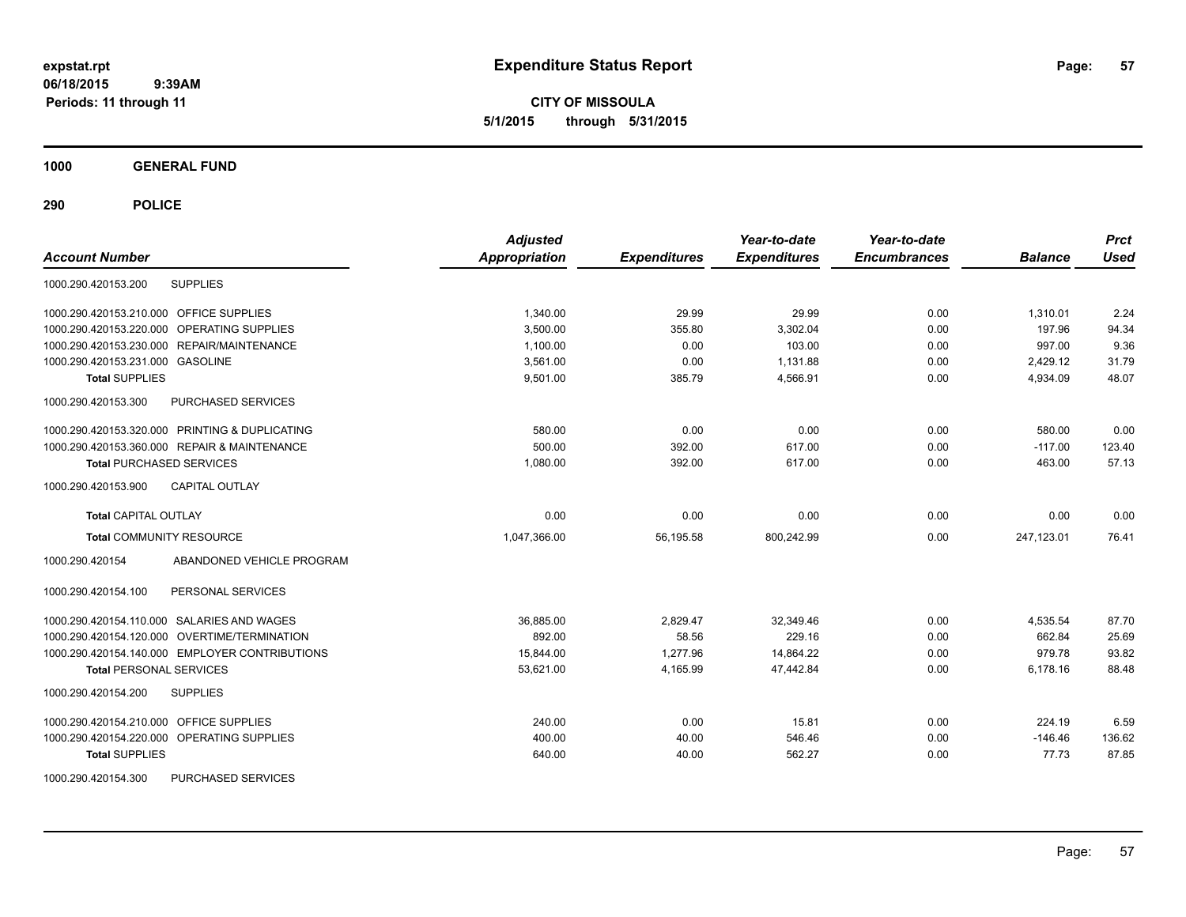**expstat.rpt**
**06/18/2015 9:39AM**
**Periods: 11 through 11**

# Expenditure Status Report

**CITY OF MISSOULA**
**5/1/2015 through 5/31/2015**

## 1000 GENERAL FUND

### 290 POLICE

| Account Number | | Adjusted Appropriation | Expenditures | Year-to-date Expenditures | Year-to-date Encumbrances | Balance | Prct Used |
|---|---|---|---|---|---|---|---|
| 1000.290.420153.200 | SUPPLIES | | | | | | |
| 1000.290.420153.210.000 | OFFICE SUPPLIES | 1,340.00 | 29.99 | 29.99 | 0.00 | 1,310.01 | 2.24 |
| 1000.290.420153.220.000 | OPERATING SUPPLIES | 3,500.00 | 355.80 | 3,302.04 | 0.00 | 197.96 | 94.34 |
| 1000.290.420153.230.000 | REPAIR/MAINTENANCE | 1,100.00 | 0.00 | 103.00 | 0.00 | 997.00 | 9.36 |
| 1000.290.420153.231.000 | GASOLINE | 3,561.00 | 0.00 | 1,131.88 | 0.00 | 2,429.12 | 31.79 |
| **Total** SUPPLIES | | 9,501.00 | 385.79 | 4,566.91 | 0.00 | 4,934.09 | 48.07 |
| 1000.290.420153.300 | PURCHASED SERVICES | | | | | | |
| 1000.290.420153.320.000 | PRINTING & DUPLICATING | 580.00 | 0.00 | 0.00 | 0.00 | 580.00 | 0.00 |
| 1000.290.420153.360.000 | REPAIR & MAINTENANCE | 500.00 | 392.00 | 617.00 | 0.00 | -117.00 | 123.40 |
| **Total** PURCHASED SERVICES | | 1,080.00 | 392.00 | 617.00 | 0.00 | 463.00 | 57.13 |
| 1000.290.420153.900 | CAPITAL OUTLAY | | | | | | |
| **Total** CAPITAL OUTLAY | | 0.00 | 0.00 | 0.00 | 0.00 | 0.00 | 0.00 |
| **Total** COMMUNITY RESOURCE | | 1,047,366.00 | 56,195.58 | 800,242.99 | 0.00 | 247,123.01 | 76.41 |
| 1000.290.420154 | ABANDONED VEHICLE PROGRAM | | | | | | |
| 1000.290.420154.100 | PERSONAL SERVICES | | | | | | |
| 1000.290.420154.110.000 | SALARIES AND WAGES | 36,885.00 | 2,829.47 | 32,349.46 | 0.00 | 4,535.54 | 87.70 |
| 1000.290.420154.120.000 | OVERTIME/TERMINATION | 892.00 | 58.56 | 229.16 | 0.00 | 662.84 | 25.69 |
| 1000.290.420154.140.000 | EMPLOYER CONTRIBUTIONS | 15,844.00 | 1,277.96 | 14,864.22 | 0.00 | 979.78 | 93.82 |
| **Total** PERSONAL SERVICES | | 53,621.00 | 4,165.99 | 47,442.84 | 0.00 | 6,178.16 | 88.48 |
| 1000.290.420154.200 | SUPPLIES | | | | | | |
| 1000.290.420154.210.000 | OFFICE SUPPLIES | 240.00 | 0.00 | 15.81 | 0.00 | 224.19 | 6.59 |
| 1000.290.420154.220.000 | OPERATING SUPPLIES | 400.00 | 40.00 | 546.46 | 0.00 | -146.46 | 136.62 |
| **Total** SUPPLIES | | 640.00 | 40.00 | 562.27 | 0.00 | 77.73 | 87.85 |
| 1000.290.420154.300 | PURCHASED SERVICES | | | | | | |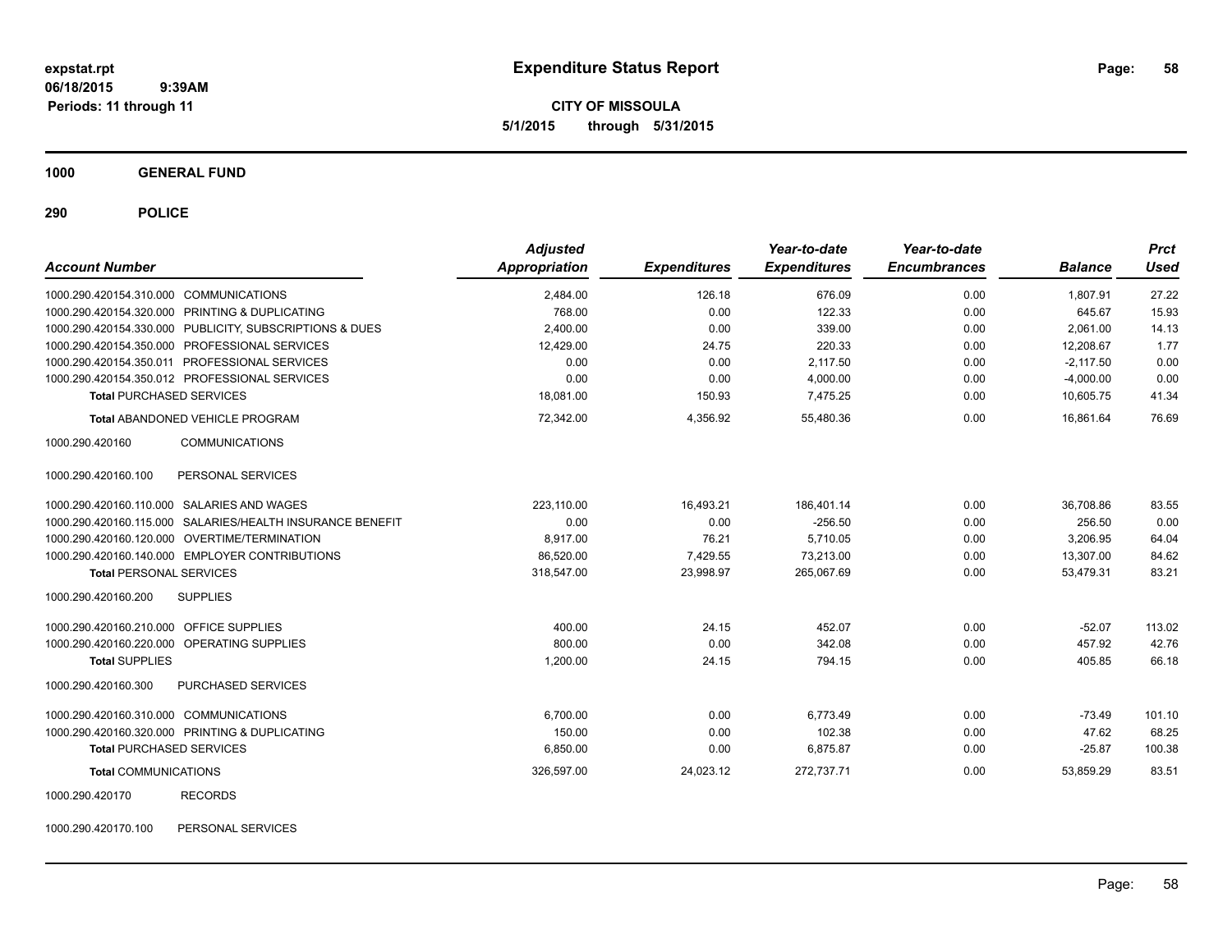**expstat.rpt**
**06/18/2015 9:39AM**
**Periods: 11 through 11**

# Expenditure Status Report

**CITY OF MISSOULA**
**5/1/2015 through 5/31/2015**

## 1000 GENERAL FUND

## 290 POLICE

| Account Number | Adjusted Appropriation | Expenditures | Year-to-date Expenditures | Year-to-date Encumbrances | Balance | Prct Used |
|---|---|---|---|---|---|---|
| 1000.290.420154.310.000 COMMUNICATIONS | 2,484.00 | 126.18 | 676.09 | 0.00 | 1,807.91 | 27.22 |
| 1000.290.420154.320.000 PRINTING & DUPLICATING | 768.00 | 0.00 | 122.33 | 0.00 | 645.67 | 15.93 |
| 1000.290.420154.330.000 PUBLICITY, SUBSCRIPTIONS & DUES | 2,400.00 | 0.00 | 339.00 | 0.00 | 2,061.00 | 14.13 |
| 1000.290.420154.350.000 PROFESSIONAL SERVICES | 12,429.00 | 24.75 | 220.33 | 0.00 | 12,208.67 | 1.77 |
| 1000.290.420154.350.011 PROFESSIONAL SERVICES | 0.00 | 0.00 | 2,117.50 | 0.00 | -2,117.50 | 0.00 |
| 1000.290.420154.350.012 PROFESSIONAL SERVICES | 0.00 | 0.00 | 4,000.00 | 0.00 | -4,000.00 | 0.00 |
| **Total** PURCHASED SERVICES | 18,081.00 | 150.93 | 7,475.25 | 0.00 | 10,605.75 | 41.34 |
| **Total** ABANDONED VEHICLE PROGRAM | 72,342.00 | 4,356.92 | 55,480.36 | 0.00 | 16,861.64 | 76.69 |
| 1000.290.420160 COMMUNICATIONS | | | | | | |
| 1000.290.420160.100 PERSONAL SERVICES | | | | | | |
| 1000.290.420160.110.000 SALARIES AND WAGES | 223,110.00 | 16,493.21 | 186,401.14 | 0.00 | 36,708.86 | 83.55 |
| 1000.290.420160.115.000 SALARIES/HEALTH INSURANCE BENEFIT | 0.00 | 0.00 | -256.50 | 0.00 | 256.50 | 0.00 |
| 1000.290.420160.120.000 OVERTIME/TERMINATION | 8,917.00 | 76.21 | 5,710.05 | 0.00 | 3,206.95 | 64.04 |
| 1000.290.420160.140.000 EMPLOYER CONTRIBUTIONS | 86,520.00 | 7,429.55 | 73,213.00 | 0.00 | 13,307.00 | 84.62 |
| **Total** PERSONAL SERVICES | 318,547.00 | 23,998.97 | 265,067.69 | 0.00 | 53,479.31 | 83.21 |
| 1000.290.420160.200 SUPPLIES | | | | | | |
| 1000.290.420160.210.000 OFFICE SUPPLIES | 400.00 | 24.15 | 452.07 | 0.00 | -52.07 | 113.02 |
| 1000.290.420160.220.000 OPERATING SUPPLIES | 800.00 | 0.00 | 342.08 | 0.00 | 457.92 | 42.76 |
| **Total** SUPPLIES | 1,200.00 | 24.15 | 794.15 | 0.00 | 405.85 | 66.18 |
| 1000.290.420160.300 PURCHASED SERVICES | | | | | | |
| 1000.290.420160.310.000 COMMUNICATIONS | 6,700.00 | 0.00 | 6,773.49 | 0.00 | -73.49 | 101.10 |
| 1000.290.420160.320.000 PRINTING & DUPLICATING | 150.00 | 0.00 | 102.38 | 0.00 | 47.62 | 68.25 |
| **Total** PURCHASED SERVICES | 6,850.00 | 0.00 | 6,875.87 | 0.00 | -25.87 | 100.38 |
| **Total** COMMUNICATIONS | 326,597.00 | 24,023.12 | 272,737.71 | 0.00 | 53,859.29 | 83.51 |
| 1000.290.420170 RECORDS | | | | | | |
| 1000.290.420170.100 PERSONAL SERVICES | | | | | | |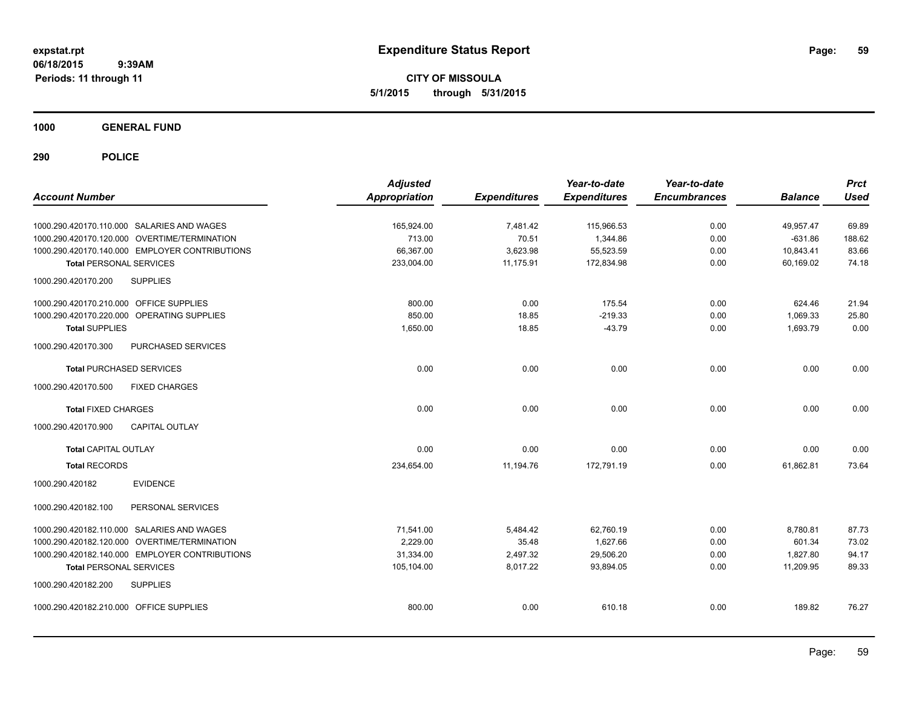**expstat.rpt**
**06/18/2015 9:39AM**
**Periods: 11 through 11**

# Expenditure Status Report

**CITY OF MISSOULA**
**5/1/2015 through 5/31/2015**

## 1000 GENERAL FUND

## 290 POLICE

| Account Number | Adjusted Appropriation | Expenditures | Year-to-date Expenditures | Year-to-date Encumbrances | Balance | Prct Used |
|---|---|---|---|---|---|---|
| 1000.290.420170.110.000 SALARIES AND WAGES | 165,924.00 | 7,481.42 | 115,966.53 | 0.00 | 49,957.47 | 69.89 |
| 1000.290.420170.120.000 OVERTIME/TERMINATION | 713.00 | 70.51 | 1,344.86 | 0.00 | -631.86 | 188.62 |
| 1000.290.420170.140.000 EMPLOYER CONTRIBUTIONS | 66,367.00 | 3,623.98 | 55,523.59 | 0.00 | 10,843.41 | 83.66 |
| **Total** PERSONAL SERVICES | 233,004.00 | 11,175.91 | 172,834.98 | 0.00 | 60,169.02 | 74.18 |
| 1000.290.420170.200 SUPPLIES | | | | | | |
| 1000.290.420170.210.000 OFFICE SUPPLIES | 800.00 | 0.00 | 175.54 | 0.00 | 624.46 | 21.94 |
| 1000.290.420170.220.000 OPERATING SUPPLIES | 850.00 | 18.85 | -219.33 | 0.00 | 1,069.33 | 25.80 |
| **Total** SUPPLIES | 1,650.00 | 18.85 | -43.79 | 0.00 | 1,693.79 | 0.00 |
| 1000.290.420170.300 PURCHASED SERVICES | | | | | | |
| **Total** PURCHASED SERVICES | 0.00 | 0.00 | 0.00 | 0.00 | 0.00 | 0.00 |
| 1000.290.420170.500 FIXED CHARGES | | | | | | |
| **Total** FIXED CHARGES | 0.00 | 0.00 | 0.00 | 0.00 | 0.00 | 0.00 |
| 1000.290.420170.900 CAPITAL OUTLAY | | | | | | |
| **Total** CAPITAL OUTLAY | 0.00 | 0.00 | 0.00 | 0.00 | 0.00 | 0.00 |
| **Total** RECORDS | 234,654.00 | 11,194.76 | 172,791.19 | 0.00 | 61,862.81 | 73.64 |
| 1000.290.420182 EVIDENCE | | | | | | |
| 1000.290.420182.100 PERSONAL SERVICES | | | | | | |
| 1000.290.420182.110.000 SALARIES AND WAGES | 71,541.00 | 5,484.42 | 62,760.19 | 0.00 | 8,780.81 | 87.73 |
| 1000.290.420182.120.000 OVERTIME/TERMINATION | 2,229.00 | 35.48 | 1,627.66 | 0.00 | 601.34 | 73.02 |
| 1000.290.420182.140.000 EMPLOYER CONTRIBUTIONS | 31,334.00 | 2,497.32 | 29,506.20 | 0.00 | 1,827.80 | 94.17 |
| **Total** PERSONAL SERVICES | 105,104.00 | 8,017.22 | 93,894.05 | 0.00 | 11,209.95 | 89.33 |
| 1000.290.420182.200 SUPPLIES | | | | | | |
| 1000.290.420182.210.000 OFFICE SUPPLIES | 800.00 | 0.00 | 610.18 | 0.00 | 189.82 | 76.27 |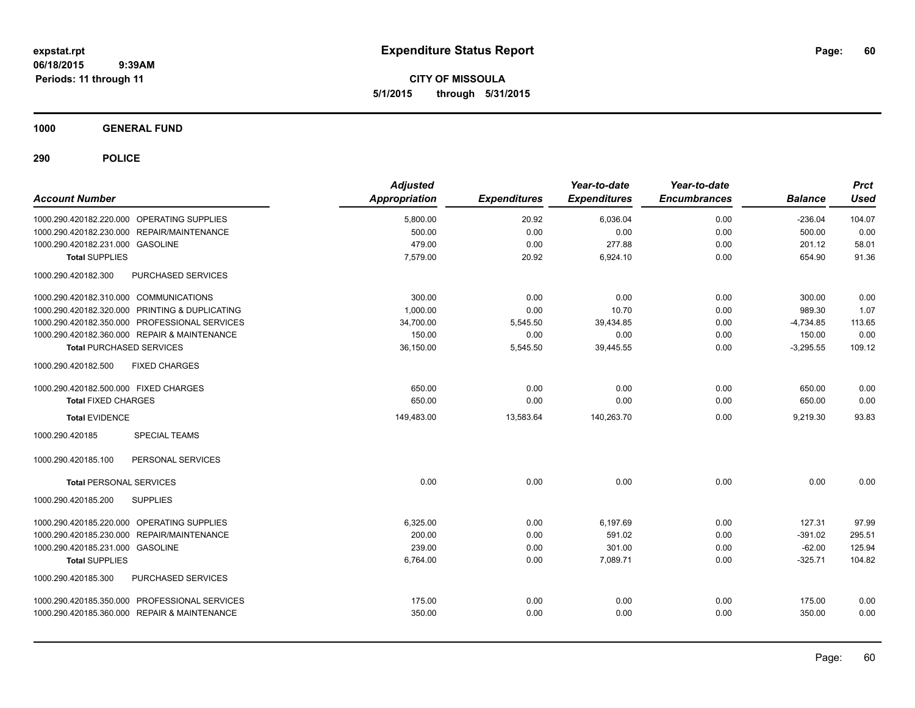**expstat.rpt**
**06/18/2015 9:39AM**
**Periods: 11 through 11**

# Expenditure Status Report

**CITY OF MISSOULA**
**5/1/2015 through 5/31/2015**

## 1000 GENERAL FUND

## 290 POLICE

| Account Number | Adjusted Appropriation | Expenditures | Year-to-date Expenditures | Year-to-date Encumbrances | Balance | Prct Used |
|---|---|---|---|---|---|---|
| 1000.290.420182.220.000 OPERATING SUPPLIES | 5,800.00 | 20.92 | 6,036.04 | 0.00 | -236.04 | 104.07 |
| 1000.290.420182.230.000 REPAIR/MAINTENANCE | 500.00 | 0.00 | 0.00 | 0.00 | 500.00 | 0.00 |
| 1000.290.420182.231.000 GASOLINE | 479.00 | 0.00 | 277.88 | 0.00 | 201.12 | 58.01 |
| **Total SUPPLIES** | 7,579.00 | 20.92 | 6,924.10 | 0.00 | 654.90 | 91.36 |
| 1000.290.420182.300 PURCHASED SERVICES | | | | | | |
| 1000.290.420182.310.000 COMMUNICATIONS | 300.00 | 0.00 | 0.00 | 0.00 | 300.00 | 0.00 |
| 1000.290.420182.320.000 PRINTING & DUPLICATING | 1,000.00 | 0.00 | 10.70 | 0.00 | 989.30 | 1.07 |
| 1000.290.420182.350.000 PROFESSIONAL SERVICES | 34,700.00 | 5,545.50 | 39,434.85 | 0.00 | -4,734.85 | 113.65 |
| 1000.290.420182.360.000 REPAIR & MAINTENANCE | 150.00 | 0.00 | 0.00 | 0.00 | 150.00 | 0.00 |
| **Total PURCHASED SERVICES** | 36,150.00 | 5,545.50 | 39,445.55 | 0.00 | -3,295.55 | 109.12 |
| 1000.290.420182.500 FIXED CHARGES | | | | | | |
| 1000.290.420182.500.000 FIXED CHARGES | 650.00 | 0.00 | 0.00 | 0.00 | 650.00 | 0.00 |
| **Total FIXED CHARGES** | 650.00 | 0.00 | 0.00 | 0.00 | 650.00 | 0.00 |
| **Total EVIDENCE** | 149,483.00 | 13,583.64 | 140,263.70 | 0.00 | 9,219.30 | 93.83 |
| 1000.290.420185 SPECIAL TEAMS | | | | | | |
| 1000.290.420185.100 PERSONAL SERVICES | | | | | | |
| **Total PERSONAL SERVICES** | 0.00 | 0.00 | 0.00 | 0.00 | 0.00 | 0.00 |
| 1000.290.420185.200 SUPPLIES | | | | | | |
| 1000.290.420185.220.000 OPERATING SUPPLIES | 6,325.00 | 0.00 | 6,197.69 | 0.00 | 127.31 | 97.99 |
| 1000.290.420185.230.000 REPAIR/MAINTENANCE | 200.00 | 0.00 | 591.02 | 0.00 | -391.02 | 295.51 |
| 1000.290.420185.231.000 GASOLINE | 239.00 | 0.00 | 301.00 | 0.00 | -62.00 | 125.94 |
| **Total SUPPLIES** | 6,764.00 | 0.00 | 7,089.71 | 0.00 | -325.71 | 104.82 |
| 1000.290.420185.300 PURCHASED SERVICES | | | | | | |
| 1000.290.420185.350.000 PROFESSIONAL SERVICES | 175.00 | 0.00 | 0.00 | 0.00 | 175.00 | 0.00 |
| 1000.290.420185.360.000 REPAIR & MAINTENANCE | 350.00 | 0.00 | 0.00 | 0.00 | 350.00 | 0.00 |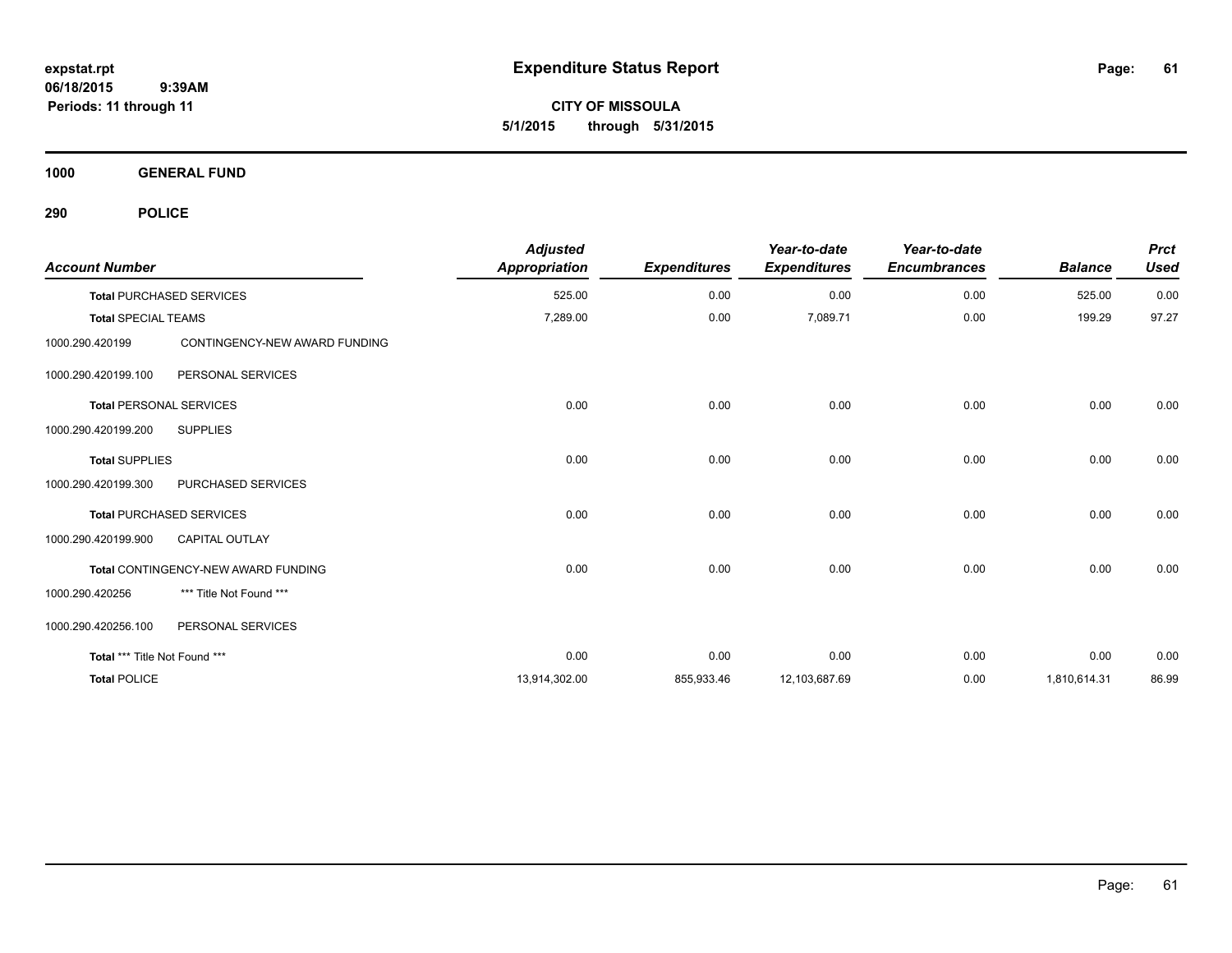# Expenditure Status Report

**CITY OF MISSOULA**

**5/1/2015 through 5/31/2015**

expstat.rpt
06/18/2015 9:39AM
Periods: 11 through 11

**1000 GENERAL FUND**

**290 POLICE**

| Account Number | | Adjusted Appropriation | Expenditures | Year-to-date Expenditures | Year-to-date Encumbrances | Balance | Prct Used |
|---|---|---|---|---|---|---|---|
| **Total** PURCHASED SERVICES | | 525.00 | 0.00 | 0.00 | 0.00 | 525.00 | 0.00 |
| **Total** SPECIAL TEAMS | | 7,289.00 | 0.00 | 7,089.71 | 0.00 | 199.29 | 97.27 |
| 1000.290.420199 | CONTINGENCY-NEW AWARD FUNDING | | | | | | |
| 1000.290.420199.100 | PERSONAL SERVICES | | | | | | |
| **Total** PERSONAL SERVICES | | 0.00 | 0.00 | 0.00 | 0.00 | 0.00 | 0.00 |
| 1000.290.420199.200 | SUPPLIES | | | | | | |
| **Total** SUPPLIES | | 0.00 | 0.00 | 0.00 | 0.00 | 0.00 | 0.00 |
| 1000.290.420199.300 | PURCHASED SERVICES | | | | | | |
| **Total** PURCHASED SERVICES | | 0.00 | 0.00 | 0.00 | 0.00 | 0.00 | 0.00 |
| 1000.290.420199.900 | CAPITAL OUTLAY | | | | | | |
| **Total** CONTINGENCY-NEW AWARD FUNDING | | 0.00 | 0.00 | 0.00 | 0.00 | 0.00 | 0.00 |
| 1000.290.420256 | *** Title Not Found *** | | | | | | |
| 1000.290.420256.100 | PERSONAL SERVICES | | | | | | |
| **Total** *** Title Not Found *** | | 0.00 | 0.00 | 0.00 | 0.00 | 0.00 | 0.00 |
| **Total** POLICE | | 13,914,302.00 | 855,933.46 | 12,103,687.69 | 0.00 | 1,810,614.31 | 86.99 |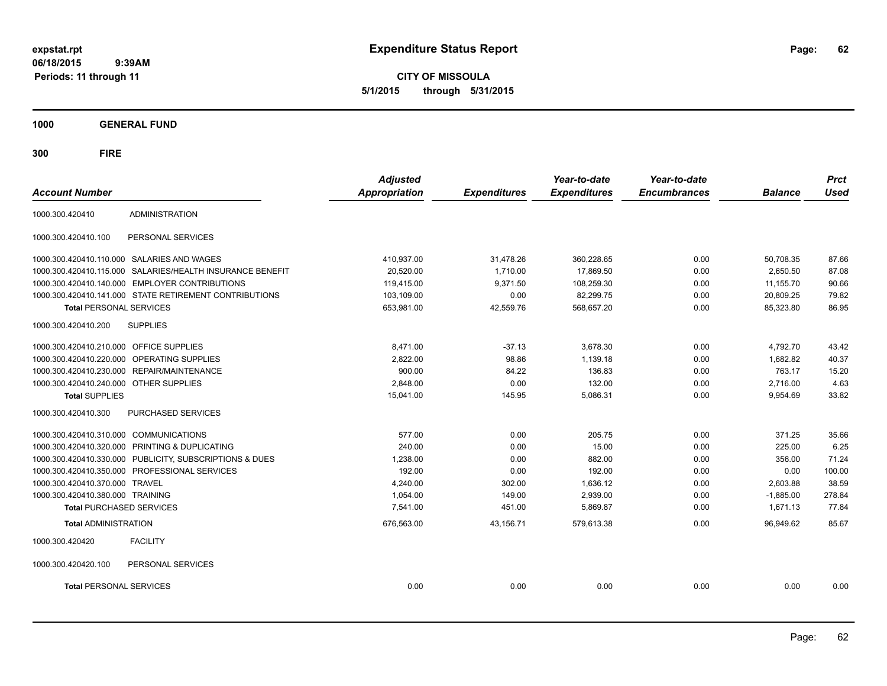# Expenditure Status Report

expstat.rpt
06/18/2015 9:39AM
Periods: 11 through 11

**CITY OF MISSOULA**
**5/1/2015 through 5/31/2015**

**1000 GENERAL FUND**

**300 FIRE**

| Account Number | | Adjusted Appropriation | Expenditures | Year-to-date Expenditures | Year-to-date Encumbrances | Balance | Prct Used |
|---|---|---|---|---|---|---|---|
| 1000.300.420410 | ADMINISTRATION | | | | | | |
| 1000.300.420410.100 | PERSONAL SERVICES | | | | | | |
| 1000.300.420410.110.000 | SALARIES AND WAGES | 410,937.00 | 31,478.26 | 360,228.65 | 0.00 | 50,708.35 | 87.66 |
| 1000.300.420410.115.000 | SALARIES/HEALTH INSURANCE BENEFIT | 20,520.00 | 1,710.00 | 17,869.50 | 0.00 | 2,650.50 | 87.08 |
| 1000.300.420410.140.000 | EMPLOYER CONTRIBUTIONS | 119,415.00 | 9,371.50 | 108,259.30 | 0.00 | 11,155.70 | 90.66 |
| 1000.300.420410.141.000 | STATE RETIREMENT CONTRIBUTIONS | 103,109.00 | 0.00 | 82,299.75 | 0.00 | 20,809.25 | 79.82 |
| **Total** PERSONAL SERVICES | | 653,981.00 | 42,559.76 | 568,657.20 | 0.00 | 85,323.80 | 86.95 |
| 1000.300.420410.200 | SUPPLIES | | | | | | |
| 1000.300.420410.210.000 | OFFICE SUPPLIES | 8,471.00 | -37.13 | 3,678.30 | 0.00 | 4,792.70 | 43.42 |
| 1000.300.420410.220.000 | OPERATING SUPPLIES | 2,822.00 | 98.86 | 1,139.18 | 0.00 | 1,682.82 | 40.37 |
| 1000.300.420410.230.000 | REPAIR/MAINTENANCE | 900.00 | 84.22 | 136.83 | 0.00 | 763.17 | 15.20 |
| 1000.300.420410.240.000 | OTHER SUPPLIES | 2,848.00 | 0.00 | 132.00 | 0.00 | 2,716.00 | 4.63 |
| **Total** SUPPLIES | | 15,041.00 | 145.95 | 5,086.31 | 0.00 | 9,954.69 | 33.82 |
| 1000.300.420410.300 | PURCHASED SERVICES | | | | | | |
| 1000.300.420410.310.000 | COMMUNICATIONS | 577.00 | 0.00 | 205.75 | 0.00 | 371.25 | 35.66 |
| 1000.300.420410.320.000 | PRINTING & DUPLICATING | 240.00 | 0.00 | 15.00 | 0.00 | 225.00 | 6.25 |
| 1000.300.420410.330.000 | PUBLICITY, SUBSCRIPTIONS & DUES | 1,238.00 | 0.00 | 882.00 | 0.00 | 356.00 | 71.24 |
| 1000.300.420410.350.000 | PROFESSIONAL SERVICES | 192.00 | 0.00 | 192.00 | 0.00 | 0.00 | 100.00 |
| 1000.300.420410.370.000 | TRAVEL | 4,240.00 | 302.00 | 1,636.12 | 0.00 | 2,603.88 | 38.59 |
| 1000.300.420410.380.000 | TRAINING | 1,054.00 | 149.00 | 2,939.00 | 0.00 | -1,885.00 | 278.84 |
| **Total** PURCHASED SERVICES | | 7,541.00 | 451.00 | 5,869.87 | 0.00 | 1,671.13 | 77.84 |
| **Total** ADMINISTRATION | | 676,563.00 | 43,156.71 | 579,613.38 | 0.00 | 96,949.62 | 85.67 |
| 1000.300.420420 | FACILITY | | | | | | |
| 1000.300.420420.100 | PERSONAL SERVICES | | | | | | |
| **Total** PERSONAL SERVICES | | 0.00 | 0.00 | 0.00 | 0.00 | 0.00 | 0.00 |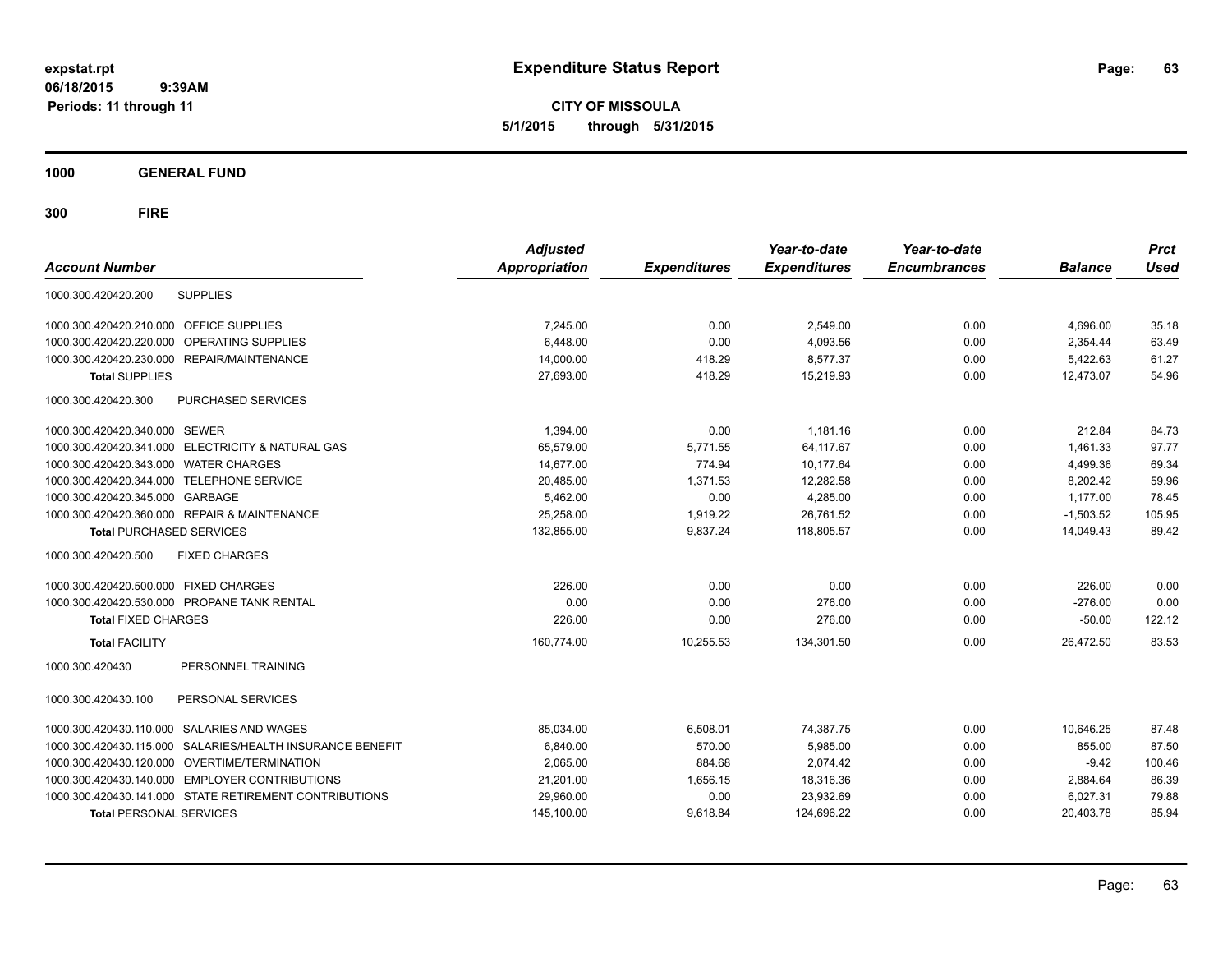# Expenditure Status Report

**CITY OF MISSOULA**

**5/1/2015 through 5/31/2015**

expstat.rpt
06/18/2015 9:39AM
Periods: 11 through 11

**1000 GENERAL FUND**

**300 FIRE**

| Account Number | | Adjusted Appropriation | Expenditures | Year-to-date Expenditures | Year-to-date Encumbrances | Balance | Prct Used |
|---|---|---|---|---|---|---|---|
| 1000.300.420420.200 | SUPPLIES | | | | | | |
| 1000.300.420420.210.000 | OFFICE SUPPLIES | 7,245.00 | 0.00 | 2,549.00 | 0.00 | 4,696.00 | 35.18 |
| 1000.300.420420.220.000 | OPERATING SUPPLIES | 6,448.00 | 0.00 | 4,093.56 | 0.00 | 2,354.44 | 63.49 |
| 1000.300.420420.230.000 | REPAIR/MAINTENANCE | 14,000.00 | 418.29 | 8,577.37 | 0.00 | 5,422.63 | 61.27 |
| **Total** SUPPLIES | | 27,693.00 | 418.29 | 15,219.93 | 0.00 | 12,473.07 | 54.96 |
| 1000.300.420420.300 | PURCHASED SERVICES | | | | | | |
| 1000.300.420420.340.000 | SEWER | 1,394.00 | 0.00 | 1,181.16 | 0.00 | 212.84 | 84.73 |
| 1000.300.420420.341.000 | ELECTRICITY & NATURAL GAS | 65,579.00 | 5,771.55 | 64,117.67 | 0.00 | 1,461.33 | 97.77 |
| 1000.300.420420.343.000 | WATER CHARGES | 14,677.00 | 774.94 | 10,177.64 | 0.00 | 4,499.36 | 69.34 |
| 1000.300.420420.344.000 | TELEPHONE SERVICE | 20,485.00 | 1,371.53 | 12,282.58 | 0.00 | 8,202.42 | 59.96 |
| 1000.300.420420.345.000 | GARBAGE | 5,462.00 | 0.00 | 4,285.00 | 0.00 | 1,177.00 | 78.45 |
| 1000.300.420420.360.000 | REPAIR & MAINTENANCE | 25,258.00 | 1,919.22 | 26,761.52 | 0.00 | -1,503.52 | 105.95 |
| **Total** PURCHASED SERVICES | | 132,855.00 | 9,837.24 | 118,805.57 | 0.00 | 14,049.43 | 89.42 |
| 1000.300.420420.500 | FIXED CHARGES | | | | | | |
| 1000.300.420420.500.000 | FIXED CHARGES | 226.00 | 0.00 | 0.00 | 0.00 | 226.00 | 0.00 |
| 1000.300.420420.530.000 | PROPANE TANK RENTAL | 0.00 | 0.00 | 276.00 | 0.00 | -276.00 | 0.00 |
| **Total** FIXED CHARGES | | 226.00 | 0.00 | 276.00 | 0.00 | -50.00 | 122.12 |
| **Total** FACILITY | | 160,774.00 | 10,255.53 | 134,301.50 | 0.00 | 26,472.50 | 83.53 |
| 1000.300.420430 | PERSONNEL TRAINING | | | | | | |
| 1000.300.420430.100 | PERSONAL SERVICES | | | | | | |
| 1000.300.420430.110.000 | SALARIES AND WAGES | 85,034.00 | 6,508.01 | 74,387.75 | 0.00 | 10,646.25 | 87.48 |
| 1000.300.420430.115.000 | SALARIES/HEALTH INSURANCE BENEFIT | 6,840.00 | 570.00 | 5,985.00 | 0.00 | 855.00 | 87.50 |
| 1000.300.420430.120.000 | OVERTIME/TERMINATION | 2,065.00 | 884.68 | 2,074.42 | 0.00 | -9.42 | 100.46 |
| 1000.300.420430.140.000 | EMPLOYER CONTRIBUTIONS | 21,201.00 | 1,656.15 | 18,316.36 | 0.00 | 2,884.64 | 86.39 |
| 1000.300.420430.141.000 | STATE RETIREMENT CONTRIBUTIONS | 29,960.00 | 0.00 | 23,932.69 | 0.00 | 6,027.31 | 79.88 |
| **Total** PERSONAL SERVICES | | 145,100.00 | 9,618.84 | 124,696.22 | 0.00 | 20,403.78 | 85.94 |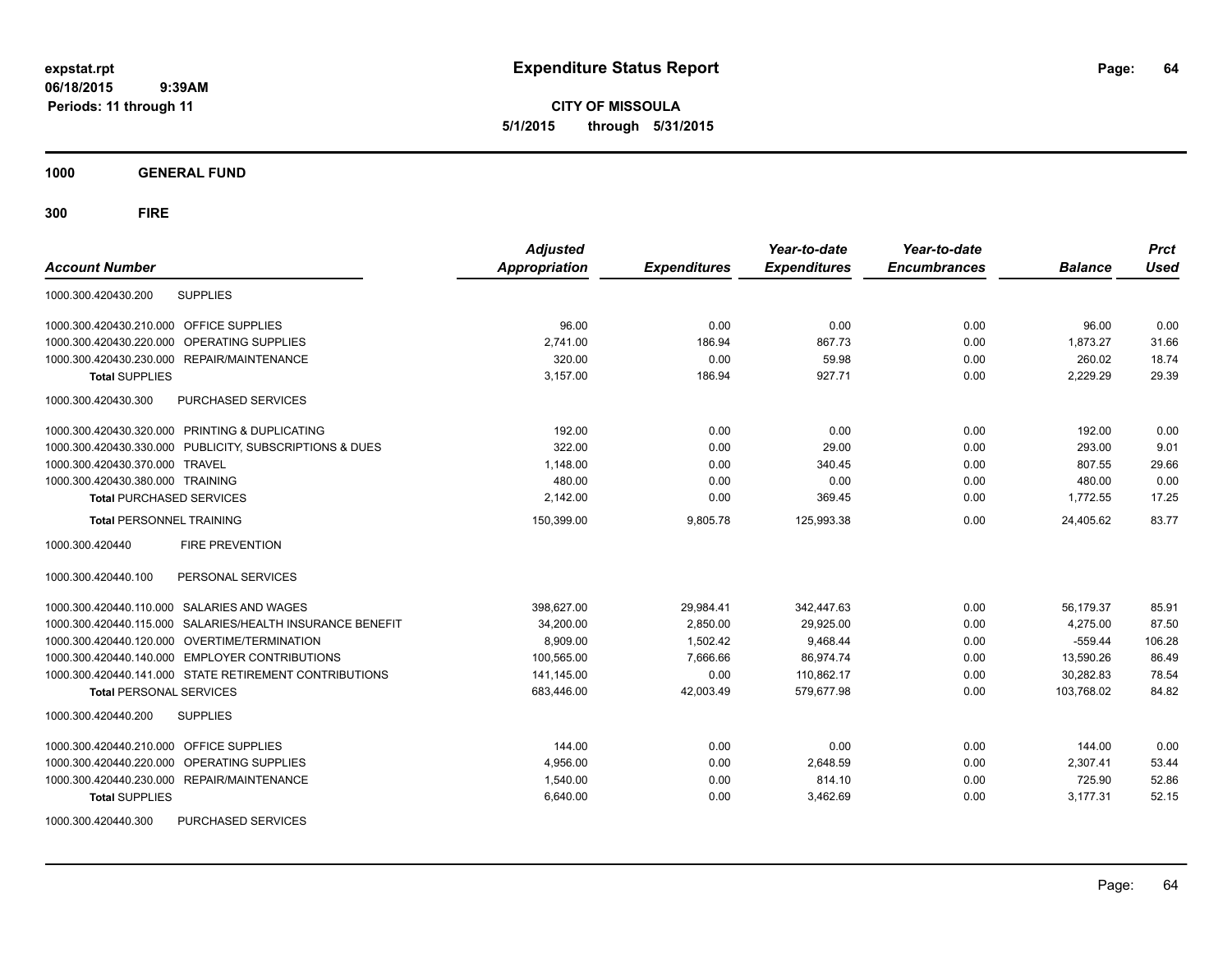**Expenditure Status Report**

**CITY OF MISSOULA**
**5/1/2015 through 5/31/2015**

expstat.rpt
06/18/2015 9:39AM
Periods: 11 through 11

**1000 GENERAL FUND**

**300 FIRE**

| Account Number | | Adjusted Appropriation | Expenditures | Year-to-date Expenditures | Year-to-date Encumbrances | Balance | Prct Used |
|---|---|---|---|---|---|---|---|
| 1000.300.420430.200 | SUPPLIES | | | | | | |
| 1000.300.420430.210.000 | OFFICE SUPPLIES | 96.00 | 0.00 | 0.00 | 0.00 | 96.00 | 0.00 |
| 1000.300.420430.220.000 | OPERATING SUPPLIES | 2,741.00 | 186.94 | 867.73 | 0.00 | 1,873.27 | 31.66 |
| 1000.300.420430.230.000 | REPAIR/MAINTENANCE | 320.00 | 0.00 | 59.98 | 0.00 | 260.02 | 18.74 |
| **Total** SUPPLIES | | 3,157.00 | 186.94 | 927.71 | 0.00 | 2,229.29 | 29.39 |
| 1000.300.420430.300 | PURCHASED SERVICES | | | | | | |
| 1000.300.420430.320.000 | PRINTING & DUPLICATING | 192.00 | 0.00 | 0.00 | 0.00 | 192.00 | 0.00 |
| 1000.300.420430.330.000 | PUBLICITY, SUBSCRIPTIONS & DUES | 322.00 | 0.00 | 29.00 | 0.00 | 293.00 | 9.01 |
| 1000.300.420430.370.000 | TRAVEL | 1,148.00 | 0.00 | 340.45 | 0.00 | 807.55 | 29.66 |
| 1000.300.420430.380.000 | TRAINING | 480.00 | 0.00 | 0.00 | 0.00 | 480.00 | 0.00 |
| **Total** PURCHASED SERVICES | | 2,142.00 | 0.00 | 369.45 | 0.00 | 1,772.55 | 17.25 |
| **Total** PERSONNEL TRAINING | | 150,399.00 | 9,805.78 | 125,993.38 | 0.00 | 24,405.62 | 83.77 |
| 1000.300.420440 | FIRE PREVENTION | | | | | | |
| 1000.300.420440.100 | PERSONAL SERVICES | | | | | | |
| 1000.300.420440.110.000 | SALARIES AND WAGES | 398,627.00 | 29,984.41 | 342,447.63 | 0.00 | 56,179.37 | 85.91 |
| 1000.300.420440.115.000 | SALARIES/HEALTH INSURANCE BENEFIT | 34,200.00 | 2,850.00 | 29,925.00 | 0.00 | 4,275.00 | 87.50 |
| 1000.300.420440.120.000 | OVERTIME/TERMINATION | 8,909.00 | 1,502.42 | 9,468.44 | 0.00 | -559.44 | 106.28 |
| 1000.300.420440.140.000 | EMPLOYER CONTRIBUTIONS | 100,565.00 | 7,666.66 | 86,974.74 | 0.00 | 13,590.26 | 86.49 |
| 1000.300.420440.141.000 | STATE RETIREMENT CONTRIBUTIONS | 141,145.00 | 0.00 | 110,862.17 | 0.00 | 30,282.83 | 78.54 |
| **Total** PERSONAL SERVICES | | 683,446.00 | 42,003.49 | 579,677.98 | 0.00 | 103,768.02 | 84.82 |
| 1000.300.420440.200 | SUPPLIES | | | | | | |
| 1000.300.420440.210.000 | OFFICE SUPPLIES | 144.00 | 0.00 | 0.00 | 0.00 | 144.00 | 0.00 |
| 1000.300.420440.220.000 | OPERATING SUPPLIES | 4,956.00 | 0.00 | 2,648.59 | 0.00 | 2,307.41 | 53.44 |
| 1000.300.420440.230.000 | REPAIR/MAINTENANCE | 1,540.00 | 0.00 | 814.10 | 0.00 | 725.90 | 52.86 |
| **Total** SUPPLIES | | 6,640.00 | 0.00 | 3,462.69 | 0.00 | 3,177.31 | 52.15 |
| 1000.300.420440.300 | PURCHASED SERVICES | | | | | | |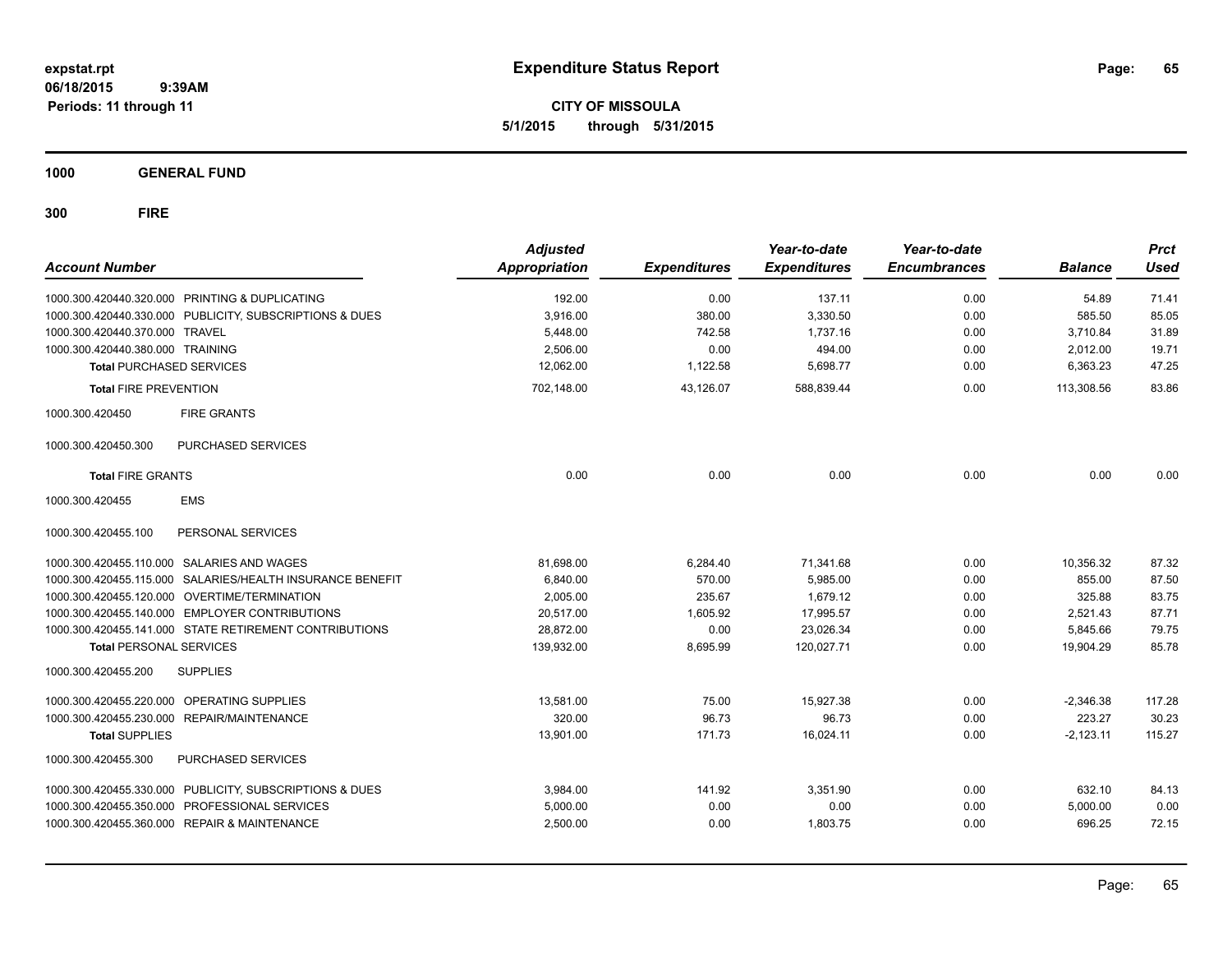**expstat.rpt**
**06/18/2015 9:39AM**
**Periods: 11 through 11**

# Expenditure Status Report

**CITY OF MISSOULA**
**5/1/2015 through 5/31/2015**

## 1000 GENERAL FUND

## 300 FIRE

| Account Number | Adjusted Appropriation | Expenditures | Year-to-date Expenditures | Year-to-date Encumbrances | Balance | Prct Used |
|---|---|---|---|---|---|---|
| 1000.300.420440.320.000 PRINTING & DUPLICATING | 192.00 | 0.00 | 137.11 | 0.00 | 54.89 | 71.41 |
| 1000.300.420440.330.000 PUBLICITY, SUBSCRIPTIONS & DUES | 3,916.00 | 380.00 | 3,330.50 | 0.00 | 585.50 | 85.05 |
| 1000.300.420440.370.000 TRAVEL | 5,448.00 | 742.58 | 1,737.16 | 0.00 | 3,710.84 | 31.89 |
| 1000.300.420440.380.000 TRAINING | 2,506.00 | 0.00 | 494.00 | 0.00 | 2,012.00 | 19.71 |
| **Total** PURCHASED SERVICES | 12,062.00 | 1,122.58 | 5,698.77 | 0.00 | 6,363.23 | 47.25 |
| **Total** FIRE PREVENTION | 702,148.00 | 43,126.07 | 588,839.44 | 0.00 | 113,308.56 | 83.86 |
| 1000.300.420450 FIRE GRANTS | | | | | | |
| 1000.300.420450.300 PURCHASED SERVICES | | | | | | |
| **Total** FIRE GRANTS | 0.00 | 0.00 | 0.00 | 0.00 | 0.00 | 0.00 |
| 1000.300.420455 EMS | | | | | | |
| 1000.300.420455.100 PERSONAL SERVICES | | | | | | |
| 1000.300.420455.110.000 SALARIES AND WAGES | 81,698.00 | 6,284.40 | 71,341.68 | 0.00 | 10,356.32 | 87.32 |
| 1000.300.420455.115.000 SALARIES/HEALTH INSURANCE BENEFIT | 6,840.00 | 570.00 | 5,985.00 | 0.00 | 855.00 | 87.50 |
| 1000.300.420455.120.000 OVERTIME/TERMINATION | 2,005.00 | 235.67 | 1,679.12 | 0.00 | 325.88 | 83.75 |
| 1000.300.420455.140.000 EMPLOYER CONTRIBUTIONS | 20,517.00 | 1,605.92 | 17,995.57 | 0.00 | 2,521.43 | 87.71 |
| 1000.300.420455.141.000 STATE RETIREMENT CONTRIBUTIONS | 28,872.00 | 0.00 | 23,026.34 | 0.00 | 5,845.66 | 79.75 |
| **Total** PERSONAL SERVICES | 139,932.00 | 8,695.99 | 120,027.71 | 0.00 | 19,904.29 | 85.78 |
| 1000.300.420455.200 SUPPLIES | | | | | | |
| 1000.300.420455.220.000 OPERATING SUPPLIES | 13,581.00 | 75.00 | 15,927.38 | 0.00 | -2,346.38 | 117.28 |
| 1000.300.420455.230.000 REPAIR/MAINTENANCE | 320.00 | 96.73 | 96.73 | 0.00 | 223.27 | 30.23 |
| **Total** SUPPLIES | 13,901.00 | 171.73 | 16,024.11 | 0.00 | -2,123.11 | 115.27 |
| 1000.300.420455.300 PURCHASED SERVICES | | | | | | |
| 1000.300.420455.330.000 PUBLICITY, SUBSCRIPTIONS & DUES | 3,984.00 | 141.92 | 3,351.90 | 0.00 | 632.10 | 84.13 |
| 1000.300.420455.350.000 PROFESSIONAL SERVICES | 5,000.00 | 0.00 | 0.00 | 0.00 | 5,000.00 | 0.00 |
| 1000.300.420455.360.000 REPAIR & MAINTENANCE | 2,500.00 | 0.00 | 1,803.75 | 0.00 | 696.25 | 72.15 |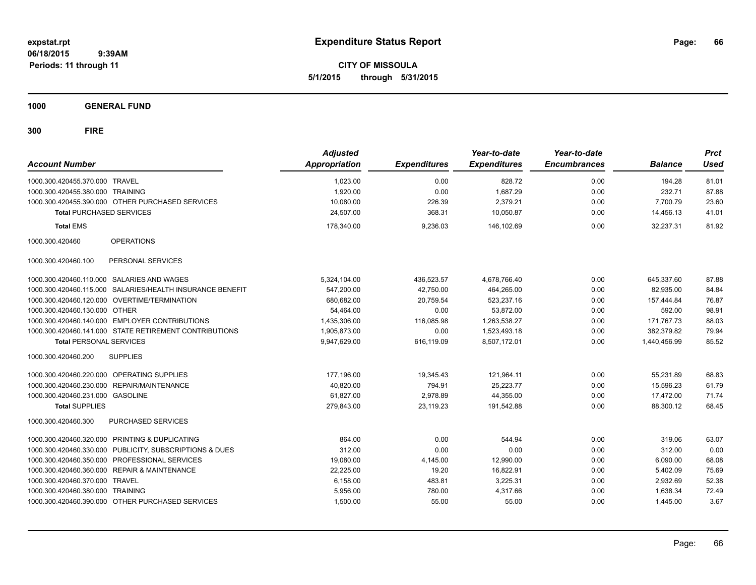expstat.rpt
06/18/2015 9:39AM
Periods: 11 through 11

# Expenditure Status Report

**CITY OF MISSOULA**
**5/1/2015 through 5/31/2015**

**1000 GENERAL FUND**

**300 FIRE**

| Account Number | | Adjusted Appropriation | Expenditures | Year-to-date Expenditures | Year-to-date Encumbrances | Balance | Prct Used |
|---|---|---|---|---|---|---|---|
| 1000.300.420455.370.000 | TRAVEL | 1,023.00 | 0.00 | 828.72 | 0.00 | 194.28 | 81.01 |
| 1000.300.420455.380.000 | TRAINING | 1,920.00 | 0.00 | 1,687.29 | 0.00 | 232.71 | 87.88 |
| 1000.300.420455.390.000 | OTHER PURCHASED SERVICES | 10,080.00 | 226.39 | 2,379.21 | 0.00 | 7,700.79 | 23.60 |
| **Total** PURCHASED SERVICES | | 24,507.00 | 368.31 | 10,050.87 | 0.00 | 14,456.13 | 41.01 |
| **Total** EMS | | 178,340.00 | 9,236.03 | 146,102.69 | 0.00 | 32,237.31 | 81.92 |
| 1000.300.420460 | OPERATIONS | | | | | | |
| 1000.300.420460.100 | PERSONAL SERVICES | | | | | | |
| 1000.300.420460.110.000 | SALARIES AND WAGES | 5,324,104.00 | 436,523.57 | 4,678,766.40 | 0.00 | 645,337.60 | 87.88 |
| 1000.300.420460.115.000 | SALARIES/HEALTH INSURANCE BENEFIT | 547,200.00 | 42,750.00 | 464,265.00 | 0.00 | 82,935.00 | 84.84 |
| 1000.300.420460.120.000 | OVERTIME/TERMINATION | 680,682.00 | 20,759.54 | 523,237.16 | 0.00 | 157,444.84 | 76.87 |
| 1000.300.420460.130.000 | OTHER | 54,464.00 | 0.00 | 53,872.00 | 0.00 | 592.00 | 98.91 |
| 1000.300.420460.140.000 | EMPLOYER CONTRIBUTIONS | 1,435,306.00 | 116,085.98 | 1,263,538.27 | 0.00 | 171,767.73 | 88.03 |
| 1000.300.420460.141.000 | STATE RETIREMENT CONTRIBUTIONS | 1,905,873.00 | 0.00 | 1,523,493.18 | 0.00 | 382,379.82 | 79.94 |
| **Total** PERSONAL SERVICES | | 9,947,629.00 | 616,119.09 | 8,507,172.01 | 0.00 | 1,440,456.99 | 85.52 |
| 1000.300.420460.200 | SUPPLIES | | | | | | |
| 1000.300.420460.220.000 | OPERATING SUPPLIES | 177,196.00 | 19,345.43 | 121,964.11 | 0.00 | 55,231.89 | 68.83 |
| 1000.300.420460.230.000 | REPAIR/MAINTENANCE | 40,820.00 | 794.91 | 25,223.77 | 0.00 | 15,596.23 | 61.79 |
| 1000.300.420460.231.000 | GASOLINE | 61,827.00 | 2,978.89 | 44,355.00 | 0.00 | 17,472.00 | 71.74 |
| **Total** SUPPLIES | | 279,843.00 | 23,119.23 | 191,542.88 | 0.00 | 88,300.12 | 68.45 |
| 1000.300.420460.300 | PURCHASED SERVICES | | | | | | |
| 1000.300.420460.320.000 | PRINTING & DUPLICATING | 864.00 | 0.00 | 544.94 | 0.00 | 319.06 | 63.07 |
| 1000.300.420460.330.000 | PUBLICITY, SUBSCRIPTIONS & DUES | 312.00 | 0.00 | 0.00 | 0.00 | 312.00 | 0.00 |
| 1000.300.420460.350.000 | PROFESSIONAL SERVICES | 19,080.00 | 4,145.00 | 12,990.00 | 0.00 | 6,090.00 | 68.08 |
| 1000.300.420460.360.000 | REPAIR & MAINTENANCE | 22,225.00 | 19.20 | 16,822.91 | 0.00 | 5,402.09 | 75.69 |
| 1000.300.420460.370.000 | TRAVEL | 6,158.00 | 483.81 | 3,225.31 | 0.00 | 2,932.69 | 52.38 |
| 1000.300.420460.380.000 | TRAINING | 5,956.00 | 780.00 | 4,317.66 | 0.00 | 1,638.34 | 72.49 |
| 1000.300.420460.390.000 | OTHER PURCHASED SERVICES | 1,500.00 | 55.00 | 55.00 | 0.00 | 1,445.00 | 3.67 |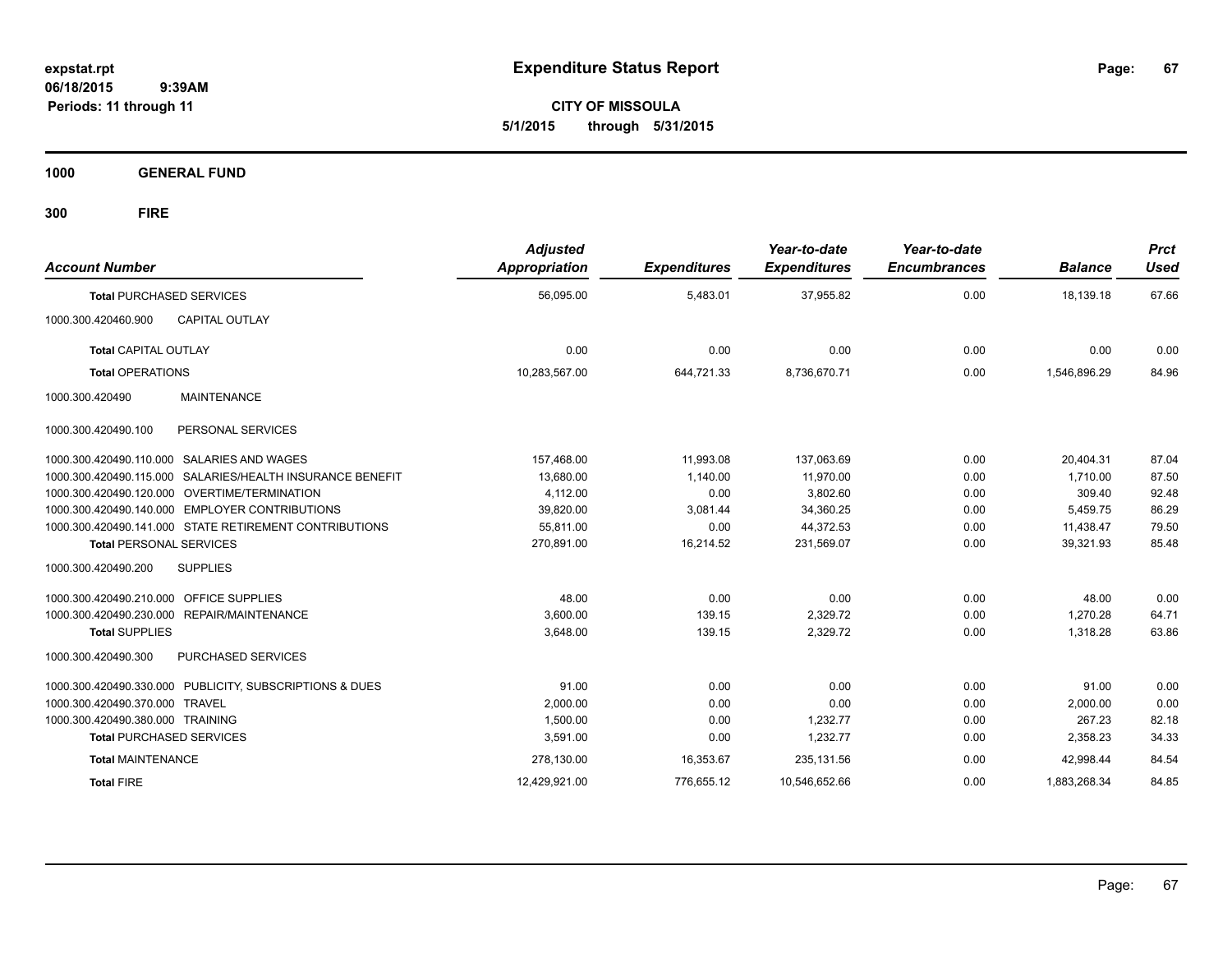**expstat.rpt**
**06/18/2015 9:39AM**
**Periods: 11 through 11**

# Expenditure Status Report

**CITY OF MISSOULA**
**5/1/2015 through 5/31/2015**

## 1000 GENERAL FUND

## 300 FIRE

| Account Number | | Adjusted Appropriation | Expenditures | Year-to-date Expenditures | Year-to-date Encumbrances | Balance | Prct Used |
|---|---|---|---|---|---|---|---|
| **Total** PURCHASED SERVICES | | 56,095.00 | 5,483.01 | 37,955.82 | 0.00 | 18,139.18 | 67.66 |
| 1000.300.420460.900 | CAPITAL OUTLAY | | | | | | |
| **Total** CAPITAL OUTLAY | | 0.00 | 0.00 | 0.00 | 0.00 | 0.00 | 0.00 |
| **Total** OPERATIONS | | 10,283,567.00 | 644,721.33 | 8,736,670.71 | 0.00 | 1,546,896.29 | 84.96 |
| 1000.300.420490 | MAINTENANCE | | | | | | |
| 1000.300.420490.100 | PERSONAL SERVICES | | | | | | |
| 1000.300.420490.110.000 | SALARIES AND WAGES | 157,468.00 | 11,993.08 | 137,063.69 | 0.00 | 20,404.31 | 87.04 |
| 1000.300.420490.115.000 | SALARIES/HEALTH INSURANCE BENEFIT | 13,680.00 | 1,140.00 | 11,970.00 | 0.00 | 1,710.00 | 87.50 |
| 1000.300.420490.120.000 | OVERTIME/TERMINATION | 4,112.00 | 0.00 | 3,802.60 | 0.00 | 309.40 | 92.48 |
| 1000.300.420490.140.000 | EMPLOYER CONTRIBUTIONS | 39,820.00 | 3,081.44 | 34,360.25 | 0.00 | 5,459.75 | 86.29 |
| 1000.300.420490.141.000 | STATE RETIREMENT CONTRIBUTIONS | 55,811.00 | 0.00 | 44,372.53 | 0.00 | 11,438.47 | 79.50 |
| **Total** PERSONAL SERVICES | | 270,891.00 | 16,214.52 | 231,569.07 | 0.00 | 39,321.93 | 85.48 |
| 1000.300.420490.200 | SUPPLIES | | | | | | |
| 1000.300.420490.210.000 | OFFICE SUPPLIES | 48.00 | 0.00 | 0.00 | 0.00 | 48.00 | 0.00 |
| 1000.300.420490.230.000 | REPAIR/MAINTENANCE | 3,600.00 | 139.15 | 2,329.72 | 0.00 | 1,270.28 | 64.71 |
| **Total** SUPPLIES | | 3,648.00 | 139.15 | 2,329.72 | 0.00 | 1,318.28 | 63.86 |
| 1000.300.420490.300 | PURCHASED SERVICES | | | | | | |
| 1000.300.420490.330.000 | PUBLICITY, SUBSCRIPTIONS & DUES | 91.00 | 0.00 | 0.00 | 0.00 | 91.00 | 0.00 |
| 1000.300.420490.370.000 | TRAVEL | 2,000.00 | 0.00 | 0.00 | 0.00 | 2,000.00 | 0.00 |
| 1000.300.420490.380.000 | TRAINING | 1,500.00 | 0.00 | 1,232.77 | 0.00 | 267.23 | 82.18 |
| **Total** PURCHASED SERVICES | | 3,591.00 | 0.00 | 1,232.77 | 0.00 | 2,358.23 | 34.33 |
| **Total** MAINTENANCE | | 278,130.00 | 16,353.67 | 235,131.56 | 0.00 | 42,998.44 | 84.54 |
| **Total** FIRE | | 12,429,921.00 | 776,655.12 | 10,546,652.66 | 0.00 | 1,883,268.34 | 84.85 |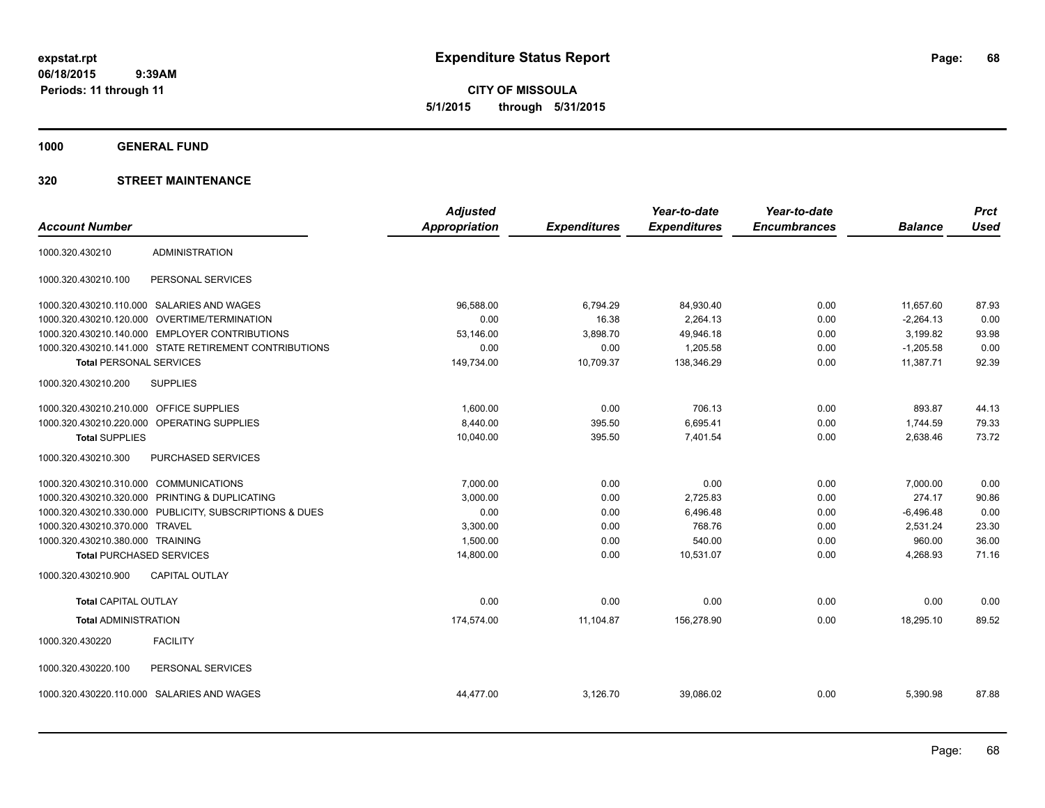**expstat.rpt**
**06/18/2015 9:39AM**
**Periods: 11 through 11**

# Expenditure Status Report

**CITY OF MISSOULA**
**5/1/2015 through 5/31/2015**

## 1000 GENERAL FUND

## 320 STREET MAINTENANCE

| Account Number | | Adjusted Appropriation | Expenditures | Year-to-date Expenditures | Year-to-date Encumbrances | Balance | Prct Used |
|---|---|---|---|---|---|---|---|
| 1000.320.430210 | ADMINISTRATION | | | | | | |
| 1000.320.430210.100 | PERSONAL SERVICES | | | | | | |
| 1000.320.430210.110.000 | SALARIES AND WAGES | 96,588.00 | 6,794.29 | 84,930.40 | 0.00 | 11,657.60 | 87.93 |
| 1000.320.430210.120.000 | OVERTIME/TERMINATION | 0.00 | 16.38 | 2,264.13 | 0.00 | -2,264.13 | 0.00 |
| 1000.320.430210.140.000 | EMPLOYER CONTRIBUTIONS | 53,146.00 | 3,898.70 | 49,946.18 | 0.00 | 3,199.82 | 93.98 |
| 1000.320.430210.141.000 | STATE RETIREMENT CONTRIBUTIONS | 0.00 | 0.00 | 1,205.58 | 0.00 | -1,205.58 | 0.00 |
| **Total** PERSONAL SERVICES | | 149,734.00 | 10,709.37 | 138,346.29 | 0.00 | 11,387.71 | 92.39 |
| 1000.320.430210.200 | SUPPLIES | | | | | | |
| 1000.320.430210.210.000 | OFFICE SUPPLIES | 1,600.00 | 0.00 | 706.13 | 0.00 | 893.87 | 44.13 |
| 1000.320.430210.220.000 | OPERATING SUPPLIES | 8,440.00 | 395.50 | 6,695.41 | 0.00 | 1,744.59 | 79.33 |
| **Total** SUPPLIES | | 10,040.00 | 395.50 | 7,401.54 | 0.00 | 2,638.46 | 73.72 |
| 1000.320.430210.300 | PURCHASED SERVICES | | | | | | |
| 1000.320.430210.310.000 | COMMUNICATIONS | 7,000.00 | 0.00 | 0.00 | 0.00 | 7,000.00 | 0.00 |
| 1000.320.430210.320.000 | PRINTING & DUPLICATING | 3,000.00 | 0.00 | 2,725.83 | 0.00 | 274.17 | 90.86 |
| 1000.320.430210.330.000 | PUBLICITY, SUBSCRIPTIONS & DUES | 0.00 | 0.00 | 6,496.48 | 0.00 | -6,496.48 | 0.00 |
| 1000.320.430210.370.000 | TRAVEL | 3,300.00 | 0.00 | 768.76 | 0.00 | 2,531.24 | 23.30 |
| 1000.320.430210.380.000 | TRAINING | 1,500.00 | 0.00 | 540.00 | 0.00 | 960.00 | 36.00 |
| **Total** PURCHASED SERVICES | | 14,800.00 | 0.00 | 10,531.07 | 0.00 | 4,268.93 | 71.16 |
| 1000.320.430210.900 | CAPITAL OUTLAY | | | | | | |
| **Total** CAPITAL OUTLAY | | 0.00 | 0.00 | 0.00 | 0.00 | 0.00 | 0.00 |
| **Total** ADMINISTRATION | | 174,574.00 | 11,104.87 | 156,278.90 | 0.00 | 18,295.10 | 89.52 |
| 1000.320.430220 | FACILITY | | | | | | |
| 1000.320.430220.100 | PERSONAL SERVICES | | | | | | |
| 1000.320.430220.110.000 | SALARIES AND WAGES | 44,477.00 | 3,126.70 | 39,086.02 | 0.00 | 5,390.98 | 87.88 |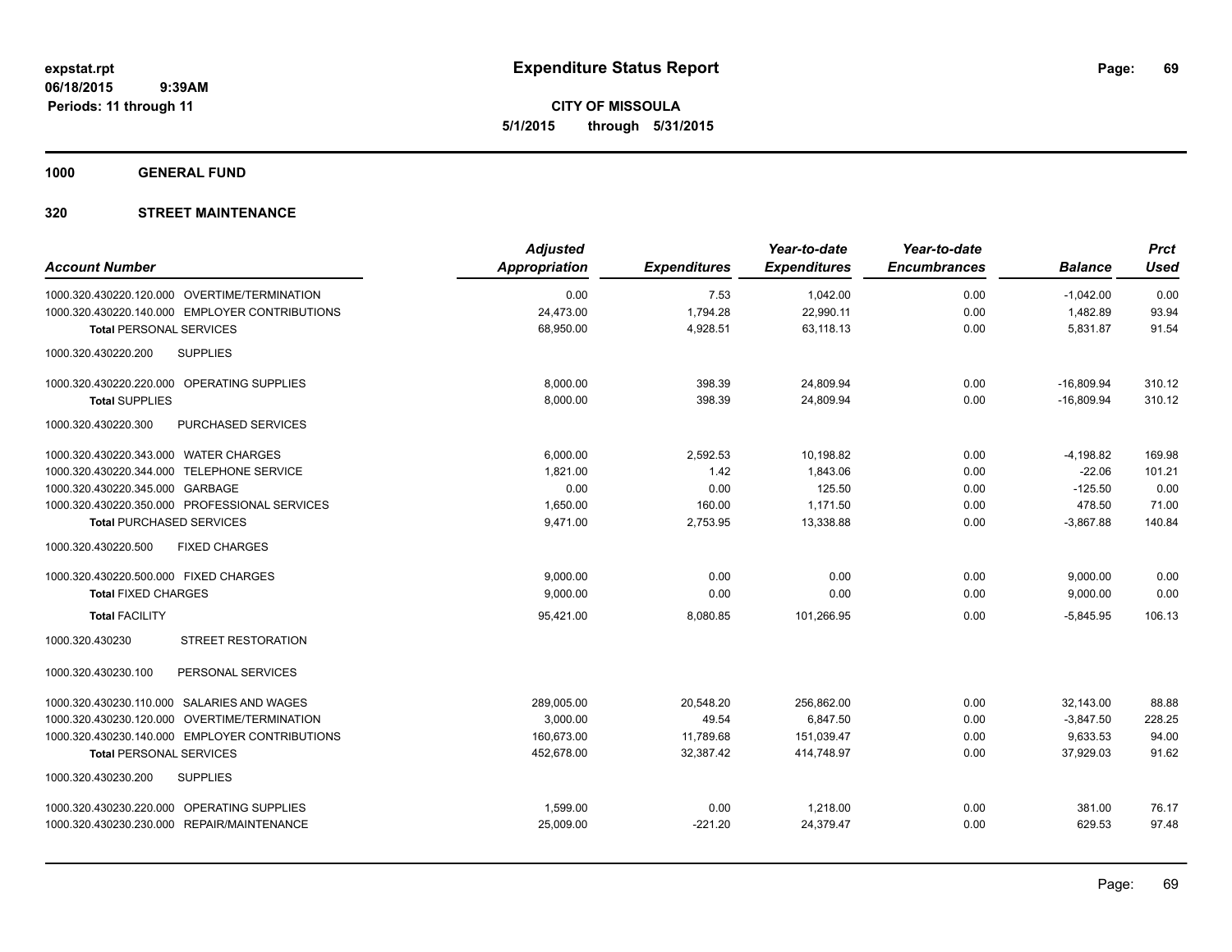**expstat.rpt**
**06/18/2015 9:39AM**
**Periods: 11 through 11**

# Expenditure Status Report

**CITY OF MISSOULA**
**5/1/2015 through 5/31/2015**

## 1000 GENERAL FUND

## 320 STREET MAINTENANCE

| Account Number | Adjusted Appropriation | Expenditures | Year-to-date Expenditures | Year-to-date Encumbrances | Balance | Prct Used |
|---|---|---|---|---|---|---|
| 1000.320.430220.120.000 OVERTIME/TERMINATION | 0.00 | 7.53 | 1,042.00 | 0.00 | -1,042.00 | 0.00 |
| 1000.320.430220.140.000 EMPLOYER CONTRIBUTIONS | 24,473.00 | 1,794.28 | 22,990.11 | 0.00 | 1,482.89 | 93.94 |
| **Total** PERSONAL SERVICES | 68,950.00 | 4,928.51 | 63,118.13 | 0.00 | 5,831.87 | 91.54 |
| 1000.320.430220.200 SUPPLIES | | | | | | |
| 1000.320.430220.220.000 OPERATING SUPPLIES | 8,000.00 | 398.39 | 24,809.94 | 0.00 | -16,809.94 | 310.12 |
| **Total** SUPPLIES | 8,000.00 | 398.39 | 24,809.94 | 0.00 | -16,809.94 | 310.12 |
| 1000.320.430220.300 PURCHASED SERVICES | | | | | | |
| 1000.320.430220.343.000 WATER CHARGES | 6,000.00 | 2,592.53 | 10,198.82 | 0.00 | -4,198.82 | 169.98 |
| 1000.320.430220.344.000 TELEPHONE SERVICE | 1,821.00 | 1.42 | 1,843.06 | 0.00 | -22.06 | 101.21 |
| 1000.320.430220.345.000 GARBAGE | 0.00 | 0.00 | 125.50 | 0.00 | -125.50 | 0.00 |
| 1000.320.430220.350.000 PROFESSIONAL SERVICES | 1,650.00 | 160.00 | 1,171.50 | 0.00 | 478.50 | 71.00 |
| **Total** PURCHASED SERVICES | 9,471.00 | 2,753.95 | 13,338.88 | 0.00 | -3,867.88 | 140.84 |
| 1000.320.430220.500 FIXED CHARGES | | | | | | |
| 1000.320.430220.500.000 FIXED CHARGES | 9,000.00 | 0.00 | 0.00 | 0.00 | 9,000.00 | 0.00 |
| **Total** FIXED CHARGES | 9,000.00 | 0.00 | 0.00 | 0.00 | 9,000.00 | 0.00 |
| **Total** FACILITY | 95,421.00 | 8,080.85 | 101,266.95 | 0.00 | -5,845.95 | 106.13 |
| 1000.320.430230 STREET RESTORATION | | | | | | |
| 1000.320.430230.100 PERSONAL SERVICES | | | | | | |
| 1000.320.430230.110.000 SALARIES AND WAGES | 289,005.00 | 20,548.20 | 256,862.00 | 0.00 | 32,143.00 | 88.88 |
| 1000.320.430230.120.000 OVERTIME/TERMINATION | 3,000.00 | 49.54 | 6,847.50 | 0.00 | -3,847.50 | 228.25 |
| 1000.320.430230.140.000 EMPLOYER CONTRIBUTIONS | 160,673.00 | 11,789.68 | 151,039.47 | 0.00 | 9,633.53 | 94.00 |
| **Total** PERSONAL SERVICES | 452,678.00 | 32,387.42 | 414,748.97 | 0.00 | 37,929.03 | 91.62 |
| 1000.320.430230.200 SUPPLIES | | | | | | |
| 1000.320.430230.220.000 OPERATING SUPPLIES | 1,599.00 | 0.00 | 1,218.00 | 0.00 | 381.00 | 76.17 |
| 1000.320.430230.230.000 REPAIR/MAINTENANCE | 25,009.00 | -221.20 | 24,379.47 | 0.00 | 629.53 | 97.48 |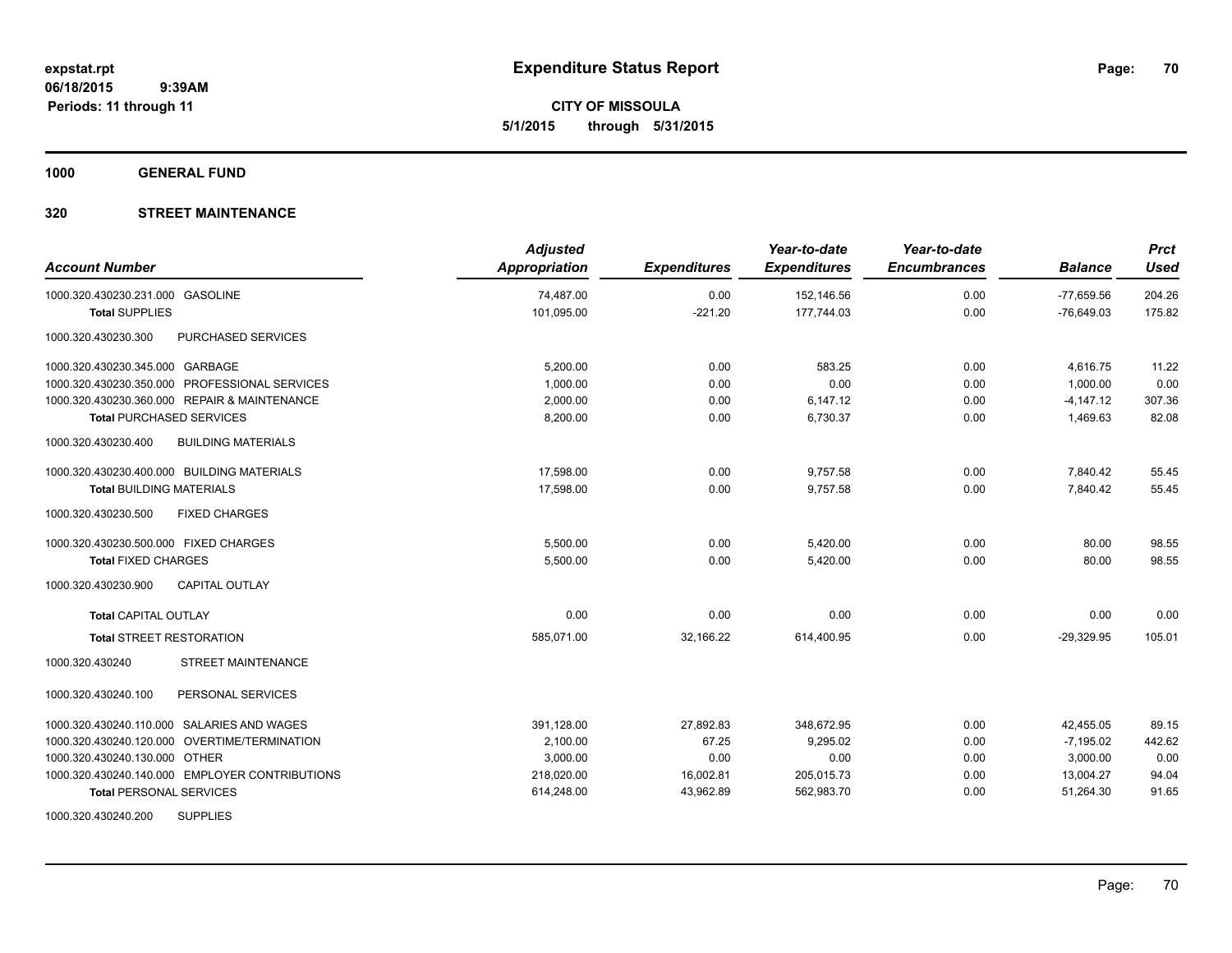**expstat.rpt**
**06/18/2015 9:39AM**
**Periods: 11 through 11**

# Expenditure Status Report

**CITY OF MISSOULA**
**5/1/2015 through 5/31/2015**

## 1000 GENERAL FUND

## 320 STREET MAINTENANCE

| Account Number | | Adjusted Appropriation | Expenditures | Year-to-date Expenditures | Year-to-date Encumbrances | Balance | Prct Used |
|---|---|---|---|---|---|---|---|
| 1000.320.430230.231.000 | GASOLINE | 74,487.00 | 0.00 | 152,146.56 | 0.00 | -77,659.56 | 204.26 |
| **Total** SUPPLIES | | 101,095.00 | -221.20 | 177,744.03 | 0.00 | -76,649.03 | 175.82 |
| 1000.320.430230.300 | PURCHASED SERVICES | | | | | | |
| 1000.320.430230.345.000 | GARBAGE | 5,200.00 | 0.00 | 583.25 | 0.00 | 4,616.75 | 11.22 |
| 1000.320.430230.350.000 | PROFESSIONAL SERVICES | 1,000.00 | 0.00 | 0.00 | 0.00 | 1,000.00 | 0.00 |
| 1000.320.430230.360.000 | REPAIR & MAINTENANCE | 2,000.00 | 0.00 | 6,147.12 | 0.00 | -4,147.12 | 307.36 |
| **Total** PURCHASED SERVICES | | 8,200.00 | 0.00 | 6,730.37 | 0.00 | 1,469.63 | 82.08 |
| 1000.320.430230.400 | BUILDING MATERIALS | | | | | | |
| 1000.320.430230.400.000 | BUILDING MATERIALS | 17,598.00 | 0.00 | 9,757.58 | 0.00 | 7,840.42 | 55.45 |
| **Total** BUILDING MATERIALS | | 17,598.00 | 0.00 | 9,757.58 | 0.00 | 7,840.42 | 55.45 |
| 1000.320.430230.500 | FIXED CHARGES | | | | | | |
| 1000.320.430230.500.000 | FIXED CHARGES | 5,500.00 | 0.00 | 5,420.00 | 0.00 | 80.00 | 98.55 |
| **Total** FIXED CHARGES | | 5,500.00 | 0.00 | 5,420.00 | 0.00 | 80.00 | 98.55 |
| 1000.320.430230.900 | CAPITAL OUTLAY | | | | | | |
| **Total** CAPITAL OUTLAY | | 0.00 | 0.00 | 0.00 | 0.00 | 0.00 | 0.00 |
| **Total** STREET RESTORATION | | 585,071.00 | 32,166.22 | 614,400.95 | 0.00 | -29,329.95 | 105.01 |
| 1000.320.430240 | STREET MAINTENANCE | | | | | | |
| 1000.320.430240.100 | PERSONAL SERVICES | | | | | | |
| 1000.320.430240.110.000 | SALARIES AND WAGES | 391,128.00 | 27,892.83 | 348,672.95 | 0.00 | 42,455.05 | 89.15 |
| 1000.320.430240.120.000 | OVERTIME/TERMINATION | 2,100.00 | 67.25 | 9,295.02 | 0.00 | -7,195.02 | 442.62 |
| 1000.320.430240.130.000 | OTHER | 3,000.00 | 0.00 | 0.00 | 0.00 | 3,000.00 | 0.00 |
| 1000.320.430240.140.000 | EMPLOYER CONTRIBUTIONS | 218,020.00 | 16,002.81 | 205,015.73 | 0.00 | 13,004.27 | 94.04 |
| **Total** PERSONAL SERVICES | | 614,248.00 | 43,962.89 | 562,983.70 | 0.00 | 51,264.30 | 91.65 |
| 1000.320.430240.200 | SUPPLIES | | | | | | |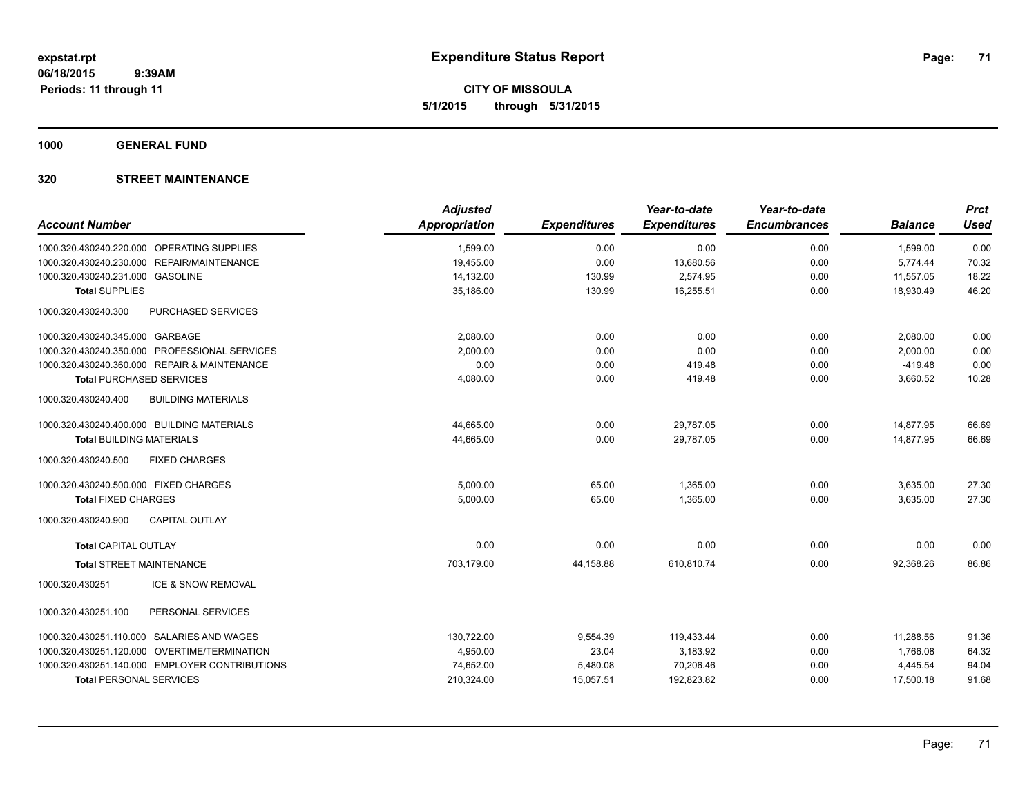**expstat.rpt**
**06/18/2015 9:39AM**
**Periods: 11 through 11**

# Expenditure Status Report

**CITY OF MISSOULA**
**5/1/2015 through 5/31/2015**

## 1000 GENERAL FUND

## 320 STREET MAINTENANCE

| Account Number | | Adjusted Appropriation | Expenditures | Year-to-date Expenditures | Year-to-date Encumbrances | Balance | Prct Used |
|---|---|---|---|---|---|---|---|
| 1000.320.430240.220.000 | OPERATING SUPPLIES | 1,599.00 | 0.00 | 0.00 | 0.00 | 1,599.00 | 0.00 |
| 1000.320.430240.230.000 | REPAIR/MAINTENANCE | 19,455.00 | 0.00 | 13,680.56 | 0.00 | 5,774.44 | 70.32 |
| 1000.320.430240.231.000 | GASOLINE | 14,132.00 | 130.99 | 2,574.95 | 0.00 | 11,557.05 | 18.22 |
| **Total** SUPPLIES | | 35,186.00 | 130.99 | 16,255.51 | 0.00 | 18,930.49 | 46.20 |
| 1000.320.430240.300 | PURCHASED SERVICES | | | | | | |
| 1000.320.430240.345.000 | GARBAGE | 2,080.00 | 0.00 | 0.00 | 0.00 | 2,080.00 | 0.00 |
| 1000.320.430240.350.000 | PROFESSIONAL SERVICES | 2,000.00 | 0.00 | 0.00 | 0.00 | 2,000.00 | 0.00 |
| 1000.320.430240.360.000 | REPAIR & MAINTENANCE | 0.00 | 0.00 | 419.48 | 0.00 | -419.48 | 0.00 |
| **Total** PURCHASED SERVICES | | 4,080.00 | 0.00 | 419.48 | 0.00 | 3,660.52 | 10.28 |
| 1000.320.430240.400 | BUILDING MATERIALS | | | | | | |
| 1000.320.430240.400.000 | BUILDING MATERIALS | 44,665.00 | 0.00 | 29,787.05 | 0.00 | 14,877.95 | 66.69 |
| **Total** BUILDING MATERIALS | | 44,665.00 | 0.00 | 29,787.05 | 0.00 | 14,877.95 | 66.69 |
| 1000.320.430240.500 | FIXED CHARGES | | | | | | |
| 1000.320.430240.500.000 | FIXED CHARGES | 5,000.00 | 65.00 | 1,365.00 | 0.00 | 3,635.00 | 27.30 |
| **Total** FIXED CHARGES | | 5,000.00 | 65.00 | 1,365.00 | 0.00 | 3,635.00 | 27.30 |
| 1000.320.430240.900 | CAPITAL OUTLAY | | | | | | |
| **Total** CAPITAL OUTLAY | | 0.00 | 0.00 | 0.00 | 0.00 | 0.00 | 0.00 |
| **Total** STREET MAINTENANCE | | 703,179.00 | 44,158.88 | 610,810.74 | 0.00 | 92,368.26 | 86.86 |
| 1000.320.430251 | ICE & SNOW REMOVAL | | | | | | |
| 1000.320.430251.100 | PERSONAL SERVICES | | | | | | |
| 1000.320.430251.110.000 | SALARIES AND WAGES | 130,722.00 | 9,554.39 | 119,433.44 | 0.00 | 11,288.56 | 91.36 |
| 1000.320.430251.120.000 | OVERTIME/TERMINATION | 4,950.00 | 23.04 | 3,183.92 | 0.00 | 1,766.08 | 64.32 |
| 1000.320.430251.140.000 | EMPLOYER CONTRIBUTIONS | 74,652.00 | 5,480.08 | 70,206.46 | 0.00 | 4,445.54 | 94.04 |
| **Total** PERSONAL SERVICES | | 210,324.00 | 15,057.51 | 192,823.82 | 0.00 | 17,500.18 | 91.68 |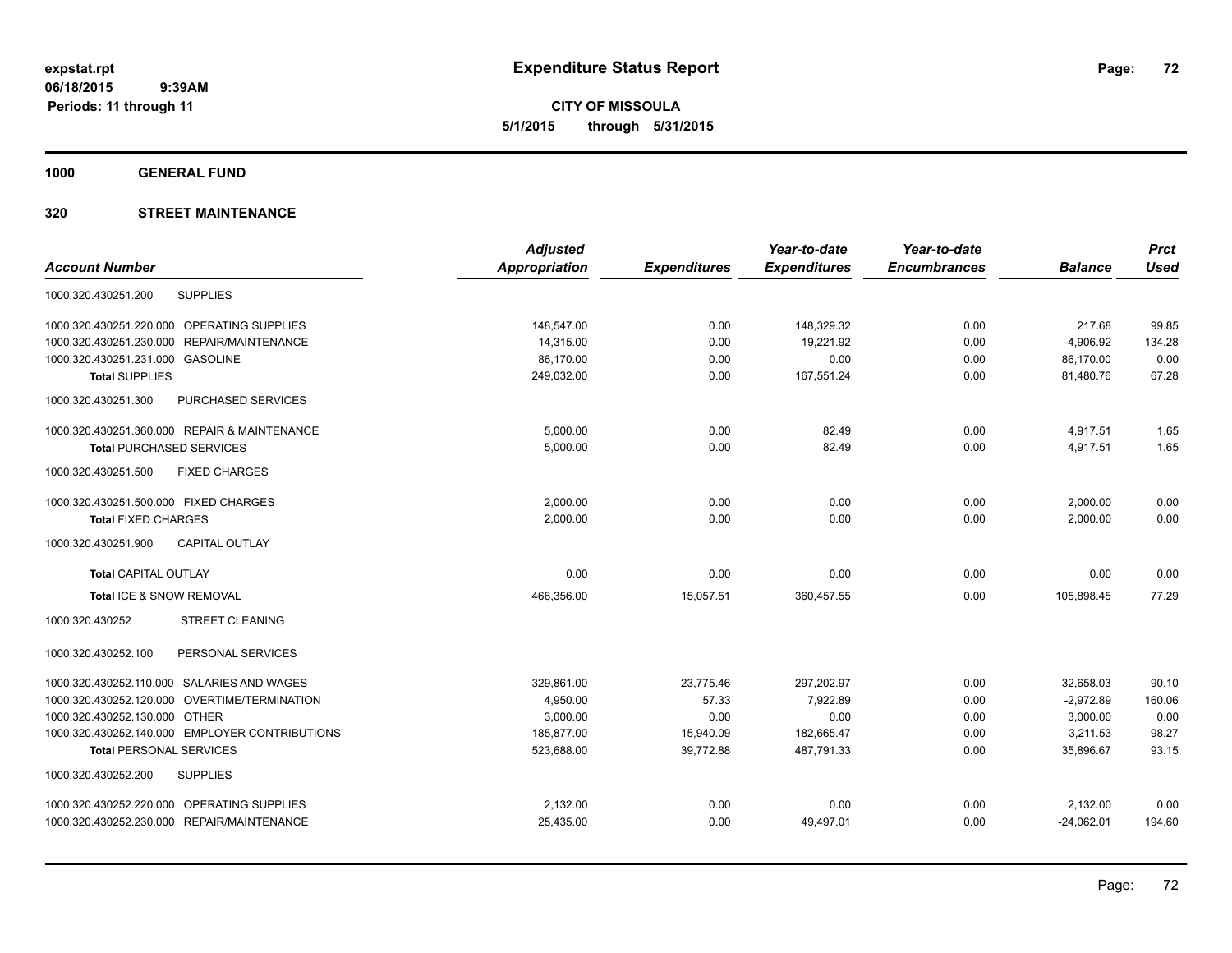expstat.rpt
06/18/2015 9:39AM
Periods: 11 through 11

# Expenditure Status Report

**CITY OF MISSOULA**
**5/1/2015 through 5/31/2015**

## 1000 GENERAL FUND

### 320 STREET MAINTENANCE

| Account Number | Adjusted Appropriation | Expenditures | Year-to-date Expenditures | Year-to-date Encumbrances | Balance | Prct Used |
|---|---|---|---|---|---|---|
| 1000.320.430251.200 SUPPLIES | | | | | | |
| 1000.320.430251.220.000 OPERATING SUPPLIES | 148,547.00 | 0.00 | 148,329.32 | 0.00 | 217.68 | 99.85 |
| 1000.320.430251.230.000 REPAIR/MAINTENANCE | 14,315.00 | 0.00 | 19,221.92 | 0.00 | -4,906.92 | 134.28 |
| 1000.320.430251.231.000 GASOLINE | 86,170.00 | 0.00 | 0.00 | 0.00 | 86,170.00 | 0.00 |
| **Total** SUPPLIES | 249,032.00 | 0.00 | 167,551.24 | 0.00 | 81,480.76 | 67.28 |
| 1000.320.430251.300 PURCHASED SERVICES | | | | | | |
| 1000.320.430251.360.000 REPAIR & MAINTENANCE | 5,000.00 | 0.00 | 82.49 | 0.00 | 4,917.51 | 1.65 |
| **Total** PURCHASED SERVICES | 5,000.00 | 0.00 | 82.49 | 0.00 | 4,917.51 | 1.65 |
| 1000.320.430251.500 FIXED CHARGES | | | | | | |
| 1000.320.430251.500.000 FIXED CHARGES | 2,000.00 | 0.00 | 0.00 | 0.00 | 2,000.00 | 0.00 |
| **Total** FIXED CHARGES | 2,000.00 | 0.00 | 0.00 | 0.00 | 2,000.00 | 0.00 |
| 1000.320.430251.900 CAPITAL OUTLAY | | | | | | |
| **Total** CAPITAL OUTLAY | 0.00 | 0.00 | 0.00 | 0.00 | 0.00 | 0.00 |
| **Total** ICE & SNOW REMOVAL | 466,356.00 | 15,057.51 | 360,457.55 | 0.00 | 105,898.45 | 77.29 |
| 1000.320.430252 STREET CLEANING | | | | | | |
| 1000.320.430252.100 PERSONAL SERVICES | | | | | | |
| 1000.320.430252.110.000 SALARIES AND WAGES | 329,861.00 | 23,775.46 | 297,202.97 | 0.00 | 32,658.03 | 90.10 |
| 1000.320.430252.120.000 OVERTIME/TERMINATION | 4,950.00 | 57.33 | 7,922.89 | 0.00 | -2,972.89 | 160.06 |
| 1000.320.430252.130.000 OTHER | 3,000.00 | 0.00 | 0.00 | 0.00 | 3,000.00 | 0.00 |
| 1000.320.430252.140.000 EMPLOYER CONTRIBUTIONS | 185,877.00 | 15,940.09 | 182,665.47 | 0.00 | 3,211.53 | 98.27 |
| **Total** PERSONAL SERVICES | 523,688.00 | 39,772.88 | 487,791.33 | 0.00 | 35,896.67 | 93.15 |
| 1000.320.430252.200 SUPPLIES | | | | | | |
| 1000.320.430252.220.000 OPERATING SUPPLIES | 2,132.00 | 0.00 | 0.00 | 0.00 | 2,132.00 | 0.00 |
| 1000.320.430252.230.000 REPAIR/MAINTENANCE | 25,435.00 | 0.00 | 49,497.01 | 0.00 | -24,062.01 | 194.60 |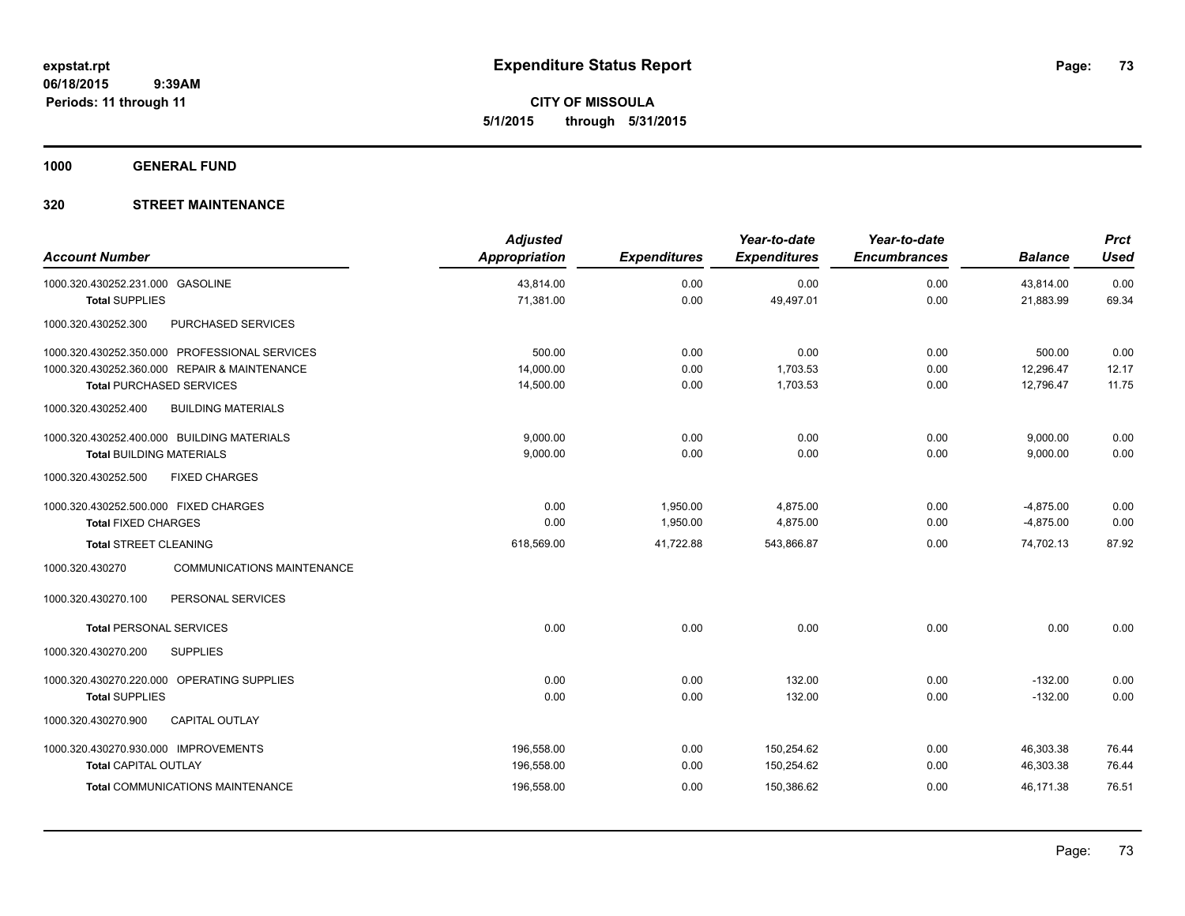**expstat.rpt**
**06/18/2015 9:39AM**
**Periods: 11 through 11**

# Expenditure Status Report

**CITY OF MISSOULA**
**5/1/2015 through 5/31/2015**

## 1000 GENERAL FUND

## 320 STREET MAINTENANCE

| Account Number | Adjusted Appropriation | Expenditures | Year-to-date Expenditures | Year-to-date Encumbrances | Balance | Prct Used |
|---|---|---|---|---|---|---|
| 1000.320.430252.231.000 GASOLINE | 43,814.00 | 0.00 | 0.00 | 0.00 | 43,814.00 | 0.00 |
| **Total** SUPPLIES | 71,381.00 | 0.00 | 49,497.01 | 0.00 | 21,883.99 | 69.34 |
| 1000.320.430252.300 PURCHASED SERVICES | | | | | | |
| 1000.320.430252.350.000 PROFESSIONAL SERVICES | 500.00 | 0.00 | 0.00 | 0.00 | 500.00 | 0.00 |
| 1000.320.430252.360.000 REPAIR & MAINTENANCE | 14,000.00 | 0.00 | 1,703.53 | 0.00 | 12,296.47 | 12.17 |
| **Total** PURCHASED SERVICES | 14,500.00 | 0.00 | 1,703.53 | 0.00 | 12,796.47 | 11.75 |
| 1000.320.430252.400 BUILDING MATERIALS | | | | | | |
| 1000.320.430252.400.000 BUILDING MATERIALS | 9,000.00 | 0.00 | 0.00 | 0.00 | 9,000.00 | 0.00 |
| **Total** BUILDING MATERIALS | 9,000.00 | 0.00 | 0.00 | 0.00 | 9,000.00 | 0.00 |
| 1000.320.430252.500 FIXED CHARGES | | | | | | |
| 1000.320.430252.500.000 FIXED CHARGES | 0.00 | 1,950.00 | 4,875.00 | 0.00 | -4,875.00 | 0.00 |
| **Total** FIXED CHARGES | 0.00 | 1,950.00 | 4,875.00 | 0.00 | -4,875.00 | 0.00 |
| **Total** STREET CLEANING | 618,569.00 | 41,722.88 | 543,866.87 | 0.00 | 74,702.13 | 87.92 |
| 1000.320.430270 COMMUNICATIONS MAINTENANCE | | | | | | |
| 1000.320.430270.100 PERSONAL SERVICES | | | | | | |
| **Total** PERSONAL SERVICES | 0.00 | 0.00 | 0.00 | 0.00 | 0.00 | 0.00 |
| 1000.320.430270.200 SUPPLIES | | | | | | |
| 1000.320.430270.220.000 OPERATING SUPPLIES | 0.00 | 0.00 | 132.00 | 0.00 | -132.00 | 0.00 |
| **Total** SUPPLIES | 0.00 | 0.00 | 132.00 | 0.00 | -132.00 | 0.00 |
| 1000.320.430270.900 CAPITAL OUTLAY | | | | | | |
| 1000.320.430270.930.000 IMPROVEMENTS | 196,558.00 | 0.00 | 150,254.62 | 0.00 | 46,303.38 | 76.44 |
| **Total** CAPITAL OUTLAY | 196,558.00 | 0.00 | 150,254.62 | 0.00 | 46,303.38 | 76.44 |
| **Total** COMMUNICATIONS MAINTENANCE | 196,558.00 | 0.00 | 150,386.62 | 0.00 | 46,171.38 | 76.51 |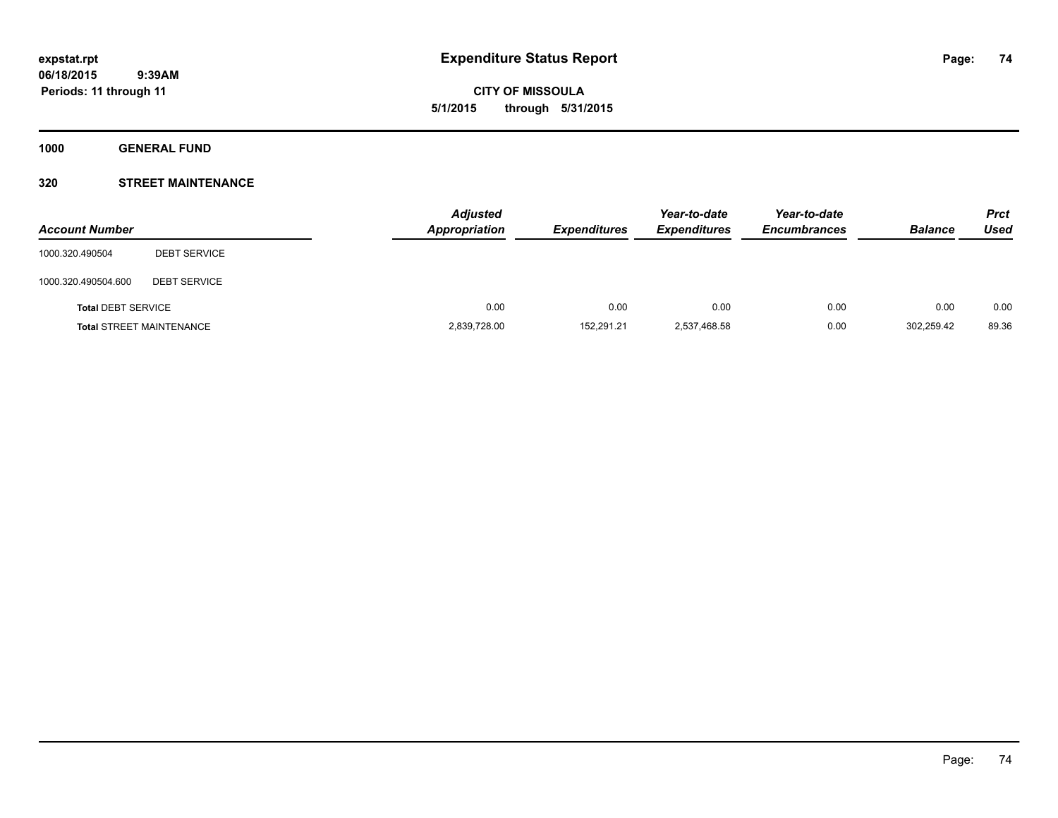**expstat.rpt**
**06/18/2015 9:39AM**
**Periods: 11 through 11**

# Expenditure Status Report

**CITY OF MISSOULA**
**5/1/2015 through 5/31/2015**

## 1000 GENERAL FUND

### 320 STREET MAINTENANCE

| Account Number | | Adjusted Appropriation | Expenditures | Year-to-date Expenditures | Year-to-date Encumbrances | Balance | Prct Used |
|---|---|---|---|---|---|---|---|
| 1000.320.490504 | DEBT SERVICE | | | | | | |
| 1000.320.490504.600 | DEBT SERVICE | | | | | | |
| **Total** DEBT SERVICE | | 0.00 | 0.00 | 0.00 | 0.00 | 0.00 | 0.00 |
| **Total** STREET MAINTENANCE | | 2,839,728.00 | 152,291.21 | 2,537,468.58 | 0.00 | 302,259.42 | 89.36 |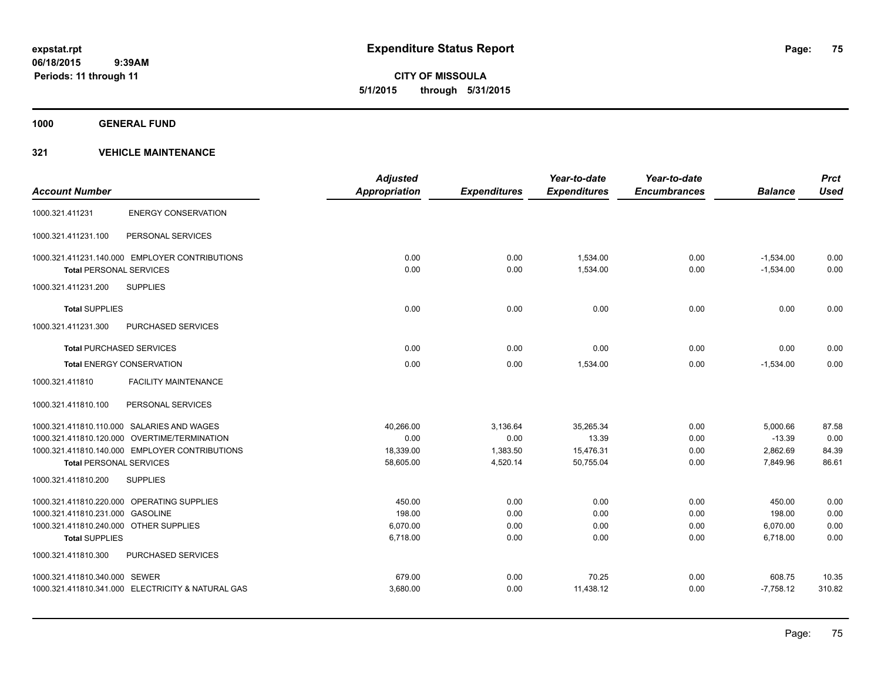**expstat.rpt**
**06/18/2015 9:39AM**
**Periods: 11 through 11**

# Expenditure Status Report

**CITY OF MISSOULA**
**5/1/2015 through 5/31/2015**

## 1000 GENERAL FUND

### 321 VEHICLE MAINTENANCE

| Account Number | | Adjusted Appropriation | Expenditures | Year-to-date Expenditures | Year-to-date Encumbrances | Balance | Prct Used |
|---|---|---|---|---|---|---|---|
| 1000.321.411231 | ENERGY CONSERVATION | | | | | | |
| 1000.321.411231.100 | PERSONAL SERVICES | | | | | | |
| 1000.321.411231.140.000 | EMPLOYER CONTRIBUTIONS | 0.00 | 0.00 | 1,534.00 | 0.00 | -1,534.00 | 0.00 |
| **Total** PERSONAL SERVICES | | 0.00 | 0.00 | 1,534.00 | 0.00 | -1,534.00 | 0.00 |
| 1000.321.411231.200 | SUPPLIES | | | | | | |
| **Total** SUPPLIES | | 0.00 | 0.00 | 0.00 | 0.00 | 0.00 | 0.00 |
| 1000.321.411231.300 | PURCHASED SERVICES | | | | | | |
| **Total** PURCHASED SERVICES | | 0.00 | 0.00 | 0.00 | 0.00 | 0.00 | 0.00 |
| **Total** ENERGY CONSERVATION | | 0.00 | 0.00 | 1,534.00 | 0.00 | -1,534.00 | 0.00 |
| 1000.321.411810 | FACILITY MAINTENANCE | | | | | | |
| 1000.321.411810.100 | PERSONAL SERVICES | | | | | | |
| 1000.321.411810.110.000 | SALARIES AND WAGES | 40,266.00 | 3,136.64 | 35,265.34 | 0.00 | 5,000.66 | 87.58 |
| 1000.321.411810.120.000 | OVERTIME/TERMINATION | 0.00 | 0.00 | 13.39 | 0.00 | -13.39 | 0.00 |
| 1000.321.411810.140.000 | EMPLOYER CONTRIBUTIONS | 18,339.00 | 1,383.50 | 15,476.31 | 0.00 | 2,862.69 | 84.39 |
| **Total** PERSONAL SERVICES | | 58,605.00 | 4,520.14 | 50,755.04 | 0.00 | 7,849.96 | 86.61 |
| 1000.321.411810.200 | SUPPLIES | | | | | | |
| 1000.321.411810.220.000 | OPERATING SUPPLIES | 450.00 | 0.00 | 0.00 | 0.00 | 450.00 | 0.00 |
| 1000.321.411810.231.000 | GASOLINE | 198.00 | 0.00 | 0.00 | 0.00 | 198.00 | 0.00 |
| 1000.321.411810.240.000 | OTHER SUPPLIES | 6,070.00 | 0.00 | 0.00 | 0.00 | 6,070.00 | 0.00 |
| **Total** SUPPLIES | | 6,718.00 | 0.00 | 0.00 | 0.00 | 6,718.00 | 0.00 |
| 1000.321.411810.300 | PURCHASED SERVICES | | | | | | |
| 1000.321.411810.340.000 | SEWER | 679.00 | 0.00 | 70.25 | 0.00 | 608.75 | 10.35 |
| 1000.321.411810.341.000 | ELECTRICITY & NATURAL GAS | 3,680.00 | 0.00 | 11,438.12 | 0.00 | -7,758.12 | 310.82 |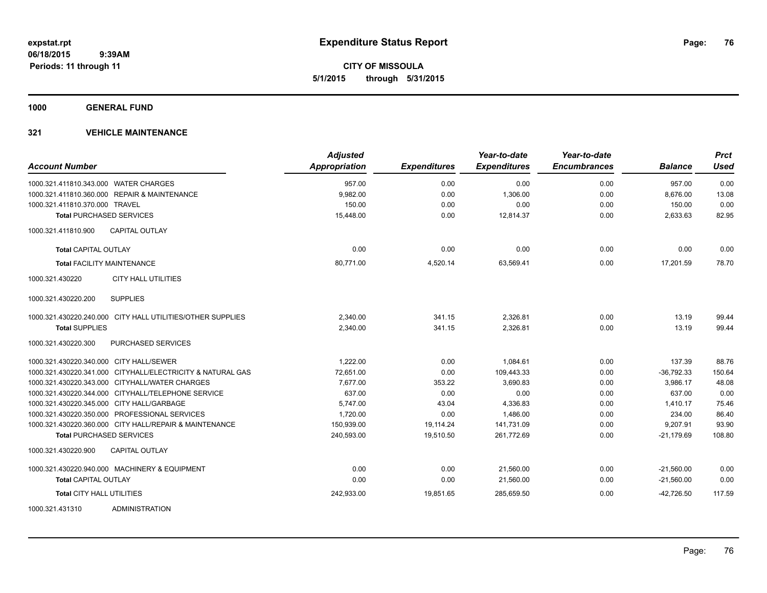**CITY OF MISSOULA**

**5/1/2015 through 5/31/2015**

expstat.rpt
06/18/2015 9:39AM
Periods: 11 through 11

# Expenditure Status Report

**1000 GENERAL FUND**

**321 VEHICLE MAINTENANCE**

| Account Number | Adjusted Appropriation | Expenditures | Year-to-date Expenditures | Year-to-date Encumbrances | Balance | Prct Used |
|---|---|---|---|---|---|---|
| 1000.321.411810.343.000 WATER CHARGES | 957.00 | 0.00 | 0.00 | 0.00 | 957.00 | 0.00 |
| 1000.321.411810.360.000 REPAIR & MAINTENANCE | 9,982.00 | 0.00 | 1,306.00 | 0.00 | 8,676.00 | 13.08 |
| 1000.321.411810.370.000 TRAVEL | 150.00 | 0.00 | 0.00 | 0.00 | 150.00 | 0.00 |
| **Total** PURCHASED SERVICES | 15,448.00 | 0.00 | 12,814.37 | 0.00 | 2,633.63 | 82.95 |
| 1000.321.411810.900 CAPITAL OUTLAY | | | | | | |
| **Total** CAPITAL OUTLAY | 0.00 | 0.00 | 0.00 | 0.00 | 0.00 | 0.00 |
| **Total** FACILITY MAINTENANCE | 80,771.00 | 4,520.14 | 63,569.41 | 0.00 | 17,201.59 | 78.70 |
| 1000.321.430220 CITY HALL UTILITIES | | | | | | |
| 1000.321.430220.200 SUPPLIES | | | | | | |
| 1000.321.430220.240.000 CITY HALL UTILITIES/OTHER SUPPLIES | 2,340.00 | 341.15 | 2,326.81 | 0.00 | 13.19 | 99.44 |
| **Total** SUPPLIES | 2,340.00 | 341.15 | 2,326.81 | 0.00 | 13.19 | 99.44 |
| 1000.321.430220.300 PURCHASED SERVICES | | | | | | |
| 1000.321.430220.340.000 CITY HALL/SEWER | 1,222.00 | 0.00 | 1,084.61 | 0.00 | 137.39 | 88.76 |
| 1000.321.430220.341.000 CITYHALL/ELECTRICITY & NATURAL GAS | 72,651.00 | 0.00 | 109,443.33 | 0.00 | -36,792.33 | 150.64 |
| 1000.321.430220.343.000 CITYHALL/WATER CHARGES | 7,677.00 | 353.22 | 3,690.83 | 0.00 | 3,986.17 | 48.08 |
| 1000.321.430220.344.000 CITYHALL/TELEPHONE SERVICE | 637.00 | 0.00 | 0.00 | 0.00 | 637.00 | 0.00 |
| 1000.321.430220.345.000 CITY HALL/GARBAGE | 5,747.00 | 43.04 | 4,336.83 | 0.00 | 1,410.17 | 75.46 |
| 1000.321.430220.350.000 PROFESSIONAL SERVICES | 1,720.00 | 0.00 | 1,486.00 | 0.00 | 234.00 | 86.40 |
| 1000.321.430220.360.000 CITY HALL/REPAIR & MAINTENANCE | 150,939.00 | 19,114.24 | 141,731.09 | 0.00 | 9,207.91 | 93.90 |
| **Total** PURCHASED SERVICES | 240,593.00 | 19,510.50 | 261,772.69 | 0.00 | -21,179.69 | 108.80 |
| 1000.321.430220.900 CAPITAL OUTLAY | | | | | | |
| 1000.321.430220.940.000 MACHINERY & EQUIPMENT | 0.00 | 0.00 | 21,560.00 | 0.00 | -21,560.00 | 0.00 |
| **Total** CAPITAL OUTLAY | 0.00 | 0.00 | 21,560.00 | 0.00 | -21,560.00 | 0.00 |
| **Total** CITY HALL UTILITIES | 242,933.00 | 19,851.65 | 285,659.50 | 0.00 | -42,726.50 | 117.59 |
| 1000.321.431310 ADMINISTRATION | | | | | | |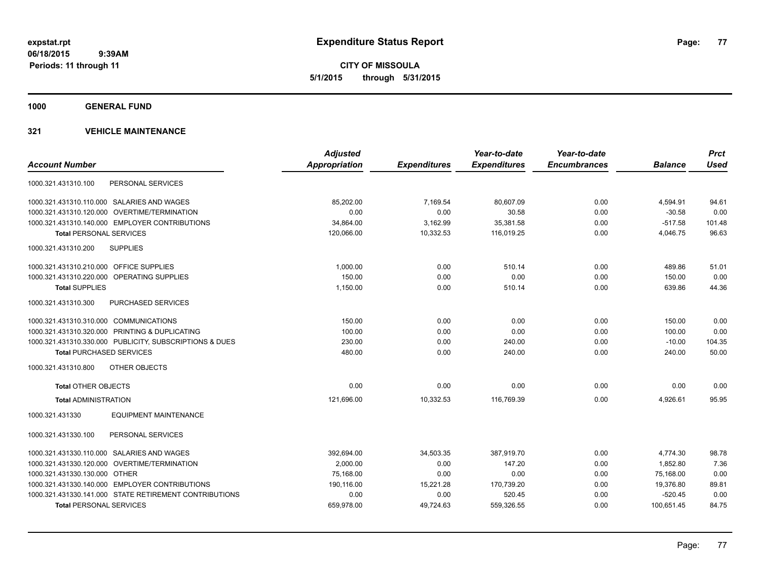**expstat.rpt**
**06/18/2015 9:39AM**
**Periods: 11 through 11**

# Expenditure Status Report

**CITY OF MISSOULA**
**5/1/2015 through 5/31/2015**

## 1000 GENERAL FUND

### 321 VEHICLE MAINTENANCE

| Account Number | Adjusted Appropriation | Expenditures | Year-to-date Expenditures | Year-to-date Encumbrances | Balance | Prct Used |
|---|---|---|---|---|---|---|
| 1000.321.431310.100 PERSONAL SERVICES | | | | | | |
| 1000.321.431310.110.000 SALARIES AND WAGES | 85,202.00 | 7,169.54 | 80,607.09 | 0.00 | 4,594.91 | 94.61 |
| 1000.321.431310.120.000 OVERTIME/TERMINATION | 0.00 | 0.00 | 30.58 | 0.00 | -30.58 | 0.00 |
| 1000.321.431310.140.000 EMPLOYER CONTRIBUTIONS | 34,864.00 | 3,162.99 | 35,381.58 | 0.00 | -517.58 | 101.48 |
| **Total** PERSONAL SERVICES | 120,066.00 | 10,332.53 | 116,019.25 | 0.00 | 4,046.75 | 96.63 |
| 1000.321.431310.200 SUPPLIES | | | | | | |
| 1000.321.431310.210.000 OFFICE SUPPLIES | 1,000.00 | 0.00 | 510.14 | 0.00 | 489.86 | 51.01 |
| 1000.321.431310.220.000 OPERATING SUPPLIES | 150.00 | 0.00 | 0.00 | 0.00 | 150.00 | 0.00 |
| **Total** SUPPLIES | 1,150.00 | 0.00 | 510.14 | 0.00 | 639.86 | 44.36 |
| 1000.321.431310.300 PURCHASED SERVICES | | | | | | |
| 1000.321.431310.310.000 COMMUNICATIONS | 150.00 | 0.00 | 0.00 | 0.00 | 150.00 | 0.00 |
| 1000.321.431310.320.000 PRINTING & DUPLICATING | 100.00 | 0.00 | 0.00 | 0.00 | 100.00 | 0.00 |
| 1000.321.431310.330.000 PUBLICITY, SUBSCRIPTIONS & DUES | 230.00 | 0.00 | 240.00 | 0.00 | -10.00 | 104.35 |
| **Total** PURCHASED SERVICES | 480.00 | 0.00 | 240.00 | 0.00 | 240.00 | 50.00 |
| 1000.321.431310.800 OTHER OBJECTS | | | | | | |
| **Total** OTHER OBJECTS | 0.00 | 0.00 | 0.00 | 0.00 | 0.00 | 0.00 |
| **Total** ADMINISTRATION | 121,696.00 | 10,332.53 | 116,769.39 | 0.00 | 4,926.61 | 95.95 |
| 1000.321.431330 EQUIPMENT MAINTENANCE | | | | | | |
| 1000.321.431330.100 PERSONAL SERVICES | | | | | | |
| 1000.321.431330.110.000 SALARIES AND WAGES | 392,694.00 | 34,503.35 | 387,919.70 | 0.00 | 4,774.30 | 98.78 |
| 1000.321.431330.120.000 OVERTIME/TERMINATION | 2,000.00 | 0.00 | 147.20 | 0.00 | 1,852.80 | 7.36 |
| 1000.321.431330.130.000 OTHER | 75,168.00 | 0.00 | 0.00 | 0.00 | 75,168.00 | 0.00 |
| 1000.321.431330.140.000 EMPLOYER CONTRIBUTIONS | 190,116.00 | 15,221.28 | 170,739.20 | 0.00 | 19,376.80 | 89.81 |
| 1000.321.431330.141.000 STATE RETIREMENT CONTRIBUTIONS | 0.00 | 0.00 | 520.45 | 0.00 | -520.45 | 0.00 |
| **Total** PERSONAL SERVICES | 659,978.00 | 49,724.63 | 559,326.55 | 0.00 | 100,651.45 | 84.75 |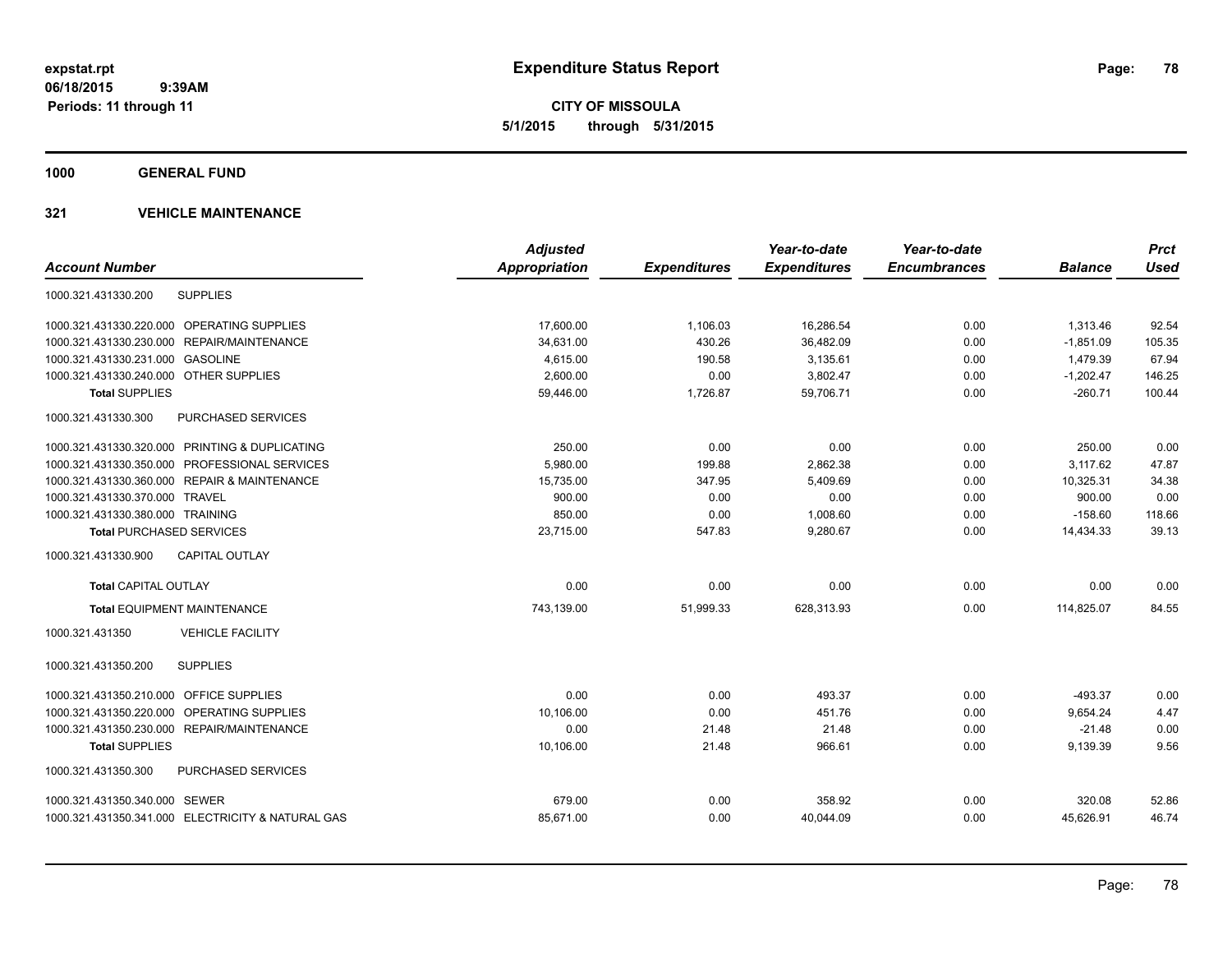**expstat.rpt**
**06/18/2015 9:39AM**
**Periods: 11 through 11**

# Expenditure Status Report

**CITY OF MISSOULA**
**5/1/2015 through 5/31/2015**

## 1000 GENERAL FUND

## 321 VEHICLE MAINTENANCE

| Account Number | | Adjusted Appropriation | Expenditures | Year-to-date Expenditures | Year-to-date Encumbrances | Balance | Prct Used |
|---|---|---|---|---|---|---|---|
| 1000.321.431330.200 | SUPPLIES | | | | | | |
| 1000.321.431330.220.000 | OPERATING SUPPLIES | 17,600.00 | 1,106.03 | 16,286.54 | 0.00 | 1,313.46 | 92.54 |
| 1000.321.431330.230.000 | REPAIR/MAINTENANCE | 34,631.00 | 430.26 | 36,482.09 | 0.00 | -1,851.09 | 105.35 |
| 1000.321.431330.231.000 | GASOLINE | 4,615.00 | 190.58 | 3,135.61 | 0.00 | 1,479.39 | 67.94 |
| 1000.321.431330.240.000 | OTHER SUPPLIES | 2,600.00 | 0.00 | 3,802.47 | 0.00 | -1,202.47 | 146.25 |
| **Total** SUPPLIES | | 59,446.00 | 1,726.87 | 59,706.71 | 0.00 | -260.71 | 100.44 |
| 1000.321.431330.300 | PURCHASED SERVICES | | | | | | |
| 1000.321.431330.320.000 | PRINTING & DUPLICATING | 250.00 | 0.00 | 0.00 | 0.00 | 250.00 | 0.00 |
| 1000.321.431330.350.000 | PROFESSIONAL SERVICES | 5,980.00 | 199.88 | 2,862.38 | 0.00 | 3,117.62 | 47.87 |
| 1000.321.431330.360.000 | REPAIR & MAINTENANCE | 15,735.00 | 347.95 | 5,409.69 | 0.00 | 10,325.31 | 34.38 |
| 1000.321.431330.370.000 | TRAVEL | 900.00 | 0.00 | 0.00 | 0.00 | 900.00 | 0.00 |
| 1000.321.431330.380.000 | TRAINING | 850.00 | 0.00 | 1,008.60 | 0.00 | -158.60 | 118.66 |
| **Total** PURCHASED SERVICES | | 23,715.00 | 547.83 | 9,280.67 | 0.00 | 14,434.33 | 39.13 |
| 1000.321.431330.900 | CAPITAL OUTLAY | | | | | | |
| **Total** CAPITAL OUTLAY | | 0.00 | 0.00 | 0.00 | 0.00 | 0.00 | 0.00 |
| **Total** EQUIPMENT MAINTENANCE | | 743,139.00 | 51,999.33 | 628,313.93 | 0.00 | 114,825.07 | 84.55 |
| 1000.321.431350 | VEHICLE FACILITY | | | | | | |
| 1000.321.431350.200 | SUPPLIES | | | | | | |
| 1000.321.431350.210.000 | OFFICE SUPPLIES | 0.00 | 0.00 | 493.37 | 0.00 | -493.37 | 0.00 |
| 1000.321.431350.220.000 | OPERATING SUPPLIES | 10,106.00 | 0.00 | 451.76 | 0.00 | 9,654.24 | 4.47 |
| 1000.321.431350.230.000 | REPAIR/MAINTENANCE | 0.00 | 21.48 | 21.48 | 0.00 | -21.48 | 0.00 |
| **Total** SUPPLIES | | 10,106.00 | 21.48 | 966.61 | 0.00 | 9,139.39 | 9.56 |
| 1000.321.431350.300 | PURCHASED SERVICES | | | | | | |
| 1000.321.431350.340.000 | SEWER | 679.00 | 0.00 | 358.92 | 0.00 | 320.08 | 52.86 |
| 1000.321.431350.341.000 | ELECTRICITY & NATURAL GAS | 85,671.00 | 0.00 | 40,044.09 | 0.00 | 45,626.91 | 46.74 |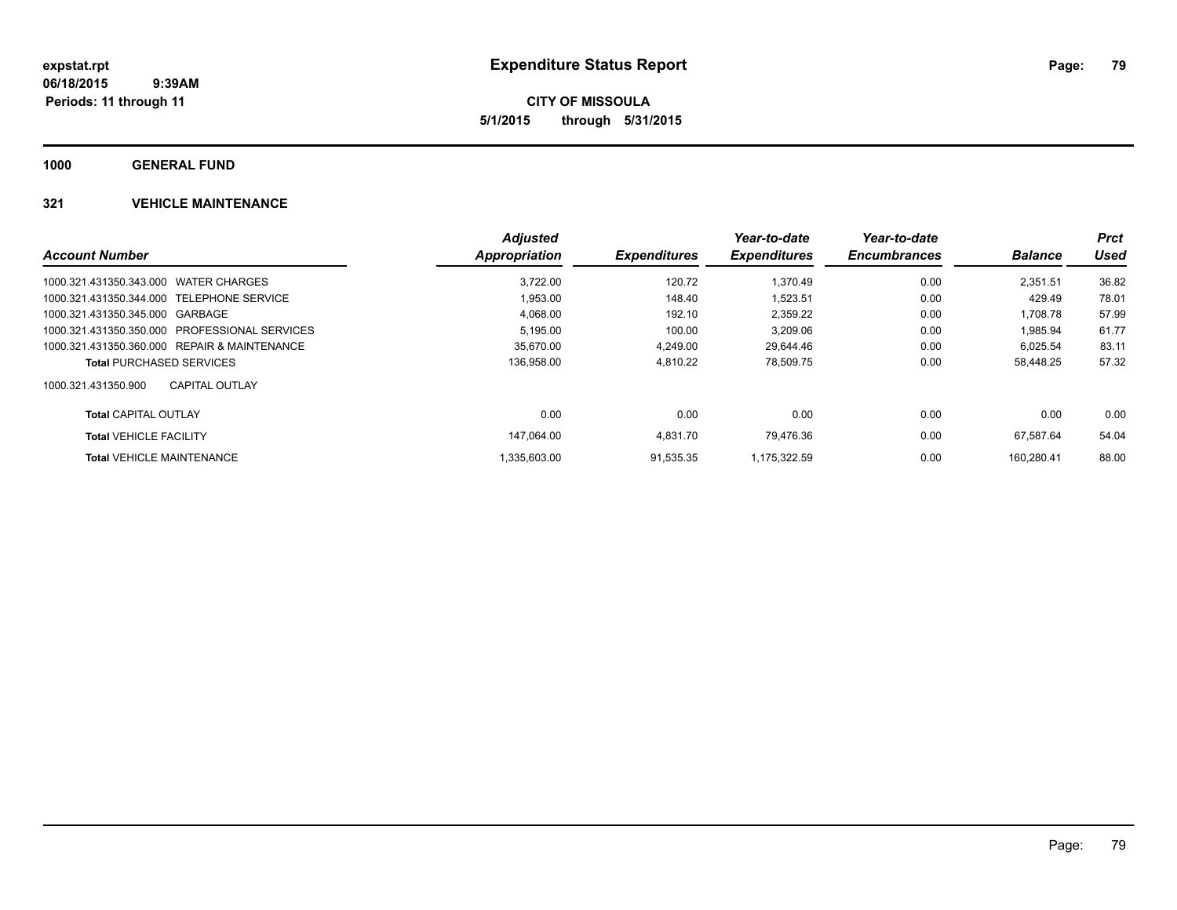**expstat.rpt**
**06/18/2015 9:39AM**
**Periods: 11 through 11**

# Expenditure Status Report

**CITY OF MISSOULA**
**5/1/2015 through 5/31/2015**

## 1000 GENERAL FUND

### 321 VEHICLE MAINTENANCE

| Account Number | Adjusted Appropriation | Expenditures | Year-to-date Expenditures | Year-to-date Encumbrances | Balance | Prct Used |
|---|---|---|---|---|---|---|
| 1000.321.431350.343.000 WATER CHARGES | 3,722.00 | 120.72 | 1,370.49 | 0.00 | 2,351.51 | 36.82 |
| 1000.321.431350.344.000 TELEPHONE SERVICE | 1,953.00 | 148.40 | 1,523.51 | 0.00 | 429.49 | 78.01 |
| 1000.321.431350.345.000 GARBAGE | 4,068.00 | 192.10 | 2,359.22 | 0.00 | 1,708.78 | 57.99 |
| 1000.321.431350.350.000 PROFESSIONAL SERVICES | 5,195.00 | 100.00 | 3,209.06 | 0.00 | 1,985.94 | 61.77 |
| 1000.321.431350.360.000 REPAIR & MAINTENANCE | 35,670.00 | 4,249.00 | 29,644.46 | 0.00 | 6,025.54 | 83.11 |
| **Total** PURCHASED SERVICES | 136,958.00 | 4,810.22 | 78,509.75 | 0.00 | 58,448.25 | 57.32 |
| 1000.321.431350.900 CAPITAL OUTLAY | | | | | | |
| **Total** CAPITAL OUTLAY | 0.00 | 0.00 | 0.00 | 0.00 | 0.00 | 0.00 |
| **Total** VEHICLE FACILITY | 147,064.00 | 4,831.70 | 79,476.36 | 0.00 | 67,587.64 | 54.04 |
| **Total** VEHICLE MAINTENANCE | 1,335,603.00 | 91,535.35 | 1,175,322.59 | 0.00 | 160,280.41 | 88.00 |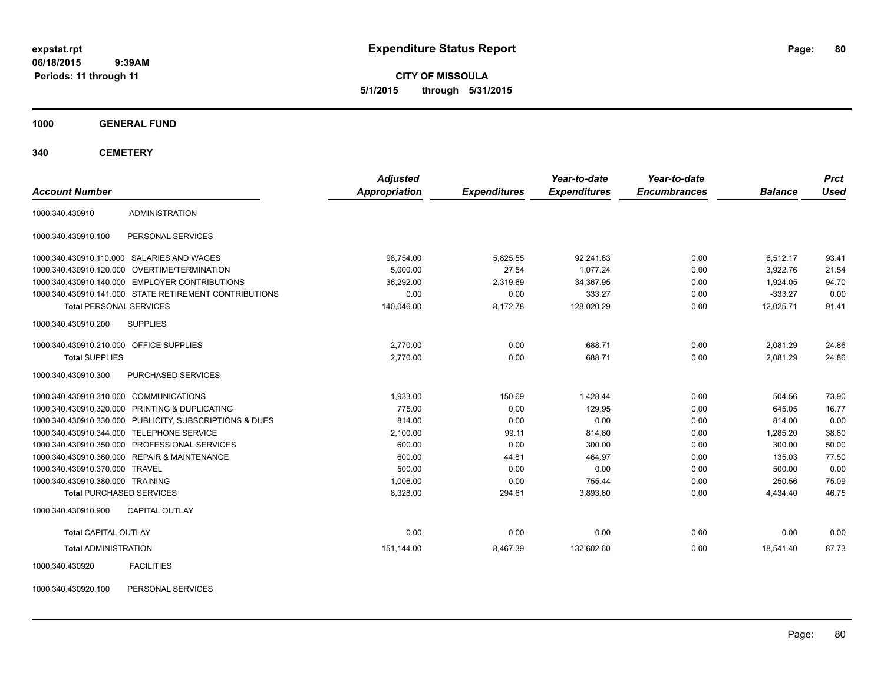# Expenditure Status Report

expstat.rpt
06/18/2015 9:39AM
Periods: 11 through 11

**CITY OF MISSOULA**
**5/1/2015 through 5/31/2015**

**1000 GENERAL FUND**

**340 CEMETERY**

| Account Number | | Adjusted Appropriation | Expenditures | Year-to-date Expenditures | Year-to-date Encumbrances | Balance | Prct Used |
|---|---|---|---|---|---|---|---|
| 1000.340.430910 | ADMINISTRATION | | | | | | |
| 1000.340.430910.100 | PERSONAL SERVICES | | | | | | |
| 1000.340.430910.110.000 | SALARIES AND WAGES | 98,754.00 | 5,825.55 | 92,241.83 | 0.00 | 6,512.17 | 93.41 |
| 1000.340.430910.120.000 | OVERTIME/TERMINATION | 5,000.00 | 27.54 | 1,077.24 | 0.00 | 3,922.76 | 21.54 |
| 1000.340.430910.140.000 | EMPLOYER CONTRIBUTIONS | 36,292.00 | 2,319.69 | 34,367.95 | 0.00 | 1,924.05 | 94.70 |
| 1000.340.430910.141.000 | STATE RETIREMENT CONTRIBUTIONS | 0.00 | 0.00 | 333.27 | 0.00 | -333.27 | 0.00 |
| **Total** PERSONAL SERVICES | | 140,046.00 | 8,172.78 | 128,020.29 | 0.00 | 12,025.71 | 91.41 |
| 1000.340.430910.200 | SUPPLIES | | | | | | |
| 1000.340.430910.210.000 | OFFICE SUPPLIES | 2,770.00 | 0.00 | 688.71 | 0.00 | 2,081.29 | 24.86 |
| **Total** SUPPLIES | | 2,770.00 | 0.00 | 688.71 | 0.00 | 2,081.29 | 24.86 |
| 1000.340.430910.300 | PURCHASED SERVICES | | | | | | |
| 1000.340.430910.310.000 | COMMUNICATIONS | 1,933.00 | 150.69 | 1,428.44 | 0.00 | 504.56 | 73.90 |
| 1000.340.430910.320.000 | PRINTING & DUPLICATING | 775.00 | 0.00 | 129.95 | 0.00 | 645.05 | 16.77 |
| 1000.340.430910.330.000 | PUBLICITY, SUBSCRIPTIONS & DUES | 814.00 | 0.00 | 0.00 | 0.00 | 814.00 | 0.00 |
| 1000.340.430910.344.000 | TELEPHONE SERVICE | 2,100.00 | 99.11 | 814.80 | 0.00 | 1,285.20 | 38.80 |
| 1000.340.430910.350.000 | PROFESSIONAL SERVICES | 600.00 | 0.00 | 300.00 | 0.00 | 300.00 | 50.00 |
| 1000.340.430910.360.000 | REPAIR & MAINTENANCE | 600.00 | 44.81 | 464.97 | 0.00 | 135.03 | 77.50 |
| 1000.340.430910.370.000 | TRAVEL | 500.00 | 0.00 | 0.00 | 0.00 | 500.00 | 0.00 |
| 1000.340.430910.380.000 | TRAINING | 1,006.00 | 0.00 | 755.44 | 0.00 | 250.56 | 75.09 |
| **Total** PURCHASED SERVICES | | 8,328.00 | 294.61 | 3,893.60 | 0.00 | 4,434.40 | 46.75 |
| 1000.340.430910.900 | CAPITAL OUTLAY | | | | | | |
| **Total** CAPITAL OUTLAY | | 0.00 | 0.00 | 0.00 | 0.00 | 0.00 | 0.00 |
| **Total** ADMINISTRATION | | 151,144.00 | 8,467.39 | 132,602.60 | 0.00 | 18,541.40 | 87.73 |
| 1000.340.430920 | FACILITIES | | | | | | |
| 1000.340.430920.100 | PERSONAL SERVICES | | | | | | |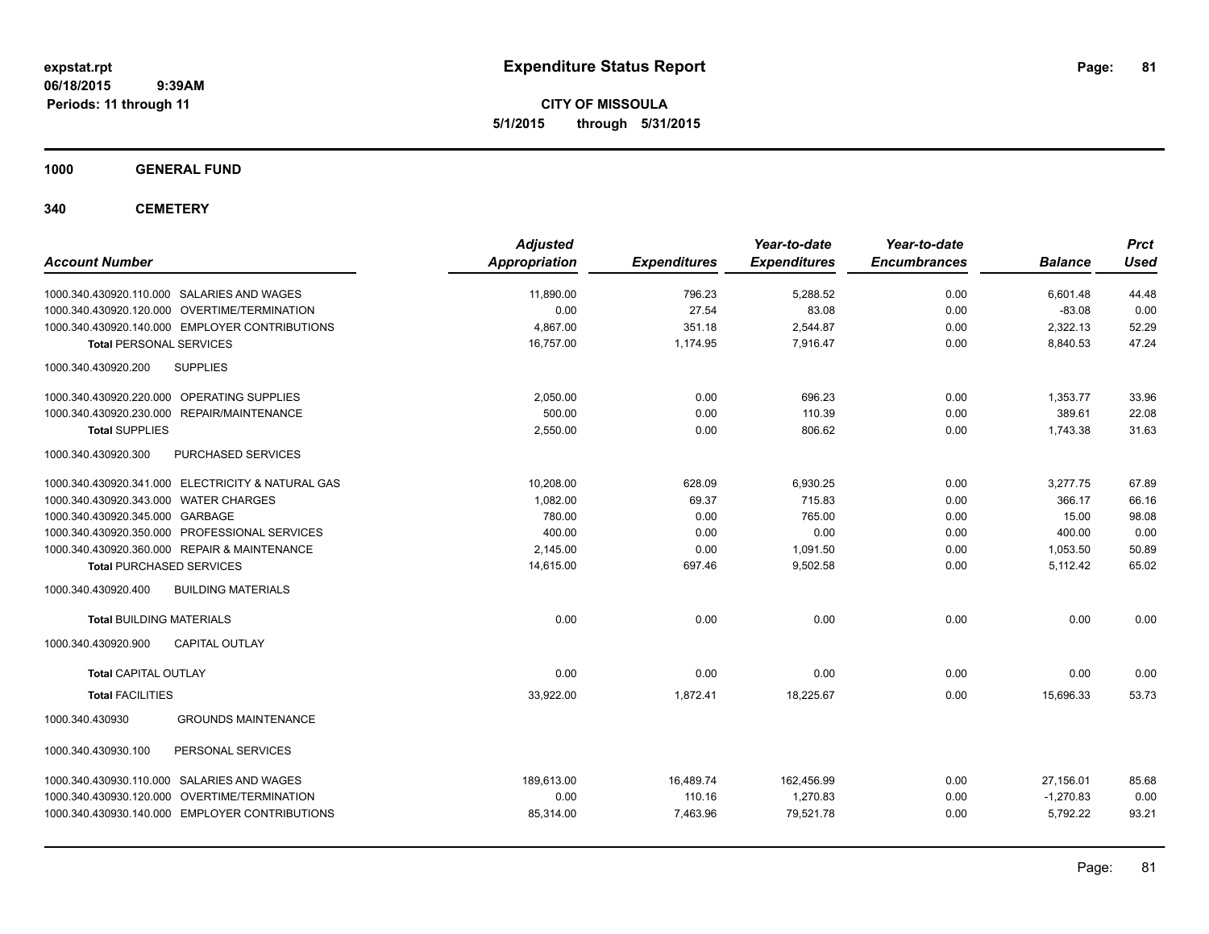**expstat.rpt**
**06/18/2015 9:39AM**
**Periods: 11 through 11**

# Expenditure Status Report

**CITY OF MISSOULA**
**5/1/2015 through 5/31/2015**

## 1000 GENERAL FUND

## 340 CEMETERY

| Account Number | Adjusted Appropriation | Expenditures | Year-to-date Expenditures | Year-to-date Encumbrances | Balance | Prct Used |
|---|---|---|---|---|---|---|
| 1000.340.430920.110.000 SALARIES AND WAGES | 11,890.00 | 796.23 | 5,288.52 | 0.00 | 6,601.48 | 44.48 |
| 1000.340.430920.120.000 OVERTIME/TERMINATION | 0.00 | 27.54 | 83.08 | 0.00 | -83.08 | 0.00 |
| 1000.340.430920.140.000 EMPLOYER CONTRIBUTIONS | 4,867.00 | 351.18 | 2,544.87 | 0.00 | 2,322.13 | 52.29 |
| **Total** PERSONAL SERVICES | 16,757.00 | 1,174.95 | 7,916.47 | 0.00 | 8,840.53 | 47.24 |
| 1000.340.430920.200 SUPPLIES | | | | | | |
| 1000.340.430920.220.000 OPERATING SUPPLIES | 2,050.00 | 0.00 | 696.23 | 0.00 | 1,353.77 | 33.96 |
| 1000.340.430920.230.000 REPAIR/MAINTENANCE | 500.00 | 0.00 | 110.39 | 0.00 | 389.61 | 22.08 |
| **Total** SUPPLIES | 2,550.00 | 0.00 | 806.62 | 0.00 | 1,743.38 | 31.63 |
| 1000.340.430920.300 PURCHASED SERVICES | | | | | | |
| 1000.340.430920.341.000 ELECTRICITY & NATURAL GAS | 10,208.00 | 628.09 | 6,930.25 | 0.00 | 3,277.75 | 67.89 |
| 1000.340.430920.343.000 WATER CHARGES | 1,082.00 | 69.37 | 715.83 | 0.00 | 366.17 | 66.16 |
| 1000.340.430920.345.000 GARBAGE | 780.00 | 0.00 | 765.00 | 0.00 | 15.00 | 98.08 |
| 1000.340.430920.350.000 PROFESSIONAL SERVICES | 400.00 | 0.00 | 0.00 | 0.00 | 400.00 | 0.00 |
| 1000.340.430920.360.000 REPAIR & MAINTENANCE | 2,145.00 | 0.00 | 1,091.50 | 0.00 | 1,053.50 | 50.89 |
| **Total** PURCHASED SERVICES | 14,615.00 | 697.46 | 9,502.58 | 0.00 | 5,112.42 | 65.02 |
| 1000.340.430920.400 BUILDING MATERIALS | | | | | | |
| **Total** BUILDING MATERIALS | 0.00 | 0.00 | 0.00 | 0.00 | 0.00 | 0.00 |
| 1000.340.430920.900 CAPITAL OUTLAY | | | | | | |
| **Total** CAPITAL OUTLAY | 0.00 | 0.00 | 0.00 | 0.00 | 0.00 | 0.00 |
| **Total** FACILITIES | 33,922.00 | 1,872.41 | 18,225.67 | 0.00 | 15,696.33 | 53.73 |
| 1000.340.430930 GROUNDS MAINTENANCE | | | | | | |
| 1000.340.430930.100 PERSONAL SERVICES | | | | | | |
| 1000.340.430930.110.000 SALARIES AND WAGES | 189,613.00 | 16,489.74 | 162,456.99 | 0.00 | 27,156.01 | 85.68 |
| 1000.340.430930.120.000 OVERTIME/TERMINATION | 0.00 | 110.16 | 1,270.83 | 0.00 | -1,270.83 | 0.00 |
| 1000.340.430930.140.000 EMPLOYER CONTRIBUTIONS | 85,314.00 | 7,463.96 | 79,521.78 | 0.00 | 5,792.22 | 93.21 |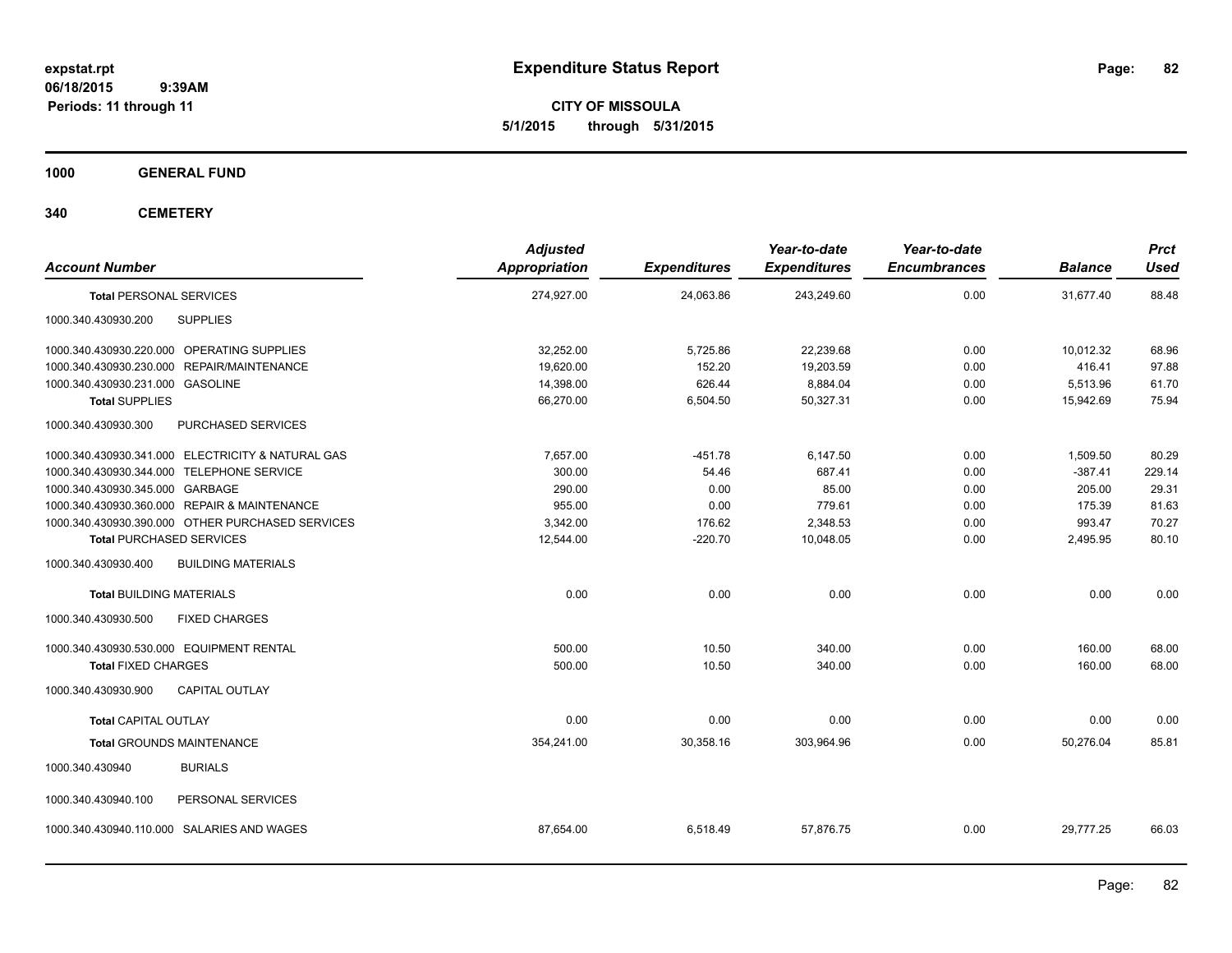# Expenditure Status Report

**CITY OF MISSOULA**
**5/1/2015 through 5/31/2015**

expstat.rpt
06/18/2015 9:39AM
Periods: 11 through 11

**1000 GENERAL FUND**

**340 CEMETERY**

| Account Number | | Adjusted Appropriation | Expenditures | Year-to-date Expenditures | Year-to-date Encumbrances | Balance | Prct Used |
|---|---|---|---|---|---|---|---|
| **Total** PERSONAL SERVICES | | 274,927.00 | 24,063.86 | 243,249.60 | 0.00 | 31,677.40 | 88.48 |
| 1000.340.430930.200 | SUPPLIES | | | | | | |
| 1000.340.430930.220.000 | OPERATING SUPPLIES | 32,252.00 | 5,725.86 | 22,239.68 | 0.00 | 10,012.32 | 68.96 |
| 1000.340.430930.230.000 | REPAIR/MAINTENANCE | 19,620.00 | 152.20 | 19,203.59 | 0.00 | 416.41 | 97.88 |
| 1000.340.430930.231.000 | GASOLINE | 14,398.00 | 626.44 | 8,884.04 | 0.00 | 5,513.96 | 61.70 |
| **Total** SUPPLIES | | 66,270.00 | 6,504.50 | 50,327.31 | 0.00 | 15,942.69 | 75.94 |
| 1000.340.430930.300 | PURCHASED SERVICES | | | | | | |
| 1000.340.430930.341.000 | ELECTRICITY & NATURAL GAS | 7,657.00 | -451.78 | 6,147.50 | 0.00 | 1,509.50 | 80.29 |
| 1000.340.430930.344.000 | TELEPHONE SERVICE | 300.00 | 54.46 | 687.41 | 0.00 | -387.41 | 229.14 |
| 1000.340.430930.345.000 | GARBAGE | 290.00 | 0.00 | 85.00 | 0.00 | 205.00 | 29.31 |
| 1000.340.430930.360.000 | REPAIR & MAINTENANCE | 955.00 | 0.00 | 779.61 | 0.00 | 175.39 | 81.63 |
| 1000.340.430930.390.000 | OTHER PURCHASED SERVICES | 3,342.00 | 176.62 | 2,348.53 | 0.00 | 993.47 | 70.27 |
| **Total** PURCHASED SERVICES | | 12,544.00 | -220.70 | 10,048.05 | 0.00 | 2,495.95 | 80.10 |
| 1000.340.430930.400 | BUILDING MATERIALS | | | | | | |
| **Total** BUILDING MATERIALS | | 0.00 | 0.00 | 0.00 | 0.00 | 0.00 | 0.00 |
| 1000.340.430930.500 | FIXED CHARGES | | | | | | |
| 1000.340.430930.530.000 | EQUIPMENT RENTAL | 500.00 | 10.50 | 340.00 | 0.00 | 160.00 | 68.00 |
| **Total** FIXED CHARGES | | 500.00 | 10.50 | 340.00 | 0.00 | 160.00 | 68.00 |
| 1000.340.430930.900 | CAPITAL OUTLAY | | | | | | |
| **Total** CAPITAL OUTLAY | | 0.00 | 0.00 | 0.00 | 0.00 | 0.00 | 0.00 |
| **Total** GROUNDS MAINTENANCE | | 354,241.00 | 30,358.16 | 303,964.96 | 0.00 | 50,276.04 | 85.81 |
| 1000.340.430940 | BURIALS | | | | | | |
| 1000.340.430940.100 | PERSONAL SERVICES | | | | | | |
| 1000.340.430940.110.000 | SALARIES AND WAGES | 87,654.00 | 6,518.49 | 57,876.75 | 0.00 | 29,777.25 | 66.03 |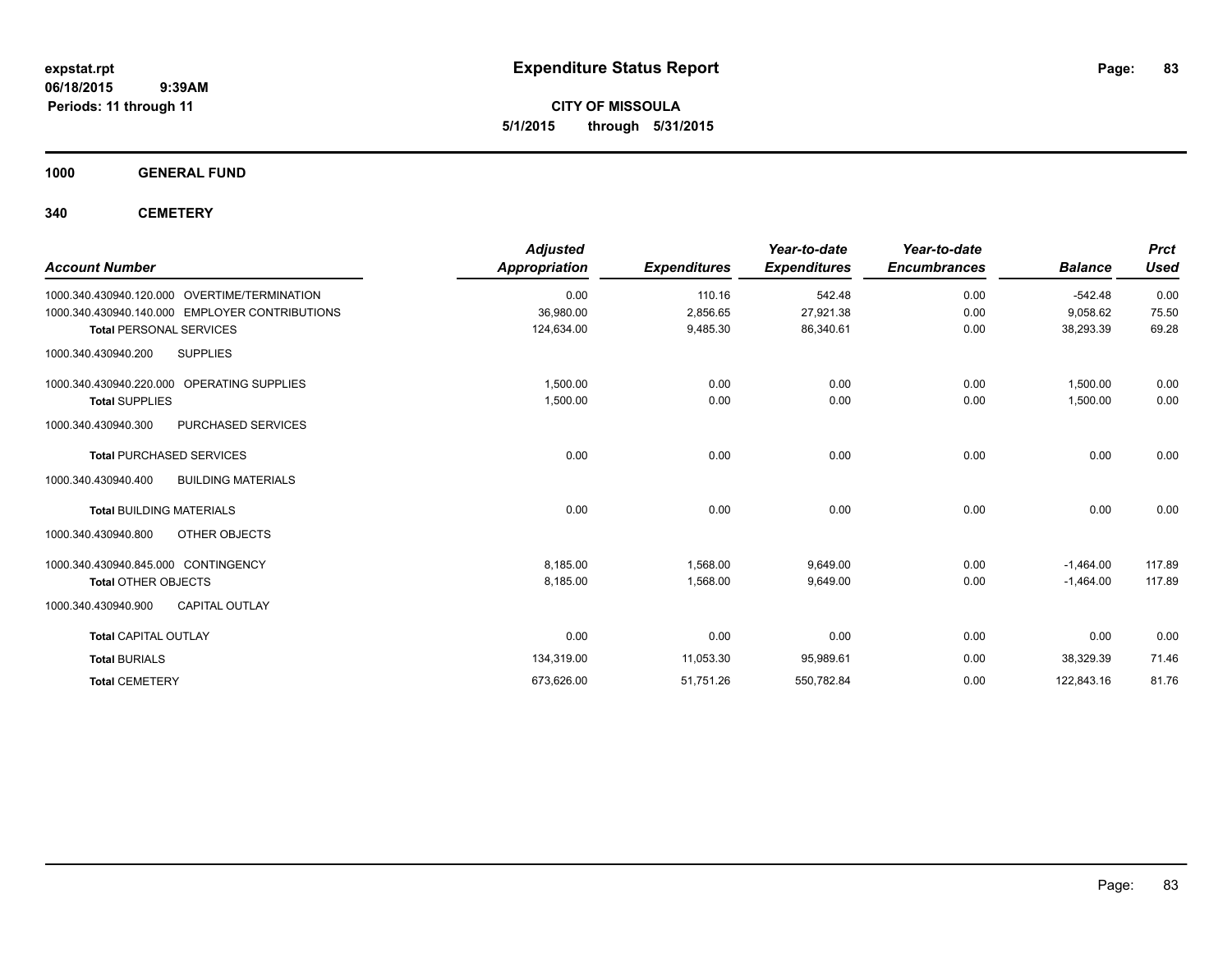**expstat.rpt**
**06/18/2015 9:39AM**
**Periods: 11 through 11**

# Expenditure Status Report

**CITY OF MISSOULA**
**5/1/2015 through 5/31/2015**

## 1000 GENERAL FUND

## 340 CEMETERY

| Account Number | | Adjusted Appropriation | Expenditures | Year-to-date Expenditures | Year-to-date Encumbrances | Balance | Prct Used |
|---|---|---|---|---|---|---|---|
| 1000.340.430940.120.000 | OVERTIME/TERMINATION | 0.00 | 110.16 | 542.48 | 0.00 | -542.48 | 0.00 |
| 1000.340.430940.140.000 | EMPLOYER CONTRIBUTIONS | 36,980.00 | 2,856.65 | 27,921.38 | 0.00 | 9,058.62 | 75.50 |
| **Total** PERSONAL SERVICES | | 124,634.00 | 9,485.30 | 86,340.61 | 0.00 | 38,293.39 | 69.28 |
| 1000.340.430940.200 | SUPPLIES | | | | | | |
| 1000.340.430940.220.000 | OPERATING SUPPLIES | 1,500.00 | 0.00 | 0.00 | 0.00 | 1,500.00 | 0.00 |
| **Total** SUPPLIES | | 1,500.00 | 0.00 | 0.00 | 0.00 | 1,500.00 | 0.00 |
| 1000.340.430940.300 | PURCHASED SERVICES | | | | | | |
| **Total** PURCHASED SERVICES | | 0.00 | 0.00 | 0.00 | 0.00 | 0.00 | 0.00 |
| 1000.340.430940.400 | BUILDING MATERIALS | | | | | | |
| **Total** BUILDING MATERIALS | | 0.00 | 0.00 | 0.00 | 0.00 | 0.00 | 0.00 |
| 1000.340.430940.800 | OTHER OBJECTS | | | | | | |
| 1000.340.430940.845.000 | CONTINGENCY | 8,185.00 | 1,568.00 | 9,649.00 | 0.00 | -1,464.00 | 117.89 |
| **Total** OTHER OBJECTS | | 8,185.00 | 1,568.00 | 9,649.00 | 0.00 | -1,464.00 | 117.89 |
| 1000.340.430940.900 | CAPITAL OUTLAY | | | | | | |
| **Total** CAPITAL OUTLAY | | 0.00 | 0.00 | 0.00 | 0.00 | 0.00 | 0.00 |
| **Total** BURIALS | | 134,319.00 | 11,053.30 | 95,989.61 | 0.00 | 38,329.39 | 71.46 |
| **Total** CEMETERY | | 673,626.00 | 51,751.26 | 550,782.84 | 0.00 | 122,843.16 | 81.76 |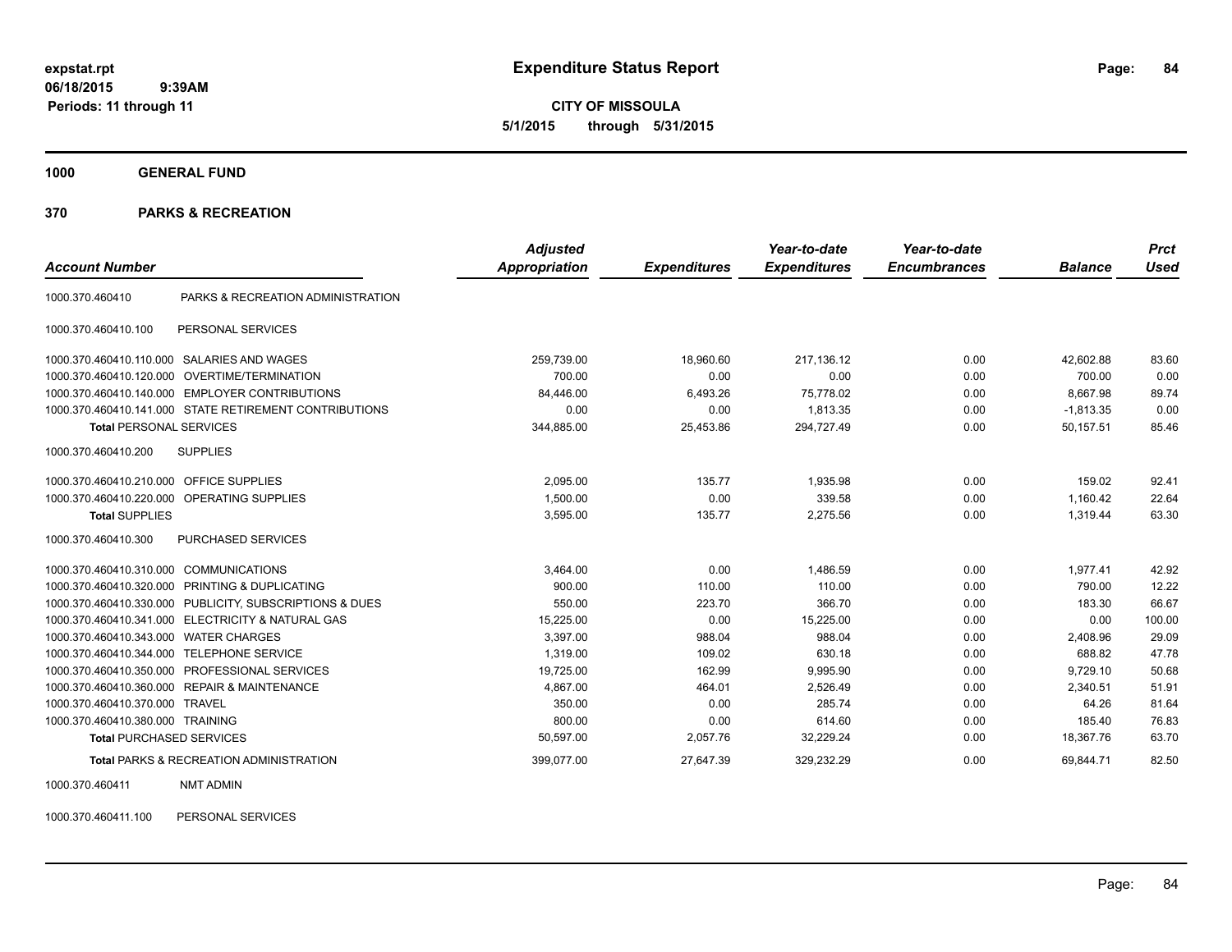**expstat.rpt**
**06/18/2015 9:39AM**
**Periods: 11 through 11**

# Expenditure Status Report

**CITY OF MISSOULA**
**5/1/2015 through 5/31/2015**

## 1000 GENERAL FUND

### 370 PARKS & RECREATION

| Account Number | | Adjusted Appropriation | Expenditures | Year-to-date Expenditures | Year-to-date Encumbrances | Balance | Prct Used |
|---|---|---|---|---|---|---|---|
| 1000.370.460410 | PARKS & RECREATION ADMINISTRATION | | | | | | |
| 1000.370.460410.100 | PERSONAL SERVICES | | | | | | |
| 1000.370.460410.110.000 | SALARIES AND WAGES | 259,739.00 | 18,960.60 | 217,136.12 | 0.00 | 42,602.88 | 83.60 |
| 1000.370.460410.120.000 | OVERTIME/TERMINATION | 700.00 | 0.00 | 0.00 | 0.00 | 700.00 | 0.00 |
| 1000.370.460410.140.000 | EMPLOYER CONTRIBUTIONS | 84,446.00 | 6,493.26 | 75,778.02 | 0.00 | 8,667.98 | 89.74 |
| 1000.370.460410.141.000 | STATE RETIREMENT CONTRIBUTIONS | 0.00 | 0.00 | 1,813.35 | 0.00 | -1,813.35 | 0.00 |
| **Total** PERSONAL SERVICES | | 344,885.00 | 25,453.86 | 294,727.49 | 0.00 | 50,157.51 | 85.46 |
| 1000.370.460410.200 | SUPPLIES | | | | | | |
| 1000.370.460410.210.000 | OFFICE SUPPLIES | 2,095.00 | 135.77 | 1,935.98 | 0.00 | 159.02 | 92.41 |
| 1000.370.460410.220.000 | OPERATING SUPPLIES | 1,500.00 | 0.00 | 339.58 | 0.00 | 1,160.42 | 22.64 |
| **Total** SUPPLIES | | 3,595.00 | 135.77 | 2,275.56 | 0.00 | 1,319.44 | 63.30 |
| 1000.370.460410.300 | PURCHASED SERVICES | | | | | | |
| 1000.370.460410.310.000 | COMMUNICATIONS | 3,464.00 | 0.00 | 1,486.59 | 0.00 | 1,977.41 | 42.92 |
| 1000.370.460410.320.000 | PRINTING & DUPLICATING | 900.00 | 110.00 | 110.00 | 0.00 | 790.00 | 12.22 |
| 1000.370.460410.330.000 | PUBLICITY, SUBSCRIPTIONS & DUES | 550.00 | 223.70 | 366.70 | 0.00 | 183.30 | 66.67 |
| 1000.370.460410.341.000 | ELECTRICITY & NATURAL GAS | 15,225.00 | 0.00 | 15,225.00 | 0.00 | 0.00 | 100.00 |
| 1000.370.460410.343.000 | WATER CHARGES | 3,397.00 | 988.04 | 988.04 | 0.00 | 2,408.96 | 29.09 |
| 1000.370.460410.344.000 | TELEPHONE SERVICE | 1,319.00 | 109.02 | 630.18 | 0.00 | 688.82 | 47.78 |
| 1000.370.460410.350.000 | PROFESSIONAL SERVICES | 19,725.00 | 162.99 | 9,995.90 | 0.00 | 9,729.10 | 50.68 |
| 1000.370.460410.360.000 | REPAIR & MAINTENANCE | 4,867.00 | 464.01 | 2,526.49 | 0.00 | 2,340.51 | 51.91 |
| 1000.370.460410.370.000 | TRAVEL | 350.00 | 0.00 | 285.74 | 0.00 | 64.26 | 81.64 |
| 1000.370.460410.380.000 | TRAINING | 800.00 | 0.00 | 614.60 | 0.00 | 185.40 | 76.83 |
| **Total** PURCHASED SERVICES | | 50,597.00 | 2,057.76 | 32,229.24 | 0.00 | 18,367.76 | 63.70 |
| **Total** PARKS & RECREATION ADMINISTRATION | | 399,077.00 | 27,647.39 | 329,232.29 | 0.00 | 69,844.71 | 82.50 |
| 1000.370.460411 | NMT ADMIN | | | | | | |
| 1000.370.460411.100 | PERSONAL SERVICES | | | | | | |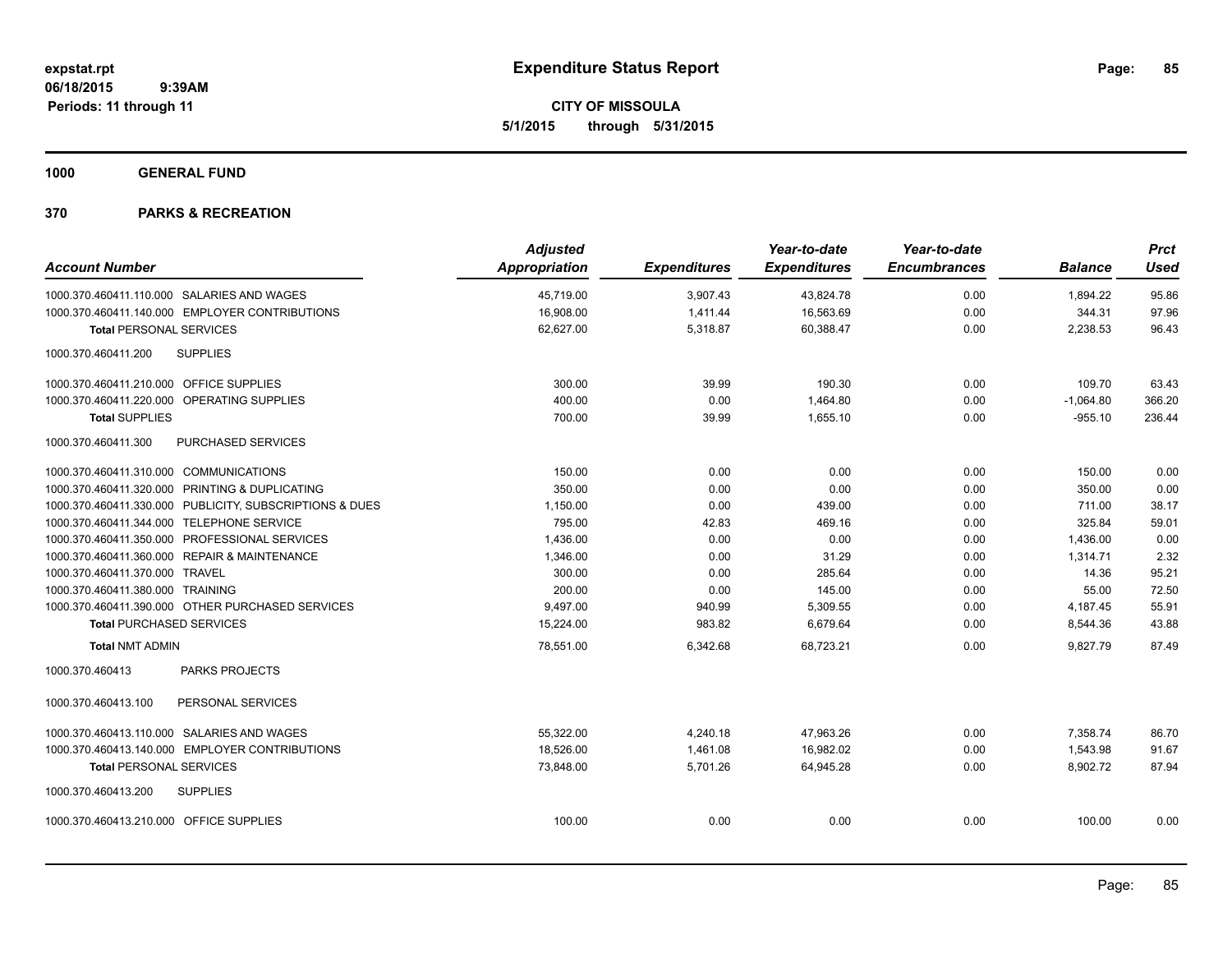# Expenditure Status Report

**CITY OF MISSOULA**
**5/1/2015 through 5/31/2015**

expstat.rpt
06/18/2015 9:39AM
Periods: 11 through 11

**1000 GENERAL FUND**

**370 PARKS & RECREATION**

| Account Number | Adjusted Appropriation | Expenditures | Year-to-date Expenditures | Year-to-date Encumbrances | Balance | Prct Used |
|---|---|---|---|---|---|---|
| 1000.370.460411.110.000 SALARIES AND WAGES | 45,719.00 | 3,907.43 | 43,824.78 | 0.00 | 1,894.22 | 95.86 |
| 1000.370.460411.140.000 EMPLOYER CONTRIBUTIONS | 16,908.00 | 1,411.44 | 16,563.69 | 0.00 | 344.31 | 97.96 |
| **Total** PERSONAL SERVICES | 62,627.00 | 5,318.87 | 60,388.47 | 0.00 | 2,238.53 | 96.43 |
| 1000.370.460411.200 SUPPLIES | | | | | | |
| 1000.370.460411.210.000 OFFICE SUPPLIES | 300.00 | 39.99 | 190.30 | 0.00 | 109.70 | 63.43 |
| 1000.370.460411.220.000 OPERATING SUPPLIES | 400.00 | 0.00 | 1,464.80 | 0.00 | -1,064.80 | 366.20 |
| **Total** SUPPLIES | 700.00 | 39.99 | 1,655.10 | 0.00 | -955.10 | 236.44 |
| 1000.370.460411.300 PURCHASED SERVICES | | | | | | |
| 1000.370.460411.310.000 COMMUNICATIONS | 150.00 | 0.00 | 0.00 | 0.00 | 150.00 | 0.00 |
| 1000.370.460411.320.000 PRINTING & DUPLICATING | 350.00 | 0.00 | 0.00 | 0.00 | 350.00 | 0.00 |
| 1000.370.460411.330.000 PUBLICITY, SUBSCRIPTIONS & DUES | 1,150.00 | 0.00 | 439.00 | 0.00 | 711.00 | 38.17 |
| 1000.370.460411.344.000 TELEPHONE SERVICE | 795.00 | 42.83 | 469.16 | 0.00 | 325.84 | 59.01 |
| 1000.370.460411.350.000 PROFESSIONAL SERVICES | 1,436.00 | 0.00 | 0.00 | 0.00 | 1,436.00 | 0.00 |
| 1000.370.460411.360.000 REPAIR & MAINTENANCE | 1,346.00 | 0.00 | 31.29 | 0.00 | 1,314.71 | 2.32 |
| 1000.370.460411.370.000 TRAVEL | 300.00 | 0.00 | 285.64 | 0.00 | 14.36 | 95.21 |
| 1000.370.460411.380.000 TRAINING | 200.00 | 0.00 | 145.00 | 0.00 | 55.00 | 72.50 |
| 1000.370.460411.390.000 OTHER PURCHASED SERVICES | 9,497.00 | 940.99 | 5,309.55 | 0.00 | 4,187.45 | 55.91 |
| **Total** PURCHASED SERVICES | 15,224.00 | 983.82 | 6,679.64 | 0.00 | 8,544.36 | 43.88 |
| **Total** NMT ADMIN | 78,551.00 | 6,342.68 | 68,723.21 | 0.00 | 9,827.79 | 87.49 |
| 1000.370.460413 PARKS PROJECTS | | | | | | |
| 1000.370.460413.100 PERSONAL SERVICES | | | | | | |
| 1000.370.460413.110.000 SALARIES AND WAGES | 55,322.00 | 4,240.18 | 47,963.26 | 0.00 | 7,358.74 | 86.70 |
| 1000.370.460413.140.000 EMPLOYER CONTRIBUTIONS | 18,526.00 | 1,461.08 | 16,982.02 | 0.00 | 1,543.98 | 91.67 |
| **Total** PERSONAL SERVICES | 73,848.00 | 5,701.26 | 64,945.28 | 0.00 | 8,902.72 | 87.94 |
| 1000.370.460413.200 SUPPLIES | | | | | | |
| 1000.370.460413.210.000 OFFICE SUPPLIES | 100.00 | 0.00 | 0.00 | 0.00 | 100.00 | 0.00 |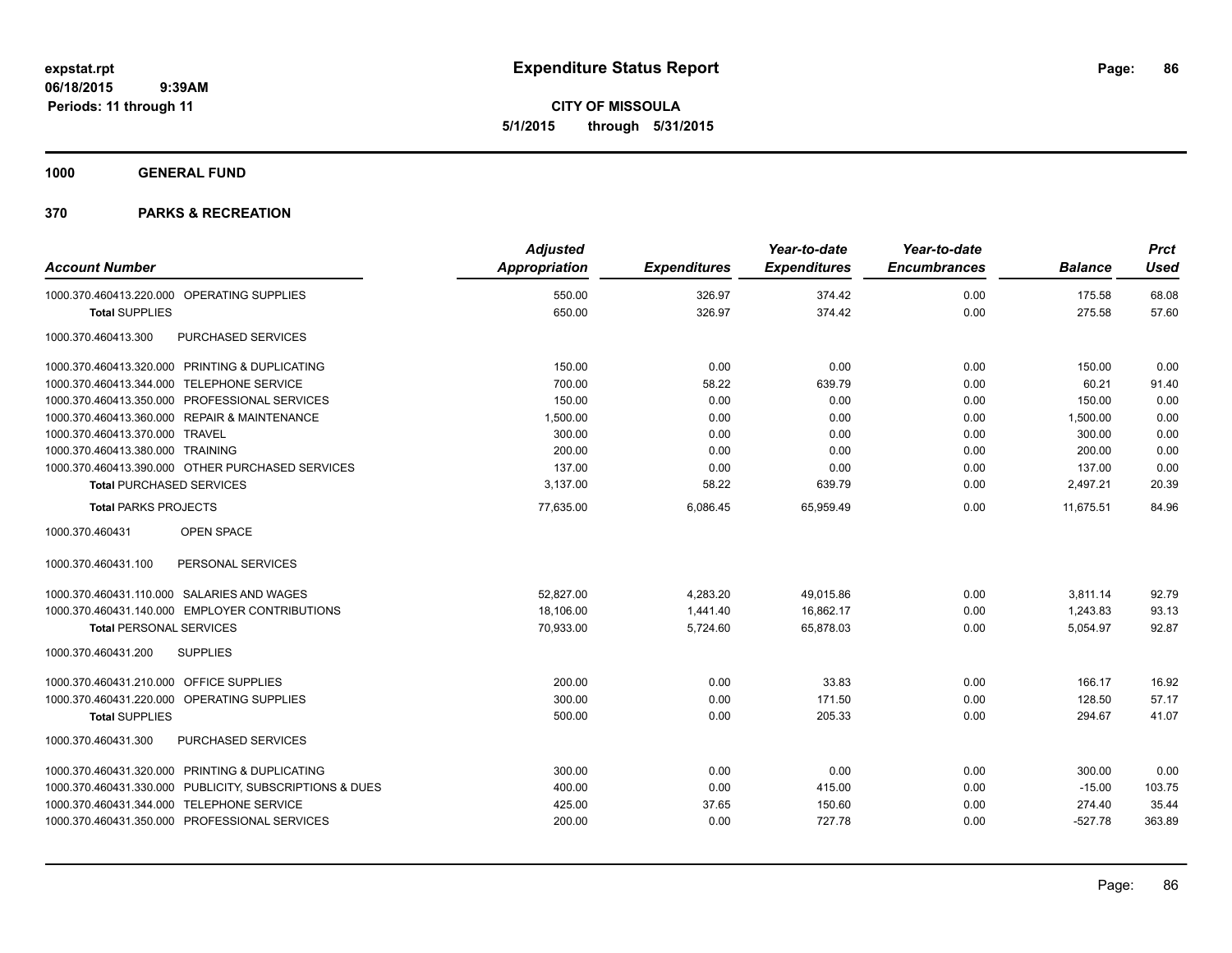**expstat.rpt**
**06/18/2015 9:39AM**
**Periods: 11 through 11**

# Expenditure Status Report

**CITY OF MISSOULA**
**5/1/2015 through 5/31/2015**

## 1000 GENERAL FUND

## 370 PARKS & RECREATION

| Account Number | Adjusted Appropriation | Expenditures | Year-to-date Expenditures | Year-to-date Encumbrances | Balance | Prct Used |
|---|---|---|---|---|---|---|
| 1000.370.460413.220.000 OPERATING SUPPLIES | 550.00 | 326.97 | 374.42 | 0.00 | 175.58 | 68.08 |
| **Total** SUPPLIES | 650.00 | 326.97 | 374.42 | 0.00 | 275.58 | 57.60 |
| 1000.370.460413.300 PURCHASED SERVICES | | | | | | |
| 1000.370.460413.320.000 PRINTING & DUPLICATING | 150.00 | 0.00 | 0.00 | 0.00 | 150.00 | 0.00 |
| 1000.370.460413.344.000 TELEPHONE SERVICE | 700.00 | 58.22 | 639.79 | 0.00 | 60.21 | 91.40 |
| 1000.370.460413.350.000 PROFESSIONAL SERVICES | 150.00 | 0.00 | 0.00 | 0.00 | 150.00 | 0.00 |
| 1000.370.460413.360.000 REPAIR & MAINTENANCE | 1,500.00 | 0.00 | 0.00 | 0.00 | 1,500.00 | 0.00 |
| 1000.370.460413.370.000 TRAVEL | 300.00 | 0.00 | 0.00 | 0.00 | 300.00 | 0.00 |
| 1000.370.460413.380.000 TRAINING | 200.00 | 0.00 | 0.00 | 0.00 | 200.00 | 0.00 |
| 1000.370.460413.390.000 OTHER PURCHASED SERVICES | 137.00 | 0.00 | 0.00 | 0.00 | 137.00 | 0.00 |
| **Total** PURCHASED SERVICES | 3,137.00 | 58.22 | 639.79 | 0.00 | 2,497.21 | 20.39 |
| **Total** PARKS PROJECTS | 77,635.00 | 6,086.45 | 65,959.49 | 0.00 | 11,675.51 | 84.96 |
| 1000.370.460431 OPEN SPACE | | | | | | |
| 1000.370.460431.100 PERSONAL SERVICES | | | | | | |
| 1000.370.460431.110.000 SALARIES AND WAGES | 52,827.00 | 4,283.20 | 49,015.86 | 0.00 | 3,811.14 | 92.79 |
| 1000.370.460431.140.000 EMPLOYER CONTRIBUTIONS | 18,106.00 | 1,441.40 | 16,862.17 | 0.00 | 1,243.83 | 93.13 |
| **Total** PERSONAL SERVICES | 70,933.00 | 5,724.60 | 65,878.03 | 0.00 | 5,054.97 | 92.87 |
| 1000.370.460431.200 SUPPLIES | | | | | | |
| 1000.370.460431.210.000 OFFICE SUPPLIES | 200.00 | 0.00 | 33.83 | 0.00 | 166.17 | 16.92 |
| 1000.370.460431.220.000 OPERATING SUPPLIES | 300.00 | 0.00 | 171.50 | 0.00 | 128.50 | 57.17 |
| **Total** SUPPLIES | 500.00 | 0.00 | 205.33 | 0.00 | 294.67 | 41.07 |
| 1000.370.460431.300 PURCHASED SERVICES | | | | | | |
| 1000.370.460431.320.000 PRINTING & DUPLICATING | 300.00 | 0.00 | 0.00 | 0.00 | 300.00 | 0.00 |
| 1000.370.460431.330.000 PUBLICITY, SUBSCRIPTIONS & DUES | 400.00 | 0.00 | 415.00 | 0.00 | -15.00 | 103.75 |
| 1000.370.460431.344.000 TELEPHONE SERVICE | 425.00 | 37.65 | 150.60 | 0.00 | 274.40 | 35.44 |
| 1000.370.460431.350.000 PROFESSIONAL SERVICES | 200.00 | 0.00 | 727.78 | 0.00 | -527.78 | 363.89 |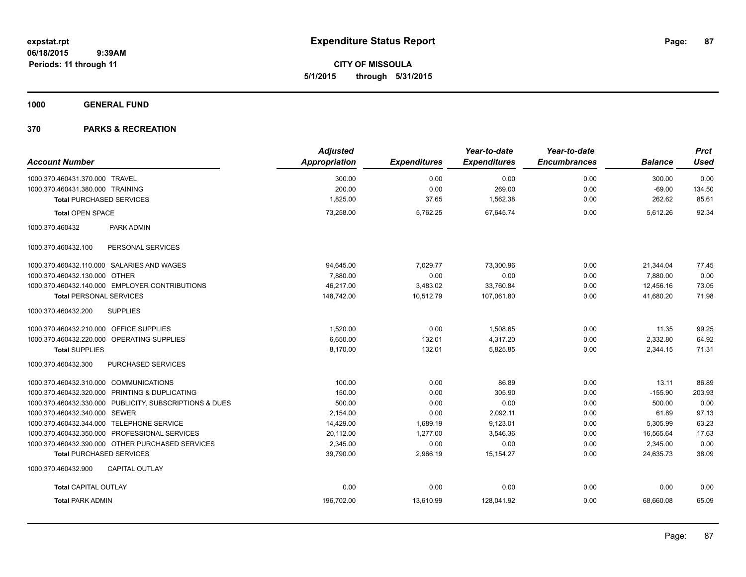**expstat.rpt**
**06/18/2015 9:39AM**
**Periods: 11 through 11**

# Expenditure Status Report

**CITY OF MISSOULA**
**5/1/2015 through 5/31/2015**

## 1000 GENERAL FUND

## 370 PARKS & RECREATION

| Account Number | Adjusted Appropriation | Expenditures | Year-to-date Expenditures | Year-to-date Encumbrances | Balance | Prct Used |
|---|---|---|---|---|---|---|
| 1000.370.460431.370.000 TRAVEL | 300.00 | 0.00 | 0.00 | 0.00 | 300.00 | 0.00 |
| 1000.370.460431.380.000 TRAINING | 200.00 | 0.00 | 269.00 | 0.00 | -69.00 | 134.50 |
| **Total** PURCHASED SERVICES | 1,825.00 | 37.65 | 1,562.38 | 0.00 | 262.62 | 85.61 |
| **Total** OPEN SPACE | 73,258.00 | 5,762.25 | 67,645.74 | 0.00 | 5,612.26 | 92.34 |
| 1000.370.460432 PARK ADMIN | | | | | | |
| 1000.370.460432.100 PERSONAL SERVICES | | | | | | |
| 1000.370.460432.110.000 SALARIES AND WAGES | 94,645.00 | 7,029.77 | 73,300.96 | 0.00 | 21,344.04 | 77.45 |
| 1000.370.460432.130.000 OTHER | 7,880.00 | 0.00 | 0.00 | 0.00 | 7,880.00 | 0.00 |
| 1000.370.460432.140.000 EMPLOYER CONTRIBUTIONS | 46,217.00 | 3,483.02 | 33,760.84 | 0.00 | 12,456.16 | 73.05 |
| **Total** PERSONAL SERVICES | 148,742.00 | 10,512.79 | 107,061.80 | 0.00 | 41,680.20 | 71.98 |
| 1000.370.460432.200 SUPPLIES | | | | | | |
| 1000.370.460432.210.000 OFFICE SUPPLIES | 1,520.00 | 0.00 | 1,508.65 | 0.00 | 11.35 | 99.25 |
| 1000.370.460432.220.000 OPERATING SUPPLIES | 6,650.00 | 132.01 | 4,317.20 | 0.00 | 2,332.80 | 64.92 |
| **Total** SUPPLIES | 8,170.00 | 132.01 | 5,825.85 | 0.00 | 2,344.15 | 71.31 |
| 1000.370.460432.300 PURCHASED SERVICES | | | | | | |
| 1000.370.460432.310.000 COMMUNICATIONS | 100.00 | 0.00 | 86.89 | 0.00 | 13.11 | 86.89 |
| 1000.370.460432.320.000 PRINTING & DUPLICATING | 150.00 | 0.00 | 305.90 | 0.00 | -155.90 | 203.93 |
| 1000.370.460432.330.000 PUBLICITY, SUBSCRIPTIONS & DUES | 500.00 | 0.00 | 0.00 | 0.00 | 500.00 | 0.00 |
| 1000.370.460432.340.000 SEWER | 2,154.00 | 0.00 | 2,092.11 | 0.00 | 61.89 | 97.13 |
| 1000.370.460432.344.000 TELEPHONE SERVICE | 14,429.00 | 1,689.19 | 9,123.01 | 0.00 | 5,305.99 | 63.23 |
| 1000.370.460432.350.000 PROFESSIONAL SERVICES | 20,112.00 | 1,277.00 | 3,546.36 | 0.00 | 16,565.64 | 17.63 |
| 1000.370.460432.390.000 OTHER PURCHASED SERVICES | 2,345.00 | 0.00 | 0.00 | 0.00 | 2,345.00 | 0.00 |
| **Total** PURCHASED SERVICES | 39,790.00 | 2,966.19 | 15,154.27 | 0.00 | 24,635.73 | 38.09 |
| 1000.370.460432.900 CAPITAL OUTLAY | | | | | | |
| **Total** CAPITAL OUTLAY | 0.00 | 0.00 | 0.00 | 0.00 | 0.00 | 0.00 |
| **Total** PARK ADMIN | 196,702.00 | 13,610.99 | 128,041.92 | 0.00 | 68,660.08 | 65.09 |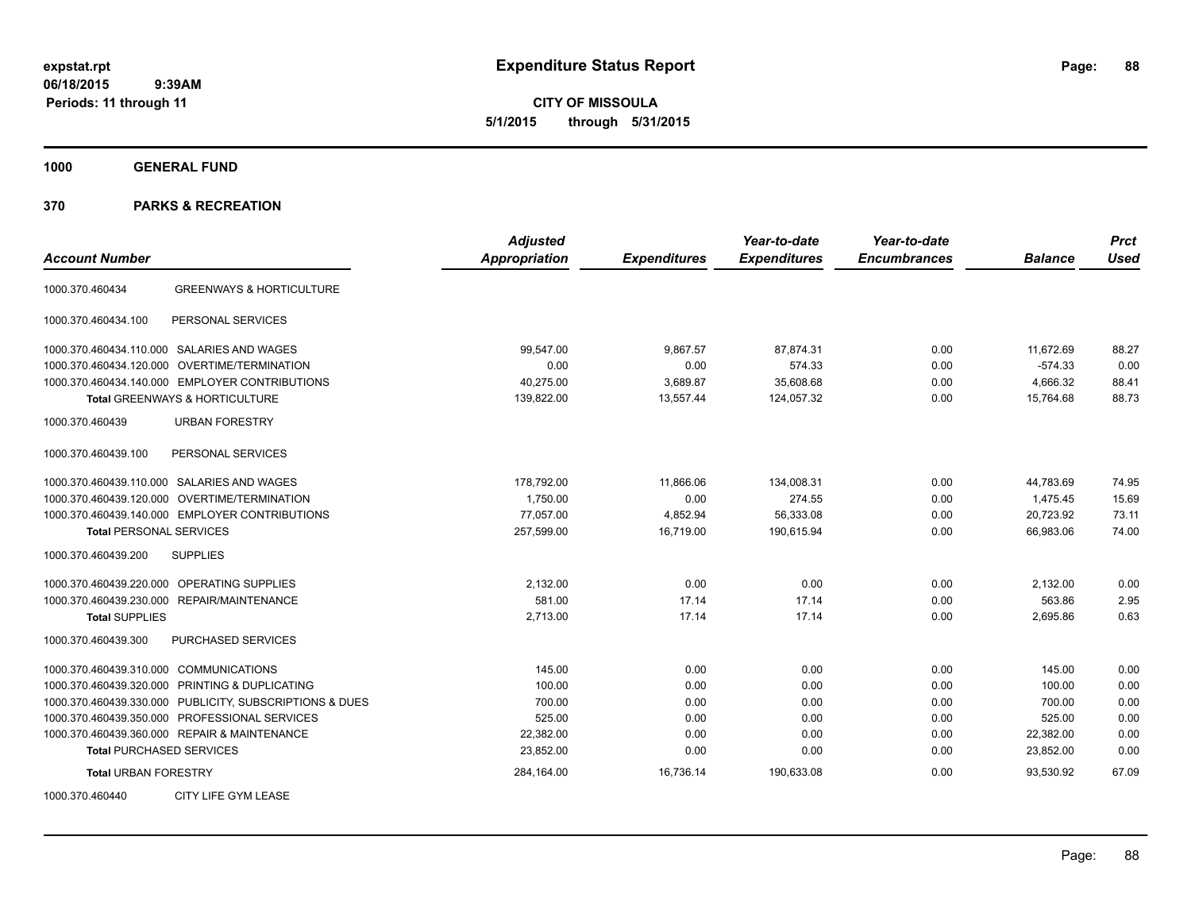**expstat.rpt**
**06/18/2015 9:39AM**
**Periods: 11 through 11**

# Expenditure Status Report

**CITY OF MISSOULA**
**5/1/2015 through 5/31/2015**

## 1000 GENERAL FUND

## 370 PARKS & RECREATION

| Account Number | | Adjusted Appropriation | Expenditures | Year-to-date Expenditures | Year-to-date Encumbrances | Balance | Prct Used |
|---|---|---|---|---|---|---|---|
| 1000.370.460434 | GREENWAYS & HORTICULTURE | | | | | | |
| 1000.370.460434.100 | PERSONAL SERVICES | | | | | | |
| 1000.370.460434.110.000 | SALARIES AND WAGES | 99,547.00 | 9,867.57 | 87,874.31 | 0.00 | 11,672.69 | 88.27 |
| 1000.370.460434.120.000 | OVERTIME/TERMINATION | 0.00 | 0.00 | 574.33 | 0.00 | -574.33 | 0.00 |
| 1000.370.460434.140.000 | EMPLOYER CONTRIBUTIONS | 40,275.00 | 3,689.87 | 35,608.68 | 0.00 | 4,666.32 | 88.41 |
| **Total** GREENWAYS & HORTICULTURE | | 139,822.00 | 13,557.44 | 124,057.32 | 0.00 | 15,764.68 | 88.73 |
| 1000.370.460439 | URBAN FORESTRY | | | | | | |
| 1000.370.460439.100 | PERSONAL SERVICES | | | | | | |
| 1000.370.460439.110.000 | SALARIES AND WAGES | 178,792.00 | 11,866.06 | 134,008.31 | 0.00 | 44,783.69 | 74.95 |
| 1000.370.460439.120.000 | OVERTIME/TERMINATION | 1,750.00 | 0.00 | 274.55 | 0.00 | 1,475.45 | 15.69 |
| 1000.370.460439.140.000 | EMPLOYER CONTRIBUTIONS | 77,057.00 | 4,852.94 | 56,333.08 | 0.00 | 20,723.92 | 73.11 |
| **Total** PERSONAL SERVICES | | 257,599.00 | 16,719.00 | 190,615.94 | 0.00 | 66,983.06 | 74.00 |
| 1000.370.460439.200 | SUPPLIES | | | | | | |
| 1000.370.460439.220.000 | OPERATING SUPPLIES | 2,132.00 | 0.00 | 0.00 | 0.00 | 2,132.00 | 0.00 |
| 1000.370.460439.230.000 | REPAIR/MAINTENANCE | 581.00 | 17.14 | 17.14 | 0.00 | 563.86 | 2.95 |
| **Total** SUPPLIES | | 2,713.00 | 17.14 | 17.14 | 0.00 | 2,695.86 | 0.63 |
| 1000.370.460439.300 | PURCHASED SERVICES | | | | | | |
| 1000.370.460439.310.000 | COMMUNICATIONS | 145.00 | 0.00 | 0.00 | 0.00 | 145.00 | 0.00 |
| 1000.370.460439.320.000 | PRINTING & DUPLICATING | 100.00 | 0.00 | 0.00 | 0.00 | 100.00 | 0.00 |
| 1000.370.460439.330.000 | PUBLICITY, SUBSCRIPTIONS & DUES | 700.00 | 0.00 | 0.00 | 0.00 | 700.00 | 0.00 |
| 1000.370.460439.350.000 | PROFESSIONAL SERVICES | 525.00 | 0.00 | 0.00 | 0.00 | 525.00 | 0.00 |
| 1000.370.460439.360.000 | REPAIR & MAINTENANCE | 22,382.00 | 0.00 | 0.00 | 0.00 | 22,382.00 | 0.00 |
| **Total** PURCHASED SERVICES | | 23,852.00 | 0.00 | 0.00 | 0.00 | 23,852.00 | 0.00 |
| **Total** URBAN FORESTRY | | 284,164.00 | 16,736.14 | 190,633.08 | 0.00 | 93,530.92 | 67.09 |
| 1000.370.460440 | CITY LIFE GYM LEASE | | | | | | |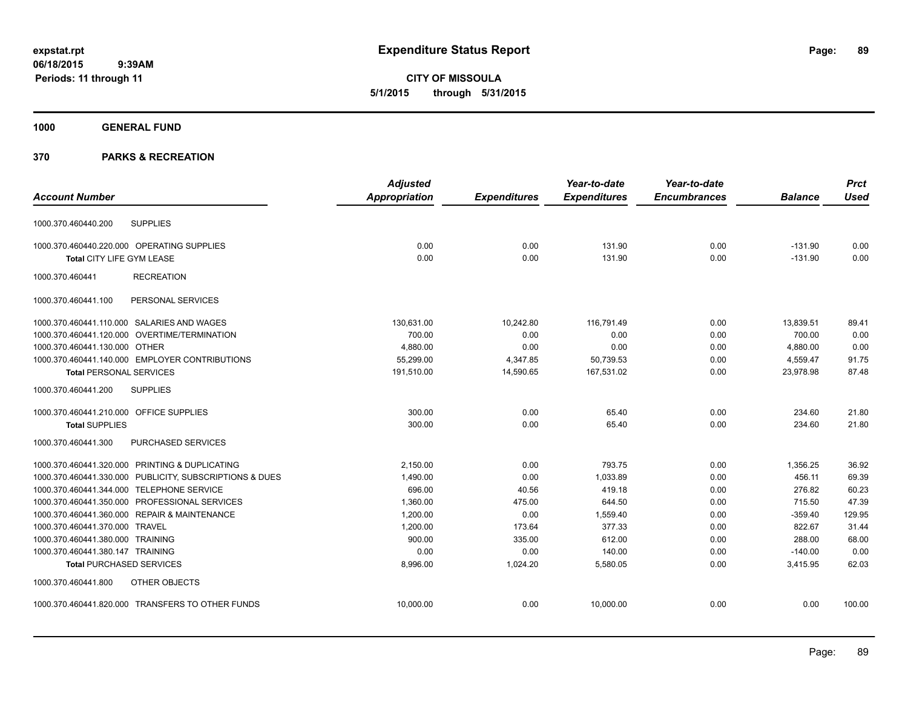# Expenditure Status Report

expstat.rpt
06/18/2015 9:39AM
Periods: 11 through 11

**CITY OF MISSOULA**
**5/1/2015 through 5/31/2015**

**1000 GENERAL FUND**

**370 PARKS & RECREATION**

| Account Number | | Adjusted Appropriation | Expenditures | Year-to-date Expenditures | Year-to-date Encumbrances | Balance | Prct Used |
|---|---|---|---|---|---|---|---|
| 1000.370.460440.200 | SUPPLIES | | | | | | |
| 1000.370.460440.220.000 | OPERATING SUPPLIES | 0.00 | 0.00 | 131.90 | 0.00 | -131.90 | 0.00 |
| **Total** CITY LIFE GYM LEASE | | 0.00 | 0.00 | 131.90 | 0.00 | -131.90 | 0.00 |
| 1000.370.460441 | RECREATION | | | | | | |
| 1000.370.460441.100 | PERSONAL SERVICES | | | | | | |
| 1000.370.460441.110.000 | SALARIES AND WAGES | 130,631.00 | 10,242.80 | 116,791.49 | 0.00 | 13,839.51 | 89.41 |
| 1000.370.460441.120.000 | OVERTIME/TERMINATION | 700.00 | 0.00 | 0.00 | 0.00 | 700.00 | 0.00 |
| 1000.370.460441.130.000 | OTHER | 4,880.00 | 0.00 | 0.00 | 0.00 | 4,880.00 | 0.00 |
| 1000.370.460441.140.000 | EMPLOYER CONTRIBUTIONS | 55,299.00 | 4,347.85 | 50,739.53 | 0.00 | 4,559.47 | 91.75 |
| **Total PERSONAL SERVICES** | | 191,510.00 | 14,590.65 | 167,531.02 | 0.00 | 23,978.98 | 87.48 |
| 1000.370.460441.200 | SUPPLIES | | | | | | |
| 1000.370.460441.210.000 | OFFICE SUPPLIES | 300.00 | 0.00 | 65.40 | 0.00 | 234.60 | 21.80 |
| **Total SUPPLIES** | | 300.00 | 0.00 | 65.40 | 0.00 | 234.60 | 21.80 |
| 1000.370.460441.300 | PURCHASED SERVICES | | | | | | |
| 1000.370.460441.320.000 | PRINTING & DUPLICATING | 2,150.00 | 0.00 | 793.75 | 0.00 | 1,356.25 | 36.92 |
| 1000.370.460441.330.000 | PUBLICITY, SUBSCRIPTIONS & DUES | 1,490.00 | 0.00 | 1,033.89 | 0.00 | 456.11 | 69.39 |
| 1000.370.460441.344.000 | TELEPHONE SERVICE | 696.00 | 40.56 | 419.18 | 0.00 | 276.82 | 60.23 |
| 1000.370.460441.350.000 | PROFESSIONAL SERVICES | 1,360.00 | 475.00 | 644.50 | 0.00 | 715.50 | 47.39 |
| 1000.370.460441.360.000 | REPAIR & MAINTENANCE | 1,200.00 | 0.00 | 1,559.40 | 0.00 | -359.40 | 129.95 |
| 1000.370.460441.370.000 | TRAVEL | 1,200.00 | 173.64 | 377.33 | 0.00 | 822.67 | 31.44 |
| 1000.370.460441.380.000 | TRAINING | 900.00 | 335.00 | 612.00 | 0.00 | 288.00 | 68.00 |
| 1000.370.460441.380.147 | TRAINING | 0.00 | 0.00 | 140.00 | 0.00 | -140.00 | 0.00 |
| **Total PURCHASED SERVICES** | | 8,996.00 | 1,024.20 | 5,580.05 | 0.00 | 3,415.95 | 62.03 |
| 1000.370.460441.800 | OTHER OBJECTS | | | | | | |
| 1000.370.460441.820.000 | TRANSFERS TO OTHER FUNDS | 10,000.00 | 0.00 | 10,000.00 | 0.00 | 0.00 | 100.00 |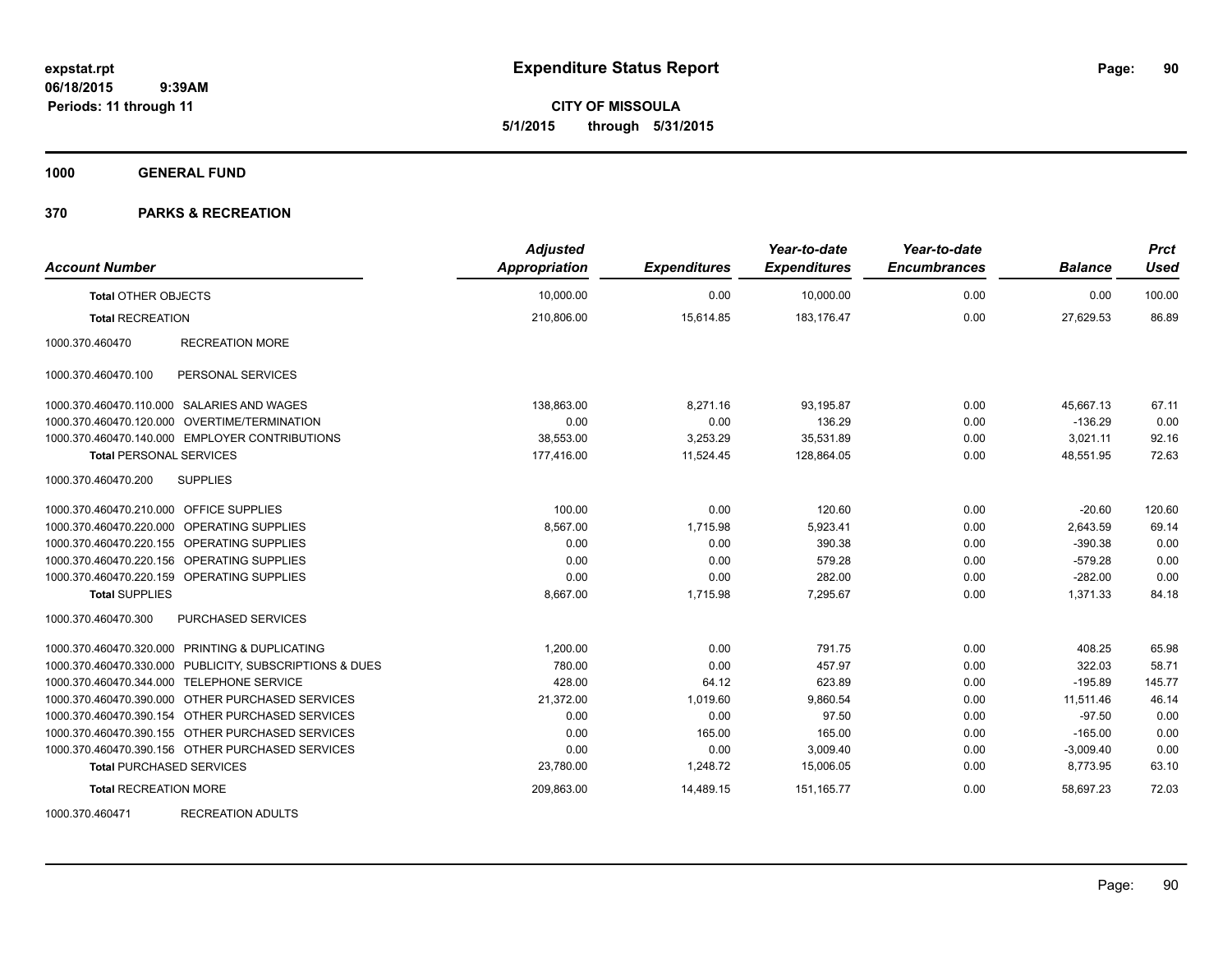**expstat.rpt**
**06/18/2015 9:39AM**
**Periods: 11 through 11**

# Expenditure Status Report

**CITY OF MISSOULA**
**5/1/2015 through 5/31/2015**

## 1000 GENERAL FUND

## 370 PARKS & RECREATION

| Account Number | | Adjusted Appropriation | Expenditures | Year-to-date Expenditures | Year-to-date Encumbrances | Balance | Prct Used |
|---|---|---|---|---|---|---|---|
| **Total** OTHER OBJECTS | | 10,000.00 | 0.00 | 10,000.00 | 0.00 | 0.00 | 100.00 |
| **Total** RECREATION | | 210,806.00 | 15,614.85 | 183,176.47 | 0.00 | 27,629.53 | 86.89 |
| 1000.370.460470 | RECREATION MORE | | | | | | |
| 1000.370.460470.100 | PERSONAL SERVICES | | | | | | |
| 1000.370.460470.110.000 | SALARIES AND WAGES | 138,863.00 | 8,271.16 | 93,195.87 | 0.00 | 45,667.13 | 67.11 |
| 1000.370.460470.120.000 | OVERTIME/TERMINATION | 0.00 | 0.00 | 136.29 | 0.00 | -136.29 | 0.00 |
| 1000.370.460470.140.000 | EMPLOYER CONTRIBUTIONS | 38,553.00 | 3,253.29 | 35,531.89 | 0.00 | 3,021.11 | 92.16 |
| **Total** PERSONAL SERVICES | | 177,416.00 | 11,524.45 | 128,864.05 | 0.00 | 48,551.95 | 72.63 |
| 1000.370.460470.200 | SUPPLIES | | | | | | |
| 1000.370.460470.210.000 | OFFICE SUPPLIES | 100.00 | 0.00 | 120.60 | 0.00 | -20.60 | 120.60 |
| 1000.370.460470.220.000 | OPERATING SUPPLIES | 8,567.00 | 1,715.98 | 5,923.41 | 0.00 | 2,643.59 | 69.14 |
| 1000.370.460470.220.155 | OPERATING SUPPLIES | 0.00 | 0.00 | 390.38 | 0.00 | -390.38 | 0.00 |
| 1000.370.460470.220.156 | OPERATING SUPPLIES | 0.00 | 0.00 | 579.28 | 0.00 | -579.28 | 0.00 |
| 1000.370.460470.220.159 | OPERATING SUPPLIES | 0.00 | 0.00 | 282.00 | 0.00 | -282.00 | 0.00 |
| **Total** SUPPLIES | | 8,667.00 | 1,715.98 | 7,295.67 | 0.00 | 1,371.33 | 84.18 |
| 1000.370.460470.300 | PURCHASED SERVICES | | | | | | |
| 1000.370.460470.320.000 | PRINTING & DUPLICATING | 1,200.00 | 0.00 | 791.75 | 0.00 | 408.25 | 65.98 |
| 1000.370.460470.330.000 | PUBLICITY, SUBSCRIPTIONS & DUES | 780.00 | 0.00 | 457.97 | 0.00 | 322.03 | 58.71 |
| 1000.370.460470.344.000 | TELEPHONE SERVICE | 428.00 | 64.12 | 623.89 | 0.00 | -195.89 | 145.77 |
| 1000.370.460470.390.000 | OTHER PURCHASED SERVICES | 21,372.00 | 1,019.60 | 9,860.54 | 0.00 | 11,511.46 | 46.14 |
| 1000.370.460470.390.154 | OTHER PURCHASED SERVICES | 0.00 | 0.00 | 97.50 | 0.00 | -97.50 | 0.00 |
| 1000.370.460470.390.155 | OTHER PURCHASED SERVICES | 0.00 | 165.00 | 165.00 | 0.00 | -165.00 | 0.00 |
| 1000.370.460470.390.156 | OTHER PURCHASED SERVICES | 0.00 | 0.00 | 3,009.40 | 0.00 | -3,009.40 | 0.00 |
| **Total** PURCHASED SERVICES | | 23,780.00 | 1,248.72 | 15,006.05 | 0.00 | 8,773.95 | 63.10 |
| **Total** RECREATION MORE | | 209,863.00 | 14,489.15 | 151,165.77 | 0.00 | 58,697.23 | 72.03 |
| 1000.370.460471 | RECREATION ADULTS | | | | | | |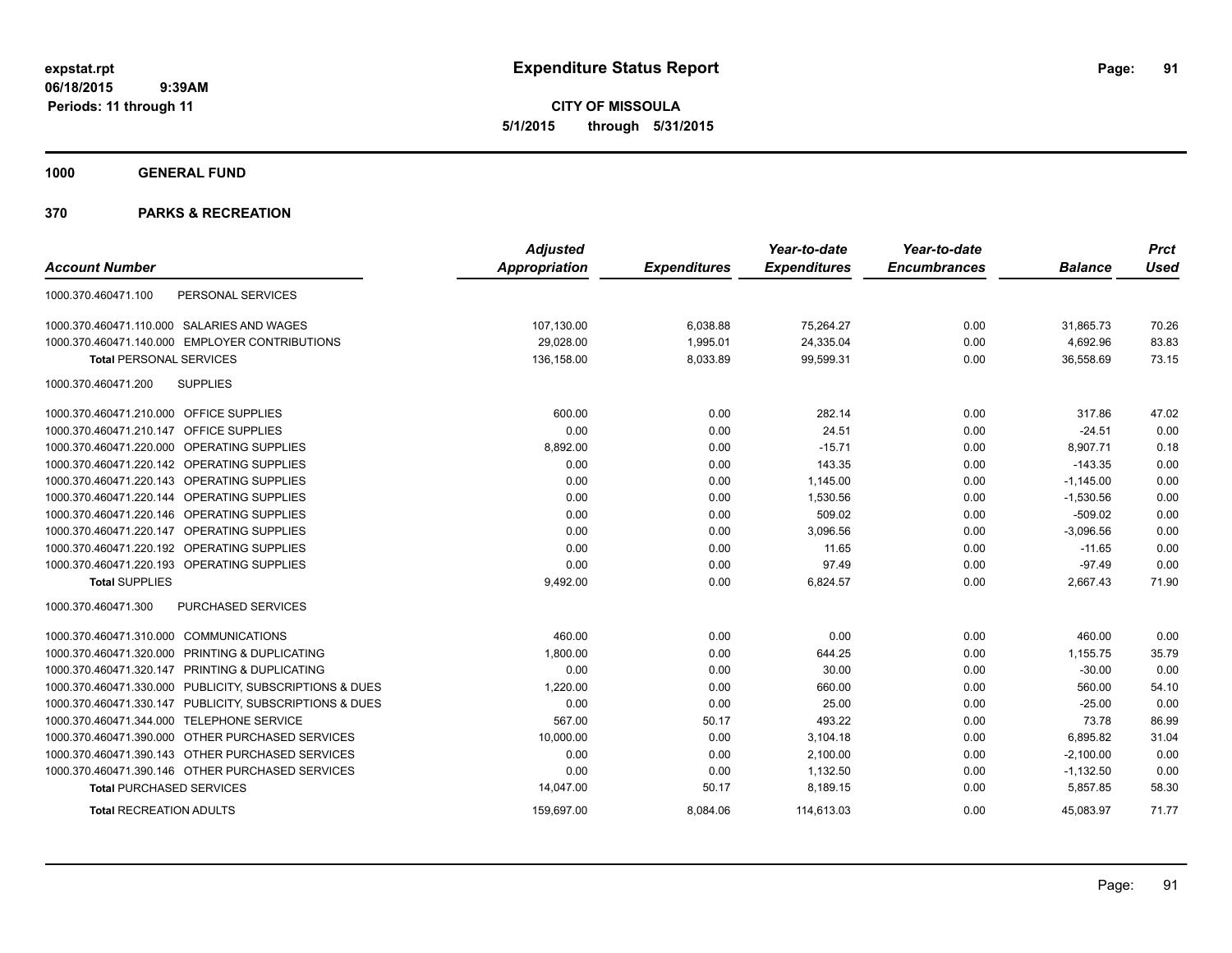**expstat.rpt**
**06/18/2015 9:39AM**
**Periods: 11 through 11**

# Expenditure Status Report

**CITY OF MISSOULA**
**5/1/2015 through 5/31/2015**

## 1000 GENERAL FUND

## 370 PARKS & RECREATION

| Account Number | | Adjusted Appropriation | Expenditures | Year-to-date Expenditures | Year-to-date Encumbrances | Balance | Prct Used |
|---|---|---|---|---|---|---|---|
| 1000.370.460471.100 | PERSONAL SERVICES | | | | | | |
| 1000.370.460471.110.000 | SALARIES AND WAGES | 107,130.00 | 6,038.88 | 75,264.27 | 0.00 | 31,865.73 | 70.26 |
| 1000.370.460471.140.000 | EMPLOYER CONTRIBUTIONS | 29,028.00 | 1,995.01 | 24,335.04 | 0.00 | 4,692.96 | 83.83 |
| **Total** PERSONAL SERVICES | | 136,158.00 | 8,033.89 | 99,599.31 | 0.00 | 36,558.69 | 73.15 |
| 1000.370.460471.200 | SUPPLIES | | | | | | |
| 1000.370.460471.210.000 | OFFICE SUPPLIES | 600.00 | 0.00 | 282.14 | 0.00 | 317.86 | 47.02 |
| 1000.370.460471.210.147 | OFFICE SUPPLIES | 0.00 | 0.00 | 24.51 | 0.00 | -24.51 | 0.00 |
| 1000.370.460471.220.000 | OPERATING SUPPLIES | 8,892.00 | 0.00 | -15.71 | 0.00 | 8,907.71 | 0.18 |
| 1000.370.460471.220.142 | OPERATING SUPPLIES | 0.00 | 0.00 | 143.35 | 0.00 | -143.35 | 0.00 |
| 1000.370.460471.220.143 | OPERATING SUPPLIES | 0.00 | 0.00 | 1,145.00 | 0.00 | -1,145.00 | 0.00 |
| 1000.370.460471.220.144 | OPERATING SUPPLIES | 0.00 | 0.00 | 1,530.56 | 0.00 | -1,530.56 | 0.00 |
| 1000.370.460471.220.146 | OPERATING SUPPLIES | 0.00 | 0.00 | 509.02 | 0.00 | -509.02 | 0.00 |
| 1000.370.460471.220.147 | OPERATING SUPPLIES | 0.00 | 0.00 | 3,096.56 | 0.00 | -3,096.56 | 0.00 |
| 1000.370.460471.220.192 | OPERATING SUPPLIES | 0.00 | 0.00 | 11.65 | 0.00 | -11.65 | 0.00 |
| 1000.370.460471.220.193 | OPERATING SUPPLIES | 0.00 | 0.00 | 97.49 | 0.00 | -97.49 | 0.00 |
| **Total** SUPPLIES | | 9,492.00 | 0.00 | 6,824.57 | 0.00 | 2,667.43 | 71.90 |
| 1000.370.460471.300 | PURCHASED SERVICES | | | | | | |
| 1000.370.460471.310.000 | COMMUNICATIONS | 460.00 | 0.00 | 0.00 | 0.00 | 460.00 | 0.00 |
| 1000.370.460471.320.000 | PRINTING & DUPLICATING | 1,800.00 | 0.00 | 644.25 | 0.00 | 1,155.75 | 35.79 |
| 1000.370.460471.320.147 | PRINTING & DUPLICATING | 0.00 | 0.00 | 30.00 | 0.00 | -30.00 | 0.00 |
| 1000.370.460471.330.000 | PUBLICITY, SUBSCRIPTIONS & DUES | 1,220.00 | 0.00 | 660.00 | 0.00 | 560.00 | 54.10 |
| 1000.370.460471.330.147 | PUBLICITY, SUBSCRIPTIONS & DUES | 0.00 | 0.00 | 25.00 | 0.00 | -25.00 | 0.00 |
| 1000.370.460471.344.000 | TELEPHONE SERVICE | 567.00 | 50.17 | 493.22 | 0.00 | 73.78 | 86.99 |
| 1000.370.460471.390.000 | OTHER PURCHASED SERVICES | 10,000.00 | 0.00 | 3,104.18 | 0.00 | 6,895.82 | 31.04 |
| 1000.370.460471.390.143 | OTHER PURCHASED SERVICES | 0.00 | 0.00 | 2,100.00 | 0.00 | -2,100.00 | 0.00 |
| 1000.370.460471.390.146 | OTHER PURCHASED SERVICES | 0.00 | 0.00 | 1,132.50 | 0.00 | -1,132.50 | 0.00 |
| **Total** PURCHASED SERVICES | | 14,047.00 | 50.17 | 8,189.15 | 0.00 | 5,857.85 | 58.30 |
| **Total** RECREATION ADULTS | | 159,697.00 | 8,084.06 | 114,613.03 | 0.00 | 45,083.97 | 71.77 |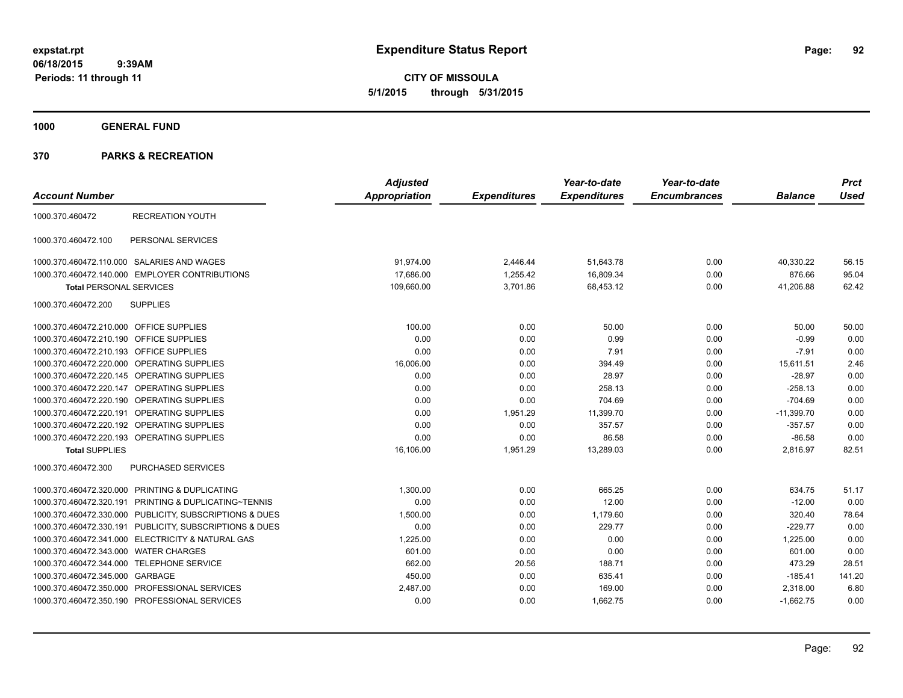**expstat.rpt**
**06/18/2015 9:39AM**
**Periods: 11 through 11**

# Expenditure Status Report

**CITY OF MISSOULA**
**5/1/2015 through 5/31/2015**

**1000 GENERAL FUND**

**370 PARKS & RECREATION**

| Account Number | | Adjusted Appropriation | Expenditures | Year-to-date Expenditures | Year-to-date Encumbrances | Balance | Prct Used |
|---|---|---|---|---|---|---|---|
| 1000.370.460472 | RECREATION YOUTH | | | | | | |
| 1000.370.460472.100 | PERSONAL SERVICES | | | | | | |
| 1000.370.460472.110.000 | SALARIES AND WAGES | 91,974.00 | 2,446.44 | 51,643.78 | 0.00 | 40,330.22 | 56.15 |
| 1000.370.460472.140.000 | EMPLOYER CONTRIBUTIONS | 17,686.00 | 1,255.42 | 16,809.34 | 0.00 | 876.66 | 95.04 |
| **Total** PERSONAL SERVICES | | 109,660.00 | 3,701.86 | 68,453.12 | 0.00 | 41,206.88 | 62.42 |
| 1000.370.460472.200 | SUPPLIES | | | | | | |
| 1000.370.460472.210.000 | OFFICE SUPPLIES | 100.00 | 0.00 | 50.00 | 0.00 | 50.00 | 50.00 |
| 1000.370.460472.210.190 | OFFICE SUPPLIES | 0.00 | 0.00 | 0.99 | 0.00 | -0.99 | 0.00 |
| 1000.370.460472.210.193 | OFFICE SUPPLIES | 0.00 | 0.00 | 7.91 | 0.00 | -7.91 | 0.00 |
| 1000.370.460472.220.000 | OPERATING SUPPLIES | 16,006.00 | 0.00 | 394.49 | 0.00 | 15,611.51 | 2.46 |
| 1000.370.460472.220.145 | OPERATING SUPPLIES | 0.00 | 0.00 | 28.97 | 0.00 | -28.97 | 0.00 |
| 1000.370.460472.220.147 | OPERATING SUPPLIES | 0.00 | 0.00 | 258.13 | 0.00 | -258.13 | 0.00 |
| 1000.370.460472.220.190 | OPERATING SUPPLIES | 0.00 | 0.00 | 704.69 | 0.00 | -704.69 | 0.00 |
| 1000.370.460472.220.191 | OPERATING SUPPLIES | 0.00 | 1,951.29 | 11,399.70 | 0.00 | -11,399.70 | 0.00 |
| 1000.370.460472.220.192 | OPERATING SUPPLIES | 0.00 | 0.00 | 357.57 | 0.00 | -357.57 | 0.00 |
| 1000.370.460472.220.193 | OPERATING SUPPLIES | 0.00 | 0.00 | 86.58 | 0.00 | -86.58 | 0.00 |
| **Total** SUPPLIES | | 16,106.00 | 1,951.29 | 13,289.03 | 0.00 | 2,816.97 | 82.51 |
| 1000.370.460472.300 | PURCHASED SERVICES | | | | | | |
| 1000.370.460472.320.000 | PRINTING & DUPLICATING | 1,300.00 | 0.00 | 665.25 | 0.00 | 634.75 | 51.17 |
| 1000.370.460472.320.191 | PRINTING & DUPLICATING~TENNIS | 0.00 | 0.00 | 12.00 | 0.00 | -12.00 | 0.00 |
| 1000.370.460472.330.000 | PUBLICITY, SUBSCRIPTIONS & DUES | 1,500.00 | 0.00 | 1,179.60 | 0.00 | 320.40 | 78.64 |
| 1000.370.460472.330.191 | PUBLICITY, SUBSCRIPTIONS & DUES | 0.00 | 0.00 | 229.77 | 0.00 | -229.77 | 0.00 |
| 1000.370.460472.341.000 | ELECTRICITY & NATURAL GAS | 1,225.00 | 0.00 | 0.00 | 0.00 | 1,225.00 | 0.00 |
| 1000.370.460472.343.000 | WATER CHARGES | 601.00 | 0.00 | 0.00 | 0.00 | 601.00 | 0.00 |
| 1000.370.460472.344.000 | TELEPHONE SERVICE | 662.00 | 20.56 | 188.71 | 0.00 | 473.29 | 28.51 |
| 1000.370.460472.345.000 | GARBAGE | 450.00 | 0.00 | 635.41 | 0.00 | -185.41 | 141.20 |
| 1000.370.460472.350.000 | PROFESSIONAL SERVICES | 2,487.00 | 0.00 | 169.00 | 0.00 | 2,318.00 | 6.80 |
| 1000.370.460472.350.190 | PROFESSIONAL SERVICES | 0.00 | 0.00 | 1,662.75 | 0.00 | -1,662.75 | 0.00 |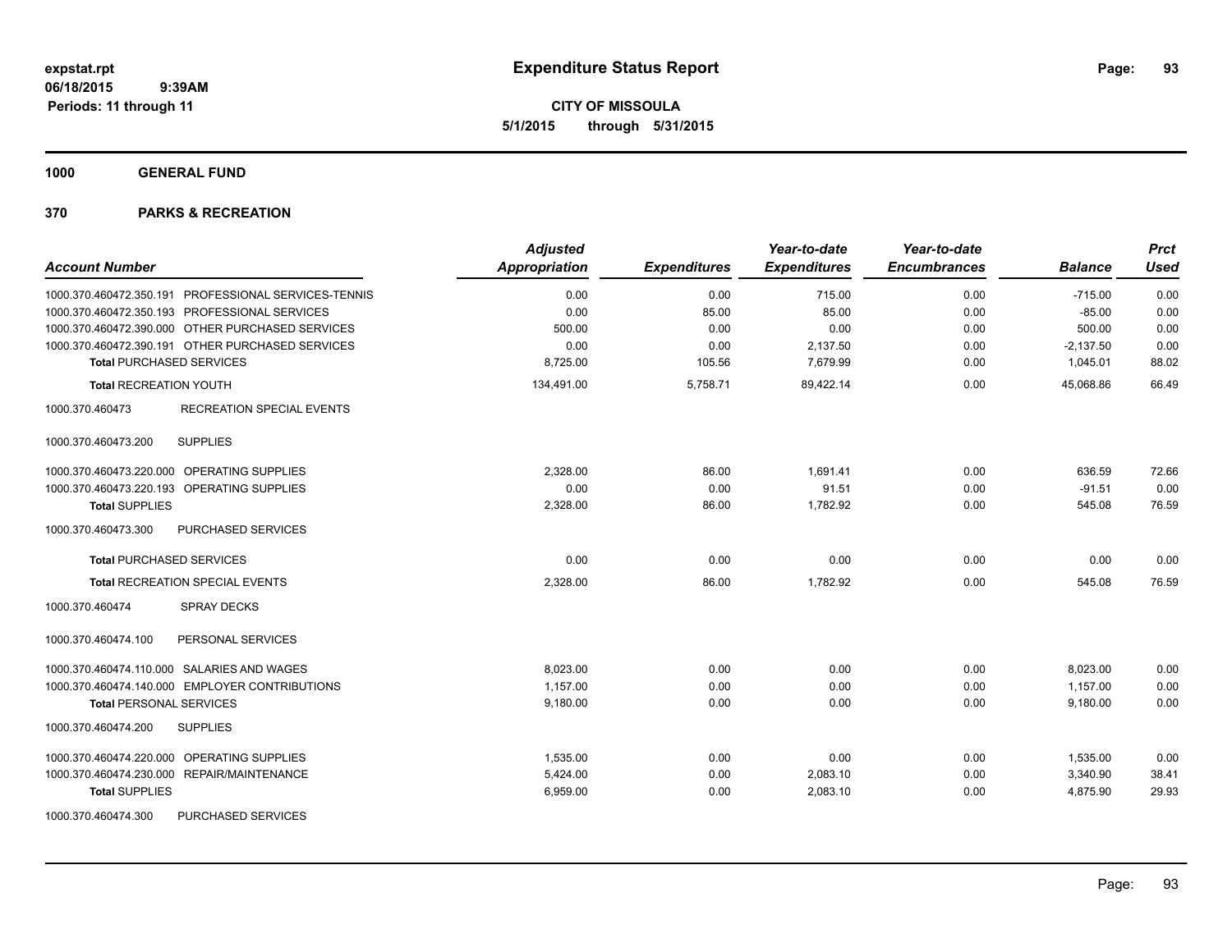# Expenditure Status Report

**CITY OF MISSOULA**
**5/1/2015 through 5/31/2015**

expstat.rpt
06/18/2015 9:39AM
Periods: 11 through 11

**1000 GENERAL FUND**

**370 PARKS & RECREATION**

| Account Number | | Adjusted Appropriation | Expenditures | Year-to-date Expenditures | Year-to-date Encumbrances | Balance | Prct Used |
|---|---|---|---|---|---|---|---|
| 1000.370.460472.350.191 | PROFESSIONAL SERVICES-TENNIS | 0.00 | 0.00 | 715.00 | 0.00 | -715.00 | 0.00 |
| 1000.370.460472.350.193 | PROFESSIONAL SERVICES | 0.00 | 85.00 | 85.00 | 0.00 | -85.00 | 0.00 |
| 1000.370.460472.390.000 | OTHER PURCHASED SERVICES | 500.00 | 0.00 | 0.00 | 0.00 | 500.00 | 0.00 |
| 1000.370.460472.390.191 | OTHER PURCHASED SERVICES | 0.00 | 0.00 | 2,137.50 | 0.00 | -2,137.50 | 0.00 |
| **Total** PURCHASED SERVICES | | 8,725.00 | 105.56 | 7,679.99 | 0.00 | 1,045.01 | 88.02 |
| **Total** RECREATION YOUTH | | 134,491.00 | 5,758.71 | 89,422.14 | 0.00 | 45,068.86 | 66.49 |
| 1000.370.460473 | RECREATION SPECIAL EVENTS | | | | | | |
| 1000.370.460473.200 | SUPPLIES | | | | | | |
| 1000.370.460473.220.000 | OPERATING SUPPLIES | 2,328.00 | 86.00 | 1,691.41 | 0.00 | 636.59 | 72.66 |
| 1000.370.460473.220.193 | OPERATING SUPPLIES | 0.00 | 0.00 | 91.51 | 0.00 | -91.51 | 0.00 |
| **Total** SUPPLIES | | 2,328.00 | 86.00 | 1,782.92 | 0.00 | 545.08 | 76.59 |
| 1000.370.460473.300 | PURCHASED SERVICES | | | | | | |
| **Total** PURCHASED SERVICES | | 0.00 | 0.00 | 0.00 | 0.00 | 0.00 | 0.00 |
| **Total** RECREATION SPECIAL EVENTS | | 2,328.00 | 86.00 | 1,782.92 | 0.00 | 545.08 | 76.59 |
| 1000.370.460474 | SPRAY DECKS | | | | | | |
| 1000.370.460474.100 | PERSONAL SERVICES | | | | | | |
| 1000.370.460474.110.000 | SALARIES AND WAGES | 8,023.00 | 0.00 | 0.00 | 0.00 | 8,023.00 | 0.00 |
| 1000.370.460474.140.000 | EMPLOYER CONTRIBUTIONS | 1,157.00 | 0.00 | 0.00 | 0.00 | 1,157.00 | 0.00 |
| **Total** PERSONAL SERVICES | | 9,180.00 | 0.00 | 0.00 | 0.00 | 9,180.00 | 0.00 |
| 1000.370.460474.200 | SUPPLIES | | | | | | |
| 1000.370.460474.220.000 | OPERATING SUPPLIES | 1,535.00 | 0.00 | 0.00 | 0.00 | 1,535.00 | 0.00 |
| 1000.370.460474.230.000 | REPAIR/MAINTENANCE | 5,424.00 | 0.00 | 2,083.10 | 0.00 | 3,340.90 | 38.41 |
| **Total** SUPPLIES | | 6,959.00 | 0.00 | 2,083.10 | 0.00 | 4,875.90 | 29.93 |
| 1000.370.460474.300 | PURCHASED SERVICES | | | | | | |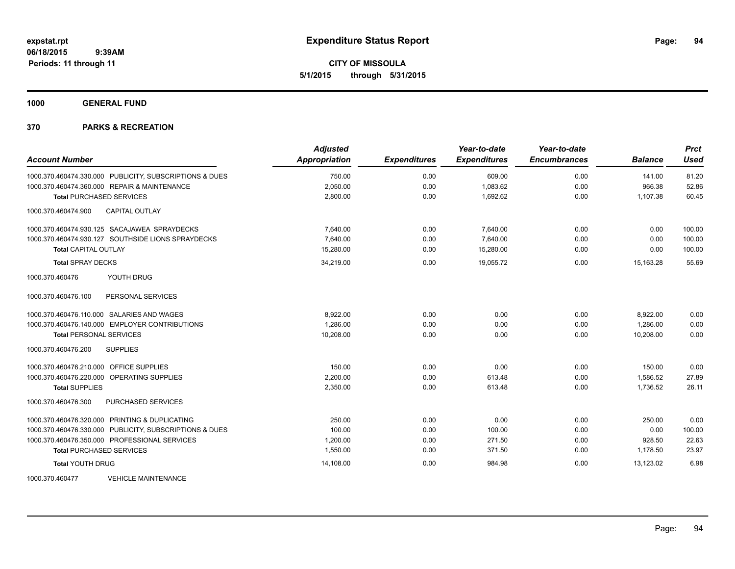# Expenditure Status Report

expstat.rpt
06/18/2015 9:39AM
Periods: 11 through 11

CITY OF MISSOULA
5/1/2015 through 5/31/2015

**1000 GENERAL FUND**

**370 PARKS & RECREATION**

| Account Number | Adjusted Appropriation | Expenditures | Year-to-date Expenditures | Year-to-date Encumbrances | Balance | Prct Used |
|---|---|---|---|---|---|---|
| 1000.370.460474.330.000 PUBLICITY, SUBSCRIPTIONS & DUES | 750.00 | 0.00 | 609.00 | 0.00 | 141.00 | 81.20 |
| 1000.370.460474.360.000 REPAIR & MAINTENANCE | 2,050.00 | 0.00 | 1,083.62 | 0.00 | 966.38 | 52.86 |
| **Total** PURCHASED SERVICES | 2,800.00 | 0.00 | 1,692.62 | 0.00 | 1,107.38 | 60.45 |
| 1000.370.460474.900 CAPITAL OUTLAY | | | | | | |
| 1000.370.460474.930.125 SACAJAWEA SPRAYDECKS | 7,640.00 | 0.00 | 7,640.00 | 0.00 | 0.00 | 100.00 |
| 1000.370.460474.930.127 SOUTHSIDE LIONS SPRAYDECKS | 7,640.00 | 0.00 | 7,640.00 | 0.00 | 0.00 | 100.00 |
| **Total** CAPITAL OUTLAY | 15,280.00 | 0.00 | 15,280.00 | 0.00 | 0.00 | 100.00 |
| **Total** SPRAY DECKS | 34,219.00 | 0.00 | 19,055.72 | 0.00 | 15,163.28 | 55.69 |
| 1000.370.460476 YOUTH DRUG | | | | | | |
| 1000.370.460476.100 PERSONAL SERVICES | | | | | | |
| 1000.370.460476.110.000 SALARIES AND WAGES | 8,922.00 | 0.00 | 0.00 | 0.00 | 8,922.00 | 0.00 |
| 1000.370.460476.140.000 EMPLOYER CONTRIBUTIONS | 1,286.00 | 0.00 | 0.00 | 0.00 | 1,286.00 | 0.00 |
| **Total** PERSONAL SERVICES | 10,208.00 | 0.00 | 0.00 | 0.00 | 10,208.00 | 0.00 |
| 1000.370.460476.200 SUPPLIES | | | | | | |
| 1000.370.460476.210.000 OFFICE SUPPLIES | 150.00 | 0.00 | 0.00 | 0.00 | 150.00 | 0.00 |
| 1000.370.460476.220.000 OPERATING SUPPLIES | 2,200.00 | 0.00 | 613.48 | 0.00 | 1,586.52 | 27.89 |
| **Total** SUPPLIES | 2,350.00 | 0.00 | 613.48 | 0.00 | 1,736.52 | 26.11 |
| 1000.370.460476.300 PURCHASED SERVICES | | | | | | |
| 1000.370.460476.320.000 PRINTING & DUPLICATING | 250.00 | 0.00 | 0.00 | 0.00 | 250.00 | 0.00 |
| 1000.370.460476.330.000 PUBLICITY, SUBSCRIPTIONS & DUES | 100.00 | 0.00 | 100.00 | 0.00 | 0.00 | 100.00 |
| 1000.370.460476.350.000 PROFESSIONAL SERVICES | 1,200.00 | 0.00 | 271.50 | 0.00 | 928.50 | 22.63 |
| **Total** PURCHASED SERVICES | 1,550.00 | 0.00 | 371.50 | 0.00 | 1,178.50 | 23.97 |
| **Total** YOUTH DRUG | 14,108.00 | 0.00 | 984.98 | 0.00 | 13,123.02 | 6.98 |
| 1000.370.460477 VEHICLE MAINTENANCE | | | | | | |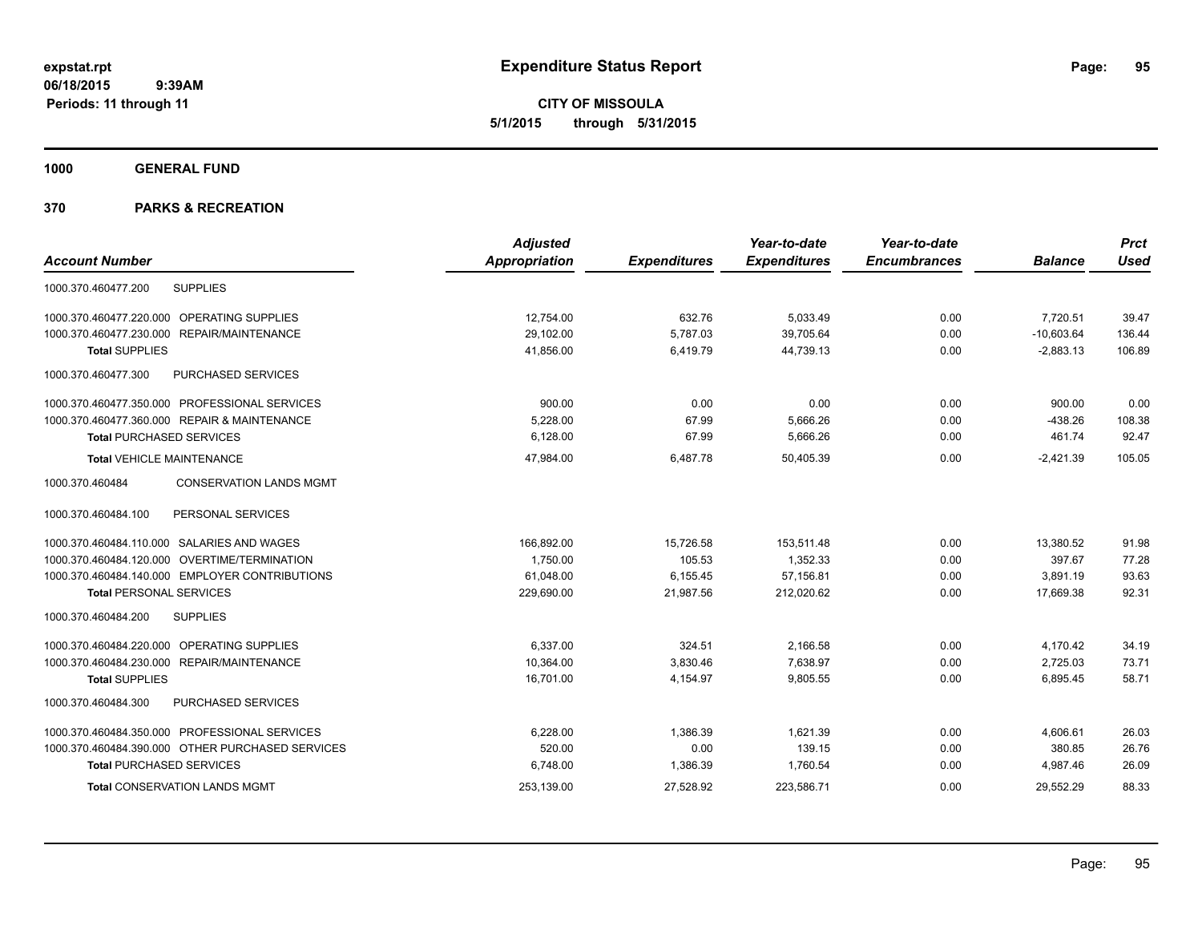# Expenditure Status Report

**CITY OF MISSOULA**
**5/1/2015 through 5/31/2015**

expstat.rpt
06/18/2015 9:39AM
Periods: 11 through 11

## 1000 GENERAL FUND

## 370 PARKS & RECREATION

| Account Number | Adjusted Appropriation | Expenditures | Year-to-date Expenditures | Year-to-date Encumbrances | Balance | Prct Used |
|---|---|---|---|---|---|---|
| 1000.370.460477.200 SUPPLIES | | | | | | |
| 1000.370.460477.220.000 OPERATING SUPPLIES | 12,754.00 | 632.76 | 5,033.49 | 0.00 | 7,720.51 | 39.47 |
| 1000.370.460477.230.000 REPAIR/MAINTENANCE | 29,102.00 | 5,787.03 | 39,705.64 | 0.00 | -10,603.64 | 136.44 |
| **Total** SUPPLIES | 41,856.00 | 6,419.79 | 44,739.13 | 0.00 | -2,883.13 | 106.89 |
| 1000.370.460477.300 PURCHASED SERVICES | | | | | | |
| 1000.370.460477.350.000 PROFESSIONAL SERVICES | 900.00 | 0.00 | 0.00 | 0.00 | 900.00 | 0.00 |
| 1000.370.460477.360.000 REPAIR & MAINTENANCE | 5,228.00 | 67.99 | 5,666.26 | 0.00 | -438.26 | 108.38 |
| **Total** PURCHASED SERVICES | 6,128.00 | 67.99 | 5,666.26 | 0.00 | 461.74 | 92.47 |
| **Total** VEHICLE MAINTENANCE | 47,984.00 | 6,487.78 | 50,405.39 | 0.00 | -2,421.39 | 105.05 |
| 1000.370.460484 CONSERVATION LANDS MGMT | | | | | | |
| 1000.370.460484.100 PERSONAL SERVICES | | | | | | |
| 1000.370.460484.110.000 SALARIES AND WAGES | 166,892.00 | 15,726.58 | 153,511.48 | 0.00 | 13,380.52 | 91.98 |
| 1000.370.460484.120.000 OVERTIME/TERMINATION | 1,750.00 | 105.53 | 1,352.33 | 0.00 | 397.67 | 77.28 |
| 1000.370.460484.140.000 EMPLOYER CONTRIBUTIONS | 61,048.00 | 6,155.45 | 57,156.81 | 0.00 | 3,891.19 | 93.63 |
| **Total** PERSONAL SERVICES | 229,690.00 | 21,987.56 | 212,020.62 | 0.00 | 17,669.38 | 92.31 |
| 1000.370.460484.200 SUPPLIES | | | | | | |
| 1000.370.460484.220.000 OPERATING SUPPLIES | 6,337.00 | 324.51 | 2,166.58 | 0.00 | 4,170.42 | 34.19 |
| 1000.370.460484.230.000 REPAIR/MAINTENANCE | 10,364.00 | 3,830.46 | 7,638.97 | 0.00 | 2,725.03 | 73.71 |
| **Total** SUPPLIES | 16,701.00 | 4,154.97 | 9,805.55 | 0.00 | 6,895.45 | 58.71 |
| 1000.370.460484.300 PURCHASED SERVICES | | | | | | |
| 1000.370.460484.350.000 PROFESSIONAL SERVICES | 6,228.00 | 1,386.39 | 1,621.39 | 0.00 | 4,606.61 | 26.03 |
| 1000.370.460484.390.000 OTHER PURCHASED SERVICES | 520.00 | 0.00 | 139.15 | 0.00 | 380.85 | 26.76 |
| **Total** PURCHASED SERVICES | 6,748.00 | 1,386.39 | 1,760.54 | 0.00 | 4,987.46 | 26.09 |
| **Total** CONSERVATION LANDS MGMT | 253,139.00 | 27,528.92 | 223,586.71 | 0.00 | 29,552.29 | 88.33 |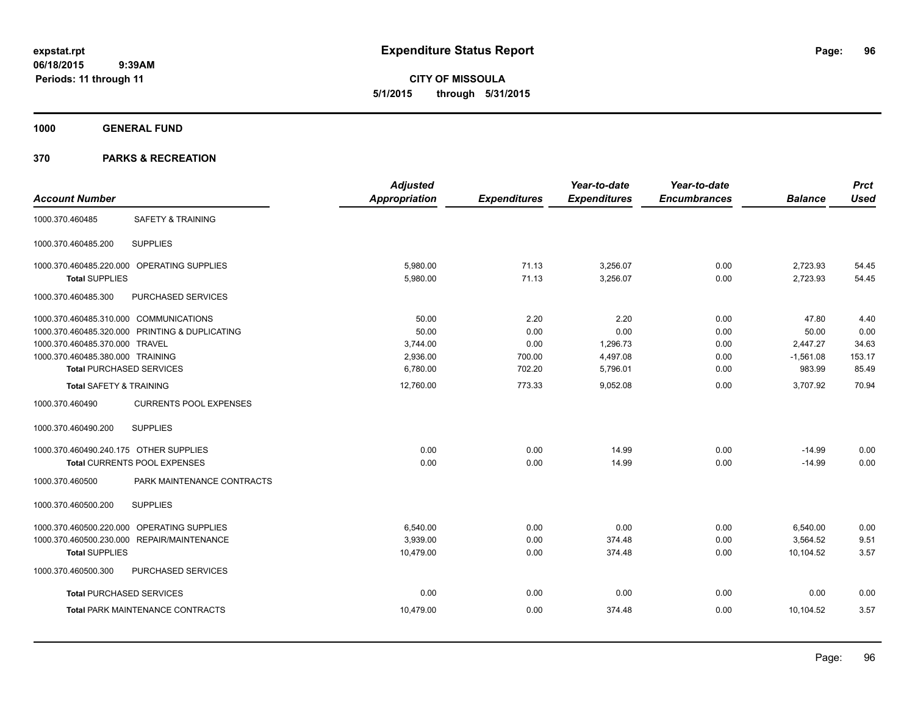**expstat.rpt**
**06/18/2015 9:39AM**
**Periods: 11 through 11**

# Expenditure Status Report

**CITY OF MISSOULA**
**5/1/2015 through 5/31/2015**

## 1000 GENERAL FUND

## 370 PARKS & RECREATION

| Account Number | | Adjusted Appropriation | Expenditures | Year-to-date Expenditures | Year-to-date Encumbrances | Balance | Prct Used |
|---|---|---|---|---|---|---|---|
| 1000.370.460485 | SAFETY & TRAINING | | | | | | |
| 1000.370.460485.200 | SUPPLIES | | | | | | |
| 1000.370.460485.220.000 | OPERATING SUPPLIES | 5,980.00 | 71.13 | 3,256.07 | 0.00 | 2,723.93 | 54.45 |
| **Total** SUPPLIES | | 5,980.00 | 71.13 | 3,256.07 | 0.00 | 2,723.93 | 54.45 |
| 1000.370.460485.300 | PURCHASED SERVICES | | | | | | |
| 1000.370.460485.310.000 | COMMUNICATIONS | 50.00 | 2.20 | 2.20 | 0.00 | 47.80 | 4.40 |
| 1000.370.460485.320.000 | PRINTING & DUPLICATING | 50.00 | 0.00 | 0.00 | 0.00 | 50.00 | 0.00 |
| 1000.370.460485.370.000 | TRAVEL | 3,744.00 | 0.00 | 1,296.73 | 0.00 | 2,447.27 | 34.63 |
| 1000.370.460485.380.000 | TRAINING | 2,936.00 | 700.00 | 4,497.08 | 0.00 | -1,561.08 | 153.17 |
| **Total** PURCHASED SERVICES | | 6,780.00 | 702.20 | 5,796.01 | 0.00 | 983.99 | 85.49 |
| **Total** SAFETY & TRAINING | | 12,760.00 | 773.33 | 9,052.08 | 0.00 | 3,707.92 | 70.94 |
| 1000.370.460490 | CURRENTS POOL EXPENSES | | | | | | |
| 1000.370.460490.200 | SUPPLIES | | | | | | |
| 1000.370.460490.240.175 | OTHER SUPPLIES | 0.00 | 0.00 | 14.99 | 0.00 | -14.99 | 0.00 |
| **Total** CURRENTS POOL EXPENSES | | 0.00 | 0.00 | 14.99 | 0.00 | -14.99 | 0.00 |
| 1000.370.460500 | PARK MAINTENANCE CONTRACTS | | | | | | |
| 1000.370.460500.200 | SUPPLIES | | | | | | |
| 1000.370.460500.220.000 | OPERATING SUPPLIES | 6,540.00 | 0.00 | 0.00 | 0.00 | 6,540.00 | 0.00 |
| 1000.370.460500.230.000 | REPAIR/MAINTENANCE | 3,939.00 | 0.00 | 374.48 | 0.00 | 3,564.52 | 9.51 |
| **Total** SUPPLIES | | 10,479.00 | 0.00 | 374.48 | 0.00 | 10,104.52 | 3.57 |
| 1000.370.460500.300 | PURCHASED SERVICES | | | | | | |
| **Total** PURCHASED SERVICES | | 0.00 | 0.00 | 0.00 | 0.00 | 0.00 | 0.00 |
| **Total** PARK MAINTENANCE CONTRACTS | | 10,479.00 | 0.00 | 374.48 | 0.00 | 10,104.52 | 3.57 |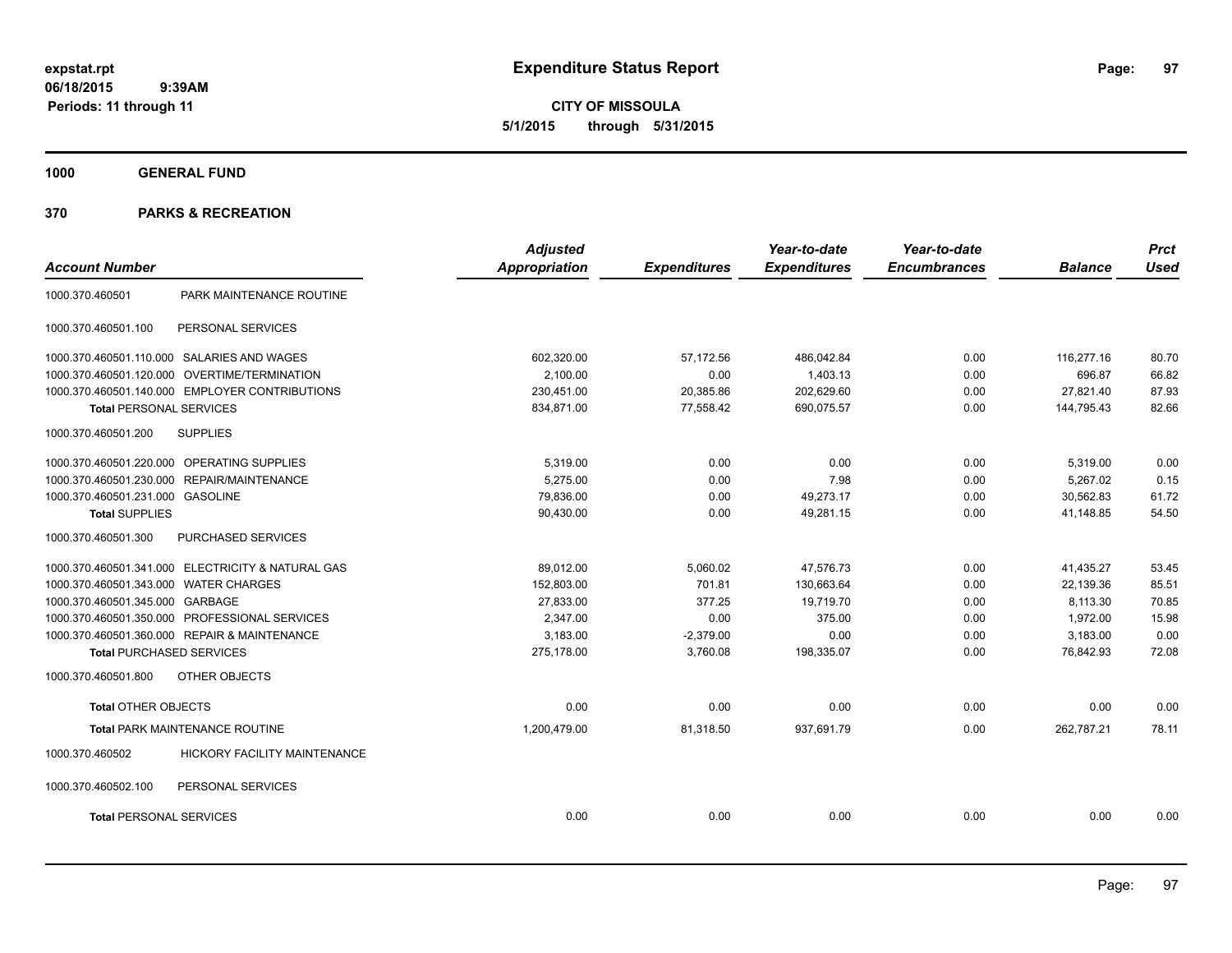**expstat.rpt**
**06/18/2015 9:39AM**
**Periods: 11 through 11**

# Expenditure Status Report

**CITY OF MISSOULA**
**5/1/2015 through 5/31/2015**

## 1000 GENERAL FUND

## 370 PARKS & RECREATION

| Account Number | | Adjusted Appropriation | Expenditures | Year-to-date Expenditures | Year-to-date Encumbrances | Balance | Prct Used |
|---|---|---|---|---|---|---|---|
| 1000.370.460501 | PARK MAINTENANCE ROUTINE | | | | | | |
| 1000.370.460501.100 | PERSONAL SERVICES | | | | | | |
| 1000.370.460501.110.000 | SALARIES AND WAGES | 602,320.00 | 57,172.56 | 486,042.84 | 0.00 | 116,277.16 | 80.70 |
| 1000.370.460501.120.000 | OVERTIME/TERMINATION | 2,100.00 | 0.00 | 1,403.13 | 0.00 | 696.87 | 66.82 |
| 1000.370.460501.140.000 | EMPLOYER CONTRIBUTIONS | 230,451.00 | 20,385.86 | 202,629.60 | 0.00 | 27,821.40 | 87.93 |
| **Total** PERSONAL SERVICES | | 834,871.00 | 77,558.42 | 690,075.57 | 0.00 | 144,795.43 | 82.66 |
| 1000.370.460501.200 | SUPPLIES | | | | | | |
| 1000.370.460501.220.000 | OPERATING SUPPLIES | 5,319.00 | 0.00 | 0.00 | 0.00 | 5,319.00 | 0.00 |
| 1000.370.460501.230.000 | REPAIR/MAINTENANCE | 5,275.00 | 0.00 | 7.98 | 0.00 | 5,267.02 | 0.15 |
| 1000.370.460501.231.000 | GASOLINE | 79,836.00 | 0.00 | 49,273.17 | 0.00 | 30,562.83 | 61.72 |
| **Total** SUPPLIES | | 90,430.00 | 0.00 | 49,281.15 | 0.00 | 41,148.85 | 54.50 |
| 1000.370.460501.300 | PURCHASED SERVICES | | | | | | |
| 1000.370.460501.341.000 | ELECTRICITY & NATURAL GAS | 89,012.00 | 5,060.02 | 47,576.73 | 0.00 | 41,435.27 | 53.45 |
| 1000.370.460501.343.000 | WATER CHARGES | 152,803.00 | 701.81 | 130,663.64 | 0.00 | 22,139.36 | 85.51 |
| 1000.370.460501.345.000 | GARBAGE | 27,833.00 | 377.25 | 19,719.70 | 0.00 | 8,113.30 | 70.85 |
| 1000.370.460501.350.000 | PROFESSIONAL SERVICES | 2,347.00 | 0.00 | 375.00 | 0.00 | 1,972.00 | 15.98 |
| 1000.370.460501.360.000 | REPAIR & MAINTENANCE | 3,183.00 | -2,379.00 | 0.00 | 0.00 | 3,183.00 | 0.00 |
| **Total** PURCHASED SERVICES | | 275,178.00 | 3,760.08 | 198,335.07 | 0.00 | 76,842.93 | 72.08 |
| 1000.370.460501.800 | OTHER OBJECTS | | | | | | |
| **Total** OTHER OBJECTS | | 0.00 | 0.00 | 0.00 | 0.00 | 0.00 | 0.00 |
| **Total** PARK MAINTENANCE ROUTINE | | 1,200,479.00 | 81,318.50 | 937,691.79 | 0.00 | 262,787.21 | 78.11 |
| 1000.370.460502 | HICKORY FACILITY MAINTENANCE | | | | | | |
| 1000.370.460502.100 | PERSONAL SERVICES | | | | | | |
| **Total** PERSONAL SERVICES | | 0.00 | 0.00 | 0.00 | 0.00 | 0.00 | 0.00 |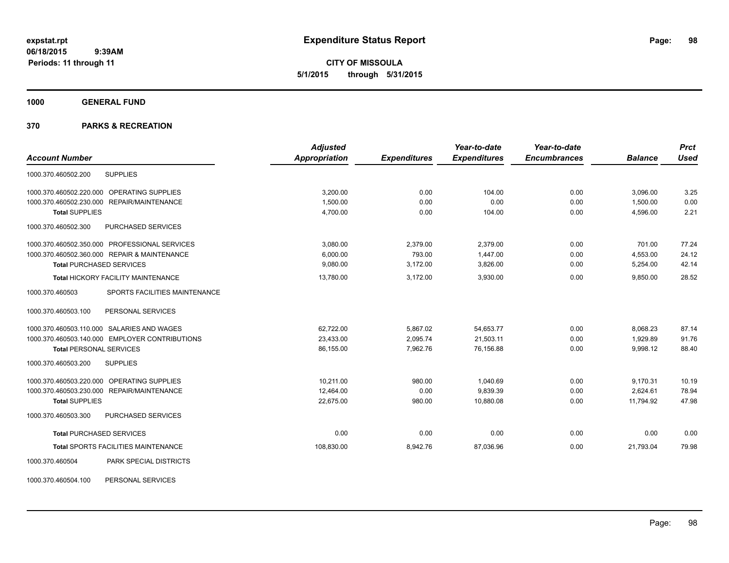**expstat.rpt**
**06/18/2015 9:39AM**
**Periods: 11 through 11**

# Expenditure Status Report

**CITY OF MISSOULA**
**5/1/2015 through 5/31/2015**

## 1000 GENERAL FUND

## 370 PARKS & RECREATION

| Account Number | | Adjusted Appropriation | Expenditures | Year-to-date Expenditures | Year-to-date Encumbrances | Balance | Prct Used |
|---|---|---|---|---|---|---|---|
| 1000.370.460502.200 | SUPPLIES | | | | | | |
| 1000.370.460502.220.000 | OPERATING SUPPLIES | 3,200.00 | 0.00 | 104.00 | 0.00 | 3,096.00 | 3.25 |
| 1000.370.460502.230.000 | REPAIR/MAINTENANCE | 1,500.00 | 0.00 | 0.00 | 0.00 | 1,500.00 | 0.00 |
| **Total** SUPPLIES | | 4,700.00 | 0.00 | 104.00 | 0.00 | 4,596.00 | 2.21 |
| 1000.370.460502.300 | PURCHASED SERVICES | | | | | | |
| 1000.370.460502.350.000 | PROFESSIONAL SERVICES | 3,080.00 | 2,379.00 | 2,379.00 | 0.00 | 701.00 | 77.24 |
| 1000.370.460502.360.000 | REPAIR & MAINTENANCE | 6,000.00 | 793.00 | 1,447.00 | 0.00 | 4,553.00 | 24.12 |
| **Total** PURCHASED SERVICES | | 9,080.00 | 3,172.00 | 3,826.00 | 0.00 | 5,254.00 | 42.14 |
| **Total** HICKORY FACILITY MAINTENANCE | | 13,780.00 | 3,172.00 | 3,930.00 | 0.00 | 9,850.00 | 28.52 |
| 1000.370.460503 | SPORTS FACILITIES MAINTENANCE | | | | | | |
| 1000.370.460503.100 | PERSONAL SERVICES | | | | | | |
| 1000.370.460503.110.000 | SALARIES AND WAGES | 62,722.00 | 5,867.02 | 54,653.77 | 0.00 | 8,068.23 | 87.14 |
| 1000.370.460503.140.000 | EMPLOYER CONTRIBUTIONS | 23,433.00 | 2,095.74 | 21,503.11 | 0.00 | 1,929.89 | 91.76 |
| **Total** PERSONAL SERVICES | | 86,155.00 | 7,962.76 | 76,156.88 | 0.00 | 9,998.12 | 88.40 |
| 1000.370.460503.200 | SUPPLIES | | | | | | |
| 1000.370.460503.220.000 | OPERATING SUPPLIES | 10,211.00 | 980.00 | 1,040.69 | 0.00 | 9,170.31 | 10.19 |
| 1000.370.460503.230.000 | REPAIR/MAINTENANCE | 12,464.00 | 0.00 | 9,839.39 | 0.00 | 2,624.61 | 78.94 |
| **Total** SUPPLIES | | 22,675.00 | 980.00 | 10,880.08 | 0.00 | 11,794.92 | 47.98 |
| 1000.370.460503.300 | PURCHASED SERVICES | | | | | | |
| **Total** PURCHASED SERVICES | | 0.00 | 0.00 | 0.00 | 0.00 | 0.00 | 0.00 |
| **Total** SPORTS FACILITIES MAINTENANCE | | 108,830.00 | 8,942.76 | 87,036.96 | 0.00 | 21,793.04 | 79.98 |
| 1000.370.460504 | PARK SPECIAL DISTRICTS | | | | | | |
| 1000.370.460504.100 | PERSONAL SERVICES | | | | | | |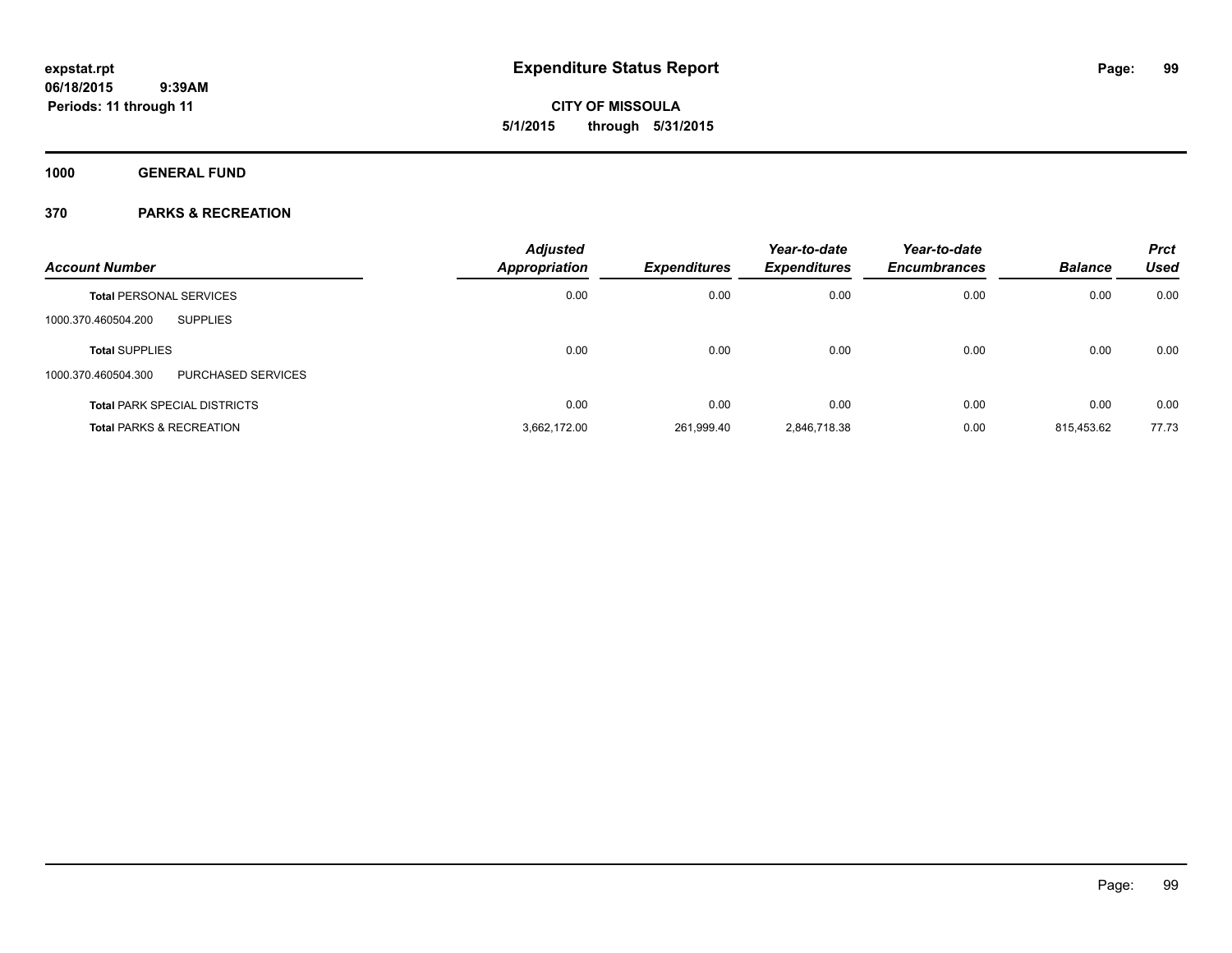**expstat.rpt**
**06/18/2015 9:39AM**
**Periods: 11 through 11**

# Expenditure Status Report

**CITY OF MISSOULA**
**5/1/2015 through 5/31/2015**

## 1000 GENERAL FUND

## 370 PARKS & RECREATION

| Account Number | | Adjusted Appropriation | Expenditures | Year-to-date Expenditures | Year-to-date Encumbrances | Balance | Prct Used |
|---|---|---|---|---|---|---|---|
| **Total** PERSONAL SERVICES | | 0.00 | 0.00 | 0.00 | 0.00 | 0.00 | 0.00 |
| 1000.370.460504.200 | SUPPLIES | | | | | | |
| **Total** SUPPLIES | | 0.00 | 0.00 | 0.00 | 0.00 | 0.00 | 0.00 |
| 1000.370.460504.300 | PURCHASED SERVICES | | | | | | |
| **Total** PARK SPECIAL DISTRICTS | | 0.00 | 0.00 | 0.00 | 0.00 | 0.00 | 0.00 |
| **Total** PARKS & RECREATION | | 3,662,172.00 | 261,999.40 | 2,846,718.38 | 0.00 | 815,453.62 | 77.73 |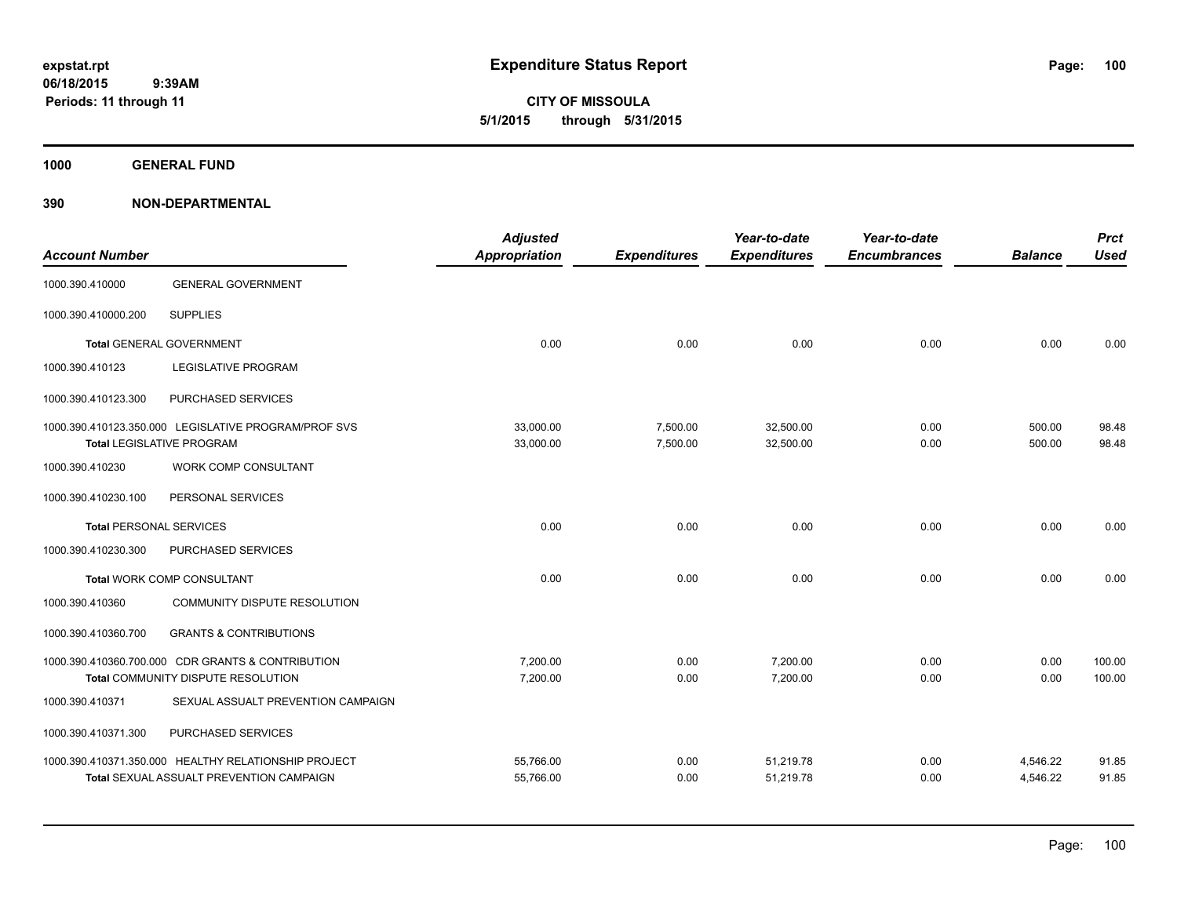# Expenditure Status Report

**expstat.rpt**
**06/18/2015 9:39AM**
**Periods: 11 through 11**

**CITY OF MISSOULA**
**5/1/2015 through 5/31/2015**

**1000 GENERAL FUND**

**390 NON-DEPARTMENTAL**

| Account Number | | Adjusted Appropriation | Expenditures | Year-to-date Expenditures | Year-to-date Encumbrances | Balance | Prct Used |
|---|---|---|---|---|---|---|---|
| 1000.390.410000 | GENERAL GOVERNMENT | | | | | | |
| 1000.390.410000.200 | SUPPLIES | | | | | | |
| **Total** GENERAL GOVERNMENT | | 0.00 | 0.00 | 0.00 | 0.00 | 0.00 | 0.00 |
| 1000.390.410123 | LEGISLATIVE PROGRAM | | | | | | |
| 1000.390.410123.300 | PURCHASED SERVICES | | | | | | |
| 1000.390.410123.350.000 | LEGISLATIVE PROGRAM/PROF SVS | 33,000.00 | 7,500.00 | 32,500.00 | 0.00 | 500.00 | 98.48 |
| **Total** LEGISLATIVE PROGRAM | | 33,000.00 | 7,500.00 | 32,500.00 | 0.00 | 500.00 | 98.48 |
| 1000.390.410230 | WORK COMP CONSULTANT | | | | | | |
| 1000.390.410230.100 | PERSONAL SERVICES | | | | | | |
| **Total** PERSONAL SERVICES | | 0.00 | 0.00 | 0.00 | 0.00 | 0.00 | 0.00 |
| 1000.390.410230.300 | PURCHASED SERVICES | | | | | | |
| **Total** WORK COMP CONSULTANT | | 0.00 | 0.00 | 0.00 | 0.00 | 0.00 | 0.00 |
| 1000.390.410360 | COMMUNITY DISPUTE RESOLUTION | | | | | | |
| 1000.390.410360.700 | GRANTS & CONTRIBUTIONS | | | | | | |
| 1000.390.410360.700.000 | CDR GRANTS & CONTRIBUTION | 7,200.00 | 0.00 | 7,200.00 | 0.00 | 0.00 | 100.00 |
| **Total** COMMUNITY DISPUTE RESOLUTION | | 7,200.00 | 0.00 | 7,200.00 | 0.00 | 0.00 | 100.00 |
| 1000.390.410371 | SEXUAL ASSUALT PREVENTION CAMPAIGN | | | | | | |
| 1000.390.410371.300 | PURCHASED SERVICES | | | | | | |
| 1000.390.410371.350.000 | HEALTHY RELATIONSHIP PROJECT | 55,766.00 | 0.00 | 51,219.78 | 0.00 | 4,546.22 | 91.85 |
| **Total** SEXUAL ASSUALT PREVENTION CAMPAIGN | | 55,766.00 | 0.00 | 51,219.78 | 0.00 | 4,546.22 | 91.85 |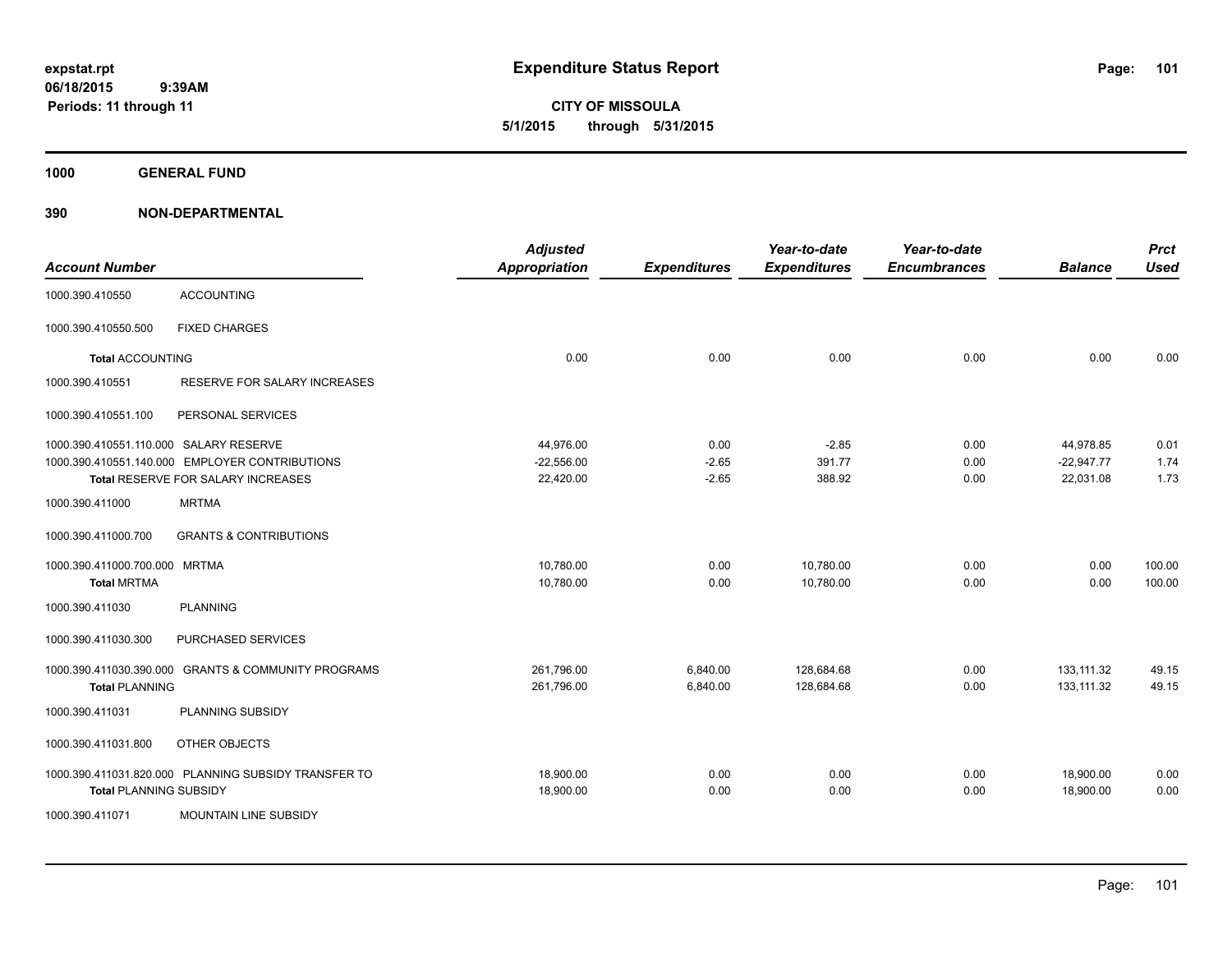# Expenditure Status Report

**CITY OF MISSOULA**

**5/1/2015 through 5/31/2015**

expstat.rpt
06/18/2015 9:39AM
Periods: 11 through 11

## 1000 GENERAL FUND

## 390 NON-DEPARTMENTAL

| Account Number | | Adjusted Appropriation | Expenditures | Year-to-date Expenditures | Year-to-date Encumbrances | Balance | Prct Used |
|---|---|---|---|---|---|---|---|
| 1000.390.410550 | ACCOUNTING | | | | | | |
| 1000.390.410550.500 | FIXED CHARGES | | | | | | |
| **Total** ACCOUNTING | | 0.00 | 0.00 | 0.00 | 0.00 | 0.00 | 0.00 |
| 1000.390.410551 | RESERVE FOR SALARY INCREASES | | | | | | |
| 1000.390.410551.100 | PERSONAL SERVICES | | | | | | |
| 1000.390.410551.110.000 | SALARY RESERVE | 44,976.00 | 0.00 | -2.85 | 0.00 | 44,978.85 | 0.01 |
| 1000.390.410551.140.000 | EMPLOYER CONTRIBUTIONS | -22,556.00 | -2.65 | 391.77 | 0.00 | -22,947.77 | 1.74 |
| **Total** RESERVE FOR SALARY INCREASES | | 22,420.00 | -2.65 | 388.92 | 0.00 | 22,031.08 | 1.73 |
| 1000.390.411000 | MRTMA | | | | | | |
| 1000.390.411000.700 | GRANTS & CONTRIBUTIONS | | | | | | |
| 1000.390.411000.700.000 | MRTMA | 10,780.00 | 0.00 | 10,780.00 | 0.00 | 0.00 | 100.00 |
| **Total** MRTMA | | 10,780.00 | 0.00 | 10,780.00 | 0.00 | 0.00 | 100.00 |
| 1000.390.411030 | PLANNING | | | | | | |
| 1000.390.411030.300 | PURCHASED SERVICES | | | | | | |
| 1000.390.411030.390.000 | GRANTS & COMMUNITY PROGRAMS | 261,796.00 | 6,840.00 | 128,684.68 | 0.00 | 133,111.32 | 49.15 |
| **Total** PLANNING | | 261,796.00 | 6,840.00 | 128,684.68 | 0.00 | 133,111.32 | 49.15 |
| 1000.390.411031 | PLANNING SUBSIDY | | | | | | |
| 1000.390.411031.800 | OTHER OBJECTS | | | | | | |
| 1000.390.411031.820.000 | PLANNING SUBSIDY TRANSFER TO | 18,900.00 | 0.00 | 0.00 | 0.00 | 18,900.00 | 0.00 |
| **Total** PLANNING SUBSIDY | | 18,900.00 | 0.00 | 0.00 | 0.00 | 18,900.00 | 0.00 |
| 1000.390.411071 | MOUNTAIN LINE SUBSIDY | | | | | | |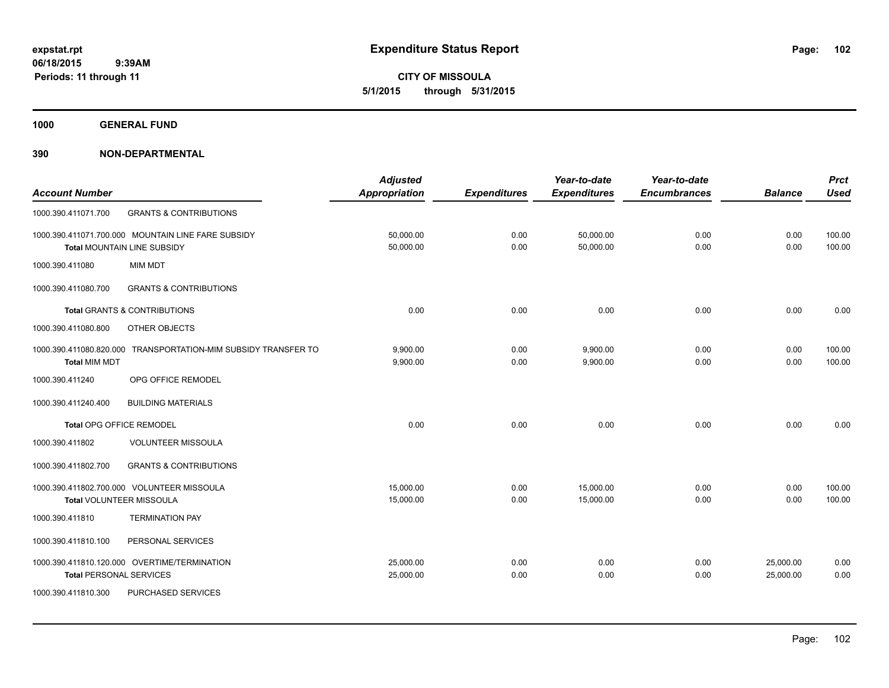**expstat.rpt**
**06/18/2015 9:39AM**
**Periods: 11 through 11**

# Expenditure Status Report

**CITY OF MISSOULA**
**5/1/2015 through 5/31/2015**

## 1000 GENERAL FUND

## 390 NON-DEPARTMENTAL

| Account Number | | Adjusted Appropriation | Expenditures | Year-to-date Expenditures | Year-to-date Encumbrances | Balance | Prct Used |
|---|---|---|---|---|---|---|---|
| 1000.390.411071.700 | GRANTS & CONTRIBUTIONS | | | | | | |
| 1000.390.411071.700.000 | MOUNTAIN LINE FARE SUBSIDY | 50,000.00 | 0.00 | 50,000.00 | 0.00 | 0.00 | 100.00 |
| **Total** MOUNTAIN LINE SUBSIDY | | 50,000.00 | 0.00 | 50,000.00 | 0.00 | 0.00 | 100.00 |
| 1000.390.411080 | MIM MDT | | | | | | |
| 1000.390.411080.700 | GRANTS & CONTRIBUTIONS | | | | | | |
| **Total** GRANTS & CONTRIBUTIONS | | 0.00 | 0.00 | 0.00 | 0.00 | 0.00 | 0.00 |
| 1000.390.411080.800 | OTHER OBJECTS | | | | | | |
| 1000.390.411080.820.000 | TRANSPORTATION-MIM SUBSIDY TRANSFER TO | 9,900.00 | 0.00 | 9,900.00 | 0.00 | 0.00 | 100.00 |
| **Total** MIM MDT | | 9,900.00 | 0.00 | 9,900.00 | 0.00 | 0.00 | 100.00 |
| 1000.390.411240 | OPG OFFICE REMODEL | | | | | | |
| 1000.390.411240.400 | BUILDING MATERIALS | | | | | | |
| **Total** OPG OFFICE REMODEL | | 0.00 | 0.00 | 0.00 | 0.00 | 0.00 | 0.00 |
| 1000.390.411802 | VOLUNTEER MISSOULA | | | | | | |
| 1000.390.411802.700 | GRANTS & CONTRIBUTIONS | | | | | | |
| 1000.390.411802.700.000 | VOLUNTEER MISSOULA | 15,000.00 | 0.00 | 15,000.00 | 0.00 | 0.00 | 100.00 |
| **Total** VOLUNTEER MISSOULA | | 15,000.00 | 0.00 | 15,000.00 | 0.00 | 0.00 | 100.00 |
| 1000.390.411810 | TERMINATION PAY | | | | | | |
| 1000.390.411810.100 | PERSONAL SERVICES | | | | | | |
| 1000.390.411810.120.000 | OVERTIME/TERMINATION | 25,000.00 | 0.00 | 0.00 | 0.00 | 25,000.00 | 0.00 |
| **Total** PERSONAL SERVICES | | 25,000.00 | 0.00 | 0.00 | 0.00 | 25,000.00 | 0.00 |
| 1000.390.411810.300 | PURCHASED SERVICES | | | | | | |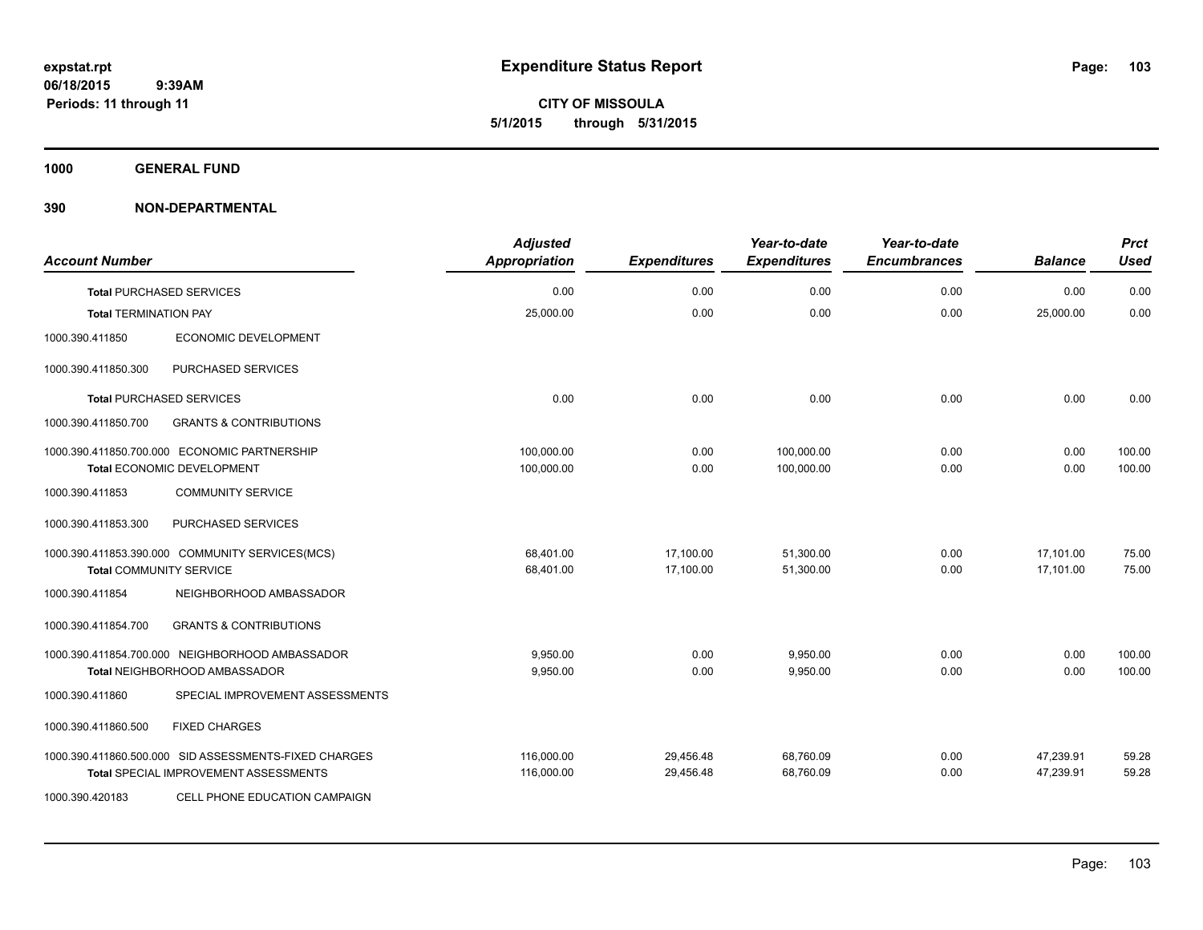expstat.rpt
06/18/2015 9:39AM
Periods: 11 through 11

# Expenditure Status Report

**CITY OF MISSOULA**
**5/1/2015 through 5/31/2015**

**1000 GENERAL FUND**

**390 NON-DEPARTMENTAL**

| Account Number | | Adjusted Appropriation | Expenditures | Year-to-date Expenditures | Year-to-date Encumbrances | Balance | Prct Used |
|---|---|---|---|---|---|---|---|
| **Total** PURCHASED SERVICES | | 0.00 | 0.00 | 0.00 | 0.00 | 0.00 | 0.00 |
| **Total** TERMINATION PAY | | 25,000.00 | 0.00 | 0.00 | 0.00 | 25,000.00 | 0.00 |
| 1000.390.411850 | ECONOMIC DEVELOPMENT | | | | | | |
| 1000.390.411850.300 | PURCHASED SERVICES | | | | | | |
| **Total** PURCHASED SERVICES | | 0.00 | 0.00 | 0.00 | 0.00 | 0.00 | 0.00 |
| 1000.390.411850.700 | GRANTS & CONTRIBUTIONS | | | | | | |
| 1000.390.411850.700.000 | ECONOMIC PARTNERSHIP | 100,000.00 | 0.00 | 100,000.00 | 0.00 | 0.00 | 100.00 |
| **Total** ECONOMIC DEVELOPMENT | | 100,000.00 | 0.00 | 100,000.00 | 0.00 | 0.00 | 100.00 |
| 1000.390.411853 | COMMUNITY SERVICE | | | | | | |
| 1000.390.411853.300 | PURCHASED SERVICES | | | | | | |
| 1000.390.411853.390.000 | COMMUNITY SERVICES(MCS) | 68,401.00 | 17,100.00 | 51,300.00 | 0.00 | 17,101.00 | 75.00 |
| **Total** COMMUNITY SERVICE | | 68,401.00 | 17,100.00 | 51,300.00 | 0.00 | 17,101.00 | 75.00 |
| 1000.390.411854 | NEIGHBORHOOD AMBASSADOR | | | | | | |
| 1000.390.411854.700 | GRANTS & CONTRIBUTIONS | | | | | | |
| 1000.390.411854.700.000 | NEIGHBORHOOD AMBASSADOR | 9,950.00 | 0.00 | 9,950.00 | 0.00 | 0.00 | 100.00 |
| **Total** NEIGHBORHOOD AMBASSADOR | | 9,950.00 | 0.00 | 9,950.00 | 0.00 | 0.00 | 100.00 |
| 1000.390.411860 | SPECIAL IMPROVEMENT ASSESSMENTS | | | | | | |
| 1000.390.411860.500 | FIXED CHARGES | | | | | | |
| 1000.390.411860.500.000 | SID ASSESSMENTS-FIXED CHARGES | 116,000.00 | 29,456.48 | 68,760.09 | 0.00 | 47,239.91 | 59.28 |
| **Total** SPECIAL IMPROVEMENT ASSESSMENTS | | 116,000.00 | 29,456.48 | 68,760.09 | 0.00 | 47,239.91 | 59.28 |
| 1000.390.420183 | CELL PHONE EDUCATION CAMPAIGN | | | | | | |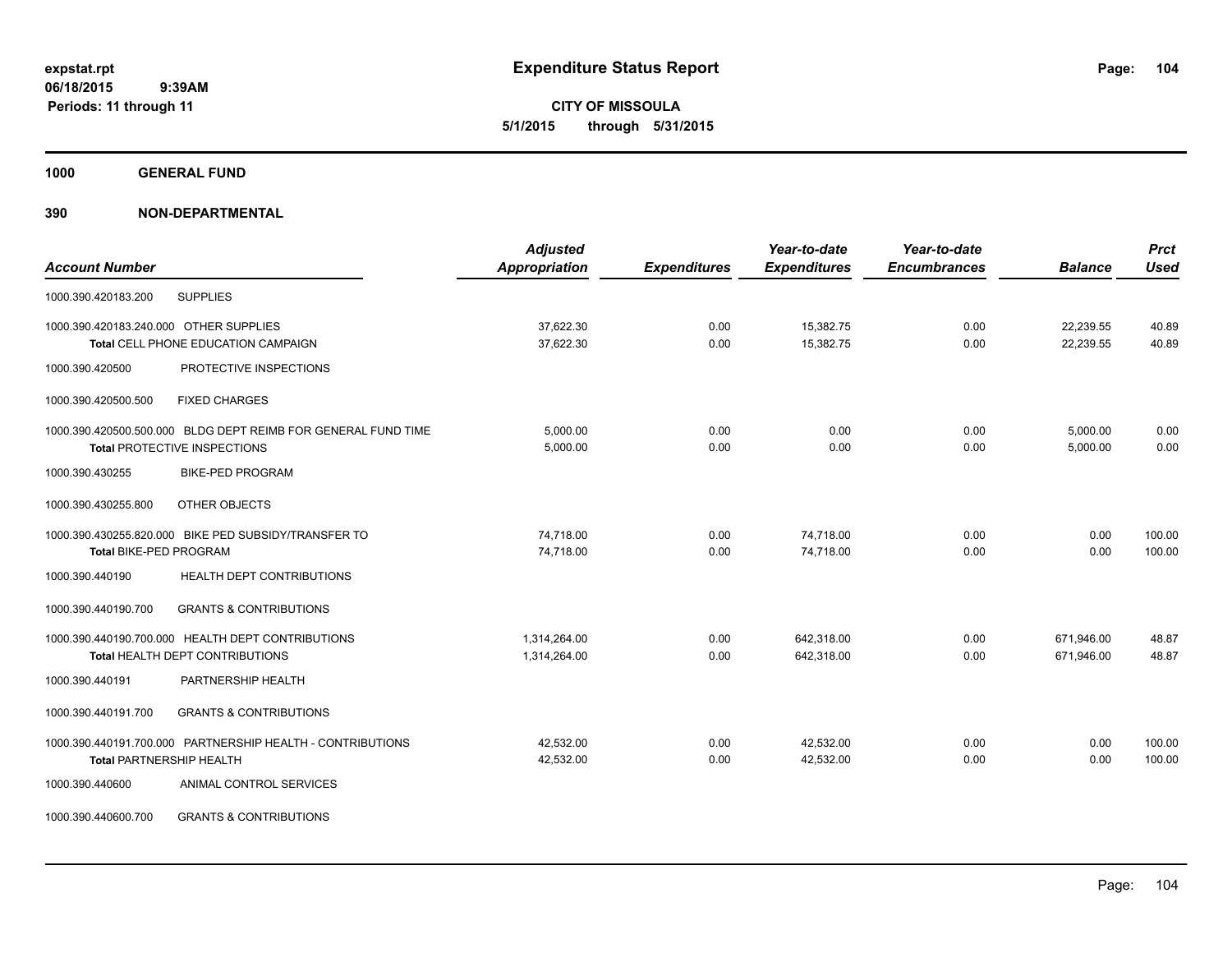# Expenditure Status Report

expstat.rpt
06/18/2015 9:39AM
Periods: 11 through 11

**CITY OF MISSOULA**
**5/1/2015 through 5/31/2015**

## 1000 GENERAL FUND

## 390 NON-DEPARTMENTAL

| Account Number | | Adjusted Appropriation | Expenditures | Year-to-date Expenditures | Year-to-date Encumbrances | Balance | Prct Used |
|---|---|---|---|---|---|---|---|
| 1000.390.420183.200 | SUPPLIES | | | | | | |
| 1000.390.420183.240.000 | OTHER SUPPLIES | 37,622.30 | 0.00 | 15,382.75 | 0.00 | 22,239.55 | 40.89 |
| **Total** CELL PHONE EDUCATION CAMPAIGN | | 37,622.30 | 0.00 | 15,382.75 | 0.00 | 22,239.55 | 40.89 |
| 1000.390.420500 | PROTECTIVE INSPECTIONS | | | | | | |
| 1000.390.420500.500 | FIXED CHARGES | | | | | | |
| 1000.390.420500.500.000 | BLDG DEPT REIMB FOR GENERAL FUND TIME | 5,000.00 | 0.00 | 0.00 | 0.00 | 5,000.00 | 0.00 |
| **Total** PROTECTIVE INSPECTIONS | | 5,000.00 | 0.00 | 0.00 | 0.00 | 5,000.00 | 0.00 |
| 1000.390.430255 | BIKE-PED PROGRAM | | | | | | |
| 1000.390.430255.800 | OTHER OBJECTS | | | | | | |
| 1000.390.430255.820.000 | BIKE PED SUBSIDY/TRANSFER TO | 74,718.00 | 0.00 | 74,718.00 | 0.00 | 0.00 | 100.00 |
| **Total** BIKE-PED PROGRAM | | 74,718.00 | 0.00 | 74,718.00 | 0.00 | 0.00 | 100.00 |
| 1000.390.440190 | HEALTH DEPT CONTRIBUTIONS | | | | | | |
| 1000.390.440190.700 | GRANTS & CONTRIBUTIONS | | | | | | |
| 1000.390.440190.700.000 | HEALTH DEPT CONTRIBUTIONS | 1,314,264.00 | 0.00 | 642,318.00 | 0.00 | 671,946.00 | 48.87 |
| **Total** HEALTH DEPT CONTRIBUTIONS | | 1,314,264.00 | 0.00 | 642,318.00 | 0.00 | 671,946.00 | 48.87 |
| 1000.390.440191 | PARTNERSHIP HEALTH | | | | | | |
| 1000.390.440191.700 | GRANTS & CONTRIBUTIONS | | | | | | |
| 1000.390.440191.700.000 | PARTNERSHIP HEALTH - CONTRIBUTIONS | 42,532.00 | 0.00 | 42,532.00 | 0.00 | 0.00 | 100.00 |
| **Total** PARTNERSHIP HEALTH | | 42,532.00 | 0.00 | 42,532.00 | 0.00 | 0.00 | 100.00 |
| 1000.390.440600 | ANIMAL CONTROL SERVICES | | | | | | |
| 1000.390.440600.700 | GRANTS & CONTRIBUTIONS | | | | | | |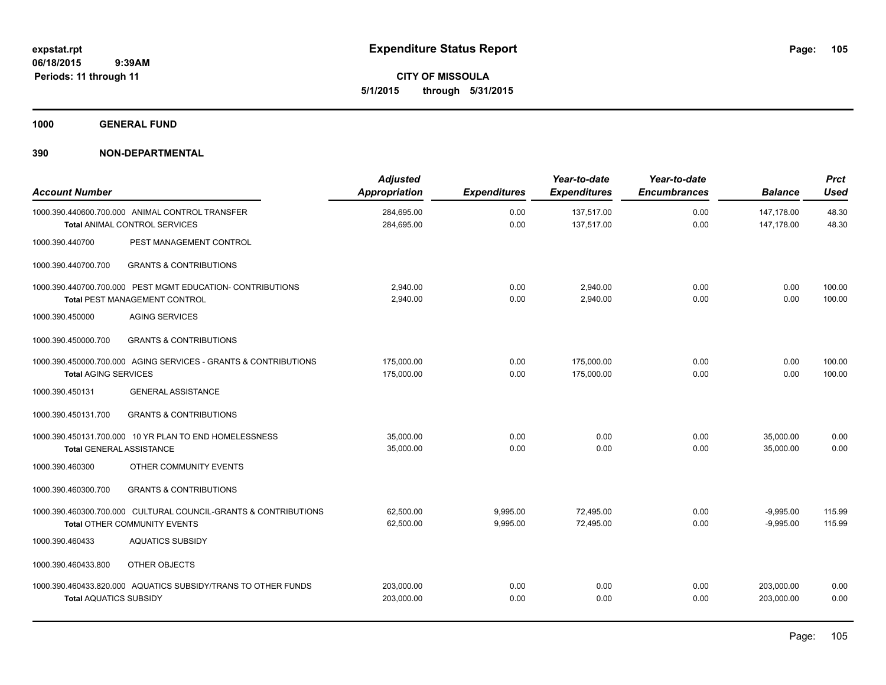# Expenditure Status Report

expstat.rpt
06/18/2015 9:39AM
Periods: 11 through 11

**CITY OF MISSOULA**
**5/1/2015 through 5/31/2015**

## 1000 GENERAL FUND

## 390 NON-DEPARTMENTAL

| Account Number | Adjusted Appropriation | Expenditures | Year-to-date Expenditures | Year-to-date Encumbrances | Balance | Prct Used |
|---|---|---|---|---|---|---|
| 1000.390.440600.700.000 ANIMAL CONTROL TRANSFER | 284,695.00 | 0.00 | 137,517.00 | 0.00 | 147,178.00 | 48.30 |
| Total ANIMAL CONTROL SERVICES | 284,695.00 | 0.00 | 137,517.00 | 0.00 | 147,178.00 | 48.30 |
| 1000.390.440700 PEST MANAGEMENT CONTROL | | | | | | |
| 1000.390.440700.700 GRANTS & CONTRIBUTIONS | | | | | | |
| 1000.390.440700.700.000 PEST MGMT EDUCATION- CONTRIBUTIONS | 2,940.00 | 0.00 | 2,940.00 | 0.00 | 0.00 | 100.00 |
| Total PEST MANAGEMENT CONTROL | 2,940.00 | 0.00 | 2,940.00 | 0.00 | 0.00 | 100.00 |
| 1000.390.450000 AGING SERVICES | | | | | | |
| 1000.390.450000.700 GRANTS & CONTRIBUTIONS | | | | | | |
| 1000.390.450000.700.000 AGING SERVICES - GRANTS & CONTRIBUTIONS | 175,000.00 | 0.00 | 175,000.00 | 0.00 | 0.00 | 100.00 |
| Total AGING SERVICES | 175,000.00 | 0.00 | 175,000.00 | 0.00 | 0.00 | 100.00 |
| 1000.390.450131 GENERAL ASSISTANCE | | | | | | |
| 1000.390.450131.700 GRANTS & CONTRIBUTIONS | | | | | | |
| 1000.390.450131.700.000 10 YR PLAN TO END HOMELESSNESS | 35,000.00 | 0.00 | 0.00 | 0.00 | 35,000.00 | 0.00 |
| Total GENERAL ASSISTANCE | 35,000.00 | 0.00 | 0.00 | 0.00 | 35,000.00 | 0.00 |
| 1000.390.460300 OTHER COMMUNITY EVENTS | | | | | | |
| 1000.390.460300.700 GRANTS & CONTRIBUTIONS | | | | | | |
| 1000.390.460300.700.000 CULTURAL COUNCIL-GRANTS & CONTRIBUTIONS | 62,500.00 | 9,995.00 | 72,495.00 | 0.00 | -9,995.00 | 115.99 |
| Total OTHER COMMUNITY EVENTS | 62,500.00 | 9,995.00 | 72,495.00 | 0.00 | -9,995.00 | 115.99 |
| 1000.390.460433 AQUATICS SUBSIDY | | | | | | |
| 1000.390.460433.800 OTHER OBJECTS | | | | | | |
| 1000.390.460433.820.000 AQUATICS SUBSIDY/TRANS TO OTHER FUNDS | 203,000.00 | 0.00 | 0.00 | 0.00 | 203,000.00 | 0.00 |
| Total AQUATICS SUBSIDY | 203,000.00 | 0.00 | 0.00 | 0.00 | 203,000.00 | 0.00 |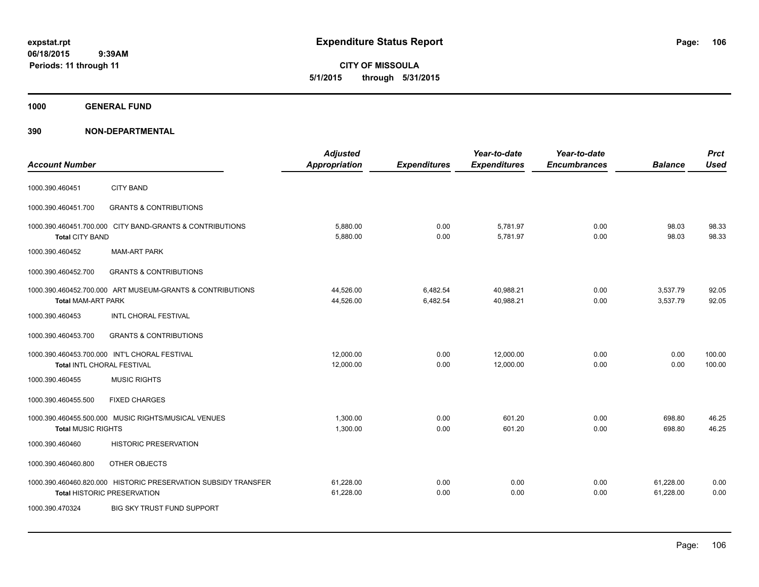**expstat.rpt**
**06/18/2015 9:39AM**
**Periods: 11 through 11**

# Expenditure Status Report

**CITY OF MISSOULA**
**5/1/2015 through 5/31/2015**

## 1000 GENERAL FUND

## 390 NON-DEPARTMENTAL

| Account Number | | Adjusted Appropriation | Expenditures | Year-to-date Expenditures | Year-to-date Encumbrances | Balance | Prct Used |
|---|---|---|---|---|---|---|---|
| 1000.390.460451 | CITY BAND | | | | | | |
| 1000.390.460451.700 | GRANTS & CONTRIBUTIONS | | | | | | |
| 1000.390.460451.700.000 | CITY BAND-GRANTS & CONTRIBUTIONS | 5,880.00 | 0.00 | 5,781.97 | 0.00 | 98.03 | 98.33 |
| **Total** CITY BAND | | 5,880.00 | 0.00 | 5,781.97 | 0.00 | 98.03 | 98.33 |
| 1000.390.460452 | MAM-ART PARK | | | | | | |
| 1000.390.460452.700 | GRANTS & CONTRIBUTIONS | | | | | | |
| 1000.390.460452.700.000 | ART MUSEUM-GRANTS & CONTRIBUTIONS | 44,526.00 | 6,482.54 | 40,988.21 | 0.00 | 3,537.79 | 92.05 |
| **Total** MAM-ART PARK | | 44,526.00 | 6,482.54 | 40,988.21 | 0.00 | 3,537.79 | 92.05 |
| 1000.390.460453 | INTL CHORAL FESTIVAL | | | | | | |
| 1000.390.460453.700 | GRANTS & CONTRIBUTIONS | | | | | | |
| 1000.390.460453.700.000 | INT'L CHORAL FESTIVAL | 12,000.00 | 0.00 | 12,000.00 | 0.00 | 0.00 | 100.00 |
| **Total** INTL CHORAL FESTIVAL | | 12,000.00 | 0.00 | 12,000.00 | 0.00 | 0.00 | 100.00 |
| 1000.390.460455 | MUSIC RIGHTS | | | | | | |
| 1000.390.460455.500 | FIXED CHARGES | | | | | | |
| 1000.390.460455.500.000 | MUSIC RIGHTS/MUSICAL VENUES | 1,300.00 | 0.00 | 601.20 | 0.00 | 698.80 | 46.25 |
| **Total** MUSIC RIGHTS | | 1,300.00 | 0.00 | 601.20 | 0.00 | 698.80 | 46.25 |
| 1000.390.460460 | HISTORIC PRESERVATION | | | | | | |
| 1000.390.460460.800 | OTHER OBJECTS | | | | | | |
| 1000.390.460460.820.000 | HISTORIC PRESERVATION SUBSIDY TRANSFER | 61,228.00 | 0.00 | 0.00 | 0.00 | 61,228.00 | 0.00 |
| **Total** HISTORIC PRESERVATION | | 61,228.00 | 0.00 | 0.00 | 0.00 | 61,228.00 | 0.00 |
| 1000.390.470324 | BIG SKY TRUST FUND SUPPORT | | | | | | |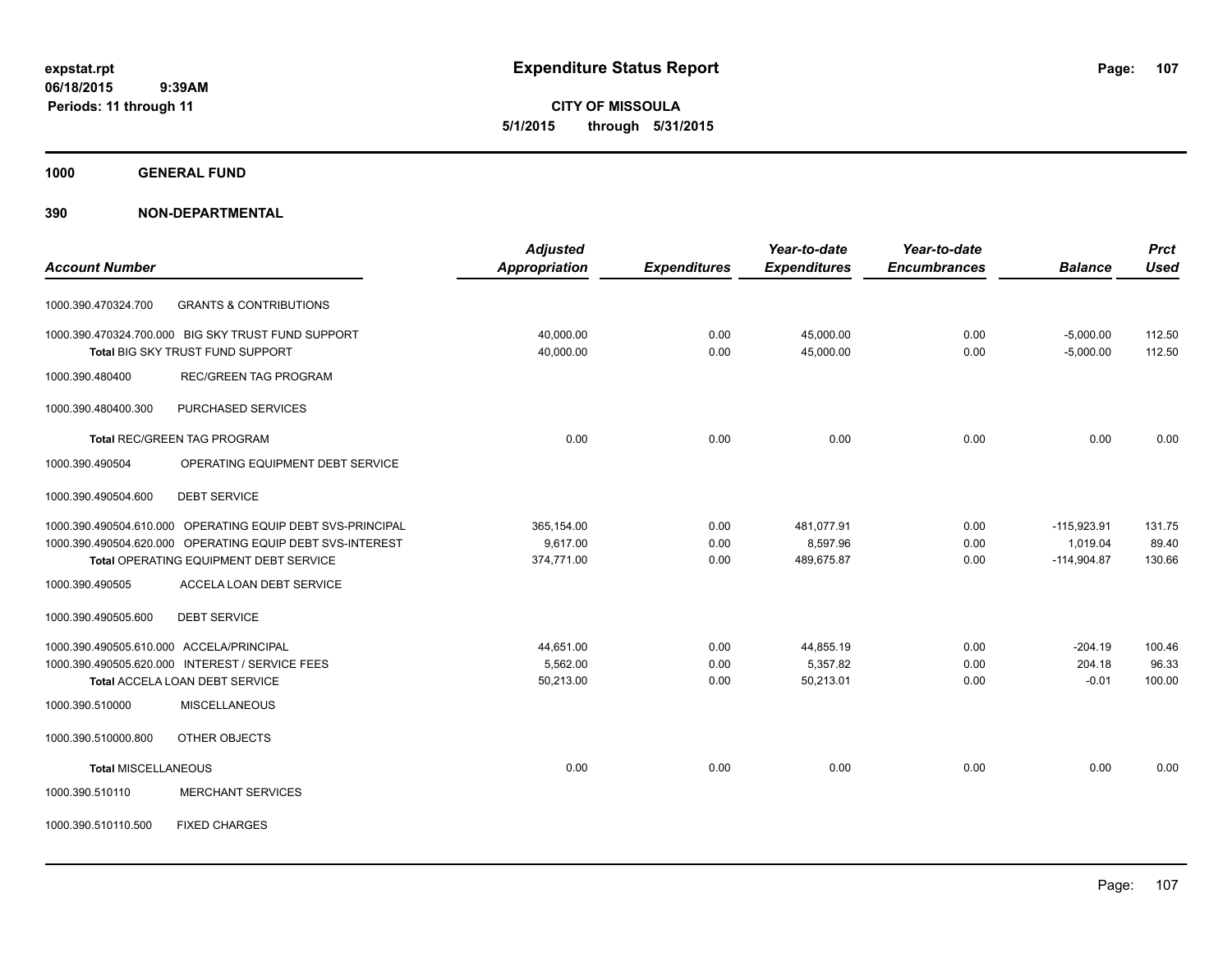# Expenditure Status Report

**CITY OF MISSOULA**
**5/1/2015 through 5/31/2015**

expstat.rpt
06/18/2015 9:39AM
Periods: 11 through 11

**1000 GENERAL FUND**

**390 NON-DEPARTMENTAL**

| Account Number | | Adjusted Appropriation | Expenditures | Year-to-date Expenditures | Year-to-date Encumbrances | Balance | Prct Used |
|---|---|---|---|---|---|---|---|
| 1000.390.470324.700 | GRANTS & CONTRIBUTIONS | | | | | | |
| 1000.390.470324.700.000 | BIG SKY TRUST FUND SUPPORT | 40,000.00 | 0.00 | 45,000.00 | 0.00 | -5,000.00 | 112.50 |
| **Total** BIG SKY TRUST FUND SUPPORT | | 40,000.00 | 0.00 | 45,000.00 | 0.00 | -5,000.00 | 112.50 |
| 1000.390.480400 | REC/GREEN TAG PROGRAM | | | | | | |
| 1000.390.480400.300 | PURCHASED SERVICES | | | | | | |
| **Total** REC/GREEN TAG PROGRAM | | 0.00 | 0.00 | 0.00 | 0.00 | 0.00 | 0.00 |
| 1000.390.490504 | OPERATING EQUIPMENT DEBT SERVICE | | | | | | |
| 1000.390.490504.600 | DEBT SERVICE | | | | | | |
| 1000.390.490504.610.000 | OPERATING EQUIP DEBT SVS-PRINCIPAL | 365,154.00 | 0.00 | 481,077.91 | 0.00 | -115,923.91 | 131.75 |
| 1000.390.490504.620.000 | OPERATING EQUIP DEBT SVS-INTEREST | 9,617.00 | 0.00 | 8,597.96 | 0.00 | 1,019.04 | 89.40 |
| **Total** OPERATING EQUIPMENT DEBT SERVICE | | 374,771.00 | 0.00 | 489,675.87 | 0.00 | -114,904.87 | 130.66 |
| 1000.390.490505 | ACCELA LOAN DEBT SERVICE | | | | | | |
| 1000.390.490505.600 | DEBT SERVICE | | | | | | |
| 1000.390.490505.610.000 | ACCELA/PRINCIPAL | 44,651.00 | 0.00 | 44,855.19 | 0.00 | -204.19 | 100.46 |
| 1000.390.490505.620.000 | INTEREST / SERVICE FEES | 5,562.00 | 0.00 | 5,357.82 | 0.00 | 204.18 | 96.33 |
| **Total** ACCELA LOAN DEBT SERVICE | | 50,213.00 | 0.00 | 50,213.01 | 0.00 | -0.01 | 100.00 |
| 1000.390.510000 | MISCELLANEOUS | | | | | | |
| 1000.390.510000.800 | OTHER OBJECTS | | | | | | |
| **Total** MISCELLANEOUS | | 0.00 | 0.00 | 0.00 | 0.00 | 0.00 | 0.00 |
| 1000.390.510110 | MERCHANT SERVICES | | | | | | |
| 1000.390.510110.500 | FIXED CHARGES | | | | | | |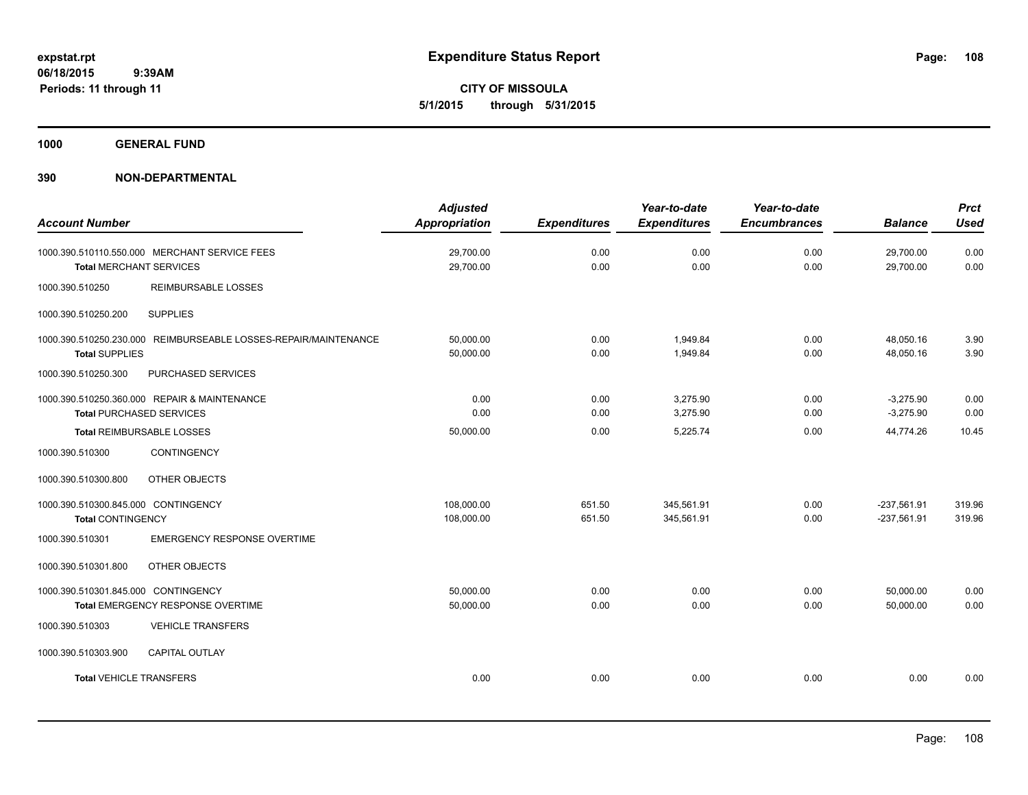**expstat.rpt**
**06/18/2015 9:39AM**
**Periods: 11 through 11**

# Expenditure Status Report

**CITY OF MISSOULA**
**5/1/2015 through 5/31/2015**

## 1000 GENERAL FUND

## 390 NON-DEPARTMENTAL

| Account Number | | Adjusted Appropriation | Expenditures | Year-to-date Expenditures | Year-to-date Encumbrances | Balance | Prct Used |
|---|---|---|---|---|---|---|---|
| 1000.390.510110.550.000 | MERCHANT SERVICE FEES | 29,700.00 | 0.00 | 0.00 | 0.00 | 29,700.00 | 0.00 |
| **Total** MERCHANT SERVICES | | 29,700.00 | 0.00 | 0.00 | 0.00 | 29,700.00 | 0.00 |
| 1000.390.510250 | REIMBURSABLE LOSSES | | | | | | |
| 1000.390.510250.200 | SUPPLIES | | | | | | |
| 1000.390.510250.230.000 | REIMBURSEABLE LOSSES-REPAIR/MAINTENANCE | 50,000.00 | 0.00 | 1,949.84 | 0.00 | 48,050.16 | 3.90 |
| **Total** SUPPLIES | | 50,000.00 | 0.00 | 1,949.84 | 0.00 | 48,050.16 | 3.90 |
| 1000.390.510250.300 | PURCHASED SERVICES | | | | | | |
| 1000.390.510250.360.000 | REPAIR & MAINTENANCE | 0.00 | 0.00 | 3,275.90 | 0.00 | -3,275.90 | 0.00 |
| **Total** PURCHASED SERVICES | | 0.00 | 0.00 | 3,275.90 | 0.00 | -3,275.90 | 0.00 |
| **Total** REIMBURSABLE LOSSES | | 50,000.00 | 0.00 | 5,225.74 | 0.00 | 44,774.26 | 10.45 |
| 1000.390.510300 | CONTINGENCY | | | | | | |
| 1000.390.510300.800 | OTHER OBJECTS | | | | | | |
| 1000.390.510300.845.000 | CONTINGENCY | 108,000.00 | 651.50 | 345,561.91 | 0.00 | -237,561.91 | 319.96 |
| **Total** CONTINGENCY | | 108,000.00 | 651.50 | 345,561.91 | 0.00 | -237,561.91 | 319.96 |
| 1000.390.510301 | EMERGENCY RESPONSE OVERTIME | | | | | | |
| 1000.390.510301.800 | OTHER OBJECTS | | | | | | |
| 1000.390.510301.845.000 | CONTINGENCY | 50,000.00 | 0.00 | 0.00 | 0.00 | 50,000.00 | 0.00 |
| **Total** EMERGENCY RESPONSE OVERTIME | | 50,000.00 | 0.00 | 0.00 | 0.00 | 50,000.00 | 0.00 |
| 1000.390.510303 | VEHICLE TRANSFERS | | | | | | |
| 1000.390.510303.900 | CAPITAL OUTLAY | | | | | | |
| **Total** VEHICLE TRANSFERS | | 0.00 | 0.00 | 0.00 | 0.00 | 0.00 | 0.00 |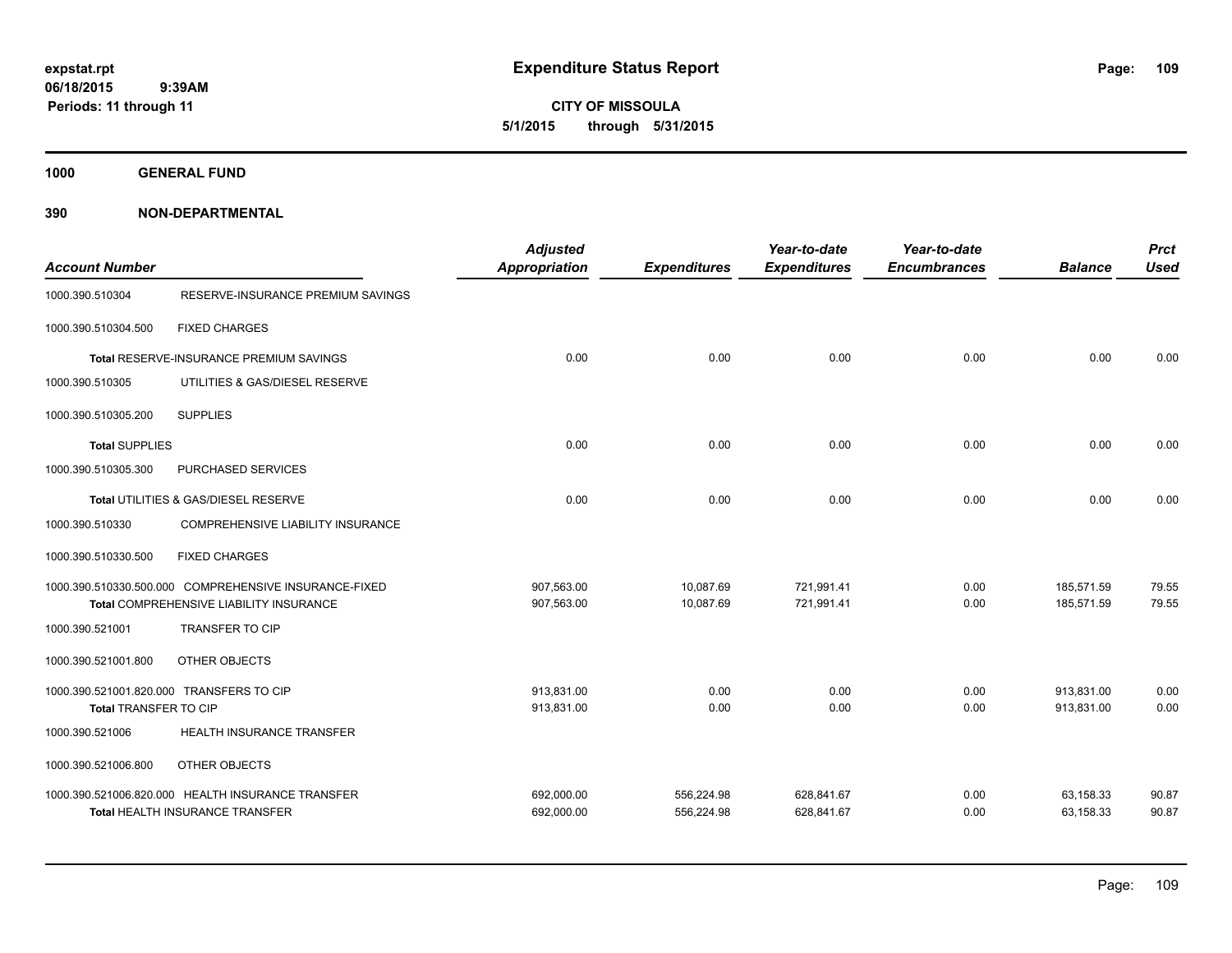**expstat.rpt**
**06/18/2015 9:39AM**
**Periods: 11 through 11**

# Expenditure Status Report

**CITY OF MISSOULA**
**5/1/2015 through 5/31/2015**

## 1000 GENERAL FUND

### 390 NON-DEPARTMENTAL

| Account Number | | Adjusted Appropriation | Expenditures | Year-to-date Expenditures | Year-to-date Encumbrances | Balance | Prct Used |
|---|---|---|---|---|---|---|---|
| 1000.390.510304 | RESERVE-INSURANCE PREMIUM SAVINGS | | | | | | |
| 1000.390.510304.500 | FIXED CHARGES | | | | | | |
| **Total** RESERVE-INSURANCE PREMIUM SAVINGS | | 0.00 | 0.00 | 0.00 | 0.00 | 0.00 | 0.00 |
| 1000.390.510305 | UTILITIES & GAS/DIESEL RESERVE | | | | | | |
| 1000.390.510305.200 | SUPPLIES | | | | | | |
| **Total** SUPPLIES | | 0.00 | 0.00 | 0.00 | 0.00 | 0.00 | 0.00 |
| 1000.390.510305.300 | PURCHASED SERVICES | | | | | | |
| **Total** UTILITIES & GAS/DIESEL RESERVE | | 0.00 | 0.00 | 0.00 | 0.00 | 0.00 | 0.00 |
| 1000.390.510330 | COMPREHENSIVE LIABILITY INSURANCE | | | | | | |
| 1000.390.510330.500 | FIXED CHARGES | | | | | | |
| 1000.390.510330.500.000 | COMPREHENSIVE INSURANCE-FIXED | 907,563.00 | 10,087.69 | 721,991.41 | 0.00 | 185,571.59 | 79.55 |
| **Total** COMPREHENSIVE LIABILITY INSURANCE | | 907,563.00 | 10,087.69 | 721,991.41 | 0.00 | 185,571.59 | 79.55 |
| 1000.390.521001 | TRANSFER TO CIP | | | | | | |
| 1000.390.521001.800 | OTHER OBJECTS | | | | | | |
| 1000.390.521001.820.000 | TRANSFERS TO CIP | 913,831.00 | 0.00 | 0.00 | 0.00 | 913,831.00 | 0.00 |
| **Total** TRANSFER TO CIP | | 913,831.00 | 0.00 | 0.00 | 0.00 | 913,831.00 | 0.00 |
| 1000.390.521006 | HEALTH INSURANCE TRANSFER | | | | | | |
| 1000.390.521006.800 | OTHER OBJECTS | | | | | | |
| 1000.390.521006.820.000 | HEALTH INSURANCE TRANSFER | 692,000.00 | 556,224.98 | 628,841.67 | 0.00 | 63,158.33 | 90.87 |
| **Total** HEALTH INSURANCE TRANSFER | | 692,000.00 | 556,224.98 | 628,841.67 | 0.00 | 63,158.33 | 90.87 |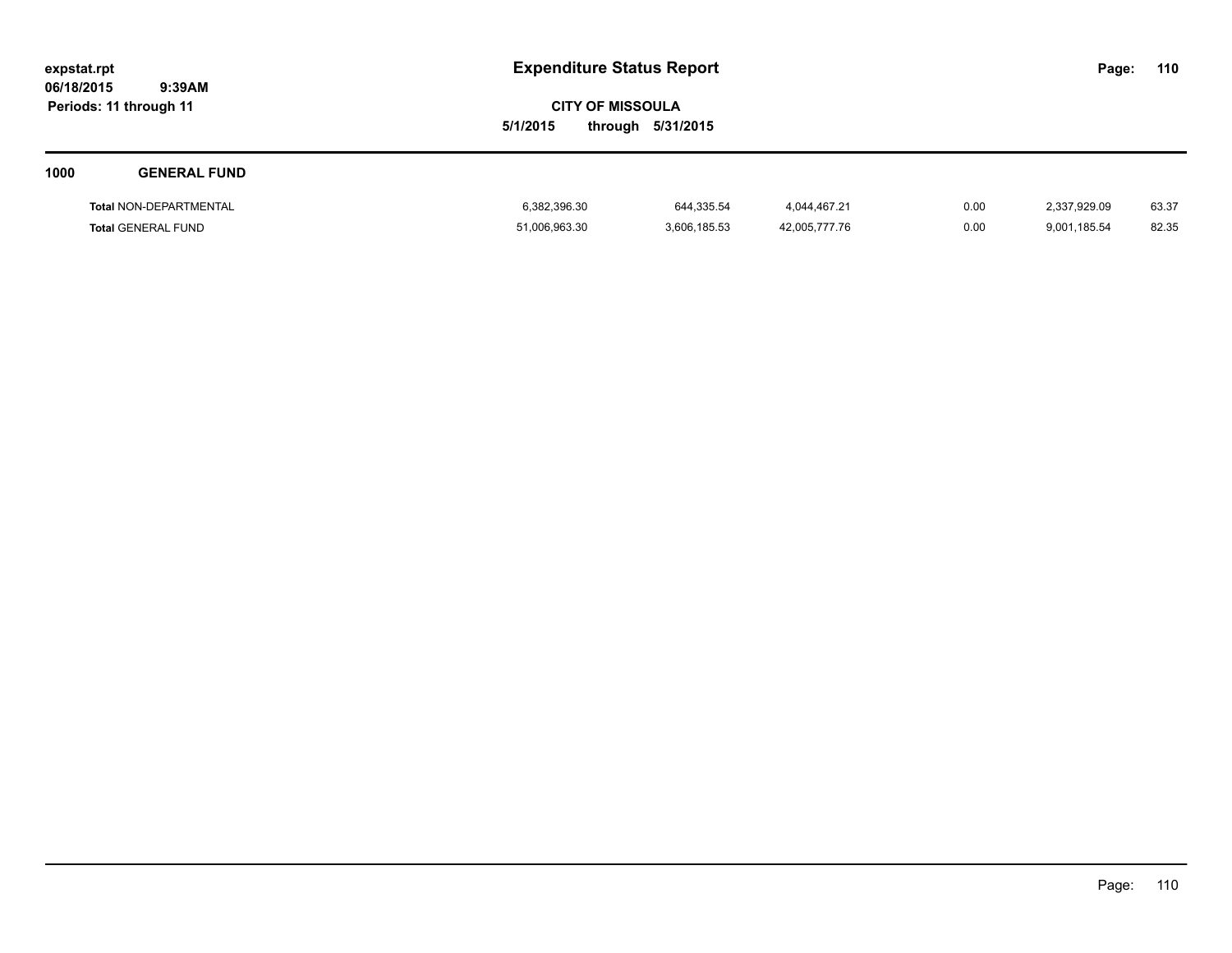**Expenditure Status Report**

**CITY OF MISSOULA**

**5/1/2015 through 5/31/2015**

expstat.rpt
06/18/2015 9:39AM
Periods: 11 through 11

## 1000 GENERAL FUND

| | | | | | | |
|---|---|---|---|---|---|---|
| **Total** NON-DEPARTMENTAL | 6,382,396.30 | 644,335.54 | 4,044,467.21 | 0.00 | 2,337,929.09 | 63.37 |
| **Total** GENERAL FUND | 51,006,963.30 | 3,606,185.53 | 42,005,777.76 | 0.00 | 9,001,185.54 | 82.35 |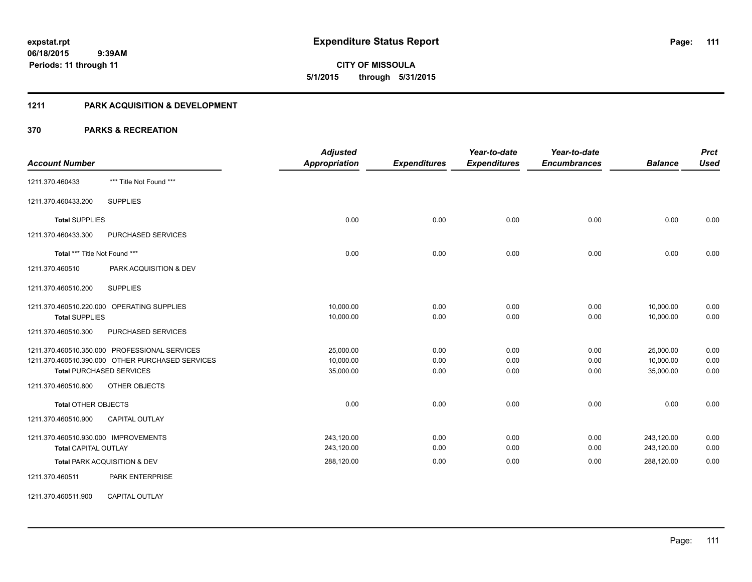**expstat.rpt**
**06/18/2015 9:39AM**
**Periods: 11 through 11**

# Expenditure Status Report

**CITY OF MISSOULA**
**5/1/2015 through 5/31/2015**

## 1211 PARK ACQUISITION & DEVELOPMENT

## 370 PARKS & RECREATION

| Account Number | | Adjusted Appropriation | Expenditures | Year-to-date Expenditures | Year-to-date Encumbrances | Balance | Prct Used |
|---|---|---|---|---|---|---|---|
| 1211.370.460433 | *** Title Not Found *** | | | | | | |
| 1211.370.460433.200 | SUPPLIES | | | | | | |
| **Total** SUPPLIES | | 0.00 | 0.00 | 0.00 | 0.00 | 0.00 | 0.00 |
| 1211.370.460433.300 | PURCHASED SERVICES | | | | | | |
| **Total** *** Title Not Found *** | | 0.00 | 0.00 | 0.00 | 0.00 | 0.00 | 0.00 |
| 1211.370.460510 | PARK ACQUISITION & DEV | | | | | | |
| 1211.370.460510.200 | SUPPLIES | | | | | | |
| 1211.370.460510.220.000 | OPERATING SUPPLIES | 10,000.00 | 0.00 | 0.00 | 0.00 | 10,000.00 | 0.00 |
| **Total** SUPPLIES | | 10,000.00 | 0.00 | 0.00 | 0.00 | 10,000.00 | 0.00 |
| 1211.370.460510.300 | PURCHASED SERVICES | | | | | | |
| 1211.370.460510.350.000 | PROFESSIONAL SERVICES | 25,000.00 | 0.00 | 0.00 | 0.00 | 25,000.00 | 0.00 |
| 1211.370.460510.390.000 | OTHER PURCHASED SERVICES | 10,000.00 | 0.00 | 0.00 | 0.00 | 10,000.00 | 0.00 |
| **Total** PURCHASED SERVICES | | 35,000.00 | 0.00 | 0.00 | 0.00 | 35,000.00 | 0.00 |
| 1211.370.460510.800 | OTHER OBJECTS | | | | | | |
| **Total** OTHER OBJECTS | | 0.00 | 0.00 | 0.00 | 0.00 | 0.00 | 0.00 |
| 1211.370.460510.900 | CAPITAL OUTLAY | | | | | | |
| 1211.370.460510.930.000 | IMPROVEMENTS | 243,120.00 | 0.00 | 0.00 | 0.00 | 243,120.00 | 0.00 |
| **Total** CAPITAL OUTLAY | | 243,120.00 | 0.00 | 0.00 | 0.00 | 243,120.00 | 0.00 |
| **Total** PARK ACQUISITION & DEV | | 288,120.00 | 0.00 | 0.00 | 0.00 | 288,120.00 | 0.00 |
| 1211.370.460511 | PARK ENTERPRISE | | | | | | |
| 1211.370.460511.900 | CAPITAL OUTLAY | | | | | | |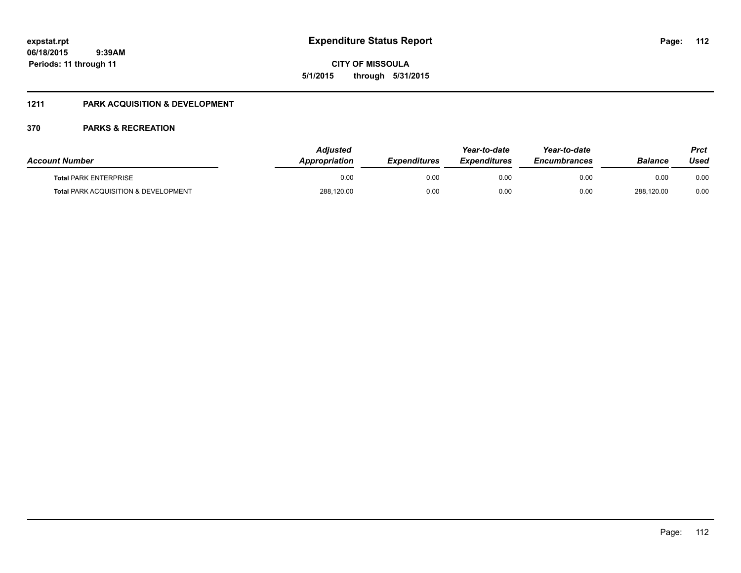## 1211 PARK ACQUISITION & DEVELOPMENT

### 370 PARKS & RECREATION

| Account Number | Adjusted Appropriation | Expenditures | Year-to-date Expenditures | Year-to-date Encumbrances | Balance | Prct Used |
|---|---|---|---|---|---|---|
| **Total** PARK ENTERPRISE | 0.00 | 0.00 | 0.00 | 0.00 | 0.00 | 0.00 |
| **Total** PARK ACQUISITION & DEVELOPMENT | 288,120.00 | 0.00 | 0.00 | 0.00 | 288,120.00 | 0.00 |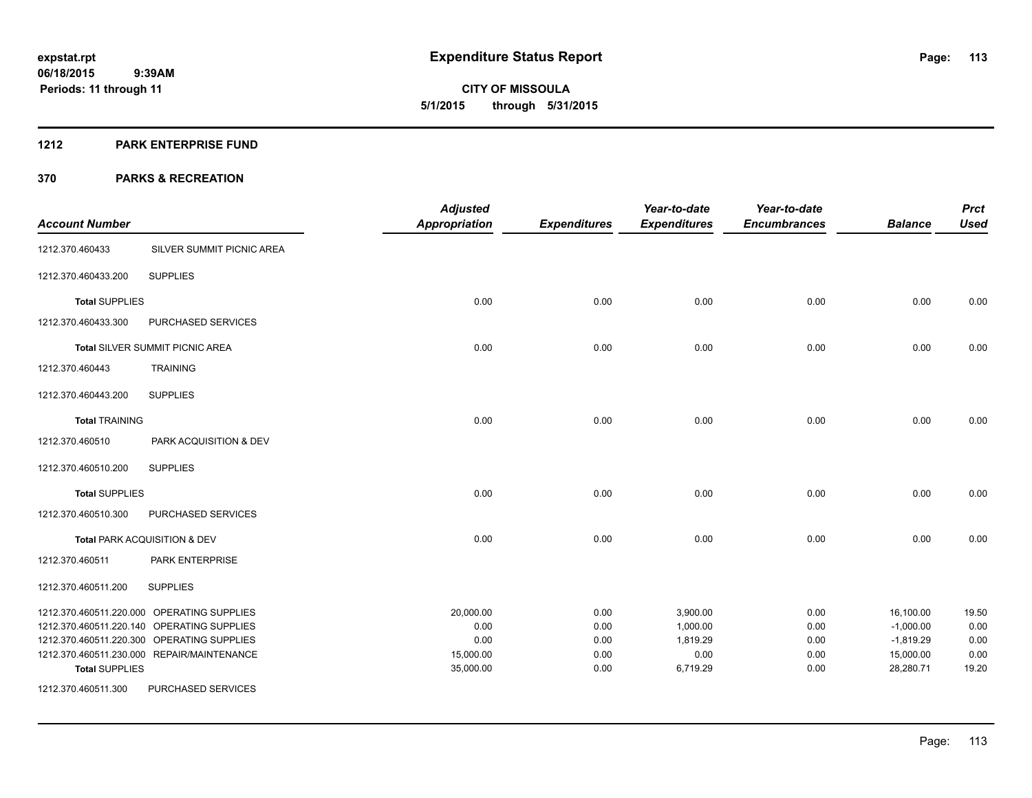**expstat.rpt**
**06/18/2015 9:39AM**
**Periods: 11 through 11**

# Expenditure Status Report

**CITY OF MISSOULA**
**5/1/2015 through 5/31/2015**

## 1212 PARK ENTERPRISE FUND

## 370 PARKS & RECREATION

| Account Number | | Adjusted Appropriation | Expenditures | Year-to-date Expenditures | Year-to-date Encumbrances | Balance | Prct Used |
|---|---|---|---|---|---|---|---|
| 1212.370.460433 | SILVER SUMMIT PICNIC AREA | | | | | | |
| 1212.370.460433.200 | SUPPLIES | | | | | | |
| **Total** SUPPLIES | | 0.00 | 0.00 | 0.00 | 0.00 | 0.00 | 0.00 |
| 1212.370.460433.300 | PURCHASED SERVICES | | | | | | |
| **Total** SILVER SUMMIT PICNIC AREA | | 0.00 | 0.00 | 0.00 | 0.00 | 0.00 | 0.00 |
| 1212.370.460443 | TRAINING | | | | | | |
| 1212.370.460443.200 | SUPPLIES | | | | | | |
| **Total** TRAINING | | 0.00 | 0.00 | 0.00 | 0.00 | 0.00 | 0.00 |
| 1212.370.460510 | PARK ACQUISITION & DEV | | | | | | |
| 1212.370.460510.200 | SUPPLIES | | | | | | |
| **Total** SUPPLIES | | 0.00 | 0.00 | 0.00 | 0.00 | 0.00 | 0.00 |
| 1212.370.460510.300 | PURCHASED SERVICES | | | | | | |
| **Total** PARK ACQUISITION & DEV | | 0.00 | 0.00 | 0.00 | 0.00 | 0.00 | 0.00 |
| 1212.370.460511 | PARK ENTERPRISE | | | | | | |
| 1212.370.460511.200 | SUPPLIES | | | | | | |
| 1212.370.460511.220.000 | OPERATING SUPPLIES | 20,000.00 | 0.00 | 3,900.00 | 0.00 | 16,100.00 | 19.50 |
| 1212.370.460511.220.140 | OPERATING SUPPLIES | 0.00 | 0.00 | 1,000.00 | 0.00 | -1,000.00 | 0.00 |
| 1212.370.460511.220.300 | OPERATING SUPPLIES | 0.00 | 0.00 | 1,819.29 | 0.00 | -1,819.29 | 0.00 |
| 1212.370.460511.230.000 | REPAIR/MAINTENANCE | 15,000.00 | 0.00 | 0.00 | 0.00 | 15,000.00 | 0.00 |
| **Total** SUPPLIES | | 35,000.00 | 0.00 | 6,719.29 | 0.00 | 28,280.71 | 19.20 |
| 1212.370.460511.300 | PURCHASED SERVICES | | | | | | |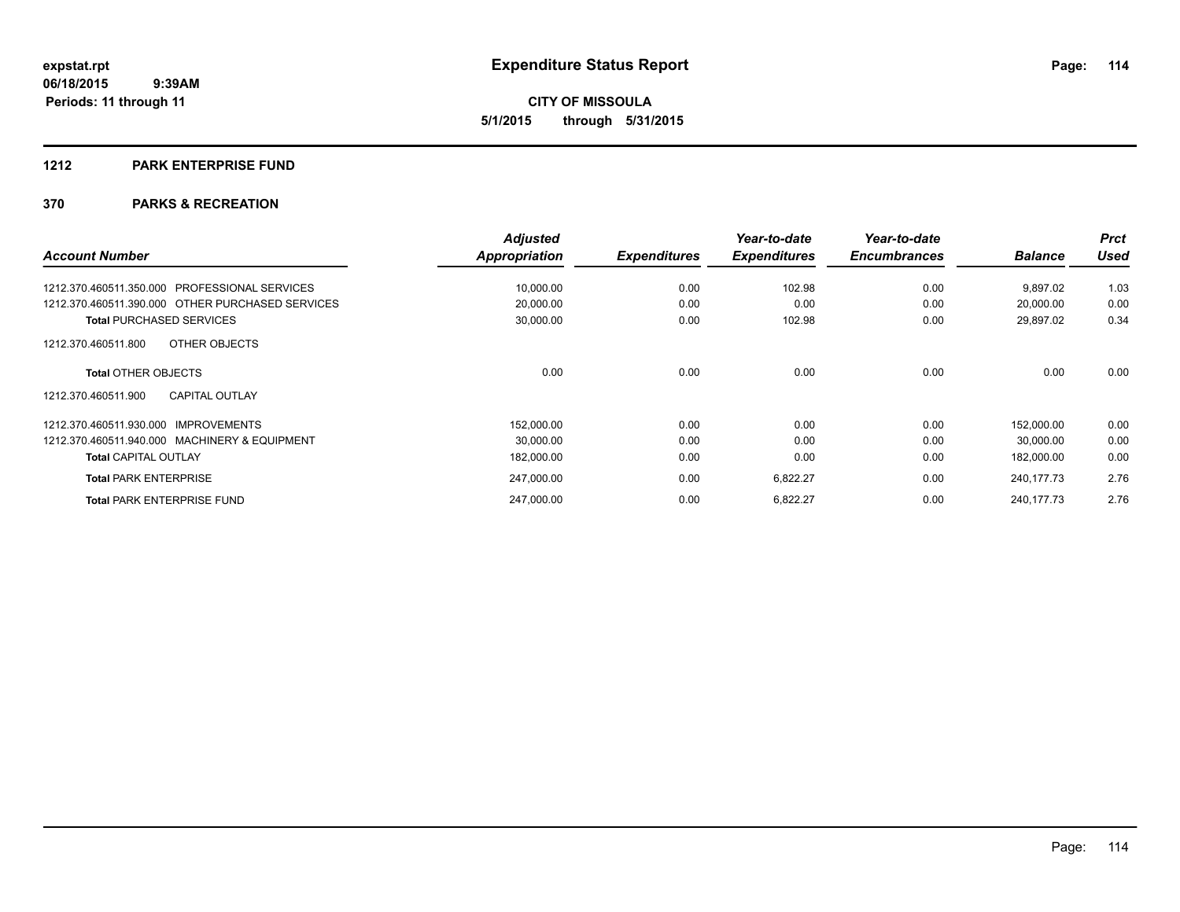**expstat.rpt**
**06/18/2015 9:39AM**
**Periods: 11 through 11**

# Expenditure Status Report

**CITY OF MISSOULA**
**5/1/2015 through 5/31/2015**

## 1212 PARK ENTERPRISE FUND

## 370 PARKS & RECREATION

| Account Number | Adjusted Appropriation | Expenditures | Year-to-date Expenditures | Year-to-date Encumbrances | Balance | Prct Used |
|---|---|---|---|---|---|---|
| 1212.370.460511.350.000 PROFESSIONAL SERVICES | 10,000.00 | 0.00 | 102.98 | 0.00 | 9,897.02 | 1.03 |
| 1212.370.460511.390.000 OTHER PURCHASED SERVICES | 20,000.00 | 0.00 | 0.00 | 0.00 | 20,000.00 | 0.00 |
| **Total** PURCHASED SERVICES | 30,000.00 | 0.00 | 102.98 | 0.00 | 29,897.02 | 0.34 |
| 1212.370.460511.800 OTHER OBJECTS | | | | | | |
| **Total** OTHER OBJECTS | 0.00 | 0.00 | 0.00 | 0.00 | 0.00 | 0.00 |
| 1212.370.460511.900 CAPITAL OUTLAY | | | | | | |
| 1212.370.460511.930.000 IMPROVEMENTS | 152,000.00 | 0.00 | 0.00 | 0.00 | 152,000.00 | 0.00 |
| 1212.370.460511.940.000 MACHINERY & EQUIPMENT | 30,000.00 | 0.00 | 0.00 | 0.00 | 30,000.00 | 0.00 |
| **Total** CAPITAL OUTLAY | 182,000.00 | 0.00 | 0.00 | 0.00 | 182,000.00 | 0.00 |
| **Total** PARK ENTERPRISE | 247,000.00 | 0.00 | 6,822.27 | 0.00 | 240,177.73 | 2.76 |
| **Total** PARK ENTERPRISE FUND | 247,000.00 | 0.00 | 6,822.27 | 0.00 | 240,177.73 | 2.76 |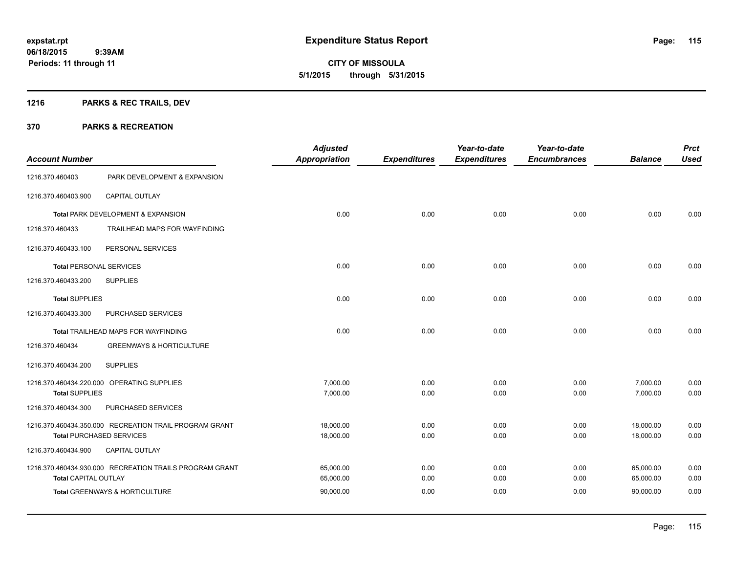**expstat.rpt**
**06/18/2015 9:39AM**
**Periods: 11 through 11**

# Expenditure Status Report

**CITY OF MISSOULA**
**5/1/2015 through 5/31/2015**

## 1216 PARKS & REC TRAILS, DEV

## 370 PARKS & RECREATION

| Account Number | | Adjusted Appropriation | Expenditures | Year-to-date Expenditures | Year-to-date Encumbrances | Balance | Prct Used |
|---|---|---|---|---|---|---|---|
| 1216.370.460403 | PARK DEVELOPMENT & EXPANSION | | | | | | |
| 1216.370.460403.900 | CAPITAL OUTLAY | | | | | | |
| **Total** PARK DEVELOPMENT & EXPANSION | | 0.00 | 0.00 | 0.00 | 0.00 | 0.00 | 0.00 |
| 1216.370.460433 | TRAILHEAD MAPS FOR WAYFINDING | | | | | | |
| 1216.370.460433.100 | PERSONAL SERVICES | | | | | | |
| **Total** PERSONAL SERVICES | | 0.00 | 0.00 | 0.00 | 0.00 | 0.00 | 0.00 |
| 1216.370.460433.200 | SUPPLIES | | | | | | |
| **Total** SUPPLIES | | 0.00 | 0.00 | 0.00 | 0.00 | 0.00 | 0.00 |
| 1216.370.460433.300 | PURCHASED SERVICES | | | | | | |
| **Total** TRAILHEAD MAPS FOR WAYFINDING | | 0.00 | 0.00 | 0.00 | 0.00 | 0.00 | 0.00 |
| 1216.370.460434 | GREENWAYS & HORTICULTURE | | | | | | |
| 1216.370.460434.200 | SUPPLIES | | | | | | |
| 1216.370.460434.220.000 | OPERATING SUPPLIES | 7,000.00 | 0.00 | 0.00 | 0.00 | 7,000.00 | 0.00 |
| **Total** SUPPLIES | | 7,000.00 | 0.00 | 0.00 | 0.00 | 7,000.00 | 0.00 |
| 1216.370.460434.300 | PURCHASED SERVICES | | | | | | |
| 1216.370.460434.350.000 | RECREATION TRAIL PROGRAM GRANT | 18,000.00 | 0.00 | 0.00 | 0.00 | 18,000.00 | 0.00 |
| **Total** PURCHASED SERVICES | | 18,000.00 | 0.00 | 0.00 | 0.00 | 18,000.00 | 0.00 |
| 1216.370.460434.900 | CAPITAL OUTLAY | | | | | | |
| 1216.370.460434.930.000 | RECREATION TRAILS PROGRAM GRANT | 65,000.00 | 0.00 | 0.00 | 0.00 | 65,000.00 | 0.00 |
| **Total** CAPITAL OUTLAY | | 65,000.00 | 0.00 | 0.00 | 0.00 | 65,000.00 | 0.00 |
| **Total** GREENWAYS & HORTICULTURE | | 90,000.00 | 0.00 | 0.00 | 0.00 | 90,000.00 | 0.00 |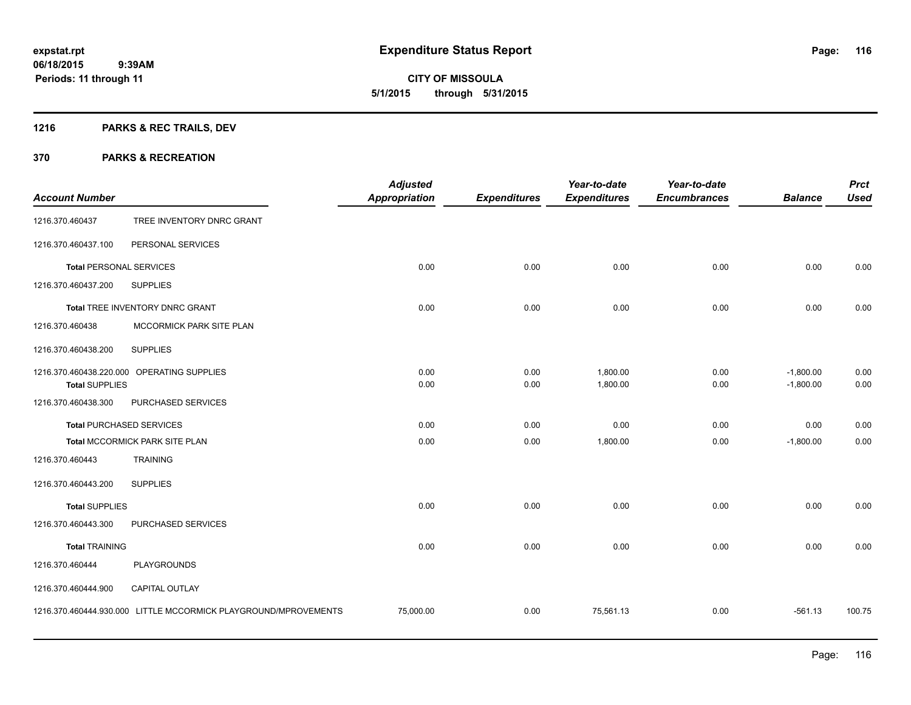**Expenditure Status Report**

**CITY OF MISSOULA**
**5/1/2015 through 5/31/2015**

expstat.rpt
06/18/2015 9:39AM
Periods: 11 through 11

## 1216 PARKS & REC TRAILS, DEV

## 370 PARKS & RECREATION

| Account Number | | Adjusted Appropriation | Expenditures | Year-to-date Expenditures | Year-to-date Encumbrances | Balance | Prct Used |
|---|---|---|---|---|---|---|---|
| 1216.370.460437 | TREE INVENTORY DNRC GRANT | | | | | | |
| 1216.370.460437.100 | PERSONAL SERVICES | | | | | | |
| **Total** PERSONAL SERVICES | | 0.00 | 0.00 | 0.00 | 0.00 | 0.00 | 0.00 |
| 1216.370.460437.200 | SUPPLIES | | | | | | |
| **Total** TREE INVENTORY DNRC GRANT | | 0.00 | 0.00 | 0.00 | 0.00 | 0.00 | 0.00 |
| 1216.370.460438 | MCCORMICK PARK SITE PLAN | | | | | | |
| 1216.370.460438.200 | SUPPLIES | | | | | | |
| 1216.370.460438.220.000 | OPERATING SUPPLIES | 0.00 | 0.00 | 1,800.00 | 0.00 | -1,800.00 | 0.00 |
| **Total** SUPPLIES | | 0.00 | 0.00 | 1,800.00 | 0.00 | -1,800.00 | 0.00 |
| 1216.370.460438.300 | PURCHASED SERVICES | | | | | | |
| **Total** PURCHASED SERVICES | | 0.00 | 0.00 | 0.00 | 0.00 | 0.00 | 0.00 |
| **Total** MCCORMICK PARK SITE PLAN | | 0.00 | 0.00 | 1,800.00 | 0.00 | -1,800.00 | 0.00 |
| 1216.370.460443 | TRAINING | | | | | | |
| 1216.370.460443.200 | SUPPLIES | | | | | | |
| **Total** SUPPLIES | | 0.00 | 0.00 | 0.00 | 0.00 | 0.00 | 0.00 |
| 1216.370.460443.300 | PURCHASED SERVICES | | | | | | |
| **Total** TRAINING | | 0.00 | 0.00 | 0.00 | 0.00 | 0.00 | 0.00 |
| 1216.370.460444 | PLAYGROUNDS | | | | | | |
| 1216.370.460444.900 | CAPITAL OUTLAY | | | | | | |
| 1216.370.460444.930.000 | LITTLE MCCORMICK PLAYGROUND/MPROVEMENTS | 75,000.00 | 0.00 | 75,561.13 | 0.00 | -561.13 | 100.75 |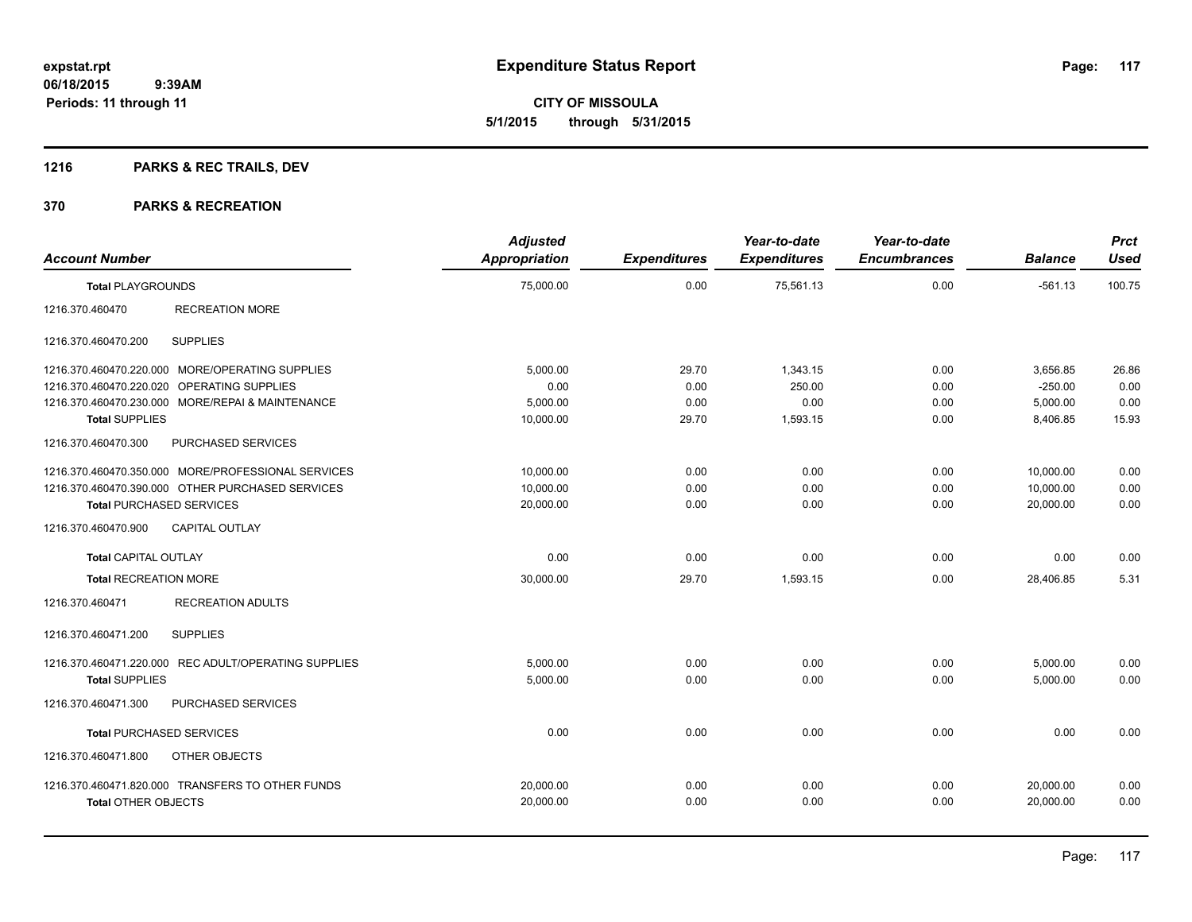# Expenditure Status Report

expstat.rpt
06/18/2015 9:39AM
Periods: 11 through 11

**CITY OF MISSOULA**
**5/1/2015 through 5/31/2015**

## 1216 PARKS & REC TRAILS, DEV

## 370 PARKS & RECREATION

| Account Number | Adjusted Appropriation | Expenditures | Year-to-date Expenditures | Year-to-date Encumbrances | Balance | Prct Used |
|---|---|---|---|---|---|---|
| **Total** PLAYGROUNDS | 75,000.00 | 0.00 | 75,561.13 | 0.00 | -561.13 | 100.75 |
| 1216.370.460470 RECREATION MORE | | | | | | |
| 1216.370.460470.200 SUPPLIES | | | | | | |
| 1216.370.460470.220.000 MORE/OPERATING SUPPLIES | 5,000.00 | 29.70 | 1,343.15 | 0.00 | 3,656.85 | 26.86 |
| 1216.370.460470.220.020 OPERATING SUPPLIES | 0.00 | 0.00 | 250.00 | 0.00 | -250.00 | 0.00 |
| 1216.370.460470.230.000 MORE/REPAI & MAINTENANCE | 5,000.00 | 0.00 | 0.00 | 0.00 | 5,000.00 | 0.00 |
| **Total** SUPPLIES | 10,000.00 | 29.70 | 1,593.15 | 0.00 | 8,406.85 | 15.93 |
| 1216.370.460470.300 PURCHASED SERVICES | | | | | | |
| 1216.370.460470.350.000 MORE/PROFESSIONAL SERVICES | 10,000.00 | 0.00 | 0.00 | 0.00 | 10,000.00 | 0.00 |
| 1216.370.460470.390.000 OTHER PURCHASED SERVICES | 10,000.00 | 0.00 | 0.00 | 0.00 | 10,000.00 | 0.00 |
| **Total** PURCHASED SERVICES | 20,000.00 | 0.00 | 0.00 | 0.00 | 20,000.00 | 0.00 |
| 1216.370.460470.900 CAPITAL OUTLAY | | | | | | |
| **Total** CAPITAL OUTLAY | 0.00 | 0.00 | 0.00 | 0.00 | 0.00 | 0.00 |
| **Total** RECREATION MORE | 30,000.00 | 29.70 | 1,593.15 | 0.00 | 28,406.85 | 5.31 |
| 1216.370.460471 RECREATION ADULTS | | | | | | |
| 1216.370.460471.200 SUPPLIES | | | | | | |
| 1216.370.460471.220.000 REC ADULT/OPERATING SUPPLIES | 5,000.00 | 0.00 | 0.00 | 0.00 | 5,000.00 | 0.00 |
| **Total** SUPPLIES | 5,000.00 | 0.00 | 0.00 | 0.00 | 5,000.00 | 0.00 |
| 1216.370.460471.300 PURCHASED SERVICES | | | | | | |
| **Total** PURCHASED SERVICES | 0.00 | 0.00 | 0.00 | 0.00 | 0.00 | 0.00 |
| 1216.370.460471.800 OTHER OBJECTS | | | | | | |
| 1216.370.460471.820.000 TRANSFERS TO OTHER FUNDS | 20,000.00 | 0.00 | 0.00 | 0.00 | 20,000.00 | 0.00 |
| **Total** OTHER OBJECTS | 20,000.00 | 0.00 | 0.00 | 0.00 | 20,000.00 | 0.00 |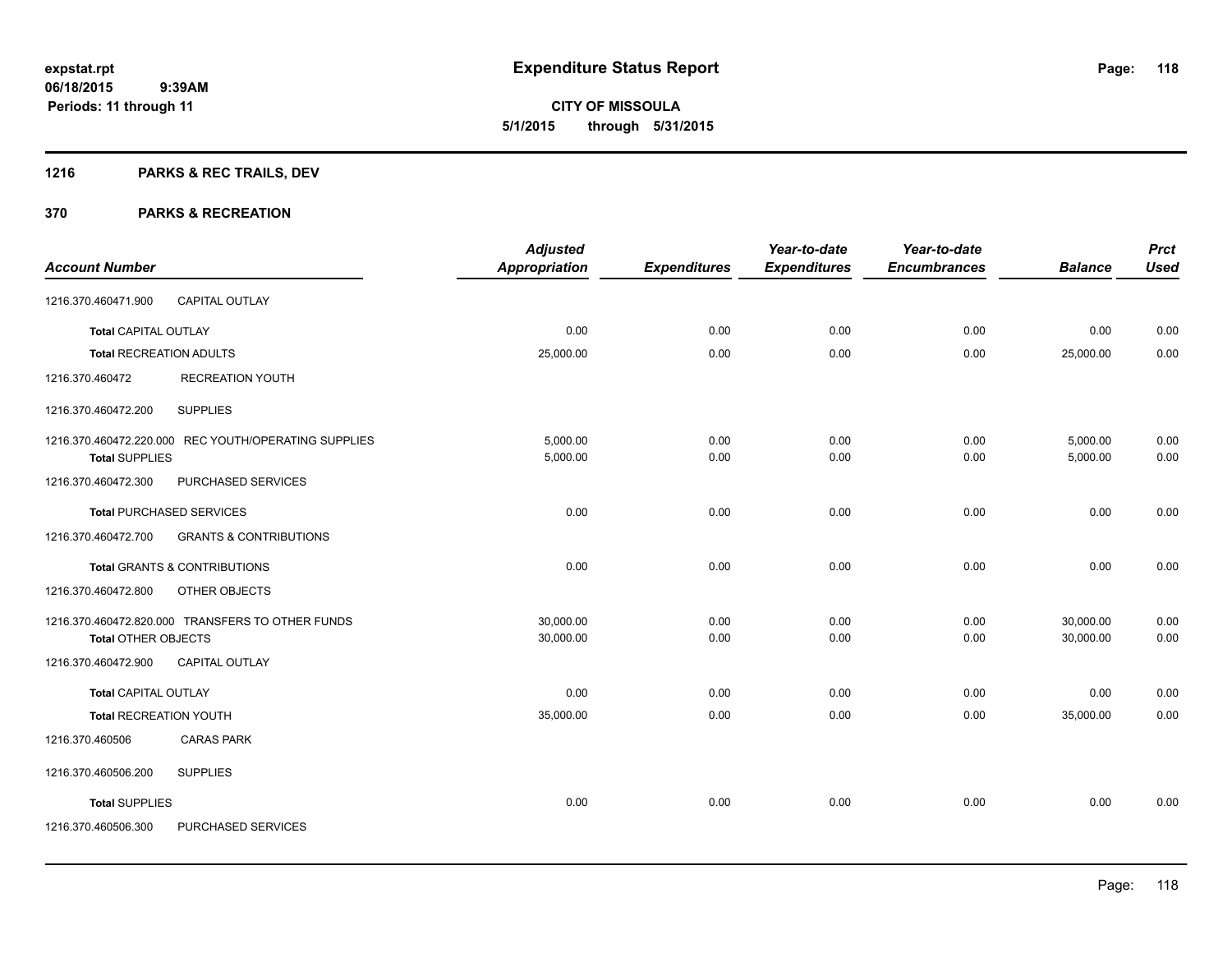**expstat.rpt**
**06/18/2015 9:39AM**
**Periods: 11 through 11**

# Expenditure Status Report

**CITY OF MISSOULA**
**5/1/2015 through 5/31/2015**

## 1216 PARKS & REC TRAILS, DEV

## 370 PARKS & RECREATION

| Account Number | | Adjusted Appropriation | Expenditures | Year-to-date Expenditures | Year-to-date Encumbrances | Balance | Prct Used |
|---|---|---|---|---|---|---|---|
| 1216.370.460471.900 | CAPITAL OUTLAY | | | | | | |
| **Total** CAPITAL OUTLAY | | 0.00 | 0.00 | 0.00 | 0.00 | 0.00 | 0.00 |
| **Total** RECREATION ADULTS | | 25,000.00 | 0.00 | 0.00 | 0.00 | 25,000.00 | 0.00 |
| 1216.370.460472 | RECREATION YOUTH | | | | | | |
| 1216.370.460472.200 | SUPPLIES | | | | | | |
| 1216.370.460472.220.000 | REC YOUTH/OPERATING SUPPLIES | 5,000.00 | 0.00 | 0.00 | 0.00 | 5,000.00 | 0.00 |
| **Total** SUPPLIES | | 5,000.00 | 0.00 | 0.00 | 0.00 | 5,000.00 | 0.00 |
| 1216.370.460472.300 | PURCHASED SERVICES | | | | | | |
| **Total** PURCHASED SERVICES | | 0.00 | 0.00 | 0.00 | 0.00 | 0.00 | 0.00 |
| 1216.370.460472.700 | GRANTS & CONTRIBUTIONS | | | | | | |
| **Total** GRANTS & CONTRIBUTIONS | | 0.00 | 0.00 | 0.00 | 0.00 | 0.00 | 0.00 |
| 1216.370.460472.800 | OTHER OBJECTS | | | | | | |
| 1216.370.460472.820.000 | TRANSFERS TO OTHER FUNDS | 30,000.00 | 0.00 | 0.00 | 0.00 | 30,000.00 | 0.00 |
| **Total** OTHER OBJECTS | | 30,000.00 | 0.00 | 0.00 | 0.00 | 30,000.00 | 0.00 |
| 1216.370.460472.900 | CAPITAL OUTLAY | | | | | | |
| **Total** CAPITAL OUTLAY | | 0.00 | 0.00 | 0.00 | 0.00 | 0.00 | 0.00 |
| **Total** RECREATION YOUTH | | 35,000.00 | 0.00 | 0.00 | 0.00 | 35,000.00 | 0.00 |
| 1216.370.460506 | CARAS PARK | | | | | | |
| 1216.370.460506.200 | SUPPLIES | | | | | | |
| **Total** SUPPLIES | | 0.00 | 0.00 | 0.00 | 0.00 | 0.00 | 0.00 |
| 1216.370.460506.300 | PURCHASED SERVICES | | | | | | |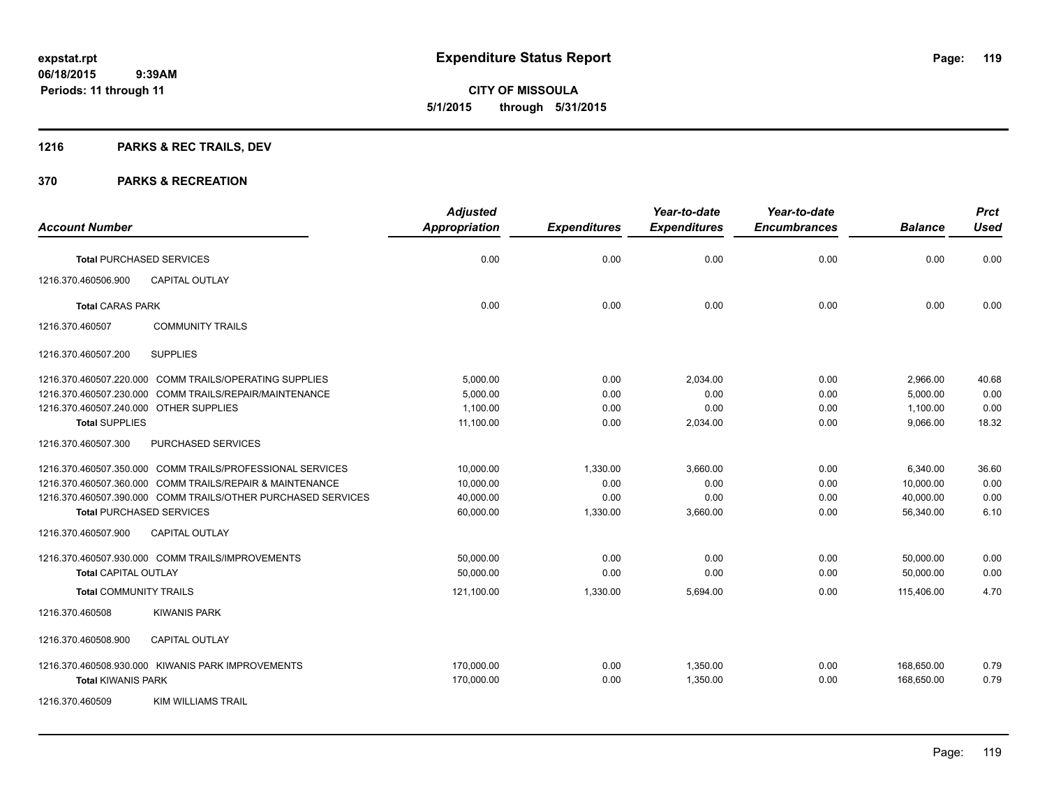# Expenditure Status Report

**CITY OF MISSOULA**

**5/1/2015 through 5/31/2015**

expstat.rpt
06/18/2015 9:39AM
Periods: 11 through 11

## 1216 PARKS & REC TRAILS, DEV

## 370 PARKS & RECREATION

| Account Number | Adjusted Appropriation | Expenditures | Year-to-date Expenditures | Year-to-date Encumbrances | Balance | Prct Used |
|---|---|---|---|---|---|---|
| **Total** PURCHASED SERVICES | 0.00 | 0.00 | 0.00 | 0.00 | 0.00 | 0.00 |
| 1216.370.460506.900 CAPITAL OUTLAY | | | | | | |
| **Total** CARAS PARK | 0.00 | 0.00 | 0.00 | 0.00 | 0.00 | 0.00 |
| 1216.370.460507 COMMUNITY TRAILS | | | | | | |
| 1216.370.460507.200 SUPPLIES | | | | | | |
| 1216.370.460507.220.000 COMM TRAILS/OPERATING SUPPLIES | 5,000.00 | 0.00 | 2,034.00 | 0.00 | 2,966.00 | 40.68 |
| 1216.370.460507.230.000 COMM TRAILS/REPAIR/MAINTENANCE | 5,000.00 | 0.00 | 0.00 | 0.00 | 5,000.00 | 0.00 |
| 1216.370.460507.240.000 OTHER SUPPLIES | 1,100.00 | 0.00 | 0.00 | 0.00 | 1,100.00 | 0.00 |
| **Total** SUPPLIES | 11,100.00 | 0.00 | 2,034.00 | 0.00 | 9,066.00 | 18.32 |
| 1216.370.460507.300 PURCHASED SERVICES | | | | | | |
| 1216.370.460507.350.000 COMM TRAILS/PROFESSIONAL SERVICES | 10,000.00 | 1,330.00 | 3,660.00 | 0.00 | 6,340.00 | 36.60 |
| 1216.370.460507.360.000 COMM TRAILS/REPAIR & MAINTENANCE | 10,000.00 | 0.00 | 0.00 | 0.00 | 10,000.00 | 0.00 |
| 1216.370.460507.390.000 COMM TRAILS/OTHER PURCHASED SERVICES | 40,000.00 | 0.00 | 0.00 | 0.00 | 40,000.00 | 0.00 |
| **Total** PURCHASED SERVICES | 60,000.00 | 1,330.00 | 3,660.00 | 0.00 | 56,340.00 | 6.10 |
| 1216.370.460507.900 CAPITAL OUTLAY | | | | | | |
| 1216.370.460507.930.000 COMM TRAILS/IMPROVEMENTS | 50,000.00 | 0.00 | 0.00 | 0.00 | 50,000.00 | 0.00 |
| **Total** CAPITAL OUTLAY | 50,000.00 | 0.00 | 0.00 | 0.00 | 50,000.00 | 0.00 |
| **Total** COMMUNITY TRAILS | 121,100.00 | 1,330.00 | 5,694.00 | 0.00 | 115,406.00 | 4.70 |
| 1216.370.460508 KIWANIS PARK | | | | | | |
| 1216.370.460508.900 CAPITAL OUTLAY | | | | | | |
| 1216.370.460508.930.000 KIWANIS PARK IMPROVEMENTS | 170,000.00 | 0.00 | 1,350.00 | 0.00 | 168,650.00 | 0.79 |
| **Total** KIWANIS PARK | 170,000.00 | 0.00 | 1,350.00 | 0.00 | 168,650.00 | 0.79 |
| 1216.370.460509 KIM WILLIAMS TRAIL | | | | | | |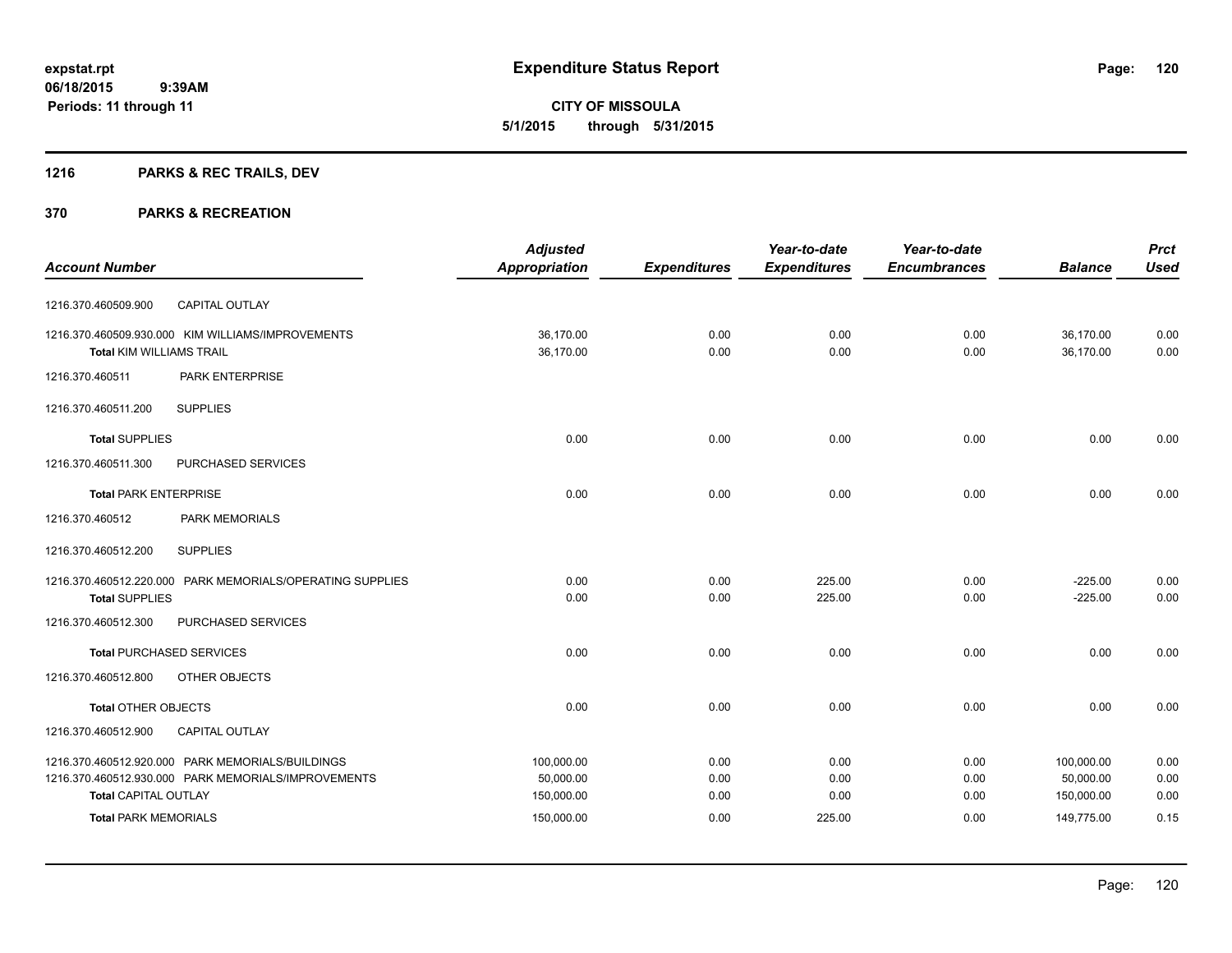# Expenditure Status Report

**CITY OF MISSOULA**

**5/1/2015 through 5/31/2015**

expstat.rpt
06/18/2015 9:39AM
Periods: 11 through 11

## 1216 PARKS & REC TRAILS, DEV

## 370 PARKS & RECREATION

| Account Number | | Adjusted Appropriation | Expenditures | Year-to-date Expenditures | Year-to-date Encumbrances | Balance | Prct Used |
|---|---|---|---|---|---|---|---|
| 1216.370.460509.900 | CAPITAL OUTLAY | | | | | | |
| 1216.370.460509.930.000 | KIM WILLIAMS/IMPROVEMENTS | 36,170.00 | 0.00 | 0.00 | 0.00 | 36,170.00 | 0.00 |
| **Total** KIM WILLIAMS TRAIL | | 36,170.00 | 0.00 | 0.00 | 0.00 | 36,170.00 | 0.00 |
| 1216.370.460511 | PARK ENTERPRISE | | | | | | |
| 1216.370.460511.200 | SUPPLIES | | | | | | |
| **Total** SUPPLIES | | 0.00 | 0.00 | 0.00 | 0.00 | 0.00 | 0.00 |
| 1216.370.460511.300 | PURCHASED SERVICES | | | | | | |
| **Total** PARK ENTERPRISE | | 0.00 | 0.00 | 0.00 | 0.00 | 0.00 | 0.00 |
| 1216.370.460512 | PARK MEMORIALS | | | | | | |
| 1216.370.460512.200 | SUPPLIES | | | | | | |
| 1216.370.460512.220.000 | PARK MEMORIALS/OPERATING SUPPLIES | 0.00 | 0.00 | 225.00 | 0.00 | -225.00 | 0.00 |
| **Total** SUPPLIES | | 0.00 | 0.00 | 225.00 | 0.00 | -225.00 | 0.00 |
| 1216.370.460512.300 | PURCHASED SERVICES | | | | | | |
| **Total** PURCHASED SERVICES | | 0.00 | 0.00 | 0.00 | 0.00 | 0.00 | 0.00 |
| 1216.370.460512.800 | OTHER OBJECTS | | | | | | |
| **Total** OTHER OBJECTS | | 0.00 | 0.00 | 0.00 | 0.00 | 0.00 | 0.00 |
| 1216.370.460512.900 | CAPITAL OUTLAY | | | | | | |
| 1216.370.460512.920.000 | PARK MEMORIALS/BUILDINGS | 100,000.00 | 0.00 | 0.00 | 0.00 | 100,000.00 | 0.00 |
| 1216.370.460512.930.000 | PARK MEMORIALS/IMPROVEMENTS | 50,000.00 | 0.00 | 0.00 | 0.00 | 50,000.00 | 0.00 |
| **Total** CAPITAL OUTLAY | | 150,000.00 | 0.00 | 0.00 | 0.00 | 150,000.00 | 0.00 |
| **Total** PARK MEMORIALS | | 150,000.00 | 0.00 | 225.00 | 0.00 | 149,775.00 | 0.15 |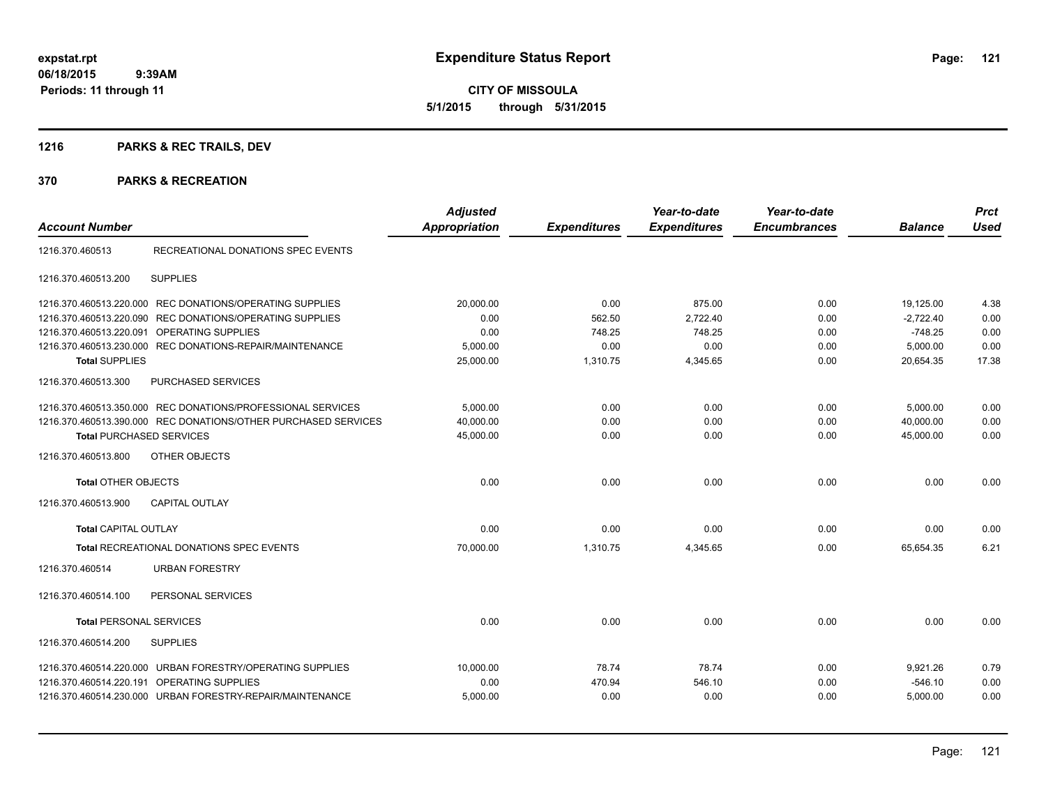**expstat.rpt**
**06/18/2015 9:39AM**
**Periods: 11 through 11**

# Expenditure Status Report

**CITY OF MISSOULA**
**5/1/2015 through 5/31/2015**

## 1216 PARKS & REC TRAILS, DEV

## 370 PARKS & RECREATION

| Account Number | | Adjusted Appropriation | Expenditures | Year-to-date Expenditures | Year-to-date Encumbrances | Balance | Prct Used |
|---|---|---|---|---|---|---|---|
| 1216.370.460513 | RECREATIONAL DONATIONS SPEC EVENTS | | | | | | |
| 1216.370.460513.200 | SUPPLIES | | | | | | |
| 1216.370.460513.220.000 | REC DONATIONS/OPERATING SUPPLIES | 20,000.00 | 0.00 | 875.00 | 0.00 | 19,125.00 | 4.38 |
| 1216.370.460513.220.090 | REC DONATIONS/OPERATING SUPPLIES | 0.00 | 562.50 | 2,722.40 | 0.00 | -2,722.40 | 0.00 |
| 1216.370.460513.220.091 | OPERATING SUPPLIES | 0.00 | 748.25 | 748.25 | 0.00 | -748.25 | 0.00 |
| 1216.370.460513.230.000 | REC DONATIONS-REPAIR/MAINTENANCE | 5,000.00 | 0.00 | 0.00 | 0.00 | 5,000.00 | 0.00 |
| **Total** SUPPLIES | | 25,000.00 | 1,310.75 | 4,345.65 | 0.00 | 20,654.35 | 17.38 |
| 1216.370.460513.300 | PURCHASED SERVICES | | | | | | |
| 1216.370.460513.350.000 | REC DONATIONS/PROFESSIONAL SERVICES | 5,000.00 | 0.00 | 0.00 | 0.00 | 5,000.00 | 0.00 |
| 1216.370.460513.390.000 | REC DONATIONS/OTHER PURCHASED SERVICES | 40,000.00 | 0.00 | 0.00 | 0.00 | 40,000.00 | 0.00 |
| **Total** PURCHASED SERVICES | | 45,000.00 | 0.00 | 0.00 | 0.00 | 45,000.00 | 0.00 |
| 1216.370.460513.800 | OTHER OBJECTS | | | | | | |
| **Total** OTHER OBJECTS | | 0.00 | 0.00 | 0.00 | 0.00 | 0.00 | 0.00 |
| 1216.370.460513.900 | CAPITAL OUTLAY | | | | | | |
| **Total** CAPITAL OUTLAY | | 0.00 | 0.00 | 0.00 | 0.00 | 0.00 | 0.00 |
| **Total** RECREATIONAL DONATIONS SPEC EVENTS | | 70,000.00 | 1,310.75 | 4,345.65 | 0.00 | 65,654.35 | 6.21 |
| 1216.370.460514 | URBAN FORESTRY | | | | | | |
| 1216.370.460514.100 | PERSONAL SERVICES | | | | | | |
| **Total** PERSONAL SERVICES | | 0.00 | 0.00 | 0.00 | 0.00 | 0.00 | 0.00 |
| 1216.370.460514.200 | SUPPLIES | | | | | | |
| 1216.370.460514.220.000 | URBAN FORESTRY/OPERATING SUPPLIES | 10,000.00 | 78.74 | 78.74 | 0.00 | 9,921.26 | 0.79 |
| 1216.370.460514.220.191 | OPERATING SUPPLIES | 0.00 | 470.94 | 546.10 | 0.00 | -546.10 | 0.00 |
| 1216.370.460514.230.000 | URBAN FORESTRY-REPAIR/MAINTENANCE | 5,000.00 | 0.00 | 0.00 | 0.00 | 5,000.00 | 0.00 |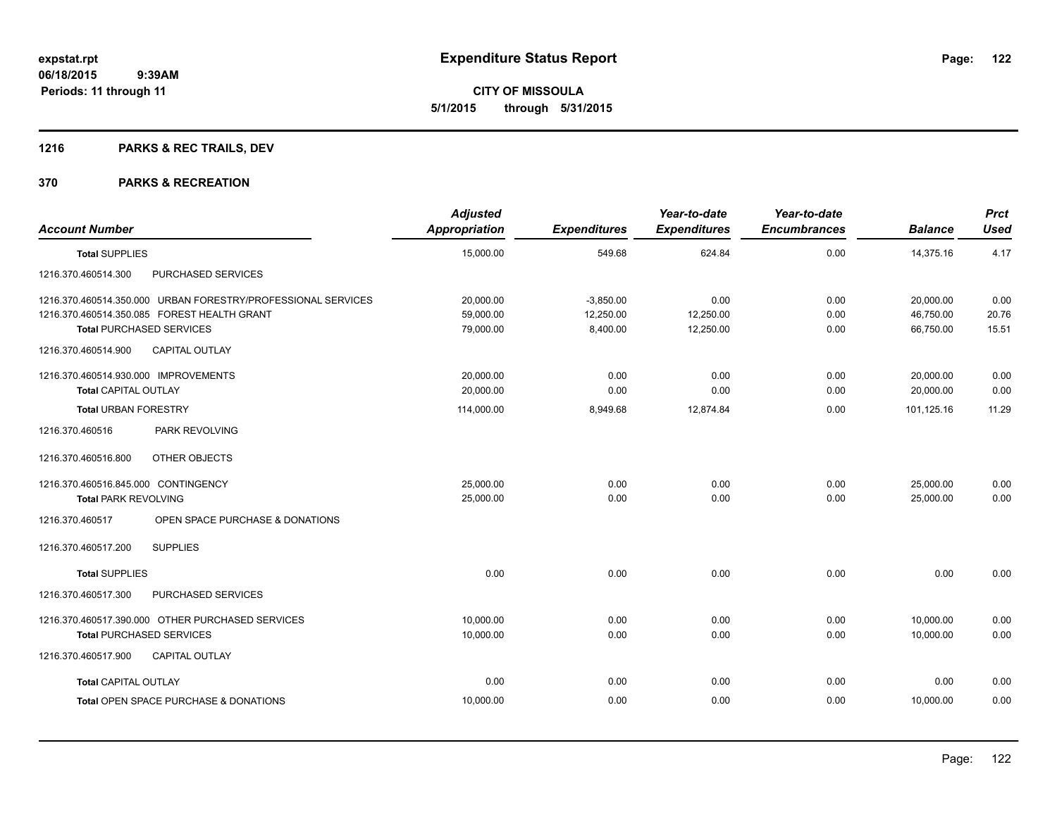# Expenditure Status Report

expstat.rpt
06/18/2015 9:39AM
Periods: 11 through 11

**CITY OF MISSOULA**
**5/1/2015 through 5/31/2015**

## 1216 PARKS & REC TRAILS, DEV

## 370 PARKS & RECREATION

| Account Number | Adjusted Appropriation | Expenditures | Year-to-date Expenditures | Year-to-date Encumbrances | Balance | Prct Used |
|---|---|---|---|---|---|---|
| **Total** SUPPLIES | 15,000.00 | 549.68 | 624.84 | 0.00 | 14,375.16 | 4.17 |
| 1216.370.460514.300 PURCHASED SERVICES | | | | | | |
| 1216.370.460514.350.000 URBAN FORESTRY/PROFESSIONAL SERVICES | 20,000.00 | -3,850.00 | 0.00 | 0.00 | 20,000.00 | 0.00 |
| 1216.370.460514.350.085 FOREST HEALTH GRANT | 59,000.00 | 12,250.00 | 12,250.00 | 0.00 | 46,750.00 | 20.76 |
| **Total** PURCHASED SERVICES | 79,000.00 | 8,400.00 | 12,250.00 | 0.00 | 66,750.00 | 15.51 |
| 1216.370.460514.900 CAPITAL OUTLAY | | | | | | |
| 1216.370.460514.930.000 IMPROVEMENTS | 20,000.00 | 0.00 | 0.00 | 0.00 | 20,000.00 | 0.00 |
| **Total** CAPITAL OUTLAY | 20,000.00 | 0.00 | 0.00 | 0.00 | 20,000.00 | 0.00 |
| **Total** URBAN FORESTRY | 114,000.00 | 8,949.68 | 12,874.84 | 0.00 | 101,125.16 | 11.29 |
| 1216.370.460516 PARK REVOLVING | | | | | | |
| 1216.370.460516.800 OTHER OBJECTS | | | | | | |
| 1216.370.460516.845.000 CONTINGENCY | 25,000.00 | 0.00 | 0.00 | 0.00 | 25,000.00 | 0.00 |
| **Total** PARK REVOLVING | 25,000.00 | 0.00 | 0.00 | 0.00 | 25,000.00 | 0.00 |
| 1216.370.460517 OPEN SPACE PURCHASE & DONATIONS | | | | | | |
| 1216.370.460517.200 SUPPLIES | | | | | | |
| **Total** SUPPLIES | 0.00 | 0.00 | 0.00 | 0.00 | 0.00 | 0.00 |
| 1216.370.460517.300 PURCHASED SERVICES | | | | | | |
| 1216.370.460517.390.000 OTHER PURCHASED SERVICES | 10,000.00 | 0.00 | 0.00 | 0.00 | 10,000.00 | 0.00 |
| **Total** PURCHASED SERVICES | 10,000.00 | 0.00 | 0.00 | 0.00 | 10,000.00 | 0.00 |
| 1216.370.460517.900 CAPITAL OUTLAY | | | | | | |
| **Total** CAPITAL OUTLAY | 0.00 | 0.00 | 0.00 | 0.00 | 0.00 | 0.00 |
| **Total** OPEN SPACE PURCHASE & DONATIONS | 10,000.00 | 0.00 | 0.00 | 0.00 | 10,000.00 | 0.00 |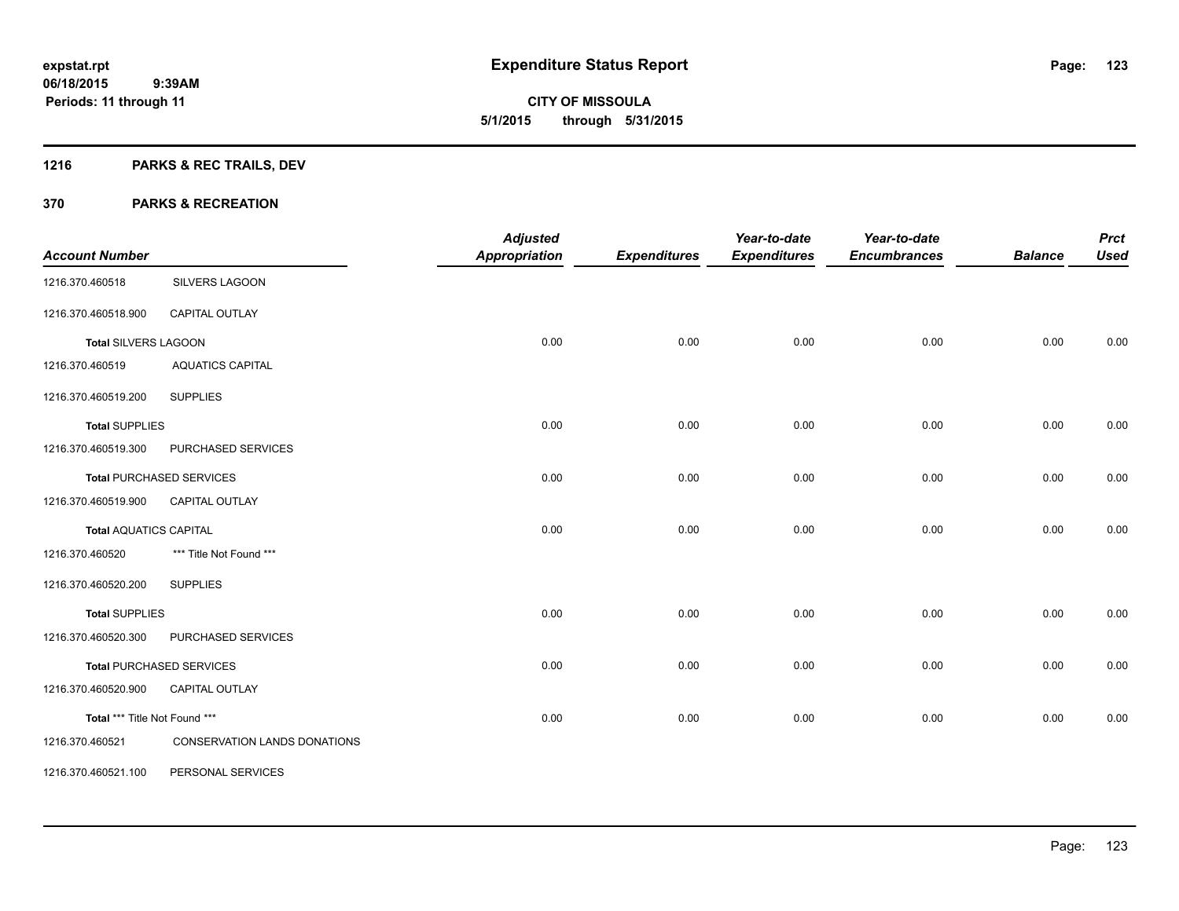**expstat.rpt**
**06/18/2015 9:39AM**
**Periods: 11 through 11**

# Expenditure Status Report

**CITY OF MISSOULA**
**5/1/2015 through 5/31/2015**

## 1216 PARKS & REC TRAILS, DEV

## 370 PARKS & RECREATION

| Account Number | | Adjusted Appropriation | Expenditures | Year-to-date Expenditures | Year-to-date Encumbrances | Balance | Prct Used |
|---|---|---|---|---|---|---|---|
| 1216.370.460518 | SILVERS LAGOON | | | | | | |
| 1216.370.460518.900 | CAPITAL OUTLAY | | | | | | |
| **Total** SILVERS LAGOON | | 0.00 | 0.00 | 0.00 | 0.00 | 0.00 | 0.00 |
| 1216.370.460519 | AQUATICS CAPITAL | | | | | | |
| 1216.370.460519.200 | SUPPLIES | | | | | | |
| **Total** SUPPLIES | | 0.00 | 0.00 | 0.00 | 0.00 | 0.00 | 0.00 |
| 1216.370.460519.300 | PURCHASED SERVICES | | | | | | |
| **Total** PURCHASED SERVICES | | 0.00 | 0.00 | 0.00 | 0.00 | 0.00 | 0.00 |
| 1216.370.460519.900 | CAPITAL OUTLAY | | | | | | |
| **Total** AQUATICS CAPITAL | | 0.00 | 0.00 | 0.00 | 0.00 | 0.00 | 0.00 |
| 1216.370.460520 | *** Title Not Found *** | | | | | | |
| 1216.370.460520.200 | SUPPLIES | | | | | | |
| **Total** SUPPLIES | | 0.00 | 0.00 | 0.00 | 0.00 | 0.00 | 0.00 |
| 1216.370.460520.300 | PURCHASED SERVICES | | | | | | |
| **Total** PURCHASED SERVICES | | 0.00 | 0.00 | 0.00 | 0.00 | 0.00 | 0.00 |
| 1216.370.460520.900 | CAPITAL OUTLAY | | | | | | |
| **Total** *** Title Not Found *** | | 0.00 | 0.00 | 0.00 | 0.00 | 0.00 | 0.00 |
| 1216.370.460521 | CONSERVATION LANDS DONATIONS | | | | | | |
| 1216.370.460521.100 | PERSONAL SERVICES | | | | | | |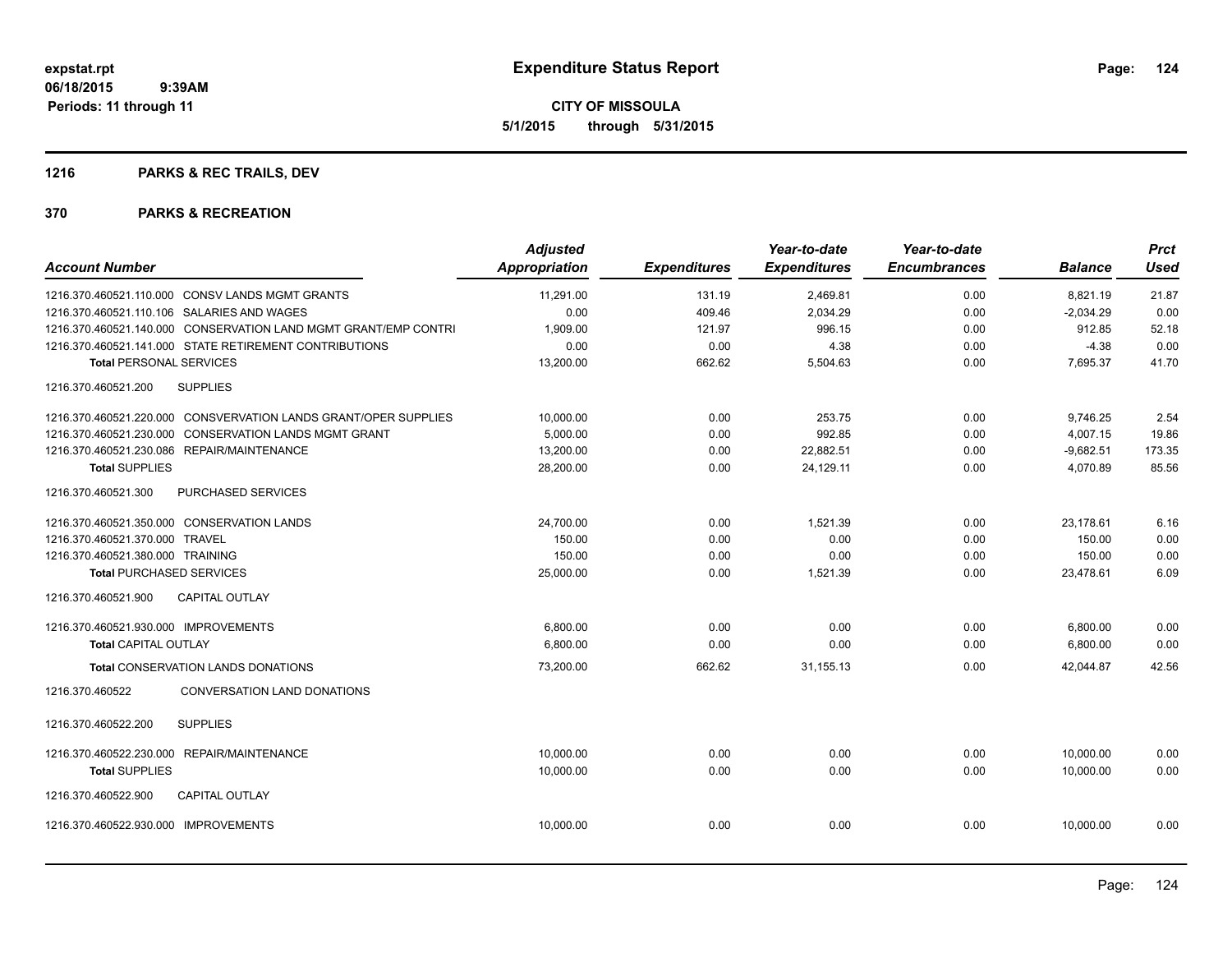# Expenditure Status Report

expstat.rpt
06/18/2015 9:39AM
Periods: 11 through 11

**CITY OF MISSOULA**
**5/1/2015 through 5/31/2015**

## 1216 PARKS & REC TRAILS, DEV

## 370 PARKS & RECREATION

| Account Number | Adjusted Appropriation | Expenditures | Year-to-date Expenditures | Year-to-date Encumbrances | Balance | Prct Used |
|---|---|---|---|---|---|---|
| 1216.370.460521.110.000 CONSV LANDS MGMT GRANTS | 11,291.00 | 131.19 | 2,469.81 | 0.00 | 8,821.19 | 21.87 |
| 1216.370.460521.110.106 SALARIES AND WAGES | 0.00 | 409.46 | 2,034.29 | 0.00 | -2,034.29 | 0.00 |
| 1216.370.460521.140.000 CONSERVATION LAND MGMT GRANT/EMP CONTRI | 1,909.00 | 121.97 | 996.15 | 0.00 | 912.85 | 52.18 |
| 1216.370.460521.141.000 STATE RETIREMENT CONTRIBUTIONS | 0.00 | 0.00 | 4.38 | 0.00 | -4.38 | 0.00 |
| **Total** PERSONAL SERVICES | 13,200.00 | 662.62 | 5,504.63 | 0.00 | 7,695.37 | 41.70 |
| 1216.370.460521.200 SUPPLIES | | | | | | |
| 1216.370.460521.220.000 CONSVERVATION LANDS GRANT/OPER SUPPLIES | 10,000.00 | 0.00 | 253.75 | 0.00 | 9,746.25 | 2.54 |
| 1216.370.460521.230.000 CONSERVATION LANDS MGMT GRANT | 5,000.00 | 0.00 | 992.85 | 0.00 | 4,007.15 | 19.86 |
| 1216.370.460521.230.086 REPAIR/MAINTENANCE | 13,200.00 | 0.00 | 22,882.51 | 0.00 | -9,682.51 | 173.35 |
| **Total** SUPPLIES | 28,200.00 | 0.00 | 24,129.11 | 0.00 | 4,070.89 | 85.56 |
| 1216.370.460521.300 PURCHASED SERVICES | | | | | | |
| 1216.370.460521.350.000 CONSERVATION LANDS | 24,700.00 | 0.00 | 1,521.39 | 0.00 | 23,178.61 | 6.16 |
| 1216.370.460521.370.000 TRAVEL | 150.00 | 0.00 | 0.00 | 0.00 | 150.00 | 0.00 |
| 1216.370.460521.380.000 TRAINING | 150.00 | 0.00 | 0.00 | 0.00 | 150.00 | 0.00 |
| **Total** PURCHASED SERVICES | 25,000.00 | 0.00 | 1,521.39 | 0.00 | 23,478.61 | 6.09 |
| 1216.370.460521.900 CAPITAL OUTLAY | | | | | | |
| 1216.370.460521.930.000 IMPROVEMENTS | 6,800.00 | 0.00 | 0.00 | 0.00 | 6,800.00 | 0.00 |
| **Total** CAPITAL OUTLAY | 6,800.00 | 0.00 | 0.00 | 0.00 | 6,800.00 | 0.00 |
| **Total** CONSERVATION LANDS DONATIONS | 73,200.00 | 662.62 | 31,155.13 | 0.00 | 42,044.87 | 42.56 |
| 1216.370.460522 CONVERSATION LAND DONATIONS | | | | | | |
| 1216.370.460522.200 SUPPLIES | | | | | | |
| 1216.370.460522.230.000 REPAIR/MAINTENANCE | 10,000.00 | 0.00 | 0.00 | 0.00 | 10,000.00 | 0.00 |
| **Total** SUPPLIES | 10,000.00 | 0.00 | 0.00 | 0.00 | 10,000.00 | 0.00 |
| 1216.370.460522.900 CAPITAL OUTLAY | | | | | | |
| 1216.370.460522.930.000 IMPROVEMENTS | 10,000.00 | 0.00 | 0.00 | 0.00 | 10,000.00 | 0.00 |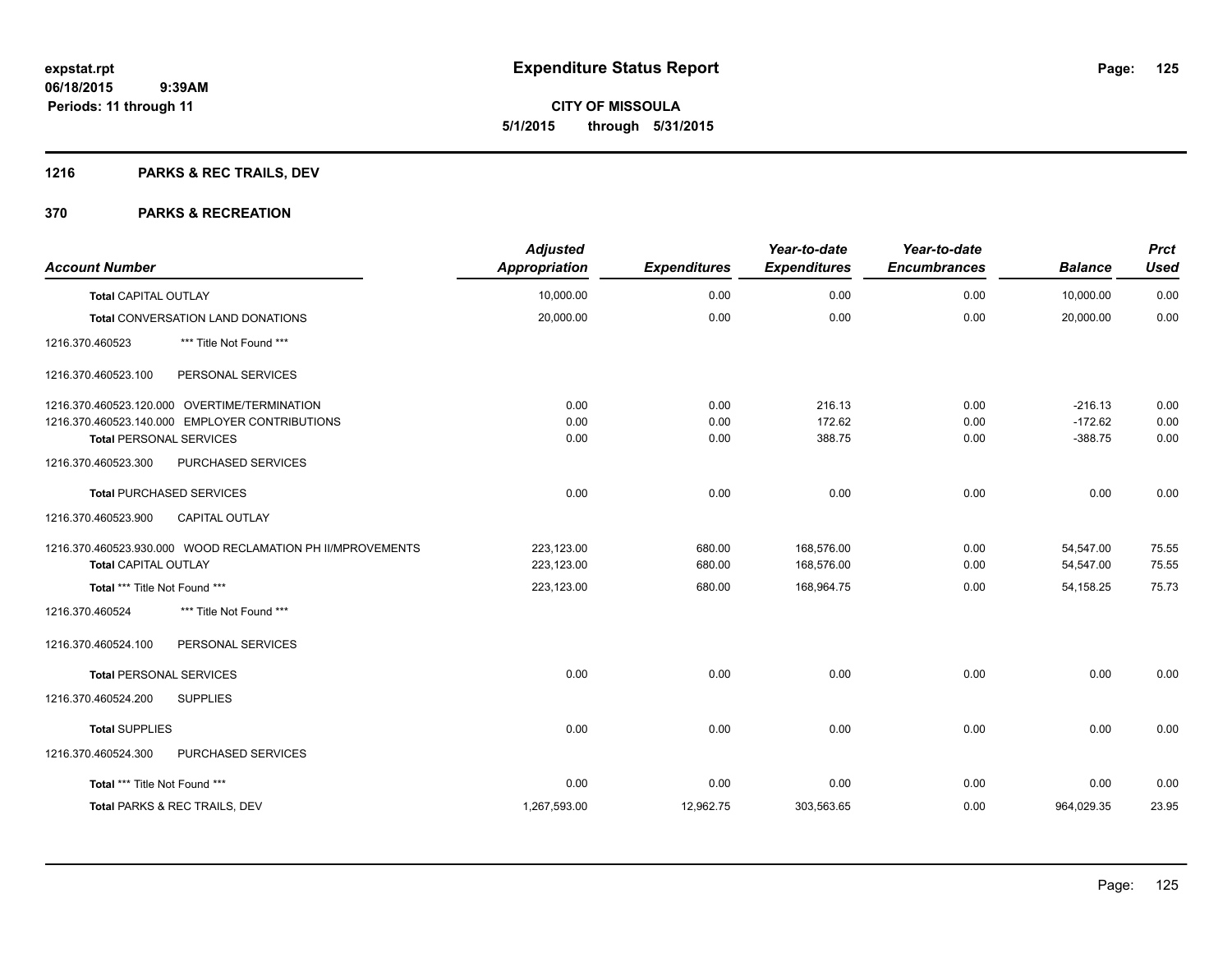**expstat.rpt**
**06/18/2015 9:39AM**
**Periods: 11 through 11**

# Expenditure Status Report

**CITY OF MISSOULA**
**5/1/2015 through 5/31/2015**

## 1216 PARKS & REC TRAILS, DEV

## 370 PARKS & RECREATION

| Account Number | Adjusted Appropriation | Expenditures | Year-to-date Expenditures | Year-to-date Encumbrances | Balance | Prct Used |
|---|---|---|---|---|---|---|
| **Total** CAPITAL OUTLAY | 10,000.00 | 0.00 | 0.00 | 0.00 | 10,000.00 | 0.00 |
| **Total** CONVERSATION LAND DONATIONS | 20,000.00 | 0.00 | 0.00 | 0.00 | 20,000.00 | 0.00 |
| 1216.370.460523 *** Title Not Found *** | | | | | | |
| 1216.370.460523.100 PERSONAL SERVICES | | | | | | |
| 1216.370.460523.120.000 OVERTIME/TERMINATION | 0.00 | 0.00 | 216.13 | 0.00 | -216.13 | 0.00 |
| 1216.370.460523.140.000 EMPLOYER CONTRIBUTIONS | 0.00 | 0.00 | 172.62 | 0.00 | -172.62 | 0.00 |
| **Total** PERSONAL SERVICES | 0.00 | 0.00 | 388.75 | 0.00 | -388.75 | 0.00 |
| 1216.370.460523.300 PURCHASED SERVICES | | | | | | |
| **Total** PURCHASED SERVICES | 0.00 | 0.00 | 0.00 | 0.00 | 0.00 | 0.00 |
| 1216.370.460523.900 CAPITAL OUTLAY | | | | | | |
| 1216.370.460523.930.000 WOOD RECLAMATION PH II/MPROVEMENTS | 223,123.00 | 680.00 | 168,576.00 | 0.00 | 54,547.00 | 75.55 |
| **Total** CAPITAL OUTLAY | 223,123.00 | 680.00 | 168,576.00 | 0.00 | 54,547.00 | 75.55 |
| **Total** *** Title Not Found *** | 223,123.00 | 680.00 | 168,964.75 | 0.00 | 54,158.25 | 75.73 |
| 1216.370.460524 *** Title Not Found *** | | | | | | |
| 1216.370.460524.100 PERSONAL SERVICES | | | | | | |
| **Total** PERSONAL SERVICES | 0.00 | 0.00 | 0.00 | 0.00 | 0.00 | 0.00 |
| 1216.370.460524.200 SUPPLIES | | | | | | |
| **Total** SUPPLIES | 0.00 | 0.00 | 0.00 | 0.00 | 0.00 | 0.00 |
| 1216.370.460524.300 PURCHASED SERVICES | | | | | | |
| **Total** *** Title Not Found *** | 0.00 | 0.00 | 0.00 | 0.00 | 0.00 | 0.00 |
| **Total** PARKS & REC TRAILS, DEV | 1,267,593.00 | 12,962.75 | 303,563.65 | 0.00 | 964,029.35 | 23.95 |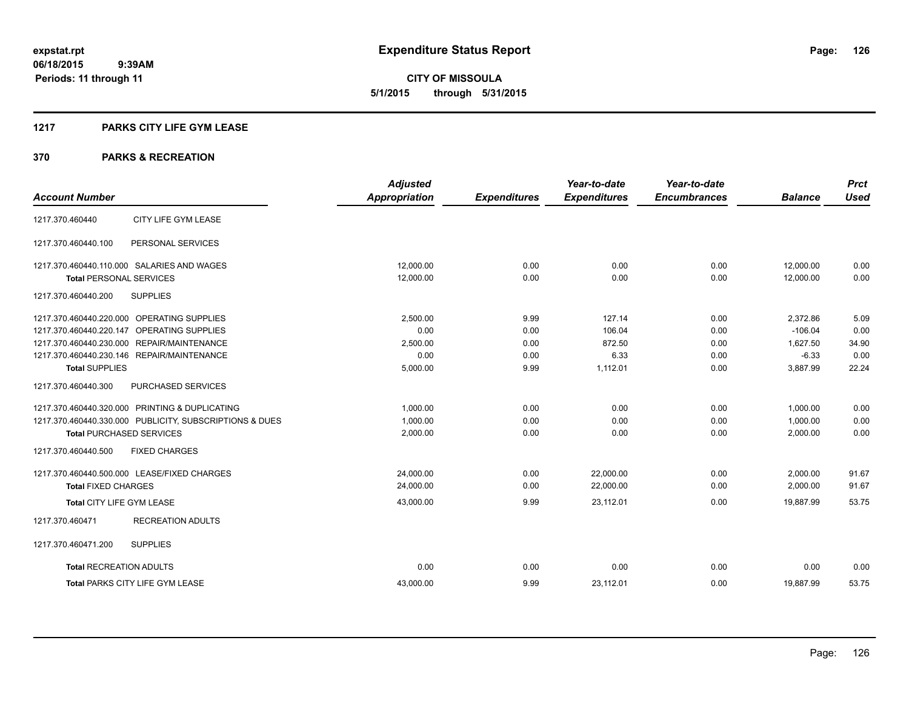# Expenditure Status Report

**CITY OF MISSOULA**

**5/1/2015 through 5/31/2015**

expstat.rpt
06/18/2015 9:39AM
Periods: 11 through 11

## 1217 PARKS CITY LIFE GYM LEASE

## 370 PARKS & RECREATION

| Account Number | | Adjusted Appropriation | Expenditures | Year-to-date Expenditures | Year-to-date Encumbrances | Balance | Prct Used |
|---|---|---|---|---|---|---|---|
| 1217.370.460440 | CITY LIFE GYM LEASE | | | | | | |
| 1217.370.460440.100 | PERSONAL SERVICES | | | | | | |
| 1217.370.460440.110.000 | SALARIES AND WAGES | 12,000.00 | 0.00 | 0.00 | 0.00 | 12,000.00 | 0.00 |
| **Total** PERSONAL SERVICES | | 12,000.00 | 0.00 | 0.00 | 0.00 | 12,000.00 | 0.00 |
| 1217.370.460440.200 | SUPPLIES | | | | | | |
| 1217.370.460440.220.000 | OPERATING SUPPLIES | 2,500.00 | 9.99 | 127.14 | 0.00 | 2,372.86 | 5.09 |
| 1217.370.460440.220.147 | OPERATING SUPPLIES | 0.00 | 0.00 | 106.04 | 0.00 | -106.04 | 0.00 |
| 1217.370.460440.230.000 | REPAIR/MAINTENANCE | 2,500.00 | 0.00 | 872.50 | 0.00 | 1,627.50 | 34.90 |
| 1217.370.460440.230.146 | REPAIR/MAINTENANCE | 0.00 | 0.00 | 6.33 | 0.00 | -6.33 | 0.00 |
| **Total** SUPPLIES | | 5,000.00 | 9.99 | 1,112.01 | 0.00 | 3,887.99 | 22.24 |
| 1217.370.460440.300 | PURCHASED SERVICES | | | | | | |
| 1217.370.460440.320.000 | PRINTING & DUPLICATING | 1,000.00 | 0.00 | 0.00 | 0.00 | 1,000.00 | 0.00 |
| 1217.370.460440.330.000 | PUBLICITY, SUBSCRIPTIONS & DUES | 1,000.00 | 0.00 | 0.00 | 0.00 | 1,000.00 | 0.00 |
| **Total** PURCHASED SERVICES | | 2,000.00 | 0.00 | 0.00 | 0.00 | 2,000.00 | 0.00 |
| 1217.370.460440.500 | FIXED CHARGES | | | | | | |
| 1217.370.460440.500.000 | LEASE/FIXED CHARGES | 24,000.00 | 0.00 | 22,000.00 | 0.00 | 2,000.00 | 91.67 |
| **Total** FIXED CHARGES | | 24,000.00 | 0.00 | 22,000.00 | 0.00 | 2,000.00 | 91.67 |
| **Total** CITY LIFE GYM LEASE | | 43,000.00 | 9.99 | 23,112.01 | 0.00 | 19,887.99 | 53.75 |
| 1217.370.460471 | RECREATION ADULTS | | | | | | |
| 1217.370.460471.200 | SUPPLIES | | | | | | |
| **Total** RECREATION ADULTS | | 0.00 | 0.00 | 0.00 | 0.00 | 0.00 | 0.00 |
| **Total** PARKS CITY LIFE GYM LEASE | | 43,000.00 | 9.99 | 23,112.01 | 0.00 | 19,887.99 | 53.75 |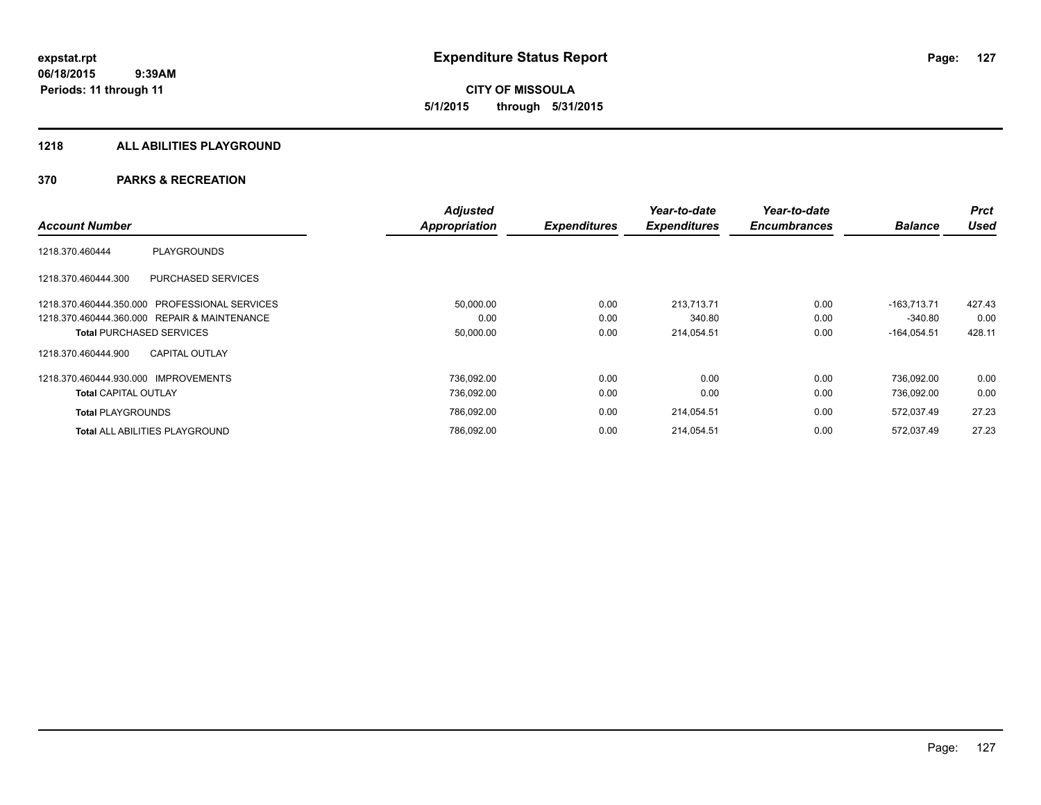**expstat.rpt**
**06/18/2015 9:39AM**
**Periods: 11 through 11**

# Expenditure Status Report

**CITY OF MISSOULA**
**5/1/2015 through 5/31/2015**

## 1218 ALL ABILITIES PLAYGROUND

## 370 PARKS & RECREATION

| Account Number | | Adjusted Appropriation | Expenditures | Year-to-date Expenditures | Year-to-date Encumbrances | Balance | Prct Used |
|---|---|---|---|---|---|---|---|
| 1218.370.460444 | PLAYGROUNDS | | | | | | |
| 1218.370.460444.300 | PURCHASED SERVICES | | | | | | |
| 1218.370.460444.350.000 | PROFESSIONAL SERVICES | 50,000.00 | 0.00 | 213,713.71 | 0.00 | -163,713.71 | 427.43 |
| 1218.370.460444.360.000 | REPAIR & MAINTENANCE | 0.00 | 0.00 | 340.80 | 0.00 | -340.80 | 0.00 |
| **Total** PURCHASED SERVICES | | 50,000.00 | 0.00 | 214,054.51 | 0.00 | -164,054.51 | 428.11 |
| 1218.370.460444.900 | CAPITAL OUTLAY | | | | | | |
| 1218.370.460444.930.000 | IMPROVEMENTS | 736,092.00 | 0.00 | 0.00 | 0.00 | 736,092.00 | 0.00 |
| **Total** CAPITAL OUTLAY | | 736,092.00 | 0.00 | 0.00 | 0.00 | 736,092.00 | 0.00 |
| **Total** PLAYGROUNDS | | 786,092.00 | 0.00 | 214,054.51 | 0.00 | 572,037.49 | 27.23 |
| **Total** ALL ABILITIES PLAYGROUND | | 786,092.00 | 0.00 | 214,054.51 | 0.00 | 572,037.49 | 27.23 |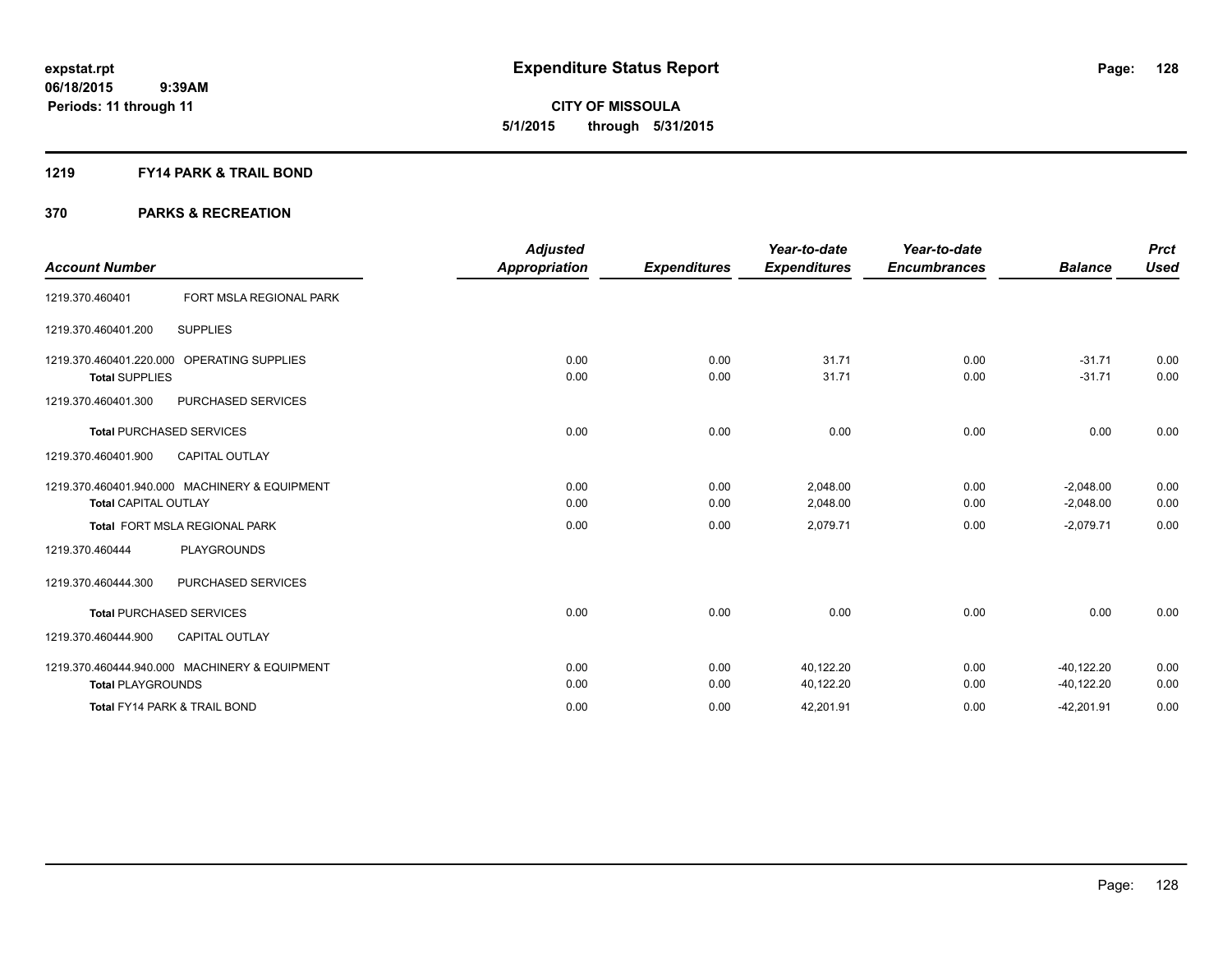# Expenditure Status Report

expstat.rpt
06/18/2015 9:39AM
Periods: 11 through 11

**CITY OF MISSOULA**
**5/1/2015 through 5/31/2015**

## 1219 FY14 PARK & TRAIL BOND

## 370 PARKS & RECREATION

| Account Number | | Adjusted Appropriation | Expenditures | Year-to-date Expenditures | Year-to-date Encumbrances | Balance | Prct Used |
|---|---|---|---|---|---|---|---|
| 1219.370.460401 | FORT MSLA REGIONAL PARK | | | | | | |
| 1219.370.460401.200 | SUPPLIES | | | | | | |
| 1219.370.460401.220.000 | OPERATING SUPPLIES | 0.00 | 0.00 | 31.71 | 0.00 | -31.71 | 0.00 |
| Total SUPPLIES | | 0.00 | 0.00 | 31.71 | 0.00 | -31.71 | 0.00 |
| 1219.370.460401.300 | PURCHASED SERVICES | | | | | | |
| Total PURCHASED SERVICES | | 0.00 | 0.00 | 0.00 | 0.00 | 0.00 | 0.00 |
| 1219.370.460401.900 | CAPITAL OUTLAY | | | | | | |
| 1219.370.460401.940.000 | MACHINERY & EQUIPMENT | 0.00 | 0.00 | 2,048.00 | 0.00 | -2,048.00 | 0.00 |
| Total CAPITAL OUTLAY | | 0.00 | 0.00 | 2,048.00 | 0.00 | -2,048.00 | 0.00 |
| Total FORT MSLA REGIONAL PARK | | 0.00 | 0.00 | 2,079.71 | 0.00 | -2,079.71 | 0.00 |
| 1219.370.460444 | PLAYGROUNDS | | | | | | |
| 1219.370.460444.300 | PURCHASED SERVICES | | | | | | |
| Total PURCHASED SERVICES | | 0.00 | 0.00 | 0.00 | 0.00 | 0.00 | 0.00 |
| 1219.370.460444.900 | CAPITAL OUTLAY | | | | | | |
| 1219.370.460444.940.000 | MACHINERY & EQUIPMENT | 0.00 | 0.00 | 40,122.20 | 0.00 | -40,122.20 | 0.00 |
| Total PLAYGROUNDS | | 0.00 | 0.00 | 40,122.20 | 0.00 | -40,122.20 | 0.00 |
| Total FY14 PARK & TRAIL BOND | | 0.00 | 0.00 | 42,201.91 | 0.00 | -42,201.91 | 0.00 |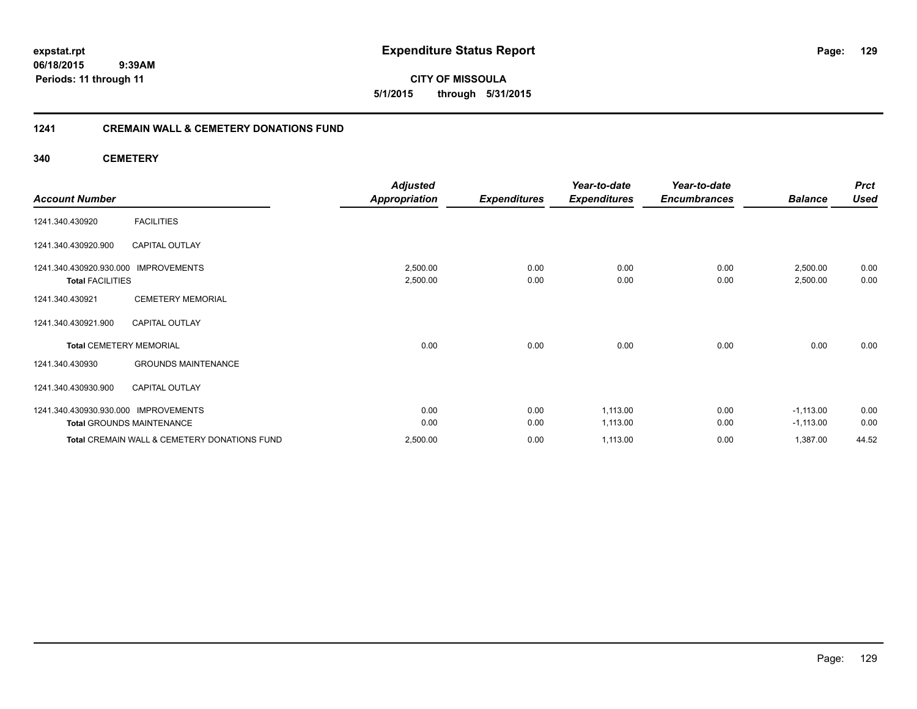# Expenditure Status Report

expstat.rpt
06/18/2015 9:39AM
Periods: 11 through 11

**CITY OF MISSOULA**
**5/1/2015 through 5/31/2015**

## 1241 CREMAIN WALL & CEMETERY DONATIONS FUND

### 340 CEMETERY

| Account Number | | Adjusted Appropriation | Expenditures | Year-to-date Expenditures | Year-to-date Encumbrances | Balance | Prct Used |
|---|---|---|---|---|---|---|---|
| 1241.340.430920 | FACILITIES | | | | | | |
| 1241.340.430920.900 | CAPITAL OUTLAY | | | | | | |
| 1241.340.430920.930.000 | IMPROVEMENTS | 2,500.00 | 0.00 | 0.00 | 0.00 | 2,500.00 | 0.00 |
| **Total** FACILITIES | | 2,500.00 | 0.00 | 0.00 | 0.00 | 2,500.00 | 0.00 |
| 1241.340.430921 | CEMETERY MEMORIAL | | | | | | |
| 1241.340.430921.900 | CAPITAL OUTLAY | | | | | | |
| **Total** CEMETERY MEMORIAL | | 0.00 | 0.00 | 0.00 | 0.00 | 0.00 | 0.00 |
| 1241.340.430930 | GROUNDS MAINTENANCE | | | | | | |
| 1241.340.430930.900 | CAPITAL OUTLAY | | | | | | |
| 1241.340.430930.930.000 | IMPROVEMENTS | 0.00 | 0.00 | 1,113.00 | 0.00 | -1,113.00 | 0.00 |
| **Total** GROUNDS MAINTENANCE | | 0.00 | 0.00 | 1,113.00 | 0.00 | -1,113.00 | 0.00 |
| **Total** CREMAIN WALL & CEMETERY DONATIONS FUND | | 2,500.00 | 0.00 | 1,113.00 | 0.00 | 1,387.00 | 44.52 |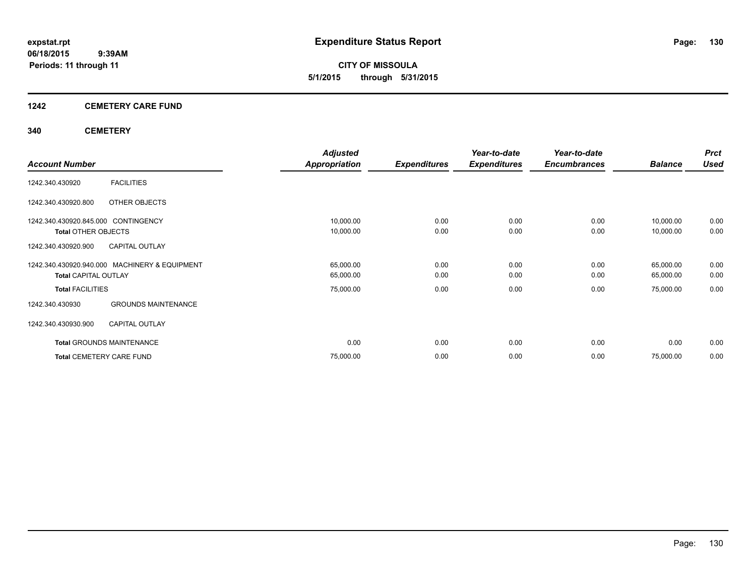# Expenditure Status Report

**expstat.rpt**
**06/18/2015 9:39AM**
**Periods: 11 through 11**

**CITY OF MISSOULA**
**5/1/2015 through 5/31/2015**

## 1242 CEMETERY CARE FUND

### 340 CEMETERY

| Account Number | | Adjusted Appropriation | Expenditures | Year-to-date Expenditures | Year-to-date Encumbrances | Balance | Prct Used |
|---|---|---|---|---|---|---|---|
| 1242.340.430920 | FACILITIES | | | | | | |
| 1242.340.430920.800 | OTHER OBJECTS | | | | | | |
| 1242.340.430920.845.000 | CONTINGENCY | 10,000.00 | 0.00 | 0.00 | 0.00 | 10,000.00 | 0.00 |
| **Total** OTHER OBJECTS | | 10,000.00 | 0.00 | 0.00 | 0.00 | 10,000.00 | 0.00 |
| 1242.340.430920.900 | CAPITAL OUTLAY | | | | | | |
| 1242.340.430920.940.000 | MACHINERY & EQUIPMENT | 65,000.00 | 0.00 | 0.00 | 0.00 | 65,000.00 | 0.00 |
| **Total** CAPITAL OUTLAY | | 65,000.00 | 0.00 | 0.00 | 0.00 | 65,000.00 | 0.00 |
| **Total** FACILITIES | | 75,000.00 | 0.00 | 0.00 | 0.00 | 75,000.00 | 0.00 |
| 1242.340.430930 | GROUNDS MAINTENANCE | | | | | | |
| 1242.340.430930.900 | CAPITAL OUTLAY | | | | | | |
| **Total** GROUNDS MAINTENANCE | | 0.00 | 0.00 | 0.00 | 0.00 | 0.00 | 0.00 |
| **Total** CEMETERY CARE FUND | | 75,000.00 | 0.00 | 0.00 | 0.00 | 75,000.00 | 0.00 |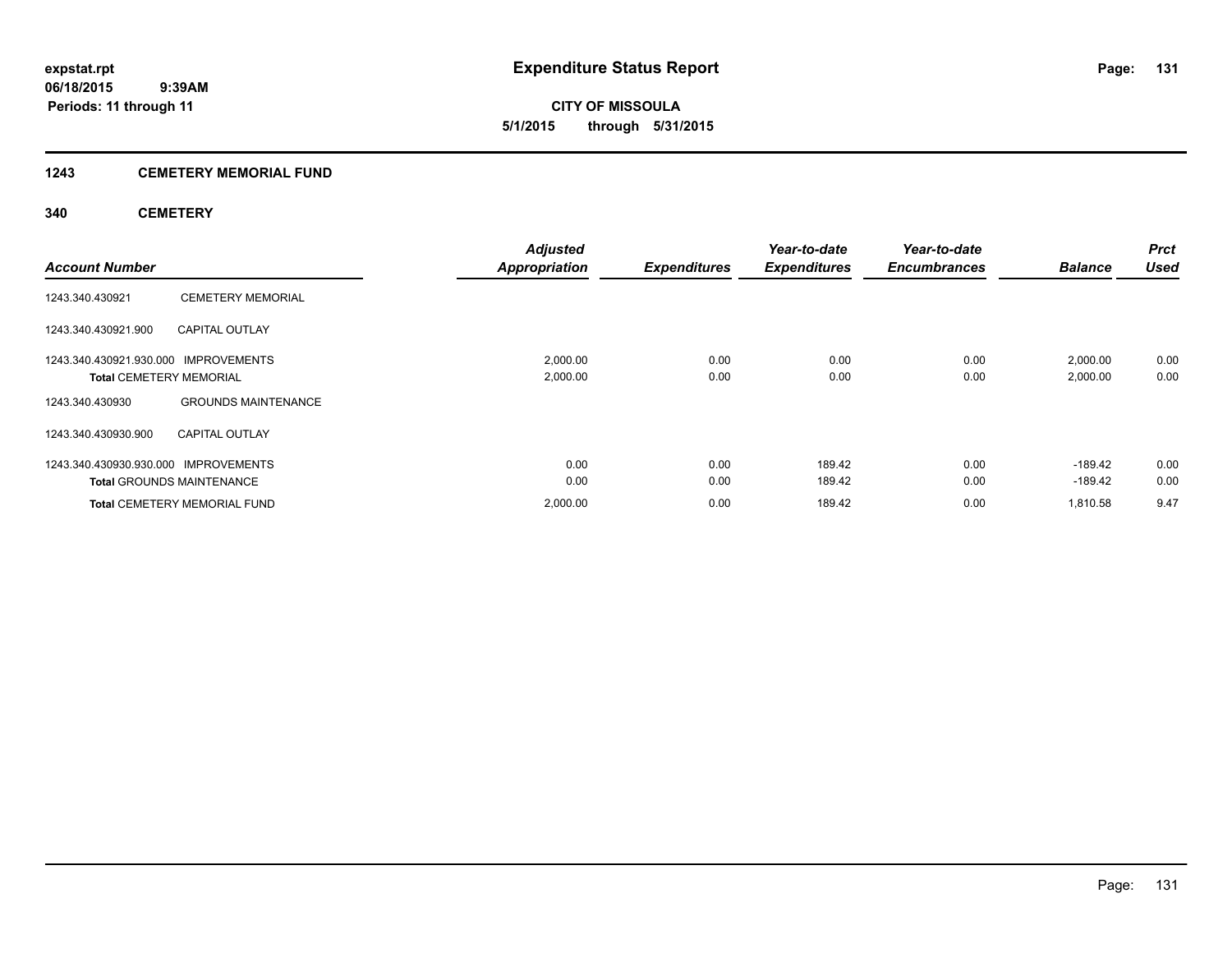# Expenditure Status Report

**expstat.rpt**
**06/18/2015 9:39AM**
**Periods: 11 through 11**

**CITY OF MISSOULA**
**5/1/2015 through 5/31/2015**

## 1243 CEMETERY MEMORIAL FUND

### 340 CEMETERY

| Account Number | | Adjusted Appropriation | Expenditures | Year-to-date Expenditures | Year-to-date Encumbrances | Balance | Prct Used |
|---|---|---|---|---|---|---|---|
| 1243.340.430921 | CEMETERY MEMORIAL | | | | | | |
| 1243.340.430921.900 | CAPITAL OUTLAY | | | | | | |
| 1243.340.430921.930.000 | IMPROVEMENTS | 2,000.00 | 0.00 | 0.00 | 0.00 | 2,000.00 | 0.00 |
| **Total** CEMETERY MEMORIAL | | 2,000.00 | 0.00 | 0.00 | 0.00 | 2,000.00 | 0.00 |
| 1243.340.430930 | GROUNDS MAINTENANCE | | | | | | |
| 1243.340.430930.900 | CAPITAL OUTLAY | | | | | | |
| 1243.340.430930.930.000 | IMPROVEMENTS | 0.00 | 0.00 | 189.42 | 0.00 | -189.42 | 0.00 |
| **Total** GROUNDS MAINTENANCE | | 0.00 | 0.00 | 189.42 | 0.00 | -189.42 | 0.00 |
| **Total** CEMETERY MEMORIAL FUND | | 2,000.00 | 0.00 | 189.42 | 0.00 | 1,810.58 | 9.47 |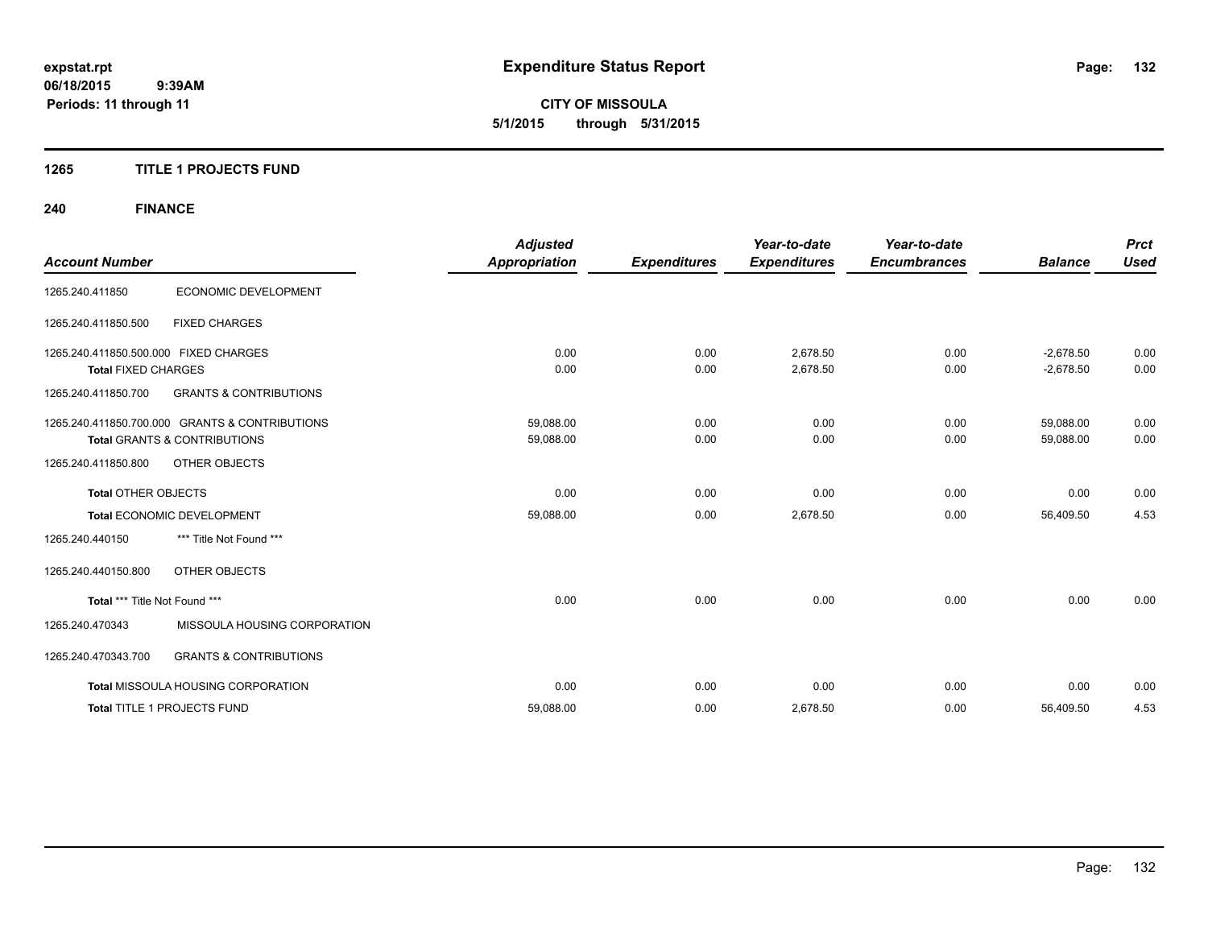# Expenditure Status Report

**CITY OF MISSOULA**
**5/1/2015 through 5/31/2015**

expstat.rpt
06/18/2015 9:39AM
Periods: 11 through 11

## 1265 TITLE 1 PROJECTS FUND

### 240 FINANCE

| Account Number | | Adjusted Appropriation | Expenditures | Year-to-date Expenditures | Year-to-date Encumbrances | Balance | Prct Used |
|---|---|---|---|---|---|---|---|
| 1265.240.411850 | ECONOMIC DEVELOPMENT | | | | | | |
| 1265.240.411850.500 | FIXED CHARGES | | | | | | |
| 1265.240.411850.500.000 FIXED CHARGES | | 0.00 | 0.00 | 2,678.50 | 0.00 | -2,678.50 | 0.00 |
| **Total** FIXED CHARGES | | 0.00 | 0.00 | 2,678.50 | 0.00 | -2,678.50 | 0.00 |
| 1265.240.411850.700 | GRANTS & CONTRIBUTIONS | | | | | | |
| 1265.240.411850.700.000 GRANTS & CONTRIBUTIONS | | 59,088.00 | 0.00 | 0.00 | 0.00 | 59,088.00 | 0.00 |
| **Total** GRANTS & CONTRIBUTIONS | | 59,088.00 | 0.00 | 0.00 | 0.00 | 59,088.00 | 0.00 |
| 1265.240.411850.800 | OTHER OBJECTS | | | | | | |
| **Total** OTHER OBJECTS | | 0.00 | 0.00 | 0.00 | 0.00 | 0.00 | 0.00 |
| **Total** ECONOMIC DEVELOPMENT | | 59,088.00 | 0.00 | 2,678.50 | 0.00 | 56,409.50 | 4.53 |
| 1265.240.440150 | *** Title Not Found *** | | | | | | |
| 1265.240.440150.800 | OTHER OBJECTS | | | | | | |
| **Total** *** Title Not Found *** | | 0.00 | 0.00 | 0.00 | 0.00 | 0.00 | 0.00 |
| 1265.240.470343 | MISSOULA HOUSING CORPORATION | | | | | | |
| 1265.240.470343.700 | GRANTS & CONTRIBUTIONS | | | | | | |
| **Total** MISSOULA HOUSING CORPORATION | | 0.00 | 0.00 | 0.00 | 0.00 | 0.00 | 0.00 |
| **Total** TITLE 1 PROJECTS FUND | | 59,088.00 | 0.00 | 2,678.50 | 0.00 | 56,409.50 | 4.53 |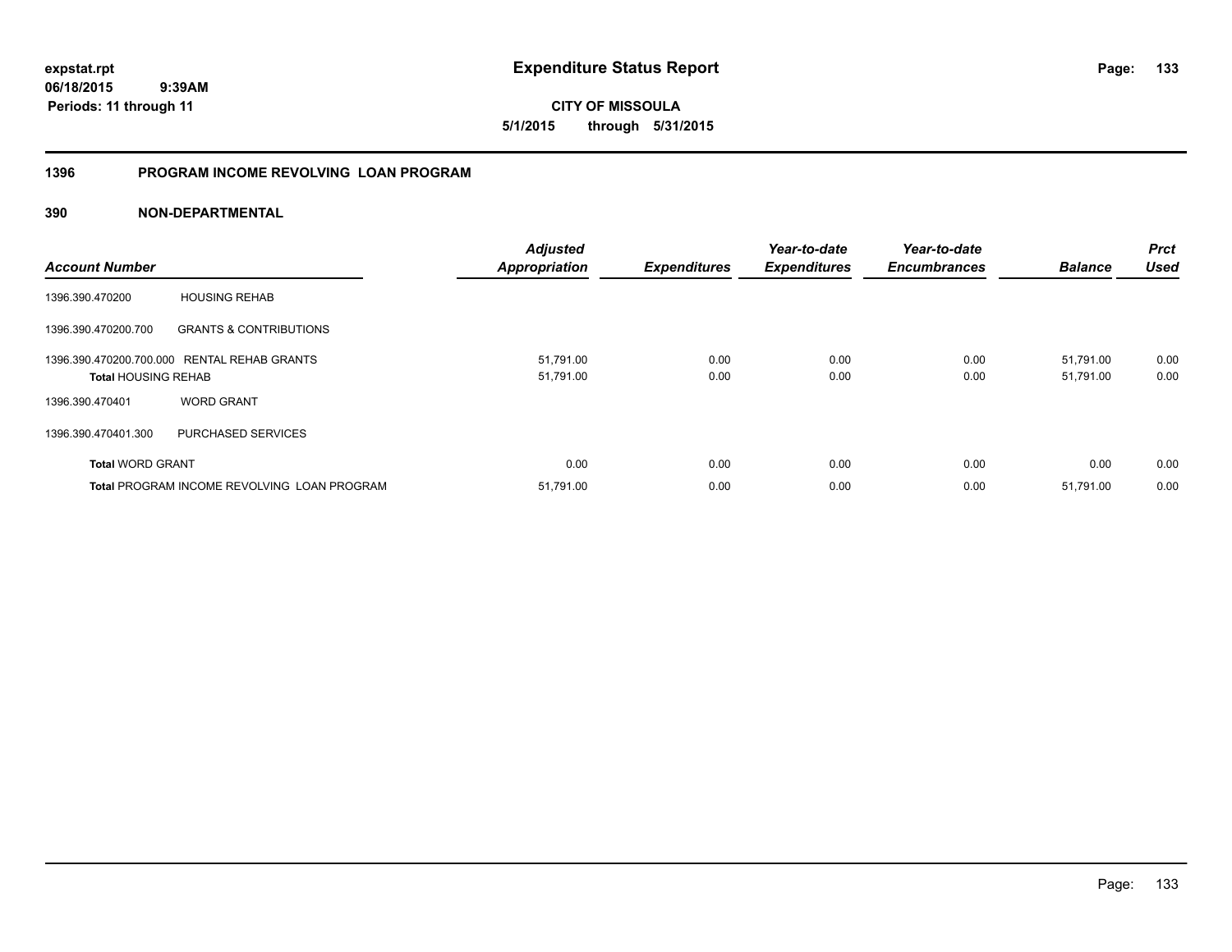**expstat.rpt**
**06/18/2015 9:39AM**
**Periods: 11 through 11**

# Expenditure Status Report

**CITY OF MISSOULA**
**5/1/2015 through 5/31/2015**

## 1396 PROGRAM INCOME REVOLVING LOAN PROGRAM

### 390 NON-DEPARTMENTAL

| Account Number | | Adjusted Appropriation | Expenditures | Year-to-date Expenditures | Year-to-date Encumbrances | Balance | Prct Used |
|---|---|---|---|---|---|---|---|
| 1396.390.470200 | HOUSING REHAB | | | | | | |
| 1396.390.470200.700 | GRANTS & CONTRIBUTIONS | | | | | | |
| 1396.390.470200.700.000 | RENTAL REHAB GRANTS | 51,791.00 | 0.00 | 0.00 | 0.00 | 51,791.00 | 0.00 |
| **Total** HOUSING REHAB | | 51,791.00 | 0.00 | 0.00 | 0.00 | 51,791.00 | 0.00 |
| 1396.390.470401 | WORD GRANT | | | | | | |
| 1396.390.470401.300 | PURCHASED SERVICES | | | | | | |
| **Total** WORD GRANT | | 0.00 | 0.00 | 0.00 | 0.00 | 0.00 | 0.00 |
| **Total** PROGRAM INCOME REVOLVING LOAN PROGRAM | | 51,791.00 | 0.00 | 0.00 | 0.00 | 51,791.00 | 0.00 |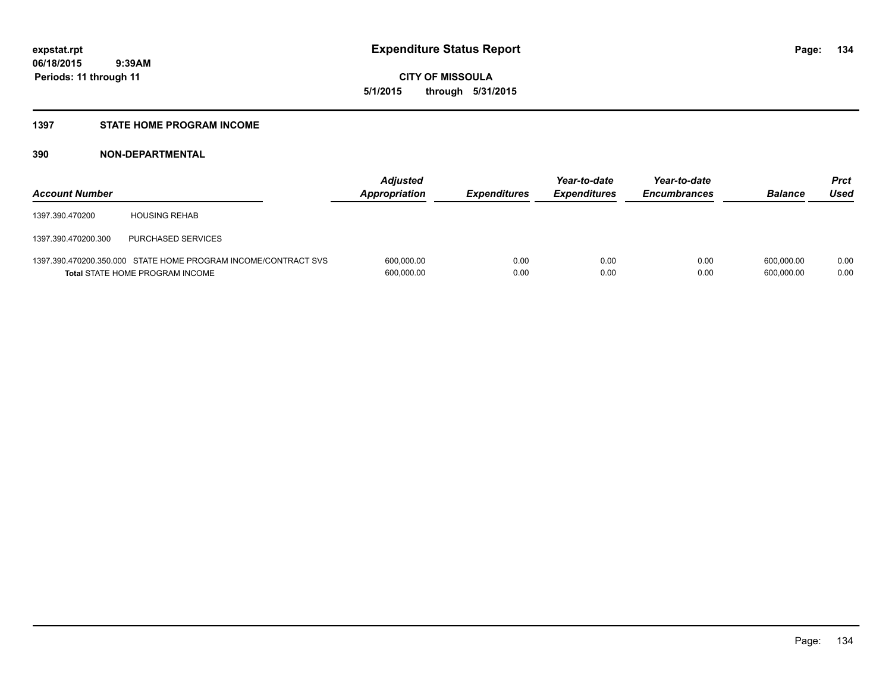# Expenditure Status Report

**expstat.rpt**
**06/18/2015 9:39AM**
**Periods: 11 through 11**

**CITY OF MISSOULA**
**5/1/2015 through 5/31/2015**

## 1397 STATE HOME PROGRAM INCOME

### 390 NON-DEPARTMENTAL

| Account Number | | Adjusted Appropriation | Expenditures | Year-to-date Expenditures | Year-to-date Encumbrances | Balance | Prct Used |
|---|---|---|---|---|---|---|---|
| 1397.390.470200 | HOUSING REHAB | | | | | | |
| 1397.390.470200.300 | PURCHASED SERVICES | | | | | | |
| 1397.390.470200.350.000 | STATE HOME PROGRAM INCOME/CONTRACT SVS | 600,000.00 | 0.00 | 0.00 | 0.00 | 600,000.00 | 0.00 |
| **Total** STATE HOME PROGRAM INCOME | | 600,000.00 | 0.00 | 0.00 | 0.00 | 600,000.00 | 0.00 |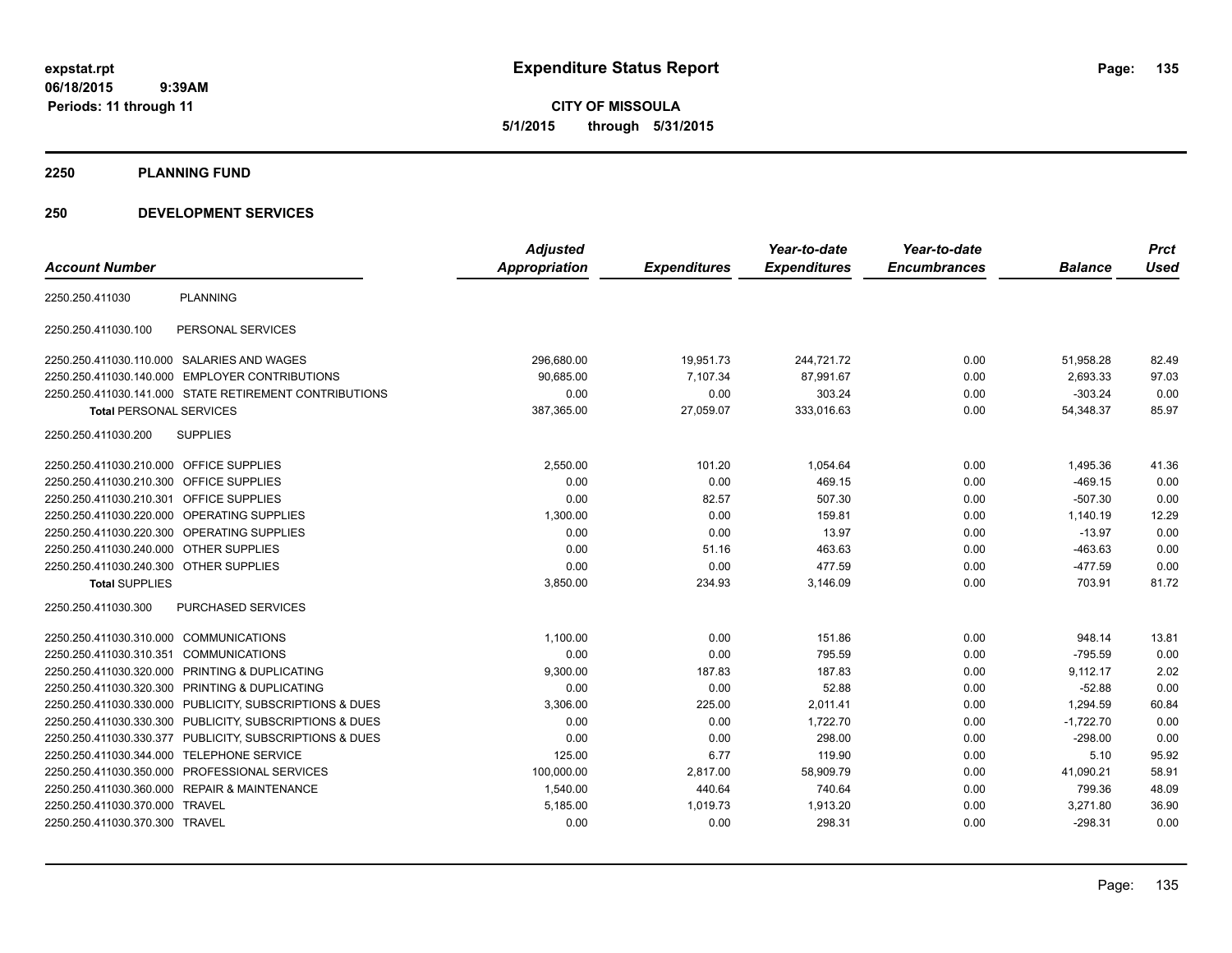**expstat.rpt**
**06/18/2015 9:39AM**
**Periods: 11 through 11**

# Expenditure Status Report

**CITY OF MISSOULA**
**5/1/2015 through 5/31/2015**

## 2250 PLANNING FUND

## 250 DEVELOPMENT SERVICES

| Account Number | | Adjusted Appropriation | Expenditures | Year-to-date Expenditures | Year-to-date Encumbrances | Balance | Prct Used |
|---|---|---|---|---|---|---|---|
| 2250.250.411030 | PLANNING | | | | | | |
| 2250.250.411030.100 | PERSONAL SERVICES | | | | | | |
| 2250.250.411030.110.000 | SALARIES AND WAGES | 296,680.00 | 19,951.73 | 244,721.72 | 0.00 | 51,958.28 | 82.49 |
| 2250.250.411030.140.000 | EMPLOYER CONTRIBUTIONS | 90,685.00 | 7,107.34 | 87,991.67 | 0.00 | 2,693.33 | 97.03 |
| 2250.250.411030.141.000 | STATE RETIREMENT CONTRIBUTIONS | 0.00 | 0.00 | 303.24 | 0.00 | -303.24 | 0.00 |
| **Total** PERSONAL SERVICES | | 387,365.00 | 27,059.07 | 333,016.63 | 0.00 | 54,348.37 | 85.97 |
| 2250.250.411030.200 | SUPPLIES | | | | | | |
| 2250.250.411030.210.000 | OFFICE SUPPLIES | 2,550.00 | 101.20 | 1,054.64 | 0.00 | 1,495.36 | 41.36 |
| 2250.250.411030.210.300 | OFFICE SUPPLIES | 0.00 | 0.00 | 469.15 | 0.00 | -469.15 | 0.00 |
| 2250.250.411030.210.301 | OFFICE SUPPLIES | 0.00 | 82.57 | 507.30 | 0.00 | -507.30 | 0.00 |
| 2250.250.411030.220.000 | OPERATING SUPPLIES | 1,300.00 | 0.00 | 159.81 | 0.00 | 1,140.19 | 12.29 |
| 2250.250.411030.220.300 | OPERATING SUPPLIES | 0.00 | 0.00 | 13.97 | 0.00 | -13.97 | 0.00 |
| 2250.250.411030.240.000 | OTHER SUPPLIES | 0.00 | 51.16 | 463.63 | 0.00 | -463.63 | 0.00 |
| 2250.250.411030.240.300 | OTHER SUPPLIES | 0.00 | 0.00 | 477.59 | 0.00 | -477.59 | 0.00 |
| **Total** SUPPLIES | | 3,850.00 | 234.93 | 3,146.09 | 0.00 | 703.91 | 81.72 |
| 2250.250.411030.300 | PURCHASED SERVICES | | | | | | |
| 2250.250.411030.310.000 | COMMUNICATIONS | 1,100.00 | 0.00 | 151.86 | 0.00 | 948.14 | 13.81 |
| 2250.250.411030.310.351 | COMMUNICATIONS | 0.00 | 0.00 | 795.59 | 0.00 | -795.59 | 0.00 |
| 2250.250.411030.320.000 | PRINTING & DUPLICATING | 9,300.00 | 187.83 | 187.83 | 0.00 | 9,112.17 | 2.02 |
| 2250.250.411030.320.300 | PRINTING & DUPLICATING | 0.00 | 0.00 | 52.88 | 0.00 | -52.88 | 0.00 |
| 2250.250.411030.330.000 | PUBLICITY, SUBSCRIPTIONS & DUES | 3,306.00 | 225.00 | 2,011.41 | 0.00 | 1,294.59 | 60.84 |
| 2250.250.411030.330.300 | PUBLICITY, SUBSCRIPTIONS & DUES | 0.00 | 0.00 | 1,722.70 | 0.00 | -1,722.70 | 0.00 |
| 2250.250.411030.330.377 | PUBLICITY, SUBSCRIPTIONS & DUES | 0.00 | 0.00 | 298.00 | 0.00 | -298.00 | 0.00 |
| 2250.250.411030.344.000 | TELEPHONE SERVICE | 125.00 | 6.77 | 119.90 | 0.00 | 5.10 | 95.92 |
| 2250.250.411030.350.000 | PROFESSIONAL SERVICES | 100,000.00 | 2,817.00 | 58,909.79 | 0.00 | 41,090.21 | 58.91 |
| 2250.250.411030.360.000 | REPAIR & MAINTENANCE | 1,540.00 | 440.64 | 740.64 | 0.00 | 799.36 | 48.09 |
| 2250.250.411030.370.000 | TRAVEL | 5,185.00 | 1,019.73 | 1,913.20 | 0.00 | 3,271.80 | 36.90 |
| 2250.250.411030.370.300 | TRAVEL | 0.00 | 0.00 | 298.31 | 0.00 | -298.31 | 0.00 |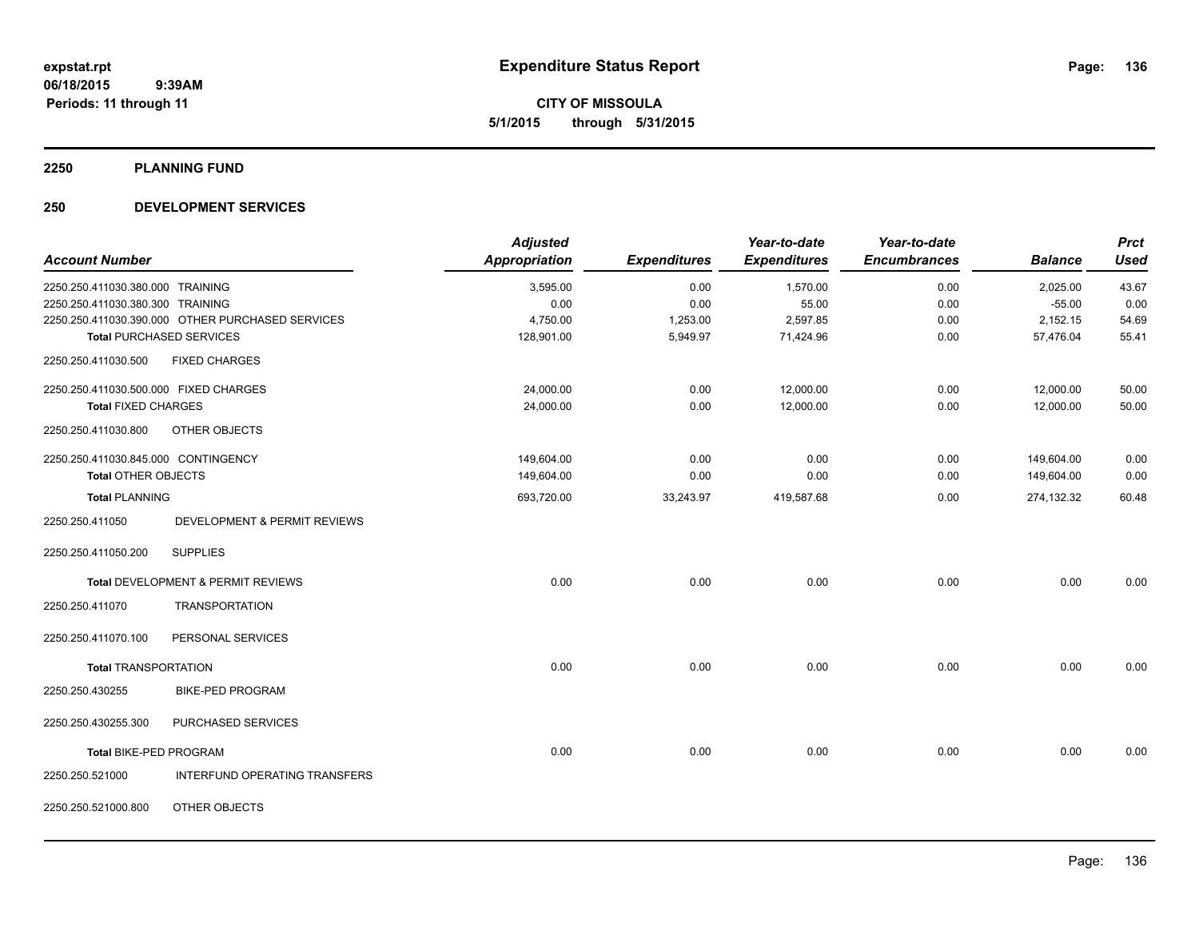**expstat.rpt**
**06/18/2015 9:39AM**
**Periods: 11 through 11**

# Expenditure Status Report

**CITY OF MISSOULA**
**5/1/2015 through 5/31/2015**

## 2250 PLANNING FUND

## 250 DEVELOPMENT SERVICES

| Account Number | | Adjusted Appropriation | Expenditures | Year-to-date Expenditures | Year-to-date Encumbrances | Balance | Prct Used |
|---|---|---|---|---|---|---|---|
| 2250.250.411030.380.000 | TRAINING | 3,595.00 | 0.00 | 1,570.00 | 0.00 | 2,025.00 | 43.67 |
| 2250.250.411030.380.300 | TRAINING | 0.00 | 0.00 | 55.00 | 0.00 | -55.00 | 0.00 |
| 2250.250.411030.390.000 | OTHER PURCHASED SERVICES | 4,750.00 | 1,253.00 | 2,597.85 | 0.00 | 2,152.15 | 54.69 |
| **Total** PURCHASED SERVICES | | 128,901.00 | 5,949.97 | 71,424.96 | 0.00 | 57,476.04 | 55.41 |
| 2250.250.411030.500 | FIXED CHARGES | | | | | | |
| 2250.250.411030.500.000 | FIXED CHARGES | 24,000.00 | 0.00 | 12,000.00 | 0.00 | 12,000.00 | 50.00 |
| **Total** FIXED CHARGES | | 24,000.00 | 0.00 | 12,000.00 | 0.00 | 12,000.00 | 50.00 |
| 2250.250.411030.800 | OTHER OBJECTS | | | | | | |
| 2250.250.411030.845.000 | CONTINGENCY | 149,604.00 | 0.00 | 0.00 | 0.00 | 149,604.00 | 0.00 |
| **Total** OTHER OBJECTS | | 149,604.00 | 0.00 | 0.00 | 0.00 | 149,604.00 | 0.00 |
| **Total** PLANNING | | 693,720.00 | 33,243.97 | 419,587.68 | 0.00 | 274,132.32 | 60.48 |
| 2250.250.411050 | DEVELOPMENT & PERMIT REVIEWS | | | | | | |
| 2250.250.411050.200 | SUPPLIES | | | | | | |
| **Total** DEVELOPMENT & PERMIT REVIEWS | | 0.00 | 0.00 | 0.00 | 0.00 | 0.00 | 0.00 |
| 2250.250.411070 | TRANSPORTATION | | | | | | |
| 2250.250.411070.100 | PERSONAL SERVICES | | | | | | |
| **Total** TRANSPORTATION | | 0.00 | 0.00 | 0.00 | 0.00 | 0.00 | 0.00 |
| 2250.250.430255 | BIKE-PED PROGRAM | | | | | | |
| 2250.250.430255.300 | PURCHASED SERVICES | | | | | | |
| **Total** BIKE-PED PROGRAM | | 0.00 | 0.00 | 0.00 | 0.00 | 0.00 | 0.00 |
| 2250.250.521000 | INTERFUND OPERATING TRANSFERS | | | | | | |
| 2250.250.521000.800 | OTHER OBJECTS | | | | | | |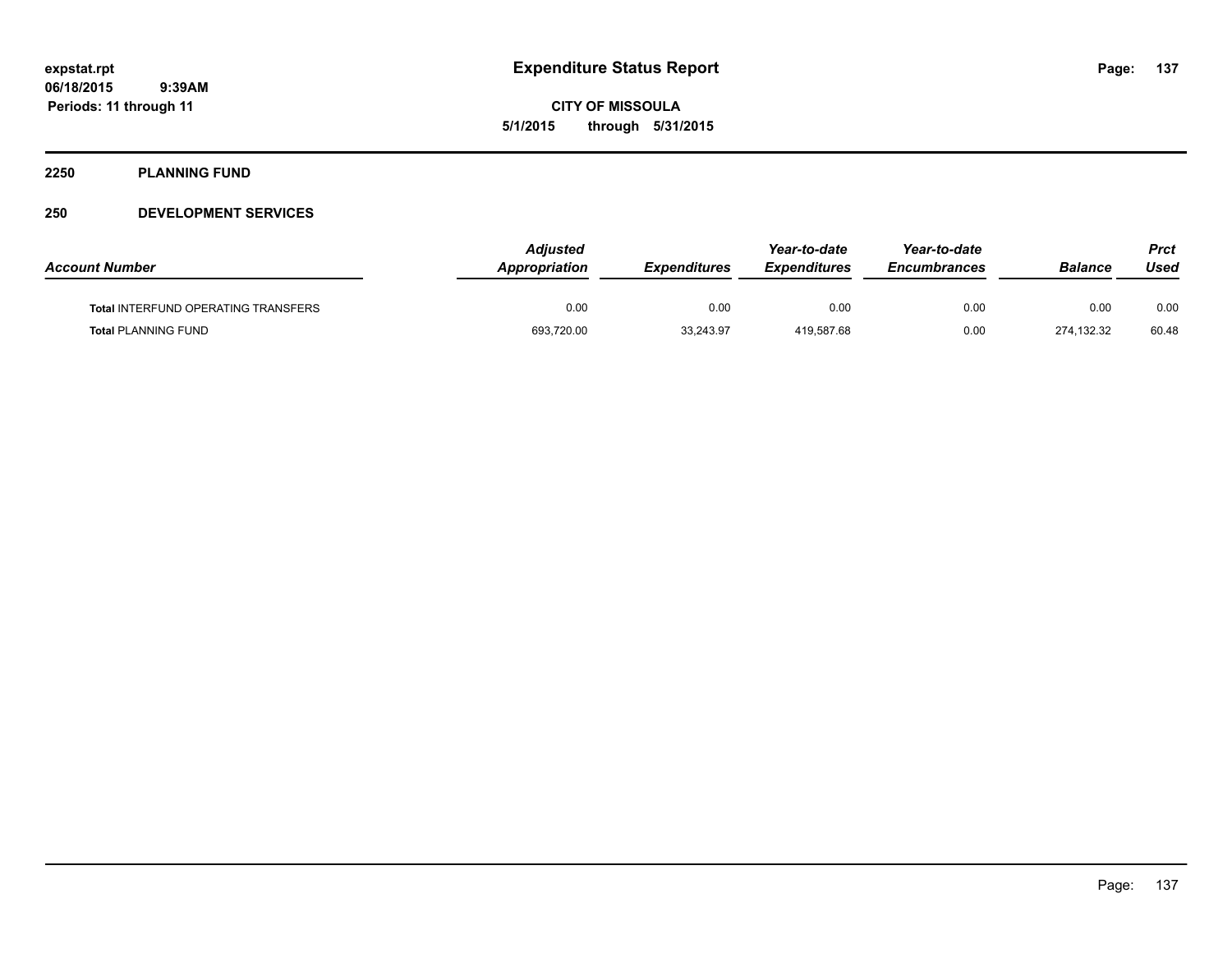## 2250 PLANNING FUND

### 250 DEVELOPMENT SERVICES

| Account Number | Adjusted Appropriation | Expenditures | Year-to-date Expenditures | Year-to-date Encumbrances | Balance | Prct Used |
|---|---|---|---|---|---|---|
| **Total** INTERFUND OPERATING TRANSFERS | 0.00 | 0.00 | 0.00 | 0.00 | 0.00 | 0.00 |
| **Total** PLANNING FUND | 693,720.00 | 33,243.97 | 419,587.68 | 0.00 | 274,132.32 | 60.48 |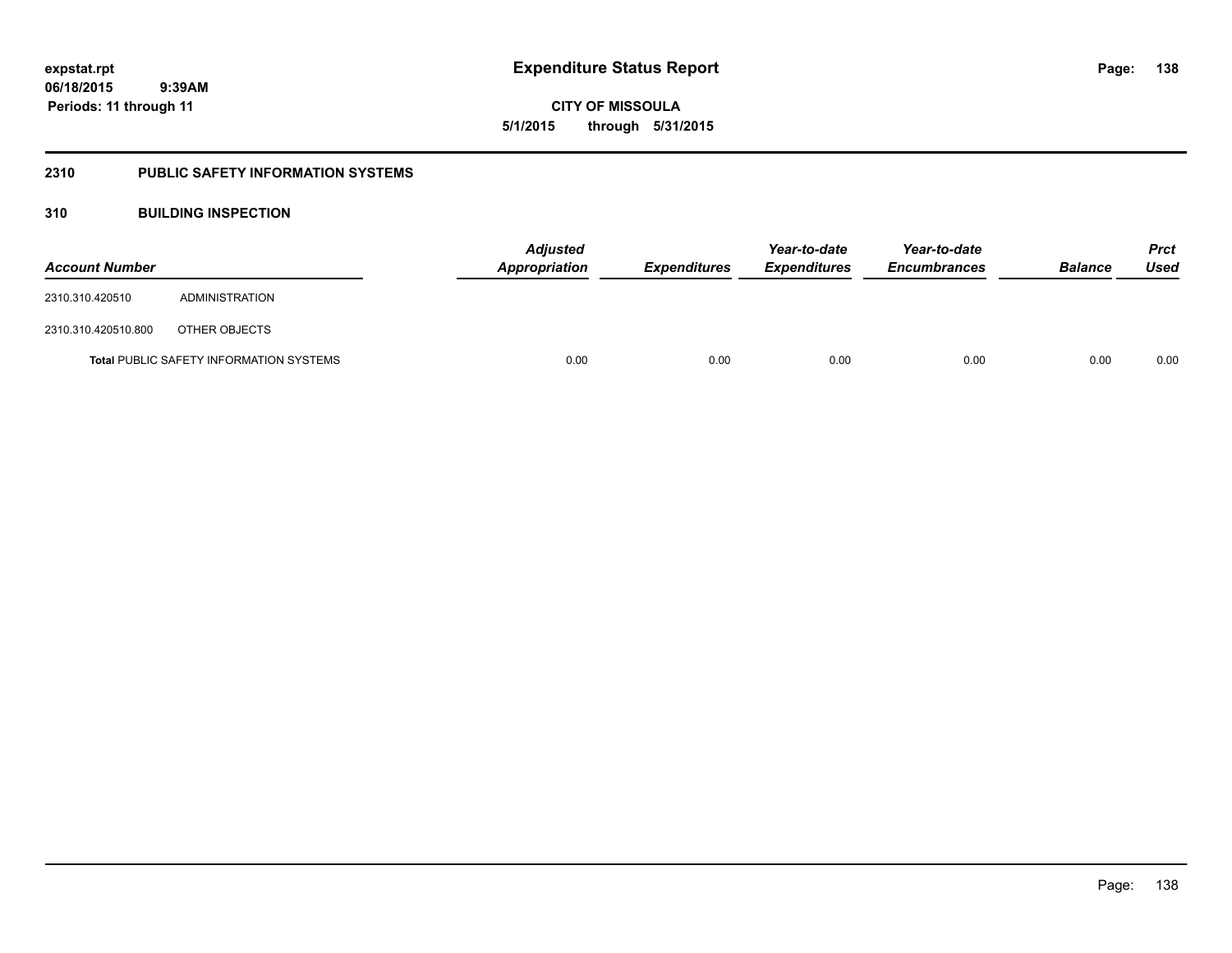# Expenditure Status Report

**CITY OF MISSOULA**

**5/1/2015 through 5/31/2015**

expstat.rpt
06/18/2015 9:39AM
Periods: 11 through 11

## 2310 PUBLIC SAFETY INFORMATION SYSTEMS

### 310 BUILDING INSPECTION

| Account Number | | Adjusted Appropriation | Expenditures | Year-to-date Expenditures | Year-to-date Encumbrances | Balance | Prct Used |
|---|---|---|---|---|---|---|---|
| 2310.310.420510 | ADMINISTRATION | | | | | | |
| 2310.310.420510.800 | OTHER OBJECTS | | | | | | |
| **Total** PUBLIC SAFETY INFORMATION SYSTEMS | | 0.00 | 0.00 | 0.00 | 0.00 | 0.00 | 0.00 |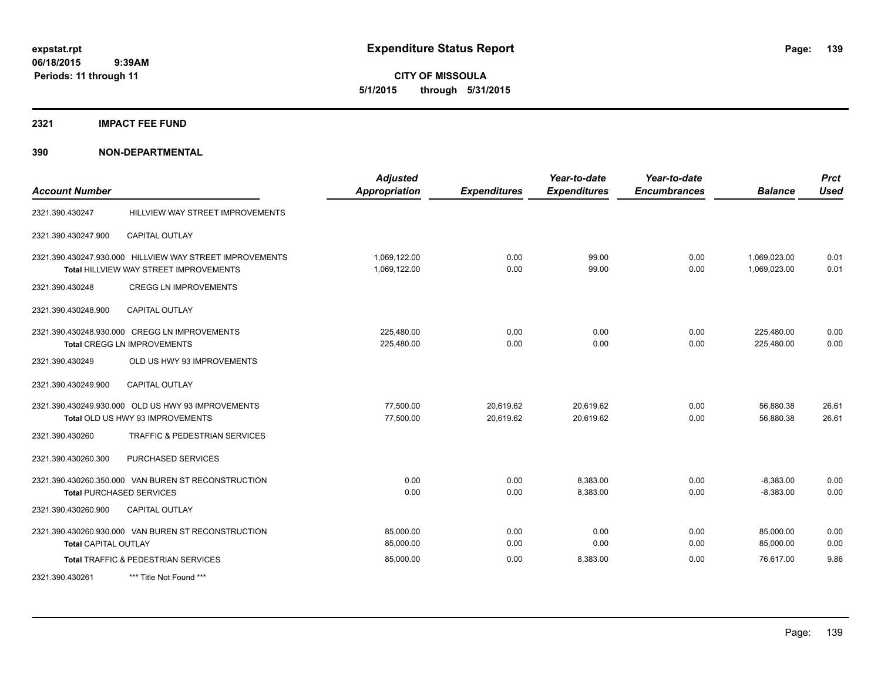# Expenditure Status Report

**CITY OF MISSOULA**

**5/1/2015 through 5/31/2015**

expstat.rpt
06/18/2015 9:39AM
Periods: 11 through 11

## 2321 IMPACT FEE FUND

## 390 NON-DEPARTMENTAL

| Account Number | | Adjusted Appropriation | Expenditures | Year-to-date Expenditures | Year-to-date Encumbrances | Balance | Prct Used |
|---|---|---|---|---|---|---|---|
| 2321.390.430247 | HILLVIEW WAY STREET IMPROVEMENTS | | | | | | |
| 2321.390.430247.900 | CAPITAL OUTLAY | | | | | | |
| 2321.390.430247.930.000 | HILLVIEW WAY STREET IMPROVEMENTS | 1,069,122.00 | 0.00 | 99.00 | 0.00 | 1,069,023.00 | 0.01 |
| **Total** HILLVIEW WAY STREET IMPROVEMENTS | | 1,069,122.00 | 0.00 | 99.00 | 0.00 | 1,069,023.00 | 0.01 |
| 2321.390.430248 | CREGG LN IMPROVEMENTS | | | | | | |
| 2321.390.430248.900 | CAPITAL OUTLAY | | | | | | |
| 2321.390.430248.930.000 | CREGG LN IMPROVEMENTS | 225,480.00 | 0.00 | 0.00 | 0.00 | 225,480.00 | 0.00 |
| **Total** CREGG LN IMPROVEMENTS | | 225,480.00 | 0.00 | 0.00 | 0.00 | 225,480.00 | 0.00 |
| 2321.390.430249 | OLD US HWY 93 IMPROVEMENTS | | | | | | |
| 2321.390.430249.900 | CAPITAL OUTLAY | | | | | | |
| 2321.390.430249.930.000 | OLD US HWY 93 IMPROVEMENTS | 77,500.00 | 20,619.62 | 20,619.62 | 0.00 | 56,880.38 | 26.61 |
| **Total** OLD US HWY 93 IMPROVEMENTS | | 77,500.00 | 20,619.62 | 20,619.62 | 0.00 | 56,880.38 | 26.61 |
| 2321.390.430260 | TRAFFIC & PEDESTRIAN SERVICES | | | | | | |
| 2321.390.430260.300 | PURCHASED SERVICES | | | | | | |
| 2321.390.430260.350.000 | VAN BUREN ST RECONSTRUCTION | 0.00 | 0.00 | 8,383.00 | 0.00 | -8,383.00 | 0.00 |
| **Total** PURCHASED SERVICES | | 0.00 | 0.00 | 8,383.00 | 0.00 | -8,383.00 | 0.00 |
| 2321.390.430260.900 | CAPITAL OUTLAY | | | | | | |
| 2321.390.430260.930.000 | VAN BUREN ST RECONSTRUCTION | 85,000.00 | 0.00 | 0.00 | 0.00 | 85,000.00 | 0.00 |
| **Total** CAPITAL OUTLAY | | 85,000.00 | 0.00 | 0.00 | 0.00 | 85,000.00 | 0.00 |
| **Total** TRAFFIC & PEDESTRIAN SERVICES | | 85,000.00 | 0.00 | 8,383.00 | 0.00 | 76,617.00 | 9.86 |
| 2321.390.430261 | *** Title Not Found *** | | | | | | |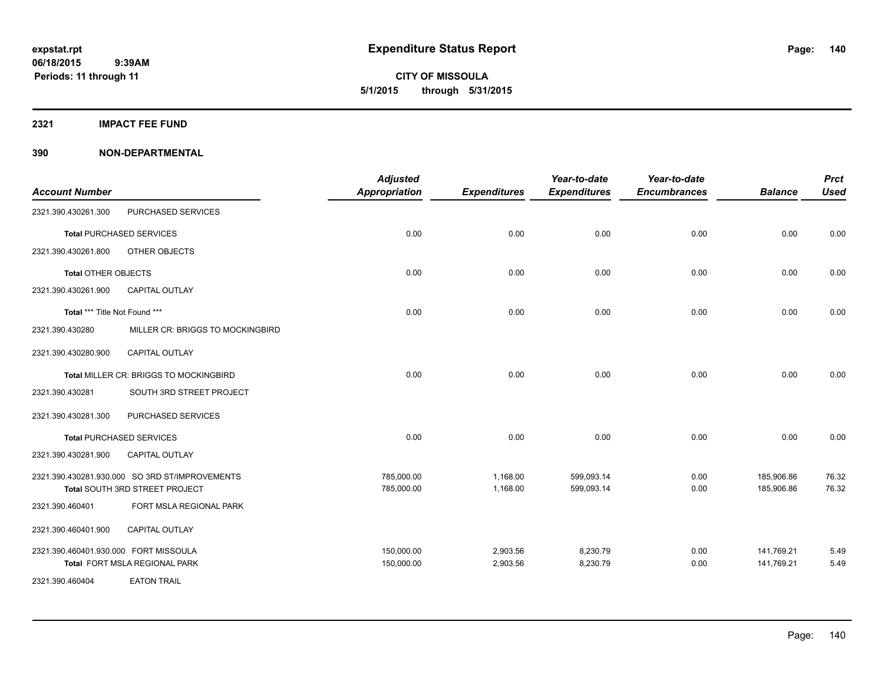# Expenditure Status Report

**CITY OF MISSOULA**
**5/1/2015 through 5/31/2015**

expstat.rpt
06/18/2015 9:39AM
Periods: 11 through 11

## 2321 IMPACT FEE FUND

## 390 NON-DEPARTMENTAL

| Account Number | | Adjusted Appropriation | Expenditures | Year-to-date Expenditures | Year-to-date Encumbrances | Balance | Prct Used |
|---|---|---|---|---|---|---|---|
| 2321.390.430261.300 | PURCHASED SERVICES | | | | | | |
| **Total** PURCHASED SERVICES | | 0.00 | 0.00 | 0.00 | 0.00 | 0.00 | 0.00 |
| 2321.390.430261.800 | OTHER OBJECTS | | | | | | |
| **Total** OTHER OBJECTS | | 0.00 | 0.00 | 0.00 | 0.00 | 0.00 | 0.00 |
| 2321.390.430261.900 | CAPITAL OUTLAY | | | | | | |
| **Total** *** Title Not Found *** | | 0.00 | 0.00 | 0.00 | 0.00 | 0.00 | 0.00 |
| 2321.390.430280 | MILLER CR: BRIGGS TO MOCKINGBIRD | | | | | | |
| 2321.390.430280.900 | CAPITAL OUTLAY | | | | | | |
| **Total** MILLER CR: BRIGGS TO MOCKINGBIRD | | 0.00 | 0.00 | 0.00 | 0.00 | 0.00 | 0.00 |
| 2321.390.430281 | SOUTH 3RD STREET PROJECT | | | | | | |
| 2321.390.430281.300 | PURCHASED SERVICES | | | | | | |
| **Total** PURCHASED SERVICES | | 0.00 | 0.00 | 0.00 | 0.00 | 0.00 | 0.00 |
| 2321.390.430281.900 | CAPITAL OUTLAY | | | | | | |
| 2321.390.430281.930.000 | SO 3RD ST/IMPROVEMENTS | 785,000.00 | 1,168.00 | 599,093.14 | 0.00 | 185,906.86 | 76.32 |
| **Total** SOUTH 3RD STREET PROJECT | | 785,000.00 | 1,168.00 | 599,093.14 | 0.00 | 185,906.86 | 76.32 |
| 2321.390.460401 | FORT MSLA REGIONAL PARK | | | | | | |
| 2321.390.460401.900 | CAPITAL OUTLAY | | | | | | |
| 2321.390.460401.930.000 | FORT MISSOULA | 150,000.00 | 2,903.56 | 8,230.79 | 0.00 | 141,769.21 | 5.49 |
| **Total** FORT MSLA REGIONAL PARK | | 150,000.00 | 2,903.56 | 8,230.79 | 0.00 | 141,769.21 | 5.49 |
| 2321.390.460404 | EATON TRAIL | | | | | | |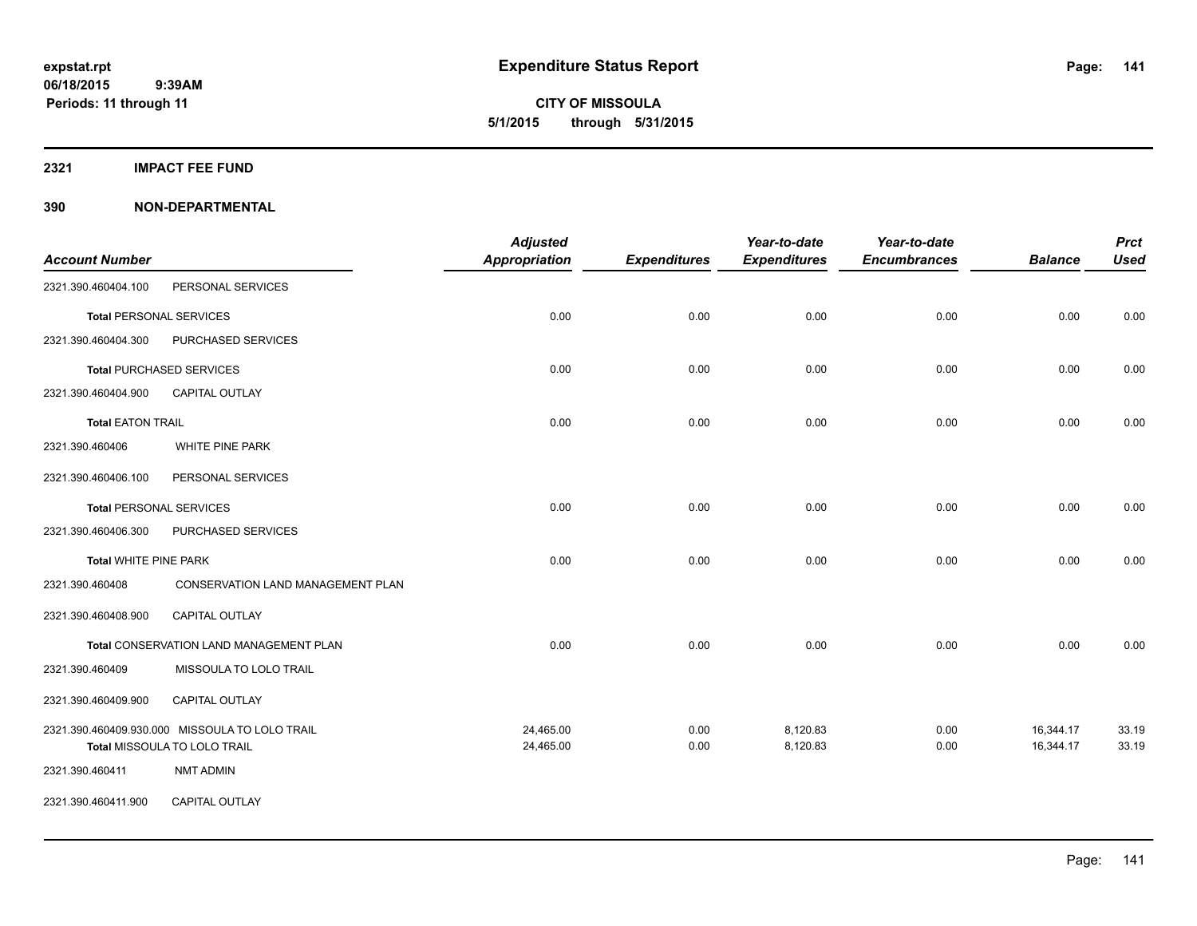# Expenditure Status Report

**CITY OF MISSOULA**
**5/1/2015 through 5/31/2015**

expstat.rpt
06/18/2015 9:39AM
Periods: 11 through 11

## 2321 IMPACT FEE FUND

## 390 NON-DEPARTMENTAL

| Account Number | | Adjusted Appropriation | Expenditures | Year-to-date Expenditures | Year-to-date Encumbrances | Balance | Prct Used |
|---|---|---|---|---|---|---|---|
| 2321.390.460404.100 | PERSONAL SERVICES | | | | | | |
| **Total** PERSONAL SERVICES | | 0.00 | 0.00 | 0.00 | 0.00 | 0.00 | 0.00 |
| 2321.390.460404.300 | PURCHASED SERVICES | | | | | | |
| **Total** PURCHASED SERVICES | | 0.00 | 0.00 | 0.00 | 0.00 | 0.00 | 0.00 |
| 2321.390.460404.900 | CAPITAL OUTLAY | | | | | | |
| **Total** EATON TRAIL | | 0.00 | 0.00 | 0.00 | 0.00 | 0.00 | 0.00 |
| 2321.390.460406 | WHITE PINE PARK | | | | | | |
| 2321.390.460406.100 | PERSONAL SERVICES | | | | | | |
| **Total** PERSONAL SERVICES | | 0.00 | 0.00 | 0.00 | 0.00 | 0.00 | 0.00 |
| 2321.390.460406.300 | PURCHASED SERVICES | | | | | | |
| **Total** WHITE PINE PARK | | 0.00 | 0.00 | 0.00 | 0.00 | 0.00 | 0.00 |
| 2321.390.460408 | CONSERVATION LAND MANAGEMENT PLAN | | | | | | |
| 2321.390.460408.900 | CAPITAL OUTLAY | | | | | | |
| **Total** CONSERVATION LAND MANAGEMENT PLAN | | 0.00 | 0.00 | 0.00 | 0.00 | 0.00 | 0.00 |
| 2321.390.460409 | MISSOULA TO LOLO TRAIL | | | | | | |
| 2321.390.460409.900 | CAPITAL OUTLAY | | | | | | |
| 2321.390.460409.930.000 | MISSOULA TO LOLO TRAIL | 24,465.00 | 0.00 | 8,120.83 | 0.00 | 16,344.17 | 33.19 |
| **Total** MISSOULA TO LOLO TRAIL | | 24,465.00 | 0.00 | 8,120.83 | 0.00 | 16,344.17 | 33.19 |
| 2321.390.460411 | NMT ADMIN | | | | | | |
| 2321.390.460411.900 | CAPITAL OUTLAY | | | | | | |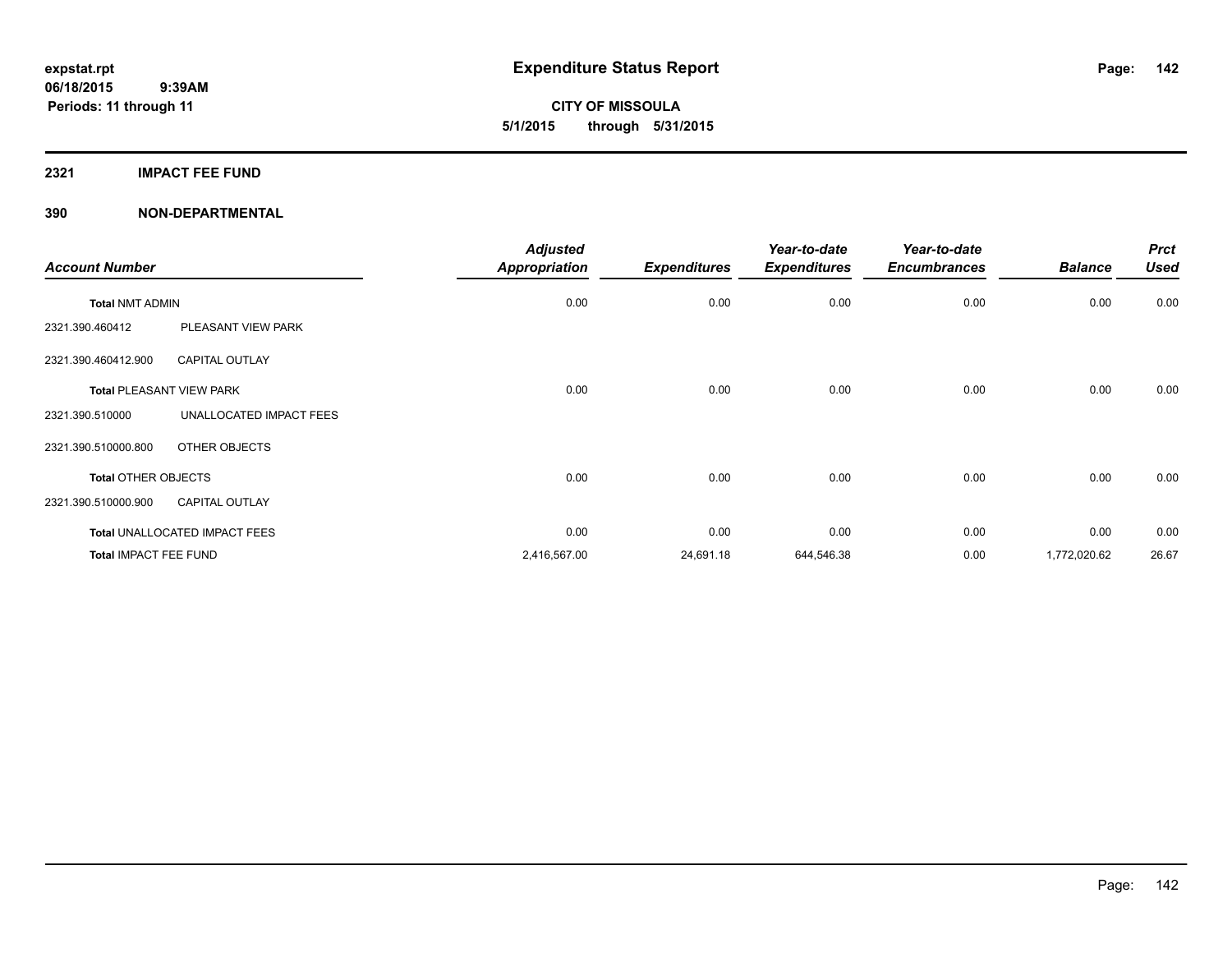**expstat.rpt**
**06/18/2015 9:39AM**
**Periods: 11 through 11**

# Expenditure Status Report

**CITY OF MISSOULA**
**5/1/2015 through 5/31/2015**

## 2321 IMPACT FEE FUND

### 390 NON-DEPARTMENTAL

| Account Number | | Adjusted Appropriation | Expenditures | Year-to-date Expenditures | Year-to-date Encumbrances | Balance | Prct Used |
|---|---|---|---|---|---|---|---|
| **Total** NMT ADMIN | | 0.00 | 0.00 | 0.00 | 0.00 | 0.00 | 0.00 |
| 2321.390.460412 | PLEASANT VIEW PARK | | | | | | |
| 2321.390.460412.900 | CAPITAL OUTLAY | | | | | | |
| **Total** PLEASANT VIEW PARK | | 0.00 | 0.00 | 0.00 | 0.00 | 0.00 | 0.00 |
| 2321.390.510000 | UNALLOCATED IMPACT FEES | | | | | | |
| 2321.390.510000.800 | OTHER OBJECTS | | | | | | |
| **Total** OTHER OBJECTS | | 0.00 | 0.00 | 0.00 | 0.00 | 0.00 | 0.00 |
| 2321.390.510000.900 | CAPITAL OUTLAY | | | | | | |
| **Total** UNALLOCATED IMPACT FEES | | 0.00 | 0.00 | 0.00 | 0.00 | 0.00 | 0.00 |
| **Total** IMPACT FEE FUND | | 2,416,567.00 | 24,691.18 | 644,546.38 | 0.00 | 1,772,020.62 | 26.67 |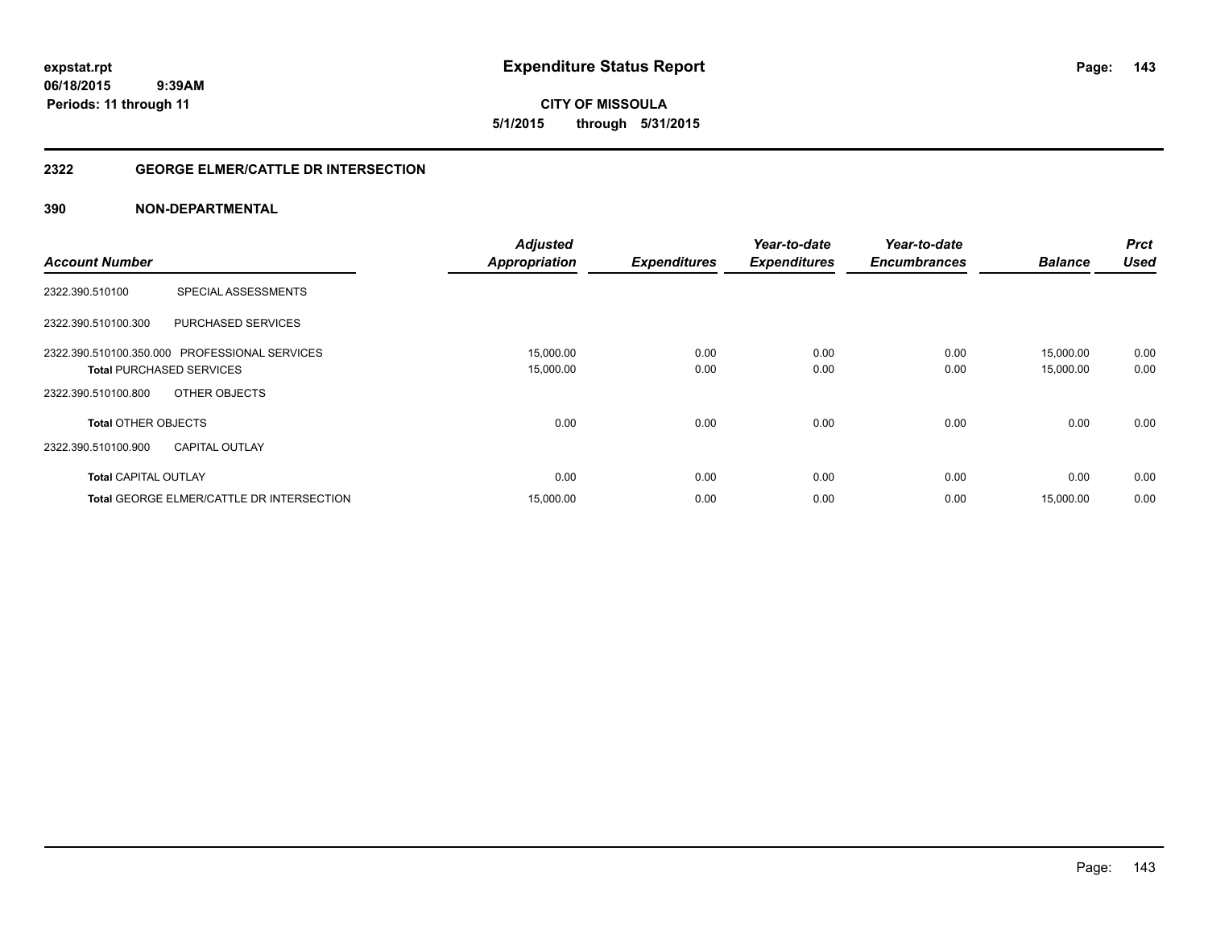**expstat.rpt**
**06/18/2015 9:39AM**
**Periods: 11 through 11**

# Expenditure Status Report

**CITY OF MISSOULA**
**5/1/2015 through 5/31/2015**

## 2322 GEORGE ELMER/CATTLE DR INTERSECTION

### 390 NON-DEPARTMENTAL

| Account Number | | Adjusted Appropriation | Expenditures | Year-to-date Expenditures | Year-to-date Encumbrances | Balance | Prct Used |
|---|---|---|---|---|---|---|---|
| 2322.390.510100 | SPECIAL ASSESSMENTS | | | | | | |
| 2322.390.510100.300 | PURCHASED SERVICES | | | | | | |
| 2322.390.510100.350.000 | PROFESSIONAL SERVICES | 15,000.00 | 0.00 | 0.00 | 0.00 | 15,000.00 | 0.00 |
| **Total** PURCHASED SERVICES | | 15,000.00 | 0.00 | 0.00 | 0.00 | 15,000.00 | 0.00 |
| 2322.390.510100.800 | OTHER OBJECTS | | | | | | |
| **Total** OTHER OBJECTS | | 0.00 | 0.00 | 0.00 | 0.00 | 0.00 | 0.00 |
| 2322.390.510100.900 | CAPITAL OUTLAY | | | | | | |
| **Total** CAPITAL OUTLAY | | 0.00 | 0.00 | 0.00 | 0.00 | 0.00 | 0.00 |
| **Total** GEORGE ELMER/CATTLE DR INTERSECTION | | 15,000.00 | 0.00 | 0.00 | 0.00 | 15,000.00 | 0.00 |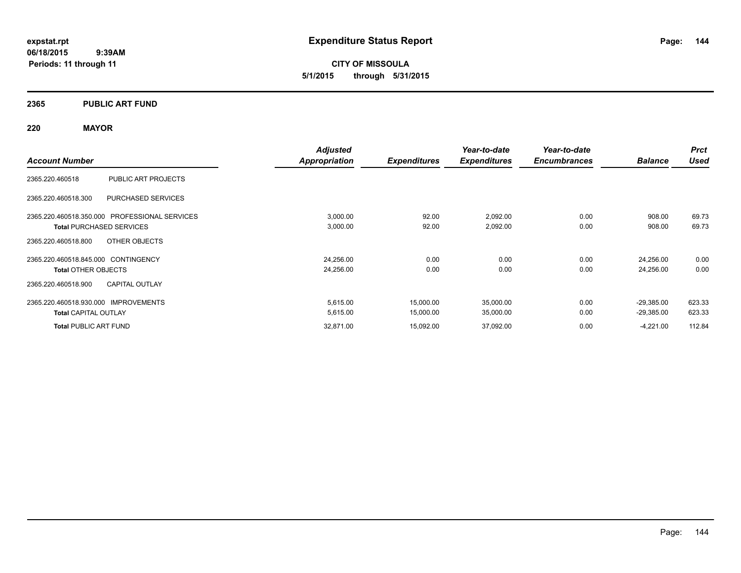**expstat.rpt**
**06/18/2015 9:39AM**
**Periods: 11 through 11**

# Expenditure Status Report

**CITY OF MISSOULA**
**5/1/2015 through 5/31/2015**

## 2365 PUBLIC ART FUND

### 220 MAYOR

| Account Number | | Adjusted Appropriation | Expenditures | Year-to-date Expenditures | Year-to-date Encumbrances | Balance | Prct Used |
|---|---|---|---|---|---|---|---|
| 2365.220.460518 | PUBLIC ART PROJECTS | | | | | | |
| 2365.220.460518.300 | PURCHASED SERVICES | | | | | | |
| 2365.220.460518.350.000 | PROFESSIONAL SERVICES | 3,000.00 | 92.00 | 2,092.00 | 0.00 | 908.00 | 69.73 |
| **Total** PURCHASED SERVICES | | 3,000.00 | 92.00 | 2,092.00 | 0.00 | 908.00 | 69.73 |
| 2365.220.460518.800 | OTHER OBJECTS | | | | | | |
| 2365.220.460518.845.000 | CONTINGENCY | 24,256.00 | 0.00 | 0.00 | 0.00 | 24,256.00 | 0.00 |
| **Total** OTHER OBJECTS | | 24,256.00 | 0.00 | 0.00 | 0.00 | 24,256.00 | 0.00 |
| 2365.220.460518.900 | CAPITAL OUTLAY | | | | | | |
| 2365.220.460518.930.000 | IMPROVEMENTS | 5,615.00 | 15,000.00 | 35,000.00 | 0.00 | -29,385.00 | 623.33 |
| **Total** CAPITAL OUTLAY | | 5,615.00 | 15,000.00 | 35,000.00 | 0.00 | -29,385.00 | 623.33 |
| **Total** PUBLIC ART FUND | | 32,871.00 | 15,092.00 | 37,092.00 | 0.00 | -4,221.00 | 112.84 |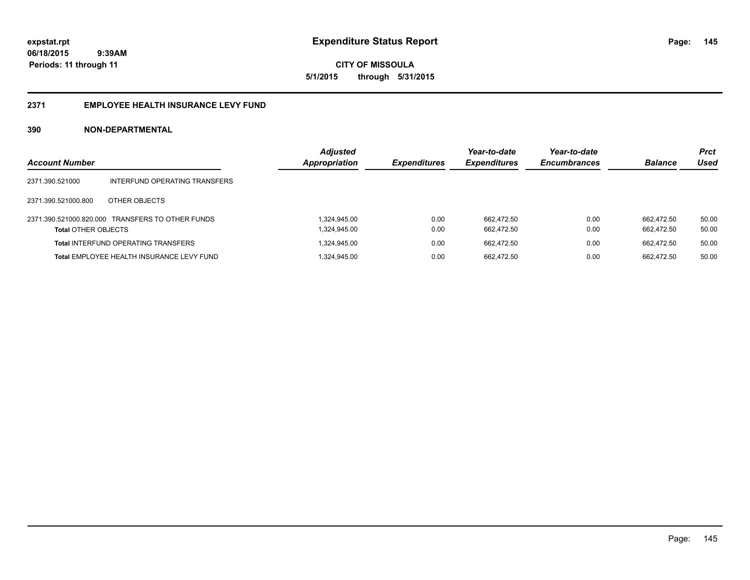expstat.rpt
06/18/2015 9:39AM
Periods: 11 through 11

# Expenditure Status Report

CITY OF MISSOULA
5/1/2015 through 5/31/2015

## 2371 EMPLOYEE HEALTH INSURANCE LEVY FUND

### 390 NON-DEPARTMENTAL

| Account Number | | Adjusted Appropriation | Expenditures | Year-to-date Expenditures | Year-to-date Encumbrances | Balance | Prct Used |
|---|---|---|---|---|---|---|---|
| 2371.390.521000 | INTERFUND OPERATING TRANSFERS | | | | | | |
| 2371.390.521000.800 | OTHER OBJECTS | | | | | | |
| 2371.390.521000.820.000 | TRANSFERS TO OTHER FUNDS | 1,324,945.00 | 0.00 | 662,472.50 | 0.00 | 662,472.50 | 50.00 |
| **Total** OTHER OBJECTS | | 1,324,945.00 | 0.00 | 662,472.50 | 0.00 | 662,472.50 | 50.00 |
| **Total** INTERFUND OPERATING TRANSFERS | | 1,324,945.00 | 0.00 | 662,472.50 | 0.00 | 662,472.50 | 50.00 |
| **Total** EMPLOYEE HEALTH INSURANCE LEVY FUND | | 1,324,945.00 | 0.00 | 662,472.50 | 0.00 | 662,472.50 | 50.00 |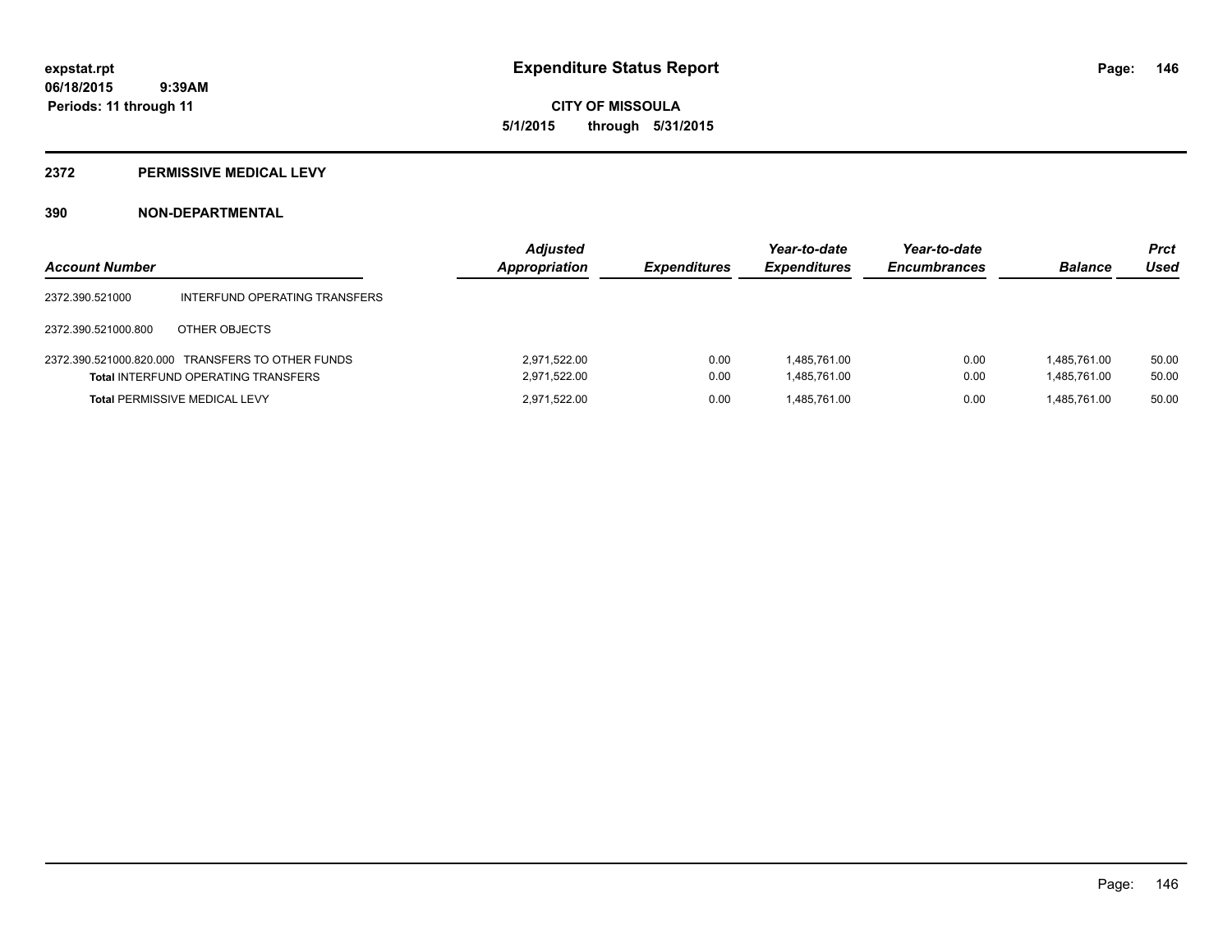**expstat.rpt**
**06/18/2015 9:39AM**
**Periods: 11 through 11**

# Expenditure Status Report

**CITY OF MISSOULA**
**5/1/2015 through 5/31/2015**

## 2372 PERMISSIVE MEDICAL LEVY

## 390 NON-DEPARTMENTAL

| Account Number | | Adjusted Appropriation | Expenditures | Year-to-date Expenditures | Year-to-date Encumbrances | Balance | Prct Used |
|---|---|---|---|---|---|---|---|
| 2372.390.521000 | INTERFUND OPERATING TRANSFERS | | | | | | |
| 2372.390.521000.800 | OTHER OBJECTS | | | | | | |
| 2372.390.521000.820.000 | TRANSFERS TO OTHER FUNDS | 2,971,522.00 | 0.00 | 1,485,761.00 | 0.00 | 1,485,761.00 | 50.00 |
| **Total** INTERFUND OPERATING TRANSFERS | | 2,971,522.00 | 0.00 | 1,485,761.00 | 0.00 | 1,485,761.00 | 50.00 |
| **Total** PERMISSIVE MEDICAL LEVY | | 2,971,522.00 | 0.00 | 1,485,761.00 | 0.00 | 1,485,761.00 | 50.00 |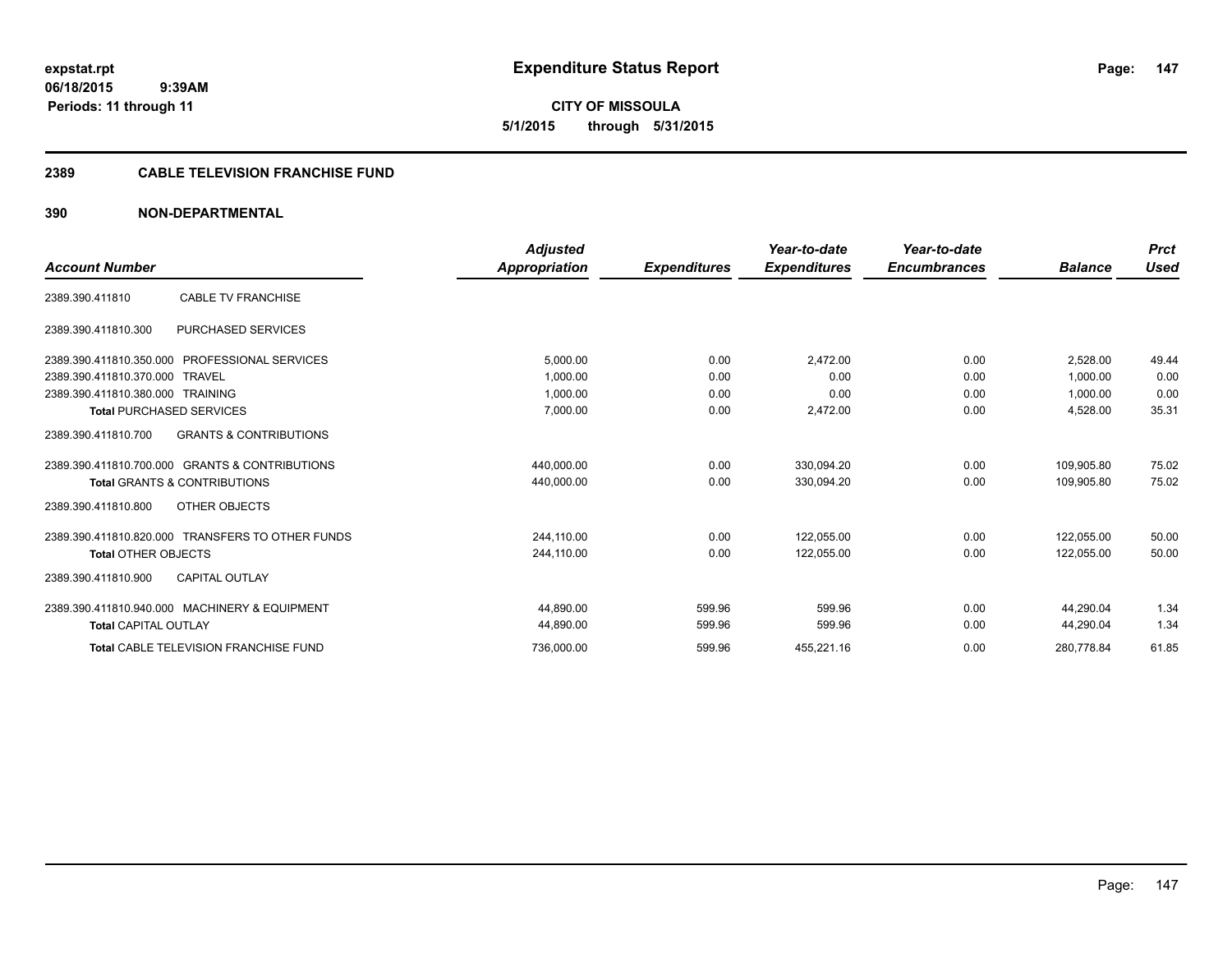**expstat.rpt**
**06/18/2015 9:39AM**
**Periods: 11 through 11**

# Expenditure Status Report

**CITY OF MISSOULA**
**5/1/2015 through 5/31/2015**

## 2389 CABLE TELEVISION FRANCHISE FUND

## 390 NON-DEPARTMENTAL

| Account Number | | Adjusted Appropriation | Expenditures | Year-to-date Expenditures | Year-to-date Encumbrances | Balance | Prct Used |
|---|---|---|---|---|---|---|---|
| 2389.390.411810 | CABLE TV FRANCHISE | | | | | | |
| 2389.390.411810.300 | PURCHASED SERVICES | | | | | | |
| 2389.390.411810.350.000 | PROFESSIONAL SERVICES | 5,000.00 | 0.00 | 2,472.00 | 0.00 | 2,528.00 | 49.44 |
| 2389.390.411810.370.000 | TRAVEL | 1,000.00 | 0.00 | 0.00 | 0.00 | 1,000.00 | 0.00 |
| 2389.390.411810.380.000 | TRAINING | 1,000.00 | 0.00 | 0.00 | 0.00 | 1,000.00 | 0.00 |
| **Total** PURCHASED SERVICES | | 7,000.00 | 0.00 | 2,472.00 | 0.00 | 4,528.00 | 35.31 |
| 2389.390.411810.700 | GRANTS & CONTRIBUTIONS | | | | | | |
| 2389.390.411810.700.000 | GRANTS & CONTRIBUTIONS | 440,000.00 | 0.00 | 330,094.20 | 0.00 | 109,905.80 | 75.02 |
| **Total** GRANTS & CONTRIBUTIONS | | 440,000.00 | 0.00 | 330,094.20 | 0.00 | 109,905.80 | 75.02 |
| 2389.390.411810.800 | OTHER OBJECTS | | | | | | |
| 2389.390.411810.820.000 | TRANSFERS TO OTHER FUNDS | 244,110.00 | 0.00 | 122,055.00 | 0.00 | 122,055.00 | 50.00 |
| **Total** OTHER OBJECTS | | 244,110.00 | 0.00 | 122,055.00 | 0.00 | 122,055.00 | 50.00 |
| 2389.390.411810.900 | CAPITAL OUTLAY | | | | | | |
| 2389.390.411810.940.000 | MACHINERY & EQUIPMENT | 44,890.00 | 599.96 | 599.96 | 0.00 | 44,290.04 | 1.34 |
| **Total** CAPITAL OUTLAY | | 44,890.00 | 599.96 | 599.96 | 0.00 | 44,290.04 | 1.34 |
| **Total** CABLE TELEVISION FRANCHISE FUND | | 736,000.00 | 599.96 | 455,221.16 | 0.00 | 280,778.84 | 61.85 |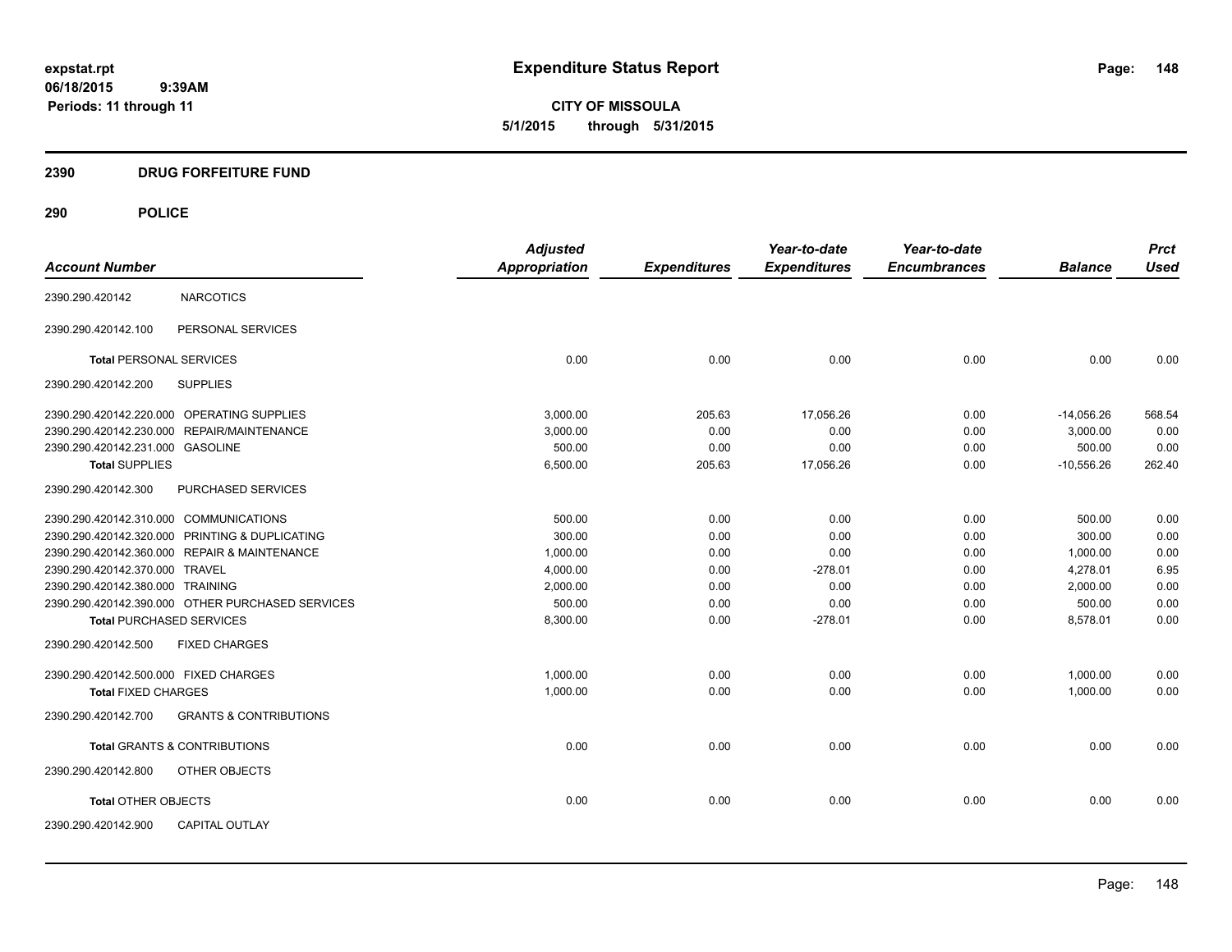**expstat.rpt**
**06/18/2015 9:39AM**
**Periods: 11 through 11**

# Expenditure Status Report

**CITY OF MISSOULA**
**5/1/2015 through 5/31/2015**

## 2390 DRUG FORFEITURE FUND

## 290 POLICE

| Account Number | | Adjusted Appropriation | Expenditures | Year-to-date Expenditures | Year-to-date Encumbrances | Balance | Prct Used |
|---|---|---|---|---|---|---|---|
| 2390.290.420142 | NARCOTICS | | | | | | |
| 2390.290.420142.100 | PERSONAL SERVICES | | | | | | |
| **Total** PERSONAL SERVICES | | 0.00 | 0.00 | 0.00 | 0.00 | 0.00 | 0.00 |
| 2390.290.420142.200 | SUPPLIES | | | | | | |
| 2390.290.420142.220.000 | OPERATING SUPPLIES | 3,000.00 | 205.63 | 17,056.26 | 0.00 | -14,056.26 | 568.54 |
| 2390.290.420142.230.000 | REPAIR/MAINTENANCE | 3,000.00 | 0.00 | 0.00 | 0.00 | 3,000.00 | 0.00 |
| 2390.290.420142.231.000 | GASOLINE | 500.00 | 0.00 | 0.00 | 0.00 | 500.00 | 0.00 |
| **Total SUPPLIES** | | 6,500.00 | 205.63 | 17,056.26 | 0.00 | -10,556.26 | 262.40 |
| 2390.290.420142.300 | PURCHASED SERVICES | | | | | | |
| 2390.290.420142.310.000 | COMMUNICATIONS | 500.00 | 0.00 | 0.00 | 0.00 | 500.00 | 0.00 |
| 2390.290.420142.320.000 | PRINTING & DUPLICATING | 300.00 | 0.00 | 0.00 | 0.00 | 300.00 | 0.00 |
| 2390.290.420142.360.000 | REPAIR & MAINTENANCE | 1,000.00 | 0.00 | 0.00 | 0.00 | 1,000.00 | 0.00 |
| 2390.290.420142.370.000 | TRAVEL | 4,000.00 | 0.00 | -278.01 | 0.00 | 4,278.01 | 6.95 |
| 2390.290.420142.380.000 | TRAINING | 2,000.00 | 0.00 | 0.00 | 0.00 | 2,000.00 | 0.00 |
| 2390.290.420142.390.000 | OTHER PURCHASED SERVICES | 500.00 | 0.00 | 0.00 | 0.00 | 500.00 | 0.00 |
| **Total PURCHASED SERVICES** | | 8,300.00 | 0.00 | -278.01 | 0.00 | 8,578.01 | 0.00 |
| 2390.290.420142.500 | FIXED CHARGES | | | | | | |
| 2390.290.420142.500.000 | FIXED CHARGES | 1,000.00 | 0.00 | 0.00 | 0.00 | 1,000.00 | 0.00 |
| **Total FIXED CHARGES** | | 1,000.00 | 0.00 | 0.00 | 0.00 | 1,000.00 | 0.00 |
| 2390.290.420142.700 | GRANTS & CONTRIBUTIONS | | | | | | |
| **Total GRANTS & CONTRIBUTIONS** | | 0.00 | 0.00 | 0.00 | 0.00 | 0.00 | 0.00 |
| 2390.290.420142.800 | OTHER OBJECTS | | | | | | |
| **Total OTHER OBJECTS** | | 0.00 | 0.00 | 0.00 | 0.00 | 0.00 | 0.00 |
| 2390.290.420142.900 | CAPITAL OUTLAY | | | | | | |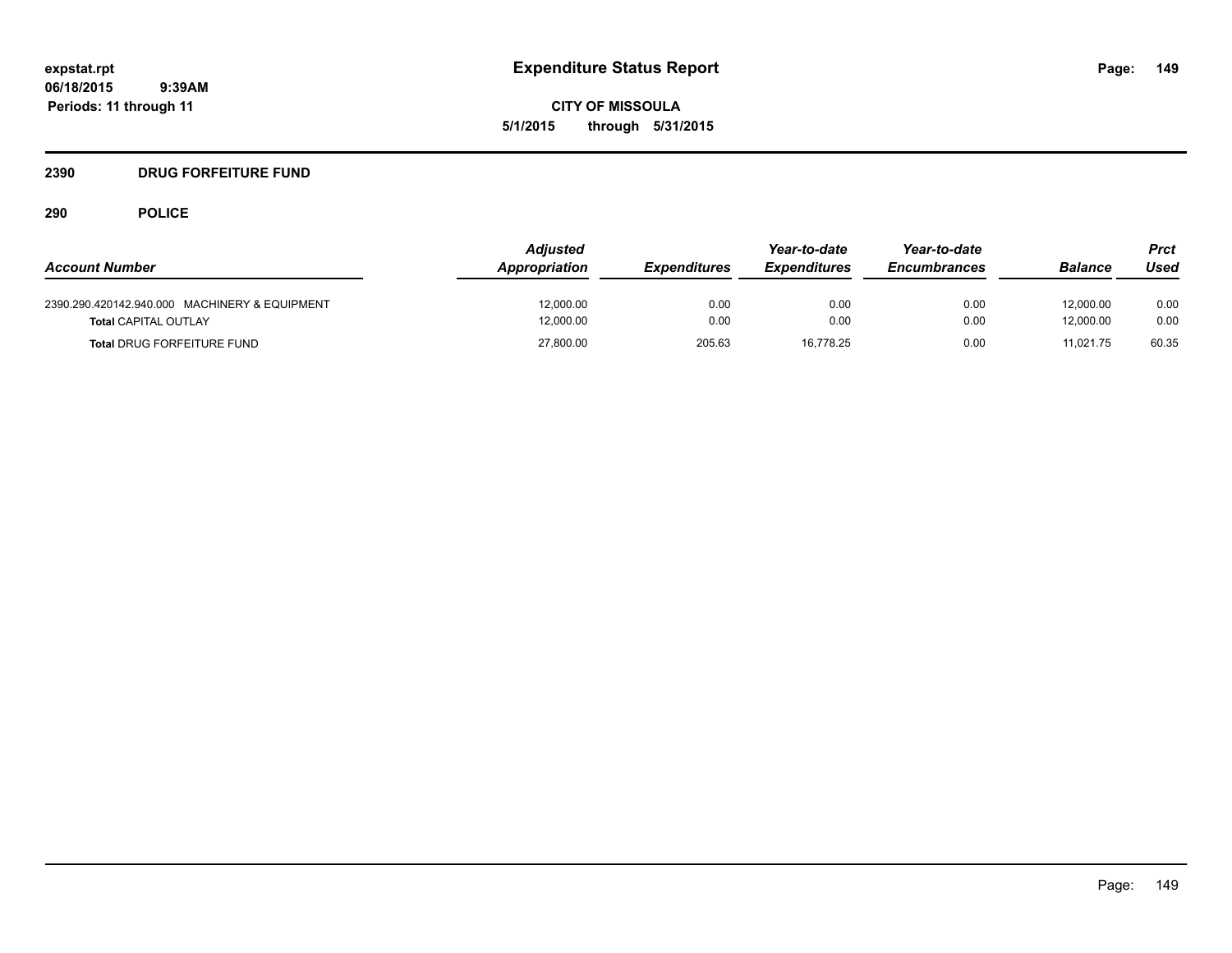# Expenditure Status Report

**CITY OF MISSOULA**
**5/1/2015 through 5/31/2015**

expstat.rpt
06/18/2015 9:39AM
Periods: 11 through 11

## 2390 DRUG FORFEITURE FUND

### 290 POLICE

| Account Number | Adjusted Appropriation | Expenditures | Year-to-date Expenditures | Year-to-date Encumbrances | Balance | Prct Used |
|---|---|---|---|---|---|---|
| 2390.290.420142.940.000 MACHINERY & EQUIPMENT | 12,000.00 | 0.00 | 0.00 | 0.00 | 12,000.00 | 0.00 |
| **Total** CAPITAL OUTLAY | 12,000.00 | 0.00 | 0.00 | 0.00 | 12,000.00 | 0.00 |
| **Total** DRUG FORFEITURE FUND | 27,800.00 | 205.63 | 16,778.25 | 0.00 | 11,021.75 | 60.35 |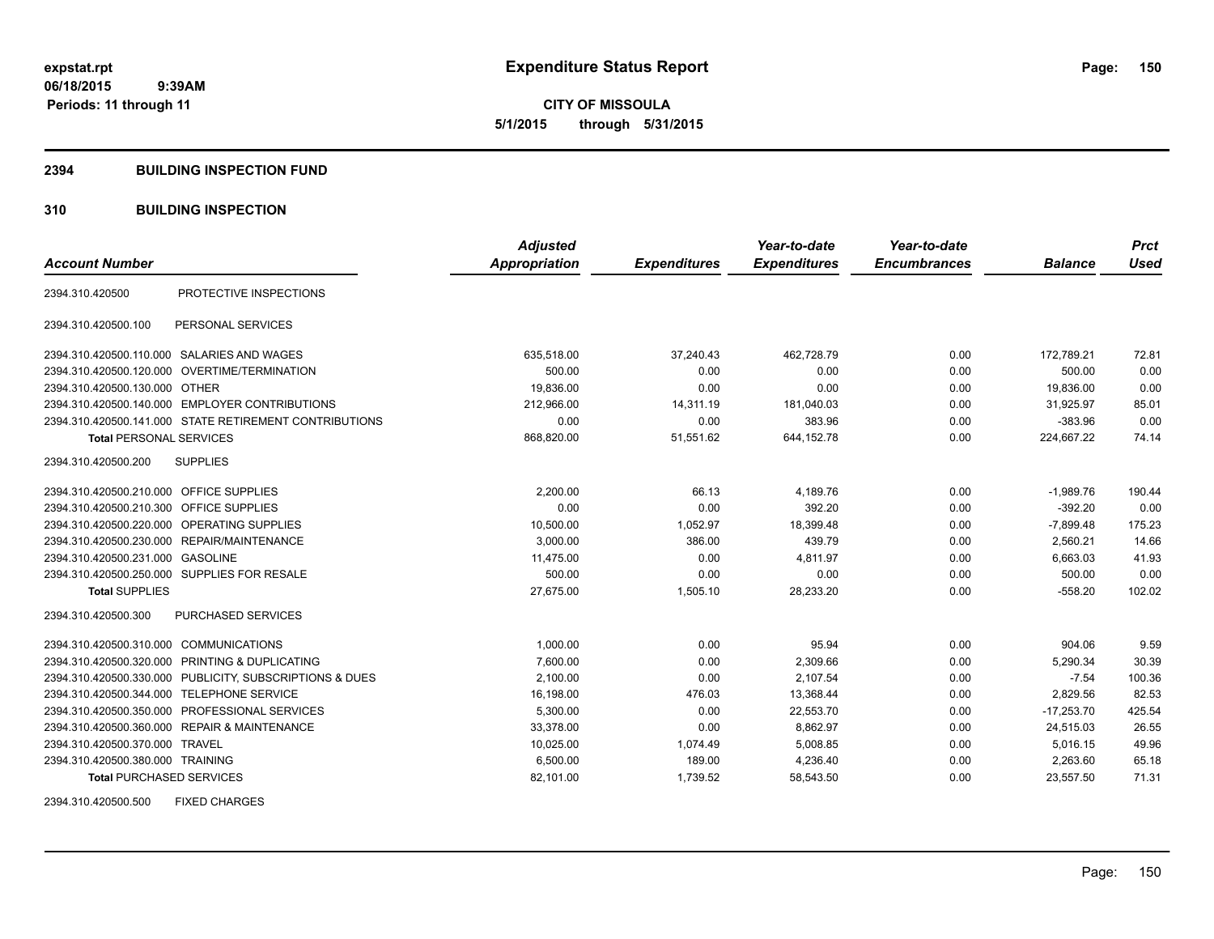# Expenditure Status Report

expstat.rpt
06/18/2015 9:39AM
Periods: 11 through 11

**CITY OF MISSOULA**
5/1/2015 through 5/31/2015

## 2394 BUILDING INSPECTION FUND

### 310 BUILDING INSPECTION

| Account Number | | Adjusted Appropriation | Expenditures | Year-to-date Expenditures | Year-to-date Encumbrances | Balance | Prct Used |
|---|---|---|---|---|---|---|---|
| 2394.310.420500 | PROTECTIVE INSPECTIONS | | | | | | |
| 2394.310.420500.100 | PERSONAL SERVICES | | | | | | |
| 2394.310.420500.110.000 | SALARIES AND WAGES | 635,518.00 | 37,240.43 | 462,728.79 | 0.00 | 172,789.21 | 72.81 |
| 2394.310.420500.120.000 | OVERTIME/TERMINATION | 500.00 | 0.00 | 0.00 | 0.00 | 500.00 | 0.00 |
| 2394.310.420500.130.000 | OTHER | 19,836.00 | 0.00 | 0.00 | 0.00 | 19,836.00 | 0.00 |
| 2394.310.420500.140.000 | EMPLOYER CONTRIBUTIONS | 212,966.00 | 14,311.19 | 181,040.03 | 0.00 | 31,925.97 | 85.01 |
| 2394.310.420500.141.000 | STATE RETIREMENT CONTRIBUTIONS | 0.00 | 0.00 | 383.96 | 0.00 | -383.96 | 0.00 |
| **Total** PERSONAL SERVICES | | 868,820.00 | 51,551.62 | 644,152.78 | 0.00 | 224,667.22 | 74.14 |
| 2394.310.420500.200 | SUPPLIES | | | | | | |
| 2394.310.420500.210.000 | OFFICE SUPPLIES | 2,200.00 | 66.13 | 4,189.76 | 0.00 | -1,989.76 | 190.44 |
| 2394.310.420500.210.300 | OFFICE SUPPLIES | 0.00 | 0.00 | 392.20 | 0.00 | -392.20 | 0.00 |
| 2394.310.420500.220.000 | OPERATING SUPPLIES | 10,500.00 | 1,052.97 | 18,399.48 | 0.00 | -7,899.48 | 175.23 |
| 2394.310.420500.230.000 | REPAIR/MAINTENANCE | 3,000.00 | 386.00 | 439.79 | 0.00 | 2,560.21 | 14.66 |
| 2394.310.420500.231.000 | GASOLINE | 11,475.00 | 0.00 | 4,811.97 | 0.00 | 6,663.03 | 41.93 |
| 2394.310.420500.250.000 | SUPPLIES FOR RESALE | 500.00 | 0.00 | 0.00 | 0.00 | 500.00 | 0.00 |
| **Total** SUPPLIES | | 27,675.00 | 1,505.10 | 28,233.20 | 0.00 | -558.20 | 102.02 |
| 2394.310.420500.300 | PURCHASED SERVICES | | | | | | |
| 2394.310.420500.310.000 | COMMUNICATIONS | 1,000.00 | 0.00 | 95.94 | 0.00 | 904.06 | 9.59 |
| 2394.310.420500.320.000 | PRINTING & DUPLICATING | 7,600.00 | 0.00 | 2,309.66 | 0.00 | 5,290.34 | 30.39 |
| 2394.310.420500.330.000 | PUBLICITY, SUBSCRIPTIONS & DUES | 2,100.00 | 0.00 | 2,107.54 | 0.00 | -7.54 | 100.36 |
| 2394.310.420500.344.000 | TELEPHONE SERVICE | 16,198.00 | 476.03 | 13,368.44 | 0.00 | 2,829.56 | 82.53 |
| 2394.310.420500.350.000 | PROFESSIONAL SERVICES | 5,300.00 | 0.00 | 22,553.70 | 0.00 | -17,253.70 | 425.54 |
| 2394.310.420500.360.000 | REPAIR & MAINTENANCE | 33,378.00 | 0.00 | 8,862.97 | 0.00 | 24,515.03 | 26.55 |
| 2394.310.420500.370.000 | TRAVEL | 10,025.00 | 1,074.49 | 5,008.85 | 0.00 | 5,016.15 | 49.96 |
| 2394.310.420500.380.000 | TRAINING | 6,500.00 | 189.00 | 4,236.40 | 0.00 | 2,263.60 | 65.18 |
| **Total** PURCHASED SERVICES | | 82,101.00 | 1,739.52 | 58,543.50 | 0.00 | 23,557.50 | 71.31 |
| 2394.310.420500.500 | FIXED CHARGES | | | | | | |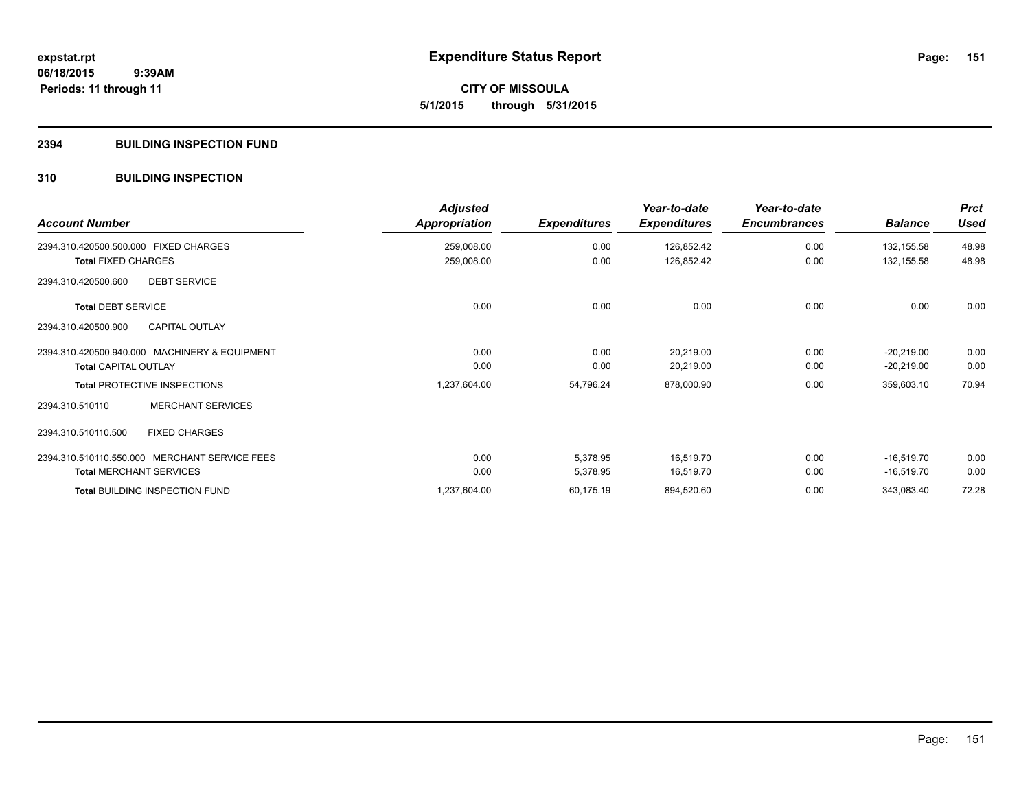# Expenditure Status Report

**CITY OF MISSOULA**

**5/1/2015 through 5/31/2015**

expstat.rpt
06/18/2015 9:39AM
Periods: 11 through 11

## 2394 BUILDING INSPECTION FUND

### 310 BUILDING INSPECTION

| Account Number | Adjusted Appropriation | Expenditures | Year-to-date Expenditures | Year-to-date Encumbrances | Balance | Prct Used |
|---|---|---|---|---|---|---|
| 2394.310.420500.500.000 FIXED CHARGES | 259,008.00 | 0.00 | 126,852.42 | 0.00 | 132,155.58 | 48.98 |
| **Total** FIXED CHARGES | 259,008.00 | 0.00 | 126,852.42 | 0.00 | 132,155.58 | 48.98 |
| 2394.310.420500.600 DEBT SERVICE | | | | | | |
| **Total** DEBT SERVICE | 0.00 | 0.00 | 0.00 | 0.00 | 0.00 | 0.00 |
| 2394.310.420500.900 CAPITAL OUTLAY | | | | | | |
| 2394.310.420500.940.000 MACHINERY & EQUIPMENT | 0.00 | 0.00 | 20,219.00 | 0.00 | -20,219.00 | 0.00 |
| **Total** CAPITAL OUTLAY | 0.00 | 0.00 | 20,219.00 | 0.00 | -20,219.00 | 0.00 |
| **Total** PROTECTIVE INSPECTIONS | 1,237,604.00 | 54,796.24 | 878,000.90 | 0.00 | 359,603.10 | 70.94 |
| 2394.310.510110 MERCHANT SERVICES | | | | | | |
| 2394.310.510110.500 FIXED CHARGES | | | | | | |
| 2394.310.510110.550.000 MERCHANT SERVICE FEES | 0.00 | 5,378.95 | 16,519.70 | 0.00 | -16,519.70 | 0.00 |
| **Total** MERCHANT SERVICES | 0.00 | 5,378.95 | 16,519.70 | 0.00 | -16,519.70 | 0.00 |
| **Total** BUILDING INSPECTION FUND | 1,237,604.00 | 60,175.19 | 894,520.60 | 0.00 | 343,083.40 | 72.28 |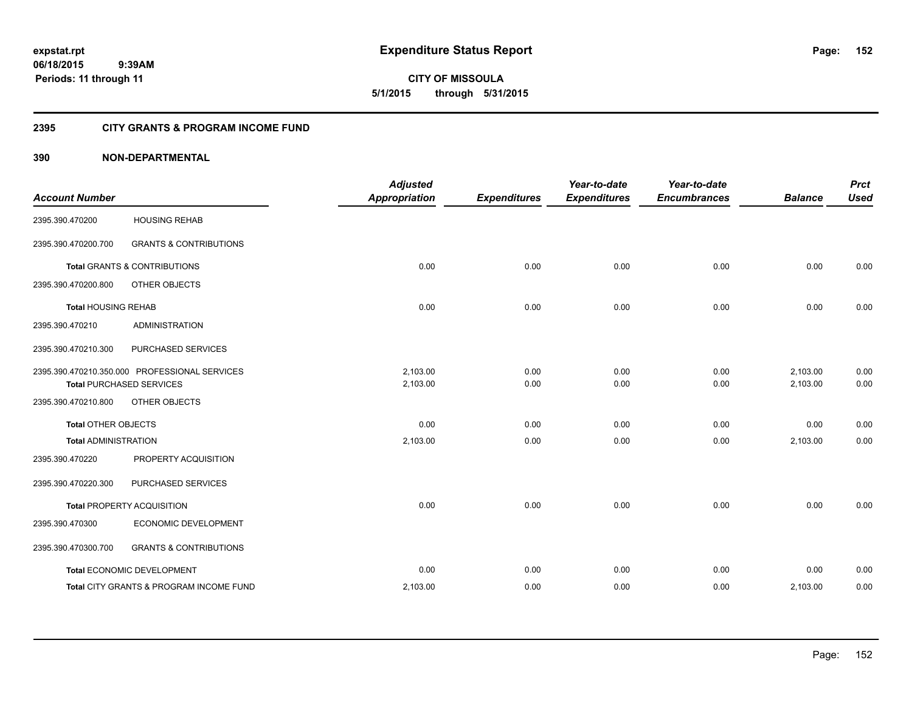**expstat.rpt**
**06/18/2015 9:39AM**
**Periods: 11 through 11**

# Expenditure Status Report

**CITY OF MISSOULA**
**5/1/2015 through 5/31/2015**

## 2395 CITY GRANTS & PROGRAM INCOME FUND

### 390 NON-DEPARTMENTAL

| Account Number | | Adjusted Appropriation | Expenditures | Year-to-date Expenditures | Year-to-date Encumbrances | Balance | Prct Used |
|---|---|---|---|---|---|---|---|
| 2395.390.470200 | HOUSING REHAB | | | | | | |
| 2395.390.470200.700 | GRANTS & CONTRIBUTIONS | | | | | | |
| **Total** GRANTS & CONTRIBUTIONS | | 0.00 | 0.00 | 0.00 | 0.00 | 0.00 | 0.00 |
| 2395.390.470200.800 | OTHER OBJECTS | | | | | | |
| **Total** HOUSING REHAB | | 0.00 | 0.00 | 0.00 | 0.00 | 0.00 | 0.00 |
| 2395.390.470210 | ADMINISTRATION | | | | | | |
| 2395.390.470210.300 | PURCHASED SERVICES | | | | | | |
| 2395.390.470210.350.000 | PROFESSIONAL SERVICES | 2,103.00 | 0.00 | 0.00 | 0.00 | 2,103.00 | 0.00 |
| **Total** PURCHASED SERVICES | | 2,103.00 | 0.00 | 0.00 | 0.00 | 2,103.00 | 0.00 |
| 2395.390.470210.800 | OTHER OBJECTS | | | | | | |
| **Total** OTHER OBJECTS | | 0.00 | 0.00 | 0.00 | 0.00 | 0.00 | 0.00 |
| **Total** ADMINISTRATION | | 2,103.00 | 0.00 | 0.00 | 0.00 | 2,103.00 | 0.00 |
| 2395.390.470220 | PROPERTY ACQUISITION | | | | | | |
| 2395.390.470220.300 | PURCHASED SERVICES | | | | | | |
| **Total** PROPERTY ACQUISITION | | 0.00 | 0.00 | 0.00 | 0.00 | 0.00 | 0.00 |
| 2395.390.470300 | ECONOMIC DEVELOPMENT | | | | | | |
| 2395.390.470300.700 | GRANTS & CONTRIBUTIONS | | | | | | |
| **Total** ECONOMIC DEVELOPMENT | | 0.00 | 0.00 | 0.00 | 0.00 | 0.00 | 0.00 |
| **Total** CITY GRANTS & PROGRAM INCOME FUND | | 2,103.00 | 0.00 | 0.00 | 0.00 | 2,103.00 | 0.00 |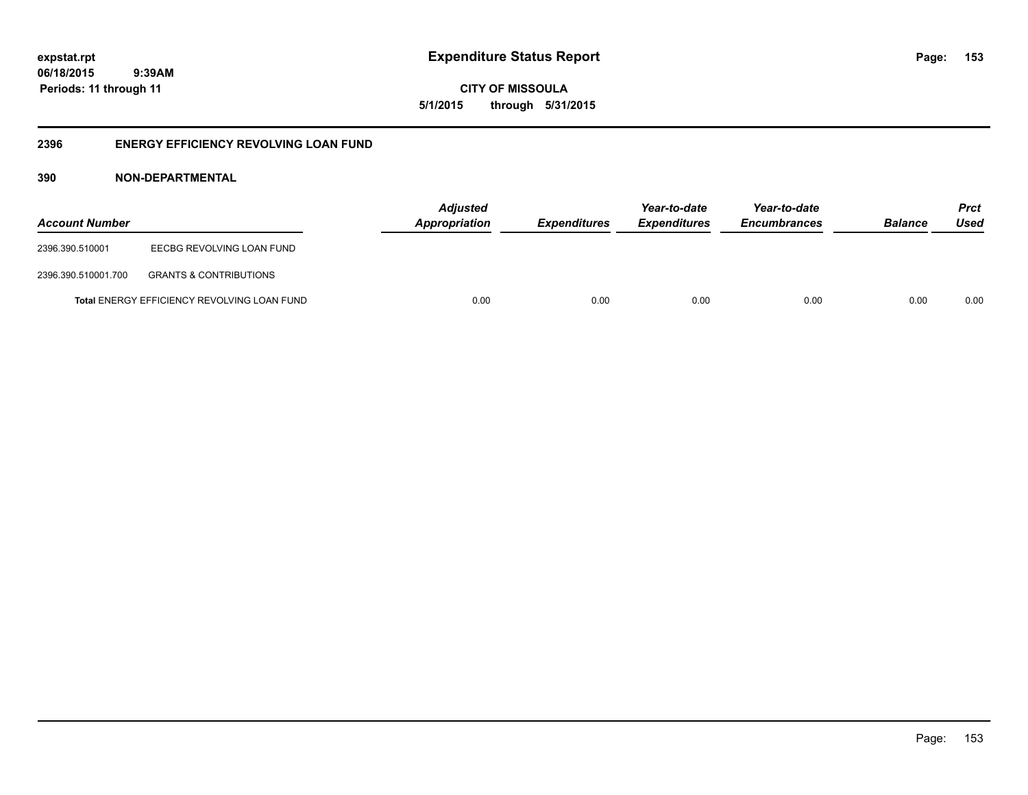# Expenditure Status Report

**expstat.rpt**
**06/18/2015 9:39AM**
**Periods: 11 through 11**

**CITY OF MISSOULA**
**5/1/2015 through 5/31/2015**

## 2396 ENERGY EFFICIENCY REVOLVING LOAN FUND

### 390 NON-DEPARTMENTAL

| Account Number | | Adjusted Appropriation | Expenditures | Year-to-date Expenditures | Year-to-date Encumbrances | Balance | Prct Used |
|---|---|---|---|---|---|---|---|
| 2396.390.510001 | EECBG REVOLVING LOAN FUND | | | | | | |
| 2396.390.510001.700 | GRANTS & CONTRIBUTIONS | | | | | | |
| **Total** ENERGY EFFICIENCY REVOLVING LOAN FUND | | 0.00 | 0.00 | 0.00 | 0.00 | 0.00 | 0.00 |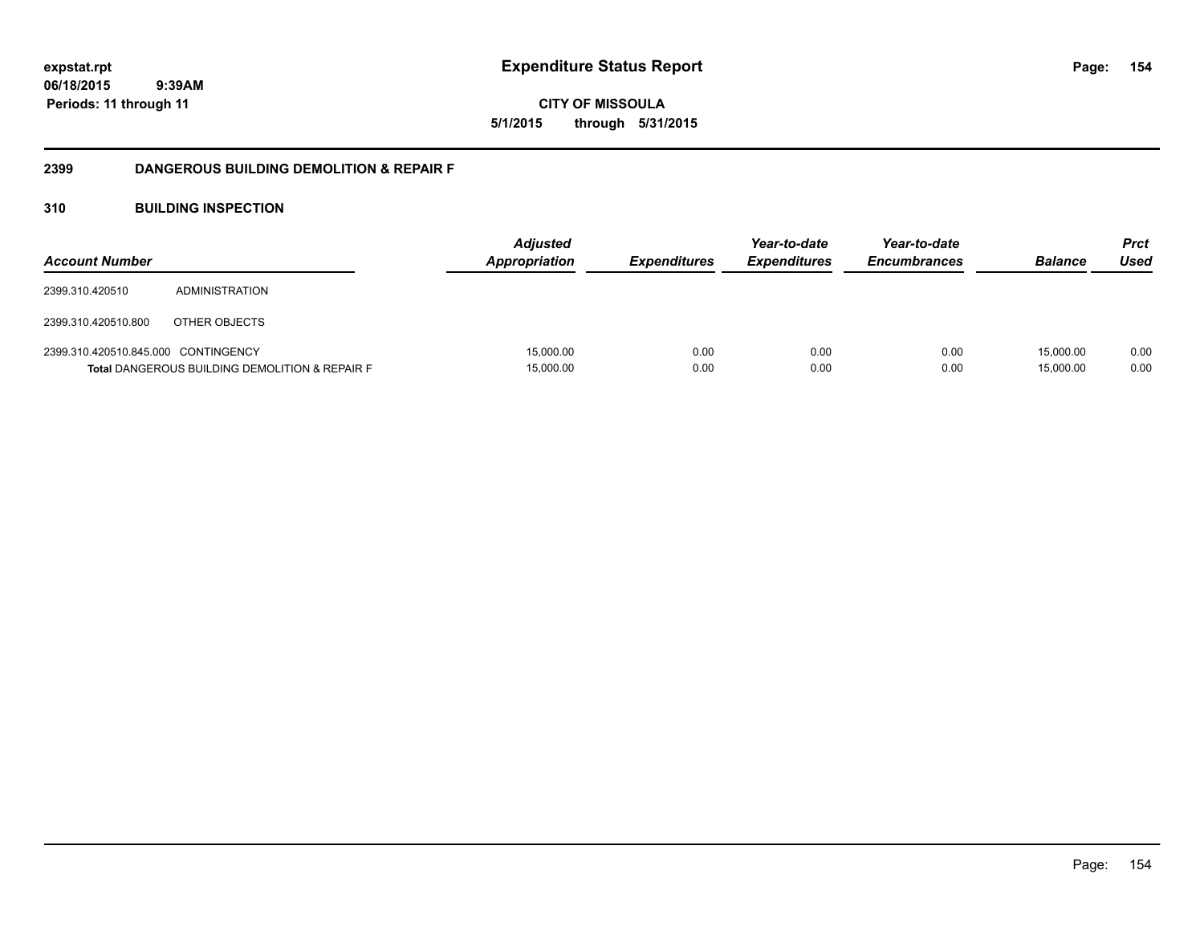# Expenditure Status Report

**expstat.rpt**
**06/18/2015 9:39AM**
**Periods: 11 through 11**

**CITY OF MISSOULA**
**5/1/2015 through 5/31/2015**

## 2399 DANGEROUS BUILDING DEMOLITION & REPAIR F

### 310 BUILDING INSPECTION

| Account Number | | Adjusted Appropriation | Expenditures | Year-to-date Expenditures | Year-to-date Encumbrances | Balance | Prct Used |
|---|---|---|---|---|---|---|---|
| 2399.310.420510 | ADMINISTRATION | | | | | | |
| 2399.310.420510.800 | OTHER OBJECTS | | | | | | |
| 2399.310.420510.845.000 | CONTINGENCY | 15,000.00 | 0.00 | 0.00 | 0.00 | 15,000.00 | 0.00 |
| **Total** DANGEROUS BUILDING DEMOLITION & REPAIR F | | 15,000.00 | 0.00 | 0.00 | 0.00 | 15,000.00 | 0.00 |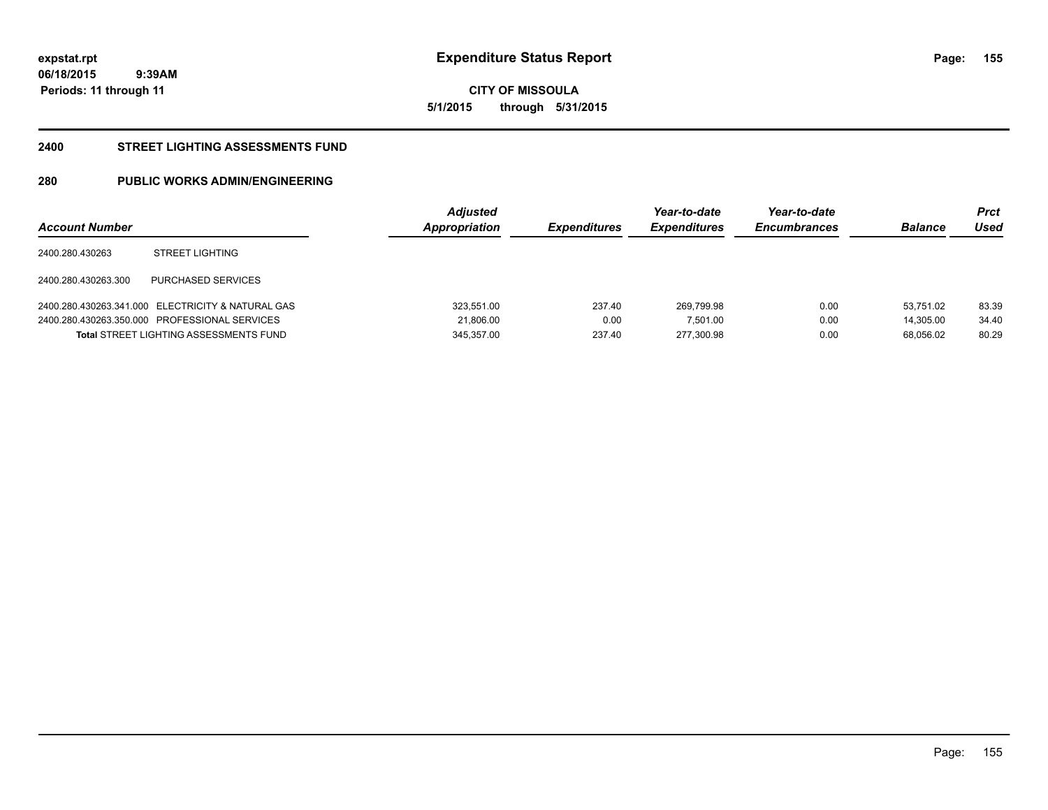**expstat.rpt**
**06/18/2015 9:39AM**
**Periods: 11 through 11**

# Expenditure Status Report

**CITY OF MISSOULA**
**5/1/2015 through 5/31/2015**

## 2400 STREET LIGHTING ASSESSMENTS FUND

## 280 PUBLIC WORKS ADMIN/ENGINEERING

| Account Number | | Adjusted Appropriation | Expenditures | Year-to-date Expenditures | Year-to-date Encumbrances | Balance | Prct Used |
|---|---|---|---|---|---|---|---|
| 2400.280.430263 | STREET LIGHTING | | | | | | |
| 2400.280.430263.300 | PURCHASED SERVICES | | | | | | |
| 2400.280.430263.341.000 | ELECTRICITY & NATURAL GAS | 323,551.00 | 237.40 | 269,799.98 | 0.00 | 53,751.02 | 83.39 |
| 2400.280.430263.350.000 | PROFESSIONAL SERVICES | 21,806.00 | 0.00 | 7,501.00 | 0.00 | 14,305.00 | 34.40 |
| **Total** STREET LIGHTING ASSESSMENTS FUND | | 345,357.00 | 237.40 | 277,300.98 | 0.00 | 68,056.02 | 80.29 |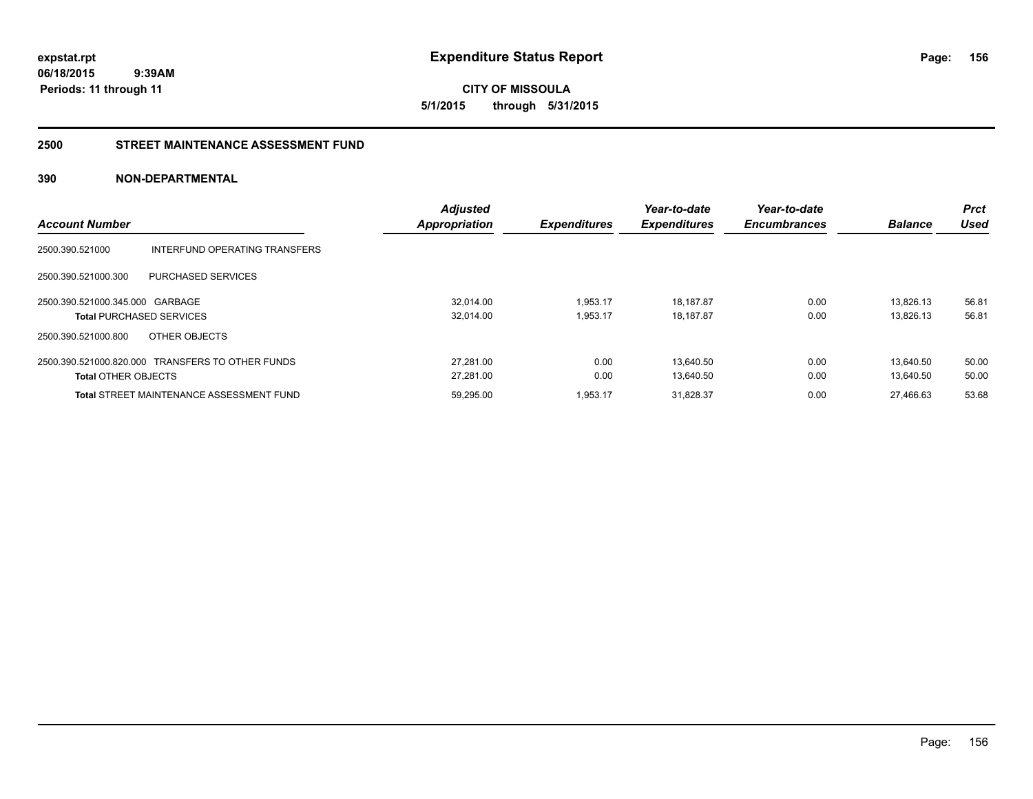**expstat.rpt**
**06/18/2015 9:39AM**
**Periods: 11 through 11**

# Expenditure Status Report

**CITY OF MISSOULA**
**5/1/2015 through 5/31/2015**

## 2500 STREET MAINTENANCE ASSESSMENT FUND

## 390 NON-DEPARTMENTAL

| Account Number | | Adjusted Appropriation | Expenditures | Year-to-date Expenditures | Year-to-date Encumbrances | Balance | Prct Used |
|---|---|---|---|---|---|---|---|
| 2500.390.521000 | INTERFUND OPERATING TRANSFERS | | | | | | |
| 2500.390.521000.300 | PURCHASED SERVICES | | | | | | |
| 2500.390.521000.345.000 | GARBAGE | 32,014.00 | 1,953.17 | 18,187.87 | 0.00 | 13,826.13 | 56.81 |
| **Total** PURCHASED SERVICES | | 32,014.00 | 1,953.17 | 18,187.87 | 0.00 | 13,826.13 | 56.81 |
| 2500.390.521000.800 | OTHER OBJECTS | | | | | | |
| 2500.390.521000.820.000 | TRANSFERS TO OTHER FUNDS | 27,281.00 | 0.00 | 13,640.50 | 0.00 | 13,640.50 | 50.00 |
| **Total** OTHER OBJECTS | | 27,281.00 | 0.00 | 13,640.50 | 0.00 | 13,640.50 | 50.00 |
| **Total** STREET MAINTENANCE ASSESSMENT FUND | | 59,295.00 | 1,953.17 | 31,828.37 | 0.00 | 27,466.63 | 53.68 |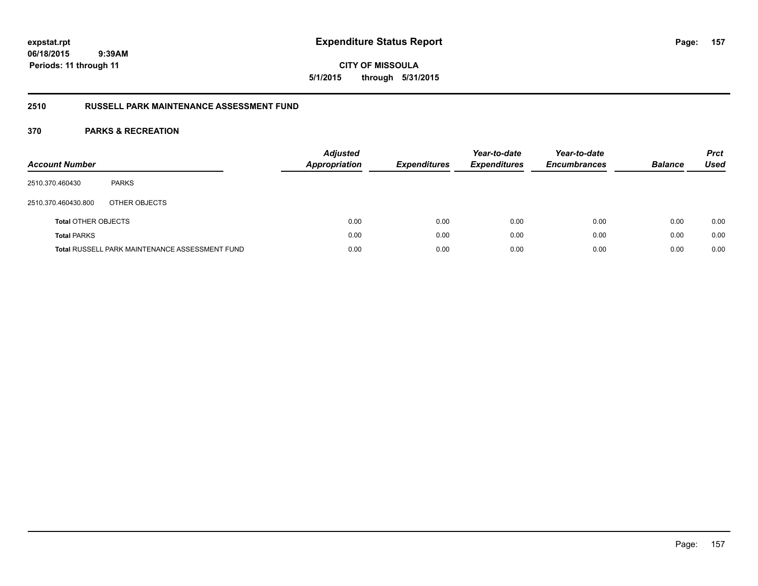**expstat.rpt**
**06/18/2015 9:39AM**
**Periods: 11 through 11**

# Expenditure Status Report

**CITY OF MISSOULA**
**5/1/2015 through 5/31/2015**

## 2510 RUSSELL PARK MAINTENANCE ASSESSMENT FUND

### 370 PARKS & RECREATION

| Account Number | | Adjusted Appropriation | Expenditures | Year-to-date Expenditures | Year-to-date Encumbrances | Balance | Prct Used |
|---|---|---|---|---|---|---|---|
| 2510.370.460430 | PARKS | | | | | | |
| 2510.370.460430.800 | OTHER OBJECTS | | | | | | |
| **Total** OTHER OBJECTS | | 0.00 | 0.00 | 0.00 | 0.00 | 0.00 | 0.00 |
| **Total** PARKS | | 0.00 | 0.00 | 0.00 | 0.00 | 0.00 | 0.00 |
| **Total** RUSSELL PARK MAINTENANCE ASSESSMENT FUND | | 0.00 | 0.00 | 0.00 | 0.00 | 0.00 | 0.00 |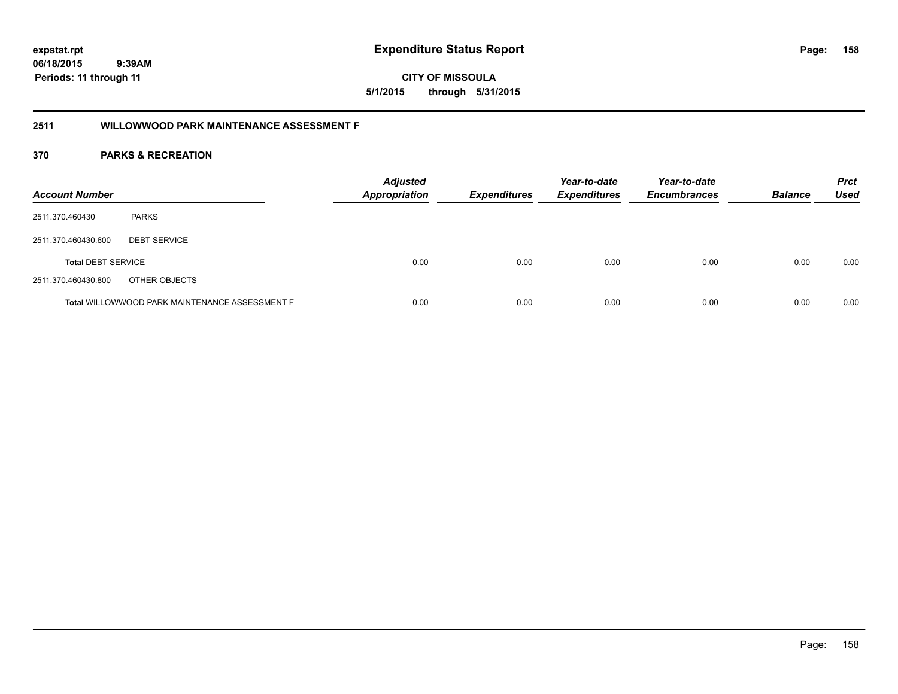**expstat.rpt**
**06/18/2015 9:39AM**
**Periods: 11 through 11**

# Expenditure Status Report

**CITY OF MISSOULA**
**5/1/2015 through 5/31/2015**

## 2511 WILLOWWOOD PARK MAINTENANCE ASSESSMENT F

## 370 PARKS & RECREATION

| Account Number | | Adjusted Appropriation | Expenditures | Year-to-date Expenditures | Year-to-date Encumbrances | Balance | Prct Used |
|---|---|---|---|---|---|---|---|
| 2511.370.460430 | PARKS | | | | | | |
| 2511.370.460430.600 | DEBT SERVICE | | | | | | |
| **Total** DEBT SERVICE | | 0.00 | 0.00 | 0.00 | 0.00 | 0.00 | 0.00 |
| 2511.370.460430.800 | OTHER OBJECTS | | | | | | |
| **Total** WILLOWWOOD PARK MAINTENANCE ASSESSMENT F | | 0.00 | 0.00 | 0.00 | 0.00 | 0.00 | 0.00 |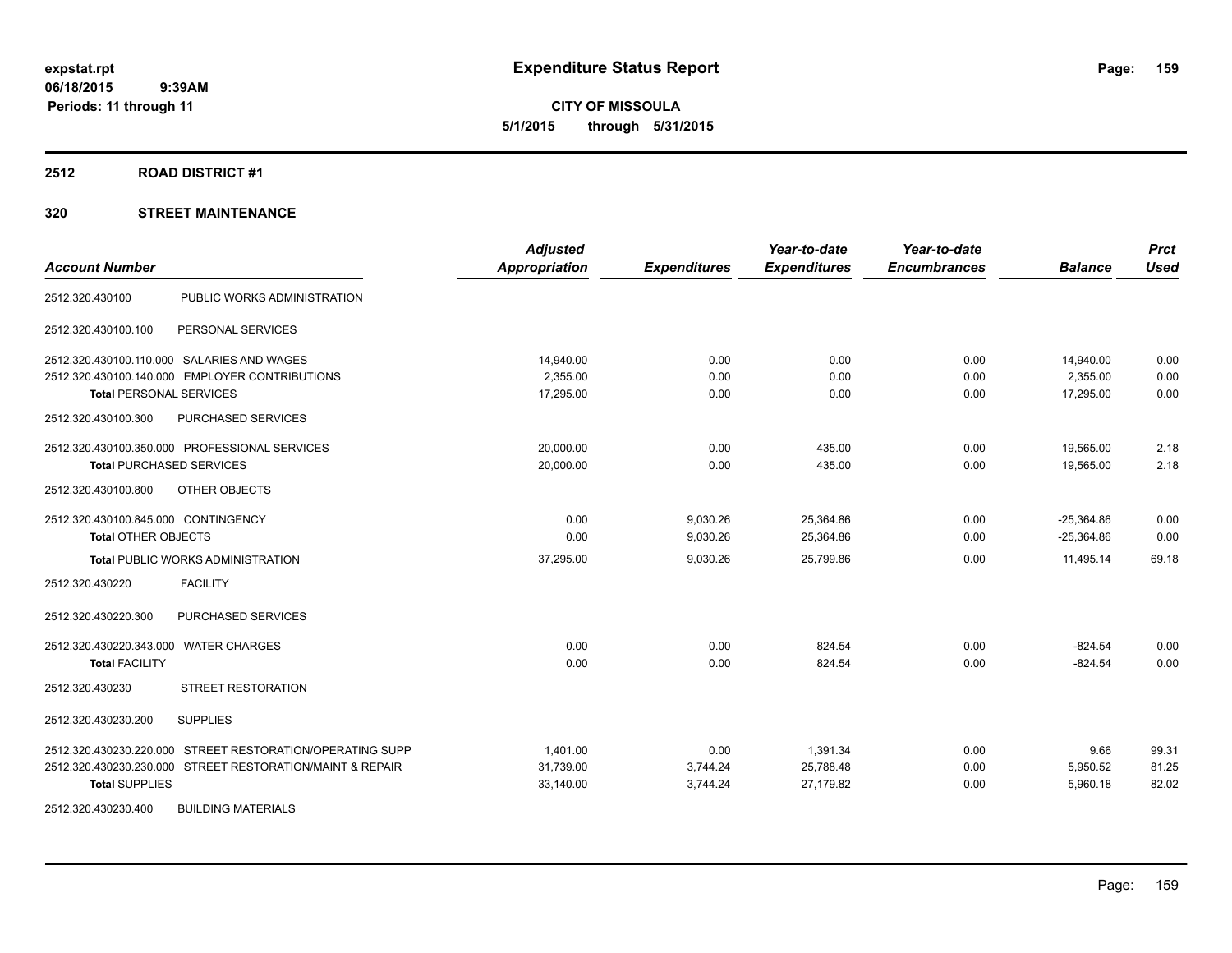# Expenditure Status Report

**CITY OF MISSOULA**

**5/1/2015 through 5/31/2015**

expstat.rpt
06/18/2015 9:39AM
Periods: 11 through 11

## 2512 ROAD DISTRICT #1

## 320 STREET MAINTENANCE

| Account Number | | Adjusted Appropriation | Expenditures | Year-to-date Expenditures | Year-to-date Encumbrances | Balance | Prct Used |
|---|---|---|---|---|---|---|---|
| 2512.320.430100 | PUBLIC WORKS ADMINISTRATION | | | | | | |
| 2512.320.430100.100 | PERSONAL SERVICES | | | | | | |
| 2512.320.430100.110.000 | SALARIES AND WAGES | 14,940.00 | 0.00 | 0.00 | 0.00 | 14,940.00 | 0.00 |
| 2512.320.430100.140.000 | EMPLOYER CONTRIBUTIONS | 2,355.00 | 0.00 | 0.00 | 0.00 | 2,355.00 | 0.00 |
| **Total** PERSONAL SERVICES | | 17,295.00 | 0.00 | 0.00 | 0.00 | 17,295.00 | 0.00 |
| 2512.320.430100.300 | PURCHASED SERVICES | | | | | | |
| 2512.320.430100.350.000 | PROFESSIONAL SERVICES | 20,000.00 | 0.00 | 435.00 | 0.00 | 19,565.00 | 2.18 |
| **Total** PURCHASED SERVICES | | 20,000.00 | 0.00 | 435.00 | 0.00 | 19,565.00 | 2.18 |
| 2512.320.430100.800 | OTHER OBJECTS | | | | | | |
| 2512.320.430100.845.000 | CONTINGENCY | 0.00 | 9,030.26 | 25,364.86 | 0.00 | -25,364.86 | 0.00 |
| **Total** OTHER OBJECTS | | 0.00 | 9,030.26 | 25,364.86 | 0.00 | -25,364.86 | 0.00 |
| **Total** PUBLIC WORKS ADMINISTRATION | | 37,295.00 | 9,030.26 | 25,799.86 | 0.00 | 11,495.14 | 69.18 |
| 2512.320.430220 | FACILITY | | | | | | |
| 2512.320.430220.300 | PURCHASED SERVICES | | | | | | |
| 2512.320.430220.343.000 | WATER CHARGES | 0.00 | 0.00 | 824.54 | 0.00 | -824.54 | 0.00 |
| **Total** FACILITY | | 0.00 | 0.00 | 824.54 | 0.00 | -824.54 | 0.00 |
| 2512.320.430230 | STREET RESTORATION | | | | | | |
| 2512.320.430230.200 | SUPPLIES | | | | | | |
| 2512.320.430230.220.000 | STREET RESTORATION/OPERATING SUPP | 1,401.00 | 0.00 | 1,391.34 | 0.00 | 9.66 | 99.31 |
| 2512.320.430230.230.000 | STREET RESTORATION/MAINT & REPAIR | 31,739.00 | 3,744.24 | 25,788.48 | 0.00 | 5,950.52 | 81.25 |
| **Total** SUPPLIES | | 33,140.00 | 3,744.24 | 27,179.82 | 0.00 | 5,960.18 | 82.02 |
| 2512.320.430230.400 | BUILDING MATERIALS | | | | | | |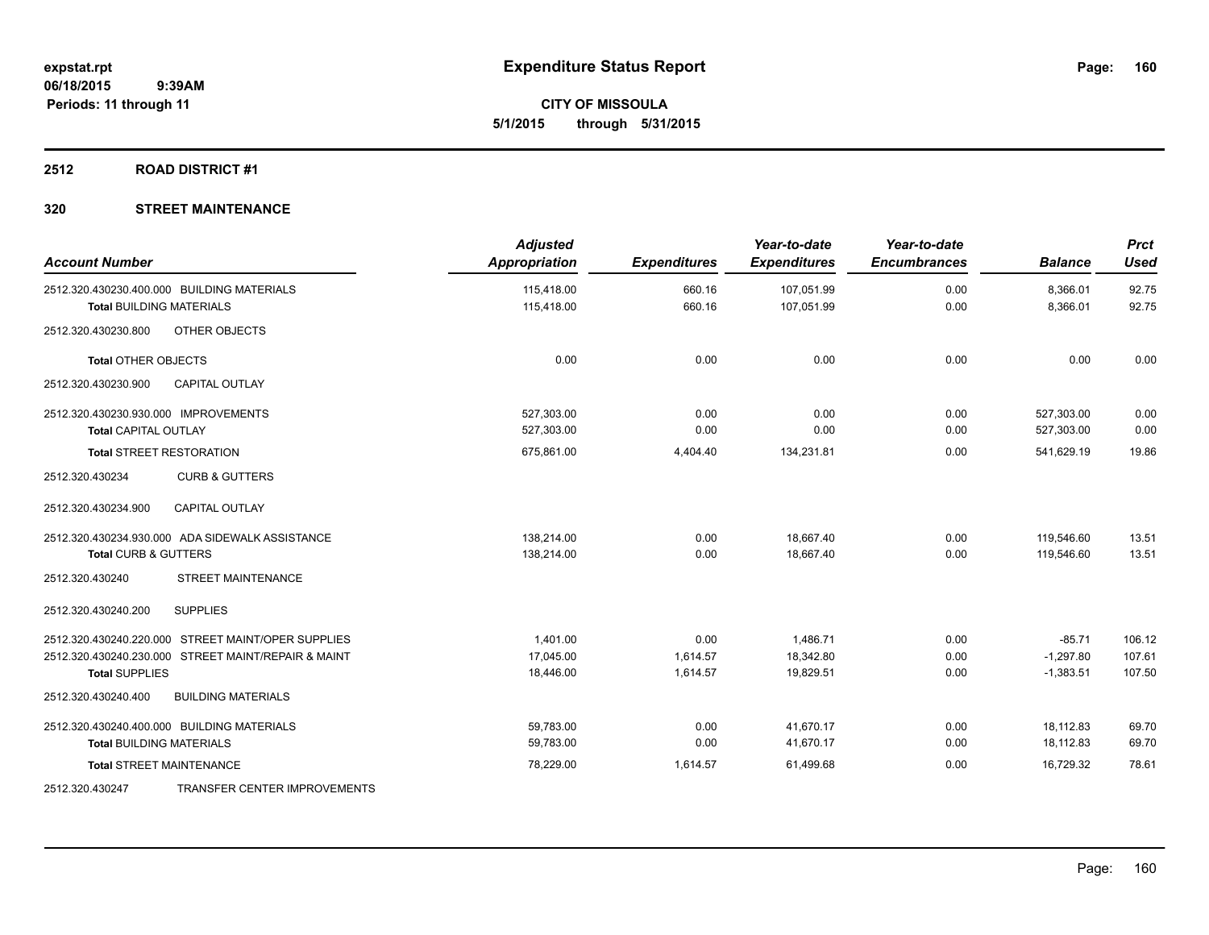# Expenditure Status Report

**CITY OF MISSOULA**
**5/1/2015 through 5/31/2015**

expstat.rpt
06/18/2015 9:39AM
Periods: 11 through 11

## 2512 ROAD DISTRICT #1

## 320 STREET MAINTENANCE

| Account Number | Adjusted Appropriation | Expenditures | Year-to-date Expenditures | Year-to-date Encumbrances | Balance | Prct Used |
|---|---|---|---|---|---|---|
| 2512.320.430230.400.000 BUILDING MATERIALS | 115,418.00 | 660.16 | 107,051.99 | 0.00 | 8,366.01 | 92.75 |
| **Total** BUILDING MATERIALS | 115,418.00 | 660.16 | 107,051.99 | 0.00 | 8,366.01 | 92.75 |
| 2512.320.430230.800 OTHER OBJECTS | | | | | | |
| **Total** OTHER OBJECTS | 0.00 | 0.00 | 0.00 | 0.00 | 0.00 | 0.00 |
| 2512.320.430230.900 CAPITAL OUTLAY | | | | | | |
| 2512.320.430230.930.000 IMPROVEMENTS | 527,303.00 | 0.00 | 0.00 | 0.00 | 527,303.00 | 0.00 |
| **Total** CAPITAL OUTLAY | 527,303.00 | 0.00 | 0.00 | 0.00 | 527,303.00 | 0.00 |
| **Total** STREET RESTORATION | 675,861.00 | 4,404.40 | 134,231.81 | 0.00 | 541,629.19 | 19.86 |
| 2512.320.430234 CURB & GUTTERS | | | | | | |
| 2512.320.430234.900 CAPITAL OUTLAY | | | | | | |
| 2512.320.430234.930.000 ADA SIDEWALK ASSISTANCE | 138,214.00 | 0.00 | 18,667.40 | 0.00 | 119,546.60 | 13.51 |
| **Total** CURB & GUTTERS | 138,214.00 | 0.00 | 18,667.40 | 0.00 | 119,546.60 | 13.51 |
| 2512.320.430240 STREET MAINTENANCE | | | | | | |
| 2512.320.430240.200 SUPPLIES | | | | | | |
| 2512.320.430240.220.000 STREET MAINT/OPER SUPPLIES | 1,401.00 | 0.00 | 1,486.71 | 0.00 | -85.71 | 106.12 |
| 2512.320.430240.230.000 STREET MAINT/REPAIR & MAINT | 17,045.00 | 1,614.57 | 18,342.80 | 0.00 | -1,297.80 | 107.61 |
| **Total** SUPPLIES | 18,446.00 | 1,614.57 | 19,829.51 | 0.00 | -1,383.51 | 107.50 |
| 2512.320.430240.400 BUILDING MATERIALS | | | | | | |
| 2512.320.430240.400.000 BUILDING MATERIALS | 59,783.00 | 0.00 | 41,670.17 | 0.00 | 18,112.83 | 69.70 |
| **Total** BUILDING MATERIALS | 59,783.00 | 0.00 | 41,670.17 | 0.00 | 18,112.83 | 69.70 |
| **Total** STREET MAINTENANCE | 78,229.00 | 1,614.57 | 61,499.68 | 0.00 | 16,729.32 | 78.61 |
| 2512.320.430247 TRANSFER CENTER IMPROVEMENTS | | | | | | |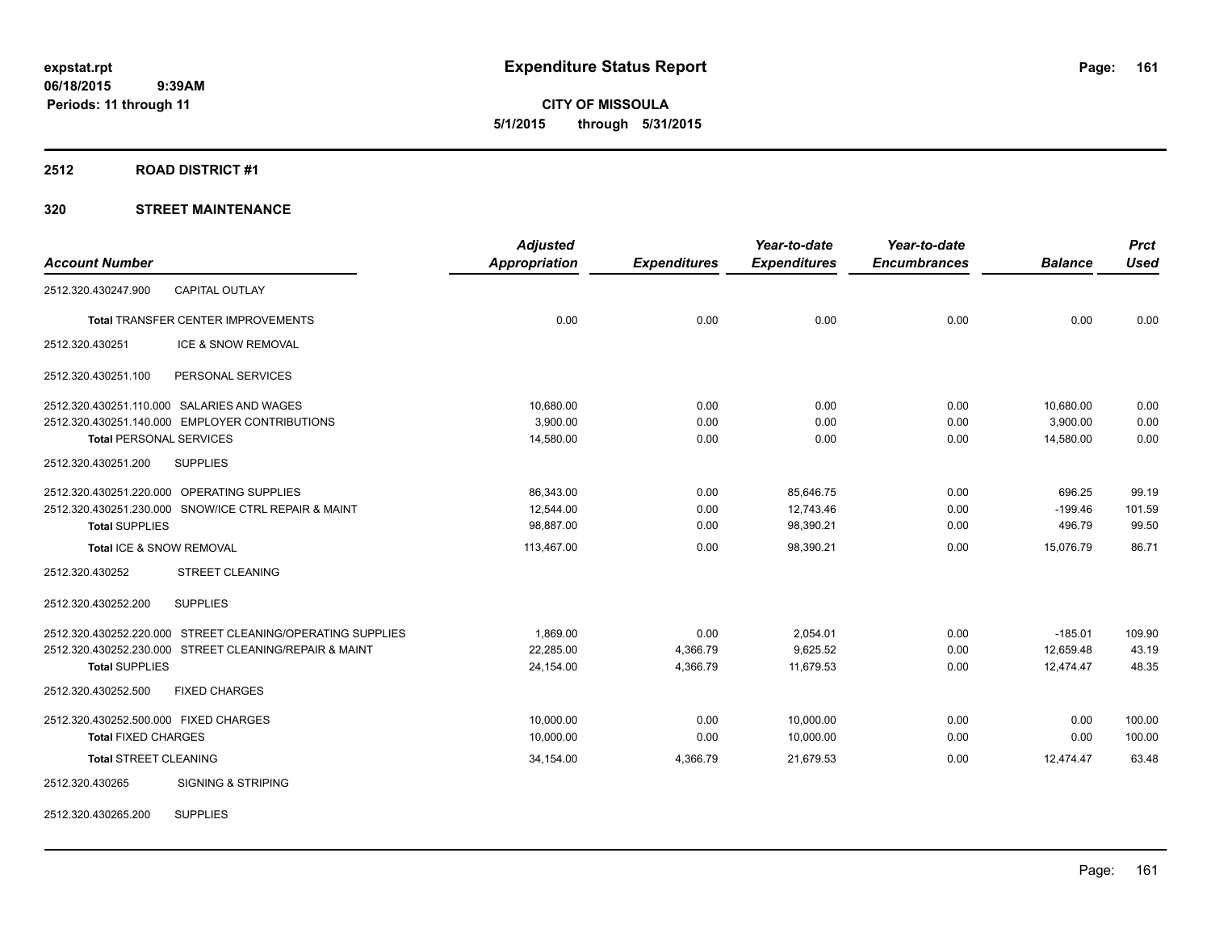# Expenditure Status Report

**CITY OF MISSOULA**
**5/1/2015 through 5/31/2015**

expstat.rpt
06/18/2015 9:39AM
Periods: 11 through 11

## 2512 ROAD DISTRICT #1

### 320 STREET MAINTENANCE

| Account Number | | Adjusted Appropriation | Expenditures | Year-to-date Expenditures | Year-to-date Encumbrances | Balance | Prct Used |
|---|---|---|---|---|---|---|---|
| 2512.320.430247.900 | CAPITAL OUTLAY | | | | | | |
| **Total** TRANSFER CENTER IMPROVEMENTS | | 0.00 | 0.00 | 0.00 | 0.00 | 0.00 | 0.00 |
| 2512.320.430251 | ICE & SNOW REMOVAL | | | | | | |
| 2512.320.430251.100 | PERSONAL SERVICES | | | | | | |
| 2512.320.430251.110.000 | SALARIES AND WAGES | 10,680.00 | 0.00 | 0.00 | 0.00 | 10,680.00 | 0.00 |
| 2512.320.430251.140.000 | EMPLOYER CONTRIBUTIONS | 3,900.00 | 0.00 | 0.00 | 0.00 | 3,900.00 | 0.00 |
| **Total** PERSONAL SERVICES | | 14,580.00 | 0.00 | 0.00 | 0.00 | 14,580.00 | 0.00 |
| 2512.320.430251.200 | SUPPLIES | | | | | | |
| 2512.320.430251.220.000 | OPERATING SUPPLIES | 86,343.00 | 0.00 | 85,646.75 | 0.00 | 696.25 | 99.19 |
| 2512.320.430251.230.000 | SNOW/ICE CTRL REPAIR & MAINT | 12,544.00 | 0.00 | 12,743.46 | 0.00 | -199.46 | 101.59 |
| **Total** SUPPLIES | | 98,887.00 | 0.00 | 98,390.21 | 0.00 | 496.79 | 99.50 |
| **Total** ICE & SNOW REMOVAL | | 113,467.00 | 0.00 | 98,390.21 | 0.00 | 15,076.79 | 86.71 |
| 2512.320.430252 | STREET CLEANING | | | | | | |
| 2512.320.430252.200 | SUPPLIES | | | | | | |
| 2512.320.430252.220.000 | STREET CLEANING/OPERATING SUPPLIES | 1,869.00 | 0.00 | 2,054.01 | 0.00 | -185.01 | 109.90 |
| 2512.320.430252.230.000 | STREET CLEANING/REPAIR & MAINT | 22,285.00 | 4,366.79 | 9,625.52 | 0.00 | 12,659.48 | 43.19 |
| **Total** SUPPLIES | | 24,154.00 | 4,366.79 | 11,679.53 | 0.00 | 12,474.47 | 48.35 |
| 2512.320.430252.500 | FIXED CHARGES | | | | | | |
| 2512.320.430252.500.000 | FIXED CHARGES | 10,000.00 | 0.00 | 10,000.00 | 0.00 | 0.00 | 100.00 |
| **Total** FIXED CHARGES | | 10,000.00 | 0.00 | 10,000.00 | 0.00 | 0.00 | 100.00 |
| **Total** STREET CLEANING | | 34,154.00 | 4,366.79 | 21,679.53 | 0.00 | 12,474.47 | 63.48 |
| 2512.320.430265 | SIGNING & STRIPING | | | | | | |
| 2512.320.430265.200 | SUPPLIES | | | | | | |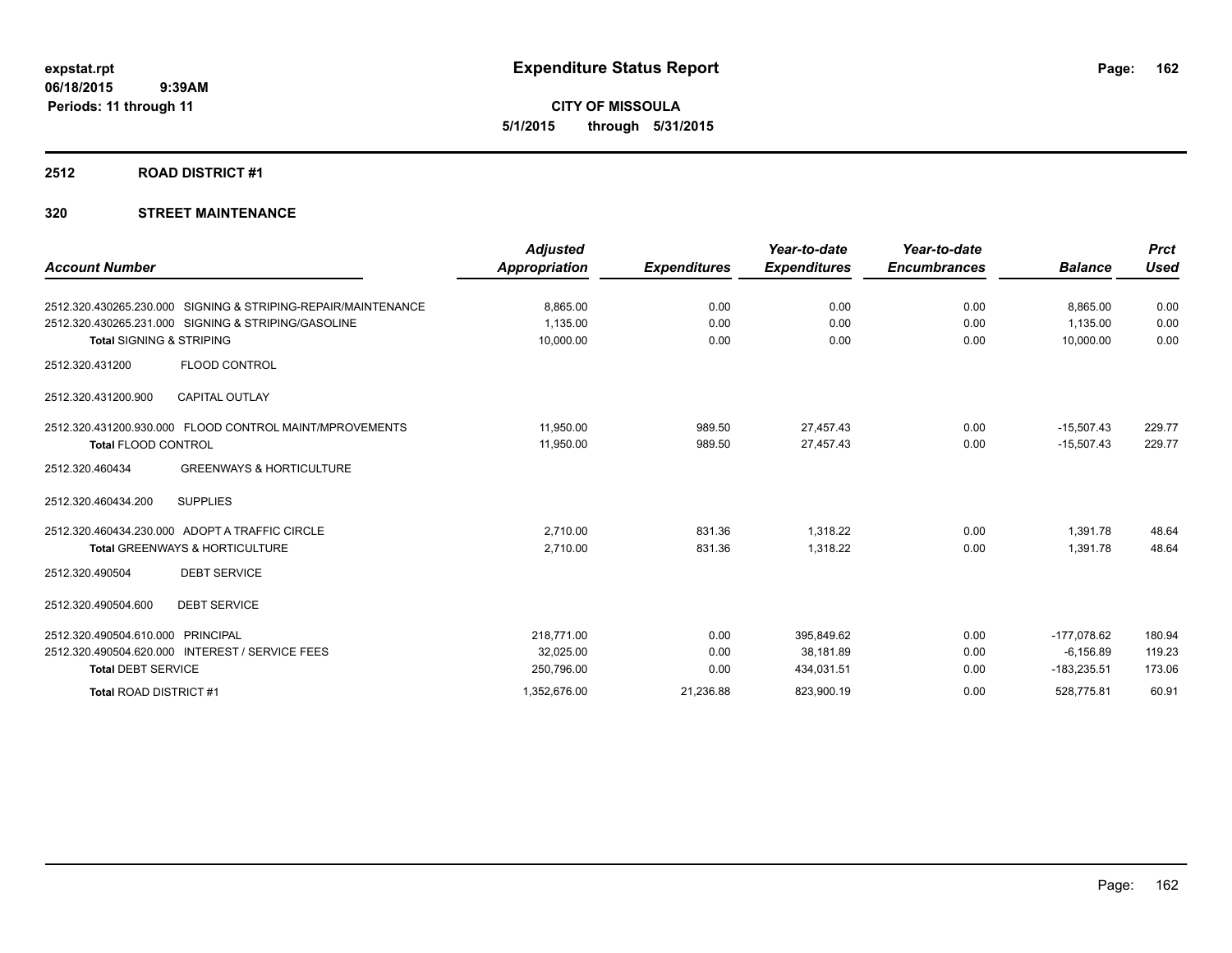**expstat.rpt**
**06/18/2015 9:39AM**
**Periods: 11 through 11**

# Expenditure Status Report

**CITY OF MISSOULA**
**5/1/2015 through 5/31/2015**

## 2512 ROAD DISTRICT #1

## 320 STREET MAINTENANCE

| Account Number | Adjusted Appropriation | Expenditures | Year-to-date Expenditures | Year-to-date Encumbrances | Balance | Prct Used |
|---|---|---|---|---|---|---|
| 2512.320.430265.230.000 SIGNING & STRIPING-REPAIR/MAINTENANCE | 8,865.00 | 0.00 | 0.00 | 0.00 | 8,865.00 | 0.00 |
| 2512.320.430265.231.000 SIGNING & STRIPING/GASOLINE | 1,135.00 | 0.00 | 0.00 | 0.00 | 1,135.00 | 0.00 |
| **Total** SIGNING & STRIPING | 10,000.00 | 0.00 | 0.00 | 0.00 | 10,000.00 | 0.00 |
| 2512.320.431200 FLOOD CONTROL | | | | | | |
| 2512.320.431200.900 CAPITAL OUTLAY | | | | | | |
| 2512.320.431200.930.000 FLOOD CONTROL MAINT/MPROVEMENTS | 11,950.00 | 989.50 | 27,457.43 | 0.00 | -15,507.43 | 229.77 |
| **Total** FLOOD CONTROL | 11,950.00 | 989.50 | 27,457.43 | 0.00 | -15,507.43 | 229.77 |
| 2512.320.460434 GREENWAYS & HORTICULTURE | | | | | | |
| 2512.320.460434.200 SUPPLIES | | | | | | |
| 2512.320.460434.230.000 ADOPT A TRAFFIC CIRCLE | 2,710.00 | 831.36 | 1,318.22 | 0.00 | 1,391.78 | 48.64 |
| **Total** GREENWAYS & HORTICULTURE | 2,710.00 | 831.36 | 1,318.22 | 0.00 | 1,391.78 | 48.64 |
| 2512.320.490504 DEBT SERVICE | | | | | | |
| 2512.320.490504.600 DEBT SERVICE | | | | | | |
| 2512.320.490504.610.000 PRINCIPAL | 218,771.00 | 0.00 | 395,849.62 | 0.00 | -177,078.62 | 180.94 |
| 2512.320.490504.620.000 INTEREST / SERVICE FEES | 32,025.00 | 0.00 | 38,181.89 | 0.00 | -6,156.89 | 119.23 |
| **Total** DEBT SERVICE | 250,796.00 | 0.00 | 434,031.51 | 0.00 | -183,235.51 | 173.06 |
| **Total** ROAD DISTRICT #1 | 1,352,676.00 | 21,236.88 | 823,900.19 | 0.00 | 528,775.81 | 60.91 |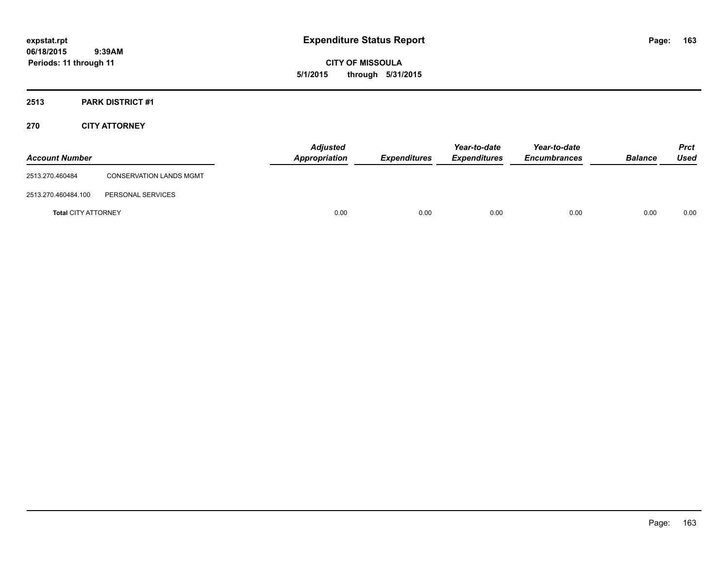**expstat.rpt**
**06/18/2015 9:39AM**
**Periods: 11 through 11**

# Expenditure Status Report

**CITY OF MISSOULA**
**5/1/2015 through 5/31/2015**

## 2513 PARK DISTRICT #1

### 270 CITY ATTORNEY

| Account Number | | Adjusted Appropriation | Expenditures | Year-to-date Expenditures | Year-to-date Encumbrances | Balance | Prct Used |
|---|---|---|---|---|---|---|---|
| 2513.270.460484 | CONSERVATION LANDS MGMT | | | | | | |
| 2513.270.460484.100 | PERSONAL SERVICES | | | | | | |
| **Total** CITY ATTORNEY | | 0.00 | 0.00 | 0.00 | 0.00 | 0.00 | 0.00 |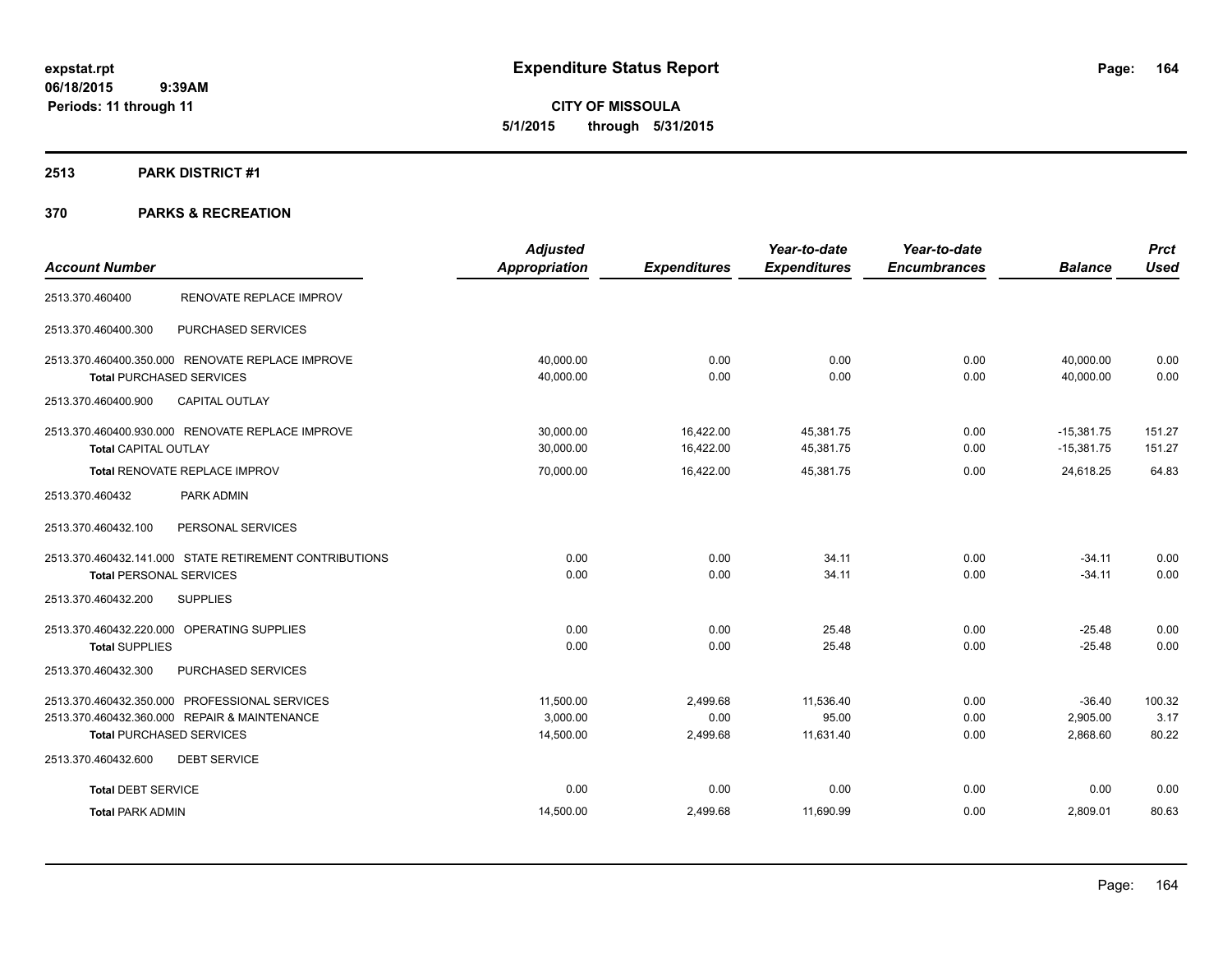**expstat.rpt**
**06/18/2015 9:39AM**
**Periods: 11 through 11**

# Expenditure Status Report

**CITY OF MISSOULA**
**5/1/2015 through 5/31/2015**

## 2513 PARK DISTRICT #1

## 370 PARKS & RECREATION

| Account Number | | Adjusted Appropriation | Expenditures | Year-to-date Expenditures | Year-to-date Encumbrances | Balance | Prct Used |
|---|---|---|---|---|---|---|---|
| 2513.370.460400 | RENOVATE REPLACE IMPROV | | | | | | |
| 2513.370.460400.300 | PURCHASED SERVICES | | | | | | |
| 2513.370.460400.350.000 | RENOVATE REPLACE IMPROVE | 40,000.00 | 0.00 | 0.00 | 0.00 | 40,000.00 | 0.00 |
| **Total** PURCHASED SERVICES | | 40,000.00 | 0.00 | 0.00 | 0.00 | 40,000.00 | 0.00 |
| 2513.370.460400.900 | CAPITAL OUTLAY | | | | | | |
| 2513.370.460400.930.000 | RENOVATE REPLACE IMPROVE | 30,000.00 | 16,422.00 | 45,381.75 | 0.00 | -15,381.75 | 151.27 |
| **Total** CAPITAL OUTLAY | | 30,000.00 | 16,422.00 | 45,381.75 | 0.00 | -15,381.75 | 151.27 |
| **Total** RENOVATE REPLACE IMPROV | | 70,000.00 | 16,422.00 | 45,381.75 | 0.00 | 24,618.25 | 64.83 |
| 2513.370.460432 | PARK ADMIN | | | | | | |
| 2513.370.460432.100 | PERSONAL SERVICES | | | | | | |
| 2513.370.460432.141.000 | STATE RETIREMENT CONTRIBUTIONS | 0.00 | 0.00 | 34.11 | 0.00 | -34.11 | 0.00 |
| **Total** PERSONAL SERVICES | | 0.00 | 0.00 | 34.11 | 0.00 | -34.11 | 0.00 |
| 2513.370.460432.200 | SUPPLIES | | | | | | |
| 2513.370.460432.220.000 | OPERATING SUPPLIES | 0.00 | 0.00 | 25.48 | 0.00 | -25.48 | 0.00 |
| **Total** SUPPLIES | | 0.00 | 0.00 | 25.48 | 0.00 | -25.48 | 0.00 |
| 2513.370.460432.300 | PURCHASED SERVICES | | | | | | |
| 2513.370.460432.350.000 | PROFESSIONAL SERVICES | 11,500.00 | 2,499.68 | 11,536.40 | 0.00 | -36.40 | 100.32 |
| 2513.370.460432.360.000 | REPAIR & MAINTENANCE | 3,000.00 | 0.00 | 95.00 | 0.00 | 2,905.00 | 3.17 |
| **Total** PURCHASED SERVICES | | 14,500.00 | 2,499.68 | 11,631.40 | 0.00 | 2,868.60 | 80.22 |
| 2513.370.460432.600 | DEBT SERVICE | | | | | | |
| **Total** DEBT SERVICE | | 0.00 | 0.00 | 0.00 | 0.00 | 0.00 | 0.00 |
| **Total** PARK ADMIN | | 14,500.00 | 2,499.68 | 11,690.99 | 0.00 | 2,809.01 | 80.63 |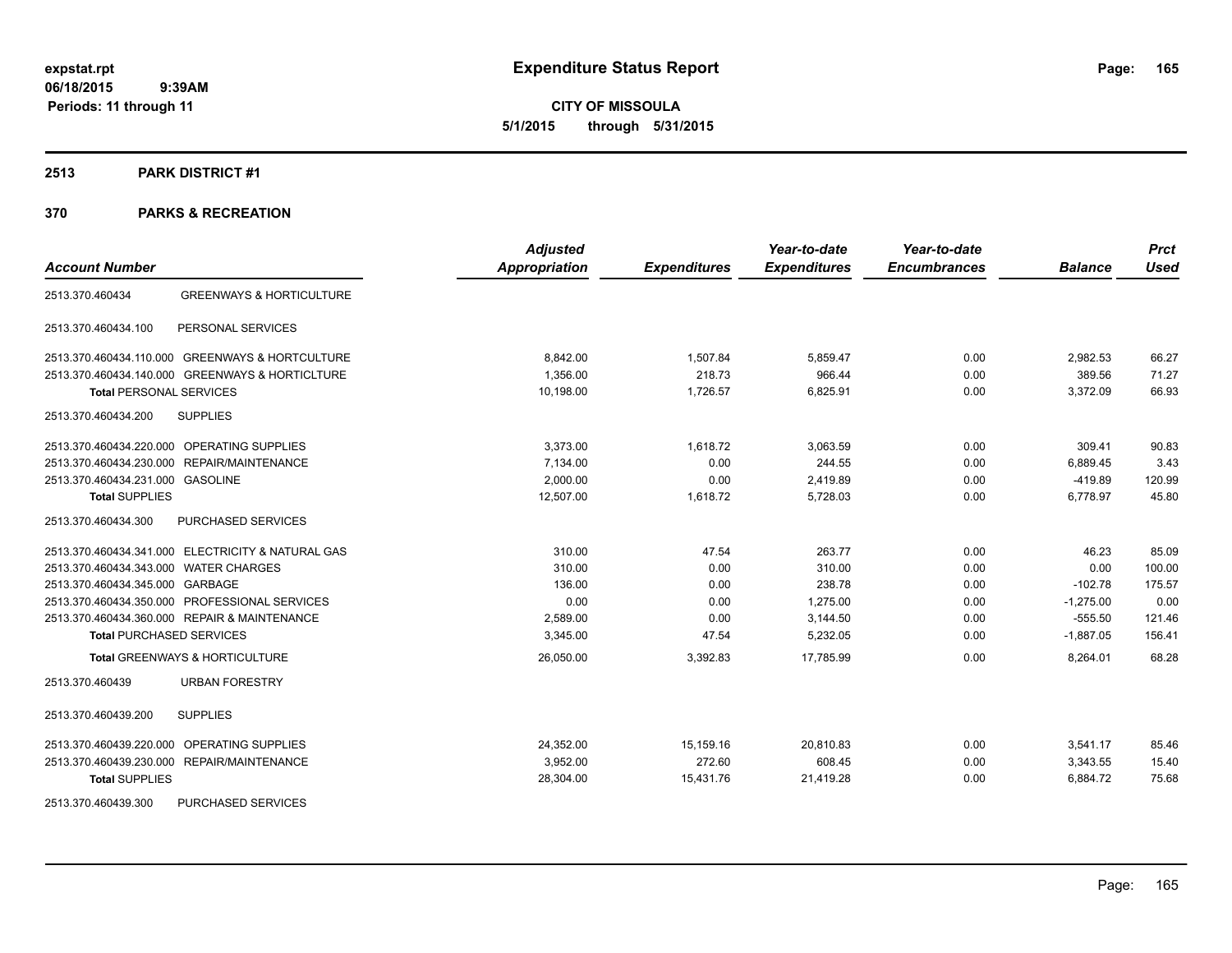**expstat.rpt**
**06/18/2015 9:39AM**
**Periods: 11 through 11**

# Expenditure Status Report

**CITY OF MISSOULA**
**5/1/2015 through 5/31/2015**

## 2513 PARK DISTRICT #1

## 370 PARKS & RECREATION

| Account Number | | Adjusted Appropriation | Expenditures | Year-to-date Expenditures | Year-to-date Encumbrances | Balance | Prct Used |
|---|---|---|---|---|---|---|---|
| 2513.370.460434 | GREENWAYS & HORTICULTURE | | | | | | |
| 2513.370.460434.100 | PERSONAL SERVICES | | | | | | |
| 2513.370.460434.110.000 | GREENWAYS & HORTCULTURE | 8,842.00 | 1,507.84 | 5,859.47 | 0.00 | 2,982.53 | 66.27 |
| 2513.370.460434.140.000 | GREENWAYS & HORTICLTURE | 1,356.00 | 218.73 | 966.44 | 0.00 | 389.56 | 71.27 |
| **Total** PERSONAL SERVICES | | 10,198.00 | 1,726.57 | 6,825.91 | 0.00 | 3,372.09 | 66.93 |
| 2513.370.460434.200 | SUPPLIES | | | | | | |
| 2513.370.460434.220.000 | OPERATING SUPPLIES | 3,373.00 | 1,618.72 | 3,063.59 | 0.00 | 309.41 | 90.83 |
| 2513.370.460434.230.000 | REPAIR/MAINTENANCE | 7,134.00 | 0.00 | 244.55 | 0.00 | 6,889.45 | 3.43 |
| 2513.370.460434.231.000 | GASOLINE | 2,000.00 | 0.00 | 2,419.89 | 0.00 | -419.89 | 120.99 |
| **Total** SUPPLIES | | 12,507.00 | 1,618.72 | 5,728.03 | 0.00 | 6,778.97 | 45.80 |
| 2513.370.460434.300 | PURCHASED SERVICES | | | | | | |
| 2513.370.460434.341.000 | ELECTRICITY & NATURAL GAS | 310.00 | 47.54 | 263.77 | 0.00 | 46.23 | 85.09 |
| 2513.370.460434.343.000 | WATER CHARGES | 310.00 | 0.00 | 310.00 | 0.00 | 0.00 | 100.00 |
| 2513.370.460434.345.000 | GARBAGE | 136.00 | 0.00 | 238.78 | 0.00 | -102.78 | 175.57 |
| 2513.370.460434.350.000 | PROFESSIONAL SERVICES | 0.00 | 0.00 | 1,275.00 | 0.00 | -1,275.00 | 0.00 |
| 2513.370.460434.360.000 | REPAIR & MAINTENANCE | 2,589.00 | 0.00 | 3,144.50 | 0.00 | -555.50 | 121.46 |
| **Total** PURCHASED SERVICES | | 3,345.00 | 47.54 | 5,232.05 | 0.00 | -1,887.05 | 156.41 |
| **Total** GREENWAYS & HORTICULTURE | | 26,050.00 | 3,392.83 | 17,785.99 | 0.00 | 8,264.01 | 68.28 |
| 2513.370.460439 | URBAN FORESTRY | | | | | | |
| 2513.370.460439.200 | SUPPLIES | | | | | | |
| 2513.370.460439.220.000 | OPERATING SUPPLIES | 24,352.00 | 15,159.16 | 20,810.83 | 0.00 | 3,541.17 | 85.46 |
| 2513.370.460439.230.000 | REPAIR/MAINTENANCE | 3,952.00 | 272.60 | 608.45 | 0.00 | 3,343.55 | 15.40 |
| **Total** SUPPLIES | | 28,304.00 | 15,431.76 | 21,419.28 | 0.00 | 6,884.72 | 75.68 |
| 2513.370.460439.300 | PURCHASED SERVICES | | | | | | |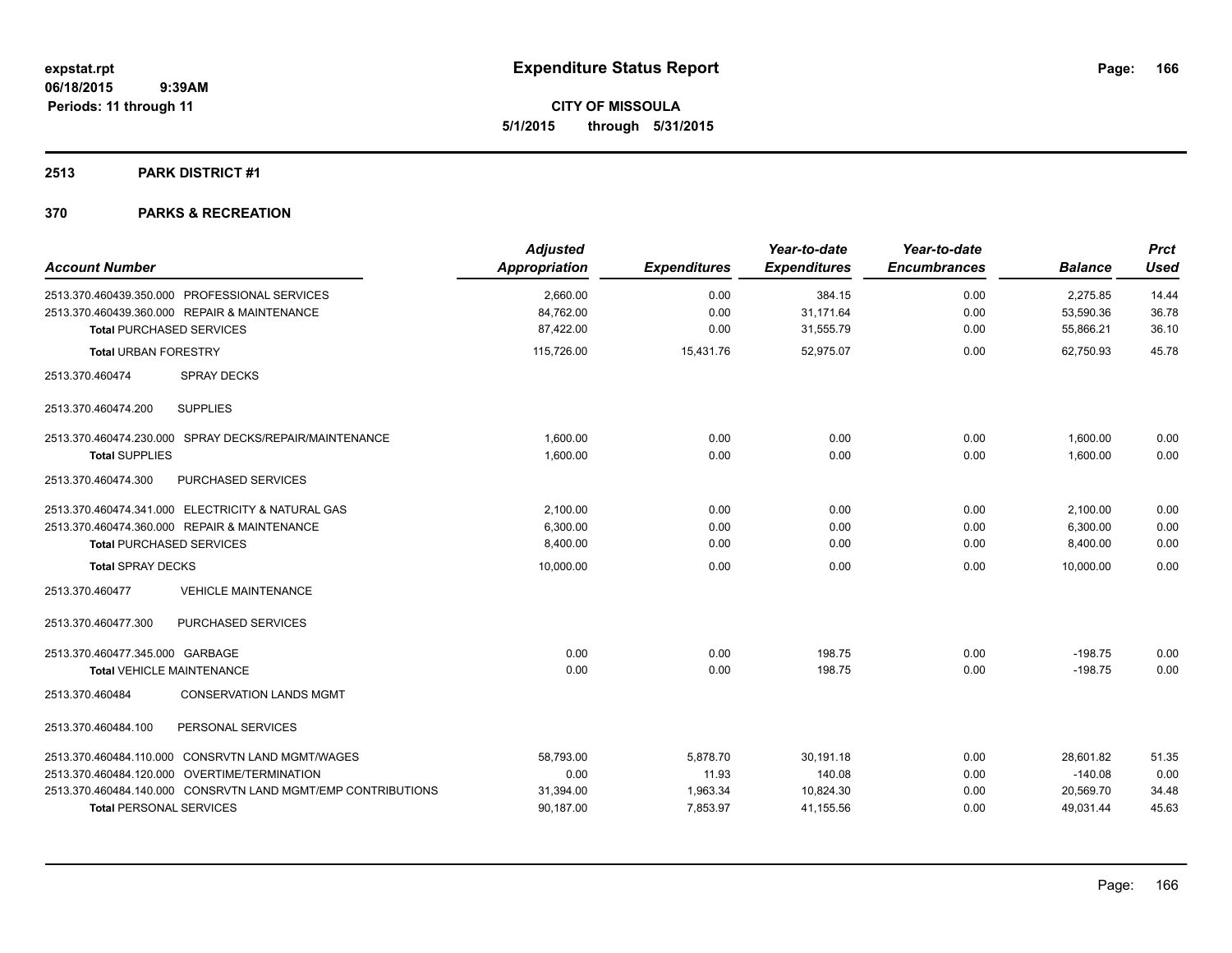**expstat.rpt**
**06/18/2015 9:39AM**
**Periods: 11 through 11**

# Expenditure Status Report

**CITY OF MISSOULA**
**5/1/2015 through 5/31/2015**

## 2513 PARK DISTRICT #1

## 370 PARKS & RECREATION

| Account Number | Adjusted Appropriation | Expenditures | Year-to-date Expenditures | Year-to-date Encumbrances | Balance | Prct Used |
|---|---|---|---|---|---|---|
| 2513.370.460439.350.000 PROFESSIONAL SERVICES | 2,660.00 | 0.00 | 384.15 | 0.00 | 2,275.85 | 14.44 |
| 2513.370.460439.360.000 REPAIR & MAINTENANCE | 84,762.00 | 0.00 | 31,171.64 | 0.00 | 53,590.36 | 36.78 |
| **Total** PURCHASED SERVICES | 87,422.00 | 0.00 | 31,555.79 | 0.00 | 55,866.21 | 36.10 |
| **Total** URBAN FORESTRY | 115,726.00 | 15,431.76 | 52,975.07 | 0.00 | 62,750.93 | 45.78 |
| 2513.370.460474 SPRAY DECKS | | | | | | |
| 2513.370.460474.200 SUPPLIES | | | | | | |
| 2513.370.460474.230.000 SPRAY DECKS/REPAIR/MAINTENANCE | 1,600.00 | 0.00 | 0.00 | 0.00 | 1,600.00 | 0.00 |
| **Total** SUPPLIES | 1,600.00 | 0.00 | 0.00 | 0.00 | 1,600.00 | 0.00 |
| 2513.370.460474.300 PURCHASED SERVICES | | | | | | |
| 2513.370.460474.341.000 ELECTRICITY & NATURAL GAS | 2,100.00 | 0.00 | 0.00 | 0.00 | 2,100.00 | 0.00 |
| 2513.370.460474.360.000 REPAIR & MAINTENANCE | 6,300.00 | 0.00 | 0.00 | 0.00 | 6,300.00 | 0.00 |
| **Total** PURCHASED SERVICES | 8,400.00 | 0.00 | 0.00 | 0.00 | 8,400.00 | 0.00 |
| **Total** SPRAY DECKS | 10,000.00 | 0.00 | 0.00 | 0.00 | 10,000.00 | 0.00 |
| 2513.370.460477 VEHICLE MAINTENANCE | | | | | | |
| 2513.370.460477.300 PURCHASED SERVICES | | | | | | |
| 2513.370.460477.345.000 GARBAGE | 0.00 | 0.00 | 198.75 | 0.00 | -198.75 | 0.00 |
| **Total** VEHICLE MAINTENANCE | 0.00 | 0.00 | 198.75 | 0.00 | -198.75 | 0.00 |
| 2513.370.460484 CONSERVATION LANDS MGMT | | | | | | |
| 2513.370.460484.100 PERSONAL SERVICES | | | | | | |
| 2513.370.460484.110.000 CONSRVTN LAND MGMT/WAGES | 58,793.00 | 5,878.70 | 30,191.18 | 0.00 | 28,601.82 | 51.35 |
| 2513.370.460484.120.000 OVERTIME/TERMINATION | 0.00 | 11.93 | 140.08 | 0.00 | -140.08 | 0.00 |
| 2513.370.460484.140.000 CONSRVTN LAND MGMT/EMP CONTRIBUTIONS | 31,394.00 | 1,963.34 | 10,824.30 | 0.00 | 20,569.70 | 34.48 |
| **Total** PERSONAL SERVICES | 90,187.00 | 7,853.97 | 41,155.56 | 0.00 | 49,031.44 | 45.63 |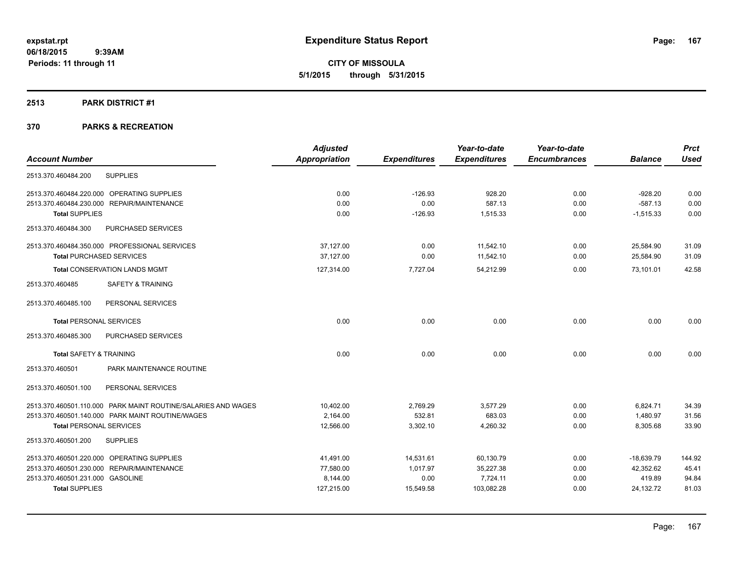**expstat.rpt**
**06/18/2015 9:39AM**
**Periods: 11 through 11**

# Expenditure Status Report

**CITY OF MISSOULA**
**5/1/2015 through 5/31/2015**

## 2513 PARK DISTRICT #1

## 370 PARKS & RECREATION

| Account Number | Adjusted Appropriation | Expenditures | Year-to-date Expenditures | Year-to-date Encumbrances | Balance | Prct Used |
|---|---|---|---|---|---|---|
| 2513.370.460484.200 SUPPLIES | | | | | | |
| 2513.370.460484.220.000 OPERATING SUPPLIES | 0.00 | -126.93 | 928.20 | 0.00 | -928.20 | 0.00 |
| 2513.370.460484.230.000 REPAIR/MAINTENANCE | 0.00 | 0.00 | 587.13 | 0.00 | -587.13 | 0.00 |
| **Total** SUPPLIES | 0.00 | -126.93 | 1,515.33 | 0.00 | -1,515.33 | 0.00 |
| 2513.370.460484.300 PURCHASED SERVICES | | | | | | |
| 2513.370.460484.350.000 PROFESSIONAL SERVICES | 37,127.00 | 0.00 | 11,542.10 | 0.00 | 25,584.90 | 31.09 |
| **Total** PURCHASED SERVICES | 37,127.00 | 0.00 | 11,542.10 | 0.00 | 25,584.90 | 31.09 |
| **Total** CONSERVATION LANDS MGMT | 127,314.00 | 7,727.04 | 54,212.99 | 0.00 | 73,101.01 | 42.58 |
| 2513.370.460485 SAFETY & TRAINING | | | | | | |
| 2513.370.460485.100 PERSONAL SERVICES | | | | | | |
| **Total** PERSONAL SERVICES | 0.00 | 0.00 | 0.00 | 0.00 | 0.00 | 0.00 |
| 2513.370.460485.300 PURCHASED SERVICES | | | | | | |
| **Total** SAFETY & TRAINING | 0.00 | 0.00 | 0.00 | 0.00 | 0.00 | 0.00 |
| 2513.370.460501 PARK MAINTENANCE ROUTINE | | | | | | |
| 2513.370.460501.100 PERSONAL SERVICES | | | | | | |
| 2513.370.460501.110.000 PARK MAINT ROUTINE/SALARIES AND WAGES | 10,402.00 | 2,769.29 | 3,577.29 | 0.00 | 6,824.71 | 34.39 |
| 2513.370.460501.140.000 PARK MAINT ROUTINE/WAGES | 2,164.00 | 532.81 | 683.03 | 0.00 | 1,480.97 | 31.56 |
| **Total** PERSONAL SERVICES | 12,566.00 | 3,302.10 | 4,260.32 | 0.00 | 8,305.68 | 33.90 |
| 2513.370.460501.200 SUPPLIES | | | | | | |
| 2513.370.460501.220.000 OPERATING SUPPLIES | 41,491.00 | 14,531.61 | 60,130.79 | 0.00 | -18,639.79 | 144.92 |
| 2513.370.460501.230.000 REPAIR/MAINTENANCE | 77,580.00 | 1,017.97 | 35,227.38 | 0.00 | 42,352.62 | 45.41 |
| 2513.370.460501.231.000 GASOLINE | 8,144.00 | 0.00 | 7,724.11 | 0.00 | 419.89 | 94.84 |
| **Total** SUPPLIES | 127,215.00 | 15,549.58 | 103,082.28 | 0.00 | 24,132.72 | 81.03 |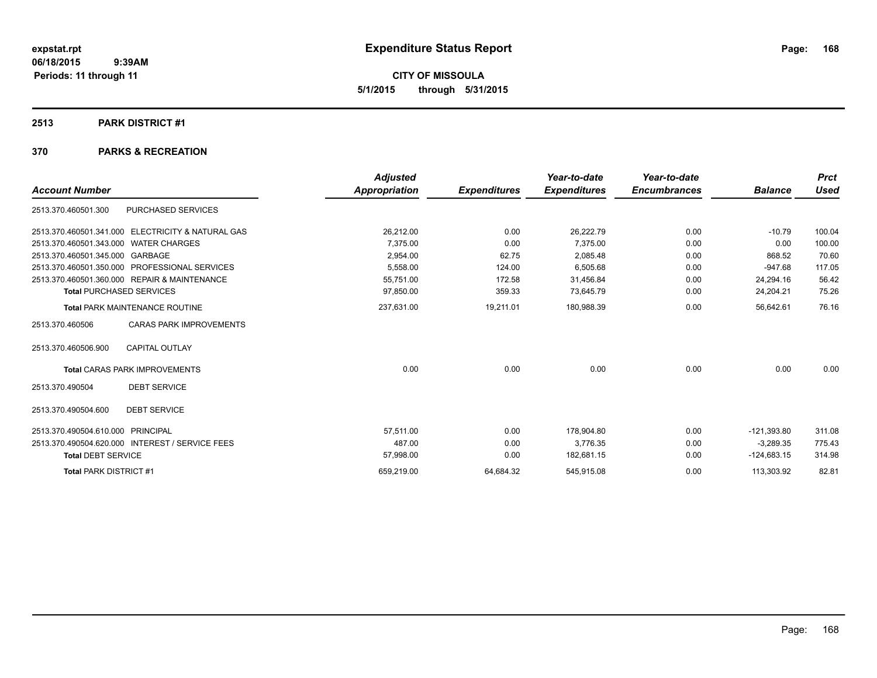**expstat.rpt**
**06/18/2015 9:39AM**
**Periods: 11 through 11**

# Expenditure Status Report

**CITY OF MISSOULA**
**5/1/2015 through 5/31/2015**

## 2513 PARK DISTRICT #1

## 370 PARKS & RECREATION

| Account Number | | Adjusted Appropriation | Expenditures | Year-to-date Expenditures | Year-to-date Encumbrances | Balance | Prct Used |
|---|---|---|---|---|---|---|---|
| 2513.370.460501.300 | PURCHASED SERVICES | | | | | | |
| 2513.370.460501.341.000 | ELECTRICITY & NATURAL GAS | 26,212.00 | 0.00 | 26,222.79 | 0.00 | -10.79 | 100.04 |
| 2513.370.460501.343.000 | WATER CHARGES | 7,375.00 | 0.00 | 7,375.00 | 0.00 | 0.00 | 100.00 |
| 2513.370.460501.345.000 | GARBAGE | 2,954.00 | 62.75 | 2,085.48 | 0.00 | 868.52 | 70.60 |
| 2513.370.460501.350.000 | PROFESSIONAL SERVICES | 5,558.00 | 124.00 | 6,505.68 | 0.00 | -947.68 | 117.05 |
| 2513.370.460501.360.000 | REPAIR & MAINTENANCE | 55,751.00 | 172.58 | 31,456.84 | 0.00 | 24,294.16 | 56.42 |
| **Total** PURCHASED SERVICES | | 97,850.00 | 359.33 | 73,645.79 | 0.00 | 24,204.21 | 75.26 |
| **Total** PARK MAINTENANCE ROUTINE | | 237,631.00 | 19,211.01 | 180,988.39 | 0.00 | 56,642.61 | 76.16 |
| 2513.370.460506 | CARAS PARK IMPROVEMENTS | | | | | | |
| 2513.370.460506.900 | CAPITAL OUTLAY | | | | | | |
| **Total** CARAS PARK IMPROVEMENTS | | 0.00 | 0.00 | 0.00 | 0.00 | 0.00 | 0.00 |
| 2513.370.490504 | DEBT SERVICE | | | | | | |
| 2513.370.490504.600 | DEBT SERVICE | | | | | | |
| 2513.370.490504.610.000 | PRINCIPAL | 57,511.00 | 0.00 | 178,904.80 | 0.00 | -121,393.80 | 311.08 |
| 2513.370.490504.620.000 | INTEREST / SERVICE FEES | 487.00 | 0.00 | 3,776.35 | 0.00 | -3,289.35 | 775.43 |
| **Total** DEBT SERVICE | | 57,998.00 | 0.00 | 182,681.15 | 0.00 | -124,683.15 | 314.98 |
| **Total** PARK DISTRICT #1 | | 659,219.00 | 64,684.32 | 545,915.08 | 0.00 | 113,303.92 | 82.81 |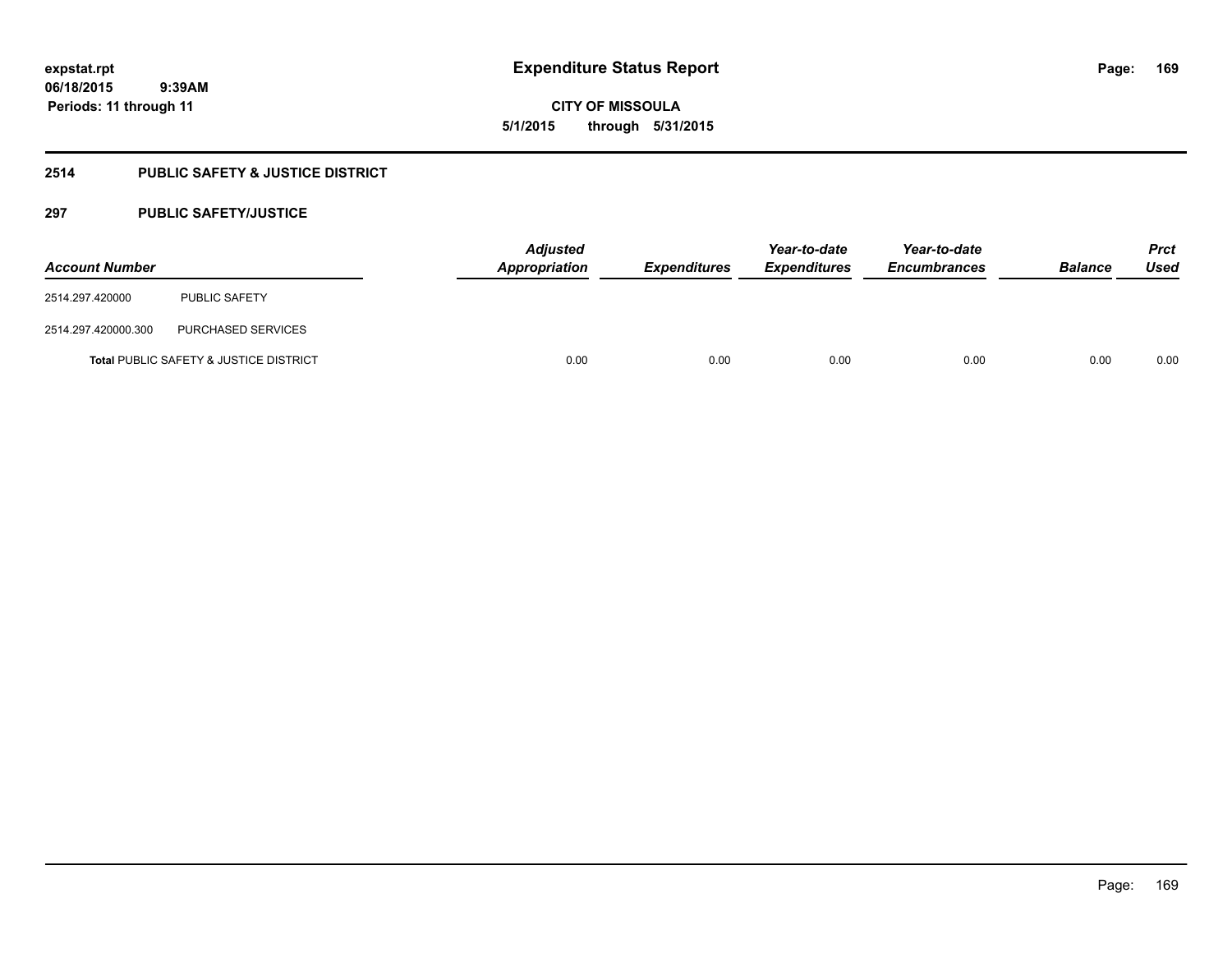# Expenditure Status Report

expstat.rpt
06/18/2015 9:39AM
Periods: 11 through 11

**CITY OF MISSOULA**
**5/1/2015 through 5/31/2015**

## 2514 PUBLIC SAFETY & JUSTICE DISTRICT

### 297 PUBLIC SAFETY/JUSTICE

| Account Number | | Adjusted Appropriation | Expenditures | Year-to-date Expenditures | Year-to-date Encumbrances | Balance | Prct Used |
|---|---|---|---|---|---|---|---|
| 2514.297.420000 | PUBLIC SAFETY | | | | | | |
| 2514.297.420000.300 | PURCHASED SERVICES | | | | | | |
| **Total** PUBLIC SAFETY & JUSTICE DISTRICT | | 0.00 | 0.00 | 0.00 | 0.00 | 0.00 | 0.00 |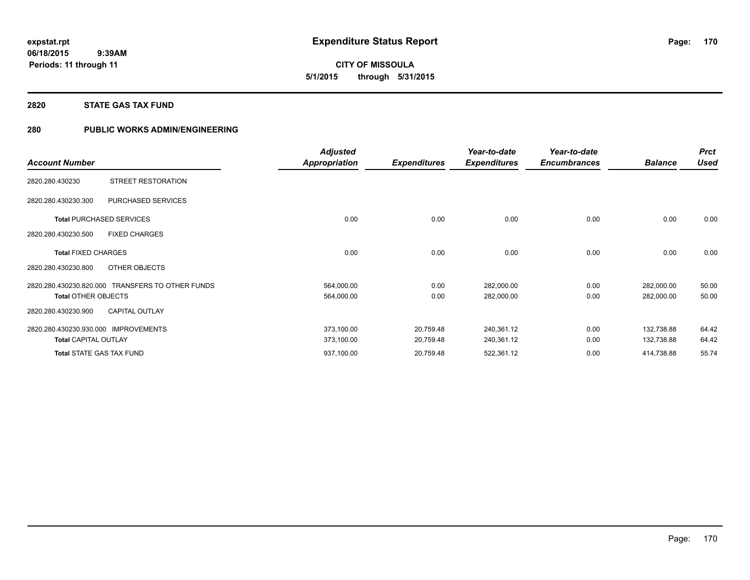**expstat.rpt**
**06/18/2015 9:39AM**
**Periods: 11 through 11**

# Expenditure Status Report

**CITY OF MISSOULA**
**5/1/2015 through 5/31/2015**

## 2820 STATE GAS TAX FUND

## 280 PUBLIC WORKS ADMIN/ENGINEERING

| Account Number | | Adjusted Appropriation | Expenditures | Year-to-date Expenditures | Year-to-date Encumbrances | Balance | Prct Used |
|---|---|---|---|---|---|---|---|
| 2820.280.430230 | STREET RESTORATION | | | | | | |
| 2820.280.430230.300 | PURCHASED SERVICES | | | | | | |
| **Total** PURCHASED SERVICES | | 0.00 | 0.00 | 0.00 | 0.00 | 0.00 | 0.00 |
| 2820.280.430230.500 | FIXED CHARGES | | | | | | |
| **Total** FIXED CHARGES | | 0.00 | 0.00 | 0.00 | 0.00 | 0.00 | 0.00 |
| 2820.280.430230.800 | OTHER OBJECTS | | | | | | |
| 2820.280.430230.820.000 | TRANSFERS TO OTHER FUNDS | 564,000.00 | 0.00 | 282,000.00 | 0.00 | 282,000.00 | 50.00 |
| **Total** OTHER OBJECTS | | 564,000.00 | 0.00 | 282,000.00 | 0.00 | 282,000.00 | 50.00 |
| 2820.280.430230.900 | CAPITAL OUTLAY | | | | | | |
| 2820.280.430230.930.000 | IMPROVEMENTS | 373,100.00 | 20,759.48 | 240,361.12 | 0.00 | 132,738.88 | 64.42 |
| **Total** CAPITAL OUTLAY | | 373,100.00 | 20,759.48 | 240,361.12 | 0.00 | 132,738.88 | 64.42 |
| **Total** STATE GAS TAX FUND | | 937,100.00 | 20,759.48 | 522,361.12 | 0.00 | 414,738.88 | 55.74 |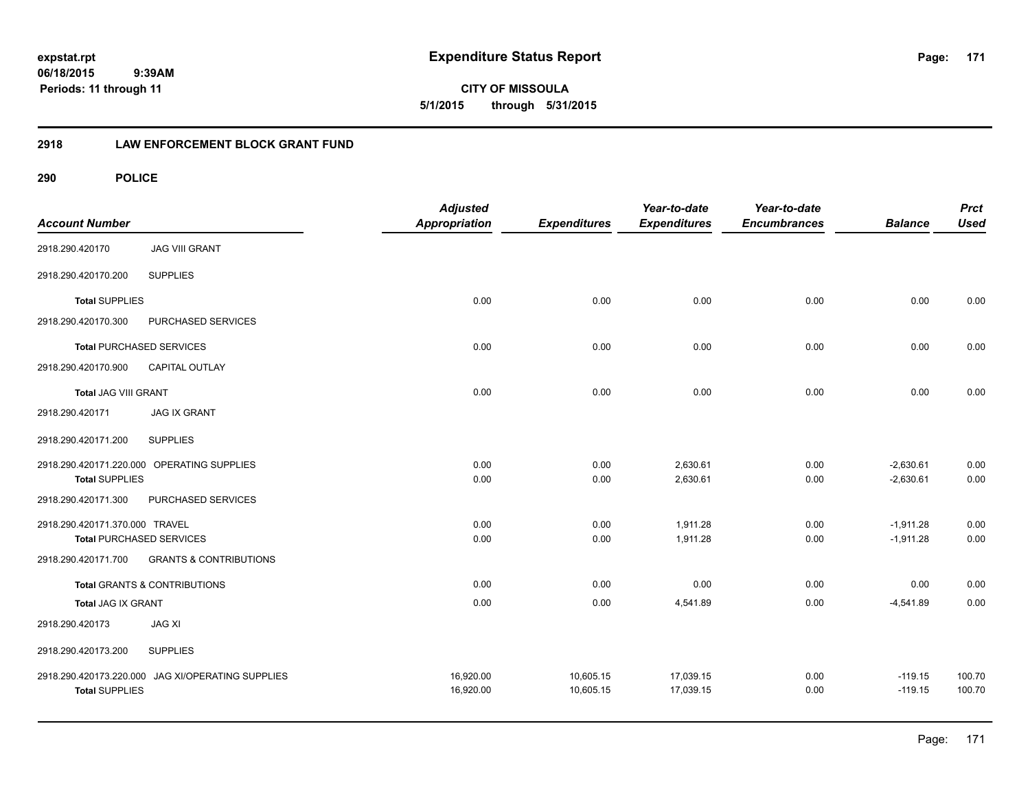**expstat.rpt**
**06/18/2015 9:39AM**
**Periods: 11 through 11**

# Expenditure Status Report

**CITY OF MISSOULA**
**5/1/2015 through 5/31/2015**

## 2918 LAW ENFORCEMENT BLOCK GRANT FUND

### 290 POLICE

| Account Number | | Adjusted Appropriation | Expenditures | Year-to-date Expenditures | Year-to-date Encumbrances | Balance | Prct Used |
|---|---|---|---|---|---|---|---|
| 2918.290.420170 | JAG VIII GRANT | | | | | | |
| 2918.290.420170.200 | SUPPLIES | | | | | | |
| **Total** SUPPLIES | | 0.00 | 0.00 | 0.00 | 0.00 | 0.00 | 0.00 |
| 2918.290.420170.300 | PURCHASED SERVICES | | | | | | |
| **Total** PURCHASED SERVICES | | 0.00 | 0.00 | 0.00 | 0.00 | 0.00 | 0.00 |
| 2918.290.420170.900 | CAPITAL OUTLAY | | | | | | |
| **Total** JAG VIII GRANT | | 0.00 | 0.00 | 0.00 | 0.00 | 0.00 | 0.00 |
| 2918.290.420171 | JAG IX GRANT | | | | | | |
| 2918.290.420171.200 | SUPPLIES | | | | | | |
| 2918.290.420171.220.000 | OPERATING SUPPLIES | 0.00 | 0.00 | 2,630.61 | 0.00 | -2,630.61 | 0.00 |
| **Total** SUPPLIES | | 0.00 | 0.00 | 2,630.61 | 0.00 | -2,630.61 | 0.00 |
| 2918.290.420171.300 | PURCHASED SERVICES | | | | | | |
| 2918.290.420171.370.000 | TRAVEL | 0.00 | 0.00 | 1,911.28 | 0.00 | -1,911.28 | 0.00 |
| **Total** PURCHASED SERVICES | | 0.00 | 0.00 | 1,911.28 | 0.00 | -1,911.28 | 0.00 |
| 2918.290.420171.700 | GRANTS & CONTRIBUTIONS | | | | | | |
| **Total** GRANTS & CONTRIBUTIONS | | 0.00 | 0.00 | 0.00 | 0.00 | 0.00 | 0.00 |
| **Total** JAG IX GRANT | | 0.00 | 0.00 | 4,541.89 | 0.00 | -4,541.89 | 0.00 |
| 2918.290.420173 | JAG XI | | | | | | |
| 2918.290.420173.200 | SUPPLIES | | | | | | |
| 2918.290.420173.220.000 | JAG XI/OPERATING SUPPLIES | 16,920.00 | 10,605.15 | 17,039.15 | 0.00 | -119.15 | 100.70 |
| **Total** SUPPLIES | | 16,920.00 | 10,605.15 | 17,039.15 | 0.00 | -119.15 | 100.70 |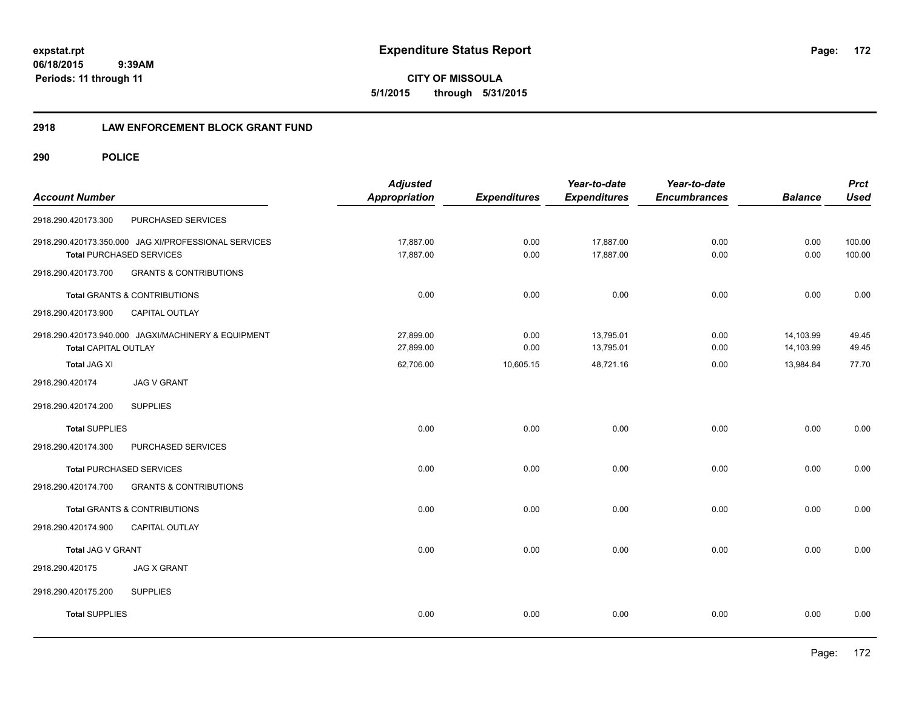# Expenditure Status Report

expstat.rpt
06/18/2015 9:39AM
Periods: 11 through 11

**CITY OF MISSOULA**
**5/1/2015 through 5/31/2015**

## 2918 LAW ENFORCEMENT BLOCK GRANT FUND

### 290 POLICE

| Account Number | | Adjusted Appropriation | Expenditures | Year-to-date Expenditures | Year-to-date Encumbrances | Balance | Prct Used |
|---|---|---|---|---|---|---|---|
| 2918.290.420173.300 | PURCHASED SERVICES | | | | | | |
| 2918.290.420173.350.000 JAG XI/PROFESSIONAL SERVICES | | 17,887.00 | 0.00 | 17,887.00 | 0.00 | 0.00 | 100.00 |
| **Total** PURCHASED SERVICES | | 17,887.00 | 0.00 | 17,887.00 | 0.00 | 0.00 | 100.00 |
| 2918.290.420173.700 | GRANTS & CONTRIBUTIONS | | | | | | |
| **Total** GRANTS & CONTRIBUTIONS | | 0.00 | 0.00 | 0.00 | 0.00 | 0.00 | 0.00 |
| 2918.290.420173.900 | CAPITAL OUTLAY | | | | | | |
| 2918.290.420173.940.000 JAGXI/MACHINERY & EQUIPMENT | | 27,899.00 | 0.00 | 13,795.01 | 0.00 | 14,103.99 | 49.45 |
| **Total** CAPITAL OUTLAY | | 27,899.00 | 0.00 | 13,795.01 | 0.00 | 14,103.99 | 49.45 |
| **Total** JAG XI | | 62,706.00 | 10,605.15 | 48,721.16 | 0.00 | 13,984.84 | 77.70 |
| 2918.290.420174 | JAG V GRANT | | | | | | |
| 2918.290.420174.200 | SUPPLIES | | | | | | |
| **Total** SUPPLIES | | 0.00 | 0.00 | 0.00 | 0.00 | 0.00 | 0.00 |
| 2918.290.420174.300 | PURCHASED SERVICES | | | | | | |
| **Total** PURCHASED SERVICES | | 0.00 | 0.00 | 0.00 | 0.00 | 0.00 | 0.00 |
| 2918.290.420174.700 | GRANTS & CONTRIBUTIONS | | | | | | |
| **Total** GRANTS & CONTRIBUTIONS | | 0.00 | 0.00 | 0.00 | 0.00 | 0.00 | 0.00 |
| 2918.290.420174.900 | CAPITAL OUTLAY | | | | | | |
| **Total** JAG V GRANT | | 0.00 | 0.00 | 0.00 | 0.00 | 0.00 | 0.00 |
| 2918.290.420175 | JAG X GRANT | | | | | | |
| 2918.290.420175.200 | SUPPLIES | | | | | | |
| **Total** SUPPLIES | | 0.00 | 0.00 | 0.00 | 0.00 | 0.00 | 0.00 |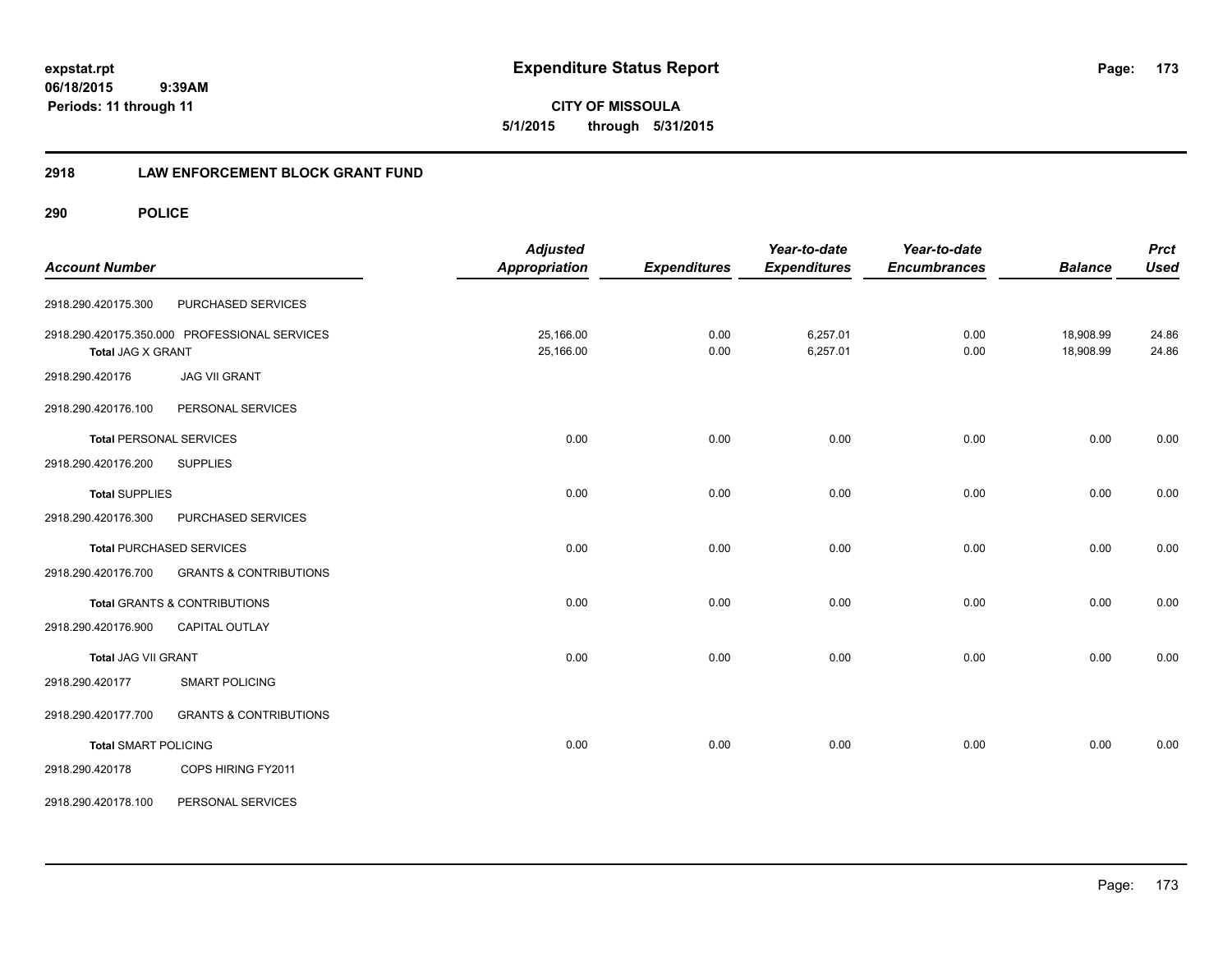# Expenditure Status Report

**CITY OF MISSOULA**

**5/1/2015 through 5/31/2015**

expstat.rpt
06/18/2015 9:39AM
Periods: 11 through 11

## 2918 LAW ENFORCEMENT BLOCK GRANT FUND

## 290 POLICE

| Account Number | | Adjusted Appropriation | Expenditures | Year-to-date Expenditures | Year-to-date Encumbrances | Balance | Prct Used |
|---|---|---|---|---|---|---|---|
| 2918.290.420175.300 | PURCHASED SERVICES | | | | | | |
| 2918.290.420175.350.000 | PROFESSIONAL SERVICES | 25,166.00 | 0.00 | 6,257.01 | 0.00 | 18,908.99 | 24.86 |
| **Total** JAG X GRANT | | 25,166.00 | 0.00 | 6,257.01 | 0.00 | 18,908.99 | 24.86 |
| 2918.290.420176 | JAG VII GRANT | | | | | | |
| 2918.290.420176.100 | PERSONAL SERVICES | | | | | | |
| **Total** PERSONAL SERVICES | | 0.00 | 0.00 | 0.00 | 0.00 | 0.00 | 0.00 |
| 2918.290.420176.200 | SUPPLIES | | | | | | |
| **Total** SUPPLIES | | 0.00 | 0.00 | 0.00 | 0.00 | 0.00 | 0.00 |
| 2918.290.420176.300 | PURCHASED SERVICES | | | | | | |
| **Total** PURCHASED SERVICES | | 0.00 | 0.00 | 0.00 | 0.00 | 0.00 | 0.00 |
| 2918.290.420176.700 | GRANTS & CONTRIBUTIONS | | | | | | |
| **Total** GRANTS & CONTRIBUTIONS | | 0.00 | 0.00 | 0.00 | 0.00 | 0.00 | 0.00 |
| 2918.290.420176.900 | CAPITAL OUTLAY | | | | | | |
| **Total** JAG VII GRANT | | 0.00 | 0.00 | 0.00 | 0.00 | 0.00 | 0.00 |
| 2918.290.420177 | SMART POLICING | | | | | | |
| 2918.290.420177.700 | GRANTS & CONTRIBUTIONS | | | | | | |
| **Total** SMART POLICING | | 0.00 | 0.00 | 0.00 | 0.00 | 0.00 | 0.00 |
| 2918.290.420178 | COPS HIRING FY2011 | | | | | | |
| 2918.290.420178.100 | PERSONAL SERVICES | | | | | | |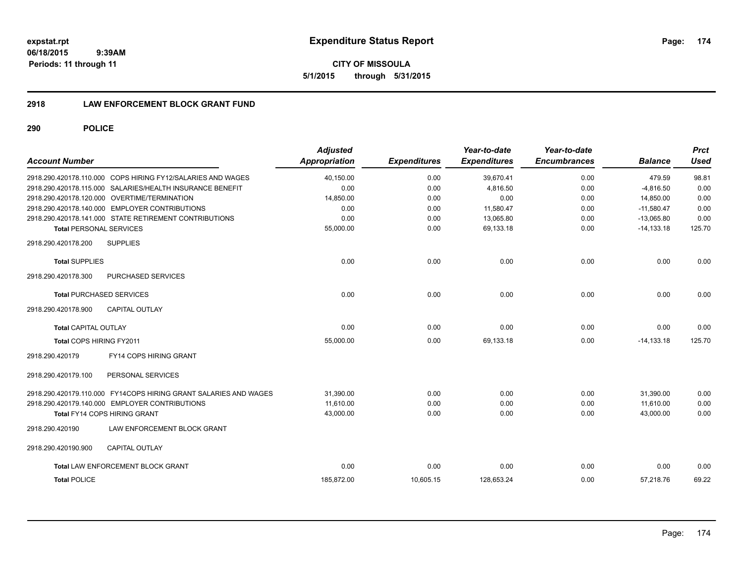**expstat.rpt**
**06/18/2015 9:39AM**
**Periods: 11 through 11**

# Expenditure Status Report

**CITY OF MISSOULA**
**5/1/2015 through 5/31/2015**

## 2918 LAW ENFORCEMENT BLOCK GRANT FUND

### 290 POLICE

| Account Number | Adjusted Appropriation | Expenditures | Year-to-date Expenditures | Year-to-date Encumbrances | Balance | Prct Used |
|---|---|---|---|---|---|---|
| 2918.290.420178.110.000 COPS HIRING FY12/SALARIES AND WAGES | 40,150.00 | 0.00 | 39,670.41 | 0.00 | 479.59 | 98.81 |
| 2918.290.420178.115.000 SALARIES/HEALTH INSURANCE BENEFIT | 0.00 | 0.00 | 4,816.50 | 0.00 | -4,816.50 | 0.00 |
| 2918.290.420178.120.000 OVERTIME/TERMINATION | 14,850.00 | 0.00 | 0.00 | 0.00 | 14,850.00 | 0.00 |
| 2918.290.420178.140.000 EMPLOYER CONTRIBUTIONS | 0.00 | 0.00 | 11,580.47 | 0.00 | -11,580.47 | 0.00 |
| 2918.290.420178.141.000 STATE RETIREMENT CONTRIBUTIONS | 0.00 | 0.00 | 13,065.80 | 0.00 | -13,065.80 | 0.00 |
| **Total** PERSONAL SERVICES | 55,000.00 | 0.00 | 69,133.18 | 0.00 | -14,133.18 | 125.70 |
| 2918.290.420178.200 SUPPLIES | | | | | | |
| **Total** SUPPLIES | 0.00 | 0.00 | 0.00 | 0.00 | 0.00 | 0.00 |
| 2918.290.420178.300 PURCHASED SERVICES | | | | | | |
| **Total** PURCHASED SERVICES | 0.00 | 0.00 | 0.00 | 0.00 | 0.00 | 0.00 |
| 2918.290.420178.900 CAPITAL OUTLAY | | | | | | |
| **Total** CAPITAL OUTLAY | 0.00 | 0.00 | 0.00 | 0.00 | 0.00 | 0.00 |
| **Total** COPS HIRING FY2011 | 55,000.00 | 0.00 | 69,133.18 | 0.00 | -14,133.18 | 125.70 |
| 2918.290.420179 FY14 COPS HIRING GRANT | | | | | | |
| 2918.290.420179.100 PERSONAL SERVICES | | | | | | |
| 2918.290.420179.110.000 FY14COPS HIRING GRANT SALARIES AND WAGES | 31,390.00 | 0.00 | 0.00 | 0.00 | 31,390.00 | 0.00 |
| 2918.290.420179.140.000 EMPLOYER CONTRIBUTIONS | 11,610.00 | 0.00 | 0.00 | 0.00 | 11,610.00 | 0.00 |
| **Total** FY14 COPS HIRING GRANT | 43,000.00 | 0.00 | 0.00 | 0.00 | 43,000.00 | 0.00 |
| 2918.290.420190 LAW ENFORCEMENT BLOCK GRANT | | | | | | |
| 2918.290.420190.900 CAPITAL OUTLAY | | | | | | |
| **Total** LAW ENFORCEMENT BLOCK GRANT | 0.00 | 0.00 | 0.00 | 0.00 | 0.00 | 0.00 |
| **Total** POLICE | 185,872.00 | 10,605.15 | 128,653.24 | 0.00 | 57,218.76 | 69.22 |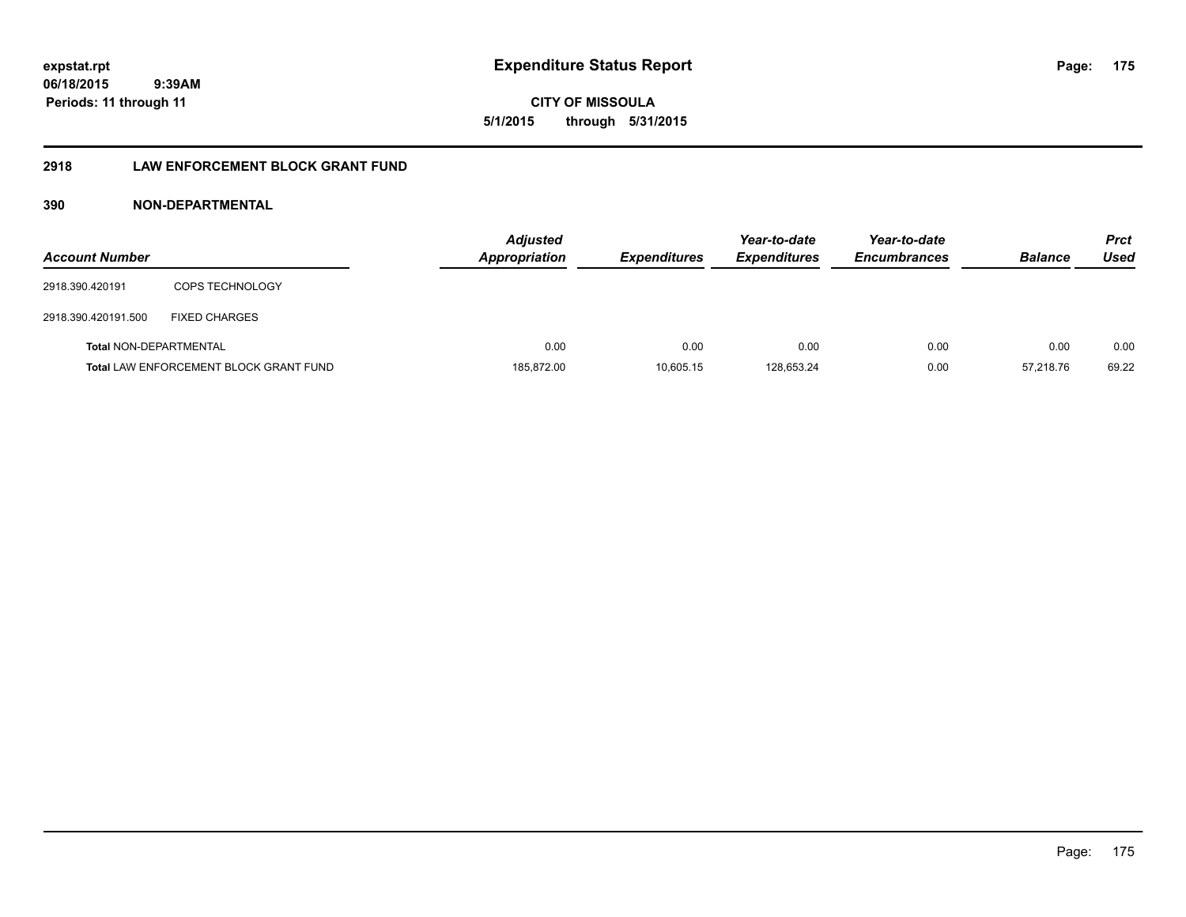**expstat.rpt**
**06/18/2015 9:39AM**
**Periods: 11 through 11**

# Expenditure Status Report

**CITY OF MISSOULA**
**5/1/2015 through 5/31/2015**

## 2918 LAW ENFORCEMENT BLOCK GRANT FUND

### 390 NON-DEPARTMENTAL

| Account Number | | Adjusted Appropriation | Expenditures | Year-to-date Expenditures | Year-to-date Encumbrances | Balance | Prct Used |
|---|---|---|---|---|---|---|---|
| 2918.390.420191 | COPS TECHNOLOGY | | | | | | |
| 2918.390.420191.500 | FIXED CHARGES | | | | | | |
| **Total** NON-DEPARTMENTAL | | 0.00 | 0.00 | 0.00 | 0.00 | 0.00 | 0.00 |
| **Total** LAW ENFORCEMENT BLOCK GRANT FUND | | 185,872.00 | 10,605.15 | 128,653.24 | 0.00 | 57,218.76 | 69.22 |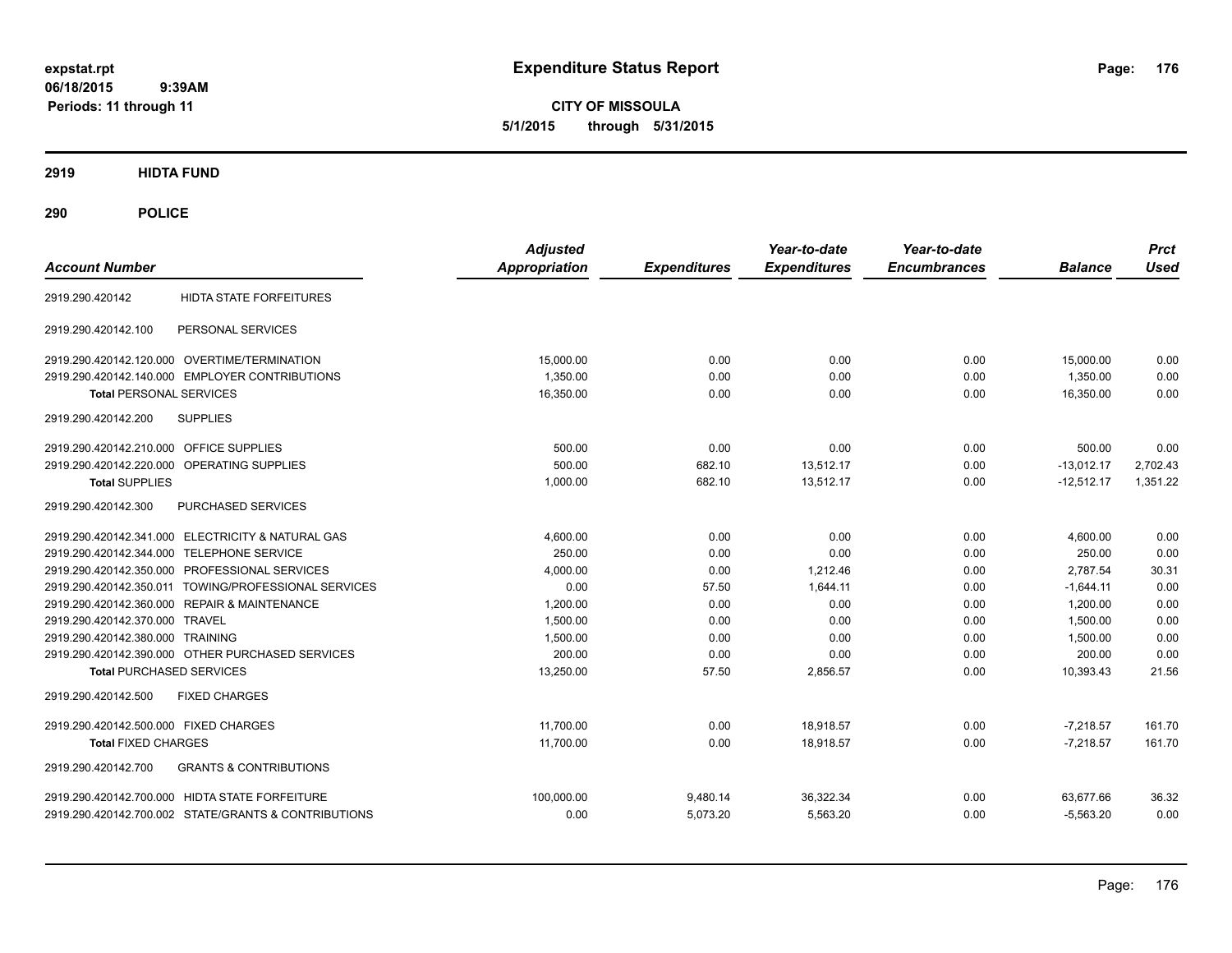**Expenditure Status Report**

**CITY OF MISSOULA**
**5/1/2015 through 5/31/2015**

expstat.rpt
06/18/2015 9:39AM
Periods: 11 through 11

## 2919 HIDTA FUND

## 290 POLICE

| Account Number | | Adjusted Appropriation | Expenditures | Year-to-date Expenditures | Year-to-date Encumbrances | Balance | Prct Used |
|---|---|---|---|---|---|---|---|
| 2919.290.420142 | HIDTA STATE FORFEITURES | | | | | | |
| 2919.290.420142.100 | PERSONAL SERVICES | | | | | | |
| 2919.290.420142.120.000 | OVERTIME/TERMINATION | 15,000.00 | 0.00 | 0.00 | 0.00 | 15,000.00 | 0.00 |
| 2919.290.420142.140.000 | EMPLOYER CONTRIBUTIONS | 1,350.00 | 0.00 | 0.00 | 0.00 | 1,350.00 | 0.00 |
| **Total** PERSONAL SERVICES | | 16,350.00 | 0.00 | 0.00 | 0.00 | 16,350.00 | 0.00 |
| 2919.290.420142.200 | SUPPLIES | | | | | | |
| 2919.290.420142.210.000 | OFFICE SUPPLIES | 500.00 | 0.00 | 0.00 | 0.00 | 500.00 | 0.00 |
| 2919.290.420142.220.000 | OPERATING SUPPLIES | 500.00 | 682.10 | 13,512.17 | 0.00 | -13,012.17 | 2,702.43 |
| **Total** SUPPLIES | | 1,000.00 | 682.10 | 13,512.17 | 0.00 | -12,512.17 | 1,351.22 |
| 2919.290.420142.300 | PURCHASED SERVICES | | | | | | |
| 2919.290.420142.341.000 | ELECTRICITY & NATURAL GAS | 4,600.00 | 0.00 | 0.00 | 0.00 | 4,600.00 | 0.00 |
| 2919.290.420142.344.000 | TELEPHONE SERVICE | 250.00 | 0.00 | 0.00 | 0.00 | 250.00 | 0.00 |
| 2919.290.420142.350.000 | PROFESSIONAL SERVICES | 4,000.00 | 0.00 | 1,212.46 | 0.00 | 2,787.54 | 30.31 |
| 2919.290.420142.350.011 | TOWING/PROFESSIONAL SERVICES | 0.00 | 57.50 | 1,644.11 | 0.00 | -1,644.11 | 0.00 |
| 2919.290.420142.360.000 | REPAIR & MAINTENANCE | 1,200.00 | 0.00 | 0.00 | 0.00 | 1,200.00 | 0.00 |
| 2919.290.420142.370.000 | TRAVEL | 1,500.00 | 0.00 | 0.00 | 0.00 | 1,500.00 | 0.00 |
| 2919.290.420142.380.000 | TRAINING | 1,500.00 | 0.00 | 0.00 | 0.00 | 1,500.00 | 0.00 |
| 2919.290.420142.390.000 | OTHER PURCHASED SERVICES | 200.00 | 0.00 | 0.00 | 0.00 | 200.00 | 0.00 |
| **Total** PURCHASED SERVICES | | 13,250.00 | 57.50 | 2,856.57 | 0.00 | 10,393.43 | 21.56 |
| 2919.290.420142.500 | FIXED CHARGES | | | | | | |
| 2919.290.420142.500.000 | FIXED CHARGES | 11,700.00 | 0.00 | 18,918.57 | 0.00 | -7,218.57 | 161.70 |
| **Total** FIXED CHARGES | | 11,700.00 | 0.00 | 18,918.57 | 0.00 | -7,218.57 | 161.70 |
| 2919.290.420142.700 | GRANTS & CONTRIBUTIONS | | | | | | |
| 2919.290.420142.700.000 | HIDTA STATE FORFEITURE | 100,000.00 | 9,480.14 | 36,322.34 | 0.00 | 63,677.66 | 36.32 |
| 2919.290.420142.700.002 | STATE/GRANTS & CONTRIBUTIONS | 0.00 | 5,073.20 | 5,563.20 | 0.00 | -5,563.20 | 0.00 |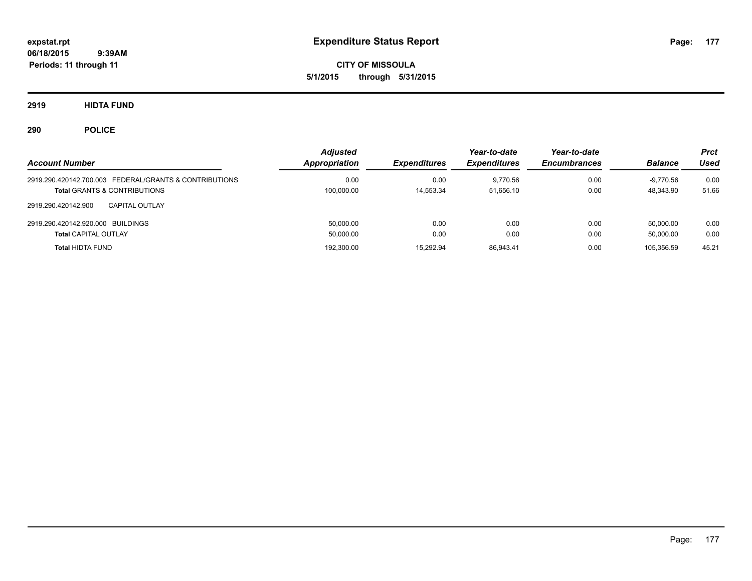# Expenditure Status Report

**expstat.rpt**
**06/18/2015 9:39AM**
**Periods: 11 through 11**

**CITY OF MISSOULA**
**5/1/2015 through 5/31/2015**

**2919 HIDTA FUND**

**290 POLICE**

| Account Number | Adjusted Appropriation | Expenditures | Year-to-date Expenditures | Year-to-date Encumbrances | Balance | Prct Used |
|---|---|---|---|---|---|---|
| 2919.290.420142.700.003 FEDERAL/GRANTS & CONTRIBUTIONS | 0.00 | 0.00 | 9,770.56 | 0.00 | -9,770.56 | 0.00 |
| **Total** GRANTS & CONTRIBUTIONS | 100,000.00 | 14,553.34 | 51,656.10 | 0.00 | 48,343.90 | 51.66 |
| 2919.290.420142.900 CAPITAL OUTLAY | | | | | | |
| 2919.290.420142.920.000 BUILDINGS | 50,000.00 | 0.00 | 0.00 | 0.00 | 50,000.00 | 0.00 |
| **Total** CAPITAL OUTLAY | 50,000.00 | 0.00 | 0.00 | 0.00 | 50,000.00 | 0.00 |
| **Total** HIDTA FUND | 192,300.00 | 15,292.94 | 86,943.41 | 0.00 | 105,356.59 | 45.21 |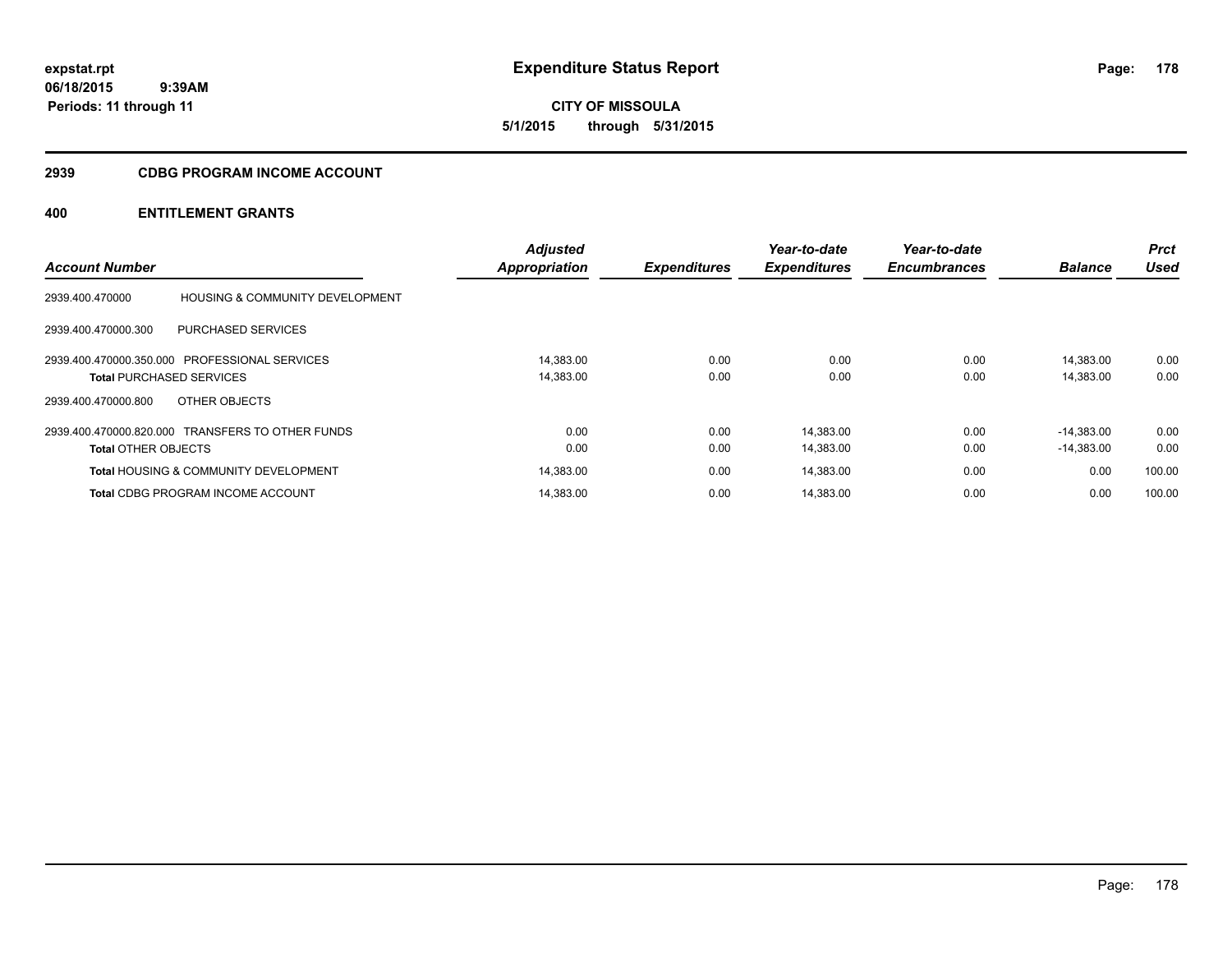**expstat.rpt**
**06/18/2015 9:39AM**
**Periods: 11 through 11**

# Expenditure Status Report

**CITY OF MISSOULA**
**5/1/2015 through 5/31/2015**

## 2939 CDBG PROGRAM INCOME ACCOUNT

## 400 ENTITLEMENT GRANTS

| Account Number | | Adjusted Appropriation | Expenditures | Year-to-date Expenditures | Year-to-date Encumbrances | Balance | Prct Used |
|---|---|---|---|---|---|---|---|
| 2939.400.470000 | HOUSING & COMMUNITY DEVELOPMENT | | | | | | |
| 2939.400.470000.300 | PURCHASED SERVICES | | | | | | |
| 2939.400.470000.350.000 | PROFESSIONAL SERVICES | 14,383.00 | 0.00 | 0.00 | 0.00 | 14,383.00 | 0.00 |
| **Total** PURCHASED SERVICES | | 14,383.00 | 0.00 | 0.00 | 0.00 | 14,383.00 | 0.00 |
| 2939.400.470000.800 | OTHER OBJECTS | | | | | | |
| 2939.400.470000.820.000 | TRANSFERS TO OTHER FUNDS | 0.00 | 0.00 | 14,383.00 | 0.00 | -14,383.00 | 0.00 |
| **Total** OTHER OBJECTS | | 0.00 | 0.00 | 14,383.00 | 0.00 | -14,383.00 | 0.00 |
| **Total** HOUSING & COMMUNITY DEVELOPMENT | | 14,383.00 | 0.00 | 14,383.00 | 0.00 | 0.00 | 100.00 |
| **Total** CDBG PROGRAM INCOME ACCOUNT | | 14,383.00 | 0.00 | 14,383.00 | 0.00 | 0.00 | 100.00 |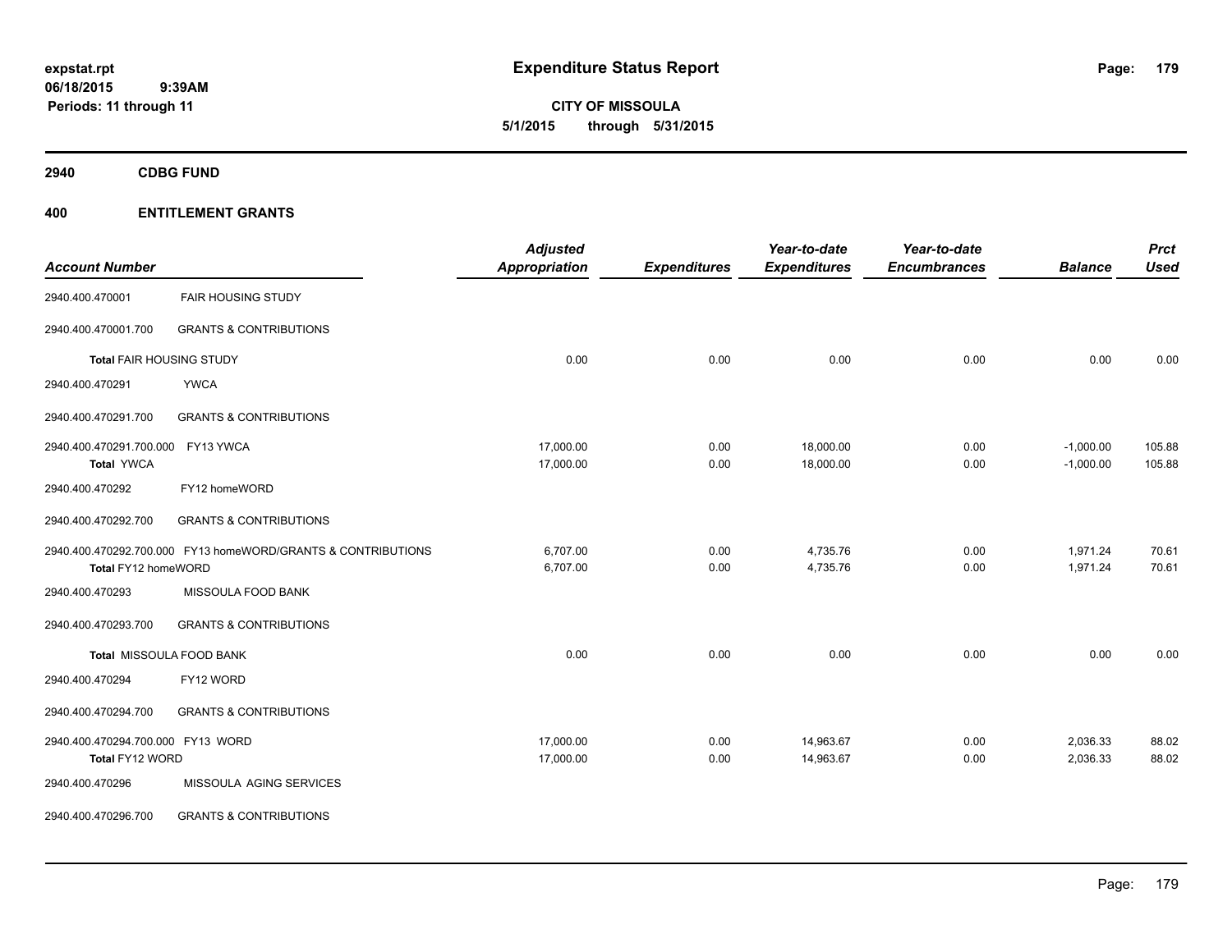# Expenditure Status Report

**CITY OF MISSOULA**
**5/1/2015 through 5/31/2015**

expstat.rpt
06/18/2015 9:39AM
Periods: 11 through 11

## 2940 CDBG FUND

## 400 ENTITLEMENT GRANTS

| Account Number | | Adjusted Appropriation | Expenditures | Year-to-date Expenditures | Year-to-date Encumbrances | Balance | Prct Used |
|---|---|---|---|---|---|---|---|
| 2940.400.470001 | FAIR HOUSING STUDY | | | | | | |
| 2940.400.470001.700 | GRANTS & CONTRIBUTIONS | | | | | | |
| Total FAIR HOUSING STUDY | | 0.00 | 0.00 | 0.00 | 0.00 | 0.00 | 0.00 |
| 2940.400.470291 | YWCA | | | | | | |
| 2940.400.470291.700 | GRANTS & CONTRIBUTIONS | | | | | | |
| 2940.400.470291.700.000 | FY13 YWCA | 17,000.00 | 0.00 | 18,000.00 | 0.00 | -1,000.00 | 105.88 |
| Total YWCA | | 17,000.00 | 0.00 | 18,000.00 | 0.00 | -1,000.00 | 105.88 |
| 2940.400.470292 | FY12 homeWORD | | | | | | |
| 2940.400.470292.700 | GRANTS & CONTRIBUTIONS | | | | | | |
| 2940.400.470292.700.000 | FY13 homeWORD/GRANTS & CONTRIBUTIONS | 6,707.00 | 0.00 | 4,735.76 | 0.00 | 1,971.24 | 70.61 |
| Total FY12 homeWORD | | 6,707.00 | 0.00 | 4,735.76 | 0.00 | 1,971.24 | 70.61 |
| 2940.400.470293 | MISSOULA FOOD BANK | | | | | | |
| 2940.400.470293.700 | GRANTS & CONTRIBUTIONS | | | | | | |
| Total MISSOULA FOOD BANK | | 0.00 | 0.00 | 0.00 | 0.00 | 0.00 | 0.00 |
| 2940.400.470294 | FY12 WORD | | | | | | |
| 2940.400.470294.700 | GRANTS & CONTRIBUTIONS | | | | | | |
| 2940.400.470294.700.000 | FY13 WORD | 17,000.00 | 0.00 | 14,963.67 | 0.00 | 2,036.33 | 88.02 |
| Total FY12 WORD | | 17,000.00 | 0.00 | 14,963.67 | 0.00 | 2,036.33 | 88.02 |
| 2940.400.470296 | MISSOULA AGING SERVICES | | | | | | |
| 2940.400.470296.700 | GRANTS & CONTRIBUTIONS | | | | | | |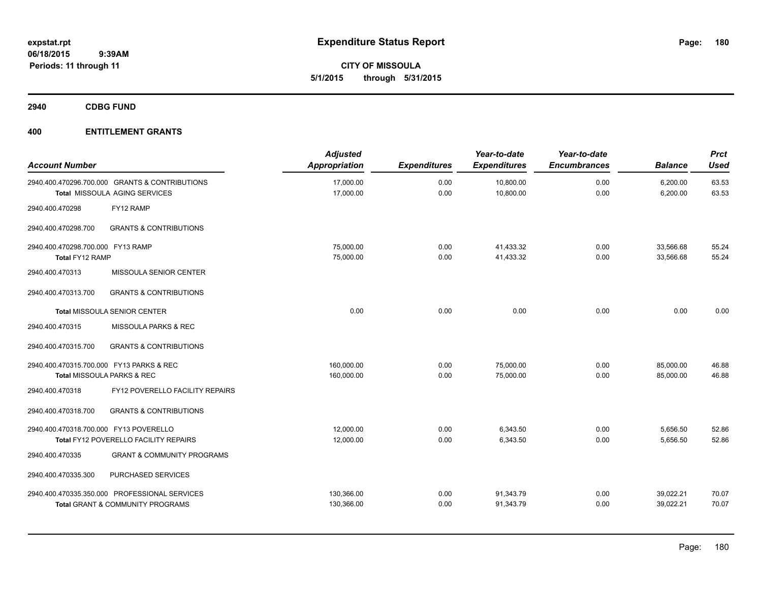**expstat.rpt**
**06/18/2015 9:39AM**
**Periods: 11 through 11**

# Expenditure Status Report

**CITY OF MISSOULA**
**5/1/2015 through 5/31/2015**

## 2940 CDBG FUND

## 400 ENTITLEMENT GRANTS

| Account Number | | Adjusted Appropriation | Expenditures | Year-to-date Expenditures | Year-to-date Encumbrances | Balance | Prct Used |
|---|---|---|---|---|---|---|---|
| 2940.400.470296.700.000 | GRANTS & CONTRIBUTIONS | 17,000.00 | 0.00 | 10,800.00 | 0.00 | 6,200.00 | 63.53 |
| Total MISSOULA AGING SERVICES | | 17,000.00 | 0.00 | 10,800.00 | 0.00 | 6,200.00 | 63.53 |
| 2940.400.470298 | FY12 RAMP | | | | | | |
| 2940.400.470298.700 | GRANTS & CONTRIBUTIONS | | | | | | |
| 2940.400.470298.700.000 | FY13 RAMP | 75,000.00 | 0.00 | 41,433.32 | 0.00 | 33,566.68 | 55.24 |
| Total FY12 RAMP | | 75,000.00 | 0.00 | 41,433.32 | 0.00 | 33,566.68 | 55.24 |
| 2940.400.470313 | MISSOULA SENIOR CENTER | | | | | | |
| 2940.400.470313.700 | GRANTS & CONTRIBUTIONS | | | | | | |
| Total MISSOULA SENIOR CENTER | | 0.00 | 0.00 | 0.00 | 0.00 | 0.00 | 0.00 |
| 2940.400.470315 | MISSOULA PARKS & REC | | | | | | |
| 2940.400.470315.700 | GRANTS & CONTRIBUTIONS | | | | | | |
| 2940.400.470315.700.000 | FY13 PARKS & REC | 160,000.00 | 0.00 | 75,000.00 | 0.00 | 85,000.00 | 46.88 |
| Total MISSOULA PARKS & REC | | 160,000.00 | 0.00 | 75,000.00 | 0.00 | 85,000.00 | 46.88 |
| 2940.400.470318 | FY12 POVERELLO FACILITY REPAIRS | | | | | | |
| 2940.400.470318.700 | GRANTS & CONTRIBUTIONS | | | | | | |
| 2940.400.470318.700.000 | FY13 POVERELLO | 12,000.00 | 0.00 | 6,343.50 | 0.00 | 5,656.50 | 52.86 |
| Total FY12 POVERELLO FACILITY REPAIRS | | 12,000.00 | 0.00 | 6,343.50 | 0.00 | 5,656.50 | 52.86 |
| 2940.400.470335 | GRANT & COMMUNITY PROGRAMS | | | | | | |
| 2940.400.470335.300 | PURCHASED SERVICES | | | | | | |
| 2940.400.470335.350.000 | PROFESSIONAL SERVICES | 130,366.00 | 0.00 | 91,343.79 | 0.00 | 39,022.21 | 70.07 |
| Total GRANT & COMMUNITY PROGRAMS | | 130,366.00 | 0.00 | 91,343.79 | 0.00 | 39,022.21 | 70.07 |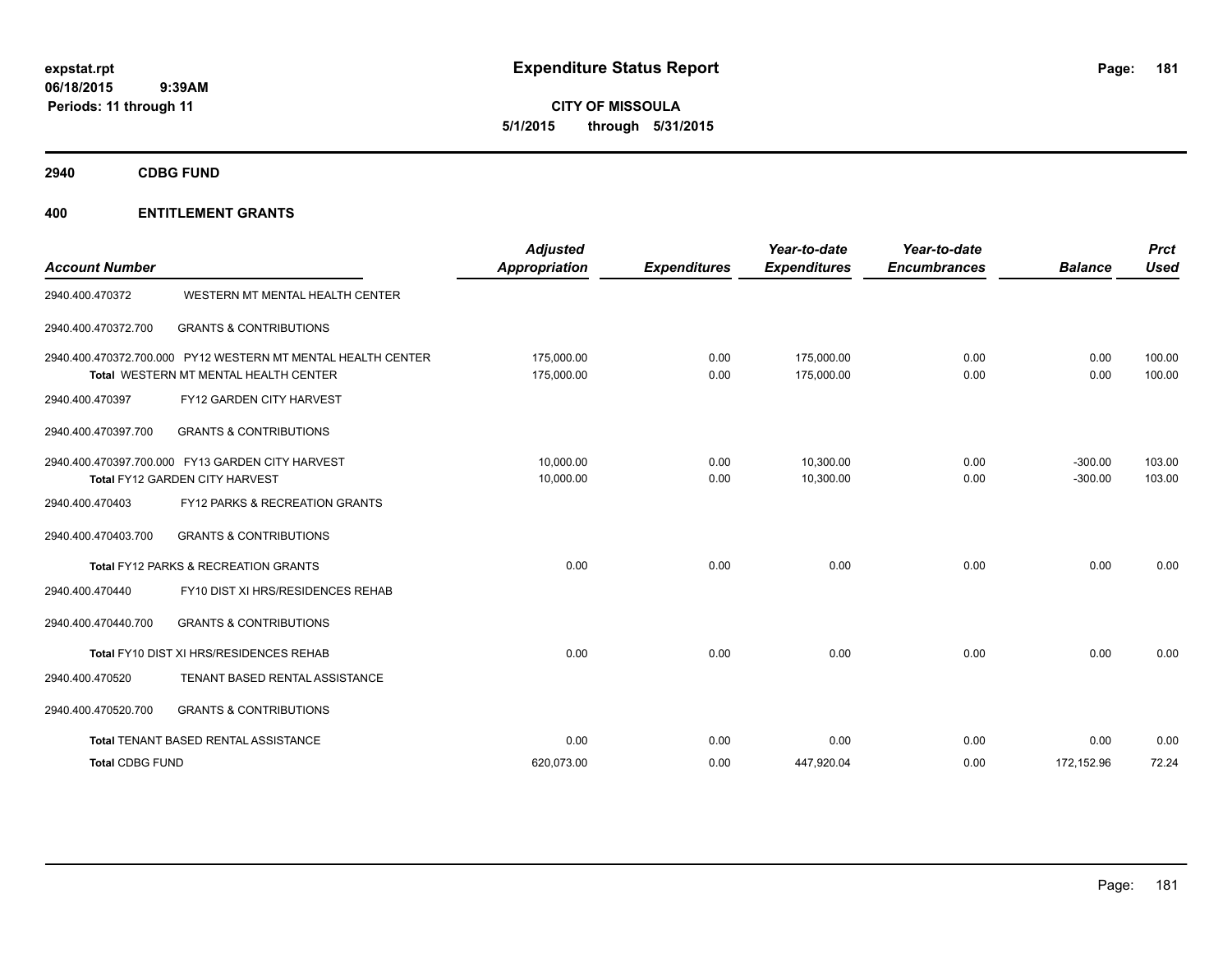**expstat.rpt**
**06/18/2015 9:39AM**
**Periods: 11 through 11**

# Expenditure Status Report

**CITY OF MISSOULA**
**5/1/2015 through 5/31/2015**

## 2940 CDBG FUND

## 400 ENTITLEMENT GRANTS

| Account Number | | Adjusted Appropriation | Expenditures | Year-to-date Expenditures | Year-to-date Encumbrances | Balance | Prct Used |
|---|---|---|---|---|---|---|---|
| 2940.400.470372 | WESTERN MT MENTAL HEALTH CENTER | | | | | | |
| 2940.400.470372.700 | GRANTS & CONTRIBUTIONS | | | | | | |
| 2940.400.470372.700.000 | PY12 WESTERN MT MENTAL HEALTH CENTER | 175,000.00 | 0.00 | 175,000.00 | 0.00 | 0.00 | 100.00 |
| Total | WESTERN MT MENTAL HEALTH CENTER | 175,000.00 | 0.00 | 175,000.00 | 0.00 | 0.00 | 100.00 |
| 2940.400.470397 | FY12 GARDEN CITY HARVEST | | | | | | |
| 2940.400.470397.700 | GRANTS & CONTRIBUTIONS | | | | | | |
| 2940.400.470397.700.000 | FY13 GARDEN CITY HARVEST | 10,000.00 | 0.00 | 10,300.00 | 0.00 | -300.00 | 103.00 |
| Total | FY12 GARDEN CITY HARVEST | 10,000.00 | 0.00 | 10,300.00 | 0.00 | -300.00 | 103.00 |
| 2940.400.470403 | FY12 PARKS & RECREATION GRANTS | | | | | | |
| 2940.400.470403.700 | GRANTS & CONTRIBUTIONS | | | | | | |
| Total | FY12 PARKS & RECREATION GRANTS | 0.00 | 0.00 | 0.00 | 0.00 | 0.00 | 0.00 |
| 2940.400.470440 | FY10 DIST XI HRS/RESIDENCES REHAB | | | | | | |
| 2940.400.470440.700 | GRANTS & CONTRIBUTIONS | | | | | | |
| Total | FY10 DIST XI HRS/RESIDENCES REHAB | 0.00 | 0.00 | 0.00 | 0.00 | 0.00 | 0.00 |
| 2940.400.470520 | TENANT BASED RENTAL ASSISTANCE | | | | | | |
| 2940.400.470520.700 | GRANTS & CONTRIBUTIONS | | | | | | |
| Total | TENANT BASED RENTAL ASSISTANCE | 0.00 | 0.00 | 0.00 | 0.00 | 0.00 | 0.00 |
| Total | CDBG FUND | 620,073.00 | 0.00 | 447,920.04 | 0.00 | 172,152.96 | 72.24 |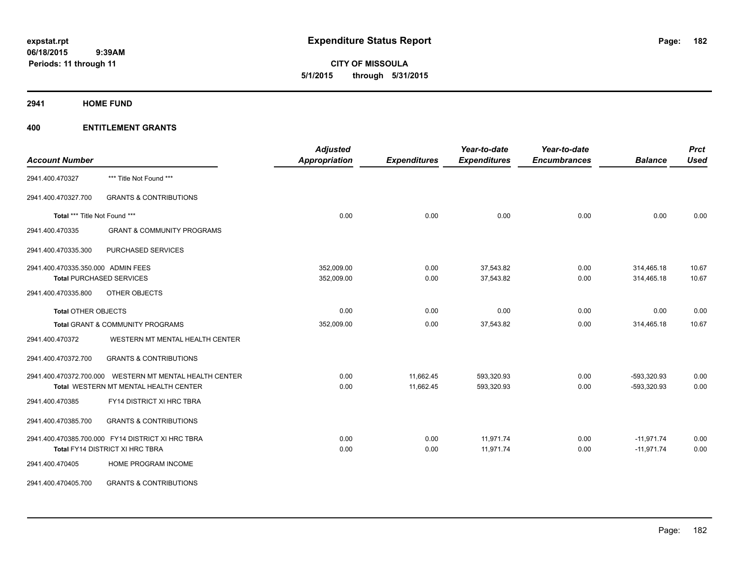**expstat.rpt**
**06/18/2015 9:39AM**
**Periods: 11 through 11**

# Expenditure Status Report

**CITY OF MISSOULA**
**5/1/2015 through 5/31/2015**

## 2941 HOME FUND

## 400 ENTITLEMENT GRANTS

| Account Number | | Adjusted Appropriation | Expenditures | Year-to-date Expenditures | Year-to-date Encumbrances | Balance | Prct Used |
|---|---|---|---|---|---|---|---|
| 2941.400.470327 | *** Title Not Found *** | | | | | | |
| 2941.400.470327.700 | GRANTS & CONTRIBUTIONS | | | | | | |
| **Total** *** Title Not Found *** | | 0.00 | 0.00 | 0.00 | 0.00 | 0.00 | 0.00 |
| 2941.400.470335 | GRANT & COMMUNITY PROGRAMS | | | | | | |
| 2941.400.470335.300 | PURCHASED SERVICES | | | | | | |
| 2941.400.470335.350.000 | ADMIN FEES | 352,009.00 | 0.00 | 37,543.82 | 0.00 | 314,465.18 | 10.67 |
| **Total** PURCHASED SERVICES | | 352,009.00 | 0.00 | 37,543.82 | 0.00 | 314,465.18 | 10.67 |
| 2941.400.470335.800 | OTHER OBJECTS | | | | | | |
| **Total** OTHER OBJECTS | | 0.00 | 0.00 | 0.00 | 0.00 | 0.00 | 0.00 |
| **Total** GRANT & COMMUNITY PROGRAMS | | 352,009.00 | 0.00 | 37,543.82 | 0.00 | 314,465.18 | 10.67 |
| 2941.400.470372 | WESTERN MT MENTAL HEALTH CENTER | | | | | | |
| 2941.400.470372.700 | GRANTS & CONTRIBUTIONS | | | | | | |
| 2941.400.470372.700.000 | WESTERN MT MENTAL HEALTH CENTER | 0.00 | 11,662.45 | 593,320.93 | 0.00 | -593,320.93 | 0.00 |
| **Total** WESTERN MT MENTAL HEALTH CENTER | | 0.00 | 11,662.45 | 593,320.93 | 0.00 | -593,320.93 | 0.00 |
| 2941.400.470385 | FY14 DISTRICT XI HRC TBRA | | | | | | |
| 2941.400.470385.700 | GRANTS & CONTRIBUTIONS | | | | | | |
| 2941.400.470385.700.000 | FY14 DISTRICT XI HRC TBRA | 0.00 | 0.00 | 11,971.74 | 0.00 | -11,971.74 | 0.00 |
| **Total** FY14 DISTRICT XI HRC TBRA | | 0.00 | 0.00 | 11,971.74 | 0.00 | -11,971.74 | 0.00 |
| 2941.400.470405 | HOME PROGRAM INCOME | | | | | | |
| 2941.400.470405.700 | GRANTS & CONTRIBUTIONS | | | | | | |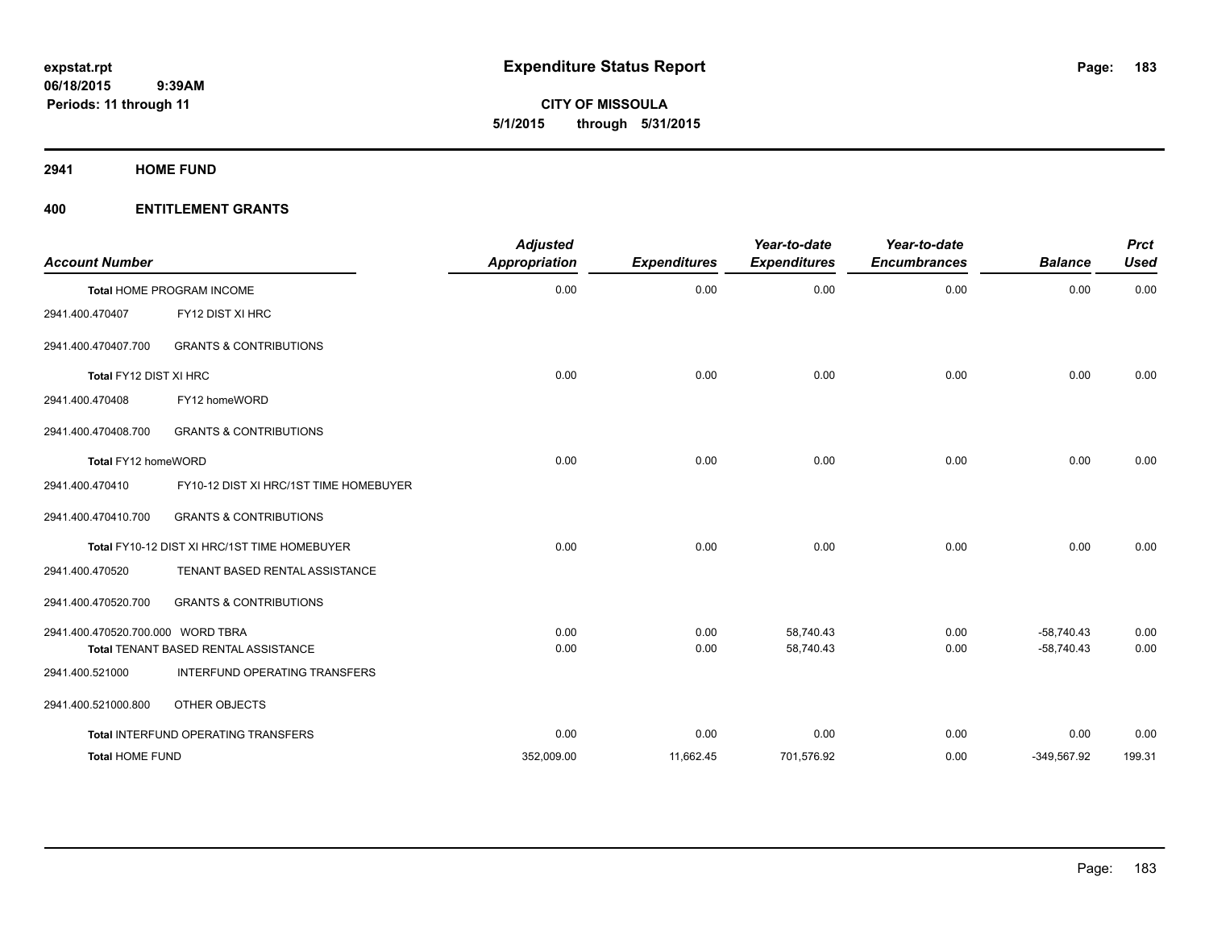# Expenditure Status Report

**CITY OF MISSOULA**
**5/1/2015 through 5/31/2015**

expstat.rpt
06/18/2015 9:39AM
Periods: 11 through 11

## 2941 HOME FUND

## 400 ENTITLEMENT GRANTS

| Account Number | | Adjusted Appropriation | Expenditures | Year-to-date Expenditures | Year-to-date Encumbrances | Balance | Prct Used |
|---|---|---|---|---|---|---|---|
| Total HOME PROGRAM INCOME | | 0.00 | 0.00 | 0.00 | 0.00 | 0.00 | 0.00 |
| 2941.400.470407 | FY12 DIST XI HRC | | | | | | |
| 2941.400.470407.700 | GRANTS & CONTRIBUTIONS | | | | | | |
| Total FY12 DIST XI HRC | | 0.00 | 0.00 | 0.00 | 0.00 | 0.00 | 0.00 |
| 2941.400.470408 | FY12 homeWORD | | | | | | |
| 2941.400.470408.700 | GRANTS & CONTRIBUTIONS | | | | | | |
| Total FY12 homeWORD | | 0.00 | 0.00 | 0.00 | 0.00 | 0.00 | 0.00 |
| 2941.400.470410 | FY10-12 DIST XI HRC/1ST TIME HOMEBUYER | | | | | | |
| 2941.400.470410.700 | GRANTS & CONTRIBUTIONS | | | | | | |
| Total FY10-12 DIST XI HRC/1ST TIME HOMEBUYER | | 0.00 | 0.00 | 0.00 | 0.00 | 0.00 | 0.00 |
| 2941.400.470520 | TENANT BASED RENTAL ASSISTANCE | | | | | | |
| 2941.400.470520.700 | GRANTS & CONTRIBUTIONS | | | | | | |
| 2941.400.470520.700.000 | WORD TBRA | 0.00 | 0.00 | 58,740.43 | 0.00 | -58,740.43 | 0.00 |
| Total TENANT BASED RENTAL ASSISTANCE | | 0.00 | 0.00 | 58,740.43 | 0.00 | -58,740.43 | 0.00 |
| 2941.400.521000 | INTERFUND OPERATING TRANSFERS | | | | | | |
| 2941.400.521000.800 | OTHER OBJECTS | | | | | | |
| Total INTERFUND OPERATING TRANSFERS | | 0.00 | 0.00 | 0.00 | 0.00 | 0.00 | 0.00 |
| Total HOME FUND | | 352,009.00 | 11,662.45 | 701,576.92 | 0.00 | -349,567.92 | 199.31 |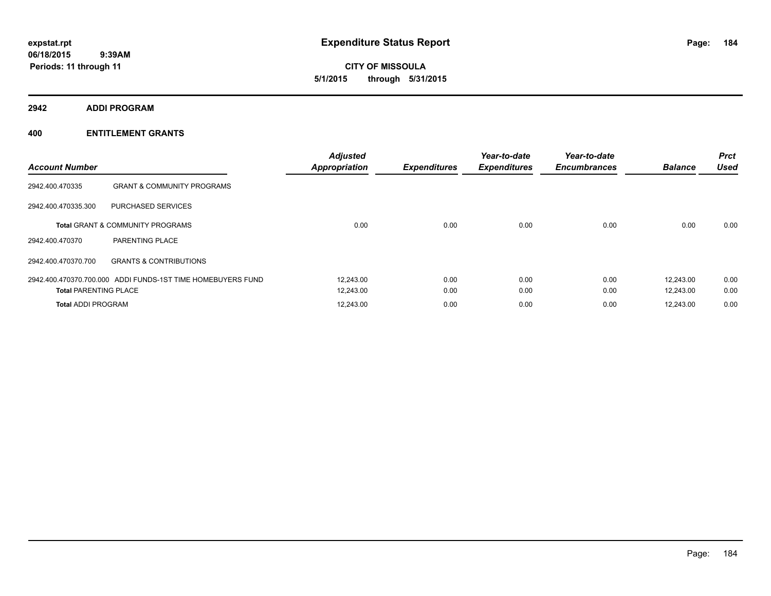expstat.rpt
06/18/2015 9:39AM
Periods: 11 through 11

# Expenditure Status Report

CITY OF MISSOULA
5/1/2015 through 5/31/2015

## 2942 ADDI PROGRAM

## 400 ENTITLEMENT GRANTS

| Account Number | | *Adjusted Appropriation* | *Expenditures* | *Year-to-date Expenditures* | *Year-to-date Encumbrances* | *Balance* | *Prct Used* |
|---|---|---|---|---|---|---|---|
| 2942.400.470335 | GRANT & COMMUNITY PROGRAMS | | | | | | |
| 2942.400.470335.300 | PURCHASED SERVICES | | | | | | |
| **Total** GRANT & COMMUNITY PROGRAMS | | 0.00 | 0.00 | 0.00 | 0.00 | 0.00 | 0.00 |
| 2942.400.470370 | PARENTING PLACE | | | | | | |
| 2942.400.470370.700 | GRANTS & CONTRIBUTIONS | | | | | | |
| 2942.400.470370.700.000 | ADDI FUNDS-1ST TIME HOMEBUYERS FUND | 12,243.00 | 0.00 | 0.00 | 0.00 | 12,243.00 | 0.00 |
| **Total** PARENTING PLACE | | 12,243.00 | 0.00 | 0.00 | 0.00 | 12,243.00 | 0.00 |
| **Total** ADDI PROGRAM | | 12,243.00 | 0.00 | 0.00 | 0.00 | 12,243.00 | 0.00 |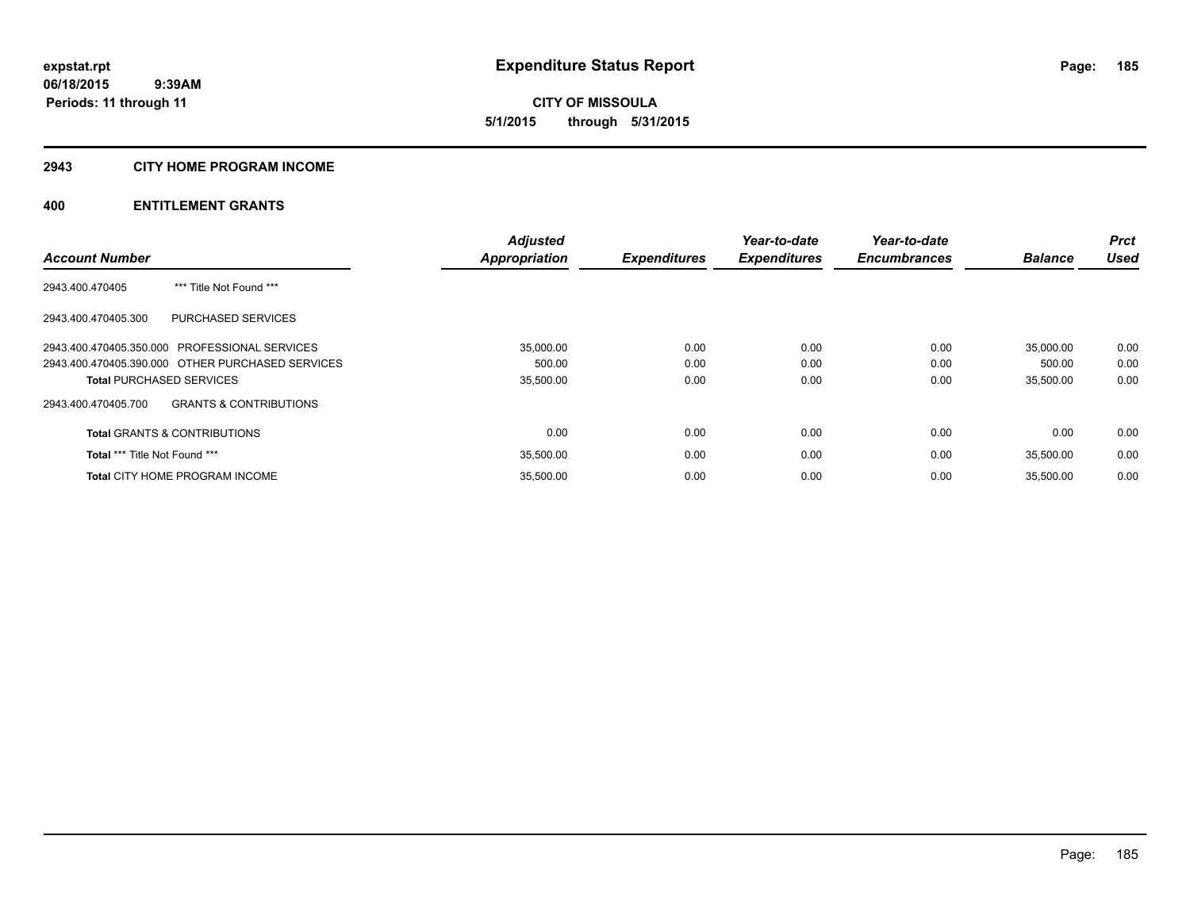**Expenditure Status Report**

**CITY OF MISSOULA**
**5/1/2015 through 5/31/2015**

expstat.rpt
06/18/2015 9:39AM
Periods: 11 through 11

## 2943 CITY HOME PROGRAM INCOME

## 400 ENTITLEMENT GRANTS

| Account Number | | Adjusted Appropriation | Expenditures | Year-to-date Expenditures | Year-to-date Encumbrances | Balance | Prct Used |
|---|---|---|---|---|---|---|---|
| 2943.400.470405 | *** Title Not Found *** | | | | | | |
| 2943.400.470405.300 | PURCHASED SERVICES | | | | | | |
| 2943.400.470405.350.000 | PROFESSIONAL SERVICES | 35,000.00 | 0.00 | 0.00 | 0.00 | 35,000.00 | 0.00 |
| 2943.400.470405.390.000 | OTHER PURCHASED SERVICES | 500.00 | 0.00 | 0.00 | 0.00 | 500.00 | 0.00 |
| **Total** PURCHASED SERVICES | | 35,500.00 | 0.00 | 0.00 | 0.00 | 35,500.00 | 0.00 |
| 2943.400.470405.700 | GRANTS & CONTRIBUTIONS | | | | | | |
| **Total** GRANTS & CONTRIBUTIONS | | 0.00 | 0.00 | 0.00 | 0.00 | 0.00 | 0.00 |
| **Total** *** Title Not Found *** | | 35,500.00 | 0.00 | 0.00 | 0.00 | 35,500.00 | 0.00 |
| **Total** CITY HOME PROGRAM INCOME | | 35,500.00 | 0.00 | 0.00 | 0.00 | 35,500.00 | 0.00 |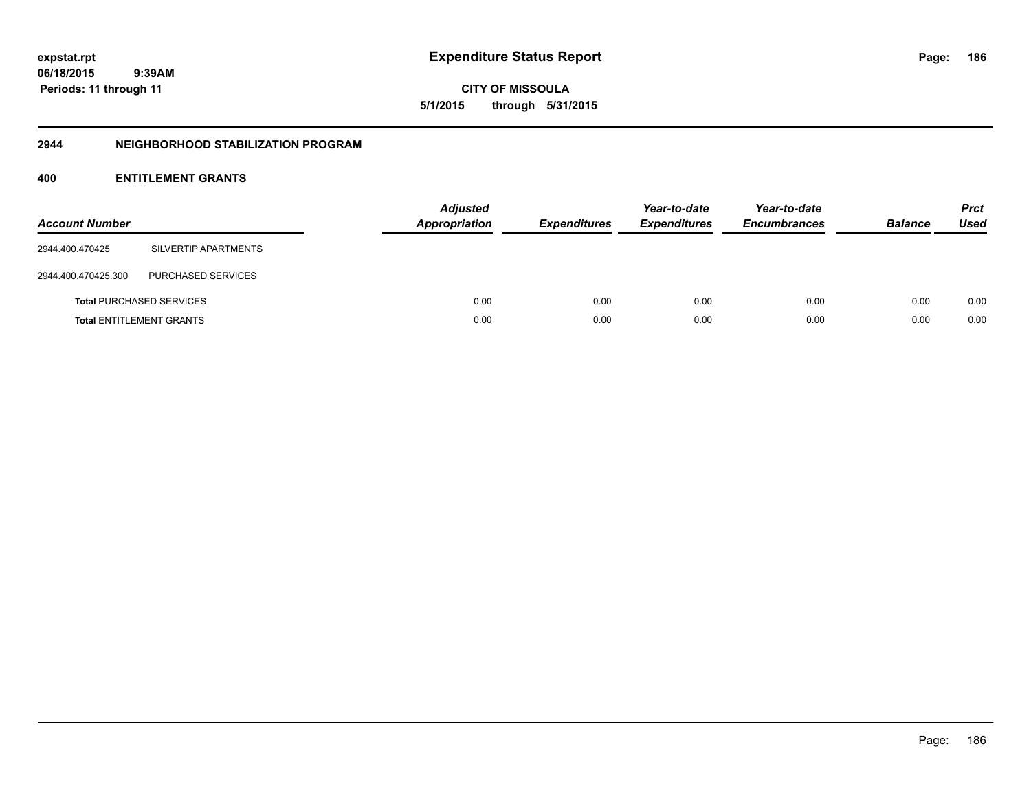# Expenditure Status Report

**expstat.rpt**
**06/18/2015 9:39AM**
**Periods: 11 through 11**

**CITY OF MISSOULA**
**5/1/2015 through 5/31/2015**

## 2944 NEIGHBORHOOD STABILIZATION PROGRAM

### 400 ENTITLEMENT GRANTS

| Account Number | | *Adjusted Appropriation* | *Expenditures* | *Year-to-date Expenditures* | *Year-to-date Encumbrances* | *Balance* | *Prct Used* |
|---|---|---|---|---|---|---|---|
| 2944.400.470425 | SILVERTIP APARTMENTS | | | | | | |
| 2944.400.470425.300 | PURCHASED SERVICES | | | | | | |
| **Total** PURCHASED SERVICES | | 0.00 | 0.00 | 0.00 | 0.00 | 0.00 | 0.00 |
| **Total** ENTITLEMENT GRANTS | | 0.00 | 0.00 | 0.00 | 0.00 | 0.00 | 0.00 |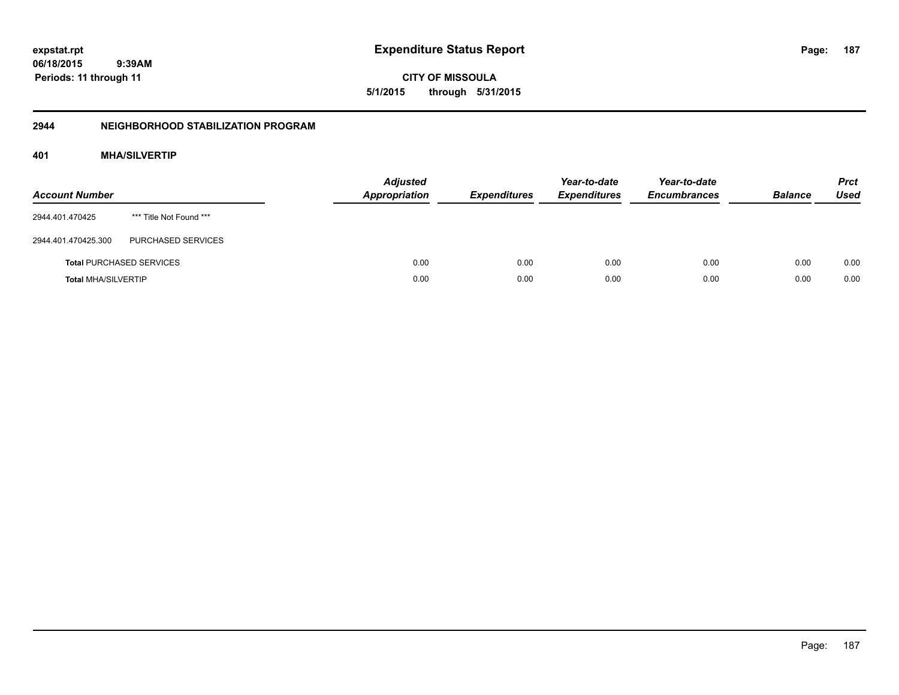**expstat.rpt**
**06/18/2015 9:39AM**
**Periods: 11 through 11**

# Expenditure Status Report

**CITY OF MISSOULA**
**5/1/2015 through 5/31/2015**

## 2944 NEIGHBORHOOD STABILIZATION PROGRAM

### 401 MHA/SILVERTIP

| Account Number | | Adjusted Appropriation | Expenditures | Year-to-date Expenditures | Year-to-date Encumbrances | Balance | Prct Used |
|---|---|---|---|---|---|---|---|
| 2944.401.470425 | *** Title Not Found *** | | | | | | |
| 2944.401.470425.300 | PURCHASED SERVICES | | | | | | |
| **Total** PURCHASED SERVICES | | 0.00 | 0.00 | 0.00 | 0.00 | 0.00 | 0.00 |
| **Total** MHA/SILVERTIP | | 0.00 | 0.00 | 0.00 | 0.00 | 0.00 | 0.00 |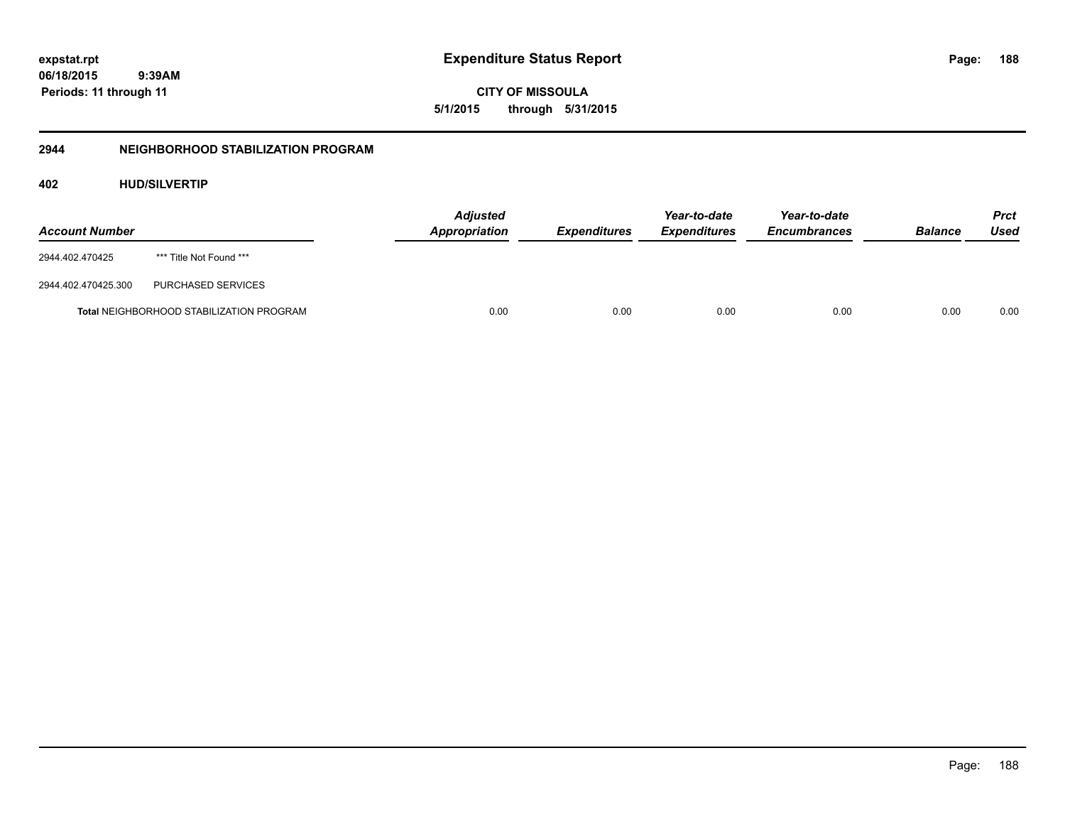**Expenditure Status Report**

**CITY OF MISSOULA**

**5/1/2015 through 5/31/2015**

expstat.rpt
06/18/2015 9:39AM
Periods: 11 through 11

## 2944 NEIGHBORHOOD STABILIZATION PROGRAM

### 402 HUD/SILVERTIP

| Account Number | | Adjusted Appropriation | Expenditures | Year-to-date Expenditures | Year-to-date Encumbrances | Balance | Prct Used |
|---|---|---|---|---|---|---|---|
| 2944.402.470425 | *** Title Not Found *** | | | | | | |
| 2944.402.470425.300 | PURCHASED SERVICES | | | | | | |
| **Total** NEIGHBORHOOD STABILIZATION PROGRAM | | 0.00 | 0.00 | 0.00 | 0.00 | 0.00 | 0.00 |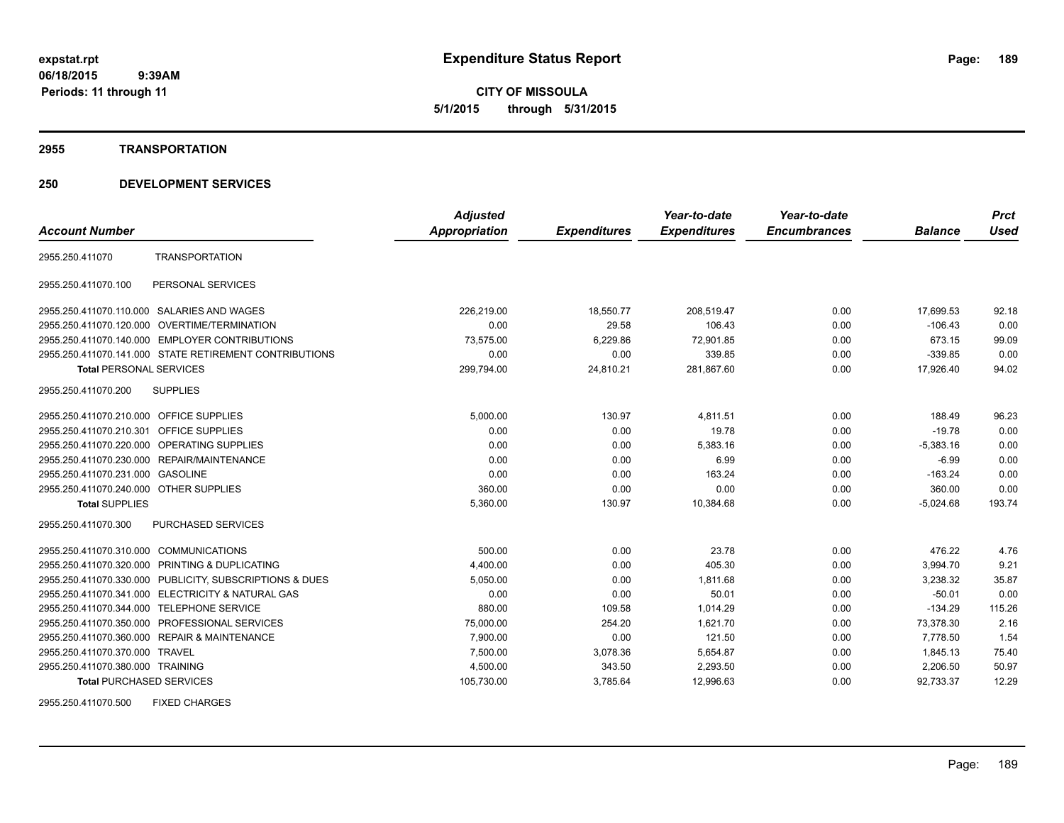# Expenditure Status Report

**CITY OF MISSOULA**
**5/1/2015 through 5/31/2015**

expstat.rpt
06/18/2015 9:39AM
Periods: 11 through 11

## 2955 TRANSPORTATION

## 250 DEVELOPMENT SERVICES

| Account Number | | Adjusted Appropriation | Expenditures | Year-to-date Expenditures | Year-to-date Encumbrances | Balance | Prct Used |
|---|---|---|---|---|---|---|---|
| 2955.250.411070 | TRANSPORTATION | | | | | | |
| 2955.250.411070.100 | PERSONAL SERVICES | | | | | | |
| 2955.250.411070.110.000 | SALARIES AND WAGES | 226,219.00 | 18,550.77 | 208,519.47 | 0.00 | 17,699.53 | 92.18 |
| 2955.250.411070.120.000 | OVERTIME/TERMINATION | 0.00 | 29.58 | 106.43 | 0.00 | -106.43 | 0.00 |
| 2955.250.411070.140.000 | EMPLOYER CONTRIBUTIONS | 73,575.00 | 6,229.86 | 72,901.85 | 0.00 | 673.15 | 99.09 |
| 2955.250.411070.141.000 | STATE RETIREMENT CONTRIBUTIONS | 0.00 | 0.00 | 339.85 | 0.00 | -339.85 | 0.00 |
| **Total** PERSONAL SERVICES | | 299,794.00 | 24,810.21 | 281,867.60 | 0.00 | 17,926.40 | 94.02 |
| 2955.250.411070.200 | SUPPLIES | | | | | | |
| 2955.250.411070.210.000 | OFFICE SUPPLIES | 5,000.00 | 130.97 | 4,811.51 | 0.00 | 188.49 | 96.23 |
| 2955.250.411070.210.301 | OFFICE SUPPLIES | 0.00 | 0.00 | 19.78 | 0.00 | -19.78 | 0.00 |
| 2955.250.411070.220.000 | OPERATING SUPPLIES | 0.00 | 0.00 | 5,383.16 | 0.00 | -5,383.16 | 0.00 |
| 2955.250.411070.230.000 | REPAIR/MAINTENANCE | 0.00 | 0.00 | 6.99 | 0.00 | -6.99 | 0.00 |
| 2955.250.411070.231.000 | GASOLINE | 0.00 | 0.00 | 163.24 | 0.00 | -163.24 | 0.00 |
| 2955.250.411070.240.000 | OTHER SUPPLIES | 360.00 | 0.00 | 0.00 | 0.00 | 360.00 | 0.00 |
| **Total** SUPPLIES | | 5,360.00 | 130.97 | 10,384.68 | 0.00 | -5,024.68 | 193.74 |
| 2955.250.411070.300 | PURCHASED SERVICES | | | | | | |
| 2955.250.411070.310.000 | COMMUNICATIONS | 500.00 | 0.00 | 23.78 | 0.00 | 476.22 | 4.76 |
| 2955.250.411070.320.000 | PRINTING & DUPLICATING | 4,400.00 | 0.00 | 405.30 | 0.00 | 3,994.70 | 9.21 |
| 2955.250.411070.330.000 | PUBLICITY, SUBSCRIPTIONS & DUES | 5,050.00 | 0.00 | 1,811.68 | 0.00 | 3,238.32 | 35.87 |
| 2955.250.411070.341.000 | ELECTRICITY & NATURAL GAS | 0.00 | 0.00 | 50.01 | 0.00 | -50.01 | 0.00 |
| 2955.250.411070.344.000 | TELEPHONE SERVICE | 880.00 | 109.58 | 1,014.29 | 0.00 | -134.29 | 115.26 |
| 2955.250.411070.350.000 | PROFESSIONAL SERVICES | 75,000.00 | 254.20 | 1,621.70 | 0.00 | 73,378.30 | 2.16 |
| 2955.250.411070.360.000 | REPAIR & MAINTENANCE | 7,900.00 | 0.00 | 121.50 | 0.00 | 7,778.50 | 1.54 |
| 2955.250.411070.370.000 | TRAVEL | 7,500.00 | 3,078.36 | 5,654.87 | 0.00 | 1,845.13 | 75.40 |
| 2955.250.411070.380.000 | TRAINING | 4,500.00 | 343.50 | 2,293.50 | 0.00 | 2,206.50 | 50.97 |
| **Total** PURCHASED SERVICES | | 105,730.00 | 3,785.64 | 12,996.63 | 0.00 | 92,733.37 | 12.29 |
| 2955.250.411070.500 | FIXED CHARGES | | | | | | |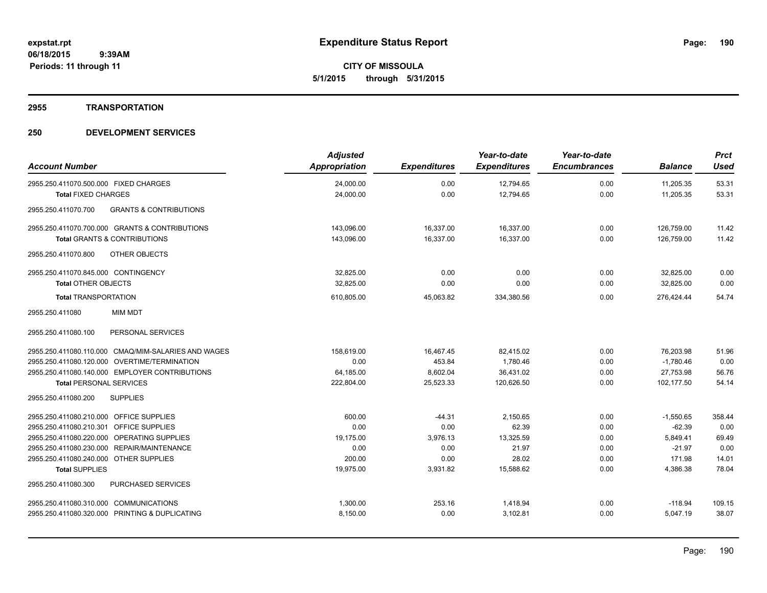**Expenditure Status Report**

**CITY OF MISSOULA**
**5/1/2015 through 5/31/2015**

expstat.rpt
06/18/2015 9:39AM
Periods: 11 through 11

## 2955 TRANSPORTATION

## 250 DEVELOPMENT SERVICES

| Account Number | Adjusted Appropriation | Expenditures | Year-to-date Expenditures | Year-to-date Encumbrances | Balance | Prct Used |
|---|---|---|---|---|---|---|
| 2955.250.411070.500.000 FIXED CHARGES | 24,000.00 | 0.00 | 12,794.65 | 0.00 | 11,205.35 | 53.31 |
| **Total** FIXED CHARGES | 24,000.00 | 0.00 | 12,794.65 | 0.00 | 11,205.35 | 53.31 |
| 2955.250.411070.700 GRANTS & CONTRIBUTIONS | | | | | | |
| 2955.250.411070.700.000 GRANTS & CONTRIBUTIONS | 143,096.00 | 16,337.00 | 16,337.00 | 0.00 | 126,759.00 | 11.42 |
| **Total** GRANTS & CONTRIBUTIONS | 143,096.00 | 16,337.00 | 16,337.00 | 0.00 | 126,759.00 | 11.42 |
| 2955.250.411070.800 OTHER OBJECTS | | | | | | |
| 2955.250.411070.845.000 CONTINGENCY | 32,825.00 | 0.00 | 0.00 | 0.00 | 32,825.00 | 0.00 |
| **Total** OTHER OBJECTS | 32,825.00 | 0.00 | 0.00 | 0.00 | 32,825.00 | 0.00 |
| **Total** TRANSPORTATION | 610,805.00 | 45,063.82 | 334,380.56 | 0.00 | 276,424.44 | 54.74 |
| 2955.250.411080 MIM MDT | | | | | | |
| 2955.250.411080.100 PERSONAL SERVICES | | | | | | |
| 2955.250.411080.110.000 CMAQ/MIM-SALARIES AND WAGES | 158,619.00 | 16,467.45 | 82,415.02 | 0.00 | 76,203.98 | 51.96 |
| 2955.250.411080.120.000 OVERTIME/TERMINATION | 0.00 | 453.84 | 1,780.46 | 0.00 | -1,780.46 | 0.00 |
| 2955.250.411080.140.000 EMPLOYER CONTRIBUTIONS | 64,185.00 | 8,602.04 | 36,431.02 | 0.00 | 27,753.98 | 56.76 |
| **Total** PERSONAL SERVICES | 222,804.00 | 25,523.33 | 120,626.50 | 0.00 | 102,177.50 | 54.14 |
| 2955.250.411080.200 SUPPLIES | | | | | | |
| 2955.250.411080.210.000 OFFICE SUPPLIES | 600.00 | -44.31 | 2,150.65 | 0.00 | -1,550.65 | 358.44 |
| 2955.250.411080.210.301 OFFICE SUPPLIES | 0.00 | 0.00 | 62.39 | 0.00 | -62.39 | 0.00 |
| 2955.250.411080.220.000 OPERATING SUPPLIES | 19,175.00 | 3,976.13 | 13,325.59 | 0.00 | 5,849.41 | 69.49 |
| 2955.250.411080.230.000 REPAIR/MAINTENANCE | 0.00 | 0.00 | 21.97 | 0.00 | -21.97 | 0.00 |
| 2955.250.411080.240.000 OTHER SUPPLIES | 200.00 | 0.00 | 28.02 | 0.00 | 171.98 | 14.01 |
| **Total** SUPPLIES | 19,975.00 | 3,931.82 | 15,588.62 | 0.00 | 4,386.38 | 78.04 |
| 2955.250.411080.300 PURCHASED SERVICES | | | | | | |
| 2955.250.411080.310.000 COMMUNICATIONS | 1,300.00 | 253.16 | 1,418.94 | 0.00 | -118.94 | 109.15 |
| 2955.250.411080.320.000 PRINTING & DUPLICATING | 8,150.00 | 0.00 | 3,102.81 | 0.00 | 5,047.19 | 38.07 |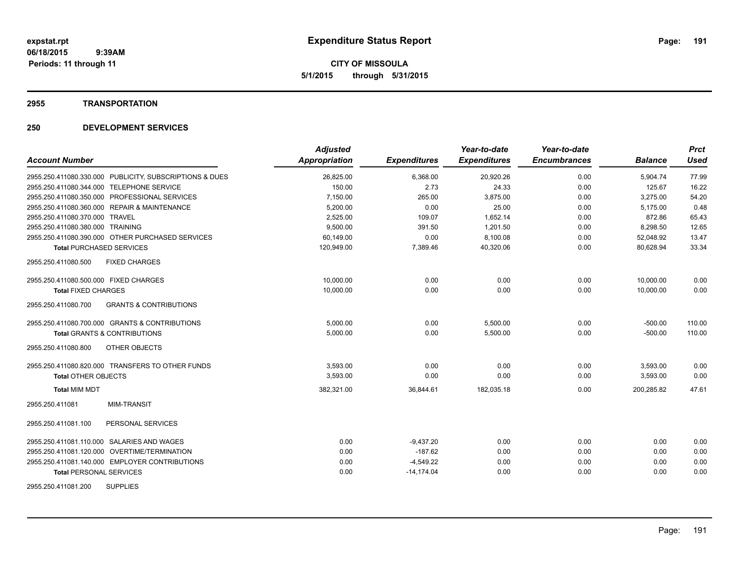# Expenditure Status Report

expstat.rpt
06/18/2015 9:39AM
Periods: 11 through 11

**CITY OF MISSOULA**
**5/1/2015 through 5/31/2015**

## 2955 TRANSPORTATION

## 250 DEVELOPMENT SERVICES

| Account Number | Adjusted Appropriation | Expenditures | Year-to-date Expenditures | Year-to-date Encumbrances | Balance | Prct Used |
|---|---|---|---|---|---|---|
| 2955.250.411080.330.000 PUBLICITY, SUBSCRIPTIONS & DUES | 26,825.00 | 6,368.00 | 20,920.26 | 0.00 | 5,904.74 | 77.99 |
| 2955.250.411080.344.000 TELEPHONE SERVICE | 150.00 | 2.73 | 24.33 | 0.00 | 125.67 | 16.22 |
| 2955.250.411080.350.000 PROFESSIONAL SERVICES | 7,150.00 | 265.00 | 3,875.00 | 0.00 | 3,275.00 | 54.20 |
| 2955.250.411080.360.000 REPAIR & MAINTENANCE | 5,200.00 | 0.00 | 25.00 | 0.00 | 5,175.00 | 0.48 |
| 2955.250.411080.370.000 TRAVEL | 2,525.00 | 109.07 | 1,652.14 | 0.00 | 872.86 | 65.43 |
| 2955.250.411080.380.000 TRAINING | 9,500.00 | 391.50 | 1,201.50 | 0.00 | 8,298.50 | 12.65 |
| 2955.250.411080.390.000 OTHER PURCHASED SERVICES | 60,149.00 | 0.00 | 8,100.08 | 0.00 | 52,048.92 | 13.47 |
| **Total** PURCHASED SERVICES | 120,949.00 | 7,389.46 | 40,320.06 | 0.00 | 80,628.94 | 33.34 |
| 2955.250.411080.500 FIXED CHARGES | | | | | | |
| 2955.250.411080.500.000 FIXED CHARGES | 10,000.00 | 0.00 | 0.00 | 0.00 | 10,000.00 | 0.00 |
| **Total** FIXED CHARGES | 10,000.00 | 0.00 | 0.00 | 0.00 | 10,000.00 | 0.00 |
| 2955.250.411080.700 GRANTS & CONTRIBUTIONS | | | | | | |
| 2955.250.411080.700.000 GRANTS & CONTRIBUTIONS | 5,000.00 | 0.00 | 5,500.00 | 0.00 | -500.00 | 110.00 |
| **Total** GRANTS & CONTRIBUTIONS | 5,000.00 | 0.00 | 5,500.00 | 0.00 | -500.00 | 110.00 |
| 2955.250.411080.800 OTHER OBJECTS | | | | | | |
| 2955.250.411080.820.000 TRANSFERS TO OTHER FUNDS | 3,593.00 | 0.00 | 0.00 | 0.00 | 3,593.00 | 0.00 |
| **Total** OTHER OBJECTS | 3,593.00 | 0.00 | 0.00 | 0.00 | 3,593.00 | 0.00 |
| **Total** MIM MDT | 382,321.00 | 36,844.61 | 182,035.18 | 0.00 | 200,285.82 | 47.61 |
| 2955.250.411081 MIM-TRANSIT | | | | | | |
| 2955.250.411081.100 PERSONAL SERVICES | | | | | | |
| 2955.250.411081.110.000 SALARIES AND WAGES | 0.00 | -9,437.20 | 0.00 | 0.00 | 0.00 | 0.00 |
| 2955.250.411081.120.000 OVERTIME/TERMINATION | 0.00 | -187.62 | 0.00 | 0.00 | 0.00 | 0.00 |
| 2955.250.411081.140.000 EMPLOYER CONTRIBUTIONS | 0.00 | -4,549.22 | 0.00 | 0.00 | 0.00 | 0.00 |
| **Total** PERSONAL SERVICES | 0.00 | -14,174.04 | 0.00 | 0.00 | 0.00 | 0.00 |
| 2955.250.411081.200 SUPPLIES | | | | | | |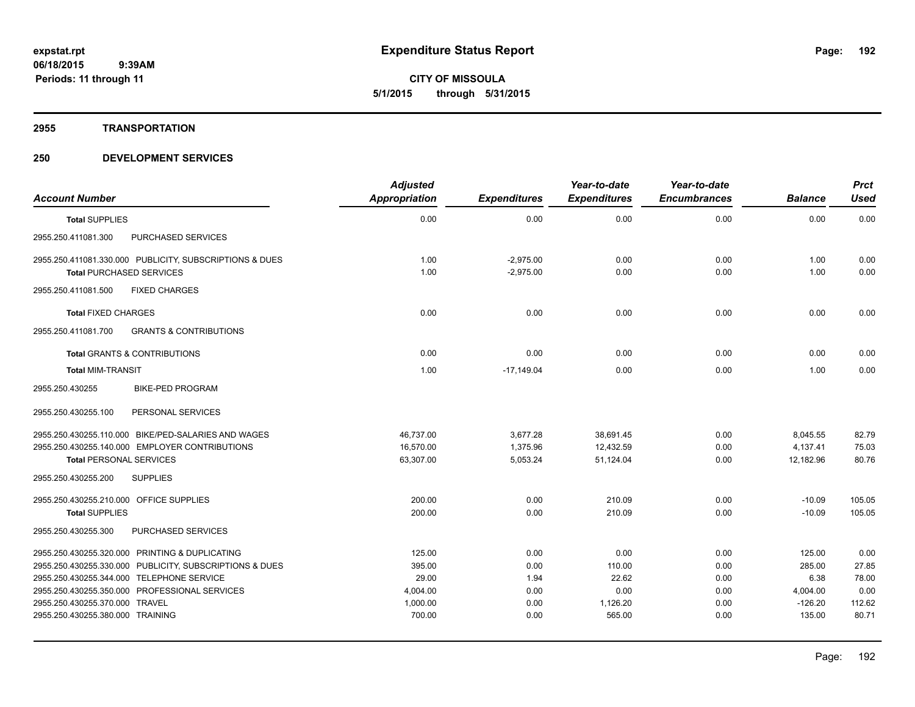**expstat.rpt**
**06/18/2015 9:39AM**
**Periods: 11 through 11**

# Expenditure Status Report

**CITY OF MISSOULA**
**5/1/2015 through 5/31/2015**

## 2955 TRANSPORTATION

## 250 DEVELOPMENT SERVICES

| Account Number | Adjusted Appropriation | Expenditures | Year-to-date Expenditures | Year-to-date Encumbrances | Balance | Prct Used |
|---|---|---|---|---|---|---|
| **Total** SUPPLIES | 0.00 | 0.00 | 0.00 | 0.00 | 0.00 | 0.00 |
| 2955.250.411081.300 PURCHASED SERVICES | | | | | | |
| 2955.250.411081.330.000 PUBLICITY, SUBSCRIPTIONS & DUES | 1.00 | -2,975.00 | 0.00 | 0.00 | 1.00 | 0.00 |
| **Total** PURCHASED SERVICES | 1.00 | -2,975.00 | 0.00 | 0.00 | 1.00 | 0.00 |
| 2955.250.411081.500 FIXED CHARGES | | | | | | |
| **Total** FIXED CHARGES | 0.00 | 0.00 | 0.00 | 0.00 | 0.00 | 0.00 |
| 2955.250.411081.700 GRANTS & CONTRIBUTIONS | | | | | | |
| **Total** GRANTS & CONTRIBUTIONS | 0.00 | 0.00 | 0.00 | 0.00 | 0.00 | 0.00 |
| **Total** MIM-TRANSIT | 1.00 | -17,149.04 | 0.00 | 0.00 | 1.00 | 0.00 |
| 2955.250.430255 BIKE-PED PROGRAM | | | | | | |
| 2955.250.430255.100 PERSONAL SERVICES | | | | | | |
| 2955.250.430255.110.000 BIKE/PED-SALARIES AND WAGES | 46,737.00 | 3,677.28 | 38,691.45 | 0.00 | 8,045.55 | 82.79 |
| 2955.250.430255.140.000 EMPLOYER CONTRIBUTIONS | 16,570.00 | 1,375.96 | 12,432.59 | 0.00 | 4,137.41 | 75.03 |
| **Total** PERSONAL SERVICES | 63,307.00 | 5,053.24 | 51,124.04 | 0.00 | 12,182.96 | 80.76 |
| 2955.250.430255.200 SUPPLIES | | | | | | |
| 2955.250.430255.210.000 OFFICE SUPPLIES | 200.00 | 0.00 | 210.09 | 0.00 | -10.09 | 105.05 |
| **Total** SUPPLIES | 200.00 | 0.00 | 210.09 | 0.00 | -10.09 | 105.05 |
| 2955.250.430255.300 PURCHASED SERVICES | | | | | | |
| 2955.250.430255.320.000 PRINTING & DUPLICATING | 125.00 | 0.00 | 0.00 | 0.00 | 125.00 | 0.00 |
| 2955.250.430255.330.000 PUBLICITY, SUBSCRIPTIONS & DUES | 395.00 | 0.00 | 110.00 | 0.00 | 285.00 | 27.85 |
| 2955.250.430255.344.000 TELEPHONE SERVICE | 29.00 | 1.94 | 22.62 | 0.00 | 6.38 | 78.00 |
| 2955.250.430255.350.000 PROFESSIONAL SERVICES | 4,004.00 | 0.00 | 0.00 | 0.00 | 4,004.00 | 0.00 |
| 2955.250.430255.370.000 TRAVEL | 1,000.00 | 0.00 | 1,126.20 | 0.00 | -126.20 | 112.62 |
| 2955.250.430255.380.000 TRAINING | 700.00 | 0.00 | 565.00 | 0.00 | 135.00 | 80.71 |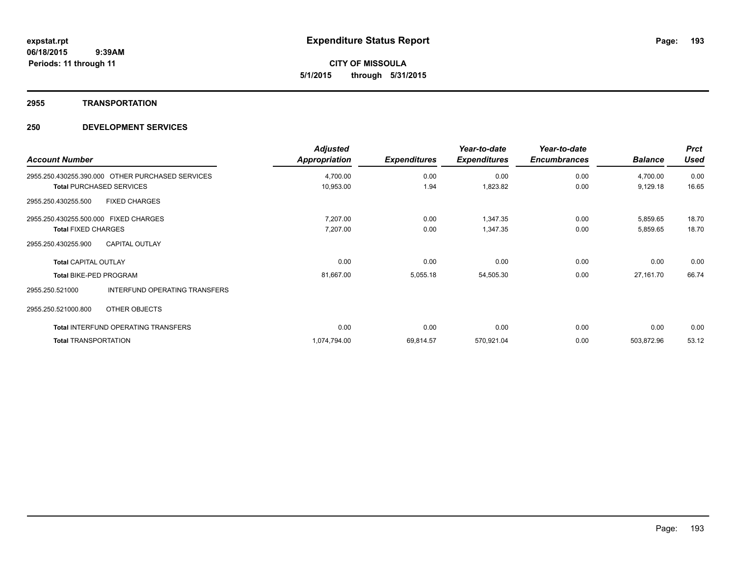**expstat.rpt**
**06/18/2015 9:39AM**
**Periods: 11 through 11**

# Expenditure Status Report

**CITY OF MISSOULA**
**5/1/2015 through 5/31/2015**

## 2955 TRANSPORTATION

## 250 DEVELOPMENT SERVICES

| Account Number | Adjusted Appropriation | Expenditures | Year-to-date Expenditures | Year-to-date Encumbrances | Balance | Prct Used |
|---|---|---|---|---|---|---|
| 2955.250.430255.390.000 OTHER PURCHASED SERVICES | 4,700.00 | 0.00 | 0.00 | 0.00 | 4,700.00 | 0.00 |
| **Total** PURCHASED SERVICES | 10,953.00 | 1.94 | 1,823.82 | 0.00 | 9,129.18 | 16.65 |
| 2955.250.430255.500 FIXED CHARGES | | | | | | |
| 2955.250.430255.500.000 FIXED CHARGES | 7,207.00 | 0.00 | 1,347.35 | 0.00 | 5,859.65 | 18.70 |
| **Total** FIXED CHARGES | 7,207.00 | 0.00 | 1,347.35 | 0.00 | 5,859.65 | 18.70 |
| 2955.250.430255.900 CAPITAL OUTLAY | | | | | | |
| **Total** CAPITAL OUTLAY | 0.00 | 0.00 | 0.00 | 0.00 | 0.00 | 0.00 |
| **Total** BIKE-PED PROGRAM | 81,667.00 | 5,055.18 | 54,505.30 | 0.00 | 27,161.70 | 66.74 |
| 2955.250.521000 INTERFUND OPERATING TRANSFERS | | | | | | |
| 2955.250.521000.800 OTHER OBJECTS | | | | | | |
| **Total** INTERFUND OPERATING TRANSFERS | 0.00 | 0.00 | 0.00 | 0.00 | 0.00 | 0.00 |
| **Total** TRANSPORTATION | 1,074,794.00 | 69,814.57 | 570,921.04 | 0.00 | 503,872.96 | 53.12 |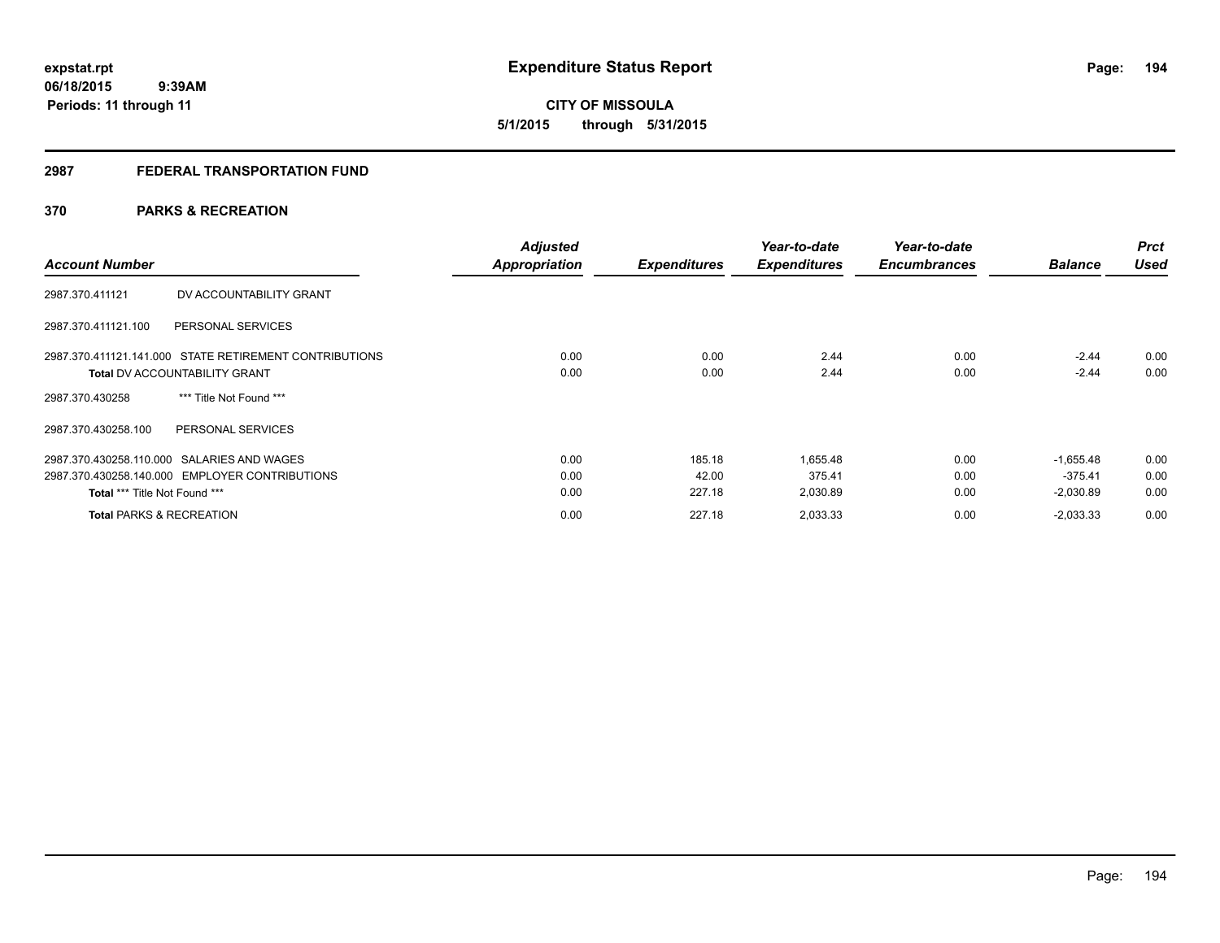**expstat.rpt**
**06/18/2015 9:39AM**
**Periods: 11 through 11**

# Expenditure Status Report

**CITY OF MISSOULA**
**5/1/2015 through 5/31/2015**

## 2987 FEDERAL TRANSPORTATION FUND

## 370 PARKS & RECREATION

| Account Number | | Adjusted Appropriation | Expenditures | Year-to-date Expenditures | Year-to-date Encumbrances | Balance | Prct Used |
|---|---|---|---|---|---|---|---|
| 2987.370.411121 | DV ACCOUNTABILITY GRANT | | | | | | |
| 2987.370.411121.100 | PERSONAL SERVICES | | | | | | |
| 2987.370.411121.141.000 | STATE RETIREMENT CONTRIBUTIONS | 0.00 | 0.00 | 2.44 | 0.00 | -2.44 | 0.00 |
| **Total** DV ACCOUNTABILITY GRANT | | 0.00 | 0.00 | 2.44 | 0.00 | -2.44 | 0.00 |
| 2987.370.430258 | *** Title Not Found *** | | | | | | |
| 2987.370.430258.100 | PERSONAL SERVICES | | | | | | |
| 2987.370.430258.110.000 | SALARIES AND WAGES | 0.00 | 185.18 | 1,655.48 | 0.00 | -1,655.48 | 0.00 |
| 2987.370.430258.140.000 | EMPLOYER CONTRIBUTIONS | 0.00 | 42.00 | 375.41 | 0.00 | -375.41 | 0.00 |
| **Total** *** Title Not Found *** | | 0.00 | 227.18 | 2,030.89 | 0.00 | -2,030.89 | 0.00 |
| **Total** PARKS & RECREATION | | 0.00 | 227.18 | 2,033.33 | 0.00 | -2,033.33 | 0.00 |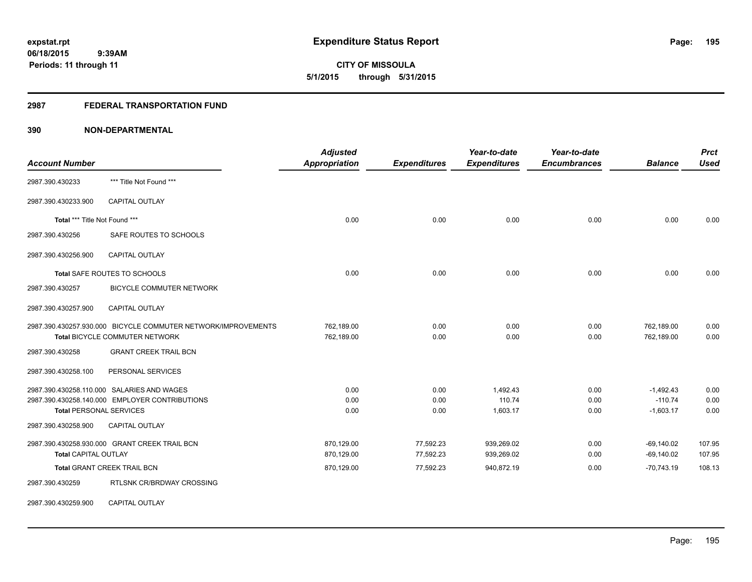**expstat.rpt**
**06/18/2015 9:39AM**
**Periods: 11 through 11**

# Expenditure Status Report

**CITY OF MISSOULA**
**5/1/2015 through 5/31/2015**

## 2987 FEDERAL TRANSPORTATION FUND

## 390 NON-DEPARTMENTAL

| Account Number | | Adjusted Appropriation | Expenditures | Year-to-date Expenditures | Year-to-date Encumbrances | Balance | Prct Used |
|---|---|---|---|---|---|---|---|
| 2987.390.430233 | *** Title Not Found *** | | | | | | |
| 2987.390.430233.900 | CAPITAL OUTLAY | | | | | | |
| Total *** Title Not Found *** | | 0.00 | 0.00 | 0.00 | 0.00 | 0.00 | 0.00 |
| 2987.390.430256 | SAFE ROUTES TO SCHOOLS | | | | | | |
| 2987.390.430256.900 | CAPITAL OUTLAY | | | | | | |
| Total SAFE ROUTES TO SCHOOLS | | 0.00 | 0.00 | 0.00 | 0.00 | 0.00 | 0.00 |
| 2987.390.430257 | BICYCLE COMMUTER NETWORK | | | | | | |
| 2987.390.430257.900 | CAPITAL OUTLAY | | | | | | |
| 2987.390.430257.930.000 | BICYCLE COMMUTER NETWORK/IMPROVEMENTS | 762,189.00 | 0.00 | 0.00 | 0.00 | 762,189.00 | 0.00 |
| Total BICYCLE COMMUTER NETWORK | | 762,189.00 | 0.00 | 0.00 | 0.00 | 762,189.00 | 0.00 |
| 2987.390.430258 | GRANT CREEK TRAIL BCN | | | | | | |
| 2987.390.430258.100 | PERSONAL SERVICES | | | | | | |
| 2987.390.430258.110.000 | SALARIES AND WAGES | 0.00 | 0.00 | 1,492.43 | 0.00 | -1,492.43 | 0.00 |
| 2987.390.430258.140.000 | EMPLOYER CONTRIBUTIONS | 0.00 | 0.00 | 110.74 | 0.00 | -110.74 | 0.00 |
| Total PERSONAL SERVICES | | 0.00 | 0.00 | 1,603.17 | 0.00 | -1,603.17 | 0.00 |
| 2987.390.430258.900 | CAPITAL OUTLAY | | | | | | |
| 2987.390.430258.930.000 | GRANT CREEK TRAIL BCN | 870,129.00 | 77,592.23 | 939,269.02 | 0.00 | -69,140.02 | 107.95 |
| Total CAPITAL OUTLAY | | 870,129.00 | 77,592.23 | 939,269.02 | 0.00 | -69,140.02 | 107.95 |
| Total GRANT CREEK TRAIL BCN | | 870,129.00 | 77,592.23 | 940,872.19 | 0.00 | -70,743.19 | 108.13 |
| 2987.390.430259 | RTLSNK CR/BRDWAY CROSSING | | | | | | |
| 2987.390.430259.900 | CAPITAL OUTLAY | | | | | | |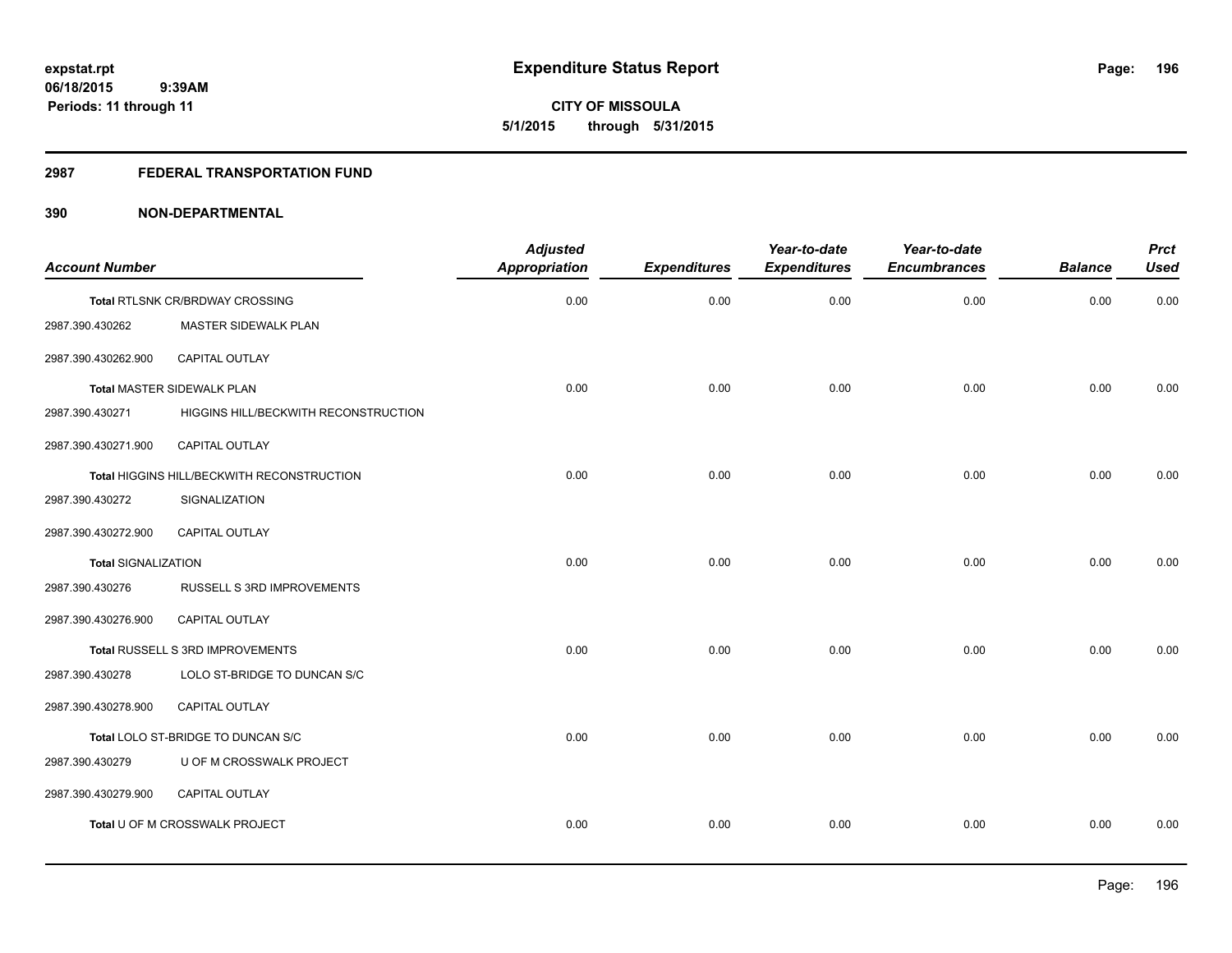**expstat.rpt**
**06/18/2015 9:39AM**
**Periods: 11 through 11**

# Expenditure Status Report

**CITY OF MISSOULA**
**5/1/2015 through 5/31/2015**

## 2987 FEDERAL TRANSPORTATION FUND

## 390 NON-DEPARTMENTAL

| Account Number | | Adjusted Appropriation | Expenditures | Year-to-date Expenditures | Year-to-date Encumbrances | Balance | Prct Used |
|---|---|---|---|---|---|---|---|
| Total RTLSNK CR/BRDWAY CROSSING | | 0.00 | 0.00 | 0.00 | 0.00 | 0.00 | 0.00 |
| 2987.390.430262 | MASTER SIDEWALK PLAN | | | | | | |
| 2987.390.430262.900 | CAPITAL OUTLAY | | | | | | |
| Total MASTER SIDEWALK PLAN | | 0.00 | 0.00 | 0.00 | 0.00 | 0.00 | 0.00 |
| 2987.390.430271 | HIGGINS HILL/BECKWITH RECONSTRUCTION | | | | | | |
| 2987.390.430271.900 | CAPITAL OUTLAY | | | | | | |
| Total HIGGINS HILL/BECKWITH RECONSTRUCTION | | 0.00 | 0.00 | 0.00 | 0.00 | 0.00 | 0.00 |
| 2987.390.430272 | SIGNALIZATION | | | | | | |
| 2987.390.430272.900 | CAPITAL OUTLAY | | | | | | |
| Total SIGNALIZATION | | 0.00 | 0.00 | 0.00 | 0.00 | 0.00 | 0.00 |
| 2987.390.430276 | RUSSELL S 3RD IMPROVEMENTS | | | | | | |
| 2987.390.430276.900 | CAPITAL OUTLAY | | | | | | |
| Total RUSSELL S 3RD IMPROVEMENTS | | 0.00 | 0.00 | 0.00 | 0.00 | 0.00 | 0.00 |
| 2987.390.430278 | LOLO ST-BRIDGE TO DUNCAN S/C | | | | | | |
| 2987.390.430278.900 | CAPITAL OUTLAY | | | | | | |
| Total LOLO ST-BRIDGE TO DUNCAN S/C | | 0.00 | 0.00 | 0.00 | 0.00 | 0.00 | 0.00 |
| 2987.390.430279 | U OF M CROSSWALK PROJECT | | | | | | |
| 2987.390.430279.900 | CAPITAL OUTLAY | | | | | | |
| Total U OF M CROSSWALK PROJECT | | 0.00 | 0.00 | 0.00 | 0.00 | 0.00 | 0.00 |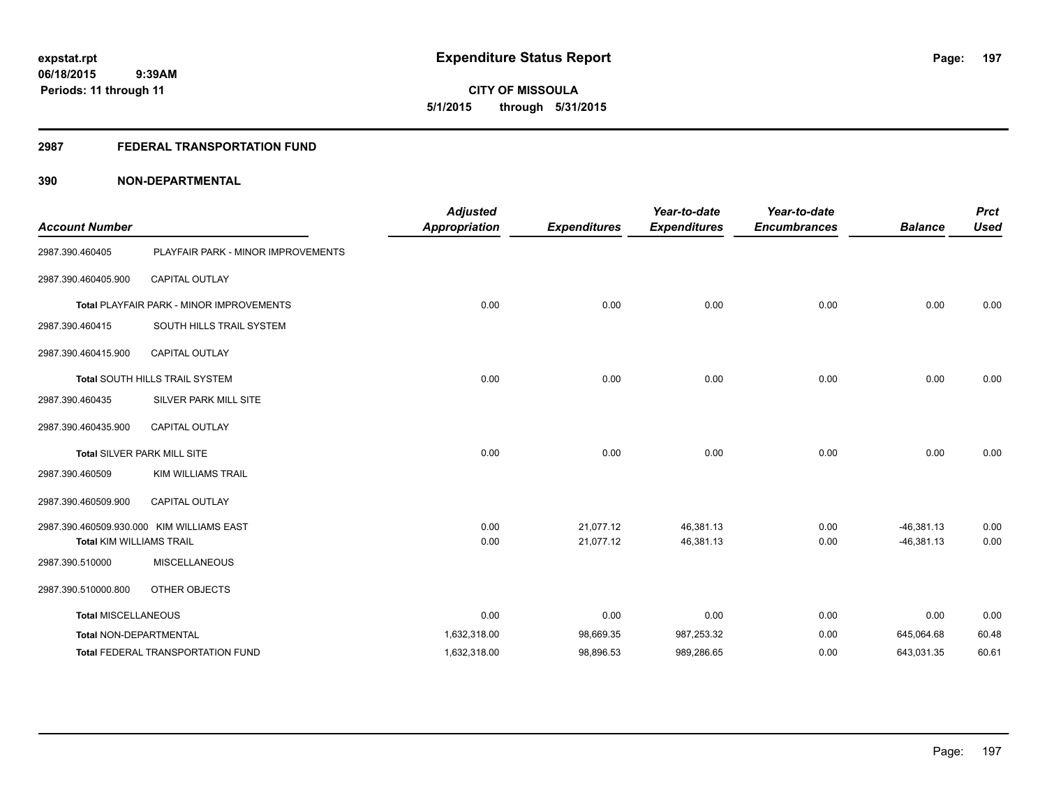**expstat.rpt**
**06/18/2015 9:39AM**
**Periods: 11 through 11**

# Expenditure Status Report

**CITY OF MISSOULA**
**5/1/2015 through 5/31/2015**

## 2987 FEDERAL TRANSPORTATION FUND

## 390 NON-DEPARTMENTAL

| Account Number | | Adjusted Appropriation | Expenditures | Year-to-date Expenditures | Year-to-date Encumbrances | Balance | Prct Used |
|---|---|---|---|---|---|---|---|
| 2987.390.460405 | PLAYFAIR PARK - MINOR IMPROVEMENTS | | | | | | |
| 2987.390.460405.900 | CAPITAL OUTLAY | | | | | | |
| Total PLAYFAIR PARK - MINOR IMPROVEMENTS | | 0.00 | 0.00 | 0.00 | 0.00 | 0.00 | 0.00 |
| 2987.390.460415 | SOUTH HILLS TRAIL SYSTEM | | | | | | |
| 2987.390.460415.900 | CAPITAL OUTLAY | | | | | | |
| Total SOUTH HILLS TRAIL SYSTEM | | 0.00 | 0.00 | 0.00 | 0.00 | 0.00 | 0.00 |
| 2987.390.460435 | SILVER PARK MILL SITE | | | | | | |
| 2987.390.460435.900 | CAPITAL OUTLAY | | | | | | |
| Total SILVER PARK MILL SITE | | 0.00 | 0.00 | 0.00 | 0.00 | 0.00 | 0.00 |
| 2987.390.460509 | KIM WILLIAMS TRAIL | | | | | | |
| 2987.390.460509.900 | CAPITAL OUTLAY | | | | | | |
| 2987.390.460509.930.000 | KIM WILLIAMS EAST | 0.00 | 21,077.12 | 46,381.13 | 0.00 | -46,381.13 | 0.00 |
| Total KIM WILLIAMS TRAIL | | 0.00 | 21,077.12 | 46,381.13 | 0.00 | -46,381.13 | 0.00 |
| 2987.390.510000 | MISCELLANEOUS | | | | | | |
| 2987.390.510000.800 | OTHER OBJECTS | | | | | | |
| Total MISCELLANEOUS | | 0.00 | 0.00 | 0.00 | 0.00 | 0.00 | 0.00 |
| Total NON-DEPARTMENTAL | | 1,632,318.00 | 98,669.35 | 987,253.32 | 0.00 | 645,064.68 | 60.48 |
| Total FEDERAL TRANSPORTATION FUND | | 1,632,318.00 | 98,896.53 | 989,286.65 | 0.00 | 643,031.35 | 60.61 |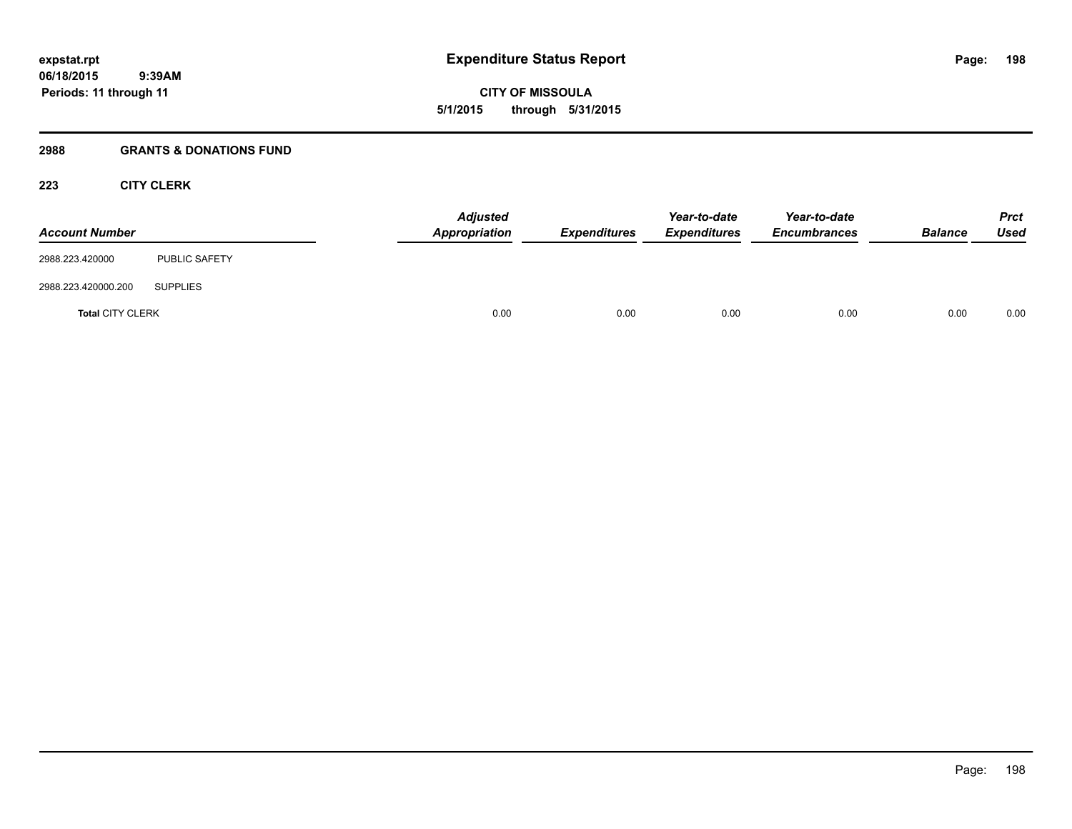# Expenditure Status Report

**CITY OF MISSOULA**
**5/1/2015 through 5/31/2015**

expstat.rpt
06/18/2015 9:39AM
Periods: 11 through 11

## 2988 GRANTS & DONATIONS FUND

### 223 CITY CLERK

| Account Number | | Adjusted Appropriation | Expenditures | Year-to-date Expenditures | Year-to-date Encumbrances | Balance | Prct Used |
|---|---|---|---|---|---|---|---|
| 2988.223.420000 | PUBLIC SAFETY | | | | | | |
| 2988.223.420000.200 | SUPPLIES | | | | | | |
| **Total** CITY CLERK | | 0.00 | 0.00 | 0.00 | 0.00 | 0.00 | 0.00 |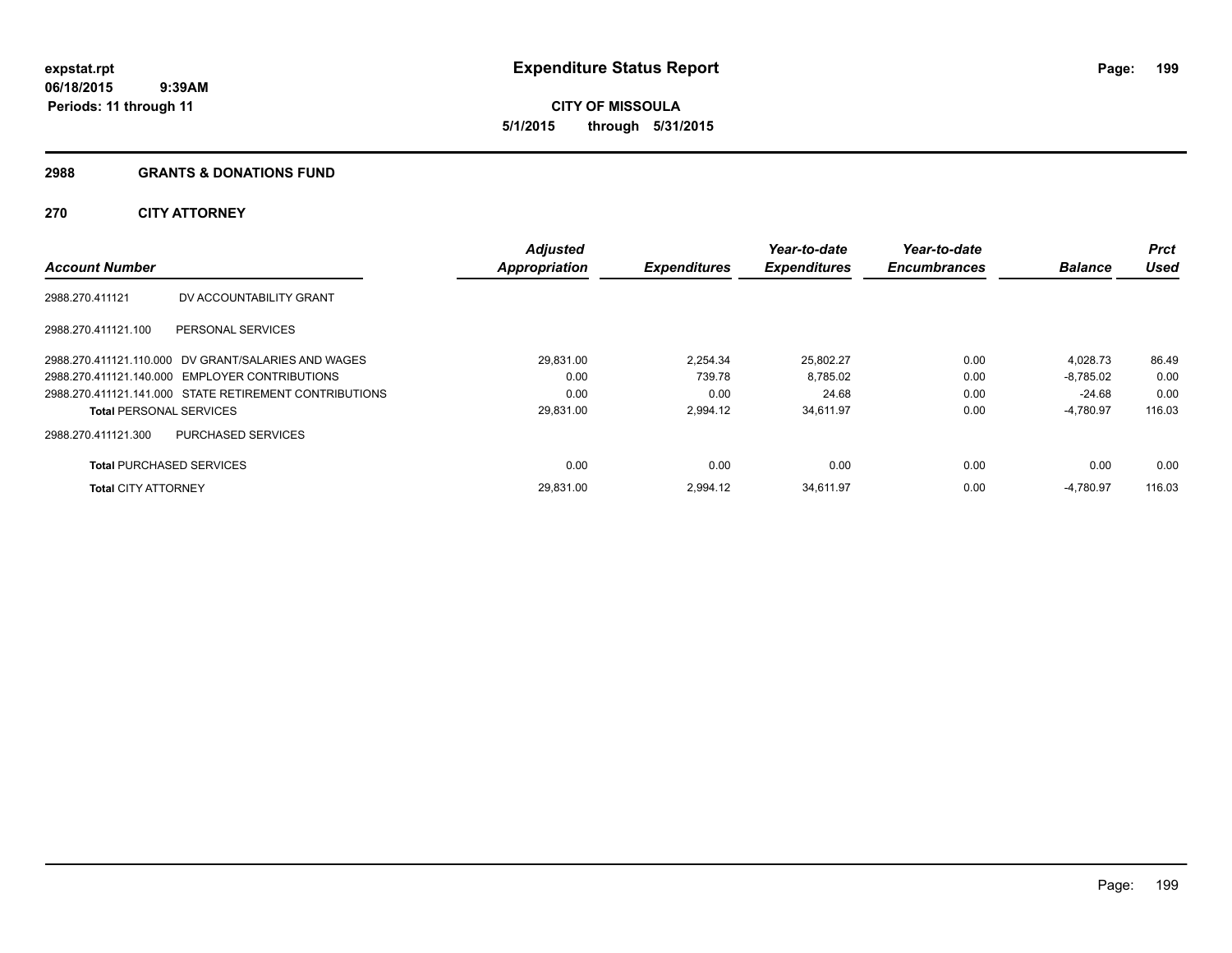**expstat.rpt**
**06/18/2015 9:39AM**
**Periods: 11 through 11**

# Expenditure Status Report

**CITY OF MISSOULA**
**5/1/2015 through 5/31/2015**

## 2988 GRANTS & DONATIONS FUND

## 270 CITY ATTORNEY

| Account Number | | Adjusted Appropriation | Expenditures | Year-to-date Expenditures | Year-to-date Encumbrances | Balance | Prct Used |
|---|---|---|---|---|---|---|---|
| 2988.270.411121 | DV ACCOUNTABILITY GRANT | | | | | | |
| 2988.270.411121.100 | PERSONAL SERVICES | | | | | | |
| 2988.270.411121.110.000 | DV GRANT/SALARIES AND WAGES | 29,831.00 | 2,254.34 | 25,802.27 | 0.00 | 4,028.73 | 86.49 |
| 2988.270.411121.140.000 | EMPLOYER CONTRIBUTIONS | 0.00 | 739.78 | 8,785.02 | 0.00 | -8,785.02 | 0.00 |
| 2988.270.411121.141.000 | STATE RETIREMENT CONTRIBUTIONS | 0.00 | 0.00 | 24.68 | 0.00 | -24.68 | 0.00 |
| **Total** PERSONAL SERVICES | | 29,831.00 | 2,994.12 | 34,611.97 | 0.00 | -4,780.97 | 116.03 |
| 2988.270.411121.300 | PURCHASED SERVICES | | | | | | |
| **Total** PURCHASED SERVICES | | 0.00 | 0.00 | 0.00 | 0.00 | 0.00 | 0.00 |
| **Total** CITY ATTORNEY | | 29,831.00 | 2,994.12 | 34,611.97 | 0.00 | -4,780.97 | 116.03 |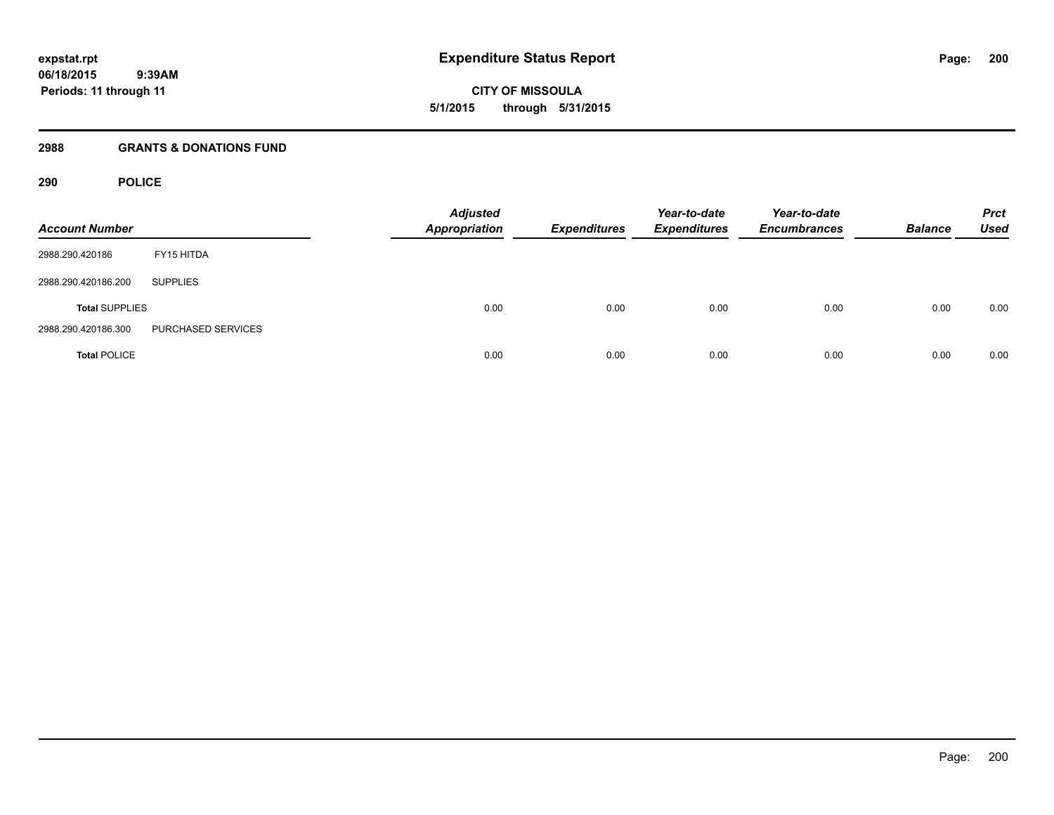**expstat.rpt**
**06/18/2015 9:39AM**
**Periods: 11 through 11**

# Expenditure Status Report

**CITY OF MISSOULA**
**5/1/2015 through 5/31/2015**

## 2988 GRANTS & DONATIONS FUND

### 290 POLICE

| Account Number | | Adjusted Appropriation | Expenditures | Year-to-date Expenditures | Year-to-date Encumbrances | Balance | Prct Used |
|---|---|---|---|---|---|---|---|
| 2988.290.420186 | FY15 HITDA | | | | | | |
| 2988.290.420186.200 | SUPPLIES | | | | | | |
| **Total** SUPPLIES | | 0.00 | 0.00 | 0.00 | 0.00 | 0.00 | 0.00 |
| 2988.290.420186.300 | PURCHASED SERVICES | | | | | | |
| **Total** POLICE | | 0.00 | 0.00 | 0.00 | 0.00 | 0.00 | 0.00 |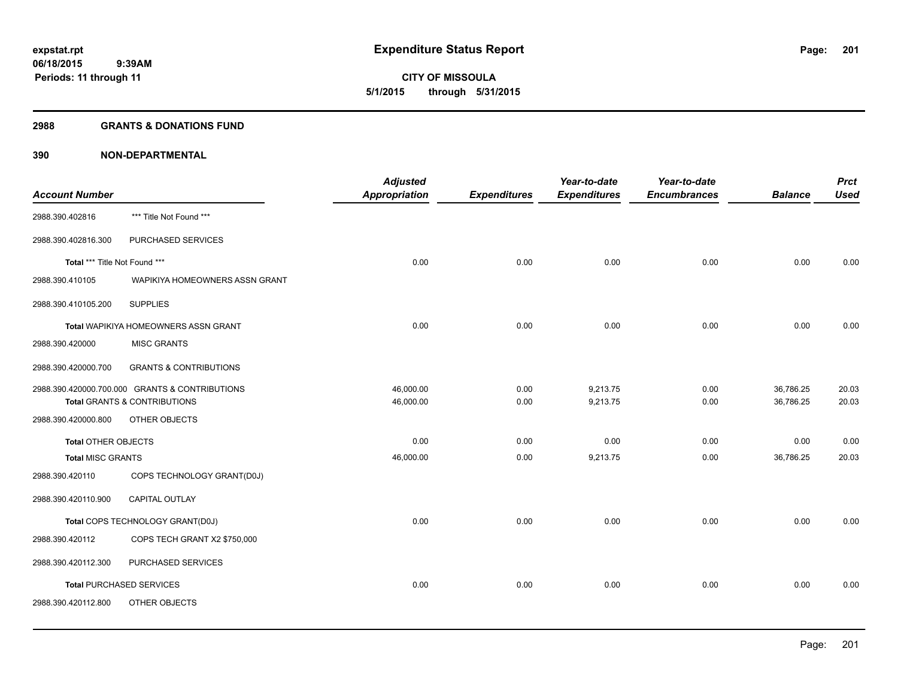## 2988 GRANTS & DONATIONS FUND

### 390 NON-DEPARTMENTAL

| Account Number | | Adjusted Appropriation | Expenditures | Year-to-date Expenditures | Year-to-date Encumbrances | Balance | Prct Used |
|---|---|---|---|---|---|---|---|
| 2988.390.402816 | *** Title Not Found *** | | | | | | |
| 2988.390.402816.300 | PURCHASED SERVICES | | | | | | |
| **Total** *** Title Not Found *** | | 0.00 | 0.00 | 0.00 | 0.00 | 0.00 | 0.00 |
| 2988.390.410105 | WAPIKIYA HOMEOWNERS ASSN GRANT | | | | | | |
| 2988.390.410105.200 | SUPPLIES | | | | | | |
| **Total** WAPIKIYA HOMEOWNERS ASSN GRANT | | 0.00 | 0.00 | 0.00 | 0.00 | 0.00 | 0.00 |
| 2988.390.420000 | MISC GRANTS | | | | | | |
| 2988.390.420000.700 | GRANTS & CONTRIBUTIONS | | | | | | |
| 2988.390.420000.700.000 | GRANTS & CONTRIBUTIONS | 46,000.00 | 0.00 | 9,213.75 | 0.00 | 36,786.25 | 20.03 |
| **Total** GRANTS & CONTRIBUTIONS | | 46,000.00 | 0.00 | 9,213.75 | 0.00 | 36,786.25 | 20.03 |
| 2988.390.420000.800 | OTHER OBJECTS | | | | | | |
| **Total** OTHER OBJECTS | | 0.00 | 0.00 | 0.00 | 0.00 | 0.00 | 0.00 |
| **Total** MISC GRANTS | | 46,000.00 | 0.00 | 9,213.75 | 0.00 | 36,786.25 | 20.03 |
| 2988.390.420110 | COPS TECHNOLOGY GRANT(D0J) | | | | | | |
| 2988.390.420110.900 | CAPITAL OUTLAY | | | | | | |
| **Total** COPS TECHNOLOGY GRANT(D0J) | | 0.00 | 0.00 | 0.00 | 0.00 | 0.00 | 0.00 |
| 2988.390.420112 | COPS TECH GRANT X2 $750,000 | | | | | | |
| 2988.390.420112.300 | PURCHASED SERVICES | | | | | | |
| **Total** PURCHASED SERVICES | | 0.00 | 0.00 | 0.00 | 0.00 | 0.00 | 0.00 |
| 2988.390.420112.800 | OTHER OBJECTS | | | | | | |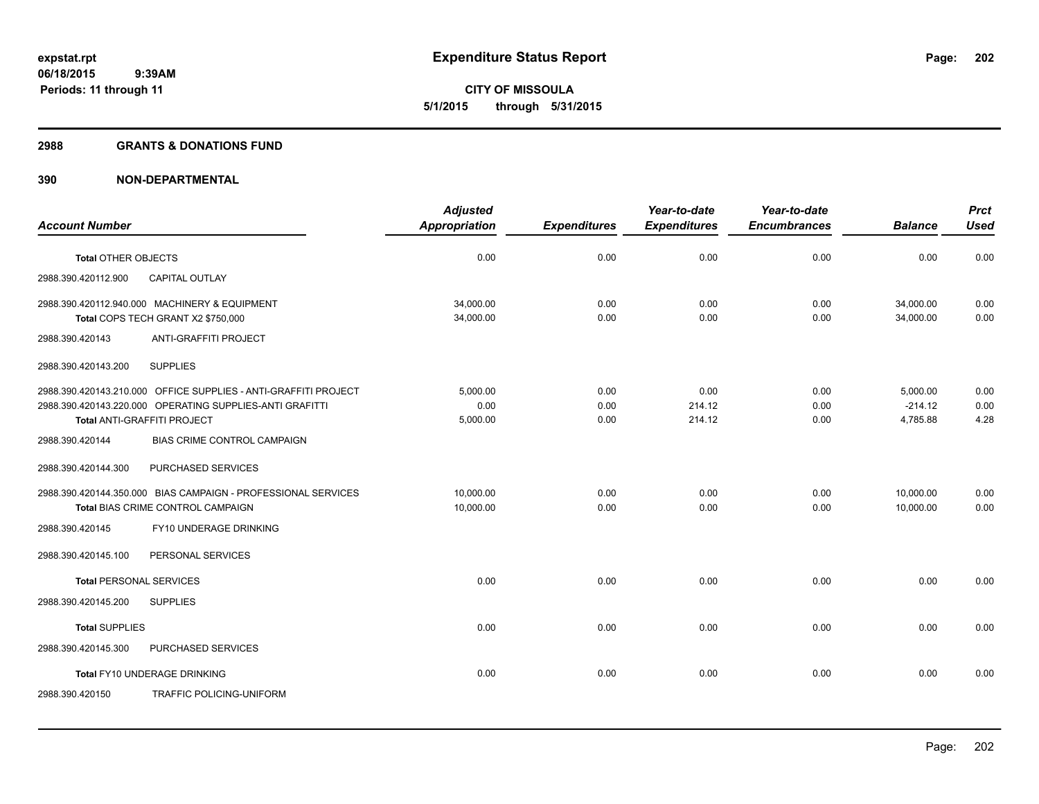**Expenditure Status Report**

**CITY OF MISSOULA**

**5/1/2015 through 5/31/2015**

expstat.rpt
06/18/2015 9:39AM
Periods: 11 through 11

## 2988 GRANTS & DONATIONS FUND

## 390 NON-DEPARTMENTAL

| Account Number | Adjusted Appropriation | Expenditures | Year-to-date Expenditures | Year-to-date Encumbrances | Balance | Prct Used |
|---|---|---|---|---|---|---|
| **Total** OTHER OBJECTS | 0.00 | 0.00 | 0.00 | 0.00 | 0.00 | 0.00 |
| 2988.390.420112.900 CAPITAL OUTLAY | | | | | | |
| 2988.390.420112.940.000 MACHINERY & EQUIPMENT | 34,000.00 | 0.00 | 0.00 | 0.00 | 34,000.00 | 0.00 |
| **Total** COPS TECH GRANT X2 $750,000 | 34,000.00 | 0.00 | 0.00 | 0.00 | 34,000.00 | 0.00 |
| 2988.390.420143 ANTI-GRAFFITI PROJECT | | | | | | |
| 2988.390.420143.200 SUPPLIES | | | | | | |
| 2988.390.420143.210.000 OFFICE SUPPLIES - ANTI-GRAFFITI PROJECT | 5,000.00 | 0.00 | 0.00 | 0.00 | 5,000.00 | 0.00 |
| 2988.390.420143.220.000 OPERATING SUPPLIES-ANTI GRAFITTI | 0.00 | 0.00 | 214.12 | 0.00 | -214.12 | 0.00 |
| **Total** ANTI-GRAFFITI PROJECT | 5,000.00 | 0.00 | 214.12 | 0.00 | 4,785.88 | 4.28 |
| 2988.390.420144 BIAS CRIME CONTROL CAMPAIGN | | | | | | |
| 2988.390.420144.300 PURCHASED SERVICES | | | | | | |
| 2988.390.420144.350.000 BIAS CAMPAIGN - PROFESSIONAL SERVICES | 10,000.00 | 0.00 | 0.00 | 0.00 | 10,000.00 | 0.00 |
| **Total** BIAS CRIME CONTROL CAMPAIGN | 10,000.00 | 0.00 | 0.00 | 0.00 | 10,000.00 | 0.00 |
| 2988.390.420145 FY10 UNDERAGE DRINKING | | | | | | |
| 2988.390.420145.100 PERSONAL SERVICES | | | | | | |
| **Total** PERSONAL SERVICES | 0.00 | 0.00 | 0.00 | 0.00 | 0.00 | 0.00 |
| 2988.390.420145.200 SUPPLIES | | | | | | |
| **Total** SUPPLIES | 0.00 | 0.00 | 0.00 | 0.00 | 0.00 | 0.00 |
| 2988.390.420145.300 PURCHASED SERVICES | | | | | | |
| **Total** FY10 UNDERAGE DRINKING | 0.00 | 0.00 | 0.00 | 0.00 | 0.00 | 0.00 |
| 2988.390.420150 TRAFFIC POLICING-UNIFORM | | | | | | |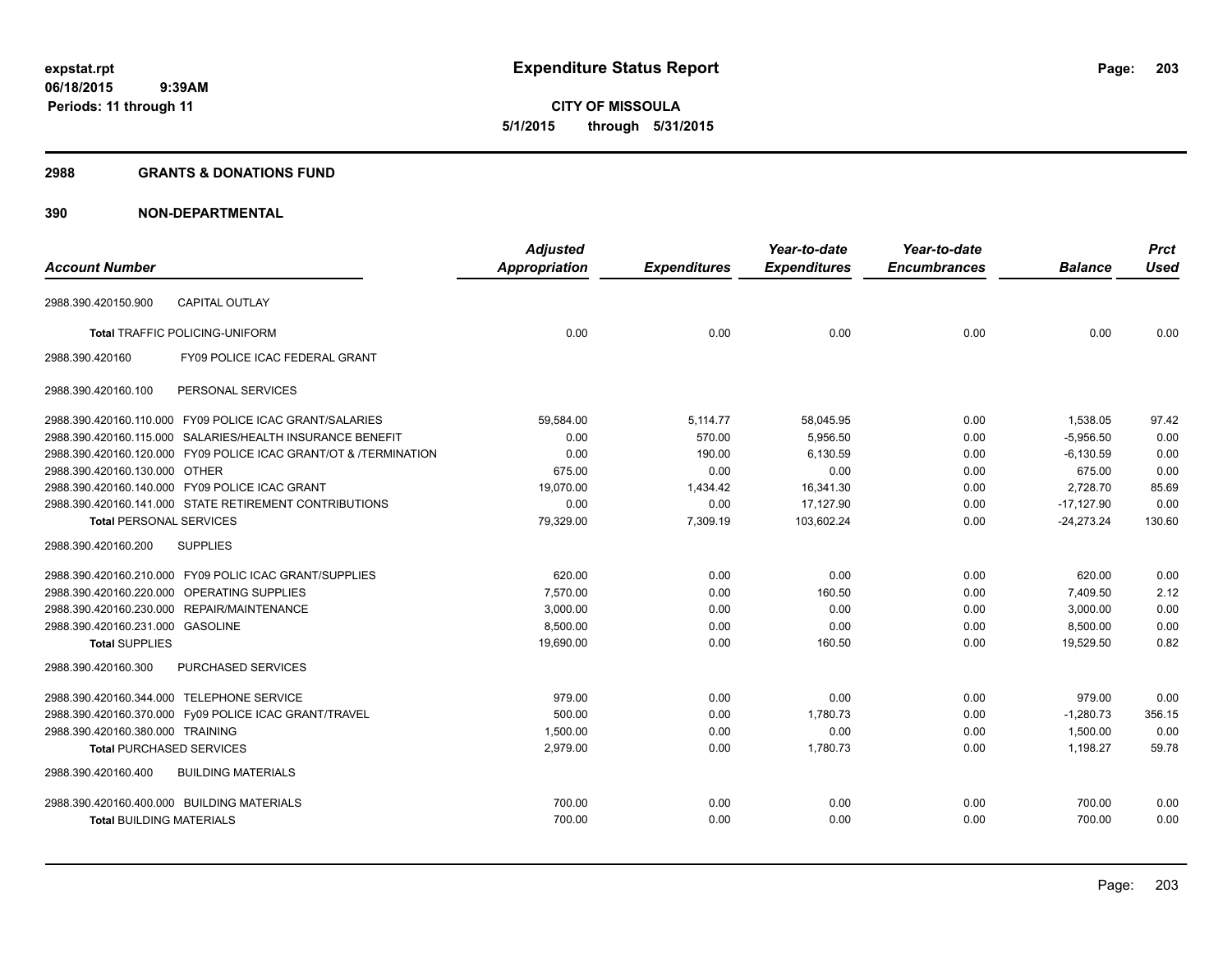# Expenditure Status Report

**CITY OF MISSOULA**
**5/1/2015 through 5/31/2015**

expstat.rpt
06/18/2015 9:39AM
Periods: 11 through 11

## 2988 GRANTS & DONATIONS FUND

## 390 NON-DEPARTMENTAL

| Account Number | Adjusted Appropriation | Expenditures | Year-to-date Expenditures | Year-to-date Encumbrances | Balance | Prct Used |
|---|---|---|---|---|---|---|
| 2988.390.420150.900 CAPITAL OUTLAY | | | | | | |
| **Total** TRAFFIC POLICING-UNIFORM | 0.00 | 0.00 | 0.00 | 0.00 | 0.00 | 0.00 |
| 2988.390.420160 FY09 POLICE ICAC FEDERAL GRANT | | | | | | |
| 2988.390.420160.100 PERSONAL SERVICES | | | | | | |
| 2988.390.420160.110.000 FY09 POLICE ICAC GRANT/SALARIES | 59,584.00 | 5,114.77 | 58,045.95 | 0.00 | 1,538.05 | 97.42 |
| 2988.390.420160.115.000 SALARIES/HEALTH INSURANCE BENEFIT | 0.00 | 570.00 | 5,956.50 | 0.00 | -5,956.50 | 0.00 |
| 2988.390.420160.120.000 FY09 POLICE ICAC GRANT/OT & /TERMINATION | 0.00 | 190.00 | 6,130.59 | 0.00 | -6,130.59 | 0.00 |
| 2988.390.420160.130.000 OTHER | 675.00 | 0.00 | 0.00 | 0.00 | 675.00 | 0.00 |
| 2988.390.420160.140.000 FY09 POLICE ICAC GRANT | 19,070.00 | 1,434.42 | 16,341.30 | 0.00 | 2,728.70 | 85.69 |
| 2988.390.420160.141.000 STATE RETIREMENT CONTRIBUTIONS | 0.00 | 0.00 | 17,127.90 | 0.00 | -17,127.90 | 0.00 |
| **Total** PERSONAL SERVICES | 79,329.00 | 7,309.19 | 103,602.24 | 0.00 | -24,273.24 | 130.60 |
| 2988.390.420160.200 SUPPLIES | | | | | | |
| 2988.390.420160.210.000 FY09 POLIC ICAC GRANT/SUPPLIES | 620.00 | 0.00 | 0.00 | 0.00 | 620.00 | 0.00 |
| 2988.390.420160.220.000 OPERATING SUPPLIES | 7,570.00 | 0.00 | 160.50 | 0.00 | 7,409.50 | 2.12 |
| 2988.390.420160.230.000 REPAIR/MAINTENANCE | 3,000.00 | 0.00 | 0.00 | 0.00 | 3,000.00 | 0.00 |
| 2988.390.420160.231.000 GASOLINE | 8,500.00 | 0.00 | 0.00 | 0.00 | 8,500.00 | 0.00 |
| **Total** SUPPLIES | 19,690.00 | 0.00 | 160.50 | 0.00 | 19,529.50 | 0.82 |
| 2988.390.420160.300 PURCHASED SERVICES | | | | | | |
| 2988.390.420160.344.000 TELEPHONE SERVICE | 979.00 | 0.00 | 0.00 | 0.00 | 979.00 | 0.00 |
| 2988.390.420160.370.000 Fy09 POLICE ICAC GRANT/TRAVEL | 500.00 | 0.00 | 1,780.73 | 0.00 | -1,280.73 | 356.15 |
| 2988.390.420160.380.000 TRAINING | 1,500.00 | 0.00 | 0.00 | 0.00 | 1,500.00 | 0.00 |
| **Total** PURCHASED SERVICES | 2,979.00 | 0.00 | 1,780.73 | 0.00 | 1,198.27 | 59.78 |
| 2988.390.420160.400 BUILDING MATERIALS | | | | | | |
| 2988.390.420160.400.000 BUILDING MATERIALS | 700.00 | 0.00 | 0.00 | 0.00 | 700.00 | 0.00 |
| **Total** BUILDING MATERIALS | 700.00 | 0.00 | 0.00 | 0.00 | 700.00 | 0.00 |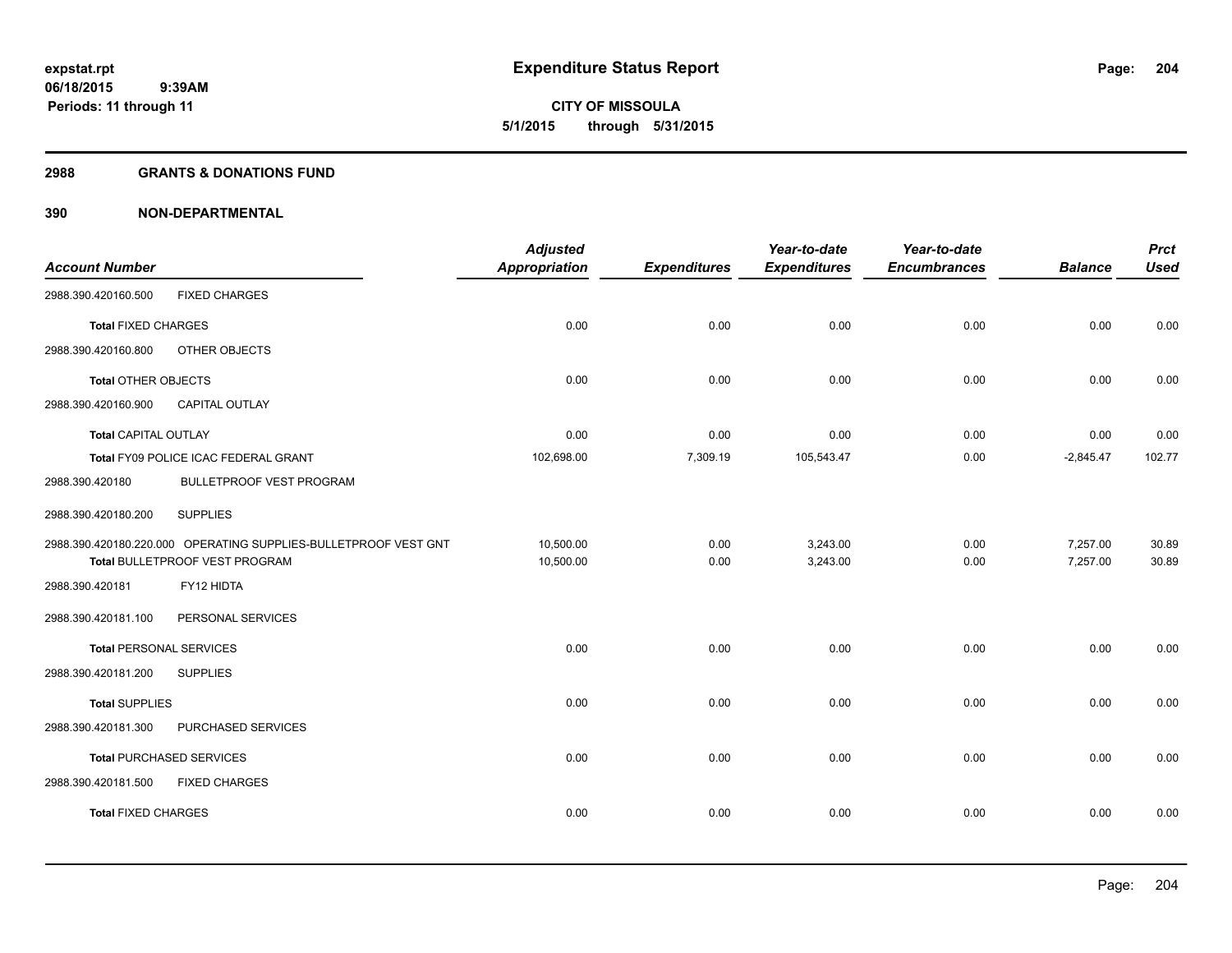**expstat.rpt**
**06/18/2015 9:39AM**
**Periods: 11 through 11**

# Expenditure Status Report

**CITY OF MISSOULA**
**5/1/2015 through 5/31/2015**

## 2988 GRANTS & DONATIONS FUND

## 390 NON-DEPARTMENTAL

| Account Number | | Adjusted Appropriation | Expenditures | Year-to-date Expenditures | Year-to-date Encumbrances | Balance | Prct Used |
|---|---|---|---|---|---|---|---|
| 2988.390.420160.500 | FIXED CHARGES | | | | | | |
| **Total** FIXED CHARGES | | 0.00 | 0.00 | 0.00 | 0.00 | 0.00 | 0.00 |
| 2988.390.420160.800 | OTHER OBJECTS | | | | | | |
| **Total** OTHER OBJECTS | | 0.00 | 0.00 | 0.00 | 0.00 | 0.00 | 0.00 |
| 2988.390.420160.900 | CAPITAL OUTLAY | | | | | | |
| **Total** CAPITAL OUTLAY | | 0.00 | 0.00 | 0.00 | 0.00 | 0.00 | 0.00 |
| **Total** FY09 POLICE ICAC FEDERAL GRANT | | 102,698.00 | 7,309.19 | 105,543.47 | 0.00 | -2,845.47 | 102.77 |
| 2988.390.420180 | BULLETPROOF VEST PROGRAM | | | | | | |
| 2988.390.420180.200 | SUPPLIES | | | | | | |
| 2988.390.420180.220.000 | OPERATING SUPPLIES-BULLETPROOF VEST GNT | 10,500.00 | 0.00 | 3,243.00 | 0.00 | 7,257.00 | 30.89 |
| **Total** BULLETPROOF VEST PROGRAM | | 10,500.00 | 0.00 | 3,243.00 | 0.00 | 7,257.00 | 30.89 |
| 2988.390.420181 | FY12 HIDTA | | | | | | |
| 2988.390.420181.100 | PERSONAL SERVICES | | | | | | |
| **Total** PERSONAL SERVICES | | 0.00 | 0.00 | 0.00 | 0.00 | 0.00 | 0.00 |
| 2988.390.420181.200 | SUPPLIES | | | | | | |
| **Total** SUPPLIES | | 0.00 | 0.00 | 0.00 | 0.00 | 0.00 | 0.00 |
| 2988.390.420181.300 | PURCHASED SERVICES | | | | | | |
| **Total** PURCHASED SERVICES | | 0.00 | 0.00 | 0.00 | 0.00 | 0.00 | 0.00 |
| 2988.390.420181.500 | FIXED CHARGES | | | | | | |
| **Total** FIXED CHARGES | | 0.00 | 0.00 | 0.00 | 0.00 | 0.00 | 0.00 |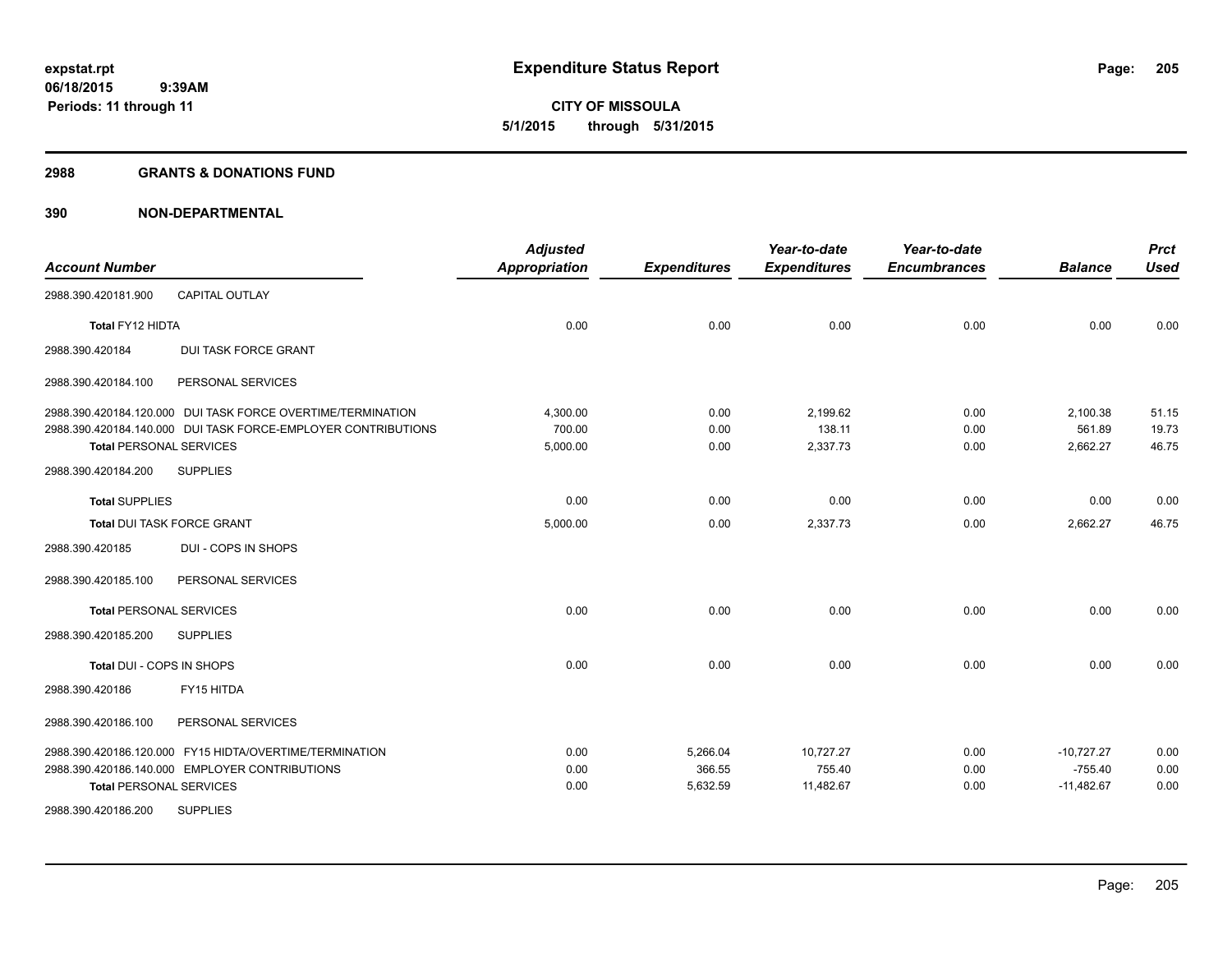**Expenditure Status Report**

**CITY OF MISSOULA**
**5/1/2015 through 5/31/2015**

expstat.rpt
06/18/2015 9:39AM
Periods: 11 through 11

## 2988 GRANTS & DONATIONS FUND

## 390 NON-DEPARTMENTAL

| Account Number | Adjusted Appropriation | Expenditures | Year-to-date Expenditures | Year-to-date Encumbrances | Balance | Prct Used |
|---|---|---|---|---|---|---|
| 2988.390.420181.900 CAPITAL OUTLAY | | | | | | |
| **Total** FY12 HIDTA | 0.00 | 0.00 | 0.00 | 0.00 | 0.00 | 0.00 |
| 2988.390.420184 DUI TASK FORCE GRANT | | | | | | |
| 2988.390.420184.100 PERSONAL SERVICES | | | | | | |
| 2988.390.420184.120.000 DUI TASK FORCE OVERTIME/TERMINATION | 4,300.00 | 0.00 | 2,199.62 | 0.00 | 2,100.38 | 51.15 |
| 2988.390.420184.140.000 DUI TASK FORCE-EMPLOYER CONTRIBUTIONS | 700.00 | 0.00 | 138.11 | 0.00 | 561.89 | 19.73 |
| **Total** PERSONAL SERVICES | 5,000.00 | 0.00 | 2,337.73 | 0.00 | 2,662.27 | 46.75 |
| 2988.390.420184.200 SUPPLIES | | | | | | |
| **Total** SUPPLIES | 0.00 | 0.00 | 0.00 | 0.00 | 0.00 | 0.00 |
| **Total** DUI TASK FORCE GRANT | 5,000.00 | 0.00 | 2,337.73 | 0.00 | 2,662.27 | 46.75 |
| 2988.390.420185 DUI - COPS IN SHOPS | | | | | | |
| 2988.390.420185.100 PERSONAL SERVICES | | | | | | |
| **Total** PERSONAL SERVICES | 0.00 | 0.00 | 0.00 | 0.00 | 0.00 | 0.00 |
| 2988.390.420185.200 SUPPLIES | | | | | | |
| **Total** DUI - COPS IN SHOPS | 0.00 | 0.00 | 0.00 | 0.00 | 0.00 | 0.00 |
| 2988.390.420186 FY15 HITDA | | | | | | |
| 2988.390.420186.100 PERSONAL SERVICES | | | | | | |
| 2988.390.420186.120.000 FY15 HIDTA/OVERTIME/TERMINATION | 0.00 | 5,266.04 | 10,727.27 | 0.00 | -10,727.27 | 0.00 |
| 2988.390.420186.140.000 EMPLOYER CONTRIBUTIONS | 0.00 | 366.55 | 755.40 | 0.00 | -755.40 | 0.00 |
| **Total** PERSONAL SERVICES | 0.00 | 5,632.59 | 11,482.67 | 0.00 | -11,482.67 | 0.00 |
| 2988.390.420186.200 SUPPLIES | | | | | | |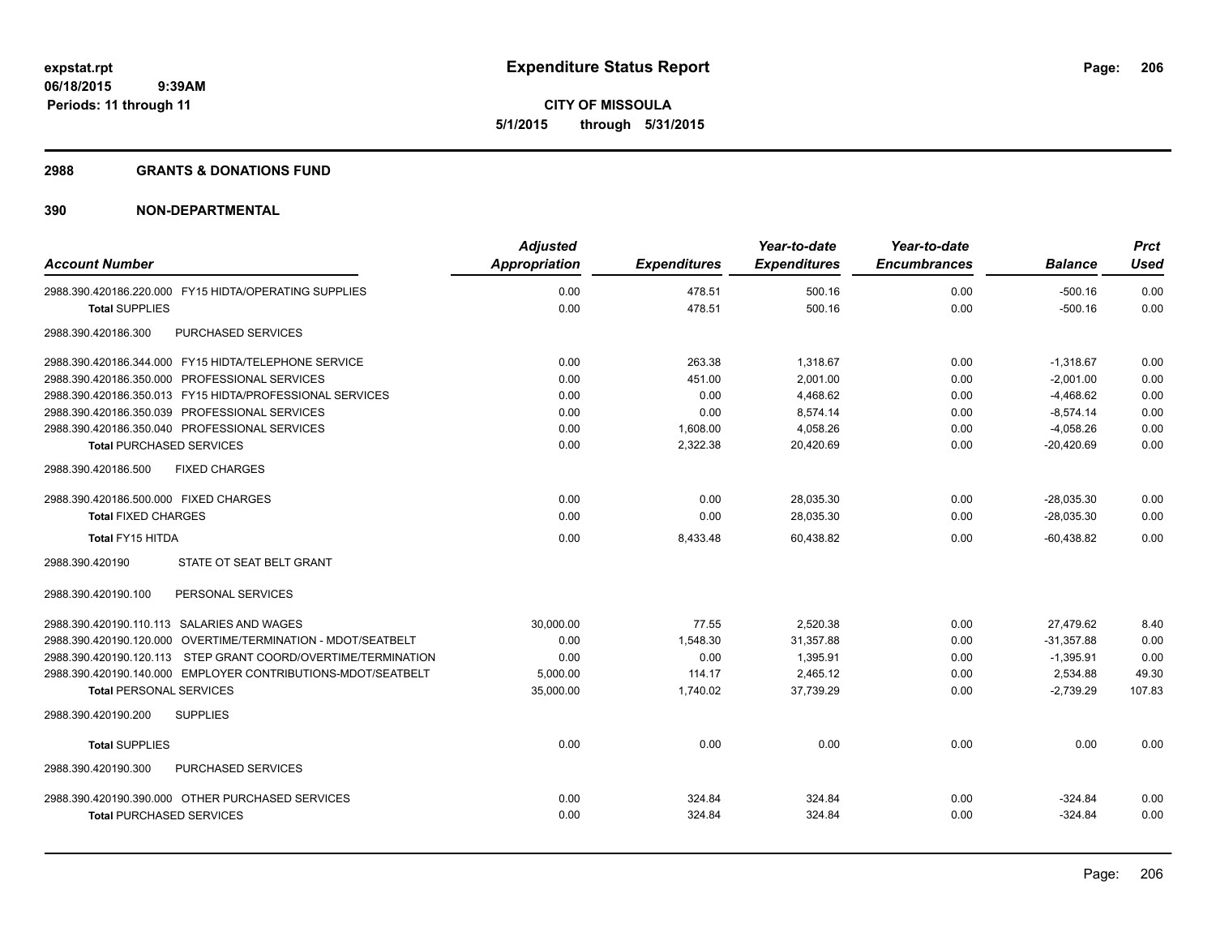**expstat.rpt**
**06/18/2015 9:39AM**
**Periods: 11 through 11**

# Expenditure Status Report

**CITY OF MISSOULA**
**5/1/2015 through 5/31/2015**

## 2988 GRANTS & DONATIONS FUND

## 390 NON-DEPARTMENTAL

| Account Number | Adjusted Appropriation | Expenditures | Year-to-date Expenditures | Year-to-date Encumbrances | Balance | Prct Used |
|---|---|---|---|---|---|---|
| 2988.390.420186.220.000 FY15 HIDTA/OPERATING SUPPLIES | 0.00 | 478.51 | 500.16 | 0.00 | -500.16 | 0.00 |
| **Total** SUPPLIES | 0.00 | 478.51 | 500.16 | 0.00 | -500.16 | 0.00 |
| 2988.390.420186.300 PURCHASED SERVICES | | | | | | |
| 2988.390.420186.344.000 FY15 HIDTA/TELEPHONE SERVICE | 0.00 | 263.38 | 1,318.67 | 0.00 | -1,318.67 | 0.00 |
| 2988.390.420186.350.000 PROFESSIONAL SERVICES | 0.00 | 451.00 | 2,001.00 | 0.00 | -2,001.00 | 0.00 |
| 2988.390.420186.350.013 FY15 HIDTA/PROFESSIONAL SERVICES | 0.00 | 0.00 | 4,468.62 | 0.00 | -4,468.62 | 0.00 |
| 2988.390.420186.350.039 PROFESSIONAL SERVICES | 0.00 | 0.00 | 8,574.14 | 0.00 | -8,574.14 | 0.00 |
| 2988.390.420186.350.040 PROFESSIONAL SERVICES | 0.00 | 1,608.00 | 4,058.26 | 0.00 | -4,058.26 | 0.00 |
| **Total** PURCHASED SERVICES | 0.00 | 2,322.38 | 20,420.69 | 0.00 | -20,420.69 | 0.00 |
| 2988.390.420186.500 FIXED CHARGES | | | | | | |
| 2988.390.420186.500.000 FIXED CHARGES | 0.00 | 0.00 | 28,035.30 | 0.00 | -28,035.30 | 0.00 |
| **Total** FIXED CHARGES | 0.00 | 0.00 | 28,035.30 | 0.00 | -28,035.30 | 0.00 |
| **Total** FY15 HITDA | 0.00 | 8,433.48 | 60,438.82 | 0.00 | -60,438.82 | 0.00 |
| 2988.390.420190 STATE OT SEAT BELT GRANT | | | | | | |
| 2988.390.420190.100 PERSONAL SERVICES | | | | | | |
| 2988.390.420190.110.113 SALARIES AND WAGES | 30,000.00 | 77.55 | 2,520.38 | 0.00 | 27,479.62 | 8.40 |
| 2988.390.420190.120.000 OVERTIME/TERMINATION - MDOT/SEATBELT | 0.00 | 1,548.30 | 31,357.88 | 0.00 | -31,357.88 | 0.00 |
| 2988.390.420190.120.113 STEP GRANT COORD/OVERTIME/TERMINATION | 0.00 | 0.00 | 1,395.91 | 0.00 | -1,395.91 | 0.00 |
| 2988.390.420190.140.000 EMPLOYER CONTRIBUTIONS-MDOT/SEATBELT | 5,000.00 | 114.17 | 2,465.12 | 0.00 | 2,534.88 | 49.30 |
| **Total** PERSONAL SERVICES | 35,000.00 | 1,740.02 | 37,739.29 | 0.00 | -2,739.29 | 107.83 |
| 2988.390.420190.200 SUPPLIES | | | | | | |
| **Total** SUPPLIES | 0.00 | 0.00 | 0.00 | 0.00 | 0.00 | 0.00 |
| 2988.390.420190.300 PURCHASED SERVICES | | | | | | |
| 2988.390.420190.390.000 OTHER PURCHASED SERVICES | 0.00 | 324.84 | 324.84 | 0.00 | -324.84 | 0.00 |
| **Total** PURCHASED SERVICES | 0.00 | 324.84 | 324.84 | 0.00 | -324.84 | 0.00 |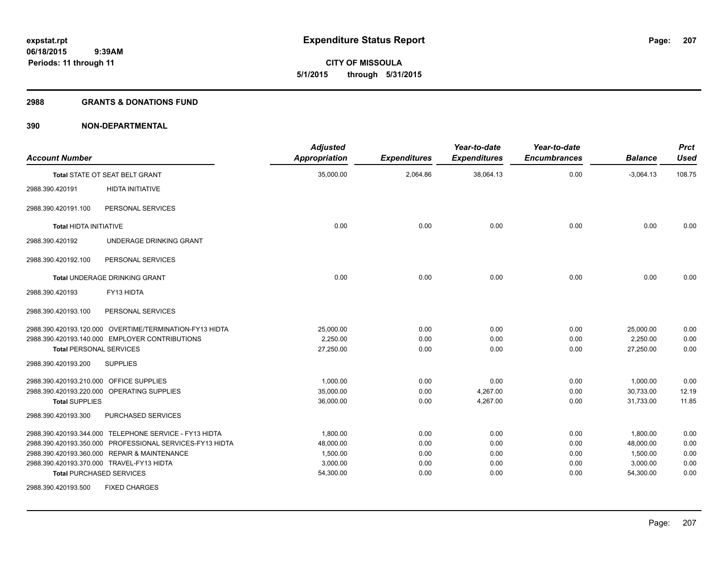## 2988 GRANTS & DONATIONS FUND

### 390 NON-DEPARTMENTAL

| Account Number | | Adjusted Appropriation | Expenditures | Year-to-date Expenditures | Year-to-date Encumbrances | Balance | Prct Used |
|---|---|---|---|---|---|---|---|
| Total STATE OT SEAT BELT GRANT | | 35,000.00 | 2,064.86 | 38,064.13 | 0.00 | -3,064.13 | 108.75 |
| 2988.390.420191 | HIDTA INITIATIVE | | | | | | |
| 2988.390.420191.100 | PERSONAL SERVICES | | | | | | |
| Total HIDTA INITIATIVE | | 0.00 | 0.00 | 0.00 | 0.00 | 0.00 | 0.00 |
| 2988.390.420192 | UNDERAGE DRINKING GRANT | | | | | | |
| 2988.390.420192.100 | PERSONAL SERVICES | | | | | | |
| Total UNDERAGE DRINKING GRANT | | 0.00 | 0.00 | 0.00 | 0.00 | 0.00 | 0.00 |
| 2988.390.420193 | FY13 HIDTA | | | | | | |
| 2988.390.420193.100 | PERSONAL SERVICES | | | | | | |
| 2988.390.420193.120.000 | OVERTIME/TERMINATION-FY13 HIDTA | 25,000.00 | 0.00 | 0.00 | 0.00 | 25,000.00 | 0.00 |
| 2988.390.420193.140.000 | EMPLOYER CONTRIBUTIONS | 2,250.00 | 0.00 | 0.00 | 0.00 | 2,250.00 | 0.00 |
| Total PERSONAL SERVICES | | 27,250.00 | 0.00 | 0.00 | 0.00 | 27,250.00 | 0.00 |
| 2988.390.420193.200 | SUPPLIES | | | | | | |
| 2988.390.420193.210.000 | OFFICE SUPPLIES | 1,000.00 | 0.00 | 0.00 | 0.00 | 1,000.00 | 0.00 |
| 2988.390.420193.220.000 | OPERATING SUPPLIES | 35,000.00 | 0.00 | 4,267.00 | 0.00 | 30,733.00 | 12.19 |
| Total SUPPLIES | | 36,000.00 | 0.00 | 4,267.00 | 0.00 | 31,733.00 | 11.85 |
| 2988.390.420193.300 | PURCHASED SERVICES | | | | | | |
| 2988.390.420193.344.000 | TELEPHONE SERVICE - FY13 HIDTA | 1,800.00 | 0.00 | 0.00 | 0.00 | 1,800.00 | 0.00 |
| 2988.390.420193.350.000 | PROFESSIONAL SERVICES-FY13 HIDTA | 48,000.00 | 0.00 | 0.00 | 0.00 | 48,000.00 | 0.00 |
| 2988.390.420193.360.000 | REPAIR & MAINTENANCE | 1,500.00 | 0.00 | 0.00 | 0.00 | 1,500.00 | 0.00 |
| 2988.390.420193.370.000 | TRAVEL-FY13 HIDTA | 3,000.00 | 0.00 | 0.00 | 0.00 | 3,000.00 | 0.00 |
| Total PURCHASED SERVICES | | 54,300.00 | 0.00 | 0.00 | 0.00 | 54,300.00 | 0.00 |
| 2988.390.420193.500 | FIXED CHARGES | | | | | | |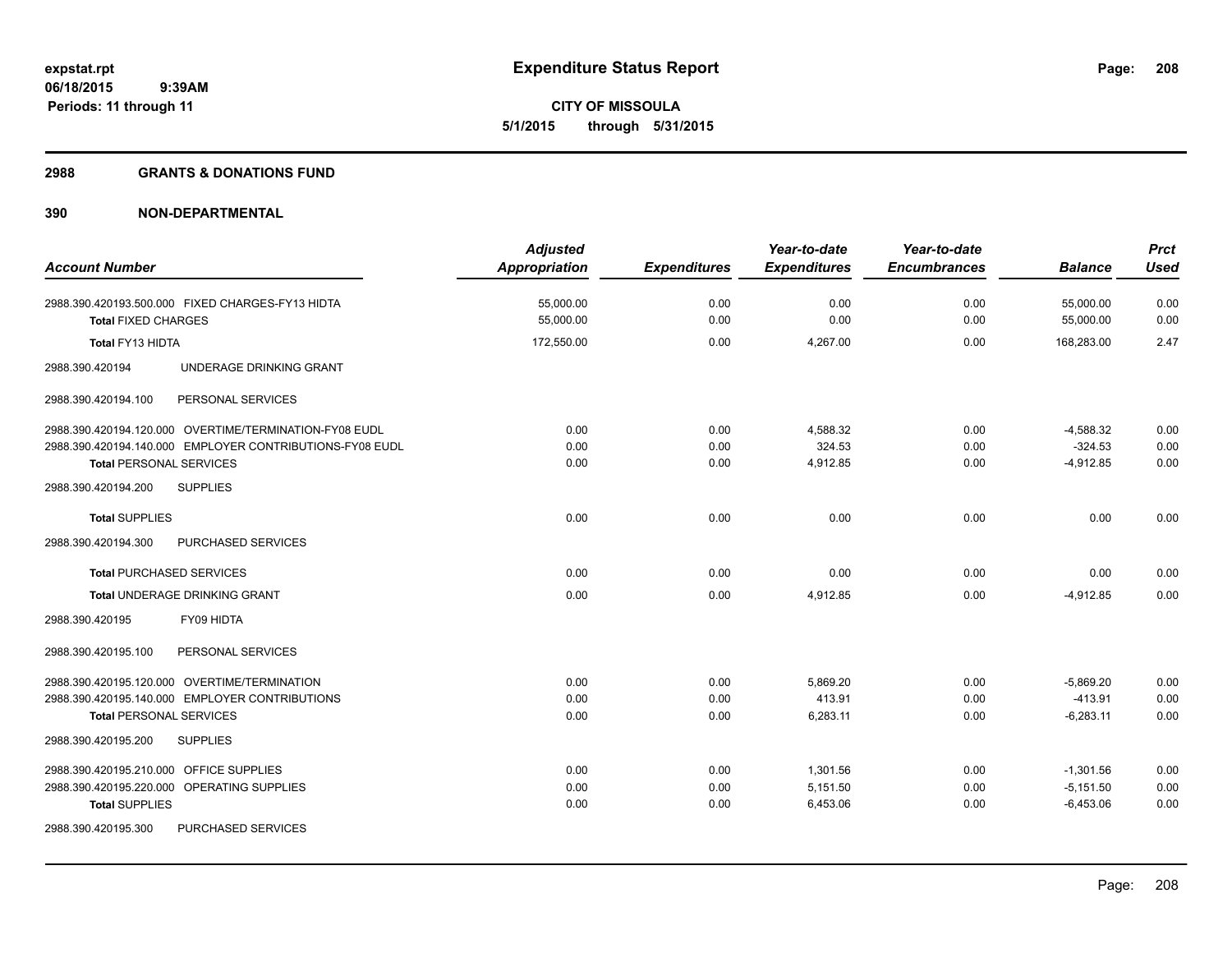**CITY OF MISSOULA**
**5/1/2015 through 5/31/2015**

## 2988 GRANTS & DONATIONS FUND

## 390 NON-DEPARTMENTAL

| Account Number | Adjusted Appropriation | Expenditures | Year-to-date Expenditures | Year-to-date Encumbrances | Balance | Prct Used |
|---|---|---|---|---|---|---|
| 2988.390.420193.500.000 FIXED CHARGES-FY13 HIDTA | 55,000.00 | 0.00 | 0.00 | 0.00 | 55,000.00 | 0.00 |
| **Total** FIXED CHARGES | 55,000.00 | 0.00 | 0.00 | 0.00 | 55,000.00 | 0.00 |
| **Total** FY13 HIDTA | 172,550.00 | 0.00 | 4,267.00 | 0.00 | 168,283.00 | 2.47 |
| 2988.390.420194 UNDERAGE DRINKING GRANT | | | | | | |
| 2988.390.420194.100 PERSONAL SERVICES | | | | | | |
| 2988.390.420194.120.000 OVERTIME/TERMINATION-FY08 EUDL | 0.00 | 0.00 | 4,588.32 | 0.00 | -4,588.32 | 0.00 |
| 2988.390.420194.140.000 EMPLOYER CONTRIBUTIONS-FY08 EUDL | 0.00 | 0.00 | 324.53 | 0.00 | -324.53 | 0.00 |
| **Total** PERSONAL SERVICES | 0.00 | 0.00 | 4,912.85 | 0.00 | -4,912.85 | 0.00 |
| 2988.390.420194.200 SUPPLIES | | | | | | |
| **Total** SUPPLIES | 0.00 | 0.00 | 0.00 | 0.00 | 0.00 | 0.00 |
| 2988.390.420194.300 PURCHASED SERVICES | | | | | | |
| **Total** PURCHASED SERVICES | 0.00 | 0.00 | 0.00 | 0.00 | 0.00 | 0.00 |
| **Total** UNDERAGE DRINKING GRANT | 0.00 | 0.00 | 4,912.85 | 0.00 | -4,912.85 | 0.00 |
| 2988.390.420195 FY09 HIDTA | | | | | | |
| 2988.390.420195.100 PERSONAL SERVICES | | | | | | |
| 2988.390.420195.120.000 OVERTIME/TERMINATION | 0.00 | 0.00 | 5,869.20 | 0.00 | -5,869.20 | 0.00 |
| 2988.390.420195.140.000 EMPLOYER CONTRIBUTIONS | 0.00 | 0.00 | 413.91 | 0.00 | -413.91 | 0.00 |
| **Total** PERSONAL SERVICES | 0.00 | 0.00 | 6,283.11 | 0.00 | -6,283.11 | 0.00 |
| 2988.390.420195.200 SUPPLIES | | | | | | |
| 2988.390.420195.210.000 OFFICE SUPPLIES | 0.00 | 0.00 | 1,301.56 | 0.00 | -1,301.56 | 0.00 |
| 2988.390.420195.220.000 OPERATING SUPPLIES | 0.00 | 0.00 | 5,151.50 | 0.00 | -5,151.50 | 0.00 |
| **Total** SUPPLIES | 0.00 | 0.00 | 6,453.06 | 0.00 | -6,453.06 | 0.00 |
| 2988.390.420195.300 PURCHASED SERVICES | | | | | | |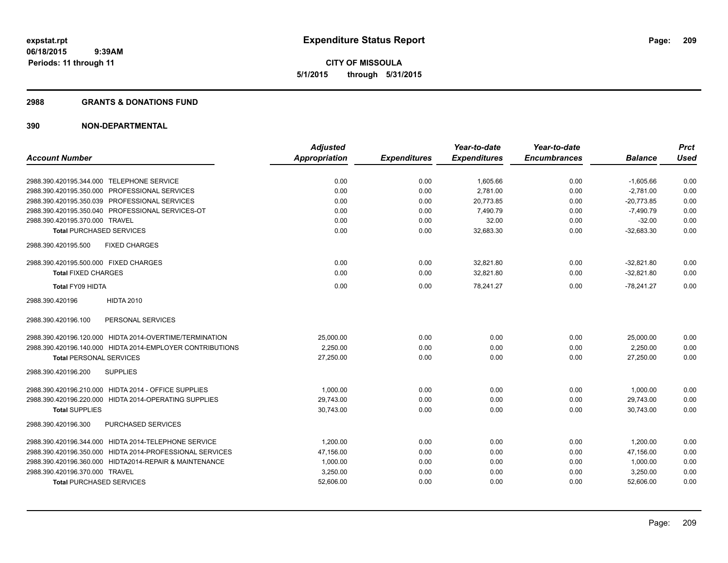**expstat.rpt**
**06/18/2015 9:39AM**
**Periods: 11 through 11**

# Expenditure Status Report

**CITY OF MISSOULA**
**5/1/2015 through 5/31/2015**

## 2988 GRANTS & DONATIONS FUND

## 390 NON-DEPARTMENTAL

| Account Number | Adjusted Appropriation | Expenditures | Year-to-date Expenditures | Year-to-date Encumbrances | Balance | Prct Used |
|---|---|---|---|---|---|---|
| 2988.390.420195.344.000 TELEPHONE SERVICE | 0.00 | 0.00 | 1,605.66 | 0.00 | -1,605.66 | 0.00 |
| 2988.390.420195.350.000 PROFESSIONAL SERVICES | 0.00 | 0.00 | 2,781.00 | 0.00 | -2,781.00 | 0.00 |
| 2988.390.420195.350.039 PROFESSIONAL SERVICES | 0.00 | 0.00 | 20,773.85 | 0.00 | -20,773.85 | 0.00 |
| 2988.390.420195.350.040 PROFESSIONAL SERVICES-OT | 0.00 | 0.00 | 7,490.79 | 0.00 | -7,490.79 | 0.00 |
| 2988.390.420195.370.000 TRAVEL | 0.00 | 0.00 | 32.00 | 0.00 | -32.00 | 0.00 |
| **Total** PURCHASED SERVICES | 0.00 | 0.00 | 32,683.30 | 0.00 | -32,683.30 | 0.00 |
| 2988.390.420195.500 FIXED CHARGES | | | | | | |
| 2988.390.420195.500.000 FIXED CHARGES | 0.00 | 0.00 | 32,821.80 | 0.00 | -32,821.80 | 0.00 |
| **Total** FIXED CHARGES | 0.00 | 0.00 | 32,821.80 | 0.00 | -32,821.80 | 0.00 |
| **Total FY09 HIDTA** | 0.00 | 0.00 | 78,241.27 | 0.00 | -78,241.27 | 0.00 |
| 2988.390.420196 HIDTA 2010 | | | | | | |
| 2988.390.420196.100 PERSONAL SERVICES | | | | | | |
| 2988.390.420196.120.000 HIDTA 2014-OVERTIME/TERMINATION | 25,000.00 | 0.00 | 0.00 | 0.00 | 25,000.00 | 0.00 |
| 2988.390.420196.140.000 HIDTA 2014-EMPLOYER CONTRIBUTIONS | 2,250.00 | 0.00 | 0.00 | 0.00 | 2,250.00 | 0.00 |
| **Total** PERSONAL SERVICES | 27,250.00 | 0.00 | 0.00 | 0.00 | 27,250.00 | 0.00 |
| 2988.390.420196.200 SUPPLIES | | | | | | |
| 2988.390.420196.210.000 HIDTA 2014 - OFFICE SUPPLIES | 1,000.00 | 0.00 | 0.00 | 0.00 | 1,000.00 | 0.00 |
| 2988.390.420196.220.000 HIDTA 2014-OPERATING SUPPLIES | 29,743.00 | 0.00 | 0.00 | 0.00 | 29,743.00 | 0.00 |
| **Total** SUPPLIES | 30,743.00 | 0.00 | 0.00 | 0.00 | 30,743.00 | 0.00 |
| 2988.390.420196.300 PURCHASED SERVICES | | | | | | |
| 2988.390.420196.344.000 HIDTA 2014-TELEPHONE SERVICE | 1,200.00 | 0.00 | 0.00 | 0.00 | 1,200.00 | 0.00 |
| 2988.390.420196.350.000 HIDTA 2014-PROFESSIONAL SERVICES | 47,156.00 | 0.00 | 0.00 | 0.00 | 47,156.00 | 0.00 |
| 2988.390.420196.360.000 HIDTA2014-REPAIR & MAINTENANCE | 1,000.00 | 0.00 | 0.00 | 0.00 | 1,000.00 | 0.00 |
| 2988.390.420196.370.000 TRAVEL | 3,250.00 | 0.00 | 0.00 | 0.00 | 3,250.00 | 0.00 |
| **Total** PURCHASED SERVICES | 52,606.00 | 0.00 | 0.00 | 0.00 | 52,606.00 | 0.00 |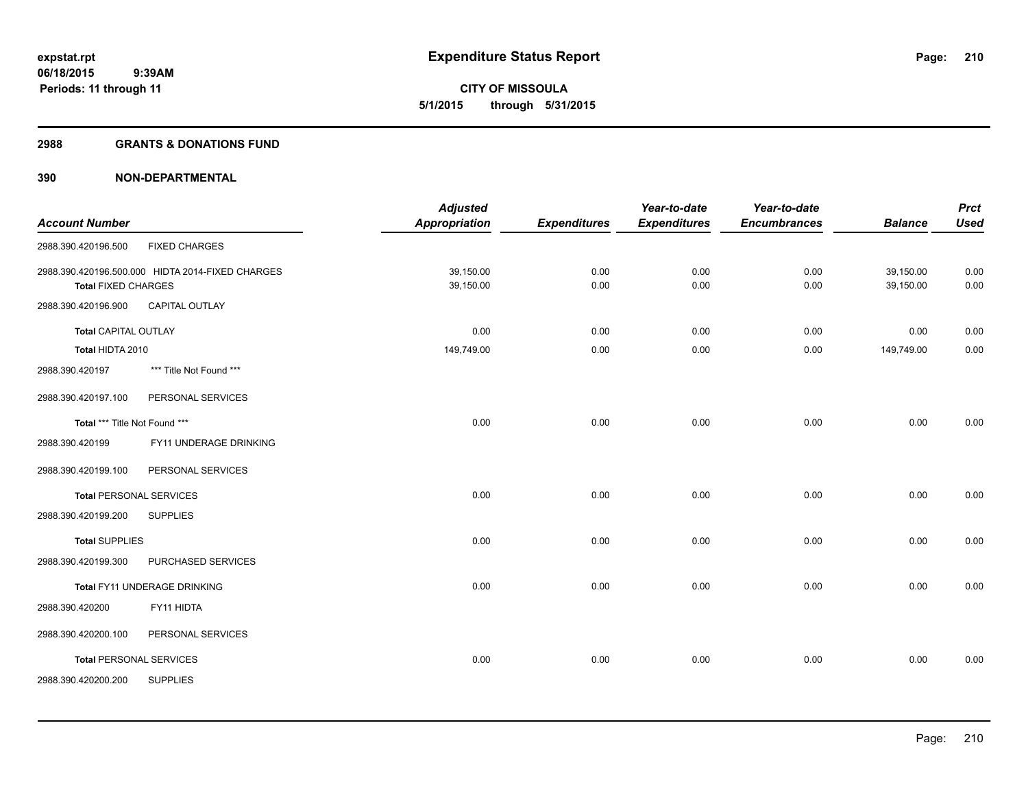**expstat.rpt**
**06/18/2015 9:39AM**
**Periods: 11 through 11**

# Expenditure Status Report

**CITY OF MISSOULA**
**5/1/2015 through 5/31/2015**

## 2988 GRANTS & DONATIONS FUND

## 390 NON-DEPARTMENTAL

| Account Number | | Adjusted Appropriation | Expenditures | Year-to-date Expenditures | Year-to-date Encumbrances | Balance | Prct Used |
|---|---|---|---|---|---|---|---|
| 2988.390.420196.500 | FIXED CHARGES | | | | | | |
| 2988.390.420196.500.000 | HIDTA 2014-FIXED CHARGES | 39,150.00 | 0.00 | 0.00 | 0.00 | 39,150.00 | 0.00 |
| **Total** FIXED CHARGES | | 39,150.00 | 0.00 | 0.00 | 0.00 | 39,150.00 | 0.00 |
| 2988.390.420196.900 | CAPITAL OUTLAY | | | | | | |
| **Total** CAPITAL OUTLAY | | 0.00 | 0.00 | 0.00 | 0.00 | 0.00 | 0.00 |
| **Total** HIDTA 2010 | | 149,749.00 | 0.00 | 0.00 | 0.00 | 149,749.00 | 0.00 |
| 2988.390.420197 | *** Title Not Found *** | | | | | | |
| 2988.390.420197.100 | PERSONAL SERVICES | | | | | | |
| **Total** *** Title Not Found *** | | 0.00 | 0.00 | 0.00 | 0.00 | 0.00 | 0.00 |
| 2988.390.420199 | FY11 UNDERAGE DRINKING | | | | | | |
| 2988.390.420199.100 | PERSONAL SERVICES | | | | | | |
| **Total** PERSONAL SERVICES | | 0.00 | 0.00 | 0.00 | 0.00 | 0.00 | 0.00 |
| 2988.390.420199.200 | SUPPLIES | | | | | | |
| **Total** SUPPLIES | | 0.00 | 0.00 | 0.00 | 0.00 | 0.00 | 0.00 |
| 2988.390.420199.300 | PURCHASED SERVICES | | | | | | |
| **Total** FY11 UNDERAGE DRINKING | | 0.00 | 0.00 | 0.00 | 0.00 | 0.00 | 0.00 |
| 2988.390.420200 | FY11 HIDTA | | | | | | |
| 2988.390.420200.100 | PERSONAL SERVICES | | | | | | |
| **Total** PERSONAL SERVICES | | 0.00 | 0.00 | 0.00 | 0.00 | 0.00 | 0.00 |
| 2988.390.420200.200 | SUPPLIES | | | | | | |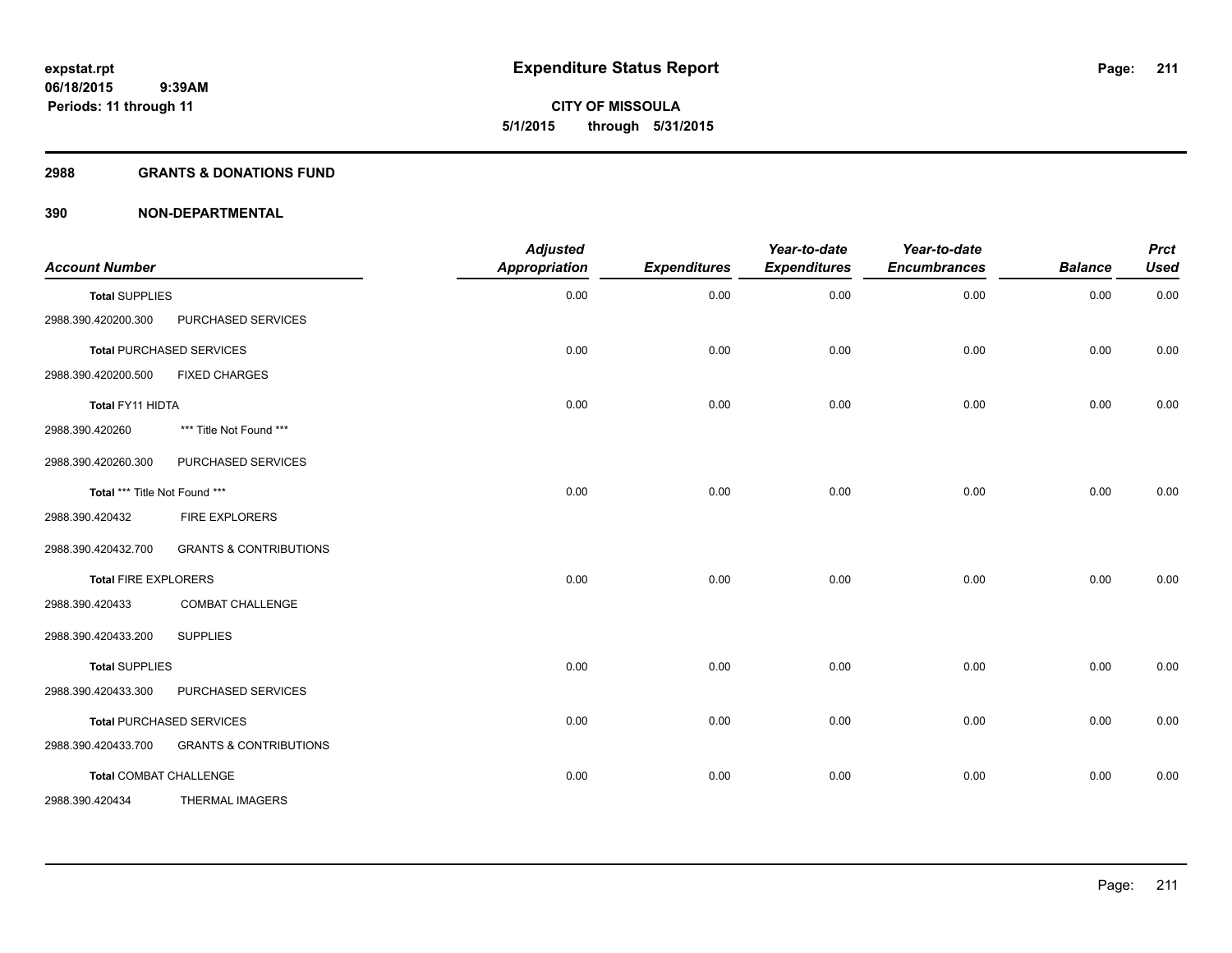**expstat.rpt**
**06/18/2015 9:39AM**
**Periods: 11 through 11**

# Expenditure Status Report

**CITY OF MISSOULA**
**5/1/2015 through 5/31/2015**

## 2988 GRANTS & DONATIONS FUND

## 390 NON-DEPARTMENTAL

| Account Number | | Adjusted Appropriation | Expenditures | Year-to-date Expenditures | Year-to-date Encumbrances | Balance | Prct Used |
|---|---|---|---|---|---|---|---|
| **Total SUPPLIES** | | 0.00 | 0.00 | 0.00 | 0.00 | 0.00 | 0.00 |
| 2988.390.420200.300 | PURCHASED SERVICES | | | | | | |
| **Total PURCHASED SERVICES** | | 0.00 | 0.00 | 0.00 | 0.00 | 0.00 | 0.00 |
| 2988.390.420200.500 | FIXED CHARGES | | | | | | |
| **Total FY11 HIDTA** | | 0.00 | 0.00 | 0.00 | 0.00 | 0.00 | 0.00 |
| 2988.390.420260 | *** Title Not Found *** | | | | | | |
| 2988.390.420260.300 | PURCHASED SERVICES | | | | | | |
| **Total *** Title Not Found ***** | | 0.00 | 0.00 | 0.00 | 0.00 | 0.00 | 0.00 |
| 2988.390.420432 | FIRE EXPLORERS | | | | | | |
| 2988.390.420432.700 | GRANTS & CONTRIBUTIONS | | | | | | |
| **Total FIRE EXPLORERS** | | 0.00 | 0.00 | 0.00 | 0.00 | 0.00 | 0.00 |
| 2988.390.420433 | COMBAT CHALLENGE | | | | | | |
| 2988.390.420433.200 | SUPPLIES | | | | | | |
| **Total SUPPLIES** | | 0.00 | 0.00 | 0.00 | 0.00 | 0.00 | 0.00 |
| 2988.390.420433.300 | PURCHASED SERVICES | | | | | | |
| **Total PURCHASED SERVICES** | | 0.00 | 0.00 | 0.00 | 0.00 | 0.00 | 0.00 |
| 2988.390.420433.700 | GRANTS & CONTRIBUTIONS | | | | | | |
| **Total COMBAT CHALLENGE** | | 0.00 | 0.00 | 0.00 | 0.00 | 0.00 | 0.00 |
| 2988.390.420434 | THERMAL IMAGERS | | | | | | |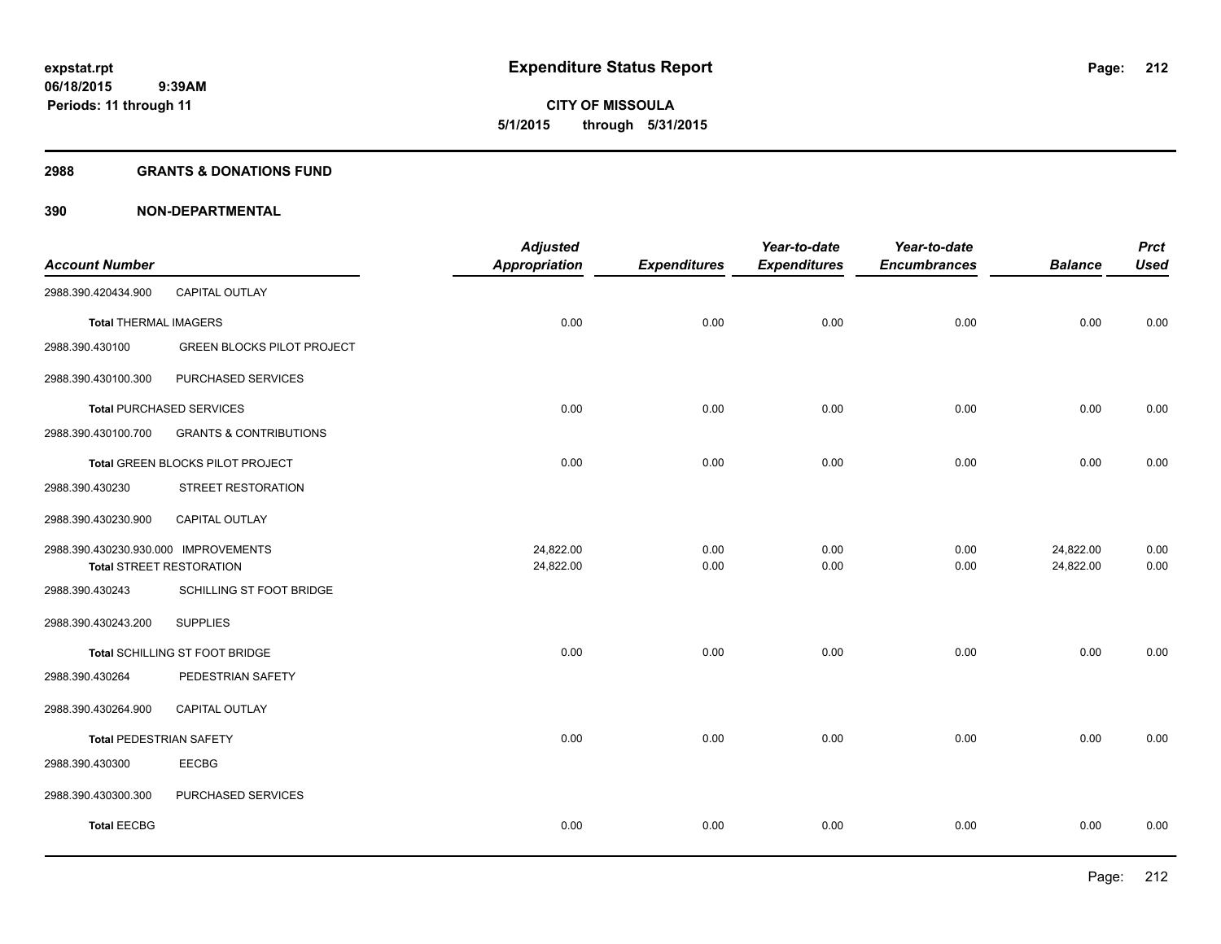expstat.rpt
06/18/2015 9:39AM
Periods: 11 through 11

# Expenditure Status Report

**CITY OF MISSOULA**
**5/1/2015 through 5/31/2015**

## 2988 GRANTS & DONATIONS FUND

### 390 NON-DEPARTMENTAL

| Account Number | | Adjusted Appropriation | Expenditures | Year-to-date Expenditures | Year-to-date Encumbrances | Balance | Prct Used |
|---|---|---|---|---|---|---|---|
| 2988.390.420434.900 | CAPITAL OUTLAY | | | | | | |
| **Total** THERMAL IMAGERS | | 0.00 | 0.00 | 0.00 | 0.00 | 0.00 | 0.00 |
| 2988.390.430100 | GREEN BLOCKS PILOT PROJECT | | | | | | |
| 2988.390.430100.300 | PURCHASED SERVICES | | | | | | |
| **Total** PURCHASED SERVICES | | 0.00 | 0.00 | 0.00 | 0.00 | 0.00 | 0.00 |
| 2988.390.430100.700 | GRANTS & CONTRIBUTIONS | | | | | | |
| **Total** GREEN BLOCKS PILOT PROJECT | | 0.00 | 0.00 | 0.00 | 0.00 | 0.00 | 0.00 |
| 2988.390.430230 | STREET RESTORATION | | | | | | |
| 2988.390.430230.900 | CAPITAL OUTLAY | | | | | | |
| 2988.390.430230.930.000 | IMPROVEMENTS | 24,822.00 | 0.00 | 0.00 | 0.00 | 24,822.00 | 0.00 |
| **Total** STREET RESTORATION | | 24,822.00 | 0.00 | 0.00 | 0.00 | 24,822.00 | 0.00 |
| 2988.390.430243 | SCHILLING ST FOOT BRIDGE | | | | | | |
| 2988.390.430243.200 | SUPPLIES | | | | | | |
| **Total** SCHILLING ST FOOT BRIDGE | | 0.00 | 0.00 | 0.00 | 0.00 | 0.00 | 0.00 |
| 2988.390.430264 | PEDESTRIAN SAFETY | | | | | | |
| 2988.390.430264.900 | CAPITAL OUTLAY | | | | | | |
| **Total** PEDESTRIAN SAFETY | | 0.00 | 0.00 | 0.00 | 0.00 | 0.00 | 0.00 |
| 2988.390.430300 | EECBG | | | | | | |
| 2988.390.430300.300 | PURCHASED SERVICES | | | | | | |
| **Total** EECBG | | 0.00 | 0.00 | 0.00 | 0.00 | 0.00 | 0.00 |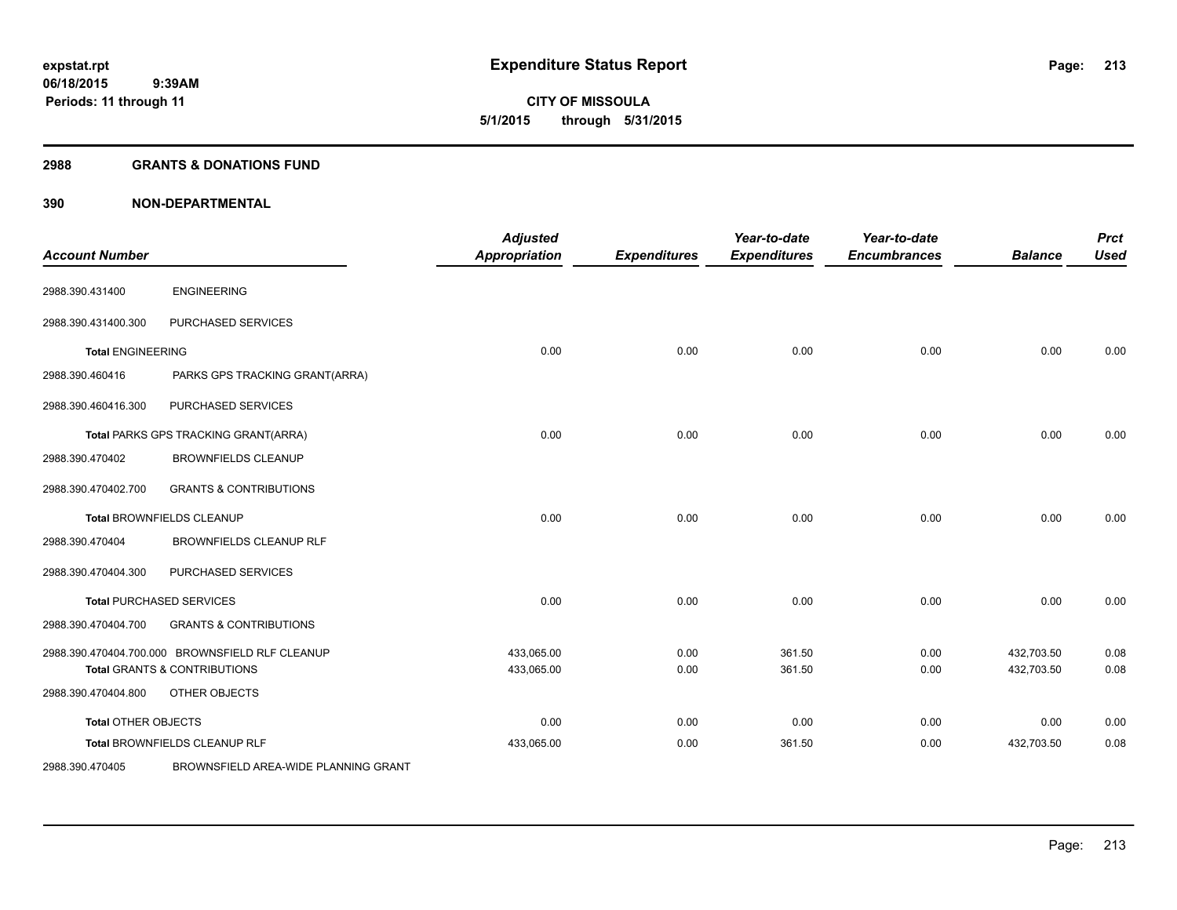**expstat.rpt**
**06/18/2015 9:39AM**
**Periods: 11 through 11**

# Expenditure Status Report

**CITY OF MISSOULA**
**5/1/2015 through 5/31/2015**

## 2988 GRANTS & DONATIONS FUND

### 390 NON-DEPARTMENTAL

| Account Number | | Adjusted Appropriation | Expenditures | Year-to-date Expenditures | Year-to-date Encumbrances | Balance | Prct Used |
|---|---|---|---|---|---|---|---|
| 2988.390.431400 | ENGINEERING | | | | | | |
| 2988.390.431400.300 | PURCHASED SERVICES | | | | | | |
| **Total** ENGINEERING | | 0.00 | 0.00 | 0.00 | 0.00 | 0.00 | 0.00 |
| 2988.390.460416 | PARKS GPS TRACKING GRANT(ARRA) | | | | | | |
| 2988.390.460416.300 | PURCHASED SERVICES | | | | | | |
| **Total** PARKS GPS TRACKING GRANT(ARRA) | | 0.00 | 0.00 | 0.00 | 0.00 | 0.00 | 0.00 |
| 2988.390.470402 | BROWNFIELDS CLEANUP | | | | | | |
| 2988.390.470402.700 | GRANTS & CONTRIBUTIONS | | | | | | |
| **Total** BROWNFIELDS CLEANUP | | 0.00 | 0.00 | 0.00 | 0.00 | 0.00 | 0.00 |
| 2988.390.470404 | BROWNFIELDS CLEANUP RLF | | | | | | |
| 2988.390.470404.300 | PURCHASED SERVICES | | | | | | |
| **Total** PURCHASED SERVICES | | 0.00 | 0.00 | 0.00 | 0.00 | 0.00 | 0.00 |
| 2988.390.470404.700 | GRANTS & CONTRIBUTIONS | | | | | | |
| 2988.390.470404.700.000 | BROWNSFIELD RLF CLEANUP | 433,065.00 | 0.00 | 361.50 | 0.00 | 432,703.50 | 0.08 |
| **Total** GRANTS & CONTRIBUTIONS | | 433,065.00 | 0.00 | 361.50 | 0.00 | 432,703.50 | 0.08 |
| 2988.390.470404.800 | OTHER OBJECTS | | | | | | |
| **Total** OTHER OBJECTS | | 0.00 | 0.00 | 0.00 | 0.00 | 0.00 | 0.00 |
| **Total** BROWNFIELDS CLEANUP RLF | | 433,065.00 | 0.00 | 361.50 | 0.00 | 432,703.50 | 0.08 |
| 2988.390.470405 | BROWNSFIELD AREA-WIDE PLANNING GRANT | | | | | | |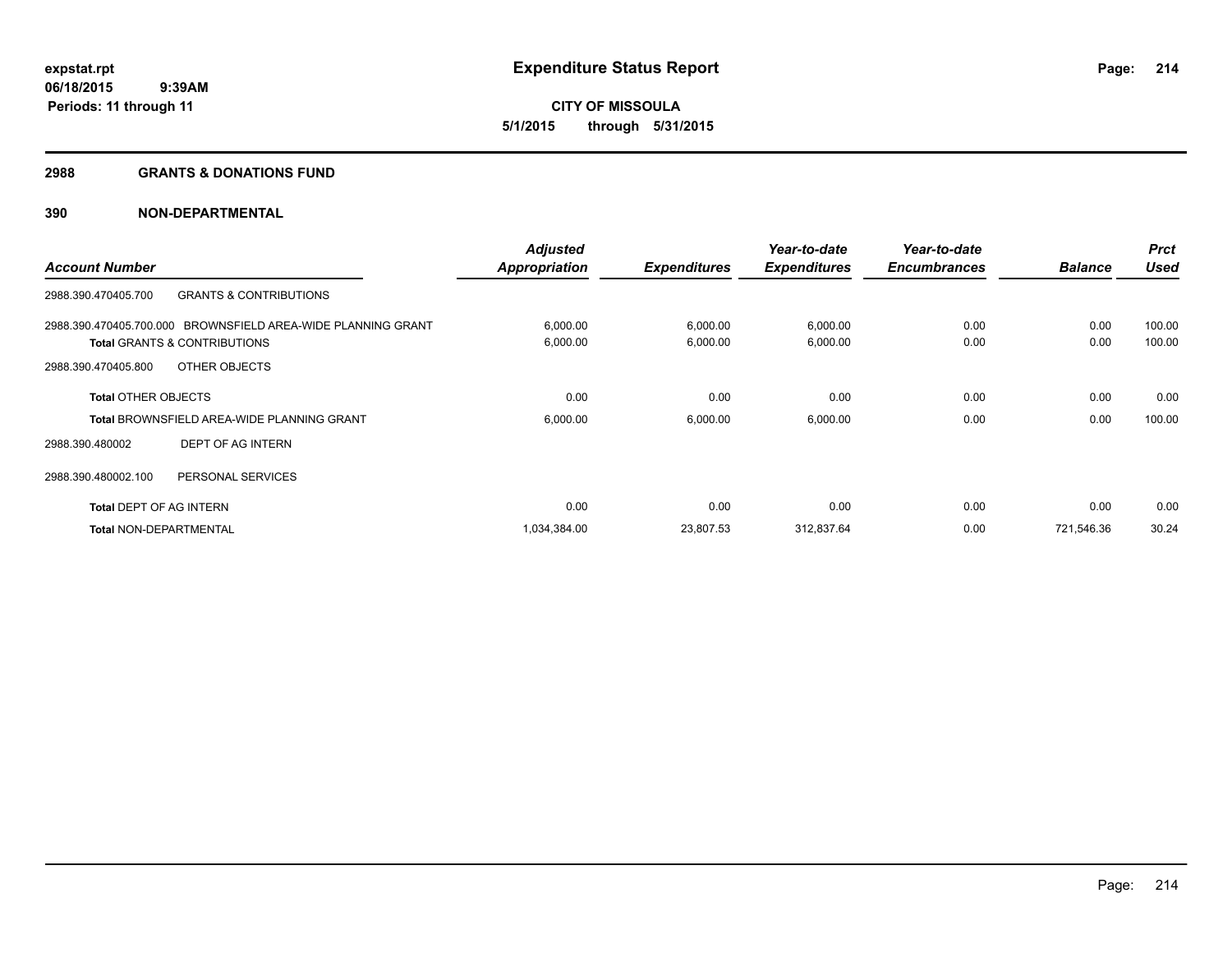**expstat.rpt**
**06/18/2015 9:39AM**
**Periods: 11 through 11**

# Expenditure Status Report

**CITY OF MISSOULA**
**5/1/2015 through 5/31/2015**

## 2988 GRANTS & DONATIONS FUND

## 390 NON-DEPARTMENTAL

| Account Number | | Adjusted Appropriation | Expenditures | Year-to-date Expenditures | Year-to-date Encumbrances | Balance | Prct Used |
|---|---|---|---|---|---|---|---|
| 2988.390.470405.700 | GRANTS & CONTRIBUTIONS | | | | | | |
| 2988.390.470405.700.000 | BROWNSFIELD AREA-WIDE PLANNING GRANT | 6,000.00 | 6,000.00 | 6,000.00 | 0.00 | 0.00 | 100.00 |
| **Total** GRANTS & CONTRIBUTIONS | | 6,000.00 | 6,000.00 | 6,000.00 | 0.00 | 0.00 | 100.00 |
| 2988.390.470405.800 | OTHER OBJECTS | | | | | | |
| **Total** OTHER OBJECTS | | 0.00 | 0.00 | 0.00 | 0.00 | 0.00 | 0.00 |
| **Total** BROWNSFIELD AREA-WIDE PLANNING GRANT | | 6,000.00 | 6,000.00 | 6,000.00 | 0.00 | 0.00 | 100.00 |
| 2988.390.480002 | DEPT OF AG INTERN | | | | | | |
| 2988.390.480002.100 | PERSONAL SERVICES | | | | | | |
| **Total** DEPT OF AG INTERN | | 0.00 | 0.00 | 0.00 | 0.00 | 0.00 | 0.00 |
| **Total** NON-DEPARTMENTAL | | 1,034,384.00 | 23,807.53 | 312,837.64 | 0.00 | 721,546.36 | 30.24 |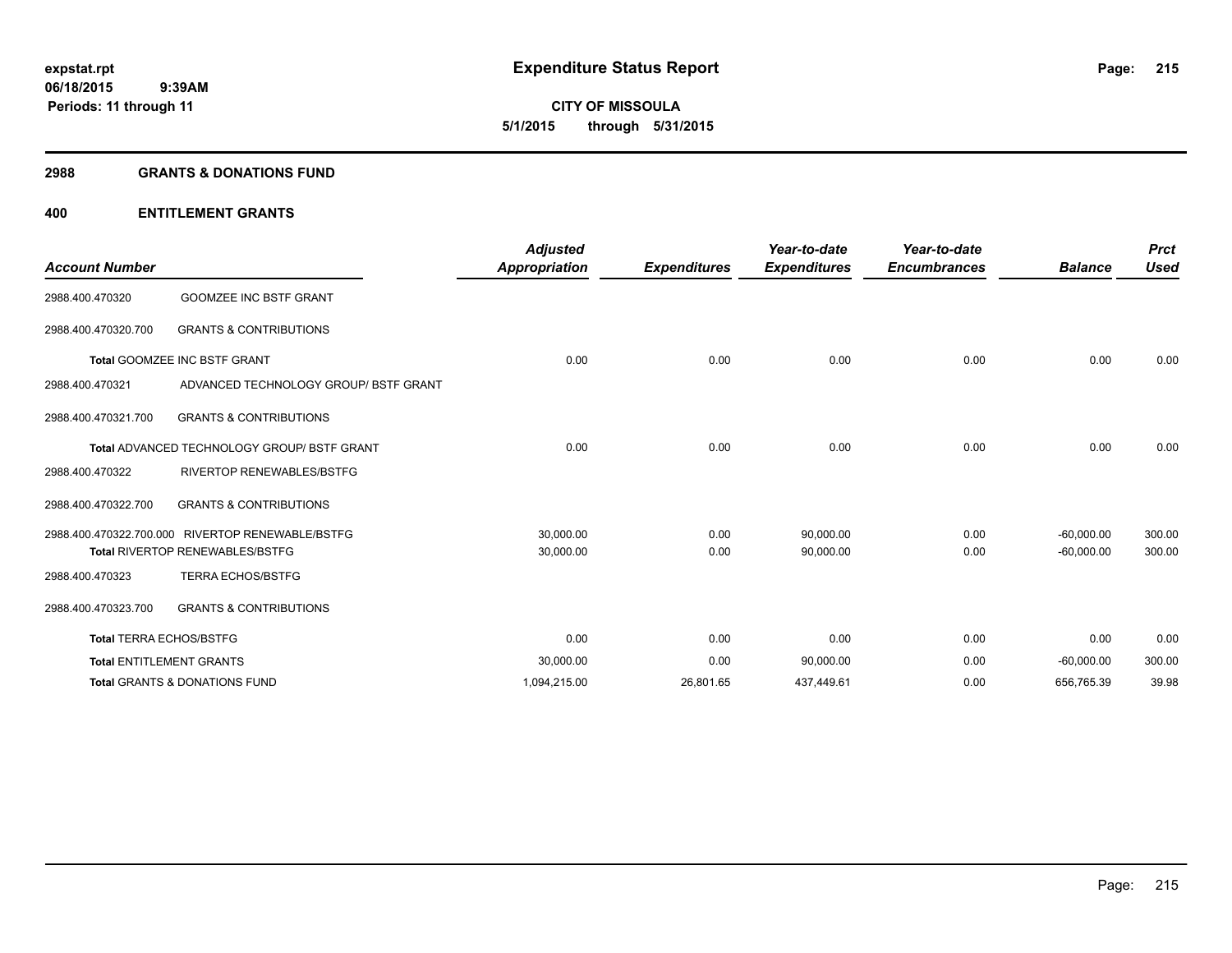**Expenditure Status Report**

**CITY OF MISSOULA**
**5/1/2015 through 5/31/2015**

expstat.rpt
06/18/2015 9:39AM
Periods: 11 through 11

## 2988 GRANTS & DONATIONS FUND

## 400 ENTITLEMENT GRANTS

| Account Number | | Adjusted Appropriation | Expenditures | Year-to-date Expenditures | Year-to-date Encumbrances | Balance | Prct Used |
|---|---|---|---|---|---|---|---|
| 2988.400.470320 | GOOMZEE INC BSTF GRANT | | | | | | |
| 2988.400.470320.700 | GRANTS & CONTRIBUTIONS | | | | | | |
| Total GOOMZEE INC BSTF GRANT | | 0.00 | 0.00 | 0.00 | 0.00 | 0.00 | 0.00 |
| 2988.400.470321 | ADVANCED TECHNOLOGY GROUP/ BSTF GRANT | | | | | | |
| 2988.400.470321.700 | GRANTS & CONTRIBUTIONS | | | | | | |
| Total ADVANCED TECHNOLOGY GROUP/ BSTF GRANT | | 0.00 | 0.00 | 0.00 | 0.00 | 0.00 | 0.00 |
| 2988.400.470322 | RIVERTOP RENEWABLES/BSTFG | | | | | | |
| 2988.400.470322.700 | GRANTS & CONTRIBUTIONS | | | | | | |
| 2988.400.470322.700.000 | RIVERTOP RENEWABLE/BSTFG | 30,000.00 | 0.00 | 90,000.00 | 0.00 | -60,000.00 | 300.00 |
| Total RIVERTOP RENEWABLES/BSTFG | | 30,000.00 | 0.00 | 90,000.00 | 0.00 | -60,000.00 | 300.00 |
| 2988.400.470323 | TERRA ECHOS/BSTFG | | | | | | |
| 2988.400.470323.700 | GRANTS & CONTRIBUTIONS | | | | | | |
| Total TERRA ECHOS/BSTFG | | 0.00 | 0.00 | 0.00 | 0.00 | 0.00 | 0.00 |
| Total ENTITLEMENT GRANTS | | 30,000.00 | 0.00 | 90,000.00 | 0.00 | -60,000.00 | 300.00 |
| Total GRANTS & DONATIONS FUND | | 1,094,215.00 | 26,801.65 | 437,449.61 | 0.00 | 656,765.39 | 39.98 |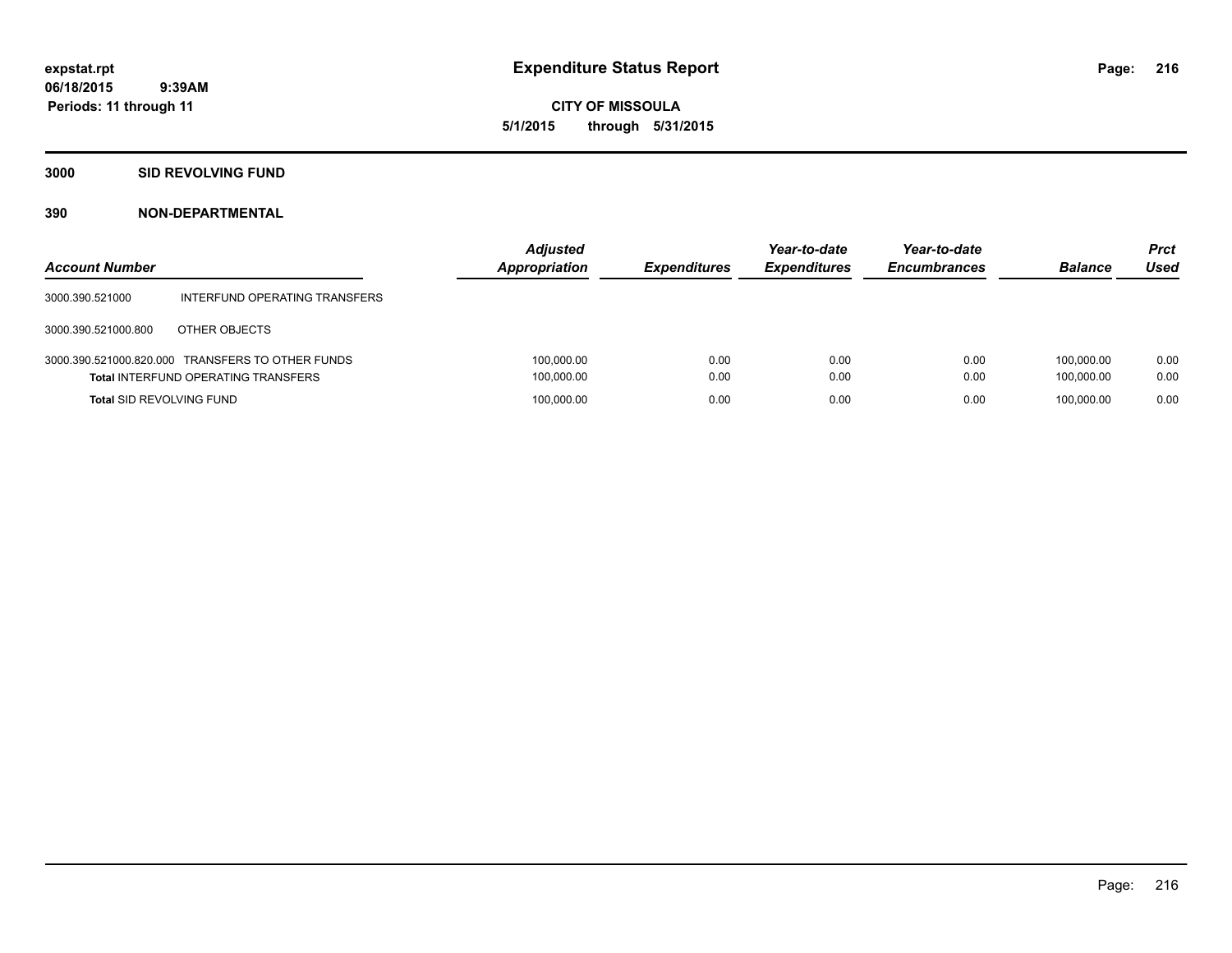# Expenditure Status Report

**CITY OF MISSOULA**

**5/1/2015 through 5/31/2015**

expstat.rpt
06/18/2015 9:39AM
Periods: 11 through 11

## 3000 SID REVOLVING FUND

### 390 NON-DEPARTMENTAL

| Account Number | | Adjusted Appropriation | Expenditures | Year-to-date Expenditures | Year-to-date Encumbrances | Balance | Prct Used |
|---|---|---|---|---|---|---|---|
| 3000.390.521000 | INTERFUND OPERATING TRANSFERS | | | | | | |
| 3000.390.521000.800 | OTHER OBJECTS | | | | | | |
| 3000.390.521000.820.000 | TRANSFERS TO OTHER FUNDS | 100,000.00 | 0.00 | 0.00 | 0.00 | 100,000.00 | 0.00 |
| **Total** INTERFUND OPERATING TRANSFERS | | 100,000.00 | 0.00 | 0.00 | 0.00 | 100,000.00 | 0.00 |
| **Total** SID REVOLVING FUND | | 100,000.00 | 0.00 | 0.00 | 0.00 | 100,000.00 | 0.00 |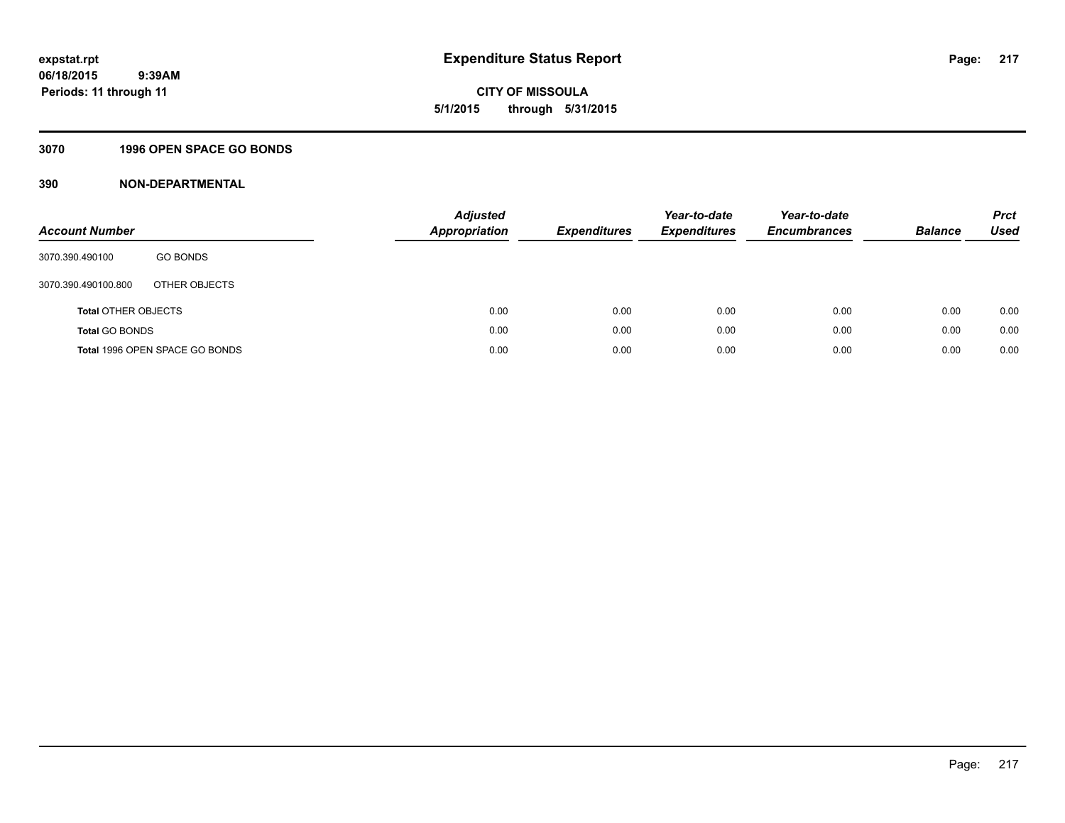**expstat.rpt**
**06/18/2015 9:39AM**
**Periods: 11 through 11**

# Expenditure Status Report

**CITY OF MISSOULA**
**5/1/2015 through 5/31/2015**

## 3070 1996 OPEN SPACE GO BONDS

## 390 NON-DEPARTMENTAL

| Account Number | | Adjusted Appropriation | Expenditures | Year-to-date Expenditures | Year-to-date Encumbrances | Balance | Prct Used |
|---|---|---|---|---|---|---|---|
| 3070.390.490100 | GO BONDS | | | | | | |
| 3070.390.490100.800 | OTHER OBJECTS | | | | | | |
| **Total** OTHER OBJECTS | | 0.00 | 0.00 | 0.00 | 0.00 | 0.00 | 0.00 |
| **Total** GO BONDS | | 0.00 | 0.00 | 0.00 | 0.00 | 0.00 | 0.00 |
| **Total** 1996 OPEN SPACE GO BONDS | | 0.00 | 0.00 | 0.00 | 0.00 | 0.00 | 0.00 |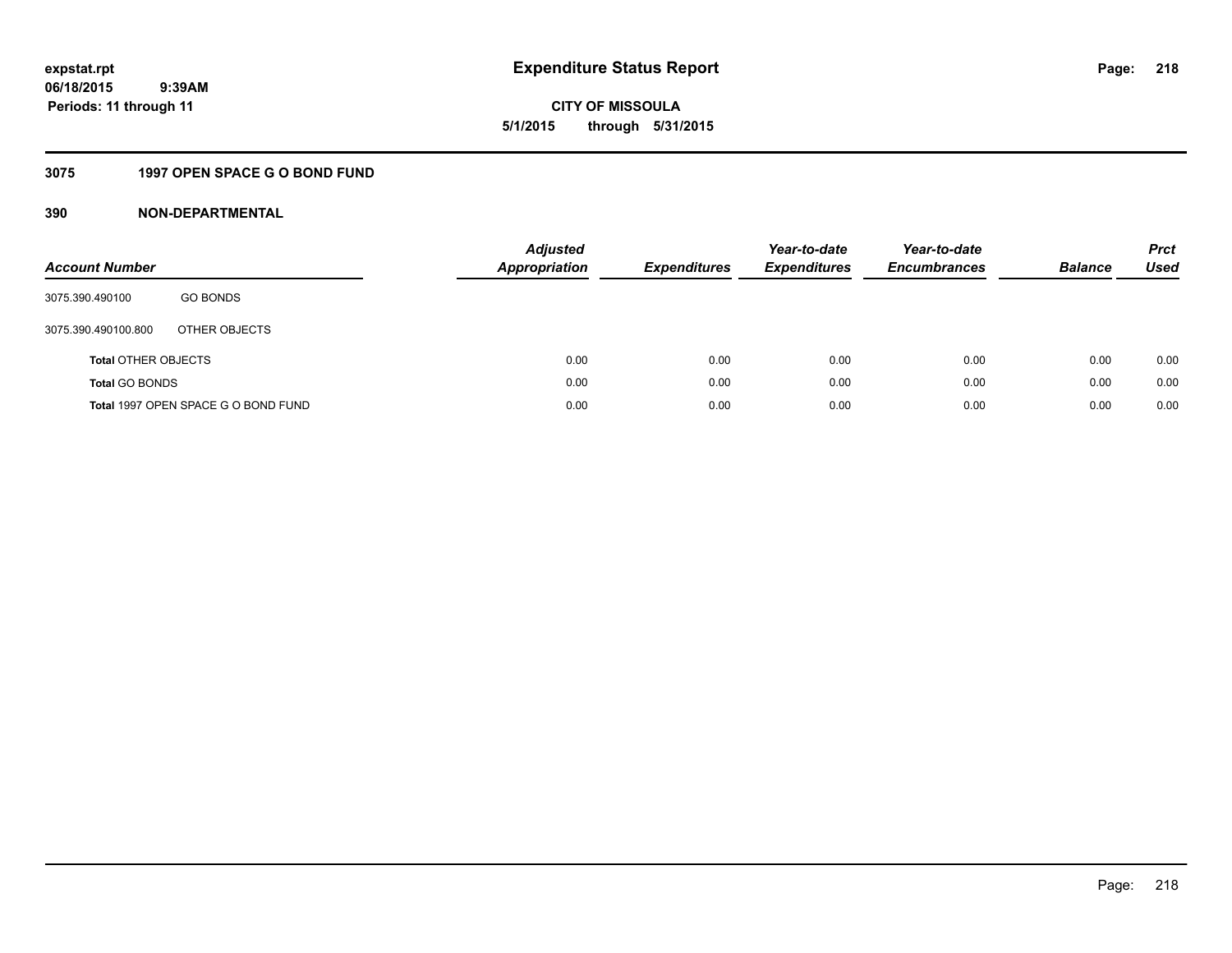**expstat.rpt**
**06/18/2015 9:39AM**
**Periods: 11 through 11**

# Expenditure Status Report

**CITY OF MISSOULA**
**5/1/2015 through 5/31/2015**

## 3075 1997 OPEN SPACE G O BOND FUND

### 390 NON-DEPARTMENTAL

| Account Number | | Adjusted Appropriation | Expenditures | Year-to-date Expenditures | Year-to-date Encumbrances | Balance | Prct Used |
|---|---|---|---|---|---|---|---|
| 3075.390.490100 | GO BONDS | | | | | | |
| 3075.390.490100.800 | OTHER OBJECTS | | | | | | |
| **Total** OTHER OBJECTS | | 0.00 | 0.00 | 0.00 | 0.00 | 0.00 | 0.00 |
| **Total** GO BONDS | | 0.00 | 0.00 | 0.00 | 0.00 | 0.00 | 0.00 |
| **Total** 1997 OPEN SPACE G O BOND FUND | | 0.00 | 0.00 | 0.00 | 0.00 | 0.00 | 0.00 |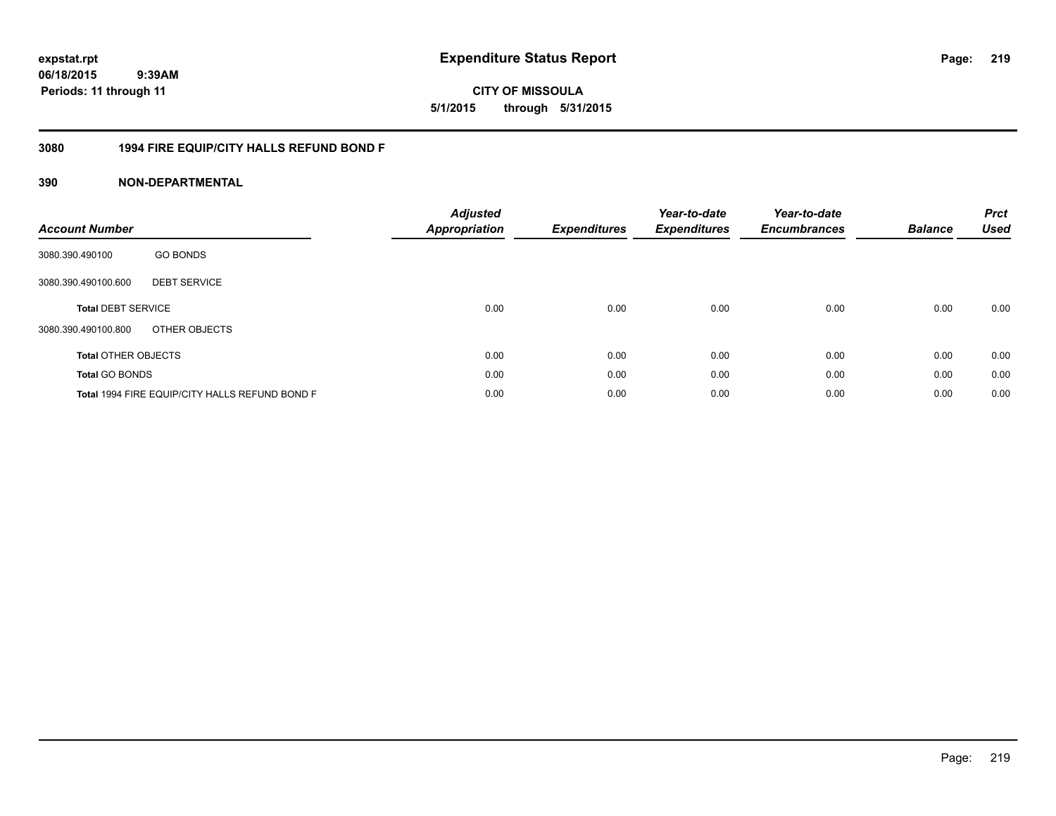# Expenditure Status Report

**CITY OF MISSOULA**

**5/1/2015 through 5/31/2015**

expstat.rpt
06/18/2015 9:39AM
Periods: 11 through 11

## 3080 1994 FIRE EQUIP/CITY HALLS REFUND BOND F

## 390 NON-DEPARTMENTAL

| Account Number | | Adjusted Appropriation | Expenditures | Year-to-date Expenditures | Year-to-date Encumbrances | Balance | Prct Used |
|---|---|---|---|---|---|---|---|
| 3080.390.490100 | GO BONDS | | | | | | |
| 3080.390.490100.600 | DEBT SERVICE | | | | | | |
| **Total** DEBT SERVICE | | 0.00 | 0.00 | 0.00 | 0.00 | 0.00 | 0.00 |
| 3080.390.490100.800 | OTHER OBJECTS | | | | | | |
| **Total** OTHER OBJECTS | | 0.00 | 0.00 | 0.00 | 0.00 | 0.00 | 0.00 |
| **Total** GO BONDS | | 0.00 | 0.00 | 0.00 | 0.00 | 0.00 | 0.00 |
| **Total** 1994 FIRE EQUIP/CITY HALLS REFUND BOND F | | 0.00 | 0.00 | 0.00 | 0.00 | 0.00 | 0.00 |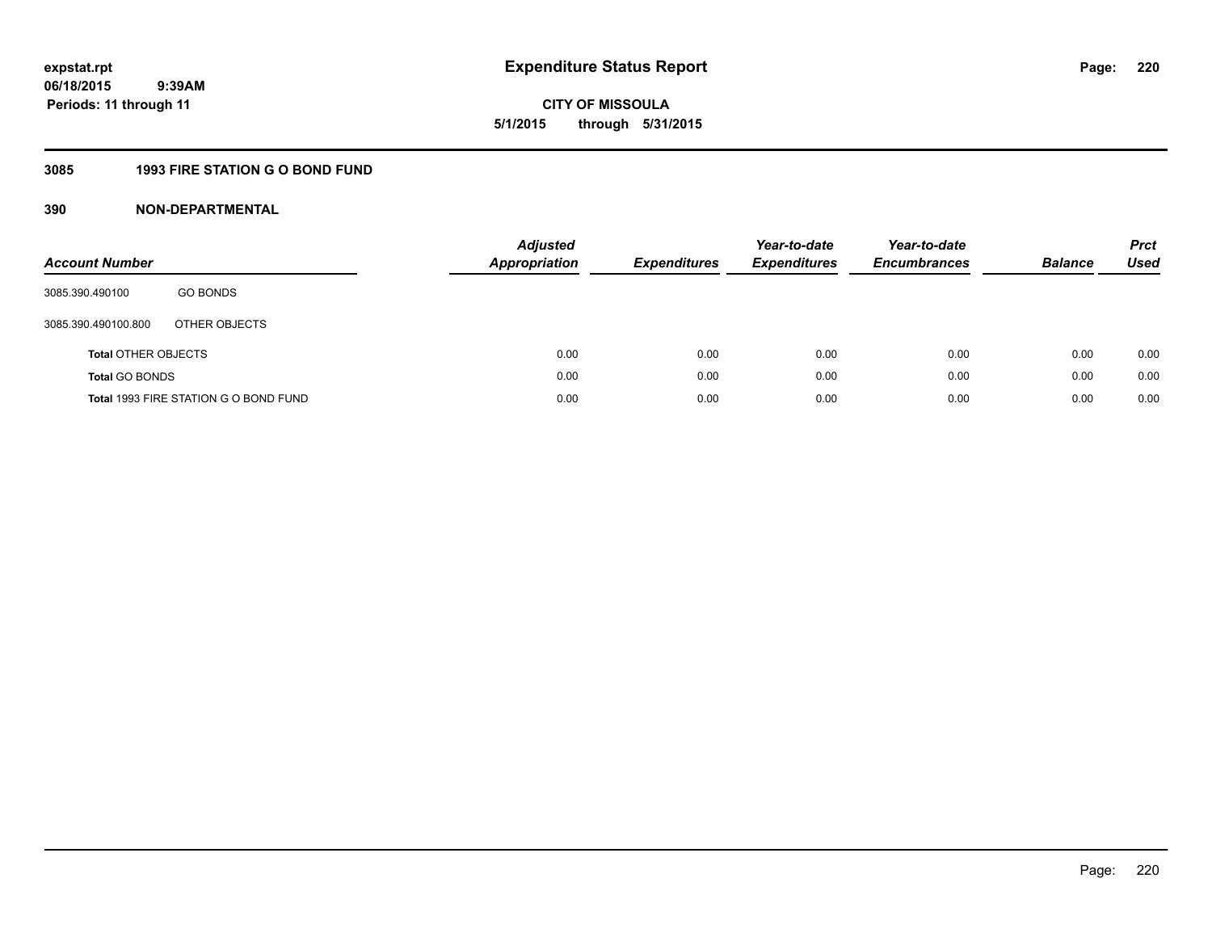# Expenditure Status Report

**expstat.rpt**
**06/18/2015 9:39AM**
**Periods: 11 through 11**

**CITY OF MISSOULA**
**5/1/2015 through 5/31/2015**

## 3085 1993 FIRE STATION G O BOND FUND

## 390 NON-DEPARTMENTAL

| Account Number | | Adjusted Appropriation | Expenditures | Year-to-date Expenditures | Year-to-date Encumbrances | Balance | Prct Used |
|---|---|---|---|---|---|---|---|
| 3085.390.490100 | GO BONDS | | | | | | |
| 3085.390.490100.800 | OTHER OBJECTS | | | | | | |
| **Total** OTHER OBJECTS | | 0.00 | 0.00 | 0.00 | 0.00 | 0.00 | 0.00 |
| **Total** GO BONDS | | 0.00 | 0.00 | 0.00 | 0.00 | 0.00 | 0.00 |
| **Total** 1993 FIRE STATION G O BOND FUND | | 0.00 | 0.00 | 0.00 | 0.00 | 0.00 | 0.00 |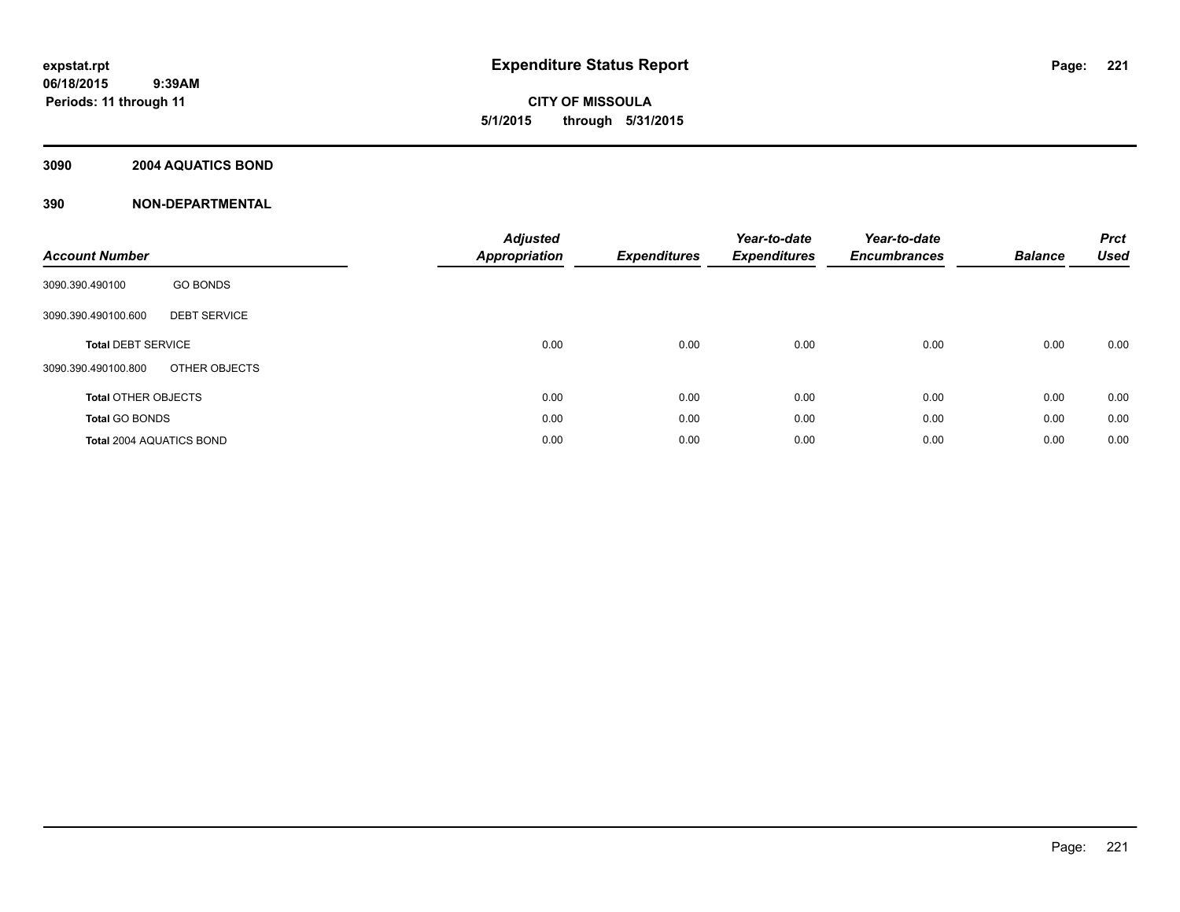# Expenditure Status Report

**expstat.rpt**
**06/18/2015 9:39AM**
**Periods: 11 through 11**

**CITY OF MISSOULA**
**5/1/2015 through 5/31/2015**

**3090 2004 AQUATICS BOND**

**390 NON-DEPARTMENTAL**

| Account Number | | Adjusted Appropriation | Expenditures | Year-to-date Expenditures | Year-to-date Encumbrances | Balance | Prct Used |
|---|---|---|---|---|---|---|---|
| 3090.390.490100 | GO BONDS | | | | | | |
| 3090.390.490100.600 | DEBT SERVICE | | | | | | |
| **Total** DEBT SERVICE | | 0.00 | 0.00 | 0.00 | 0.00 | 0.00 | 0.00 |
| 3090.390.490100.800 | OTHER OBJECTS | | | | | | |
| **Total** OTHER OBJECTS | | 0.00 | 0.00 | 0.00 | 0.00 | 0.00 | 0.00 |
| **Total** GO BONDS | | 0.00 | 0.00 | 0.00 | 0.00 | 0.00 | 0.00 |
| **Total** 2004 AQUATICS BOND | | 0.00 | 0.00 | 0.00 | 0.00 | 0.00 | 0.00 |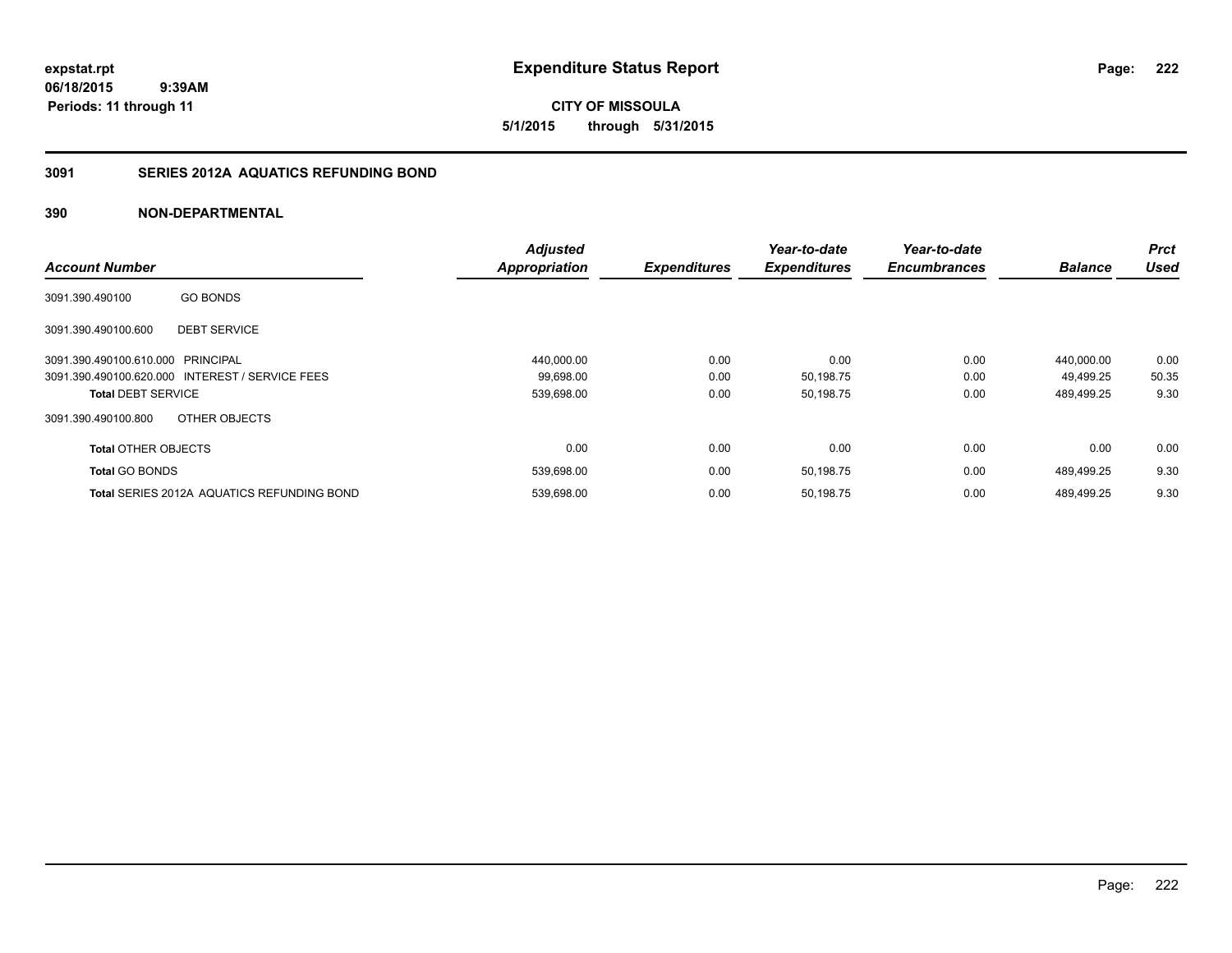expstat.rpt
06/18/2015 9:39AM
Periods: 11 through 11

# Expenditure Status Report

**CITY OF MISSOULA**
**5/1/2015 through 5/31/2015**

## 3091 SERIES 2012A AQUATICS REFUNDING BOND

### 390 NON-DEPARTMENTAL

| Account Number | | Adjusted Appropriation | Expenditures | Year-to-date Expenditures | Year-to-date Encumbrances | Balance | Prct Used |
|---|---|---|---|---|---|---|---|
| 3091.390.490100 | GO BONDS | | | | | | |
| 3091.390.490100.600 | DEBT SERVICE | | | | | | |
| 3091.390.490100.610.000 | PRINCIPAL | 440,000.00 | 0.00 | 0.00 | 0.00 | 440,000.00 | 0.00 |
| 3091.390.490100.620.000 | INTEREST / SERVICE FEES | 99,698.00 | 0.00 | 50,198.75 | 0.00 | 49,499.25 | 50.35 |
| **Total** DEBT SERVICE | | 539,698.00 | 0.00 | 50,198.75 | 0.00 | 489,499.25 | 9.30 |
| 3091.390.490100.800 | OTHER OBJECTS | | | | | | |
| **Total** OTHER OBJECTS | | 0.00 | 0.00 | 0.00 | 0.00 | 0.00 | 0.00 |
| **Total** GO BONDS | | 539,698.00 | 0.00 | 50,198.75 | 0.00 | 489,499.25 | 9.30 |
| **Total** SERIES 2012A AQUATICS REFUNDING BOND | | 539,698.00 | 0.00 | 50,198.75 | 0.00 | 489,499.25 | 9.30 |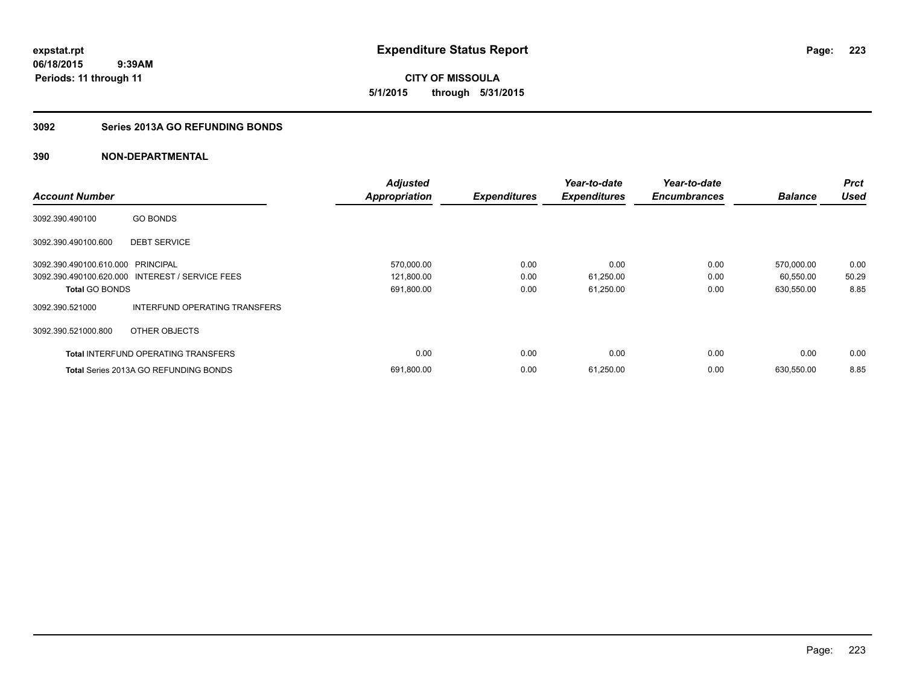# Expenditure Status Report

expstat.rpt
06/18/2015 9:39AM
Periods: 11 through 11

**CITY OF MISSOULA**
**5/1/2015 through 5/31/2015**

## 3092 Series 2013A GO REFUNDING BONDS

## 390 NON-DEPARTMENTAL

| Account Number | | Adjusted Appropriation | Expenditures | Year-to-date Expenditures | Year-to-date Encumbrances | Balance | Prct Used |
|---|---|---|---|---|---|---|---|
| 3092.390.490100 | GO BONDS | | | | | | |
| 3092.390.490100.600 | DEBT SERVICE | | | | | | |
| 3092.390.490100.610.000 | PRINCIPAL | 570,000.00 | 0.00 | 0.00 | 0.00 | 570,000.00 | 0.00 |
| 3092.390.490100.620.000 | INTEREST / SERVICE FEES | 121,800.00 | 0.00 | 61,250.00 | 0.00 | 60,550.00 | 50.29 |
| **Total** GO BONDS | | 691,800.00 | 0.00 | 61,250.00 | 0.00 | 630,550.00 | 8.85 |
| 3092.390.521000 | INTERFUND OPERATING TRANSFERS | | | | | | |
| 3092.390.521000.800 | OTHER OBJECTS | | | | | | |
| **Total** INTERFUND OPERATING TRANSFERS | | 0.00 | 0.00 | 0.00 | 0.00 | 0.00 | 0.00 |
| **Total** Series 2013A GO REFUNDING BONDS | | 691,800.00 | 0.00 | 61,250.00 | 0.00 | 630,550.00 | 8.85 |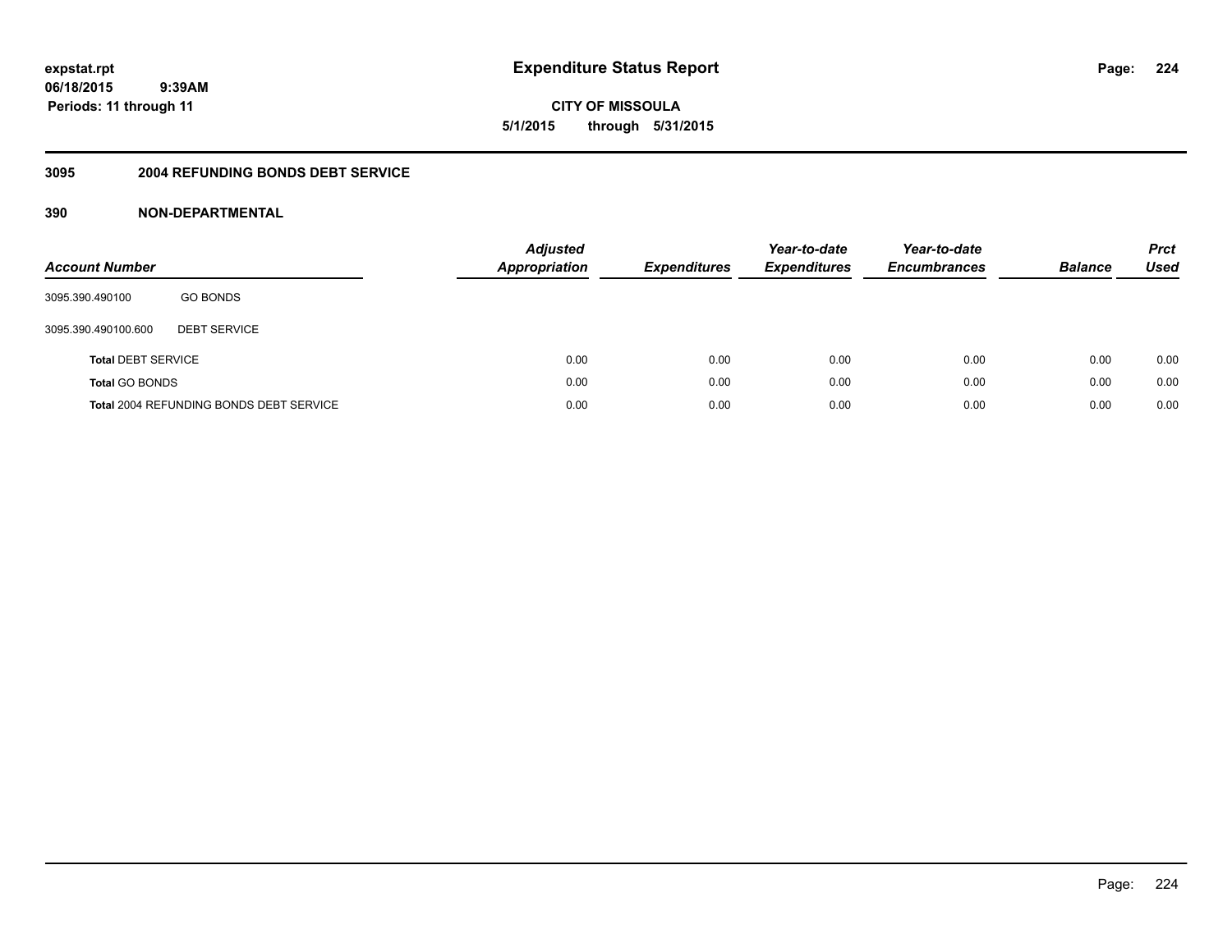# Expenditure Status Report

**expstat.rpt**
**06/18/2015 9:39AM**
**Periods: 11 through 11**

**CITY OF MISSOULA**
**5/1/2015 through 5/31/2015**

## 3095 2004 REFUNDING BONDS DEBT SERVICE

### 390 NON-DEPARTMENTAL

| Account Number | | Adjusted Appropriation | Expenditures | Year-to-date Expenditures | Year-to-date Encumbrances | Balance | Prct Used |
|---|---|---|---|---|---|---|---|
| 3095.390.490100 | GO BONDS | | | | | | |
| 3095.390.490100.600 | DEBT SERVICE | | | | | | |
| **Total** DEBT SERVICE | | 0.00 | 0.00 | 0.00 | 0.00 | 0.00 | 0.00 |
| **Total** GO BONDS | | 0.00 | 0.00 | 0.00 | 0.00 | 0.00 | 0.00 |
| **Total** 2004 REFUNDING BONDS DEBT SERVICE | | 0.00 | 0.00 | 0.00 | 0.00 | 0.00 | 0.00 |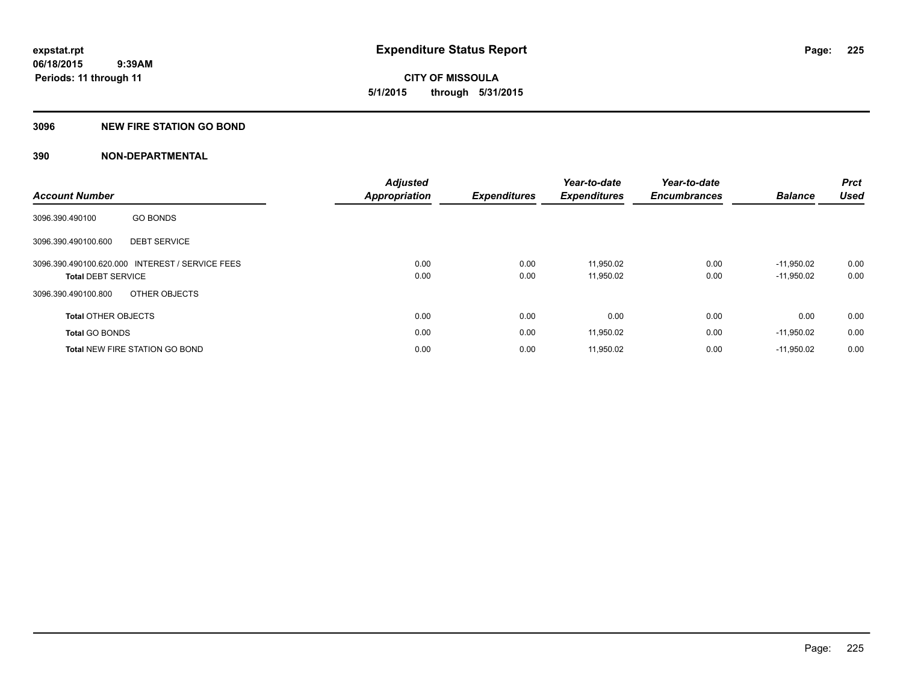**expstat.rpt**
**06/18/2015 9:39AM**
**Periods: 11 through 11**

# Expenditure Status Report

**CITY OF MISSOULA**
**5/1/2015 through 5/31/2015**

## 3096 NEW FIRE STATION GO BOND

## 390 NON-DEPARTMENTAL

| Account Number | | Adjusted Appropriation | Expenditures | Year-to-date Expenditures | Year-to-date Encumbrances | Balance | Prct Used |
|---|---|---|---|---|---|---|---|
| 3096.390.490100 | GO BONDS | | | | | | |
| 3096.390.490100.600 | DEBT SERVICE | | | | | | |
| 3096.390.490100.620.000 | INTEREST / SERVICE FEES | 0.00 | 0.00 | 11,950.02 | 0.00 | -11,950.02 | 0.00 |
| **Total** DEBT SERVICE | | 0.00 | 0.00 | 11,950.02 | 0.00 | -11,950.02 | 0.00 |
| 3096.390.490100.800 | OTHER OBJECTS | | | | | | |
| **Total** OTHER OBJECTS | | 0.00 | 0.00 | 0.00 | 0.00 | 0.00 | 0.00 |
| **Total** GO BONDS | | 0.00 | 0.00 | 11,950.02 | 0.00 | -11,950.02 | 0.00 |
| **Total** NEW FIRE STATION GO BOND | | 0.00 | 0.00 | 11,950.02 | 0.00 | -11,950.02 | 0.00 |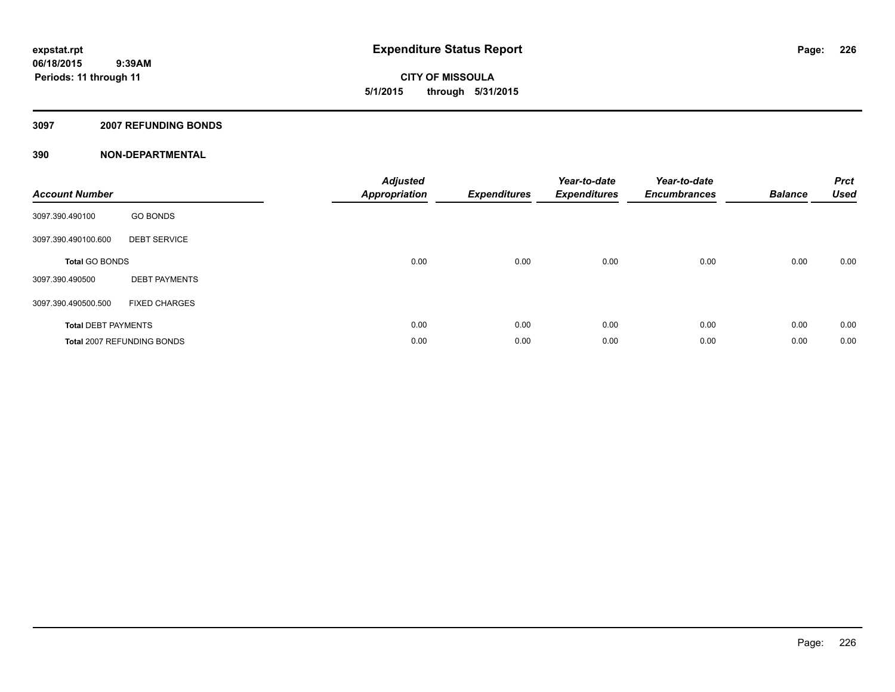**expstat.rpt**
**06/18/2015 9:39AM**
**Periods: 11 through 11**

# Expenditure Status Report

**CITY OF MISSOULA**
**5/1/2015 through 5/31/2015**

## 3097 2007 REFUNDING BONDS

## 390 NON-DEPARTMENTAL

| Account Number | | Adjusted Appropriation | Expenditures | Year-to-date Expenditures | Year-to-date Encumbrances | Balance | Prct Used |
|---|---|---|---|---|---|---|---|
| 3097.390.490100 | GO BONDS | | | | | | |
| 3097.390.490100.600 | DEBT SERVICE | | | | | | |
| **Total** GO BONDS | | 0.00 | 0.00 | 0.00 | 0.00 | 0.00 | 0.00 |
| 3097.390.490500 | DEBT PAYMENTS | | | | | | |
| 3097.390.490500.500 | FIXED CHARGES | | | | | | |
| **Total** DEBT PAYMENTS | | 0.00 | 0.00 | 0.00 | 0.00 | 0.00 | 0.00 |
| **Total** 2007 REFUNDING BONDS | | 0.00 | 0.00 | 0.00 | 0.00 | 0.00 | 0.00 |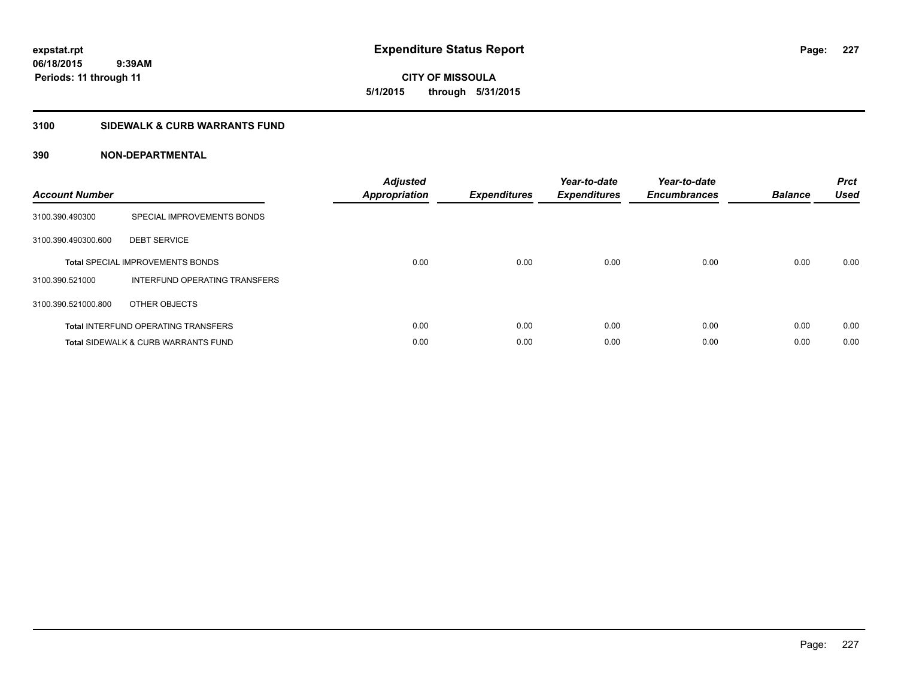# Expenditure Status Report

expstat.rpt
06/18/2015 9:39AM
Periods: 11 through 11

CITY OF MISSOULA
5/1/2015 through 5/31/2015

## 3100 SIDEWALK & CURB WARRANTS FUND

### 390 NON-DEPARTMENTAL

| Account Number | | *Adjusted Appropriation* | *Expenditures* | *Year-to-date Expenditures* | *Year-to-date Encumbrances* | *Balance* | *Prct Used* |
|---|---|---|---|---|---|---|---|
| 3100.390.490300 | SPECIAL IMPROVEMENTS BONDS | | | | | | |
| 3100.390.490300.600 | DEBT SERVICE | | | | | | |
| **Total** SPECIAL IMPROVEMENTS BONDS | | 0.00 | 0.00 | 0.00 | 0.00 | 0.00 | 0.00 |
| 3100.390.521000 | INTERFUND OPERATING TRANSFERS | | | | | | |
| 3100.390.521000.800 | OTHER OBJECTS | | | | | | |
| **Total** INTERFUND OPERATING TRANSFERS | | 0.00 | 0.00 | 0.00 | 0.00 | 0.00 | 0.00 |
| **Total** SIDEWALK & CURB WARRANTS FUND | | 0.00 | 0.00 | 0.00 | 0.00 | 0.00 | 0.00 |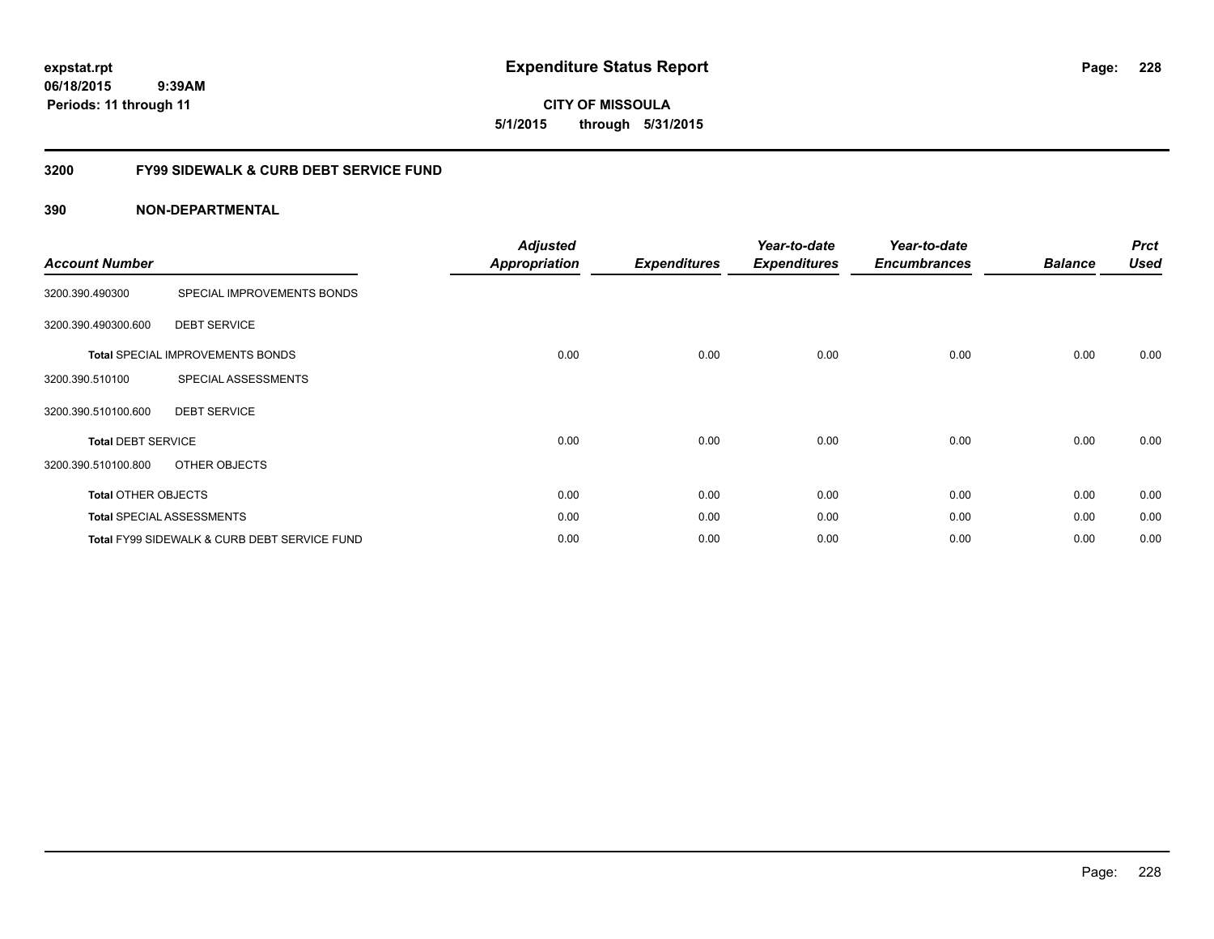# Expenditure Status Report

expstat.rpt
06/18/2015 9:39AM
Periods: 11 through 11

**CITY OF MISSOULA**
**5/1/2015 through 5/31/2015**

## 3200 FY99 SIDEWALK & CURB DEBT SERVICE FUND

### 390 NON-DEPARTMENTAL

| Account Number | | Adjusted Appropriation | Expenditures | Year-to-date Expenditures | Year-to-date Encumbrances | Balance | Prct Used |
|---|---|---|---|---|---|---|---|
| 3200.390.490300 | SPECIAL IMPROVEMENTS BONDS | | | | | | |
| 3200.390.490300.600 | DEBT SERVICE | | | | | | |
| **Total** SPECIAL IMPROVEMENTS BONDS | | 0.00 | 0.00 | 0.00 | 0.00 | 0.00 | 0.00 |
| 3200.390.510100 | SPECIAL ASSESSMENTS | | | | | | |
| 3200.390.510100.600 | DEBT SERVICE | | | | | | |
| **Total** DEBT SERVICE | | 0.00 | 0.00 | 0.00 | 0.00 | 0.00 | 0.00 |
| 3200.390.510100.800 | OTHER OBJECTS | | | | | | |
| **Total** OTHER OBJECTS | | 0.00 | 0.00 | 0.00 | 0.00 | 0.00 | 0.00 |
| **Total** SPECIAL ASSESSMENTS | | 0.00 | 0.00 | 0.00 | 0.00 | 0.00 | 0.00 |
| **Total** FY99 SIDEWALK & CURB DEBT SERVICE FUND | | 0.00 | 0.00 | 0.00 | 0.00 | 0.00 | 0.00 |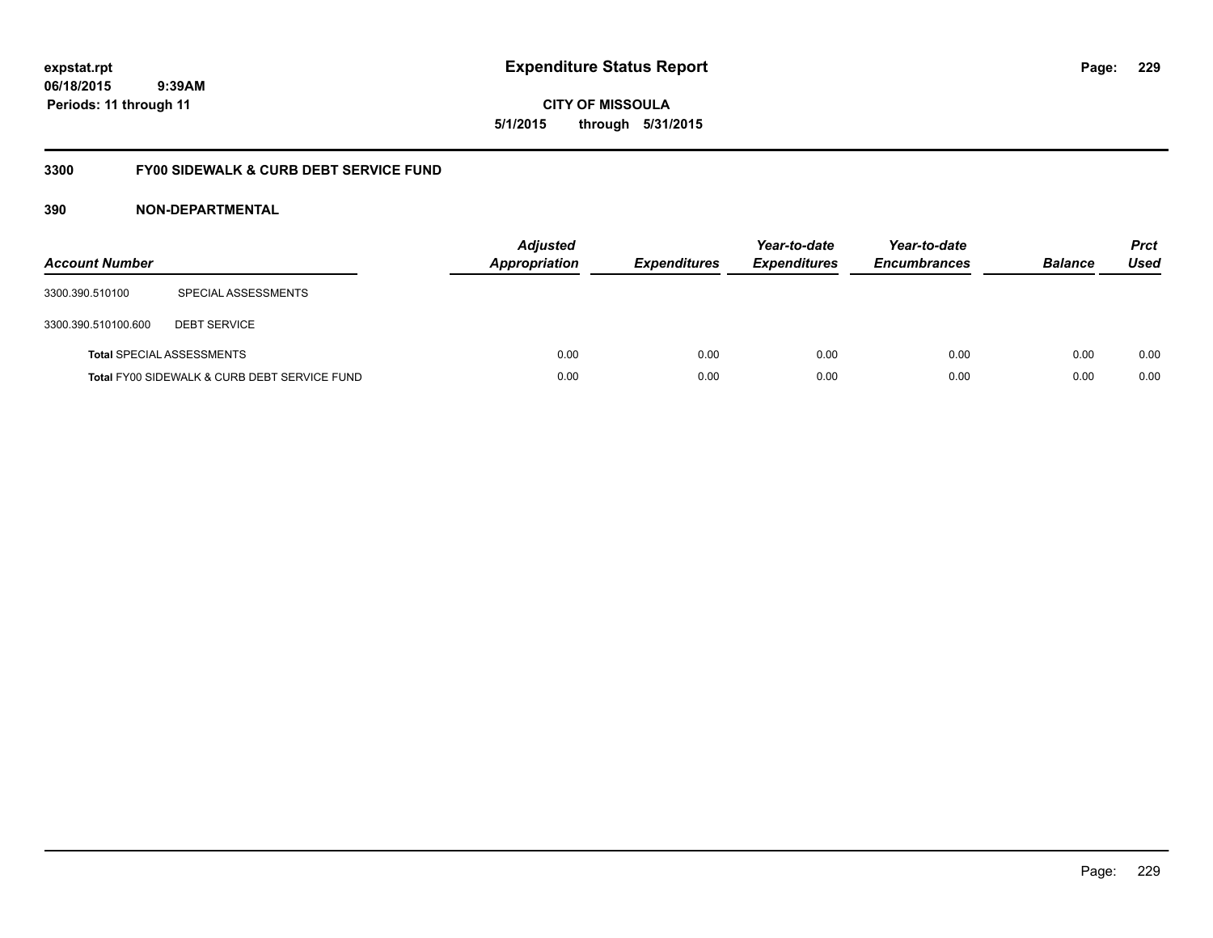# Expenditure Status Report

**CITY OF MISSOULA**

**5/1/2015 through 5/31/2015**

expstat.rpt
06/18/2015 9:39AM
Periods: 11 through 11

## 3300 FY00 SIDEWALK & CURB DEBT SERVICE FUND

## 390 NON-DEPARTMENTAL

| Account Number | | Adjusted Appropriation | Expenditures | Year-to-date Expenditures | Year-to-date Encumbrances | Balance | Prct Used |
|---|---|---|---|---|---|---|---|
| 3300.390.510100 | SPECIAL ASSESSMENTS | | | | | | |
| 3300.390.510100.600 | DEBT SERVICE | | | | | | |
| **Total** SPECIAL ASSESSMENTS | | 0.00 | 0.00 | 0.00 | 0.00 | 0.00 | 0.00 |
| **Total** FY00 SIDEWALK & CURB DEBT SERVICE FUND | | 0.00 | 0.00 | 0.00 | 0.00 | 0.00 | 0.00 |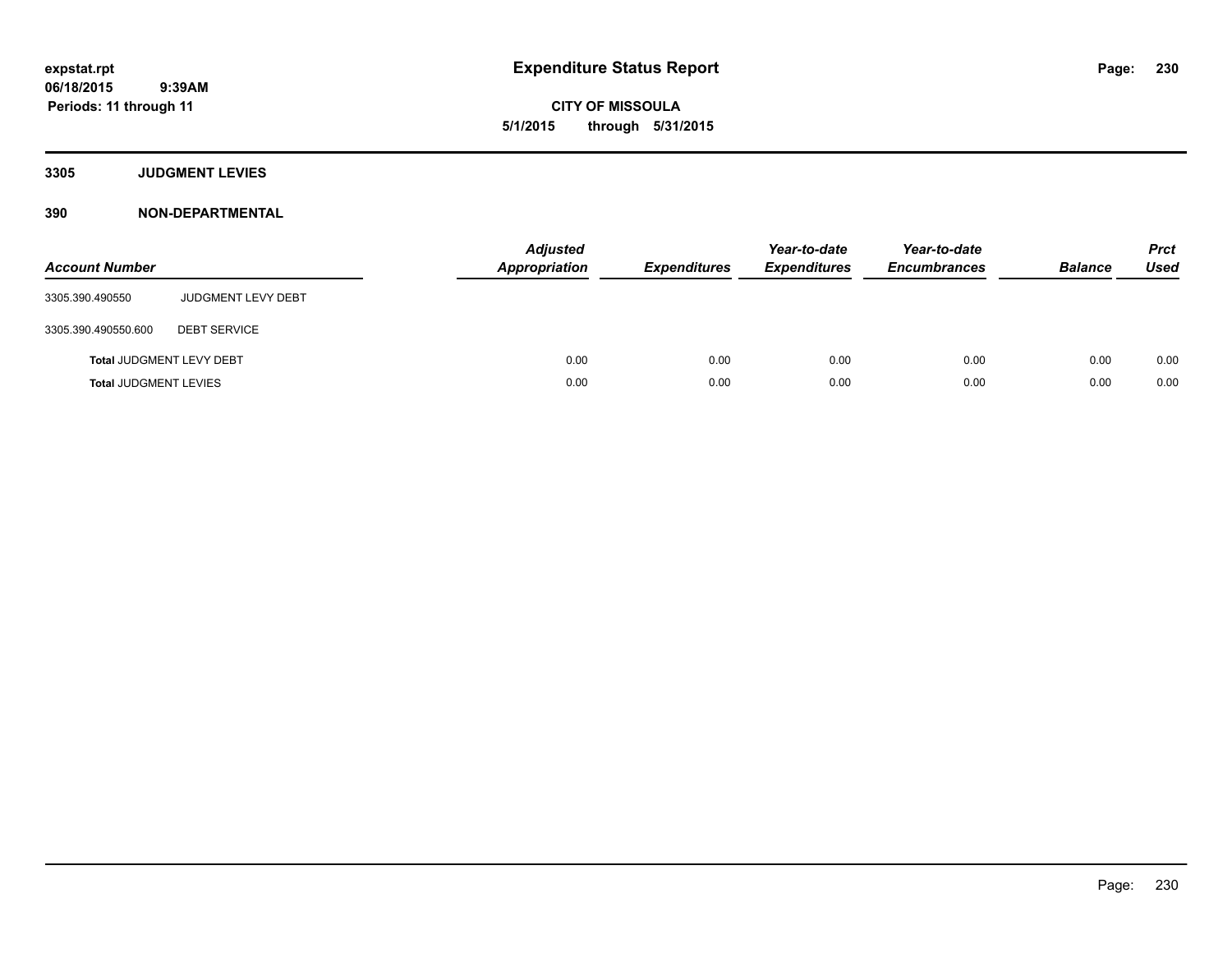# Expenditure Status Report

expstat.rpt
06/18/2015 9:39AM
Periods: 11 through 11

**CITY OF MISSOULA**
**5/1/2015 through 5/31/2015**

## 3305 JUDGMENT LEVIES

### 390 NON-DEPARTMENTAL

| Account Number | | Adjusted Appropriation | Expenditures | Year-to-date Expenditures | Year-to-date Encumbrances | Balance | Prct Used |
|---|---|---|---|---|---|---|---|
| 3305.390.490550 | JUDGMENT LEVY DEBT | | | | | | |
| 3305.390.490550.600 | DEBT SERVICE | | | | | | |
| **Total** JUDGMENT LEVY DEBT | | 0.00 | 0.00 | 0.00 | 0.00 | 0.00 | 0.00 |
| **Total** JUDGMENT LEVIES | | 0.00 | 0.00 | 0.00 | 0.00 | 0.00 | 0.00 |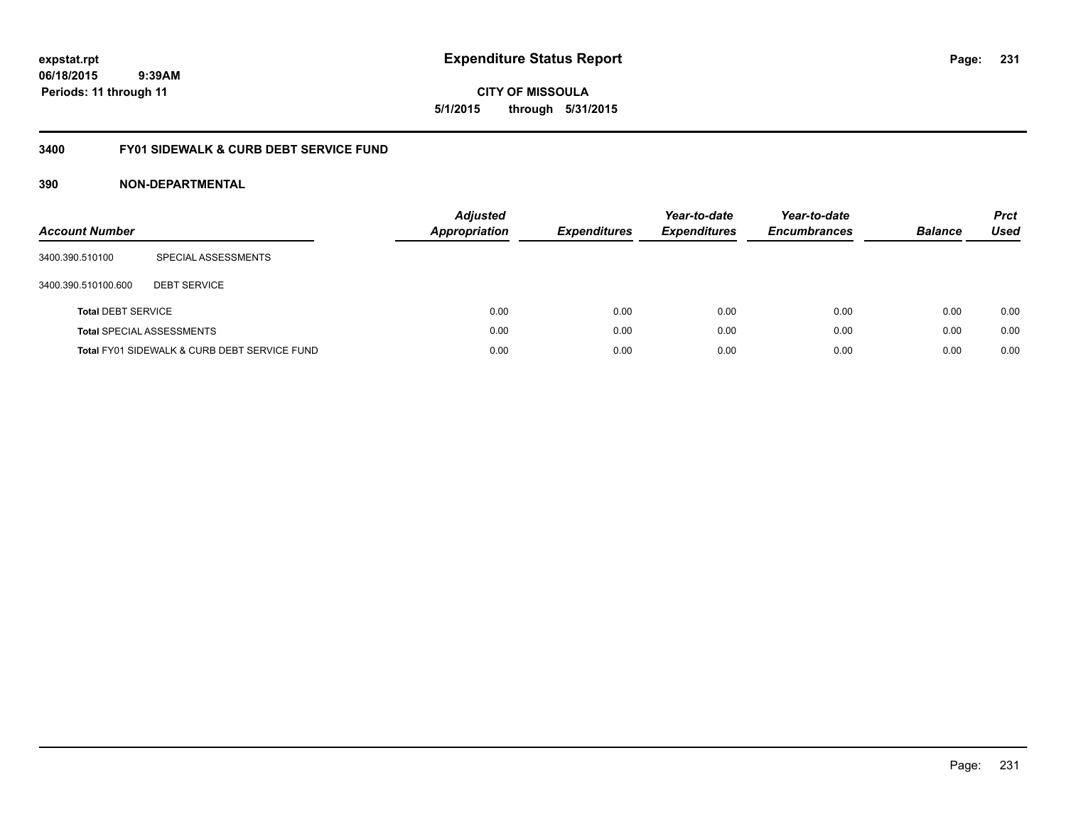**expstat.rpt**
**06/18/2015 9:39AM**
**Periods: 11 through 11**

# Expenditure Status Report

**CITY OF MISSOULA**
**5/1/2015 through 5/31/2015**

## 3400 FY01 SIDEWALK & CURB DEBT SERVICE FUND

### 390 NON-DEPARTMENTAL

| Account Number | | Adjusted Appropriation | Expenditures | Year-to-date Expenditures | Year-to-date Encumbrances | Balance | Prct Used |
|---|---|---|---|---|---|---|---|
| 3400.390.510100 | SPECIAL ASSESSMENTS | | | | | | |
| 3400.390.510100.600 | DEBT SERVICE | | | | | | |
| **Total** DEBT SERVICE | | 0.00 | 0.00 | 0.00 | 0.00 | 0.00 | 0.00 |
| **Total** SPECIAL ASSESSMENTS | | 0.00 | 0.00 | 0.00 | 0.00 | 0.00 | 0.00 |
| **Total** FY01 SIDEWALK & CURB DEBT SERVICE FUND | | 0.00 | 0.00 | 0.00 | 0.00 | 0.00 | 0.00 |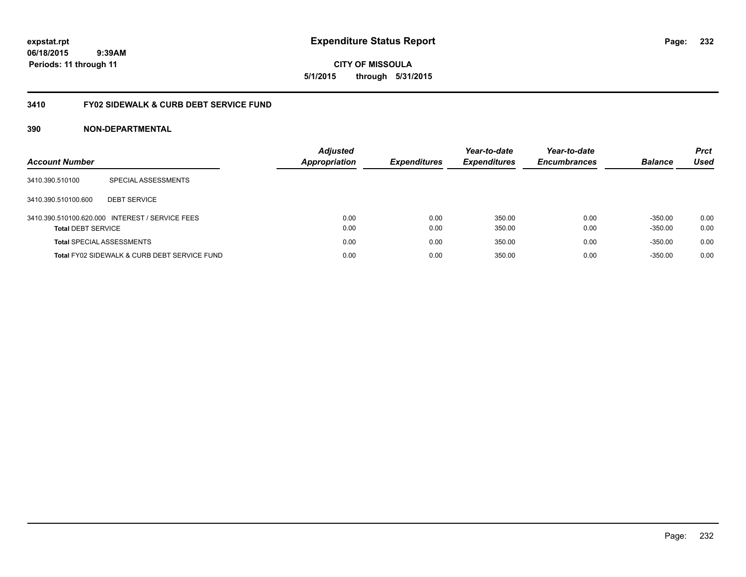# Expenditure Status Report

**expstat.rpt**
**06/18/2015 9:39AM**
**Periods: 11 through 11**

**CITY OF MISSOULA**
**5/1/2015 through 5/31/2015**

## 3410 FY02 SIDEWALK & CURB DEBT SERVICE FUND

### 390 NON-DEPARTMENTAL

| Account Number | | Adjusted Appropriation | Expenditures | Year-to-date Expenditures | Year-to-date Encumbrances | Balance | Prct Used |
|---|---|---|---|---|---|---|---|
| 3410.390.510100 | SPECIAL ASSESSMENTS | | | | | | |
| 3410.390.510100.600 | DEBT SERVICE | | | | | | |
| 3410.390.510100.620.000 | INTEREST / SERVICE FEES | 0.00 | 0.00 | 350.00 | 0.00 | -350.00 | 0.00 |
| **Total** DEBT SERVICE | | 0.00 | 0.00 | 350.00 | 0.00 | -350.00 | 0.00 |
| **Total** SPECIAL ASSESSMENTS | | 0.00 | 0.00 | 350.00 | 0.00 | -350.00 | 0.00 |
| **Total** FY02 SIDEWALK & CURB DEBT SERVICE FUND | | 0.00 | 0.00 | 350.00 | 0.00 | -350.00 | 0.00 |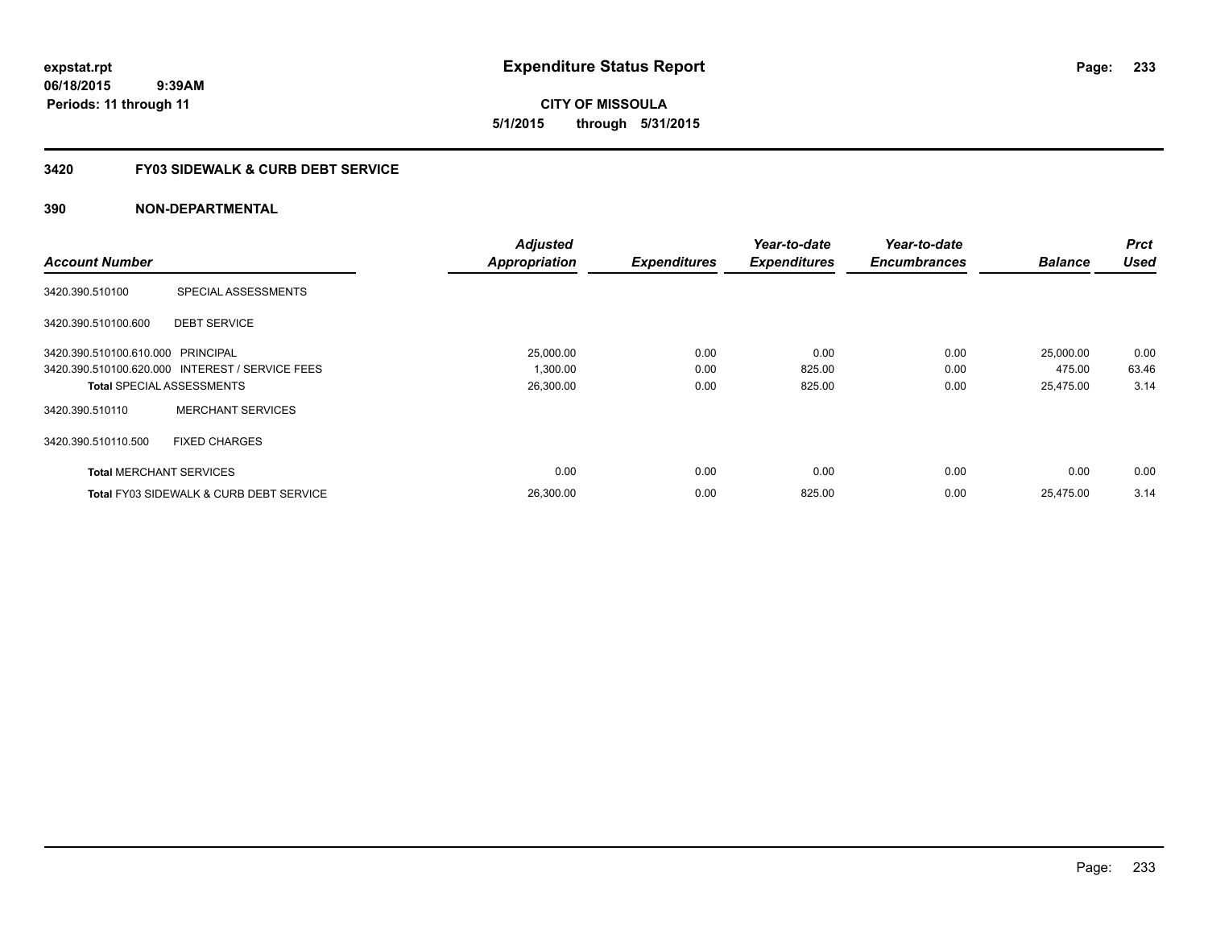**expstat.rpt**
**06/18/2015 9:39AM**
**Periods: 11 through 11**

# Expenditure Status Report

**CITY OF MISSOULA**
**5/1/2015 through 5/31/2015**

## 3420 FY03 SIDEWALK & CURB DEBT SERVICE

### 390 NON-DEPARTMENTAL

| Account Number | | Adjusted Appropriation | Expenditures | Year-to-date Expenditures | Year-to-date Encumbrances | Balance | Prct Used |
|---|---|---|---|---|---|---|---|
| 3420.390.510100 | SPECIAL ASSESSMENTS | | | | | | |
| 3420.390.510100.600 | DEBT SERVICE | | | | | | |
| 3420.390.510100.610.000 | PRINCIPAL | 25,000.00 | 0.00 | 0.00 | 0.00 | 25,000.00 | 0.00 |
| 3420.390.510100.620.000 | INTEREST / SERVICE FEES | 1,300.00 | 0.00 | 825.00 | 0.00 | 475.00 | 63.46 |
| **Total** SPECIAL ASSESSMENTS | | 26,300.00 | 0.00 | 825.00 | 0.00 | 25,475.00 | 3.14 |
| 3420.390.510110 | MERCHANT SERVICES | | | | | | |
| 3420.390.510110.500 | FIXED CHARGES | | | | | | |
| **Total** MERCHANT SERVICES | | 0.00 | 0.00 | 0.00 | 0.00 | 0.00 | 0.00 |
| **Total** FY03 SIDEWALK & CURB DEBT SERVICE | | 26,300.00 | 0.00 | 825.00 | 0.00 | 25,475.00 | 3.14 |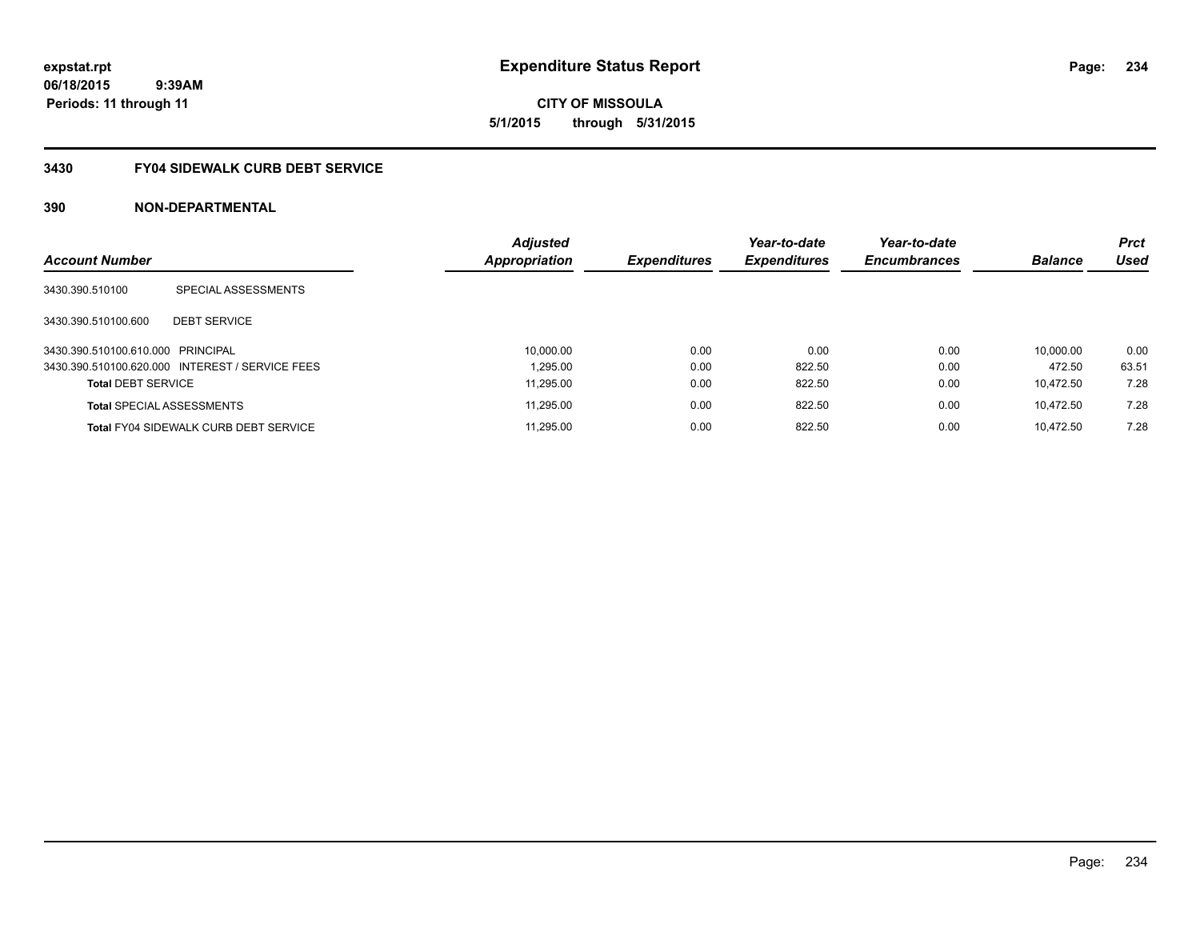**expstat.rpt**
**06/18/2015 9:39AM**
**Periods: 11 through 11**

# Expenditure Status Report

**CITY OF MISSOULA**
**5/1/2015 through 5/31/2015**

## 3430 FY04 SIDEWALK CURB DEBT SERVICE

### 390 NON-DEPARTMENTAL

| Account Number | | Adjusted Appropriation | Expenditures | Year-to-date Expenditures | Year-to-date Encumbrances | Balance | Prct Used |
|---|---|---|---|---|---|---|---|
| 3430.390.510100 | SPECIAL ASSESSMENTS | | | | | | |
| 3430.390.510100.600 | DEBT SERVICE | | | | | | |
| 3430.390.510100.610.000 | PRINCIPAL | 10,000.00 | 0.00 | 0.00 | 0.00 | 10,000.00 | 0.00 |
| 3430.390.510100.620.000 | INTEREST / SERVICE FEES | 1,295.00 | 0.00 | 822.50 | 0.00 | 472.50 | 63.51 |
| **Total** DEBT SERVICE | | 11,295.00 | 0.00 | 822.50 | 0.00 | 10,472.50 | 7.28 |
| **Total** SPECIAL ASSESSMENTS | | 11,295.00 | 0.00 | 822.50 | 0.00 | 10,472.50 | 7.28 |
| **Total** FY04 SIDEWALK CURB DEBT SERVICE | | 11,295.00 | 0.00 | 822.50 | 0.00 | 10,472.50 | 7.28 |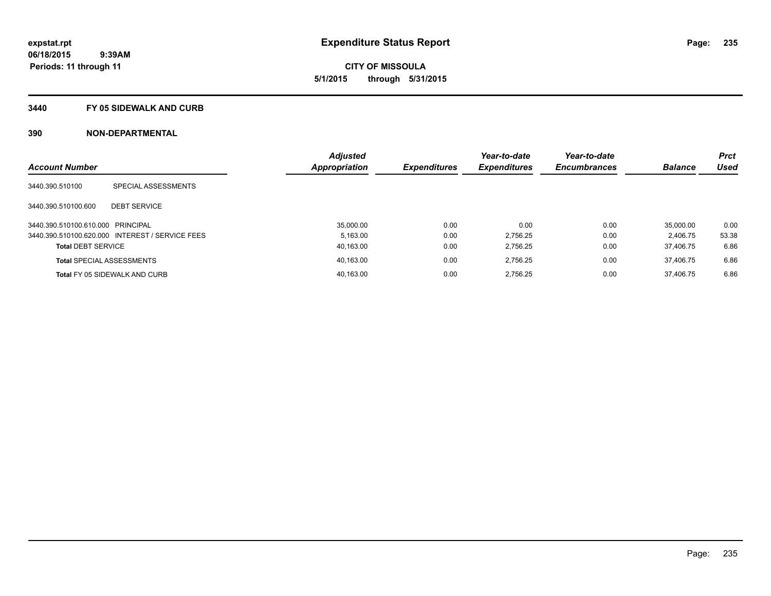**Expenditure Status Report**

**CITY OF MISSOULA**
**5/1/2015 through 5/31/2015**

expstat.rpt
06/18/2015 9:39AM
Periods: 11 through 11

## 3440 FY 05 SIDEWALK AND CURB

## 390 NON-DEPARTMENTAL

| Account Number | | Adjusted Appropriation | Expenditures | Year-to-date Expenditures | Year-to-date Encumbrances | Balance | Prct Used |
|---|---|---|---|---|---|---|---|
| 3440.390.510100 | SPECIAL ASSESSMENTS | | | | | | |
| 3440.390.510100.600 | DEBT SERVICE | | | | | | |
| 3440.390.510100.610.000 | PRINCIPAL | 35,000.00 | 0.00 | 0.00 | 0.00 | 35,000.00 | 0.00 |
| 3440.390.510100.620.000 | INTEREST / SERVICE FEES | 5,163.00 | 0.00 | 2,756.25 | 0.00 | 2,406.75 | 53.38 |
| **Total** DEBT SERVICE | | 40,163.00 | 0.00 | 2,756.25 | 0.00 | 37,406.75 | 6.86 |
| **Total** SPECIAL ASSESSMENTS | | 40,163.00 | 0.00 | 2,756.25 | 0.00 | 37,406.75 | 6.86 |
| **Total** FY 05 SIDEWALK AND CURB | | 40,163.00 | 0.00 | 2,756.25 | 0.00 | 37,406.75 | 6.86 |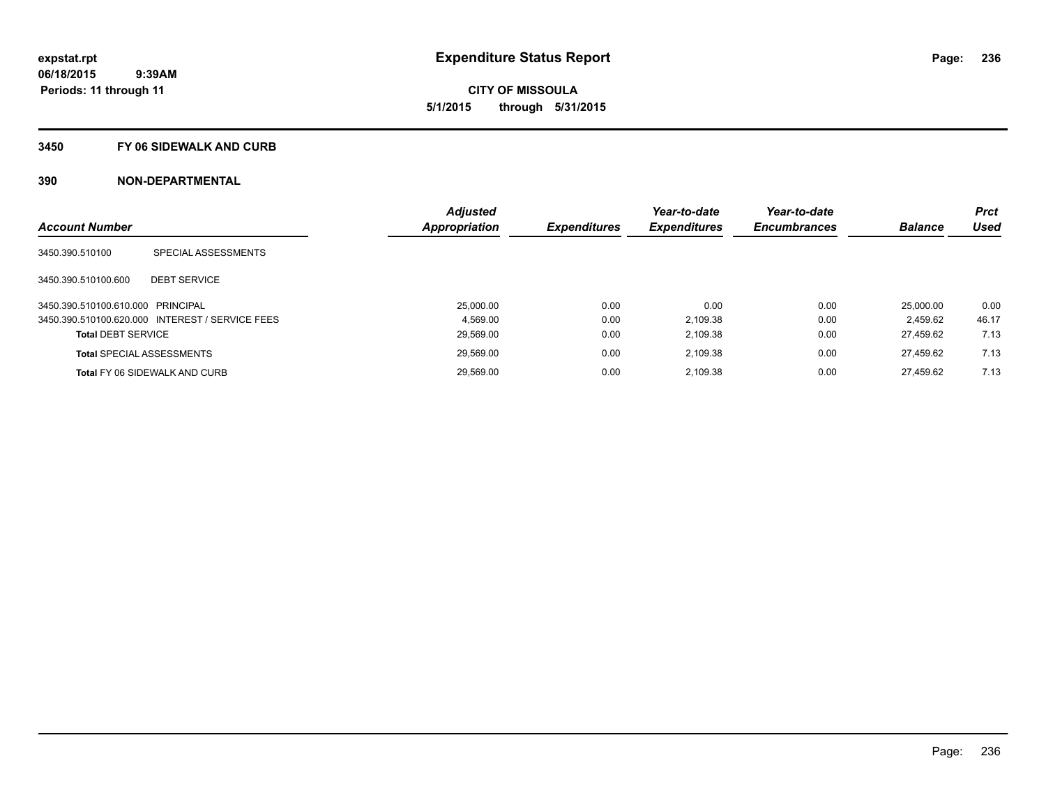expstat.rpt
06/18/2015 9:39AM
Periods: 11 through 11

# Expenditure Status Report

**CITY OF MISSOULA**
**5/1/2015 through 5/31/2015**

## 3450 FY 06 SIDEWALK AND CURB

### 390 NON-DEPARTMENTAL

| Account Number | | Adjusted Appropriation | Expenditures | Year-to-date Expenditures | Year-to-date Encumbrances | Balance | Prct Used |
|---|---|---|---|---|---|---|---|
| 3450.390.510100 | SPECIAL ASSESSMENTS | | | | | | |
| 3450.390.510100.600 | DEBT SERVICE | | | | | | |
| 3450.390.510100.610.000 | PRINCIPAL | 25,000.00 | 0.00 | 0.00 | 0.00 | 25,000.00 | 0.00 |
| 3450.390.510100.620.000 | INTEREST / SERVICE FEES | 4,569.00 | 0.00 | 2,109.38 | 0.00 | 2,459.62 | 46.17 |
| **Total** DEBT SERVICE | | 29,569.00 | 0.00 | 2,109.38 | 0.00 | 27,459.62 | 7.13 |
| **Total** SPECIAL ASSESSMENTS | | 29,569.00 | 0.00 | 2,109.38 | 0.00 | 27,459.62 | 7.13 |
| **Total** FY 06 SIDEWALK AND CURB | | 29,569.00 | 0.00 | 2,109.38 | 0.00 | 27,459.62 | 7.13 |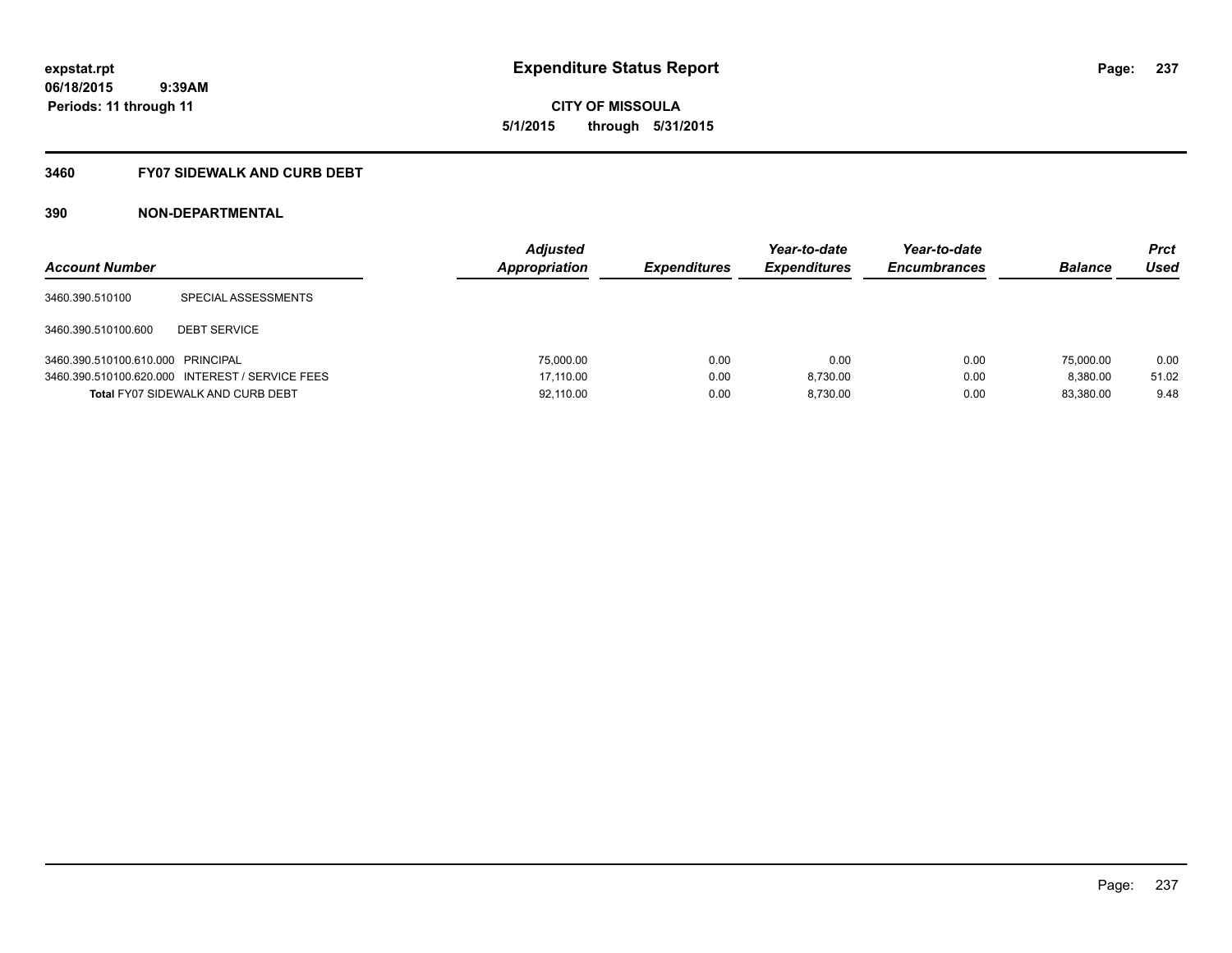# Expenditure Status Report

expstat.rpt
06/18/2015 9:39AM
Periods: 11 through 11

**CITY OF MISSOULA**
**5/1/2015 through 5/31/2015**

## 3460 FY07 SIDEWALK AND CURB DEBT

### 390 NON-DEPARTMENTAL

| Account Number | | Adjusted Appropriation | Expenditures | Year-to-date Expenditures | Year-to-date Encumbrances | Balance | Prct Used |
|---|---|---|---|---|---|---|---|
| 3460.390.510100 | SPECIAL ASSESSMENTS | | | | | | |
| 3460.390.510100.600 | DEBT SERVICE | | | | | | |
| 3460.390.510100.610.000 | PRINCIPAL | 75,000.00 | 0.00 | 0.00 | 0.00 | 75,000.00 | 0.00 |
| 3460.390.510100.620.000 | INTEREST / SERVICE FEES | 17,110.00 | 0.00 | 8,730.00 | 0.00 | 8,380.00 | 51.02 |
| **Total** FY07 SIDEWALK AND CURB DEBT | | 92,110.00 | 0.00 | 8,730.00 | 0.00 | 83,380.00 | 9.48 |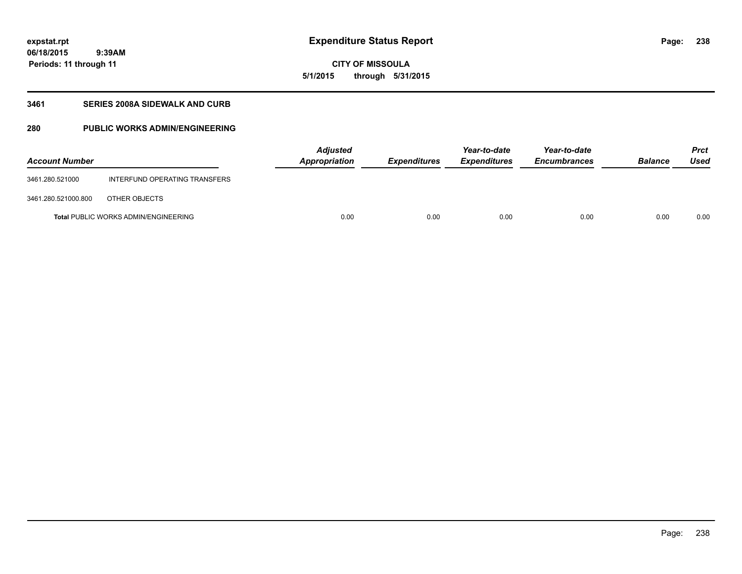**expstat.rpt**
**06/18/2015 9:39AM**
**Periods: 11 through 11**

# Expenditure Status Report

**CITY OF MISSOULA**
**5/1/2015 through 5/31/2015**

## 3461 SERIES 2008A SIDEWALK AND CURB

## 280 PUBLIC WORKS ADMIN/ENGINEERING

| Account Number | | Adjusted Appropriation | Expenditures | Year-to-date Expenditures | Year-to-date Encumbrances | Balance | Prct Used |
|---|---|---|---|---|---|---|---|
| 3461.280.521000 | INTERFUND OPERATING TRANSFERS | | | | | | |
| 3461.280.521000.800 | OTHER OBJECTS | | | | | | |
| **Total** PUBLIC WORKS ADMIN/ENGINEERING | | 0.00 | 0.00 | 0.00 | 0.00 | 0.00 | 0.00 |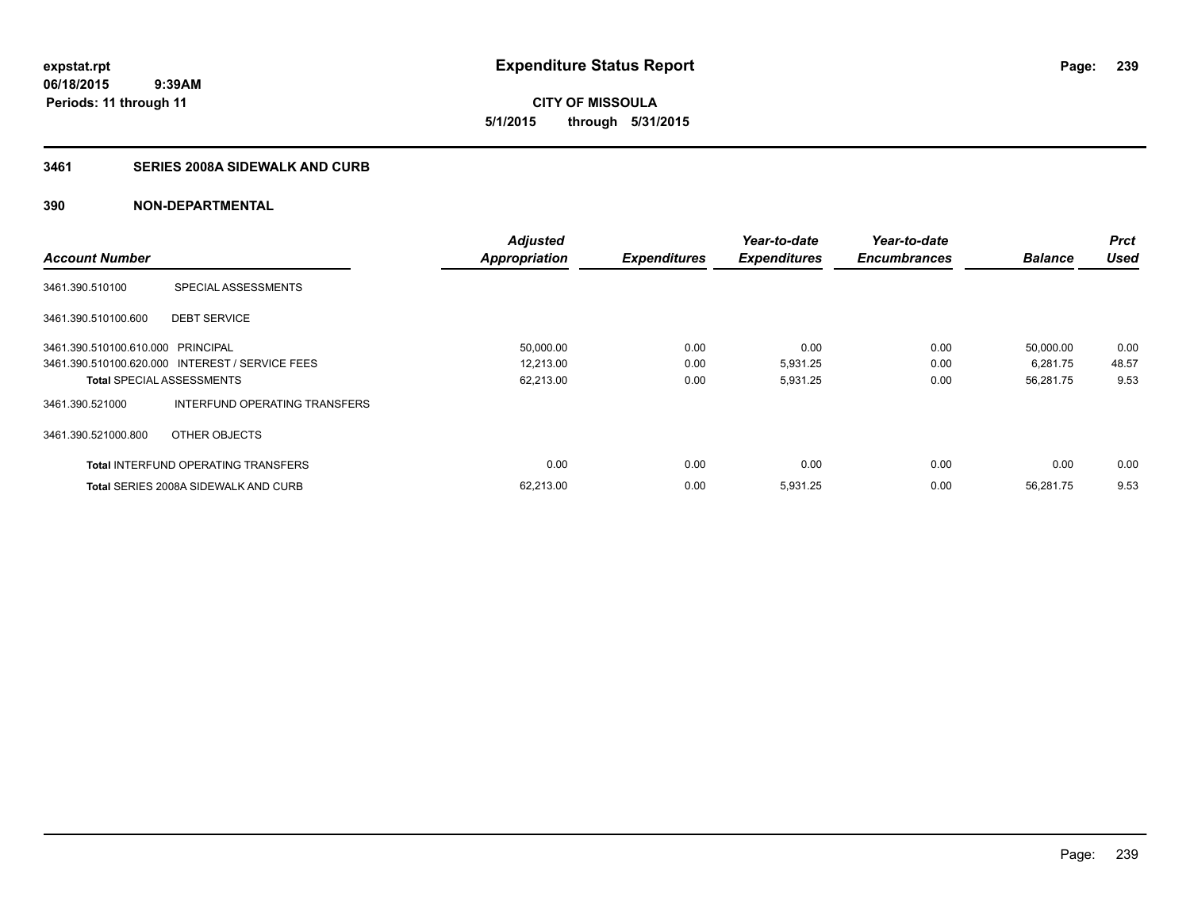# Expenditure Status Report

**CITY OF MISSOULA**
**5/1/2015 through 5/31/2015**

expstat.rpt
06/18/2015 9:39AM
Periods: 11 through 11

## 3461 SERIES 2008A SIDEWALK AND CURB

### 390 NON-DEPARTMENTAL

| Account Number | | Adjusted Appropriation | Expenditures | Year-to-date Expenditures | Year-to-date Encumbrances | Balance | Prct Used |
|---|---|---|---|---|---|---|---|
| 3461.390.510100 | SPECIAL ASSESSMENTS | | | | | | |
| 3461.390.510100.600 | DEBT SERVICE | | | | | | |
| 3461.390.510100.610.000 | PRINCIPAL | 50,000.00 | 0.00 | 0.00 | 0.00 | 50,000.00 | 0.00 |
| 3461.390.510100.620.000 | INTEREST / SERVICE FEES | 12,213.00 | 0.00 | 5,931.25 | 0.00 | 6,281.75 | 48.57 |
| **Total** SPECIAL ASSESSMENTS | | 62,213.00 | 0.00 | 5,931.25 | 0.00 | 56,281.75 | 9.53 |
| 3461.390.521000 | INTERFUND OPERATING TRANSFERS | | | | | | |
| 3461.390.521000.800 | OTHER OBJECTS | | | | | | |
| **Total** INTERFUND OPERATING TRANSFERS | | 0.00 | 0.00 | 0.00 | 0.00 | 0.00 | 0.00 |
| **Total** SERIES 2008A SIDEWALK AND CURB | | 62,213.00 | 0.00 | 5,931.25 | 0.00 | 56,281.75 | 9.53 |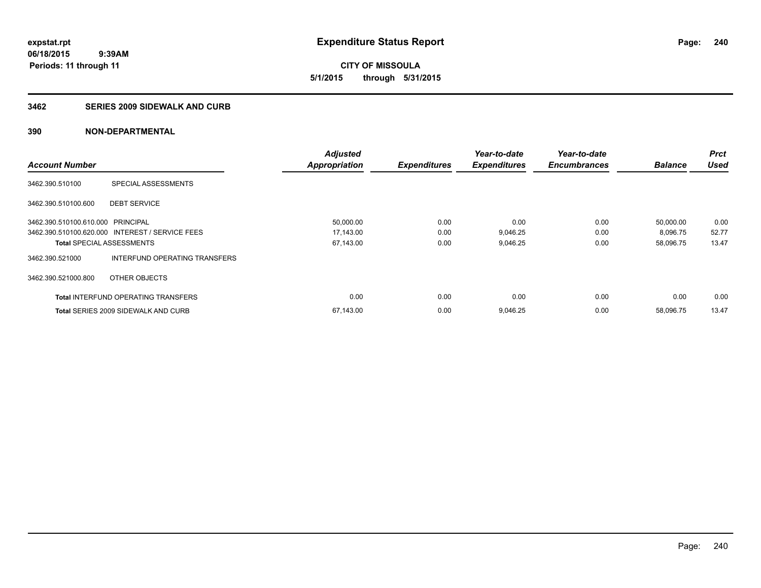**expstat.rpt**
**06/18/2015 9:39AM**
**Periods: 11 through 11**

# Expenditure Status Report

**CITY OF MISSOULA**
**5/1/2015 through 5/31/2015**

## 3462 SERIES 2009 SIDEWALK AND CURB

## 390 NON-DEPARTMENTAL

| Account Number | | Adjusted Appropriation | Expenditures | Year-to-date Expenditures | Year-to-date Encumbrances | Balance | Prct Used |
|---|---|---|---|---|---|---|---|
| 3462.390.510100 | SPECIAL ASSESSMENTS | | | | | | |
| 3462.390.510100.600 | DEBT SERVICE | | | | | | |
| 3462.390.510100.610.000 | PRINCIPAL | 50,000.00 | 0.00 | 0.00 | 0.00 | 50,000.00 | 0.00 |
| 3462.390.510100.620.000 | INTEREST / SERVICE FEES | 17,143.00 | 0.00 | 9,046.25 | 0.00 | 8,096.75 | 52.77 |
| **Total** SPECIAL ASSESSMENTS | | 67,143.00 | 0.00 | 9,046.25 | 0.00 | 58,096.75 | 13.47 |
| 3462.390.521000 | INTERFUND OPERATING TRANSFERS | | | | | | |
| 3462.390.521000.800 | OTHER OBJECTS | | | | | | |
| **Total** INTERFUND OPERATING TRANSFERS | | 0.00 | 0.00 | 0.00 | 0.00 | 0.00 | 0.00 |
| **Total** SERIES 2009 SIDEWALK AND CURB | | 67,143.00 | 0.00 | 9,046.25 | 0.00 | 58,096.75 | 13.47 |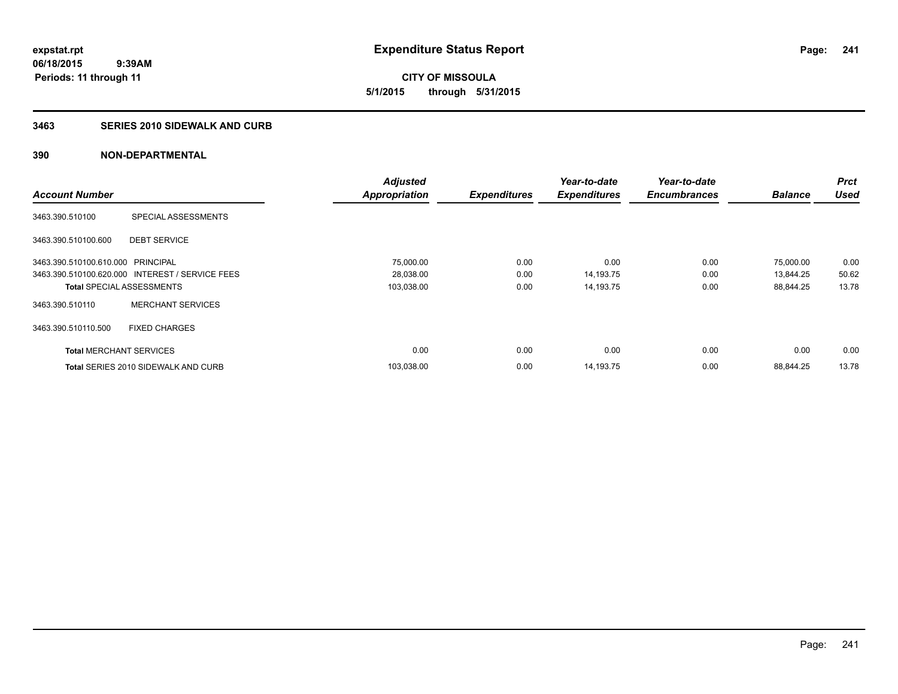**expstat.rpt**
**06/18/2015 9:39AM**
**Periods: 11 through 11**

# Expenditure Status Report

**CITY OF MISSOULA**
**5/1/2015 through 5/31/2015**

## 3463 SERIES 2010 SIDEWALK AND CURB

## 390 NON-DEPARTMENTAL

| Account Number | | Adjusted Appropriation | Expenditures | Year-to-date Expenditures | Year-to-date Encumbrances | Balance | Prct Used |
|---|---|---|---|---|---|---|---|
| 3463.390.510100 | SPECIAL ASSESSMENTS | | | | | | |
| 3463.390.510100.600 | DEBT SERVICE | | | | | | |
| 3463.390.510100.610.000 | PRINCIPAL | 75,000.00 | 0.00 | 0.00 | 0.00 | 75,000.00 | 0.00 |
| 3463.390.510100.620.000 | INTEREST / SERVICE FEES | 28,038.00 | 0.00 | 14,193.75 | 0.00 | 13,844.25 | 50.62 |
| **Total** SPECIAL ASSESSMENTS | | 103,038.00 | 0.00 | 14,193.75 | 0.00 | 88,844.25 | 13.78 |
| 3463.390.510110 | MERCHANT SERVICES | | | | | | |
| 3463.390.510110.500 | FIXED CHARGES | | | | | | |
| **Total** MERCHANT SERVICES | | 0.00 | 0.00 | 0.00 | 0.00 | 0.00 | 0.00 |
| **Total** SERIES 2010 SIDEWALK AND CURB | | 103,038.00 | 0.00 | 14,193.75 | 0.00 | 88,844.25 | 13.78 |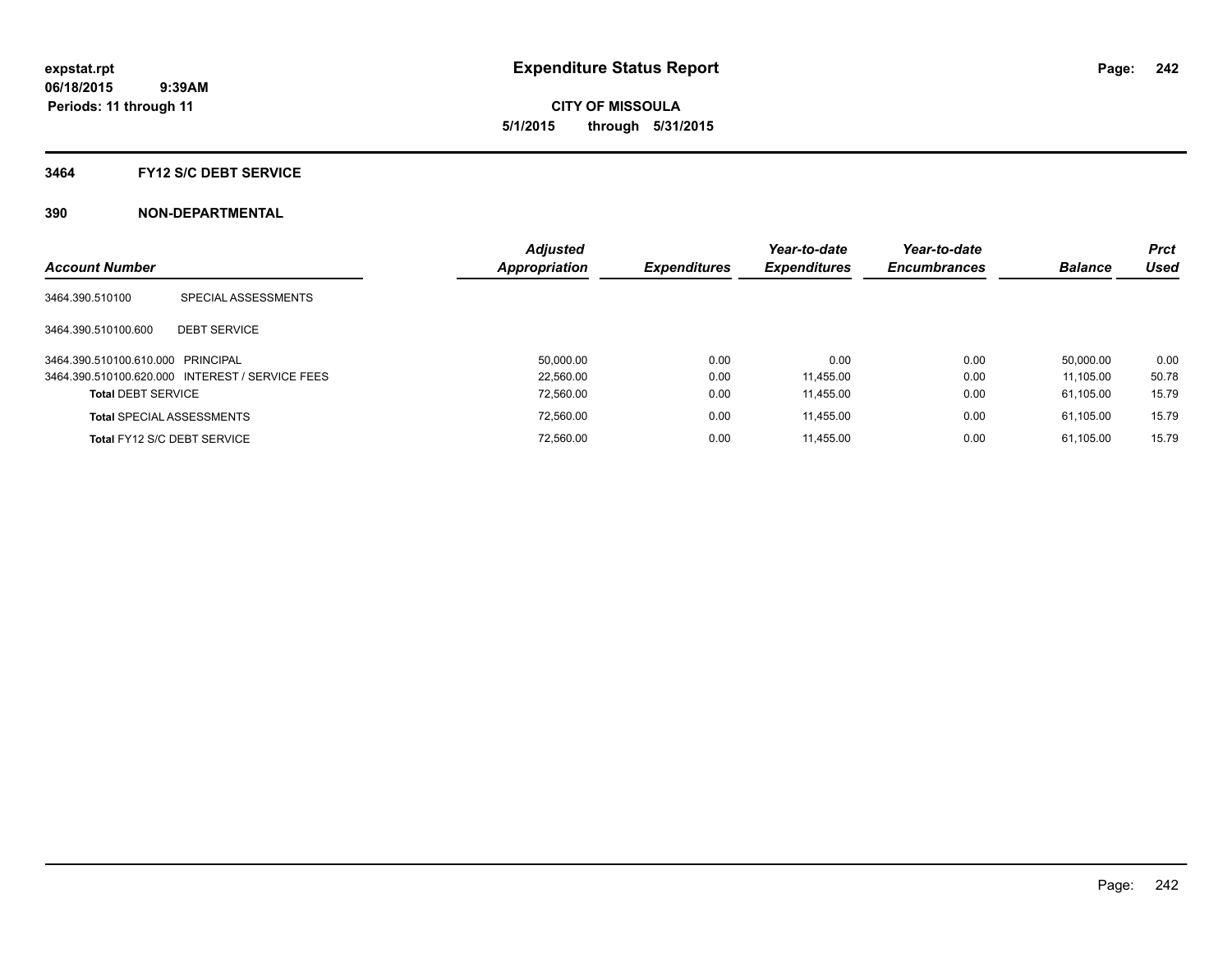**expstat.rpt**
**06/18/2015 9:39AM**
**Periods: 11 through 11**

# Expenditure Status Report

**CITY OF MISSOULA**
**5/1/2015 through 5/31/2015**

## 3464 FY12 S/C DEBT SERVICE

## 390 NON-DEPARTMENTAL

| Account Number | | Adjusted Appropriation | Expenditures | Year-to-date Expenditures | Year-to-date Encumbrances | Balance | Prct Used |
|---|---|---|---|---|---|---|---|
| 3464.390.510100 | SPECIAL ASSESSMENTS | | | | | | |
| 3464.390.510100.600 | DEBT SERVICE | | | | | | |
| 3464.390.510100.610.000 | PRINCIPAL | 50,000.00 | 0.00 | 0.00 | 0.00 | 50,000.00 | 0.00 |
| 3464.390.510100.620.000 | INTEREST / SERVICE FEES | 22,560.00 | 0.00 | 11,455.00 | 0.00 | 11,105.00 | 50.78 |
| **Total** DEBT SERVICE | | 72,560.00 | 0.00 | 11,455.00 | 0.00 | 61,105.00 | 15.79 |
| **Total** SPECIAL ASSESSMENTS | | 72,560.00 | 0.00 | 11,455.00 | 0.00 | 61,105.00 | 15.79 |
| **Total** FY12 S/C DEBT SERVICE | | 72,560.00 | 0.00 | 11,455.00 | 0.00 | 61,105.00 | 15.79 |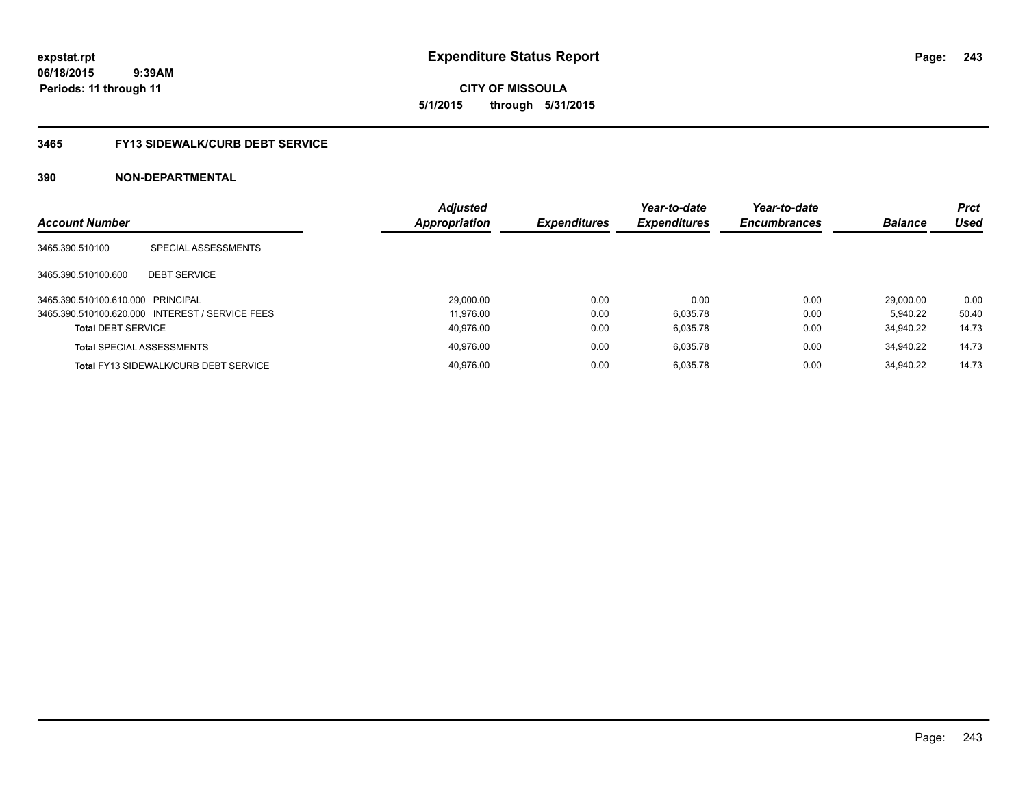**expstat.rpt**
**06/18/2015 9:39AM**
**Periods: 11 through 11**

# Expenditure Status Report

**CITY OF MISSOULA**
**5/1/2015 through 5/31/2015**

## 3465 FY13 SIDEWALK/CURB DEBT SERVICE

## 390 NON-DEPARTMENTAL

| Account Number | | Adjusted Appropriation | Expenditures | Year-to-date Expenditures | Year-to-date Encumbrances | Balance | Prct Used |
|---|---|---|---|---|---|---|---|
| 3465.390.510100 | SPECIAL ASSESSMENTS | | | | | | |
| 3465.390.510100.600 | DEBT SERVICE | | | | | | |
| 3465.390.510100.610.000 | PRINCIPAL | 29,000.00 | 0.00 | 0.00 | 0.00 | 29,000.00 | 0.00 |
| 3465.390.510100.620.000 | INTEREST / SERVICE FEES | 11,976.00 | 0.00 | 6,035.78 | 0.00 | 5,940.22 | 50.40 |
| **Total** DEBT SERVICE | | 40,976.00 | 0.00 | 6,035.78 | 0.00 | 34,940.22 | 14.73 |
| **Total** SPECIAL ASSESSMENTS | | 40,976.00 | 0.00 | 6,035.78 | 0.00 | 34,940.22 | 14.73 |
| **Total** FY13 SIDEWALK/CURB DEBT SERVICE | | 40,976.00 | 0.00 | 6,035.78 | 0.00 | 34,940.22 | 14.73 |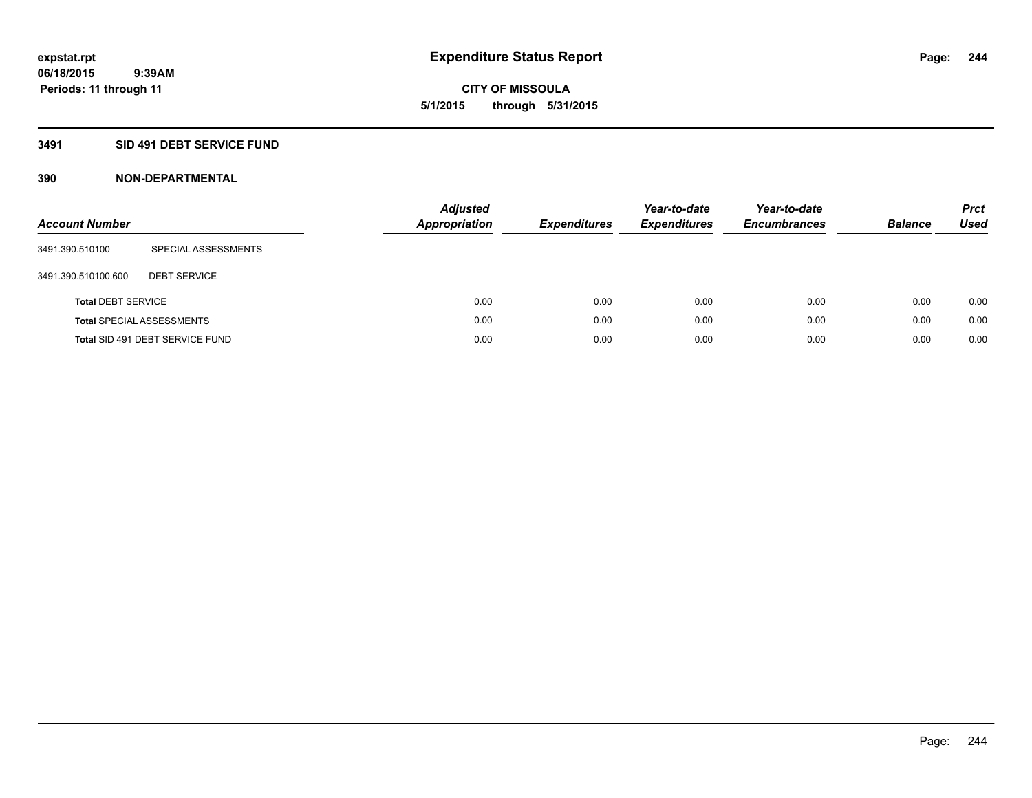**expstat.rpt**
**06/18/2015 9:39AM**
**Periods: 11 through 11**

# Expenditure Status Report

**CITY OF MISSOULA**
**5/1/2015 through 5/31/2015**

## 3491 SID 491 DEBT SERVICE FUND

### 390 NON-DEPARTMENTAL

| Account Number | | Adjusted Appropriation | Expenditures | Year-to-date Expenditures | Year-to-date Encumbrances | Balance | Prct Used |
|---|---|---|---|---|---|---|---|
| 3491.390.510100 | SPECIAL ASSESSMENTS | | | | | | |
| 3491.390.510100.600 | DEBT SERVICE | | | | | | |
| **Total** DEBT SERVICE | | 0.00 | 0.00 | 0.00 | 0.00 | 0.00 | 0.00 |
| **Total** SPECIAL ASSESSMENTS | | 0.00 | 0.00 | 0.00 | 0.00 | 0.00 | 0.00 |
| **Total** SID 491 DEBT SERVICE FUND | | 0.00 | 0.00 | 0.00 | 0.00 | 0.00 | 0.00 |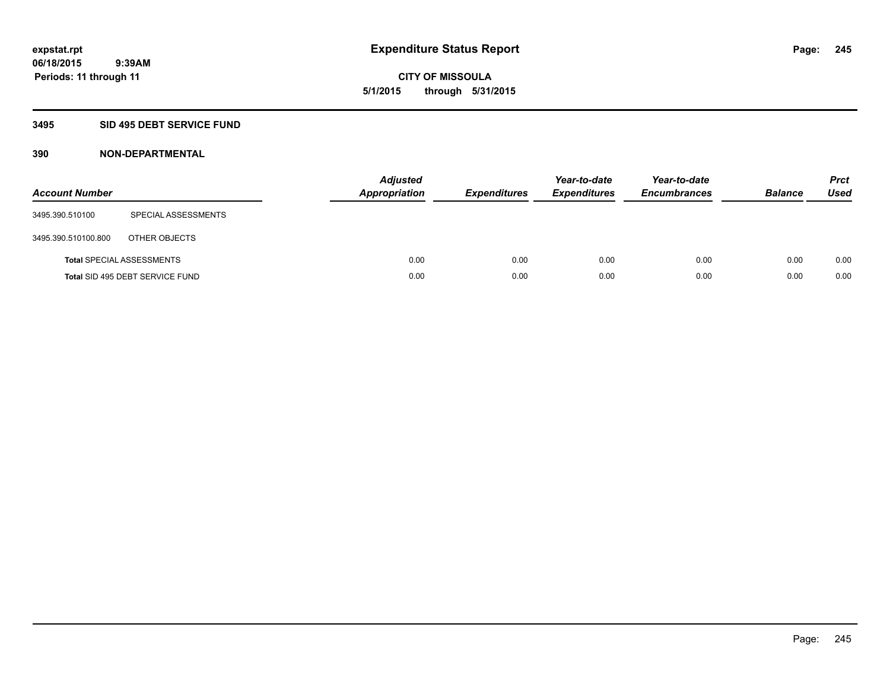# Expenditure Status Report

expstat.rpt
06/18/2015 9:39AM
Periods: 11 through 11

**CITY OF MISSOULA**
**5/1/2015 through 5/31/2015**

## 3495 SID 495 DEBT SERVICE FUND

### 390 NON-DEPARTMENTAL

| Account Number | | Adjusted Appropriation | Expenditures | Year-to-date Expenditures | Year-to-date Encumbrances | Balance | Prct Used |
|---|---|---|---|---|---|---|---|
| 3495.390.510100 | SPECIAL ASSESSMENTS | | | | | | |
| 3495.390.510100.800 | OTHER OBJECTS | | | | | | |
| **Total** SPECIAL ASSESSMENTS | | 0.00 | 0.00 | 0.00 | 0.00 | 0.00 | 0.00 |
| **Total** SID 495 DEBT SERVICE FUND | | 0.00 | 0.00 | 0.00 | 0.00 | 0.00 | 0.00 |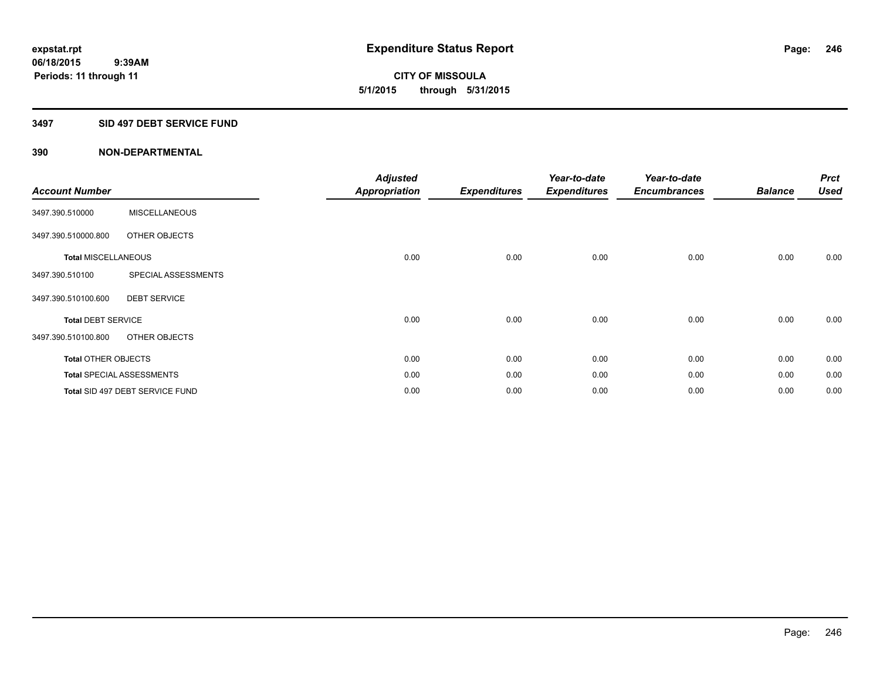**expstat.rpt**
**06/18/2015 9:39AM**
**Periods: 11 through 11**

# Expenditure Status Report

**CITY OF MISSOULA**
**5/1/2015 through 5/31/2015**

## 3497 SID 497 DEBT SERVICE FUND

### 390 NON-DEPARTMENTAL

| Account Number | | Adjusted Appropriation | Expenditures | Year-to-date Expenditures | Year-to-date Encumbrances | Balance | Prct Used |
|---|---|---|---|---|---|---|---|
| 3497.390.510000 | MISCELLANEOUS | | | | | | |
| 3497.390.510000.800 | OTHER OBJECTS | | | | | | |
| **Total** MISCELLANEOUS | | 0.00 | 0.00 | 0.00 | 0.00 | 0.00 | 0.00 |
| 3497.390.510100 | SPECIAL ASSESSMENTS | | | | | | |
| 3497.390.510100.600 | DEBT SERVICE | | | | | | |
| **Total** DEBT SERVICE | | 0.00 | 0.00 | 0.00 | 0.00 | 0.00 | 0.00 |
| 3497.390.510100.800 | OTHER OBJECTS | | | | | | |
| **Total** OTHER OBJECTS | | 0.00 | 0.00 | 0.00 | 0.00 | 0.00 | 0.00 |
| **Total** SPECIAL ASSESSMENTS | | 0.00 | 0.00 | 0.00 | 0.00 | 0.00 | 0.00 |
| **Total** SID 497 DEBT SERVICE FUND | | 0.00 | 0.00 | 0.00 | 0.00 | 0.00 | 0.00 |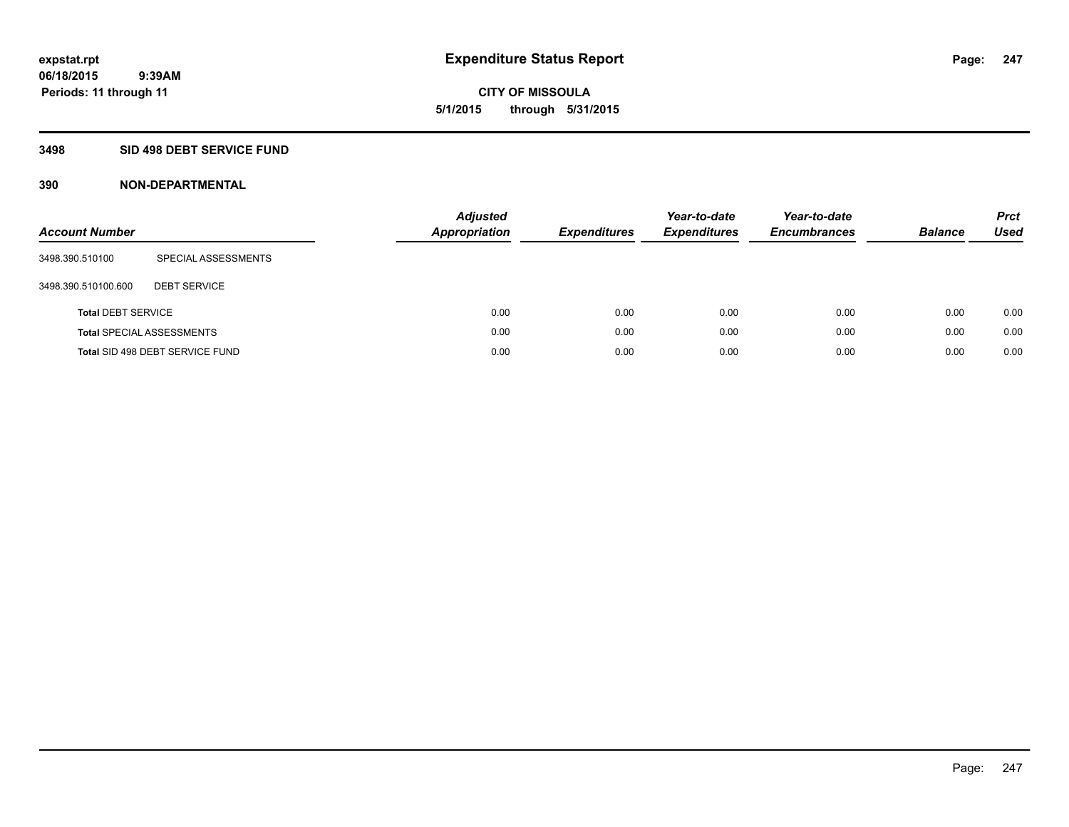**expstat.rpt**
**06/18/2015 9:39AM**
**Periods: 11 through 11**

# Expenditure Status Report

**CITY OF MISSOULA**
**5/1/2015 through 5/31/2015**

## 3498 SID 498 DEBT SERVICE FUND

### 390 NON-DEPARTMENTAL

| Account Number | | Adjusted Appropriation | Expenditures | Year-to-date Expenditures | Year-to-date Encumbrances | Balance | Prct Used |
|---|---|---|---|---|---|---|---|
| 3498.390.510100 | SPECIAL ASSESSMENTS | | | | | | |
| 3498.390.510100.600 | DEBT SERVICE | | | | | | |
| **Total** DEBT SERVICE | | 0.00 | 0.00 | 0.00 | 0.00 | 0.00 | 0.00 |
| **Total** SPECIAL ASSESSMENTS | | 0.00 | 0.00 | 0.00 | 0.00 | 0.00 | 0.00 |
| **Total** SID 498 DEBT SERVICE FUND | | 0.00 | 0.00 | 0.00 | 0.00 | 0.00 | 0.00 |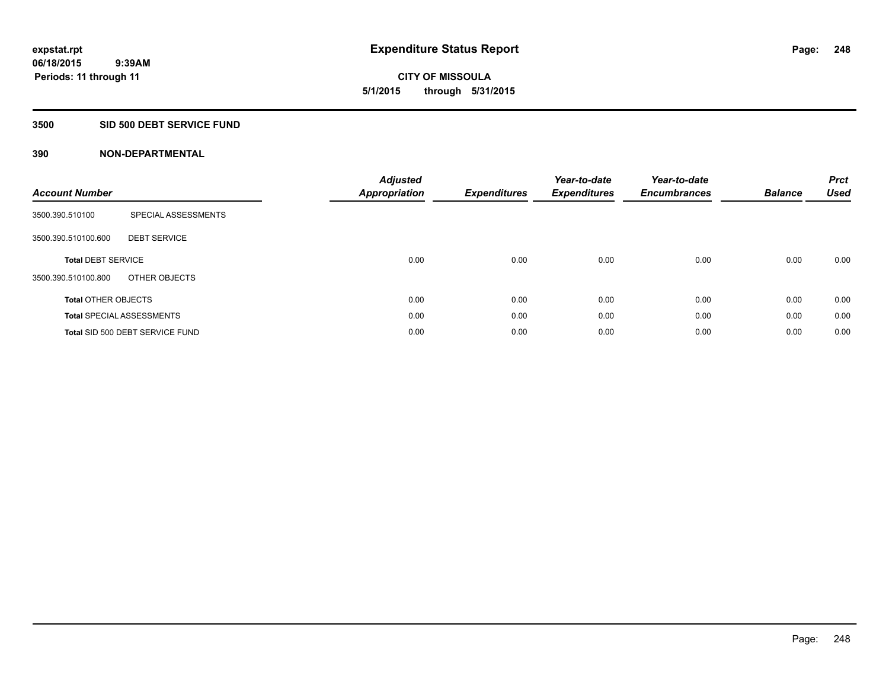# Expenditure Status Report

expstat.rpt
06/18/2015 9:39AM
Periods: 11 through 11

**CITY OF MISSOULA**
**5/1/2015 through 5/31/2015**

## 3500 SID 500 DEBT SERVICE FUND

### 390 NON-DEPARTMENTAL

| Account Number | | Adjusted Appropriation | Expenditures | Year-to-date Expenditures | Year-to-date Encumbrances | Balance | Prct Used |
|---|---|---|---|---|---|---|---|
| 3500.390.510100 | SPECIAL ASSESSMENTS | | | | | | |
| 3500.390.510100.600 | DEBT SERVICE | | | | | | |
| **Total** DEBT SERVICE | | 0.00 | 0.00 | 0.00 | 0.00 | 0.00 | 0.00 |
| 3500.390.510100.800 | OTHER OBJECTS | | | | | | |
| **Total** OTHER OBJECTS | | 0.00 | 0.00 | 0.00 | 0.00 | 0.00 | 0.00 |
| **Total** SPECIAL ASSESSMENTS | | 0.00 | 0.00 | 0.00 | 0.00 | 0.00 | 0.00 |
| **Total** SID 500 DEBT SERVICE FUND | | 0.00 | 0.00 | 0.00 | 0.00 | 0.00 | 0.00 |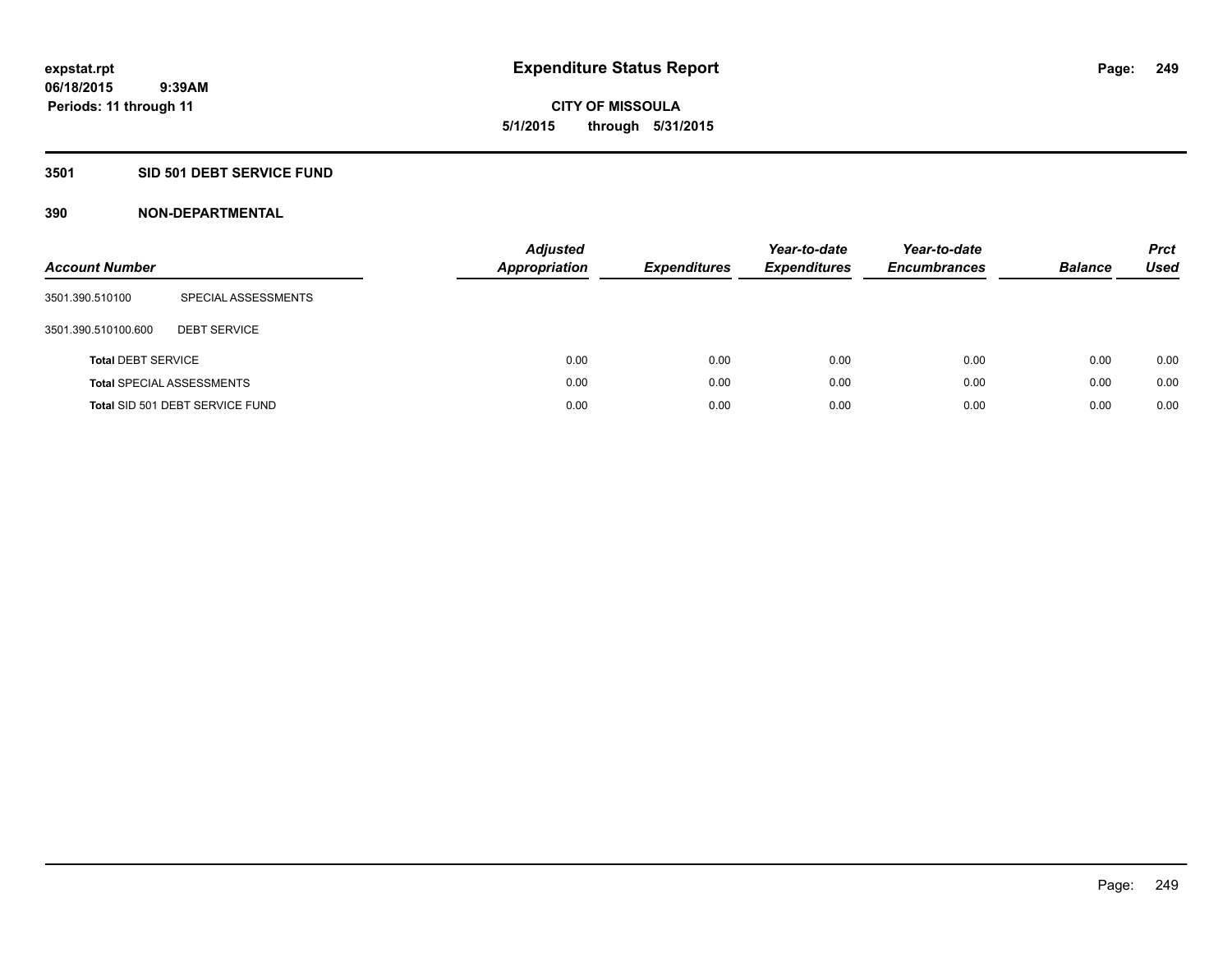expstat.rpt
06/18/2015 9:39AM
Periods: 11 through 11

# Expenditure Status Report

**CITY OF MISSOULA**
**5/1/2015 through 5/31/2015**

## 3501 SID 501 DEBT SERVICE FUND

### 390 NON-DEPARTMENTAL

| Account Number | | Adjusted Appropriation | Expenditures | Year-to-date Expenditures | Year-to-date Encumbrances | Balance | Prct Used |
|---|---|---|---|---|---|---|---|
| 3501.390.510100 | SPECIAL ASSESSMENTS | | | | | | |
| 3501.390.510100.600 | DEBT SERVICE | | | | | | |
| **Total** DEBT SERVICE | | 0.00 | 0.00 | 0.00 | 0.00 | 0.00 | 0.00 |
| **Total** SPECIAL ASSESSMENTS | | 0.00 | 0.00 | 0.00 | 0.00 | 0.00 | 0.00 |
| **Total** SID 501 DEBT SERVICE FUND | | 0.00 | 0.00 | 0.00 | 0.00 | 0.00 | 0.00 |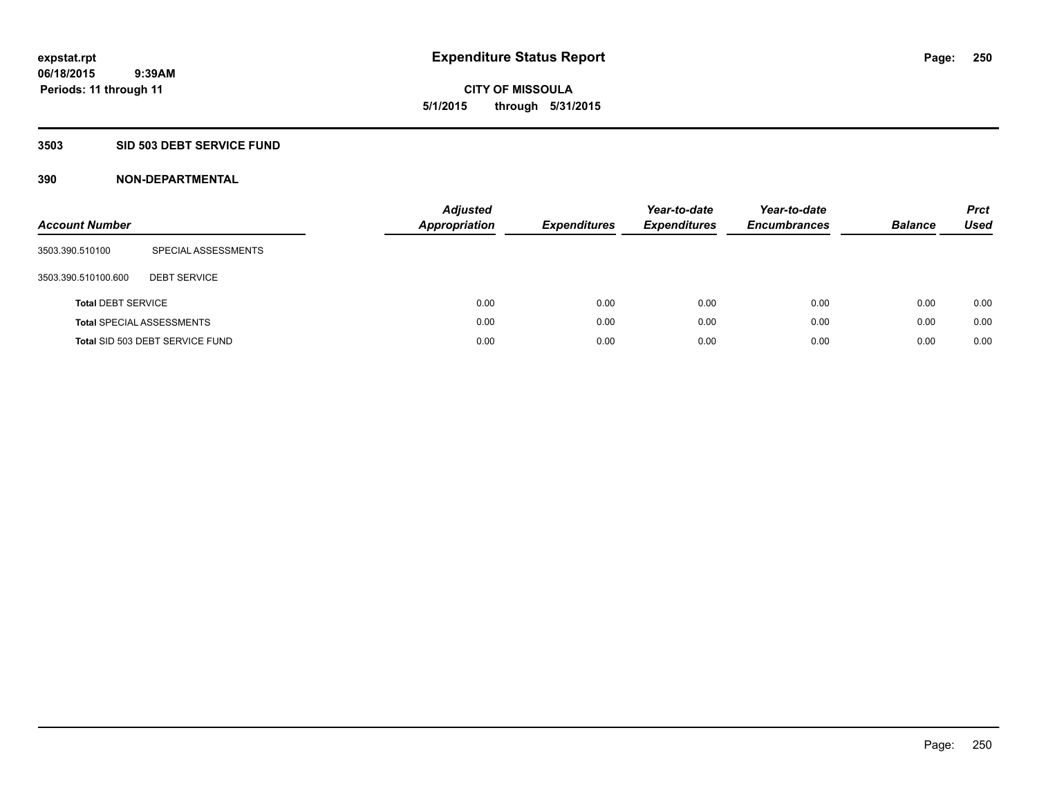**expstat.rpt**
**06/18/2015 9:39AM**
**Periods: 11 through 11**

# Expenditure Status Report

**CITY OF MISSOULA**
**5/1/2015 through 5/31/2015**

## 3503 SID 503 DEBT SERVICE FUND

### 390 NON-DEPARTMENTAL

| Account Number | | Adjusted Appropriation | Expenditures | Year-to-date Expenditures | Year-to-date Encumbrances | Balance | Prct Used |
|---|---|---|---|---|---|---|---|
| 3503.390.510100 | SPECIAL ASSESSMENTS | | | | | | |
| 3503.390.510100.600 | DEBT SERVICE | | | | | | |
| **Total** DEBT SERVICE | | 0.00 | 0.00 | 0.00 | 0.00 | 0.00 | 0.00 |
| **Total** SPECIAL ASSESSMENTS | | 0.00 | 0.00 | 0.00 | 0.00 | 0.00 | 0.00 |
| **Total** SID 503 DEBT SERVICE FUND | | 0.00 | 0.00 | 0.00 | 0.00 | 0.00 | 0.00 |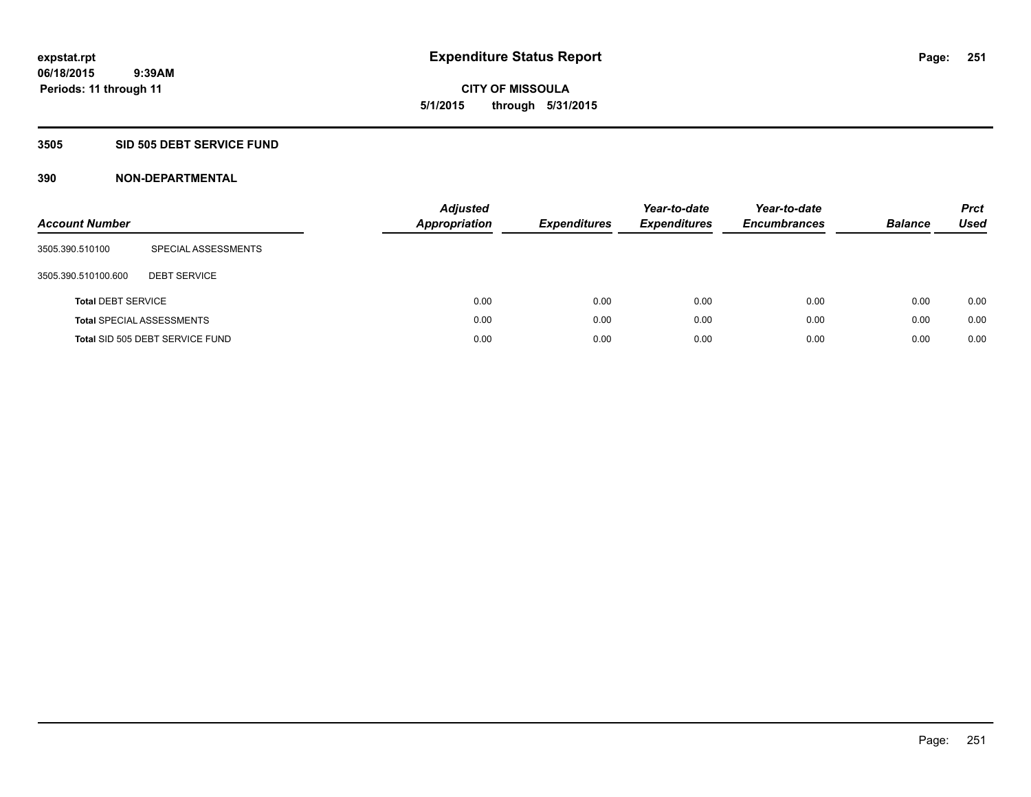expstat.rpt
06/18/2015 9:39AM
Periods: 11 through 11

# Expenditure Status Report

CITY OF MISSOULA
5/1/2015 through 5/31/2015

## 3505 SID 505 DEBT SERVICE FUND

## 390 NON-DEPARTMENTAL

| Account Number | | Adjusted Appropriation | Expenditures | Year-to-date Expenditures | Year-to-date Encumbrances | Balance | Prct Used |
|---|---|---|---|---|---|---|---|
| 3505.390.510100 | SPECIAL ASSESSMENTS | | | | | | |
| 3505.390.510100.600 | DEBT SERVICE | | | | | | |
| **Total** DEBT SERVICE | | 0.00 | 0.00 | 0.00 | 0.00 | 0.00 | 0.00 |
| **Total** SPECIAL ASSESSMENTS | | 0.00 | 0.00 | 0.00 | 0.00 | 0.00 | 0.00 |
| **Total** SID 505 DEBT SERVICE FUND | | 0.00 | 0.00 | 0.00 | 0.00 | 0.00 | 0.00 |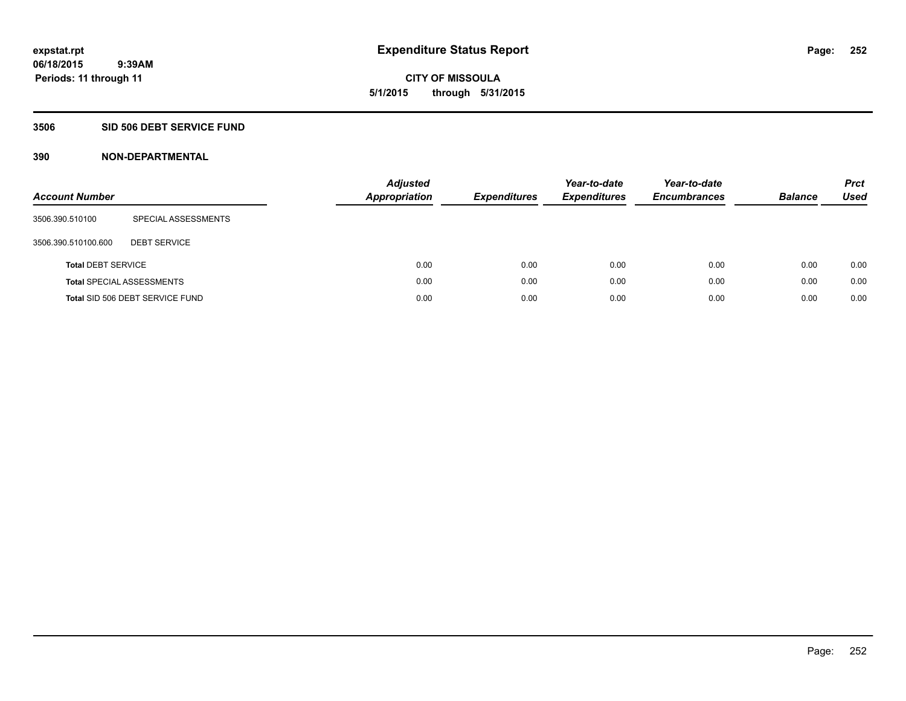# Expenditure Status Report

**expstat.rpt**
**06/18/2015 9:39AM**
**Periods: 11 through 11**

**CITY OF MISSOULA**
**5/1/2015 through 5/31/2015**

## 3506 SID 506 DEBT SERVICE FUND

### 390 NON-DEPARTMENTAL

| Account Number | | Adjusted Appropriation | Expenditures | Year-to-date Expenditures | Year-to-date Encumbrances | Balance | Prct Used |
|---|---|---|---|---|---|---|---|
| 3506.390.510100 | SPECIAL ASSESSMENTS | | | | | | |
| 3506.390.510100.600 | DEBT SERVICE | | | | | | |
| **Total** DEBT SERVICE | | 0.00 | 0.00 | 0.00 | 0.00 | 0.00 | 0.00 |
| **Total** SPECIAL ASSESSMENTS | | 0.00 | 0.00 | 0.00 | 0.00 | 0.00 | 0.00 |
| **Total** SID 506 DEBT SERVICE FUND | | 0.00 | 0.00 | 0.00 | 0.00 | 0.00 | 0.00 |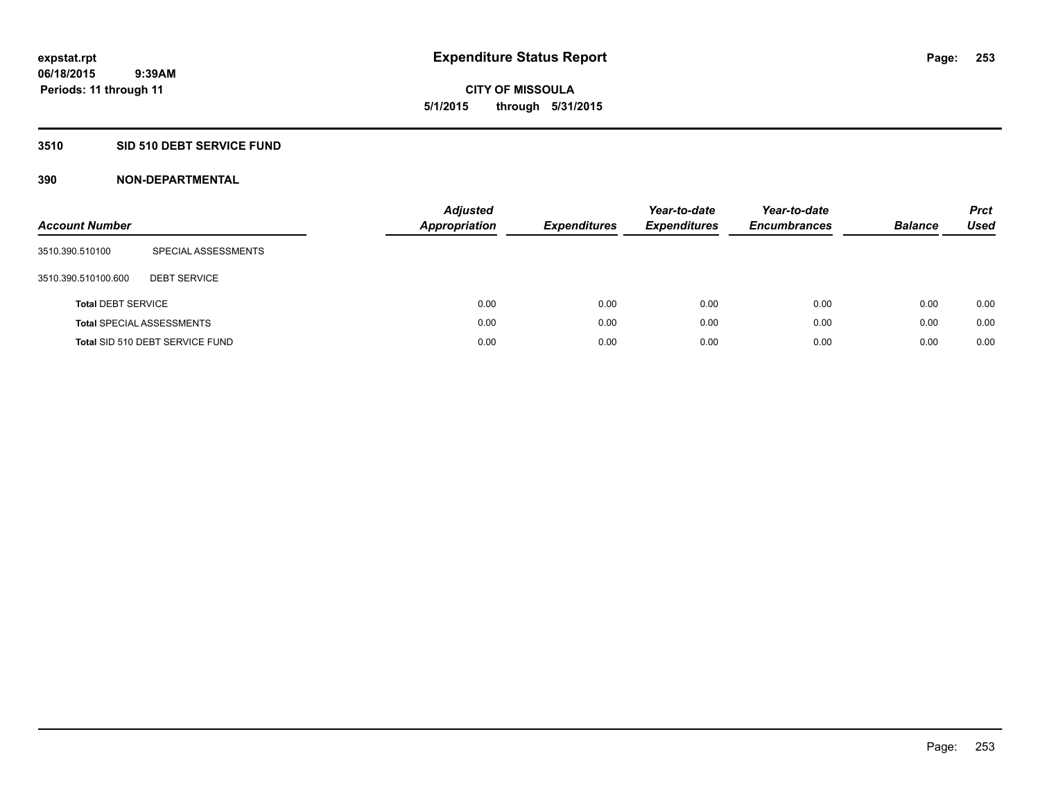**expstat.rpt**
**06/18/2015 9:39AM**
**Periods: 11 through 11**

# Expenditure Status Report

**CITY OF MISSOULA**
**5/1/2015 through 5/31/2015**

## 3510 SID 510 DEBT SERVICE FUND

## 390 NON-DEPARTMENTAL

| Account Number | | Adjusted Appropriation | Expenditures | Year-to-date Expenditures | Year-to-date Encumbrances | Balance | Prct Used |
|---|---|---|---|---|---|---|---|
| 3510.390.510100 | SPECIAL ASSESSMENTS | | | | | | |
| 3510.390.510100.600 | DEBT SERVICE | | | | | | |
| **Total** DEBT SERVICE | | 0.00 | 0.00 | 0.00 | 0.00 | 0.00 | 0.00 |
| **Total** SPECIAL ASSESSMENTS | | 0.00 | 0.00 | 0.00 | 0.00 | 0.00 | 0.00 |
| **Total** SID 510 DEBT SERVICE FUND | | 0.00 | 0.00 | 0.00 | 0.00 | 0.00 | 0.00 |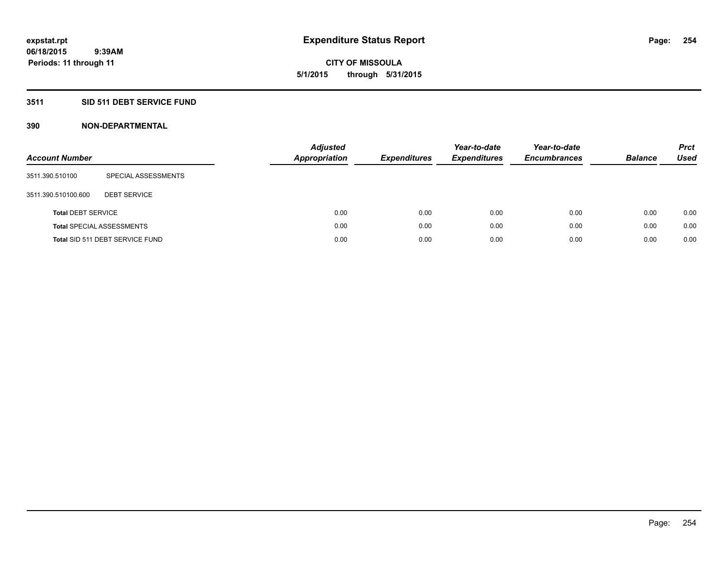**expstat.rpt**
**06/18/2015 9:39AM**
**Periods: 11 through 11**

# Expenditure Status Report

**CITY OF MISSOULA**
**5/1/2015 through 5/31/2015**

## 3511 SID 511 DEBT SERVICE FUND

### 390 NON-DEPARTMENTAL

| Account Number | | Adjusted Appropriation | Expenditures | Year-to-date Expenditures | Year-to-date Encumbrances | Balance | Prct Used |
|---|---|---|---|---|---|---|---|
| 3511.390.510100 | SPECIAL ASSESSMENTS | | | | | | |
| 3511.390.510100.600 | DEBT SERVICE | | | | | | |
| **Total** DEBT SERVICE | | 0.00 | 0.00 | 0.00 | 0.00 | 0.00 | 0.00 |
| **Total** SPECIAL ASSESSMENTS | | 0.00 | 0.00 | 0.00 | 0.00 | 0.00 | 0.00 |
| **Total** SID 511 DEBT SERVICE FUND | | 0.00 | 0.00 | 0.00 | 0.00 | 0.00 | 0.00 |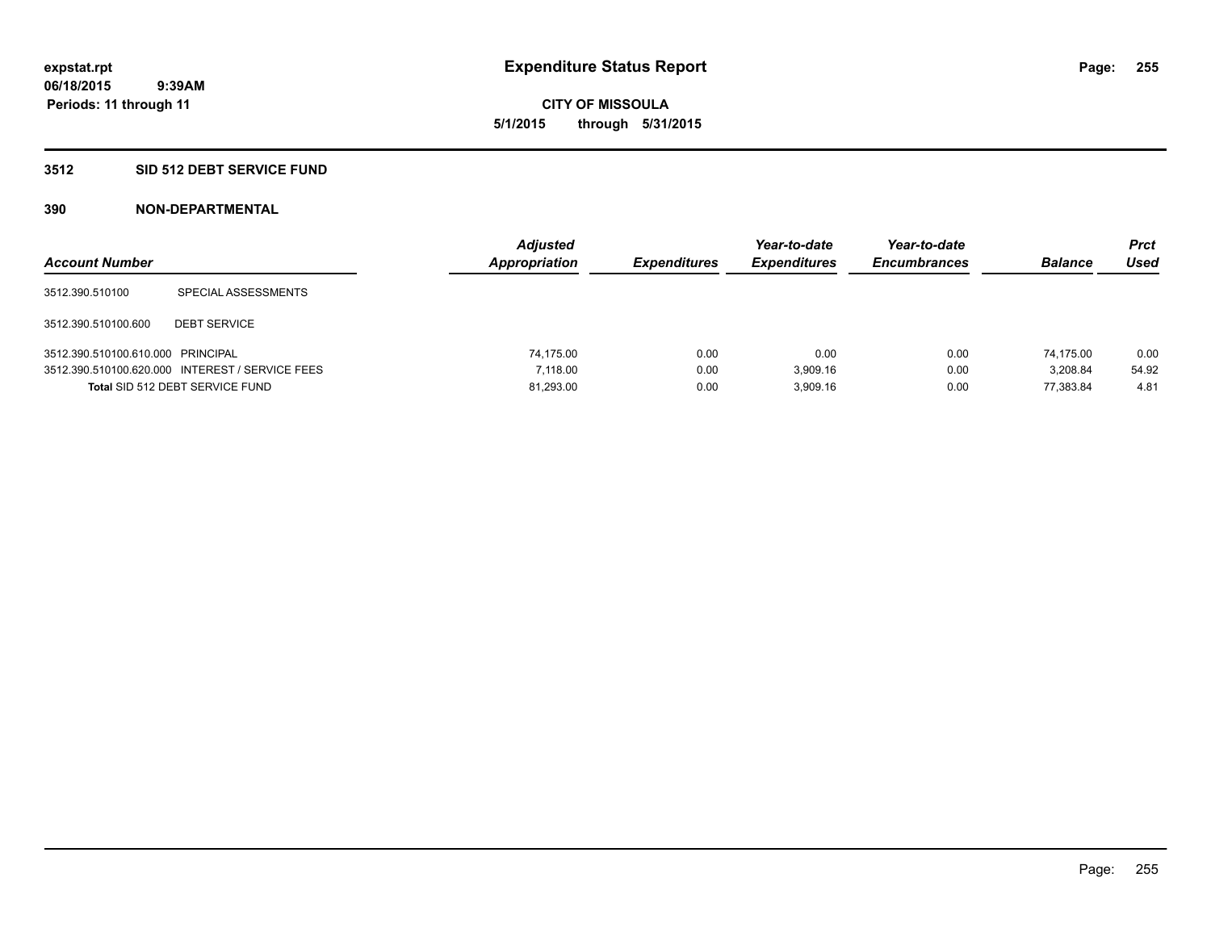expstat.rpt
06/18/2015 9:39AM
Periods: 11 through 11

# Expenditure Status Report

**CITY OF MISSOULA**
**5/1/2015 through 5/31/2015**

## 3512 SID 512 DEBT SERVICE FUND

### 390 NON-DEPARTMENTAL

| Account Number | | Adjusted Appropriation | Expenditures | Year-to-date Expenditures | Year-to-date Encumbrances | Balance | Prct Used |
|---|---|---|---|---|---|---|---|
| 3512.390.510100 | SPECIAL ASSESSMENTS | | | | | | |
| 3512.390.510100.600 | DEBT SERVICE | | | | | | |
| 3512.390.510100.610.000 | PRINCIPAL | 74,175.00 | 0.00 | 0.00 | 0.00 | 74,175.00 | 0.00 |
| 3512.390.510100.620.000 | INTEREST / SERVICE FEES | 7,118.00 | 0.00 | 3,909.16 | 0.00 | 3,208.84 | 54.92 |
| **Total** SID 512 DEBT SERVICE FUND | | 81,293.00 | 0.00 | 3,909.16 | 0.00 | 77,383.84 | 4.81 |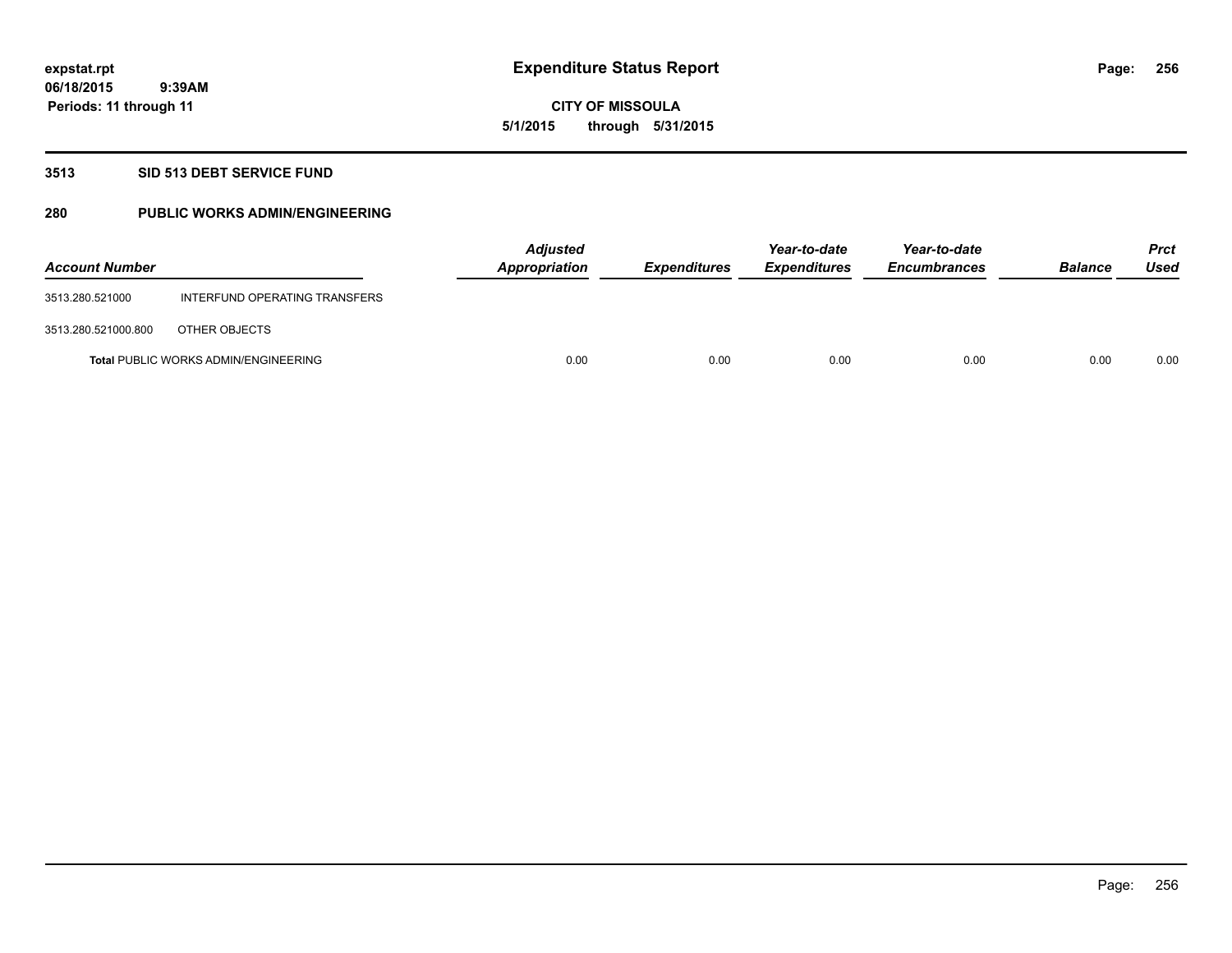# Expenditure Status Report

**CITY OF MISSOULA**
**5/1/2015 through 5/31/2015**

expstat.rpt
06/18/2015 9:39AM
Periods: 11 through 11

## 3513 SID 513 DEBT SERVICE FUND

## 280 PUBLIC WORKS ADMIN/ENGINEERING

| Account Number | | Adjusted Appropriation | Expenditures | Year-to-date Expenditures | Year-to-date Encumbrances | Balance | Prct Used |
|---|---|---|---|---|---|---|---|
| 3513.280.521000 | INTERFUND OPERATING TRANSFERS | | | | | | |
| 3513.280.521000.800 | OTHER OBJECTS | | | | | | |
| **Total** PUBLIC WORKS ADMIN/ENGINEERING | | 0.00 | 0.00 | 0.00 | 0.00 | 0.00 | 0.00 |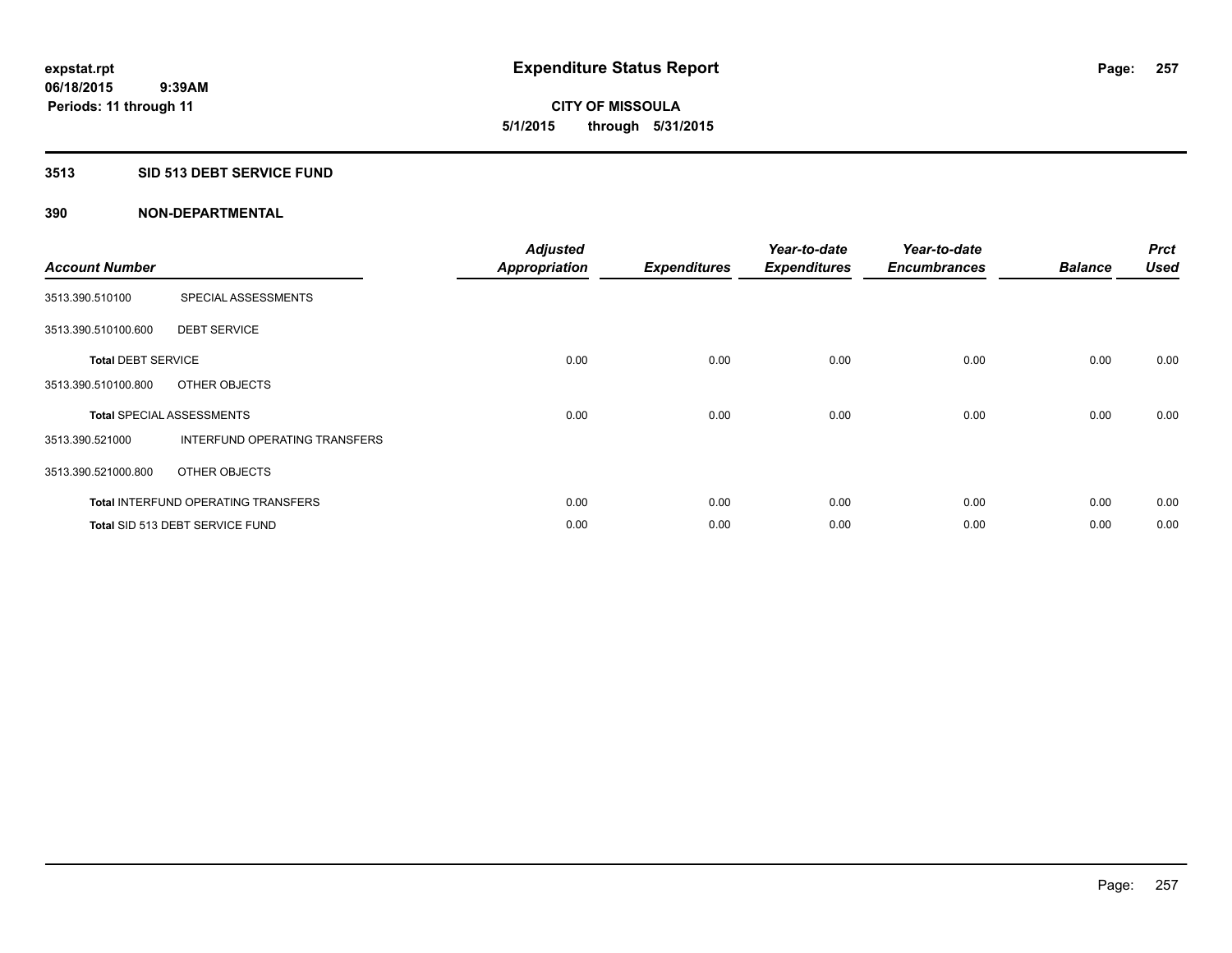# Expenditure Status Report

**CITY OF MISSOULA**

**5/1/2015 through 5/31/2015**

expstat.rpt
06/18/2015 9:39AM
Periods: 11 through 11

## 3513 SID 513 DEBT SERVICE FUND

## 390 NON-DEPARTMENTAL

| Account Number | | Adjusted Appropriation | Expenditures | Year-to-date Expenditures | Year-to-date Encumbrances | Balance | Prct Used |
|---|---|---|---|---|---|---|---|
| 3513.390.510100 | SPECIAL ASSESSMENTS | | | | | | |
| 3513.390.510100.600 | DEBT SERVICE | | | | | | |
| **Total** DEBT SERVICE | | 0.00 | 0.00 | 0.00 | 0.00 | 0.00 | 0.00 |
| 3513.390.510100.800 | OTHER OBJECTS | | | | | | |
| **Total** SPECIAL ASSESSMENTS | | 0.00 | 0.00 | 0.00 | 0.00 | 0.00 | 0.00 |
| 3513.390.521000 | INTERFUND OPERATING TRANSFERS | | | | | | |
| 3513.390.521000.800 | OTHER OBJECTS | | | | | | |
| **Total** INTERFUND OPERATING TRANSFERS | | 0.00 | 0.00 | 0.00 | 0.00 | 0.00 | 0.00 |
| **Total** SID 513 DEBT SERVICE FUND | | 0.00 | 0.00 | 0.00 | 0.00 | 0.00 | 0.00 |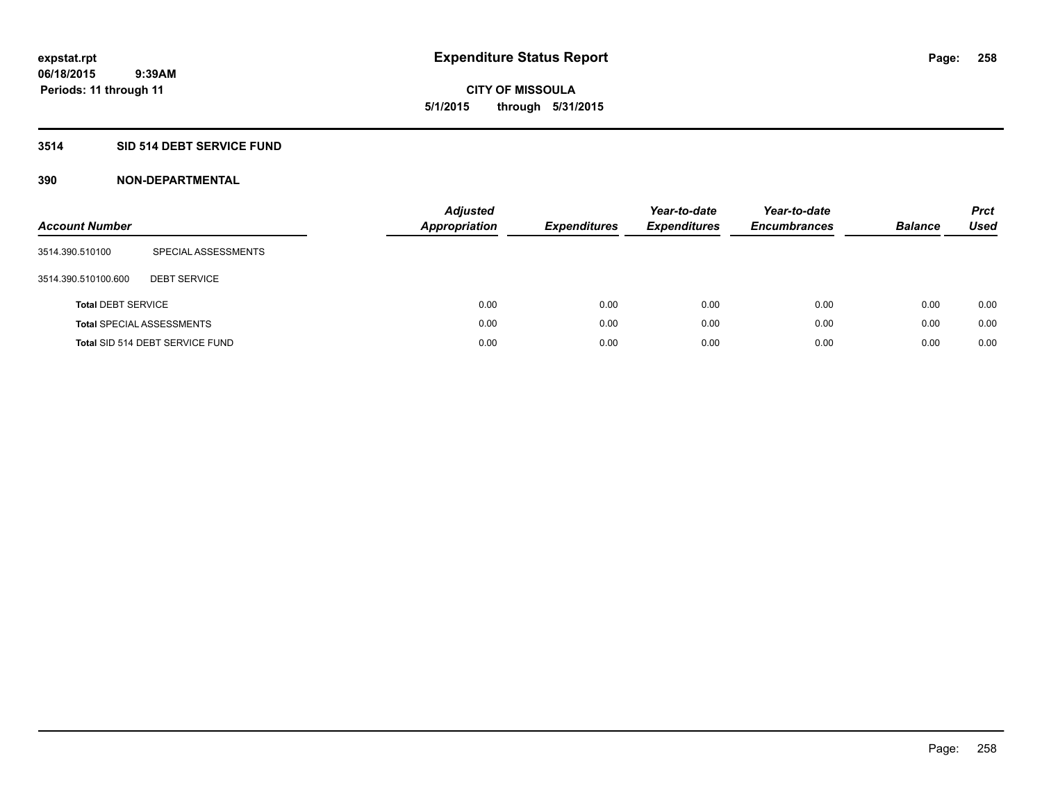**expstat.rpt**
**06/18/2015 9:39AM**
**Periods: 11 through 11**

# Expenditure Status Report

**CITY OF MISSOULA**
**5/1/2015 through 5/31/2015**

## 3514 SID 514 DEBT SERVICE FUND

## 390 NON-DEPARTMENTAL

| Account Number | | Adjusted Appropriation | Expenditures | Year-to-date Expenditures | Year-to-date Encumbrances | Balance | Prct Used |
|---|---|---|---|---|---|---|---|
| 3514.390.510100 | SPECIAL ASSESSMENTS | | | | | | |
| 3514.390.510100.600 | DEBT SERVICE | | | | | | |
| **Total** DEBT SERVICE | | 0.00 | 0.00 | 0.00 | 0.00 | 0.00 | 0.00 |
| **Total** SPECIAL ASSESSMENTS | | 0.00 | 0.00 | 0.00 | 0.00 | 0.00 | 0.00 |
| **Total** SID 514 DEBT SERVICE FUND | | 0.00 | 0.00 | 0.00 | 0.00 | 0.00 | 0.00 |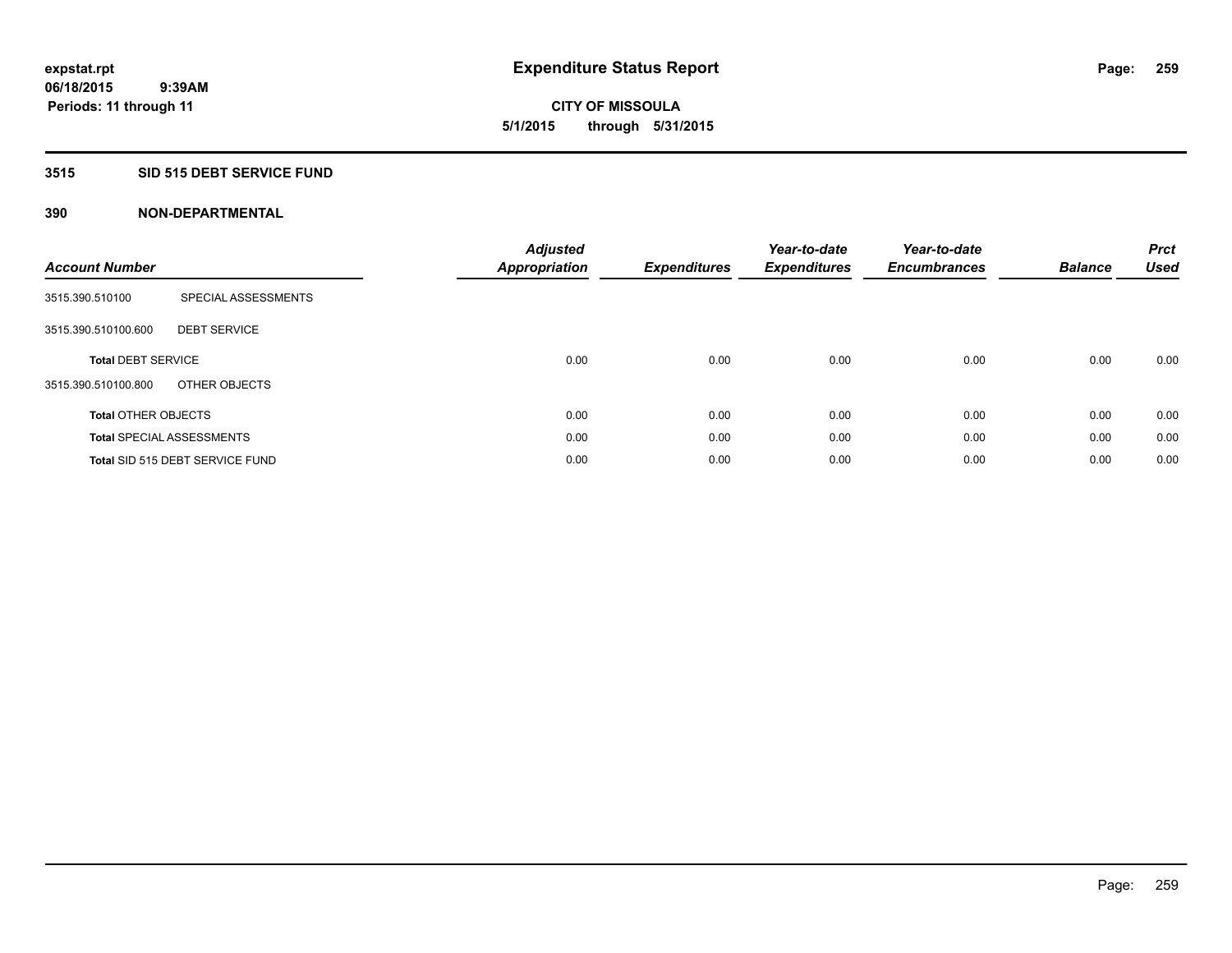# Expenditure Status Report

expstat.rpt
06/18/2015 9:39AM
Periods: 11 through 11

**CITY OF MISSOULA**
**5/1/2015 through 5/31/2015**

## 3515 SID 515 DEBT SERVICE FUND

### 390 NON-DEPARTMENTAL

| Account Number | | Adjusted Appropriation | Expenditures | Year-to-date Expenditures | Year-to-date Encumbrances | Balance | Prct Used |
|---|---|---|---|---|---|---|---|
| 3515.390.510100 | SPECIAL ASSESSMENTS | | | | | | |
| 3515.390.510100.600 | DEBT SERVICE | | | | | | |
| Total DEBT SERVICE | | 0.00 | 0.00 | 0.00 | 0.00 | 0.00 | 0.00 |
| 3515.390.510100.800 | OTHER OBJECTS | | | | | | |
| Total OTHER OBJECTS | | 0.00 | 0.00 | 0.00 | 0.00 | 0.00 | 0.00 |
| Total SPECIAL ASSESSMENTS | | 0.00 | 0.00 | 0.00 | 0.00 | 0.00 | 0.00 |
| Total SID 515 DEBT SERVICE FUND | | 0.00 | 0.00 | 0.00 | 0.00 | 0.00 | 0.00 |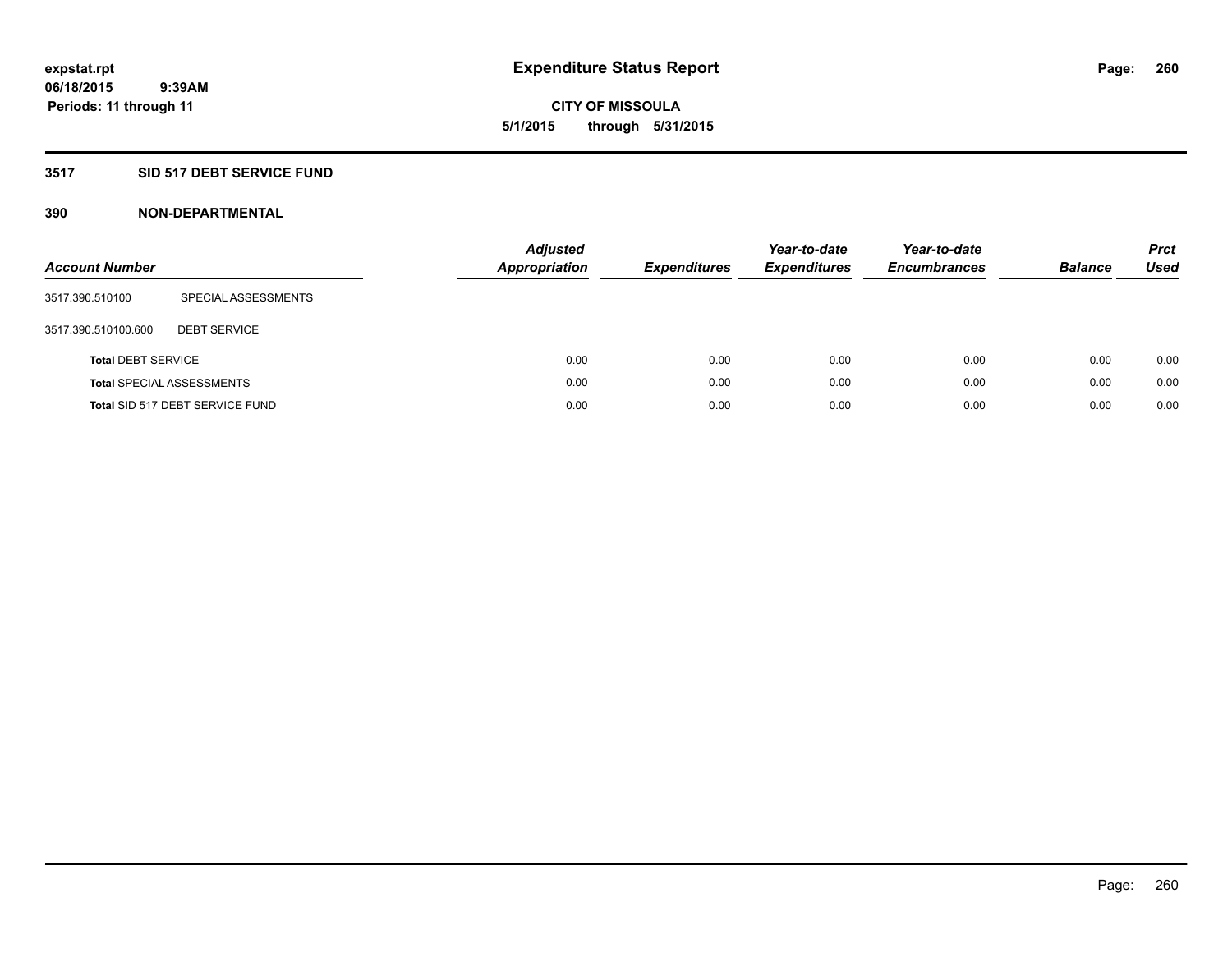**expstat.rpt**
**06/18/2015 9:39AM**
**Periods: 11 through 11**

# Expenditure Status Report

**CITY OF MISSOULA**
**5/1/2015 through 5/31/2015**

## 3517 SID 517 DEBT SERVICE FUND

## 390 NON-DEPARTMENTAL

| Account Number | | Adjusted Appropriation | Expenditures | Year-to-date Expenditures | Year-to-date Encumbrances | Balance | Prct Used |
|---|---|---|---|---|---|---|---|
| 3517.390.510100 | SPECIAL ASSESSMENTS | | | | | | |
| 3517.390.510100.600 | DEBT SERVICE | | | | | | |
| **Total** DEBT SERVICE | | 0.00 | 0.00 | 0.00 | 0.00 | 0.00 | 0.00 |
| **Total** SPECIAL ASSESSMENTS | | 0.00 | 0.00 | 0.00 | 0.00 | 0.00 | 0.00 |
| **Total** SID 517 DEBT SERVICE FUND | | 0.00 | 0.00 | 0.00 | 0.00 | 0.00 | 0.00 |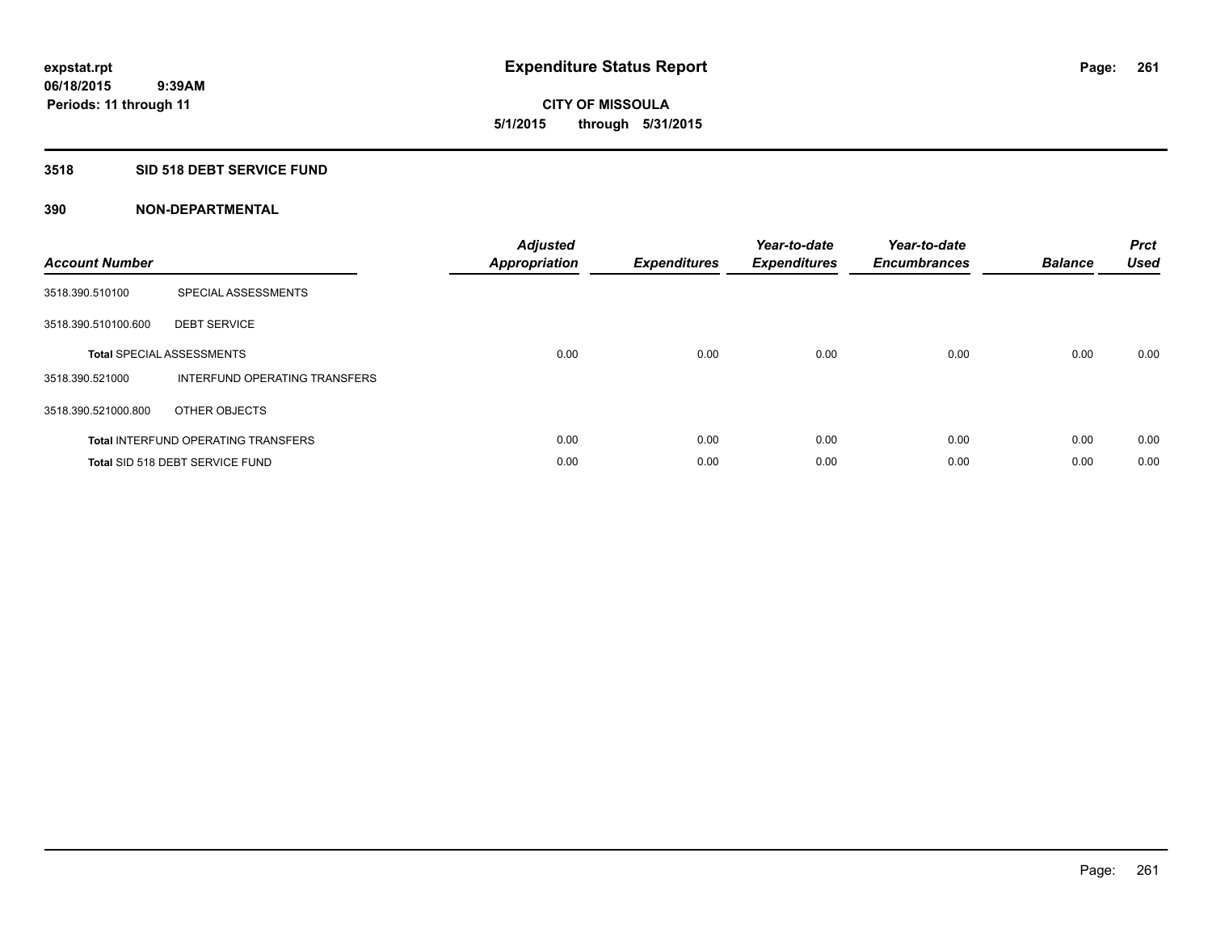expstat.rpt
06/18/2015 9:39AM
Periods: 11 through 11

# Expenditure Status Report

CITY OF MISSOULA
5/1/2015 through 5/31/2015

## 3518 SID 518 DEBT SERVICE FUND

## 390 NON-DEPARTMENTAL

| Account Number | | Adjusted Appropriation | Expenditures | Year-to-date Expenditures | Year-to-date Encumbrances | Balance | Prct Used |
|---|---|---|---|---|---|---|---|
| 3518.390.510100 | SPECIAL ASSESSMENTS | | | | | | |
| 3518.390.510100.600 | DEBT SERVICE | | | | | | |
| **Total** SPECIAL ASSESSMENTS | | 0.00 | 0.00 | 0.00 | 0.00 | 0.00 | 0.00 |
| 3518.390.521000 | INTERFUND OPERATING TRANSFERS | | | | | | |
| 3518.390.521000.800 | OTHER OBJECTS | | | | | | |
| **Total** INTERFUND OPERATING TRANSFERS | | 0.00 | 0.00 | 0.00 | 0.00 | 0.00 | 0.00 |
| **Total** SID 518 DEBT SERVICE FUND | | 0.00 | 0.00 | 0.00 | 0.00 | 0.00 | 0.00 |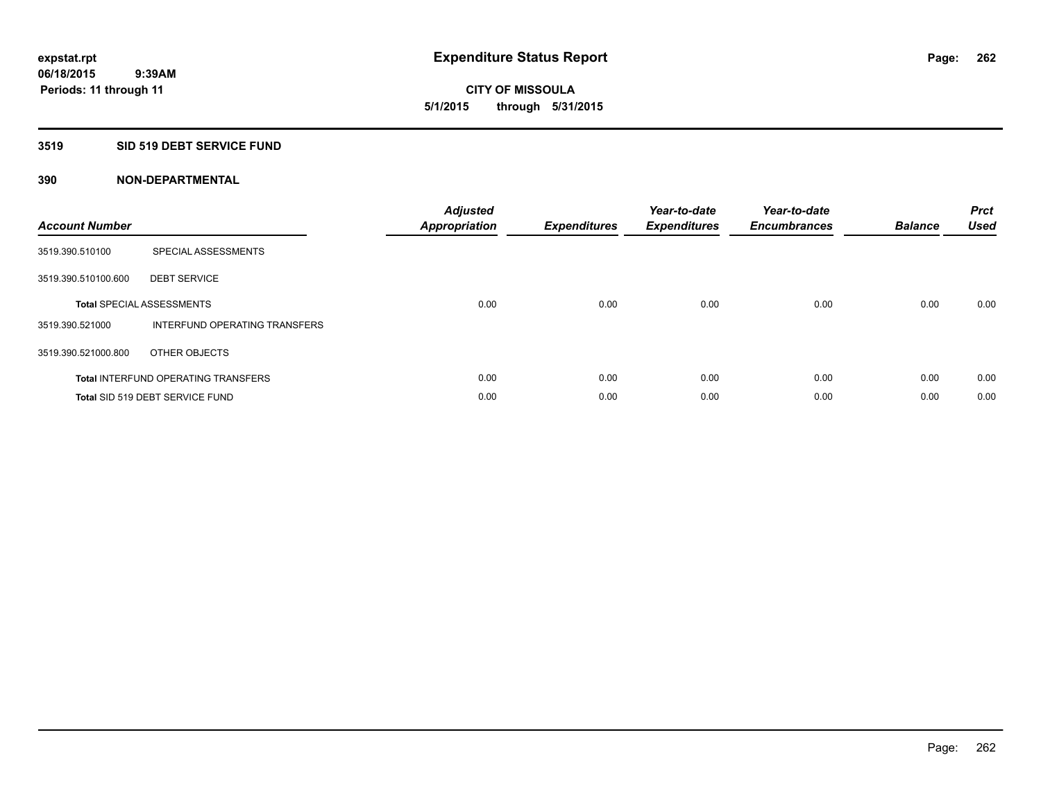**expstat.rpt**
**06/18/2015 9:39AM**
**Periods: 11 through 11**

# Expenditure Status Report

**CITY OF MISSOULA**
**5/1/2015 through 5/31/2015**

## 3519 SID 519 DEBT SERVICE FUND

### 390 NON-DEPARTMENTAL

| Account Number | | Adjusted Appropriation | Expenditures | Year-to-date Expenditures | Year-to-date Encumbrances | Balance | Prct Used |
|---|---|---|---|---|---|---|---|
| 3519.390.510100 | SPECIAL ASSESSMENTS | | | | | | |
| 3519.390.510100.600 | DEBT SERVICE | | | | | | |
| **Total** SPECIAL ASSESSMENTS | | 0.00 | 0.00 | 0.00 | 0.00 | 0.00 | 0.00 |
| 3519.390.521000 | INTERFUND OPERATING TRANSFERS | | | | | | |
| 3519.390.521000.800 | OTHER OBJECTS | | | | | | |
| **Total** INTERFUND OPERATING TRANSFERS | | 0.00 | 0.00 | 0.00 | 0.00 | 0.00 | 0.00 |
| **Total** SID 519 DEBT SERVICE FUND | | 0.00 | 0.00 | 0.00 | 0.00 | 0.00 | 0.00 |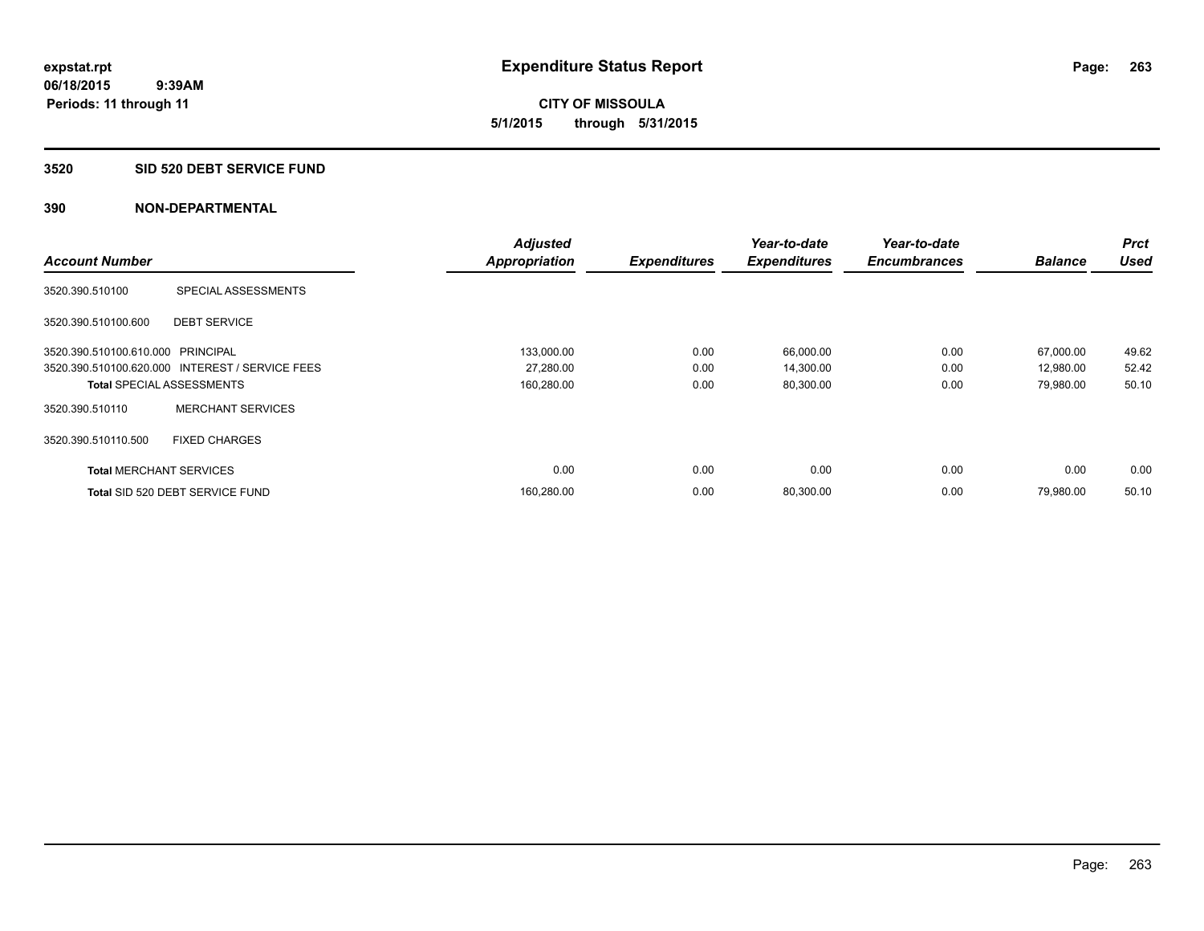**expstat.rpt**
**06/18/2015 9:39AM**
**Periods: 11 through 11**

# Expenditure Status Report

**CITY OF MISSOULA**
**5/1/2015 through 5/31/2015**

## 3520 SID 520 DEBT SERVICE FUND

### 390 NON-DEPARTMENTAL

| Account Number | | Adjusted Appropriation | Expenditures | Year-to-date Expenditures | Year-to-date Encumbrances | Balance | Prct Used |
|---|---|---|---|---|---|---|---|
| 3520.390.510100 | SPECIAL ASSESSMENTS | | | | | | |
| 3520.390.510100.600 | DEBT SERVICE | | | | | | |
| 3520.390.510100.610.000 | PRINCIPAL | 133,000.00 | 0.00 | 66,000.00 | 0.00 | 67,000.00 | 49.62 |
| 3520.390.510100.620.000 | INTEREST / SERVICE FEES | 27,280.00 | 0.00 | 14,300.00 | 0.00 | 12,980.00 | 52.42 |
| **Total** SPECIAL ASSESSMENTS | | 160,280.00 | 0.00 | 80,300.00 | 0.00 | 79,980.00 | 50.10 |
| 3520.390.510110 | MERCHANT SERVICES | | | | | | |
| 3520.390.510110.500 | FIXED CHARGES | | | | | | |
| **Total** MERCHANT SERVICES | | 0.00 | 0.00 | 0.00 | 0.00 | 0.00 | 0.00 |
| **Total** SID 520 DEBT SERVICE FUND | | 160,280.00 | 0.00 | 80,300.00 | 0.00 | 79,980.00 | 50.10 |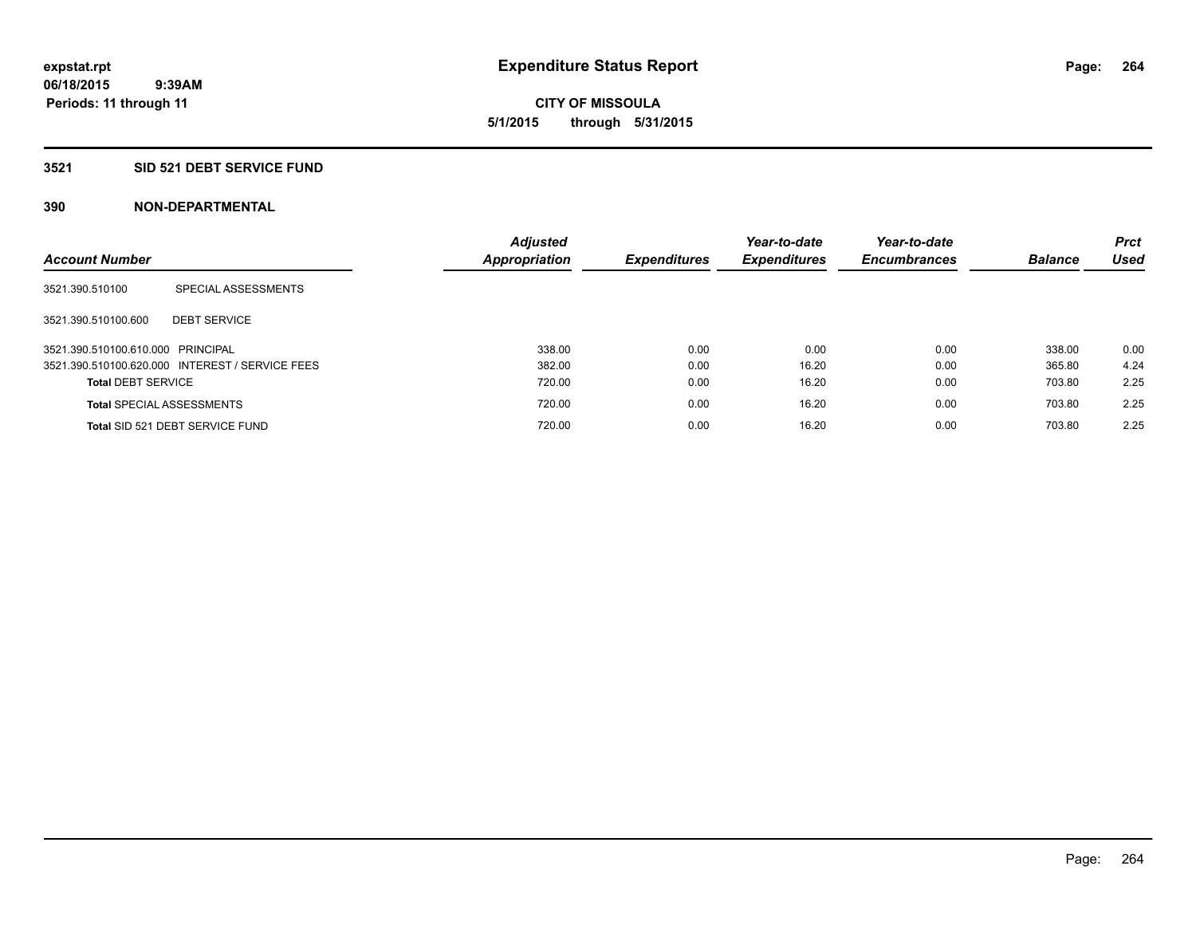**expstat.rpt**
**06/18/2015 9:39AM**
**Periods: 11 through 11**

# Expenditure Status Report

**CITY OF MISSOULA**
**5/1/2015 through 5/31/2015**

## 3521 SID 521 DEBT SERVICE FUND

## 390 NON-DEPARTMENTAL

| Account Number | | Adjusted Appropriation | Expenditures | Year-to-date Expenditures | Year-to-date Encumbrances | Balance | Prct Used |
|---|---|---|---|---|---|---|---|
| 3521.390.510100 | SPECIAL ASSESSMENTS | | | | | | |
| 3521.390.510100.600 | DEBT SERVICE | | | | | | |
| 3521.390.510100.610.000 | PRINCIPAL | 338.00 | 0.00 | 0.00 | 0.00 | 338.00 | 0.00 |
| 3521.390.510100.620.000 | INTEREST / SERVICE FEES | 382.00 | 0.00 | 16.20 | 0.00 | 365.80 | 4.24 |
| **Total** DEBT SERVICE | | 720.00 | 0.00 | 16.20 | 0.00 | 703.80 | 2.25 |
| **Total** SPECIAL ASSESSMENTS | | 720.00 | 0.00 | 16.20 | 0.00 | 703.80 | 2.25 |
| **Total** SID 521 DEBT SERVICE FUND | | 720.00 | 0.00 | 16.20 | 0.00 | 703.80 | 2.25 |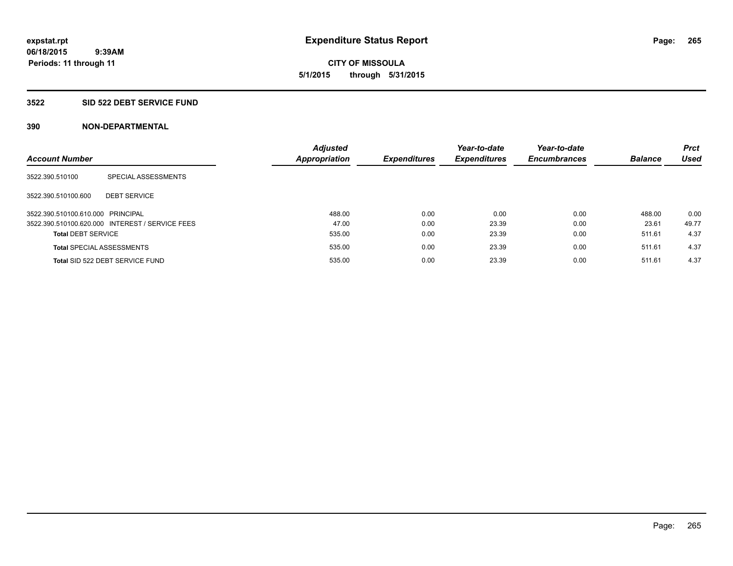**expstat.rpt**
**06/18/2015 9:39AM**
**Periods: 11 through 11**

# Expenditure Status Report

**CITY OF MISSOULA**
**5/1/2015 through 5/31/2015**

## 3522 SID 522 DEBT SERVICE FUND

### 390 NON-DEPARTMENTAL

| Account Number | | Adjusted Appropriation | Expenditures | Year-to-date Expenditures | Year-to-date Encumbrances | Balance | Prct Used |
|---|---|---|---|---|---|---|---|
| 3522.390.510100 | SPECIAL ASSESSMENTS | | | | | | |
| 3522.390.510100.600 | DEBT SERVICE | | | | | | |
| 3522.390.510100.610.000 | PRINCIPAL | 488.00 | 0.00 | 0.00 | 0.00 | 488.00 | 0.00 |
| 3522.390.510100.620.000 | INTEREST / SERVICE FEES | 47.00 | 0.00 | 23.39 | 0.00 | 23.61 | 49.77 |
| **Total** DEBT SERVICE | | 535.00 | 0.00 | 23.39 | 0.00 | 511.61 | 4.37 |
| **Total** SPECIAL ASSESSMENTS | | 535.00 | 0.00 | 23.39 | 0.00 | 511.61 | 4.37 |
| **Total** SID 522 DEBT SERVICE FUND | | 535.00 | 0.00 | 23.39 | 0.00 | 511.61 | 4.37 |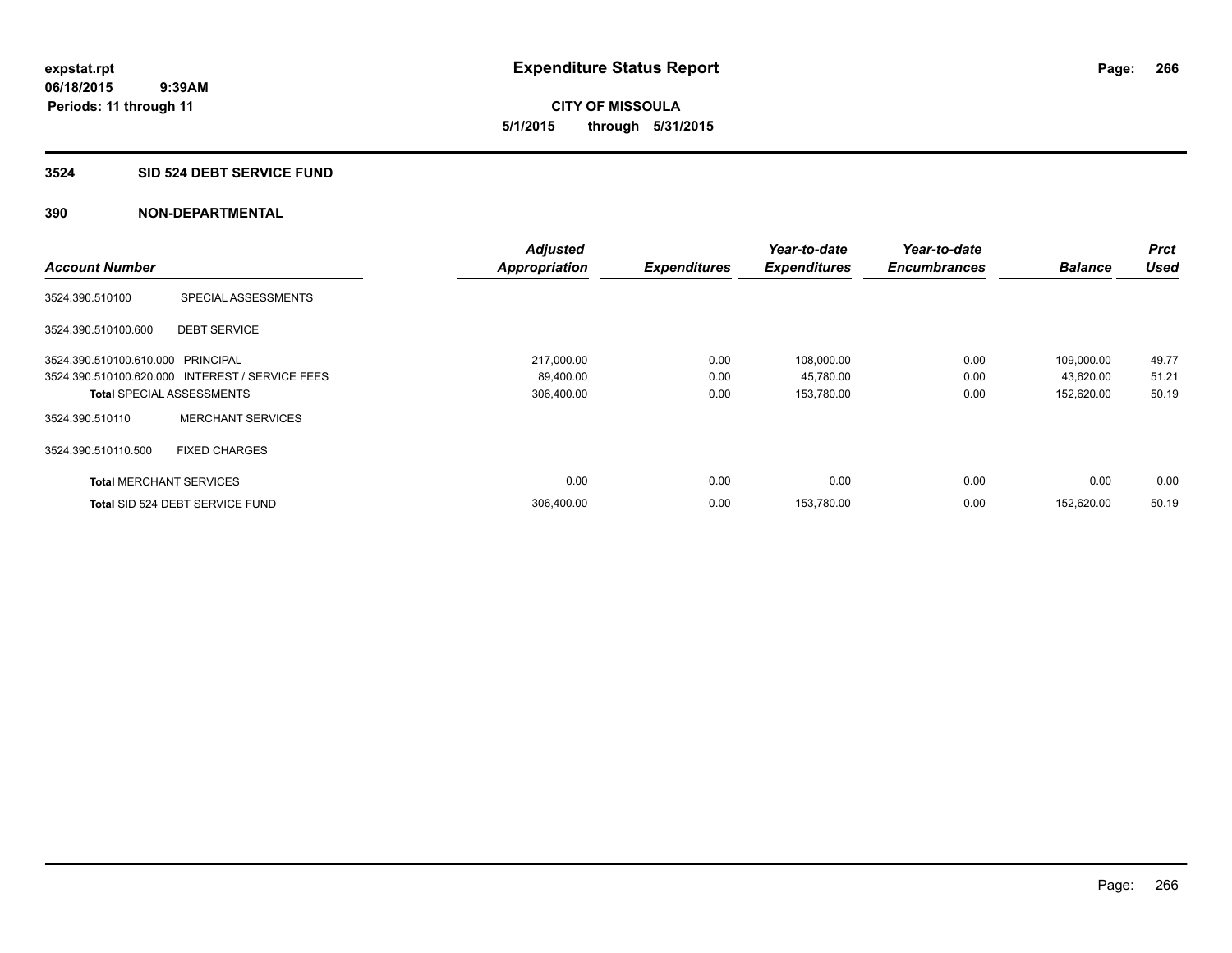**expstat.rpt**
**06/18/2015 9:39AM**
**Periods: 11 through 11**

# Expenditure Status Report

**CITY OF MISSOULA**
**5/1/2015 through 5/31/2015**

## 3524 SID 524 DEBT SERVICE FUND

### 390 NON-DEPARTMENTAL

| Account Number | | Adjusted Appropriation | Expenditures | Year-to-date Expenditures | Year-to-date Encumbrances | Balance | Prct Used |
|---|---|---|---|---|---|---|---|
| 3524.390.510100 | SPECIAL ASSESSMENTS | | | | | | |
| 3524.390.510100.600 | DEBT SERVICE | | | | | | |
| 3524.390.510100.610.000 | PRINCIPAL | 217,000.00 | 0.00 | 108,000.00 | 0.00 | 109,000.00 | 49.77 |
| 3524.390.510100.620.000 | INTEREST / SERVICE FEES | 89,400.00 | 0.00 | 45,780.00 | 0.00 | 43,620.00 | 51.21 |
| **Total** SPECIAL ASSESSMENTS | | 306,400.00 | 0.00 | 153,780.00 | 0.00 | 152,620.00 | 50.19 |
| 3524.390.510110 | MERCHANT SERVICES | | | | | | |
| 3524.390.510110.500 | FIXED CHARGES | | | | | | |
| **Total** MERCHANT SERVICES | | 0.00 | 0.00 | 0.00 | 0.00 | 0.00 | 0.00 |
| **Total** SID 524 DEBT SERVICE FUND | | 306,400.00 | 0.00 | 153,780.00 | 0.00 | 152,620.00 | 50.19 |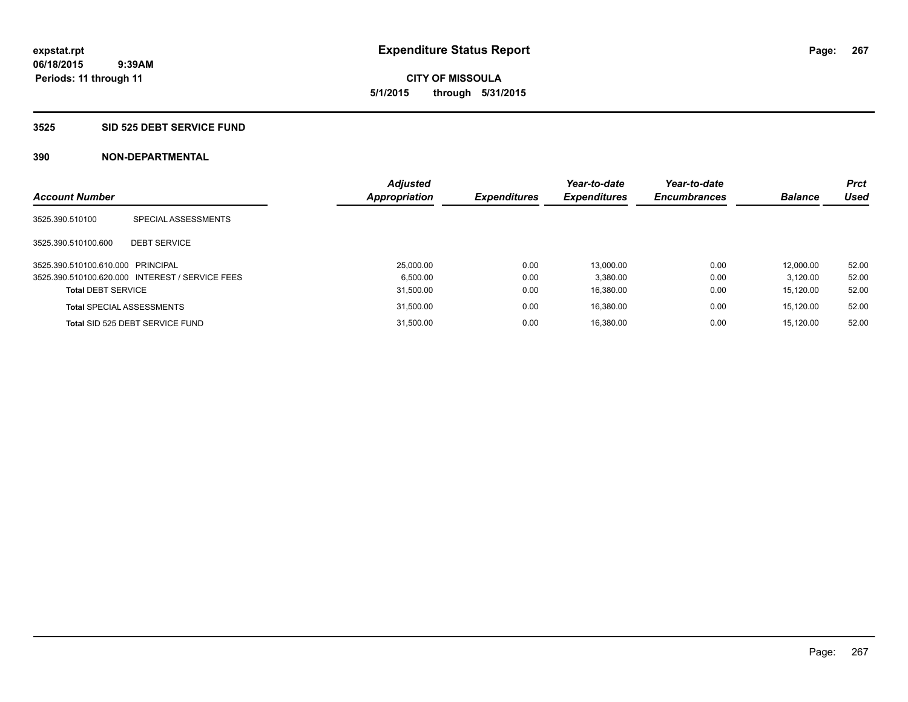**expstat.rpt**
**06/18/2015 9:39AM**
**Periods: 11 through 11**

# Expenditure Status Report

**CITY OF MISSOULA**
**5/1/2015 through 5/31/2015**

## 3525 SID 525 DEBT SERVICE FUND

### 390 NON-DEPARTMENTAL

| Account Number | | Adjusted Appropriation | Expenditures | Year-to-date Expenditures | Year-to-date Encumbrances | Balance | Prct Used |
|---|---|---|---|---|---|---|---|
| 3525.390.510100 | SPECIAL ASSESSMENTS | | | | | | |
| 3525.390.510100.600 | DEBT SERVICE | | | | | | |
| 3525.390.510100.610.000 | PRINCIPAL | 25,000.00 | 0.00 | 13,000.00 | 0.00 | 12,000.00 | 52.00 |
| 3525.390.510100.620.000 | INTEREST / SERVICE FEES | 6,500.00 | 0.00 | 3,380.00 | 0.00 | 3,120.00 | 52.00 |
| **Total** DEBT SERVICE | | 31,500.00 | 0.00 | 16,380.00 | 0.00 | 15,120.00 | 52.00 |
| **Total** SPECIAL ASSESSMENTS | | 31,500.00 | 0.00 | 16,380.00 | 0.00 | 15,120.00 | 52.00 |
| **Total** SID 525 DEBT SERVICE FUND | | 31,500.00 | 0.00 | 16,380.00 | 0.00 | 15,120.00 | 52.00 |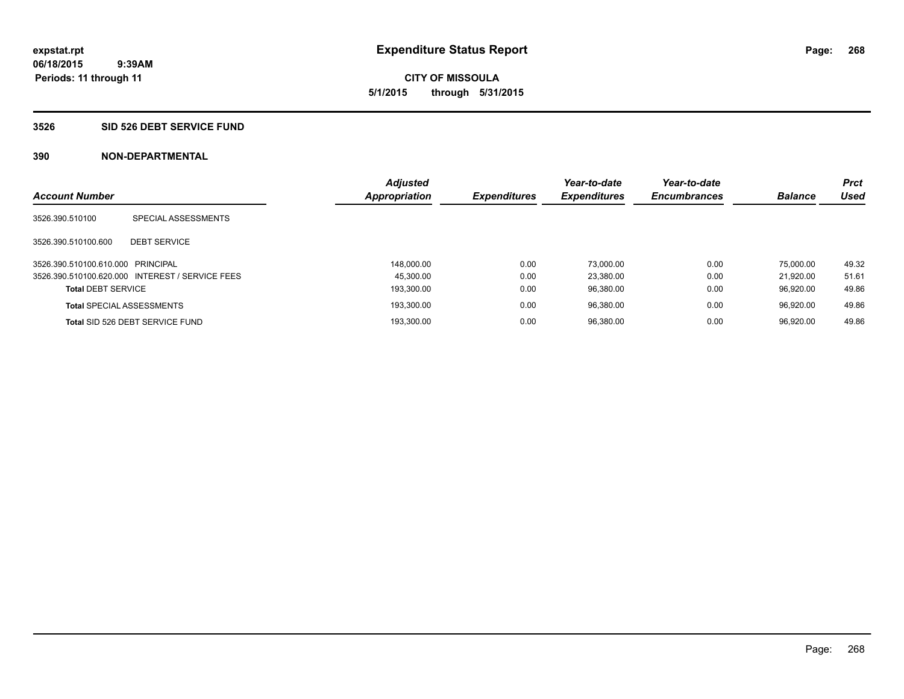expstat.rpt
06/18/2015 9:39AM
Periods: 11 through 11

# Expenditure Status Report

CITY OF MISSOULA
5/1/2015 through 5/31/2015

## 3526 SID 526 DEBT SERVICE FUND

## 390 NON-DEPARTMENTAL

| Account Number | | Adjusted Appropriation | Expenditures | Year-to-date Expenditures | Year-to-date Encumbrances | Balance | Prct Used |
|---|---|---|---|---|---|---|---|
| 3526.390.510100 | SPECIAL ASSESSMENTS | | | | | | |
| 3526.390.510100.600 | DEBT SERVICE | | | | | | |
| 3526.390.510100.610.000 | PRINCIPAL | 148,000.00 | 0.00 | 73,000.00 | 0.00 | 75,000.00 | 49.32 |
| 3526.390.510100.620.000 | INTEREST / SERVICE FEES | 45,300.00 | 0.00 | 23,380.00 | 0.00 | 21,920.00 | 51.61 |
| **Total** DEBT SERVICE | | 193,300.00 | 0.00 | 96,380.00 | 0.00 | 96,920.00 | 49.86 |
| **Total** SPECIAL ASSESSMENTS | | 193,300.00 | 0.00 | 96,380.00 | 0.00 | 96,920.00 | 49.86 |
| **Total** SID 526 DEBT SERVICE FUND | | 193,300.00 | 0.00 | 96,380.00 | 0.00 | 96,920.00 | 49.86 |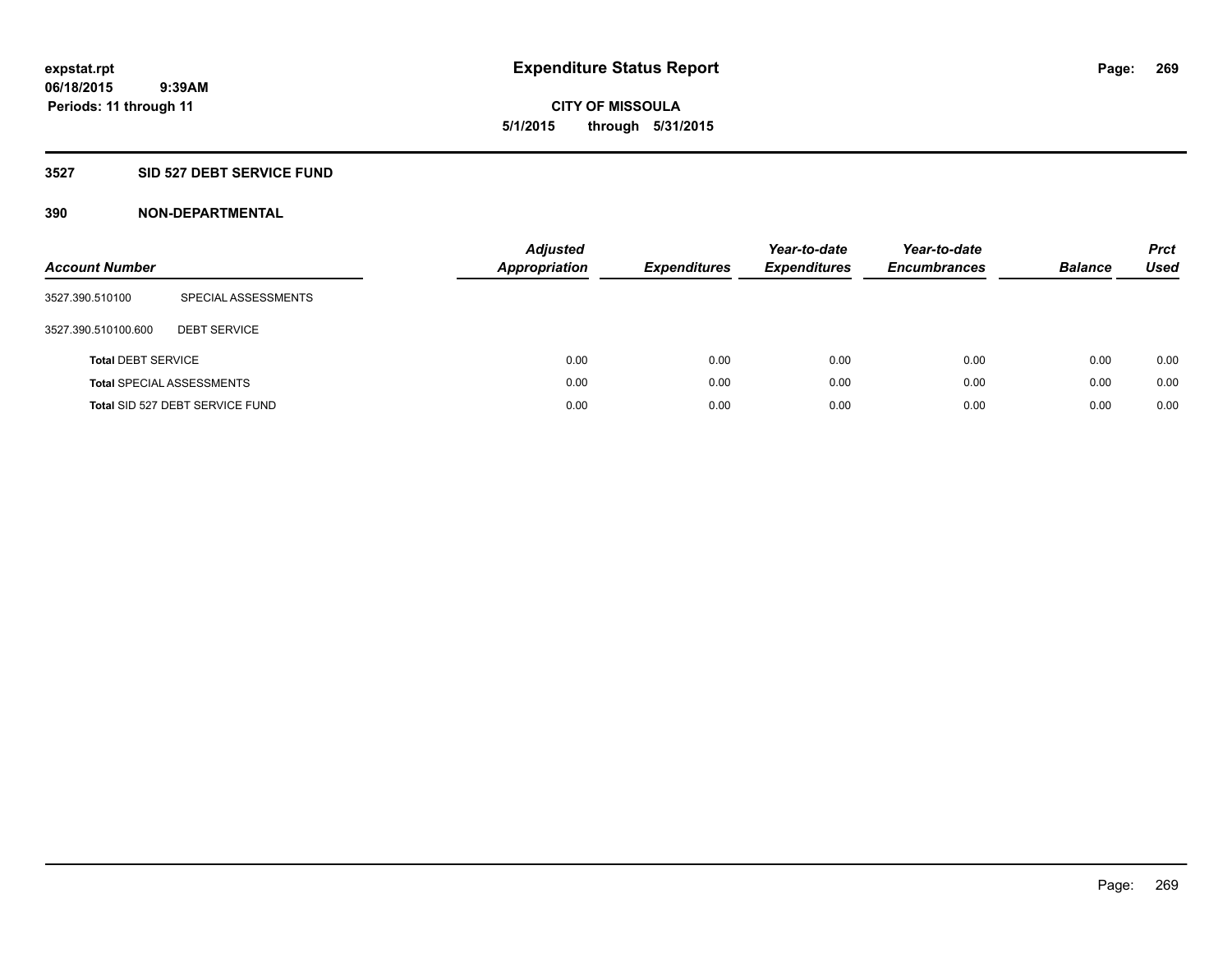# Expenditure Status Report

expstat.rpt
06/18/2015 9:39AM
Periods: 11 through 11

**CITY OF MISSOULA**
**5/1/2015 through 5/31/2015**

## 3527 SID 527 DEBT SERVICE FUND

### 390 NON-DEPARTMENTAL

| Account Number | | Adjusted Appropriation | Expenditures | Year-to-date Expenditures | Year-to-date Encumbrances | Balance | Prct Used |
|---|---|---|---|---|---|---|---|
| 3527.390.510100 | SPECIAL ASSESSMENTS | | | | | | |
| 3527.390.510100.600 | DEBT SERVICE | | | | | | |
| **Total** DEBT SERVICE | | 0.00 | 0.00 | 0.00 | 0.00 | 0.00 | 0.00 |
| **Total** SPECIAL ASSESSMENTS | | 0.00 | 0.00 | 0.00 | 0.00 | 0.00 | 0.00 |
| **Total** SID 527 DEBT SERVICE FUND | | 0.00 | 0.00 | 0.00 | 0.00 | 0.00 | 0.00 |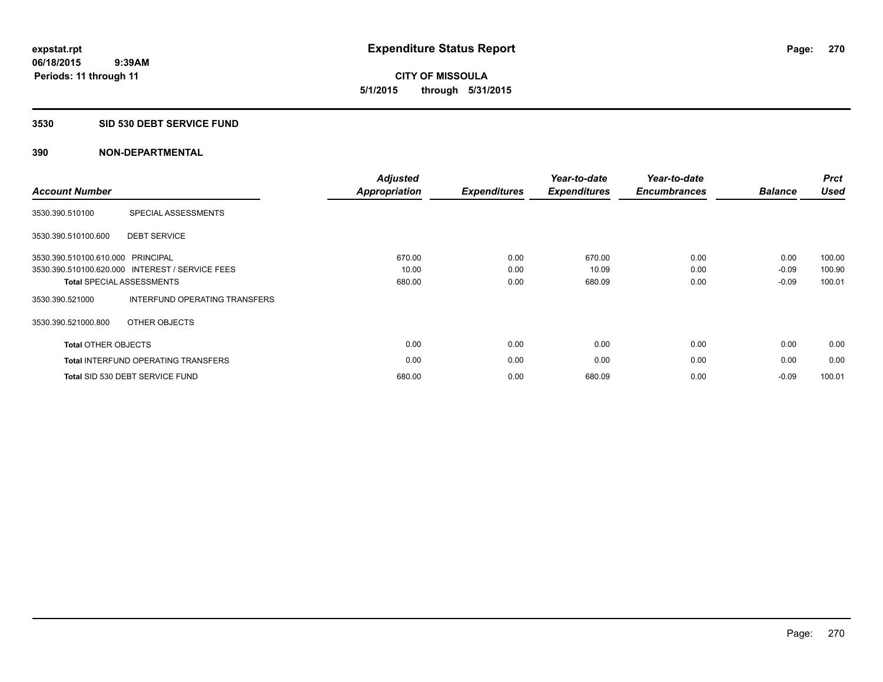**expstat.rpt**
**06/18/2015 9:39AM**
**Periods: 11 through 11**

# Expenditure Status Report

**CITY OF MISSOULA**
**5/1/2015 through 5/31/2015**

## 3530 SID 530 DEBT SERVICE FUND

## 390 NON-DEPARTMENTAL

| Account Number | | Adjusted Appropriation | Expenditures | Year-to-date Expenditures | Year-to-date Encumbrances | Balance | Prct Used |
|---|---|---|---|---|---|---|---|
| 3530.390.510100 | SPECIAL ASSESSMENTS | | | | | | |
| 3530.390.510100.600 | DEBT SERVICE | | | | | | |
| 3530.390.510100.610.000 | PRINCIPAL | 670.00 | 0.00 | 670.00 | 0.00 | 0.00 | 100.00 |
| 3530.390.510100.620.000 | INTEREST / SERVICE FEES | 10.00 | 0.00 | 10.09 | 0.00 | -0.09 | 100.90 |
| **Total** SPECIAL ASSESSMENTS | | 680.00 | 0.00 | 680.09 | 0.00 | -0.09 | 100.01 |
| 3530.390.521000 | INTERFUND OPERATING TRANSFERS | | | | | | |
| 3530.390.521000.800 | OTHER OBJECTS | | | | | | |
| **Total** OTHER OBJECTS | | 0.00 | 0.00 | 0.00 | 0.00 | 0.00 | 0.00 |
| **Total** INTERFUND OPERATING TRANSFERS | | 0.00 | 0.00 | 0.00 | 0.00 | 0.00 | 0.00 |
| **Total** SID 530 DEBT SERVICE FUND | | 680.00 | 0.00 | 680.09 | 0.00 | -0.09 | 100.01 |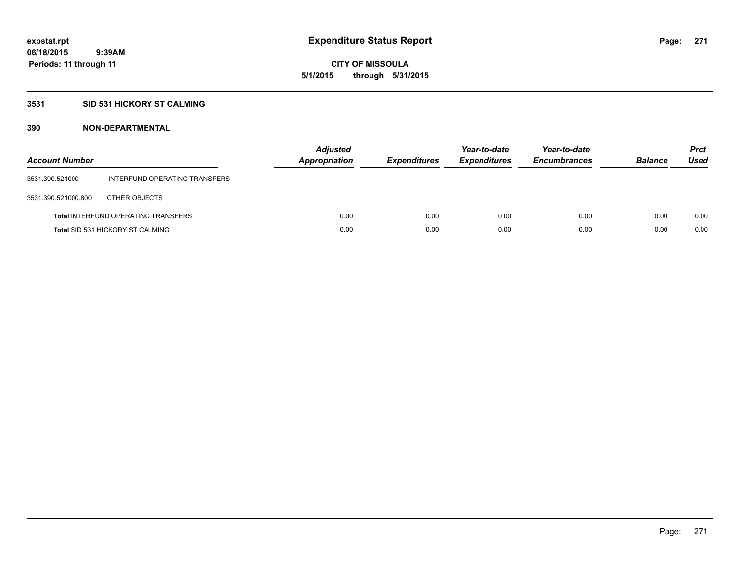expstat.rpt
06/18/2015 9:39AM
Periods: 11 through 11

# Expenditure Status Report

CITY OF MISSOULA
5/1/2015 through 5/31/2015

## 3531 SID 531 HICKORY ST CALMING

### 390 NON-DEPARTMENTAL

| Account Number | | Adjusted Appropriation | Expenditures | Year-to-date Expenditures | Year-to-date Encumbrances | Balance | Prct Used |
|---|---|---|---|---|---|---|---|
| 3531.390.521000 | INTERFUND OPERATING TRANSFERS | | | | | | |
| 3531.390.521000.800 | OTHER OBJECTS | | | | | | |
| **Total** INTERFUND OPERATING TRANSFERS | | 0.00 | 0.00 | 0.00 | 0.00 | 0.00 | 0.00 |
| **Total** SID 531 HICKORY ST CALMING | | 0.00 | 0.00 | 0.00 | 0.00 | 0.00 | 0.00 |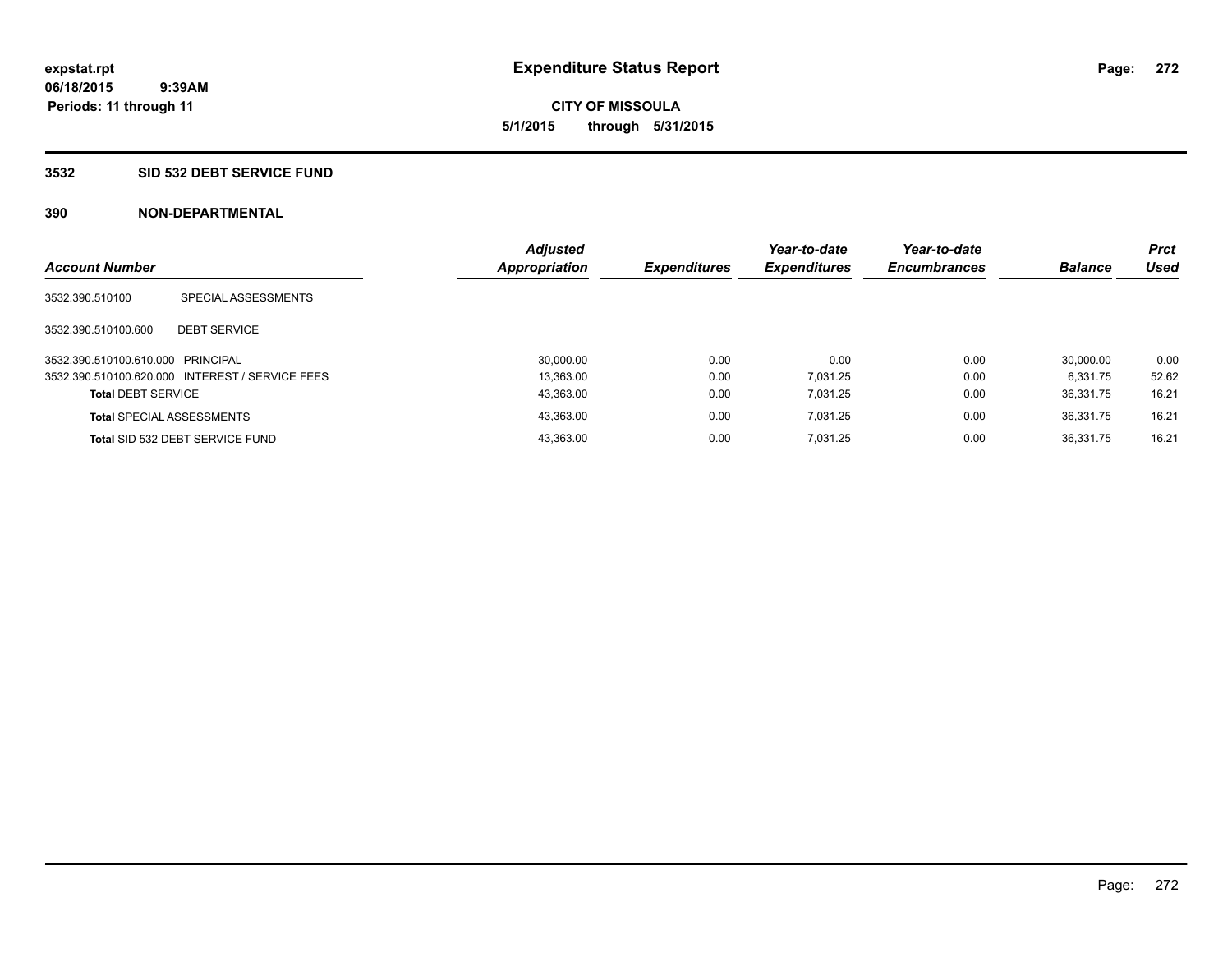**expstat.rpt**
**06/18/2015 9:39AM**
**Periods: 11 through 11**

# Expenditure Status Report

**CITY OF MISSOULA**
**5/1/2015 through 5/31/2015**

## 3532 SID 532 DEBT SERVICE FUND

### 390 NON-DEPARTMENTAL

| Account Number | | Adjusted Appropriation | Expenditures | Year-to-date Expenditures | Year-to-date Encumbrances | Balance | Prct Used |
|---|---|---|---|---|---|---|---|
| 3532.390.510100 | SPECIAL ASSESSMENTS | | | | | | |
| 3532.390.510100.600 | DEBT SERVICE | | | | | | |
| 3532.390.510100.610.000 | PRINCIPAL | 30,000.00 | 0.00 | 0.00 | 0.00 | 30,000.00 | 0.00 |
| 3532.390.510100.620.000 | INTEREST / SERVICE FEES | 13,363.00 | 0.00 | 7,031.25 | 0.00 | 6,331.75 | 52.62 |
| **Total** DEBT SERVICE | | 43,363.00 | 0.00 | 7,031.25 | 0.00 | 36,331.75 | 16.21 |
| **Total** SPECIAL ASSESSMENTS | | 43,363.00 | 0.00 | 7,031.25 | 0.00 | 36,331.75 | 16.21 |
| **Total** SID 532 DEBT SERVICE FUND | | 43,363.00 | 0.00 | 7,031.25 | 0.00 | 36,331.75 | 16.21 |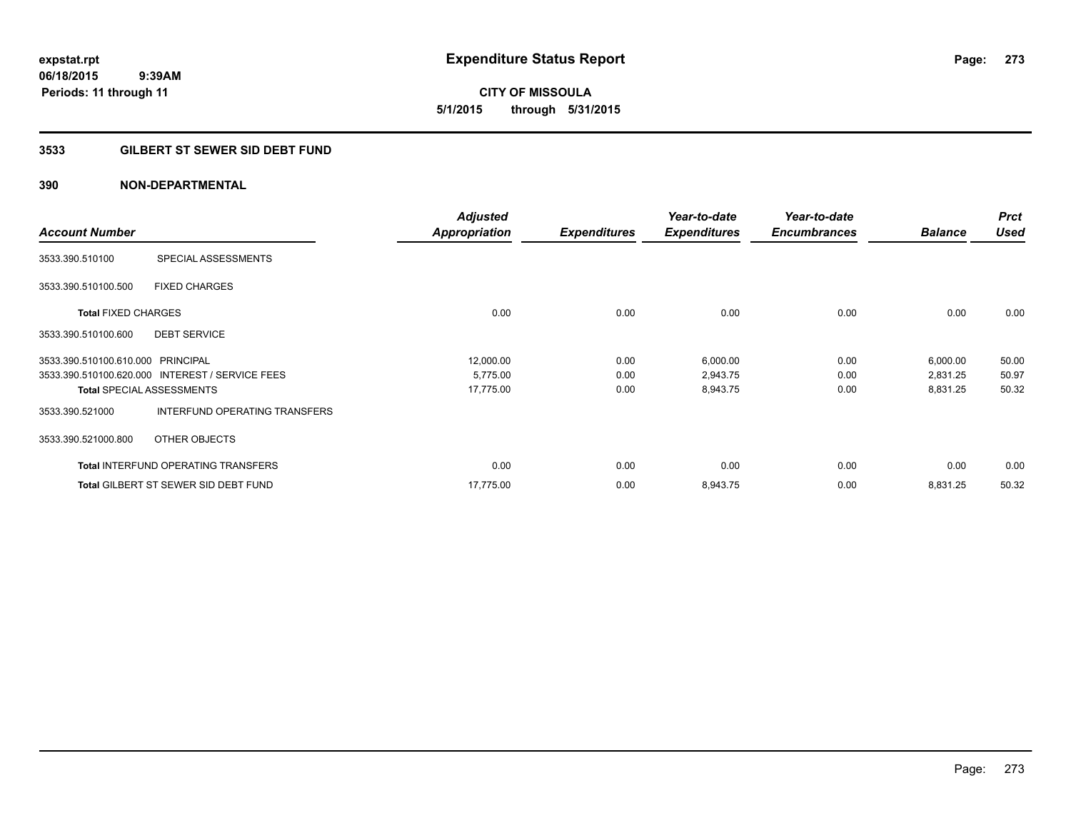# Expenditure Status Report

**CITY OF MISSOULA**
**5/1/2015 through 5/31/2015**

expstat.rpt
06/18/2015 9:39AM
Periods: 11 through 11

## 3533 GILBERT ST SEWER SID DEBT FUND

### 390 NON-DEPARTMENTAL

| Account Number | | Adjusted Appropriation | Expenditures | Year-to-date Expenditures | Year-to-date Encumbrances | Balance | Prct Used |
|---|---|---|---|---|---|---|---|
| 3533.390.510100 | SPECIAL ASSESSMENTS | | | | | | |
| 3533.390.510100.500 | FIXED CHARGES | | | | | | |
| **Total** FIXED CHARGES | | 0.00 | 0.00 | 0.00 | 0.00 | 0.00 | 0.00 |
| 3533.390.510100.600 | DEBT SERVICE | | | | | | |
| 3533.390.510100.610.000 | PRINCIPAL | 12,000.00 | 0.00 | 6,000.00 | 0.00 | 6,000.00 | 50.00 |
| 3533.390.510100.620.000 | INTEREST / SERVICE FEES | 5,775.00 | 0.00 | 2,943.75 | 0.00 | 2,831.25 | 50.97 |
| **Total** SPECIAL ASSESSMENTS | | 17,775.00 | 0.00 | 8,943.75 | 0.00 | 8,831.25 | 50.32 |
| 3533.390.521000 | INTERFUND OPERATING TRANSFERS | | | | | | |
| 3533.390.521000.800 | OTHER OBJECTS | | | | | | |
| **Total** INTERFUND OPERATING TRANSFERS | | 0.00 | 0.00 | 0.00 | 0.00 | 0.00 | 0.00 |
| **Total** GILBERT ST SEWER SID DEBT FUND | | 17,775.00 | 0.00 | 8,943.75 | 0.00 | 8,831.25 | 50.32 |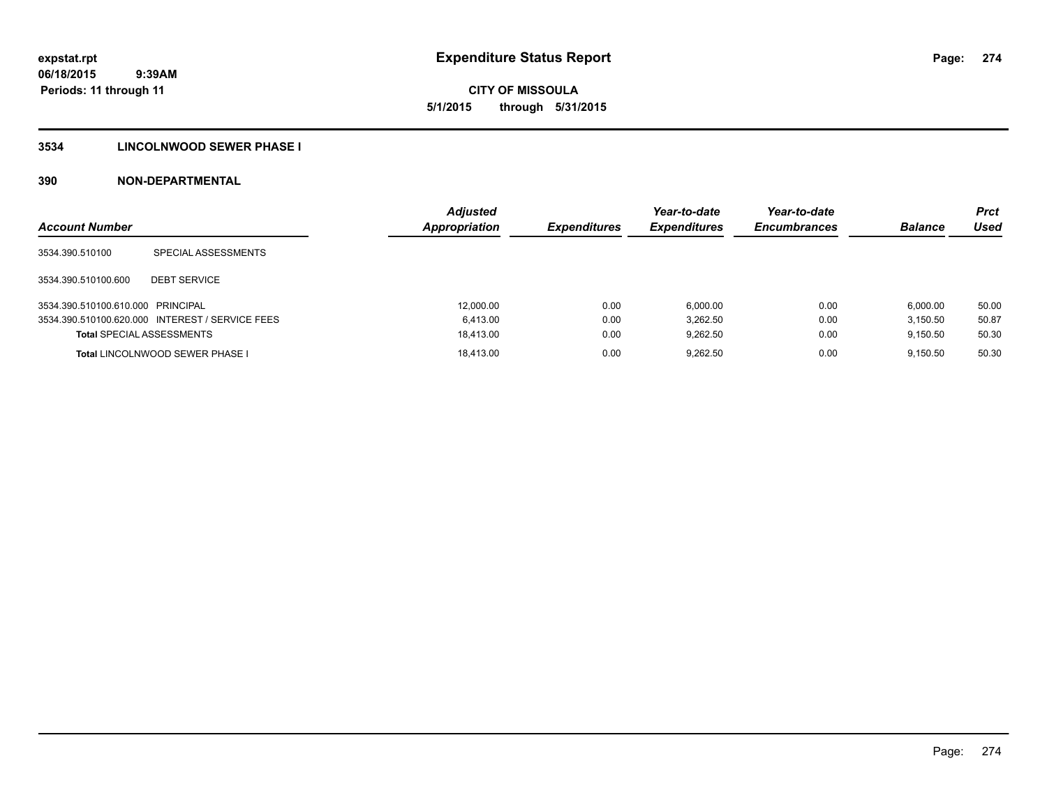**expstat.rpt**
**06/18/2015 9:39AM**
**Periods: 11 through 11**

# Expenditure Status Report

**CITY OF MISSOULA**
**5/1/2015 through 5/31/2015**

## 3534 LINCOLNWOOD SEWER PHASE I

## 390 NON-DEPARTMENTAL

| Account Number | | Adjusted Appropriation | Expenditures | Year-to-date Expenditures | Year-to-date Encumbrances | Balance | Prct Used |
|---|---|---|---|---|---|---|---|
| 3534.390.510100 | SPECIAL ASSESSMENTS | | | | | | |
| 3534.390.510100.600 | DEBT SERVICE | | | | | | |
| 3534.390.510100.610.000 | PRINCIPAL | 12,000.00 | 0.00 | 6,000.00 | 0.00 | 6,000.00 | 50.00 |
| 3534.390.510100.620.000 | INTEREST / SERVICE FEES | 6,413.00 | 0.00 | 3,262.50 | 0.00 | 3,150.50 | 50.87 |
| **Total** SPECIAL ASSESSMENTS | | 18,413.00 | 0.00 | 9,262.50 | 0.00 | 9,150.50 | 50.30 |
| **Total** LINCOLNWOOD SEWER PHASE I | | 18,413.00 | 0.00 | 9,262.50 | 0.00 | 9,150.50 | 50.30 |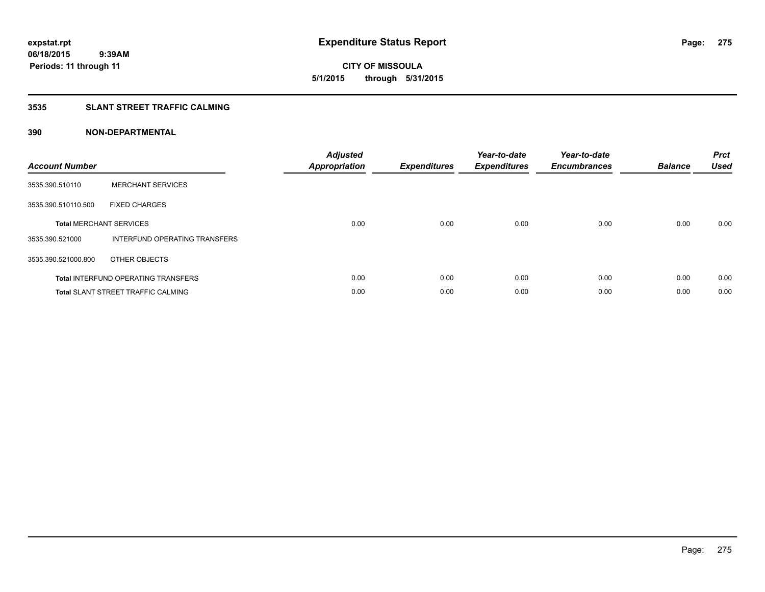**expstat.rpt**
**06/18/2015 9:39AM**
**Periods: 11 through 11**

# Expenditure Status Report

**CITY OF MISSOULA**
**5/1/2015 through 5/31/2015**

## 3535 SLANT STREET TRAFFIC CALMING

## 390 NON-DEPARTMENTAL

| Account Number | | Adjusted Appropriation | Expenditures | Year-to-date Expenditures | Year-to-date Encumbrances | Balance | Prct Used |
|---|---|---|---|---|---|---|---|
| 3535.390.510110 | MERCHANT SERVICES | | | | | | |
| 3535.390.510110.500 | FIXED CHARGES | | | | | | |
| **Total** MERCHANT SERVICES | | 0.00 | 0.00 | 0.00 | 0.00 | 0.00 | 0.00 |
| 3535.390.521000 | INTERFUND OPERATING TRANSFERS | | | | | | |
| 3535.390.521000.800 | OTHER OBJECTS | | | | | | |
| **Total** INTERFUND OPERATING TRANSFERS | | 0.00 | 0.00 | 0.00 | 0.00 | 0.00 | 0.00 |
| **Total** SLANT STREET TRAFFIC CALMING | | 0.00 | 0.00 | 0.00 | 0.00 | 0.00 | 0.00 |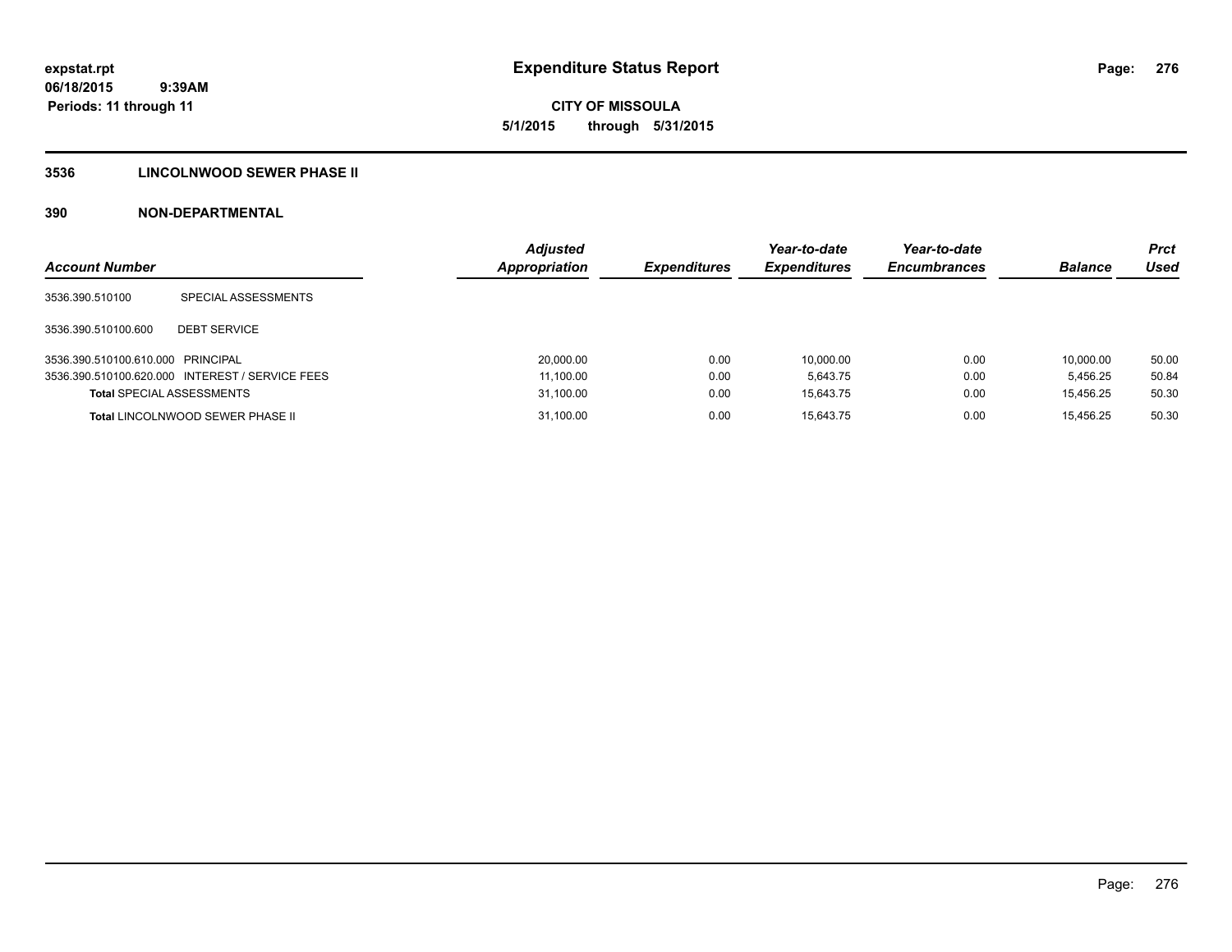**expstat.rpt**
**06/18/2015 9:39AM**
**Periods: 11 through 11**

# Expenditure Status Report

**CITY OF MISSOULA**
**5/1/2015 through 5/31/2015**

## 3536 LINCOLNWOOD SEWER PHASE II

## 390 NON-DEPARTMENTAL

| Account Number | | Adjusted Appropriation | Expenditures | Year-to-date Expenditures | Year-to-date Encumbrances | Balance | Prct Used |
|---|---|---|---|---|---|---|---|
| 3536.390.510100 | SPECIAL ASSESSMENTS | | | | | | |
| 3536.390.510100.600 | DEBT SERVICE | | | | | | |
| 3536.390.510100.610.000 | PRINCIPAL | 20,000.00 | 0.00 | 10,000.00 | 0.00 | 10,000.00 | 50.00 |
| 3536.390.510100.620.000 | INTEREST / SERVICE FEES | 11,100.00 | 0.00 | 5,643.75 | 0.00 | 5,456.25 | 50.84 |
| **Total** SPECIAL ASSESSMENTS | | 31,100.00 | 0.00 | 15,643.75 | 0.00 | 15,456.25 | 50.30 |
| **Total** LINCOLNWOOD SEWER PHASE II | | 31,100.00 | 0.00 | 15,643.75 | 0.00 | 15,456.25 | 50.30 |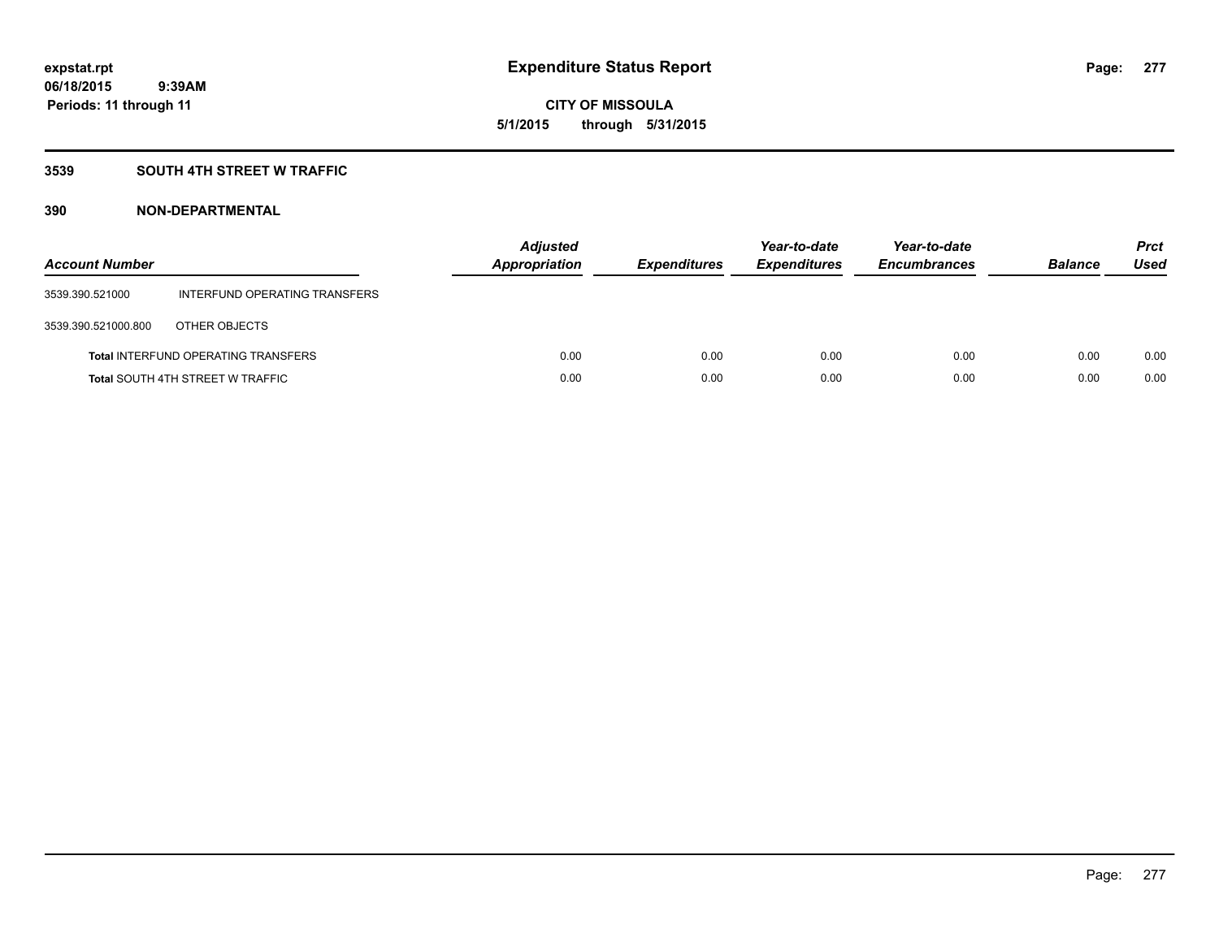**expstat.rpt**
**06/18/2015 9:39AM**
**Periods: 11 through 11**

# Expenditure Status Report

**CITY OF MISSOULA**
**5/1/2015 through 5/31/2015**

## 3539 SOUTH 4TH STREET W TRAFFIC

## 390 NON-DEPARTMENTAL

| Account Number | | Adjusted Appropriation | Expenditures | Year-to-date Expenditures | Year-to-date Encumbrances | Balance | Prct Used |
|---|---|---|---|---|---|---|---|
| 3539.390.521000 | INTERFUND OPERATING TRANSFERS | | | | | | |
| 3539.390.521000.800 | OTHER OBJECTS | | | | | | |
| **Total** INTERFUND OPERATING TRANSFERS | | 0.00 | 0.00 | 0.00 | 0.00 | 0.00 | 0.00 |
| **Total** SOUTH 4TH STREET W TRAFFIC | | 0.00 | 0.00 | 0.00 | 0.00 | 0.00 | 0.00 |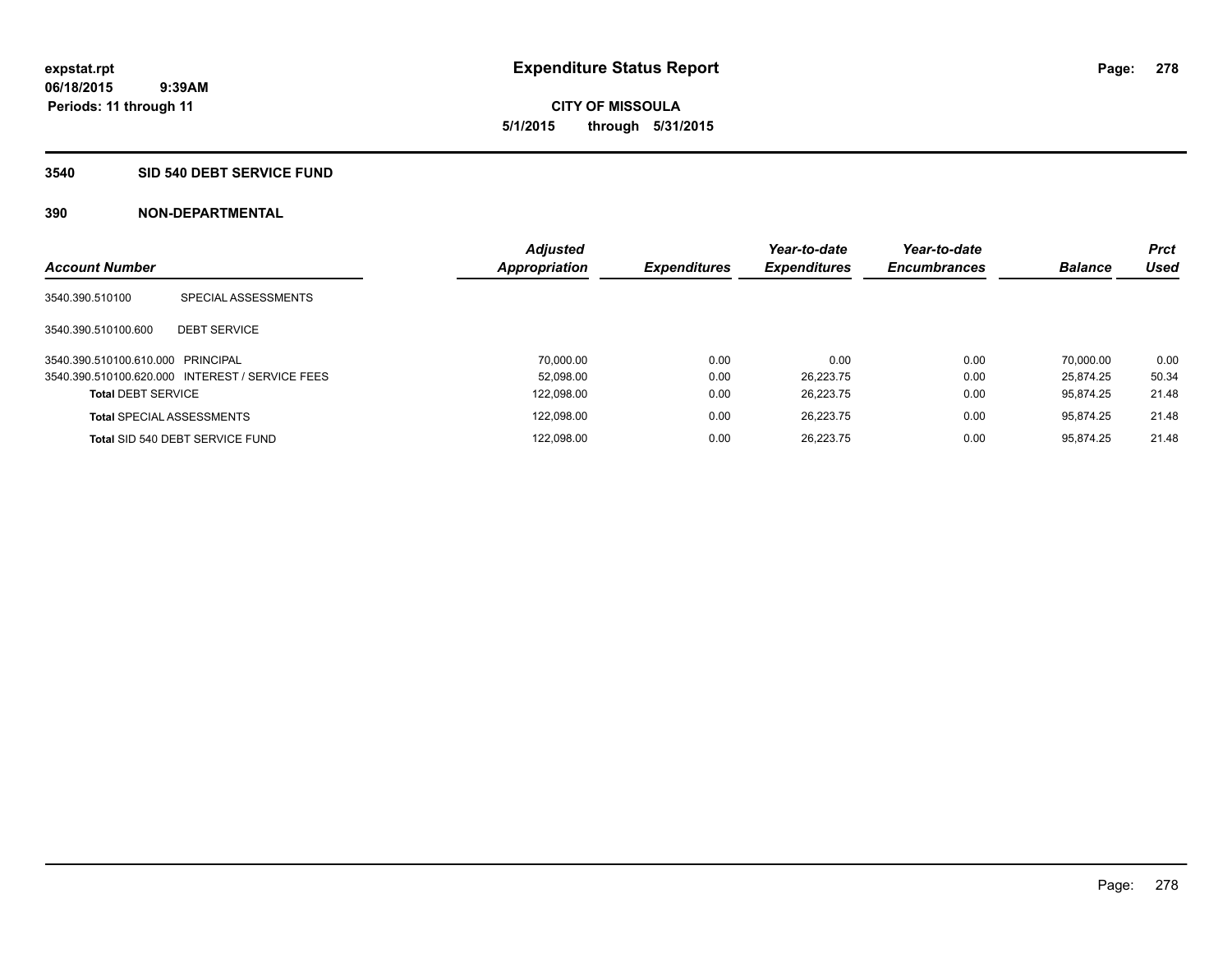**expstat.rpt**
**06/18/2015 9:39AM**
**Periods: 11 through 11**

# Expenditure Status Report

**CITY OF MISSOULA**
**5/1/2015 through 5/31/2015**

## 3540 SID 540 DEBT SERVICE FUND

### 390 NON-DEPARTMENTAL

| Account Number | | Adjusted Appropriation | Expenditures | Year-to-date Expenditures | Year-to-date Encumbrances | Balance | Prct Used |
|---|---|---|---|---|---|---|---|
| 3540.390.510100 | SPECIAL ASSESSMENTS | | | | | | |
| 3540.390.510100.600 | DEBT SERVICE | | | | | | |
| 3540.390.510100.610.000 | PRINCIPAL | 70,000.00 | 0.00 | 0.00 | 0.00 | 70,000.00 | 0.00 |
| 3540.390.510100.620.000 | INTEREST / SERVICE FEES | 52,098.00 | 0.00 | 26,223.75 | 0.00 | 25,874.25 | 50.34 |
| **Total** DEBT SERVICE | | 122,098.00 | 0.00 | 26,223.75 | 0.00 | 95,874.25 | 21.48 |
| **Total** SPECIAL ASSESSMENTS | | 122,098.00 | 0.00 | 26,223.75 | 0.00 | 95,874.25 | 21.48 |
| **Total** SID 540 DEBT SERVICE FUND | | 122,098.00 | 0.00 | 26,223.75 | 0.00 | 95,874.25 | 21.48 |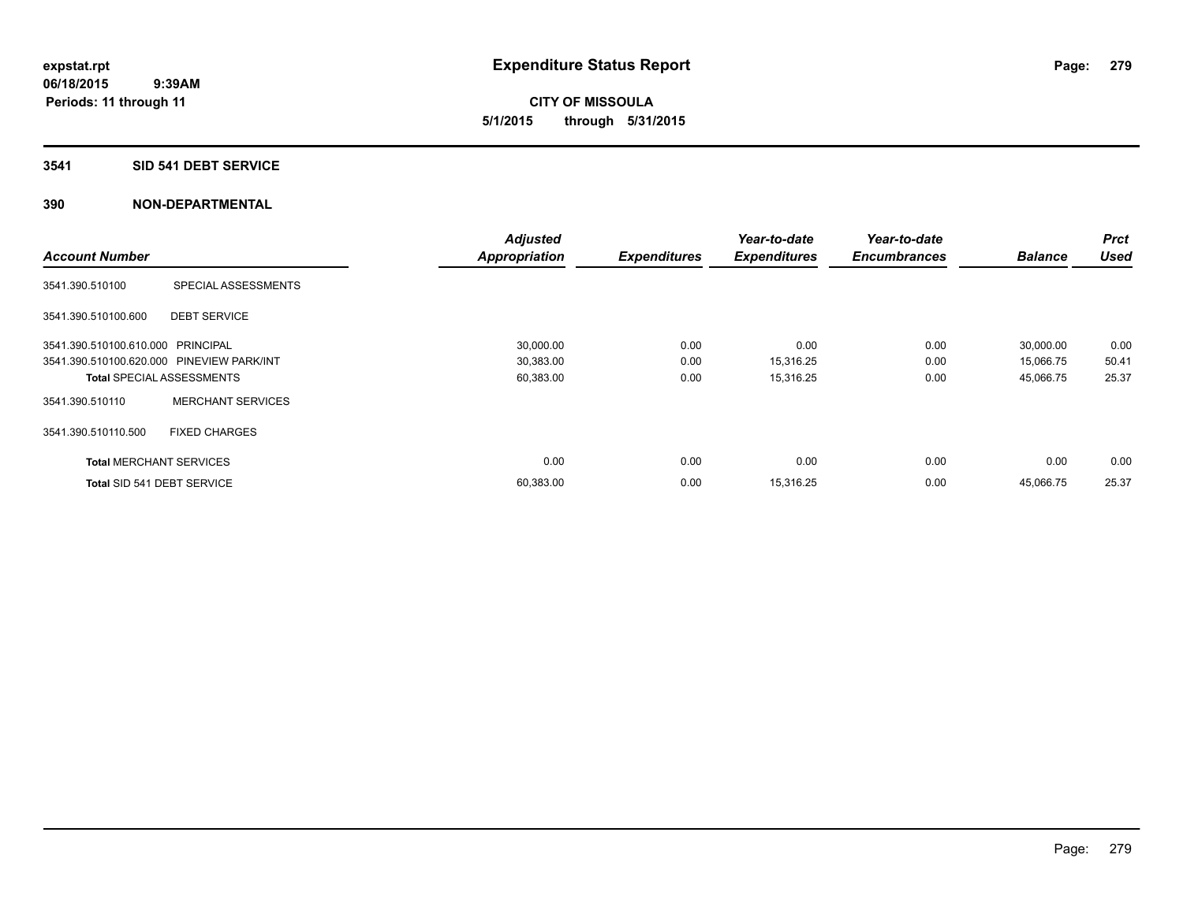expstat.rpt
06/18/2015 9:39AM
Periods: 11 through 11

# Expenditure Status Report

**CITY OF MISSOULA**
**5/1/2015 through 5/31/2015**

## 3541 SID 541 DEBT SERVICE

## 390 NON-DEPARTMENTAL

| Account Number | | Adjusted Appropriation | Expenditures | Year-to-date Expenditures | Year-to-date Encumbrances | Balance | Prct Used |
|---|---|---|---|---|---|---|---|
| 3541.390.510100 | SPECIAL ASSESSMENTS | | | | | | |
| 3541.390.510100.600 | DEBT SERVICE | | | | | | |
| 3541.390.510100.610.000 | PRINCIPAL | 30,000.00 | 0.00 | 0.00 | 0.00 | 30,000.00 | 0.00 |
| 3541.390.510100.620.000 | PINEVIEW PARK/INT | 30,383.00 | 0.00 | 15,316.25 | 0.00 | 15,066.75 | 50.41 |
| **Total** SPECIAL ASSESSMENTS | | 60,383.00 | 0.00 | 15,316.25 | 0.00 | 45,066.75 | 25.37 |
| 3541.390.510110 | MERCHANT SERVICES | | | | | | |
| 3541.390.510110.500 | FIXED CHARGES | | | | | | |
| **Total** MERCHANT SERVICES | | 0.00 | 0.00 | 0.00 | 0.00 | 0.00 | 0.00 |
| **Total** SID 541 DEBT SERVICE | | 60,383.00 | 0.00 | 15,316.25 | 0.00 | 45,066.75 | 25.37 |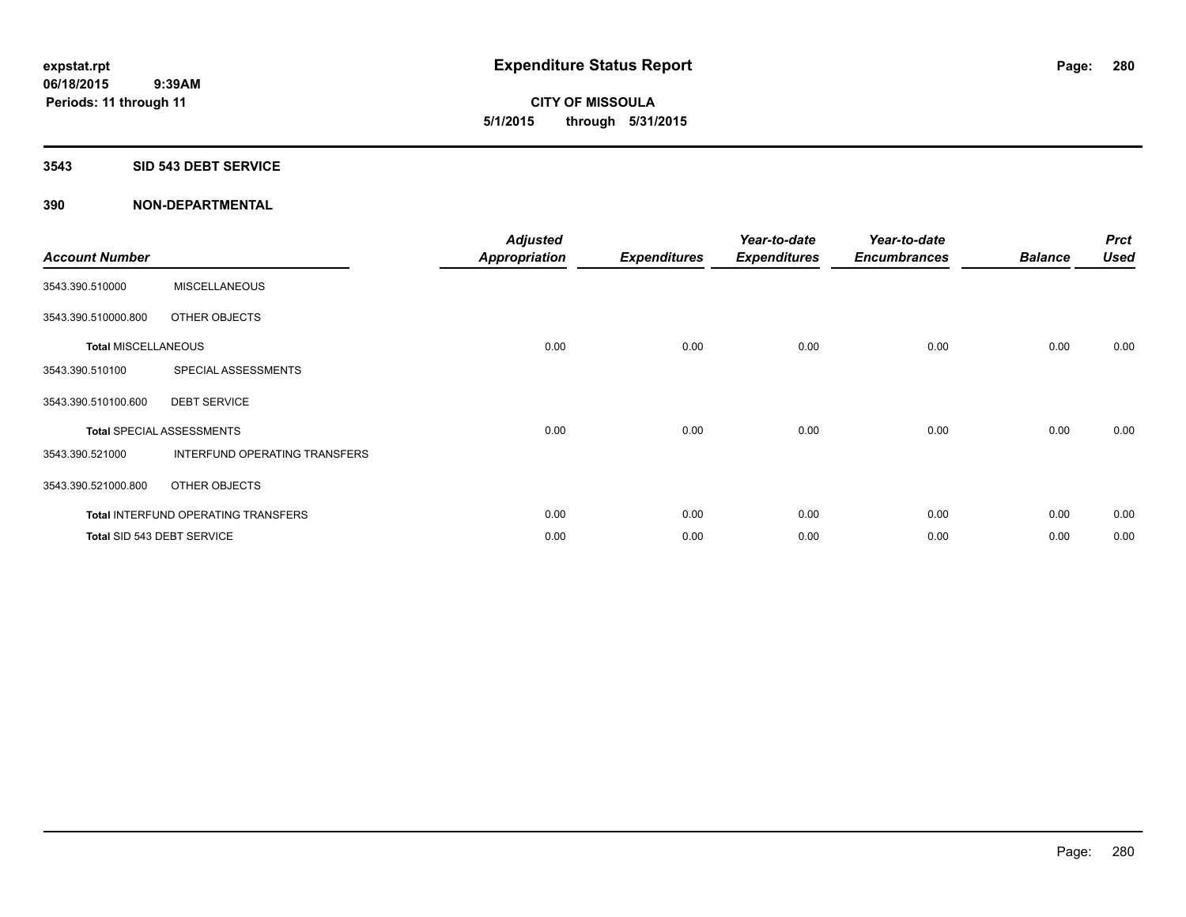**expstat.rpt**
**06/18/2015 9:39AM**
**Periods: 11 through 11**

# Expenditure Status Report

**CITY OF MISSOULA**
**5/1/2015 through 5/31/2015**

## 3543 SID 543 DEBT SERVICE

## 390 NON-DEPARTMENTAL

| Account Number | | Adjusted Appropriation | Expenditures | Year-to-date Expenditures | Year-to-date Encumbrances | Balance | Prct Used |
|---|---|---|---|---|---|---|---|
| 3543.390.510000 | MISCELLANEOUS | | | | | | |
| 3543.390.510000.800 | OTHER OBJECTS | | | | | | |
| **Total MISCELLANEOUS** | | 0.00 | 0.00 | 0.00 | 0.00 | 0.00 | 0.00 |
| 3543.390.510100 | SPECIAL ASSESSMENTS | | | | | | |
| 3543.390.510100.600 | DEBT SERVICE | | | | | | |
| **Total** SPECIAL ASSESSMENTS | | 0.00 | 0.00 | 0.00 | 0.00 | 0.00 | 0.00 |
| 3543.390.521000 | INTERFUND OPERATING TRANSFERS | | | | | | |
| 3543.390.521000.800 | OTHER OBJECTS | | | | | | |
| **Total** INTERFUND OPERATING TRANSFERS | | 0.00 | 0.00 | 0.00 | 0.00 | 0.00 | 0.00 |
| **Total** SID 543 DEBT SERVICE | | 0.00 | 0.00 | 0.00 | 0.00 | 0.00 | 0.00 |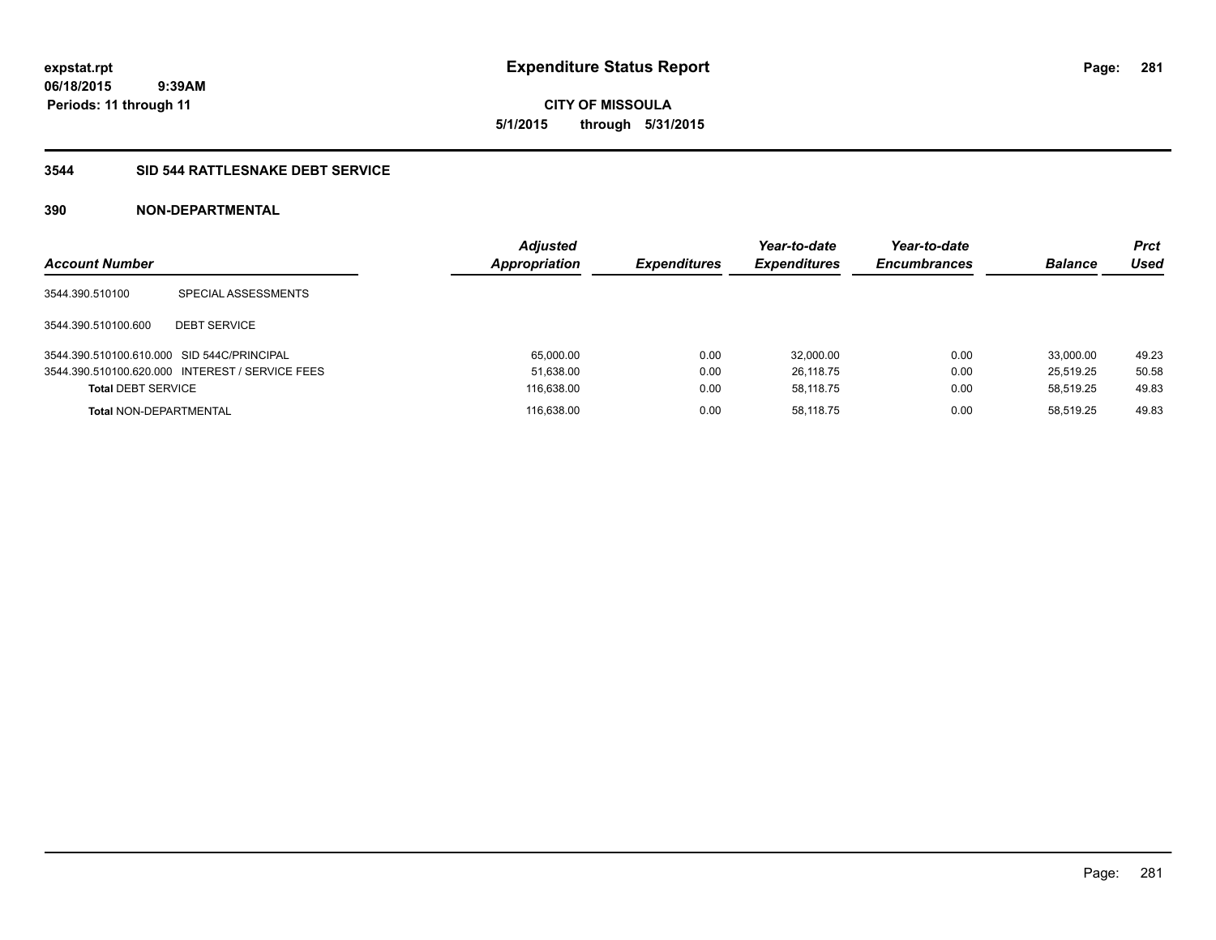expstat.rpt
06/18/2015 9:39AM
Periods: 11 through 11

# Expenditure Status Report

**CITY OF MISSOULA**
**5/1/2015 through 5/31/2015**

## 3544 SID 544 RATTLESNAKE DEBT SERVICE

### 390 NON-DEPARTMENTAL

| Account Number | | Adjusted Appropriation | Expenditures | Year-to-date Expenditures | Year-to-date Encumbrances | Balance | Prct Used |
|---|---|---|---|---|---|---|---|
| 3544.390.510100 | SPECIAL ASSESSMENTS | | | | | | |
| 3544.390.510100.600 | DEBT SERVICE | | | | | | |
| 3544.390.510100.610.000 | SID 544C/PRINCIPAL | 65,000.00 | 0.00 | 32,000.00 | 0.00 | 33,000.00 | 49.23 |
| 3544.390.510100.620.000 | INTEREST / SERVICE FEES | 51,638.00 | 0.00 | 26,118.75 | 0.00 | 25,519.25 | 50.58 |
| **Total** DEBT SERVICE | | 116,638.00 | 0.00 | 58,118.75 | 0.00 | 58,519.25 | 49.83 |
| **Total** NON-DEPARTMENTAL | | 116,638.00 | 0.00 | 58,118.75 | 0.00 | 58,519.25 | 49.83 |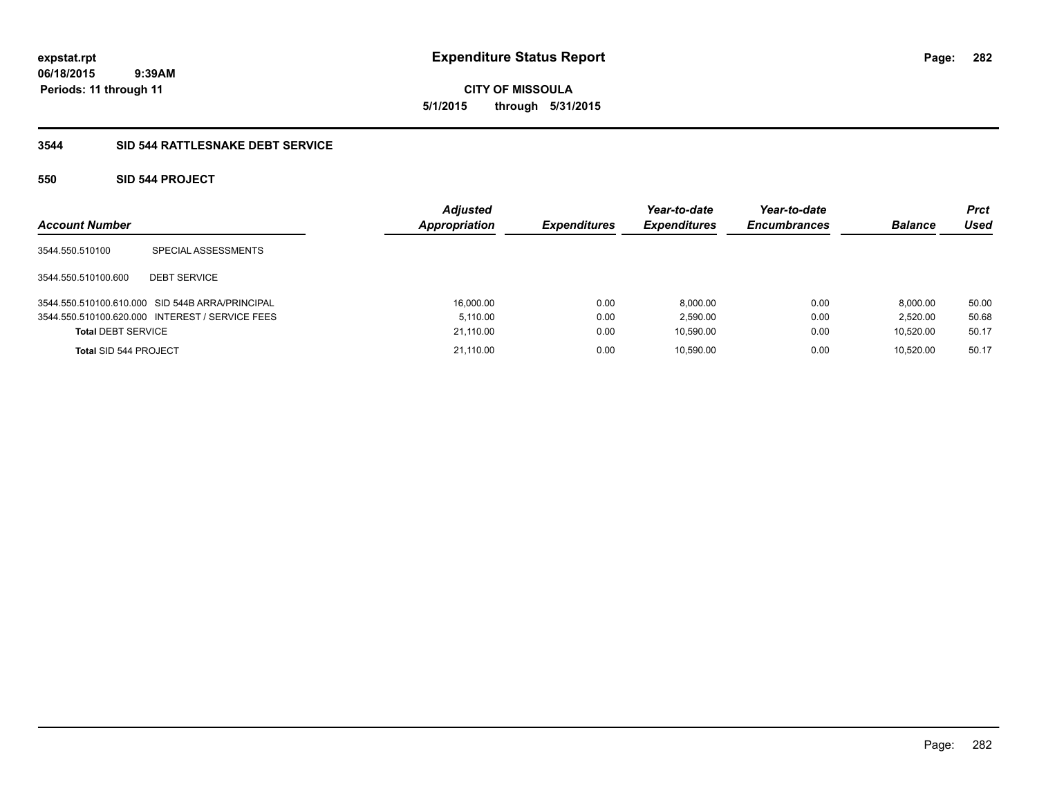**expstat.rpt**
**06/18/2015 9:39AM**
**Periods: 11 through 11**

# Expenditure Status Report

**CITY OF MISSOULA**
**5/1/2015 through 5/31/2015**

## 3544 SID 544 RATTLESNAKE DEBT SERVICE

### 550 SID 544 PROJECT

| Account Number | | Adjusted Appropriation | Expenditures | Year-to-date Expenditures | Year-to-date Encumbrances | Balance | Prct Used |
|---|---|---|---|---|---|---|---|
| 3544.550.510100 | SPECIAL ASSESSMENTS | | | | | | |
| 3544.550.510100.600 | DEBT SERVICE | | | | | | |
| 3544.550.510100.610.000 | SID 544B ARRA/PRINCIPAL | 16,000.00 | 0.00 | 8,000.00 | 0.00 | 8,000.00 | 50.00 |
| 3544.550.510100.620.000 | INTEREST / SERVICE FEES | 5,110.00 | 0.00 | 2,590.00 | 0.00 | 2,520.00 | 50.68 |
| **Total** DEBT SERVICE | | 21,110.00 | 0.00 | 10,590.00 | 0.00 | 10,520.00 | 50.17 |
| **Total** SID 544 PROJECT | | 21,110.00 | 0.00 | 10,590.00 | 0.00 | 10,520.00 | 50.17 |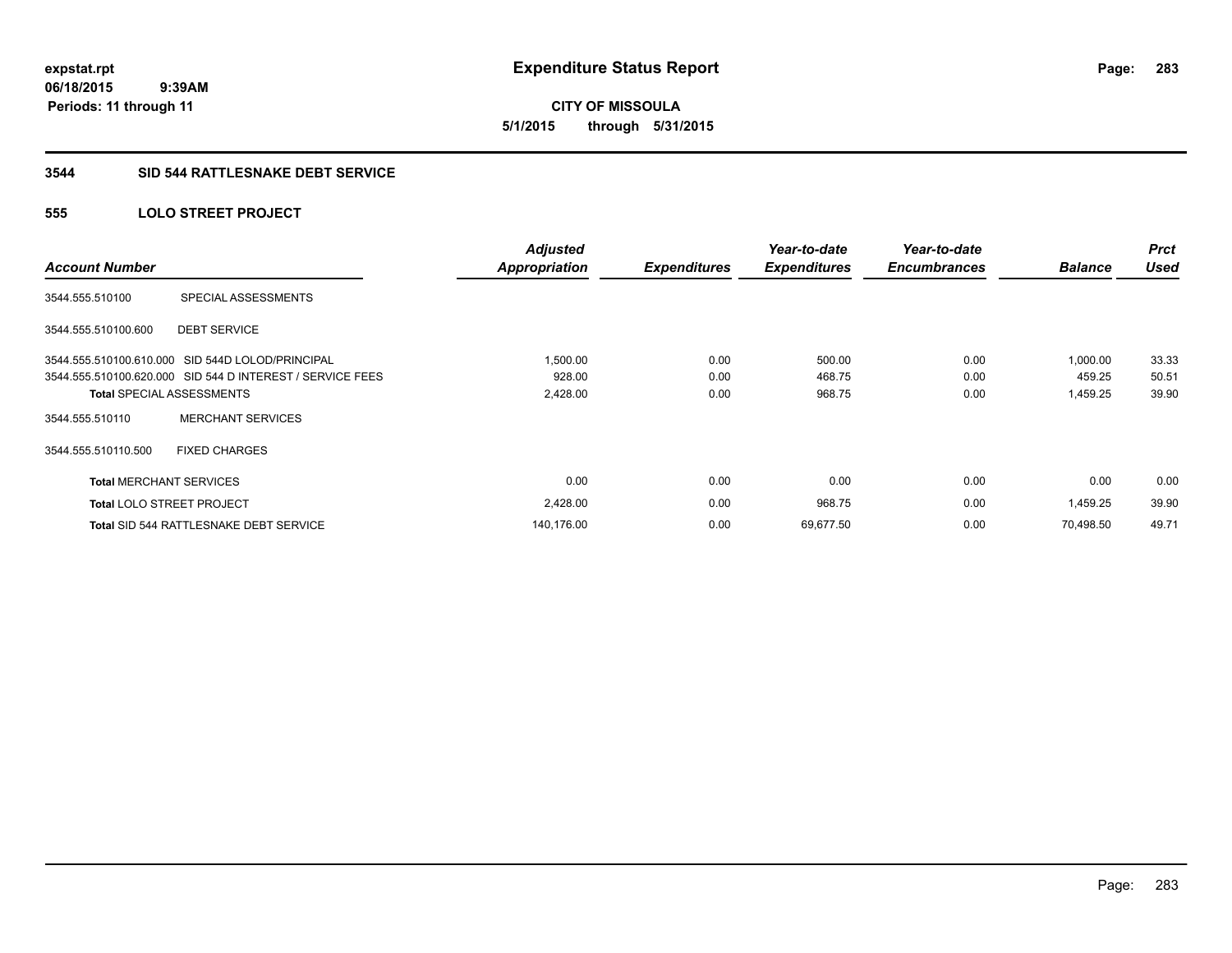# Expenditure Status Report

**CITY OF MISSOULA**

**5/1/2015 through 5/31/2015**

expstat.rpt
06/18/2015 9:39AM
Periods: 11 through 11

## 3544 SID 544 RATTLESNAKE DEBT SERVICE

### 555 LOLO STREET PROJECT

| Account Number | | Adjusted Appropriation | Expenditures | Year-to-date Expenditures | Year-to-date Encumbrances | Balance | Prct Used |
|---|---|---|---|---|---|---|---|
| 3544.555.510100 | SPECIAL ASSESSMENTS | | | | | | |
| 3544.555.510100.600 | DEBT SERVICE | | | | | | |
| 3544.555.510100.610.000 | SID 544D LOLOD/PRINCIPAL | 1,500.00 | 0.00 | 500.00 | 0.00 | 1,000.00 | 33.33 |
| 3544.555.510100.620.000 | SID 544 D INTEREST / SERVICE FEES | 928.00 | 0.00 | 468.75 | 0.00 | 459.25 | 50.51 |
| **Total** SPECIAL ASSESSMENTS | | 2,428.00 | 0.00 | 968.75 | 0.00 | 1,459.25 | 39.90 |
| 3544.555.510110 | MERCHANT SERVICES | | | | | | |
| 3544.555.510110.500 | FIXED CHARGES | | | | | | |
| **Total** MERCHANT SERVICES | | 0.00 | 0.00 | 0.00 | 0.00 | 0.00 | 0.00 |
| **Total** LOLO STREET PROJECT | | 2,428.00 | 0.00 | 968.75 | 0.00 | 1,459.25 | 39.90 |
| **Total** SID 544 RATTLESNAKE DEBT SERVICE | | 140,176.00 | 0.00 | 69,677.50 | 0.00 | 70,498.50 | 49.71 |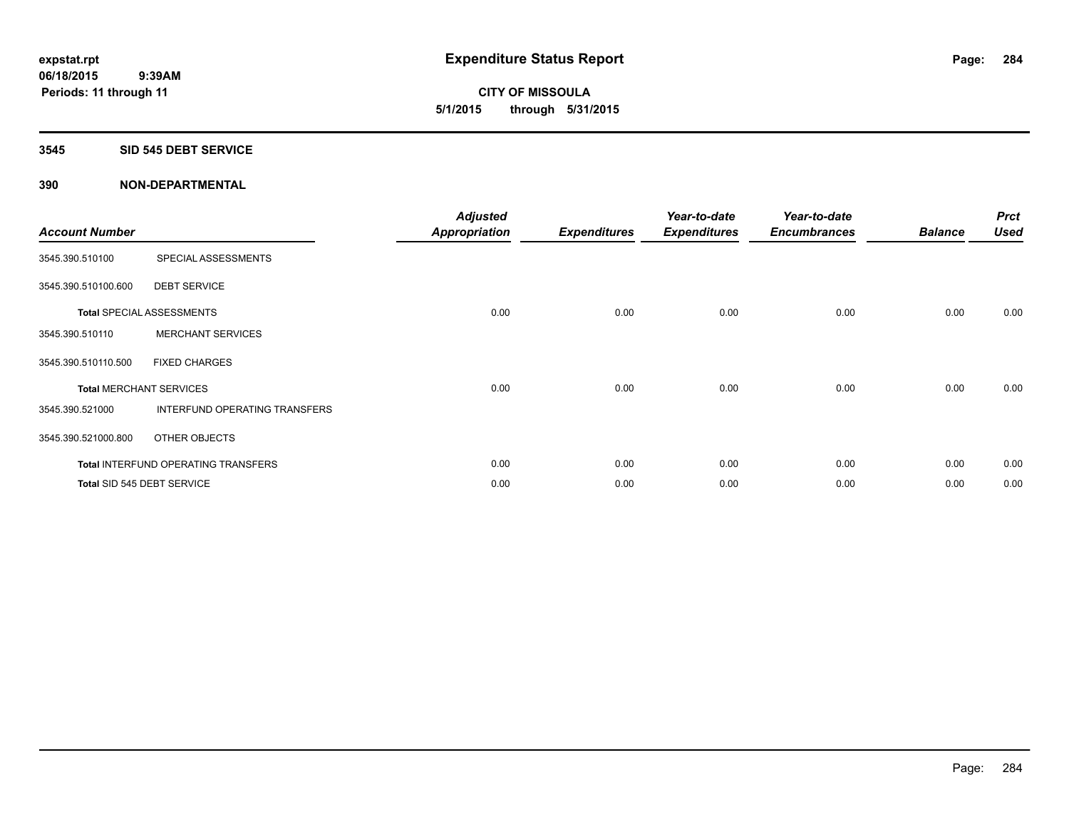**expstat.rpt**
**06/18/2015 9:39AM**
**Periods: 11 through 11**

# Expenditure Status Report

**CITY OF MISSOULA**
**5/1/2015 through 5/31/2015**

## 3545 SID 545 DEBT SERVICE

## 390 NON-DEPARTMENTAL

| Account Number | | Adjusted Appropriation | Expenditures | Year-to-date Expenditures | Year-to-date Encumbrances | Balance | Prct Used |
|---|---|---|---|---|---|---|---|
| 3545.390.510100 | SPECIAL ASSESSMENTS | | | | | | |
| 3545.390.510100.600 | DEBT SERVICE | | | | | | |
| **Total** SPECIAL ASSESSMENTS | | 0.00 | 0.00 | 0.00 | 0.00 | 0.00 | 0.00 |
| 3545.390.510110 | MERCHANT SERVICES | | | | | | |
| 3545.390.510110.500 | FIXED CHARGES | | | | | | |
| **Total** MERCHANT SERVICES | | 0.00 | 0.00 | 0.00 | 0.00 | 0.00 | 0.00 |
| 3545.390.521000 | INTERFUND OPERATING TRANSFERS | | | | | | |
| 3545.390.521000.800 | OTHER OBJECTS | | | | | | |
| **Total** INTERFUND OPERATING TRANSFERS | | 0.00 | 0.00 | 0.00 | 0.00 | 0.00 | 0.00 |
| **Total** SID 545 DEBT SERVICE | | 0.00 | 0.00 | 0.00 | 0.00 | 0.00 | 0.00 |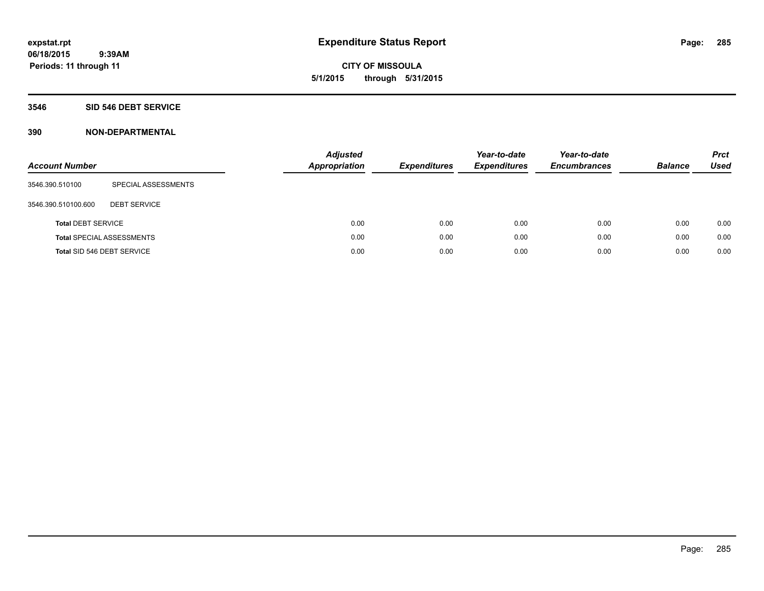**expstat.rpt**
**06/18/2015 9:39AM**
**Periods: 11 through 11**

# Expenditure Status Report

**CITY OF MISSOULA**
**5/1/2015 through 5/31/2015**

## 3546 SID 546 DEBT SERVICE

### 390 NON-DEPARTMENTAL

| Account Number | | Adjusted Appropriation | Expenditures | Year-to-date Expenditures | Year-to-date Encumbrances | Balance | Prct Used |
|---|---|---|---|---|---|---|---|
| 3546.390.510100 | SPECIAL ASSESSMENTS | | | | | | |
| 3546.390.510100.600 | DEBT SERVICE | | | | | | |
| **Total** DEBT SERVICE | | 0.00 | 0.00 | 0.00 | 0.00 | 0.00 | 0.00 |
| **Total** SPECIAL ASSESSMENTS | | 0.00 | 0.00 | 0.00 | 0.00 | 0.00 | 0.00 |
| **Total** SID 546 DEBT SERVICE | | 0.00 | 0.00 | 0.00 | 0.00 | 0.00 | 0.00 |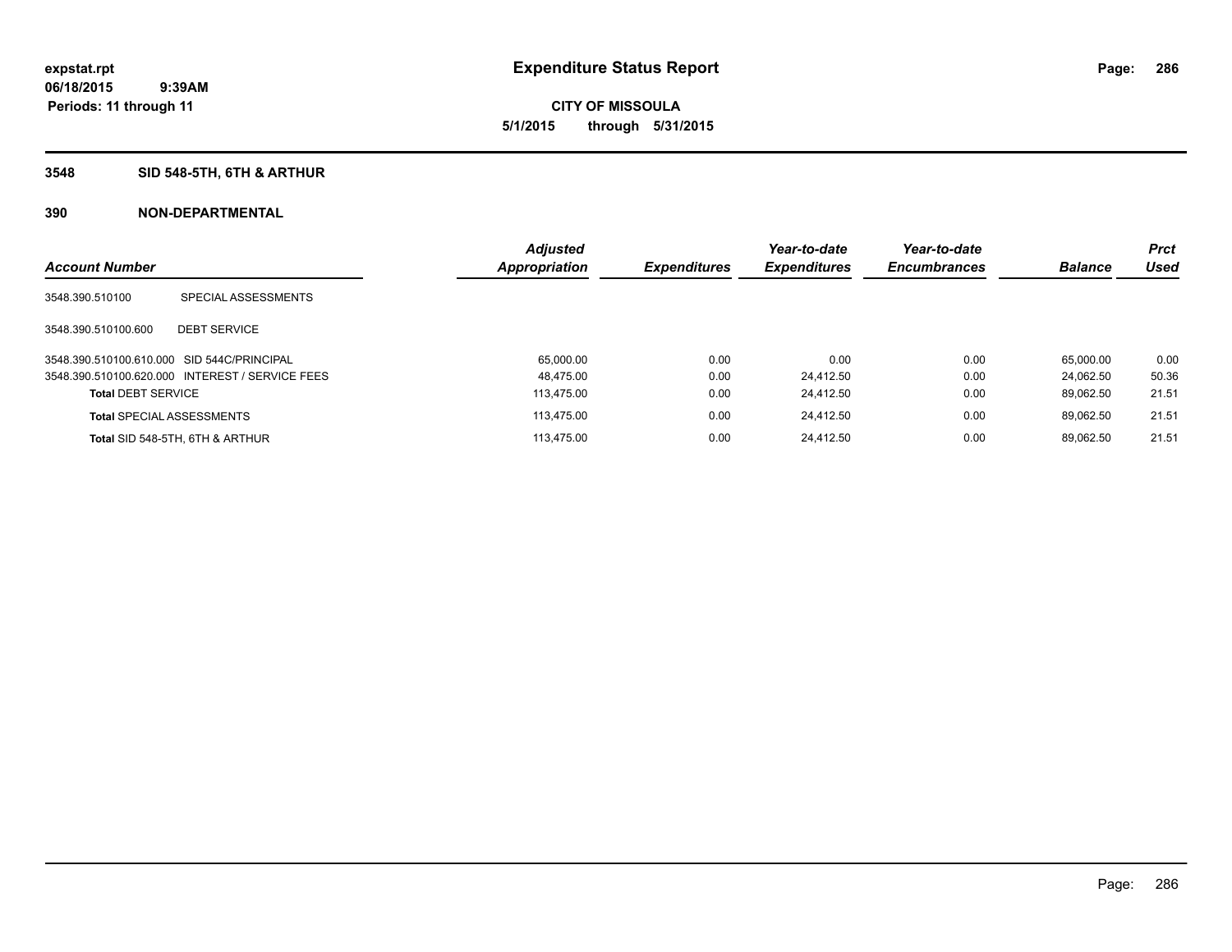**expstat.rpt**
**06/18/2015 9:39AM**
**Periods: 11 through 11**

# Expenditure Status Report

**CITY OF MISSOULA**
**5/1/2015 through 5/31/2015**

## 3548 SID 548-5TH, 6TH & ARTHUR

## 390 NON-DEPARTMENTAL

| Account Number | | Adjusted Appropriation | Expenditures | Year-to-date Expenditures | Year-to-date Encumbrances | Balance | Prct Used |
|---|---|---|---|---|---|---|---|
| 3548.390.510100 | SPECIAL ASSESSMENTS | | | | | | |
| 3548.390.510100.600 | DEBT SERVICE | | | | | | |
| 3548.390.510100.610.000 | SID 544C/PRINCIPAL | 65,000.00 | 0.00 | 0.00 | 0.00 | 65,000.00 | 0.00 |
| 3548.390.510100.620.000 | INTEREST / SERVICE FEES | 48,475.00 | 0.00 | 24,412.50 | 0.00 | 24,062.50 | 50.36 |
| **Total** DEBT SERVICE | | 113,475.00 | 0.00 | 24,412.50 | 0.00 | 89,062.50 | 21.51 |
| **Total** SPECIAL ASSESSMENTS | | 113,475.00 | 0.00 | 24,412.50 | 0.00 | 89,062.50 | 21.51 |
| **Total** SID 548-5TH, 6TH & ARTHUR | | 113,475.00 | 0.00 | 24,412.50 | 0.00 | 89,062.50 | 21.51 |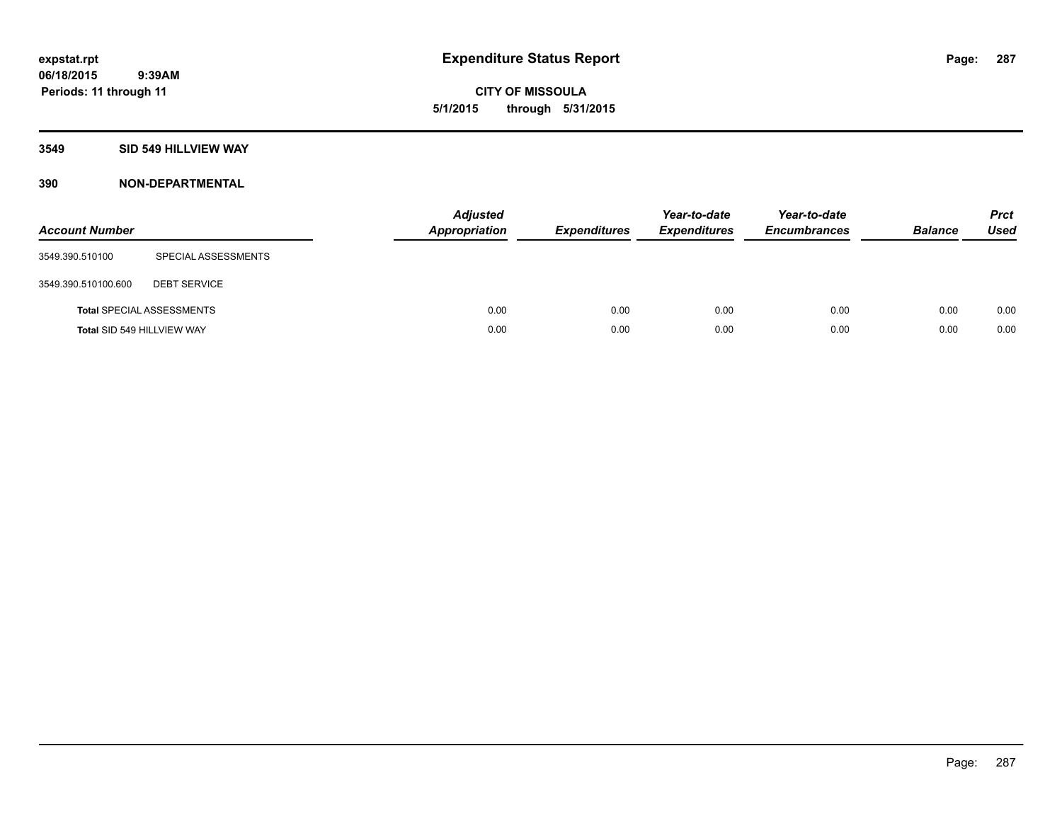# Expenditure Status Report

**CITY OF MISSOULA**

**5/1/2015 through 5/31/2015**

**expstat.rpt**
**06/18/2015 9:39AM**
**Periods: 11 through 11**

## 3549 SID 549 HILLVIEW WAY

## 390 NON-DEPARTMENTAL

| Account Number | | Adjusted Appropriation | Expenditures | Year-to-date Expenditures | Year-to-date Encumbrances | Balance | Prct Used |
|---|---|---|---|---|---|---|---|
| 3549.390.510100 | SPECIAL ASSESSMENTS | | | | | | |
| 3549.390.510100.600 | DEBT SERVICE | | | | | | |
| **Total** SPECIAL ASSESSMENTS | | 0.00 | 0.00 | 0.00 | 0.00 | 0.00 | 0.00 |
| **Total** SID 549 HILLVIEW WAY | | 0.00 | 0.00 | 0.00 | 0.00 | 0.00 | 0.00 |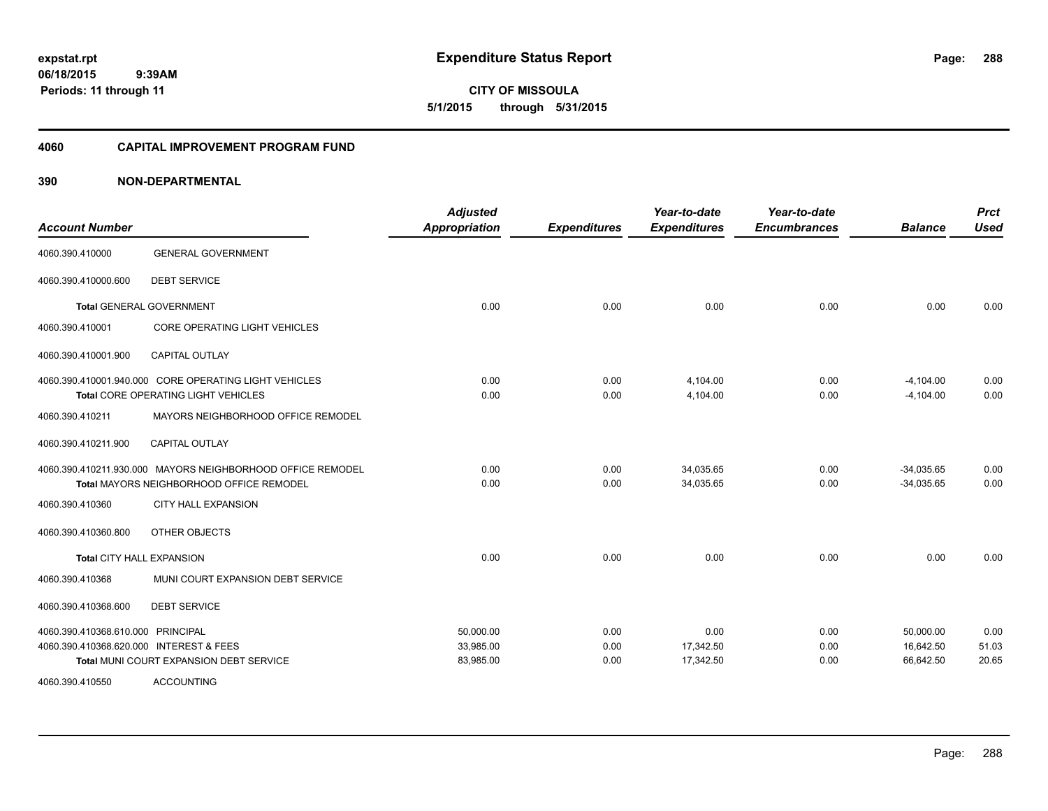**expstat.rpt**
**06/18/2015 9:39AM**
**Periods: 11 through 11**

# Expenditure Status Report

**CITY OF MISSOULA**
**5/1/2015 through 5/31/2015**

## 4060 CAPITAL IMPROVEMENT PROGRAM FUND

## 390 NON-DEPARTMENTAL

| Account Number | | Adjusted Appropriation | Expenditures | Year-to-date Expenditures | Year-to-date Encumbrances | Balance | Prct Used |
|---|---|---|---|---|---|---|---|
| 4060.390.410000 | GENERAL GOVERNMENT | | | | | | |
| 4060.390.410000.600 | DEBT SERVICE | | | | | | |
| **Total** GENERAL GOVERNMENT | | 0.00 | 0.00 | 0.00 | 0.00 | 0.00 | 0.00 |
| 4060.390.410001 | CORE OPERATING LIGHT VEHICLES | | | | | | |
| 4060.390.410001.900 | CAPITAL OUTLAY | | | | | | |
| 4060.390.410001.940.000 | CORE OPERATING LIGHT VEHICLES | 0.00 | 0.00 | 4,104.00 | 0.00 | -4,104.00 | 0.00 |
| **Total** CORE OPERATING LIGHT VEHICLES | | 0.00 | 0.00 | 4,104.00 | 0.00 | -4,104.00 | 0.00 |
| 4060.390.410211 | MAYORS NEIGHBORHOOD OFFICE REMODEL | | | | | | |
| 4060.390.410211.900 | CAPITAL OUTLAY | | | | | | |
| 4060.390.410211.930.000 | MAYORS NEIGHBORHOOD OFFICE REMODEL | 0.00 | 0.00 | 34,035.65 | 0.00 | -34,035.65 | 0.00 |
| **Total** MAYORS NEIGHBORHOOD OFFICE REMODEL | | 0.00 | 0.00 | 34,035.65 | 0.00 | -34,035.65 | 0.00 |
| 4060.390.410360 | CITY HALL EXPANSION | | | | | | |
| 4060.390.410360.800 | OTHER OBJECTS | | | | | | |
| **Total** CITY HALL EXPANSION | | 0.00 | 0.00 | 0.00 | 0.00 | 0.00 | 0.00 |
| 4060.390.410368 | MUNI COURT EXPANSION DEBT SERVICE | | | | | | |
| 4060.390.410368.600 | DEBT SERVICE | | | | | | |
| 4060.390.410368.610.000 | PRINCIPAL | 50,000.00 | 0.00 | 0.00 | 0.00 | 50,000.00 | 0.00 |
| 4060.390.410368.620.000 | INTEREST & FEES | 33,985.00 | 0.00 | 17,342.50 | 0.00 | 16,642.50 | 51.03 |
| **Total** MUNI COURT EXPANSION DEBT SERVICE | | 83,985.00 | 0.00 | 17,342.50 | 0.00 | 66,642.50 | 20.65 |
| 4060.390.410550 | ACCOUNTING | | | | | | |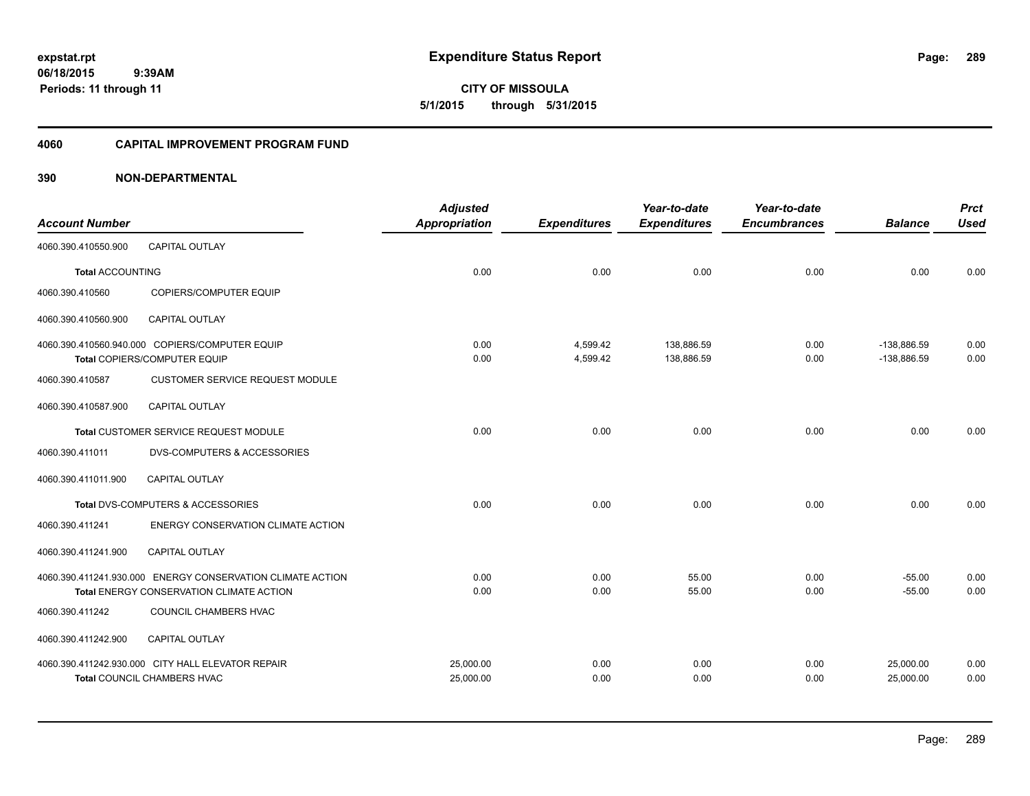**expstat.rpt**
**06/18/2015 9:39AM**
**Periods: 11 through 11**

# Expenditure Status Report

**CITY OF MISSOULA**
**5/1/2015 through 5/31/2015**

## 4060 CAPITAL IMPROVEMENT PROGRAM FUND

## 390 NON-DEPARTMENTAL

| Account Number | | Adjusted Appropriation | Expenditures | Year-to-date Expenditures | Year-to-date Encumbrances | Balance | Prct Used |
|---|---|---|---|---|---|---|---|
| 4060.390.410550.900 | CAPITAL OUTLAY | | | | | | |
| **Total** ACCOUNTING | | 0.00 | 0.00 | 0.00 | 0.00 | 0.00 | 0.00 |
| 4060.390.410560 | COPIERS/COMPUTER EQUIP | | | | | | |
| 4060.390.410560.900 | CAPITAL OUTLAY | | | | | | |
| 4060.390.410560.940.000 | COPIERS/COMPUTER EQUIP | 0.00 | 4,599.42 | 138,886.59 | 0.00 | -138,886.59 | 0.00 |
| **Total** COPIERS/COMPUTER EQUIP | | 0.00 | 4,599.42 | 138,886.59 | 0.00 | -138,886.59 | 0.00 |
| 4060.390.410587 | CUSTOMER SERVICE REQUEST MODULE | | | | | | |
| 4060.390.410587.900 | CAPITAL OUTLAY | | | | | | |
| **Total** CUSTOMER SERVICE REQUEST MODULE | | 0.00 | 0.00 | 0.00 | 0.00 | 0.00 | 0.00 |
| 4060.390.411011 | DVS-COMPUTERS & ACCESSORIES | | | | | | |
| 4060.390.411011.900 | CAPITAL OUTLAY | | | | | | |
| **Total** DVS-COMPUTERS & ACCESSORIES | | 0.00 | 0.00 | 0.00 | 0.00 | 0.00 | 0.00 |
| 4060.390.411241 | ENERGY CONSERVATION CLIMATE ACTION | | | | | | |
| 4060.390.411241.900 | CAPITAL OUTLAY | | | | | | |
| 4060.390.411241.930.000 | ENERGY CONSERVATION CLIMATE ACTION | 0.00 | 0.00 | 55.00 | 0.00 | -55.00 | 0.00 |
| **Total** ENERGY CONSERVATION CLIMATE ACTION | | 0.00 | 0.00 | 55.00 | 0.00 | -55.00 | 0.00 |
| 4060.390.411242 | COUNCIL CHAMBERS HVAC | | | | | | |
| 4060.390.411242.900 | CAPITAL OUTLAY | | | | | | |
| 4060.390.411242.930.000 | CITY HALL ELEVATOR REPAIR | 25,000.00 | 0.00 | 0.00 | 0.00 | 25,000.00 | 0.00 |
| **Total** COUNCIL CHAMBERS HVAC | | 25,000.00 | 0.00 | 0.00 | 0.00 | 25,000.00 | 0.00 |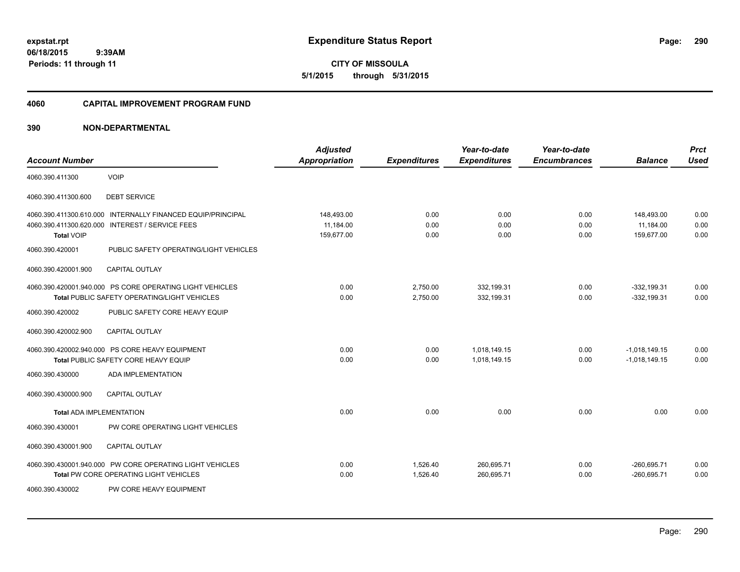**expstat.rpt**
**06/18/2015 9:39AM**
**Periods: 11 through 11**

# Expenditure Status Report

**CITY OF MISSOULA**
**5/1/2015 through 5/31/2015**

## 4060 CAPITAL IMPROVEMENT PROGRAM FUND

### 390 NON-DEPARTMENTAL

| Account Number | | Adjusted Appropriation | Expenditures | Year-to-date Expenditures | Year-to-date Encumbrances | Balance | Prct Used |
|---|---|---|---|---|---|---|---|
| 4060.390.411300 | VOIP | | | | | | |
| 4060.390.411300.600 | DEBT SERVICE | | | | | | |
| 4060.390.411300.610.000 | INTERNALLY FINANCED EQUIP/PRINCIPAL | 148,493.00 | 0.00 | 0.00 | 0.00 | 148,493.00 | 0.00 |
| 4060.390.411300.620.000 | INTEREST / SERVICE FEES | 11,184.00 | 0.00 | 0.00 | 0.00 | 11,184.00 | 0.00 |
| **Total** VOIP | | 159,677.00 | 0.00 | 0.00 | 0.00 | 159,677.00 | 0.00 |
| 4060.390.420001 | PUBLIC SAFETY OPERATING/LIGHT VEHICLES | | | | | | |
| 4060.390.420001.900 | CAPITAL OUTLAY | | | | | | |
| 4060.390.420001.940.000 | PS CORE OPERATING LIGHT VEHICLES | 0.00 | 2,750.00 | 332,199.31 | 0.00 | -332,199.31 | 0.00 |
| **Total** PUBLIC SAFETY OPERATING/LIGHT VEHICLES | | 0.00 | 2,750.00 | 332,199.31 | 0.00 | -332,199.31 | 0.00 |
| 4060.390.420002 | PUBLIC SAFETY CORE HEAVY EQUIP | | | | | | |
| 4060.390.420002.900 | CAPITAL OUTLAY | | | | | | |
| 4060.390.420002.940.000 | PS CORE HEAVY EQUIPMENT | 0.00 | 0.00 | 1,018,149.15 | 0.00 | -1,018,149.15 | 0.00 |
| **Total** PUBLIC SAFETY CORE HEAVY EQUIP | | 0.00 | 0.00 | 1,018,149.15 | 0.00 | -1,018,149.15 | 0.00 |
| 4060.390.430000 | ADA IMPLEMENTATION | | | | | | |
| 4060.390.430000.900 | CAPITAL OUTLAY | | | | | | |
| **Total** ADA IMPLEMENTATION | | 0.00 | 0.00 | 0.00 | 0.00 | 0.00 | 0.00 |
| 4060.390.430001 | PW CORE OPERATING LIGHT VEHICLES | | | | | | |
| 4060.390.430001.900 | CAPITAL OUTLAY | | | | | | |
| 4060.390.430001.940.000 | PW CORE OPERATING LIGHT VEHICLES | 0.00 | 1,526.40 | 260,695.71 | 0.00 | -260,695.71 | 0.00 |
| **Total** PW CORE OPERATING LIGHT VEHICLES | | 0.00 | 1,526.40 | 260,695.71 | 0.00 | -260,695.71 | 0.00 |
| 4060.390.430002 | PW CORE HEAVY EQUIPMENT | | | | | | |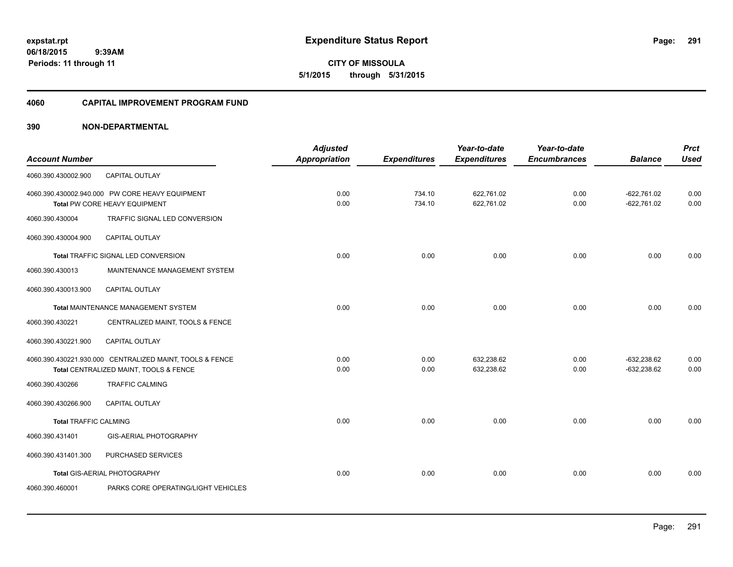expstat.rpt
06/18/2015 9:39AM
Periods: 11 through 11

# Expenditure Status Report

**CITY OF MISSOULA**
**5/1/2015 through 5/31/2015**

## 4060 CAPITAL IMPROVEMENT PROGRAM FUND

## 390 NON-DEPARTMENTAL

| Account Number | | Adjusted Appropriation | Expenditures | Year-to-date Expenditures | Year-to-date Encumbrances | Balance | Prct Used |
|---|---|---|---|---|---|---|---|
| 4060.390.430002.900 | CAPITAL OUTLAY | | | | | | |
| 4060.390.430002.940.000 PW CORE HEAVY EQUIPMENT | | 0.00 | 734.10 | 622,761.02 | 0.00 | -622,761.02 | 0.00 |
| **Total** PW CORE HEAVY EQUIPMENT | | 0.00 | 734.10 | 622,761.02 | 0.00 | -622,761.02 | 0.00 |
| 4060.390.430004 | TRAFFIC SIGNAL LED CONVERSION | | | | | | |
| 4060.390.430004.900 | CAPITAL OUTLAY | | | | | | |
| **Total** TRAFFIC SIGNAL LED CONVERSION | | 0.00 | 0.00 | 0.00 | 0.00 | 0.00 | 0.00 |
| 4060.390.430013 | MAINTENANCE MANAGEMENT SYSTEM | | | | | | |
| 4060.390.430013.900 | CAPITAL OUTLAY | | | | | | |
| **Total** MAINTENANCE MANAGEMENT SYSTEM | | 0.00 | 0.00 | 0.00 | 0.00 | 0.00 | 0.00 |
| 4060.390.430221 | CENTRALIZED MAINT, TOOLS & FENCE | | | | | | |
| 4060.390.430221.900 | CAPITAL OUTLAY | | | | | | |
| 4060.390.430221.930.000 CENTRALIZED MAINT, TOOLS & FENCE | | 0.00 | 0.00 | 632,238.62 | 0.00 | -632,238.62 | 0.00 |
| **Total** CENTRALIZED MAINT, TOOLS & FENCE | | 0.00 | 0.00 | 632,238.62 | 0.00 | -632,238.62 | 0.00 |
| 4060.390.430266 | TRAFFIC CALMING | | | | | | |
| 4060.390.430266.900 | CAPITAL OUTLAY | | | | | | |
| **Total** TRAFFIC CALMING | | 0.00 | 0.00 | 0.00 | 0.00 | 0.00 | 0.00 |
| 4060.390.431401 | GIS-AERIAL PHOTOGRAPHY | | | | | | |
| 4060.390.431401.300 | PURCHASED SERVICES | | | | | | |
| **Total** GIS-AERIAL PHOTOGRAPHY | | 0.00 | 0.00 | 0.00 | 0.00 | 0.00 | 0.00 |
| 4060.390.460001 | PARKS CORE OPERATING/LIGHT VEHICLES | | | | | | |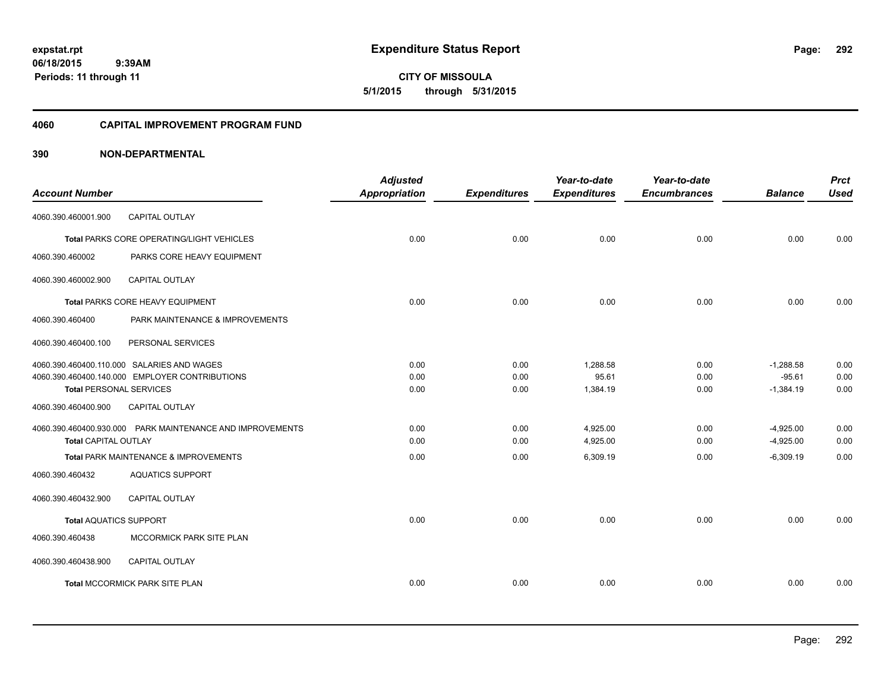# Expenditure Status Report

expstat.rpt
06/18/2015 9:39AM
Periods: 11 through 11

**CITY OF MISSOULA**
**5/1/2015 through 5/31/2015**

## 4060 CAPITAL IMPROVEMENT PROGRAM FUND

### 390 NON-DEPARTMENTAL

| Account Number | | Adjusted Appropriation | Expenditures | Year-to-date Expenditures | Year-to-date Encumbrances | Balance | Prct Used |
|---|---|---|---|---|---|---|---|
| 4060.390.460001.900 | CAPITAL OUTLAY | | | | | | |
| **Total** PARKS CORE OPERATING/LIGHT VEHICLES | | 0.00 | 0.00 | 0.00 | 0.00 | 0.00 | 0.00 |
| 4060.390.460002 | PARKS CORE HEAVY EQUIPMENT | | | | | | |
| 4060.390.460002.900 | CAPITAL OUTLAY | | | | | | |
| **Total** PARKS CORE HEAVY EQUIPMENT | | 0.00 | 0.00 | 0.00 | 0.00 | 0.00 | 0.00 |
| 4060.390.460400 | PARK MAINTENANCE & IMPROVEMENTS | | | | | | |
| 4060.390.460400.100 | PERSONAL SERVICES | | | | | | |
| 4060.390.460400.110.000 | SALARIES AND WAGES | 0.00 | 0.00 | 1,288.58 | 0.00 | -1,288.58 | 0.00 |
| 4060.390.460400.140.000 | EMPLOYER CONTRIBUTIONS | 0.00 | 0.00 | 95.61 | 0.00 | -95.61 | 0.00 |
| **Total** PERSONAL SERVICES | | 0.00 | 0.00 | 1,384.19 | 0.00 | -1,384.19 | 0.00 |
| 4060.390.460400.900 | CAPITAL OUTLAY | | | | | | |
| 4060.390.460400.930.000 | PARK MAINTENANCE AND IMPROVEMENTS | 0.00 | 0.00 | 4,925.00 | 0.00 | -4,925.00 | 0.00 |
| **Total** CAPITAL OUTLAY | | 0.00 | 0.00 | 4,925.00 | 0.00 | -4,925.00 | 0.00 |
| **Total** PARK MAINTENANCE & IMPROVEMENTS | | 0.00 | 0.00 | 6,309.19 | 0.00 | -6,309.19 | 0.00 |
| 4060.390.460432 | AQUATICS SUPPORT | | | | | | |
| 4060.390.460432.900 | CAPITAL OUTLAY | | | | | | |
| **Total** AQUATICS SUPPORT | | 0.00 | 0.00 | 0.00 | 0.00 | 0.00 | 0.00 |
| 4060.390.460438 | MCCORMICK PARK SITE PLAN | | | | | | |
| 4060.390.460438.900 | CAPITAL OUTLAY | | | | | | |
| **Total** MCCORMICK PARK SITE PLAN | | 0.00 | 0.00 | 0.00 | 0.00 | 0.00 | 0.00 |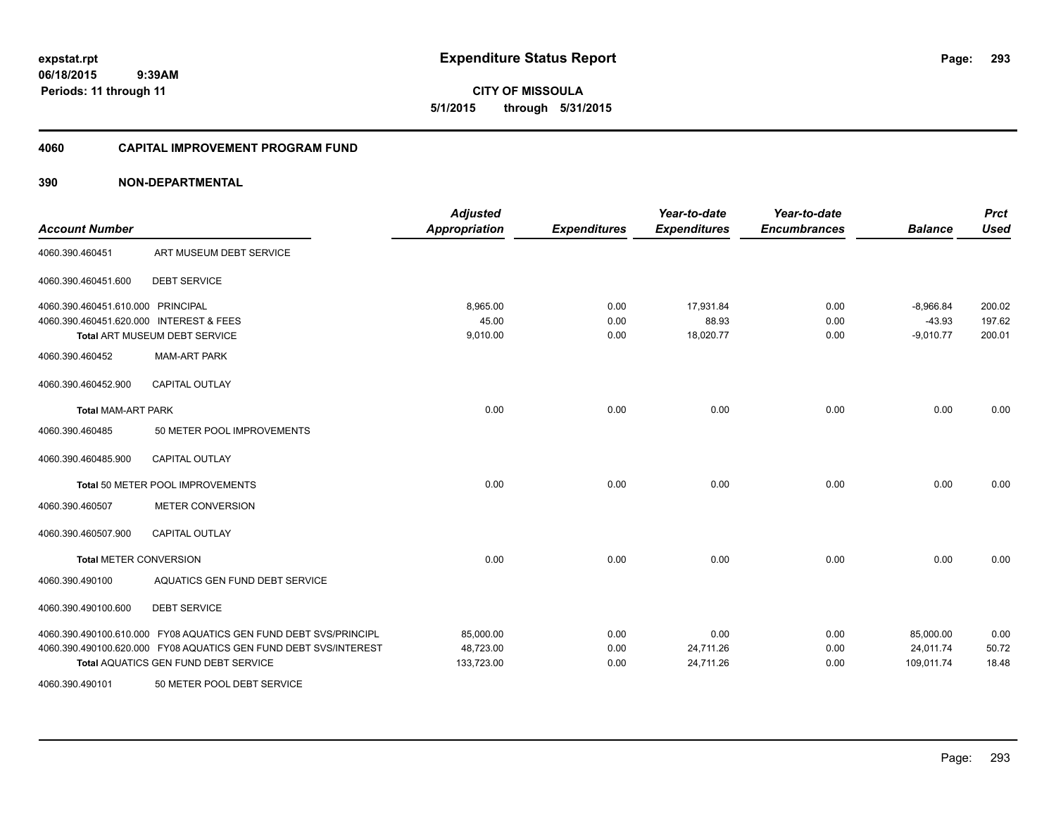# Expenditure Status Report

**expstat.rpt**
**06/18/2015 9:39AM**
**Periods: 11 through 11**

**CITY OF MISSOULA**
**5/1/2015 through 5/31/2015**

## 4060 CAPITAL IMPROVEMENT PROGRAM FUND

## 390 NON-DEPARTMENTAL

| Account Number | | Adjusted Appropriation | Expenditures | Year-to-date Expenditures | Year-to-date Encumbrances | Balance | Prct Used |
|---|---|---|---|---|---|---|---|
| 4060.390.460451 | ART MUSEUM DEBT SERVICE | | | | | | |
| 4060.390.460451.600 | DEBT SERVICE | | | | | | |
| 4060.390.460451.610.000 | PRINCIPAL | 8,965.00 | 0.00 | 17,931.84 | 0.00 | -8,966.84 | 200.02 |
| 4060.390.460451.620.000 | INTEREST & FEES | 45.00 | 0.00 | 88.93 | 0.00 | -43.93 | 197.62 |
| | Total ART MUSEUM DEBT SERVICE | 9,010.00 | 0.00 | 18,020.77 | 0.00 | -9,010.77 | 200.01 |
| 4060.390.460452 | MAM-ART PARK | | | | | | |
| 4060.390.460452.900 | CAPITAL OUTLAY | | | | | | |
| Total MAM-ART PARK | | 0.00 | 0.00 | 0.00 | 0.00 | 0.00 | 0.00 |
| 4060.390.460485 | 50 METER POOL IMPROVEMENTS | | | | | | |
| 4060.390.460485.900 | CAPITAL OUTLAY | | | | | | |
| | Total 50 METER POOL IMPROVEMENTS | 0.00 | 0.00 | 0.00 | 0.00 | 0.00 | 0.00 |
| 4060.390.460507 | METER CONVERSION | | | | | | |
| 4060.390.460507.900 | CAPITAL OUTLAY | | | | | | |
| Total METER CONVERSION | | 0.00 | 0.00 | 0.00 | 0.00 | 0.00 | 0.00 |
| 4060.390.490100 | AQUATICS GEN FUND DEBT SERVICE | | | | | | |
| 4060.390.490100.600 | DEBT SERVICE | | | | | | |
| 4060.390.490100.610.000 | FY08 AQUATICS GEN FUND DEBT SVS/PRINCIPL | 85,000.00 | 0.00 | 0.00 | 0.00 | 85,000.00 | 0.00 |
| 4060.390.490100.620.000 | FY08 AQUATICS GEN FUND DEBT SVS/INTEREST | 48,723.00 | 0.00 | 24,711.26 | 0.00 | 24,011.74 | 50.72 |
| | Total AQUATICS GEN FUND DEBT SERVICE | 133,723.00 | 0.00 | 24,711.26 | 0.00 | 109,011.74 | 18.48 |
| 4060.390.490101 | 50 METER POOL DEBT SERVICE | | | | | | |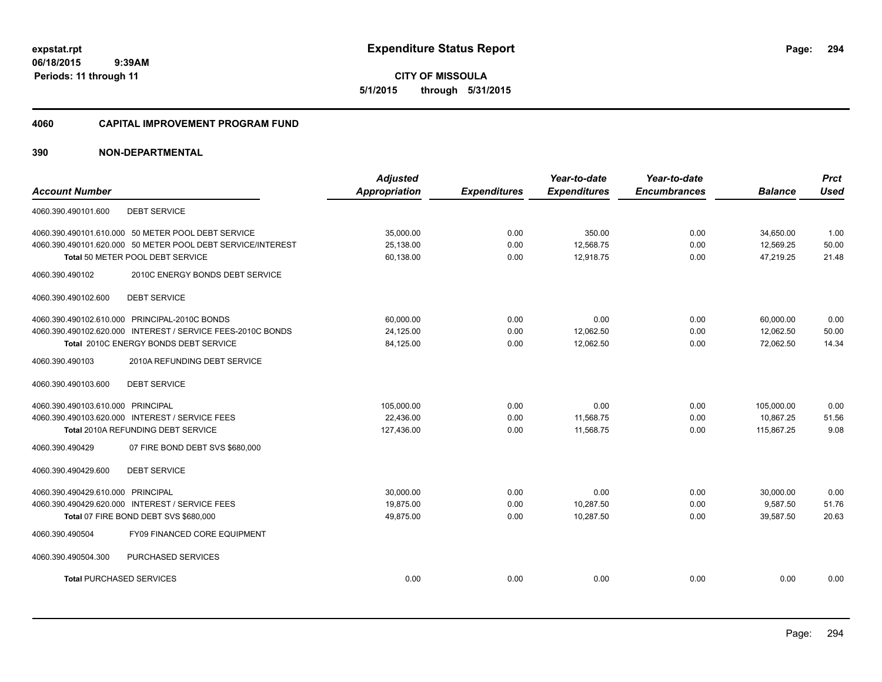**CITY OF MISSOULA**

**5/1/2015 through 5/31/2015**

## 4060 CAPITAL IMPROVEMENT PROGRAM FUND

### 390 NON-DEPARTMENTAL

| Account Number | Adjusted Appropriation | Expenditures | Year-to-date Expenditures | Year-to-date Encumbrances | Balance | Prct Used |
|---|---|---|---|---|---|---|
| 4060.390.490101.600 DEBT SERVICE | | | | | | |
| 4060.390.490101.610.000 50 METER POOL DEBT SERVICE | 35,000.00 | 0.00 | 350.00 | 0.00 | 34,650.00 | 1.00 |
| 4060.390.490101.620.000 50 METER POOL DEBT SERVICE/INTEREST | 25,138.00 | 0.00 | 12,568.75 | 0.00 | 12,569.25 | 50.00 |
| **Total** 50 METER POOL DEBT SERVICE | 60,138.00 | 0.00 | 12,918.75 | 0.00 | 47,219.25 | 21.48 |
| 4060.390.490102 2010C ENERGY BONDS DEBT SERVICE | | | | | | |
| 4060.390.490102.600 DEBT SERVICE | | | | | | |
| 4060.390.490102.610.000 PRINCIPAL-2010C BONDS | 60,000.00 | 0.00 | 0.00 | 0.00 | 60,000.00 | 0.00 |
| 4060.390.490102.620.000 INTEREST / SERVICE FEES-2010C BONDS | 24,125.00 | 0.00 | 12,062.50 | 0.00 | 12,062.50 | 50.00 |
| **Total** 2010C ENERGY BONDS DEBT SERVICE | 84,125.00 | 0.00 | 12,062.50 | 0.00 | 72,062.50 | 14.34 |
| 4060.390.490103 2010A REFUNDING DEBT SERVICE | | | | | | |
| 4060.390.490103.600 DEBT SERVICE | | | | | | |
| 4060.390.490103.610.000 PRINCIPAL | 105,000.00 | 0.00 | 0.00 | 0.00 | 105,000.00 | 0.00 |
| 4060.390.490103.620.000 INTEREST / SERVICE FEES | 22,436.00 | 0.00 | 11,568.75 | 0.00 | 10,867.25 | 51.56 |
| **Total** 2010A REFUNDING DEBT SERVICE | 127,436.00 | 0.00 | 11,568.75 | 0.00 | 115,867.25 | 9.08 |
| 4060.390.490429 07 FIRE BOND DEBT SVS $680,000 | | | | | | |
| 4060.390.490429.600 DEBT SERVICE | | | | | | |
| 4060.390.490429.610.000 PRINCIPAL | 30,000.00 | 0.00 | 0.00 | 0.00 | 30,000.00 | 0.00 |
| 4060.390.490429.620.000 INTEREST / SERVICE FEES | 19,875.00 | 0.00 | 10,287.50 | 0.00 | 9,587.50 | 51.76 |
| **Total** 07 FIRE BOND DEBT SVS $680,000 | 49,875.00 | 0.00 | 10,287.50 | 0.00 | 39,587.50 | 20.63 |
| 4060.390.490504 FY09 FINANCED CORE EQUIPMENT | | | | | | |
| 4060.390.490504.300 PURCHASED SERVICES | | | | | | |
| **Total** PURCHASED SERVICES | 0.00 | 0.00 | 0.00 | 0.00 | 0.00 | 0.00 |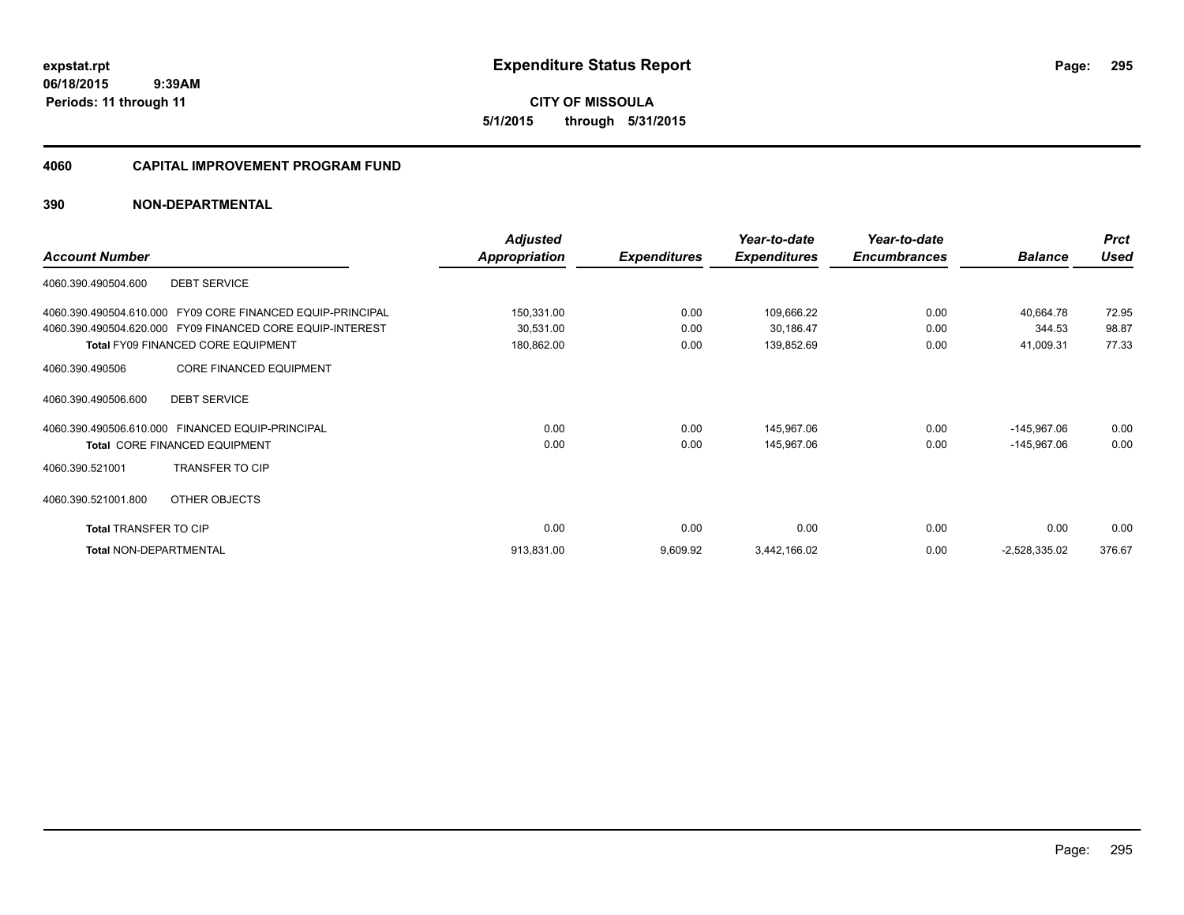**expstat.rpt**
**06/18/2015 9:39AM**
**Periods: 11 through 11**

# Expenditure Status Report

**CITY OF MISSOULA**
**5/1/2015 through 5/31/2015**

## 4060 CAPITAL IMPROVEMENT PROGRAM FUND

## 390 NON-DEPARTMENTAL

| Account Number | | Adjusted Appropriation | Expenditures | Year-to-date Expenditures | Year-to-date Encumbrances | Balance | Prct Used |
|---|---|---|---|---|---|---|---|
| 4060.390.490504.600 | DEBT SERVICE | | | | | | |
| 4060.390.490504.610.000 | FY09 CORE FINANCED EQUIP-PRINCIPAL | 150,331.00 | 0.00 | 109,666.22 | 0.00 | 40,664.78 | 72.95 |
| 4060.390.490504.620.000 | FY09 FINANCED CORE EQUIP-INTEREST | 30,531.00 | 0.00 | 30,186.47 | 0.00 | 344.53 | 98.87 |
| **Total** FY09 FINANCED CORE EQUIPMENT | | 180,862.00 | 0.00 | 139,852.69 | 0.00 | 41,009.31 | 77.33 |
| 4060.390.490506 | CORE FINANCED EQUIPMENT | | | | | | |
| 4060.390.490506.600 | DEBT SERVICE | | | | | | |
| 4060.390.490506.610.000 | FINANCED EQUIP-PRINCIPAL | 0.00 | 0.00 | 145,967.06 | 0.00 | -145,967.06 | 0.00 |
| **Total** CORE FINANCED EQUIPMENT | | 0.00 | 0.00 | 145,967.06 | 0.00 | -145,967.06 | 0.00 |
| 4060.390.521001 | TRANSFER TO CIP | | | | | | |
| 4060.390.521001.800 | OTHER OBJECTS | | | | | | |
| **Total** TRANSFER TO CIP | | 0.00 | 0.00 | 0.00 | 0.00 | 0.00 | 0.00 |
| **Total** NON-DEPARTMENTAL | | 913,831.00 | 9,609.92 | 3,442,166.02 | 0.00 | -2,528,335.02 | 376.67 |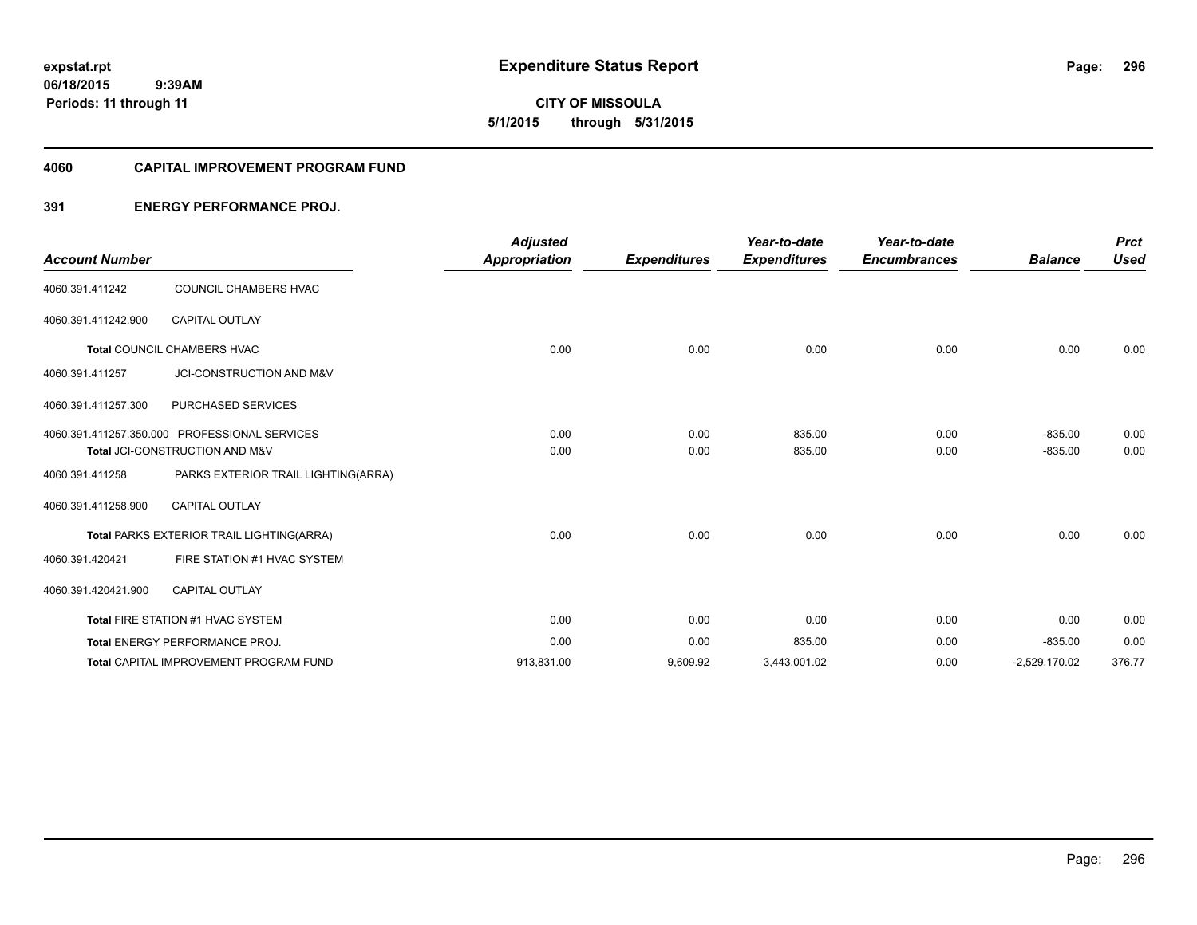**expstat.rpt**
**06/18/2015 9:39AM**
**Periods: 11 through 11**

# Expenditure Status Report

**CITY OF MISSOULA**
**5/1/2015 through 5/31/2015**

## 4060 CAPITAL IMPROVEMENT PROGRAM FUND

### 391 ENERGY PERFORMANCE PROJ.

| Account Number | | Adjusted Appropriation | Expenditures | Year-to-date Expenditures | Year-to-date Encumbrances | Balance | Prct Used |
|---|---|---|---|---|---|---|---|
| 4060.391.411242 | COUNCIL CHAMBERS HVAC | | | | | | |
| 4060.391.411242.900 | CAPITAL OUTLAY | | | | | | |
| **Total** COUNCIL CHAMBERS HVAC | | 0.00 | 0.00 | 0.00 | 0.00 | 0.00 | 0.00 |
| 4060.391.411257 | JCI-CONSTRUCTION AND M&V | | | | | | |
| 4060.391.411257.300 | PURCHASED SERVICES | | | | | | |
| 4060.391.411257.350.000 | PROFESSIONAL SERVICES | 0.00 | 0.00 | 835.00 | 0.00 | -835.00 | 0.00 |
| **Total** JCI-CONSTRUCTION AND M&V | | 0.00 | 0.00 | 835.00 | 0.00 | -835.00 | 0.00 |
| 4060.391.411258 | PARKS EXTERIOR TRAIL LIGHTING(ARRA) | | | | | | |
| 4060.391.411258.900 | CAPITAL OUTLAY | | | | | | |
| **Total** PARKS EXTERIOR TRAIL LIGHTING(ARRA) | | 0.00 | 0.00 | 0.00 | 0.00 | 0.00 | 0.00 |
| 4060.391.420421 | FIRE STATION #1 HVAC SYSTEM | | | | | | |
| 4060.391.420421.900 | CAPITAL OUTLAY | | | | | | |
| **Total** FIRE STATION #1 HVAC SYSTEM | | 0.00 | 0.00 | 0.00 | 0.00 | 0.00 | 0.00 |
| **Total** ENERGY PERFORMANCE PROJ. | | 0.00 | 0.00 | 835.00 | 0.00 | -835.00 | 0.00 |
| **Total** CAPITAL IMPROVEMENT PROGRAM FUND | | 913,831.00 | 9,609.92 | 3,443,001.02 | 0.00 | -2,529,170.02 | 376.77 |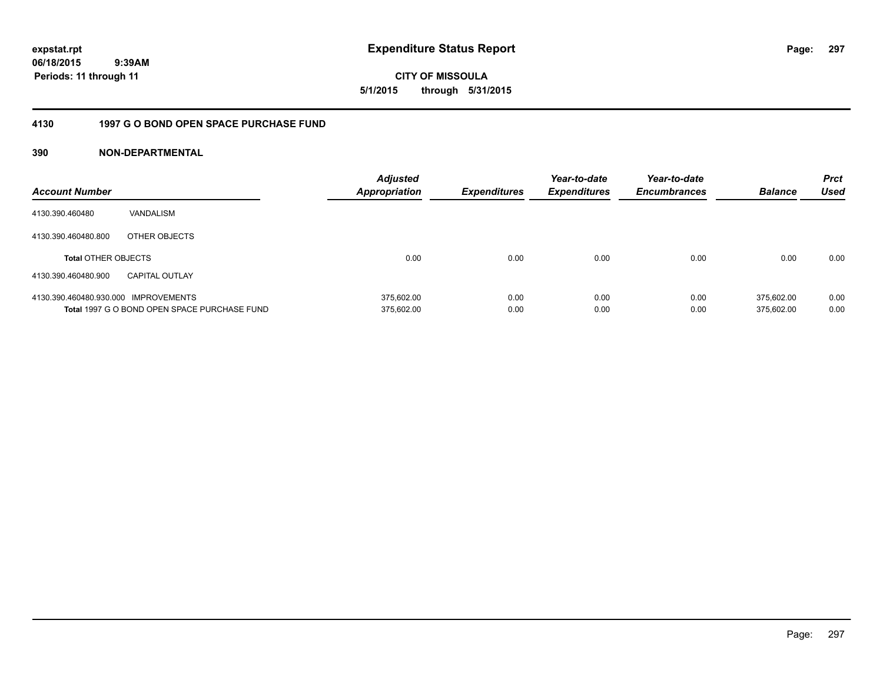**expstat.rpt**
**06/18/2015 9:39AM**
**Periods: 11 through 11**

# Expenditure Status Report

**CITY OF MISSOULA**
**5/1/2015 through 5/31/2015**

## 4130 1997 G O BOND OPEN SPACE PURCHASE FUND

### 390 NON-DEPARTMENTAL

| Account Number | | Adjusted Appropriation | Expenditures | Year-to-date Expenditures | Year-to-date Encumbrances | Balance | Prct Used |
|---|---|---|---|---|---|---|---|
| 4130.390.460480 | VANDALISM | | | | | | |
| 4130.390.460480.800 | OTHER OBJECTS | | | | | | |
| **Total** OTHER OBJECTS | | 0.00 | 0.00 | 0.00 | 0.00 | 0.00 | 0.00 |
| 4130.390.460480.900 | CAPITAL OUTLAY | | | | | | |
| 4130.390.460480.930.000 | IMPROVEMENTS | 375,602.00 | 0.00 | 0.00 | 0.00 | 375,602.00 | 0.00 |
| **Total** 1997 G O BOND OPEN SPACE PURCHASE FUND | | 375,602.00 | 0.00 | 0.00 | 0.00 | 375,602.00 | 0.00 |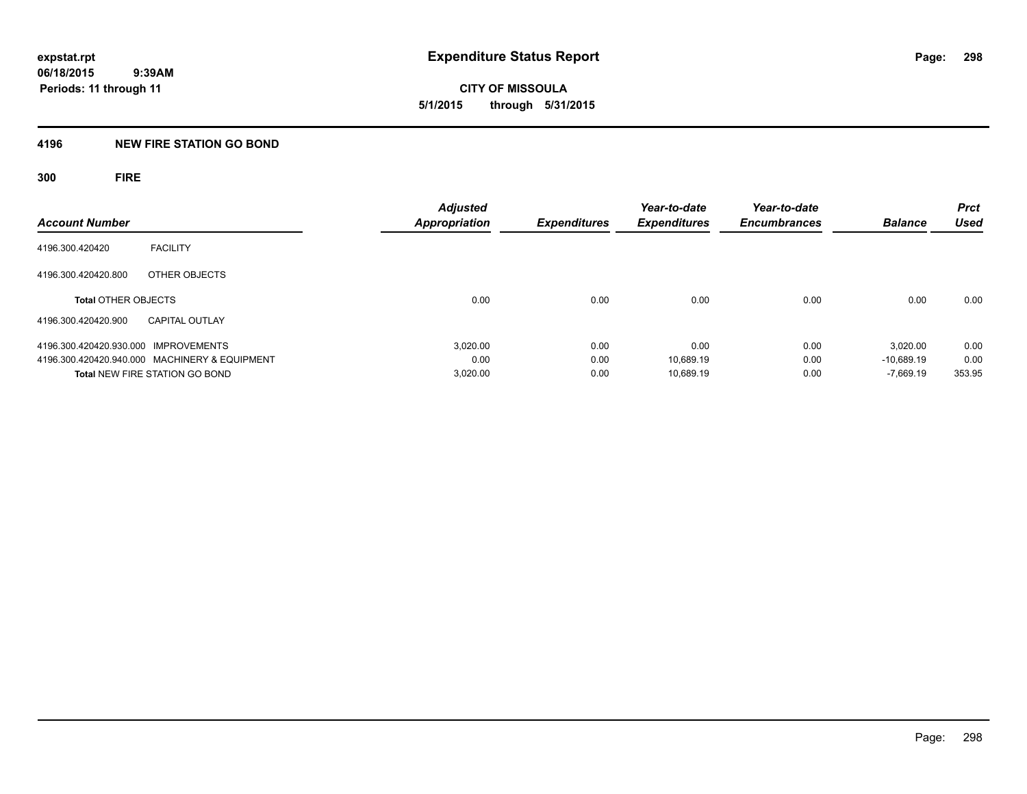# Expenditure Status Report

**expstat.rpt**
**06/18/2015 9:39AM**
**Periods: 11 through 11**

**CITY OF MISSOULA**
**5/1/2015 through 5/31/2015**

## 4196 NEW FIRE STATION GO BOND

### 300 FIRE

| Account Number | | Adjusted Appropriation | Expenditures | Year-to-date Expenditures | Year-to-date Encumbrances | Balance | Prct Used |
|---|---|---|---|---|---|---|---|
| 4196.300.420420 | FACILITY | | | | | | |
| 4196.300.420420.800 | OTHER OBJECTS | | | | | | |
| **Total** OTHER OBJECTS | | 0.00 | 0.00 | 0.00 | 0.00 | 0.00 | 0.00 |
| 4196.300.420420.900 | CAPITAL OUTLAY | | | | | | |
| 4196.300.420420.930.000 | IMPROVEMENTS | 3,020.00 | 0.00 | 0.00 | 0.00 | 3,020.00 | 0.00 |
| 4196.300.420420.940.000 | MACHINERY & EQUIPMENT | 0.00 | 0.00 | 10,689.19 | 0.00 | -10,689.19 | 0.00 |
| **Total** NEW FIRE STATION GO BOND | | 3,020.00 | 0.00 | 10,689.19 | 0.00 | -7,669.19 | 353.95 |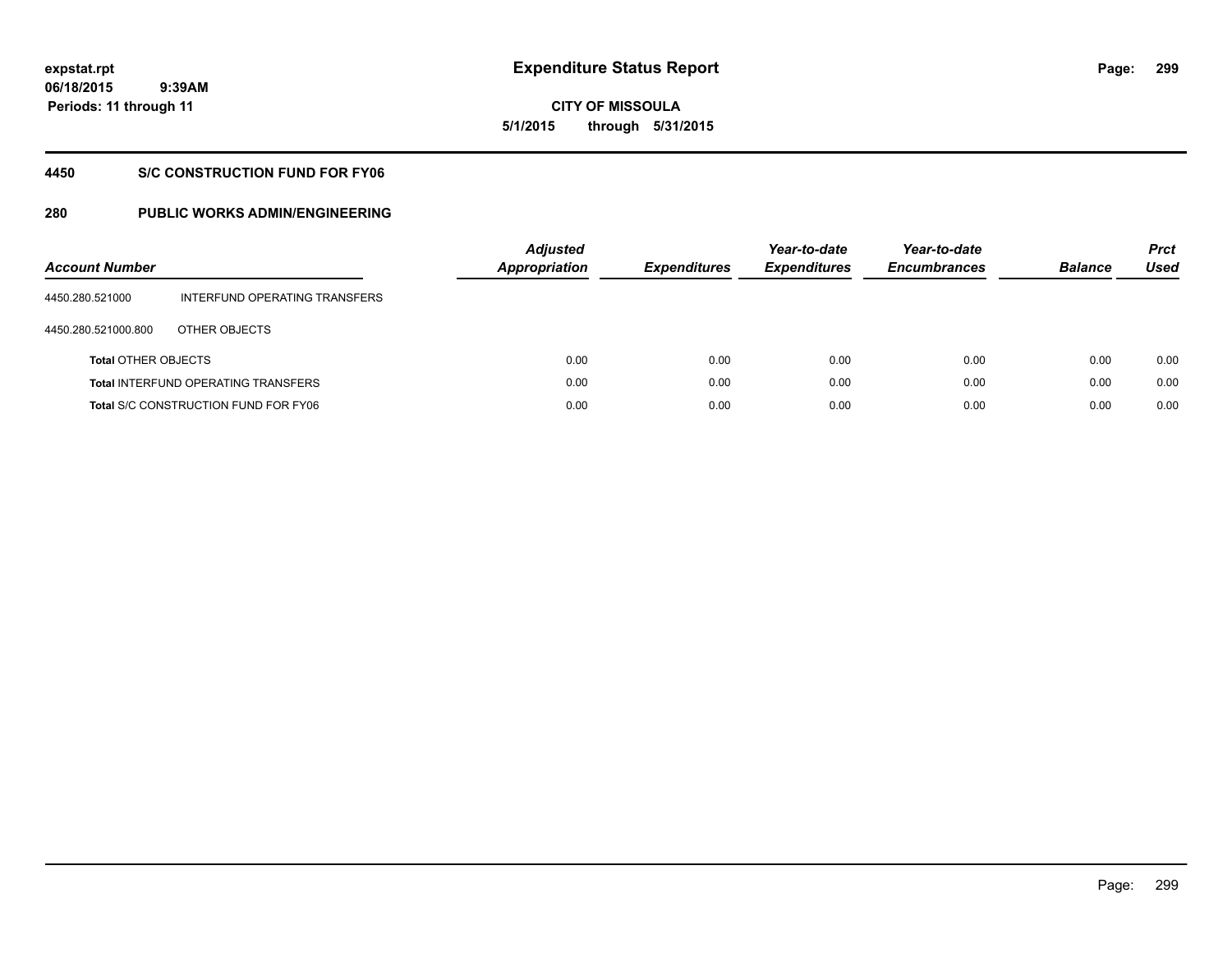# Expenditure Status Report

**CITY OF MISSOULA**

**5/1/2015 through 5/31/2015**

expstat.rpt
06/18/2015 9:39AM
Periods: 11 through 11

## 4450 S/C CONSTRUCTION FUND FOR FY06

## 280 PUBLIC WORKS ADMIN/ENGINEERING

| Account Number | | Adjusted Appropriation | Expenditures | Year-to-date Expenditures | Year-to-date Encumbrances | Balance | Prct Used |
|---|---|---|---|---|---|---|---|
| 4450.280.521000 | INTERFUND OPERATING TRANSFERS | | | | | | |
| 4450.280.521000.800 | OTHER OBJECTS | | | | | | |
| **Total** OTHER OBJECTS | | 0.00 | 0.00 | 0.00 | 0.00 | 0.00 | 0.00 |
| **Total** INTERFUND OPERATING TRANSFERS | | 0.00 | 0.00 | 0.00 | 0.00 | 0.00 | 0.00 |
| **Total** S/C CONSTRUCTION FUND FOR FY06 | | 0.00 | 0.00 | 0.00 | 0.00 | 0.00 | 0.00 |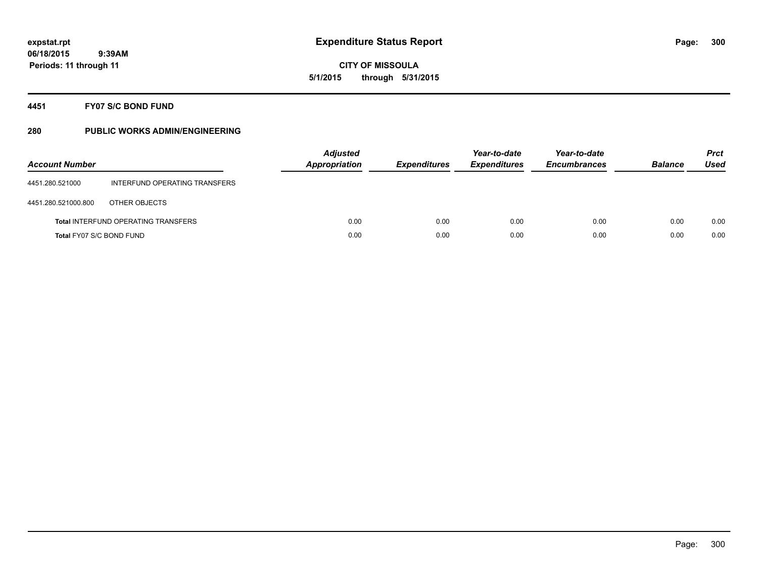# Expenditure Status Report

expstat.rpt
06/18/2015 9:39AM
Periods: 11 through 11

**CITY OF MISSOULA**
**5/1/2015 through 5/31/2015**

## 4451 FY07 S/C BOND FUND

### 280 PUBLIC WORKS ADMIN/ENGINEERING

| Account Number | | Adjusted Appropriation | Expenditures | Year-to-date Expenditures | Year-to-date Encumbrances | Balance | Prct Used |
|---|---|---|---|---|---|---|---|
| 4451.280.521000 | INTERFUND OPERATING TRANSFERS | | | | | | |
| 4451.280.521000.800 | OTHER OBJECTS | | | | | | |
| **Total** INTERFUND OPERATING TRANSFERS | | 0.00 | 0.00 | 0.00 | 0.00 | 0.00 | 0.00 |
| **Total** FY07 S/C BOND FUND | | 0.00 | 0.00 | 0.00 | 0.00 | 0.00 | 0.00 |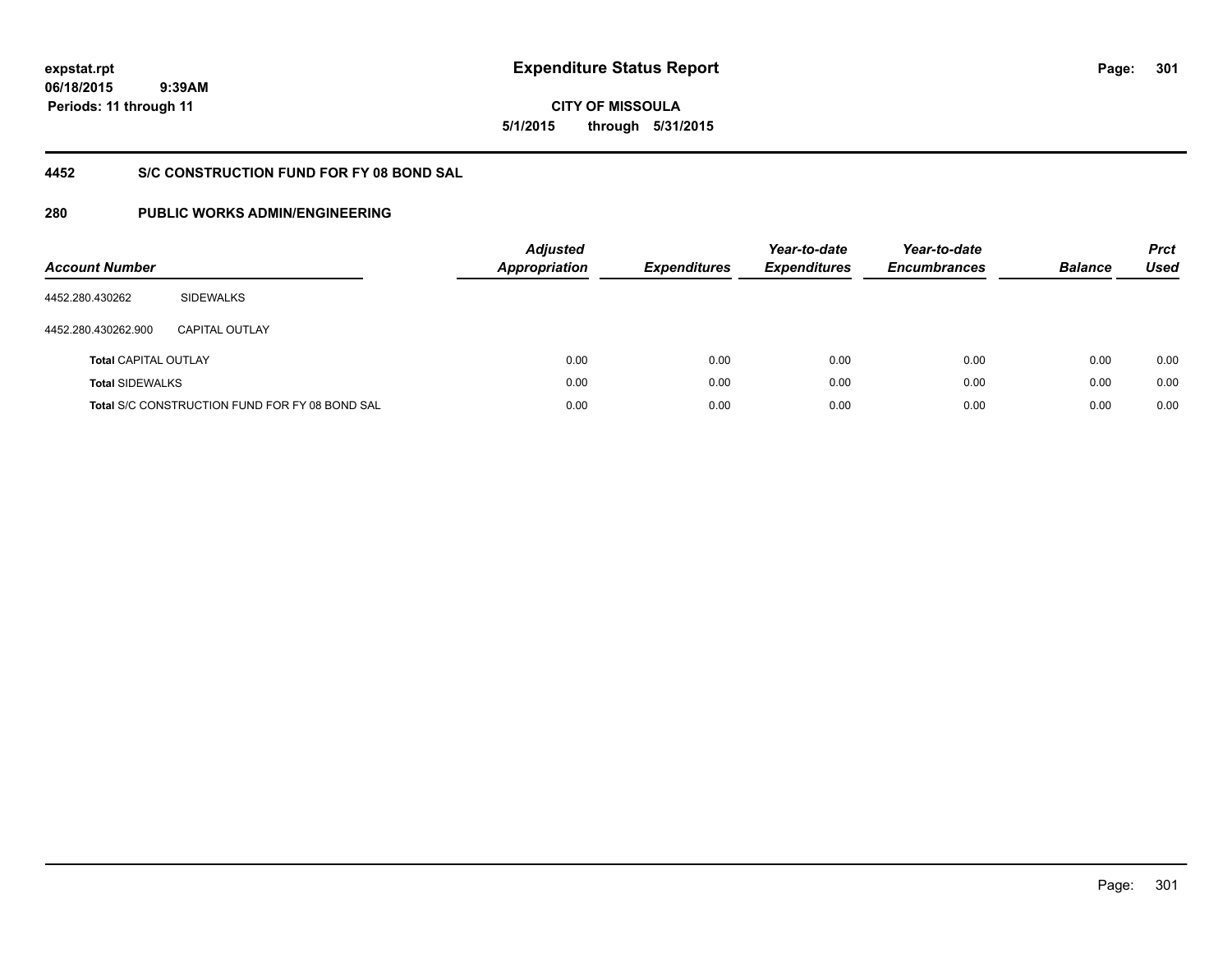**expstat.rpt**
**06/18/2015 9:39AM**
**Periods: 11 through 11**

# Expenditure Status Report

**CITY OF MISSOULA**
**5/1/2015 through 5/31/2015**

## 4452 S/C CONSTRUCTION FUND FOR FY 08 BOND SAL

## 280 PUBLIC WORKS ADMIN/ENGINEERING

| Account Number | | Adjusted Appropriation | Expenditures | Year-to-date Expenditures | Year-to-date Encumbrances | Balance | Prct Used |
|---|---|---|---|---|---|---|---|
| 4452.280.430262 | SIDEWALKS | | | | | | |
| 4452.280.430262.900 | CAPITAL OUTLAY | | | | | | |
| **Total** CAPITAL OUTLAY | | 0.00 | 0.00 | 0.00 | 0.00 | 0.00 | 0.00 |
| **Total** SIDEWALKS | | 0.00 | 0.00 | 0.00 | 0.00 | 0.00 | 0.00 |
| **Total** S/C CONSTRUCTION FUND FOR FY 08 BOND SAL | | 0.00 | 0.00 | 0.00 | 0.00 | 0.00 | 0.00 |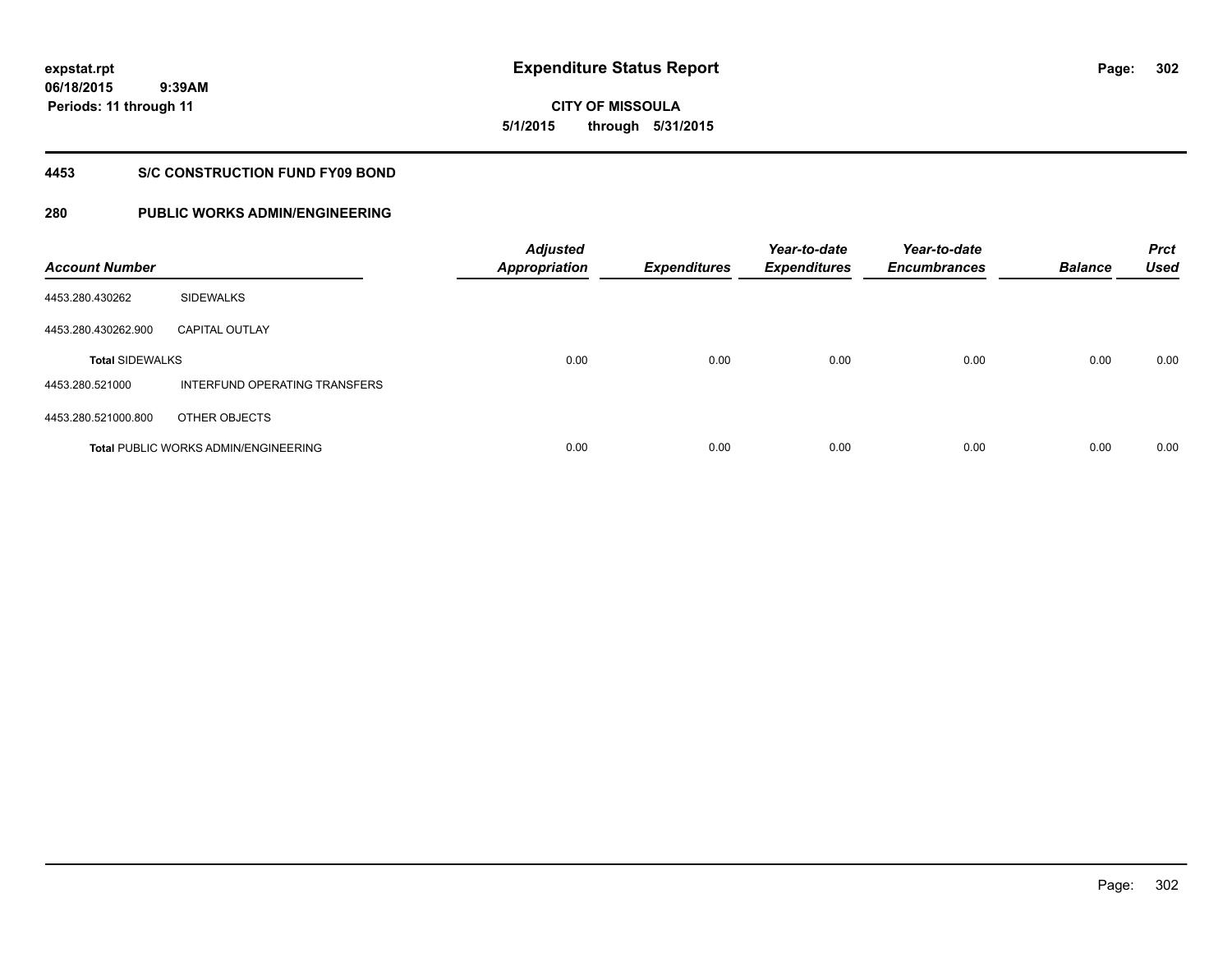expstat.rpt
06/18/2015 9:39AM
Periods: 11 through 11

# Expenditure Status Report

CITY OF MISSOULA
5/1/2015 through 5/31/2015

## 4453 S/C CONSTRUCTION FUND FY09 BOND

## 280 PUBLIC WORKS ADMIN/ENGINEERING

| Account Number | | Adjusted Appropriation | Expenditures | Year-to-date Expenditures | Year-to-date Encumbrances | Balance | Prct Used |
|---|---|---|---|---|---|---|---|
| 4453.280.430262 | SIDEWALKS | | | | | | |
| 4453.280.430262.900 | CAPITAL OUTLAY | | | | | | |
| **Total** SIDEWALKS | | 0.00 | 0.00 | 0.00 | 0.00 | 0.00 | 0.00 |
| 4453.280.521000 | INTERFUND OPERATING TRANSFERS | | | | | | |
| 4453.280.521000.800 | OTHER OBJECTS | | | | | | |
| **Total** PUBLIC WORKS ADMIN/ENGINEERING | | 0.00 | 0.00 | 0.00 | 0.00 | 0.00 | 0.00 |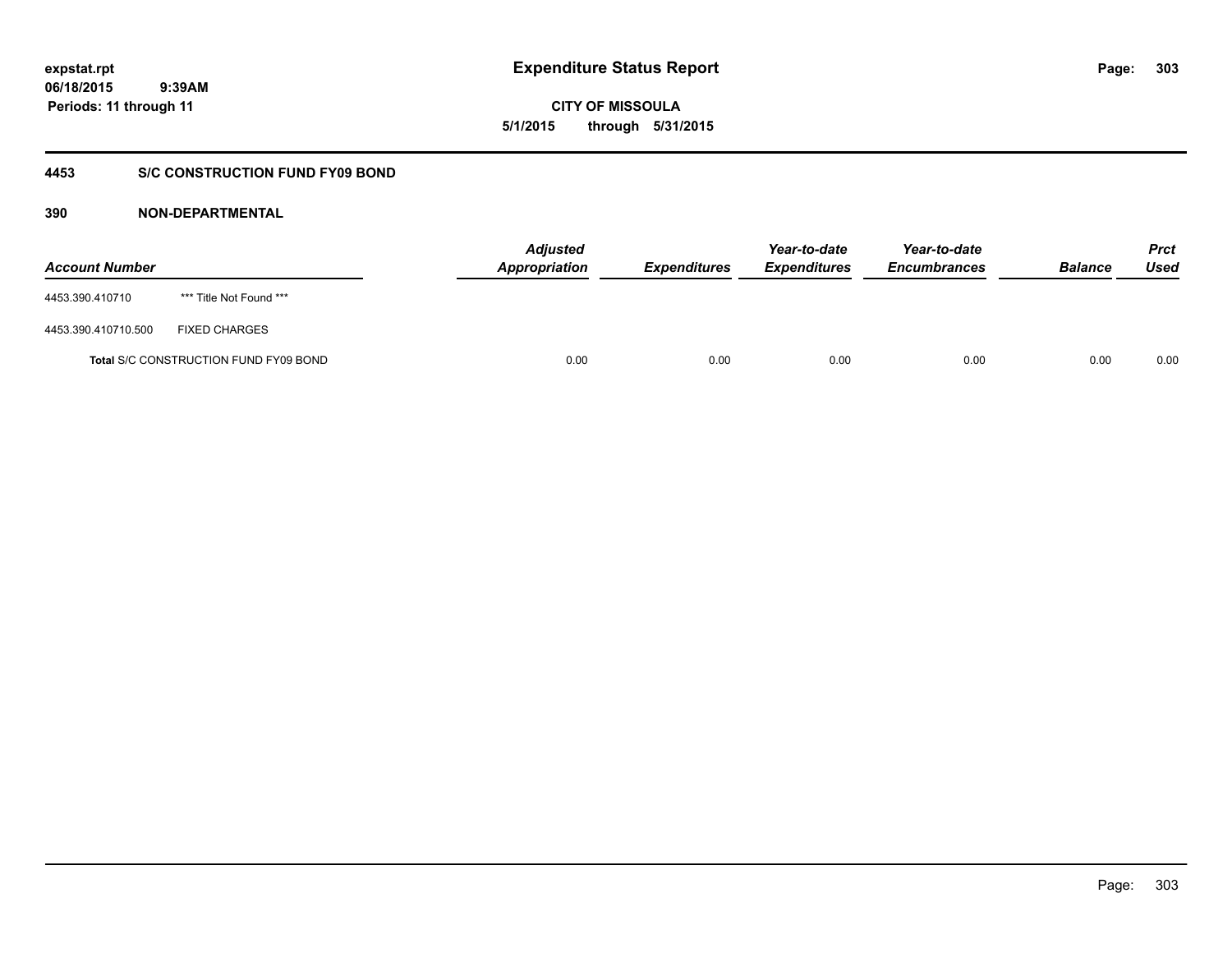expstat.rpt
06/18/2015 9:39AM
Periods: 11 through 11

# Expenditure Status Report

CITY OF MISSOULA
5/1/2015 through 5/31/2015

## 4453 S/C CONSTRUCTION FUND FY09 BOND

### 390 NON-DEPARTMENTAL

| Account Number | | Adjusted Appropriation | Expenditures | Year-to-date Expenditures | Year-to-date Encumbrances | Balance | Prct Used |
|---|---|---|---|---|---|---|---|
| 4453.390.410710 | *** Title Not Found *** | | | | | | |
| 4453.390.410710.500 | FIXED CHARGES | | | | | | |
| **Total** S/C CONSTRUCTION FUND FY09 BOND | | 0.00 | 0.00 | 0.00 | 0.00 | 0.00 | 0.00 |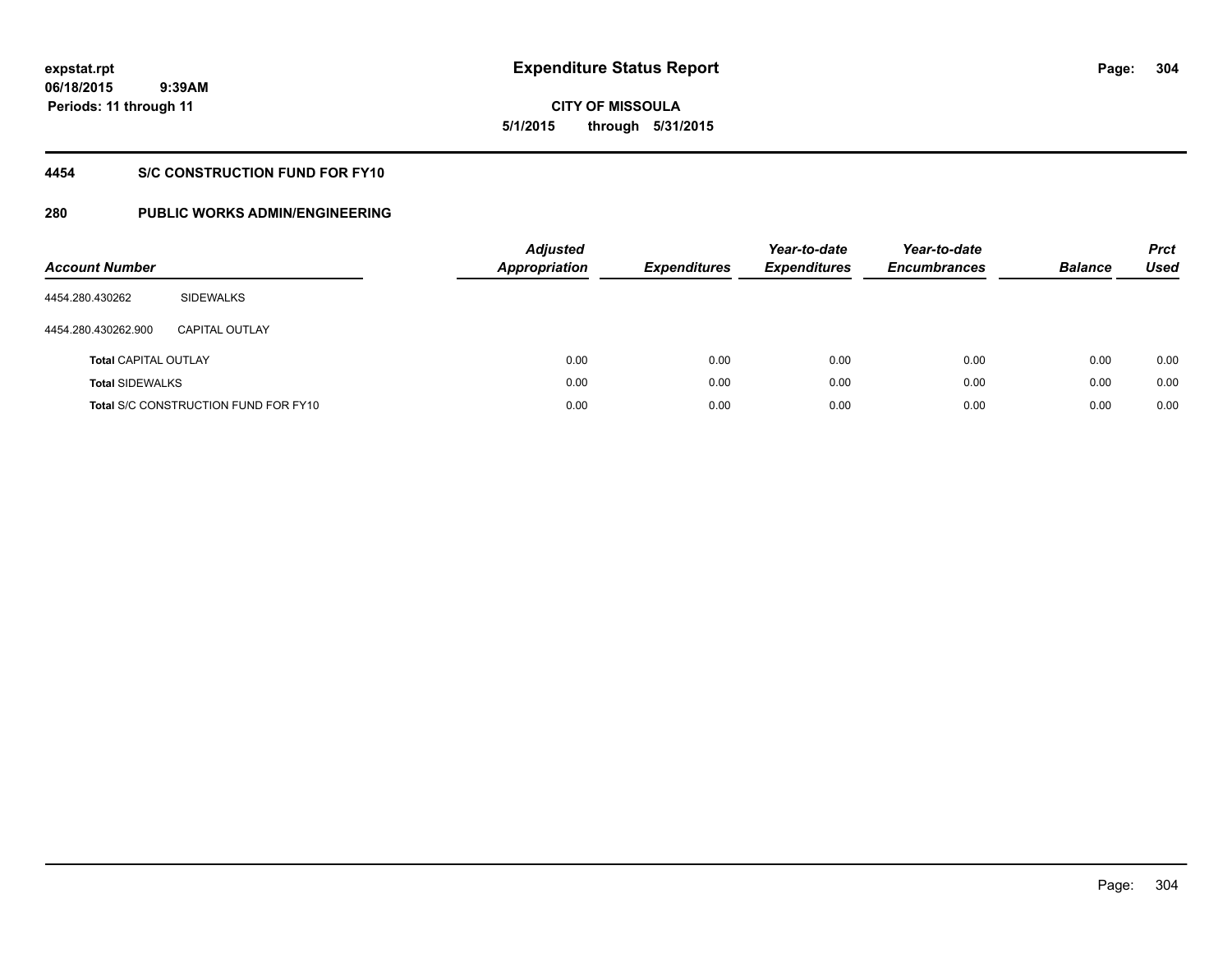# Expenditure Status Report

**CITY OF MISSOULA**

**5/1/2015 through 5/31/2015**

expstat.rpt
06/18/2015 9:39AM
Periods: 11 through 11

## 4454 S/C CONSTRUCTION FUND FOR FY10

## 280 PUBLIC WORKS ADMIN/ENGINEERING

| Account Number | | Adjusted Appropriation | Expenditures | Year-to-date Expenditures | Year-to-date Encumbrances | Balance | Prct Used |
|---|---|---|---|---|---|---|---|
| 4454.280.430262 | SIDEWALKS | | | | | | |
| 4454.280.430262.900 | CAPITAL OUTLAY | | | | | | |
| **Total** CAPITAL OUTLAY | | 0.00 | 0.00 | 0.00 | 0.00 | 0.00 | 0.00 |
| **Total** SIDEWALKS | | 0.00 | 0.00 | 0.00 | 0.00 | 0.00 | 0.00 |
| **Total** S/C CONSTRUCTION FUND FOR FY10 | | 0.00 | 0.00 | 0.00 | 0.00 | 0.00 | 0.00 |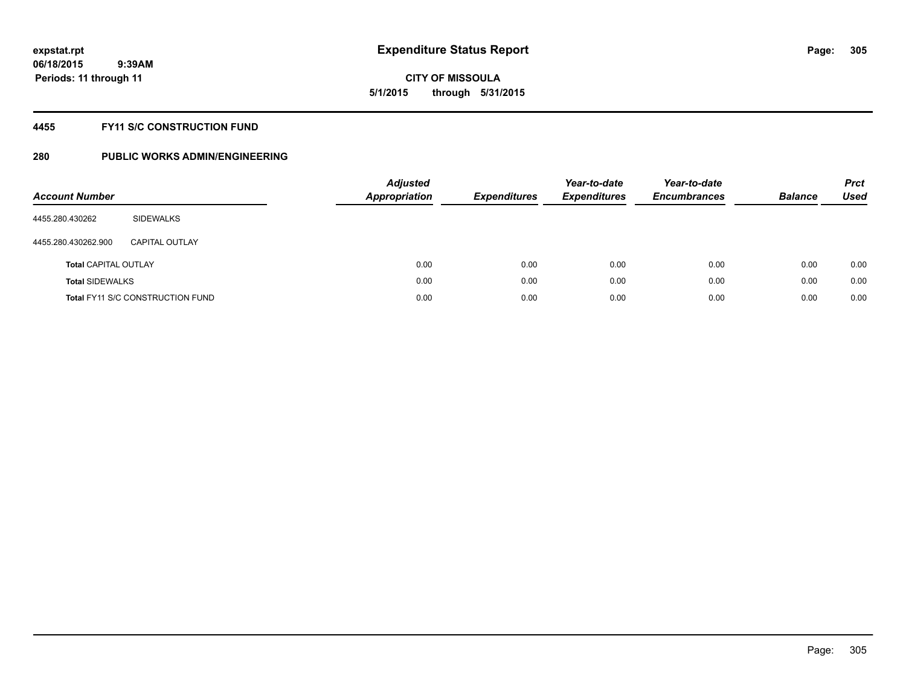# Expenditure Status Report

expstat.rpt
06/18/2015 9:39AM
Periods: 11 through 11

**CITY OF MISSOULA**
**5/1/2015 through 5/31/2015**

## 4455 FY11 S/C CONSTRUCTION FUND

### 280 PUBLIC WORKS ADMIN/ENGINEERING

| Account Number | | Adjusted Appropriation | Expenditures | Year-to-date Expenditures | Year-to-date Encumbrances | Balance | Prct Used |
|---|---|---|---|---|---|---|---|
| 4455.280.430262 | SIDEWALKS | | | | | | |
| 4455.280.430262.900 | CAPITAL OUTLAY | | | | | | |
| **Total** CAPITAL OUTLAY | | 0.00 | 0.00 | 0.00 | 0.00 | 0.00 | 0.00 |
| **Total** SIDEWALKS | | 0.00 | 0.00 | 0.00 | 0.00 | 0.00 | 0.00 |
| **Total** FY11 S/C CONSTRUCTION FUND | | 0.00 | 0.00 | 0.00 | 0.00 | 0.00 | 0.00 |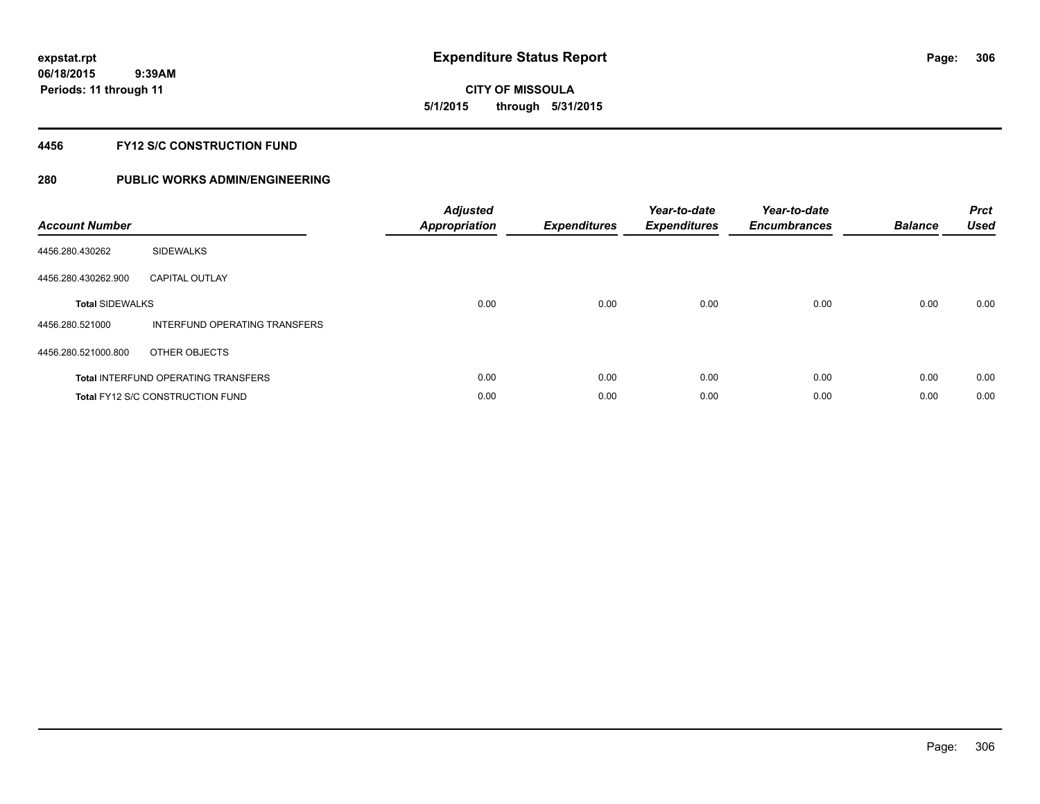expstat.rpt
06/18/2015 9:39AM
Periods: 11 through 11

# Expenditure Status Report

**CITY OF MISSOULA**
**5/1/2015 through 5/31/2015**

## 4456 FY12 S/C CONSTRUCTION FUND

### 280 PUBLIC WORKS ADMIN/ENGINEERING

| Account Number | | Adjusted Appropriation | Expenditures | Year-to-date Expenditures | Year-to-date Encumbrances | Balance | Prct Used |
|---|---|---|---|---|---|---|---|
| 4456.280.430262 | SIDEWALKS | | | | | | |
| 4456.280.430262.900 | CAPITAL OUTLAY | | | | | | |
| **Total** SIDEWALKS | | 0.00 | 0.00 | 0.00 | 0.00 | 0.00 | 0.00 |
| 4456.280.521000 | INTERFUND OPERATING TRANSFERS | | | | | | |
| 4456.280.521000.800 | OTHER OBJECTS | | | | | | |
| **Total** INTERFUND OPERATING TRANSFERS | | 0.00 | 0.00 | 0.00 | 0.00 | 0.00 | 0.00 |
| **Total** FY12 S/C CONSTRUCTION FUND | | 0.00 | 0.00 | 0.00 | 0.00 | 0.00 | 0.00 |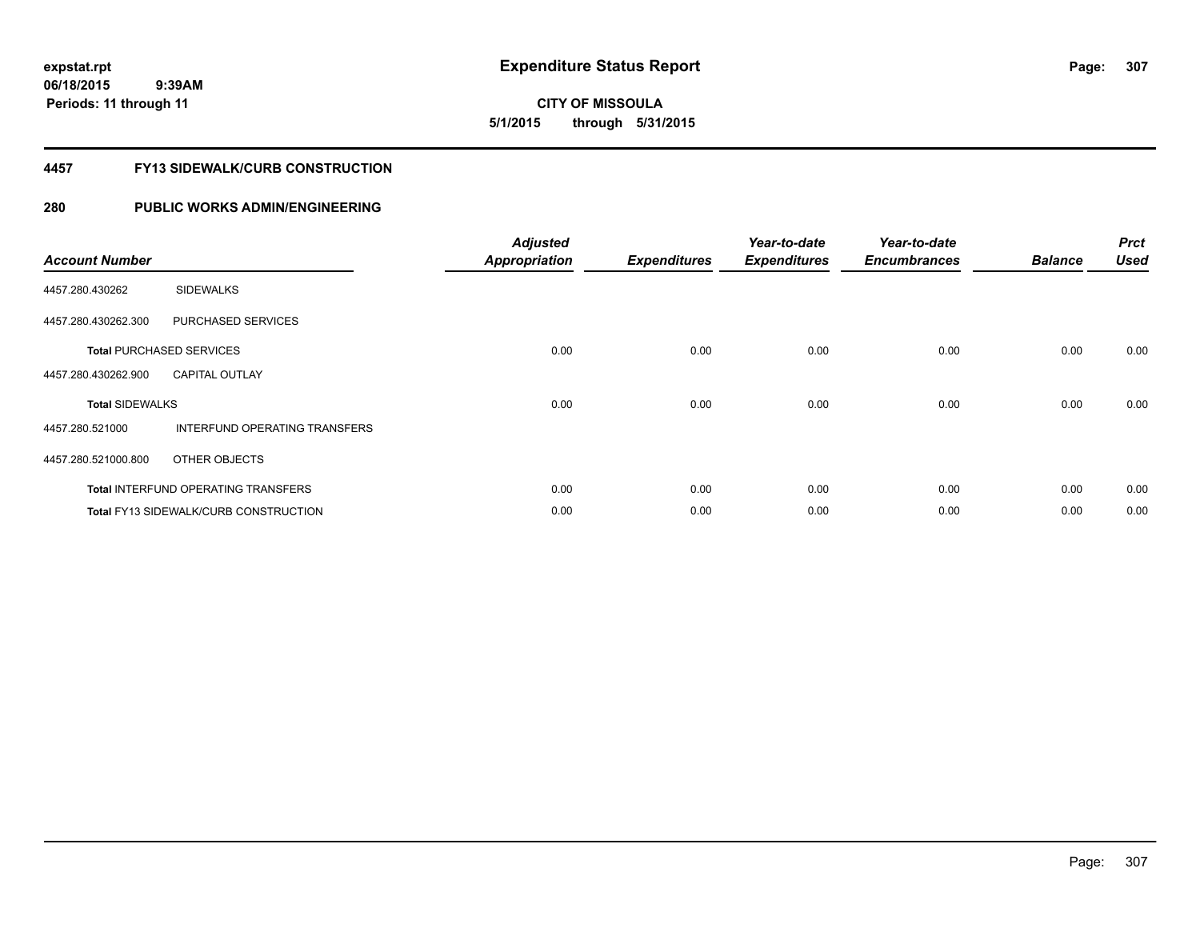# Expenditure Status Report

**expstat.rpt**
**06/18/2015 9:39AM**
**Periods: 11 through 11**

**CITY OF MISSOULA**
**5/1/2015 through 5/31/2015**

## 4457 FY13 SIDEWALK/CURB CONSTRUCTION

## 280 PUBLIC WORKS ADMIN/ENGINEERING

| Account Number | | Adjusted Appropriation | Expenditures | Year-to-date Expenditures | Year-to-date Encumbrances | Balance | Prct Used |
|---|---|---|---|---|---|---|---|
| 4457.280.430262 | SIDEWALKS | | | | | | |
| 4457.280.430262.300 | PURCHASED SERVICES | | | | | | |
| **Total** PURCHASED SERVICES | | 0.00 | 0.00 | 0.00 | 0.00 | 0.00 | 0.00 |
| 4457.280.430262.900 | CAPITAL OUTLAY | | | | | | |
| **Total** SIDEWALKS | | 0.00 | 0.00 | 0.00 | 0.00 | 0.00 | 0.00 |
| 4457.280.521000 | INTERFUND OPERATING TRANSFERS | | | | | | |
| 4457.280.521000.800 | OTHER OBJECTS | | | | | | |
| **Total** INTERFUND OPERATING TRANSFERS | | 0.00 | 0.00 | 0.00 | 0.00 | 0.00 | 0.00 |
| **Total** FY13 SIDEWALK/CURB CONSTRUCTION | | 0.00 | 0.00 | 0.00 | 0.00 | 0.00 | 0.00 |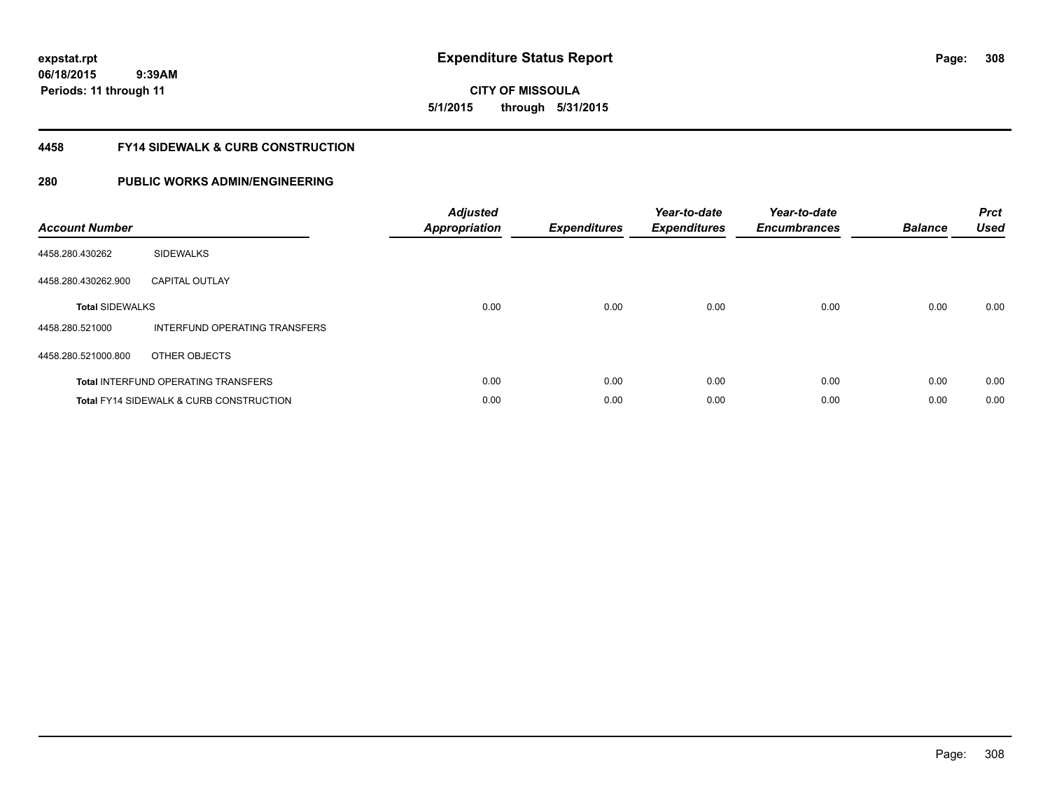**expstat.rpt**
**06/18/2015 9:39AM**
**Periods: 11 through 11**

# Expenditure Status Report

**CITY OF MISSOULA**
**5/1/2015 through 5/31/2015**

## 4458 FY14 SIDEWALK & CURB CONSTRUCTION

## 280 PUBLIC WORKS ADMIN/ENGINEERING

| Account Number | | Adjusted Appropriation | Expenditures | Year-to-date Expenditures | Year-to-date Encumbrances | Balance | Prct Used |
|---|---|---|---|---|---|---|---|
| 4458.280.430262 | SIDEWALKS | | | | | | |
| 4458.280.430262.900 | CAPITAL OUTLAY | | | | | | |
| **Total** SIDEWALKS | | 0.00 | 0.00 | 0.00 | 0.00 | 0.00 | 0.00 |
| 4458.280.521000 | INTERFUND OPERATING TRANSFERS | | | | | | |
| 4458.280.521000.800 | OTHER OBJECTS | | | | | | |
| **Total** INTERFUND OPERATING TRANSFERS | | 0.00 | 0.00 | 0.00 | 0.00 | 0.00 | 0.00 |
| **Total** FY14 SIDEWALK & CURB CONSTRUCTION | | 0.00 | 0.00 | 0.00 | 0.00 | 0.00 | 0.00 |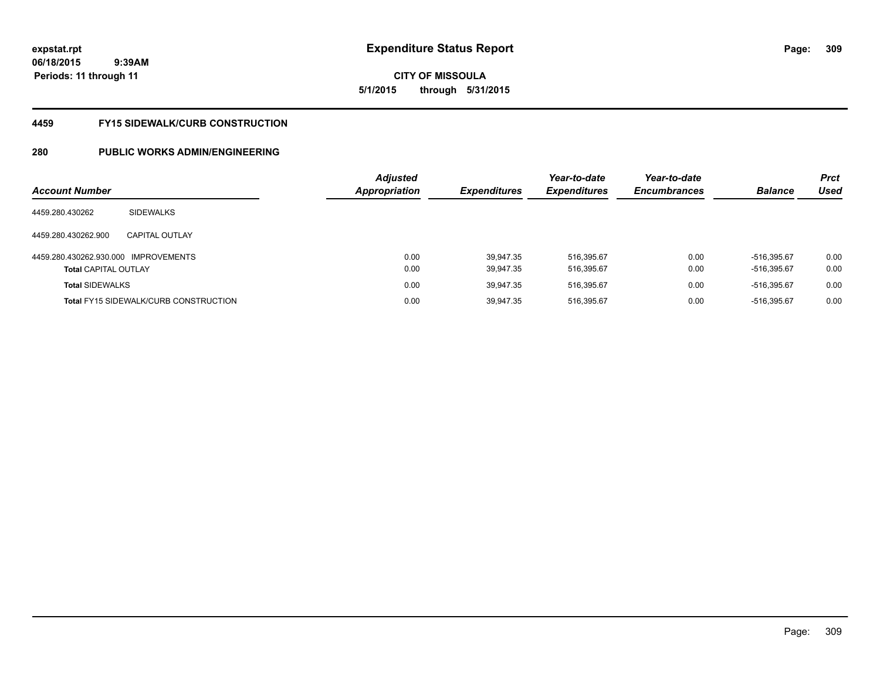**expstat.rpt**
**06/18/2015 9:39AM**
**Periods: 11 through 11**

# Expenditure Status Report

**CITY OF MISSOULA**
**5/1/2015 through 5/31/2015**

## 4459 FY15 SIDEWALK/CURB CONSTRUCTION

## 280 PUBLIC WORKS ADMIN/ENGINEERING

| Account Number | | Adjusted Appropriation | Expenditures | Year-to-date Expenditures | Year-to-date Encumbrances | Balance | Prct Used |
|---|---|---|---|---|---|---|---|
| 4459.280.430262 | SIDEWALKS | | | | | | |
| 4459.280.430262.900 | CAPITAL OUTLAY | | | | | | |
| 4459.280.430262.930.000 | IMPROVEMENTS | 0.00 | 39,947.35 | 516,395.67 | 0.00 | -516,395.67 | 0.00 |
| **Total** CAPITAL OUTLAY | | 0.00 | 39,947.35 | 516,395.67 | 0.00 | -516,395.67 | 0.00 |
| **Total** SIDEWALKS | | 0.00 | 39,947.35 | 516,395.67 | 0.00 | -516,395.67 | 0.00 |
| **Total** FY15 SIDEWALK/CURB CONSTRUCTION | | 0.00 | 39,947.35 | 516,395.67 | 0.00 | -516,395.67 | 0.00 |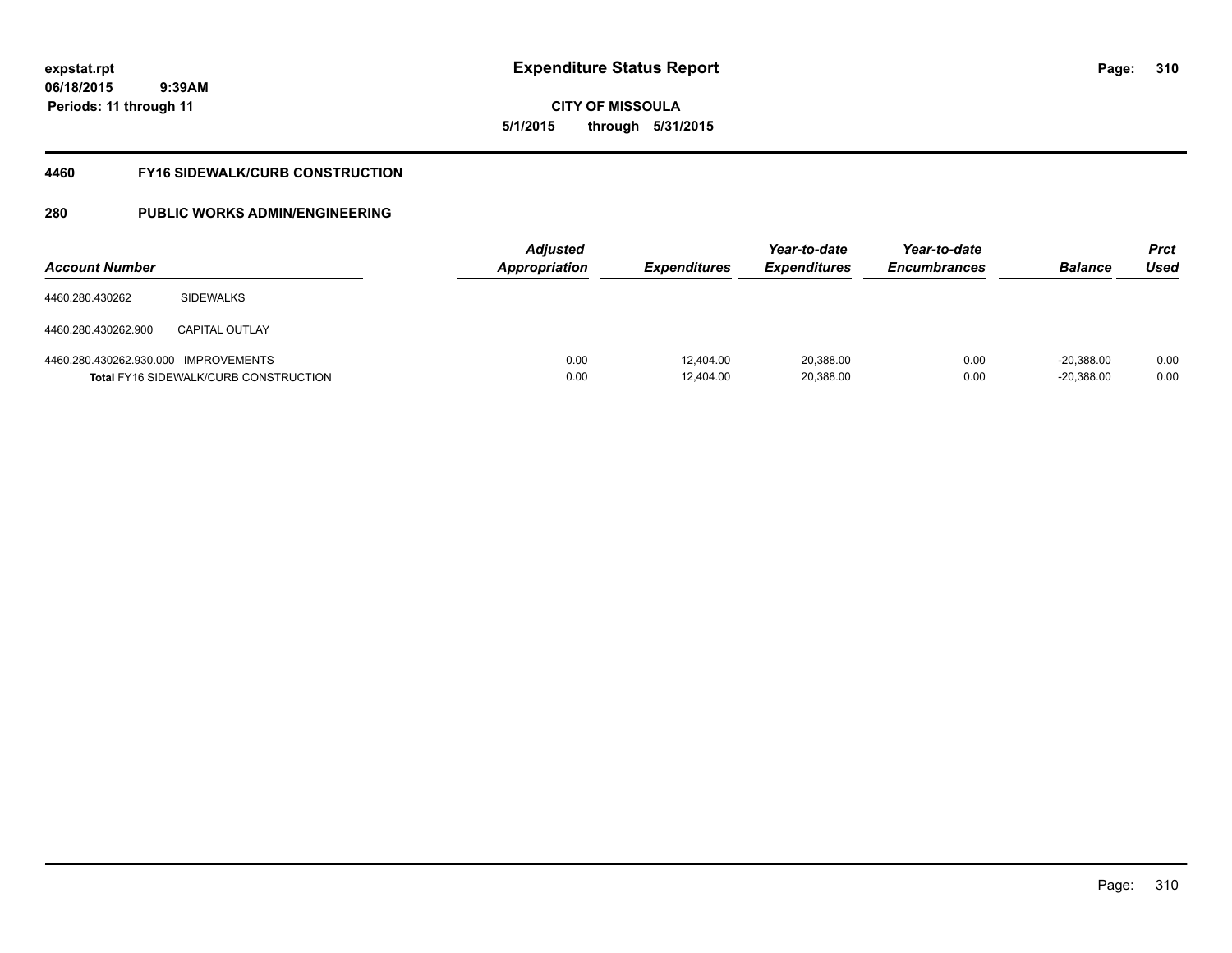expstat.rpt
06/18/2015 9:39AM
Periods: 11 through 11

# Expenditure Status Report

**CITY OF MISSOULA**
**5/1/2015 through 5/31/2015**

## 4460 FY16 SIDEWALK/CURB CONSTRUCTION

## 280 PUBLIC WORKS ADMIN/ENGINEERING

| Account Number | | Adjusted Appropriation | Expenditures | Year-to-date Expenditures | Year-to-date Encumbrances | Balance | Prct Used |
|---|---|---|---|---|---|---|---|
| 4460.280.430262 | SIDEWALKS | | | | | | |
| 4460.280.430262.900 | CAPITAL OUTLAY | | | | | | |
| 4460.280.430262.930.000 | IMPROVEMENTS | 0.00 | 12,404.00 | 20,388.00 | 0.00 | -20,388.00 | 0.00 |
| **Total** FY16 SIDEWALK/CURB CONSTRUCTION | | 0.00 | 12,404.00 | 20,388.00 | 0.00 | -20,388.00 | 0.00 |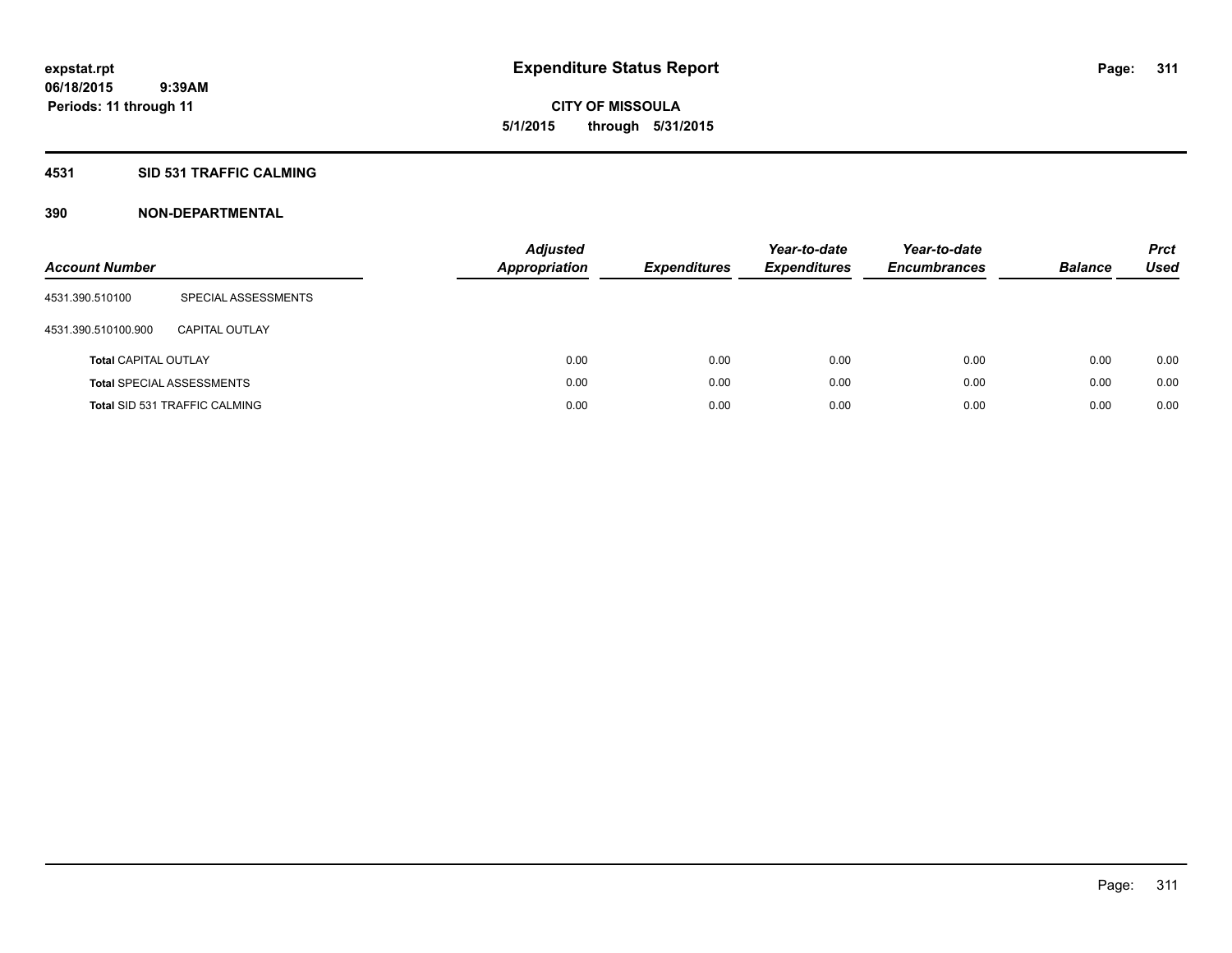**expstat.rpt**
**06/18/2015 9:39AM**
**Periods: 11 through 11**

# Expenditure Status Report

**CITY OF MISSOULA**
**5/1/2015 through 5/31/2015**

## 4531 SID 531 TRAFFIC CALMING

## 390 NON-DEPARTMENTAL

| Account Number | | Adjusted Appropriation | Expenditures | Year-to-date Expenditures | Year-to-date Encumbrances | Balance | Prct Used |
|---|---|---|---|---|---|---|---|
| 4531.390.510100 | SPECIAL ASSESSMENTS | | | | | | |
| 4531.390.510100.900 | CAPITAL OUTLAY | | | | | | |
| **Total** CAPITAL OUTLAY | | 0.00 | 0.00 | 0.00 | 0.00 | 0.00 | 0.00 |
| **Total** SPECIAL ASSESSMENTS | | 0.00 | 0.00 | 0.00 | 0.00 | 0.00 | 0.00 |
| **Total** SID 531 TRAFFIC CALMING | | 0.00 | 0.00 | 0.00 | 0.00 | 0.00 | 0.00 |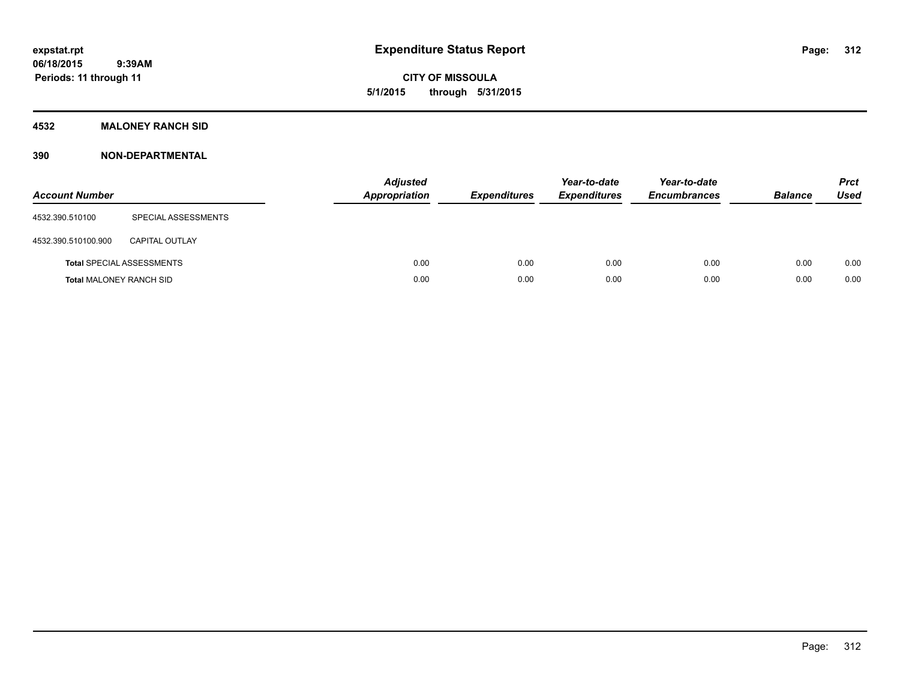# Expenditure Status Report

**expstat.rpt**
**06/18/2015 9:39AM**
**Periods: 11 through 11**

**CITY OF MISSOULA**
**5/1/2015 through 5/31/2015**

## 4532 MALONEY RANCH SID

## 390 NON-DEPARTMENTAL

| Account Number | | Adjusted Appropriation | Expenditures | Year-to-date Expenditures | Year-to-date Encumbrances | Balance | Prct Used |
|---|---|---|---|---|---|---|---|
| 4532.390.510100 | SPECIAL ASSESSMENTS | | | | | | |
| 4532.390.510100.900 | CAPITAL OUTLAY | | | | | | |
| **Total** SPECIAL ASSESSMENTS | | 0.00 | 0.00 | 0.00 | 0.00 | 0.00 | 0.00 |
| **Total** MALONEY RANCH SID | | 0.00 | 0.00 | 0.00 | 0.00 | 0.00 | 0.00 |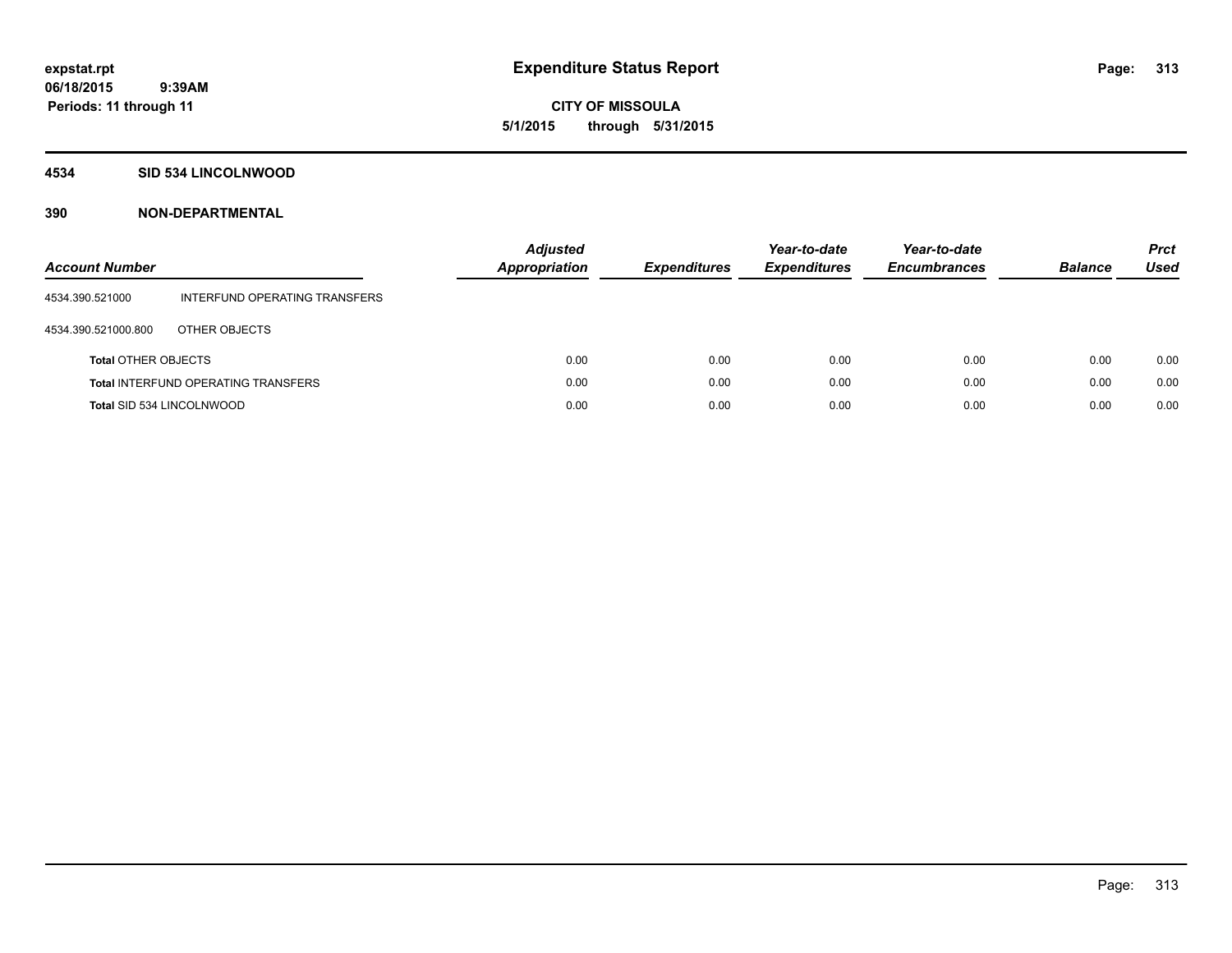**expstat.rpt**
**06/18/2015 9:39AM**
**Periods: 11 through 11**

# Expenditure Status Report

**CITY OF MISSOULA**
**5/1/2015 through 5/31/2015**

## 4534 SID 534 LINCOLNWOOD

## 390 NON-DEPARTMENTAL

| Account Number | | Adjusted Appropriation | Expenditures | Year-to-date Expenditures | Year-to-date Encumbrances | Balance | Prct Used |
|---|---|---|---|---|---|---|---|
| 4534.390.521000 | INTERFUND OPERATING TRANSFERS | | | | | | |
| 4534.390.521000.800 | OTHER OBJECTS | | | | | | |
| **Total** OTHER OBJECTS | | 0.00 | 0.00 | 0.00 | 0.00 | 0.00 | 0.00 |
| **Total** INTERFUND OPERATING TRANSFERS | | 0.00 | 0.00 | 0.00 | 0.00 | 0.00 | 0.00 |
| **Total** SID 534 LINCOLNWOOD | | 0.00 | 0.00 | 0.00 | 0.00 | 0.00 | 0.00 |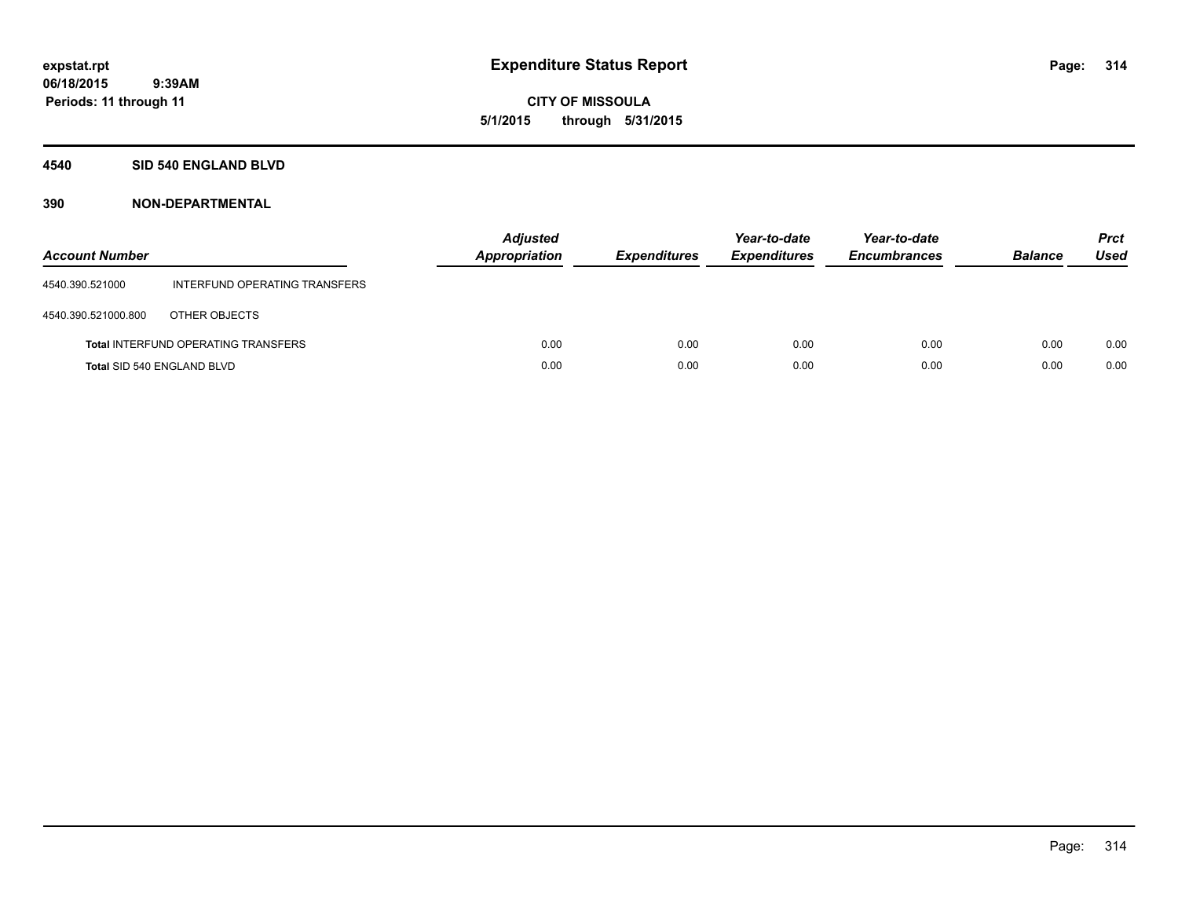# Expenditure Status Report

**expstat.rpt**
**06/18/2015 9:39AM**
**Periods: 11 through 11**

**CITY OF MISSOULA**
**5/1/2015 through 5/31/2015**

## 4540 SID 540 ENGLAND BLVD

### 390 NON-DEPARTMENTAL

| Account Number | | Adjusted Appropriation | Expenditures | Year-to-date Expenditures | Year-to-date Encumbrances | Balance | Prct Used |
|---|---|---|---|---|---|---|---|
| 4540.390.521000 | INTERFUND OPERATING TRANSFERS | | | | | | |
| 4540.390.521000.800 | OTHER OBJECTS | | | | | | |
| **Total** INTERFUND OPERATING TRANSFERS | | 0.00 | 0.00 | 0.00 | 0.00 | 0.00 | 0.00 |
| **Total** SID 540 ENGLAND BLVD | | 0.00 | 0.00 | 0.00 | 0.00 | 0.00 | 0.00 |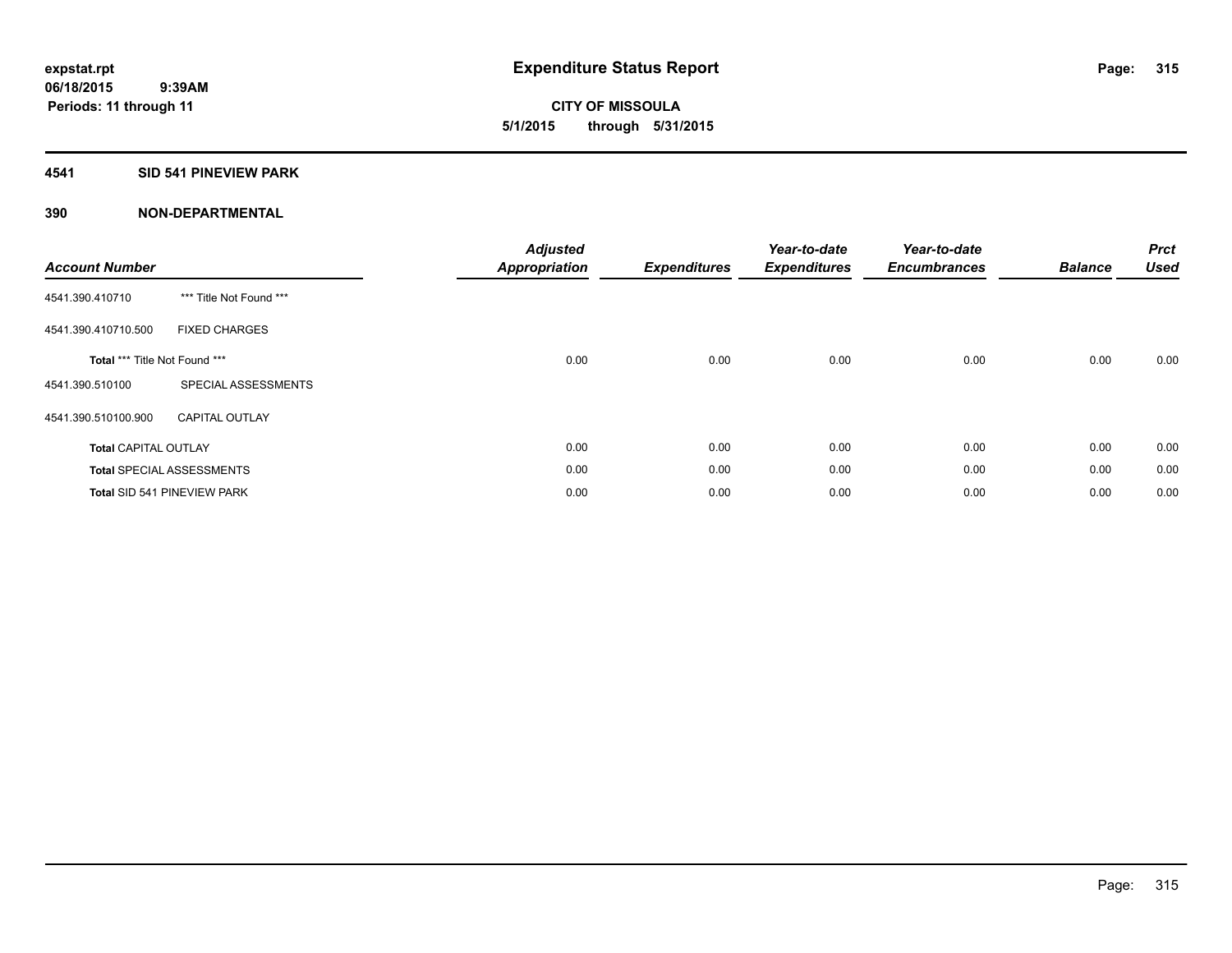**expstat.rpt**
**06/18/2015 9:39AM**
**Periods: 11 through 11**

# Expenditure Status Report

**CITY OF MISSOULA**
**5/1/2015 through 5/31/2015**

## 4541 SID 541 PINEVIEW PARK

## 390 NON-DEPARTMENTAL

| Account Number | | Adjusted Appropriation | Expenditures | Year-to-date Expenditures | Year-to-date Encumbrances | Balance | Prct Used |
|---|---|---|---|---|---|---|---|
| 4541.390.410710 | *** Title Not Found *** | | | | | | |
| 4541.390.410710.500 | FIXED CHARGES | | | | | | |
| **Total** *** Title Not Found *** | | 0.00 | 0.00 | 0.00 | 0.00 | 0.00 | 0.00 |
| 4541.390.510100 | SPECIAL ASSESSMENTS | | | | | | |
| 4541.390.510100.900 | CAPITAL OUTLAY | | | | | | |
| **Total** CAPITAL OUTLAY | | 0.00 | 0.00 | 0.00 | 0.00 | 0.00 | 0.00 |
| **Total** SPECIAL ASSESSMENTS | | 0.00 | 0.00 | 0.00 | 0.00 | 0.00 | 0.00 |
| **Total** SID 541 PINEVIEW PARK | | 0.00 | 0.00 | 0.00 | 0.00 | 0.00 | 0.00 |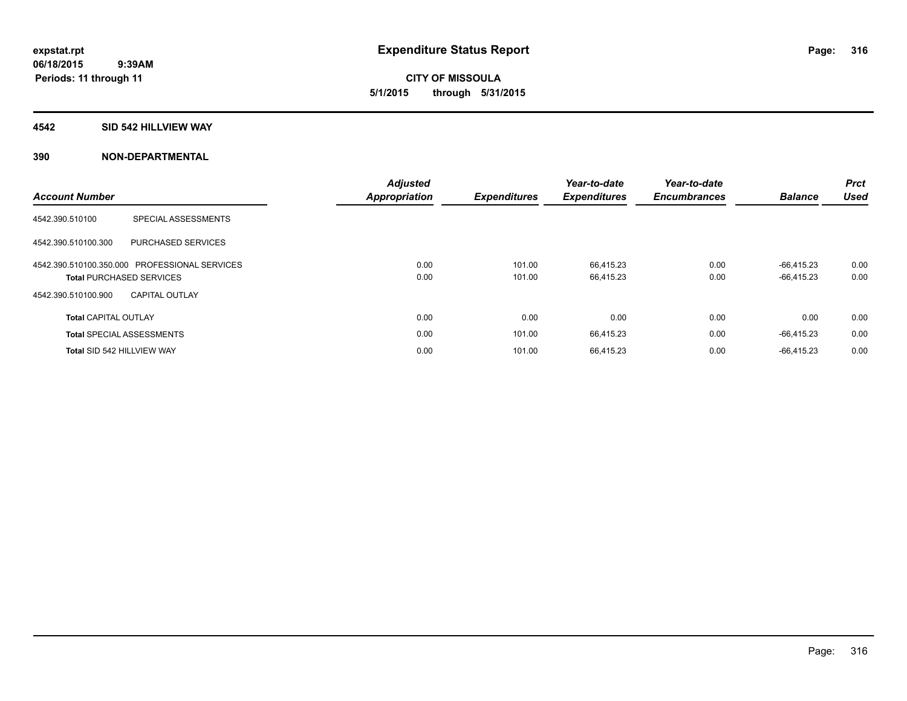**expstat.rpt**
**06/18/2015 9:39AM**
**Periods: 11 through 11**

# Expenditure Status Report

**CITY OF MISSOULA**
**5/1/2015 through 5/31/2015**

## 4542 SID 542 HILLVIEW WAY

## 390 NON-DEPARTMENTAL

| Account Number | | Adjusted Appropriation | Expenditures | Year-to-date Expenditures | Year-to-date Encumbrances | Balance | Prct Used |
|---|---|---|---|---|---|---|---|
| 4542.390.510100 | SPECIAL ASSESSMENTS | | | | | | |
| 4542.390.510100.300 | PURCHASED SERVICES | | | | | | |
| 4542.390.510100.350.000 | PROFESSIONAL SERVICES | 0.00 | 101.00 | 66,415.23 | 0.00 | -66,415.23 | 0.00 |
| **Total** PURCHASED SERVICES | | 0.00 | 101.00 | 66,415.23 | 0.00 | -66,415.23 | 0.00 |
| 4542.390.510100.900 | CAPITAL OUTLAY | | | | | | |
| **Total** CAPITAL OUTLAY | | 0.00 | 0.00 | 0.00 | 0.00 | 0.00 | 0.00 |
| **Total** SPECIAL ASSESSMENTS | | 0.00 | 101.00 | 66,415.23 | 0.00 | -66,415.23 | 0.00 |
| **Total** SID 542 HILLVIEW WAY | | 0.00 | 101.00 | 66,415.23 | 0.00 | -66,415.23 | 0.00 |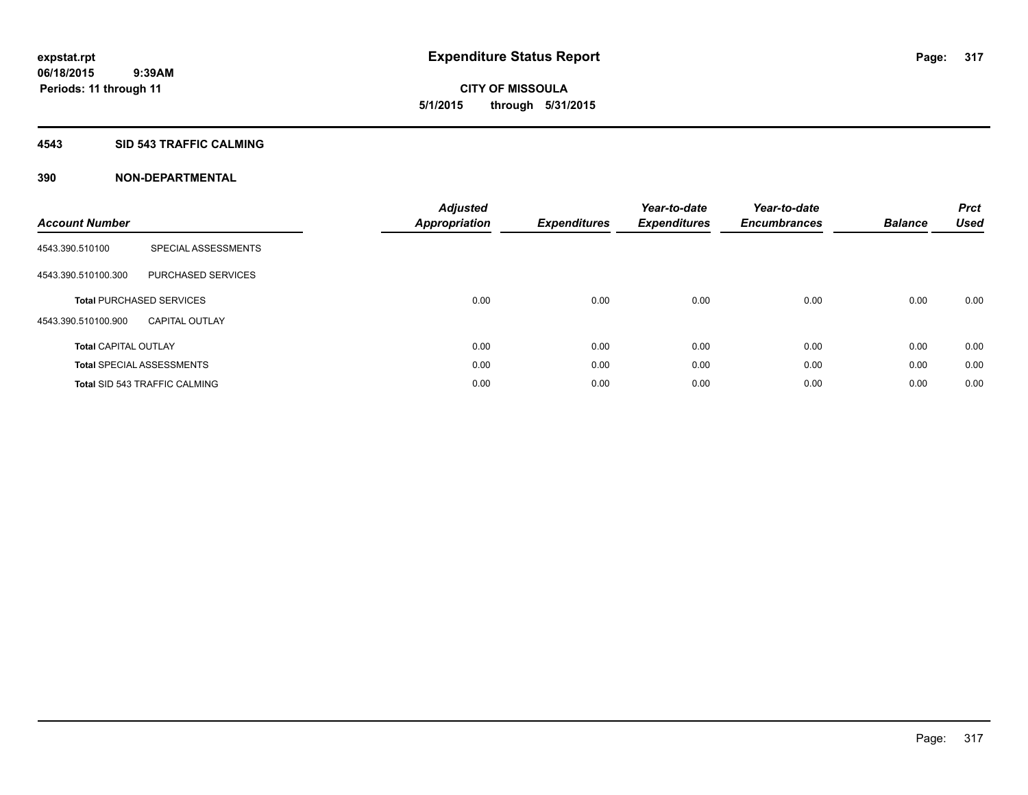# Expenditure Status Report

expstat.rpt
06/18/2015 9:39AM
Periods: 11 through 11

CITY OF MISSOULA
5/1/2015 through 5/31/2015

## 4543 SID 543 TRAFFIC CALMING

### 390 NON-DEPARTMENTAL

| Account Number | | Adjusted Appropriation | Expenditures | Year-to-date Expenditures | Year-to-date Encumbrances | Balance | Prct Used |
|---|---|---|---|---|---|---|---|
| 4543.390.510100 | SPECIAL ASSESSMENTS | | | | | | |
| 4543.390.510100.300 | PURCHASED SERVICES | | | | | | |
| **Total** PURCHASED SERVICES | | 0.00 | 0.00 | 0.00 | 0.00 | 0.00 | 0.00 |
| 4543.390.510100.900 | CAPITAL OUTLAY | | | | | | |
| **Total** CAPITAL OUTLAY | | 0.00 | 0.00 | 0.00 | 0.00 | 0.00 | 0.00 |
| **Total** SPECIAL ASSESSMENTS | | 0.00 | 0.00 | 0.00 | 0.00 | 0.00 | 0.00 |
| **Total** SID 543 TRAFFIC CALMING | | 0.00 | 0.00 | 0.00 | 0.00 | 0.00 | 0.00 |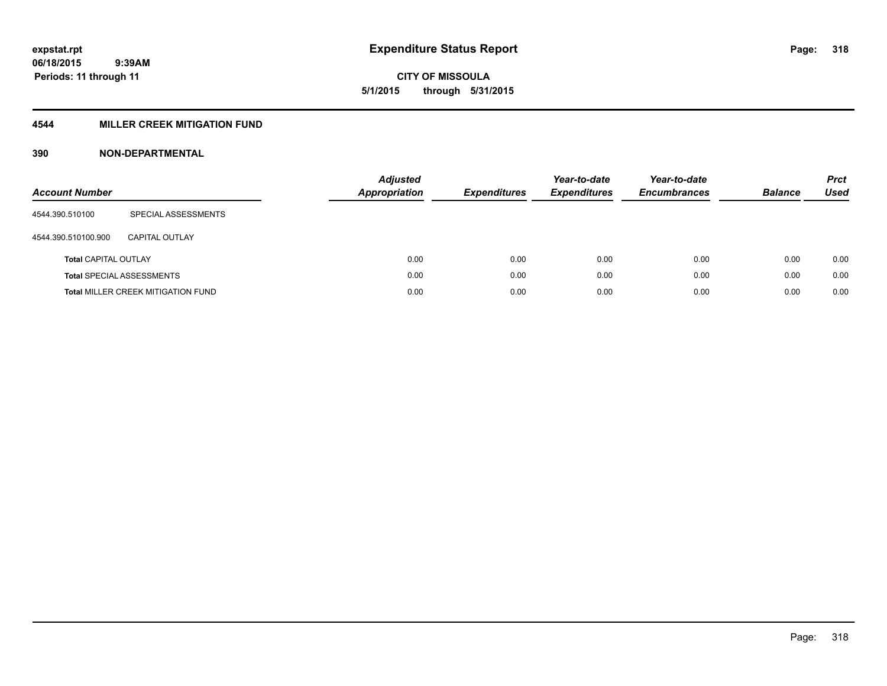**expstat.rpt**
**06/18/2015 9:39AM**
**Periods: 11 through 11**

# Expenditure Status Report

**CITY OF MISSOULA**
**5/1/2015 through 5/31/2015**

## 4544 MILLER CREEK MITIGATION FUND

### 390 NON-DEPARTMENTAL

| Account Number | | Adjusted Appropriation | Expenditures | Year-to-date Expenditures | Year-to-date Encumbrances | Balance | Prct Used |
|---|---|---|---|---|---|---|---|
| 4544.390.510100 | SPECIAL ASSESSMENTS | | | | | | |
| 4544.390.510100.900 | CAPITAL OUTLAY | | | | | | |
| **Total** CAPITAL OUTLAY | | 0.00 | 0.00 | 0.00 | 0.00 | 0.00 | 0.00 |
| **Total** SPECIAL ASSESSMENTS | | 0.00 | 0.00 | 0.00 | 0.00 | 0.00 | 0.00 |
| **Total** MILLER CREEK MITIGATION FUND | | 0.00 | 0.00 | 0.00 | 0.00 | 0.00 | 0.00 |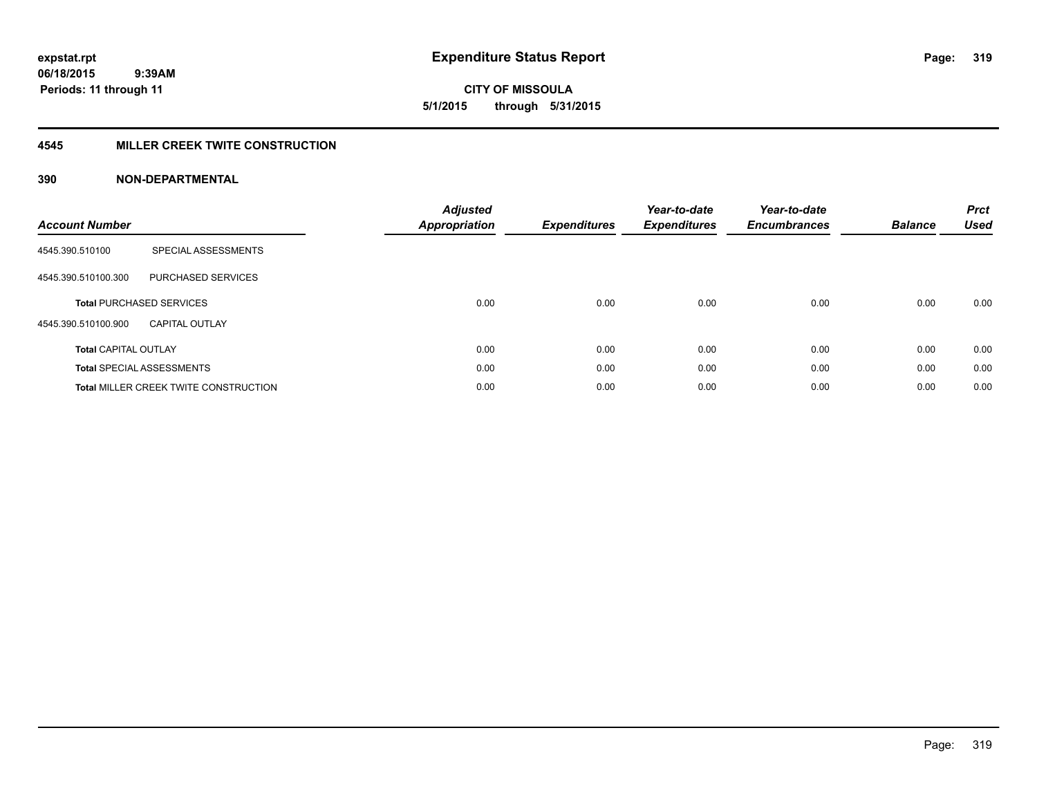expstat.rpt
06/18/2015 9:39AM
Periods: 11 through 11

# Expenditure Status Report

CITY OF MISSOULA
5/1/2015 through 5/31/2015

## 4545 MILLER CREEK TWITE CONSTRUCTION

## 390 NON-DEPARTMENTAL

| Account Number | | Adjusted Appropriation | Expenditures | Year-to-date Expenditures | Year-to-date Encumbrances | Balance | Prct Used |
|---|---|---|---|---|---|---|---|
| 4545.390.510100 | SPECIAL ASSESSMENTS | | | | | | |
| 4545.390.510100.300 | PURCHASED SERVICES | | | | | | |
| **Total** PURCHASED SERVICES | | 0.00 | 0.00 | 0.00 | 0.00 | 0.00 | 0.00 |
| 4545.390.510100.900 | CAPITAL OUTLAY | | | | | | |
| **Total** CAPITAL OUTLAY | | 0.00 | 0.00 | 0.00 | 0.00 | 0.00 | 0.00 |
| **Total** SPECIAL ASSESSMENTS | | 0.00 | 0.00 | 0.00 | 0.00 | 0.00 | 0.00 |
| **Total** MILLER CREEK TWITE CONSTRUCTION | | 0.00 | 0.00 | 0.00 | 0.00 | 0.00 | 0.00 |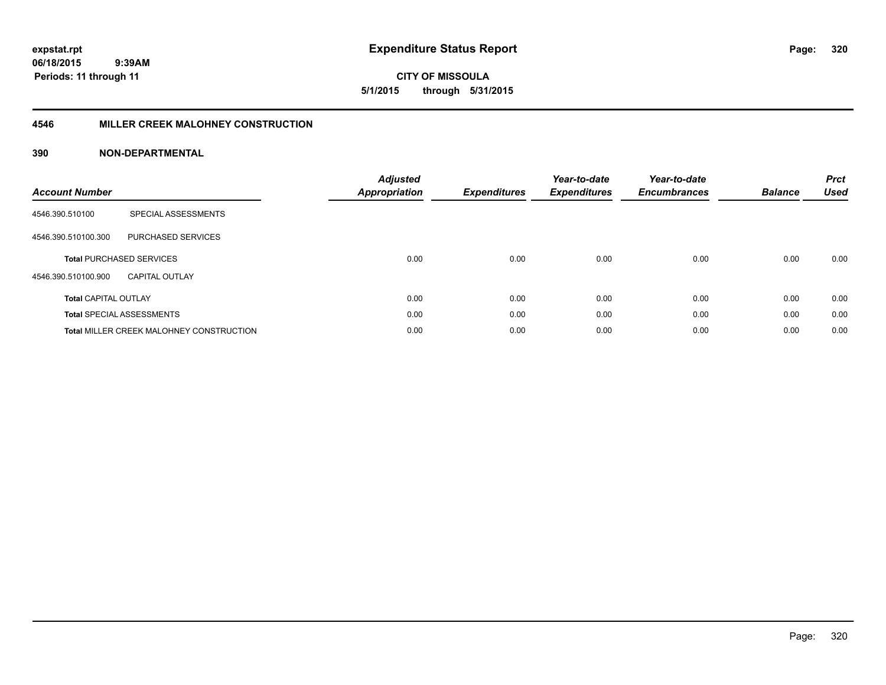**expstat.rpt**
**06/18/2015 9:39AM**
**Periods: 11 through 11**

# Expenditure Status Report

**CITY OF MISSOULA**
**5/1/2015 through 5/31/2015**

## 4546 MILLER CREEK MALOHNEY CONSTRUCTION

## 390 NON-DEPARTMENTAL

| Account Number | | Adjusted Appropriation | Expenditures | Year-to-date Expenditures | Year-to-date Encumbrances | Balance | Prct Used |
|---|---|---|---|---|---|---|---|
| 4546.390.510100 | SPECIAL ASSESSMENTS | | | | | | |
| 4546.390.510100.300 | PURCHASED SERVICES | | | | | | |
| **Total** PURCHASED SERVICES | | 0.00 | 0.00 | 0.00 | 0.00 | 0.00 | 0.00 |
| 4546.390.510100.900 | CAPITAL OUTLAY | | | | | | |
| **Total** CAPITAL OUTLAY | | 0.00 | 0.00 | 0.00 | 0.00 | 0.00 | 0.00 |
| **Total** SPECIAL ASSESSMENTS | | 0.00 | 0.00 | 0.00 | 0.00 | 0.00 | 0.00 |
| **Total** MILLER CREEK MALOHNEY CONSTRUCTION | | 0.00 | 0.00 | 0.00 | 0.00 | 0.00 | 0.00 |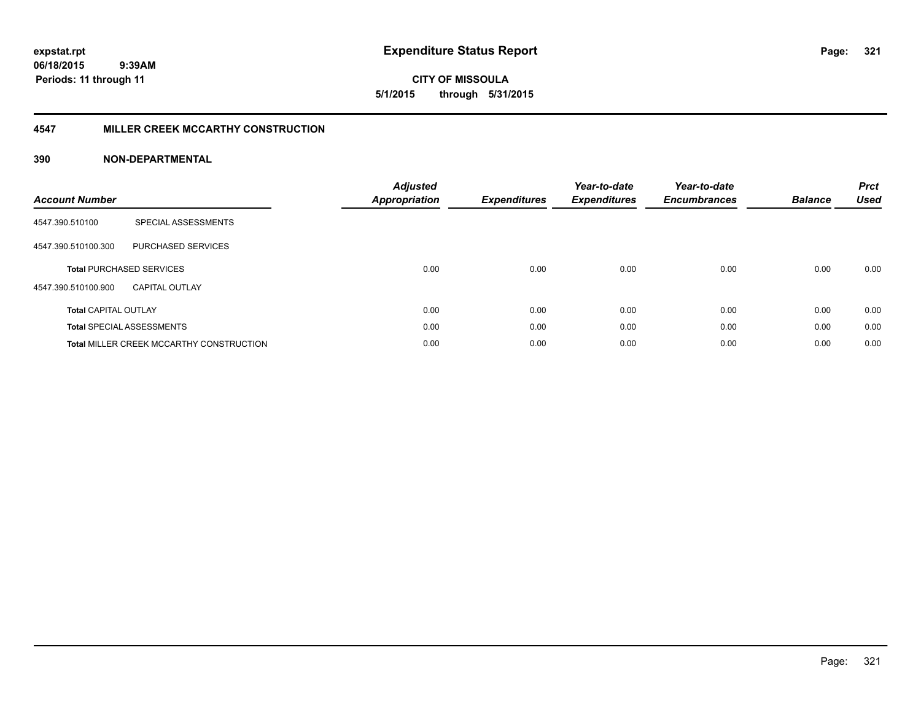# Expenditure Status Report

**CITY OF MISSOULA**

**5/1/2015 through 5/31/2015**

expstat.rpt
06/18/2015 9:39AM
Periods: 11 through 11

## 4547 MILLER CREEK MCCARTHY CONSTRUCTION

### 390 NON-DEPARTMENTAL

| Account Number | | Adjusted Appropriation | Expenditures | Year-to-date Expenditures | Year-to-date Encumbrances | Balance | Prct Used |
|---|---|---|---|---|---|---|---|
| 4547.390.510100 | SPECIAL ASSESSMENTS | | | | | | |
| 4547.390.510100.300 | PURCHASED SERVICES | | | | | | |
| **Total** PURCHASED SERVICES | | 0.00 | 0.00 | 0.00 | 0.00 | 0.00 | 0.00 |
| 4547.390.510100.900 | CAPITAL OUTLAY | | | | | | |
| **Total** CAPITAL OUTLAY | | 0.00 | 0.00 | 0.00 | 0.00 | 0.00 | 0.00 |
| **Total** SPECIAL ASSESSMENTS | | 0.00 | 0.00 | 0.00 | 0.00 | 0.00 | 0.00 |
| **Total** MILLER CREEK MCCARTHY CONSTRUCTION | | 0.00 | 0.00 | 0.00 | 0.00 | 0.00 | 0.00 |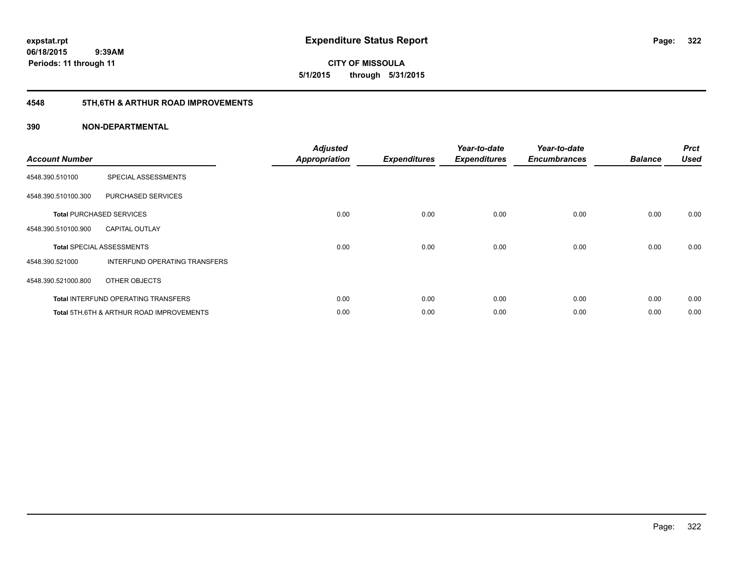**expstat.rpt**
**06/18/2015 9:39AM**
**Periods: 11 through 11**

# Expenditure Status Report

**CITY OF MISSOULA**
**5/1/2015 through 5/31/2015**

## 4548 5TH,6TH & ARTHUR ROAD IMPROVEMENTS

### 390 NON-DEPARTMENTAL

| Account Number | | Adjusted Appropriation | Expenditures | Year-to-date Expenditures | Year-to-date Encumbrances | Balance | Prct Used |
|---|---|---|---|---|---|---|---|
| 4548.390.510100 | SPECIAL ASSESSMENTS | | | | | | |
| 4548.390.510100.300 | PURCHASED SERVICES | | | | | | |
| **Total** PURCHASED SERVICES | | 0.00 | 0.00 | 0.00 | 0.00 | 0.00 | 0.00 |
| 4548.390.510100.900 | CAPITAL OUTLAY | | | | | | |
| **Total** SPECIAL ASSESSMENTS | | 0.00 | 0.00 | 0.00 | 0.00 | 0.00 | 0.00 |
| 4548.390.521000 | INTERFUND OPERATING TRANSFERS | | | | | | |
| 4548.390.521000.800 | OTHER OBJECTS | | | | | | |
| **Total** INTERFUND OPERATING TRANSFERS | | 0.00 | 0.00 | 0.00 | 0.00 | 0.00 | 0.00 |
| **Total** 5TH,6TH & ARTHUR ROAD IMPROVEMENTS | | 0.00 | 0.00 | 0.00 | 0.00 | 0.00 | 0.00 |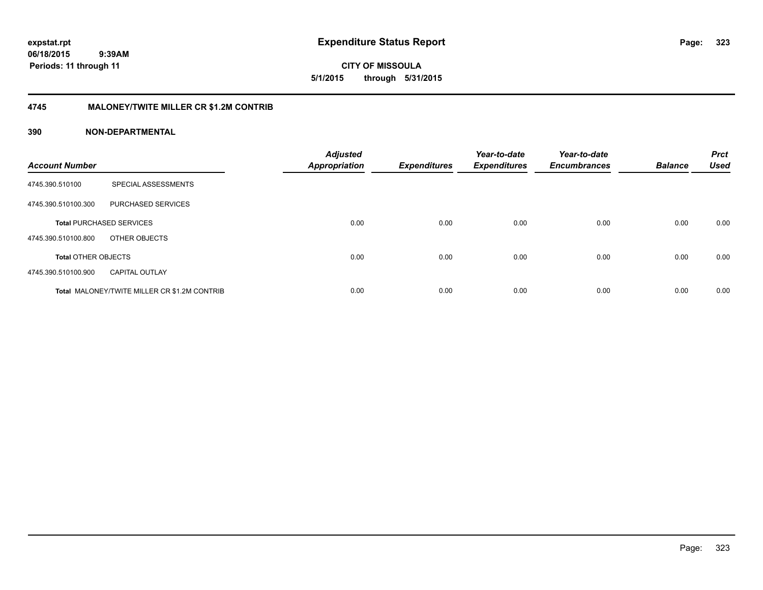# Expenditure Status Report

**CITY OF MISSOULA**

**5/1/2015 through 5/31/2015**

expstat.rpt
06/18/2015 9:39AM
Periods: 11 through 11

## 4745 MALONEY/TWITE MILLER CR $1.2M CONTRIB

### 390 NON-DEPARTMENTAL

| Account Number | | Adjusted Appropriation | Expenditures | Year-to-date Expenditures | Year-to-date Encumbrances | Balance | Prct Used |
|---|---|---|---|---|---|---|---|
| 4745.390.510100 | SPECIAL ASSESSMENTS | | | | | | |
| 4745.390.510100.300 | PURCHASED SERVICES | | | | | | |
| **Total** PURCHASED SERVICES | | 0.00 | 0.00 | 0.00 | 0.00 | 0.00 | 0.00 |
| 4745.390.510100.800 | OTHER OBJECTS | | | | | | |
| **Total** OTHER OBJECTS | | 0.00 | 0.00 | 0.00 | 0.00 | 0.00 | 0.00 |
| 4745.390.510100.900 | CAPITAL OUTLAY | | | | | | |
| **Total** MALONEY/TWITE MILLER CR $1.2M CONTRIB | | 0.00 | 0.00 | 0.00 | 0.00 | 0.00 | 0.00 |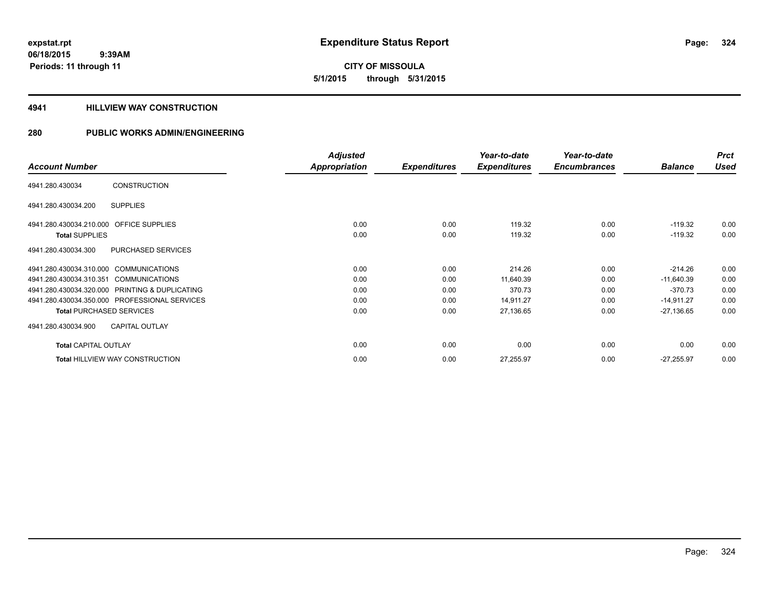**expstat.rpt**
**06/18/2015 9:39AM**
**Periods: 11 through 11**

# Expenditure Status Report

**CITY OF MISSOULA**
**5/1/2015 through 5/31/2015**

## 4941 HILLVIEW WAY CONSTRUCTION

## 280 PUBLIC WORKS ADMIN/ENGINEERING

| Account Number | | Adjusted Appropriation | Expenditures | Year-to-date Expenditures | Year-to-date Encumbrances | Balance | Prct Used |
|---|---|---|---|---|---|---|---|
| 4941.280.430034 | CONSTRUCTION | | | | | | |
| 4941.280.430034.200 | SUPPLIES | | | | | | |
| 4941.280.430034.210.000 | OFFICE SUPPLIES | 0.00 | 0.00 | 119.32 | 0.00 | -119.32 | 0.00 |
| **Total** SUPPLIES | | 0.00 | 0.00 | 119.32 | 0.00 | -119.32 | 0.00 |
| 4941.280.430034.300 | PURCHASED SERVICES | | | | | | |
| 4941.280.430034.310.000 | COMMUNICATIONS | 0.00 | 0.00 | 214.26 | 0.00 | -214.26 | 0.00 |
| 4941.280.430034.310.351 | COMMUNICATIONS | 0.00 | 0.00 | 11,640.39 | 0.00 | -11,640.39 | 0.00 |
| 4941.280.430034.320.000 | PRINTING & DUPLICATING | 0.00 | 0.00 | 370.73 | 0.00 | -370.73 | 0.00 |
| 4941.280.430034.350.000 | PROFESSIONAL SERVICES | 0.00 | 0.00 | 14,911.27 | 0.00 | -14,911.27 | 0.00 |
| **Total** PURCHASED SERVICES | | 0.00 | 0.00 | 27,136.65 | 0.00 | -27,136.65 | 0.00 |
| 4941.280.430034.900 | CAPITAL OUTLAY | | | | | | |
| **Total** CAPITAL OUTLAY | | 0.00 | 0.00 | 0.00 | 0.00 | 0.00 | 0.00 |
| **Total** HILLVIEW WAY CONSTRUCTION | | 0.00 | 0.00 | 27,255.97 | 0.00 | -27,255.97 | 0.00 |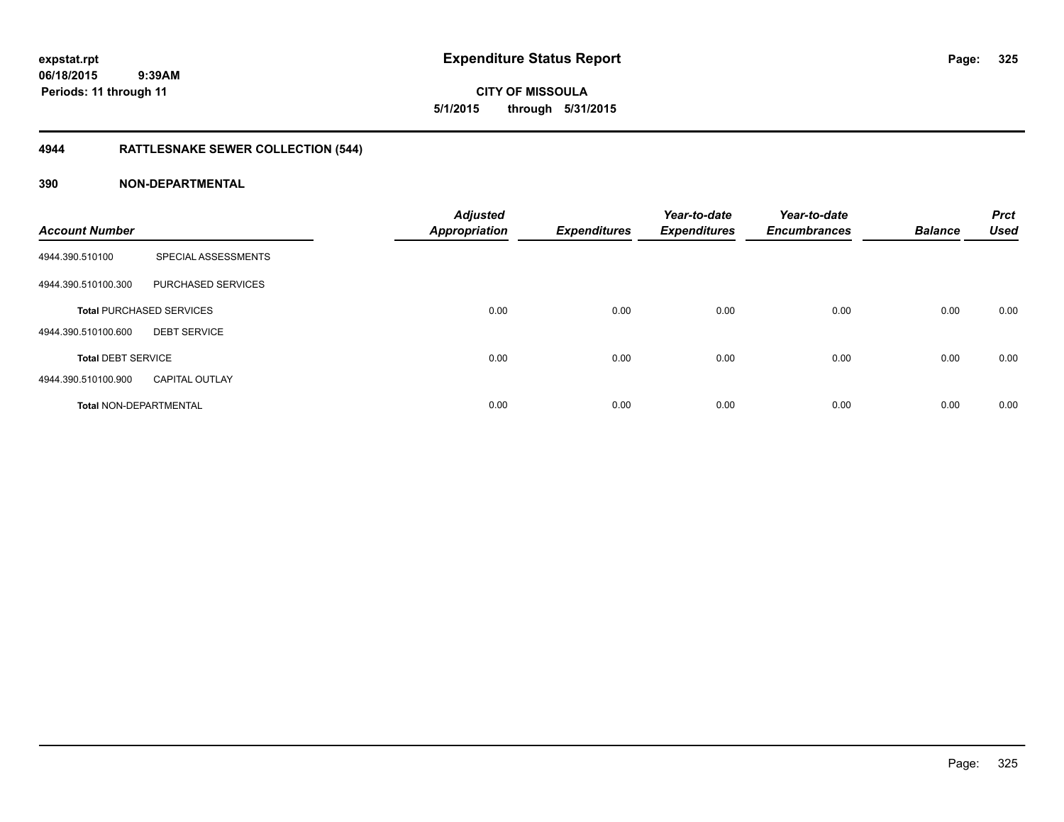**expstat.rpt**
**06/18/2015 9:39AM**
**Periods: 11 through 11**

# Expenditure Status Report

**CITY OF MISSOULA**
**5/1/2015 through 5/31/2015**

## 4944 RATTLESNAKE SEWER COLLECTION (544)

### 390 NON-DEPARTMENTAL

| Account Number | | Adjusted Appropriation | Expenditures | Year-to-date Expenditures | Year-to-date Encumbrances | Balance | Prct Used |
|---|---|---|---|---|---|---|---|
| 4944.390.510100 | SPECIAL ASSESSMENTS | | | | | | |
| 4944.390.510100.300 | PURCHASED SERVICES | | | | | | |
| **Total** PURCHASED SERVICES | | 0.00 | 0.00 | 0.00 | 0.00 | 0.00 | 0.00 |
| 4944.390.510100.600 | DEBT SERVICE | | | | | | |
| **Total** DEBT SERVICE | | 0.00 | 0.00 | 0.00 | 0.00 | 0.00 | 0.00 |
| 4944.390.510100.900 | CAPITAL OUTLAY | | | | | | |
| **Total** NON-DEPARTMENTAL | | 0.00 | 0.00 | 0.00 | 0.00 | 0.00 | 0.00 |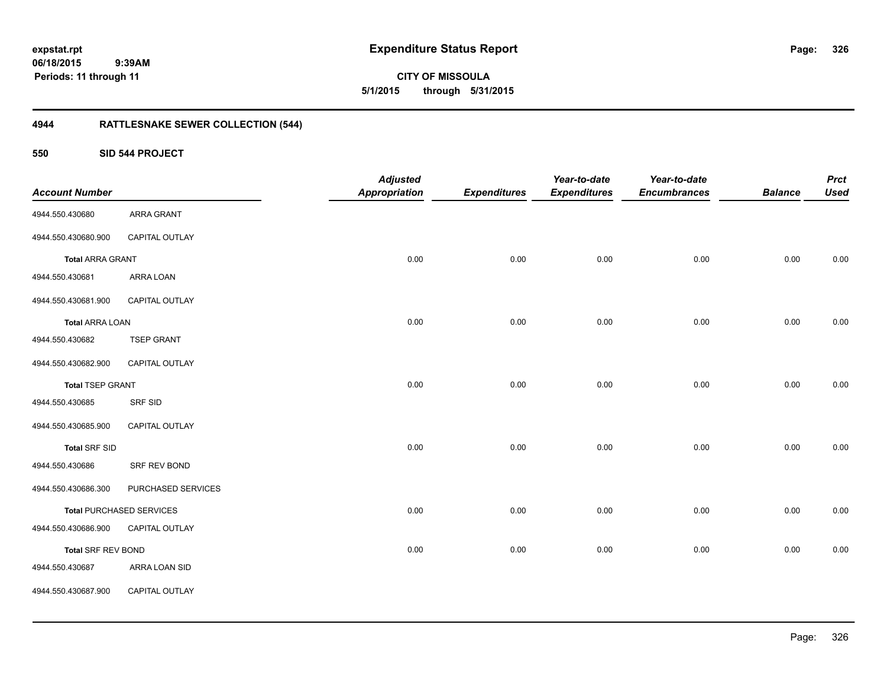# Expenditure Status Report

expstat.rpt
06/18/2015 9:39AM
Periods: 11 through 11

**CITY OF MISSOULA**
**5/1/2015 through 5/31/2015**

## 4944 RATTLESNAKE SEWER COLLECTION (544)

### 550 SID 544 PROJECT

| Account Number | | Adjusted Appropriation | Expenditures | Year-to-date Expenditures | Year-to-date Encumbrances | Balance | Prct Used |
|---|---|---|---|---|---|---|---|
| 4944.550.430680 | ARRA GRANT | | | | | | |
| 4944.550.430680.900 | CAPITAL OUTLAY | | | | | | |
| **Total** ARRA GRANT | | 0.00 | 0.00 | 0.00 | 0.00 | 0.00 | 0.00 |
| 4944.550.430681 | ARRA LOAN | | | | | | |
| 4944.550.430681.900 | CAPITAL OUTLAY | | | | | | |
| **Total** ARRA LOAN | | 0.00 | 0.00 | 0.00 | 0.00 | 0.00 | 0.00 |
| 4944.550.430682 | TSEP GRANT | | | | | | |
| 4944.550.430682.900 | CAPITAL OUTLAY | | | | | | |
| **Total** TSEP GRANT | | 0.00 | 0.00 | 0.00 | 0.00 | 0.00 | 0.00 |
| 4944.550.430685 | SRF SID | | | | | | |
| 4944.550.430685.900 | CAPITAL OUTLAY | | | | | | |
| **Total** SRF SID | | 0.00 | 0.00 | 0.00 | 0.00 | 0.00 | 0.00 |
| 4944.550.430686 | SRF REV BOND | | | | | | |
| 4944.550.430686.300 | PURCHASED SERVICES | | | | | | |
| **Total** PURCHASED SERVICES | | 0.00 | 0.00 | 0.00 | 0.00 | 0.00 | 0.00 |
| 4944.550.430686.900 | CAPITAL OUTLAY | | | | | | |
| **Total** SRF REV BOND | | 0.00 | 0.00 | 0.00 | 0.00 | 0.00 | 0.00 |
| 4944.550.430687 | ARRA LOAN SID | | | | | | |
| 4944.550.430687.900 | CAPITAL OUTLAY | | | | | | |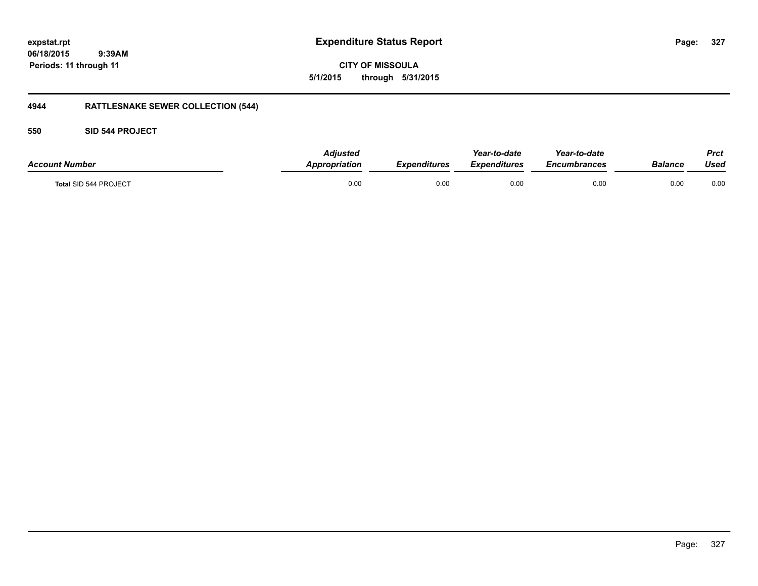# Expenditure Status Report

**CITY OF MISSOULA**

**5/1/2015 through 5/31/2015**

expstat.rpt
06/18/2015 9:39AM
Periods: 11 through 11

## 4944 RATTLESNAKE SEWER COLLECTION (544)

### 550 SID 544 PROJECT

| Account Number | Adjusted Appropriation | Expenditures | Year-to-date Expenditures | Year-to-date Encumbrances | Balance | Prct Used |
|---|---|---|---|---|---|---|
| Total SID 544 PROJECT | 0.00 | 0.00 | 0.00 | 0.00 | 0.00 | 0.00 |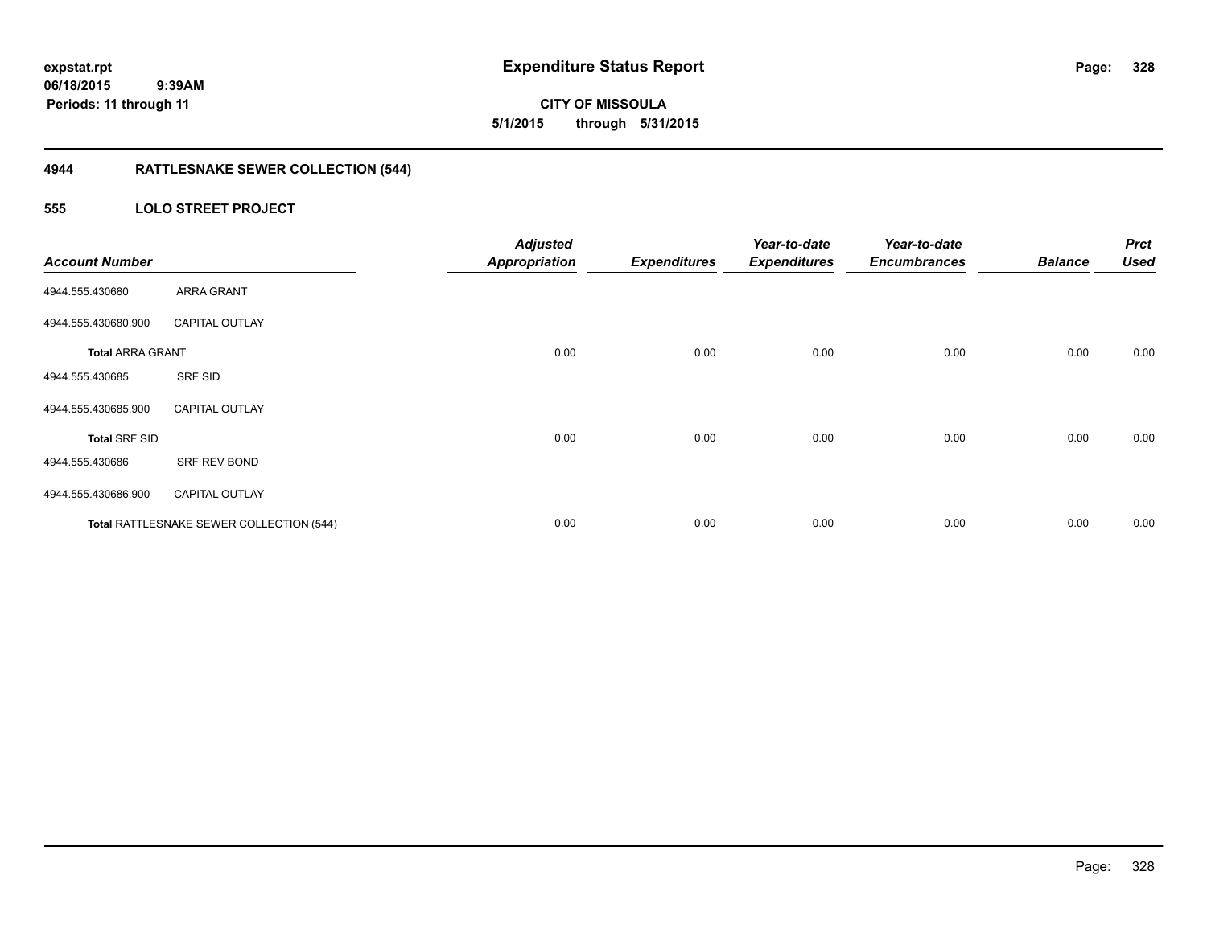**Expenditure Status Report**

**CITY OF MISSOULA**

**5/1/2015 through 5/31/2015**

expstat.rpt
06/18/2015 9:39AM
Periods: 11 through 11

## 4944 RATTLESNAKE SEWER COLLECTION (544)

### 555 LOLO STREET PROJECT

| Account Number | | Adjusted Appropriation | Expenditures | Year-to-date Expenditures | Year-to-date Encumbrances | Balance | Prct Used |
|---|---|---|---|---|---|---|---|
| 4944.555.430680 | ARRA GRANT | | | | | | |
| 4944.555.430680.900 | CAPITAL OUTLAY | | | | | | |
| **Total** ARRA GRANT | | 0.00 | 0.00 | 0.00 | 0.00 | 0.00 | 0.00 |
| 4944.555.430685 | SRF SID | | | | | | |
| 4944.555.430685.900 | CAPITAL OUTLAY | | | | | | |
| **Total** SRF SID | | 0.00 | 0.00 | 0.00 | 0.00 | 0.00 | 0.00 |
| 4944.555.430686 | SRF REV BOND | | | | | | |
| 4944.555.430686.900 | CAPITAL OUTLAY | | | | | | |
| **Total** RATTLESNAKE SEWER COLLECTION (544) | | 0.00 | 0.00 | 0.00 | 0.00 | 0.00 | 0.00 |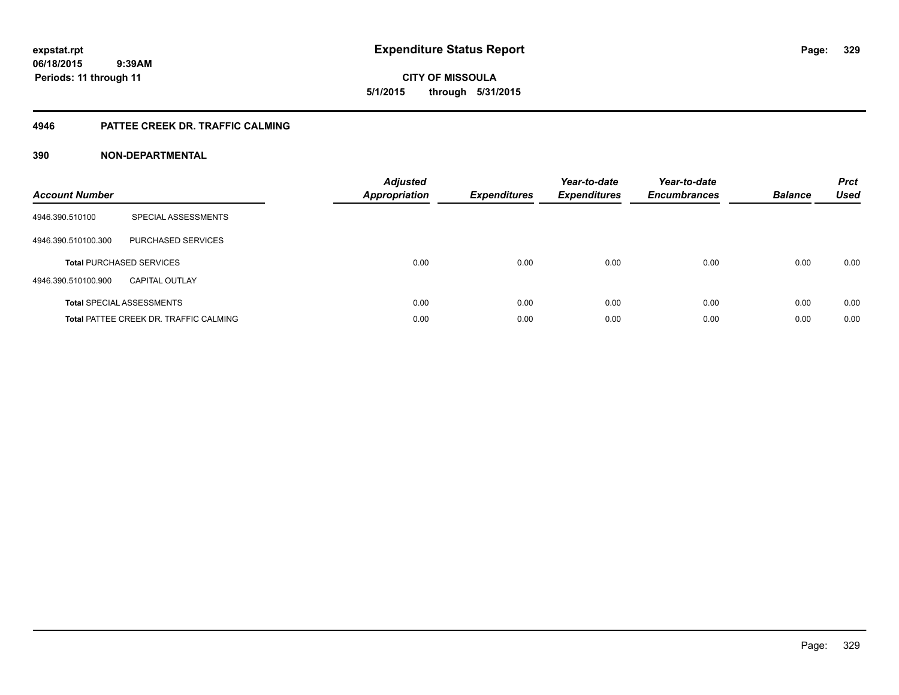# Expenditure Status Report

**CITY OF MISSOULA**

**5/1/2015 through 5/31/2015**

expstat.rpt
06/18/2015 9:39AM
Periods: 11 through 11

## 4946 PATTEE CREEK DR. TRAFFIC CALMING

## 390 NON-DEPARTMENTAL

| Account Number | | Adjusted Appropriation | Expenditures | Year-to-date Expenditures | Year-to-date Encumbrances | Balance | Prct Used |
|---|---|---|---|---|---|---|---|
| 4946.390.510100 | SPECIAL ASSESSMENTS | | | | | | |
| 4946.390.510100.300 | PURCHASED SERVICES | | | | | | |
| **Total** PURCHASED SERVICES | | 0.00 | 0.00 | 0.00 | 0.00 | 0.00 | 0.00 |
| 4946.390.510100.900 | CAPITAL OUTLAY | | | | | | |
| **Total** SPECIAL ASSESSMENTS | | 0.00 | 0.00 | 0.00 | 0.00 | 0.00 | 0.00 |
| **Total** PATTEE CREEK DR. TRAFFIC CALMING | | 0.00 | 0.00 | 0.00 | 0.00 | 0.00 | 0.00 |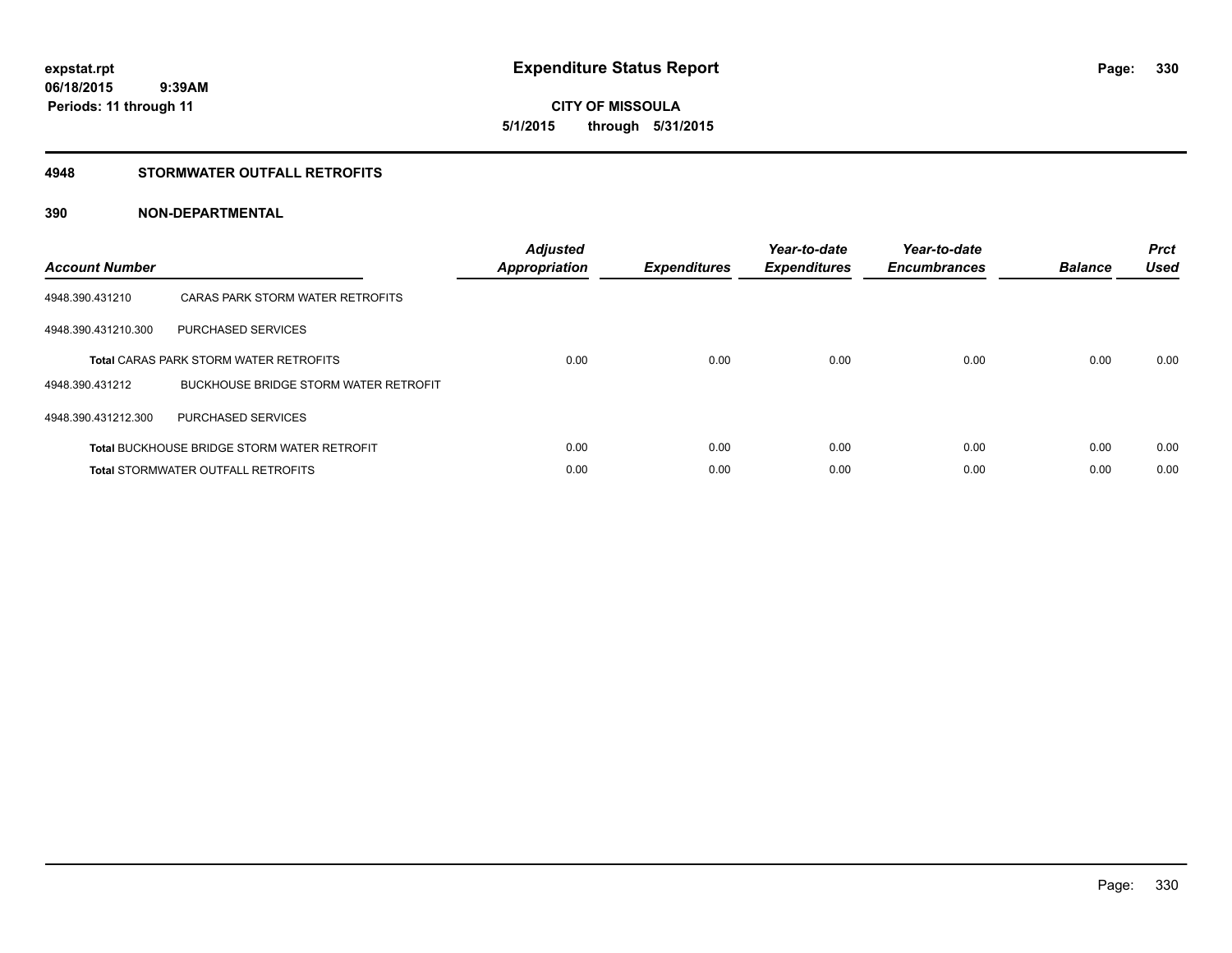**expstat.rpt**
**06/18/2015 9:39AM**
**Periods: 11 through 11**

# Expenditure Status Report

**CITY OF MISSOULA**
**5/1/2015 through 5/31/2015**

## 4948 STORMWATER OUTFALL RETROFITS

## 390 NON-DEPARTMENTAL

| Account Number | | Adjusted Appropriation | Expenditures | Year-to-date Expenditures | Year-to-date Encumbrances | Balance | Prct Used |
|---|---|---|---|---|---|---|---|
| 4948.390.431210 | CARAS PARK STORM WATER RETROFITS | | | | | | |
| 4948.390.431210.300 | PURCHASED SERVICES | | | | | | |
| **Total** CARAS PARK STORM WATER RETROFITS | | 0.00 | 0.00 | 0.00 | 0.00 | 0.00 | 0.00 |
| 4948.390.431212 | BUCKHOUSE BRIDGE STORM WATER RETROFIT | | | | | | |
| 4948.390.431212.300 | PURCHASED SERVICES | | | | | | |
| **Total** BUCKHOUSE BRIDGE STORM WATER RETROFIT | | 0.00 | 0.00 | 0.00 | 0.00 | 0.00 | 0.00 |
| **Total** STORMWATER OUTFALL RETROFITS | | 0.00 | 0.00 | 0.00 | 0.00 | 0.00 | 0.00 |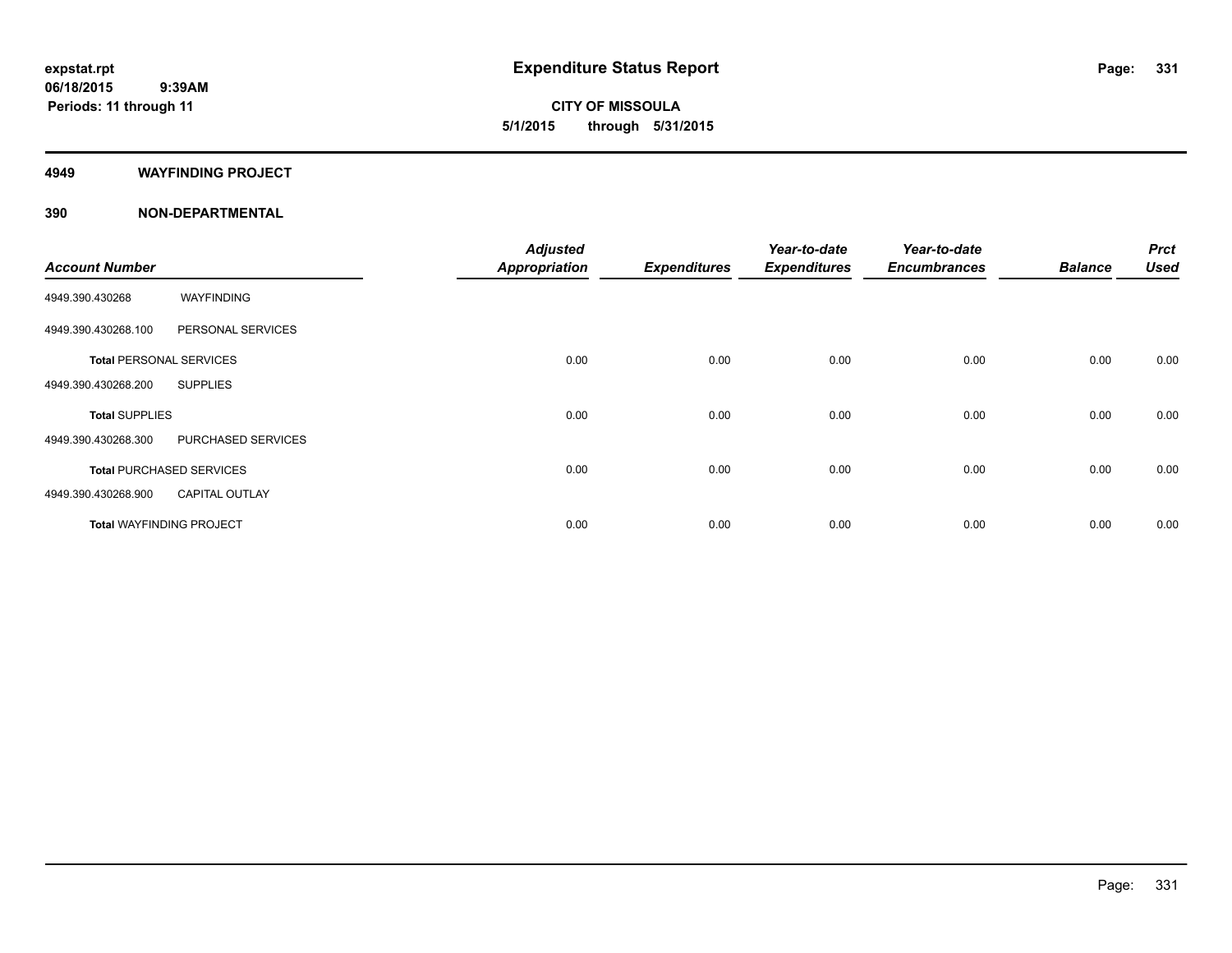**expstat.rpt**
**06/18/2015 9:39AM**
**Periods: 11 through 11**

# Expenditure Status Report

**CITY OF MISSOULA**
**5/1/2015 through 5/31/2015**

## 4949 WAYFINDING PROJECT

## 390 NON-DEPARTMENTAL

| Account Number | | Adjusted Appropriation | Expenditures | Year-to-date Expenditures | Year-to-date Encumbrances | Balance | Prct Used |
|---|---|---|---|---|---|---|---|
| 4949.390.430268 | WAYFINDING | | | | | | |
| 4949.390.430268.100 | PERSONAL SERVICES | | | | | | |
| **Total** PERSONAL SERVICES | | 0.00 | 0.00 | 0.00 | 0.00 | 0.00 | 0.00 |
| 4949.390.430268.200 | SUPPLIES | | | | | | |
| **Total** SUPPLIES | | 0.00 | 0.00 | 0.00 | 0.00 | 0.00 | 0.00 |
| 4949.390.430268.300 | PURCHASED SERVICES | | | | | | |
| **Total** PURCHASED SERVICES | | 0.00 | 0.00 | 0.00 | 0.00 | 0.00 | 0.00 |
| 4949.390.430268.900 | CAPITAL OUTLAY | | | | | | |
| **Total** WAYFINDING PROJECT | | 0.00 | 0.00 | 0.00 | 0.00 | 0.00 | 0.00 |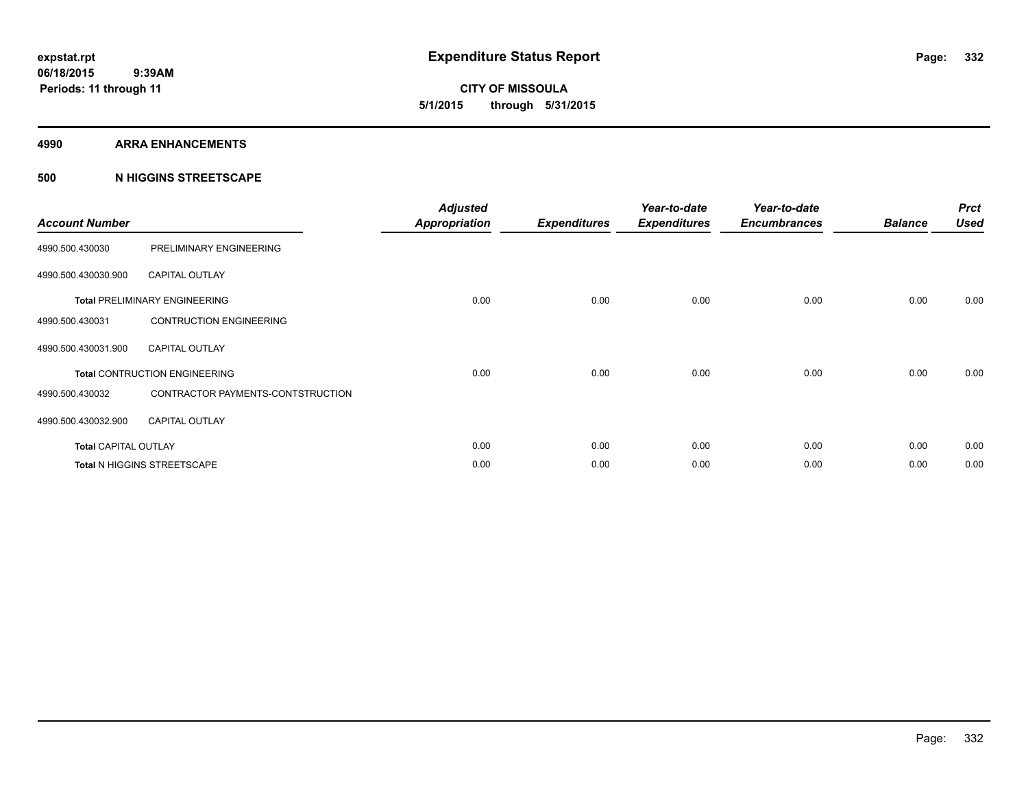**expstat.rpt**
**06/18/2015 9:39AM**
**Periods: 11 through 11**

# Expenditure Status Report

**CITY OF MISSOULA**
**5/1/2015 through 5/31/2015**

## 4990 ARRA ENHANCEMENTS

## 500 N HIGGINS STREETSCAPE

| Account Number | | Adjusted Appropriation | Expenditures | Year-to-date Expenditures | Year-to-date Encumbrances | Balance | Prct Used |
|---|---|---|---|---|---|---|---|
| 4990.500.430030 | PRELIMINARY ENGINEERING | | | | | | |
| 4990.500.430030.900 | CAPITAL OUTLAY | | | | | | |
| **Total** PRELIMINARY ENGINEERING | | 0.00 | 0.00 | 0.00 | 0.00 | 0.00 | 0.00 |
| 4990.500.430031 | CONTRUCTION ENGINEERING | | | | | | |
| 4990.500.430031.900 | CAPITAL OUTLAY | | | | | | |
| **Total** CONTRUCTION ENGINEERING | | 0.00 | 0.00 | 0.00 | 0.00 | 0.00 | 0.00 |
| 4990.500.430032 | CONTRACTOR PAYMENTS-CONTSTRUCTION | | | | | | |
| 4990.500.430032.900 | CAPITAL OUTLAY | | | | | | |
| **Total** CAPITAL OUTLAY | | 0.00 | 0.00 | 0.00 | 0.00 | 0.00 | 0.00 |
| **Total** N HIGGINS STREETSCAPE | | 0.00 | 0.00 | 0.00 | 0.00 | 0.00 | 0.00 |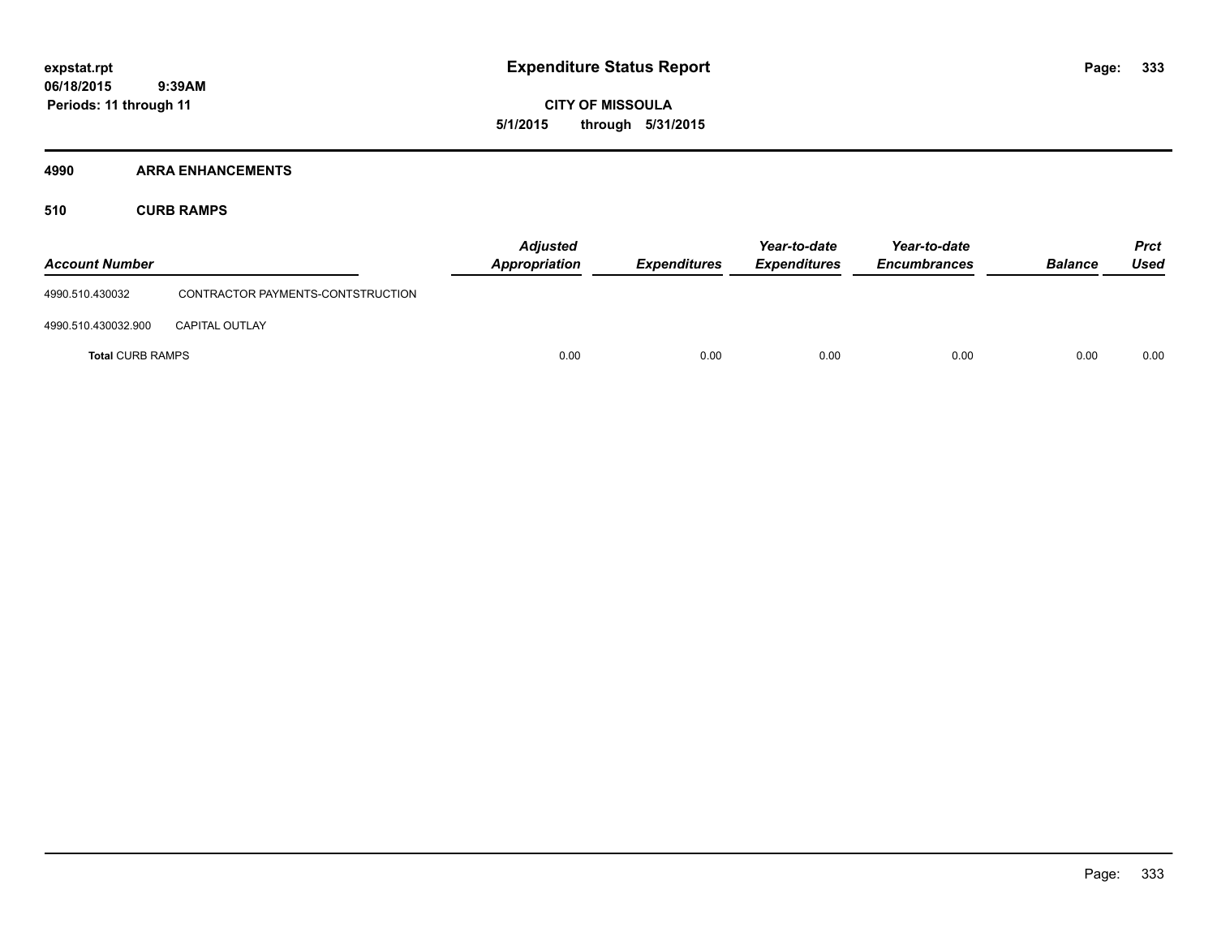# Expenditure Status Report

**CITY OF MISSOULA**

**5/1/2015 through 5/31/2015**

**expstat.rpt**
**06/18/2015 9:39AM**
**Periods: 11 through 11**

## 4990 ARRA ENHANCEMENTS

### 510 CURB RAMPS

| Account Number | | Adjusted Appropriation | Expenditures | Year-to-date Expenditures | Year-to-date Encumbrances | Balance | Prct Used |
|---|---|---|---|---|---|---|---|
| 4990.510.430032 | CONTRACTOR PAYMENTS-CONTSTRUCTION | | | | | | |
| 4990.510.430032.900 | CAPITAL OUTLAY | | | | | | |
| **Total** CURB RAMPS | | 0.00 | 0.00 | 0.00 | 0.00 | 0.00 | 0.00 |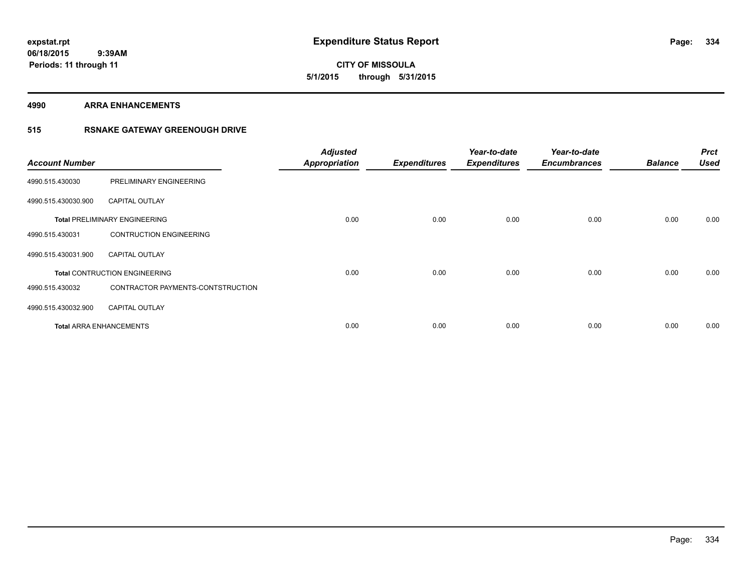**expstat.rpt**
**06/18/2015 9:39AM**
**Periods: 11 through 11**

# Expenditure Status Report

**CITY OF MISSOULA**
**5/1/2015 through 5/31/2015**

## 4990 ARRA ENHANCEMENTS

### 515 RSNAKE GATEWAY GREENOUGH DRIVE

| Account Number | | Adjusted Appropriation | Expenditures | Year-to-date Expenditures | Year-to-date Encumbrances | Balance | Prct Used |
|---|---|---|---|---|---|---|---|
| 4990.515.430030 | PRELIMINARY ENGINEERING | | | | | | |
| 4990.515.430030.900 | CAPITAL OUTLAY | | | | | | |
| **Total** PRELIMINARY ENGINEERING | | 0.00 | 0.00 | 0.00 | 0.00 | 0.00 | 0.00 |
| 4990.515.430031 | CONTRUCTION ENGINEERING | | | | | | |
| 4990.515.430031.900 | CAPITAL OUTLAY | | | | | | |
| **Total** CONTRUCTION ENGINEERING | | 0.00 | 0.00 | 0.00 | 0.00 | 0.00 | 0.00 |
| 4990.515.430032 | CONTRACTOR PAYMENTS-CONTSTRUCTION | | | | | | |
| 4990.515.430032.900 | CAPITAL OUTLAY | | | | | | |
| **Total** ARRA ENHANCEMENTS | | 0.00 | 0.00 | 0.00 | 0.00 | 0.00 | 0.00 |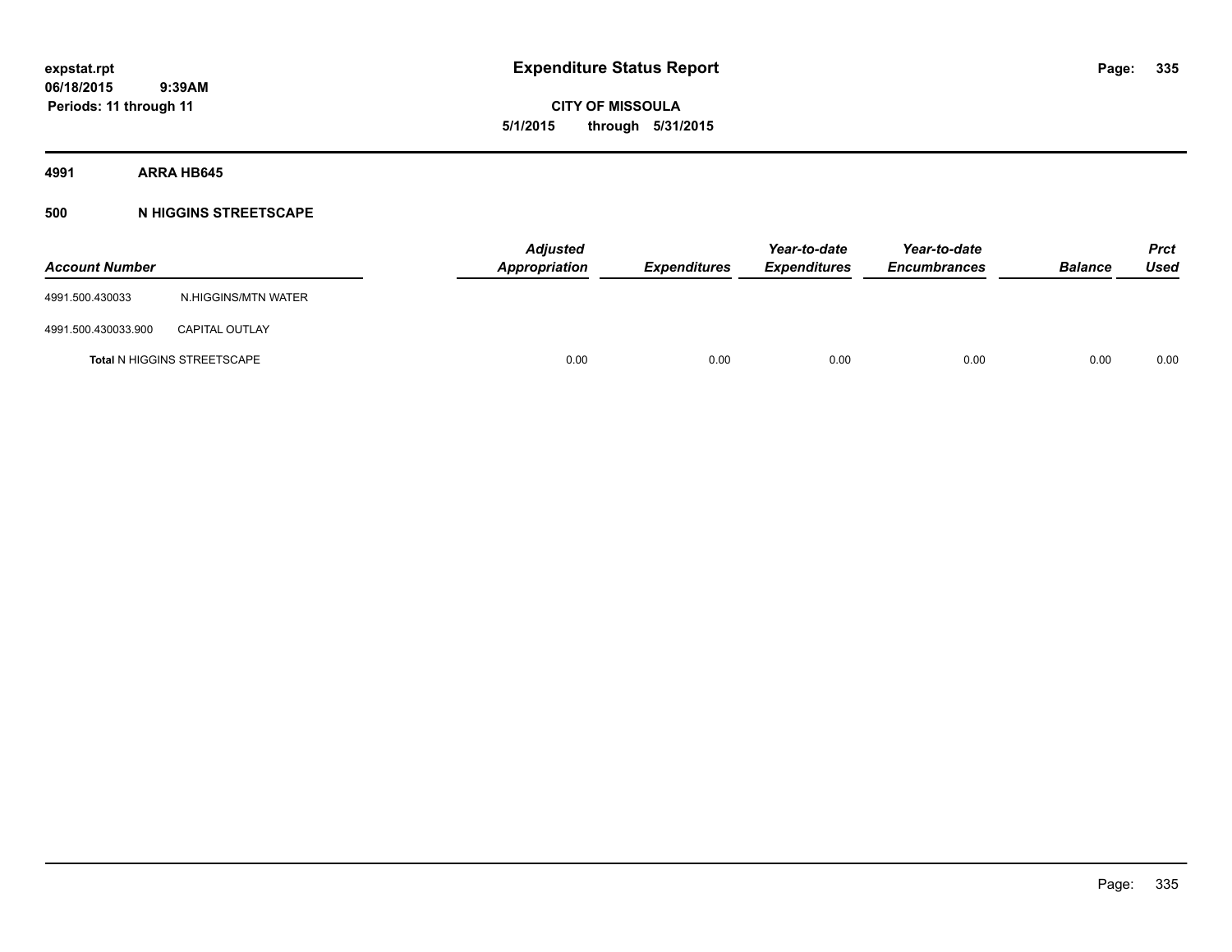**expstat.rpt**
**06/18/2015 9:39AM**
**Periods: 11 through 11**

# Expenditure Status Report

**CITY OF MISSOULA**
**5/1/2015 through 5/31/2015**

## 4991 ARRA HB645

### 500 N HIGGINS STREETSCAPE

| Account Number | | Adjusted Appropriation | Expenditures | Year-to-date Expenditures | Year-to-date Encumbrances | Balance | Prct Used |
|---|---|---|---|---|---|---|---|
| 4991.500.430033 | N.HIGGINS/MTN WATER | | | | | | |
| 4991.500.430033.900 | CAPITAL OUTLAY | | | | | | |
| Total N HIGGINS STREETSCAPE | | 0.00 | 0.00 | 0.00 | 0.00 | 0.00 | 0.00 |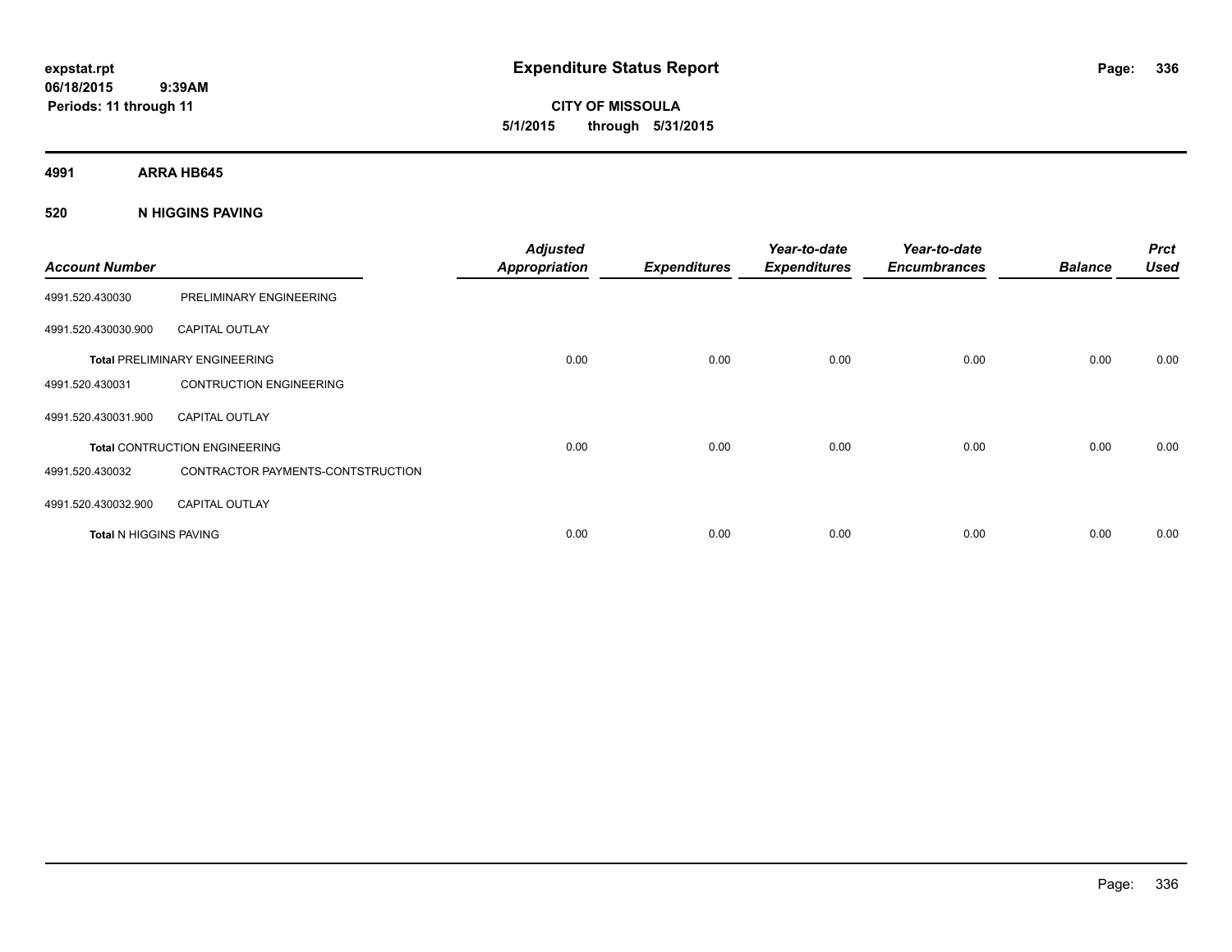expstat.rpt
06/18/2015 9:39AM
Periods: 11 through 11

# Expenditure Status Report

CITY OF MISSOULA
5/1/2015 through 5/31/2015

## 4991 ARRA HB645

## 520 N HIGGINS PAVING

| Account Number | | Adjusted Appropriation | Expenditures | Year-to-date Expenditures | Year-to-date Encumbrances | Balance | Prct Used |
|---|---|---|---|---|---|---|---|
| 4991.520.430030 | PRELIMINARY ENGINEERING | | | | | | |
| 4991.520.430030.900 | CAPITAL OUTLAY | | | | | | |
| **Total** PRELIMINARY ENGINEERING | | 0.00 | 0.00 | 0.00 | 0.00 | 0.00 | 0.00 |
| 4991.520.430031 | CONTRUCTION ENGINEERING | | | | | | |
| 4991.520.430031.900 | CAPITAL OUTLAY | | | | | | |
| **Total** CONTRUCTION ENGINEERING | | 0.00 | 0.00 | 0.00 | 0.00 | 0.00 | 0.00 |
| 4991.520.430032 | CONTRACTOR PAYMENTS-CONTSTRUCTION | | | | | | |
| 4991.520.430032.900 | CAPITAL OUTLAY | | | | | | |
| **Total** N HIGGINS PAVING | | 0.00 | 0.00 | 0.00 | 0.00 | 0.00 | 0.00 |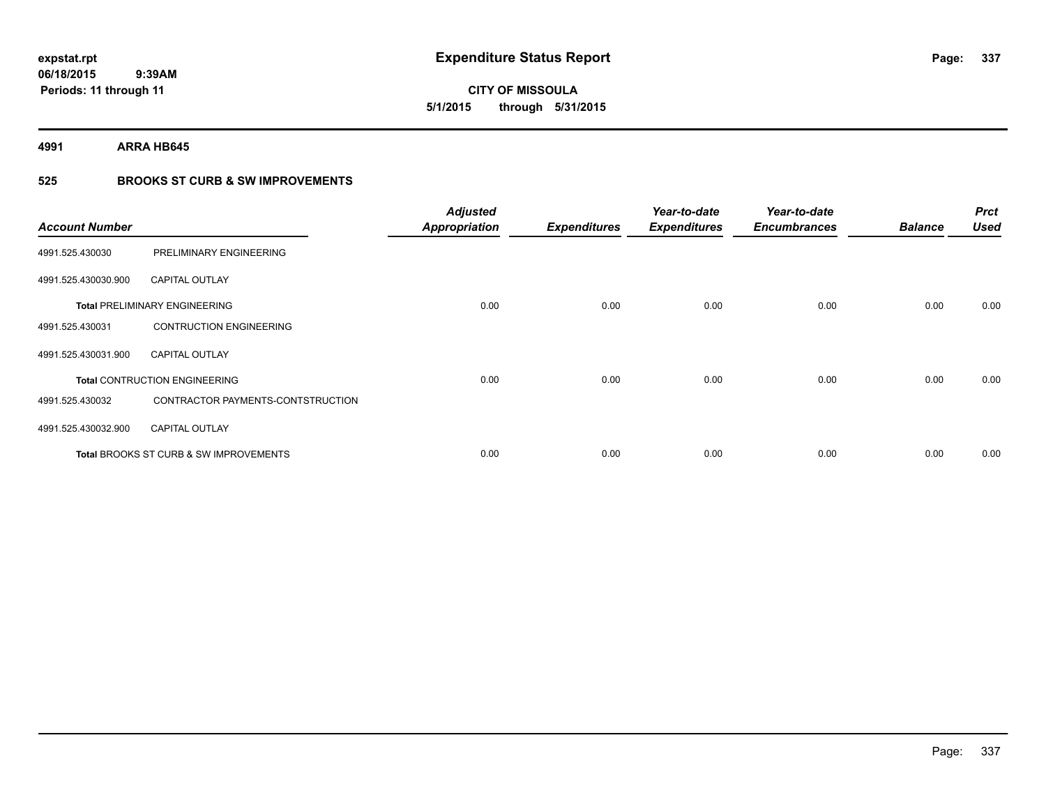**expstat.rpt**
**06/18/2015 9:39AM**
**Periods: 11 through 11**

# Expenditure Status Report

**CITY OF MISSOULA**
**5/1/2015 through 5/31/2015**

**4991 ARRA HB645**

## 525 BROOKS ST CURB & SW IMPROVEMENTS

| Account Number | | Adjusted Appropriation | Expenditures | Year-to-date Expenditures | Year-to-date Encumbrances | Balance | Prct Used |
|---|---|---|---|---|---|---|---|
| 4991.525.430030 | PRELIMINARY ENGINEERING | | | | | | |
| 4991.525.430030.900 | CAPITAL OUTLAY | | | | | | |
| **Total** PRELIMINARY ENGINEERING | | 0.00 | 0.00 | 0.00 | 0.00 | 0.00 | 0.00 |
| 4991.525.430031 | CONTRUCTION ENGINEERING | | | | | | |
| 4991.525.430031.900 | CAPITAL OUTLAY | | | | | | |
| **Total** CONTRUCTION ENGINEERING | | 0.00 | 0.00 | 0.00 | 0.00 | 0.00 | 0.00 |
| 4991.525.430032 | CONTRACTOR PAYMENTS-CONTSTRUCTION | | | | | | |
| 4991.525.430032.900 | CAPITAL OUTLAY | | | | | | |
| **Total** BROOKS ST CURB & SW IMPROVEMENTS | | 0.00 | 0.00 | 0.00 | 0.00 | 0.00 | 0.00 |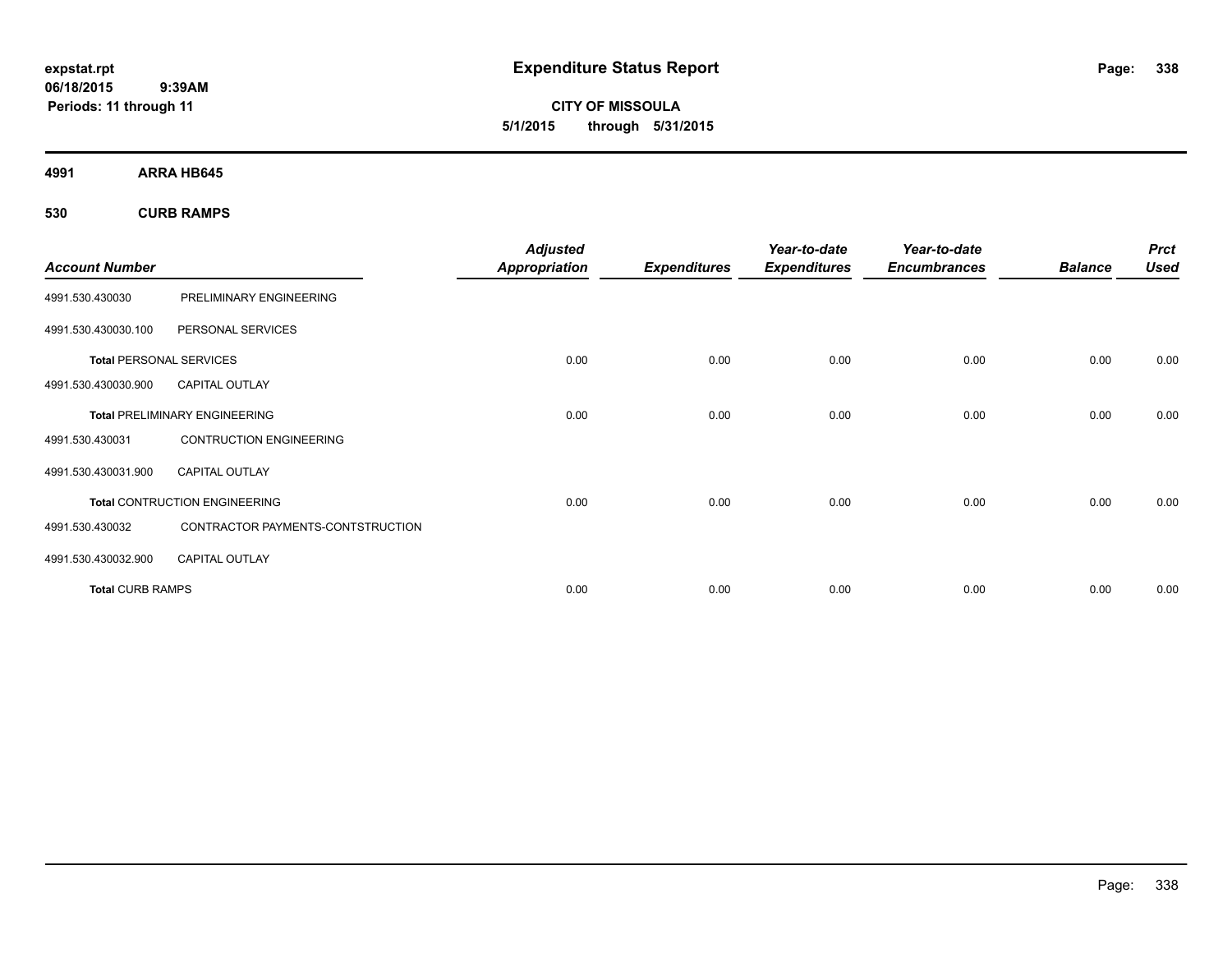# Expenditure Status Report

**CITY OF MISSOULA**

**5/1/2015 through 5/31/2015**

expstat.rpt
06/18/2015 9:39AM
Periods: 11 through 11

## 4991 ARRA HB645

### 530 CURB RAMPS

| Account Number | | Adjusted Appropriation | Expenditures | Year-to-date Expenditures | Year-to-date Encumbrances | Balance | Prct Used |
|---|---|---|---|---|---|---|---|
| 4991.530.430030 | PRELIMINARY ENGINEERING | | | | | | |
| 4991.530.430030.100 | PERSONAL SERVICES | | | | | | |
| **Total** PERSONAL SERVICES | | 0.00 | 0.00 | 0.00 | 0.00 | 0.00 | 0.00 |
| 4991.530.430030.900 | CAPITAL OUTLAY | | | | | | |
| **Total** PRELIMINARY ENGINEERING | | 0.00 | 0.00 | 0.00 | 0.00 | 0.00 | 0.00 |
| 4991.530.430031 | CONTRUCTION ENGINEERING | | | | | | |
| 4991.530.430031.900 | CAPITAL OUTLAY | | | | | | |
| **Total** CONTRUCTION ENGINEERING | | 0.00 | 0.00 | 0.00 | 0.00 | 0.00 | 0.00 |
| 4991.530.430032 | CONTRACTOR PAYMENTS-CONTSTRUCTION | | | | | | |
| 4991.530.430032.900 | CAPITAL OUTLAY | | | | | | |
| **Total** CURB RAMPS | | 0.00 | 0.00 | 0.00 | 0.00 | 0.00 | 0.00 |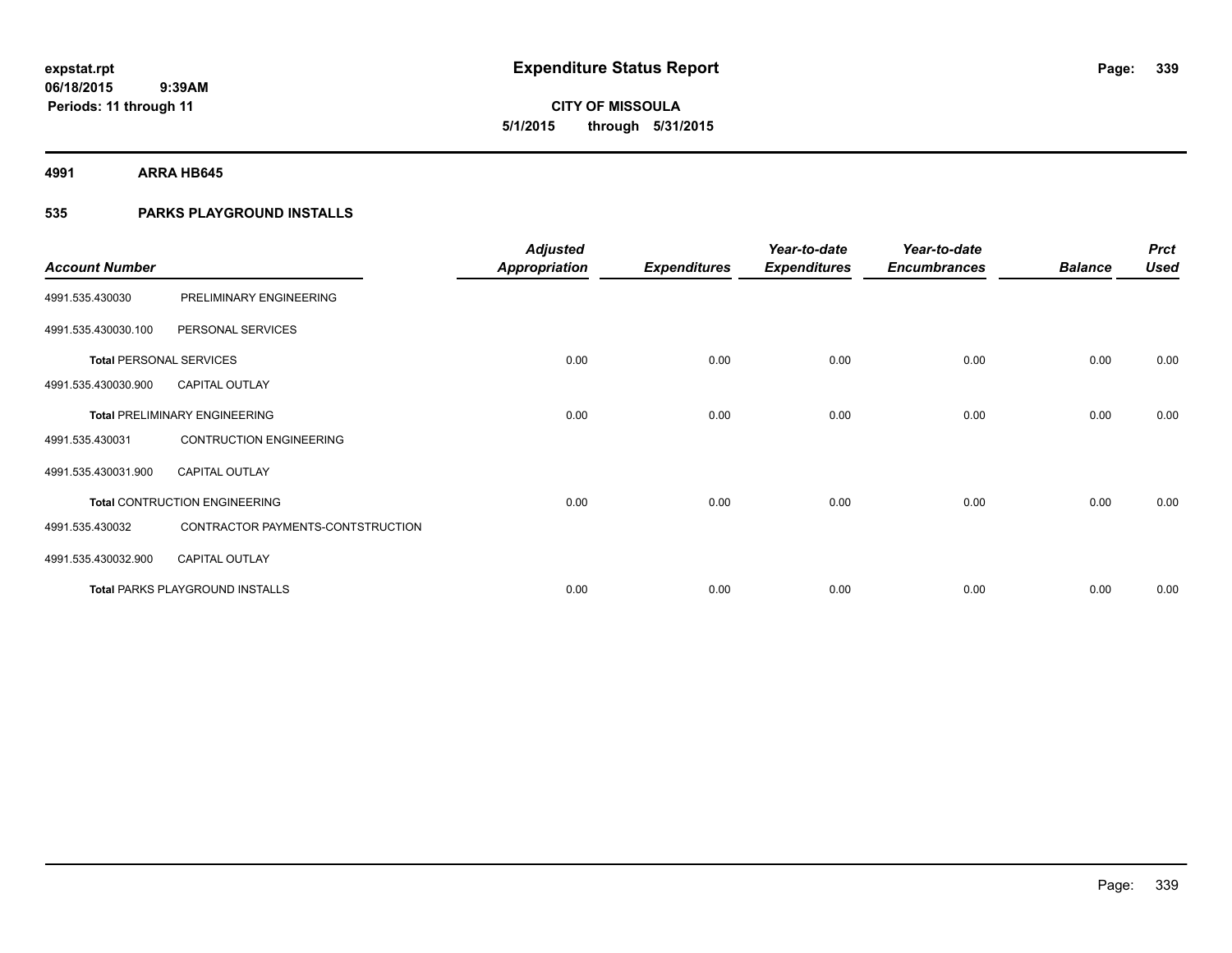# Expenditure Status Report

expstat.rpt
06/18/2015 9:39AM
Periods: 11 through 11

**CITY OF MISSOULA**
**5/1/2015 through 5/31/2015**

## 4991 ARRA HB645

### 535 PARKS PLAYGROUND INSTALLS

| Account Number | | Adjusted Appropriation | Expenditures | Year-to-date Expenditures | Year-to-date Encumbrances | Balance | Prct Used |
|---|---|---|---|---|---|---|---|
| 4991.535.430030 | PRELIMINARY ENGINEERING | | | | | | |
| 4991.535.430030.100 | PERSONAL SERVICES | | | | | | |
| **Total** PERSONAL SERVICES | | 0.00 | 0.00 | 0.00 | 0.00 | 0.00 | 0.00 |
| 4991.535.430030.900 | CAPITAL OUTLAY | | | | | | |
| **Total** PRELIMINARY ENGINEERING | | 0.00 | 0.00 | 0.00 | 0.00 | 0.00 | 0.00 |
| 4991.535.430031 | CONTRUCTION ENGINEERING | | | | | | |
| 4991.535.430031.900 | CAPITAL OUTLAY | | | | | | |
| **Total** CONTRUCTION ENGINEERING | | 0.00 | 0.00 | 0.00 | 0.00 | 0.00 | 0.00 |
| 4991.535.430032 | CONTRACTOR PAYMENTS-CONTSTRUCTION | | | | | | |
| 4991.535.430032.900 | CAPITAL OUTLAY | | | | | | |
| **Total** PARKS PLAYGROUND INSTALLS | | 0.00 | 0.00 | 0.00 | 0.00 | 0.00 | 0.00 |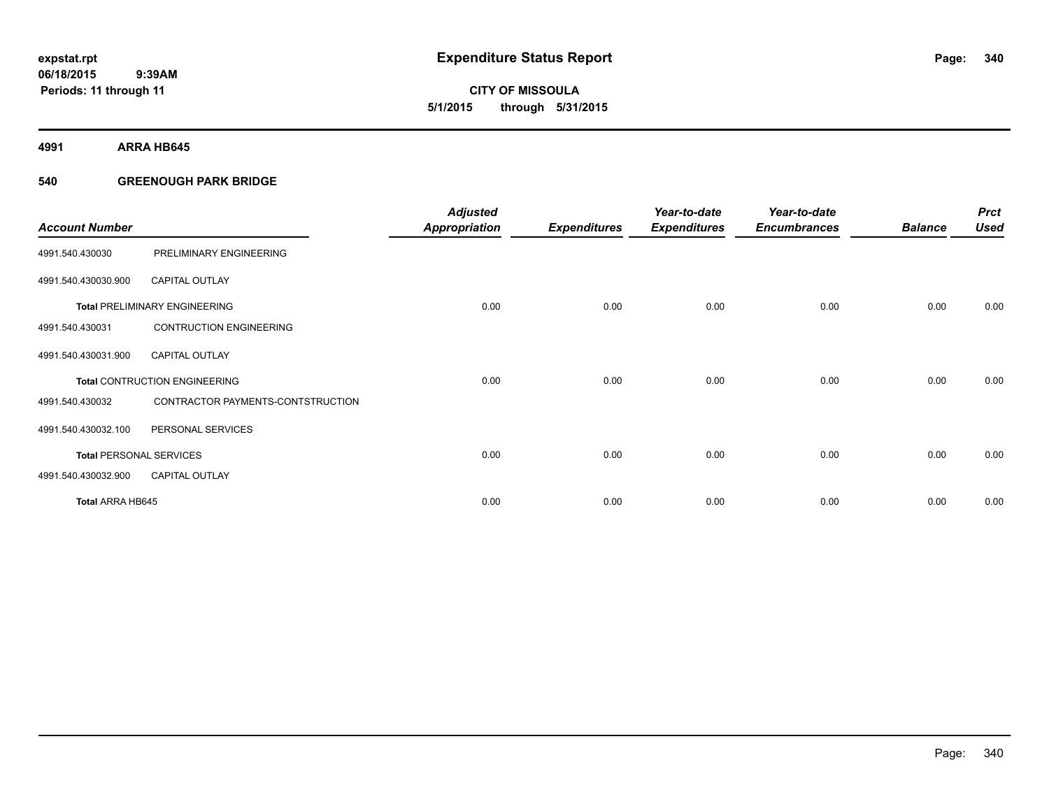**expstat.rpt**
**06/18/2015 9:39AM**
**Periods: 11 through 11**

# Expenditure Status Report

**CITY OF MISSOULA**
**5/1/2015 through 5/31/2015**

## 4991 ARRA HB645

### 540 GREENOUGH PARK BRIDGE

| Account Number | | Adjusted Appropriation | Expenditures | Year-to-date Expenditures | Year-to-date Encumbrances | Balance | Prct Used |
|---|---|---|---|---|---|---|---|
| 4991.540.430030 | PRELIMINARY ENGINEERING | | | | | | |
| 4991.540.430030.900 | CAPITAL OUTLAY | | | | | | |
| **Total** PRELIMINARY ENGINEERING | | 0.00 | 0.00 | 0.00 | 0.00 | 0.00 | 0.00 |
| 4991.540.430031 | CONTRUCTION ENGINEERING | | | | | | |
| 4991.540.430031.900 | CAPITAL OUTLAY | | | | | | |
| **Total** CONTRUCTION ENGINEERING | | 0.00 | 0.00 | 0.00 | 0.00 | 0.00 | 0.00 |
| 4991.540.430032 | CONTRACTOR PAYMENTS-CONTSTRUCTION | | | | | | |
| 4991.540.430032.100 | PERSONAL SERVICES | | | | | | |
| **Total** PERSONAL SERVICES | | 0.00 | 0.00 | 0.00 | 0.00 | 0.00 | 0.00 |
| 4991.540.430032.900 | CAPITAL OUTLAY | | | | | | |
| **Total** ARRA HB645 | | 0.00 | 0.00 | 0.00 | 0.00 | 0.00 | 0.00 |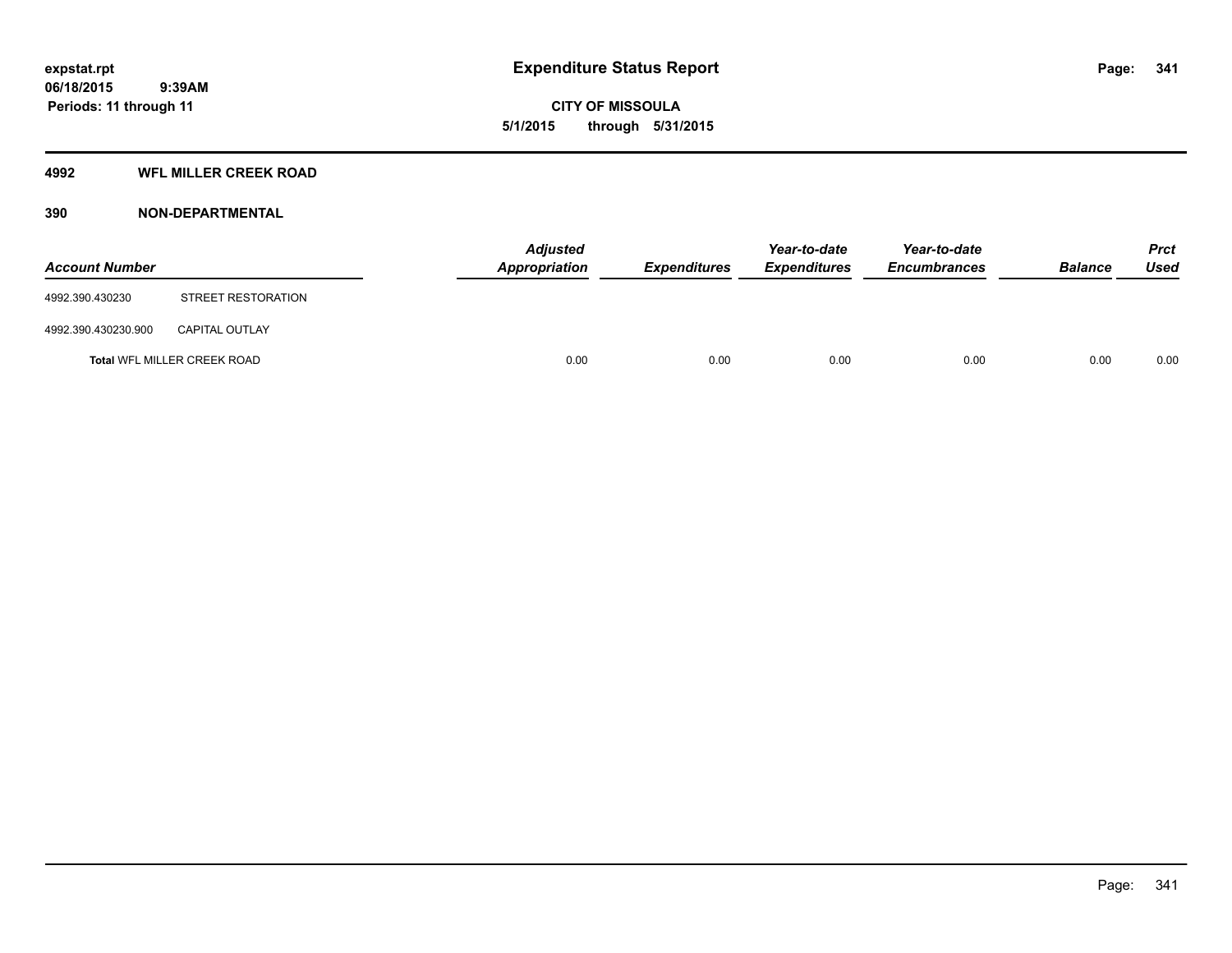**expstat.rpt**
**06/18/2015 9:39AM**
**Periods: 11 through 11**

# Expenditure Status Report

**CITY OF MISSOULA**
**5/1/2015 through 5/31/2015**

## 4992 WFL MILLER CREEK ROAD

### 390 NON-DEPARTMENTAL

| Account Number | | *Adjusted Appropriation* | *Expenditures* | *Year-to-date Expenditures* | *Year-to-date Encumbrances* | *Balance* | *Prct Used* |
|---|---|---|---|---|---|---|---|
| 4992.390.430230 | STREET RESTORATION | | | | | | |
| 4992.390.430230.900 | CAPITAL OUTLAY | | | | | | |
| **Total** WFL MILLER CREEK ROAD | | 0.00 | 0.00 | 0.00 | 0.00 | 0.00 | 0.00 |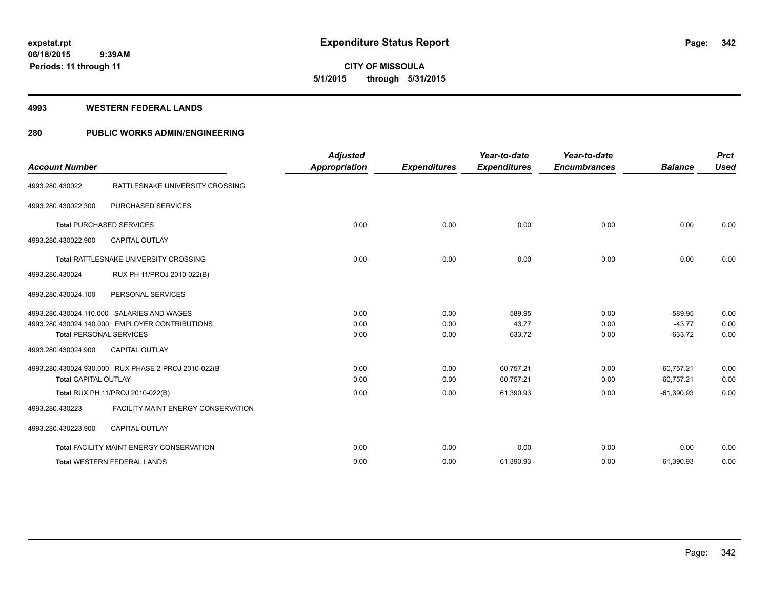**expstat.rpt**
**06/18/2015 9:39AM**
**Periods: 11 through 11**

# Expenditure Status Report

**CITY OF MISSOULA**
**5/1/2015 through 5/31/2015**

## 4993 WESTERN FEDERAL LANDS

## 280 PUBLIC WORKS ADMIN/ENGINEERING

| Account Number | | Adjusted Appropriation | Expenditures | Year-to-date Expenditures | Year-to-date Encumbrances | Balance | Prct Used |
|---|---|---|---|---|---|---|---|
| 4993.280.430022 | RATTLESNAKE UNIVERSITY CROSSING | | | | | | |
| 4993.280.430022.300 | PURCHASED SERVICES | | | | | | |
| **Total** PURCHASED SERVICES | | 0.00 | 0.00 | 0.00 | 0.00 | 0.00 | 0.00 |
| 4993.280.430022.900 | CAPITAL OUTLAY | | | | | | |
| **Total** RATTLESNAKE UNIVERSITY CROSSING | | 0.00 | 0.00 | 0.00 | 0.00 | 0.00 | 0.00 |
| 4993.280.430024 | RUX PH 11/PROJ 2010-022(B) | | | | | | |
| 4993.280.430024.100 | PERSONAL SERVICES | | | | | | |
| 4993.280.430024.110.000 | SALARIES AND WAGES | 0.00 | 0.00 | 589.95 | 0.00 | -589.95 | 0.00 |
| 4993.280.430024.140.000 | EMPLOYER CONTRIBUTIONS | 0.00 | 0.00 | 43.77 | 0.00 | -43.77 | 0.00 |
| **Total** PERSONAL SERVICES | | 0.00 | 0.00 | 633.72 | 0.00 | -633.72 | 0.00 |
| 4993.280.430024.900 | CAPITAL OUTLAY | | | | | | |
| 4993.280.430024.930.000 | RUX PHASE 2-PROJ 2010-022(B | 0.00 | 0.00 | 60,757.21 | 0.00 | -60,757.21 | 0.00 |
| **Total** CAPITAL OUTLAY | | 0.00 | 0.00 | 60,757.21 | 0.00 | -60,757.21 | 0.00 |
| **Total** RUX PH 11/PROJ 2010-022(B) | | 0.00 | 0.00 | 61,390.93 | 0.00 | -61,390.93 | 0.00 |
| 4993.280.430223 | FACILITY MAINT ENERGY CONSERVATION | | | | | | |
| 4993.280.430223.900 | CAPITAL OUTLAY | | | | | | |
| **Total** FACILITY MAINT ENERGY CONSERVATION | | 0.00 | 0.00 | 0.00 | 0.00 | 0.00 | 0.00 |
| **Total** WESTERN FEDERAL LANDS | | 0.00 | 0.00 | 61,390.93 | 0.00 | -61,390.93 | 0.00 |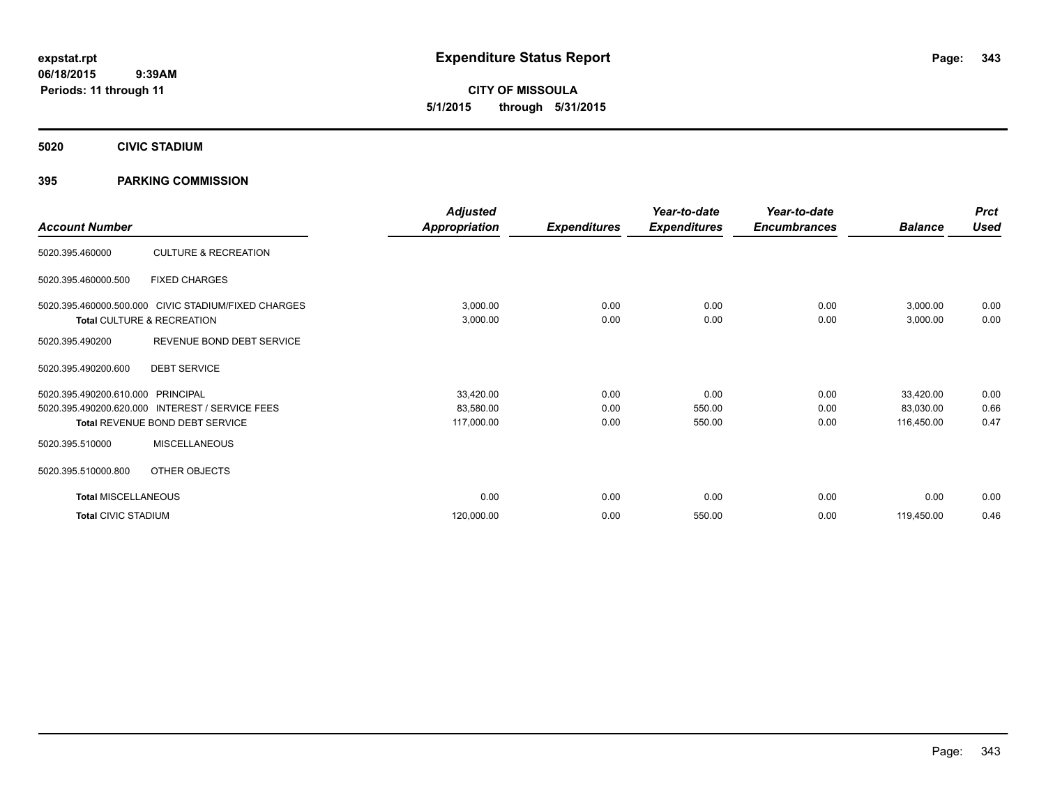**expstat.rpt**
**06/18/2015 9:39AM**
**Periods: 11 through 11**

# Expenditure Status Report

**CITY OF MISSOULA**
**5/1/2015 through 5/31/2015**

## 5020 CIVIC STADIUM

## 395 PARKING COMMISSION

| Account Number | | Adjusted Appropriation | Expenditures | Year-to-date Expenditures | Year-to-date Encumbrances | Balance | Prct Used |
|---|---|---|---|---|---|---|---|
| 5020.395.460000 | CULTURE & RECREATION | | | | | | |
| 5020.395.460000.500 | FIXED CHARGES | | | | | | |
| 5020.395.460000.500.000 | CIVIC STADIUM/FIXED CHARGES | 3,000.00 | 0.00 | 0.00 | 0.00 | 3,000.00 | 0.00 |
| **Total** CULTURE & RECREATION | | 3,000.00 | 0.00 | 0.00 | 0.00 | 3,000.00 | 0.00 |
| 5020.395.490200 | REVENUE BOND DEBT SERVICE | | | | | | |
| 5020.395.490200.600 | DEBT SERVICE | | | | | | |
| 5020.395.490200.610.000 | PRINCIPAL | 33,420.00 | 0.00 | 0.00 | 0.00 | 33,420.00 | 0.00 |
| 5020.395.490200.620.000 | INTEREST / SERVICE FEES | 83,580.00 | 0.00 | 550.00 | 0.00 | 83,030.00 | 0.66 |
| **Total** REVENUE BOND DEBT SERVICE | | 117,000.00 | 0.00 | 550.00 | 0.00 | 116,450.00 | 0.47 |
| 5020.395.510000 | MISCELLANEOUS | | | | | | |
| 5020.395.510000.800 | OTHER OBJECTS | | | | | | |
| **Total** MISCELLANEOUS | | 0.00 | 0.00 | 0.00 | 0.00 | 0.00 | 0.00 |
| **Total** CIVIC STADIUM | | 120,000.00 | 0.00 | 550.00 | 0.00 | 119,450.00 | 0.46 |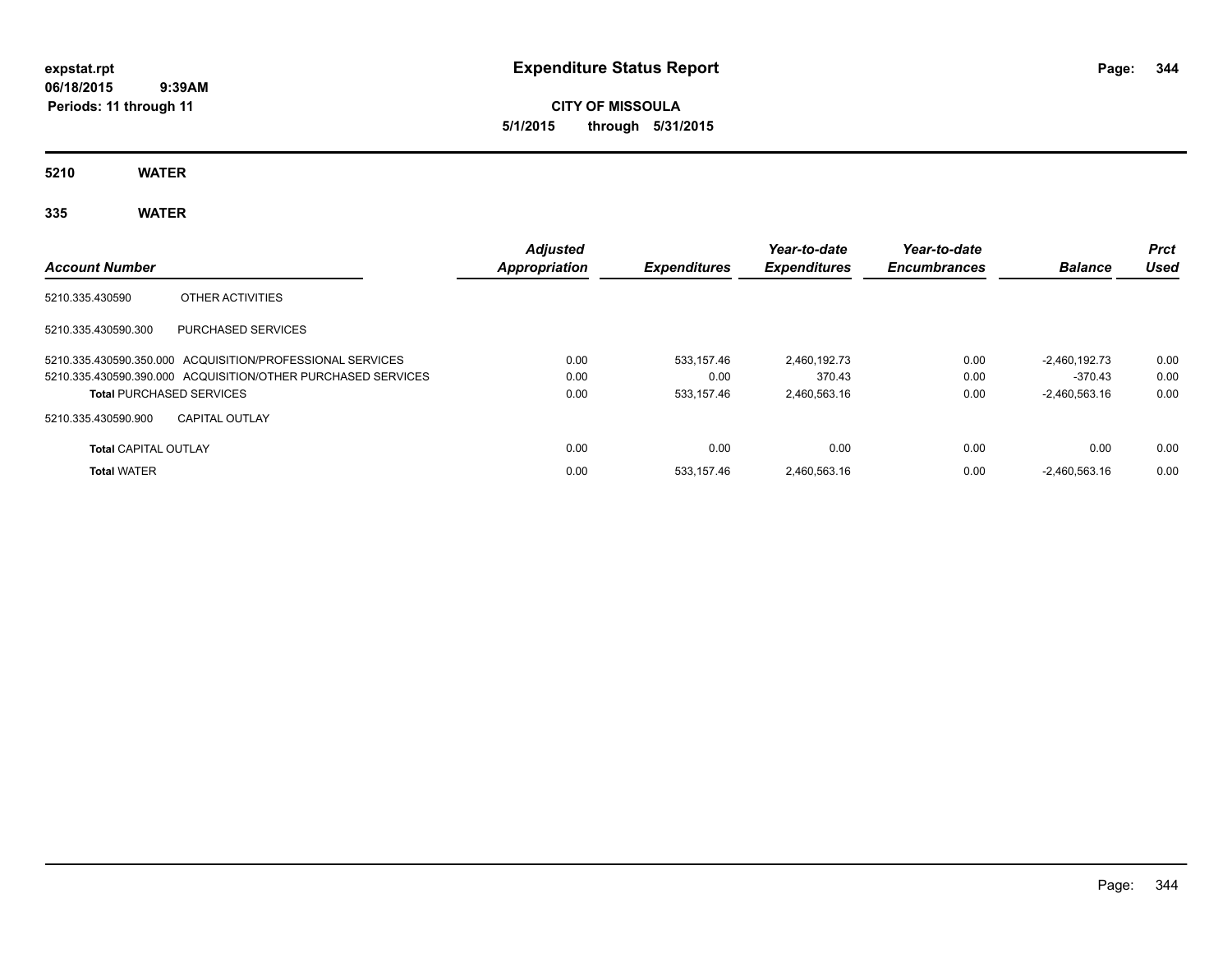**expstat.rpt**
**06/18/2015 9:39AM**
**Periods: 11 through 11**

# Expenditure Status Report

**CITY OF MISSOULA**
**5/1/2015 through 5/31/2015**

## 5210 WATER

### 335 WATER

| Account Number | | Adjusted Appropriation | Expenditures | Year-to-date Expenditures | Year-to-date Encumbrances | Balance | Prct Used |
|---|---|---|---|---|---|---|---|
| 5210.335.430590 | OTHER ACTIVITIES | | | | | | |
| 5210.335.430590.300 | PURCHASED SERVICES | | | | | | |
| 5210.335.430590.350.000 | ACQUISITION/PROFESSIONAL SERVICES | 0.00 | 533,157.46 | 2,460,192.73 | 0.00 | -2,460,192.73 | 0.00 |
| 5210.335.430590.390.000 | ACQUISITION/OTHER PURCHASED SERVICES | 0.00 | 0.00 | 370.43 | 0.00 | -370.43 | 0.00 |
| **Total** PURCHASED SERVICES | | 0.00 | 533,157.46 | 2,460,563.16 | 0.00 | -2,460,563.16 | 0.00 |
| 5210.335.430590.900 | CAPITAL OUTLAY | | | | | | |
| **Total** CAPITAL OUTLAY | | 0.00 | 0.00 | 0.00 | 0.00 | 0.00 | 0.00 |
| **Total** WATER | | 0.00 | 533,157.46 | 2,460,563.16 | 0.00 | -2,460,563.16 | 0.00 |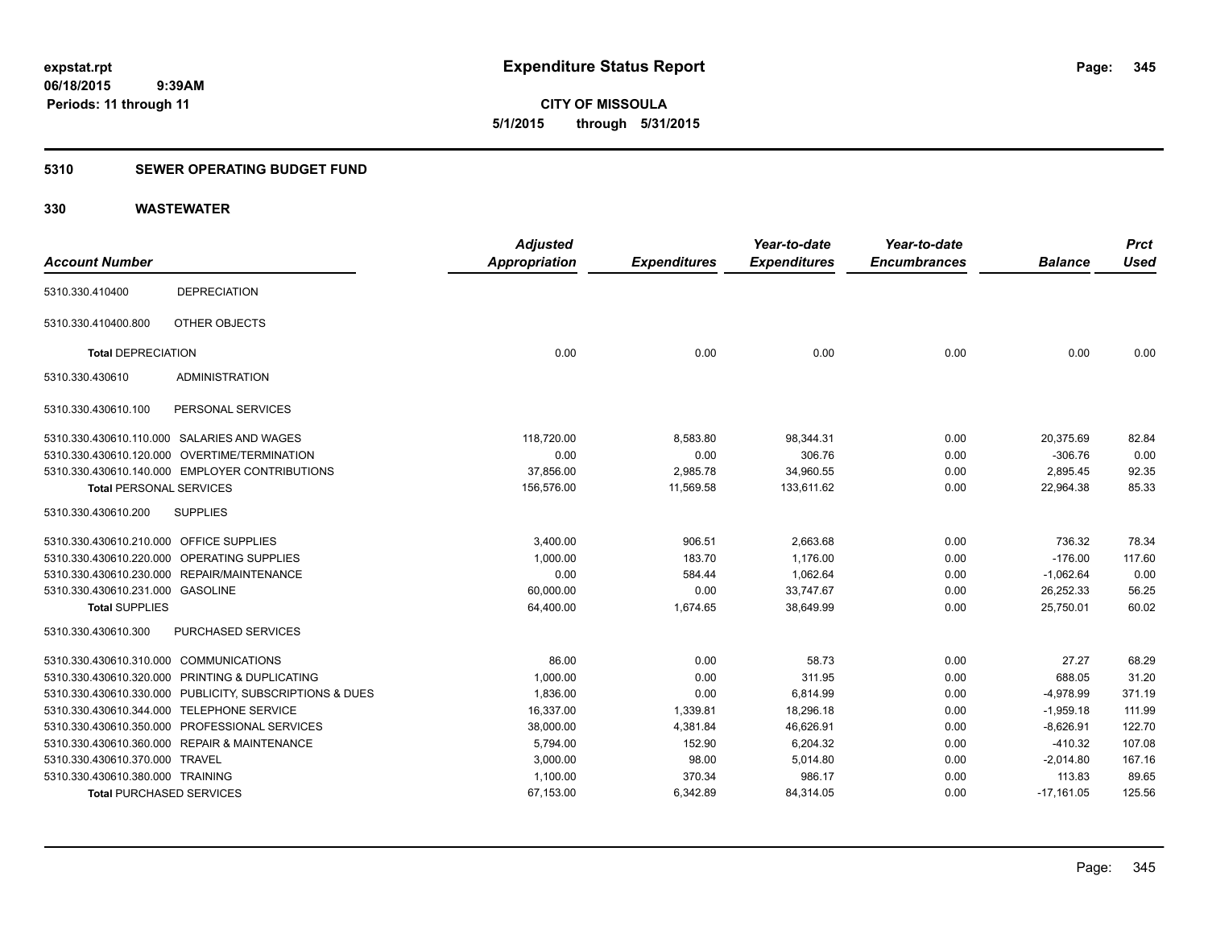**expstat.rpt**
**06/18/2015 9:39AM**
**Periods: 11 through 11**

# Expenditure Status Report

**CITY OF MISSOULA**
**5/1/2015 through 5/31/2015**

## 5310 SEWER OPERATING BUDGET FUND

## 330 WASTEWATER

| Account Number | | Adjusted Appropriation | Expenditures | Year-to-date Expenditures | Year-to-date Encumbrances | Balance | Prct Used |
|---|---|---|---|---|---|---|---|
| 5310.330.410400 | DEPRECIATION | | | | | | |
| 5310.330.410400.800 | OTHER OBJECTS | | | | | | |
| **Total** DEPRECIATION | | 0.00 | 0.00 | 0.00 | 0.00 | 0.00 | 0.00 |
| 5310.330.430610 | ADMINISTRATION | | | | | | |
| 5310.330.430610.100 | PERSONAL SERVICES | | | | | | |
| 5310.330.430610.110.000 | SALARIES AND WAGES | 118,720.00 | 8,583.80 | 98,344.31 | 0.00 | 20,375.69 | 82.84 |
| 5310.330.430610.120.000 | OVERTIME/TERMINATION | 0.00 | 0.00 | 306.76 | 0.00 | -306.76 | 0.00 |
| 5310.330.430610.140.000 | EMPLOYER CONTRIBUTIONS | 37,856.00 | 2,985.78 | 34,960.55 | 0.00 | 2,895.45 | 92.35 |
| **Total** PERSONAL SERVICES | | 156,576.00 | 11,569.58 | 133,611.62 | 0.00 | 22,964.38 | 85.33 |
| 5310.330.430610.200 | SUPPLIES | | | | | | |
| 5310.330.430610.210.000 | OFFICE SUPPLIES | 3,400.00 | 906.51 | 2,663.68 | 0.00 | 736.32 | 78.34 |
| 5310.330.430610.220.000 | OPERATING SUPPLIES | 1,000.00 | 183.70 | 1,176.00 | 0.00 | -176.00 | 117.60 |
| 5310.330.430610.230.000 | REPAIR/MAINTENANCE | 0.00 | 584.44 | 1,062.64 | 0.00 | -1,062.64 | 0.00 |
| 5310.330.430610.231.000 | GASOLINE | 60,000.00 | 0.00 | 33,747.67 | 0.00 | 26,252.33 | 56.25 |
| **Total** SUPPLIES | | 64,400.00 | 1,674.65 | 38,649.99 | 0.00 | 25,750.01 | 60.02 |
| 5310.330.430610.300 | PURCHASED SERVICES | | | | | | |
| 5310.330.430610.310.000 | COMMUNICATIONS | 86.00 | 0.00 | 58.73 | 0.00 | 27.27 | 68.29 |
| 5310.330.430610.320.000 | PRINTING & DUPLICATING | 1,000.00 | 0.00 | 311.95 | 0.00 | 688.05 | 31.20 |
| 5310.330.430610.330.000 | PUBLICITY, SUBSCRIPTIONS & DUES | 1,836.00 | 0.00 | 6,814.99 | 0.00 | -4,978.99 | 371.19 |
| 5310.330.430610.344.000 | TELEPHONE SERVICE | 16,337.00 | 1,339.81 | 18,296.18 | 0.00 | -1,959.18 | 111.99 |
| 5310.330.430610.350.000 | PROFESSIONAL SERVICES | 38,000.00 | 4,381.84 | 46,626.91 | 0.00 | -8,626.91 | 122.70 |
| 5310.330.430610.360.000 | REPAIR & MAINTENANCE | 5,794.00 | 152.90 | 6,204.32 | 0.00 | -410.32 | 107.08 |
| 5310.330.430610.370.000 | TRAVEL | 3,000.00 | 98.00 | 5,014.80 | 0.00 | -2,014.80 | 167.16 |
| 5310.330.430610.380.000 | TRAINING | 1,100.00 | 370.34 | 986.17 | 0.00 | 113.83 | 89.65 |
| **Total** PURCHASED SERVICES | | 67,153.00 | 6,342.89 | 84,314.05 | 0.00 | -17,161.05 | 125.56 |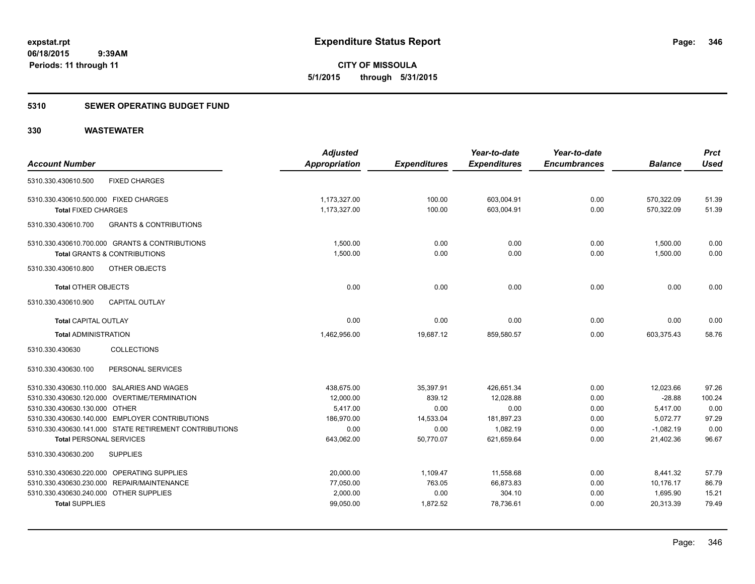**expstat.rpt**
**06/18/2015 9:39AM**
**Periods: 11 through 11**

# Expenditure Status Report

**CITY OF MISSOULA**
**5/1/2015 through 5/31/2015**

## 5310 SEWER OPERATING BUDGET FUND

## 330 WASTEWATER

| Account Number | Adjusted Appropriation | Expenditures | Year-to-date Expenditures | Year-to-date Encumbrances | Balance | Prct Used |
|---|---|---|---|---|---|---|
| 5310.330.430610.500 FIXED CHARGES | | | | | | |
| 5310.330.430610.500.000 FIXED CHARGES | 1,173,327.00 | 100.00 | 603,004.91 | 0.00 | 570,322.09 | 51.39 |
| **Total** FIXED CHARGES | 1,173,327.00 | 100.00 | 603,004.91 | 0.00 | 570,322.09 | 51.39 |
| 5310.330.430610.700 GRANTS & CONTRIBUTIONS | | | | | | |
| 5310.330.430610.700.000 GRANTS & CONTRIBUTIONS | 1,500.00 | 0.00 | 0.00 | 0.00 | 1,500.00 | 0.00 |
| **Total** GRANTS & CONTRIBUTIONS | 1,500.00 | 0.00 | 0.00 | 0.00 | 1,500.00 | 0.00 |
| 5310.330.430610.800 OTHER OBJECTS | | | | | | |
| **Total** OTHER OBJECTS | 0.00 | 0.00 | 0.00 | 0.00 | 0.00 | 0.00 |
| 5310.330.430610.900 CAPITAL OUTLAY | | | | | | |
| **Total** CAPITAL OUTLAY | 0.00 | 0.00 | 0.00 | 0.00 | 0.00 | 0.00 |
| **Total** ADMINISTRATION | 1,462,956.00 | 19,687.12 | 859,580.57 | 0.00 | 603,375.43 | 58.76 |
| 5310.330.430630 COLLECTIONS | | | | | | |
| 5310.330.430630.100 PERSONAL SERVICES | | | | | | |
| 5310.330.430630.110.000 SALARIES AND WAGES | 438,675.00 | 35,397.91 | 426,651.34 | 0.00 | 12,023.66 | 97.26 |
| 5310.330.430630.120.000 OVERTIME/TERMINATION | 12,000.00 | 839.12 | 12,028.88 | 0.00 | -28.88 | 100.24 |
| 5310.330.430630.130.000 OTHER | 5,417.00 | 0.00 | 0.00 | 0.00 | 5,417.00 | 0.00 |
| 5310.330.430630.140.000 EMPLOYER CONTRIBUTIONS | 186,970.00 | 14,533.04 | 181,897.23 | 0.00 | 5,072.77 | 97.29 |
| 5310.330.430630.141.000 STATE RETIREMENT CONTRIBUTIONS | 0.00 | 0.00 | 1,082.19 | 0.00 | -1,082.19 | 0.00 |
| **Total** PERSONAL SERVICES | 643,062.00 | 50,770.07 | 621,659.64 | 0.00 | 21,402.36 | 96.67 |
| 5310.330.430630.200 SUPPLIES | | | | | | |
| 5310.330.430630.220.000 OPERATING SUPPLIES | 20,000.00 | 1,109.47 | 11,558.68 | 0.00 | 8,441.32 | 57.79 |
| 5310.330.430630.230.000 REPAIR/MAINTENANCE | 77,050.00 | 763.05 | 66,873.83 | 0.00 | 10,176.17 | 86.79 |
| 5310.330.430630.240.000 OTHER SUPPLIES | 2,000.00 | 0.00 | 304.10 | 0.00 | 1,695.90 | 15.21 |
| **Total** SUPPLIES | 99,050.00 | 1,872.52 | 78,736.61 | 0.00 | 20,313.39 | 79.49 |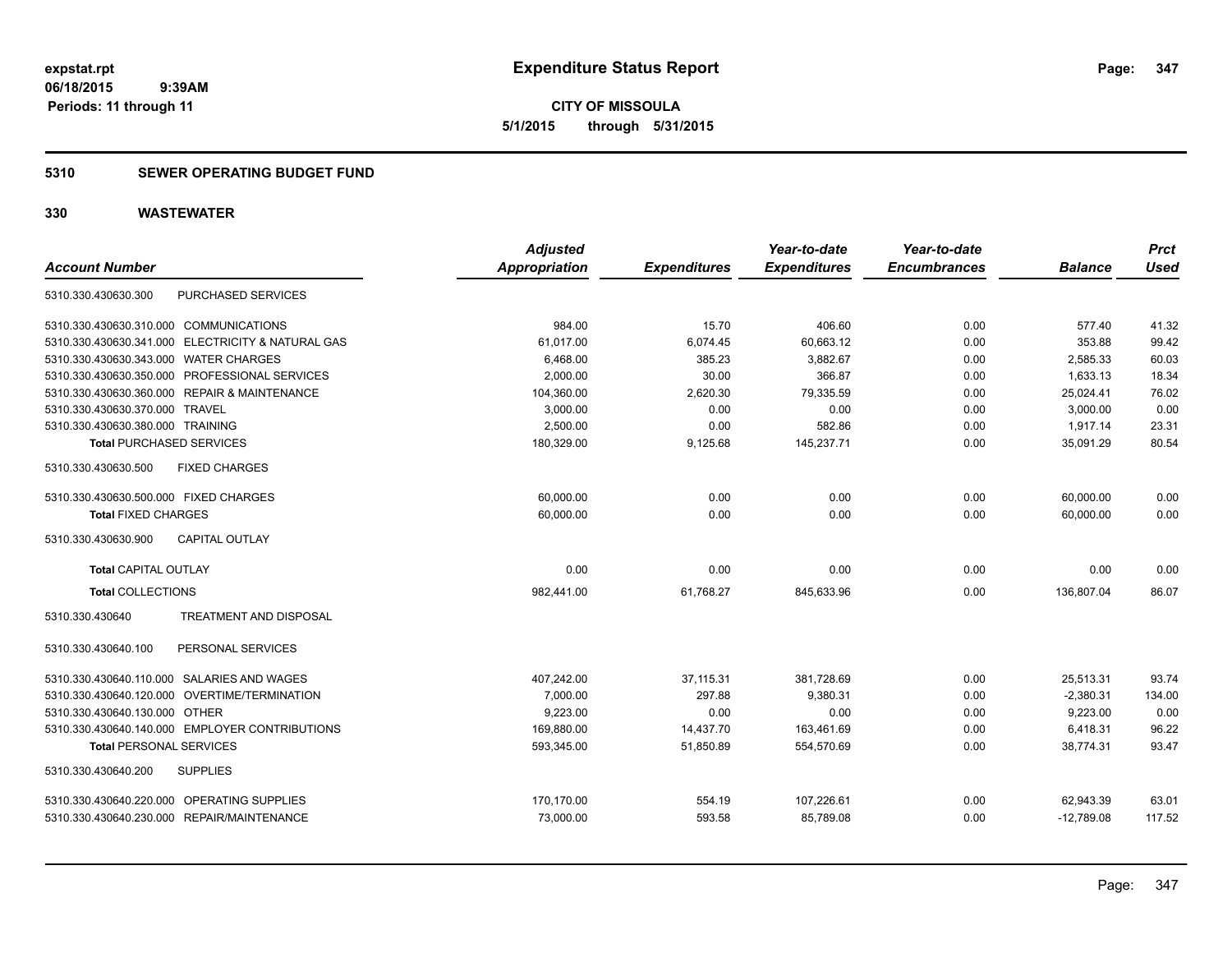**expstat.rpt**
**06/18/2015 9:39AM**
**Periods: 11 through 11**

# Expenditure Status Report

**CITY OF MISSOULA**
**5/1/2015 through 5/31/2015**

## 5310 SEWER OPERATING BUDGET FUND

## 330 WASTEWATER

| Account Number | | Adjusted Appropriation | Expenditures | Year-to-date Expenditures | Year-to-date Encumbrances | Balance | Prct Used |
|---|---|---|---|---|---|---|---|
| 5310.330.430630.300 | PURCHASED SERVICES | | | | | | |
| 5310.330.430630.310.000 | COMMUNICATIONS | 984.00 | 15.70 | 406.60 | 0.00 | 577.40 | 41.32 |
| 5310.330.430630.341.000 | ELECTRICITY & NATURAL GAS | 61,017.00 | 6,074.45 | 60,663.12 | 0.00 | 353.88 | 99.42 |
| 5310.330.430630.343.000 | WATER CHARGES | 6,468.00 | 385.23 | 3,882.67 | 0.00 | 2,585.33 | 60.03 |
| 5310.330.430630.350.000 | PROFESSIONAL SERVICES | 2,000.00 | 30.00 | 366.87 | 0.00 | 1,633.13 | 18.34 |
| 5310.330.430630.360.000 | REPAIR & MAINTENANCE | 104,360.00 | 2,620.30 | 79,335.59 | 0.00 | 25,024.41 | 76.02 |
| 5310.330.430630.370.000 | TRAVEL | 3,000.00 | 0.00 | 0.00 | 0.00 | 3,000.00 | 0.00 |
| 5310.330.430630.380.000 | TRAINING | 2,500.00 | 0.00 | 582.86 | 0.00 | 1,917.14 | 23.31 |
| **Total** PURCHASED SERVICES | | 180,329.00 | 9,125.68 | 145,237.71 | 0.00 | 35,091.29 | 80.54 |
| 5310.330.430630.500 | FIXED CHARGES | | | | | | |
| 5310.330.430630.500.000 | FIXED CHARGES | 60,000.00 | 0.00 | 0.00 | 0.00 | 60,000.00 | 0.00 |
| **Total** FIXED CHARGES | | 60,000.00 | 0.00 | 0.00 | 0.00 | 60,000.00 | 0.00 |
| 5310.330.430630.900 | CAPITAL OUTLAY | | | | | | |
| **Total** CAPITAL OUTLAY | | 0.00 | 0.00 | 0.00 | 0.00 | 0.00 | 0.00 |
| **Total** COLLECTIONS | | 982,441.00 | 61,768.27 | 845,633.96 | 0.00 | 136,807.04 | 86.07 |
| 5310.330.430640 | TREATMENT AND DISPOSAL | | | | | | |
| 5310.330.430640.100 | PERSONAL SERVICES | | | | | | |
| 5310.330.430640.110.000 | SALARIES AND WAGES | 407,242.00 | 37,115.31 | 381,728.69 | 0.00 | 25,513.31 | 93.74 |
| 5310.330.430640.120.000 | OVERTIME/TERMINATION | 7,000.00 | 297.88 | 9,380.31 | 0.00 | -2,380.31 | 134.00 |
| 5310.330.430640.130.000 | OTHER | 9,223.00 | 0.00 | 0.00 | 0.00 | 9,223.00 | 0.00 |
| 5310.330.430640.140.000 | EMPLOYER CONTRIBUTIONS | 169,880.00 | 14,437.70 | 163,461.69 | 0.00 | 6,418.31 | 96.22 |
| **Total** PERSONAL SERVICES | | 593,345.00 | 51,850.89 | 554,570.69 | 0.00 | 38,774.31 | 93.47 |
| 5310.330.430640.200 | SUPPLIES | | | | | | |
| 5310.330.430640.220.000 | OPERATING SUPPLIES | 170,170.00 | 554.19 | 107,226.61 | 0.00 | 62,943.39 | 63.01 |
| 5310.330.430640.230.000 | REPAIR/MAINTENANCE | 73,000.00 | 593.58 | 85,789.08 | 0.00 | -12,789.08 | 117.52 |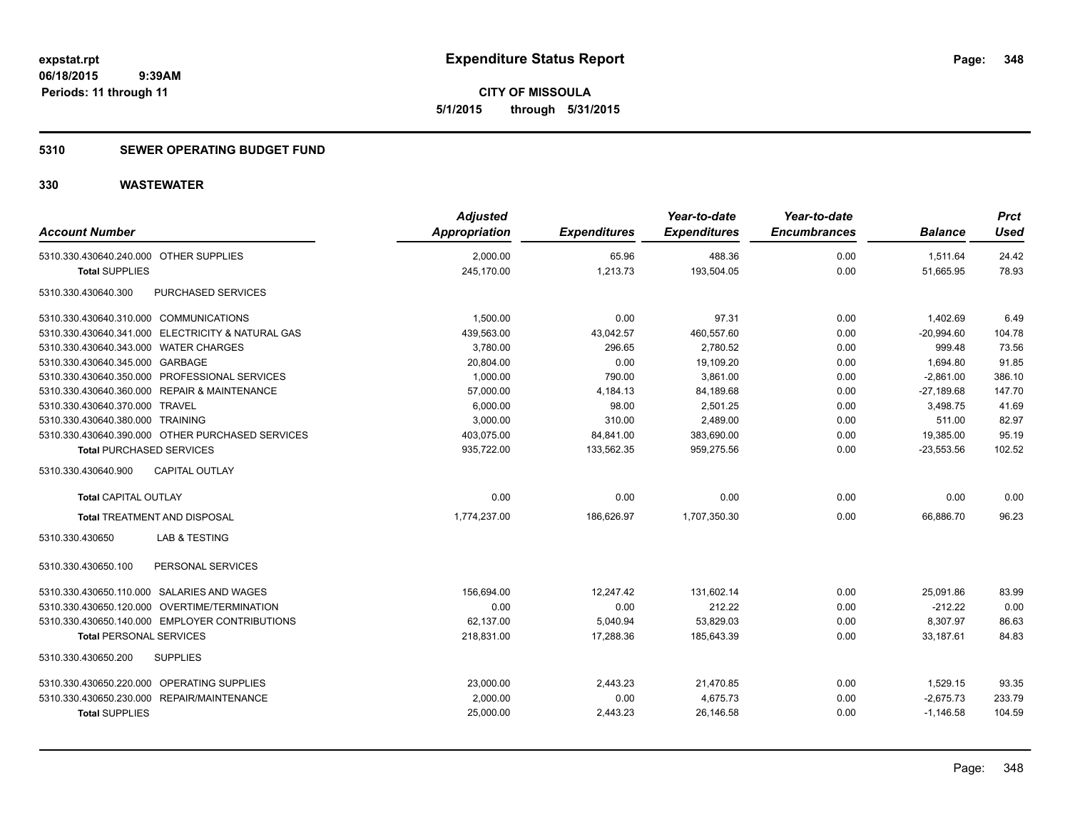# Expenditure Status Report

**CITY OF MISSOULA**
**5/1/2015 through 5/31/2015**

expstat.rpt
06/18/2015 9:39AM
Periods: 11 through 11

## 5310 SEWER OPERATING BUDGET FUND

## 330 WASTEWATER

| Account Number | Adjusted Appropriation | Expenditures | Year-to-date Expenditures | Year-to-date Encumbrances | Balance | Prct Used |
|---|---|---|---|---|---|---|
| 5310.330.430640.240.000 OTHER SUPPLIES | 2,000.00 | 65.96 | 488.36 | 0.00 | 1,511.64 | 24.42 |
| **Total SUPPLIES** | 245,170.00 | 1,213.73 | 193,504.05 | 0.00 | 51,665.95 | 78.93 |
| 5310.330.430640.300 PURCHASED SERVICES | | | | | | |
| 5310.330.430640.310.000 COMMUNICATIONS | 1,500.00 | 0.00 | 97.31 | 0.00 | 1,402.69 | 6.49 |
| 5310.330.430640.341.000 ELECTRICITY & NATURAL GAS | 439,563.00 | 43,042.57 | 460,557.60 | 0.00 | -20,994.60 | 104.78 |
| 5310.330.430640.343.000 WATER CHARGES | 3,780.00 | 296.65 | 2,780.52 | 0.00 | 999.48 | 73.56 |
| 5310.330.430640.345.000 GARBAGE | 20,804.00 | 0.00 | 19,109.20 | 0.00 | 1,694.80 | 91.85 |
| 5310.330.430640.350.000 PROFESSIONAL SERVICES | 1,000.00 | 790.00 | 3,861.00 | 0.00 | -2,861.00 | 386.10 |
| 5310.330.430640.360.000 REPAIR & MAINTENANCE | 57,000.00 | 4,184.13 | 84,189.68 | 0.00 | -27,189.68 | 147.70 |
| 5310.330.430640.370.000 TRAVEL | 6,000.00 | 98.00 | 2,501.25 | 0.00 | 3,498.75 | 41.69 |
| 5310.330.430640.380.000 TRAINING | 3,000.00 | 310.00 | 2,489.00 | 0.00 | 511.00 | 82.97 |
| 5310.330.430640.390.000 OTHER PURCHASED SERVICES | 403,075.00 | 84,841.00 | 383,690.00 | 0.00 | 19,385.00 | 95.19 |
| **Total PURCHASED SERVICES** | 935,722.00 | 133,562.35 | 959,275.56 | 0.00 | -23,553.56 | 102.52 |
| 5310.330.430640.900 CAPITAL OUTLAY | | | | | | |
| **Total CAPITAL OUTLAY** | 0.00 | 0.00 | 0.00 | 0.00 | 0.00 | 0.00 |
| **Total TREATMENT AND DISPOSAL** | 1,774,237.00 | 186,626.97 | 1,707,350.30 | 0.00 | 66,886.70 | 96.23 |
| 5310.330.430650 LAB & TESTING | | | | | | |
| 5310.330.430650.100 PERSONAL SERVICES | | | | | | |
| 5310.330.430650.110.000 SALARIES AND WAGES | 156,694.00 | 12,247.42 | 131,602.14 | 0.00 | 25,091.86 | 83.99 |
| 5310.330.430650.120.000 OVERTIME/TERMINATION | 0.00 | 0.00 | 212.22 | 0.00 | -212.22 | 0.00 |
| 5310.330.430650.140.000 EMPLOYER CONTRIBUTIONS | 62,137.00 | 5,040.94 | 53,829.03 | 0.00 | 8,307.97 | 86.63 |
| **Total PERSONAL SERVICES** | 218,831.00 | 17,288.36 | 185,643.39 | 0.00 | 33,187.61 | 84.83 |
| 5310.330.430650.200 SUPPLIES | | | | | | |
| 5310.330.430650.220.000 OPERATING SUPPLIES | 23,000.00 | 2,443.23 | 21,470.85 | 0.00 | 1,529.15 | 93.35 |
| 5310.330.430650.230.000 REPAIR/MAINTENANCE | 2,000.00 | 0.00 | 4,675.73 | 0.00 | -2,675.73 | 233.79 |
| **Total SUPPLIES** | 25,000.00 | 2,443.23 | 26,146.58 | 0.00 | -1,146.58 | 104.59 |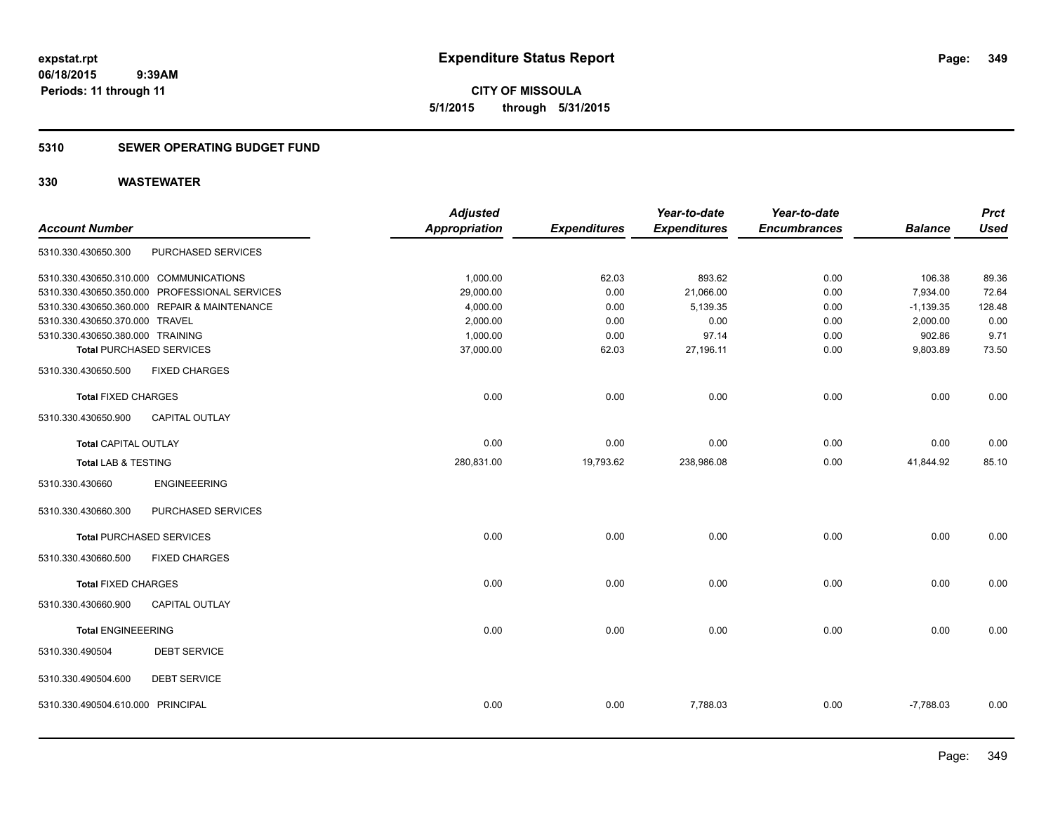# Expenditure Status Report

**CITY OF MISSOULA**
**5/1/2015 through 5/31/2015**

expstat.rpt
06/18/2015 9:39AM
Periods: 11 through 11

## 5310 SEWER OPERATING BUDGET FUND

### 330 WASTEWATER

| Account Number | | Adjusted Appropriation | Expenditures | Year-to-date Expenditures | Year-to-date Encumbrances | Balance | Prct Used |
|---|---|---|---|---|---|---|---|
| 5310.330.430650.300 | PURCHASED SERVICES | | | | | | |
| 5310.330.430650.310.000 | COMMUNICATIONS | 1,000.00 | 62.03 | 893.62 | 0.00 | 106.38 | 89.36 |
| 5310.330.430650.350.000 | PROFESSIONAL SERVICES | 29,000.00 | 0.00 | 21,066.00 | 0.00 | 7,934.00 | 72.64 |
| 5310.330.430650.360.000 | REPAIR & MAINTENANCE | 4,000.00 | 0.00 | 5,139.35 | 0.00 | -1,139.35 | 128.48 |
| 5310.330.430650.370.000 | TRAVEL | 2,000.00 | 0.00 | 0.00 | 0.00 | 2,000.00 | 0.00 |
| 5310.330.430650.380.000 | TRAINING | 1,000.00 | 0.00 | 97.14 | 0.00 | 902.86 | 9.71 |
| **Total** PURCHASED SERVICES | | 37,000.00 | 62.03 | 27,196.11 | 0.00 | 9,803.89 | 73.50 |
| 5310.330.430650.500 | FIXED CHARGES | | | | | | |
| **Total** FIXED CHARGES | | 0.00 | 0.00 | 0.00 | 0.00 | 0.00 | 0.00 |
| 5310.330.430650.900 | CAPITAL OUTLAY | | | | | | |
| **Total** CAPITAL OUTLAY | | 0.00 | 0.00 | 0.00 | 0.00 | 0.00 | 0.00 |
| **Total** LAB & TESTING | | 280,831.00 | 19,793.62 | 238,986.08 | 0.00 | 41,844.92 | 85.10 |
| 5310.330.430660 | ENGINEEERING | | | | | | |
| 5310.330.430660.300 | PURCHASED SERVICES | | | | | | |
| **Total** PURCHASED SERVICES | | 0.00 | 0.00 | 0.00 | 0.00 | 0.00 | 0.00 |
| 5310.330.430660.500 | FIXED CHARGES | | | | | | |
| **Total** FIXED CHARGES | | 0.00 | 0.00 | 0.00 | 0.00 | 0.00 | 0.00 |
| 5310.330.430660.900 | CAPITAL OUTLAY | | | | | | |
| **Total** ENGINEEERING | | 0.00 | 0.00 | 0.00 | 0.00 | 0.00 | 0.00 |
| 5310.330.490504 | DEBT SERVICE | | | | | | |
| 5310.330.490504.600 | DEBT SERVICE | | | | | | |
| 5310.330.490504.610.000 | PRINCIPAL | 0.00 | 0.00 | 7,788.03 | 0.00 | -7,788.03 | 0.00 |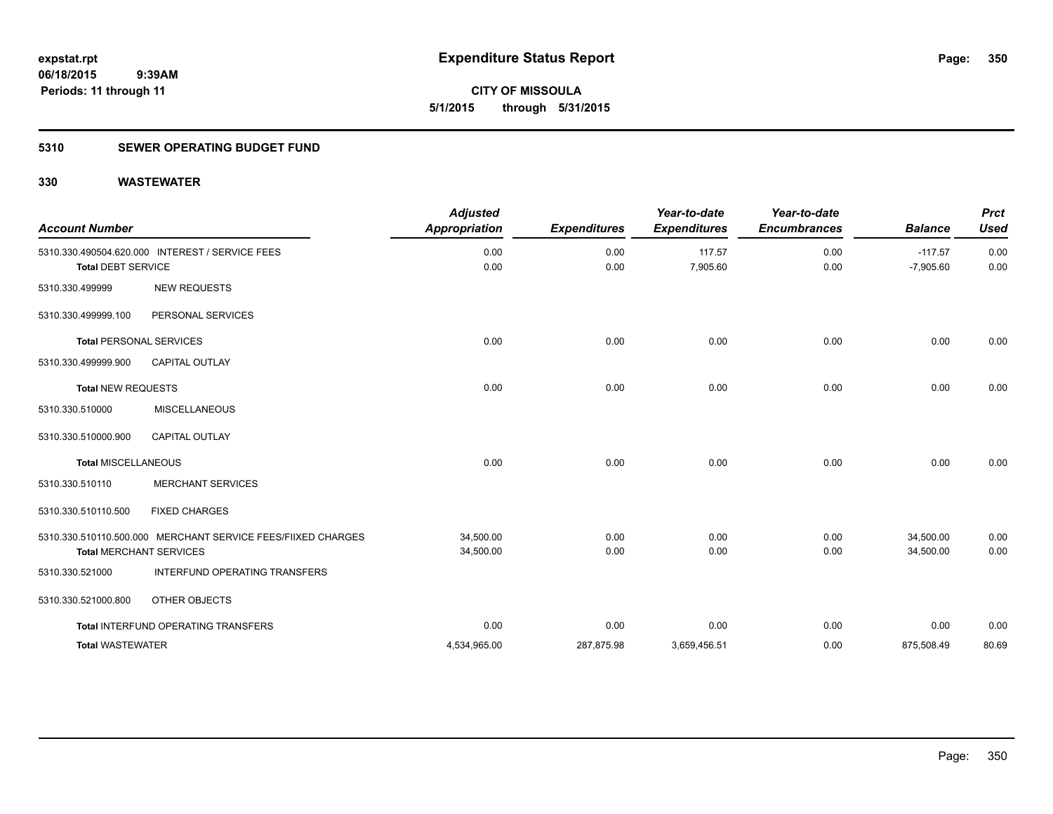**expstat.rpt**
**06/18/2015 9:39AM**
**Periods: 11 through 11**

# Expenditure Status Report

**CITY OF MISSOULA**
**5/1/2015 through 5/31/2015**

## 5310 SEWER OPERATING BUDGET FUND

### 330 WASTEWATER

| Account Number | | *Adjusted Appropriation* | *Expenditures* | *Year-to-date Expenditures* | *Year-to-date Encumbrances* | *Balance* | *Prct Used* |
|---|---|---|---|---|---|---|---|
| 5310.330.490504.620.000 | INTEREST / SERVICE FEES | 0.00 | 0.00 | 117.57 | 0.00 | -117.57 | 0.00 |
| **Total** DEBT SERVICE | | 0.00 | 0.00 | 7,905.60 | 0.00 | -7,905.60 | 0.00 |
| 5310.330.499999 | NEW REQUESTS | | | | | | |
| 5310.330.499999.100 | PERSONAL SERVICES | | | | | | |
| **Total** PERSONAL SERVICES | | 0.00 | 0.00 | 0.00 | 0.00 | 0.00 | 0.00 |
| 5310.330.499999.900 | CAPITAL OUTLAY | | | | | | |
| **Total** NEW REQUESTS | | 0.00 | 0.00 | 0.00 | 0.00 | 0.00 | 0.00 |
| 5310.330.510000 | MISCELLANEOUS | | | | | | |
| 5310.330.510000.900 | CAPITAL OUTLAY | | | | | | |
| **Total** MISCELLANEOUS | | 0.00 | 0.00 | 0.00 | 0.00 | 0.00 | 0.00 |
| 5310.330.510110 | MERCHANT SERVICES | | | | | | |
| 5310.330.510110.500 | FIXED CHARGES | | | | | | |
| 5310.330.510110.500.000 | MERCHANT SERVICE FEES/FIIXED CHARGES | 34,500.00 | 0.00 | 0.00 | 0.00 | 34,500.00 | 0.00 |
| **Total** MERCHANT SERVICES | | 34,500.00 | 0.00 | 0.00 | 0.00 | 34,500.00 | 0.00 |
| 5310.330.521000 | INTERFUND OPERATING TRANSFERS | | | | | | |
| 5310.330.521000.800 | OTHER OBJECTS | | | | | | |
| **Total** INTERFUND OPERATING TRANSFERS | | 0.00 | 0.00 | 0.00 | 0.00 | 0.00 | 0.00 |
| **Total** WASTEWATER | | 4,534,965.00 | 287,875.98 | 3,659,456.51 | 0.00 | 875,508.49 | 80.69 |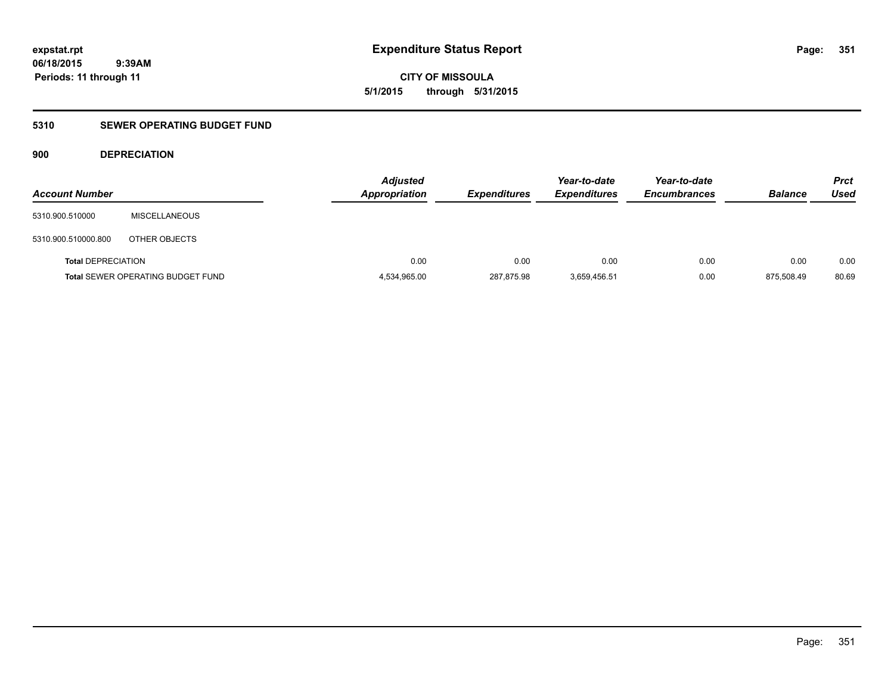# Expenditure Status Report

expstat.rpt
06/18/2015 9:39AM
Periods: 11 through 11

**CITY OF MISSOULA**
**5/1/2015 through 5/31/2015**

## 5310 SEWER OPERATING BUDGET FUND

### 900 DEPRECIATION

| Account Number | | Adjusted Appropriation | Expenditures | Year-to-date Expenditures | Year-to-date Encumbrances | Balance | Prct Used |
|---|---|---|---|---|---|---|---|
| 5310.900.510000 | MISCELLANEOUS | | | | | | |
| 5310.900.510000.800 | OTHER OBJECTS | | | | | | |
| **Total** DEPRECIATION | | 0.00 | 0.00 | 0.00 | 0.00 | 0.00 | 0.00 |
| **Total** SEWER OPERATING BUDGET FUND | | 4,534,965.00 | 287,875.98 | 3,659,456.51 | 0.00 | 875,508.49 | 80.69 |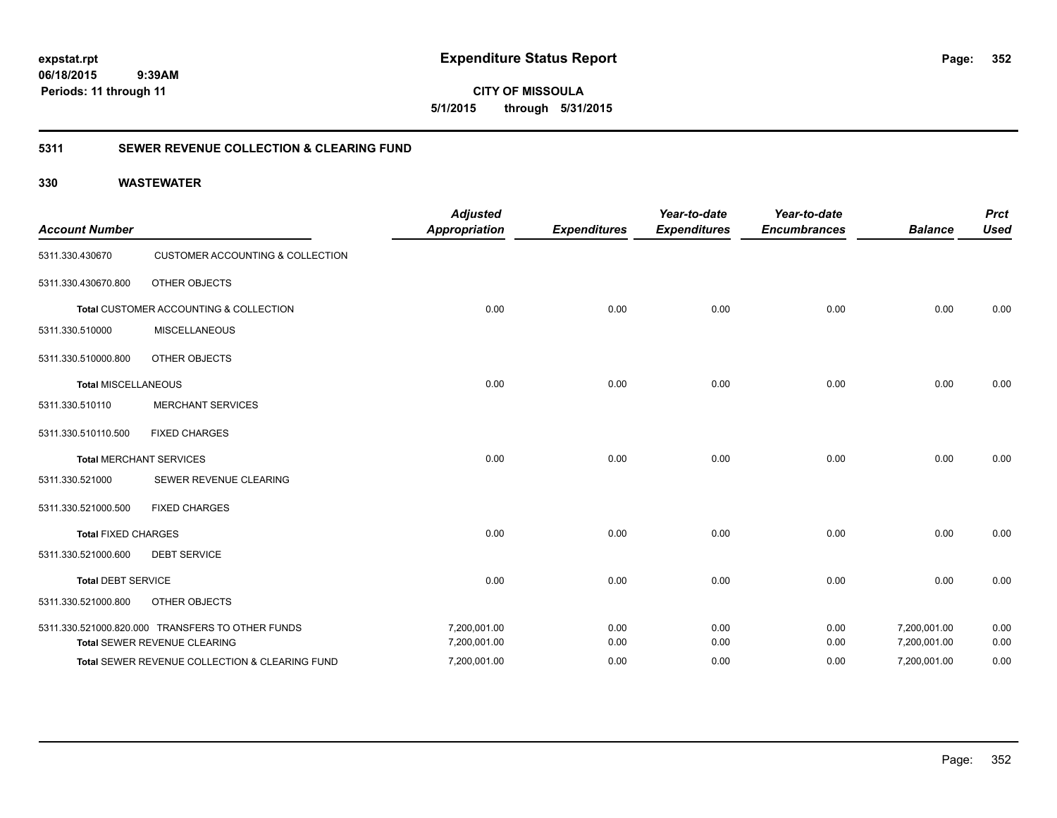**Expenditure Status Report**

**CITY OF MISSOULA**

**5/1/2015 through 5/31/2015**

expstat.rpt
06/18/2015 9:39AM
Periods: 11 through 11

## 5311 SEWER REVENUE COLLECTION & CLEARING FUND

## 330 WASTEWATER

| Account Number | | Adjusted Appropriation | Expenditures | Year-to-date Expenditures | Year-to-date Encumbrances | Balance | Prct Used |
|---|---|---|---|---|---|---|---|
| 5311.330.430670 | CUSTOMER ACCOUNTING & COLLECTION | | | | | | |
| 5311.330.430670.800 | OTHER OBJECTS | | | | | | |
| **Total** CUSTOMER ACCOUNTING & COLLECTION | | 0.00 | 0.00 | 0.00 | 0.00 | 0.00 | 0.00 |
| 5311.330.510000 | MISCELLANEOUS | | | | | | |
| 5311.330.510000.800 | OTHER OBJECTS | | | | | | |
| **Total** MISCELLANEOUS | | 0.00 | 0.00 | 0.00 | 0.00 | 0.00 | 0.00 |
| 5311.330.510110 | MERCHANT SERVICES | | | | | | |
| 5311.330.510110.500 | FIXED CHARGES | | | | | | |
| **Total** MERCHANT SERVICES | | 0.00 | 0.00 | 0.00 | 0.00 | 0.00 | 0.00 |
| 5311.330.521000 | SEWER REVENUE CLEARING | | | | | | |
| 5311.330.521000.500 | FIXED CHARGES | | | | | | |
| **Total** FIXED CHARGES | | 0.00 | 0.00 | 0.00 | 0.00 | 0.00 | 0.00 |
| 5311.330.521000.600 | DEBT SERVICE | | | | | | |
| **Total** DEBT SERVICE | | 0.00 | 0.00 | 0.00 | 0.00 | 0.00 | 0.00 |
| 5311.330.521000.800 | OTHER OBJECTS | | | | | | |
| 5311.330.521000.820.000 | TRANSFERS TO OTHER FUNDS | 7,200,001.00 | 0.00 | 0.00 | 0.00 | 7,200,001.00 | 0.00 |
| **Total** SEWER REVENUE CLEARING | | 7,200,001.00 | 0.00 | 0.00 | 0.00 | 7,200,001.00 | 0.00 |
| **Total** SEWER REVENUE COLLECTION & CLEARING FUND | | 7,200,001.00 | 0.00 | 0.00 | 0.00 | 7,200,001.00 | 0.00 |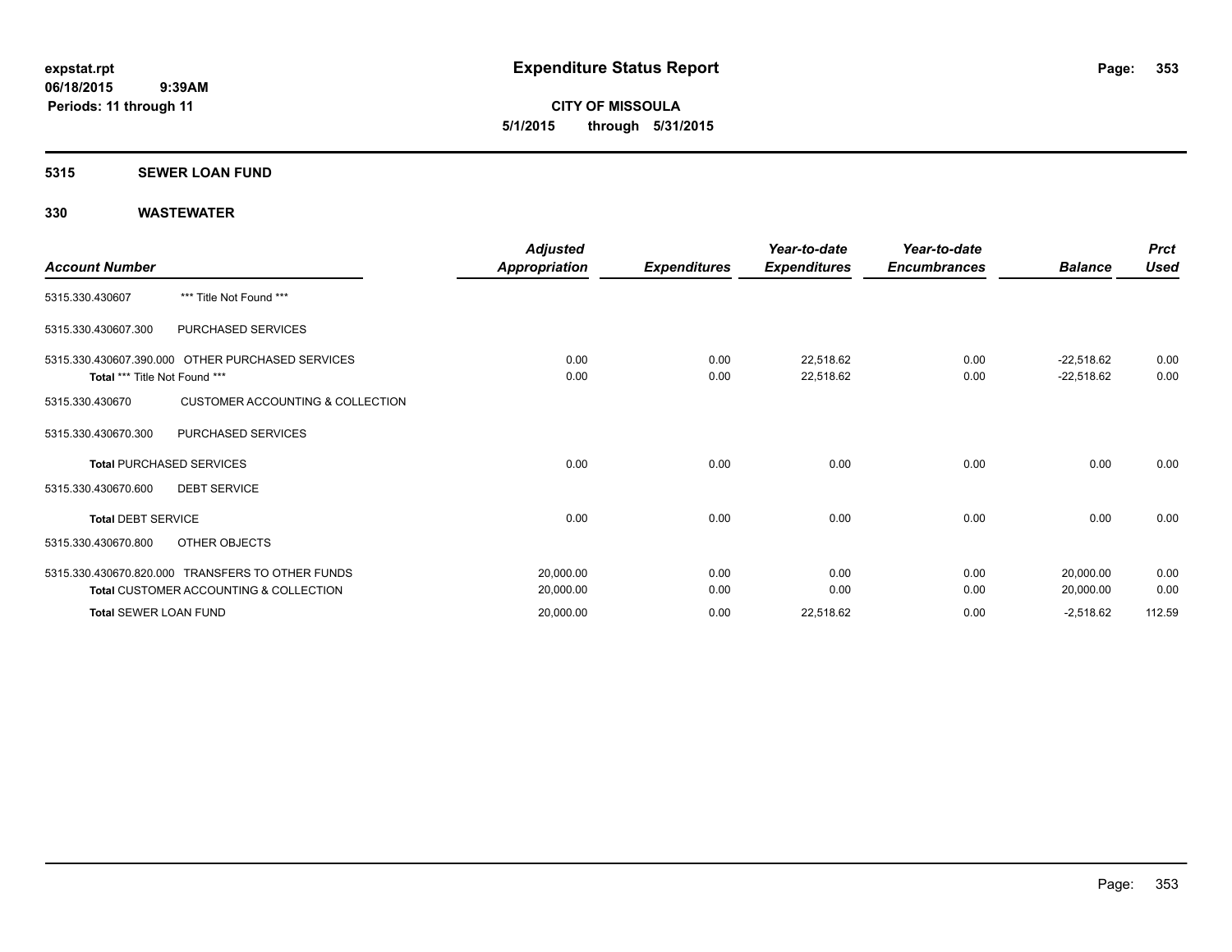**expstat.rpt**
**06/18/2015 9:39AM**
**Periods: 11 through 11**

# Expenditure Status Report

**CITY OF MISSOULA**
**5/1/2015 through 5/31/2015**

## 5315 SEWER LOAN FUND

## 330 WASTEWATER

| Account Number | | Adjusted Appropriation | Expenditures | Year-to-date Expenditures | Year-to-date Encumbrances | Balance | Prct Used |
|---|---|---|---|---|---|---|---|
| 5315.330.430607 | *** Title Not Found *** | | | | | | |
| 5315.330.430607.300 | PURCHASED SERVICES | | | | | | |
| 5315.330.430607.390.000 | OTHER PURCHASED SERVICES | 0.00 | 0.00 | 22,518.62 | 0.00 | -22,518.62 | 0.00 |
| **Total** *** Title Not Found *** | | 0.00 | 0.00 | 22,518.62 | 0.00 | -22,518.62 | 0.00 |
| 5315.330.430670 | CUSTOMER ACCOUNTING & COLLECTION | | | | | | |
| 5315.330.430670.300 | PURCHASED SERVICES | | | | | | |
| **Total** PURCHASED SERVICES | | 0.00 | 0.00 | 0.00 | 0.00 | 0.00 | 0.00 |
| 5315.330.430670.600 | DEBT SERVICE | | | | | | |
| **Total** DEBT SERVICE | | 0.00 | 0.00 | 0.00 | 0.00 | 0.00 | 0.00 |
| 5315.330.430670.800 | OTHER OBJECTS | | | | | | |
| 5315.330.430670.820.000 | TRANSFERS TO OTHER FUNDS | 20,000.00 | 0.00 | 0.00 | 0.00 | 20,000.00 | 0.00 |
| **Total** CUSTOMER ACCOUNTING & COLLECTION | | 20,000.00 | 0.00 | 0.00 | 0.00 | 20,000.00 | 0.00 |
| **Total** SEWER LOAN FUND | | 20,000.00 | 0.00 | 22,518.62 | 0.00 | -2,518.62 | 112.59 |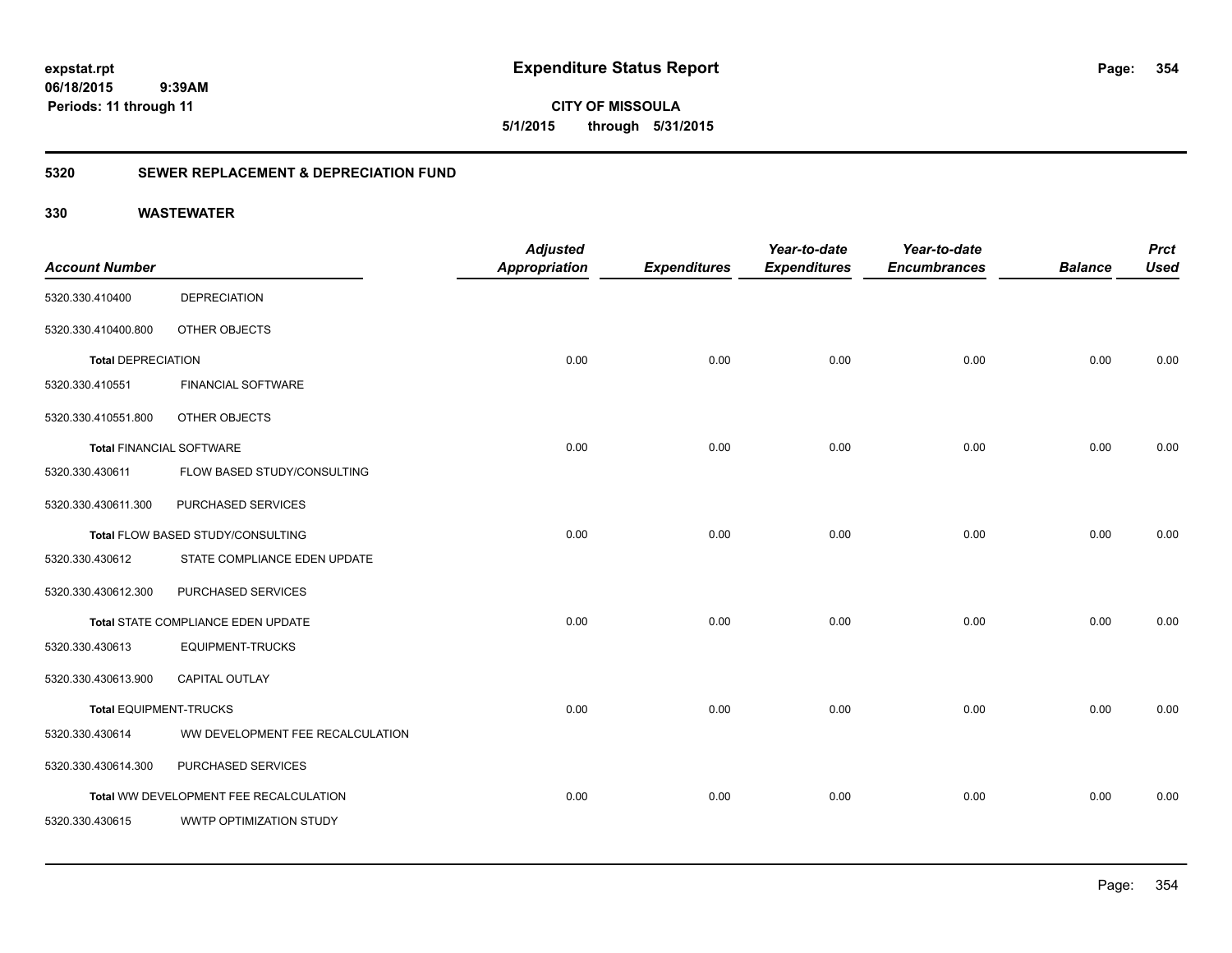# Expenditure Status Report

expstat.rpt
06/18/2015 9:39AM
Periods: 11 through 11

**CITY OF MISSOULA**
**5/1/2015 through 5/31/2015**

## 5320 SEWER REPLACEMENT & DEPRECIATION FUND

## 330 WASTEWATER

| Account Number | | Adjusted Appropriation | Expenditures | Year-to-date Expenditures | Year-to-date Encumbrances | Balance | Prct Used |
|---|---|---|---|---|---|---|---|
| 5320.330.410400 | DEPRECIATION | | | | | | |
| 5320.330.410400.800 | OTHER OBJECTS | | | | | | |
| **Total** DEPRECIATION | | 0.00 | 0.00 | 0.00 | 0.00 | 0.00 | 0.00 |
| 5320.330.410551 | FINANCIAL SOFTWARE | | | | | | |
| 5320.330.410551.800 | OTHER OBJECTS | | | | | | |
| **Total** FINANCIAL SOFTWARE | | 0.00 | 0.00 | 0.00 | 0.00 | 0.00 | 0.00 |
| 5320.330.430611 | FLOW BASED STUDY/CONSULTING | | | | | | |
| 5320.330.430611.300 | PURCHASED SERVICES | | | | | | |
| **Total** FLOW BASED STUDY/CONSULTING | | 0.00 | 0.00 | 0.00 | 0.00 | 0.00 | 0.00 |
| 5320.330.430612 | STATE COMPLIANCE EDEN UPDATE | | | | | | |
| 5320.330.430612.300 | PURCHASED SERVICES | | | | | | |
| **Total** STATE COMPLIANCE EDEN UPDATE | | 0.00 | 0.00 | 0.00 | 0.00 | 0.00 | 0.00 |
| 5320.330.430613 | EQUIPMENT-TRUCKS | | | | | | |
| 5320.330.430613.900 | CAPITAL OUTLAY | | | | | | |
| **Total** EQUIPMENT-TRUCKS | | 0.00 | 0.00 | 0.00 | 0.00 | 0.00 | 0.00 |
| 5320.330.430614 | WW DEVELOPMENT FEE RECALCULATION | | | | | | |
| 5320.330.430614.300 | PURCHASED SERVICES | | | | | | |
| **Total** WW DEVELOPMENT FEE RECALCULATION | | 0.00 | 0.00 | 0.00 | 0.00 | 0.00 | 0.00 |
| 5320.330.430615 | WWTP OPTIMIZATION STUDY | | | | | | |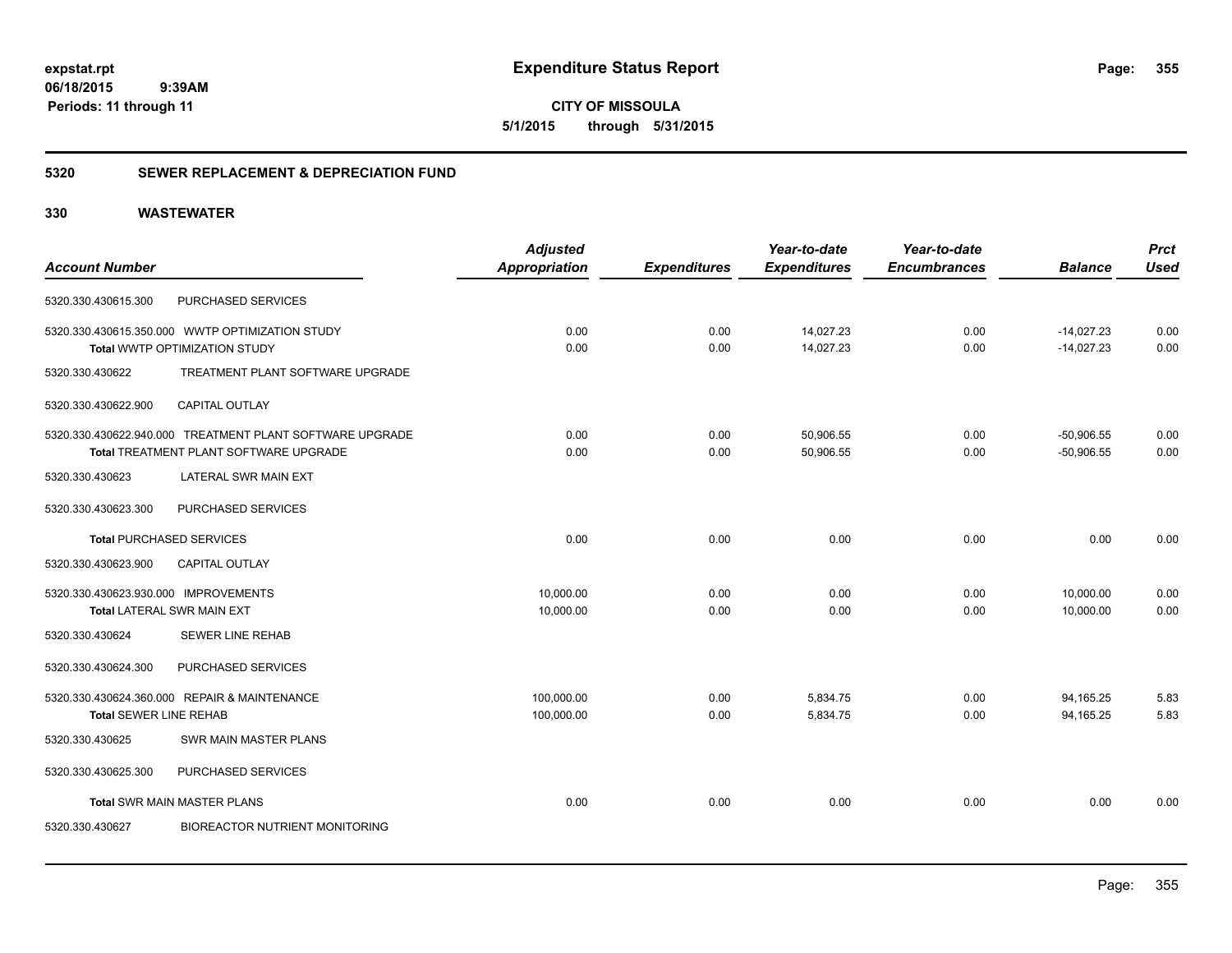# Expenditure Status Report

expstat.rpt
06/18/2015 9:39AM
Periods: 11 through 11

**CITY OF MISSOULA**
**5/1/2015 through 5/31/2015**

## 5320 SEWER REPLACEMENT & DEPRECIATION FUND

### 330 WASTEWATER

| Account Number | | Adjusted Appropriation | Expenditures | Year-to-date Expenditures | Year-to-date Encumbrances | Balance | Prct Used |
|---|---|---|---|---|---|---|---|
| 5320.330.430615.300 | PURCHASED SERVICES | | | | | | |
| 5320.330.430615.350.000 | WWTP OPTIMIZATION STUDY | 0.00 | 0.00 | 14,027.23 | 0.00 | -14,027.23 | 0.00 |
| **Total** WWTP OPTIMIZATION STUDY | | 0.00 | 0.00 | 14,027.23 | 0.00 | -14,027.23 | 0.00 |
| 5320.330.430622 | TREATMENT PLANT SOFTWARE UPGRADE | | | | | | |
| 5320.330.430622.900 | CAPITAL OUTLAY | | | | | | |
| 5320.330.430622.940.000 | TREATMENT PLANT SOFTWARE UPGRADE | 0.00 | 0.00 | 50,906.55 | 0.00 | -50,906.55 | 0.00 |
| **Total** TREATMENT PLANT SOFTWARE UPGRADE | | 0.00 | 0.00 | 50,906.55 | 0.00 | -50,906.55 | 0.00 |
| 5320.330.430623 | LATERAL SWR MAIN EXT | | | | | | |
| 5320.330.430623.300 | PURCHASED SERVICES | | | | | | |
| **Total** PURCHASED SERVICES | | 0.00 | 0.00 | 0.00 | 0.00 | 0.00 | 0.00 |
| 5320.330.430623.900 | CAPITAL OUTLAY | | | | | | |
| 5320.330.430623.930.000 | IMPROVEMENTS | 10,000.00 | 0.00 | 0.00 | 0.00 | 10,000.00 | 0.00 |
| **Total** LATERAL SWR MAIN EXT | | 10,000.00 | 0.00 | 0.00 | 0.00 | 10,000.00 | 0.00 |
| 5320.330.430624 | SEWER LINE REHAB | | | | | | |
| 5320.330.430624.300 | PURCHASED SERVICES | | | | | | |
| 5320.330.430624.360.000 | REPAIR & MAINTENANCE | 100,000.00 | 0.00 | 5,834.75 | 0.00 | 94,165.25 | 5.83 |
| **Total** SEWER LINE REHAB | | 100,000.00 | 0.00 | 5,834.75 | 0.00 | 94,165.25 | 5.83 |
| 5320.330.430625 | SWR MAIN MASTER PLANS | | | | | | |
| 5320.330.430625.300 | PURCHASED SERVICES | | | | | | |
| **Total** SWR MAIN MASTER PLANS | | 0.00 | 0.00 | 0.00 | 0.00 | 0.00 | 0.00 |
| 5320.330.430627 | BIOREACTOR NUTRIENT MONITORING | | | | | | |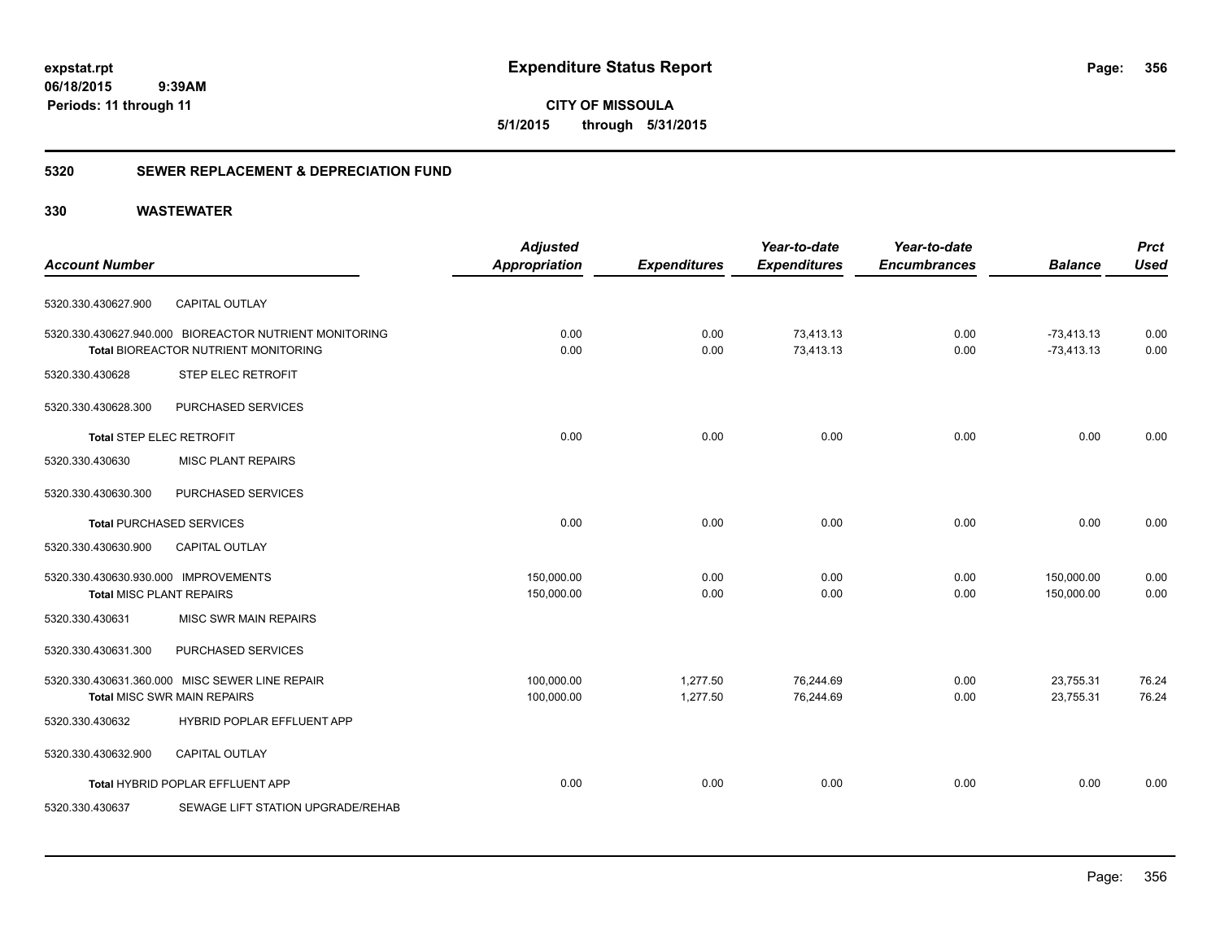**expstat.rpt**
**06/18/2015 9:39AM**
**Periods: 11 through 11**

# Expenditure Status Report

**CITY OF MISSOULA**
**5/1/2015 through 5/31/2015**

## 5320 SEWER REPLACEMENT & DEPRECIATION FUND

## 330 WASTEWATER

| Account Number | | Adjusted Appropriation | Expenditures | Year-to-date Expenditures | Year-to-date Encumbrances | Balance | Prct Used |
|---|---|---|---|---|---|---|---|
| 5320.330.430627.900 | CAPITAL OUTLAY | | | | | | |
| 5320.330.430627.940.000 | BIOREACTOR NUTRIENT MONITORING | 0.00 | 0.00 | 73,413.13 | 0.00 | -73,413.13 | 0.00 |
| **Total** BIOREACTOR NUTRIENT MONITORING | | 0.00 | 0.00 | 73,413.13 | 0.00 | -73,413.13 | 0.00 |
| 5320.330.430628 | STEP ELEC RETROFIT | | | | | | |
| 5320.330.430628.300 | PURCHASED SERVICES | | | | | | |
| **Total** STEP ELEC RETROFIT | | 0.00 | 0.00 | 0.00 | 0.00 | 0.00 | 0.00 |
| 5320.330.430630 | MISC PLANT REPAIRS | | | | | | |
| 5320.330.430630.300 | PURCHASED SERVICES | | | | | | |
| **Total** PURCHASED SERVICES | | 0.00 | 0.00 | 0.00 | 0.00 | 0.00 | 0.00 |
| 5320.330.430630.900 | CAPITAL OUTLAY | | | | | | |
| 5320.330.430630.930.000 | IMPROVEMENTS | 150,000.00 | 0.00 | 0.00 | 0.00 | 150,000.00 | 0.00 |
| **Total** MISC PLANT REPAIRS | | 150,000.00 | 0.00 | 0.00 | 0.00 | 150,000.00 | 0.00 |
| 5320.330.430631 | MISC SWR MAIN REPAIRS | | | | | | |
| 5320.330.430631.300 | PURCHASED SERVICES | | | | | | |
| 5320.330.430631.360.000 | MISC SEWER LINE REPAIR | 100,000.00 | 1,277.50 | 76,244.69 | 0.00 | 23,755.31 | 76.24 |
| **Total** MISC SWR MAIN REPAIRS | | 100,000.00 | 1,277.50 | 76,244.69 | 0.00 | 23,755.31 | 76.24 |
| 5320.330.430632 | HYBRID POPLAR EFFLUENT APP | | | | | | |
| 5320.330.430632.900 | CAPITAL OUTLAY | | | | | | |
| **Total** HYBRID POPLAR EFFLUENT APP | | 0.00 | 0.00 | 0.00 | 0.00 | 0.00 | 0.00 |
| 5320.330.430637 | SEWAGE LIFT STATION UPGRADE/REHAB | | | | | | |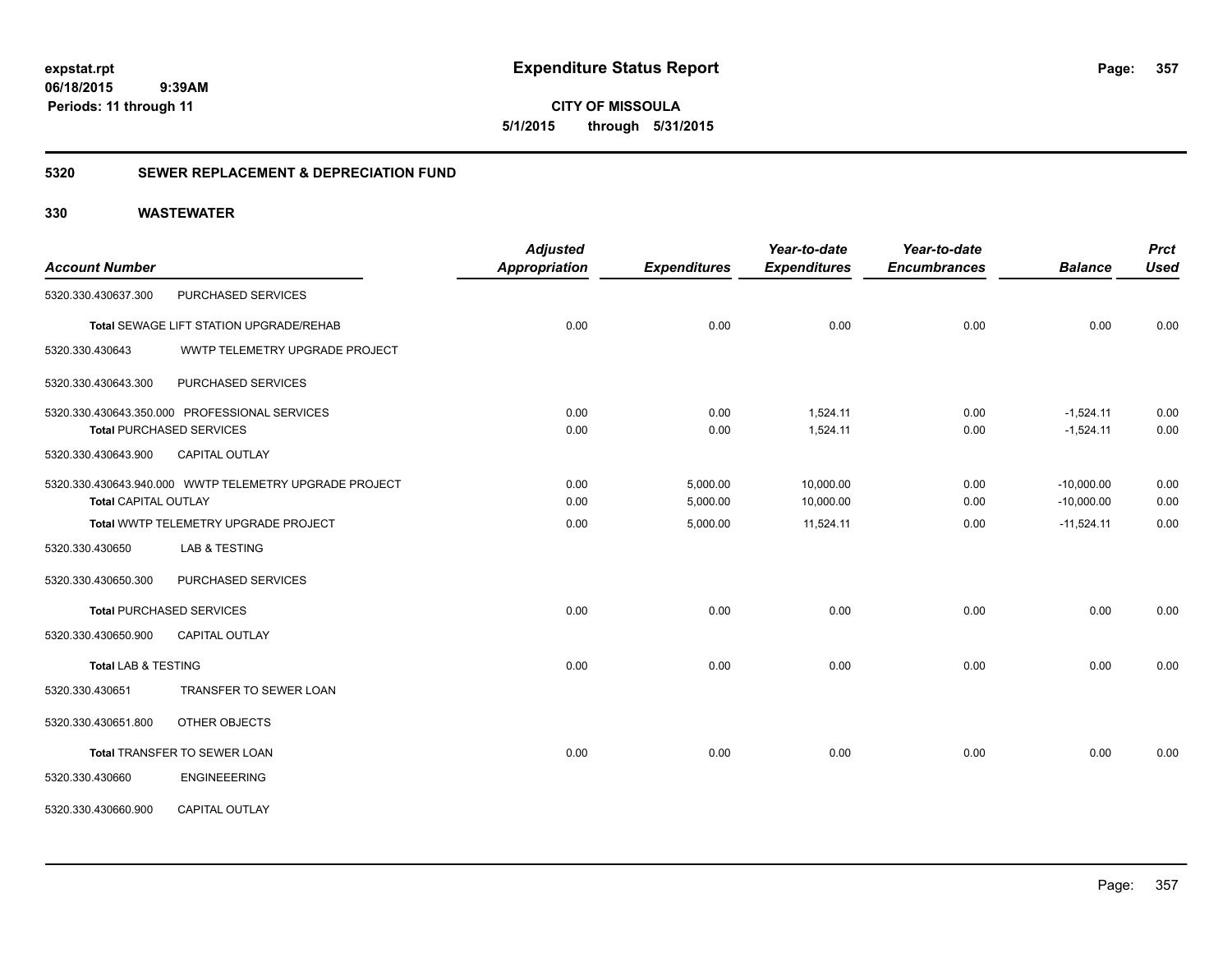**expstat.rpt**
**06/18/2015 9:39AM**
**Periods: 11 through 11**

# Expenditure Status Report

**CITY OF MISSOULA**
**5/1/2015 through 5/31/2015**

## 5320 SEWER REPLACEMENT & DEPRECIATION FUND

## 330 WASTEWATER

| Account Number | | Adjusted Appropriation | Expenditures | Year-to-date Expenditures | Year-to-date Encumbrances | Balance | Prct Used |
|---|---|---|---|---|---|---|---|
| 5320.330.430637.300 | PURCHASED SERVICES | | | | | | |
| **Total** SEWAGE LIFT STATION UPGRADE/REHAB | | 0.00 | 0.00 | 0.00 | 0.00 | 0.00 | 0.00 |
| 5320.330.430643 | WWTP TELEMETRY UPGRADE PROJECT | | | | | | |
| 5320.330.430643.300 | PURCHASED SERVICES | | | | | | |
| 5320.330.430643.350.000 | PROFESSIONAL SERVICES | 0.00 | 0.00 | 1,524.11 | 0.00 | -1,524.11 | 0.00 |
| **Total** PURCHASED SERVICES | | 0.00 | 0.00 | 1,524.11 | 0.00 | -1,524.11 | 0.00 |
| 5320.330.430643.900 | CAPITAL OUTLAY | | | | | | |
| 5320.330.430643.940.000 | WWTP TELEMETRY UPGRADE PROJECT | 0.00 | 5,000.00 | 10,000.00 | 0.00 | -10,000.00 | 0.00 |
| **Total** CAPITAL OUTLAY | | 0.00 | 5,000.00 | 10,000.00 | 0.00 | -10,000.00 | 0.00 |
| **Total** WWTP TELEMETRY UPGRADE PROJECT | | 0.00 | 5,000.00 | 11,524.11 | 0.00 | -11,524.11 | 0.00 |
| 5320.330.430650 | LAB & TESTING | | | | | | |
| 5320.330.430650.300 | PURCHASED SERVICES | | | | | | |
| **Total** PURCHASED SERVICES | | 0.00 | 0.00 | 0.00 | 0.00 | 0.00 | 0.00 |
| 5320.330.430650.900 | CAPITAL OUTLAY | | | | | | |
| **Total** LAB & TESTING | | 0.00 | 0.00 | 0.00 | 0.00 | 0.00 | 0.00 |
| 5320.330.430651 | TRANSFER TO SEWER LOAN | | | | | | |
| 5320.330.430651.800 | OTHER OBJECTS | | | | | | |
| **Total** TRANSFER TO SEWER LOAN | | 0.00 | 0.00 | 0.00 | 0.00 | 0.00 | 0.00 |
| 5320.330.430660 | ENGINEEERING | | | | | | |
| 5320.330.430660.900 | CAPITAL OUTLAY | | | | | | |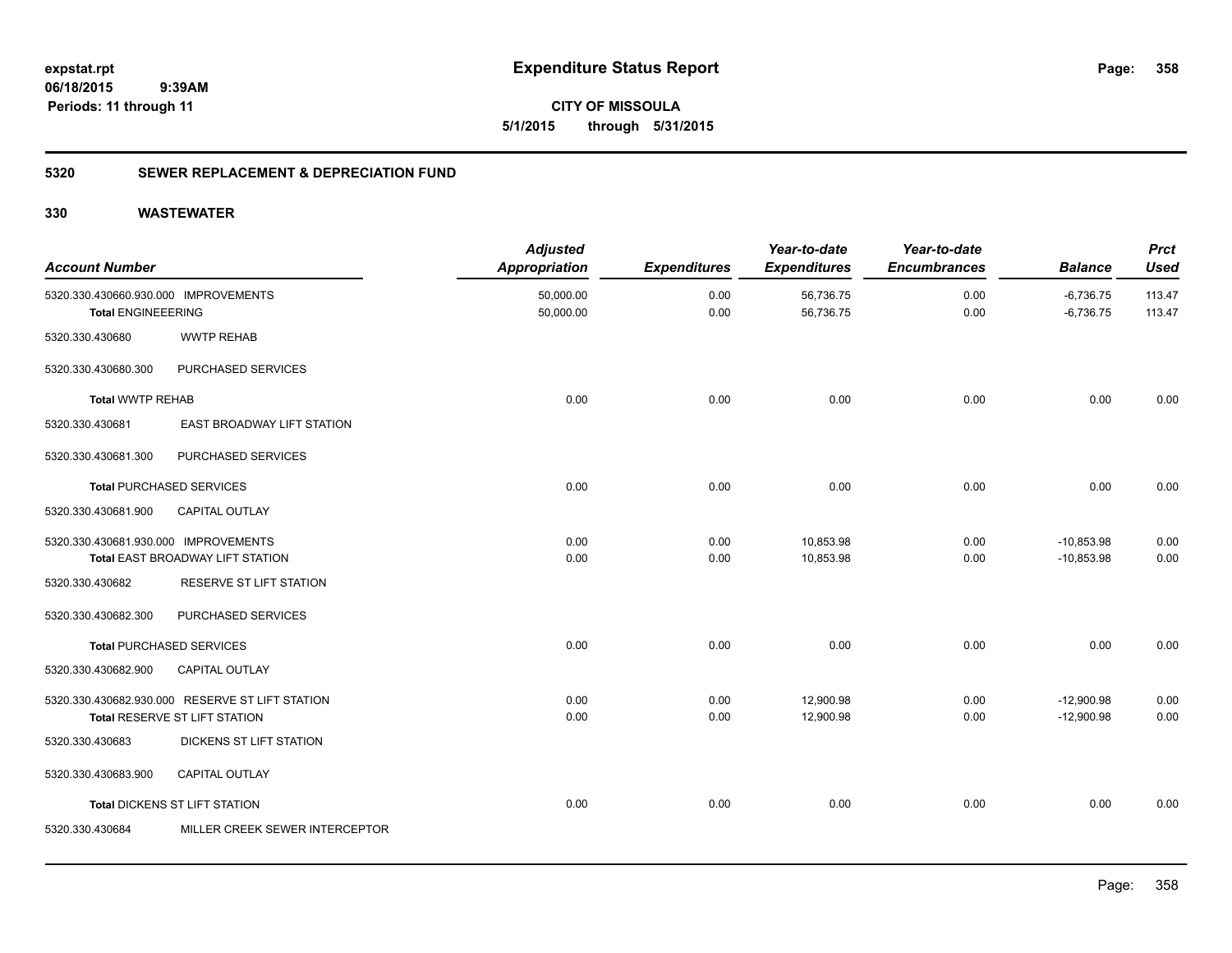expstat.rpt
06/18/2015 9:39AM
Periods: 11 through 11

# Expenditure Status Report

**CITY OF MISSOULA**
**5/1/2015 through 5/31/2015**

## 5320 SEWER REPLACEMENT & DEPRECIATION FUND

## 330 WASTEWATER

| Account Number | | Adjusted Appropriation | Expenditures | Year-to-date Expenditures | Year-to-date Encumbrances | Balance | Prct Used |
|---|---|---|---|---|---|---|---|
| 5320.330.430660.930.000 | IMPROVEMENTS | 50,000.00 | 0.00 | 56,736.75 | 0.00 | -6,736.75 | 113.47 |
| **Total ENGINEEERING** | | 50,000.00 | 0.00 | 56,736.75 | 0.00 | -6,736.75 | 113.47 |
| 5320.330.430680 | WWTP REHAB | | | | | | |
| 5320.330.430680.300 | PURCHASED SERVICES | | | | | | |
| **Total WWTP REHAB** | | 0.00 | 0.00 | 0.00 | 0.00 | 0.00 | 0.00 |
| 5320.330.430681 | EAST BROADWAY LIFT STATION | | | | | | |
| 5320.330.430681.300 | PURCHASED SERVICES | | | | | | |
| **Total PURCHASED SERVICES** | | 0.00 | 0.00 | 0.00 | 0.00 | 0.00 | 0.00 |
| 5320.330.430681.900 | CAPITAL OUTLAY | | | | | | |
| 5320.330.430681.930.000 | IMPROVEMENTS | 0.00 | 0.00 | 10,853.98 | 0.00 | -10,853.98 | 0.00 |
| **Total EAST BROADWAY LIFT STATION** | | 0.00 | 0.00 | 10,853.98 | 0.00 | -10,853.98 | 0.00 |
| 5320.330.430682 | RESERVE ST LIFT STATION | | | | | | |
| 5320.330.430682.300 | PURCHASED SERVICES | | | | | | |
| **Total PURCHASED SERVICES** | | 0.00 | 0.00 | 0.00 | 0.00 | 0.00 | 0.00 |
| 5320.330.430682.900 | CAPITAL OUTLAY | | | | | | |
| 5320.330.430682.930.000 | RESERVE ST LIFT STATION | 0.00 | 0.00 | 12,900.98 | 0.00 | -12,900.98 | 0.00 |
| **Total RESERVE ST LIFT STATION** | | 0.00 | 0.00 | 12,900.98 | 0.00 | -12,900.98 | 0.00 |
| 5320.330.430683 | DICKENS ST LIFT STATION | | | | | | |
| 5320.330.430683.900 | CAPITAL OUTLAY | | | | | | |
| **Total DICKENS ST LIFT STATION** | | 0.00 | 0.00 | 0.00 | 0.00 | 0.00 | 0.00 |
| 5320.330.430684 | MILLER CREEK SEWER INTERCEPTOR | | | | | | |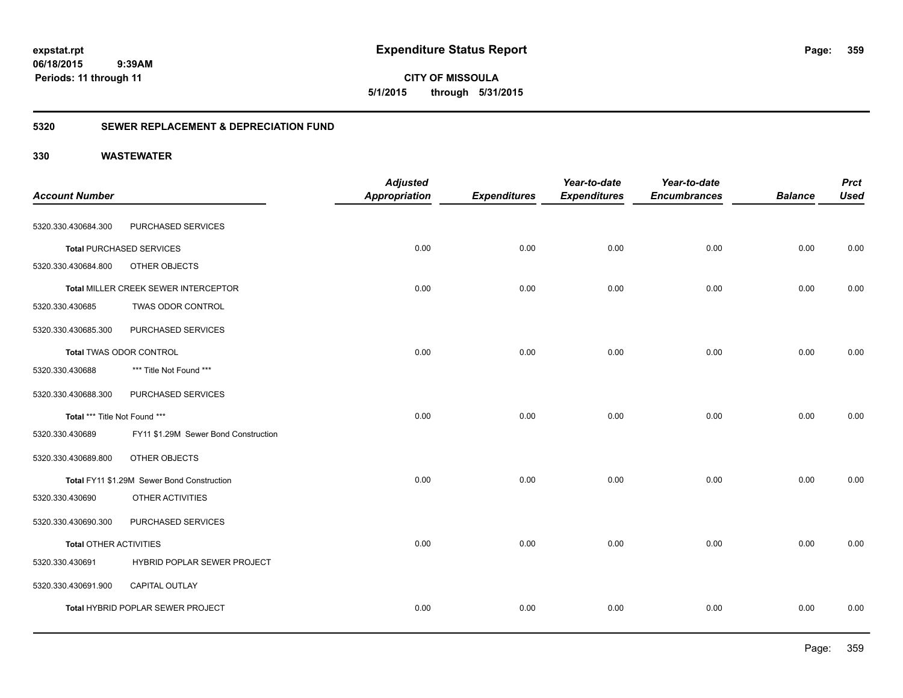# Expenditure Status Report

**CITY OF MISSOULA**

**5/1/2015 through 5/31/2015**

expstat.rpt
06/18/2015 9:39AM
Periods: 11 through 11

## 5320 SEWER REPLACEMENT & DEPRECIATION FUND

### 330 WASTEWATER

| Account Number | | Adjusted Appropriation | Expenditures | Year-to-date Expenditures | Year-to-date Encumbrances | Balance | Prct Used |
|---|---|---|---|---|---|---|---|
| 5320.330.430684.300 | PURCHASED SERVICES | | | | | | |
| **Total** PURCHASED SERVICES | | 0.00 | 0.00 | 0.00 | 0.00 | 0.00 | 0.00 |
| 5320.330.430684.800 | OTHER OBJECTS | | | | | | |
| **Total** MILLER CREEK SEWER INTERCEPTOR | | 0.00 | 0.00 | 0.00 | 0.00 | 0.00 | 0.00 |
| 5320.330.430685 | TWAS ODOR CONTROL | | | | | | |
| 5320.330.430685.300 | PURCHASED SERVICES | | | | | | |
| **Total** TWAS ODOR CONTROL | | 0.00 | 0.00 | 0.00 | 0.00 | 0.00 | 0.00 |
| 5320.330.430688 | *** Title Not Found *** | | | | | | |
| 5320.330.430688.300 | PURCHASED SERVICES | | | | | | |
| **Total** *** Title Not Found *** | | 0.00 | 0.00 | 0.00 | 0.00 | 0.00 | 0.00 |
| 5320.330.430689 | FY11 $1.29M Sewer Bond Construction | | | | | | |
| 5320.330.430689.800 | OTHER OBJECTS | | | | | | |
| **Total** FY11 $1.29M Sewer Bond Construction | | 0.00 | 0.00 | 0.00 | 0.00 | 0.00 | 0.00 |
| 5320.330.430690 | OTHER ACTIVITIES | | | | | | |
| 5320.330.430690.300 | PURCHASED SERVICES | | | | | | |
| **Total** OTHER ACTIVITIES | | 0.00 | 0.00 | 0.00 | 0.00 | 0.00 | 0.00 |
| 5320.330.430691 | HYBRID POPLAR SEWER PROJECT | | | | | | |
| 5320.330.430691.900 | CAPITAL OUTLAY | | | | | | |
| **Total** HYBRID POPLAR SEWER PROJECT | | 0.00 | 0.00 | 0.00 | 0.00 | 0.00 | 0.00 |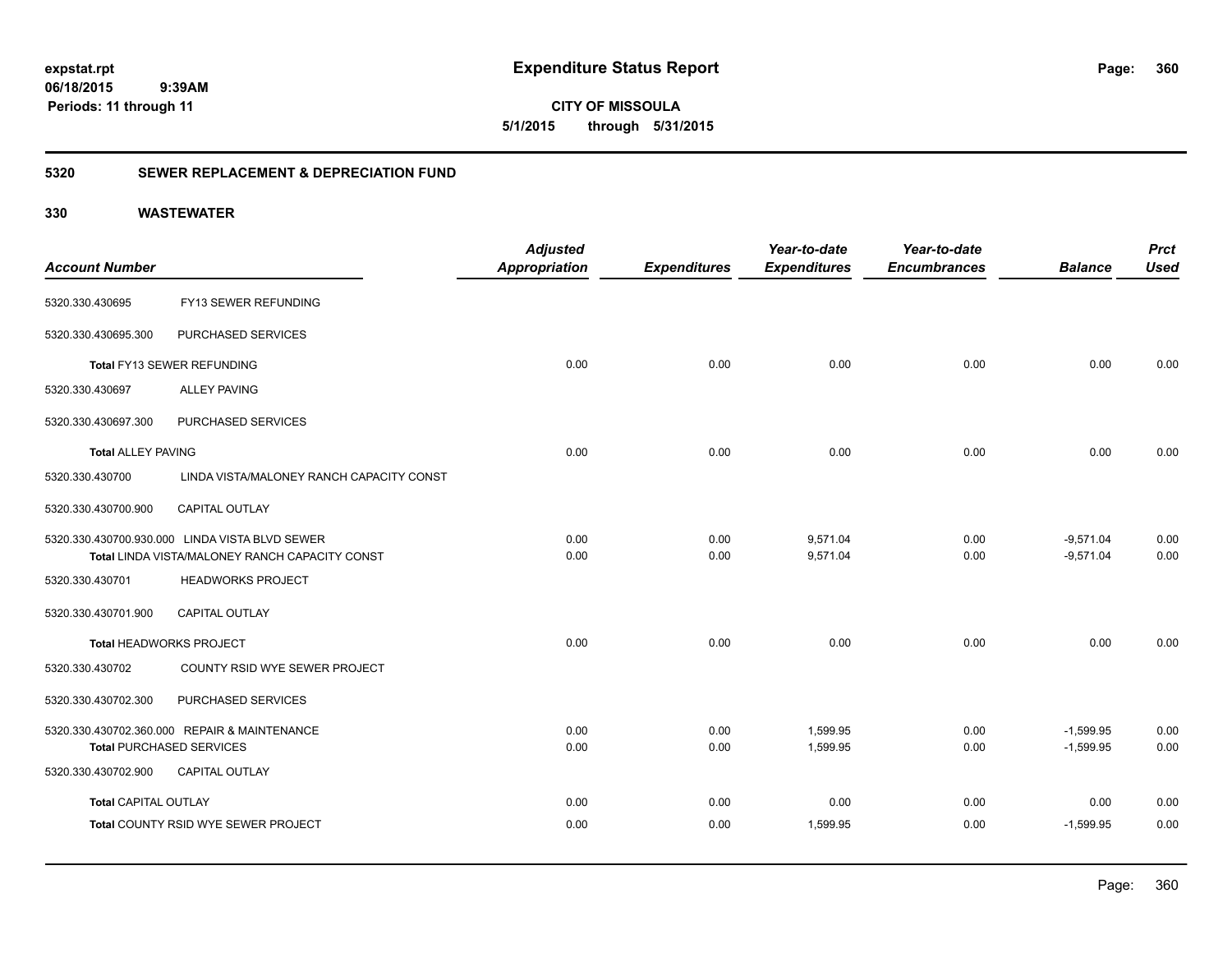expstat.rpt
06/18/2015 9:39AM
Periods: 11 through 11

# Expenditure Status Report

**CITY OF MISSOULA**
**5/1/2015 through 5/31/2015**

## 5320 SEWER REPLACEMENT & DEPRECIATION FUND

## 330 WASTEWATER

| Account Number | | Adjusted Appropriation | Expenditures | Year-to-date Expenditures | Year-to-date Encumbrances | Balance | Prct Used |
|---|---|---|---|---|---|---|---|
| 5320.330.430695 | FY13 SEWER REFUNDING | | | | | | |
| 5320.330.430695.300 | PURCHASED SERVICES | | | | | | |
| Total FY13 SEWER REFUNDING | | 0.00 | 0.00 | 0.00 | 0.00 | 0.00 | 0.00 |
| 5320.330.430697 | ALLEY PAVING | | | | | | |
| 5320.330.430697.300 | PURCHASED SERVICES | | | | | | |
| Total ALLEY PAVING | | 0.00 | 0.00 | 0.00 | 0.00 | 0.00 | 0.00 |
| 5320.330.430700 | LINDA VISTA/MALONEY RANCH CAPACITY CONST | | | | | | |
| 5320.330.430700.900 | CAPITAL OUTLAY | | | | | | |
| 5320.330.430700.930.000 | LINDA VISTA BLVD SEWER | 0.00 | 0.00 | 9,571.04 | 0.00 | -9,571.04 | 0.00 |
| Total LINDA VISTA/MALONEY RANCH CAPACITY CONST | | 0.00 | 0.00 | 9,571.04 | 0.00 | -9,571.04 | 0.00 |
| 5320.330.430701 | HEADWORKS PROJECT | | | | | | |
| 5320.330.430701.900 | CAPITAL OUTLAY | | | | | | |
| Total HEADWORKS PROJECT | | 0.00 | 0.00 | 0.00 | 0.00 | 0.00 | 0.00 |
| 5320.330.430702 | COUNTY RSID WYE SEWER PROJECT | | | | | | |
| 5320.330.430702.300 | PURCHASED SERVICES | | | | | | |
| 5320.330.430702.360.000 | REPAIR & MAINTENANCE | 0.00 | 0.00 | 1,599.95 | 0.00 | -1,599.95 | 0.00 |
| Total PURCHASED SERVICES | | 0.00 | 0.00 | 1,599.95 | 0.00 | -1,599.95 | 0.00 |
| 5320.330.430702.900 | CAPITAL OUTLAY | | | | | | |
| Total CAPITAL OUTLAY | | 0.00 | 0.00 | 0.00 | 0.00 | 0.00 | 0.00 |
| Total COUNTY RSID WYE SEWER PROJECT | | 0.00 | 0.00 | 1,599.95 | 0.00 | -1,599.95 | 0.00 |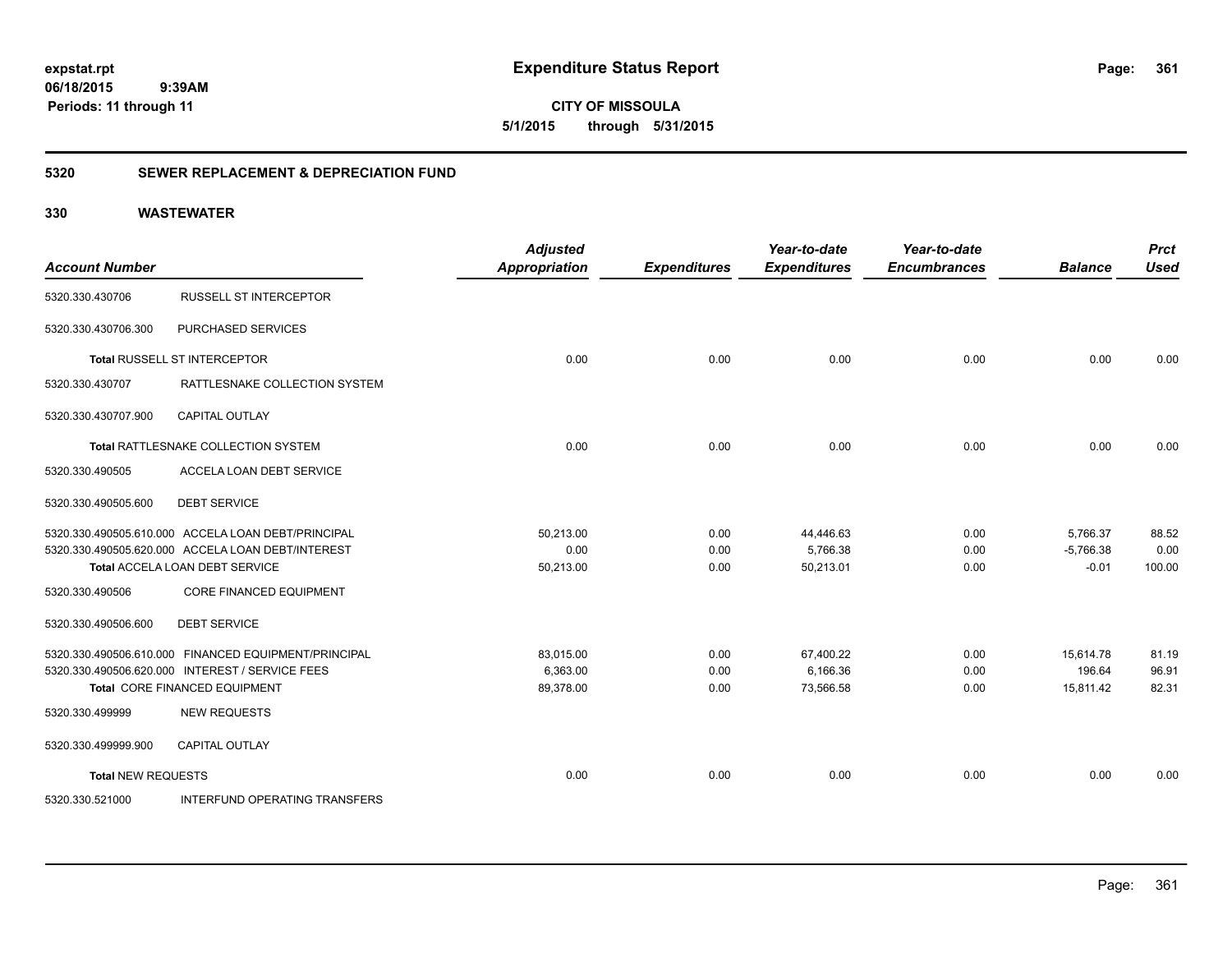**expstat.rpt**
**06/18/2015 9:39AM**
**Periods: 11 through 11**

# Expenditure Status Report

**CITY OF MISSOULA**
**5/1/2015 through 5/31/2015**

## 5320 SEWER REPLACEMENT & DEPRECIATION FUND

## 330 WASTEWATER

| Account Number | | Adjusted Appropriation | Expenditures | Year-to-date Expenditures | Year-to-date Encumbrances | Balance | Prct Used |
|---|---|---|---|---|---|---|---|
| 5320.330.430706 | RUSSELL ST INTERCEPTOR | | | | | | |
| 5320.330.430706.300 | PURCHASED SERVICES | | | | | | |
| **Total** RUSSELL ST INTERCEPTOR | | 0.00 | 0.00 | 0.00 | 0.00 | 0.00 | 0.00 |
| 5320.330.430707 | RATTLESNAKE COLLECTION SYSTEM | | | | | | |
| 5320.330.430707.900 | CAPITAL OUTLAY | | | | | | |
| **Total** RATTLESNAKE COLLECTION SYSTEM | | 0.00 | 0.00 | 0.00 | 0.00 | 0.00 | 0.00 |
| 5320.330.490505 | ACCELA LOAN DEBT SERVICE | | | | | | |
| 5320.330.490505.600 | DEBT SERVICE | | | | | | |
| 5320.330.490505.610.000 | ACCELA LOAN DEBT/PRINCIPAL | 50,213.00 | 0.00 | 44,446.63 | 0.00 | 5,766.37 | 88.52 |
| 5320.330.490505.620.000 | ACCELA LOAN DEBT/INTEREST | 0.00 | 0.00 | 5,766.38 | 0.00 | -5,766.38 | 0.00 |
| **Total** ACCELA LOAN DEBT SERVICE | | 50,213.00 | 0.00 | 50,213.01 | 0.00 | -0.01 | 100.00 |
| 5320.330.490506 | CORE FINANCED EQUIPMENT | | | | | | |
| 5320.330.490506.600 | DEBT SERVICE | | | | | | |
| 5320.330.490506.610.000 | FINANCED EQUIPMENT/PRINCIPAL | 83,015.00 | 0.00 | 67,400.22 | 0.00 | 15,614.78 | 81.19 |
| 5320.330.490506.620.000 | INTEREST / SERVICE FEES | 6,363.00 | 0.00 | 6,166.36 | 0.00 | 196.64 | 96.91 |
| **Total** CORE FINANCED EQUIPMENT | | 89,378.00 | 0.00 | 73,566.58 | 0.00 | 15,811.42 | 82.31 |
| 5320.330.499999 | NEW REQUESTS | | | | | | |
| 5320.330.499999.900 | CAPITAL OUTLAY | | | | | | |
| **Total** NEW REQUESTS | | 0.00 | 0.00 | 0.00 | 0.00 | 0.00 | 0.00 |
| 5320.330.521000 | INTERFUND OPERATING TRANSFERS | | | | | | |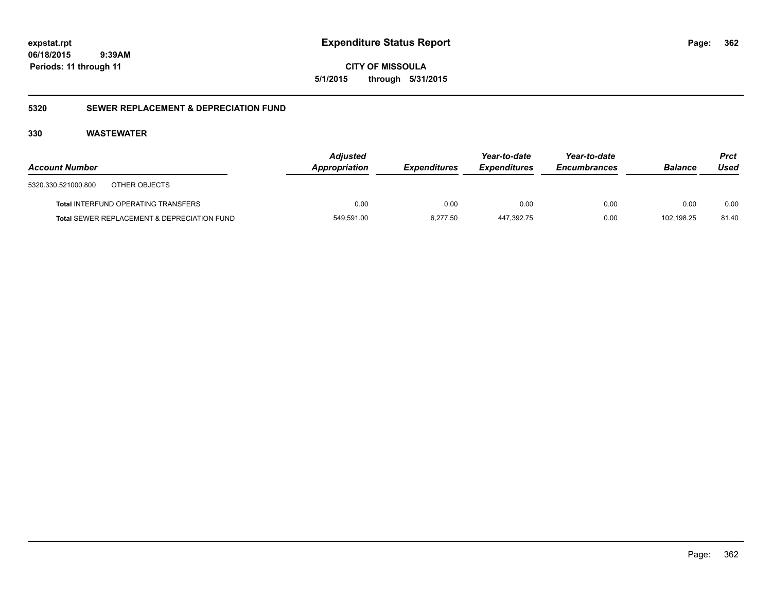**Expenditure Status Report**

**CITY OF MISSOULA**

**5/1/2015 through 5/31/2015**

expstat.rpt
06/18/2015 9:39AM
Periods: 11 through 11

## 5320 SEWER REPLACEMENT & DEPRECIATION FUND

### 330 WASTEWATER

| Account Number | Adjusted Appropriation | Expenditures | Year-to-date Expenditures | Year-to-date Encumbrances | Balance | Prct Used |
|---|---|---|---|---|---|---|
| 5320.330.521000.800 OTHER OBJECTS | | | | | | |
| **Total** INTERFUND OPERATING TRANSFERS | 0.00 | 0.00 | 0.00 | 0.00 | 0.00 | 0.00 |
| **Total** SEWER REPLACEMENT & DEPRECIATION FUND | 549,591.00 | 6,277.50 | 447,392.75 | 0.00 | 102,198.25 | 81.40 |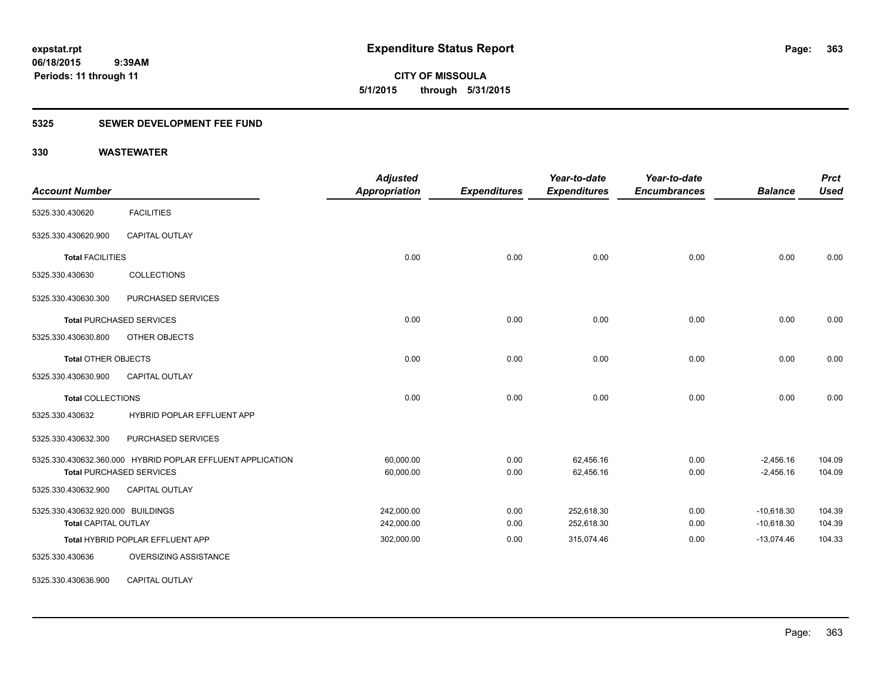# Expenditure Status Report

**expstat.rpt**
**06/18/2015 9:39AM**
**Periods: 11 through 11**

**CITY OF MISSOULA**
**5/1/2015 through 5/31/2015**

## 5325 SEWER DEVELOPMENT FEE FUND

## 330 WASTEWATER

| Account Number | | Adjusted Appropriation | Expenditures | Year-to-date Expenditures | Year-to-date Encumbrances | Balance | Prct Used |
|---|---|---|---|---|---|---|---|
| 5325.330.430620 | FACILITIES | | | | | | |
| 5325.330.430620.900 | CAPITAL OUTLAY | | | | | | |
| **Total** FACILITIES | | 0.00 | 0.00 | 0.00 | 0.00 | 0.00 | 0.00 |
| 5325.330.430630 | COLLECTIONS | | | | | | |
| 5325.330.430630.300 | PURCHASED SERVICES | | | | | | |
| **Total** PURCHASED SERVICES | | 0.00 | 0.00 | 0.00 | 0.00 | 0.00 | 0.00 |
| 5325.330.430630.800 | OTHER OBJECTS | | | | | | |
| **Total** OTHER OBJECTS | | 0.00 | 0.00 | 0.00 | 0.00 | 0.00 | 0.00 |
| 5325.330.430630.900 | CAPITAL OUTLAY | | | | | | |
| **Total** COLLECTIONS | | 0.00 | 0.00 | 0.00 | 0.00 | 0.00 | 0.00 |
| 5325.330.430632 | HYBRID POPLAR EFFLUENT APP | | | | | | |
| 5325.330.430632.300 | PURCHASED SERVICES | | | | | | |
| 5325.330.430632.360.000 | HYBRID POPLAR EFFLUENT APPLICATION | 60,000.00 | 0.00 | 62,456.16 | 0.00 | -2,456.16 | 104.09 |
| **Total** PURCHASED SERVICES | | 60,000.00 | 0.00 | 62,456.16 | 0.00 | -2,456.16 | 104.09 |
| 5325.330.430632.900 | CAPITAL OUTLAY | | | | | | |
| 5325.330.430632.920.000 | BUILDINGS | 242,000.00 | 0.00 | 252,618.30 | 0.00 | -10,618.30 | 104.39 |
| **Total** CAPITAL OUTLAY | | 242,000.00 | 0.00 | 252,618.30 | 0.00 | -10,618.30 | 104.39 |
| **Total** HYBRID POPLAR EFFLUENT APP | | 302,000.00 | 0.00 | 315,074.46 | 0.00 | -13,074.46 | 104.33 |
| 5325.330.430636 | OVERSIZING ASSISTANCE | | | | | | |
| 5325.330.430636.900 | CAPITAL OUTLAY | | | | | | |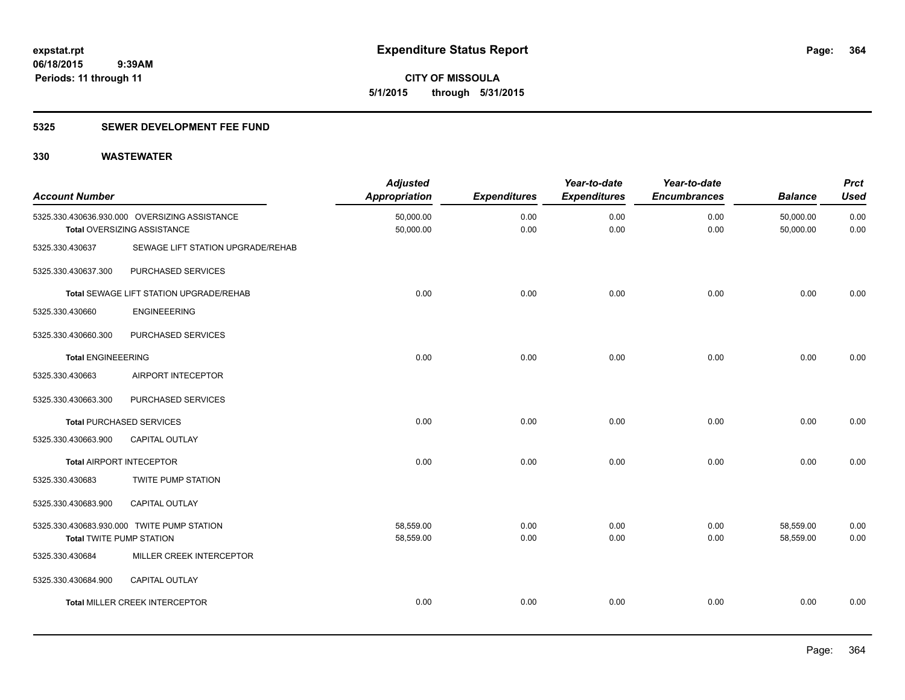**expstat.rpt**
**06/18/2015 9:39AM**
**Periods: 11 through 11**

# Expenditure Status Report

**CITY OF MISSOULA**
**5/1/2015 through 5/31/2015**

## 5325 SEWER DEVELOPMENT FEE FUND

### 330 WASTEWATER

| Account Number | | Adjusted Appropriation | Expenditures | Year-to-date Expenditures | Year-to-date Encumbrances | Balance | Prct Used |
|---|---|---|---|---|---|---|---|
| 5325.330.430636.930.000 | OVERSIZING ASSISTANCE | 50,000.00 | 0.00 | 0.00 | 0.00 | 50,000.00 | 0.00 |
| **Total** OVERSIZING ASSISTANCE | | 50,000.00 | 0.00 | 0.00 | 0.00 | 50,000.00 | 0.00 |
| 5325.330.430637 | SEWAGE LIFT STATION UPGRADE/REHAB | | | | | | |
| 5325.330.430637.300 | PURCHASED SERVICES | | | | | | |
| **Total** SEWAGE LIFT STATION UPGRADE/REHAB | | 0.00 | 0.00 | 0.00 | 0.00 | 0.00 | 0.00 |
| 5325.330.430660 | ENGINEEERING | | | | | | |
| 5325.330.430660.300 | PURCHASED SERVICES | | | | | | |
| **Total** ENGINEEERING | | 0.00 | 0.00 | 0.00 | 0.00 | 0.00 | 0.00 |
| 5325.330.430663 | AIRPORT INTECEPTOR | | | | | | |
| 5325.330.430663.300 | PURCHASED SERVICES | | | | | | |
| **Total** PURCHASED SERVICES | | 0.00 | 0.00 | 0.00 | 0.00 | 0.00 | 0.00 |
| 5325.330.430663.900 | CAPITAL OUTLAY | | | | | | |
| **Total** AIRPORT INTECEPTOR | | 0.00 | 0.00 | 0.00 | 0.00 | 0.00 | 0.00 |
| 5325.330.430683 | TWITE PUMP STATION | | | | | | |
| 5325.330.430683.900 | CAPITAL OUTLAY | | | | | | |
| 5325.330.430683.930.000 | TWITE PUMP STATION | 58,559.00 | 0.00 | 0.00 | 0.00 | 58,559.00 | 0.00 |
| **Total** TWITE PUMP STATION | | 58,559.00 | 0.00 | 0.00 | 0.00 | 58,559.00 | 0.00 |
| 5325.330.430684 | MILLER CREEK INTERCEPTOR | | | | | | |
| 5325.330.430684.900 | CAPITAL OUTLAY | | | | | | |
| **Total** MILLER CREEK INTERCEPTOR | | 0.00 | 0.00 | 0.00 | 0.00 | 0.00 | 0.00 |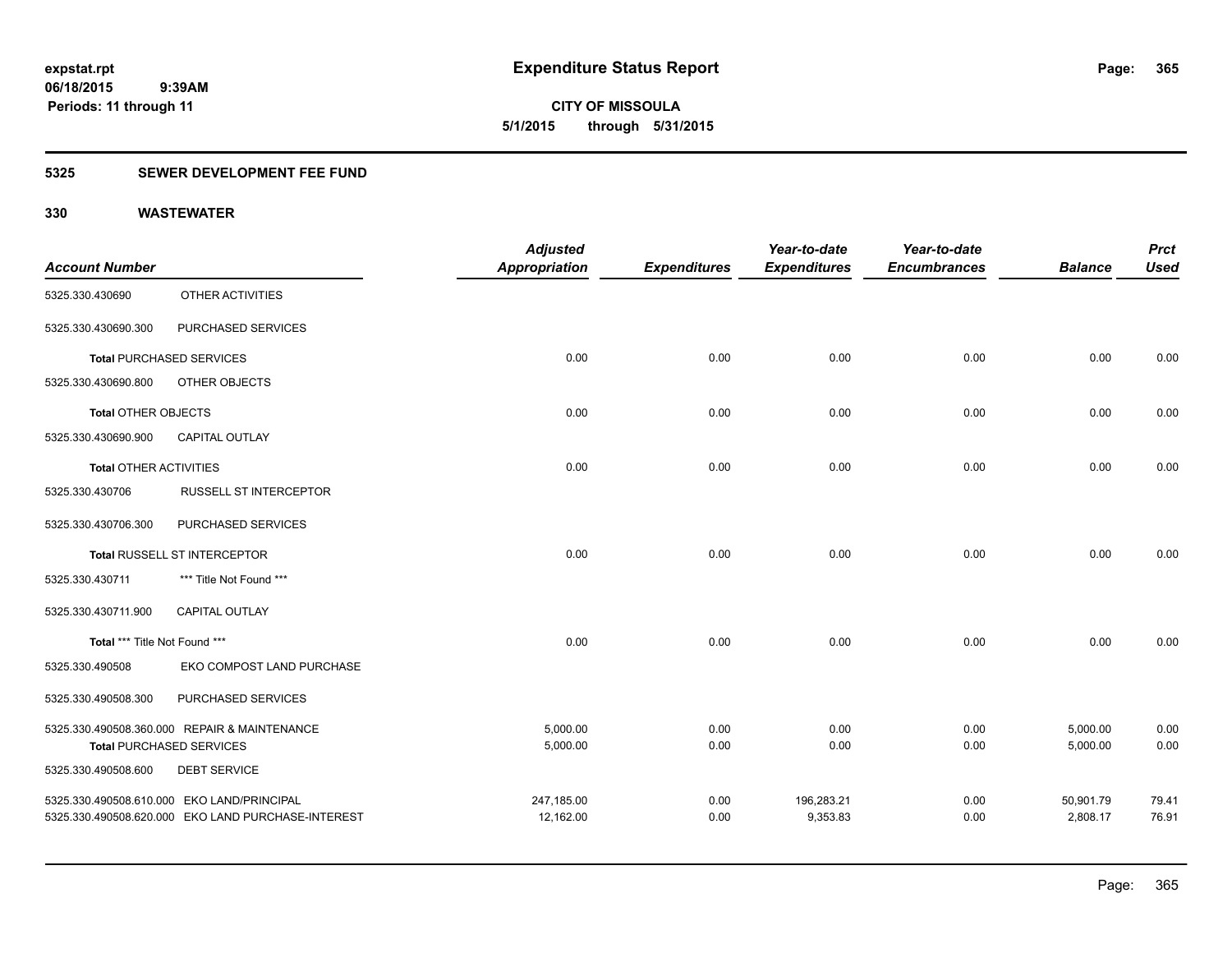# Expenditure Status Report

expstat.rpt
06/18/2015 9:39AM
Periods: 11 through 11

**CITY OF MISSOULA**
**5/1/2015 through 5/31/2015**

## 5325 SEWER DEVELOPMENT FEE FUND

### 330 WASTEWATER

| Account Number | | Adjusted Appropriation | Expenditures | Year-to-date Expenditures | Year-to-date Encumbrances | Balance | Prct Used |
|---|---|---|---|---|---|---|---|
| 5325.330.430690 | OTHER ACTIVITIES | | | | | | |
| 5325.330.430690.300 | PURCHASED SERVICES | | | | | | |
| **Total** PURCHASED SERVICES | | 0.00 | 0.00 | 0.00 | 0.00 | 0.00 | 0.00 |
| 5325.330.430690.800 | OTHER OBJECTS | | | | | | |
| **Total** OTHER OBJECTS | | 0.00 | 0.00 | 0.00 | 0.00 | 0.00 | 0.00 |
| 5325.330.430690.900 | CAPITAL OUTLAY | | | | | | |
| **Total** OTHER ACTIVITIES | | 0.00 | 0.00 | 0.00 | 0.00 | 0.00 | 0.00 |
| 5325.330.430706 | RUSSELL ST INTERCEPTOR | | | | | | |
| 5325.330.430706.300 | PURCHASED SERVICES | | | | | | |
| **Total** RUSSELL ST INTERCEPTOR | | 0.00 | 0.00 | 0.00 | 0.00 | 0.00 | 0.00 |
| 5325.330.430711 | *** Title Not Found *** | | | | | | |
| 5325.330.430711.900 | CAPITAL OUTLAY | | | | | | |
| **Total** *** Title Not Found *** | | 0.00 | 0.00 | 0.00 | 0.00 | 0.00 | 0.00 |
| 5325.330.490508 | EKO COMPOST LAND PURCHASE | | | | | | |
| 5325.330.490508.300 | PURCHASED SERVICES | | | | | | |
| 5325.330.490508.360.000 | REPAIR & MAINTENANCE | 5,000.00 | 0.00 | 0.00 | 0.00 | 5,000.00 | 0.00 |
| **Total** PURCHASED SERVICES | | 5,000.00 | 0.00 | 0.00 | 0.00 | 5,000.00 | 0.00 |
| 5325.330.490508.600 | DEBT SERVICE | | | | | | |
| 5325.330.490508.610.000 | EKO LAND/PRINCIPAL | 247,185.00 | 0.00 | 196,283.21 | 0.00 | 50,901.79 | 79.41 |
| 5325.330.490508.620.000 | EKO LAND PURCHASE-INTEREST | 12,162.00 | 0.00 | 9,353.83 | 0.00 | 2,808.17 | 76.91 |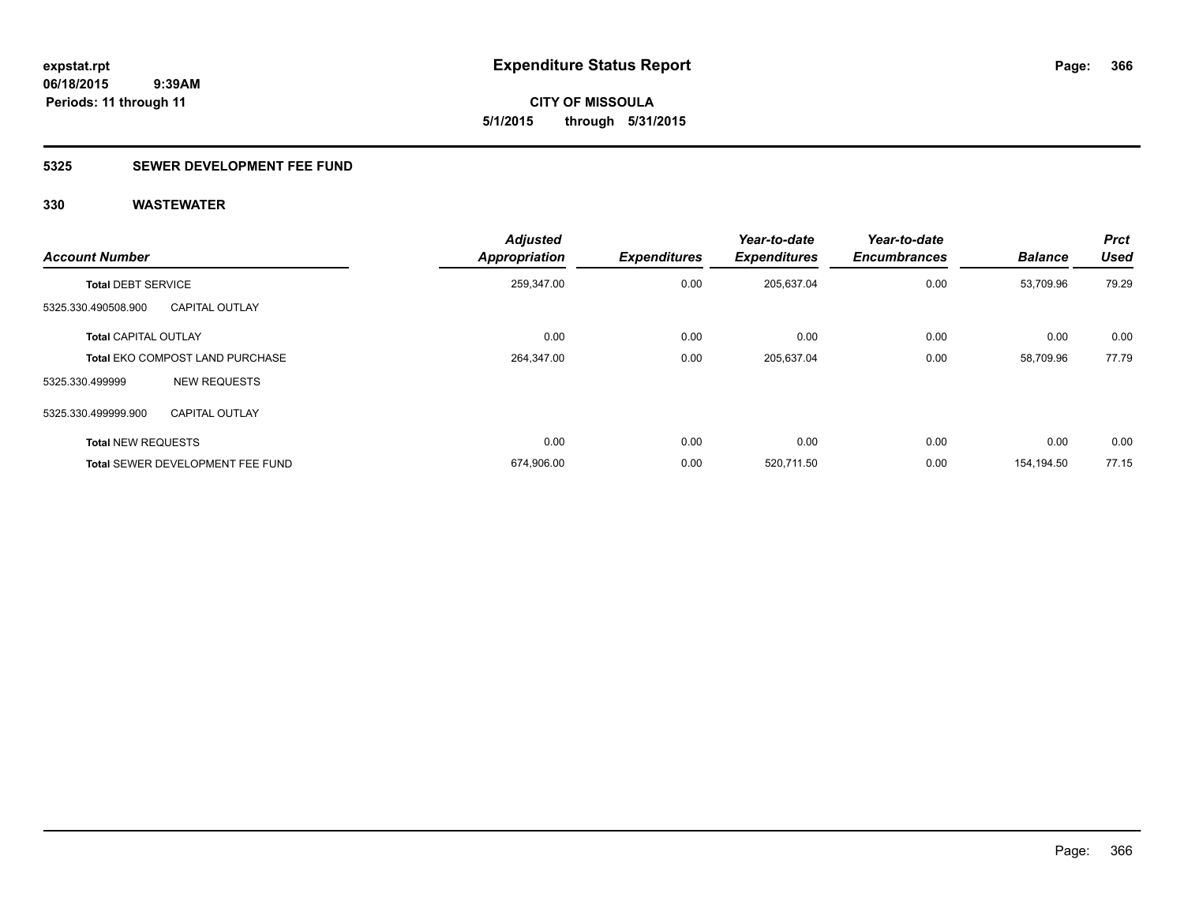**expstat.rpt**
**06/18/2015 9:39AM**
**Periods: 11 through 11**

# Expenditure Status Report

**CITY OF MISSOULA**
**5/1/2015 through 5/31/2015**

## 5325 SEWER DEVELOPMENT FEE FUND

### 330 WASTEWATER

| Account Number | | Adjusted Appropriation | Expenditures | Year-to-date Expenditures | Year-to-date Encumbrances | Balance | Prct Used |
|---|---|---|---|---|---|---|---|
| **Total** DEBT SERVICE | | 259,347.00 | 0.00 | 205,637.04 | 0.00 | 53,709.96 | 79.29 |
| 5325.330.490508.900 | CAPITAL OUTLAY | | | | | | |
| **Total** CAPITAL OUTLAY | | 0.00 | 0.00 | 0.00 | 0.00 | 0.00 | 0.00 |
| **Total** EKO COMPOST LAND PURCHASE | | 264,347.00 | 0.00 | 205,637.04 | 0.00 | 58,709.96 | 77.79 |
| 5325.330.499999 | NEW REQUESTS | | | | | | |
| 5325.330.499999.900 | CAPITAL OUTLAY | | | | | | |
| **Total** NEW REQUESTS | | 0.00 | 0.00 | 0.00 | 0.00 | 0.00 | 0.00 |
| **Total** SEWER DEVELOPMENT FEE FUND | | 674,906.00 | 0.00 | 520,711.50 | 0.00 | 154,194.50 | 77.15 |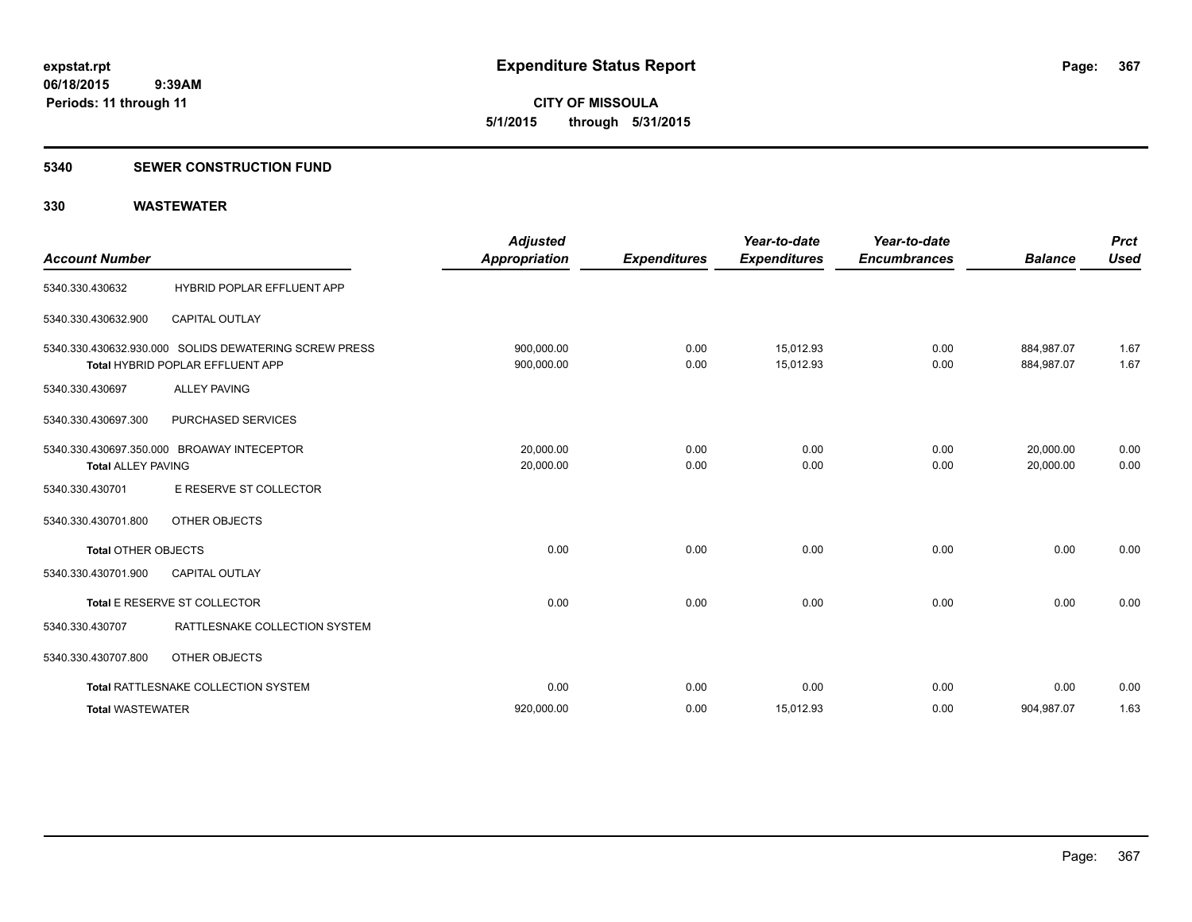**expstat.rpt**
**06/18/2015 9:39AM**
**Periods: 11 through 11**

# Expenditure Status Report

**CITY OF MISSOULA**
**5/1/2015 through 5/31/2015**

## 5340 SEWER CONSTRUCTION FUND

### 330 WASTEWATER

| Account Number | | Adjusted Appropriation | Expenditures | Year-to-date Expenditures | Year-to-date Encumbrances | Balance | Prct Used |
|---|---|---|---|---|---|---|---|
| 5340.330.430632 | HYBRID POPLAR EFFLUENT APP | | | | | | |
| 5340.330.430632.900 | CAPITAL OUTLAY | | | | | | |
| 5340.330.430632.930.000 | SOLIDS DEWATERING SCREW PRESS | 900,000.00 | 0.00 | 15,012.93 | 0.00 | 884,987.07 | 1.67 |
| **Total** HYBRID POPLAR EFFLUENT APP | | 900,000.00 | 0.00 | 15,012.93 | 0.00 | 884,987.07 | 1.67 |
| 5340.330.430697 | ALLEY PAVING | | | | | | |
| 5340.330.430697.300 | PURCHASED SERVICES | | | | | | |
| 5340.330.430697.350.000 | BROAWAY INTECEPTOR | 20,000.00 | 0.00 | 0.00 | 0.00 | 20,000.00 | 0.00 |
| **Total** ALLEY PAVING | | 20,000.00 | 0.00 | 0.00 | 0.00 | 20,000.00 | 0.00 |
| 5340.330.430701 | E RESERVE ST COLLECTOR | | | | | | |
| 5340.330.430701.800 | OTHER OBJECTS | | | | | | |
| **Total** OTHER OBJECTS | | 0.00 | 0.00 | 0.00 | 0.00 | 0.00 | 0.00 |
| 5340.330.430701.900 | CAPITAL OUTLAY | | | | | | |
| **Total** E RESERVE ST COLLECTOR | | 0.00 | 0.00 | 0.00 | 0.00 | 0.00 | 0.00 |
| 5340.330.430707 | RATTLESNAKE COLLECTION SYSTEM | | | | | | |
| 5340.330.430707.800 | OTHER OBJECTS | | | | | | |
| **Total** RATTLESNAKE COLLECTION SYSTEM | | 0.00 | 0.00 | 0.00 | 0.00 | 0.00 | 0.00 |
| **Total** WASTEWATER | | 920,000.00 | 0.00 | 15,012.93 | 0.00 | 904,987.07 | 1.63 |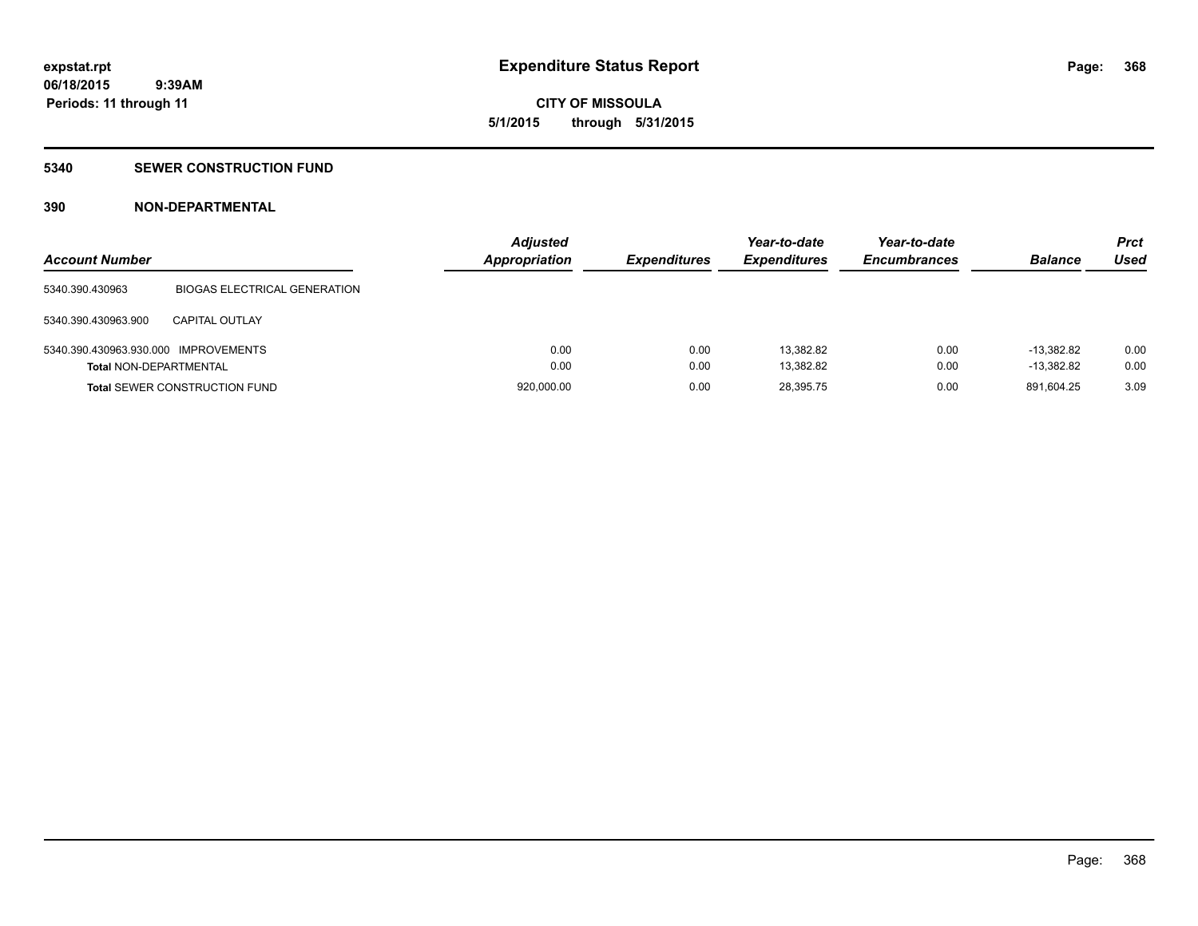**expstat.rpt**
**06/18/2015 9:39AM**
**Periods: 11 through 11**

# Expenditure Status Report

**CITY OF MISSOULA**
**5/1/2015 through 5/31/2015**

## 5340 SEWER CONSTRUCTION FUND

## 390 NON-DEPARTMENTAL

| Account Number | | Adjusted Appropriation | Expenditures | Year-to-date Expenditures | Year-to-date Encumbrances | Balance | Prct Used |
|---|---|---|---|---|---|---|---|
| 5340.390.430963 | BIOGAS ELECTRICAL GENERATION | | | | | | |
| 5340.390.430963.900 | CAPITAL OUTLAY | | | | | | |
| 5340.390.430963.930.000 | IMPROVEMENTS | 0.00 | 0.00 | 13,382.82 | 0.00 | -13,382.82 | 0.00 |
| **Total** NON-DEPARTMENTAL | | 0.00 | 0.00 | 13,382.82 | 0.00 | -13,382.82 | 0.00 |
| **Total** SEWER CONSTRUCTION FUND | | 920,000.00 | 0.00 | 28,395.75 | 0.00 | 891,604.25 | 3.09 |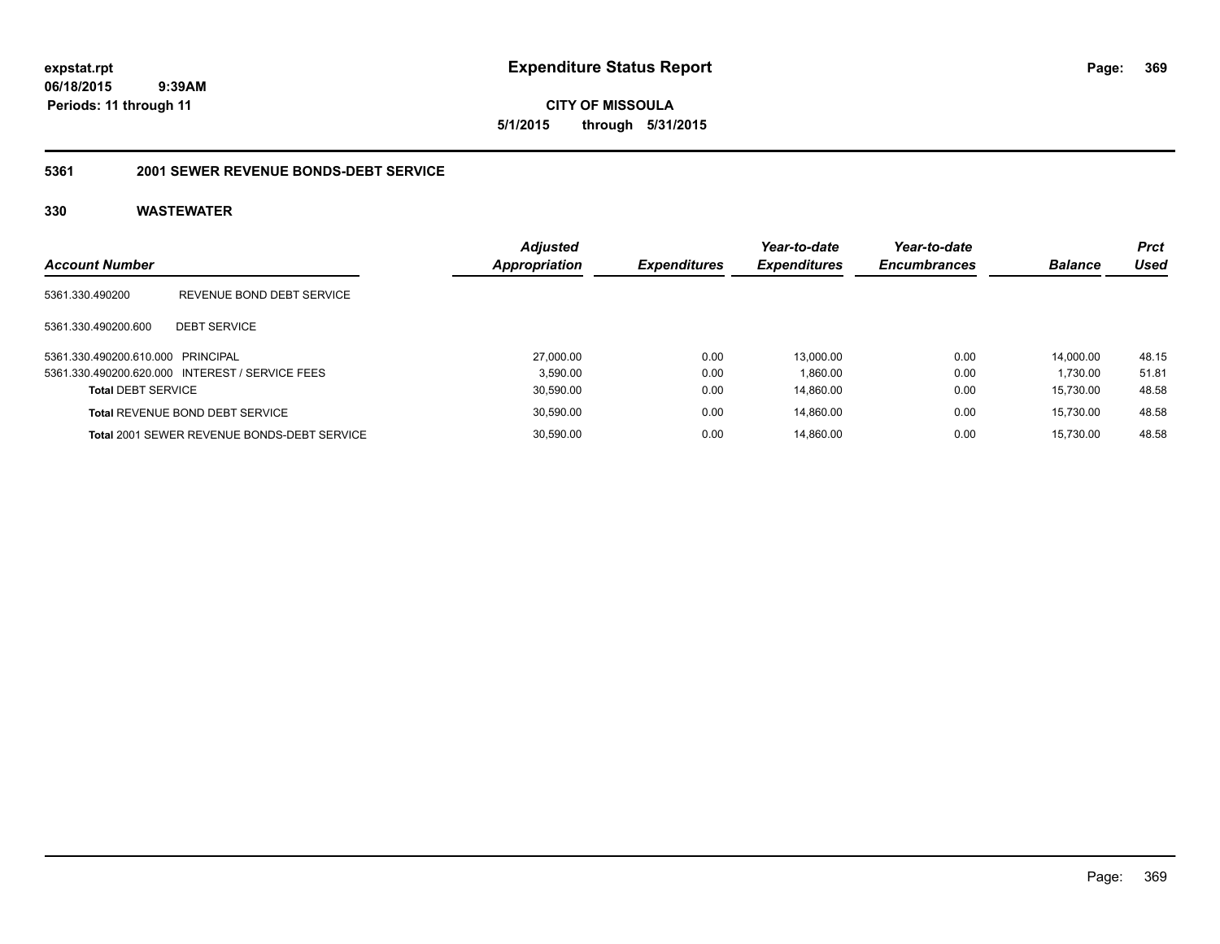**expstat.rpt**
**06/18/2015 9:39AM**
**Periods: 11 through 11**

# Expenditure Status Report

**CITY OF MISSOULA**
**5/1/2015 through 5/31/2015**

## 5361 2001 SEWER REVENUE BONDS-DEBT SERVICE

## 330 WASTEWATER

| Account Number | | Adjusted Appropriation | Expenditures | Year-to-date Expenditures | Year-to-date Encumbrances | Balance | Prct Used |
|---|---|---|---|---|---|---|---|
| 5361.330.490200 | REVENUE BOND DEBT SERVICE | | | | | | |
| 5361.330.490200.600 | DEBT SERVICE | | | | | | |
| 5361.330.490200.610.000 | PRINCIPAL | 27,000.00 | 0.00 | 13,000.00 | 0.00 | 14,000.00 | 48.15 |
| 5361.330.490200.620.000 | INTEREST / SERVICE FEES | 3,590.00 | 0.00 | 1,860.00 | 0.00 | 1,730.00 | 51.81 |
| **Total** DEBT SERVICE | | 30,590.00 | 0.00 | 14,860.00 | 0.00 | 15,730.00 | 48.58 |
| **Total** REVENUE BOND DEBT SERVICE | | 30,590.00 | 0.00 | 14,860.00 | 0.00 | 15,730.00 | 48.58 |
| **Total** 2001 SEWER REVENUE BONDS-DEBT SERVICE | | 30,590.00 | 0.00 | 14,860.00 | 0.00 | 15,730.00 | 48.58 |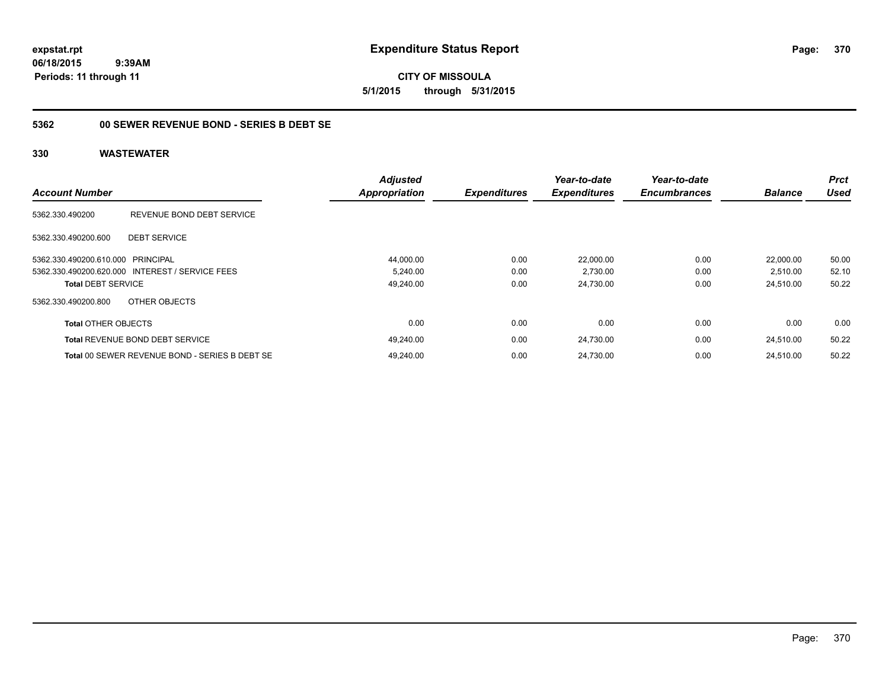# Expenditure Status Report

**CITY OF MISSOULA**

**5/1/2015 through 5/31/2015**

expstat.rpt
06/18/2015 9:39AM
Periods: 11 through 11

## 5362 00 SEWER REVENUE BOND - SERIES B DEBT SE

### 330 WASTEWATER

| Account Number | | Adjusted Appropriation | Expenditures | Year-to-date Expenditures | Year-to-date Encumbrances | Balance | Prct Used |
|---|---|---|---|---|---|---|---|
| 5362.330.490200 | REVENUE BOND DEBT SERVICE | | | | | | |
| 5362.330.490200.600 | DEBT SERVICE | | | | | | |
| 5362.330.490200.610.000 | PRINCIPAL | 44,000.00 | 0.00 | 22,000.00 | 0.00 | 22,000.00 | 50.00 |
| 5362.330.490200.620.000 | INTEREST / SERVICE FEES | 5,240.00 | 0.00 | 2,730.00 | 0.00 | 2,510.00 | 52.10 |
| **Total** DEBT SERVICE | | 49,240.00 | 0.00 | 24,730.00 | 0.00 | 24,510.00 | 50.22 |
| 5362.330.490200.800 | OTHER OBJECTS | | | | | | |
| **Total** OTHER OBJECTS | | 0.00 | 0.00 | 0.00 | 0.00 | 0.00 | 0.00 |
| **Total** REVENUE BOND DEBT SERVICE | | 49,240.00 | 0.00 | 24,730.00 | 0.00 | 24,510.00 | 50.22 |
| **Total** 00 SEWER REVENUE BOND - SERIES B DEBT SE | | 49,240.00 | 0.00 | 24,730.00 | 0.00 | 24,510.00 | 50.22 |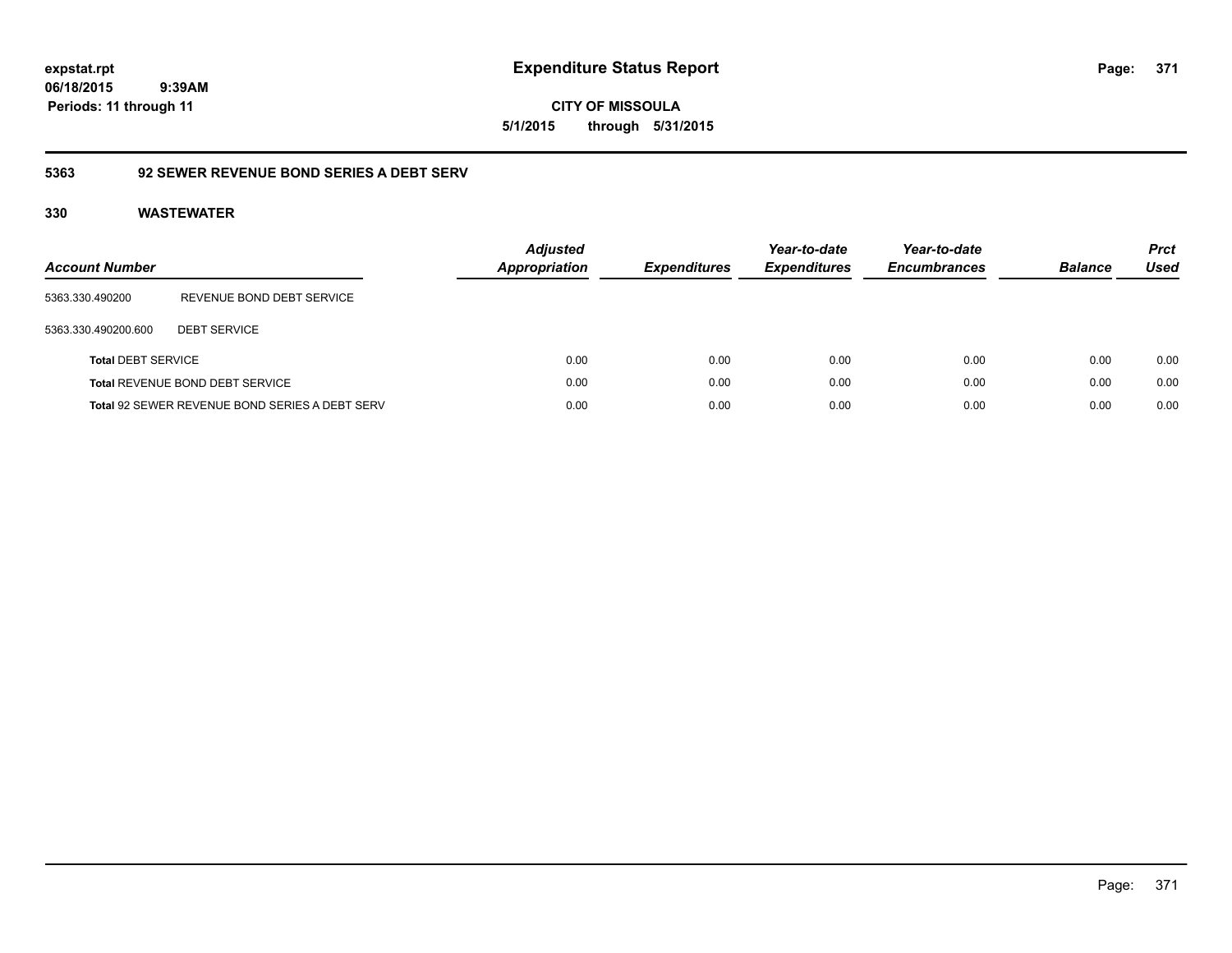# Expenditure Status Report

expstat.rpt
06/18/2015 9:39AM
Periods: 11 through 11

**CITY OF MISSOULA**
**5/1/2015 through 5/31/2015**

## 5363 92 SEWER REVENUE BOND SERIES A DEBT SERV

### 330 WASTEWATER

| Account Number | | Adjusted Appropriation | Expenditures | Year-to-date Expenditures | Year-to-date Encumbrances | Balance | Prct Used |
|---|---|---|---|---|---|---|---|
| 5363.330.490200 | REVENUE BOND DEBT SERVICE | | | | | | |
| 5363.330.490200.600 | DEBT SERVICE | | | | | | |
| **Total** DEBT SERVICE | | 0.00 | 0.00 | 0.00 | 0.00 | 0.00 | 0.00 |
| **Total** REVENUE BOND DEBT SERVICE | | 0.00 | 0.00 | 0.00 | 0.00 | 0.00 | 0.00 |
| **Total** 92 SEWER REVENUE BOND SERIES A DEBT SERV | | 0.00 | 0.00 | 0.00 | 0.00 | 0.00 | 0.00 |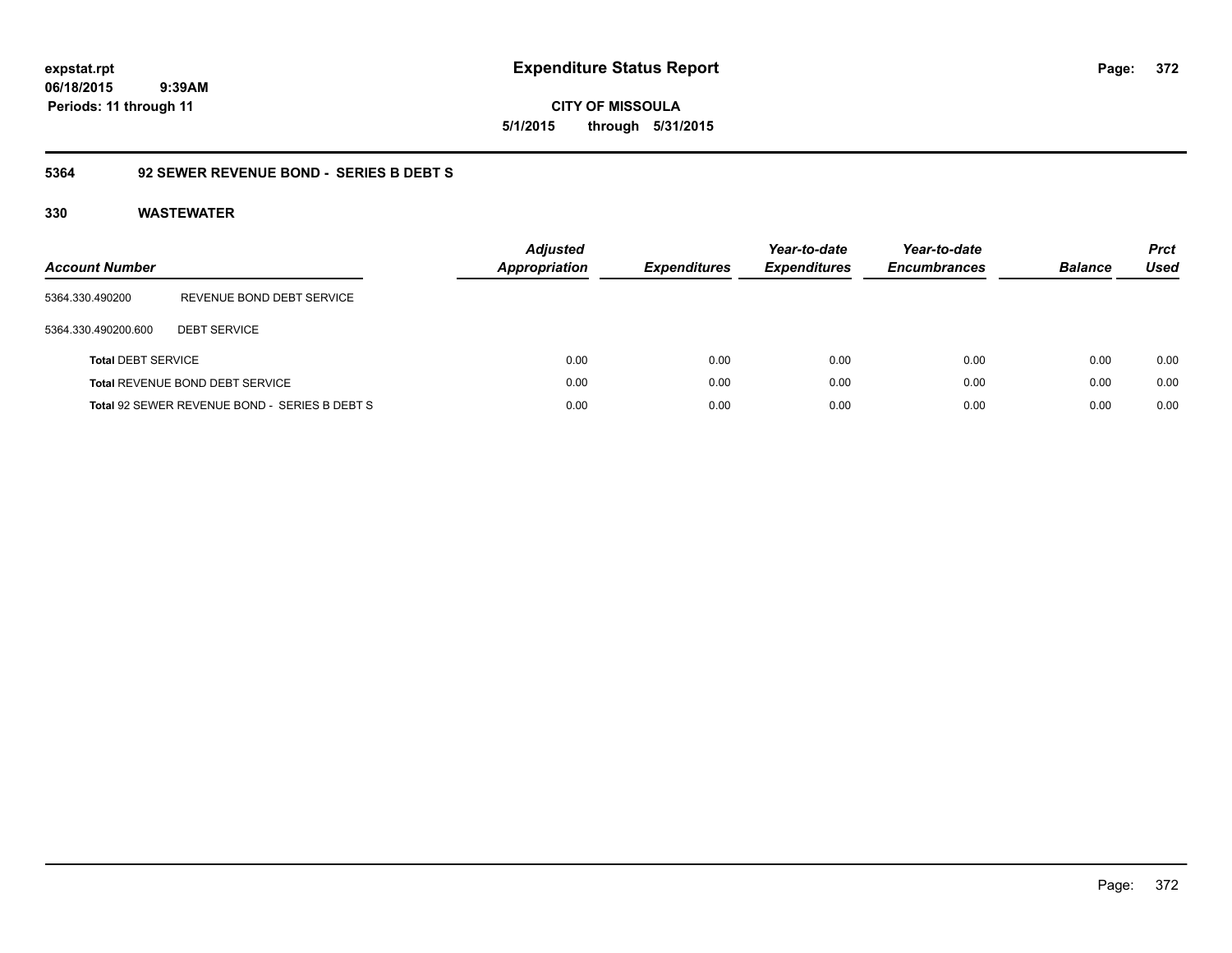**expstat.rpt**
**06/18/2015 9:39AM**
**Periods: 11 through 11**

# Expenditure Status Report

**CITY OF MISSOULA**
**5/1/2015 through 5/31/2015**

## 5364 92 SEWER REVENUE BOND - SERIES B DEBT S

### 330 WASTEWATER

| Account Number | | Adjusted Appropriation | Expenditures | Year-to-date Expenditures | Year-to-date Encumbrances | Balance | Prct Used |
|---|---|---|---|---|---|---|---|
| 5364.330.490200 | REVENUE BOND DEBT SERVICE | | | | | | |
| 5364.330.490200.600 | DEBT SERVICE | | | | | | |
| **Total** DEBT SERVICE | | 0.00 | 0.00 | 0.00 | 0.00 | 0.00 | 0.00 |
| **Total** REVENUE BOND DEBT SERVICE | | 0.00 | 0.00 | 0.00 | 0.00 | 0.00 | 0.00 |
| **Total** 92 SEWER REVENUE BOND - SERIES B DEBT S | | 0.00 | 0.00 | 0.00 | 0.00 | 0.00 | 0.00 |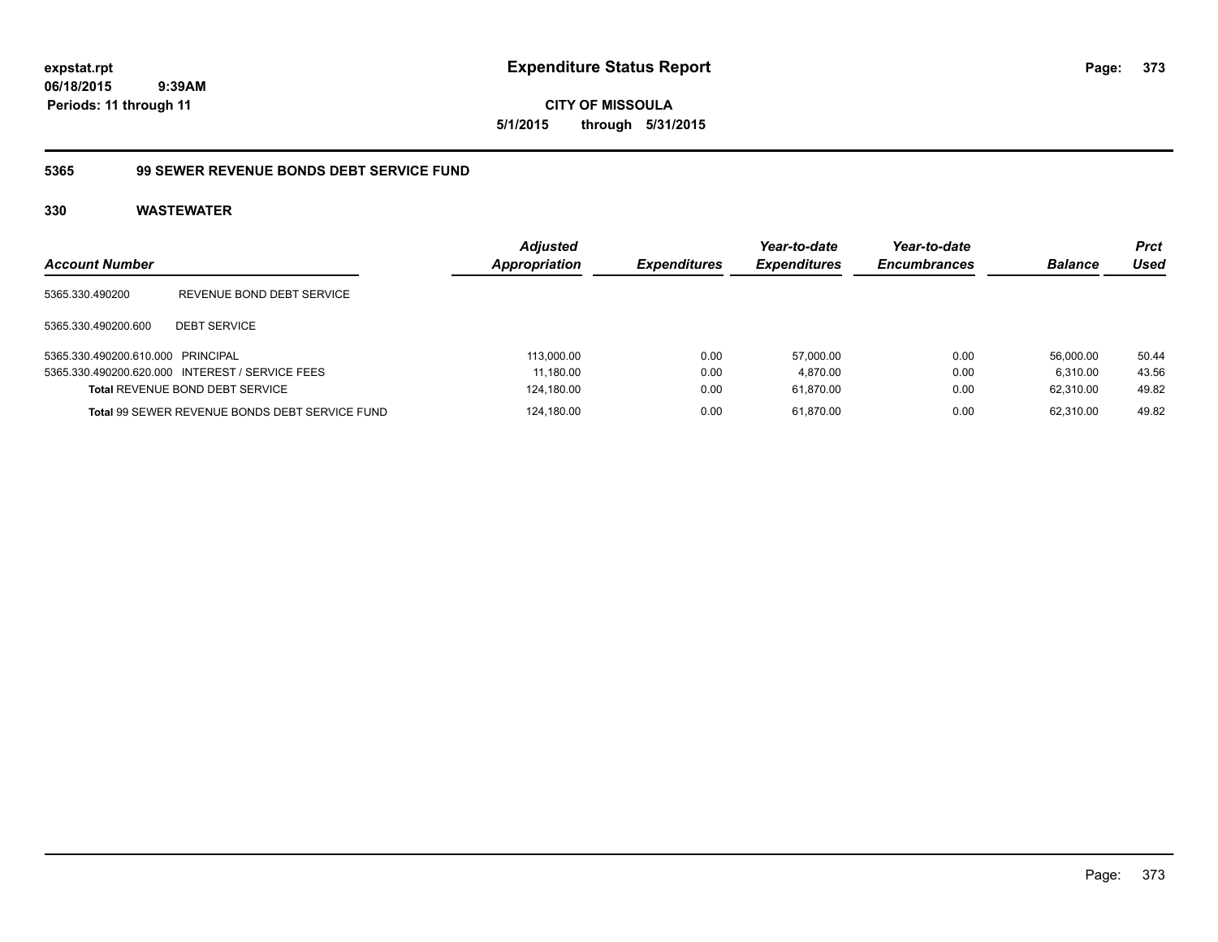# Expenditure Status Report

**CITY OF MISSOULA**

**5/1/2015 through 5/31/2015**

expstat.rpt
06/18/2015 9:39AM
Periods: 11 through 11

## 5365 99 SEWER REVENUE BONDS DEBT SERVICE FUND

### 330 WASTEWATER

| Account Number | | Adjusted Appropriation | Expenditures | Year-to-date Expenditures | Year-to-date Encumbrances | Balance | Prct Used |
|---|---|---|---|---|---|---|---|
| 5365.330.490200 | REVENUE BOND DEBT SERVICE | | | | | | |
| 5365.330.490200.600 | DEBT SERVICE | | | | | | |
| 5365.330.490200.610.000 | PRINCIPAL | 113,000.00 | 0.00 | 57,000.00 | 0.00 | 56,000.00 | 50.44 |
| 5365.330.490200.620.000 | INTEREST / SERVICE FEES | 11,180.00 | 0.00 | 4,870.00 | 0.00 | 6,310.00 | 43.56 |
| **Total** REVENUE BOND DEBT SERVICE | | 124,180.00 | 0.00 | 61,870.00 | 0.00 | 62,310.00 | 49.82 |
| **Total** 99 SEWER REVENUE BONDS DEBT SERVICE FUND | | 124,180.00 | 0.00 | 61,870.00 | 0.00 | 62,310.00 | 49.82 |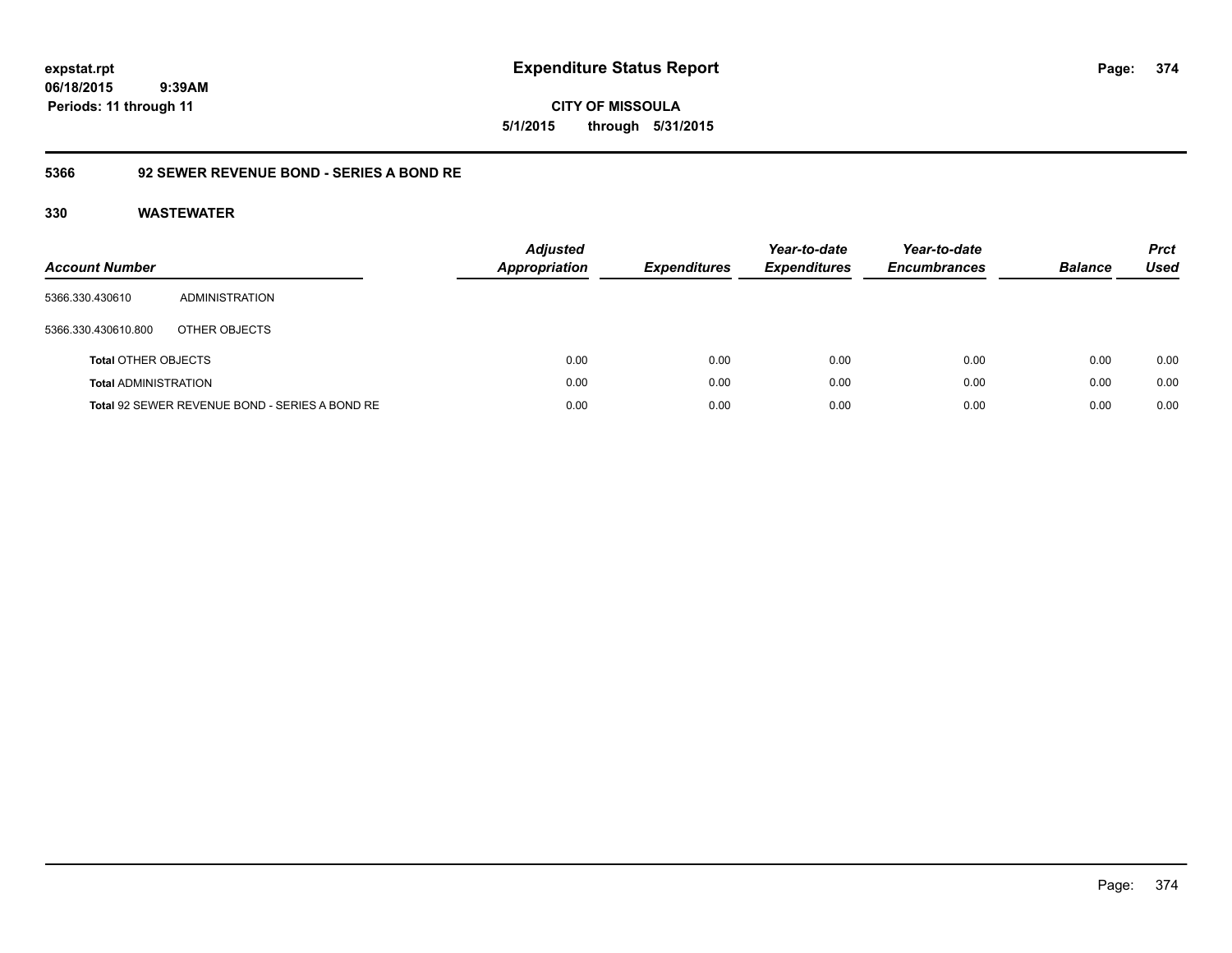**expstat.rpt**
**06/18/2015 9:39AM**
**Periods: 11 through 11**

# Expenditure Status Report

**CITY OF MISSOULA**
**5/1/2015 through 5/31/2015**

## 5366 92 SEWER REVENUE BOND - SERIES A BOND RE

### 330 WASTEWATER

| Account Number | | Adjusted Appropriation | Expenditures | Year-to-date Expenditures | Year-to-date Encumbrances | Balance | Prct Used |
|---|---|---|---|---|---|---|---|
| 5366.330.430610 | ADMINISTRATION | | | | | | |
| 5366.330.430610.800 | OTHER OBJECTS | | | | | | |
| **Total** OTHER OBJECTS | | 0.00 | 0.00 | 0.00 | 0.00 | 0.00 | 0.00 |
| **Total** ADMINISTRATION | | 0.00 | 0.00 | 0.00 | 0.00 | 0.00 | 0.00 |
| **Total** 92 SEWER REVENUE BOND - SERIES A BOND RE | | 0.00 | 0.00 | 0.00 | 0.00 | 0.00 | 0.00 |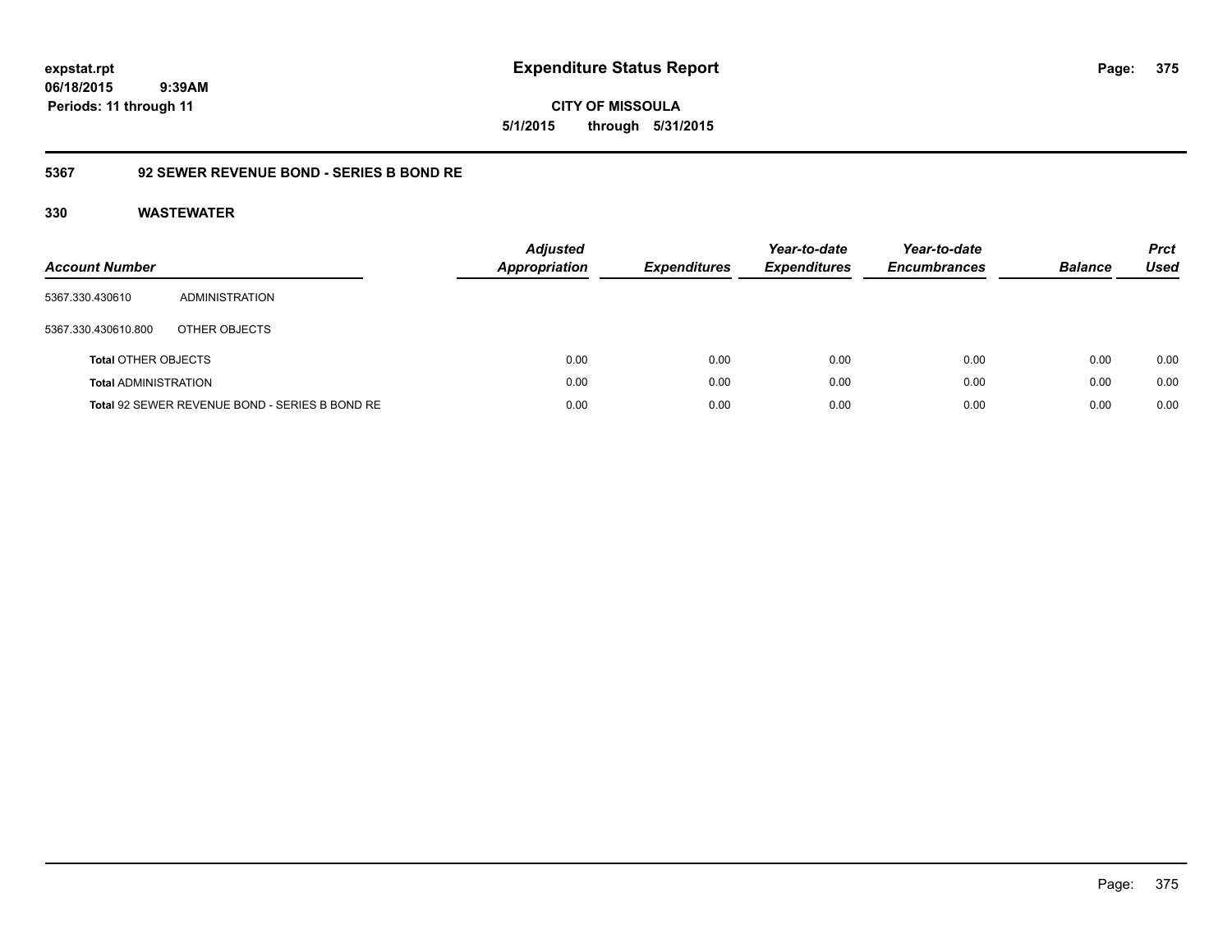**expstat.rpt**
**06/18/2015 9:39AM**
**Periods: 11 through 11**

# Expenditure Status Report

**CITY OF MISSOULA**
**5/1/2015 through 5/31/2015**

## 5367 92 SEWER REVENUE BOND - SERIES B BOND RE

### 330 WASTEWATER

| Account Number | | Adjusted Appropriation | Expenditures | Year-to-date Expenditures | Year-to-date Encumbrances | Balance | Prct Used |
|---|---|---|---|---|---|---|---|
| 5367.330.430610 | ADMINISTRATION | | | | | | |
| 5367.330.430610.800 | OTHER OBJECTS | | | | | | |
| **Total** OTHER OBJECTS | | 0.00 | 0.00 | 0.00 | 0.00 | 0.00 | 0.00 |
| **Total** ADMINISTRATION | | 0.00 | 0.00 | 0.00 | 0.00 | 0.00 | 0.00 |
| **Total** 92 SEWER REVENUE BOND - SERIES B BOND RE | | 0.00 | 0.00 | 0.00 | 0.00 | 0.00 | 0.00 |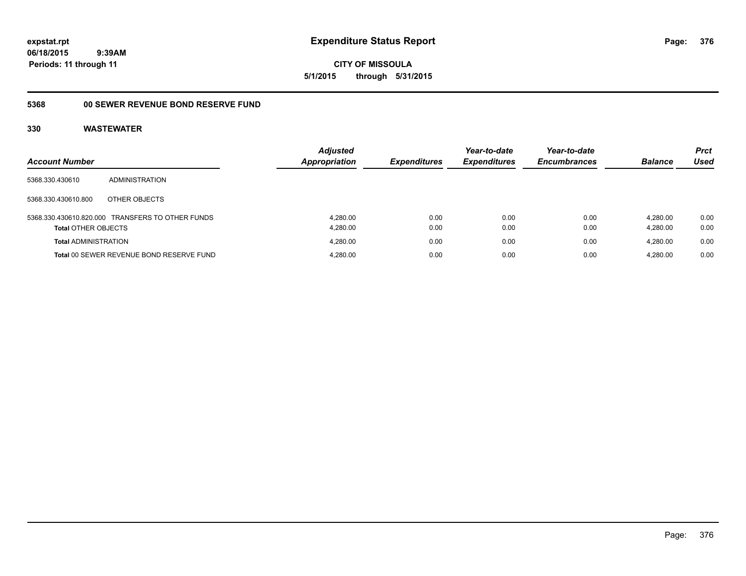**Expenditure Status Report**

**CITY OF MISSOULA**

**5/1/2015 through 5/31/2015**

expstat.rpt
06/18/2015 9:39AM
Periods: 11 through 11

## 5368 00 SEWER REVENUE BOND RESERVE FUND

### 330 WASTEWATER

| Account Number | | Adjusted Appropriation | Expenditures | Year-to-date Expenditures | Year-to-date Encumbrances | Balance | Prct Used |
|---|---|---|---|---|---|---|---|
| 5368.330.430610 | ADMINISTRATION | | | | | | |
| 5368.330.430610.800 | OTHER OBJECTS | | | | | | |
| 5368.330.430610.820.000 | TRANSFERS TO OTHER FUNDS | 4,280.00 | 0.00 | 0.00 | 0.00 | 4,280.00 | 0.00 |
| **Total** OTHER OBJECTS | | 4,280.00 | 0.00 | 0.00 | 0.00 | 4,280.00 | 0.00 |
| **Total** ADMINISTRATION | | 4,280.00 | 0.00 | 0.00 | 0.00 | 4,280.00 | 0.00 |
| **Total** 00 SEWER REVENUE BOND RESERVE FUND | | 4,280.00 | 0.00 | 0.00 | 0.00 | 4,280.00 | 0.00 |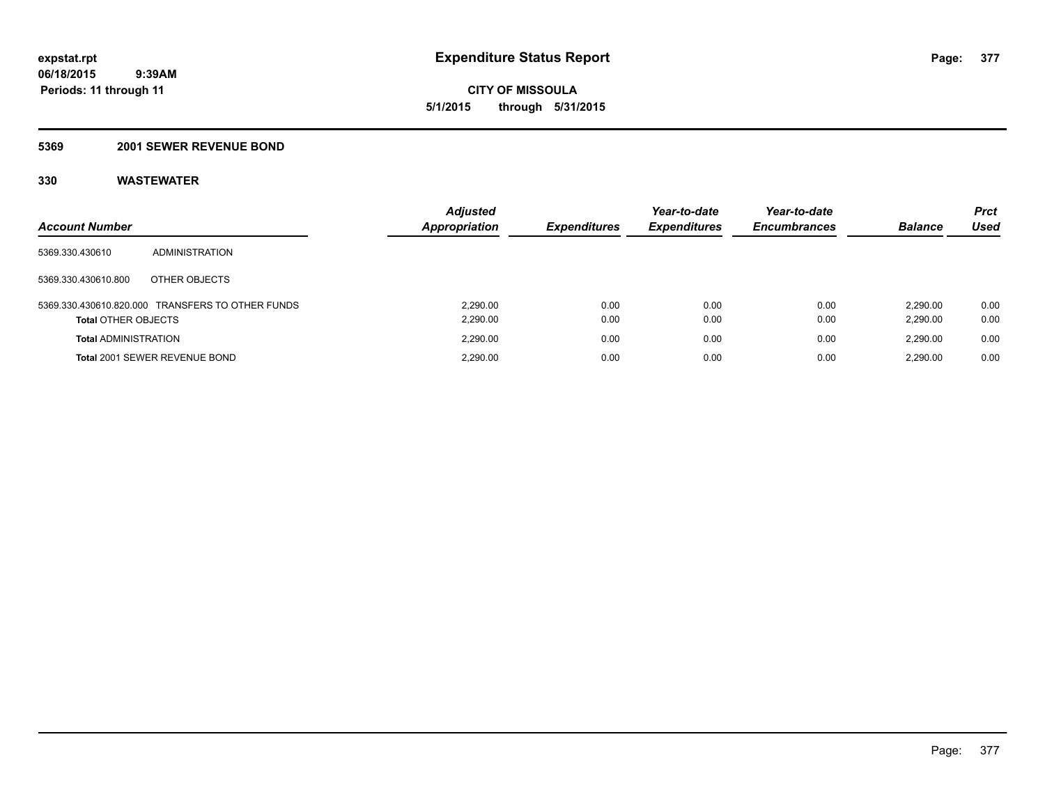**expstat.rpt**
**06/18/2015 9:39AM**
**Periods: 11 through 11**

# Expenditure Status Report

**CITY OF MISSOULA**
**5/1/2015 through 5/31/2015**

## 5369 2001 SEWER REVENUE BOND

### 330 WASTEWATER

| Account Number | | Adjusted Appropriation | Expenditures | Year-to-date Expenditures | Year-to-date Encumbrances | Balance | Prct Used |
|---|---|---|---|---|---|---|---|
| 5369.330.430610 | ADMINISTRATION | | | | | | |
| 5369.330.430610.800 | OTHER OBJECTS | | | | | | |
| 5369.330.430610.820.000 | TRANSFERS TO OTHER FUNDS | 2,290.00 | 0.00 | 0.00 | 0.00 | 2,290.00 | 0.00 |
| **Total** OTHER OBJECTS | | 2,290.00 | 0.00 | 0.00 | 0.00 | 2,290.00 | 0.00 |
| **Total** ADMINISTRATION | | 2,290.00 | 0.00 | 0.00 | 0.00 | 2,290.00 | 0.00 |
| **Total** 2001 SEWER REVENUE BOND | | 2,290.00 | 0.00 | 0.00 | 0.00 | 2,290.00 | 0.00 |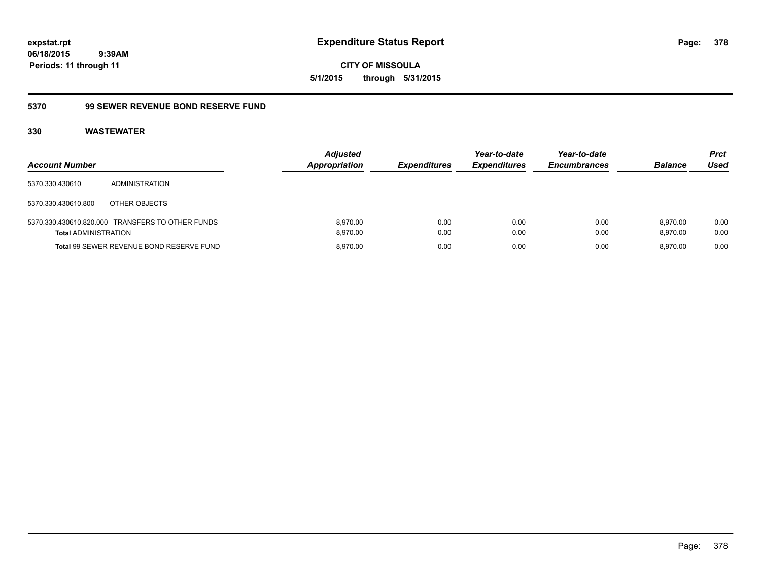expstat.rpt
06/18/2015 9:39AM
Periods: 11 through 11

# Expenditure Status Report

CITY OF MISSOULA
5/1/2015 through 5/31/2015

## 5370 99 SEWER REVENUE BOND RESERVE FUND

### 330 WASTEWATER

| Account Number | | Adjusted Appropriation | Expenditures | Year-to-date Expenditures | Year-to-date Encumbrances | Balance | Prct Used |
|---|---|---|---|---|---|---|---|
| 5370.330.430610 | ADMINISTRATION | | | | | | |
| 5370.330.430610.800 | OTHER OBJECTS | | | | | | |
| 5370.330.430610.820.000 | TRANSFERS TO OTHER FUNDS | 8,970.00 | 0.00 | 0.00 | 0.00 | 8,970.00 | 0.00 |
| **Total** ADMINISTRATION | | 8,970.00 | 0.00 | 0.00 | 0.00 | 8,970.00 | 0.00 |
| **Total** 99 SEWER REVENUE BOND RESERVE FUND | | 8,970.00 | 0.00 | 0.00 | 0.00 | 8,970.00 | 0.00 |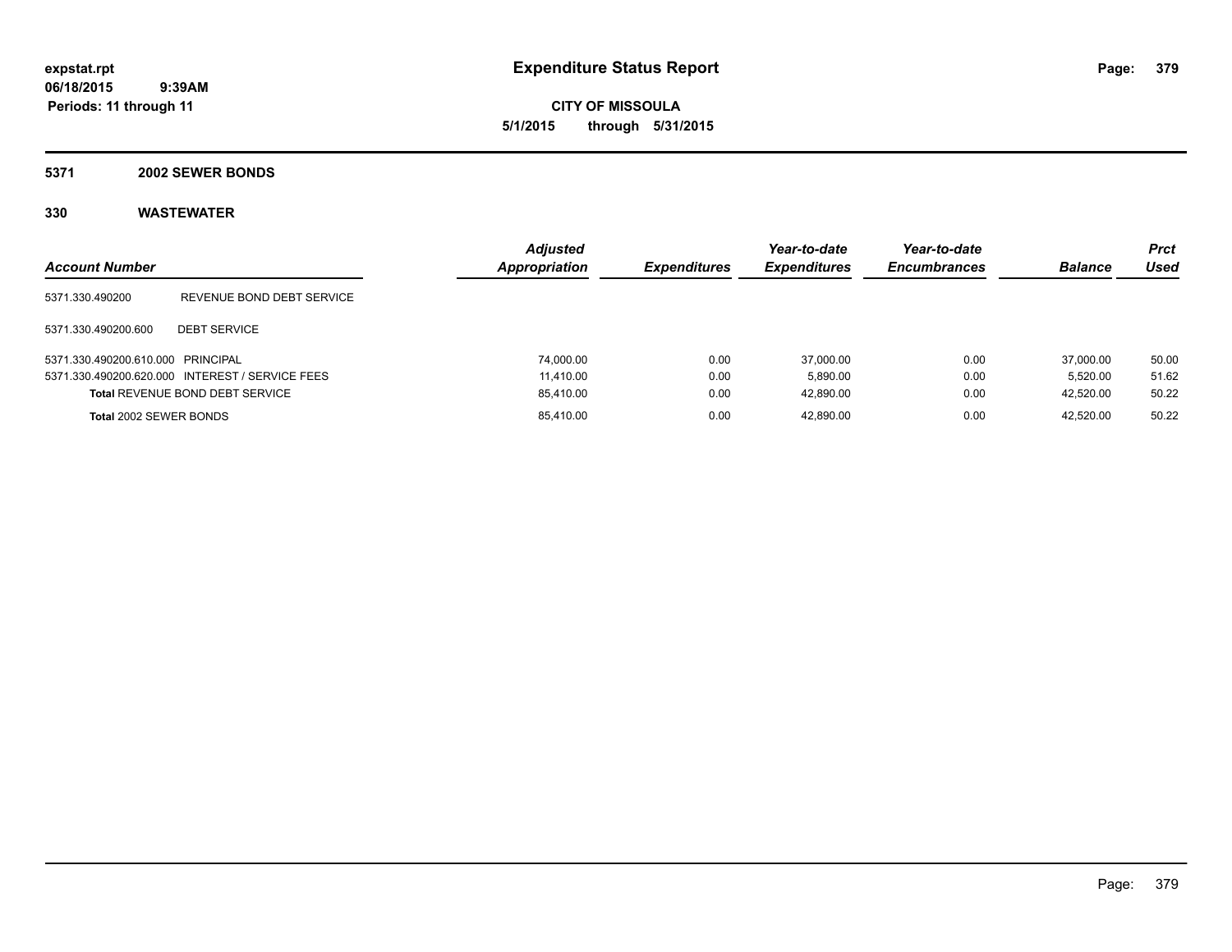**expstat.rpt**
**06/18/2015 9:39AM**
**Periods: 11 through 11**

# Expenditure Status Report

**CITY OF MISSOULA**
**5/1/2015 through 5/31/2015**

## 5371 2002 SEWER BONDS

## 330 WASTEWATER

| Account Number | | Adjusted Appropriation | Expenditures | Year-to-date Expenditures | Year-to-date Encumbrances | Balance | Prct Used |
|---|---|---|---|---|---|---|---|
| 5371.330.490200 | REVENUE BOND DEBT SERVICE | | | | | | |
| 5371.330.490200.600 | DEBT SERVICE | | | | | | |
| 5371.330.490200.610.000 | PRINCIPAL | 74,000.00 | 0.00 | 37,000.00 | 0.00 | 37,000.00 | 50.00 |
| 5371.330.490200.620.000 | INTEREST / SERVICE FEES | 11,410.00 | 0.00 | 5,890.00 | 0.00 | 5,520.00 | 51.62 |
| **Total** REVENUE BOND DEBT SERVICE | | 85,410.00 | 0.00 | 42,890.00 | 0.00 | 42,520.00 | 50.22 |
| **Total** 2002 SEWER BONDS | | 85,410.00 | 0.00 | 42,890.00 | 0.00 | 42,520.00 | 50.22 |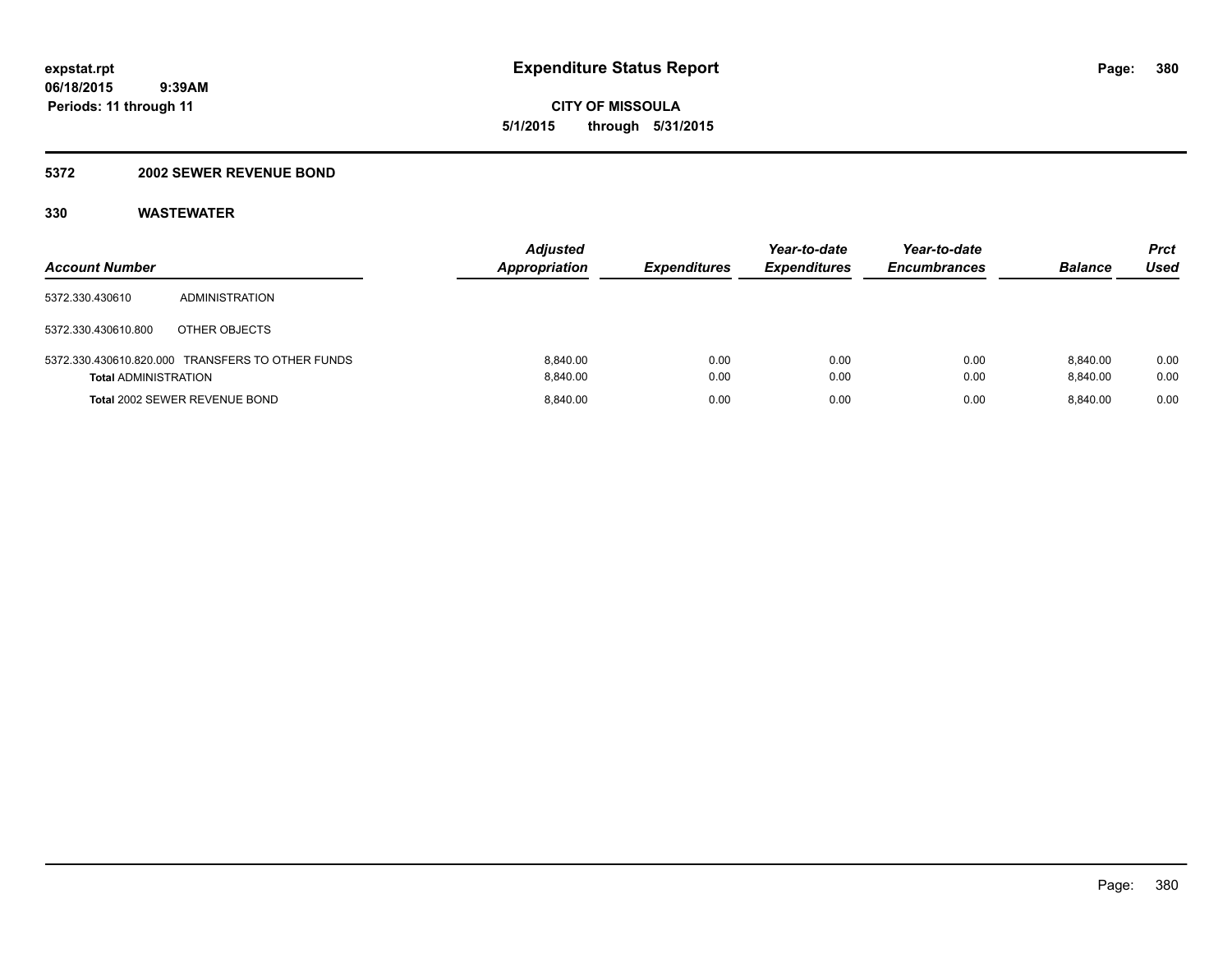**expstat.rpt**
**06/18/2015 9:39AM**
**Periods: 11 through 11**

# Expenditure Status Report

**CITY OF MISSOULA**
**5/1/2015 through 5/31/2015**

## 5372 2002 SEWER REVENUE BOND

## 330 WASTEWATER

| Account Number | | Adjusted Appropriation | Expenditures | Year-to-date Expenditures | Year-to-date Encumbrances | Balance | Prct Used |
|---|---|---|---|---|---|---|---|
| 5372.330.430610 | ADMINISTRATION | | | | | | |
| 5372.330.430610.800 | OTHER OBJECTS | | | | | | |
| 5372.330.430610.820.000 | TRANSFERS TO OTHER FUNDS | 8,840.00 | 0.00 | 0.00 | 0.00 | 8,840.00 | 0.00 |
| **Total** ADMINISTRATION | | 8,840.00 | 0.00 | 0.00 | 0.00 | 8,840.00 | 0.00 |
| **Total** 2002 SEWER REVENUE BOND | | 8,840.00 | 0.00 | 0.00 | 0.00 | 8,840.00 | 0.00 |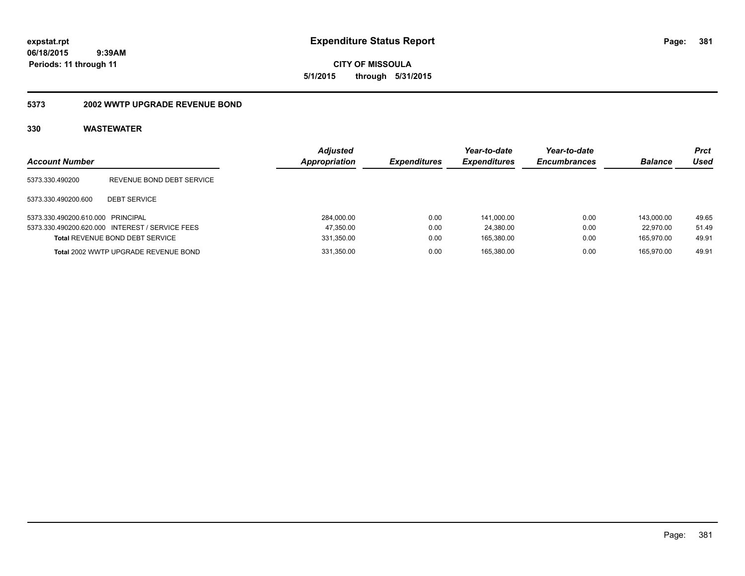**expstat.rpt**
**06/18/2015 9:39AM**
**Periods: 11 through 11**

# Expenditure Status Report

**CITY OF MISSOULA**
**5/1/2015 through 5/31/2015**

## 5373 2002 WWTP UPGRADE REVENUE BOND

### 330 WASTEWATER

| Account Number | | Adjusted Appropriation | Expenditures | Year-to-date Expenditures | Year-to-date Encumbrances | Balance | Prct Used |
|---|---|---|---|---|---|---|---|
| 5373.330.490200 | REVENUE BOND DEBT SERVICE | | | | | | |
| 5373.330.490200.600 | DEBT SERVICE | | | | | | |
| 5373.330.490200.610.000 | PRINCIPAL | 284,000.00 | 0.00 | 141,000.00 | 0.00 | 143,000.00 | 49.65 |
| 5373.330.490200.620.000 | INTEREST / SERVICE FEES | 47,350.00 | 0.00 | 24,380.00 | 0.00 | 22,970.00 | 51.49 |
| **Total** REVENUE BOND DEBT SERVICE | | 331,350.00 | 0.00 | 165,380.00 | 0.00 | 165,970.00 | 49.91 |
| **Total** 2002 WWTP UPGRADE REVENUE BOND | | 331,350.00 | 0.00 | 165,380.00 | 0.00 | 165,970.00 | 49.91 |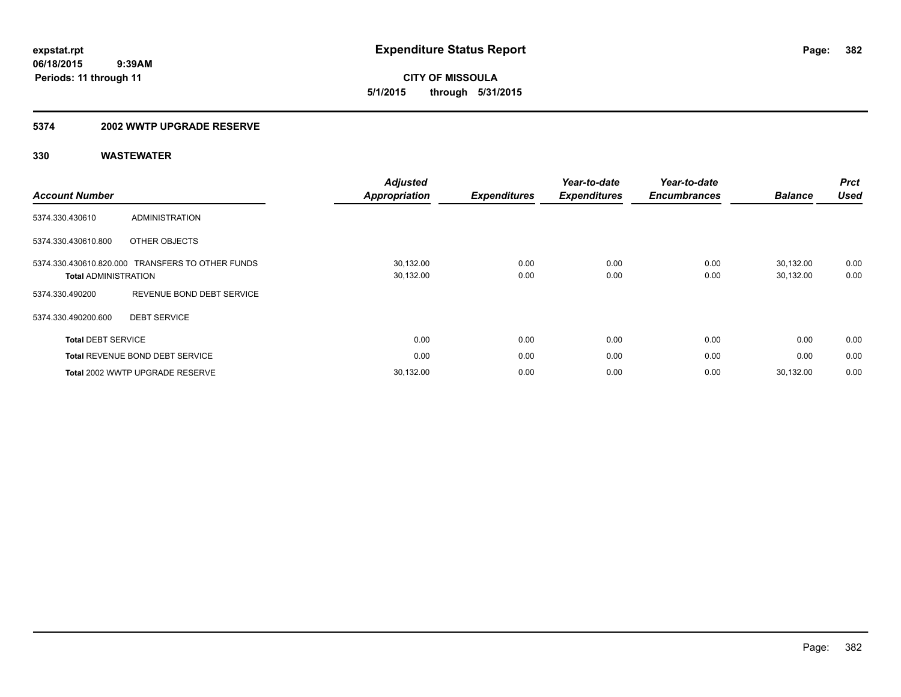**expstat.rpt**
**06/18/2015 9:39AM**
**Periods: 11 through 11**

# Expenditure Status Report

**CITY OF MISSOULA**
**5/1/2015 through 5/31/2015**

## 5374 2002 WWTP UPGRADE RESERVE

### 330 WASTEWATER

| Account Number | | Adjusted Appropriation | Expenditures | Year-to-date Expenditures | Year-to-date Encumbrances | Balance | Prct Used |
|---|---|---|---|---|---|---|---|
| 5374.330.430610 | ADMINISTRATION | | | | | | |
| 5374.330.430610.800 | OTHER OBJECTS | | | | | | |
| 5374.330.430610.820.000 | TRANSFERS TO OTHER FUNDS | 30,132.00 | 0.00 | 0.00 | 0.00 | 30,132.00 | 0.00 |
| **Total** ADMINISTRATION | | 30,132.00 | 0.00 | 0.00 | 0.00 | 30,132.00 | 0.00 |
| 5374.330.490200 | REVENUE BOND DEBT SERVICE | | | | | | |
| 5374.330.490200.600 | DEBT SERVICE | | | | | | |
| **Total** DEBT SERVICE | | 0.00 | 0.00 | 0.00 | 0.00 | 0.00 | 0.00 |
| **Total** REVENUE BOND DEBT SERVICE | | 0.00 | 0.00 | 0.00 | 0.00 | 0.00 | 0.00 |
| **Total** 2002 WWTP UPGRADE RESERVE | | 30,132.00 | 0.00 | 0.00 | 0.00 | 30,132.00 | 0.00 |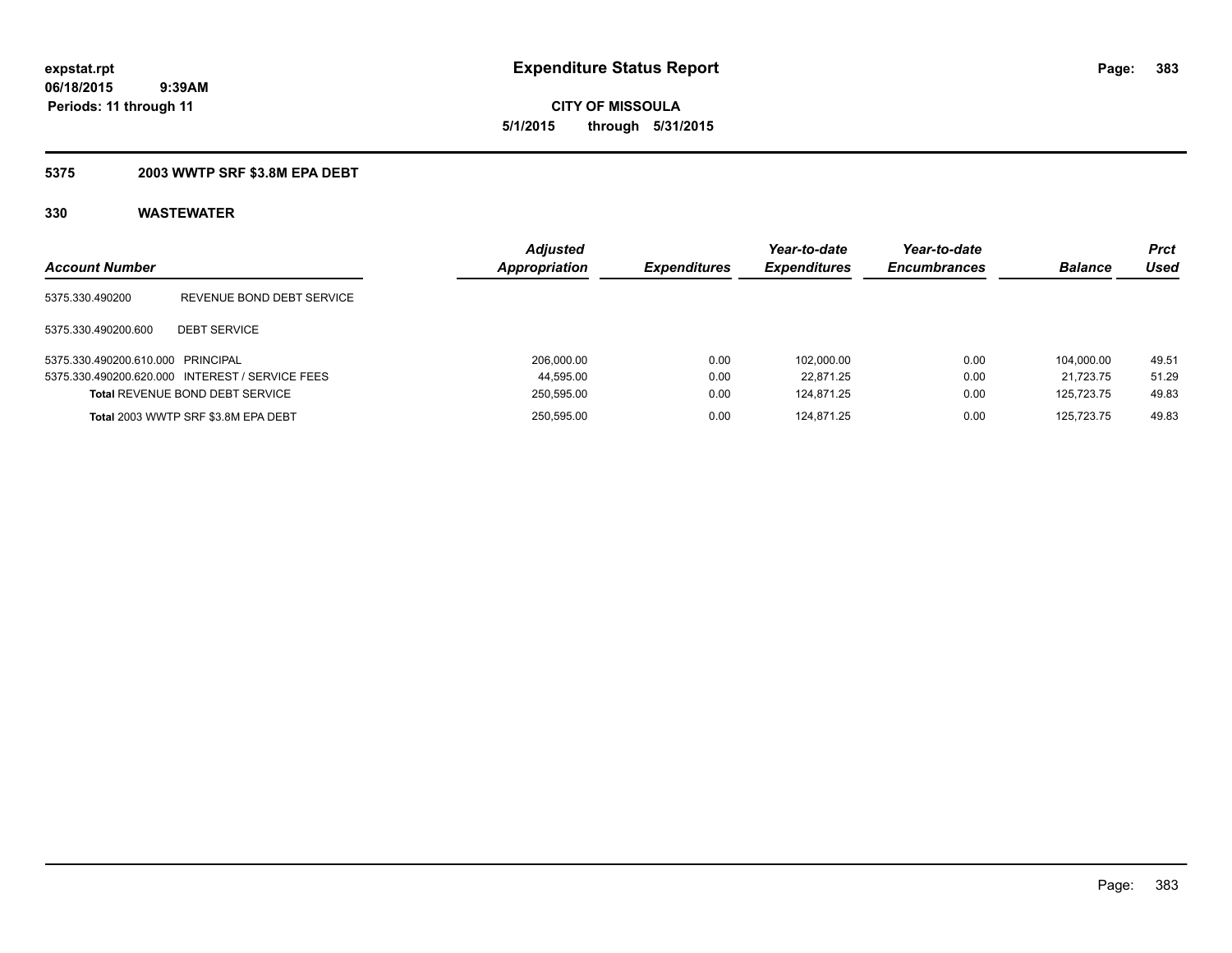# Expenditure Status Report

**CITY OF MISSOULA**

**5/1/2015 through 5/31/2015**

expstat.rpt
06/18/2015 9:39AM
Periods: 11 through 11

## 5375 2003 WWTP SRF $3.8M EPA DEBT

### 330 WASTEWATER

| Account Number | | Adjusted Appropriation | Expenditures | Year-to-date Expenditures | Year-to-date Encumbrances | Balance | Prct Used |
|---|---|---|---|---|---|---|---|
| 5375.330.490200 | REVENUE BOND DEBT SERVICE | | | | | | |
| 5375.330.490200.600 | DEBT SERVICE | | | | | | |
| 5375.330.490200.610.000 | PRINCIPAL | 206,000.00 | 0.00 | 102,000.00 | 0.00 | 104,000.00 | 49.51 |
| 5375.330.490200.620.000 | INTEREST / SERVICE FEES | 44,595.00 | 0.00 | 22,871.25 | 0.00 | 21,723.75 | 51.29 |
| **Total** REVENUE BOND DEBT SERVICE | | 250,595.00 | 0.00 | 124,871.25 | 0.00 | 125,723.75 | 49.83 |
| **Total** 2003 WWTP SRF $3.8M EPA DEBT | | 250,595.00 | 0.00 | 124,871.25 | 0.00 | 125,723.75 | 49.83 |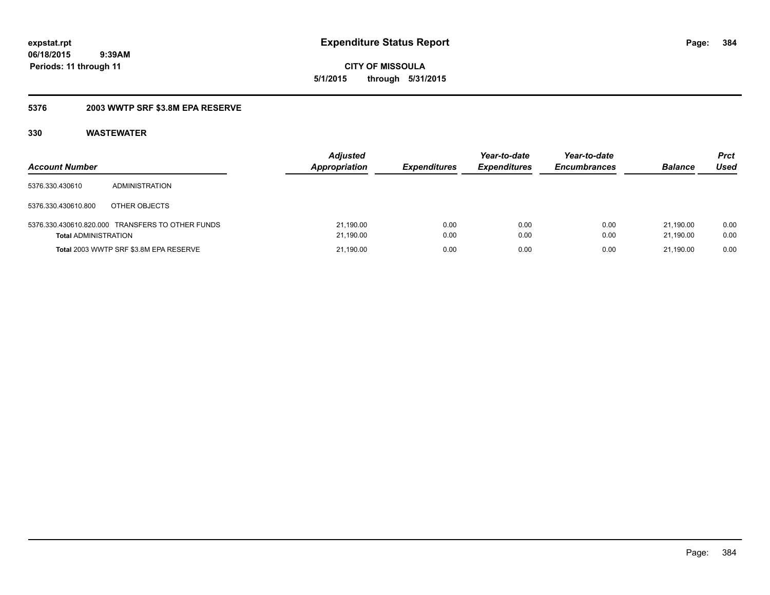# Expenditure Status Report

expstat.rpt
06/18/2015 9:39AM
Periods: 11 through 11

**CITY OF MISSOULA**
**5/1/2015 through 5/31/2015**

## 5376 2003 WWTP SRF $3.8M EPA RESERVE

### 330 WASTEWATER

| Account Number | | Adjusted Appropriation | Expenditures | Year-to-date Expenditures | Year-to-date Encumbrances | Balance | Prct Used |
|---|---|---|---|---|---|---|---|
| 5376.330.430610 | ADMINISTRATION | | | | | | |
| 5376.330.430610.800 | OTHER OBJECTS | | | | | | |
| 5376.330.430610.820.000 | TRANSFERS TO OTHER FUNDS | 21,190.00 | 0.00 | 0.00 | 0.00 | 21,190.00 | 0.00 |
| **Total** ADMINISTRATION | | 21,190.00 | 0.00 | 0.00 | 0.00 | 21,190.00 | 0.00 |
| **Total** 2003 WWTP SRF $3.8M EPA RESERVE | | 21,190.00 | 0.00 | 0.00 | 0.00 | 21,190.00 | 0.00 |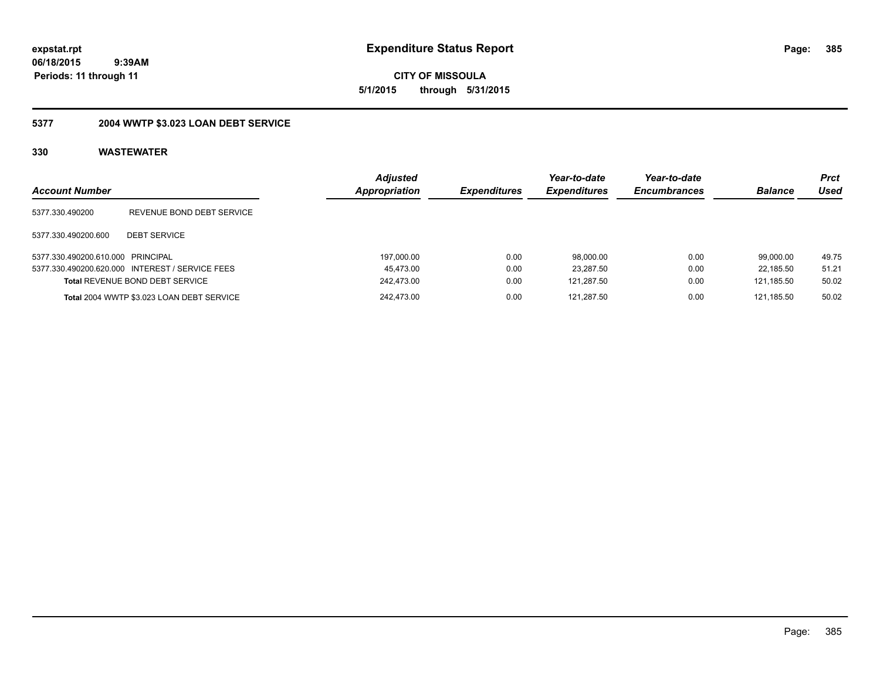**expstat.rpt**
**06/18/2015 9:39AM**
**Periods: 11 through 11**

# Expenditure Status Report

**CITY OF MISSOULA**
**5/1/2015 through 5/31/2015**

## 5377 2004 WWTP $3.023 LOAN DEBT SERVICE

### 330 WASTEWATER

| Account Number | | Adjusted Appropriation | Expenditures | Year-to-date Expenditures | Year-to-date Encumbrances | Balance | Prct Used |
|---|---|---|---|---|---|---|---|
| 5377.330.490200 | REVENUE BOND DEBT SERVICE | | | | | | |
| 5377.330.490200.600 | DEBT SERVICE | | | | | | |
| 5377.330.490200.610.000 | PRINCIPAL | 197,000.00 | 0.00 | 98,000.00 | 0.00 | 99,000.00 | 49.75 |
| 5377.330.490200.620.000 | INTEREST / SERVICE FEES | 45,473.00 | 0.00 | 23,287.50 | 0.00 | 22,185.50 | 51.21 |
| **Total** REVENUE BOND DEBT SERVICE | | 242,473.00 | 0.00 | 121,287.50 | 0.00 | 121,185.50 | 50.02 |
| **Total** 2004 WWTP $3.023 LOAN DEBT SERVICE | | 242,473.00 | 0.00 | 121,287.50 | 0.00 | 121,185.50 | 50.02 |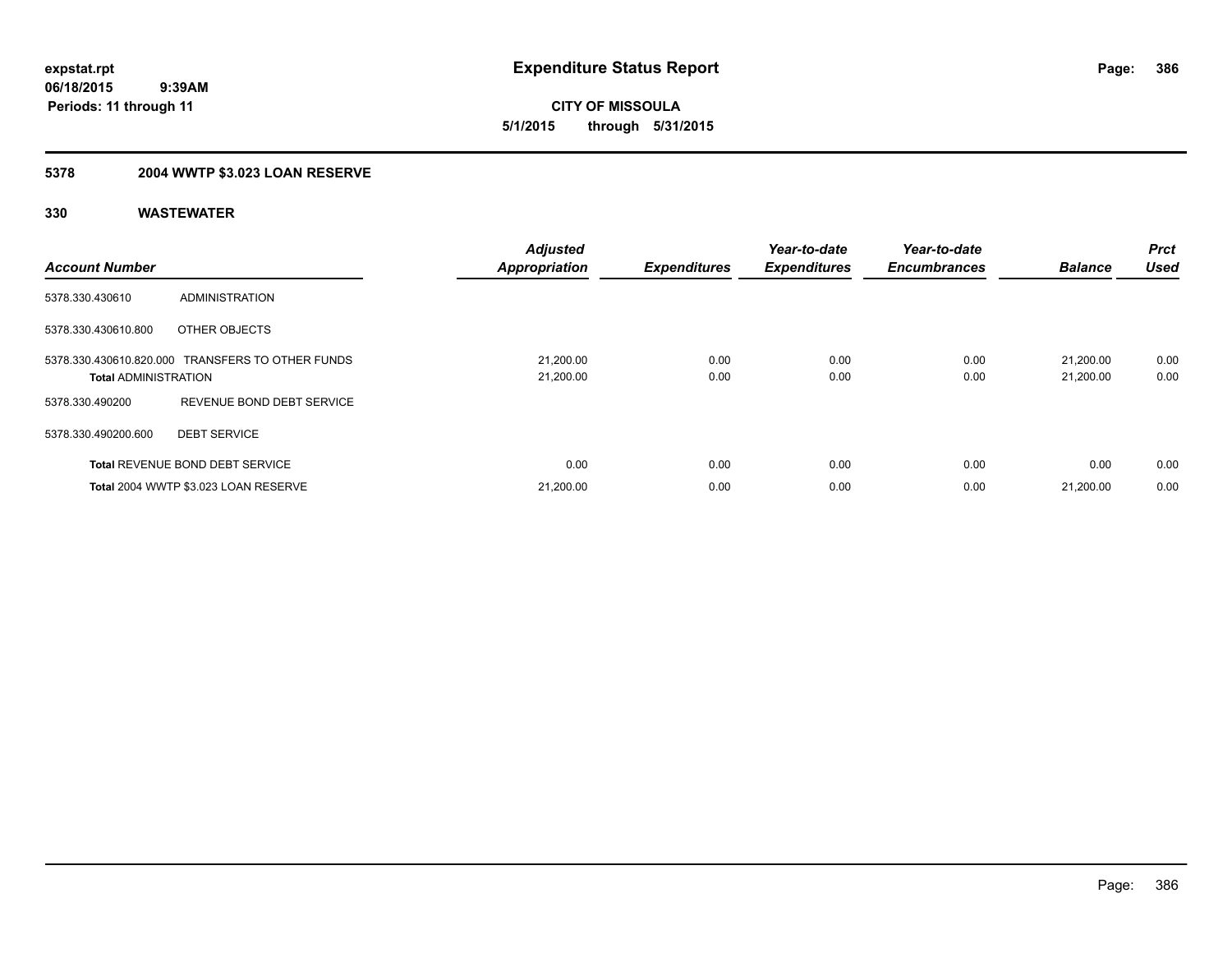**expstat.rpt**
**06/18/2015 9:39AM**
**Periods: 11 through 11**

# Expenditure Status Report

**CITY OF MISSOULA**
**5/1/2015 through 5/31/2015**

## 5378 2004 WWTP $3.023 LOAN RESERVE

## 330 WASTEWATER

| Account Number | | Adjusted Appropriation | Expenditures | Year-to-date Expenditures | Year-to-date Encumbrances | Balance | Prct Used |
|---|---|---|---|---|---|---|---|
| 5378.330.430610 | ADMINISTRATION | | | | | | |
| 5378.330.430610.800 | OTHER OBJECTS | | | | | | |
| 5378.330.430610.820.000 | TRANSFERS TO OTHER FUNDS | 21,200.00 | 0.00 | 0.00 | 0.00 | 21,200.00 | 0.00 |
| **Total** ADMINISTRATION | | 21,200.00 | 0.00 | 0.00 | 0.00 | 21,200.00 | 0.00 |
| 5378.330.490200 | REVENUE BOND DEBT SERVICE | | | | | | |
| 5378.330.490200.600 | DEBT SERVICE | | | | | | |
| **Total** REVENUE BOND DEBT SERVICE | | 0.00 | 0.00 | 0.00 | 0.00 | 0.00 | 0.00 |
| **Total** 2004 WWTP $3.023 LOAN RESERVE | | 21,200.00 | 0.00 | 0.00 | 0.00 | 21,200.00 | 0.00 |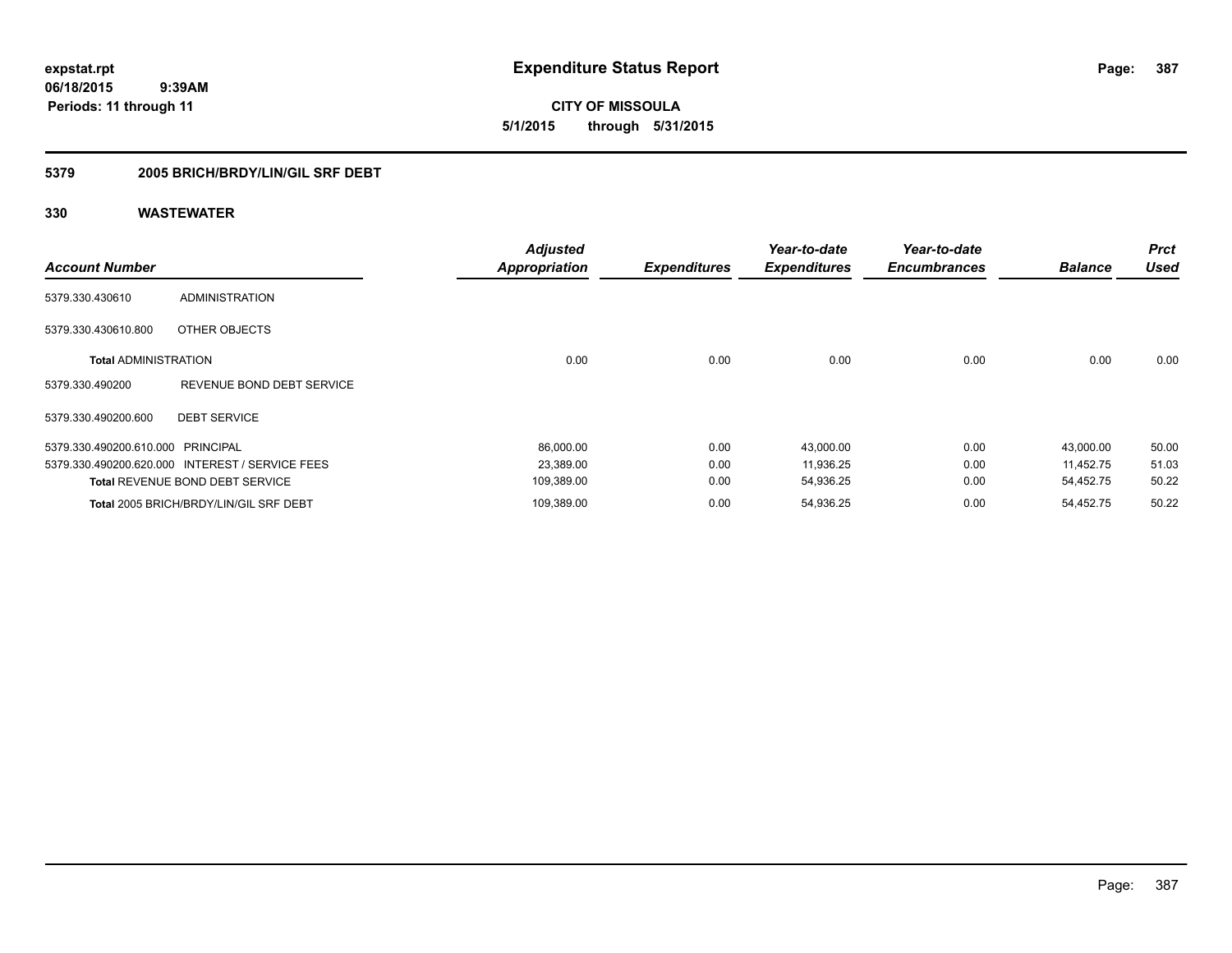**expstat.rpt**
**06/18/2015 9:39AM**
**Periods: 11 through 11**

# Expenditure Status Report

**CITY OF MISSOULA**
**5/1/2015 through 5/31/2015**

## 5379 2005 BRICH/BRDY/LIN/GIL SRF DEBT

## 330 WASTEWATER

| Account Number | | *Adjusted Appropriation* | *Expenditures* | *Year-to-date Expenditures* | *Year-to-date Encumbrances* | *Balance* | *Prct Used* |
|---|---|---|---|---|---|---|---|
| 5379.330.430610 | ADMINISTRATION | | | | | | |
| 5379.330.430610.800 | OTHER OBJECTS | | | | | | |
| **Total** ADMINISTRATION | | 0.00 | 0.00 | 0.00 | 0.00 | 0.00 | 0.00 |
| 5379.330.490200 | REVENUE BOND DEBT SERVICE | | | | | | |
| 5379.330.490200.600 | DEBT SERVICE | | | | | | |
| 5379.330.490200.610.000 | PRINCIPAL | 86,000.00 | 0.00 | 43,000.00 | 0.00 | 43,000.00 | 50.00 |
| 5379.330.490200.620.000 | INTEREST / SERVICE FEES | 23,389.00 | 0.00 | 11,936.25 | 0.00 | 11,452.75 | 51.03 |
| **Total** REVENUE BOND DEBT SERVICE | | 109,389.00 | 0.00 | 54,936.25 | 0.00 | 54,452.75 | 50.22 |
| **Total** 2005 BRICH/BRDY/LIN/GIL SRF DEBT | | 109,389.00 | 0.00 | 54,936.25 | 0.00 | 54,452.75 | 50.22 |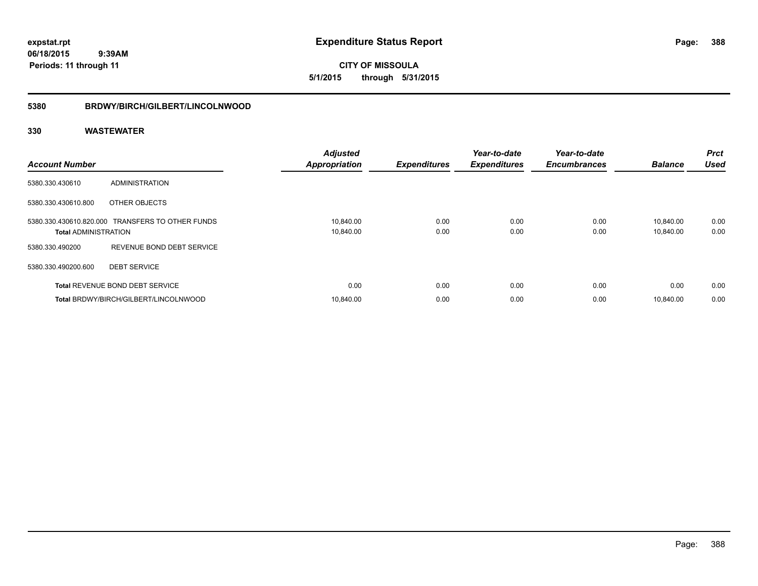# Expenditure Status Report

**CITY OF MISSOULA**

**5/1/2015 through 5/31/2015**

expstat.rpt
06/18/2015 9:39AM
Periods: 11 through 11

## 5380 BRDWY/BIRCH/GILBERT/LINCOLNWOOD

## 330 WASTEWATER

| Account Number | | Adjusted Appropriation | Expenditures | Year-to-date Expenditures | Year-to-date Encumbrances | Balance | Prct Used |
|---|---|---|---|---|---|---|---|
| 5380.330.430610 | ADMINISTRATION | | | | | | |
| 5380.330.430610.800 | OTHER OBJECTS | | | | | | |
| 5380.330.430610.820.000 | TRANSFERS TO OTHER FUNDS | 10,840.00 | 0.00 | 0.00 | 0.00 | 10,840.00 | 0.00 |
| **Total** ADMINISTRATION | | 10,840.00 | 0.00 | 0.00 | 0.00 | 10,840.00 | 0.00 |
| 5380.330.490200 | REVENUE BOND DEBT SERVICE | | | | | | |
| 5380.330.490200.600 | DEBT SERVICE | | | | | | |
| **Total** REVENUE BOND DEBT SERVICE | | 0.00 | 0.00 | 0.00 | 0.00 | 0.00 | 0.00 |
| **Total** BRDWY/BIRCH/GILBERT/LINCOLNWOOD | | 10,840.00 | 0.00 | 0.00 | 0.00 | 10,840.00 | 0.00 |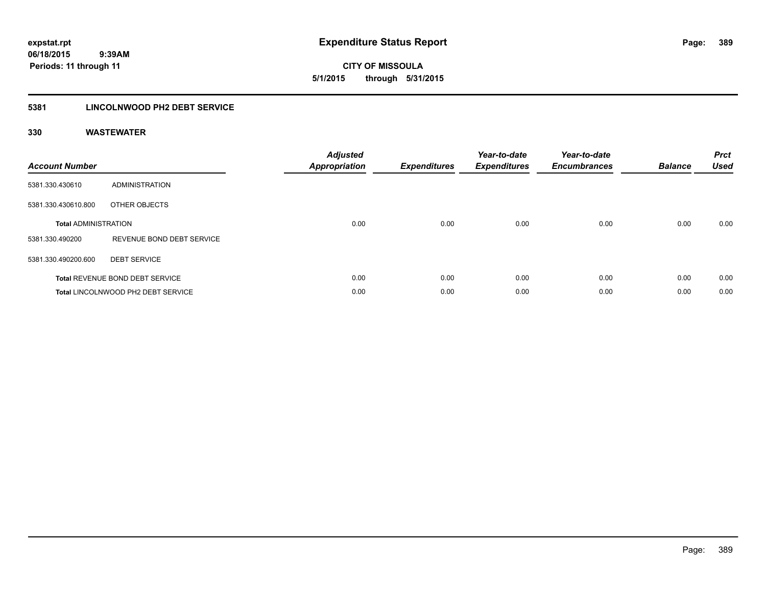**expstat.rpt**
**06/18/2015 9:39AM**
**Periods: 11 through 11**

# Expenditure Status Report

**CITY OF MISSOULA**
**5/1/2015 through 5/31/2015**

## 5381 LINCOLNWOOD PH2 DEBT SERVICE

### 330 WASTEWATER

| Account Number | | Adjusted Appropriation | Expenditures | Year-to-date Expenditures | Year-to-date Encumbrances | Balance | Prct Used |
|---|---|---|---|---|---|---|---|
| 5381.330.430610 | ADMINISTRATION | | | | | | |
| 5381.330.430610.800 | OTHER OBJECTS | | | | | | |
| **Total** ADMINISTRATION | | 0.00 | 0.00 | 0.00 | 0.00 | 0.00 | 0.00 |
| 5381.330.490200 | REVENUE BOND DEBT SERVICE | | | | | | |
| 5381.330.490200.600 | DEBT SERVICE | | | | | | |
| **Total** REVENUE BOND DEBT SERVICE | | 0.00 | 0.00 | 0.00 | 0.00 | 0.00 | 0.00 |
| **Total** LINCOLNWOOD PH2 DEBT SERVICE | | 0.00 | 0.00 | 0.00 | 0.00 | 0.00 | 0.00 |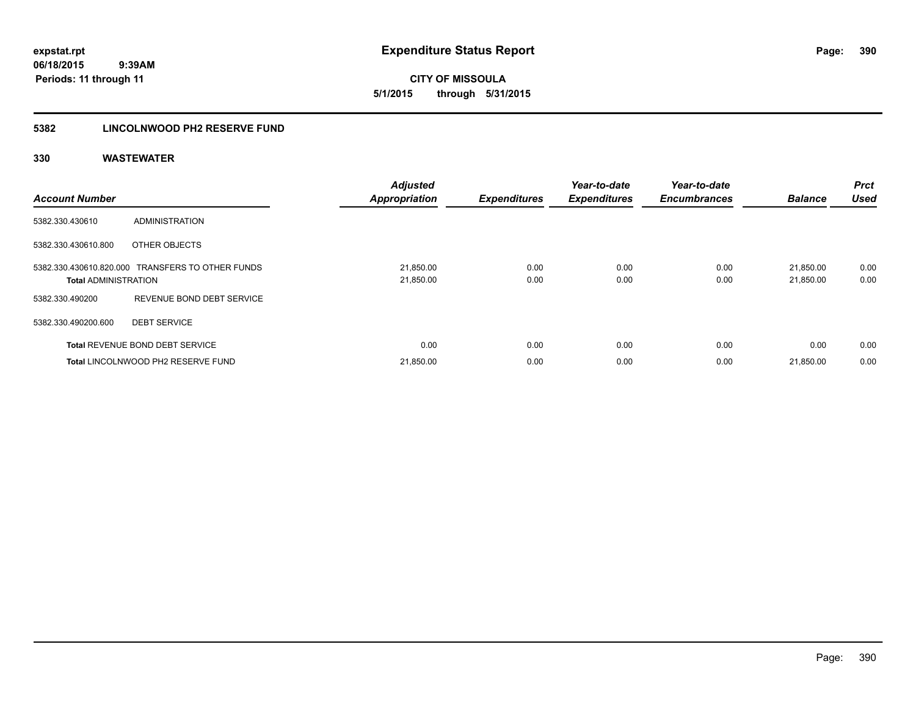**expstat.rpt**
**06/18/2015 9:39AM**
**Periods: 11 through 11**

# Expenditure Status Report

**CITY OF MISSOULA**
**5/1/2015 through 5/31/2015**

## 5382 LINCOLNWOOD PH2 RESERVE FUND

### 330 WASTEWATER

| Account Number | | Adjusted Appropriation | Expenditures | Year-to-date Expenditures | Year-to-date Encumbrances | Balance | Prct Used |
|---|---|---|---|---|---|---|---|
| 5382.330.430610 | ADMINISTRATION | | | | | | |
| 5382.330.430610.800 | OTHER OBJECTS | | | | | | |
| 5382.330.430610.820.000 | TRANSFERS TO OTHER FUNDS | 21,850.00 | 0.00 | 0.00 | 0.00 | 21,850.00 | 0.00 |
| **Total** ADMINISTRATION | | 21,850.00 | 0.00 | 0.00 | 0.00 | 21,850.00 | 0.00 |
| 5382.330.490200 | REVENUE BOND DEBT SERVICE | | | | | | |
| 5382.330.490200.600 | DEBT SERVICE | | | | | | |
| **Total** REVENUE BOND DEBT SERVICE | | 0.00 | 0.00 | 0.00 | 0.00 | 0.00 | 0.00 |
| **Total** LINCOLNWOOD PH2 RESERVE FUND | | 21,850.00 | 0.00 | 0.00 | 0.00 | 21,850.00 | 0.00 |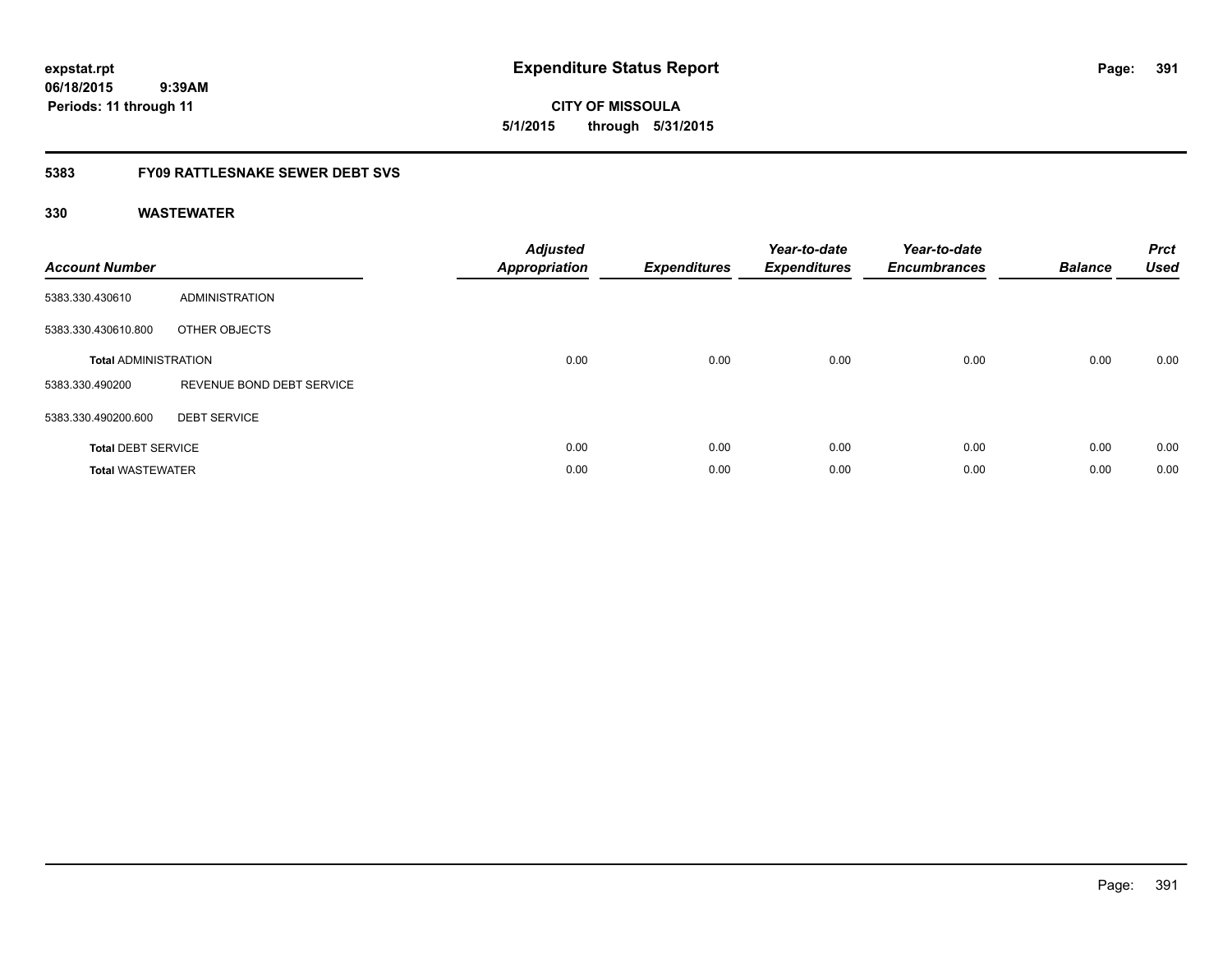**expstat.rpt**
**06/18/2015 9:39AM**
**Periods: 11 through 11**

# Expenditure Status Report

**CITY OF MISSOULA**
**5/1/2015 through 5/31/2015**

## 5383 FY09 RATTLESNAKE SEWER DEBT SVS

### 330 WASTEWATER

| Account Number | | Adjusted Appropriation | Expenditures | Year-to-date Expenditures | Year-to-date Encumbrances | Balance | Prct Used |
|---|---|---|---|---|---|---|---|
| 5383.330.430610 | ADMINISTRATION | | | | | | |
| 5383.330.430610.800 | OTHER OBJECTS | | | | | | |
| **Total** ADMINISTRATION | | 0.00 | 0.00 | 0.00 | 0.00 | 0.00 | 0.00 |
| 5383.330.490200 | REVENUE BOND DEBT SERVICE | | | | | | |
| 5383.330.490200.600 | DEBT SERVICE | | | | | | |
| **Total** DEBT SERVICE | | 0.00 | 0.00 | 0.00 | 0.00 | 0.00 | 0.00 |
| **Total** WASTEWATER | | 0.00 | 0.00 | 0.00 | 0.00 | 0.00 | 0.00 |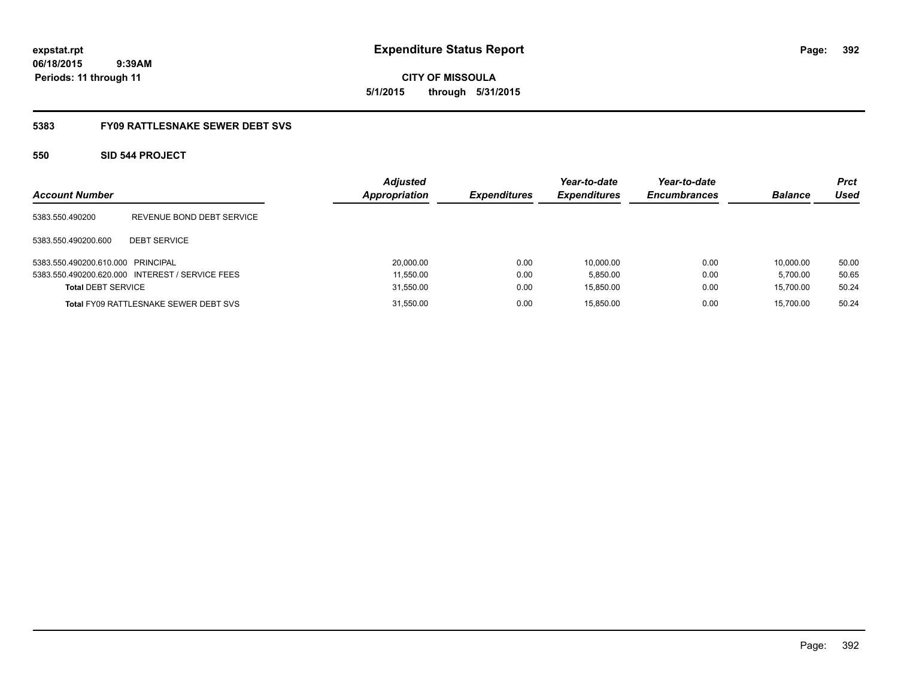**expstat.rpt**
**06/18/2015 9:39AM**
**Periods: 11 through 11**

# Expenditure Status Report

**CITY OF MISSOULA**
**5/1/2015 through 5/31/2015**

## 5383 FY09 RATTLESNAKE SEWER DEBT SVS

### 550 SID 544 PROJECT

| Account Number | | Adjusted Appropriation | Expenditures | Year-to-date Expenditures | Year-to-date Encumbrances | Balance | Prct Used |
|---|---|---|---|---|---|---|---|
| 5383.550.490200 | REVENUE BOND DEBT SERVICE | | | | | | |
| 5383.550.490200.600 | DEBT SERVICE | | | | | | |
| 5383.550.490200.610.000 | PRINCIPAL | 20,000.00 | 0.00 | 10,000.00 | 0.00 | 10,000.00 | 50.00 |
| 5383.550.490200.620.000 | INTEREST / SERVICE FEES | 11,550.00 | 0.00 | 5,850.00 | 0.00 | 5,700.00 | 50.65 |
| **Total** DEBT SERVICE | | 31,550.00 | 0.00 | 15,850.00 | 0.00 | 15,700.00 | 50.24 |
| **Total** FY09 RATTLESNAKE SEWER DEBT SVS | | 31,550.00 | 0.00 | 15,850.00 | 0.00 | 15,700.00 | 50.24 |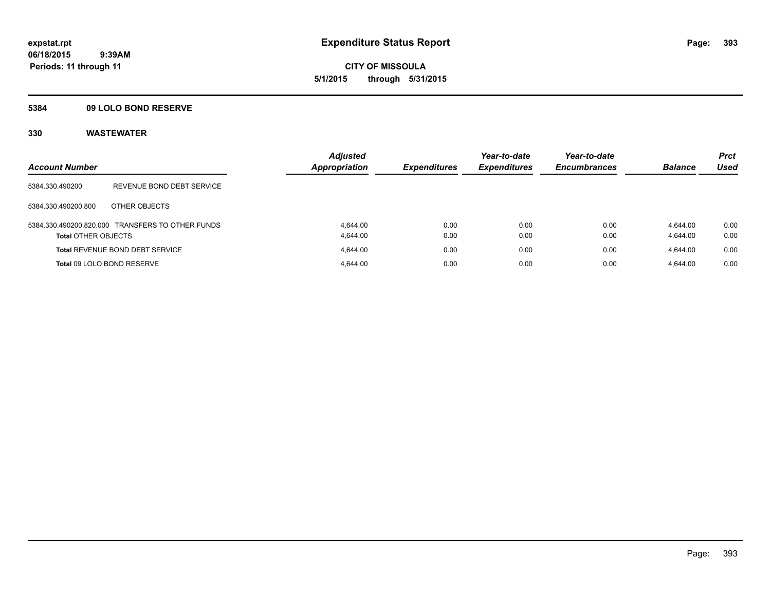# Expenditure Status Report

expstat.rpt
06/18/2015 9:39AM
Periods: 11 through 11

**CITY OF MISSOULA**
**5/1/2015 through 5/31/2015**

## 5384 09 LOLO BOND RESERVE

## 330 WASTEWATER

| Account Number | | Adjusted Appropriation | Expenditures | Year-to-date Expenditures | Year-to-date Encumbrances | Balance | Prct Used |
|---|---|---|---|---|---|---|---|
| 5384.330.490200 | REVENUE BOND DEBT SERVICE | | | | | | |
| 5384.330.490200.800 | OTHER OBJECTS | | | | | | |
| 5384.330.490200.820.000 | TRANSFERS TO OTHER FUNDS | 4,644.00 | 0.00 | 0.00 | 0.00 | 4,644.00 | 0.00 |
| **Total** OTHER OBJECTS | | 4,644.00 | 0.00 | 0.00 | 0.00 | 4,644.00 | 0.00 |
| **Total** REVENUE BOND DEBT SERVICE | | 4,644.00 | 0.00 | 0.00 | 0.00 | 4,644.00 | 0.00 |
| **Total** 09 LOLO BOND RESERVE | | 4,644.00 | 0.00 | 0.00 | 0.00 | 4,644.00 | 0.00 |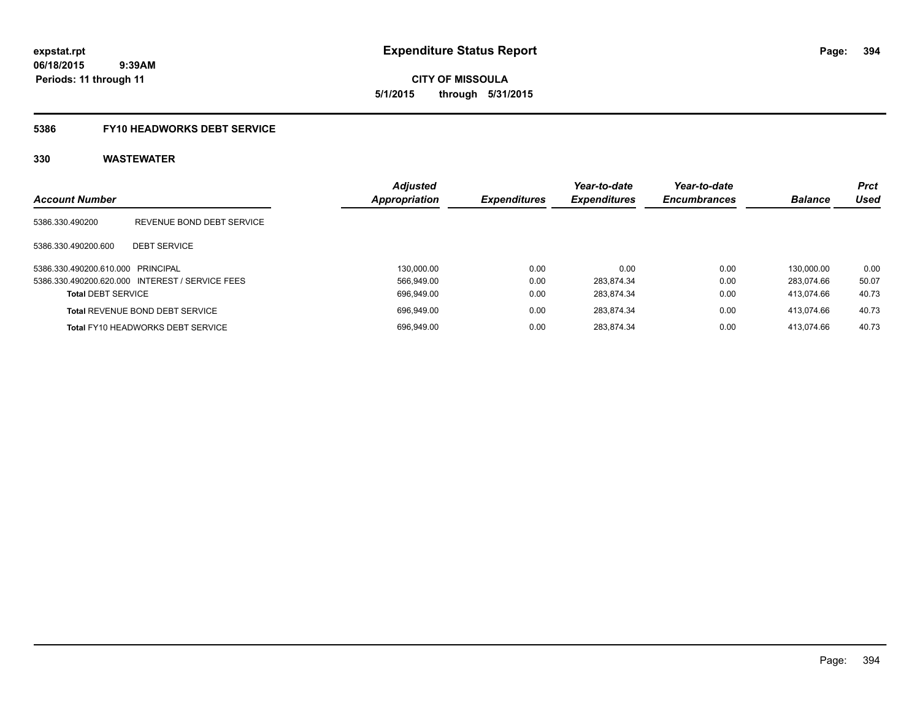**expstat.rpt**
**06/18/2015 9:39AM**
**Periods: 11 through 11**

# Expenditure Status Report

**CITY OF MISSOULA**
**5/1/2015 through 5/31/2015**

## 5386 FY10 HEADWORKS DEBT SERVICE

## 330 WASTEWATER

| Account Number | | Adjusted Appropriation | Expenditures | Year-to-date Expenditures | Year-to-date Encumbrances | Balance | Prct Used |
|---|---|---|---|---|---|---|---|
| 5386.330.490200 | REVENUE BOND DEBT SERVICE | | | | | | |
| 5386.330.490200.600 | DEBT SERVICE | | | | | | |
| 5386.330.490200.610.000 | PRINCIPAL | 130,000.00 | 0.00 | 0.00 | 0.00 | 130,000.00 | 0.00 |
| 5386.330.490200.620.000 | INTEREST / SERVICE FEES | 566,949.00 | 0.00 | 283,874.34 | 0.00 | 283,074.66 | 50.07 |
| **Total** DEBT SERVICE | | 696,949.00 | 0.00 | 283,874.34 | 0.00 | 413,074.66 | 40.73 |
| **Total** REVENUE BOND DEBT SERVICE | | 696,949.00 | 0.00 | 283,874.34 | 0.00 | 413,074.66 | 40.73 |
| **Total** FY10 HEADWORKS DEBT SERVICE | | 696,949.00 | 0.00 | 283,874.34 | 0.00 | 413,074.66 | 40.73 |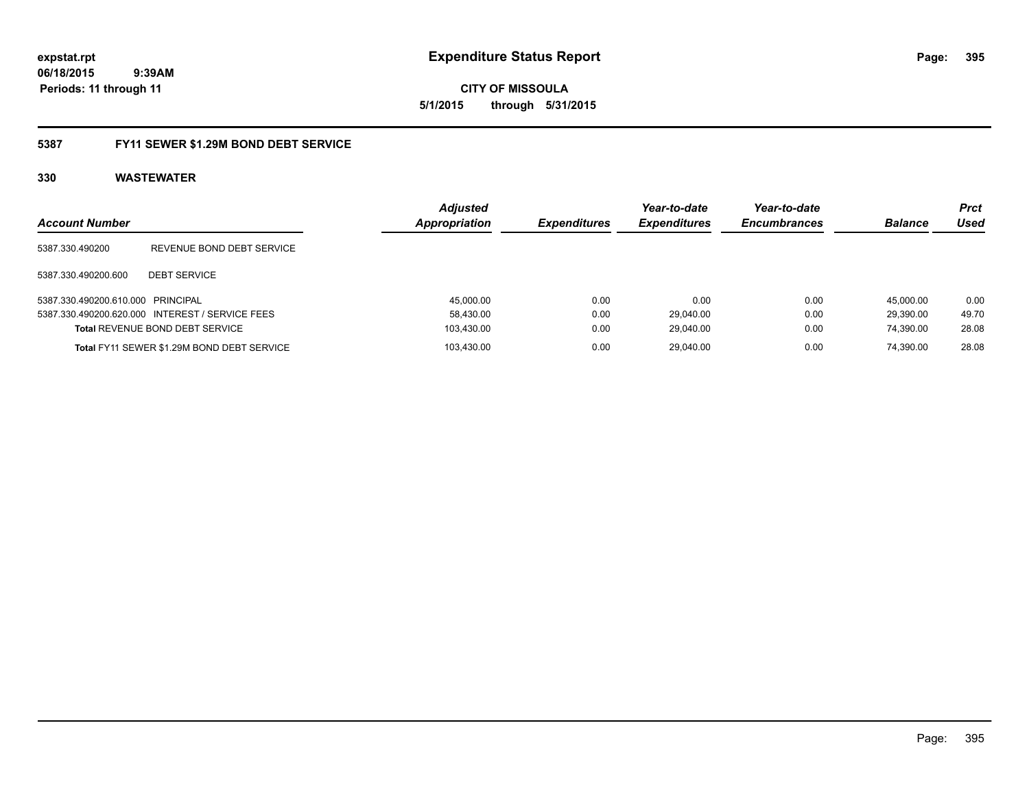# Expenditure Status Report

expstat.rpt
06/18/2015 9:39AM
Periods: 11 through 11

**CITY OF MISSOULA**
**5/1/2015 through 5/31/2015**

## 5387 FY11 SEWER $1.29M BOND DEBT SERVICE

### 330 WASTEWATER

| Account Number | | Adjusted Appropriation | Expenditures | Year-to-date Expenditures | Year-to-date Encumbrances | Balance | Prct Used |
|---|---|---|---|---|---|---|---|
| 5387.330.490200 | REVENUE BOND DEBT SERVICE | | | | | | |
| 5387.330.490200.600 | DEBT SERVICE | | | | | | |
| 5387.330.490200.610.000 | PRINCIPAL | 45,000.00 | 0.00 | 0.00 | 0.00 | 45,000.00 | 0.00 |
| 5387.330.490200.620.000 | INTEREST / SERVICE FEES | 58,430.00 | 0.00 | 29,040.00 | 0.00 | 29,390.00 | 49.70 |
| **Total** REVENUE BOND DEBT SERVICE | | 103,430.00 | 0.00 | 29,040.00 | 0.00 | 74,390.00 | 28.08 |
| **Total** FY11 SEWER $1.29M BOND DEBT SERVICE | | 103,430.00 | 0.00 | 29,040.00 | 0.00 | 74,390.00 | 28.08 |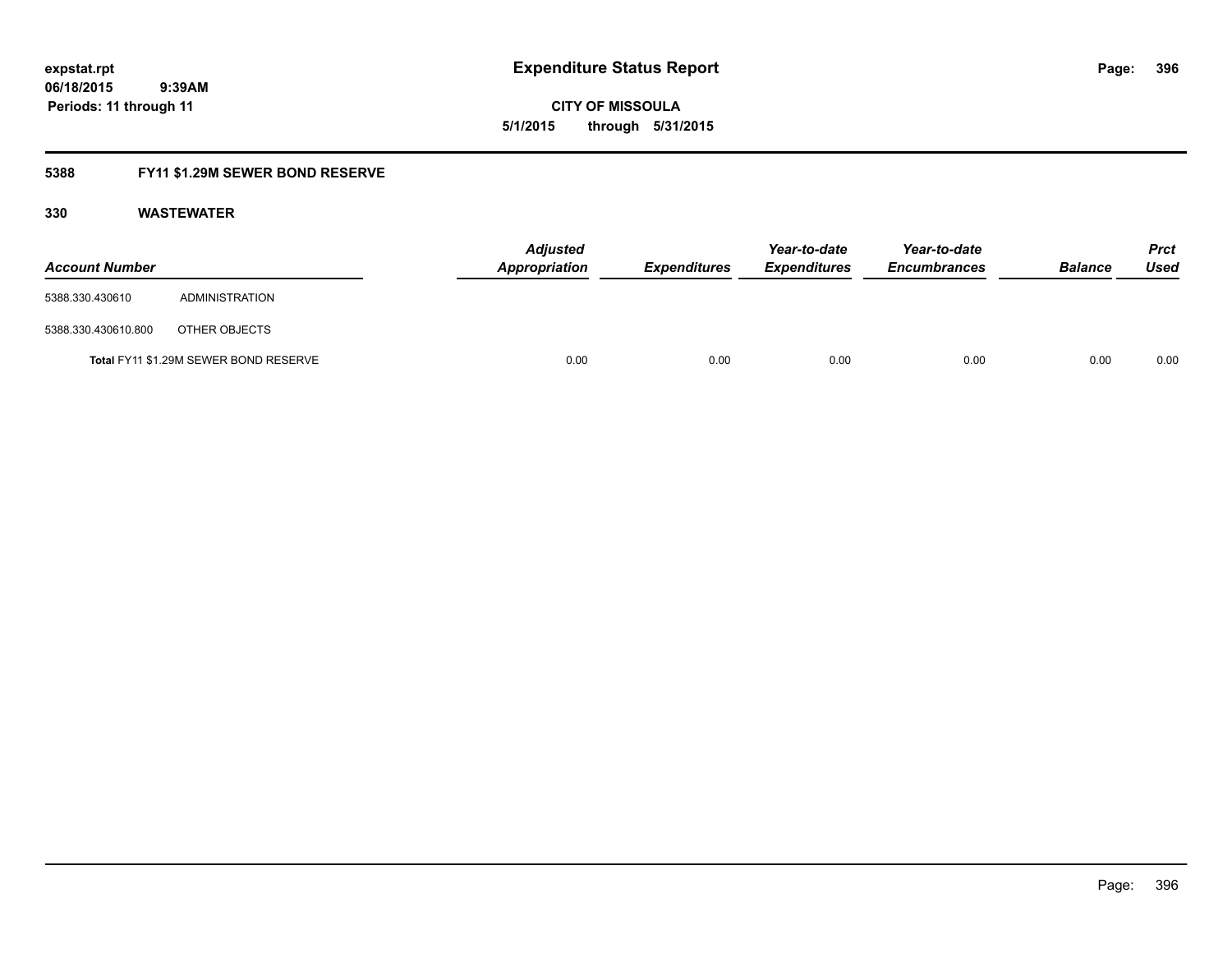# Expenditure Status Report

**CITY OF MISSOULA**

**5/1/2015 through 5/31/2015**

expstat.rpt
06/18/2015 9:39AM
Periods: 11 through 11

## 5388 FY11 $1.29M SEWER BOND RESERVE

### 330 WASTEWATER

| Account Number | | Adjusted Appropriation | Expenditures | Year-to-date Expenditures | Year-to-date Encumbrances | Balance | Prct Used |
|---|---|---|---|---|---|---|---|
| 5388.330.430610 | ADMINISTRATION | | | | | | |
| 5388.330.430610.800 | OTHER OBJECTS | | | | | | |
| Total FY11 $1.29M SEWER BOND RESERVE | | 0.00 | 0.00 | 0.00 | 0.00 | 0.00 | 0.00 |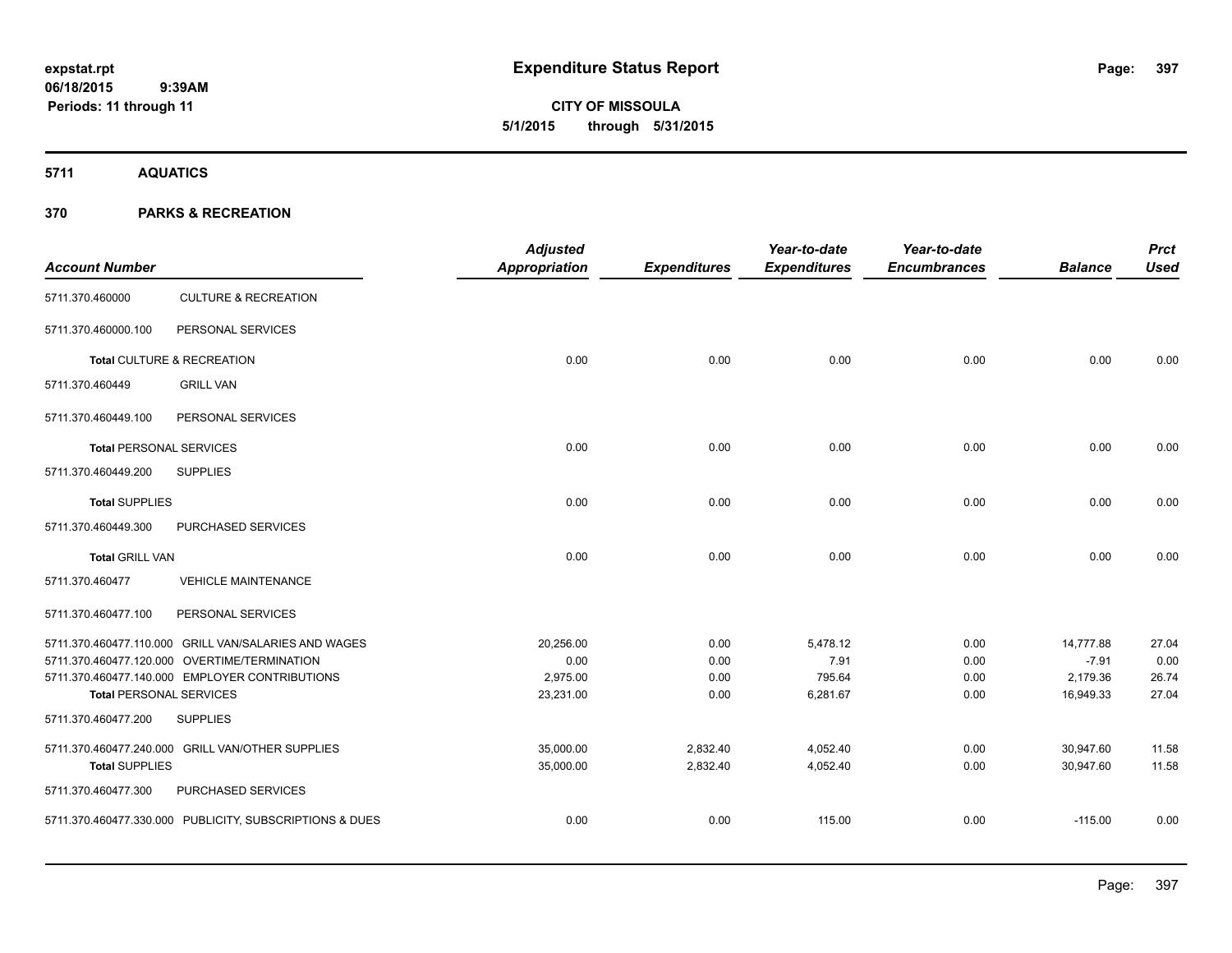**expstat.rpt**
**06/18/2015 9:39AM**
**Periods: 11 through 11**

# Expenditure Status Report

**CITY OF MISSOULA**
**5/1/2015 through 5/31/2015**

## 5711 AQUATICS

## 370 PARKS & RECREATION

| Account Number | | Adjusted Appropriation | Expenditures | Year-to-date Expenditures | Year-to-date Encumbrances | Balance | Prct Used |
|---|---|---|---|---|---|---|---|
| 5711.370.460000 | CULTURE & RECREATION | | | | | | |
| 5711.370.460000.100 | PERSONAL SERVICES | | | | | | |
| **Total** CULTURE & RECREATION | | 0.00 | 0.00 | 0.00 | 0.00 | 0.00 | 0.00 |
| 5711.370.460449 | GRILL VAN | | | | | | |
| 5711.370.460449.100 | PERSONAL SERVICES | | | | | | |
| **Total** PERSONAL SERVICES | | 0.00 | 0.00 | 0.00 | 0.00 | 0.00 | 0.00 |
| 5711.370.460449.200 | SUPPLIES | | | | | | |
| **Total** SUPPLIES | | 0.00 | 0.00 | 0.00 | 0.00 | 0.00 | 0.00 |
| 5711.370.460449.300 | PURCHASED SERVICES | | | | | | |
| **Total** GRILL VAN | | 0.00 | 0.00 | 0.00 | 0.00 | 0.00 | 0.00 |
| 5711.370.460477 | VEHICLE MAINTENANCE | | | | | | |
| 5711.370.460477.100 | PERSONAL SERVICES | | | | | | |
| 5711.370.460477.110.000 | GRILL VAN/SALARIES AND WAGES | 20,256.00 | 0.00 | 5,478.12 | 0.00 | 14,777.88 | 27.04 |
| 5711.370.460477.120.000 | OVERTIME/TERMINATION | 0.00 | 0.00 | 7.91 | 0.00 | -7.91 | 0.00 |
| 5711.370.460477.140.000 | EMPLOYER CONTRIBUTIONS | 2,975.00 | 0.00 | 795.64 | 0.00 | 2,179.36 | 26.74 |
| **Total** PERSONAL SERVICES | | 23,231.00 | 0.00 | 6,281.67 | 0.00 | 16,949.33 | 27.04 |
| 5711.370.460477.200 | SUPPLIES | | | | | | |
| 5711.370.460477.240.000 | GRILL VAN/OTHER SUPPLIES | 35,000.00 | 2,832.40 | 4,052.40 | 0.00 | 30,947.60 | 11.58 |
| **Total** SUPPLIES | | 35,000.00 | 2,832.40 | 4,052.40 | 0.00 | 30,947.60 | 11.58 |
| 5711.370.460477.300 | PURCHASED SERVICES | | | | | | |
| 5711.370.460477.330.000 | PUBLICITY, SUBSCRIPTIONS & DUES | 0.00 | 0.00 | 115.00 | 0.00 | -115.00 | 0.00 |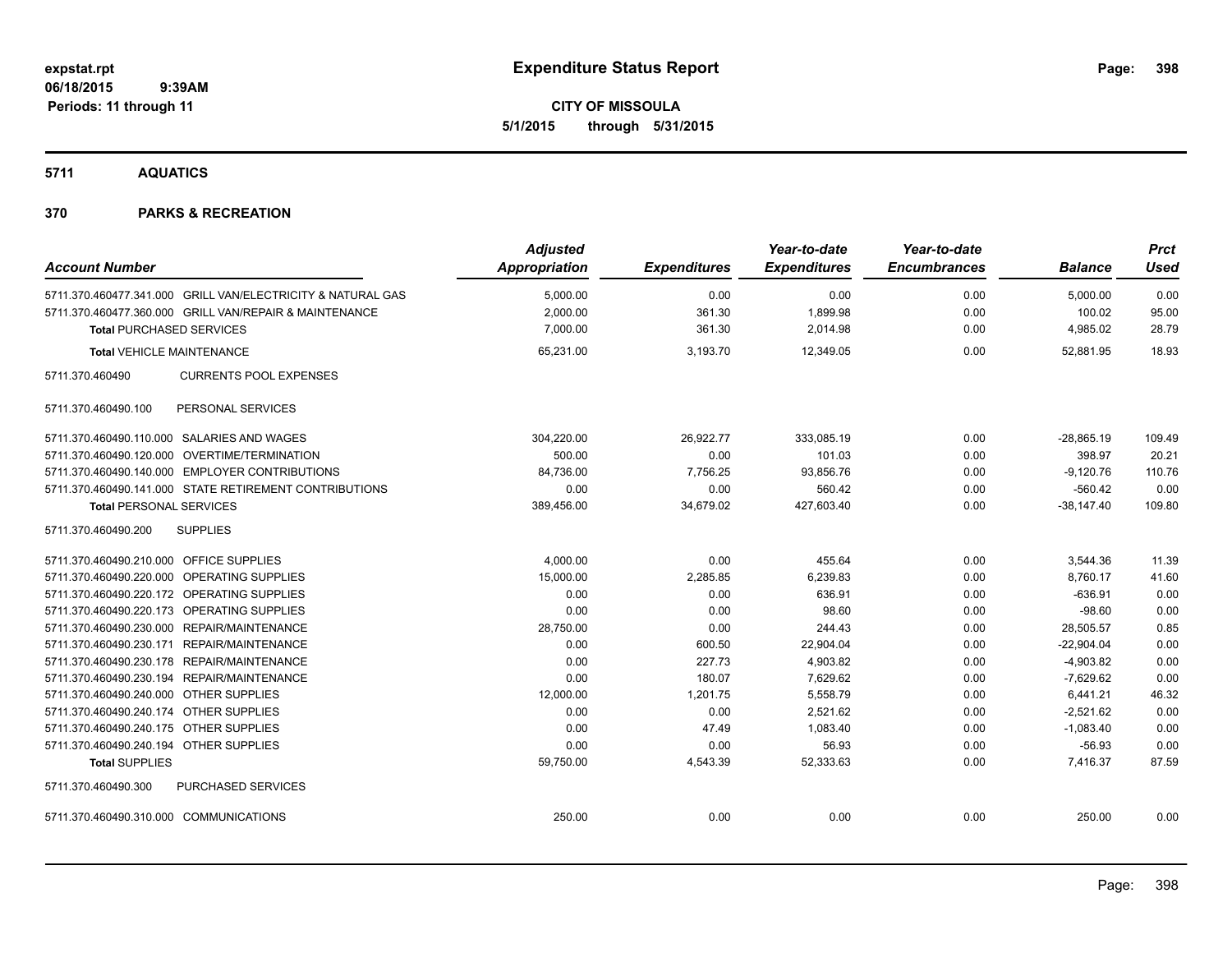# Expenditure Status Report

**CITY OF MISSOULA**

**5/1/2015 through 5/31/2015**

expstat.rpt
06/18/2015 9:39AM
Periods: 11 through 11

## 5711 AQUATICS

## 370 PARKS & RECREATION

| Account Number | Adjusted Appropriation | Expenditures | Year-to-date Expenditures | Year-to-date Encumbrances | Balance | Prct Used |
|---|---|---|---|---|---|---|
| 5711.370.460477.341.000 GRILL VAN/ELECTRICITY & NATURAL GAS | 5,000.00 | 0.00 | 0.00 | 0.00 | 5,000.00 | 0.00 |
| 5711.370.460477.360.000 GRILL VAN/REPAIR & MAINTENANCE | 2,000.00 | 361.30 | 1,899.98 | 0.00 | 100.02 | 95.00 |
| **Total** PURCHASED SERVICES | 7,000.00 | 361.30 | 2,014.98 | 0.00 | 4,985.02 | 28.79 |
| **Total** VEHICLE MAINTENANCE | 65,231.00 | 3,193.70 | 12,349.05 | 0.00 | 52,881.95 | 18.93 |
| 5711.370.460490 CURRENTS POOL EXPENSES | | | | | | |
| 5711.370.460490.100 PERSONAL SERVICES | | | | | | |
| 5711.370.460490.110.000 SALARIES AND WAGES | 304,220.00 | 26,922.77 | 333,085.19 | 0.00 | -28,865.19 | 109.49 |
| 5711.370.460490.120.000 OVERTIME/TERMINATION | 500.00 | 0.00 | 101.03 | 0.00 | 398.97 | 20.21 |
| 5711.370.460490.140.000 EMPLOYER CONTRIBUTIONS | 84,736.00 | 7,756.25 | 93,856.76 | 0.00 | -9,120.76 | 110.76 |
| 5711.370.460490.141.000 STATE RETIREMENT CONTRIBUTIONS | 0.00 | 0.00 | 560.42 | 0.00 | -560.42 | 0.00 |
| **Total** PERSONAL SERVICES | 389,456.00 | 34,679.02 | 427,603.40 | 0.00 | -38,147.40 | 109.80 |
| 5711.370.460490.200 SUPPLIES | | | | | | |
| 5711.370.460490.210.000 OFFICE SUPPLIES | 4,000.00 | 0.00 | 455.64 | 0.00 | 3,544.36 | 11.39 |
| 5711.370.460490.220.000 OPERATING SUPPLIES | 15,000.00 | 2,285.85 | 6,239.83 | 0.00 | 8,760.17 | 41.60 |
| 5711.370.460490.220.172 OPERATING SUPPLIES | 0.00 | 0.00 | 636.91 | 0.00 | -636.91 | 0.00 |
| 5711.370.460490.220.173 OPERATING SUPPLIES | 0.00 | 0.00 | 98.60 | 0.00 | -98.60 | 0.00 |
| 5711.370.460490.230.000 REPAIR/MAINTENANCE | 28,750.00 | 0.00 | 244.43 | 0.00 | 28,505.57 | 0.85 |
| 5711.370.460490.230.171 REPAIR/MAINTENANCE | 0.00 | 600.50 | 22,904.04 | 0.00 | -22,904.04 | 0.00 |
| 5711.370.460490.230.178 REPAIR/MAINTENANCE | 0.00 | 227.73 | 4,903.82 | 0.00 | -4,903.82 | 0.00 |
| 5711.370.460490.230.194 REPAIR/MAINTENANCE | 0.00 | 180.07 | 7,629.62 | 0.00 | -7,629.62 | 0.00 |
| 5711.370.460490.240.000 OTHER SUPPLIES | 12,000.00 | 1,201.75 | 5,558.79 | 0.00 | 6,441.21 | 46.32 |
| 5711.370.460490.240.174 OTHER SUPPLIES | 0.00 | 0.00 | 2,521.62 | 0.00 | -2,521.62 | 0.00 |
| 5711.370.460490.240.175 OTHER SUPPLIES | 0.00 | 47.49 | 1,083.40 | 0.00 | -1,083.40 | 0.00 |
| 5711.370.460490.240.194 OTHER SUPPLIES | 0.00 | 0.00 | 56.93 | 0.00 | -56.93 | 0.00 |
| **Total** SUPPLIES | 59,750.00 | 4,543.39 | 52,333.63 | 0.00 | 7,416.37 | 87.59 |
| 5711.370.460490.300 PURCHASED SERVICES | | | | | | |
| 5711.370.460490.310.000 COMMUNICATIONS | 250.00 | 0.00 | 0.00 | 0.00 | 250.00 | 0.00 |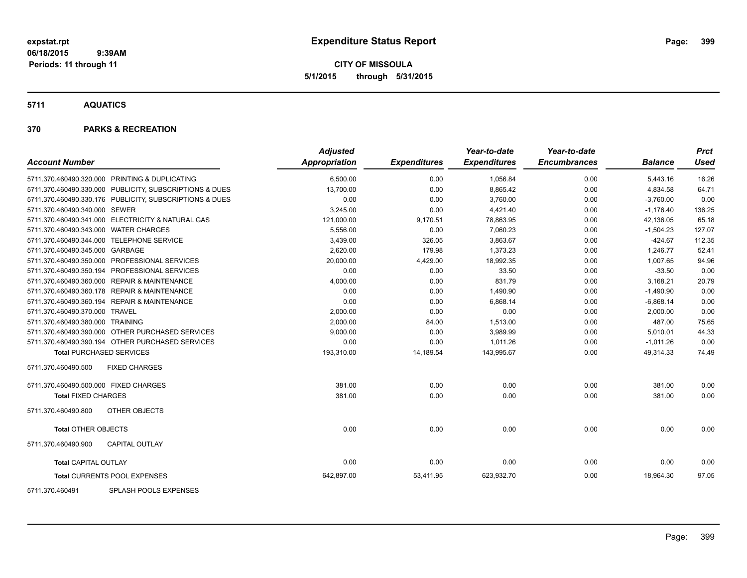**expstat.rpt**
**06/18/2015 9:39AM**
**Periods: 11 through 11**

# Expenditure Status Report

**CITY OF MISSOULA**
**5/1/2015 through 5/31/2015**

## 5711 AQUATICS

## 370 PARKS & RECREATION

| Account Number | | Adjusted Appropriation | Expenditures | Year-to-date Expenditures | Year-to-date Encumbrances | Balance | Prct Used |
|---|---|---|---|---|---|---|---|
| 5711.370.460490.320.000 | PRINTING & DUPLICATING | 6,500.00 | 0.00 | 1,056.84 | 0.00 | 5,443.16 | 16.26 |
| 5711.370.460490.330.000 | PUBLICITY, SUBSCRIPTIONS & DUES | 13,700.00 | 0.00 | 8,865.42 | 0.00 | 4,834.58 | 64.71 |
| 5711.370.460490.330.176 | PUBLICITY, SUBSCRIPTIONS & DUES | 0.00 | 0.00 | 3,760.00 | 0.00 | -3,760.00 | 0.00 |
| 5711.370.460490.340.000 | SEWER | 3,245.00 | 0.00 | 4,421.40 | 0.00 | -1,176.40 | 136.25 |
| 5711.370.460490.341.000 | ELECTRICITY & NATURAL GAS | 121,000.00 | 9,170.51 | 78,863.95 | 0.00 | 42,136.05 | 65.18 |
| 5711.370.460490.343.000 | WATER CHARGES | 5,556.00 | 0.00 | 7,060.23 | 0.00 | -1,504.23 | 127.07 |
| 5711.370.460490.344.000 | TELEPHONE SERVICE | 3,439.00 | 326.05 | 3,863.67 | 0.00 | -424.67 | 112.35 |
| 5711.370.460490.345.000 | GARBAGE | 2,620.00 | 179.98 | 1,373.23 | 0.00 | 1,246.77 | 52.41 |
| 5711.370.460490.350.000 | PROFESSIONAL SERVICES | 20,000.00 | 4,429.00 | 18,992.35 | 0.00 | 1,007.65 | 94.96 |
| 5711.370.460490.350.194 | PROFESSIONAL SERVICES | 0.00 | 0.00 | 33.50 | 0.00 | -33.50 | 0.00 |
| 5711.370.460490.360.000 | REPAIR & MAINTENANCE | 4,000.00 | 0.00 | 831.79 | 0.00 | 3,168.21 | 20.79 |
| 5711.370.460490.360.178 | REPAIR & MAINTENANCE | 0.00 | 0.00 | 1,490.90 | 0.00 | -1,490.90 | 0.00 |
| 5711.370.460490.360.194 | REPAIR & MAINTENANCE | 0.00 | 0.00 | 6,868.14 | 0.00 | -6,868.14 | 0.00 |
| 5711.370.460490.370.000 | TRAVEL | 2,000.00 | 0.00 | 0.00 | 0.00 | 2,000.00 | 0.00 |
| 5711.370.460490.380.000 | TRAINING | 2,000.00 | 84.00 | 1,513.00 | 0.00 | 487.00 | 75.65 |
| 5711.370.460490.390.000 | OTHER PURCHASED SERVICES | 9,000.00 | 0.00 | 3,989.99 | 0.00 | 5,010.01 | 44.33 |
| 5711.370.460490.390.194 | OTHER PURCHASED SERVICES | 0.00 | 0.00 | 1,011.26 | 0.00 | -1,011.26 | 0.00 |
| **Total PURCHASED SERVICES** | | 193,310.00 | 14,189.54 | 143,995.67 | 0.00 | 49,314.33 | 74.49 |
| 5711.370.460490.500 | FIXED CHARGES | | | | | | |
| 5711.370.460490.500.000 | FIXED CHARGES | 381.00 | 0.00 | 0.00 | 0.00 | 381.00 | 0.00 |
| **Total FIXED CHARGES** | | 381.00 | 0.00 | 0.00 | 0.00 | 381.00 | 0.00 |
| 5711.370.460490.800 | OTHER OBJECTS | | | | | | |
| **Total OTHER OBJECTS** | | 0.00 | 0.00 | 0.00 | 0.00 | 0.00 | 0.00 |
| 5711.370.460490.900 | CAPITAL OUTLAY | | | | | | |
| **Total CAPITAL OUTLAY** | | 0.00 | 0.00 | 0.00 | 0.00 | 0.00 | 0.00 |
| **Total CURRENTS POOL EXPENSES** | | 642,897.00 | 53,411.95 | 623,932.70 | 0.00 | 18,964.30 | 97.05 |
| 5711.370.460491 | SPLASH POOLS EXPENSES | | | | | | |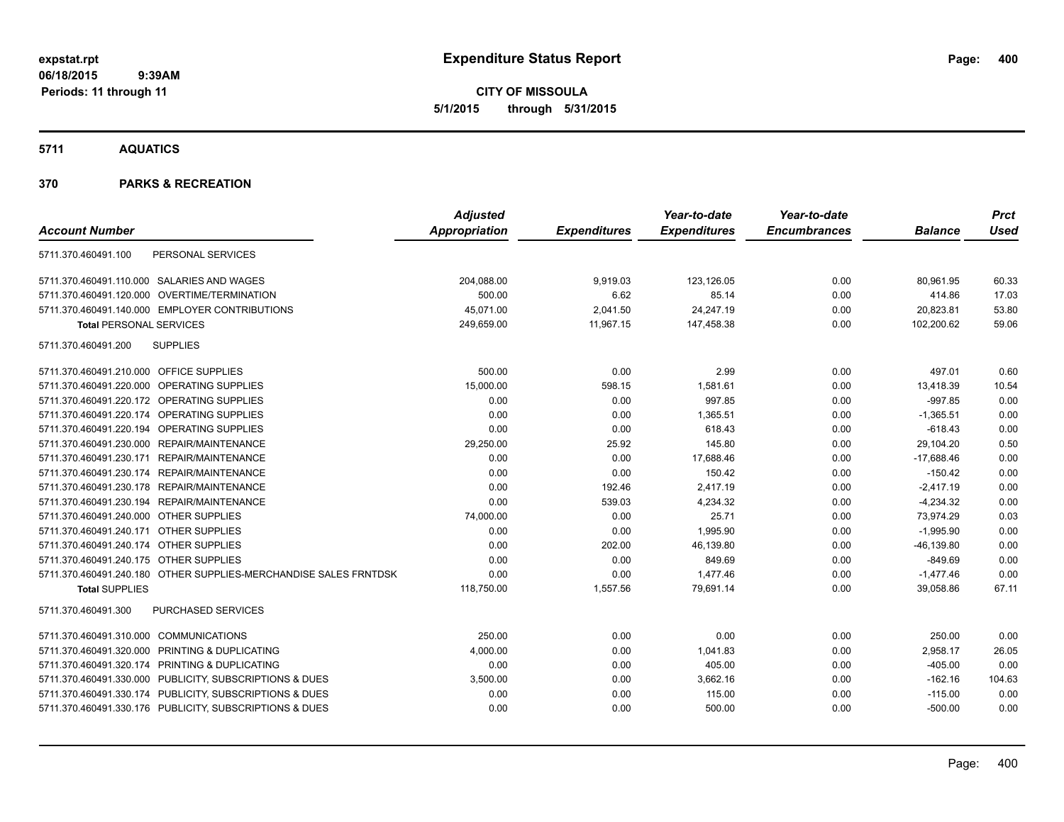expstat.rpt
06/18/2015 9:39AM
Periods: 11 through 11

# Expenditure Status Report

**CITY OF MISSOULA**
**5/1/2015 through 5/31/2015**

## 5711 AQUATICS

## 370 PARKS & RECREATION

| Account Number | | Adjusted Appropriation | Expenditures | Year-to-date Expenditures | Year-to-date Encumbrances | Balance | Prct Used |
|---|---|---|---|---|---|---|---|
| 5711.370.460491.100 | PERSONAL SERVICES | | | | | | |
| 5711.370.460491.110.000 | SALARIES AND WAGES | 204,088.00 | 9,919.03 | 123,126.05 | 0.00 | 80,961.95 | 60.33 |
| 5711.370.460491.120.000 | OVERTIME/TERMINATION | 500.00 | 6.62 | 85.14 | 0.00 | 414.86 | 17.03 |
| 5711.370.460491.140.000 | EMPLOYER CONTRIBUTIONS | 45,071.00 | 2,041.50 | 24,247.19 | 0.00 | 20,823.81 | 53.80 |
| **Total** PERSONAL SERVICES | | 249,659.00 | 11,967.15 | 147,458.38 | 0.00 | 102,200.62 | 59.06 |
| 5711.370.460491.200 | SUPPLIES | | | | | | |
| 5711.370.460491.210.000 | OFFICE SUPPLIES | 500.00 | 0.00 | 2.99 | 0.00 | 497.01 | 0.60 |
| 5711.370.460491.220.000 | OPERATING SUPPLIES | 15,000.00 | 598.15 | 1,581.61 | 0.00 | 13,418.39 | 10.54 |
| 5711.370.460491.220.172 | OPERATING SUPPLIES | 0.00 | 0.00 | 997.85 | 0.00 | -997.85 | 0.00 |
| 5711.370.460491.220.174 | OPERATING SUPPLIES | 0.00 | 0.00 | 1,365.51 | 0.00 | -1,365.51 | 0.00 |
| 5711.370.460491.220.194 | OPERATING SUPPLIES | 0.00 | 0.00 | 618.43 | 0.00 | -618.43 | 0.00 |
| 5711.370.460491.230.000 | REPAIR/MAINTENANCE | 29,250.00 | 25.92 | 145.80 | 0.00 | 29,104.20 | 0.50 |
| 5711.370.460491.230.171 | REPAIR/MAINTENANCE | 0.00 | 0.00 | 17,688.46 | 0.00 | -17,688.46 | 0.00 |
| 5711.370.460491.230.174 | REPAIR/MAINTENANCE | 0.00 | 0.00 | 150.42 | 0.00 | -150.42 | 0.00 |
| 5711.370.460491.230.178 | REPAIR/MAINTENANCE | 0.00 | 192.46 | 2,417.19 | 0.00 | -2,417.19 | 0.00 |
| 5711.370.460491.230.194 | REPAIR/MAINTENANCE | 0.00 | 539.03 | 4,234.32 | 0.00 | -4,234.32 | 0.00 |
| 5711.370.460491.240.000 | OTHER SUPPLIES | 74,000.00 | 0.00 | 25.71 | 0.00 | 73,974.29 | 0.03 |
| 5711.370.460491.240.171 | OTHER SUPPLIES | 0.00 | 0.00 | 1,995.90 | 0.00 | -1,995.90 | 0.00 |
| 5711.370.460491.240.174 | OTHER SUPPLIES | 0.00 | 202.00 | 46,139.80 | 0.00 | -46,139.80 | 0.00 |
| 5711.370.460491.240.175 | OTHER SUPPLIES | 0.00 | 0.00 | 849.69 | 0.00 | -849.69 | 0.00 |
| 5711.370.460491.240.180 | OTHER SUPPLIES-MERCHANDISE SALES FRNTDSK | 0.00 | 0.00 | 1,477.46 | 0.00 | -1,477.46 | 0.00 |
| **Total** SUPPLIES | | 118,750.00 | 1,557.56 | 79,691.14 | 0.00 | 39,058.86 | 67.11 |
| 5711.370.460491.300 | PURCHASED SERVICES | | | | | | |
| 5711.370.460491.310.000 | COMMUNICATIONS | 250.00 | 0.00 | 0.00 | 0.00 | 250.00 | 0.00 |
| 5711.370.460491.320.000 | PRINTING & DUPLICATING | 4,000.00 | 0.00 | 1,041.83 | 0.00 | 2,958.17 | 26.05 |
| 5711.370.460491.320.174 | PRINTING & DUPLICATING | 0.00 | 0.00 | 405.00 | 0.00 | -405.00 | 0.00 |
| 5711.370.460491.330.000 | PUBLICITY, SUBSCRIPTIONS & DUES | 3,500.00 | 0.00 | 3,662.16 | 0.00 | -162.16 | 104.63 |
| 5711.370.460491.330.174 | PUBLICITY, SUBSCRIPTIONS & DUES | 0.00 | 0.00 | 115.00 | 0.00 | -115.00 | 0.00 |
| 5711.370.460491.330.176 | PUBLICITY, SUBSCRIPTIONS & DUES | 0.00 | 0.00 | 500.00 | 0.00 | -500.00 | 0.00 |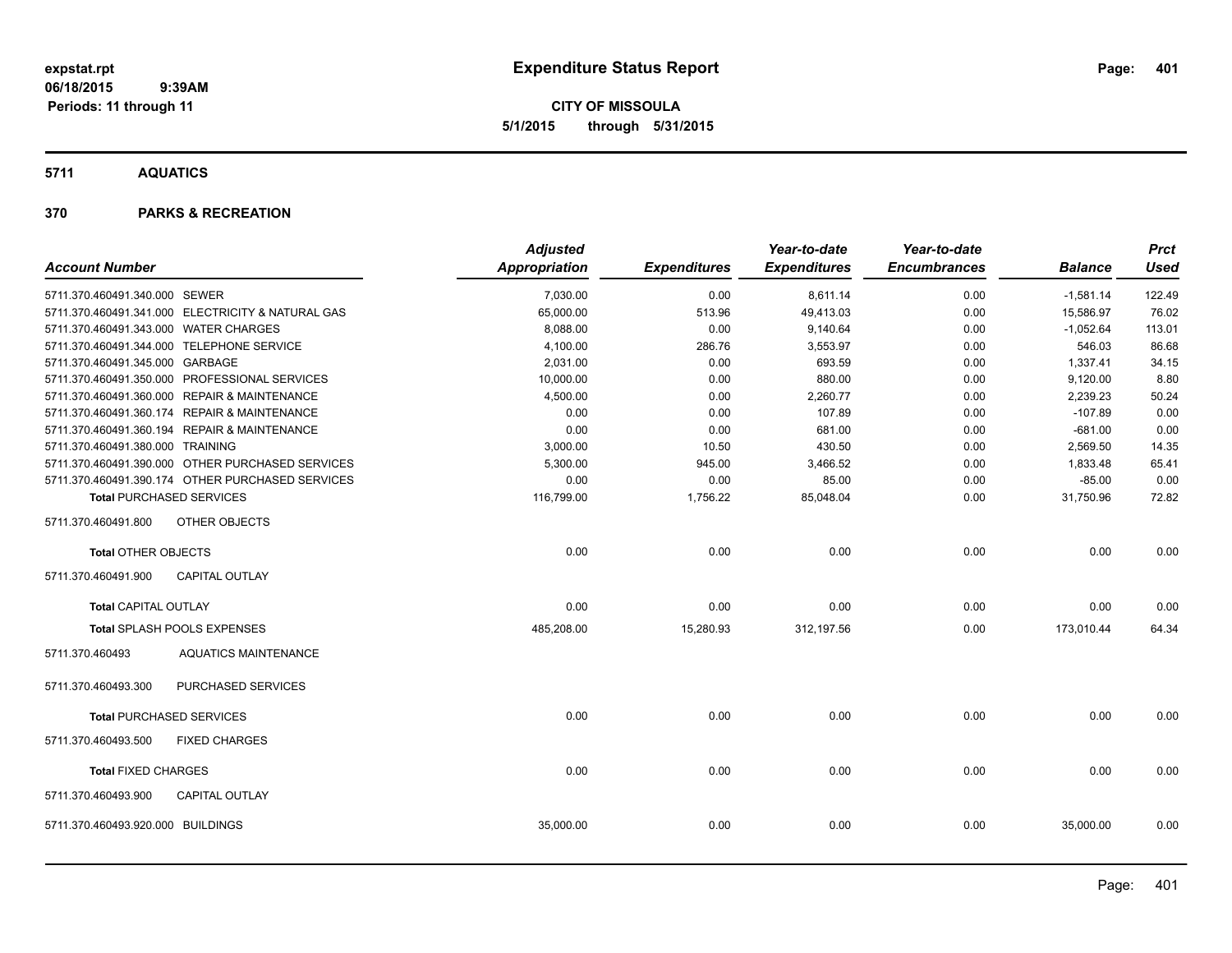**expstat.rpt**
**06/18/2015 9:39AM**
**Periods: 11 through 11**

# Expenditure Status Report

**CITY OF MISSOULA**
**5/1/2015 through 5/31/2015**

## 5711 AQUATICS

### 370 PARKS & RECREATION

| Account Number | | Adjusted Appropriation | Expenditures | Year-to-date Expenditures | Year-to-date Encumbrances | Balance | Prct Used |
|---|---|---|---|---|---|---|---|
| 5711.370.460491.340.000 | SEWER | 7,030.00 | 0.00 | 8,611.14 | 0.00 | -1,581.14 | 122.49 |
| 5711.370.460491.341.000 | ELECTRICITY & NATURAL GAS | 65,000.00 | 513.96 | 49,413.03 | 0.00 | 15,586.97 | 76.02 |
| 5711.370.460491.343.000 | WATER CHARGES | 8,088.00 | 0.00 | 9,140.64 | 0.00 | -1,052.64 | 113.01 |
| 5711.370.460491.344.000 | TELEPHONE SERVICE | 4,100.00 | 286.76 | 3,553.97 | 0.00 | 546.03 | 86.68 |
| 5711.370.460491.345.000 | GARBAGE | 2,031.00 | 0.00 | 693.59 | 0.00 | 1,337.41 | 34.15 |
| 5711.370.460491.350.000 | PROFESSIONAL SERVICES | 10,000.00 | 0.00 | 880.00 | 0.00 | 9,120.00 | 8.80 |
| 5711.370.460491.360.000 | REPAIR & MAINTENANCE | 4,500.00 | 0.00 | 2,260.77 | 0.00 | 2,239.23 | 50.24 |
| 5711.370.460491.360.174 | REPAIR & MAINTENANCE | 0.00 | 0.00 | 107.89 | 0.00 | -107.89 | 0.00 |
| 5711.370.460491.360.194 | REPAIR & MAINTENANCE | 0.00 | 0.00 | 681.00 | 0.00 | -681.00 | 0.00 |
| 5711.370.460491.380.000 | TRAINING | 3,000.00 | 10.50 | 430.50 | 0.00 | 2,569.50 | 14.35 |
| 5711.370.460491.390.000 | OTHER PURCHASED SERVICES | 5,300.00 | 945.00 | 3,466.52 | 0.00 | 1,833.48 | 65.41 |
| 5711.370.460491.390.174 | OTHER PURCHASED SERVICES | 0.00 | 0.00 | 85.00 | 0.00 | -85.00 | 0.00 |
| **Total PURCHASED SERVICES** | | 116,799.00 | 1,756.22 | 85,048.04 | 0.00 | 31,750.96 | 72.82 |
| 5711.370.460491.800 | OTHER OBJECTS | | | | | | |
| **Total OTHER OBJECTS** | | 0.00 | 0.00 | 0.00 | 0.00 | 0.00 | 0.00 |
| 5711.370.460491.900 | CAPITAL OUTLAY | | | | | | |
| **Total CAPITAL OUTLAY** | | 0.00 | 0.00 | 0.00 | 0.00 | 0.00 | 0.00 |
| **Total SPLASH POOLS EXPENSES** | | 485,208.00 | 15,280.93 | 312,197.56 | 0.00 | 173,010.44 | 64.34 |
| 5711.370.460493 | AQUATICS MAINTENANCE | | | | | | |
| 5711.370.460493.300 | PURCHASED SERVICES | | | | | | |
| **Total PURCHASED SERVICES** | | 0.00 | 0.00 | 0.00 | 0.00 | 0.00 | 0.00 |
| 5711.370.460493.500 | FIXED CHARGES | | | | | | |
| **Total FIXED CHARGES** | | 0.00 | 0.00 | 0.00 | 0.00 | 0.00 | 0.00 |
| 5711.370.460493.900 | CAPITAL OUTLAY | | | | | | |
| 5711.370.460493.920.000 | BUILDINGS | 35,000.00 | 0.00 | 0.00 | 0.00 | 35,000.00 | 0.00 |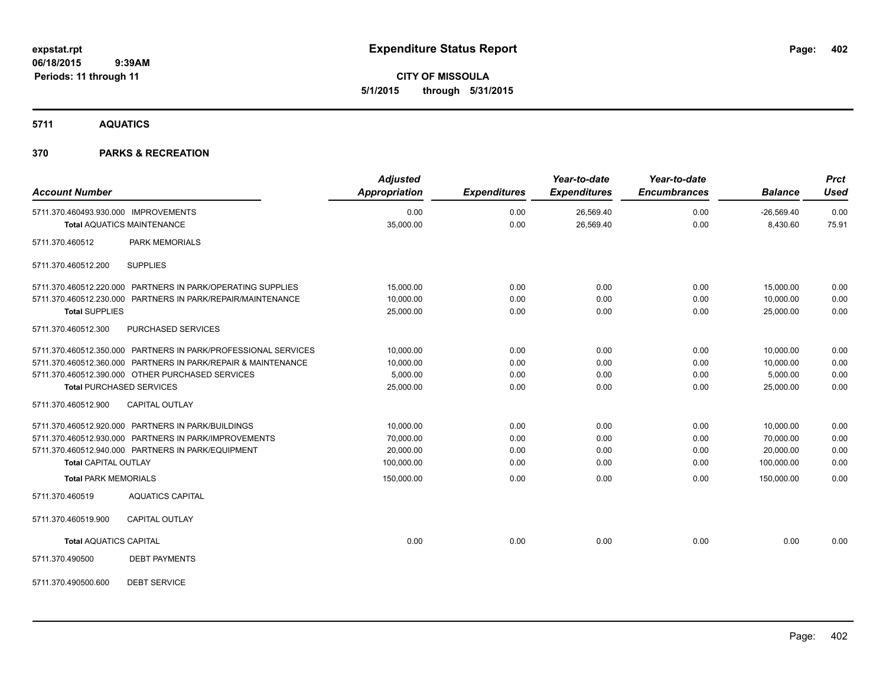**Expenditure Status Report**

**CITY OF MISSOULA**
**5/1/2015 through 5/31/2015**

expstat.rpt
06/18/2015 9:39AM
Periods: 11 through 11

## 5711 AQUATICS

## 370 PARKS & RECREATION

| Account Number | | Adjusted Appropriation | Expenditures | Year-to-date Expenditures | Year-to-date Encumbrances | Balance | Prct Used |
|---|---|---|---|---|---|---|---|
| 5711.370.460493.930.000 | IMPROVEMENTS | 0.00 | 0.00 | 26,569.40 | 0.00 | -26,569.40 | 0.00 |
| **Total** AQUATICS MAINTENANCE | | 35,000.00 | 0.00 | 26,569.40 | 0.00 | 8,430.60 | 75.91 |
| 5711.370.460512 | PARK MEMORIALS | | | | | | |
| 5711.370.460512.200 | SUPPLIES | | | | | | |
| 5711.370.460512.220.000 | PARTNERS IN PARK/OPERATING SUPPLIES | 15,000.00 | 0.00 | 0.00 | 0.00 | 15,000.00 | 0.00 |
| 5711.370.460512.230.000 | PARTNERS IN PARK/REPAIR/MAINTENANCE | 10,000.00 | 0.00 | 0.00 | 0.00 | 10,000.00 | 0.00 |
| **Total** SUPPLIES | | 25,000.00 | 0.00 | 0.00 | 0.00 | 25,000.00 | 0.00 |
| 5711.370.460512.300 | PURCHASED SERVICES | | | | | | |
| 5711.370.460512.350.000 | PARTNERS IN PARK/PROFESSIONAL SERVICES | 10,000.00 | 0.00 | 0.00 | 0.00 | 10,000.00 | 0.00 |
| 5711.370.460512.360.000 | PARTNERS IN PARK/REPAIR & MAINTENANCE | 10,000.00 | 0.00 | 0.00 | 0.00 | 10,000.00 | 0.00 |
| 5711.370.460512.390.000 | OTHER PURCHASED SERVICES | 5,000.00 | 0.00 | 0.00 | 0.00 | 5,000.00 | 0.00 |
| **Total** PURCHASED SERVICES | | 25,000.00 | 0.00 | 0.00 | 0.00 | 25,000.00 | 0.00 |
| 5711.370.460512.900 | CAPITAL OUTLAY | | | | | | |
| 5711.370.460512.920.000 | PARTNERS IN PARK/BUILDINGS | 10,000.00 | 0.00 | 0.00 | 0.00 | 10,000.00 | 0.00 |
| 5711.370.460512.930.000 | PARTNERS IN PARK/IMPROVEMENTS | 70,000.00 | 0.00 | 0.00 | 0.00 | 70,000.00 | 0.00 |
| 5711.370.460512.940.000 | PARTNERS IN PARK/EQUIPMENT | 20,000.00 | 0.00 | 0.00 | 0.00 | 20,000.00 | 0.00 |
| **Total** CAPITAL OUTLAY | | 100,000.00 | 0.00 | 0.00 | 0.00 | 100,000.00 | 0.00 |
| **Total** PARK MEMORIALS | | 150,000.00 | 0.00 | 0.00 | 0.00 | 150,000.00 | 0.00 |
| 5711.370.460519 | AQUATICS CAPITAL | | | | | | |
| 5711.370.460519.900 | CAPITAL OUTLAY | | | | | | |
| **Total** AQUATICS CAPITAL | | 0.00 | 0.00 | 0.00 | 0.00 | 0.00 | 0.00 |
| 5711.370.490500 | DEBT PAYMENTS | | | | | | |
| 5711.370.490500.600 | DEBT SERVICE | | | | | | |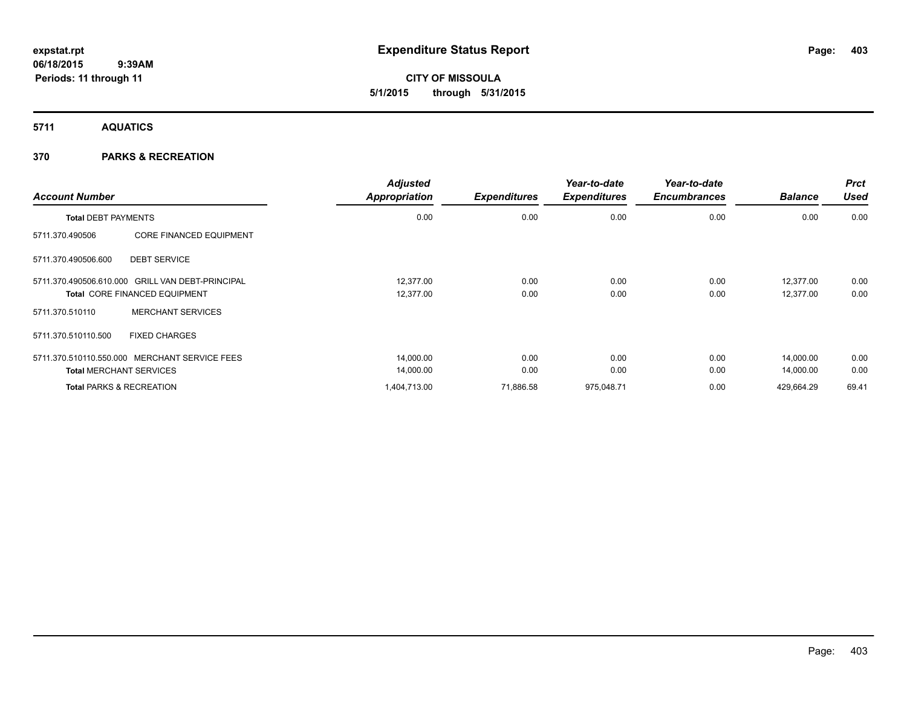**expstat.rpt**
**06/18/2015 9:39AM**
**Periods: 11 through 11**

# Expenditure Status Report

**CITY OF MISSOULA**
**5/1/2015 through 5/31/2015**

## 5711 AQUATICS

## 370 PARKS & RECREATION

| Account Number | | Adjusted Appropriation | Expenditures | Year-to-date Expenditures | Year-to-date Encumbrances | Balance | Prct Used |
|---|---|---|---|---|---|---|---|
| **Total DEBT PAYMENTS** | | 0.00 | 0.00 | 0.00 | 0.00 | 0.00 | 0.00 |
| 5711.370.490506 | CORE FINANCED EQUIPMENT | | | | | | |
| 5711.370.490506.600 | DEBT SERVICE | | | | | | |
| 5711.370.490506.610.000 | GRILL VAN DEBT-PRINCIPAL | 12,377.00 | 0.00 | 0.00 | 0.00 | 12,377.00 | 0.00 |
| **Total** CORE FINANCED EQUIPMENT | | 12,377.00 | 0.00 | 0.00 | 0.00 | 12,377.00 | 0.00 |
| 5711.370.510110 | MERCHANT SERVICES | | | | | | |
| 5711.370.510110.500 | FIXED CHARGES | | | | | | |
| 5711.370.510110.550.000 | MERCHANT SERVICE FEES | 14,000.00 | 0.00 | 0.00 | 0.00 | 14,000.00 | 0.00 |
| **Total** MERCHANT SERVICES | | 14,000.00 | 0.00 | 0.00 | 0.00 | 14,000.00 | 0.00 |
| **Total** PARKS & RECREATION | | 1,404,713.00 | 71,886.58 | 975,048.71 | 0.00 | 429,664.29 | 69.41 |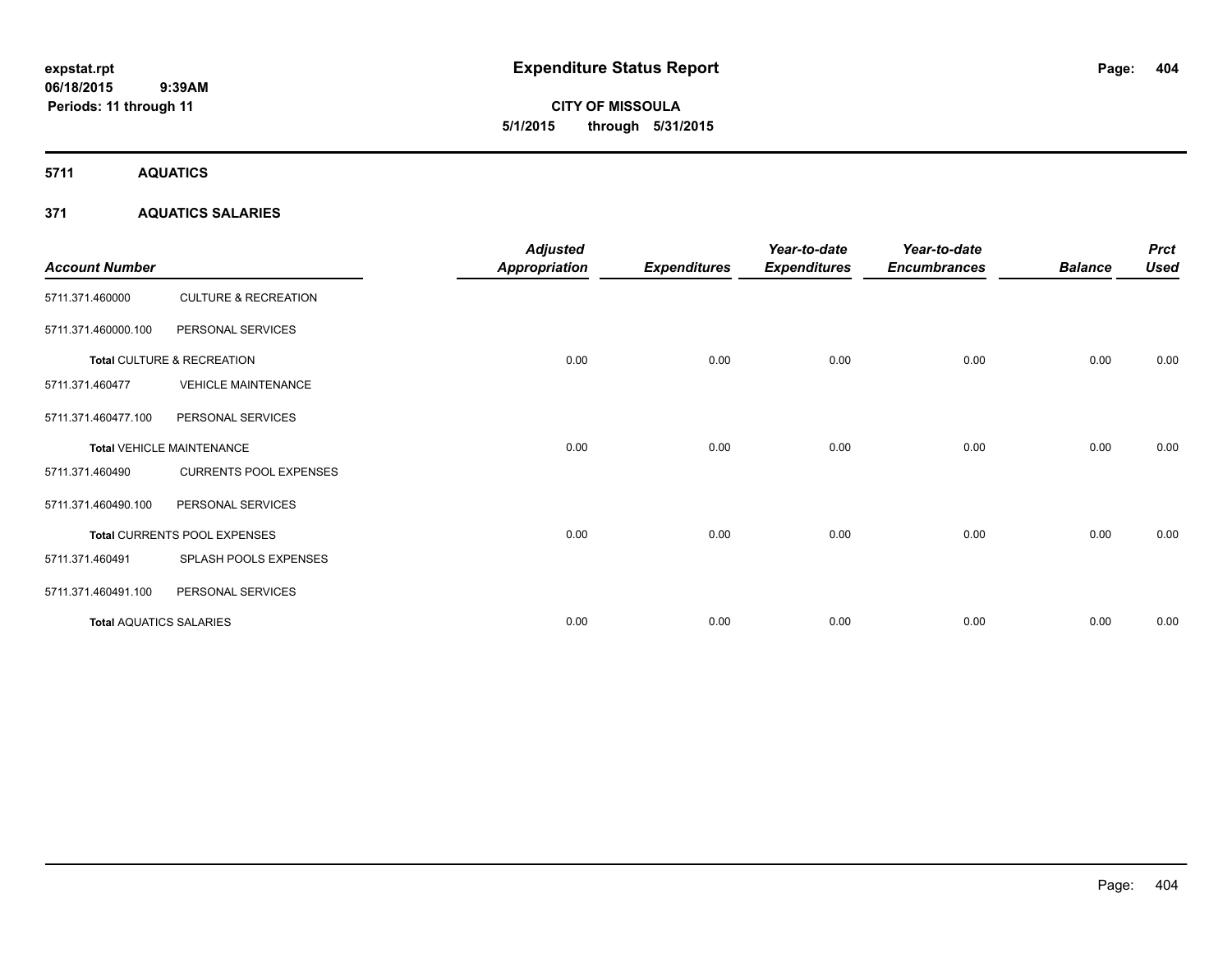**expstat.rpt**
**06/18/2015 9:39AM**
**Periods: 11 through 11**

# Expenditure Status Report

**CITY OF MISSOULA**
**5/1/2015 through 5/31/2015**

## 5711 AQUATICS

### 371 AQUATICS SALARIES

| Account Number | | Adjusted Appropriation | Expenditures | Year-to-date Expenditures | Year-to-date Encumbrances | Balance | Prct Used |
|---|---|---|---|---|---|---|---|
| 5711.371.460000 | CULTURE & RECREATION | | | | | | |
| 5711.371.460000.100 | PERSONAL SERVICES | | | | | | |
| **Total** CULTURE & RECREATION | | 0.00 | 0.00 | 0.00 | 0.00 | 0.00 | 0.00 |
| 5711.371.460477 | VEHICLE MAINTENANCE | | | | | | |
| 5711.371.460477.100 | PERSONAL SERVICES | | | | | | |
| **Total** VEHICLE MAINTENANCE | | 0.00 | 0.00 | 0.00 | 0.00 | 0.00 | 0.00 |
| 5711.371.460490 | CURRENTS POOL EXPENSES | | | | | | |
| 5711.371.460490.100 | PERSONAL SERVICES | | | | | | |
| **Total** CURRENTS POOL EXPENSES | | 0.00 | 0.00 | 0.00 | 0.00 | 0.00 | 0.00 |
| 5711.371.460491 | SPLASH POOLS EXPENSES | | | | | | |
| 5711.371.460491.100 | PERSONAL SERVICES | | | | | | |
| **Total** AQUATICS SALARIES | | 0.00 | 0.00 | 0.00 | 0.00 | 0.00 | 0.00 |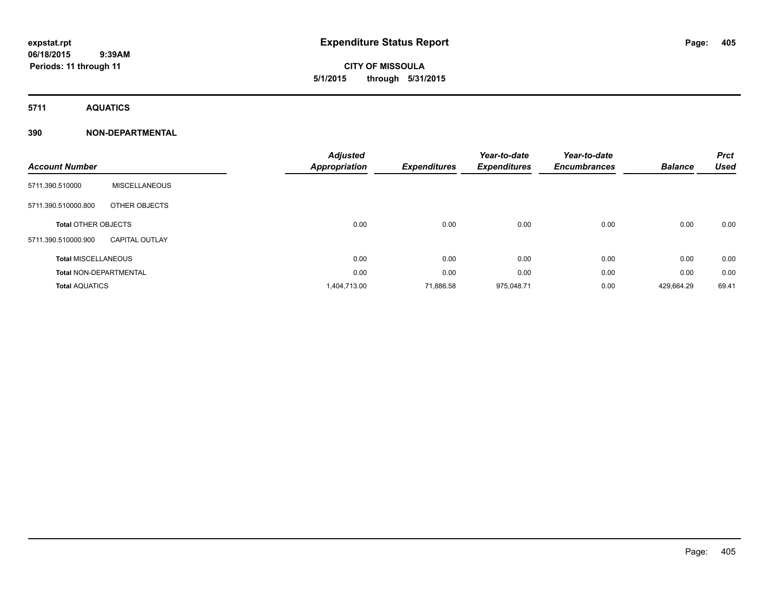**expstat.rpt**
**06/18/2015 9:39AM**
**Periods: 11 through 11**

# Expenditure Status Report

**CITY OF MISSOULA**
**5/1/2015 through 5/31/2015**

## 5711 AQUATICS

### 390 NON-DEPARTMENTAL

| Account Number | | Adjusted Appropriation | Expenditures | Year-to-date Expenditures | Year-to-date Encumbrances | Balance | Prct Used |
|---|---|---|---|---|---|---|---|
| 5711.390.510000 | MISCELLANEOUS | | | | | | |
| 5711.390.510000.800 | OTHER OBJECTS | | | | | | |
| **Total** OTHER OBJECTS | | 0.00 | 0.00 | 0.00 | 0.00 | 0.00 | 0.00 |
| 5711.390.510000.900 | CAPITAL OUTLAY | | | | | | |
| **Total** MISCELLANEOUS | | 0.00 | 0.00 | 0.00 | 0.00 | 0.00 | 0.00 |
| **Total** NON-DEPARTMENTAL | | 0.00 | 0.00 | 0.00 | 0.00 | 0.00 | 0.00 |
| **Total** AQUATICS | | 1,404,713.00 | 71,886.58 | 975,048.71 | 0.00 | 429,664.29 | 69.41 |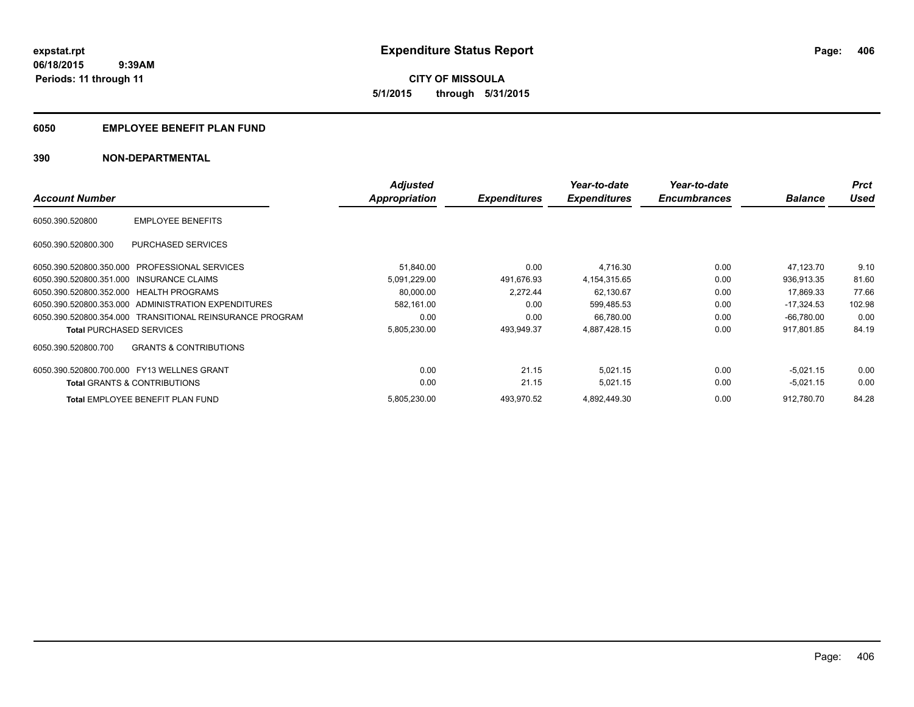# Expenditure Status Report

**CITY OF MISSOULA**

**5/1/2015 through 5/31/2015**

expstat.rpt
06/18/2015 9:39AM
Periods: 11 through 11

## 6050 EMPLOYEE BENEFIT PLAN FUND

## 390 NON-DEPARTMENTAL

| Account Number | Adjusted Appropriation | Expenditures | Year-to-date Expenditures | Year-to-date Encumbrances | Balance | Prct Used |
|---|---|---|---|---|---|---|
| 6050.390.520800 EMPLOYEE BENEFITS | | | | | | |
| 6050.390.520800.300 PURCHASED SERVICES | | | | | | |
| 6050.390.520800.350.000 PROFESSIONAL SERVICES | 51,840.00 | 0.00 | 4,716.30 | 0.00 | 47,123.70 | 9.10 |
| 6050.390.520800.351.000 INSURANCE CLAIMS | 5,091,229.00 | 491,676.93 | 4,154,315.65 | 0.00 | 936,913.35 | 81.60 |
| 6050.390.520800.352.000 HEALTH PROGRAMS | 80,000.00 | 2,272.44 | 62,130.67 | 0.00 | 17,869.33 | 77.66 |
| 6050.390.520800.353.000 ADMINISTRATION EXPENDITURES | 582,161.00 | 0.00 | 599,485.53 | 0.00 | -17,324.53 | 102.98 |
| 6050.390.520800.354.000 TRANSITIONAL REINSURANCE PROGRAM | 0.00 | 0.00 | 66,780.00 | 0.00 | -66,780.00 | 0.00 |
| **Total** PURCHASED SERVICES | 5,805,230.00 | 493,949.37 | 4,887,428.15 | 0.00 | 917,801.85 | 84.19 |
| 6050.390.520800.700 GRANTS & CONTRIBUTIONS | | | | | | |
| 6050.390.520800.700.000 FY13 WELLNES GRANT | 0.00 | 21.15 | 5,021.15 | 0.00 | -5,021.15 | 0.00 |
| **Total** GRANTS & CONTRIBUTIONS | 0.00 | 21.15 | 5,021.15 | 0.00 | -5,021.15 | 0.00 |
| **Total** EMPLOYEE BENEFIT PLAN FUND | 5,805,230.00 | 493,970.52 | 4,892,449.30 | 0.00 | 912,780.70 | 84.28 |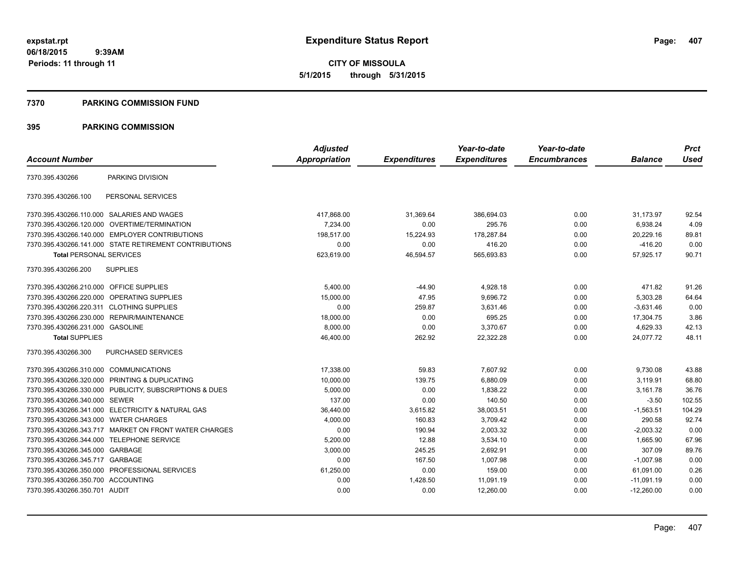# Expenditure Status Report

expstat.rpt
06/18/2015 9:39AM
Periods: 11 through 11

**CITY OF MISSOULA**
**5/1/2015 through 5/31/2015**

## 7370 PARKING COMMISSION FUND

## 395 PARKING COMMISSION

| Account Number | | Adjusted Appropriation | Expenditures | Year-to-date Expenditures | Year-to-date Encumbrances | Balance | Prct Used |
|---|---|---|---|---|---|---|---|
| 7370.395.430266 | PARKING DIVISION | | | | | | |
| 7370.395.430266.100 | PERSONAL SERVICES | | | | | | |
| 7370.395.430266.110.000 | SALARIES AND WAGES | 417,868.00 | 31,369.64 | 386,694.03 | 0.00 | 31,173.97 | 92.54 |
| 7370.395.430266.120.000 | OVERTIME/TERMINATION | 7,234.00 | 0.00 | 295.76 | 0.00 | 6,938.24 | 4.09 |
| 7370.395.430266.140.000 | EMPLOYER CONTRIBUTIONS | 198,517.00 | 15,224.93 | 178,287.84 | 0.00 | 20,229.16 | 89.81 |
| 7370.395.430266.141.000 | STATE RETIREMENT CONTRIBUTIONS | 0.00 | 0.00 | 416.20 | 0.00 | -416.20 | 0.00 |
| **Total** PERSONAL SERVICES | | 623,619.00 | 46,594.57 | 565,693.83 | 0.00 | 57,925.17 | 90.71 |
| 7370.395.430266.200 | SUPPLIES | | | | | | |
| 7370.395.430266.210.000 | OFFICE SUPPLIES | 5,400.00 | -44.90 | 4,928.18 | 0.00 | 471.82 | 91.26 |
| 7370.395.430266.220.000 | OPERATING SUPPLIES | 15,000.00 | 47.95 | 9,696.72 | 0.00 | 5,303.28 | 64.64 |
| 7370.395.430266.220.311 | CLOTHING SUPPLIES | 0.00 | 259.87 | 3,631.46 | 0.00 | -3,631.46 | 0.00 |
| 7370.395.430266.230.000 | REPAIR/MAINTENANCE | 18,000.00 | 0.00 | 695.25 | 0.00 | 17,304.75 | 3.86 |
| 7370.395.430266.231.000 | GASOLINE | 8,000.00 | 0.00 | 3,370.67 | 0.00 | 4,629.33 | 42.13 |
| **Total** SUPPLIES | | 46,400.00 | 262.92 | 22,322.28 | 0.00 | 24,077.72 | 48.11 |
| 7370.395.430266.300 | PURCHASED SERVICES | | | | | | |
| 7370.395.430266.310.000 | COMMUNICATIONS | 17,338.00 | 59.83 | 7,607.92 | 0.00 | 9,730.08 | 43.88 |
| 7370.395.430266.320.000 | PRINTING & DUPLICATING | 10,000.00 | 139.75 | 6,880.09 | 0.00 | 3,119.91 | 68.80 |
| 7370.395.430266.330.000 | PUBLICITY, SUBSCRIPTIONS & DUES | 5,000.00 | 0.00 | 1,838.22 | 0.00 | 3,161.78 | 36.76 |
| 7370.395.430266.340.000 | SEWER | 137.00 | 0.00 | 140.50 | 0.00 | -3.50 | 102.55 |
| 7370.395.430266.341.000 | ELECTRICITY & NATURAL GAS | 36,440.00 | 3,615.82 | 38,003.51 | 0.00 | -1,563.51 | 104.29 |
| 7370.395.430266.343.000 | WATER CHARGES | 4,000.00 | 160.83 | 3,709.42 | 0.00 | 290.58 | 92.74 |
| 7370.395.430266.343.717 | MARKET ON FRONT WATER CHARGES | 0.00 | 190.94 | 2,003.32 | 0.00 | -2,003.32 | 0.00 |
| 7370.395.430266.344.000 | TELEPHONE SERVICE | 5,200.00 | 12.88 | 3,534.10 | 0.00 | 1,665.90 | 67.96 |
| 7370.395.430266.345.000 | GARBAGE | 3,000.00 | 245.25 | 2,692.91 | 0.00 | 307.09 | 89.76 |
| 7370.395.430266.345.717 | GARBAGE | 0.00 | 167.50 | 1,007.98 | 0.00 | -1,007.98 | 0.00 |
| 7370.395.430266.350.000 | PROFESSIONAL SERVICES | 61,250.00 | 0.00 | 159.00 | 0.00 | 61,091.00 | 0.26 |
| 7370.395.430266.350.700 | ACCOUNTING | 0.00 | 1,428.50 | 11,091.19 | 0.00 | -11,091.19 | 0.00 |
| 7370.395.430266.350.701 | AUDIT | 0.00 | 0.00 | 12,260.00 | 0.00 | -12,260.00 | 0.00 |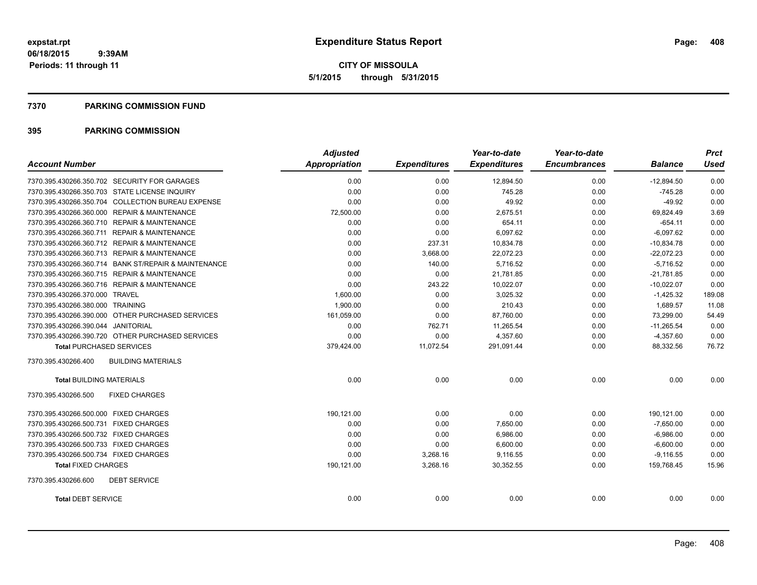**expstat.rpt**
**06/18/2015 9:39AM**
**Periods: 11 through 11**

# Expenditure Status Report

**CITY OF MISSOULA**
**5/1/2015 through 5/31/2015**

## 7370 PARKING COMMISSION FUND

## 395 PARKING COMMISSION

| Account Number | Adjusted Appropriation | Expenditures | Year-to-date Expenditures | Year-to-date Encumbrances | Balance | Prct Used |
|---|---|---|---|---|---|---|
| 7370.395.430266.350.702 SECURITY FOR GARAGES | 0.00 | 0.00 | 12,894.50 | 0.00 | -12,894.50 | 0.00 |
| 7370.395.430266.350.703 STATE LICENSE INQUIRY | 0.00 | 0.00 | 745.28 | 0.00 | -745.28 | 0.00 |
| 7370.395.430266.350.704 COLLECTION BUREAU EXPENSE | 0.00 | 0.00 | 49.92 | 0.00 | -49.92 | 0.00 |
| 7370.395.430266.360.000 REPAIR & MAINTENANCE | 72,500.00 | 0.00 | 2,675.51 | 0.00 | 69,824.49 | 3.69 |
| 7370.395.430266.360.710 REPAIR & MAINTENANCE | 0.00 | 0.00 | 654.11 | 0.00 | -654.11 | 0.00 |
| 7370.395.430266.360.711 REPAIR & MAINTENANCE | 0.00 | 0.00 | 6,097.62 | 0.00 | -6,097.62 | 0.00 |
| 7370.395.430266.360.712 REPAIR & MAINTENANCE | 0.00 | 237.31 | 10,834.78 | 0.00 | -10,834.78 | 0.00 |
| 7370.395.430266.360.713 REPAIR & MAINTENANCE | 0.00 | 3,668.00 | 22,072.23 | 0.00 | -22,072.23 | 0.00 |
| 7370.395.430266.360.714 BANK ST/REPAIR & MAINTENANCE | 0.00 | 140.00 | 5,716.52 | 0.00 | -5,716.52 | 0.00 |
| 7370.395.430266.360.715 REPAIR & MAINTENANCE | 0.00 | 0.00 | 21,781.85 | 0.00 | -21,781.85 | 0.00 |
| 7370.395.430266.360.716 REPAIR & MAINTENANCE | 0.00 | 243.22 | 10,022.07 | 0.00 | -10,022.07 | 0.00 |
| 7370.395.430266.370.000 TRAVEL | 1,600.00 | 0.00 | 3,025.32 | 0.00 | -1,425.32 | 189.08 |
| 7370.395.430266.380.000 TRAINING | 1,900.00 | 0.00 | 210.43 | 0.00 | 1,689.57 | 11.08 |
| 7370.395.430266.390.000 OTHER PURCHASED SERVICES | 161,059.00 | 0.00 | 87,760.00 | 0.00 | 73,299.00 | 54.49 |
| 7370.395.430266.390.044 JANITORIAL | 0.00 | 762.71 | 11,265.54 | 0.00 | -11,265.54 | 0.00 |
| 7370.395.430266.390.720 OTHER PURCHASED SERVICES | 0.00 | 0.00 | 4,357.60 | 0.00 | -4,357.60 | 0.00 |
| **Total** PURCHASED SERVICES | 379,424.00 | 11,072.54 | 291,091.44 | 0.00 | 88,332.56 | 76.72 |
| 7370.395.430266.400 BUILDING MATERIALS | | | | | | |
| **Total** BUILDING MATERIALS | 0.00 | 0.00 | 0.00 | 0.00 | 0.00 | 0.00 |
| 7370.395.430266.500 FIXED CHARGES | | | | | | |
| 7370.395.430266.500.000 FIXED CHARGES | 190,121.00 | 0.00 | 0.00 | 0.00 | 190,121.00 | 0.00 |
| 7370.395.430266.500.731 FIXED CHARGES | 0.00 | 0.00 | 7,650.00 | 0.00 | -7,650.00 | 0.00 |
| 7370.395.430266.500.732 FIXED CHARGES | 0.00 | 0.00 | 6,986.00 | 0.00 | -6,986.00 | 0.00 |
| 7370.395.430266.500.733 FIXED CHARGES | 0.00 | 0.00 | 6,600.00 | 0.00 | -6,600.00 | 0.00 |
| 7370.395.430266.500.734 FIXED CHARGES | 0.00 | 3,268.16 | 9,116.55 | 0.00 | -9,116.55 | 0.00 |
| **Total** FIXED CHARGES | 190,121.00 | 3,268.16 | 30,352.55 | 0.00 | 159,768.45 | 15.96 |
| 7370.395.430266.600 DEBT SERVICE | | | | | | |
| **Total** DEBT SERVICE | 0.00 | 0.00 | 0.00 | 0.00 | 0.00 | 0.00 |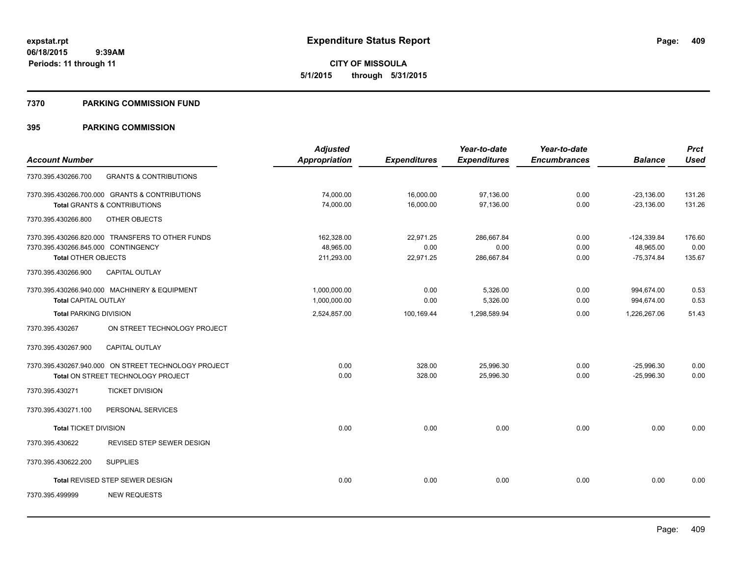**expstat.rpt**
**06/18/2015 9:39AM**
**Periods: 11 through 11**

# Expenditure Status Report

**CITY OF MISSOULA**
**5/1/2015 through 5/31/2015**

## 7370 PARKING COMMISSION FUND

## 395 PARKING COMMISSION

| Account Number | | Adjusted Appropriation | Expenditures | Year-to-date Expenditures | Year-to-date Encumbrances | Balance | Prct Used |
|---|---|---|---|---|---|---|---|
| 7370.395.430266.700 | GRANTS & CONTRIBUTIONS | | | | | | |
| 7370.395.430266.700.000 | GRANTS & CONTRIBUTIONS | 74,000.00 | 16,000.00 | 97,136.00 | 0.00 | -23,136.00 | 131.26 |
| **Total** GRANTS & CONTRIBUTIONS | | 74,000.00 | 16,000.00 | 97,136.00 | 0.00 | -23,136.00 | 131.26 |
| 7370.395.430266.800 | OTHER OBJECTS | | | | | | |
| 7370.395.430266.820.000 | TRANSFERS TO OTHER FUNDS | 162,328.00 | 22,971.25 | 286,667.84 | 0.00 | -124,339.84 | 176.60 |
| 7370.395.430266.845.000 | CONTINGENCY | 48,965.00 | 0.00 | 0.00 | 0.00 | 48,965.00 | 0.00 |
| **Total** OTHER OBJECTS | | 211,293.00 | 22,971.25 | 286,667.84 | 0.00 | -75,374.84 | 135.67 |
| 7370.395.430266.900 | CAPITAL OUTLAY | | | | | | |
| 7370.395.430266.940.000 | MACHINERY & EQUIPMENT | 1,000,000.00 | 0.00 | 5,326.00 | 0.00 | 994,674.00 | 0.53 |
| **Total** CAPITAL OUTLAY | | 1,000,000.00 | 0.00 | 5,326.00 | 0.00 | 994,674.00 | 0.53 |
| **Total** PARKING DIVISION | | 2,524,857.00 | 100,169.44 | 1,298,589.94 | 0.00 | 1,226,267.06 | 51.43 |
| 7370.395.430267 | ON STREET TECHNOLOGY PROJECT | | | | | | |
| 7370.395.430267.900 | CAPITAL OUTLAY | | | | | | |
| 7370.395.430267.940.000 | ON STREET TECHNOLOGY PROJECT | 0.00 | 328.00 | 25,996.30 | 0.00 | -25,996.30 | 0.00 |
| **Total** ON STREET TECHNOLOGY PROJECT | | 0.00 | 328.00 | 25,996.30 | 0.00 | -25,996.30 | 0.00 |
| 7370.395.430271 | TICKET DIVISION | | | | | | |
| 7370.395.430271.100 | PERSONAL SERVICES | | | | | | |
| **Total** TICKET DIVISION | | 0.00 | 0.00 | 0.00 | 0.00 | 0.00 | 0.00 |
| 7370.395.430622 | REVISED STEP SEWER DESIGN | | | | | | |
| 7370.395.430622.200 | SUPPLIES | | | | | | |
| **Total** REVISED STEP SEWER DESIGN | | 0.00 | 0.00 | 0.00 | 0.00 | 0.00 | 0.00 |
| 7370.395.499999 | NEW REQUESTS | | | | | | |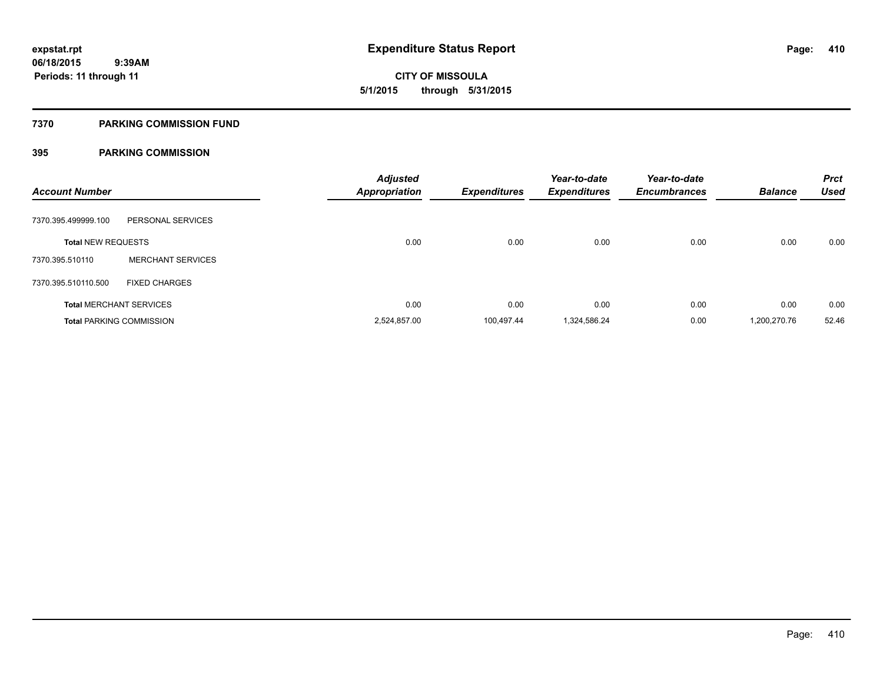# Expenditure Status Report

**expstat.rpt**
**06/18/2015 9:39AM**
**Periods: 11 through 11**

**CITY OF MISSOULA**
**5/1/2015 through 5/31/2015**

## 7370 PARKING COMMISSION FUND

### 395 PARKING COMMISSION

| Account Number | | Adjusted Appropriation | Expenditures | Year-to-date Expenditures | Year-to-date Encumbrances | Balance | Prct Used |
|---|---|---|---|---|---|---|---|
| 7370.395.499999.100 | PERSONAL SERVICES | | | | | | |
| **Total** NEW REQUESTS | | 0.00 | 0.00 | 0.00 | 0.00 | 0.00 | 0.00 |
| 7370.395.510110 | MERCHANT SERVICES | | | | | | |
| 7370.395.510110.500 | FIXED CHARGES | | | | | | |
| **Total** MERCHANT SERVICES | | 0.00 | 0.00 | 0.00 | 0.00 | 0.00 | 0.00 |
| **Total** PARKING COMMISSION | | 2,524,857.00 | 100,497.44 | 1,324,586.24 | 0.00 | 1,200,270.76 | 52.46 |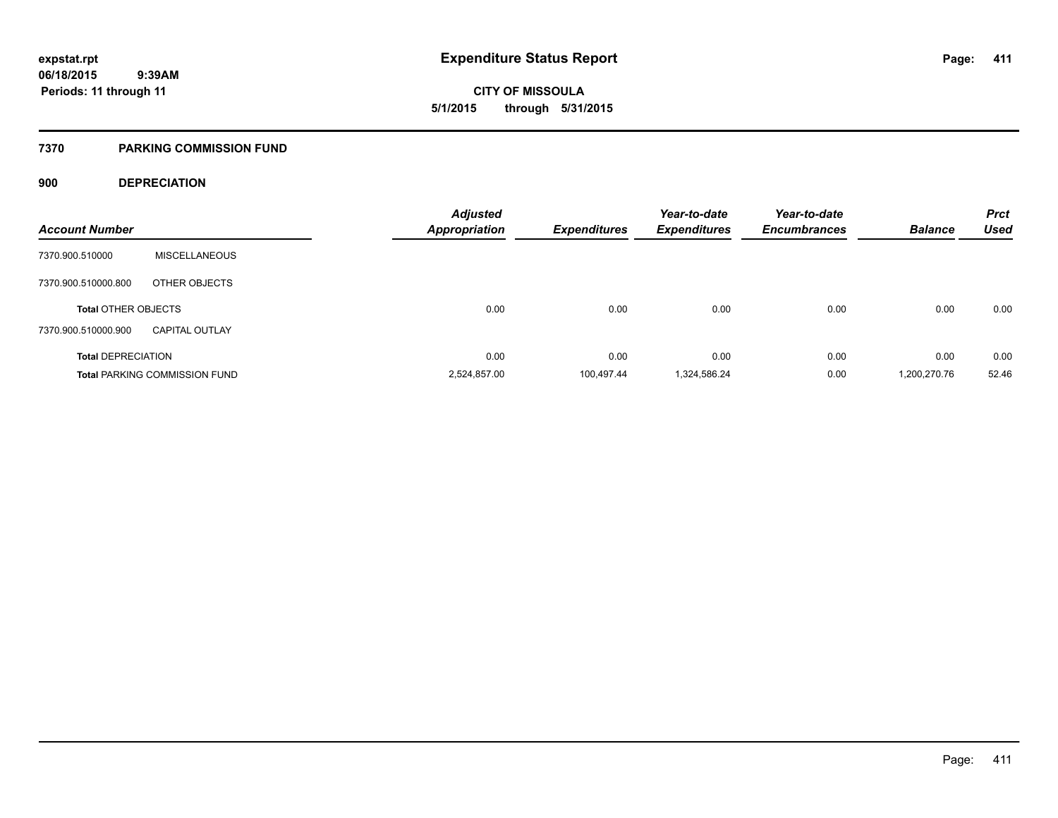expstat.rpt
06/18/2015 9:39AM
Periods: 11 through 11

# Expenditure Status Report

**CITY OF MISSOULA**
**5/1/2015 through 5/31/2015**

## 7370 PARKING COMMISSION FUND

### 900 DEPRECIATION

| Account Number | | Adjusted Appropriation | Expenditures | Year-to-date Expenditures | Year-to-date Encumbrances | Balance | Prct Used |
|---|---|---|---|---|---|---|---|
| 7370.900.510000 | MISCELLANEOUS | | | | | | |
| 7370.900.510000.800 | OTHER OBJECTS | | | | | | |
| Total OTHER OBJECTS | | 0.00 | 0.00 | 0.00 | 0.00 | 0.00 | 0.00 |
| 7370.900.510000.900 | CAPITAL OUTLAY | | | | | | |
| Total DEPRECIATION | | 0.00 | 0.00 | 0.00 | 0.00 | 0.00 | 0.00 |
| Total PARKING COMMISSION FUND | | 2,524,857.00 | 100,497.44 | 1,324,586.24 | 0.00 | 1,200,270.76 | 52.46 |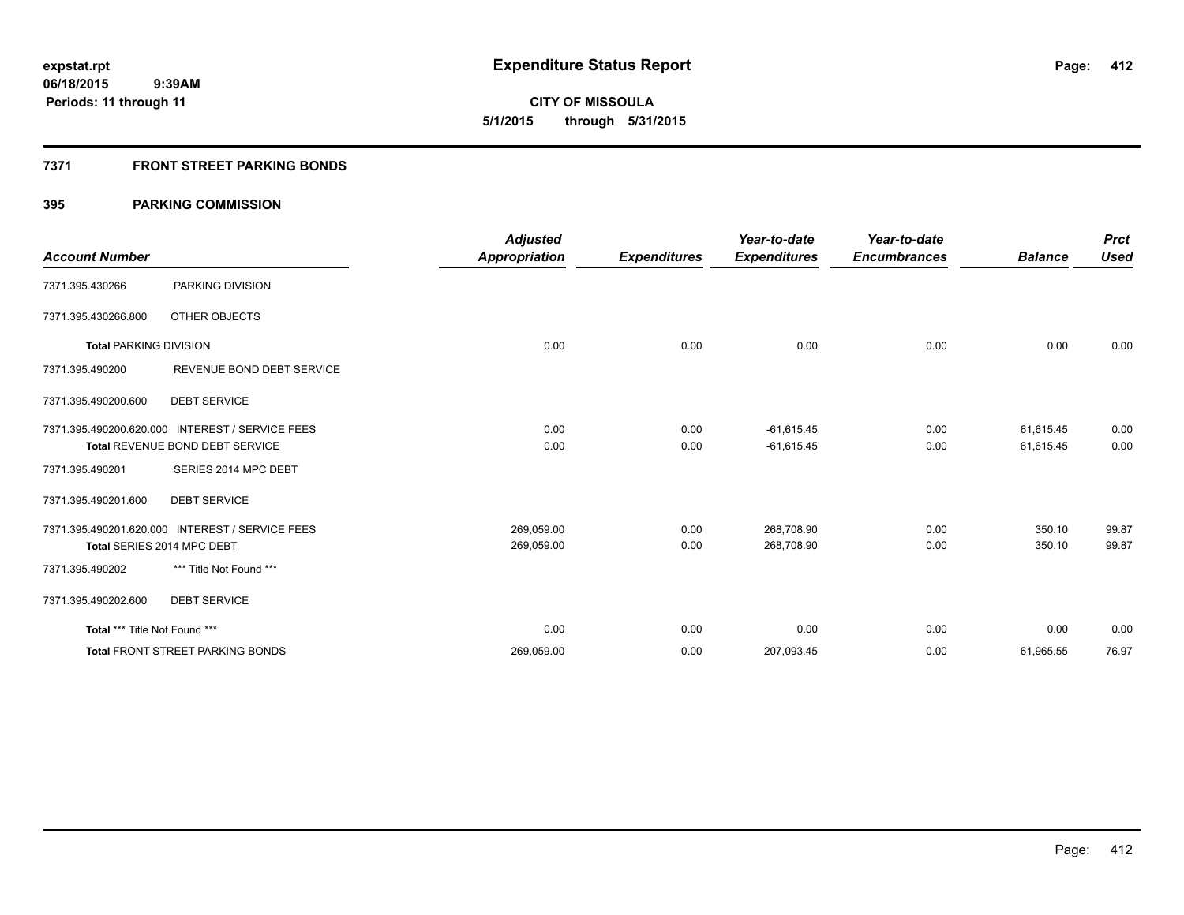**expstat.rpt**
**06/18/2015 9:39AM**
**Periods: 11 through 11**

# Expenditure Status Report

**CITY OF MISSOULA**
**5/1/2015 through 5/31/2015**

## 7371 FRONT STREET PARKING BONDS

### 395 PARKING COMMISSION

| Account Number | | Adjusted Appropriation | Expenditures | Year-to-date Expenditures | Year-to-date Encumbrances | Balance | Prct Used |
|---|---|---|---|---|---|---|---|
| 7371.395.430266 | PARKING DIVISION | | | | | | |
| 7371.395.430266.800 | OTHER OBJECTS | | | | | | |
| **Total** PARKING DIVISION | | 0.00 | 0.00 | 0.00 | 0.00 | 0.00 | 0.00 |
| 7371.395.490200 | REVENUE BOND DEBT SERVICE | | | | | | |
| 7371.395.490200.600 | DEBT SERVICE | | | | | | |
| 7371.395.490200.620.000 | INTEREST / SERVICE FEES | 0.00 | 0.00 | -61,615.45 | 0.00 | 61,615.45 | 0.00 |
| **Total** REVENUE BOND DEBT SERVICE | | 0.00 | 0.00 | -61,615.45 | 0.00 | 61,615.45 | 0.00 |
| 7371.395.490201 | SERIES 2014 MPC DEBT | | | | | | |
| 7371.395.490201.600 | DEBT SERVICE | | | | | | |
| 7371.395.490201.620.000 | INTEREST / SERVICE FEES | 269,059.00 | 0.00 | 268,708.90 | 0.00 | 350.10 | 99.87 |
| **Total** SERIES 2014 MPC DEBT | | 269,059.00 | 0.00 | 268,708.90 | 0.00 | 350.10 | 99.87 |
| 7371.395.490202 | *** Title Not Found *** | | | | | | |
| 7371.395.490202.600 | DEBT SERVICE | | | | | | |
| **Total** *** Title Not Found *** | | 0.00 | 0.00 | 0.00 | 0.00 | 0.00 | 0.00 |
| **Total** FRONT STREET PARKING BONDS | | 269,059.00 | 0.00 | 207,093.45 | 0.00 | 61,965.55 | 76.97 |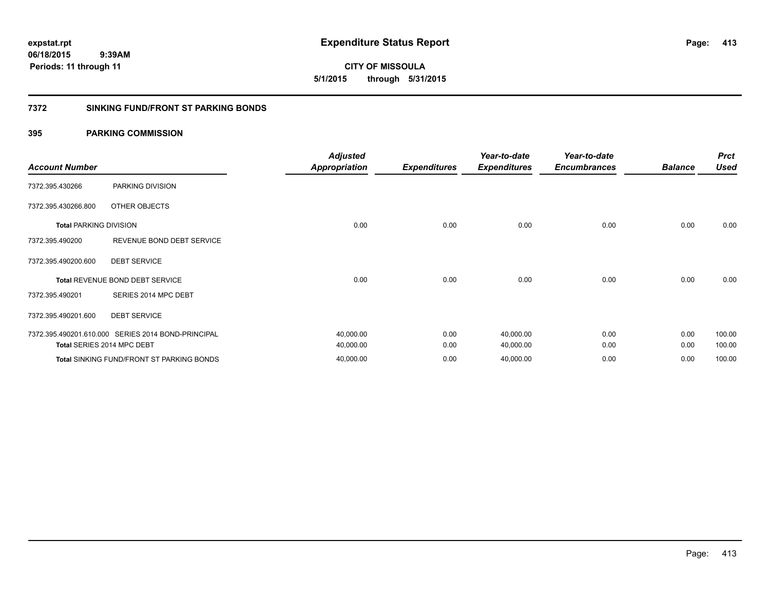# Expenditure Status Report

expstat.rpt
06/18/2015 9:39AM
Periods: 11 through 11

**CITY OF MISSOULA**
**5/1/2015 through 5/31/2015**

## 7372 SINKING FUND/FRONT ST PARKING BONDS

### 395 PARKING COMMISSION

| Account Number | | Adjusted Appropriation | Expenditures | Year-to-date Expenditures | Year-to-date Encumbrances | Balance | Prct Used |
|---|---|---|---|---|---|---|---|
| 7372.395.430266 | PARKING DIVISION | | | | | | |
| 7372.395.430266.800 | OTHER OBJECTS | | | | | | |
| **Total** PARKING DIVISION | | 0.00 | 0.00 | 0.00 | 0.00 | 0.00 | 0.00 |
| 7372.395.490200 | REVENUE BOND DEBT SERVICE | | | | | | |
| 7372.395.490200.600 | DEBT SERVICE | | | | | | |
| **Total** REVENUE BOND DEBT SERVICE | | 0.00 | 0.00 | 0.00 | 0.00 | 0.00 | 0.00 |
| 7372.395.490201 | SERIES 2014 MPC DEBT | | | | | | |
| 7372.395.490201.600 | DEBT SERVICE | | | | | | |
| 7372.395.490201.610.000 | SERIES 2014 BOND-PRINCIPAL | 40,000.00 | 0.00 | 40,000.00 | 0.00 | 0.00 | 100.00 |
| **Total** SERIES 2014 MPC DEBT | | 40,000.00 | 0.00 | 40,000.00 | 0.00 | 0.00 | 100.00 |
| **Total** SINKING FUND/FRONT ST PARKING BONDS | | 40,000.00 | 0.00 | 40,000.00 | 0.00 | 0.00 | 100.00 |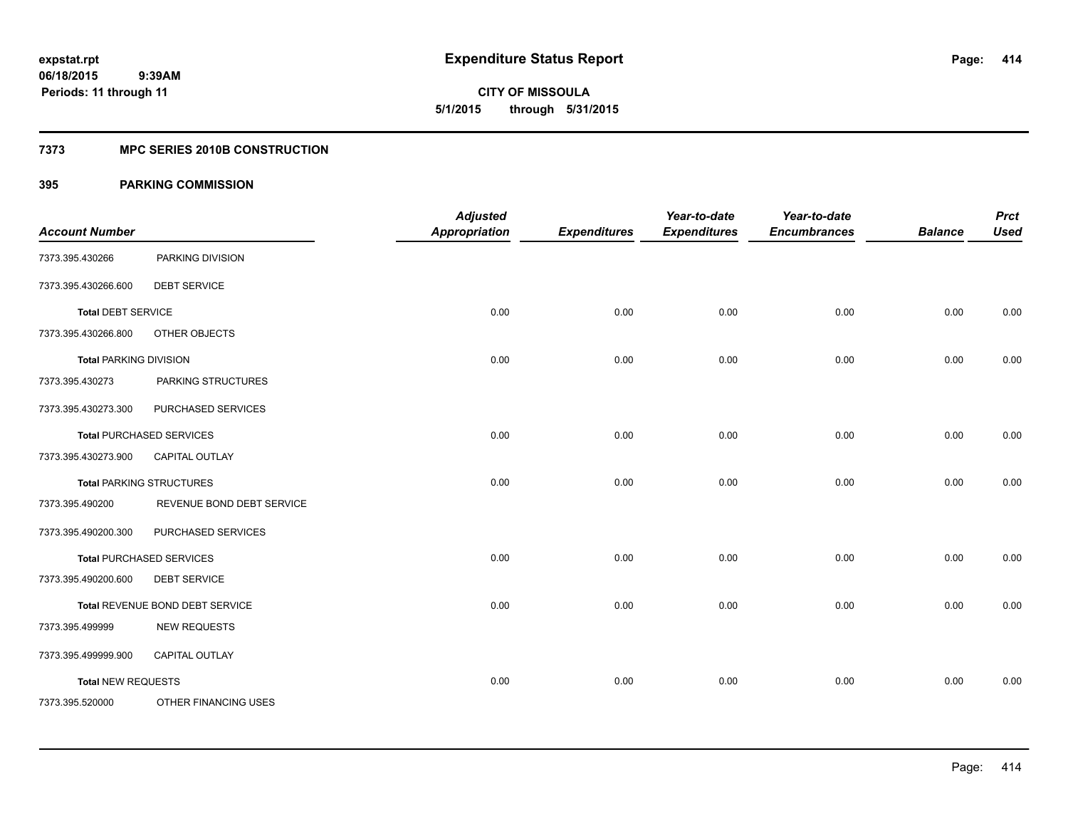# Expenditure Status Report

**CITY OF MISSOULA**

**5/1/2015 through 5/31/2015**

expstat.rpt
06/18/2015 9:39AM
Periods: 11 through 11

## 7373 MPC SERIES 2010B CONSTRUCTION

### 395 PARKING COMMISSION

| Account Number | | Adjusted Appropriation | Expenditures | Year-to-date Expenditures | Year-to-date Encumbrances | Balance | Prct Used |
|---|---|---|---|---|---|---|---|
| 7373.395.430266 | PARKING DIVISION | | | | | | |
| 7373.395.430266.600 | DEBT SERVICE | | | | | | |
| **Total** DEBT SERVICE | | 0.00 | 0.00 | 0.00 | 0.00 | 0.00 | 0.00 |
| 7373.395.430266.800 | OTHER OBJECTS | | | | | | |
| **Total** PARKING DIVISION | | 0.00 | 0.00 | 0.00 | 0.00 | 0.00 | 0.00 |
| 7373.395.430273 | PARKING STRUCTURES | | | | | | |
| 7373.395.430273.300 | PURCHASED SERVICES | | | | | | |
| **Total** PURCHASED SERVICES | | 0.00 | 0.00 | 0.00 | 0.00 | 0.00 | 0.00 |
| 7373.395.430273.900 | CAPITAL OUTLAY | | | | | | |
| **Total** PARKING STRUCTURES | | 0.00 | 0.00 | 0.00 | 0.00 | 0.00 | 0.00 |
| 7373.395.490200 | REVENUE BOND DEBT SERVICE | | | | | | |
| 7373.395.490200.300 | PURCHASED SERVICES | | | | | | |
| **Total** PURCHASED SERVICES | | 0.00 | 0.00 | 0.00 | 0.00 | 0.00 | 0.00 |
| 7373.395.490200.600 | DEBT SERVICE | | | | | | |
| **Total** REVENUE BOND DEBT SERVICE | | 0.00 | 0.00 | 0.00 | 0.00 | 0.00 | 0.00 |
| 7373.395.499999 | NEW REQUESTS | | | | | | |
| 7373.395.499999.900 | CAPITAL OUTLAY | | | | | | |
| **Total** NEW REQUESTS | | 0.00 | 0.00 | 0.00 | 0.00 | 0.00 | 0.00 |
| 7373.395.520000 | OTHER FINANCING USES | | | | | | |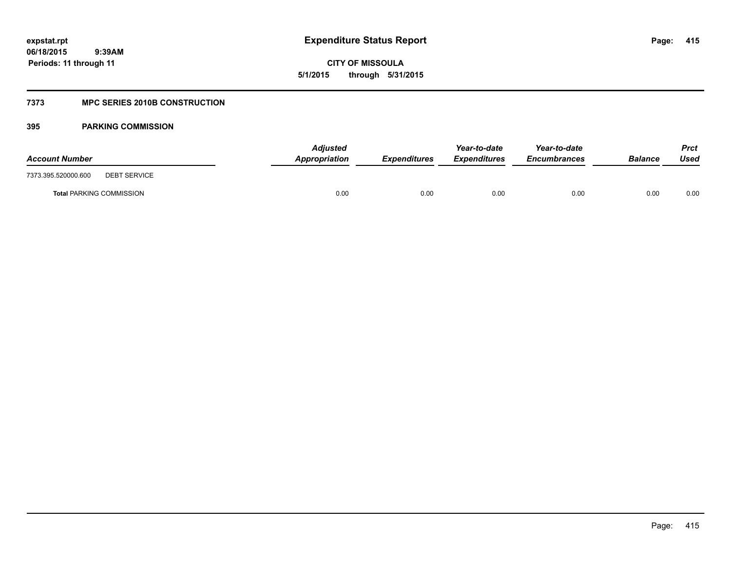# Expenditure Status Report

**CITY OF MISSOULA**

**5/1/2015 through 5/31/2015**

expstat.rpt
06/18/2015 9:39AM
Periods: 11 through 11

## 7373 MPC SERIES 2010B CONSTRUCTION

### 395 PARKING COMMISSION

| Account Number | | Adjusted Appropriation | Expenditures | Year-to-date Expenditures | Year-to-date Encumbrances | Balance | Prct Used |
|---|---|---|---|---|---|---|---|
| 7373.395.520000.600 | DEBT SERVICE | | | | | | |
| **Total** PARKING COMMISSION | | 0.00 | 0.00 | 0.00 | 0.00 | 0.00 | 0.00 |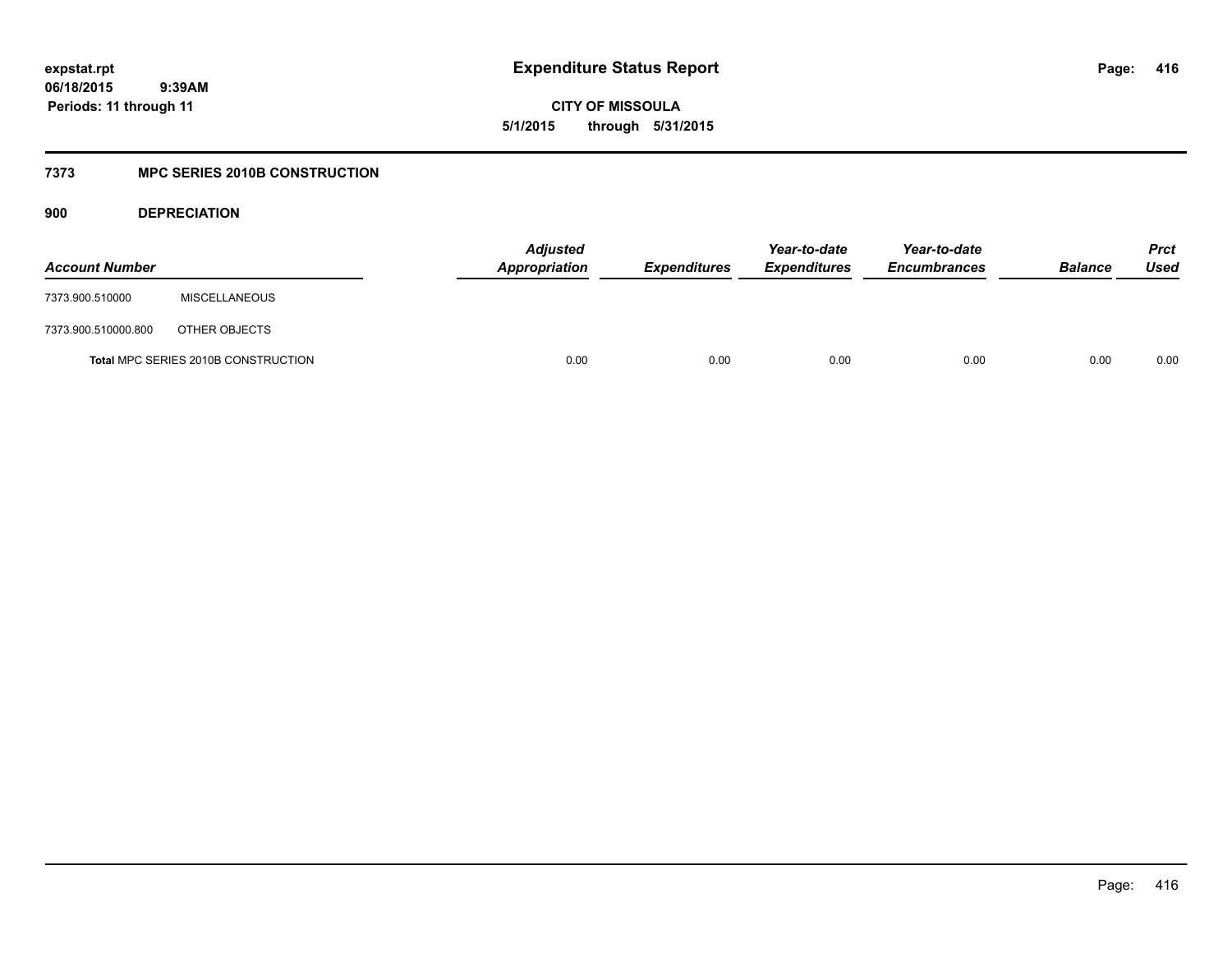# Expenditure Status Report

**CITY OF MISSOULA**

**5/1/2015 through 5/31/2015**

expstat.rpt
06/18/2015 9:39AM
Periods: 11 through 11

## 7373 MPC SERIES 2010B CONSTRUCTION

### 900 DEPRECIATION

| Account Number | | Adjusted Appropriation | Expenditures | Year-to-date Expenditures | Year-to-date Encumbrances | Balance | Prct Used |
|---|---|---|---|---|---|---|---|
| 7373.900.510000 | MISCELLANEOUS | | | | | | |
| 7373.900.510000.800 | OTHER OBJECTS | | | | | | |
| **Total** MPC SERIES 2010B CONSTRUCTION | | 0.00 | 0.00 | 0.00 | 0.00 | 0.00 | 0.00 |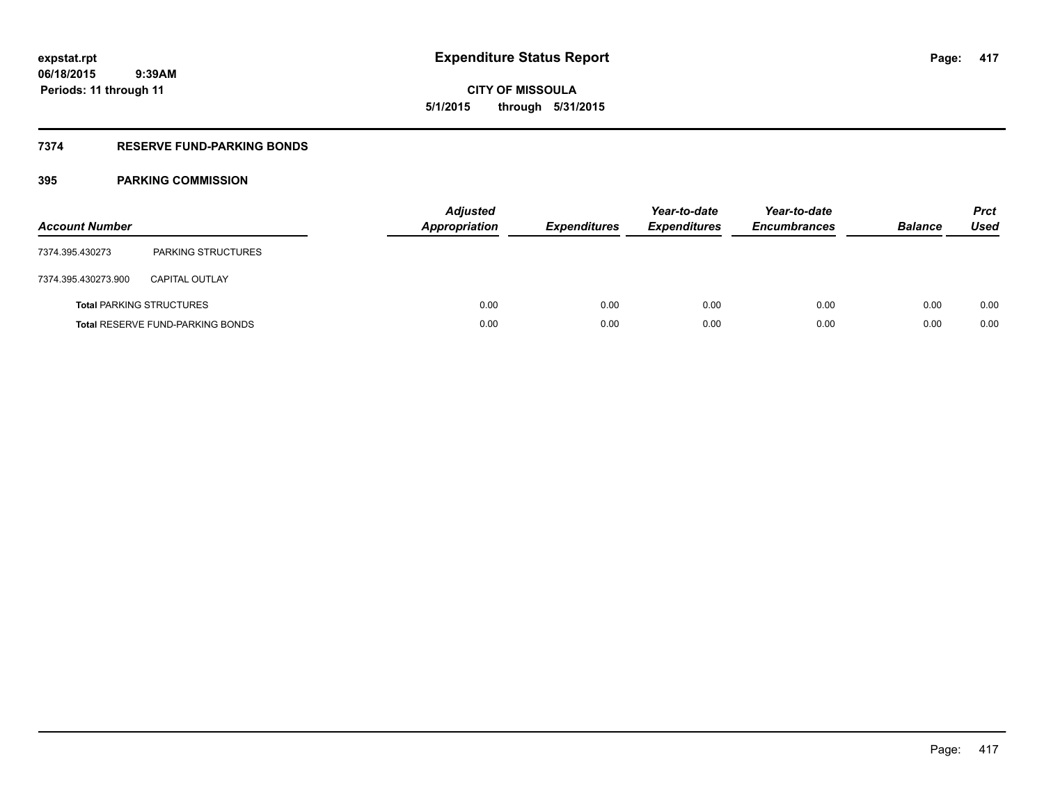**expstat.rpt**
**06/18/2015 9:39AM**
**Periods: 11 through 11**

# Expenditure Status Report

**CITY OF MISSOULA**
**5/1/2015 through 5/31/2015**

## 7374 RESERVE FUND-PARKING BONDS

### 395 PARKING COMMISSION

| Account Number | | Adjusted Appropriation | Expenditures | Year-to-date Expenditures | Year-to-date Encumbrances | Balance | Prct Used |
|---|---|---|---|---|---|---|---|
| 7374.395.430273 | PARKING STRUCTURES | | | | | | |
| 7374.395.430273.900 | CAPITAL OUTLAY | | | | | | |
| **Total** PARKING STRUCTURES | | 0.00 | 0.00 | 0.00 | 0.00 | 0.00 | 0.00 |
| **Total** RESERVE FUND-PARKING BONDS | | 0.00 | 0.00 | 0.00 | 0.00 | 0.00 | 0.00 |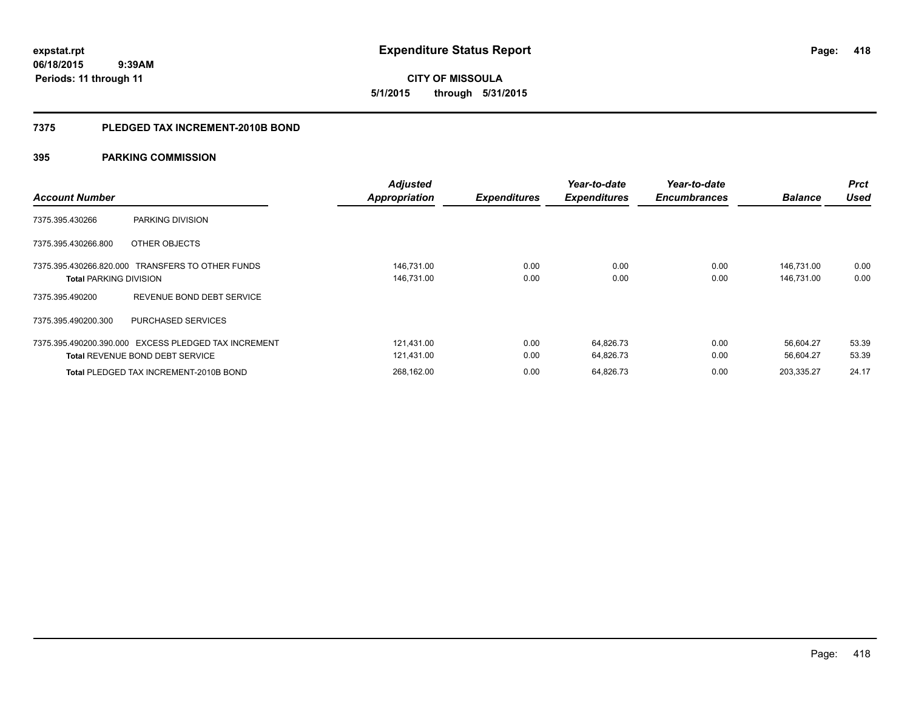# Expenditure Status Report

expstat.rpt
06/18/2015 9:39AM
Periods: 11 through 11

**CITY OF MISSOULA**
**5/1/2015 through 5/31/2015**

## 7375 PLEDGED TAX INCREMENT-2010B BOND

### 395 PARKING COMMISSION

| Account Number | | Adjusted Appropriation | Expenditures | Year-to-date Expenditures | Year-to-date Encumbrances | Balance | Prct Used |
|---|---|---|---|---|---|---|---|
| 7375.395.430266 | PARKING DIVISION | | | | | | |
| 7375.395.430266.800 | OTHER OBJECTS | | | | | | |
| 7375.395.430266.820.000 | TRANSFERS TO OTHER FUNDS | 146,731.00 | 0.00 | 0.00 | 0.00 | 146,731.00 | 0.00 |
| **Total** PARKING DIVISION | | 146,731.00 | 0.00 | 0.00 | 0.00 | 146,731.00 | 0.00 |
| 7375.395.490200 | REVENUE BOND DEBT SERVICE | | | | | | |
| 7375.395.490200.300 | PURCHASED SERVICES | | | | | | |
| 7375.395.490200.390.000 | EXCESS PLEDGED TAX INCREMENT | 121,431.00 | 0.00 | 64,826.73 | 0.00 | 56,604.27 | 53.39 |
| **Total** REVENUE BOND DEBT SERVICE | | 121,431.00 | 0.00 | 64,826.73 | 0.00 | 56,604.27 | 53.39 |
| **Total** PLEDGED TAX INCREMENT-2010B BOND | | 268,162.00 | 0.00 | 64,826.73 | 0.00 | 203,335.27 | 24.17 |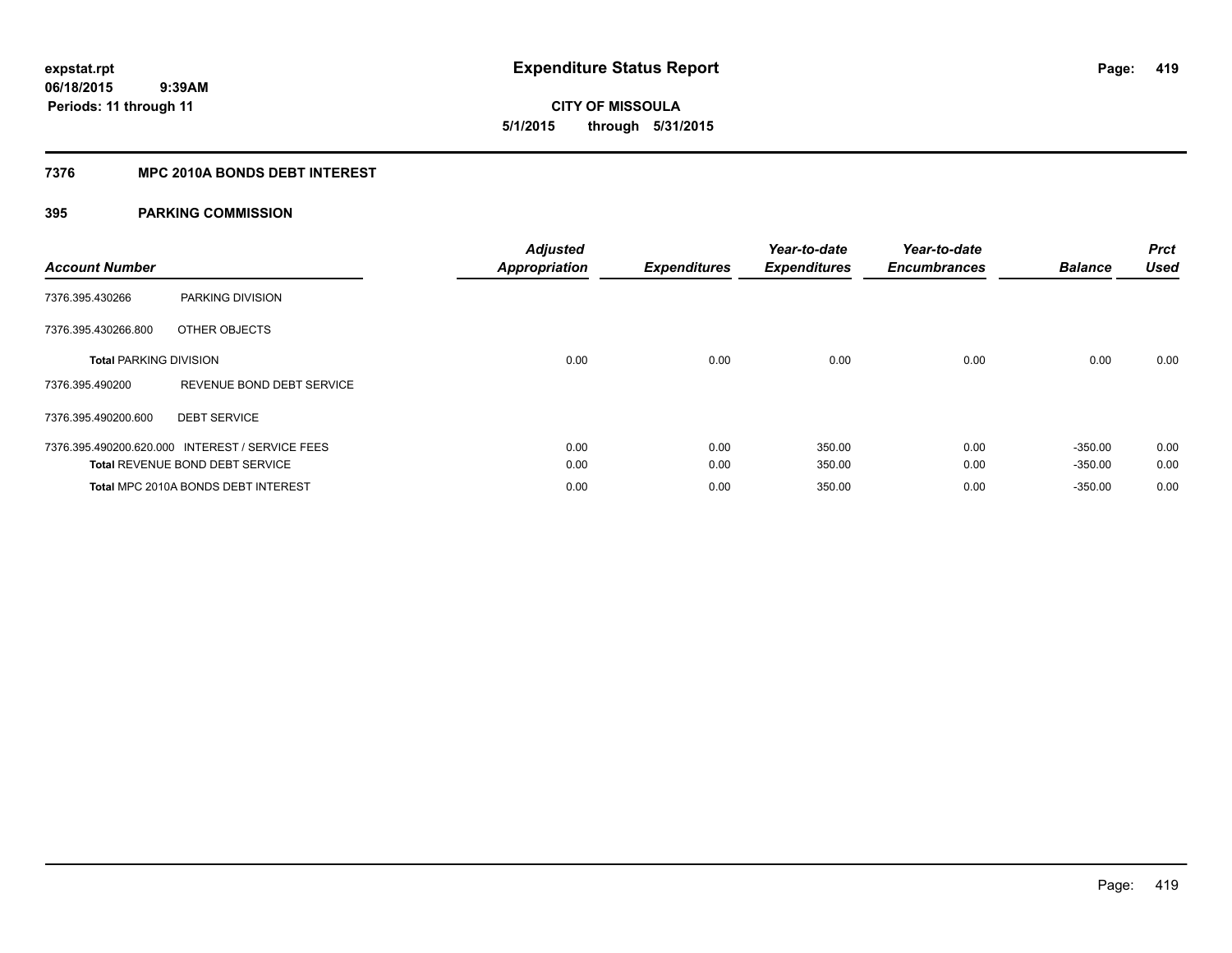**expstat.rpt**
**06/18/2015 9:39AM**
**Periods: 11 through 11**

# Expenditure Status Report

**CITY OF MISSOULA**
**5/1/2015 through 5/31/2015**

## 7376 MPC 2010A BONDS DEBT INTEREST

## 395 PARKING COMMISSION

| Account Number | | Adjusted Appropriation | Expenditures | Year-to-date Expenditures | Year-to-date Encumbrances | Balance | Prct Used |
|---|---|---|---|---|---|---|---|
| 7376.395.430266 | PARKING DIVISION | | | | | | |
| 7376.395.430266.800 | OTHER OBJECTS | | | | | | |
| **Total** PARKING DIVISION | | 0.00 | 0.00 | 0.00 | 0.00 | 0.00 | 0.00 |
| 7376.395.490200 | REVENUE BOND DEBT SERVICE | | | | | | |
| 7376.395.490200.600 | DEBT SERVICE | | | | | | |
| 7376.395.490200.620.000 | INTEREST / SERVICE FEES | 0.00 | 0.00 | 350.00 | 0.00 | -350.00 | 0.00 |
| **Total** REVENUE BOND DEBT SERVICE | | 0.00 | 0.00 | 350.00 | 0.00 | -350.00 | 0.00 |
| **Total** MPC 2010A BONDS DEBT INTEREST | | 0.00 | 0.00 | 350.00 | 0.00 | -350.00 | 0.00 |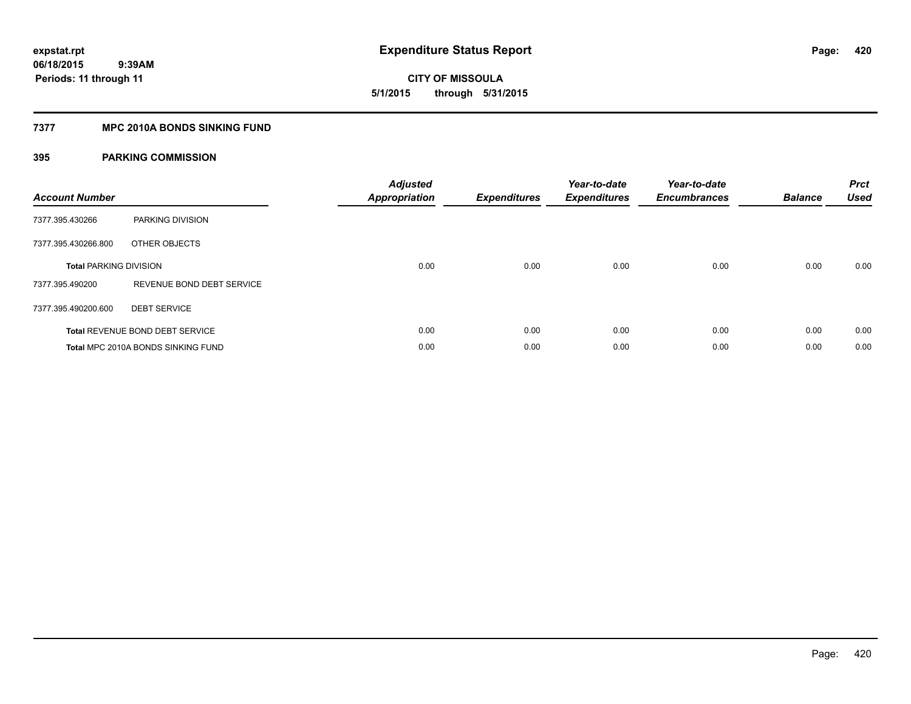**expstat.rpt**
**06/18/2015 9:39AM**
**Periods: 11 through 11**

# Expenditure Status Report

**CITY OF MISSOULA**
**5/1/2015 through 5/31/2015**

## 7377 MPC 2010A BONDS SINKING FUND

## 395 PARKING COMMISSION

| Account Number | | Adjusted Appropriation | Expenditures | Year-to-date Expenditures | Year-to-date Encumbrances | Balance | Prct Used |
|---|---|---|---|---|---|---|---|
| 7377.395.430266 | PARKING DIVISION | | | | | | |
| 7377.395.430266.800 | OTHER OBJECTS | | | | | | |
| **Total** PARKING DIVISION | | 0.00 | 0.00 | 0.00 | 0.00 | 0.00 | 0.00 |
| 7377.395.490200 | REVENUE BOND DEBT SERVICE | | | | | | |
| 7377.395.490200.600 | DEBT SERVICE | | | | | | |
| **Total** REVENUE BOND DEBT SERVICE | | 0.00 | 0.00 | 0.00 | 0.00 | 0.00 | 0.00 |
| **Total** MPC 2010A BONDS SINKING FUND | | 0.00 | 0.00 | 0.00 | 0.00 | 0.00 | 0.00 |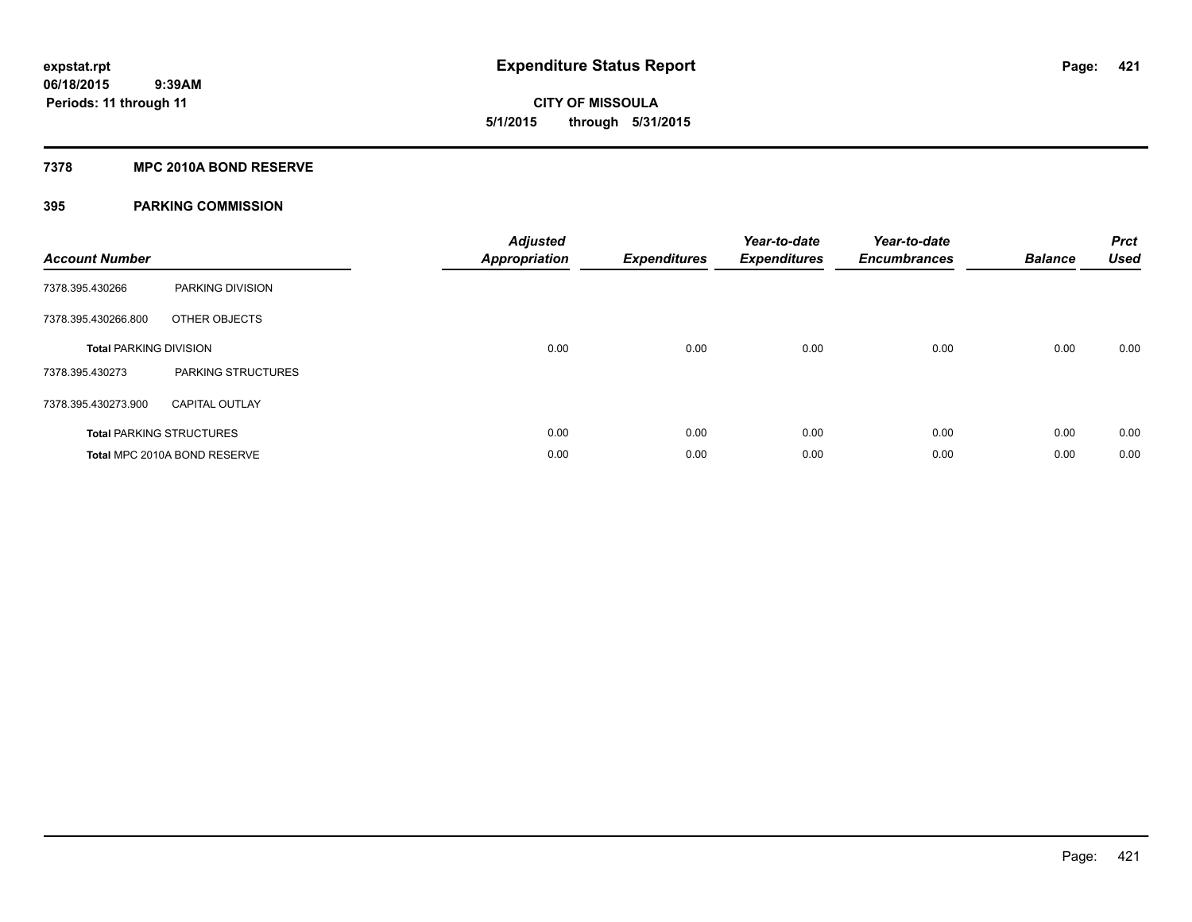**expstat.rpt**
**06/18/2015 9:39AM**
**Periods: 11 through 11**

# Expenditure Status Report

**CITY OF MISSOULA**
**5/1/2015 through 5/31/2015**

## 7378 MPC 2010A BOND RESERVE

## 395 PARKING COMMISSION

| Account Number | | Adjusted Appropriation | Expenditures | Year-to-date Expenditures | Year-to-date Encumbrances | Balance | Prct Used |
|---|---|---|---|---|---|---|---|
| 7378.395.430266 | PARKING DIVISION | | | | | | |
| 7378.395.430266.800 | OTHER OBJECTS | | | | | | |
| **Total** PARKING DIVISION | | 0.00 | 0.00 | 0.00 | 0.00 | 0.00 | 0.00 |
| 7378.395.430273 | PARKING STRUCTURES | | | | | | |
| 7378.395.430273.900 | CAPITAL OUTLAY | | | | | | |
| **Total** PARKING STRUCTURES | | 0.00 | 0.00 | 0.00 | 0.00 | 0.00 | 0.00 |
| **Total** MPC 2010A BOND RESERVE | | 0.00 | 0.00 | 0.00 | 0.00 | 0.00 | 0.00 |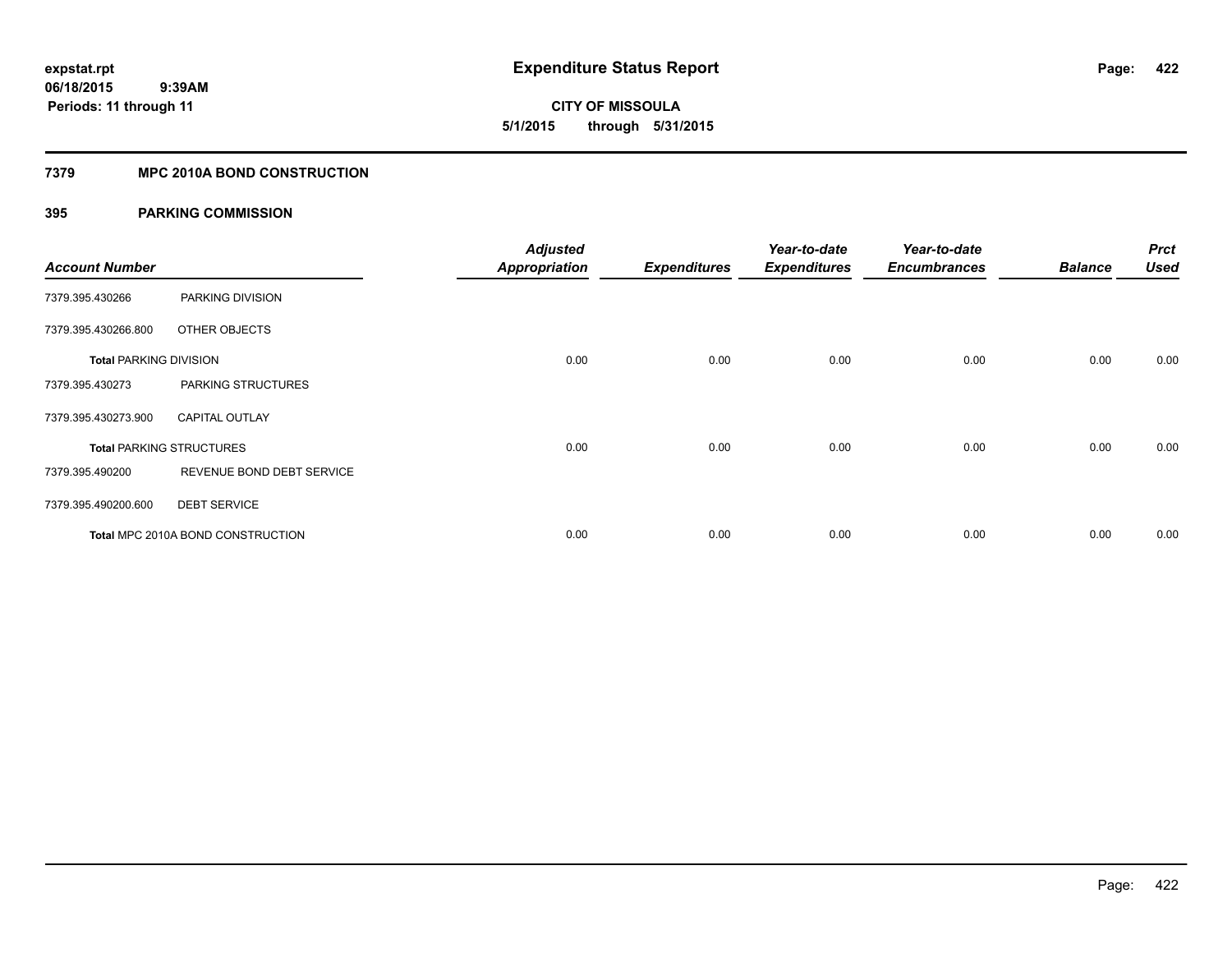# Expenditure Status Report

expstat.rpt
06/18/2015 9:39AM
Periods: 11 through 11

**CITY OF MISSOULA**
**5/1/2015 through 5/31/2015**

## 7379 MPC 2010A BOND CONSTRUCTION

### 395 PARKING COMMISSION

| Account Number | | Adjusted Appropriation | Expenditures | Year-to-date Expenditures | Year-to-date Encumbrances | Balance | Prct Used |
|---|---|---|---|---|---|---|---|
| 7379.395.430266 | PARKING DIVISION | | | | | | |
| 7379.395.430266.800 | OTHER OBJECTS | | | | | | |
| **Total** PARKING DIVISION | | 0.00 | 0.00 | 0.00 | 0.00 | 0.00 | 0.00 |
| 7379.395.430273 | PARKING STRUCTURES | | | | | | |
| 7379.395.430273.900 | CAPITAL OUTLAY | | | | | | |
| **Total** PARKING STRUCTURES | | 0.00 | 0.00 | 0.00 | 0.00 | 0.00 | 0.00 |
| 7379.395.490200 | REVENUE BOND DEBT SERVICE | | | | | | |
| 7379.395.490200.600 | DEBT SERVICE | | | | | | |
| **Total** MPC 2010A BOND CONSTRUCTION | | 0.00 | 0.00 | 0.00 | 0.00 | 0.00 | 0.00 |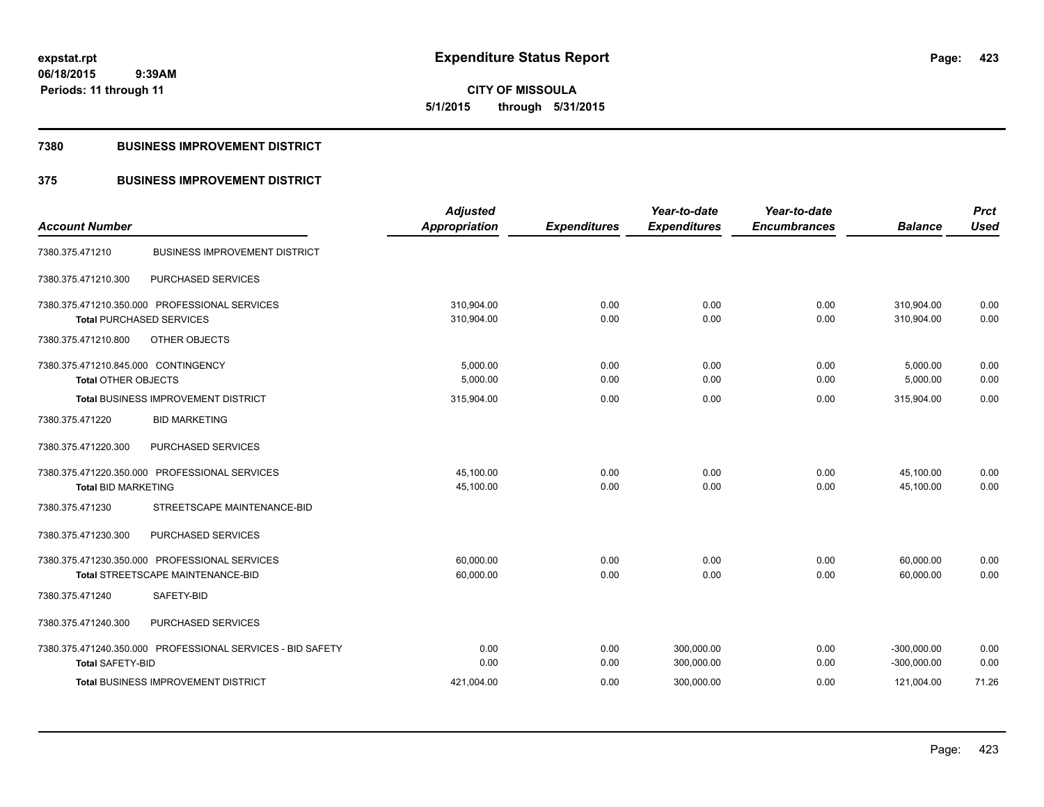# Expenditure Status Report

**CITY OF MISSOULA**

**5/1/2015 through 5/31/2015**

expstat.rpt
06/18/2015 9:39AM
Periods: 11 through 11

## 7380 BUSINESS IMPROVEMENT DISTRICT

### 375 BUSINESS IMPROVEMENT DISTRICT

| Account Number | | Adjusted Appropriation | Expenditures | Year-to-date Expenditures | Year-to-date Encumbrances | Balance | Prct Used |
|---|---|---|---|---|---|---|---|
| 7380.375.471210 | BUSINESS IMPROVEMENT DISTRICT | | | | | | |
| 7380.375.471210.300 | PURCHASED SERVICES | | | | | | |
| 7380.375.471210.350.000 | PROFESSIONAL SERVICES | 310,904.00 | 0.00 | 0.00 | 0.00 | 310,904.00 | 0.00 |
| Total PURCHASED SERVICES | | 310,904.00 | 0.00 | 0.00 | 0.00 | 310,904.00 | 0.00 |
| 7380.375.471210.800 | OTHER OBJECTS | | | | | | |
| 7380.375.471210.845.000 | CONTINGENCY | 5,000.00 | 0.00 | 0.00 | 0.00 | 5,000.00 | 0.00 |
| Total OTHER OBJECTS | | 5,000.00 | 0.00 | 0.00 | 0.00 | 5,000.00 | 0.00 |
| Total BUSINESS IMPROVEMENT DISTRICT | | 315,904.00 | 0.00 | 0.00 | 0.00 | 315,904.00 | 0.00 |
| 7380.375.471220 | BID MARKETING | | | | | | |
| 7380.375.471220.300 | PURCHASED SERVICES | | | | | | |
| 7380.375.471220.350.000 | PROFESSIONAL SERVICES | 45,100.00 | 0.00 | 0.00 | 0.00 | 45,100.00 | 0.00 |
| Total BID MARKETING | | 45,100.00 | 0.00 | 0.00 | 0.00 | 45,100.00 | 0.00 |
| 7380.375.471230 | STREETSCAPE MAINTENANCE-BID | | | | | | |
| 7380.375.471230.300 | PURCHASED SERVICES | | | | | | |
| 7380.375.471230.350.000 | PROFESSIONAL SERVICES | 60,000.00 | 0.00 | 0.00 | 0.00 | 60,000.00 | 0.00 |
| Total STREETSCAPE MAINTENANCE-BID | | 60,000.00 | 0.00 | 0.00 | 0.00 | 60,000.00 | 0.00 |
| 7380.375.471240 | SAFETY-BID | | | | | | |
| 7380.375.471240.300 | PURCHASED SERVICES | | | | | | |
| 7380.375.471240.350.000 | PROFESSIONAL SERVICES - BID SAFETY | 0.00 | 0.00 | 300,000.00 | 0.00 | -300,000.00 | 0.00 |
| Total SAFETY-BID | | 0.00 | 0.00 | 300,000.00 | 0.00 | -300,000.00 | 0.00 |
| Total BUSINESS IMPROVEMENT DISTRICT | | 421,004.00 | 0.00 | 300,000.00 | 0.00 | 121,004.00 | 71.26 |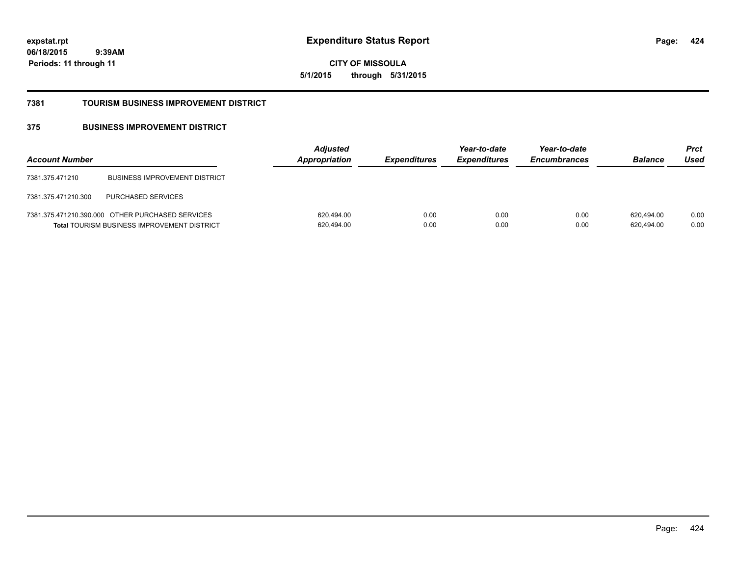# Expenditure Status Report

**CITY OF MISSOULA**

**5/1/2015 through 5/31/2015**

expstat.rpt
06/18/2015 9:39AM
Periods: 11 through 11

## 7381 TOURISM BUSINESS IMPROVEMENT DISTRICT

## 375 BUSINESS IMPROVEMENT DISTRICT

| Account Number | | Adjusted Appropriation | Expenditures | Year-to-date Expenditures | Year-to-date Encumbrances | Balance | Prct Used |
|---|---|---|---|---|---|---|---|
| 7381.375.471210 | BUSINESS IMPROVEMENT DISTRICT | | | | | | |
| 7381.375.471210.300 | PURCHASED SERVICES | | | | | | |
| 7381.375.471210.390.000 | OTHER PURCHASED SERVICES | 620,494.00 | 0.00 | 0.00 | 0.00 | 620,494.00 | 0.00 |
| **Total** TOURISM BUSINESS IMPROVEMENT DISTRICT | | 620,494.00 | 0.00 | 0.00 | 0.00 | 620,494.00 | 0.00 |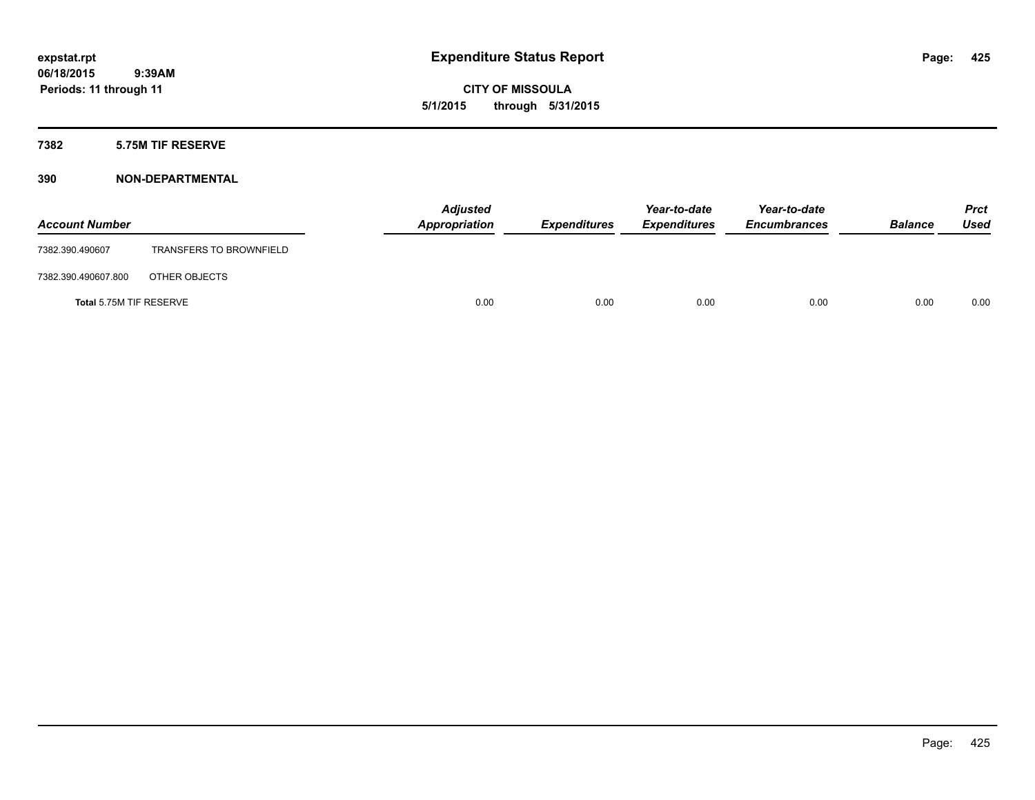**expstat.rpt**
**06/18/2015 9:39AM**
**Periods: 11 through 11**

# Expenditure Status Report

**CITY OF MISSOULA**
**5/1/2015 through 5/31/2015**

## 7382 5.75M TIF RESERVE

## 390 NON-DEPARTMENTAL

| Account Number | | *Adjusted Appropriation* | *Expenditures* | *Year-to-date Expenditures* | *Year-to-date Encumbrances* | *Balance* | *Prct Used* |
|---|---|---|---|---|---|---|---|
| 7382.390.490607 | TRANSFERS TO BROWNFIELD | | | | | | |
| 7382.390.490607.800 | OTHER OBJECTS | | | | | | |
| **Total** 5.75M TIF RESERVE | | 0.00 | 0.00 | 0.00 | 0.00 | 0.00 | 0.00 |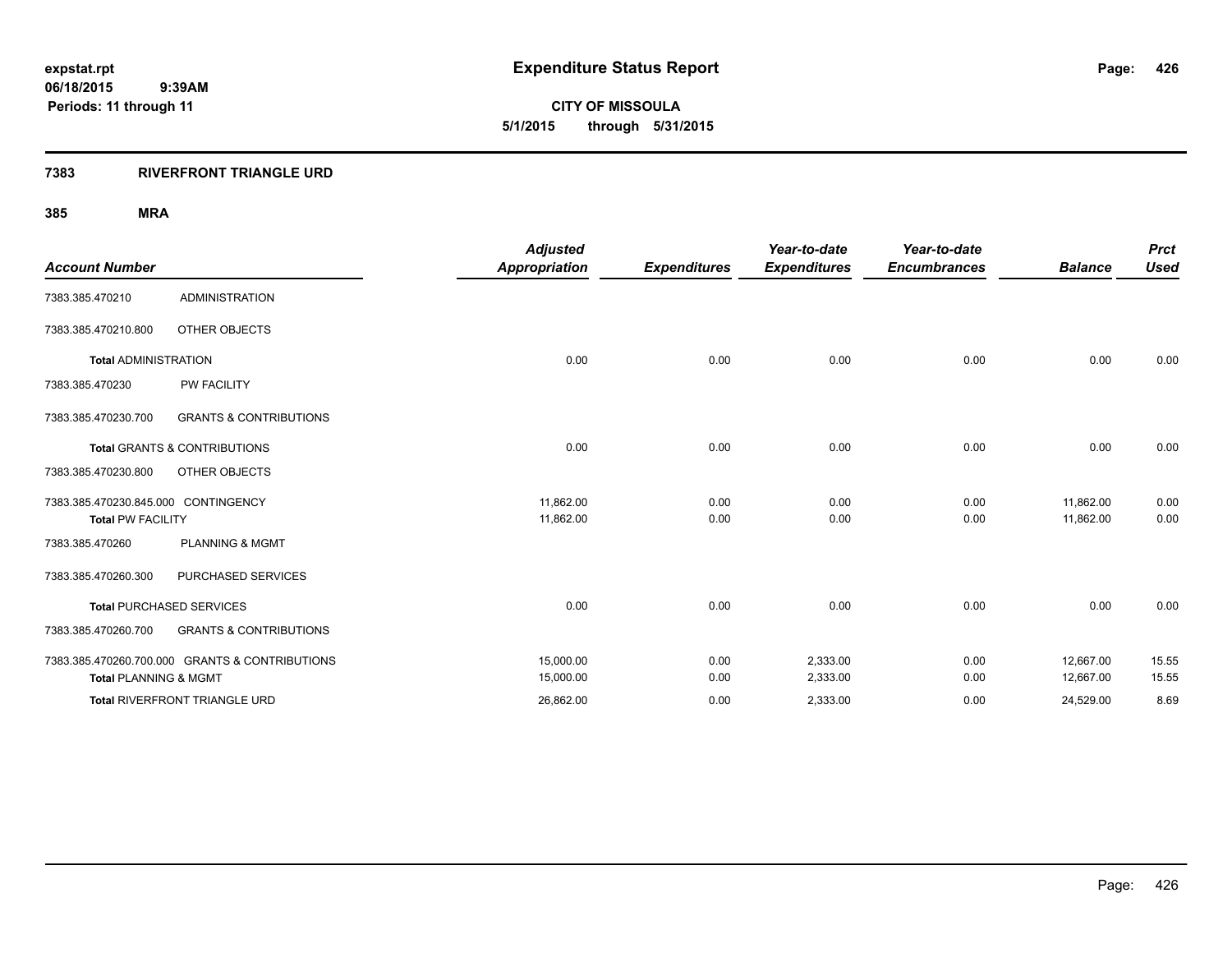# Expenditure Status Report

expstat.rpt
06/18/2015 9:39AM
Periods: 11 through 11

**CITY OF MISSOULA**
**5/1/2015 through 5/31/2015**

## 7383 RIVERFRONT TRIANGLE URD

### 385 MRA

| Account Number | | Adjusted Appropriation | Expenditures | Year-to-date Expenditures | Year-to-date Encumbrances | Balance | Prct Used |
|---|---|---|---|---|---|---|---|
| 7383.385.470210 | ADMINISTRATION | | | | | | |
| 7383.385.470210.800 | OTHER OBJECTS | | | | | | |
| **Total** ADMINISTRATION | | 0.00 | 0.00 | 0.00 | 0.00 | 0.00 | 0.00 |
| 7383.385.470230 | PW FACILITY | | | | | | |
| 7383.385.470230.700 | GRANTS & CONTRIBUTIONS | | | | | | |
| **Total** GRANTS & CONTRIBUTIONS | | 0.00 | 0.00 | 0.00 | 0.00 | 0.00 | 0.00 |
| 7383.385.470230.800 | OTHER OBJECTS | | | | | | |
| 7383.385.470230.845.000 | CONTINGENCY | 11,862.00 | 0.00 | 0.00 | 0.00 | 11,862.00 | 0.00 |
| **Total** PW FACILITY | | 11,862.00 | 0.00 | 0.00 | 0.00 | 11,862.00 | 0.00 |
| 7383.385.470260 | PLANNING & MGMT | | | | | | |
| 7383.385.470260.300 | PURCHASED SERVICES | | | | | | |
| **Total** PURCHASED SERVICES | | 0.00 | 0.00 | 0.00 | 0.00 | 0.00 | 0.00 |
| 7383.385.470260.700 | GRANTS & CONTRIBUTIONS | | | | | | |
| 7383.385.470260.700.000 | GRANTS & CONTRIBUTIONS | 15,000.00 | 0.00 | 2,333.00 | 0.00 | 12,667.00 | 15.55 |
| **Total** PLANNING & MGMT | | 15,000.00 | 0.00 | 2,333.00 | 0.00 | 12,667.00 | 15.55 |
| **Total** RIVERFRONT TRIANGLE URD | | 26,862.00 | 0.00 | 2,333.00 | 0.00 | 24,529.00 | 8.69 |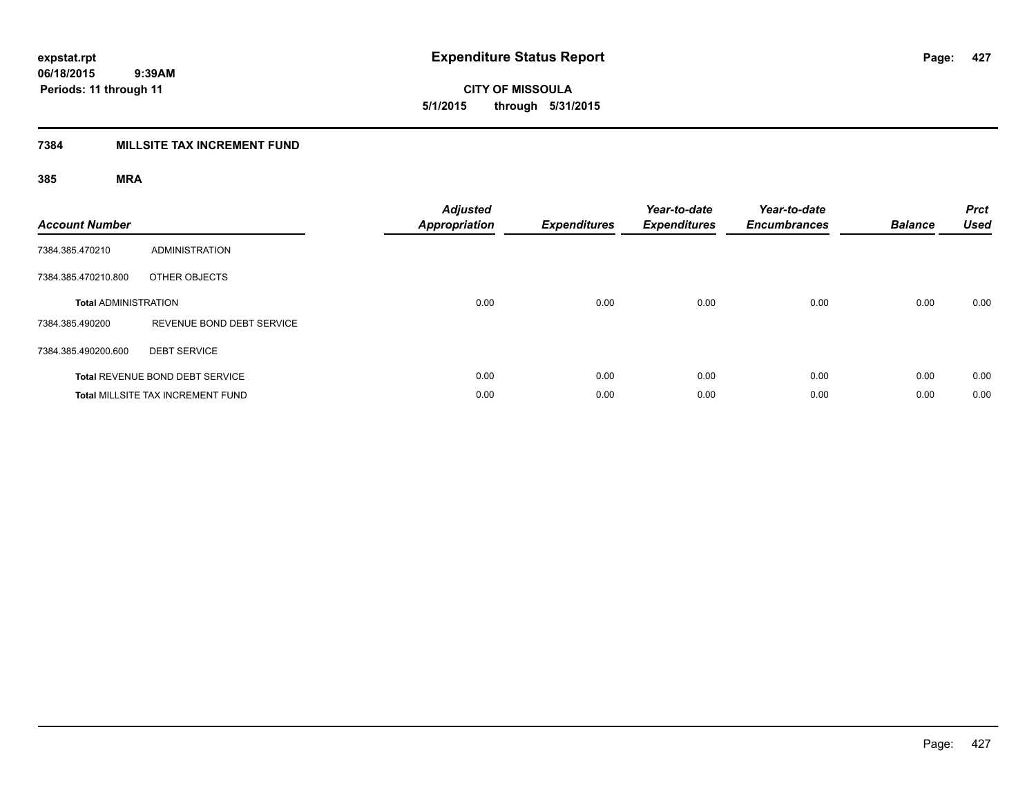**expstat.rpt**
**06/18/2015 9:39AM**
**Periods: 11 through 11**

# Expenditure Status Report

**CITY OF MISSOULA**
**5/1/2015 through 5/31/2015**

## 7384 MILLSITE TAX INCREMENT FUND

### 385 MRA

| Account Number | | Adjusted Appropriation | Expenditures | Year-to-date Expenditures | Year-to-date Encumbrances | Balance | Prct Used |
|---|---|---|---|---|---|---|---|
| 7384.385.470210 | ADMINISTRATION | | | | | | |
| 7384.385.470210.800 | OTHER OBJECTS | | | | | | |
| **Total** ADMINISTRATION | | 0.00 | 0.00 | 0.00 | 0.00 | 0.00 | 0.00 |
| 7384.385.490200 | REVENUE BOND DEBT SERVICE | | | | | | |
| 7384.385.490200.600 | DEBT SERVICE | | | | | | |
| **Total** REVENUE BOND DEBT SERVICE | | 0.00 | 0.00 | 0.00 | 0.00 | 0.00 | 0.00 |
| **Total** MILLSITE TAX INCREMENT FUND | | 0.00 | 0.00 | 0.00 | 0.00 | 0.00 | 0.00 |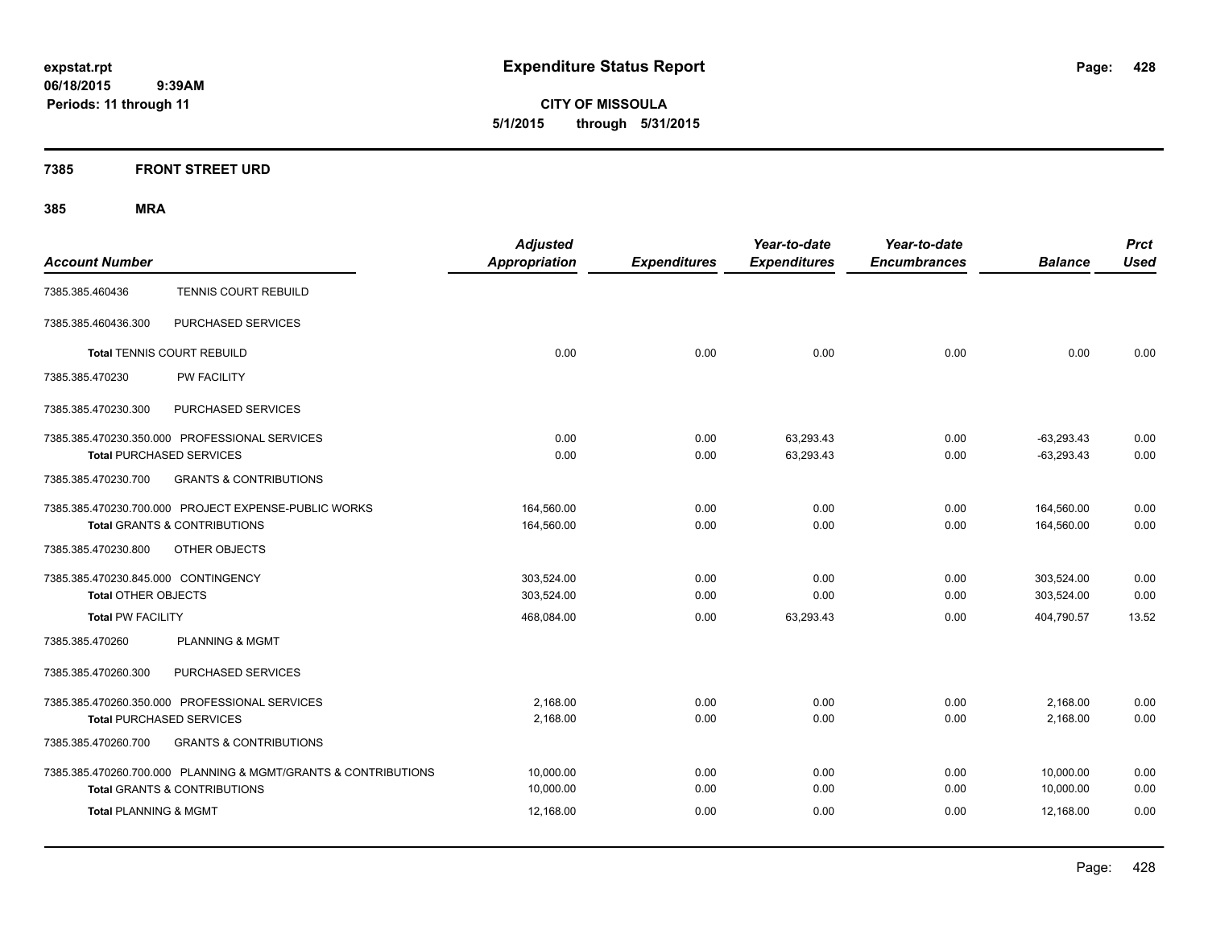**expstat.rpt**
**06/18/2015 9:39AM**
**Periods: 11 through 11**

# Expenditure Status Report

**CITY OF MISSOULA**
**5/1/2015 through 5/31/2015**

## 7385 FRONT STREET URD

## 385 MRA

| Account Number | | Adjusted Appropriation | Expenditures | Year-to-date Expenditures | Year-to-date Encumbrances | Balance | Prct Used |
|---|---|---|---|---|---|---|---|
| 7385.385.460436 | TENNIS COURT REBUILD | | | | | | |
| 7385.385.460436.300 | PURCHASED SERVICES | | | | | | |
| **Total** TENNIS COURT REBUILD | | 0.00 | 0.00 | 0.00 | 0.00 | 0.00 | 0.00 |
| 7385.385.470230 | PW FACILITY | | | | | | |
| 7385.385.470230.300 | PURCHASED SERVICES | | | | | | |
| 7385.385.470230.350.000 PROFESSIONAL SERVICES | | 0.00 | 0.00 | 63,293.43 | 0.00 | -63,293.43 | 0.00 |
| **Total** PURCHASED SERVICES | | 0.00 | 0.00 | 63,293.43 | 0.00 | -63,293.43 | 0.00 |
| 7385.385.470230.700 | GRANTS & CONTRIBUTIONS | | | | | | |
| 7385.385.470230.700.000 PROJECT EXPENSE-PUBLIC WORKS | | 164,560.00 | 0.00 | 0.00 | 0.00 | 164,560.00 | 0.00 |
| **Total** GRANTS & CONTRIBUTIONS | | 164,560.00 | 0.00 | 0.00 | 0.00 | 164,560.00 | 0.00 |
| 7385.385.470230.800 | OTHER OBJECTS | | | | | | |
| 7385.385.470230.845.000 CONTINGENCY | | 303,524.00 | 0.00 | 0.00 | 0.00 | 303,524.00 | 0.00 |
| **Total** OTHER OBJECTS | | 303,524.00 | 0.00 | 0.00 | 0.00 | 303,524.00 | 0.00 |
| **Total** PW FACILITY | | 468,084.00 | 0.00 | 63,293.43 | 0.00 | 404,790.57 | 13.52 |
| 7385.385.470260 | PLANNING & MGMT | | | | | | |
| 7385.385.470260.300 | PURCHASED SERVICES | | | | | | |
| 7385.385.470260.350.000 PROFESSIONAL SERVICES | | 2,168.00 | 0.00 | 0.00 | 0.00 | 2,168.00 | 0.00 |
| **Total** PURCHASED SERVICES | | 2,168.00 | 0.00 | 0.00 | 0.00 | 2,168.00 | 0.00 |
| 7385.385.470260.700 | GRANTS & CONTRIBUTIONS | | | | | | |
| 7385.385.470260.700.000 PLANNING & MGMT/GRANTS & CONTRIBUTIONS | | 10,000.00 | 0.00 | 0.00 | 0.00 | 10,000.00 | 0.00 |
| **Total** GRANTS & CONTRIBUTIONS | | 10,000.00 | 0.00 | 0.00 | 0.00 | 10,000.00 | 0.00 |
| **Total** PLANNING & MGMT | | 12,168.00 | 0.00 | 0.00 | 0.00 | 12,168.00 | 0.00 |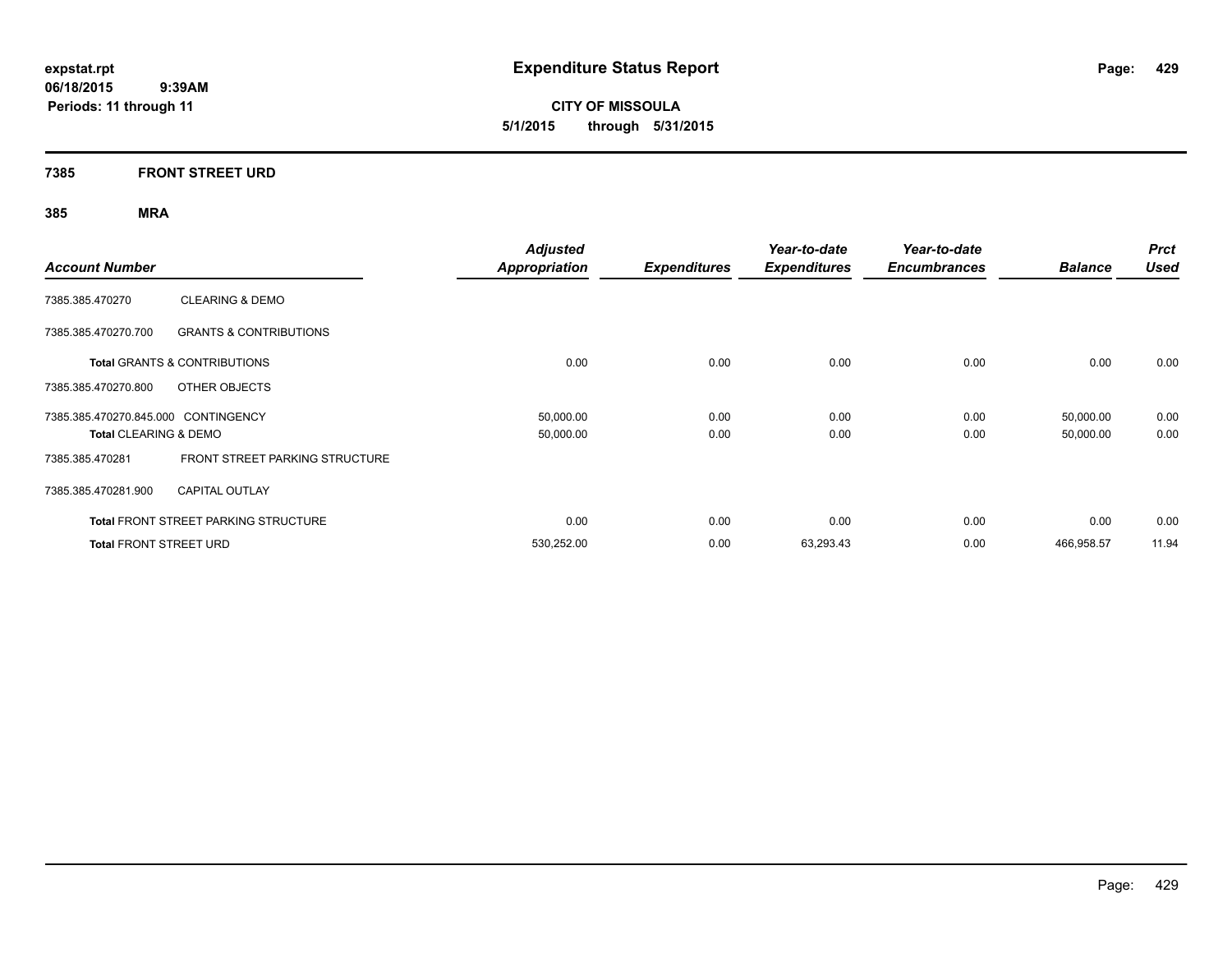**expstat.rpt**
**06/18/2015 9:39AM**
**Periods: 11 through 11**

# Expenditure Status Report

**CITY OF MISSOULA**
**5/1/2015 through 5/31/2015**

## 7385 FRONT STREET URD

### 385 MRA

| Account Number | | Adjusted Appropriation | Expenditures | Year-to-date Expenditures | Year-to-date Encumbrances | Balance | Prct Used |
|---|---|---|---|---|---|---|---|
| 7385.385.470270 | CLEARING & DEMO | | | | | | |
| 7385.385.470270.700 | GRANTS & CONTRIBUTIONS | | | | | | |
| **Total** GRANTS & CONTRIBUTIONS | | 0.00 | 0.00 | 0.00 | 0.00 | 0.00 | 0.00 |
| 7385.385.470270.800 | OTHER OBJECTS | | | | | | |
| 7385.385.470270.845.000 | CONTINGENCY | 50,000.00 | 0.00 | 0.00 | 0.00 | 50,000.00 | 0.00 |
| **Total** CLEARING & DEMO | | 50,000.00 | 0.00 | 0.00 | 0.00 | 50,000.00 | 0.00 |
| 7385.385.470281 | FRONT STREET PARKING STRUCTURE | | | | | | |
| 7385.385.470281.900 | CAPITAL OUTLAY | | | | | | |
| **Total** FRONT STREET PARKING STRUCTURE | | 0.00 | 0.00 | 0.00 | 0.00 | 0.00 | 0.00 |
| **Total** FRONT STREET URD | | 530,252.00 | 0.00 | 63,293.43 | 0.00 | 466,958.57 | 11.94 |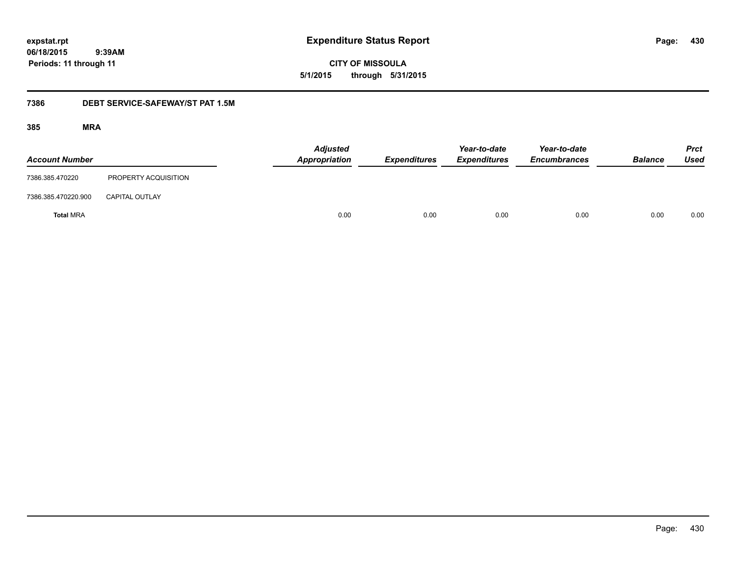**expstat.rpt**
**06/18/2015 9:39AM**
**Periods: 11 through 11**

# Expenditure Status Report

**CITY OF MISSOULA**
**5/1/2015 through 5/31/2015**

## 7386 DEBT SERVICE-SAFEWAY/ST PAT 1.5M

### 385 MRA

| Account Number | | Adjusted Appropriation | Expenditures | Year-to-date Expenditures | Year-to-date Encumbrances | Balance | Prct Used |
|---|---|---|---|---|---|---|---|
| 7386.385.470220 | PROPERTY ACQUISITION | | | | | | |
| 7386.385.470220.900 | CAPITAL OUTLAY | | | | | | |
| **Total** MRA | | 0.00 | 0.00 | 0.00 | 0.00 | 0.00 | 0.00 |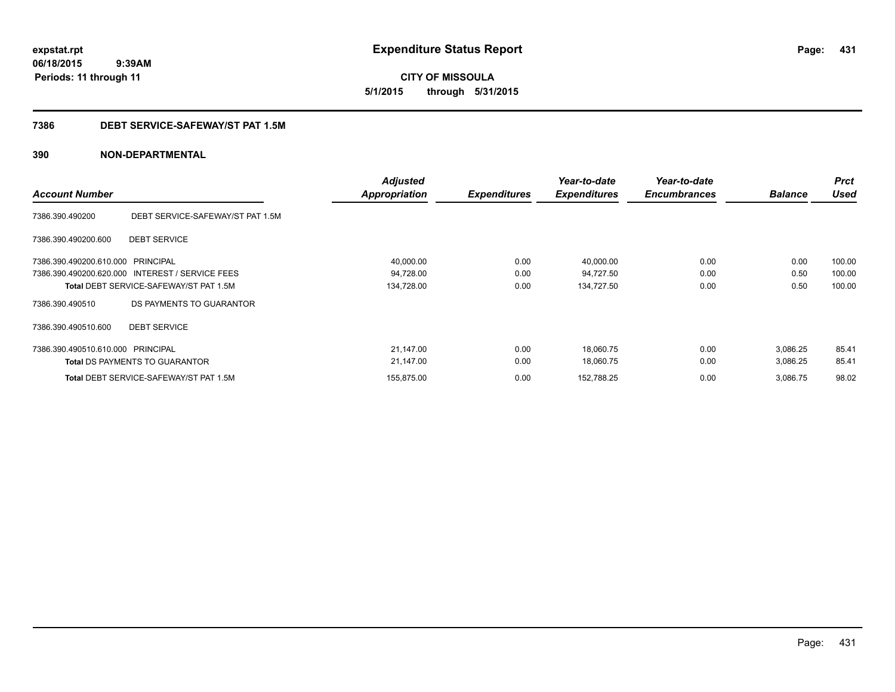# Expenditure Status Report

**CITY OF MISSOULA**

**5/1/2015 through 5/31/2015**

expstat.rpt
06/18/2015 9:39AM
Periods: 11 through 11

## 7386 DEBT SERVICE-SAFEWAY/ST PAT 1.5M

## 390 NON-DEPARTMENTAL

| Account Number | | Adjusted Appropriation | Expenditures | Year-to-date Expenditures | Year-to-date Encumbrances | Balance | Prct Used |
|---|---|---|---|---|---|---|---|
| 7386.390.490200 | DEBT SERVICE-SAFEWAY/ST PAT 1.5M | | | | | | |
| 7386.390.490200.600 | DEBT SERVICE | | | | | | |
| 7386.390.490200.610.000 | PRINCIPAL | 40,000.00 | 0.00 | 40,000.00 | 0.00 | 0.00 | 100.00 |
| 7386.390.490200.620.000 | INTEREST / SERVICE FEES | 94,728.00 | 0.00 | 94,727.50 | 0.00 | 0.50 | 100.00 |
| **Total** DEBT SERVICE-SAFEWAY/ST PAT 1.5M | | 134,728.00 | 0.00 | 134,727.50 | 0.00 | 0.50 | 100.00 |
| 7386.390.490510 | DS PAYMENTS TO GUARANTOR | | | | | | |
| 7386.390.490510.600 | DEBT SERVICE | | | | | | |
| 7386.390.490510.610.000 | PRINCIPAL | 21,147.00 | 0.00 | 18,060.75 | 0.00 | 3,086.25 | 85.41 |
| **Total** DS PAYMENTS TO GUARANTOR | | 21,147.00 | 0.00 | 18,060.75 | 0.00 | 3,086.25 | 85.41 |
| **Total** DEBT SERVICE-SAFEWAY/ST PAT 1.5M | | 155,875.00 | 0.00 | 152,788.25 | 0.00 | 3,086.75 | 98.02 |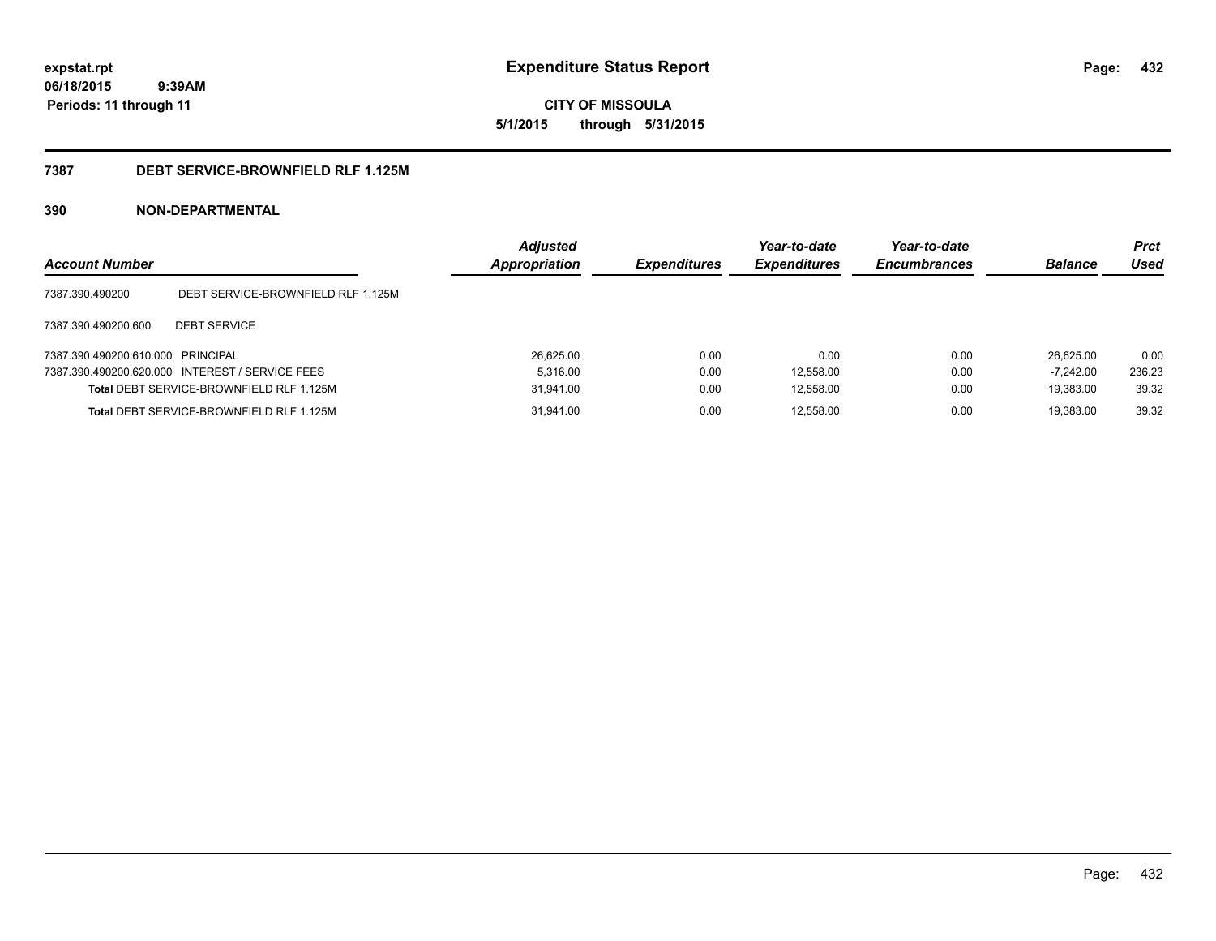**expstat.rpt**
**06/18/2015 9:39AM**
**Periods: 11 through 11**

# Expenditure Status Report

**CITY OF MISSOULA**
**5/1/2015 through 5/31/2015**

## 7387 DEBT SERVICE-BROWNFIELD RLF 1.125M

## 390 NON-DEPARTMENTAL

| Account Number | | Adjusted Appropriation | Expenditures | Year-to-date Expenditures | Year-to-date Encumbrances | Balance | Prct Used |
|---|---|---|---|---|---|---|---|
| 7387.390.490200 | DEBT SERVICE-BROWNFIELD RLF 1.125M | | | | | | |
| 7387.390.490200.600 | DEBT SERVICE | | | | | | |
| 7387.390.490200.610.000 | PRINCIPAL | 26,625.00 | 0.00 | 0.00 | 0.00 | 26,625.00 | 0.00 |
| 7387.390.490200.620.000 | INTEREST / SERVICE FEES | 5,316.00 | 0.00 | 12,558.00 | 0.00 | -7,242.00 | 236.23 |
| **Total** DEBT SERVICE-BROWNFIELD RLF 1.125M | | 31,941.00 | 0.00 | 12,558.00 | 0.00 | 19,383.00 | 39.32 |
| **Total** DEBT SERVICE-BROWNFIELD RLF 1.125M | | 31,941.00 | 0.00 | 12,558.00 | 0.00 | 19,383.00 | 39.32 |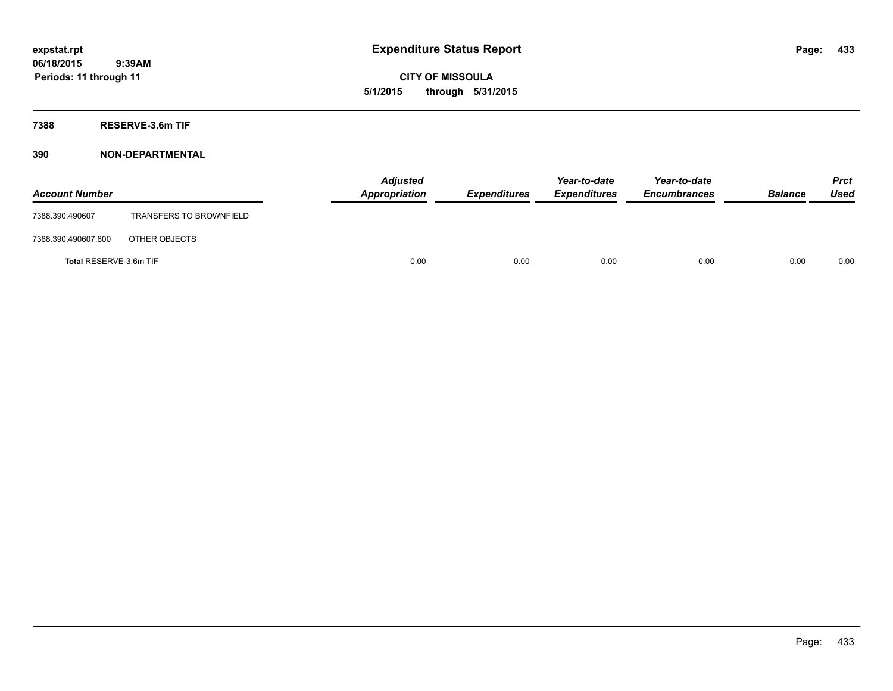**expstat.rpt**
**06/18/2015 9:39AM**
**Periods: 11 through 11**

# Expenditure Status Report

**CITY OF MISSOULA**
**5/1/2015 through 5/31/2015**

## 7388 RESERVE-3.6m TIF

## 390 NON-DEPARTMENTAL

| Account Number | | Adjusted Appropriation | Expenditures | Year-to-date Expenditures | Year-to-date Encumbrances | Balance | Prct Used |
|---|---|---|---|---|---|---|---|
| 7388.390.490607 | TRANSFERS TO BROWNFIELD | | | | | | |
| 7388.390.490607.800 | OTHER OBJECTS | | | | | | |
| **Total** RESERVE-3.6m TIF | | 0.00 | 0.00 | 0.00 | 0.00 | 0.00 | 0.00 |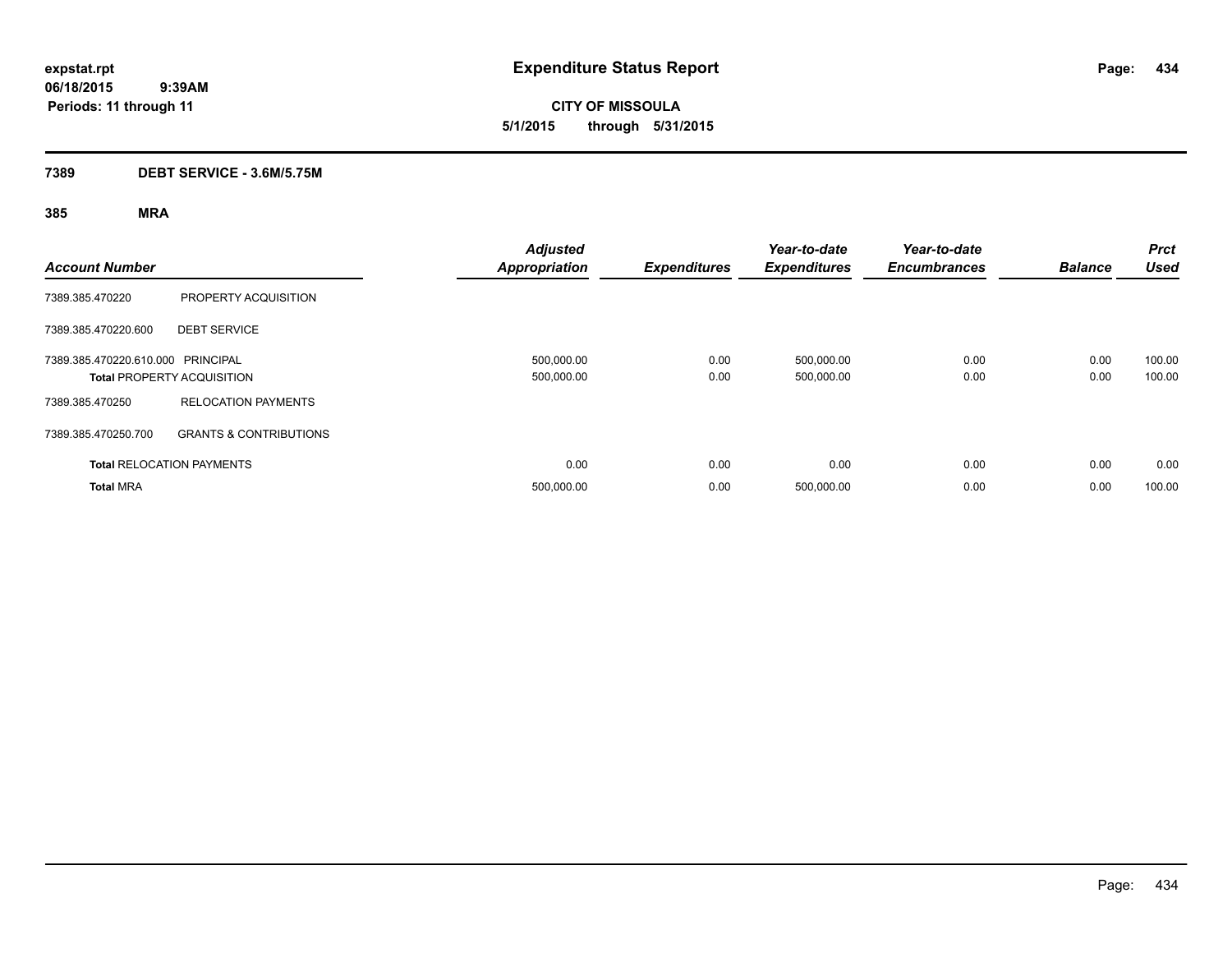**expstat.rpt**
**06/18/2015 9:39AM**
**Periods: 11 through 11**

# Expenditure Status Report

**CITY OF MISSOULA**
**5/1/2015 through 5/31/2015**

## 7389 DEBT SERVICE - 3.6M/5.75M

### 385 MRA

| Account Number | | Adjusted Appropriation | Expenditures | Year-to-date Expenditures | Year-to-date Encumbrances | Balance | Prct Used |
|---|---|---|---|---|---|---|---|
| 7389.385.470220 | PROPERTY ACQUISITION | | | | | | |
| 7389.385.470220.600 | DEBT SERVICE | | | | | | |
| 7389.385.470220.610.000 | PRINCIPAL | 500,000.00 | 0.00 | 500,000.00 | 0.00 | 0.00 | 100.00 |
| **Total** PROPERTY ACQUISITION | | 500,000.00 | 0.00 | 500,000.00 | 0.00 | 0.00 | 100.00 |
| 7389.385.470250 | RELOCATION PAYMENTS | | | | | | |
| 7389.385.470250.700 | GRANTS & CONTRIBUTIONS | | | | | | |
| **Total** RELOCATION PAYMENTS | | 0.00 | 0.00 | 0.00 | 0.00 | 0.00 | 0.00 |
| **Total** MRA | | 500,000.00 | 0.00 | 500,000.00 | 0.00 | 0.00 | 100.00 |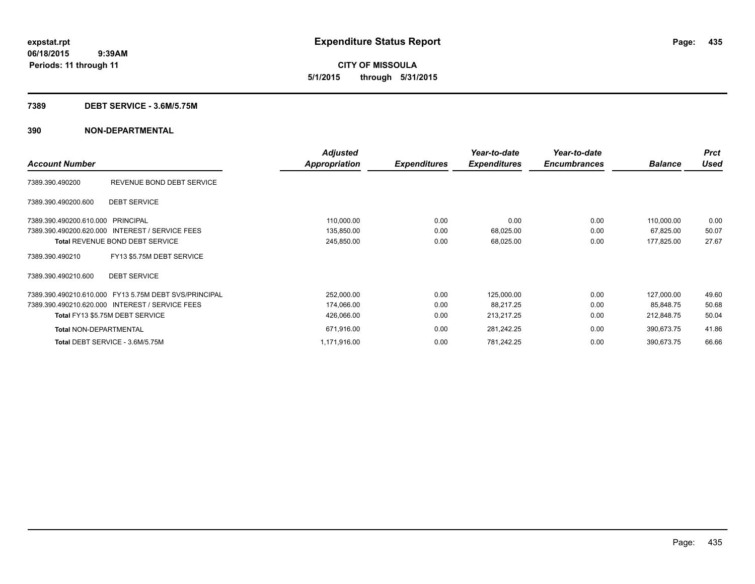# Expenditure Status Report

**expstat.rpt**
**06/18/2015 9:39AM**
**Periods: 11 through 11**

**CITY OF MISSOULA**
**5/1/2015 through 5/31/2015**

## 7389 DEBT SERVICE - 3.6M/5.75M

## 390 NON-DEPARTMENTAL

| Account Number | | Adjusted Appropriation | Expenditures | Year-to-date Expenditures | Year-to-date Encumbrances | Balance | Prct Used |
|---|---|---|---|---|---|---|---|
| 7389.390.490200 | REVENUE BOND DEBT SERVICE | | | | | | |
| 7389.390.490200.600 | DEBT SERVICE | | | | | | |
| 7389.390.490200.610.000 | PRINCIPAL | 110,000.00 | 0.00 | 0.00 | 0.00 | 110,000.00 | 0.00 |
| 7389.390.490200.620.000 | INTEREST / SERVICE FEES | 135,850.00 | 0.00 | 68,025.00 | 0.00 | 67,825.00 | 50.07 |
| **Total** REVENUE BOND DEBT SERVICE | | 245,850.00 | 0.00 | 68,025.00 | 0.00 | 177,825.00 | 27.67 |
| 7389.390.490210 | FY13 $5.75M DEBT SERVICE | | | | | | |
| 7389.390.490210.600 | DEBT SERVICE | | | | | | |
| 7389.390.490210.610.000 | FY13 5.75M DEBT SVS/PRINCIPAL | 252,000.00 | 0.00 | 125,000.00 | 0.00 | 127,000.00 | 49.60 |
| 7389.390.490210.620.000 | INTEREST / SERVICE FEES | 174,066.00 | 0.00 | 88,217.25 | 0.00 | 85,848.75 | 50.68 |
| **Total** FY13 $5.75M DEBT SERVICE | | 426,066.00 | 0.00 | 213,217.25 | 0.00 | 212,848.75 | 50.04 |
| **Total** NON-DEPARTMENTAL | | 671,916.00 | 0.00 | 281,242.25 | 0.00 | 390,673.75 | 41.86 |
| **Total** DEBT SERVICE - 3.6M/5.75M | | 1,171,916.00 | 0.00 | 781,242.25 | 0.00 | 390,673.75 | 66.66 |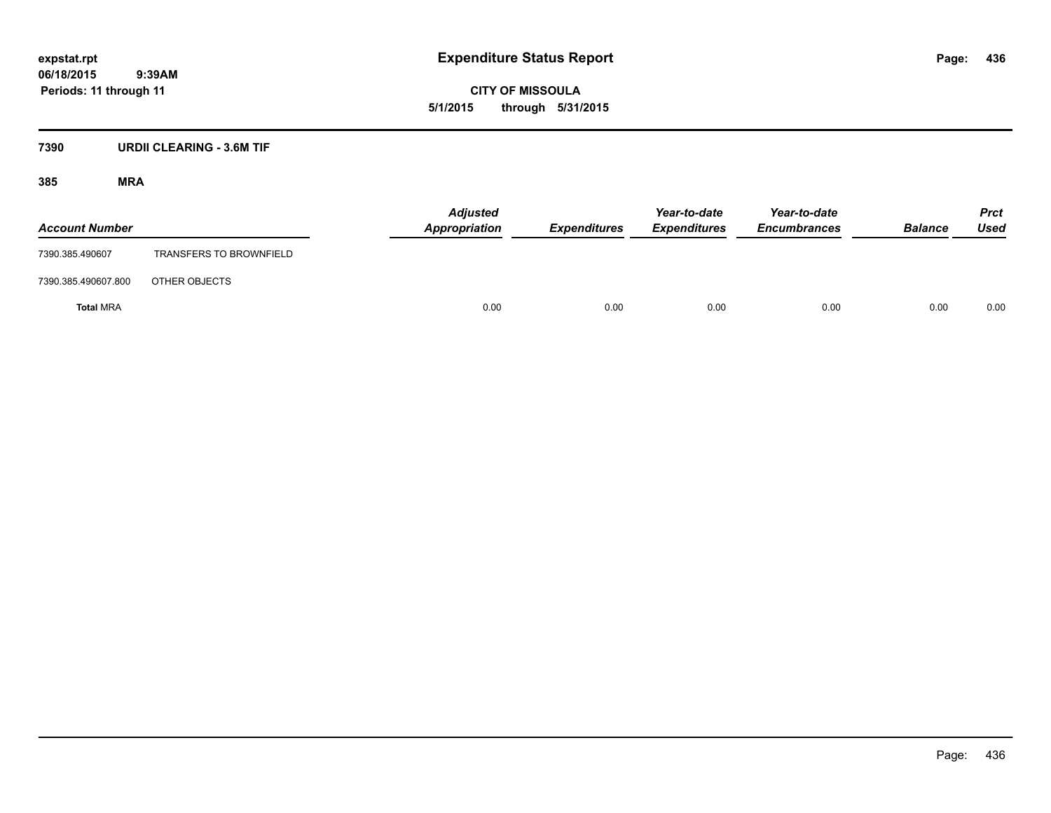# Expenditure Status Report

expstat.rpt
06/18/2015 9:39AM
Periods: 11 through 11

**CITY OF MISSOULA**
**5/1/2015 through 5/31/2015**

## 7390 URDII CLEARING - 3.6M TIF

### 385 MRA

| Account Number | | Adjusted Appropriation | Expenditures | Year-to-date Expenditures | Year-to-date Encumbrances | Balance | Prct Used |
|---|---|---|---|---|---|---|---|
| 7390.385.490607 | TRANSFERS TO BROWNFIELD | | | | | | |
| 7390.385.490607.800 | OTHER OBJECTS | | | | | | |
| **Total** MRA | | 0.00 | 0.00 | 0.00 | 0.00 | 0.00 | 0.00 |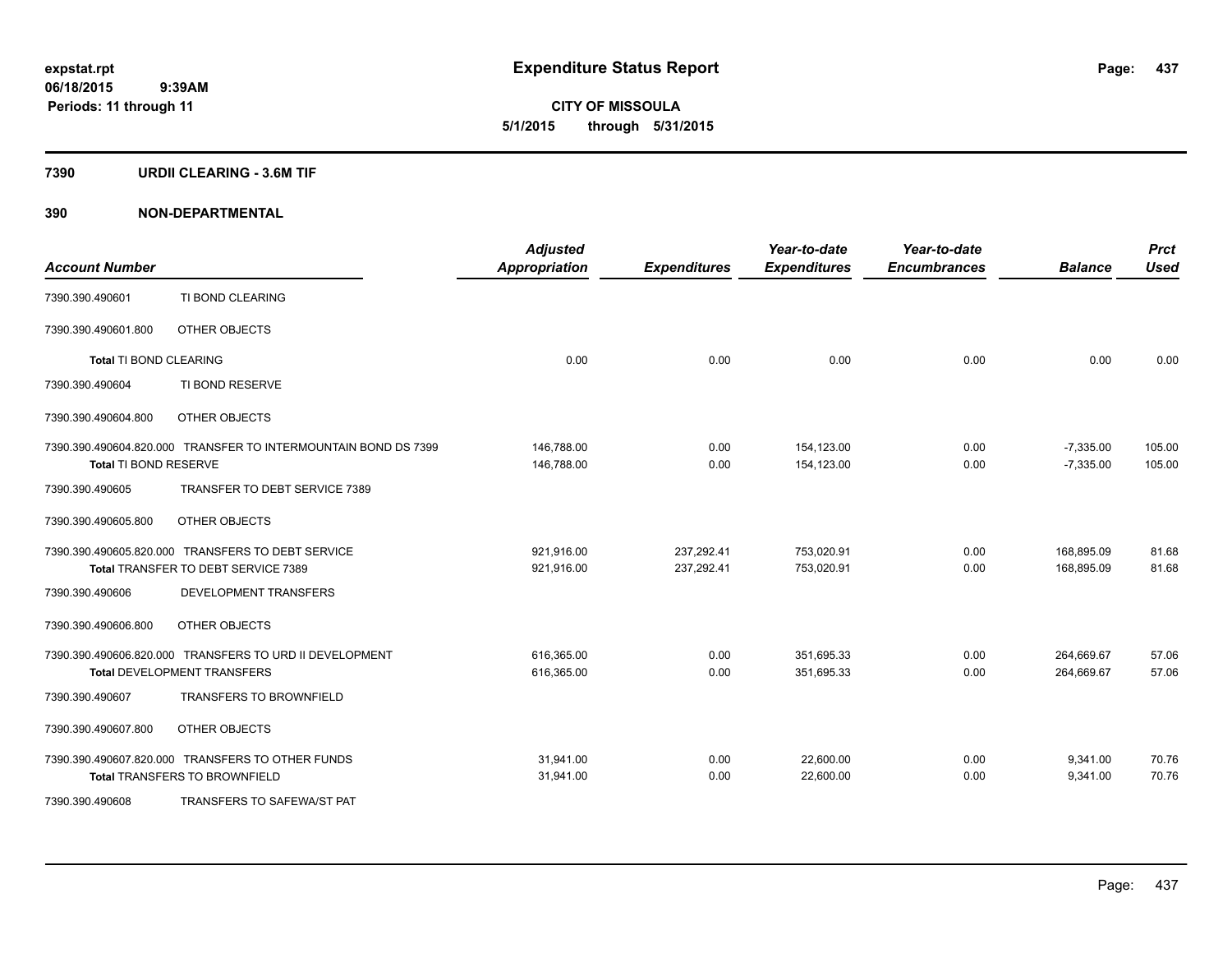**expstat.rpt**
**06/18/2015 9:39AM**
**Periods: 11 through 11**

# Expenditure Status Report

**CITY OF MISSOULA**
**5/1/2015 through 5/31/2015**

## 7390 URDII CLEARING - 3.6M TIF

## 390 NON-DEPARTMENTAL

| Account Number | | Adjusted Appropriation | Expenditures | Year-to-date Expenditures | Year-to-date Encumbrances | Balance | Prct Used |
|---|---|---|---|---|---|---|---|
| 7390.390.490601 | TI BOND CLEARING | | | | | | |
| 7390.390.490601.800 | OTHER OBJECTS | | | | | | |
| **Total** TI BOND CLEARING | | 0.00 | 0.00 | 0.00 | 0.00 | 0.00 | 0.00 |
| 7390.390.490604 | TI BOND RESERVE | | | | | | |
| 7390.390.490604.800 | OTHER OBJECTS | | | | | | |
| 7390.390.490604.820.000 | TRANSFER TO INTERMOUNTAIN BOND DS 7399 | 146,788.00 | 0.00 | 154,123.00 | 0.00 | -7,335.00 | 105.00 |
| **Total** TI BOND RESERVE | | 146,788.00 | 0.00 | 154,123.00 | 0.00 | -7,335.00 | 105.00 |
| 7390.390.490605 | TRANSFER TO DEBT SERVICE 7389 | | | | | | |
| 7390.390.490605.800 | OTHER OBJECTS | | | | | | |
| 7390.390.490605.820.000 | TRANSFERS TO DEBT SERVICE | 921,916.00 | 237,292.41 | 753,020.91 | 0.00 | 168,895.09 | 81.68 |
| **Total** TRANSFER TO DEBT SERVICE 7389 | | 921,916.00 | 237,292.41 | 753,020.91 | 0.00 | 168,895.09 | 81.68 |
| 7390.390.490606 | DEVELOPMENT TRANSFERS | | | | | | |
| 7390.390.490606.800 | OTHER OBJECTS | | | | | | |
| 7390.390.490606.820.000 | TRANSFERS TO URD II DEVELOPMENT | 616,365.00 | 0.00 | 351,695.33 | 0.00 | 264,669.67 | 57.06 |
| **Total** DEVELOPMENT TRANSFERS | | 616,365.00 | 0.00 | 351,695.33 | 0.00 | 264,669.67 | 57.06 |
| 7390.390.490607 | TRANSFERS TO BROWNFIELD | | | | | | |
| 7390.390.490607.800 | OTHER OBJECTS | | | | | | |
| 7390.390.490607.820.000 | TRANSFERS TO OTHER FUNDS | 31,941.00 | 0.00 | 22,600.00 | 0.00 | 9,341.00 | 70.76 |
| **Total** TRANSFERS TO BROWNFIELD | | 31,941.00 | 0.00 | 22,600.00 | 0.00 | 9,341.00 | 70.76 |
| 7390.390.490608 | TRANSFERS TO SAFEWA/ST PAT | | | | | | |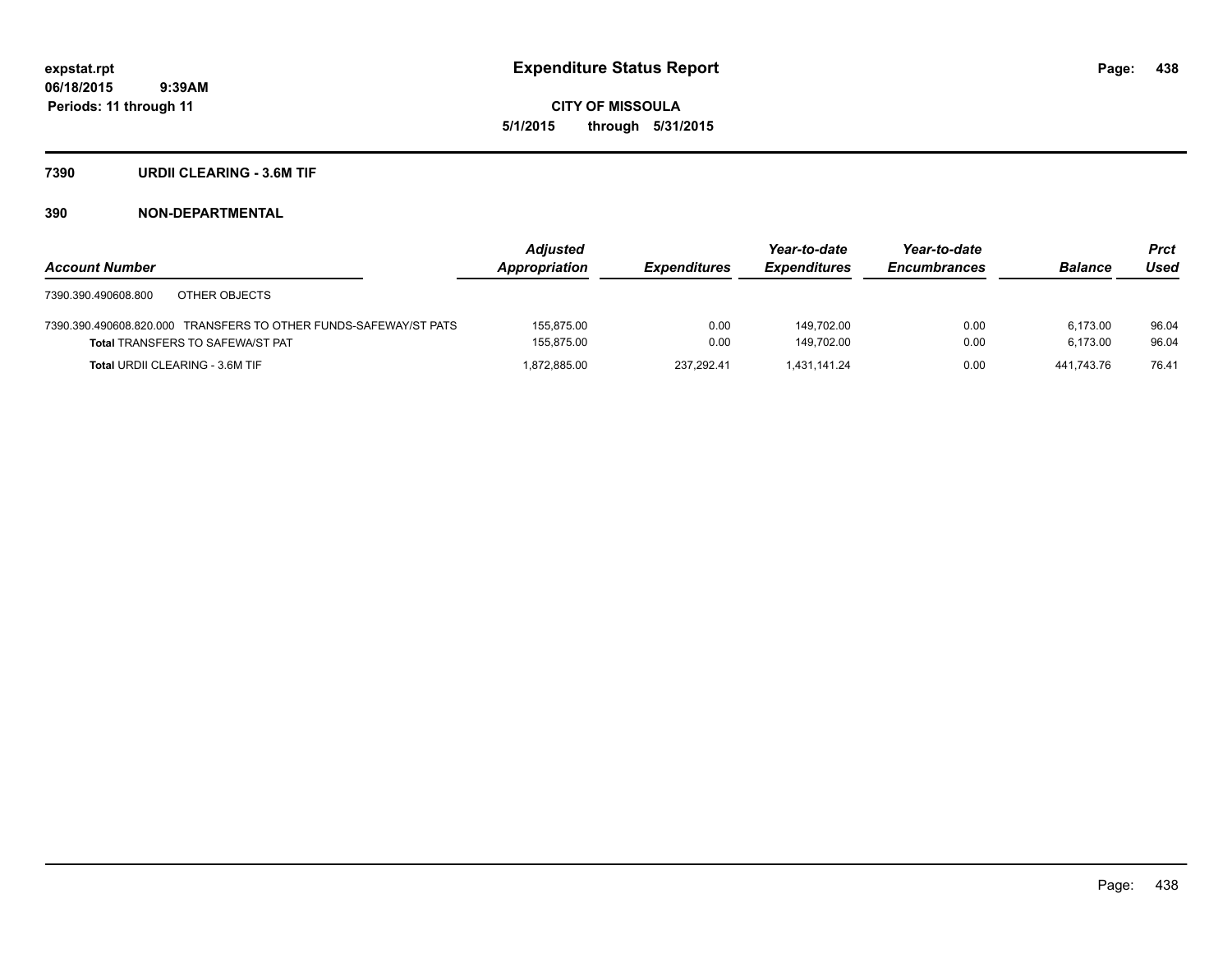# Expenditure Status Report

expstat.rpt
06/18/2015 9:39AM
Periods: 11 through 11

CITY OF MISSOULA
5/1/2015 through 5/31/2015

## 7390 URDII CLEARING - 3.6M TIF

### 390 NON-DEPARTMENTAL

| Account Number | Adjusted Appropriation | Expenditures | Year-to-date Expenditures | Year-to-date Encumbrances | Balance | Prct Used |
|---|---|---|---|---|---|---|
| 7390.390.490608.800 OTHER OBJECTS | | | | | | |
| 7390.390.490608.820.000 TRANSFERS TO OTHER FUNDS-SAFEWAY/ST PATS | 155,875.00 | 0.00 | 149,702.00 | 0.00 | 6,173.00 | 96.04 |
| **Total** TRANSFERS TO SAFEWA/ST PAT | 155,875.00 | 0.00 | 149,702.00 | 0.00 | 6,173.00 | 96.04 |
| **Total** URDII CLEARING - 3.6M TIF | 1,872,885.00 | 237,292.41 | 1,431,141.24 | 0.00 | 441,743.76 | 76.41 |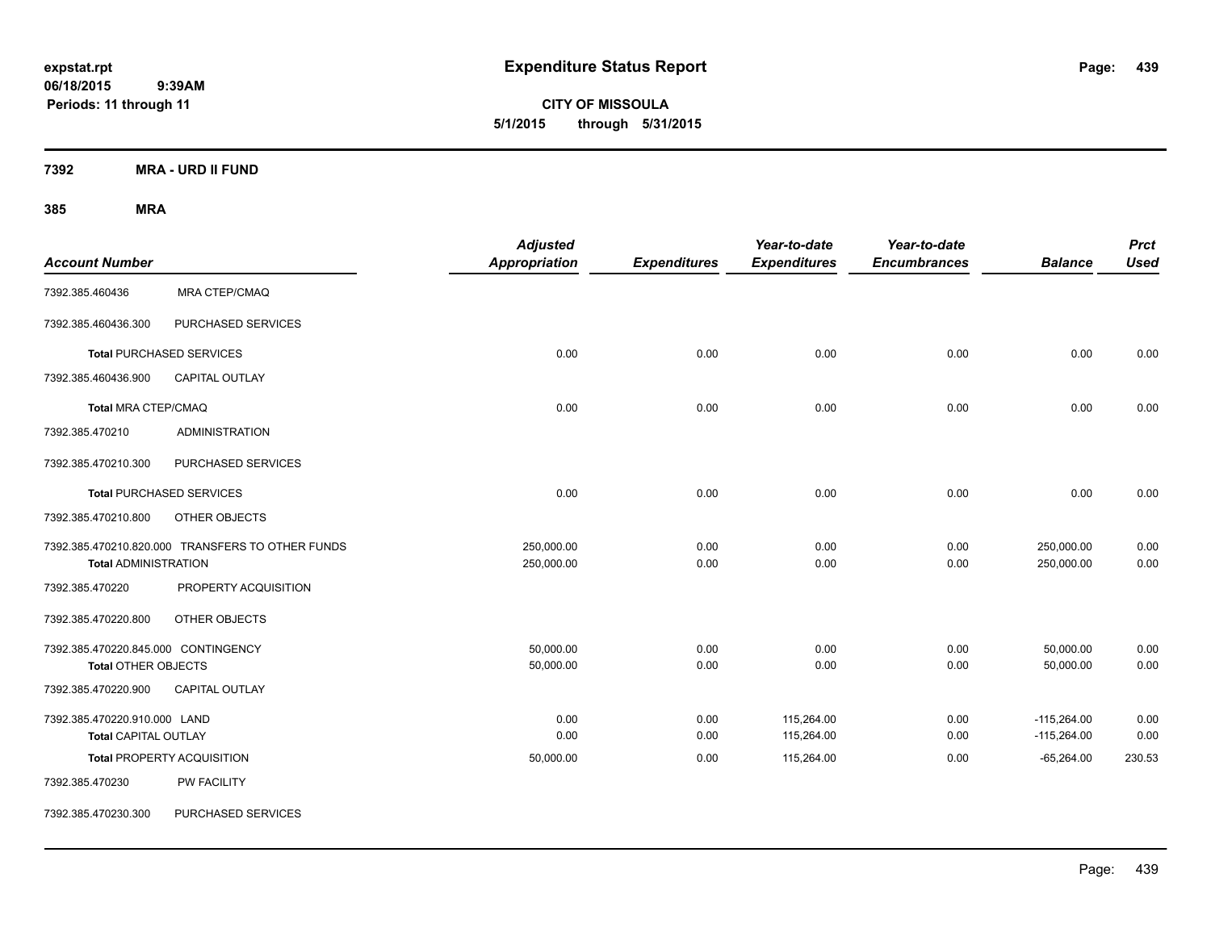# Expenditure Status Report

**CITY OF MISSOULA**
**5/1/2015 through 5/31/2015**

expstat.rpt
06/18/2015 9:39AM
Periods: 11 through 11

**7392 MRA - URD II FUND**

**385 MRA**

| Account Number | | Adjusted Appropriation | Expenditures | Year-to-date Expenditures | Year-to-date Encumbrances | Balance | Prct Used |
|---|---|---|---|---|---|---|---|
| 7392.385.460436 | MRA CTEP/CMAQ | | | | | | |
| 7392.385.460436.300 | PURCHASED SERVICES | | | | | | |
| **Total** PURCHASED SERVICES | | 0.00 | 0.00 | 0.00 | 0.00 | 0.00 | 0.00 |
| 7392.385.460436.900 | CAPITAL OUTLAY | | | | | | |
| **Total** MRA CTEP/CMAQ | | 0.00 | 0.00 | 0.00 | 0.00 | 0.00 | 0.00 |
| 7392.385.470210 | ADMINISTRATION | | | | | | |
| 7392.385.470210.300 | PURCHASED SERVICES | | | | | | |
| **Total** PURCHASED SERVICES | | 0.00 | 0.00 | 0.00 | 0.00 | 0.00 | 0.00 |
| 7392.385.470210.800 | OTHER OBJECTS | | | | | | |
| 7392.385.470210.820.000 | TRANSFERS TO OTHER FUNDS | 250,000.00 | 0.00 | 0.00 | 0.00 | 250,000.00 | 0.00 |
| **Total** ADMINISTRATION | | 250,000.00 | 0.00 | 0.00 | 0.00 | 250,000.00 | 0.00 |
| 7392.385.470220 | PROPERTY ACQUISITION | | | | | | |
| 7392.385.470220.800 | OTHER OBJECTS | | | | | | |
| 7392.385.470220.845.000 | CONTINGENCY | 50,000.00 | 0.00 | 0.00 | 0.00 | 50,000.00 | 0.00 |
| **Total** OTHER OBJECTS | | 50,000.00 | 0.00 | 0.00 | 0.00 | 50,000.00 | 0.00 |
| 7392.385.470220.900 | CAPITAL OUTLAY | | | | | | |
| 7392.385.470220.910.000 | LAND | 0.00 | 0.00 | 115,264.00 | 0.00 | -115,264.00 | 0.00 |
| **Total** CAPITAL OUTLAY | | 0.00 | 0.00 | 115,264.00 | 0.00 | -115,264.00 | 0.00 |
| **Total** PROPERTY ACQUISITION | | 50,000.00 | 0.00 | 115,264.00 | 0.00 | -65,264.00 | 230.53 |
| 7392.385.470230 | PW FACILITY | | | | | | |
| 7392.385.470230.300 | PURCHASED SERVICES | | | | | | |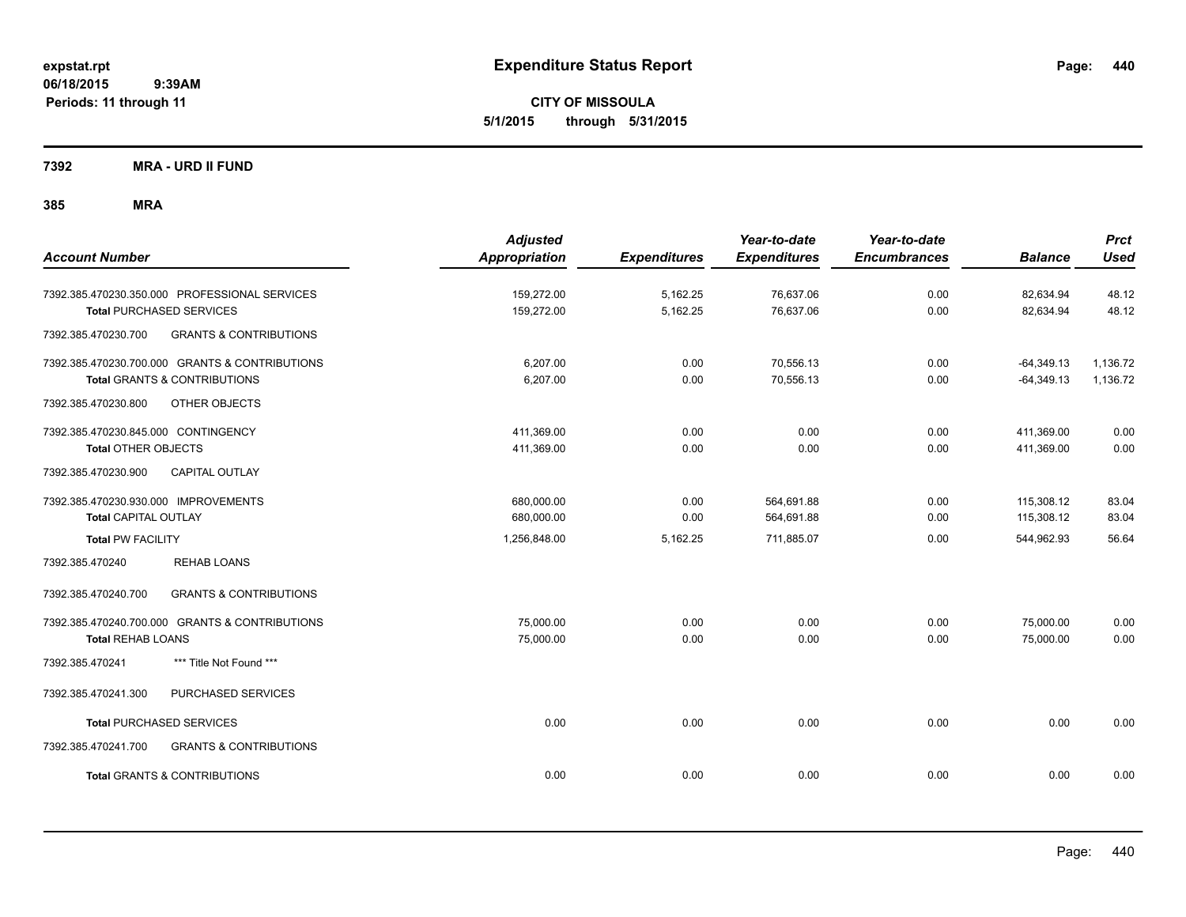# Expenditure Status Report

expstat.rpt
06/18/2015 9:39AM
Periods: 11 through 11

**CITY OF MISSOULA**
**5/1/2015 through 5/31/2015**

**7392 MRA - URD II FUND**

**385 MRA**

| Account Number | Adjusted Appropriation | Expenditures | Year-to-date Expenditures | Year-to-date Encumbrances | Balance | Prct Used |
|---|---|---|---|---|---|---|
| 7392.385.470230.350.000 PROFESSIONAL SERVICES | 159,272.00 | 5,162.25 | 76,637.06 | 0.00 | 82,634.94 | 48.12 |
| **Total** PURCHASED SERVICES | 159,272.00 | 5,162.25 | 76,637.06 | 0.00 | 82,634.94 | 48.12 |
| 7392.385.470230.700 GRANTS & CONTRIBUTIONS | | | | | | |
| 7392.385.470230.700.000 GRANTS & CONTRIBUTIONS | 6,207.00 | 0.00 | 70,556.13 | 0.00 | -64,349.13 | 1,136.72 |
| **Total** GRANTS & CONTRIBUTIONS | 6,207.00 | 0.00 | 70,556.13 | 0.00 | -64,349.13 | 1,136.72 |
| 7392.385.470230.800 OTHER OBJECTS | | | | | | |
| 7392.385.470230.845.000 CONTINGENCY | 411,369.00 | 0.00 | 0.00 | 0.00 | 411,369.00 | 0.00 |
| **Total** OTHER OBJECTS | 411,369.00 | 0.00 | 0.00 | 0.00 | 411,369.00 | 0.00 |
| 7392.385.470230.900 CAPITAL OUTLAY | | | | | | |
| 7392.385.470230.930.000 IMPROVEMENTS | 680,000.00 | 0.00 | 564,691.88 | 0.00 | 115,308.12 | 83.04 |
| **Total** CAPITAL OUTLAY | 680,000.00 | 0.00 | 564,691.88 | 0.00 | 115,308.12 | 83.04 |
| **Total** PW FACILITY | 1,256,848.00 | 5,162.25 | 711,885.07 | 0.00 | 544,962.93 | 56.64 |
| 7392.385.470240 REHAB LOANS | | | | | | |
| 7392.385.470240.700 GRANTS & CONTRIBUTIONS | | | | | | |
| 7392.385.470240.700.000 GRANTS & CONTRIBUTIONS | 75,000.00 | 0.00 | 0.00 | 0.00 | 75,000.00 | 0.00 |
| **Total** REHAB LOANS | 75,000.00 | 0.00 | 0.00 | 0.00 | 75,000.00 | 0.00 |
| 7392.385.470241 *** Title Not Found *** | | | | | | |
| 7392.385.470241.300 PURCHASED SERVICES | | | | | | |
| **Total** PURCHASED SERVICES | 0.00 | 0.00 | 0.00 | 0.00 | 0.00 | 0.00 |
| 7392.385.470241.700 GRANTS & CONTRIBUTIONS | | | | | | |
| **Total** GRANTS & CONTRIBUTIONS | 0.00 | 0.00 | 0.00 | 0.00 | 0.00 | 0.00 |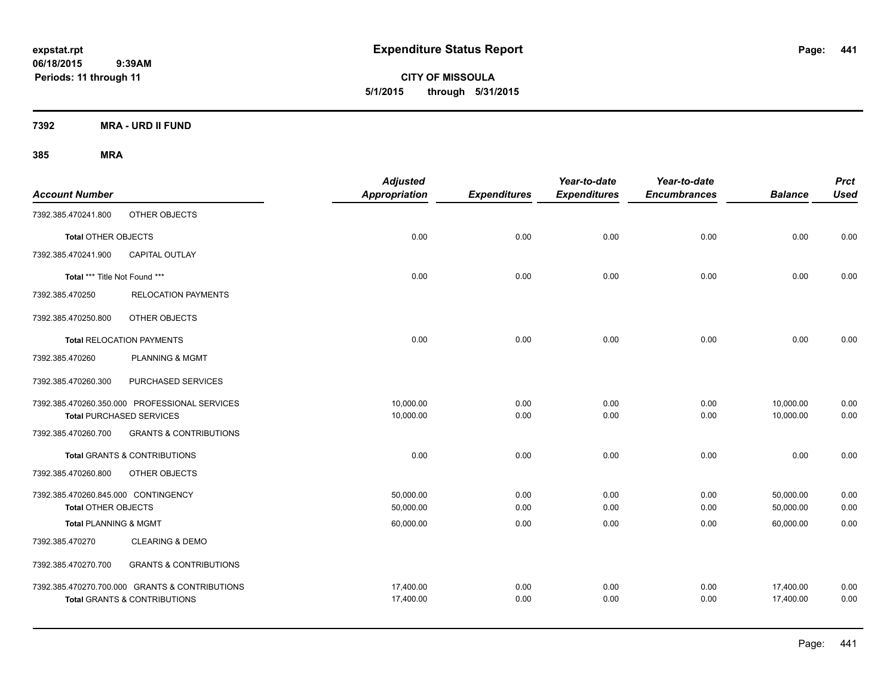**Expenditure Status Report**

**CITY OF MISSOULA**
**5/1/2015 through 5/31/2015**

expstat.rpt
06/18/2015 9:39AM
Periods: 11 through 11

## 7392 MRA - URD II FUND

## 385 MRA

| Account Number | | Adjusted Appropriation | Expenditures | Year-to-date Expenditures | Year-to-date Encumbrances | Balance | Prct Used |
|---|---|---|---|---|---|---|---|
| 7392.385.470241.800 | OTHER OBJECTS | | | | | | |
| **Total** OTHER OBJECTS | | 0.00 | 0.00 | 0.00 | 0.00 | 0.00 | 0.00 |
| 7392.385.470241.900 | CAPITAL OUTLAY | | | | | | |
| **Total** *** Title Not Found *** | | 0.00 | 0.00 | 0.00 | 0.00 | 0.00 | 0.00 |
| 7392.385.470250 | RELOCATION PAYMENTS | | | | | | |
| 7392.385.470250.800 | OTHER OBJECTS | | | | | | |
| **Total** RELOCATION PAYMENTS | | 0.00 | 0.00 | 0.00 | 0.00 | 0.00 | 0.00 |
| 7392.385.470260 | PLANNING & MGMT | | | | | | |
| 7392.385.470260.300 | PURCHASED SERVICES | | | | | | |
| 7392.385.470260.350.000 | PROFESSIONAL SERVICES | 10,000.00 | 0.00 | 0.00 | 0.00 | 10,000.00 | 0.00 |
| **Total** PURCHASED SERVICES | | 10,000.00 | 0.00 | 0.00 | 0.00 | 10,000.00 | 0.00 |
| 7392.385.470260.700 | GRANTS & CONTRIBUTIONS | | | | | | |
| **Total** GRANTS & CONTRIBUTIONS | | 0.00 | 0.00 | 0.00 | 0.00 | 0.00 | 0.00 |
| 7392.385.470260.800 | OTHER OBJECTS | | | | | | |
| 7392.385.470260.845.000 | CONTINGENCY | 50,000.00 | 0.00 | 0.00 | 0.00 | 50,000.00 | 0.00 |
| **Total** OTHER OBJECTS | | 50,000.00 | 0.00 | 0.00 | 0.00 | 50,000.00 | 0.00 |
| **Total** PLANNING & MGMT | | 60,000.00 | 0.00 | 0.00 | 0.00 | 60,000.00 | 0.00 |
| 7392.385.470270 | CLEARING & DEMO | | | | | | |
| 7392.385.470270.700 | GRANTS & CONTRIBUTIONS | | | | | | |
| 7392.385.470270.700.000 | GRANTS & CONTRIBUTIONS | 17,400.00 | 0.00 | 0.00 | 0.00 | 17,400.00 | 0.00 |
| **Total** GRANTS & CONTRIBUTIONS | | 17,400.00 | 0.00 | 0.00 | 0.00 | 17,400.00 | 0.00 |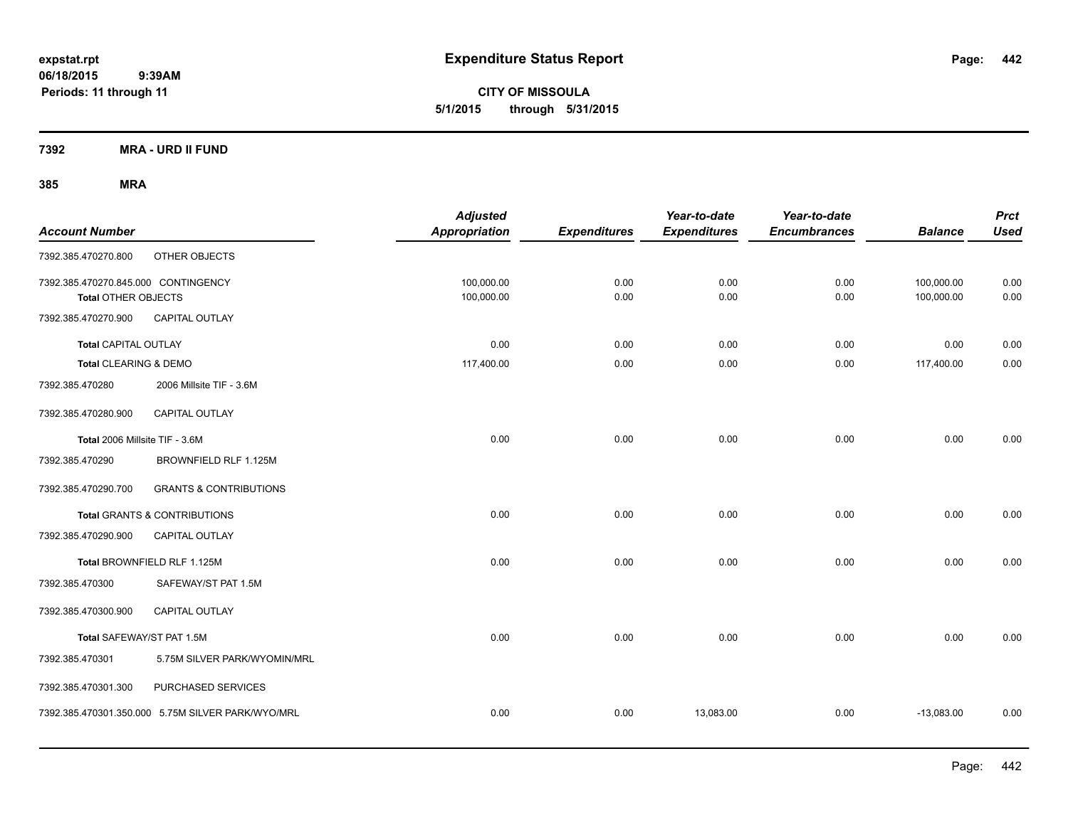**expstat.rpt**
**06/18/2015 9:39AM**
**Periods: 11 through 11**

# Expenditure Status Report

**CITY OF MISSOULA**
**5/1/2015 through 5/31/2015**

## 7392 MRA - URD II FUND

## 385 MRA

| Account Number | | Adjusted Appropriation | Expenditures | Year-to-date Expenditures | Year-to-date Encumbrances | Balance | Prct Used |
|---|---|---|---|---|---|---|---|
| 7392.385.470270.800 | OTHER OBJECTS | | | | | | |
| 7392.385.470270.845.000 CONTINGENCY | | 100,000.00 | 0.00 | 0.00 | 0.00 | 100,000.00 | 0.00 |
| Total OTHER OBJECTS | | 100,000.00 | 0.00 | 0.00 | 0.00 | 100,000.00 | 0.00 |
| 7392.385.470270.900 | CAPITAL OUTLAY | | | | | | |
| Total CAPITAL OUTLAY | | 0.00 | 0.00 | 0.00 | 0.00 | 0.00 | 0.00 |
| Total CLEARING & DEMO | | 117,400.00 | 0.00 | 0.00 | 0.00 | 117,400.00 | 0.00 |
| 7392.385.470280 | 2006 Millsite TIF - 3.6M | | | | | | |
| 7392.385.470280.900 | CAPITAL OUTLAY | | | | | | |
| Total 2006 Millsite TIF - 3.6M | | 0.00 | 0.00 | 0.00 | 0.00 | 0.00 | 0.00 |
| 7392.385.470290 | BROWNFIELD RLF 1.125M | | | | | | |
| 7392.385.470290.700 | GRANTS & CONTRIBUTIONS | | | | | | |
| Total GRANTS & CONTRIBUTIONS | | 0.00 | 0.00 | 0.00 | 0.00 | 0.00 | 0.00 |
| 7392.385.470290.900 | CAPITAL OUTLAY | | | | | | |
| Total BROWNFIELD RLF 1.125M | | 0.00 | 0.00 | 0.00 | 0.00 | 0.00 | 0.00 |
| 7392.385.470300 | SAFEWAY/ST PAT 1.5M | | | | | | |
| 7392.385.470300.900 | CAPITAL OUTLAY | | | | | | |
| Total SAFEWAY/ST PAT 1.5M | | 0.00 | 0.00 | 0.00 | 0.00 | 0.00 | 0.00 |
| 7392.385.470301 | 5.75M SILVER PARK/WYOMIN/MRL | | | | | | |
| 7392.385.470301.300 | PURCHASED SERVICES | | | | | | |
| 7392.385.470301.350.000 5.75M SILVER PARK/WYO/MRL | | 0.00 | 0.00 | 13,083.00 | 0.00 | -13,083.00 | 0.00 |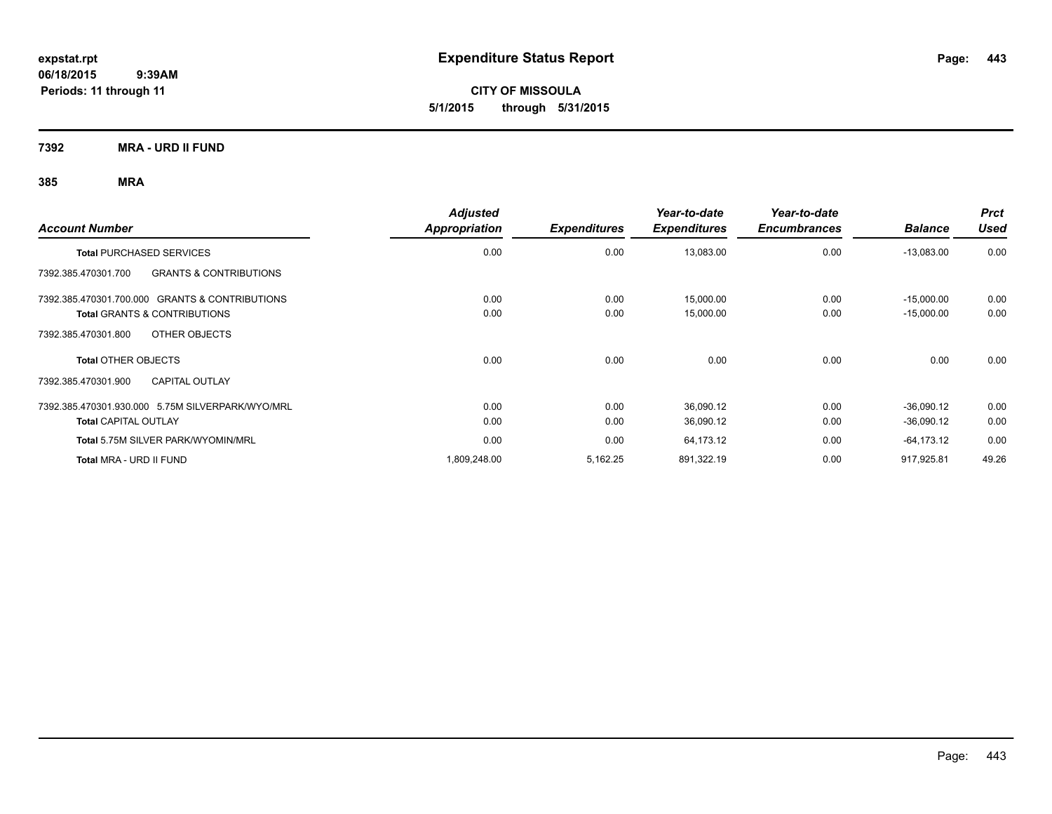**expstat.rpt**
**06/18/2015 9:39AM**
**Periods: 11 through 11**

# Expenditure Status Report

**CITY OF MISSOULA**
**5/1/2015 through 5/31/2015**

## 7392 MRA - URD II FUND

### 385 MRA

| Account Number | Adjusted Appropriation | Expenditures | Year-to-date Expenditures | Year-to-date Encumbrances | Balance | Prct Used |
|---|---|---|---|---|---|---|
| **Total** PURCHASED SERVICES | 0.00 | 0.00 | 13,083.00 | 0.00 | -13,083.00 | 0.00 |
| 7392.385.470301.700 GRANTS & CONTRIBUTIONS | | | | | | |
| 7392.385.470301.700.000 GRANTS & CONTRIBUTIONS | 0.00 | 0.00 | 15,000.00 | 0.00 | -15,000.00 | 0.00 |
| **Total** GRANTS & CONTRIBUTIONS | 0.00 | 0.00 | 15,000.00 | 0.00 | -15,000.00 | 0.00 |
| 7392.385.470301.800 OTHER OBJECTS | | | | | | |
| **Total** OTHER OBJECTS | 0.00 | 0.00 | 0.00 | 0.00 | 0.00 | 0.00 |
| 7392.385.470301.900 CAPITAL OUTLAY | | | | | | |
| 7392.385.470301.930.000 5.75M SILVERPARK/WYO/MRL | 0.00 | 0.00 | 36,090.12 | 0.00 | -36,090.12 | 0.00 |
| **Total** CAPITAL OUTLAY | 0.00 | 0.00 | 36,090.12 | 0.00 | -36,090.12 | 0.00 |
| **Total** 5.75M SILVER PARK/WYOMIN/MRL | 0.00 | 0.00 | 64,173.12 | 0.00 | -64,173.12 | 0.00 |
| **Total** MRA - URD II FUND | 1,809,248.00 | 5,162.25 | 891,322.19 | 0.00 | 917,925.81 | 49.26 |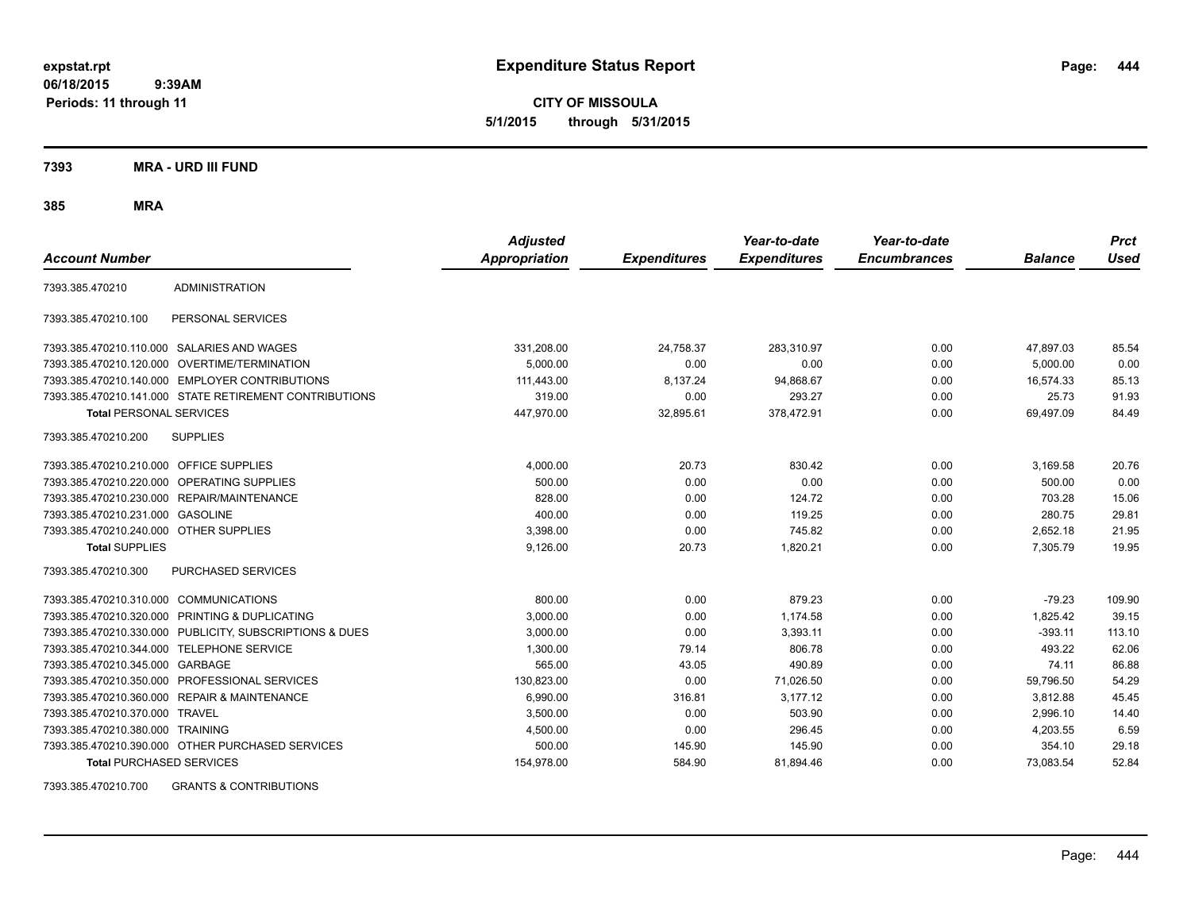# Expenditure Status Report

**CITY OF MISSOULA**

**5/1/2015 through 5/31/2015**

expstat.rpt
06/18/2015 9:39AM
Periods: 11 through 11

**7393 MRA - URD III FUND**

**385 MRA**

| Account Number | | Adjusted Appropriation | Expenditures | Year-to-date Expenditures | Year-to-date Encumbrances | Balance | Prct Used |
|---|---|---|---|---|---|---|---|
| 7393.385.470210 | ADMINISTRATION | | | | | | |
| 7393.385.470210.100 | PERSONAL SERVICES | | | | | | |
| 7393.385.470210.110.000 | SALARIES AND WAGES | 331,208.00 | 24,758.37 | 283,310.97 | 0.00 | 47,897.03 | 85.54 |
| 7393.385.470210.120.000 | OVERTIME/TERMINATION | 5,000.00 | 0.00 | 0.00 | 0.00 | 5,000.00 | 0.00 |
| 7393.385.470210.140.000 | EMPLOYER CONTRIBUTIONS | 111,443.00 | 8,137.24 | 94,868.67 | 0.00 | 16,574.33 | 85.13 |
| 7393.385.470210.141.000 | STATE RETIREMENT CONTRIBUTIONS | 319.00 | 0.00 | 293.27 | 0.00 | 25.73 | 91.93 |
| **Total** PERSONAL SERVICES | | 447,970.00 | 32,895.61 | 378,472.91 | 0.00 | 69,497.09 | 84.49 |
| 7393.385.470210.200 | SUPPLIES | | | | | | |
| 7393.385.470210.210.000 | OFFICE SUPPLIES | 4,000.00 | 20.73 | 830.42 | 0.00 | 3,169.58 | 20.76 |
| 7393.385.470210.220.000 | OPERATING SUPPLIES | 500.00 | 0.00 | 0.00 | 0.00 | 500.00 | 0.00 |
| 7393.385.470210.230.000 | REPAIR/MAINTENANCE | 828.00 | 0.00 | 124.72 | 0.00 | 703.28 | 15.06 |
| 7393.385.470210.231.000 | GASOLINE | 400.00 | 0.00 | 119.25 | 0.00 | 280.75 | 29.81 |
| 7393.385.470210.240.000 | OTHER SUPPLIES | 3,398.00 | 0.00 | 745.82 | 0.00 | 2,652.18 | 21.95 |
| **Total** SUPPLIES | | 9,126.00 | 20.73 | 1,820.21 | 0.00 | 7,305.79 | 19.95 |
| 7393.385.470210.300 | PURCHASED SERVICES | | | | | | |
| 7393.385.470210.310.000 | COMMUNICATIONS | 800.00 | 0.00 | 879.23 | 0.00 | -79.23 | 109.90 |
| 7393.385.470210.320.000 | PRINTING & DUPLICATING | 3,000.00 | 0.00 | 1,174.58 | 0.00 | 1,825.42 | 39.15 |
| 7393.385.470210.330.000 | PUBLICITY, SUBSCRIPTIONS & DUES | 3,000.00 | 0.00 | 3,393.11 | 0.00 | -393.11 | 113.10 |
| 7393.385.470210.344.000 | TELEPHONE SERVICE | 1,300.00 | 79.14 | 806.78 | 0.00 | 493.22 | 62.06 |
| 7393.385.470210.345.000 | GARBAGE | 565.00 | 43.05 | 490.89 | 0.00 | 74.11 | 86.88 |
| 7393.385.470210.350.000 | PROFESSIONAL SERVICES | 130,823.00 | 0.00 | 71,026.50 | 0.00 | 59,796.50 | 54.29 |
| 7393.385.470210.360.000 | REPAIR & MAINTENANCE | 6,990.00 | 316.81 | 3,177.12 | 0.00 | 3,812.88 | 45.45 |
| 7393.385.470210.370.000 | TRAVEL | 3,500.00 | 0.00 | 503.90 | 0.00 | 2,996.10 | 14.40 |
| 7393.385.470210.380.000 | TRAINING | 4,500.00 | 0.00 | 296.45 | 0.00 | 4,203.55 | 6.59 |
| 7393.385.470210.390.000 | OTHER PURCHASED SERVICES | 500.00 | 145.90 | 145.90 | 0.00 | 354.10 | 29.18 |
| **Total** PURCHASED SERVICES | | 154,978.00 | 584.90 | 81,894.46 | 0.00 | 73,083.54 | 52.84 |
| 7393.385.470210.700 | GRANTS & CONTRIBUTIONS | | | | | | |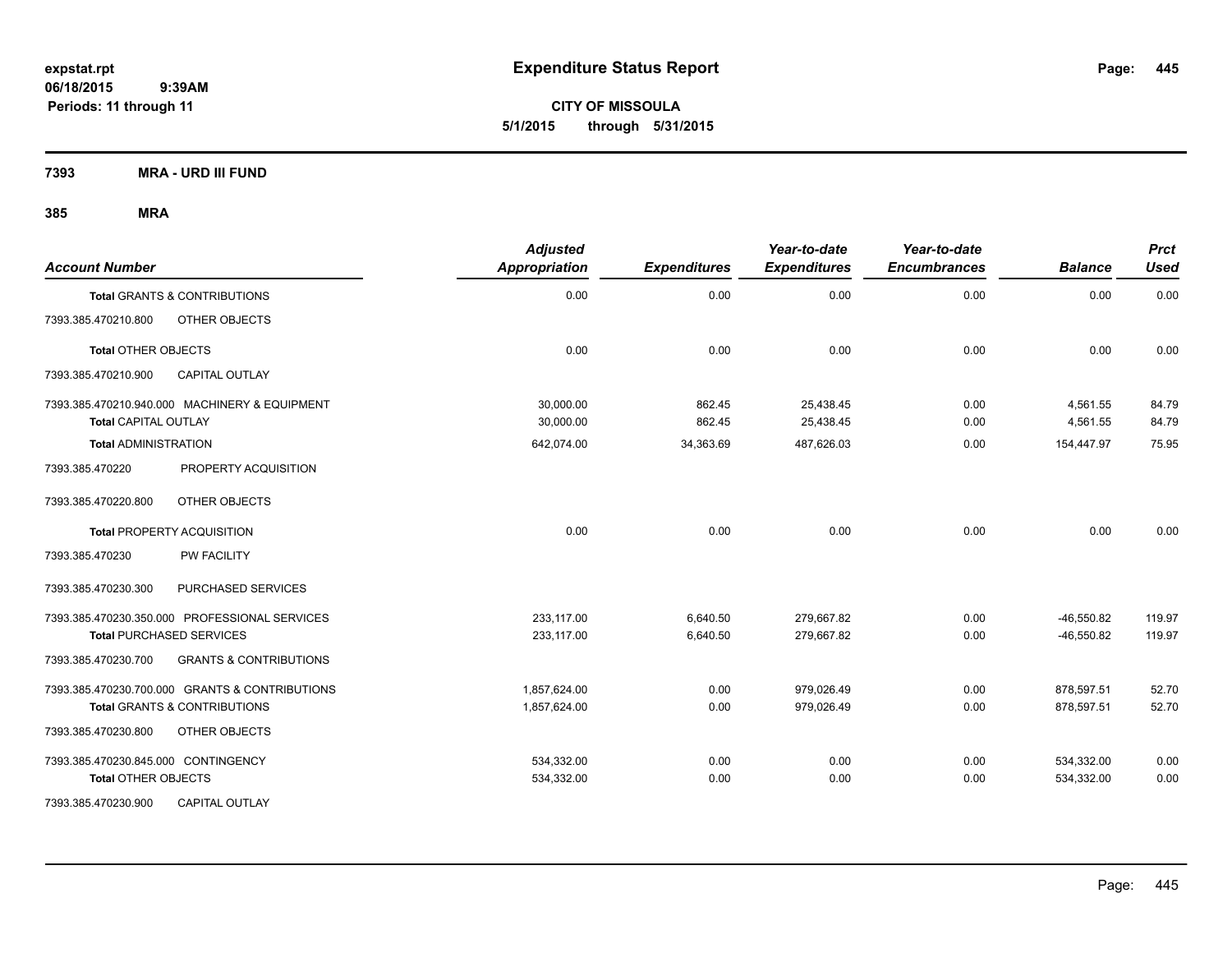# Expenditure Status Report

expstat.rpt
06/18/2015 9:39AM
Periods: 11 through 11

**CITY OF MISSOULA**
**5/1/2015 through 5/31/2015**

**7393 MRA - URD III FUND**

**385 MRA**

| Account Number | | Adjusted Appropriation | Expenditures | Year-to-date Expenditures | Year-to-date Encumbrances | Balance | Prct Used |
|---|---|---|---|---|---|---|---|
| **Total** GRANTS & CONTRIBUTIONS | | 0.00 | 0.00 | 0.00 | 0.00 | 0.00 | 0.00 |
| 7393.385.470210.800 | OTHER OBJECTS | | | | | | |
| **Total** OTHER OBJECTS | | 0.00 | 0.00 | 0.00 | 0.00 | 0.00 | 0.00 |
| 7393.385.470210.900 | CAPITAL OUTLAY | | | | | | |
| 7393.385.470210.940.000 | MACHINERY & EQUIPMENT | 30,000.00 | 862.45 | 25,438.45 | 0.00 | 4,561.55 | 84.79 |
| **Total** CAPITAL OUTLAY | | 30,000.00 | 862.45 | 25,438.45 | 0.00 | 4,561.55 | 84.79 |
| **Total** ADMINISTRATION | | 642,074.00 | 34,363.69 | 487,626.03 | 0.00 | 154,447.97 | 75.95 |
| 7393.385.470220 | PROPERTY ACQUISITION | | | | | | |
| 7393.385.470220.800 | OTHER OBJECTS | | | | | | |
| **Total** PROPERTY ACQUISITION | | 0.00 | 0.00 | 0.00 | 0.00 | 0.00 | 0.00 |
| 7393.385.470230 | PW FACILITY | | | | | | |
| 7393.385.470230.300 | PURCHASED SERVICES | | | | | | |
| 7393.385.470230.350.000 | PROFESSIONAL SERVICES | 233,117.00 | 6,640.50 | 279,667.82 | 0.00 | -46,550.82 | 119.97 |
| **Total** PURCHASED SERVICES | | 233,117.00 | 6,640.50 | 279,667.82 | 0.00 | -46,550.82 | 119.97 |
| 7393.385.470230.700 | GRANTS & CONTRIBUTIONS | | | | | | |
| 7393.385.470230.700.000 | GRANTS & CONTRIBUTIONS | 1,857,624.00 | 0.00 | 979,026.49 | 0.00 | 878,597.51 | 52.70 |
| **Total** GRANTS & CONTRIBUTIONS | | 1,857,624.00 | 0.00 | 979,026.49 | 0.00 | 878,597.51 | 52.70 |
| 7393.385.470230.800 | OTHER OBJECTS | | | | | | |
| 7393.385.470230.845.000 | CONTINGENCY | 534,332.00 | 0.00 | 0.00 | 0.00 | 534,332.00 | 0.00 |
| **Total** OTHER OBJECTS | | 534,332.00 | 0.00 | 0.00 | 0.00 | 534,332.00 | 0.00 |
| 7393.385.470230.900 | CAPITAL OUTLAY | | | | | | |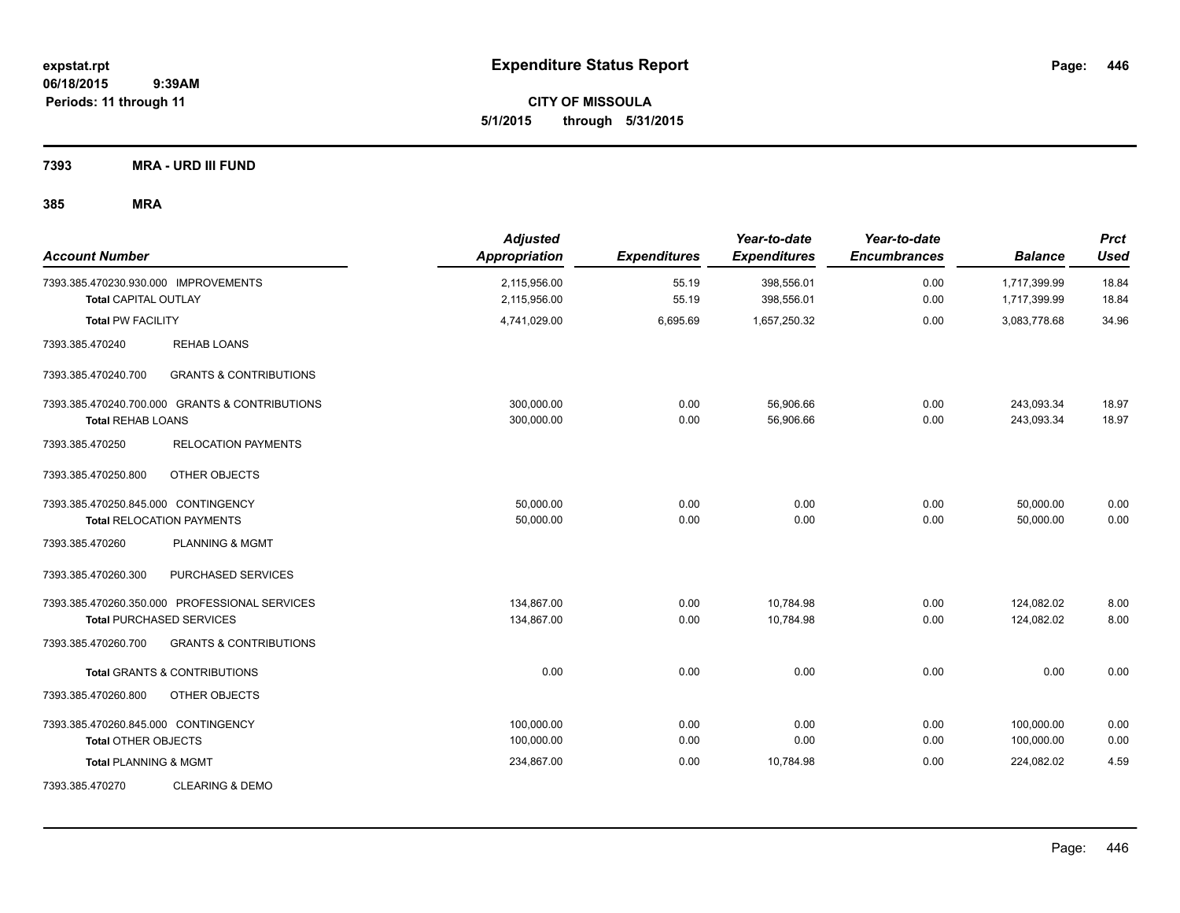**expstat.rpt**
**06/18/2015 9:39AM**
**Periods: 11 through 11**

# Expenditure Status Report

**CITY OF MISSOULA**
**5/1/2015 through 5/31/2015**

**7393 MRA - URD III FUND**

**385 MRA**

| Account Number | Adjusted Appropriation | Expenditures | Year-to-date Expenditures | Year-to-date Encumbrances | Balance | Prct Used |
|---|---|---|---|---|---|---|
| 7393.385.470230.930.000 IMPROVEMENTS | 2,115,956.00 | 55.19 | 398,556.01 | 0.00 | 1,717,399.99 | 18.84 |
| **Total** CAPITAL OUTLAY | 2,115,956.00 | 55.19 | 398,556.01 | 0.00 | 1,717,399.99 | 18.84 |
| **Total** PW FACILITY | 4,741,029.00 | 6,695.69 | 1,657,250.32 | 0.00 | 3,083,778.68 | 34.96 |
| 7393.385.470240 REHAB LOANS | | | | | | |
| 7393.385.470240.700 GRANTS & CONTRIBUTIONS | | | | | | |
| 7393.385.470240.700.000 GRANTS & CONTRIBUTIONS | 300,000.00 | 0.00 | 56,906.66 | 0.00 | 243,093.34 | 18.97 |
| **Total** REHAB LOANS | 300,000.00 | 0.00 | 56,906.66 | 0.00 | 243,093.34 | 18.97 |
| 7393.385.470250 RELOCATION PAYMENTS | | | | | | |
| 7393.385.470250.800 OTHER OBJECTS | | | | | | |
| 7393.385.470250.845.000 CONTINGENCY | 50,000.00 | 0.00 | 0.00 | 0.00 | 50,000.00 | 0.00 |
| **Total** RELOCATION PAYMENTS | 50,000.00 | 0.00 | 0.00 | 0.00 | 50,000.00 | 0.00 |
| 7393.385.470260 PLANNING & MGMT | | | | | | |
| 7393.385.470260.300 PURCHASED SERVICES | | | | | | |
| 7393.385.470260.350.000 PROFESSIONAL SERVICES | 134,867.00 | 0.00 | 10,784.98 | 0.00 | 124,082.02 | 8.00 |
| **Total** PURCHASED SERVICES | 134,867.00 | 0.00 | 10,784.98 | 0.00 | 124,082.02 | 8.00 |
| 7393.385.470260.700 GRANTS & CONTRIBUTIONS | | | | | | |
| **Total** GRANTS & CONTRIBUTIONS | 0.00 | 0.00 | 0.00 | 0.00 | 0.00 | 0.00 |
| 7393.385.470260.800 OTHER OBJECTS | | | | | | |
| 7393.385.470260.845.000 CONTINGENCY | 100,000.00 | 0.00 | 0.00 | 0.00 | 100,000.00 | 0.00 |
| **Total** OTHER OBJECTS | 100,000.00 | 0.00 | 0.00 | 0.00 | 100,000.00 | 0.00 |
| **Total** PLANNING & MGMT | 234,867.00 | 0.00 | 10,784.98 | 0.00 | 224,082.02 | 4.59 |
| 7393.385.470270 CLEARING & DEMO | | | | | | |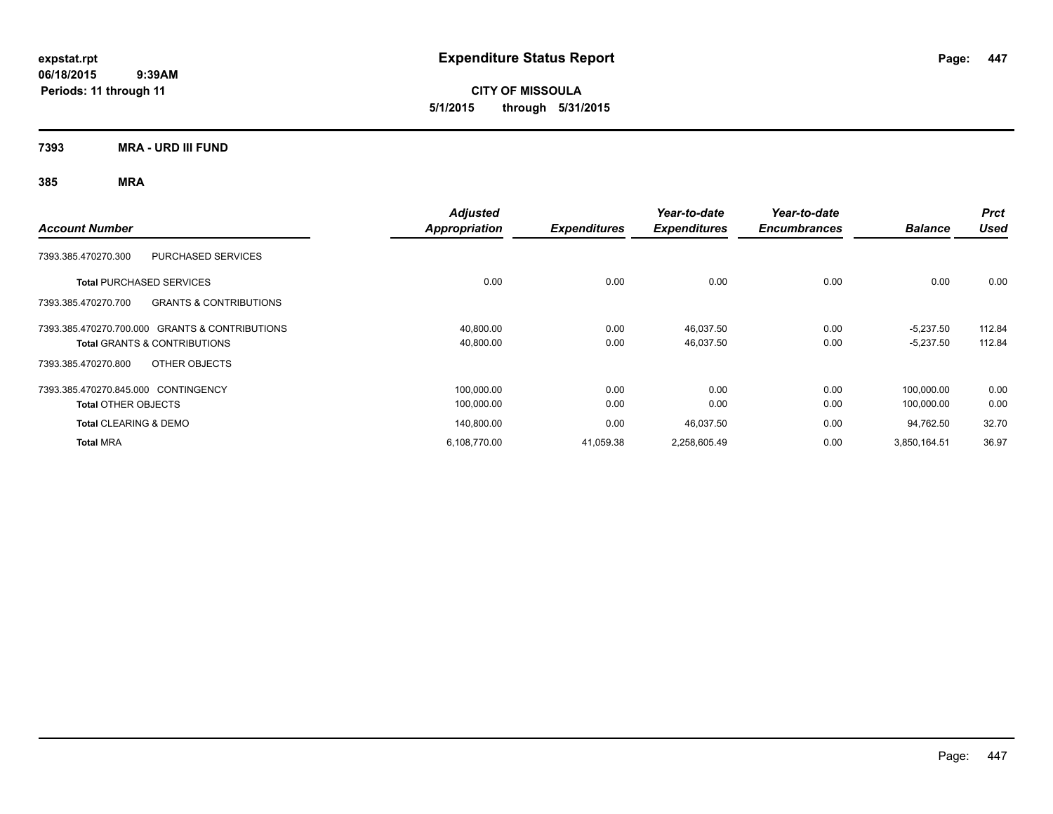# Expenditure Status Report

**CITY OF MISSOULA**

**5/1/2015 through 5/31/2015**

expstat.rpt
06/18/2015 9:39AM
Periods: 11 through 11

**7393 MRA - URD III FUND**

**385 MRA**

| Account Number | Adjusted Appropriation | Expenditures | Year-to-date Expenditures | Year-to-date Encumbrances | Balance | Prct Used |
|---|---|---|---|---|---|---|
| 7393.385.470270.300 PURCHASED SERVICES | | | | | | |
| **Total** PURCHASED SERVICES | 0.00 | 0.00 | 0.00 | 0.00 | 0.00 | 0.00 |
| 7393.385.470270.700 GRANTS & CONTRIBUTIONS | | | | | | |
| 7393.385.470270.700.000 GRANTS & CONTRIBUTIONS | 40,800.00 | 0.00 | 46,037.50 | 0.00 | -5,237.50 | 112.84 |
| **Total** GRANTS & CONTRIBUTIONS | 40,800.00 | 0.00 | 46,037.50 | 0.00 | -5,237.50 | 112.84 |
| 7393.385.470270.800 OTHER OBJECTS | | | | | | |
| 7393.385.470270.845.000 CONTINGENCY | 100,000.00 | 0.00 | 0.00 | 0.00 | 100,000.00 | 0.00 |
| **Total** OTHER OBJECTS | 100,000.00 | 0.00 | 0.00 | 0.00 | 100,000.00 | 0.00 |
| **Total** CLEARING & DEMO | 140,800.00 | 0.00 | 46,037.50 | 0.00 | 94,762.50 | 32.70 |
| **Total** MRA | 6,108,770.00 | 41,059.38 | 2,258,605.49 | 0.00 | 3,850,164.51 | 36.97 |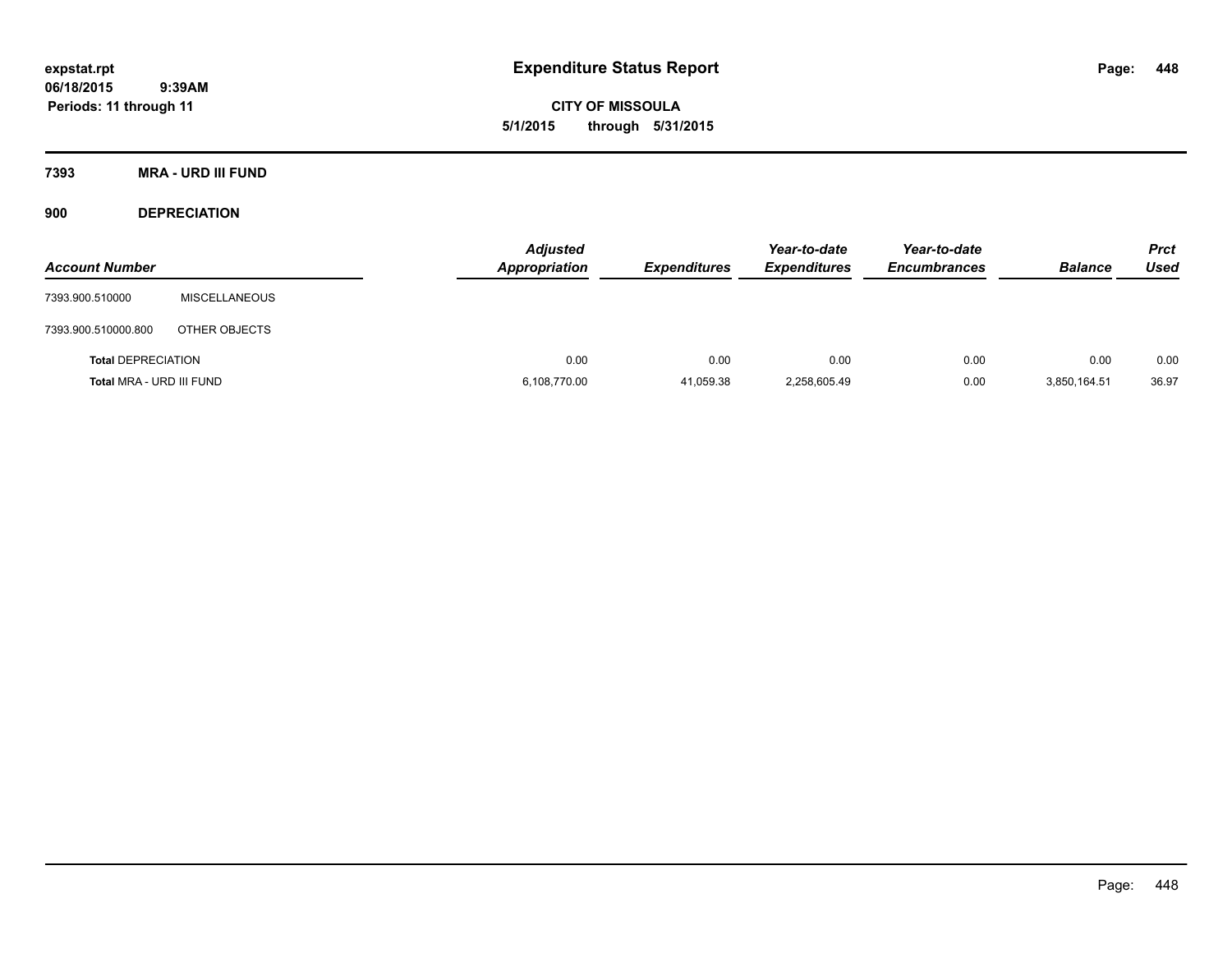# Expenditure Status Report

**expstat.rpt**
**06/18/2015 9:39AM**
**Periods: 11 through 11**

**CITY OF MISSOULA**
**5/1/2015 through 5/31/2015**

## 7393 MRA - URD III FUND

### 900 DEPRECIATION

| Account Number | | Adjusted Appropriation | Expenditures | Year-to-date Expenditures | Year-to-date Encumbrances | Balance | Prct Used |
|---|---|---|---|---|---|---|---|
| 7393.900.510000 | MISCELLANEOUS | | | | | | |
| 7393.900.510000.800 | OTHER OBJECTS | | | | | | |
| **Total DEPRECIATION** | | 0.00 | 0.00 | 0.00 | 0.00 | 0.00 | 0.00 |
| **Total MRA - URD III FUND** | | 6,108,770.00 | 41,059.38 | 2,258,605.49 | 0.00 | 3,850,164.51 | 36.97 |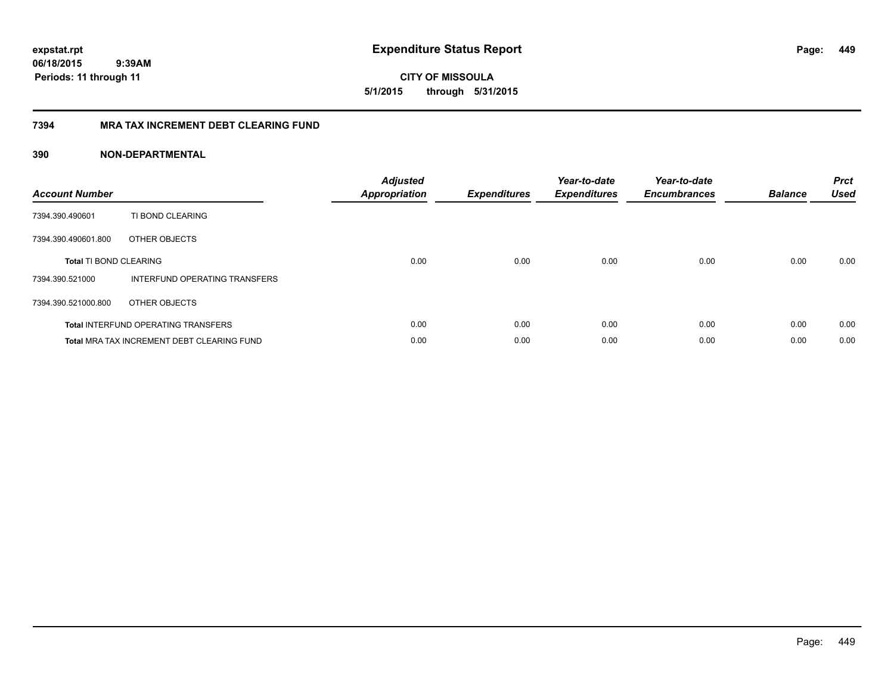**expstat.rpt**
**06/18/2015 9:39AM**
**Periods: 11 through 11**

# Expenditure Status Report

**CITY OF MISSOULA**
**5/1/2015 through 5/31/2015**

## 7394 MRA TAX INCREMENT DEBT CLEARING FUND

### 390 NON-DEPARTMENTAL

| Account Number | | Adjusted Appropriation | Expenditures | Year-to-date Expenditures | Year-to-date Encumbrances | Balance | Prct Used |
|---|---|---|---|---|---|---|---|
| 7394.390.490601 | TI BOND CLEARING | | | | | | |
| 7394.390.490601.800 | OTHER OBJECTS | | | | | | |
| **Total** TI BOND CLEARING | | 0.00 | 0.00 | 0.00 | 0.00 | 0.00 | 0.00 |
| 7394.390.521000 | INTERFUND OPERATING TRANSFERS | | | | | | |
| 7394.390.521000.800 | OTHER OBJECTS | | | | | | |
| **Total** INTERFUND OPERATING TRANSFERS | | 0.00 | 0.00 | 0.00 | 0.00 | 0.00 | 0.00 |
| **Total** MRA TAX INCREMENT DEBT CLEARING FUND | | 0.00 | 0.00 | 0.00 | 0.00 | 0.00 | 0.00 |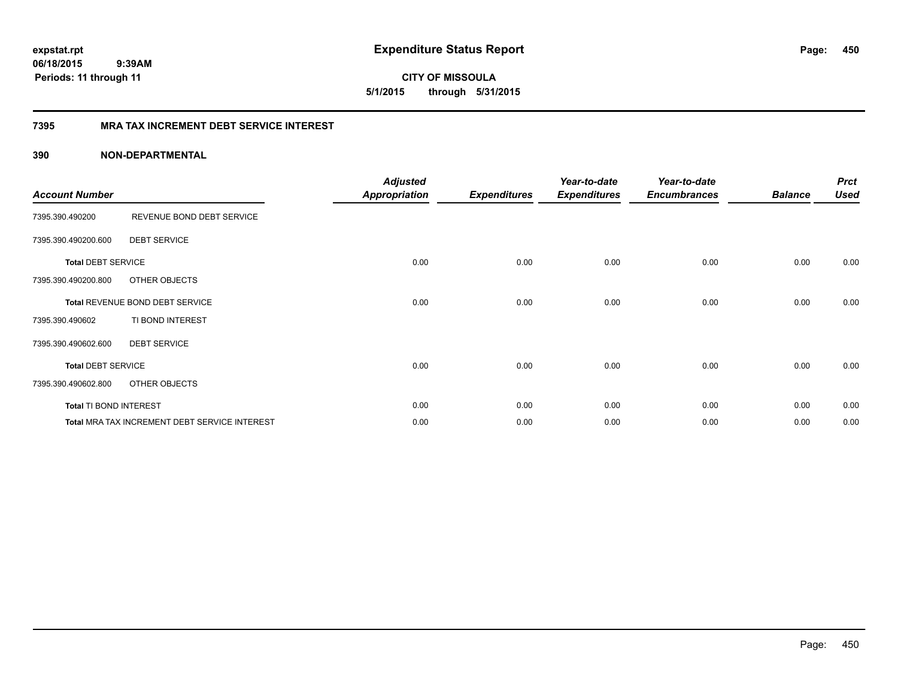**expstat.rpt**
**06/18/2015 9:39AM**
**Periods: 11 through 11**

# Expenditure Status Report

**CITY OF MISSOULA**
**5/1/2015 through 5/31/2015**

## 7395 MRA TAX INCREMENT DEBT SERVICE INTEREST

## 390 NON-DEPARTMENTAL

| Account Number | | Adjusted Appropriation | Expenditures | Year-to-date Expenditures | Year-to-date Encumbrances | Balance | Prct Used |
|---|---|---|---|---|---|---|---|
| 7395.390.490200 | REVENUE BOND DEBT SERVICE | | | | | | |
| 7395.390.490200.600 | DEBT SERVICE | | | | | | |
| **Total** DEBT SERVICE | | 0.00 | 0.00 | 0.00 | 0.00 | 0.00 | 0.00 |
| 7395.390.490200.800 | OTHER OBJECTS | | | | | | |
| **Total** REVENUE BOND DEBT SERVICE | | 0.00 | 0.00 | 0.00 | 0.00 | 0.00 | 0.00 |
| 7395.390.490602 | TI BOND INTEREST | | | | | | |
| 7395.390.490602.600 | DEBT SERVICE | | | | | | |
| **Total** DEBT SERVICE | | 0.00 | 0.00 | 0.00 | 0.00 | 0.00 | 0.00 |
| 7395.390.490602.800 | OTHER OBJECTS | | | | | | |
| **Total** TI BOND INTEREST | | 0.00 | 0.00 | 0.00 | 0.00 | 0.00 | 0.00 |
| **Total** MRA TAX INCREMENT DEBT SERVICE INTEREST | | 0.00 | 0.00 | 0.00 | 0.00 | 0.00 | 0.00 |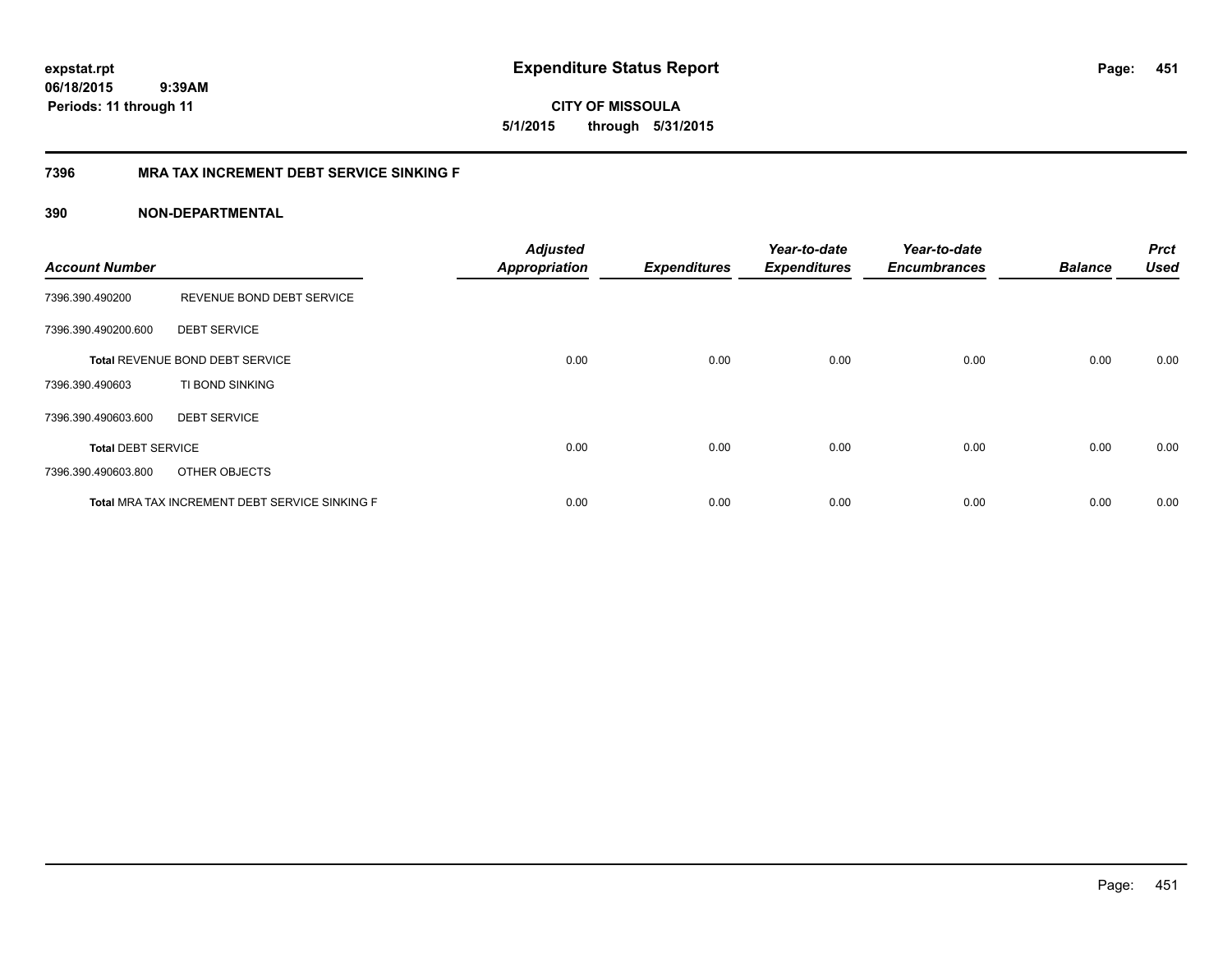**expstat.rpt**
**06/18/2015 9:39AM**
**Periods: 11 through 11**

# Expenditure Status Report

**CITY OF MISSOULA**
**5/1/2015 through 5/31/2015**

## 7396 MRA TAX INCREMENT DEBT SERVICE SINKING F

### 390 NON-DEPARTMENTAL

| Account Number | | Adjusted Appropriation | Expenditures | Year-to-date Expenditures | Year-to-date Encumbrances | Balance | Prct Used |
|---|---|---|---|---|---|---|---|
| 7396.390.490200 | REVENUE BOND DEBT SERVICE | | | | | | |
| 7396.390.490200.600 | DEBT SERVICE | | | | | | |
| **Total** REVENUE BOND DEBT SERVICE | | 0.00 | 0.00 | 0.00 | 0.00 | 0.00 | 0.00 |
| 7396.390.490603 | TI BOND SINKING | | | | | | |
| 7396.390.490603.600 | DEBT SERVICE | | | | | | |
| **Total** DEBT SERVICE | | 0.00 | 0.00 | 0.00 | 0.00 | 0.00 | 0.00 |
| 7396.390.490603.800 | OTHER OBJECTS | | | | | | |
| **Total** MRA TAX INCREMENT DEBT SERVICE SINKING F | | 0.00 | 0.00 | 0.00 | 0.00 | 0.00 | 0.00 |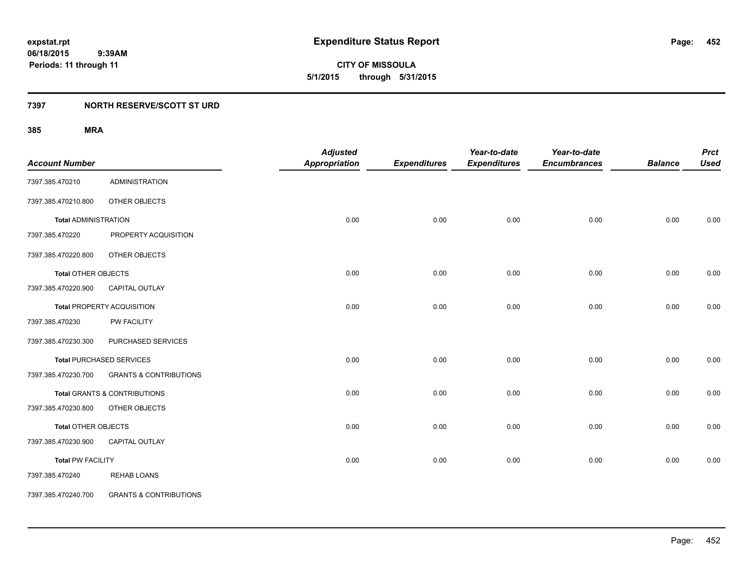# Expenditure Status Report

**CITY OF MISSOULA**

**5/1/2015 through 5/31/2015**

expstat.rpt
06/18/2015 9:39AM
Periods: 11 through 11

## 7397 NORTH RESERVE/SCOTT ST URD

### 385 MRA

| Account Number | | Adjusted Appropriation | Expenditures | Year-to-date Expenditures | Year-to-date Encumbrances | Balance | Prct Used |
|---|---|---|---|---|---|---|---|
| 7397.385.470210 | ADMINISTRATION | | | | | | |
| 7397.385.470210.800 | OTHER OBJECTS | | | | | | |
| **Total** ADMINISTRATION | | 0.00 | 0.00 | 0.00 | 0.00 | 0.00 | 0.00 |
| 7397.385.470220 | PROPERTY ACQUISITION | | | | | | |
| 7397.385.470220.800 | OTHER OBJECTS | | | | | | |
| **Total** OTHER OBJECTS | | 0.00 | 0.00 | 0.00 | 0.00 | 0.00 | 0.00 |
| 7397.385.470220.900 | CAPITAL OUTLAY | | | | | | |
| **Total** PROPERTY ACQUISITION | | 0.00 | 0.00 | 0.00 | 0.00 | 0.00 | 0.00 |
| 7397.385.470230 | PW FACILITY | | | | | | |
| 7397.385.470230.300 | PURCHASED SERVICES | | | | | | |
| **Total** PURCHASED SERVICES | | 0.00 | 0.00 | 0.00 | 0.00 | 0.00 | 0.00 |
| 7397.385.470230.700 | GRANTS & CONTRIBUTIONS | | | | | | |
| **Total** GRANTS & CONTRIBUTIONS | | 0.00 | 0.00 | 0.00 | 0.00 | 0.00 | 0.00 |
| 7397.385.470230.800 | OTHER OBJECTS | | | | | | |
| **Total** OTHER OBJECTS | | 0.00 | 0.00 | 0.00 | 0.00 | 0.00 | 0.00 |
| 7397.385.470230.900 | CAPITAL OUTLAY | | | | | | |
| **Total** PW FACILITY | | 0.00 | 0.00 | 0.00 | 0.00 | 0.00 | 0.00 |
| 7397.385.470240 | REHAB LOANS | | | | | | |
| 7397.385.470240.700 | GRANTS & CONTRIBUTIONS | | | | | | |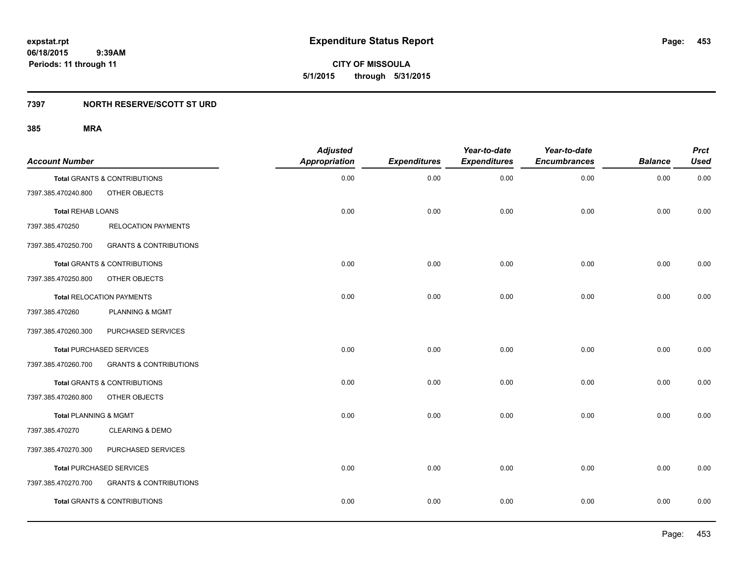**expstat.rpt**
**06/18/2015 9:39AM**
**Periods: 11 through 11**

# Expenditure Status Report

**CITY OF MISSOULA**
**5/1/2015 through 5/31/2015**

## 7397 NORTH RESERVE/SCOTT ST URD

### 385 MRA

| Account Number | | Adjusted Appropriation | Expenditures | Year-to-date Expenditures | Year-to-date Encumbrances | Balance | Prct Used |
|---|---|---|---|---|---|---|---|
| **Total** GRANTS & CONTRIBUTIONS | | 0.00 | 0.00 | 0.00 | 0.00 | 0.00 | 0.00 |
| 7397.385.470240.800 | OTHER OBJECTS | | | | | | |
| **Total** REHAB LOANS | | 0.00 | 0.00 | 0.00 | 0.00 | 0.00 | 0.00 |
| 7397.385.470250 | RELOCATION PAYMENTS | | | | | | |
| 7397.385.470250.700 | GRANTS & CONTRIBUTIONS | | | | | | |
| **Total** GRANTS & CONTRIBUTIONS | | 0.00 | 0.00 | 0.00 | 0.00 | 0.00 | 0.00 |
| 7397.385.470250.800 | OTHER OBJECTS | | | | | | |
| **Total** RELOCATION PAYMENTS | | 0.00 | 0.00 | 0.00 | 0.00 | 0.00 | 0.00 |
| 7397.385.470260 | PLANNING & MGMT | | | | | | |
| 7397.385.470260.300 | PURCHASED SERVICES | | | | | | |
| **Total** PURCHASED SERVICES | | 0.00 | 0.00 | 0.00 | 0.00 | 0.00 | 0.00 |
| 7397.385.470260.700 | GRANTS & CONTRIBUTIONS | | | | | | |
| **Total** GRANTS & CONTRIBUTIONS | | 0.00 | 0.00 | 0.00 | 0.00 | 0.00 | 0.00 |
| 7397.385.470260.800 | OTHER OBJECTS | | | | | | |
| **Total** PLANNING & MGMT | | 0.00 | 0.00 | 0.00 | 0.00 | 0.00 | 0.00 |
| 7397.385.470270 | CLEARING & DEMO | | | | | | |
| 7397.385.470270.300 | PURCHASED SERVICES | | | | | | |
| **Total** PURCHASED SERVICES | | 0.00 | 0.00 | 0.00 | 0.00 | 0.00 | 0.00 |
| 7397.385.470270.700 | GRANTS & CONTRIBUTIONS | | | | | | |
| **Total** GRANTS & CONTRIBUTIONS | | 0.00 | 0.00 | 0.00 | 0.00 | 0.00 | 0.00 |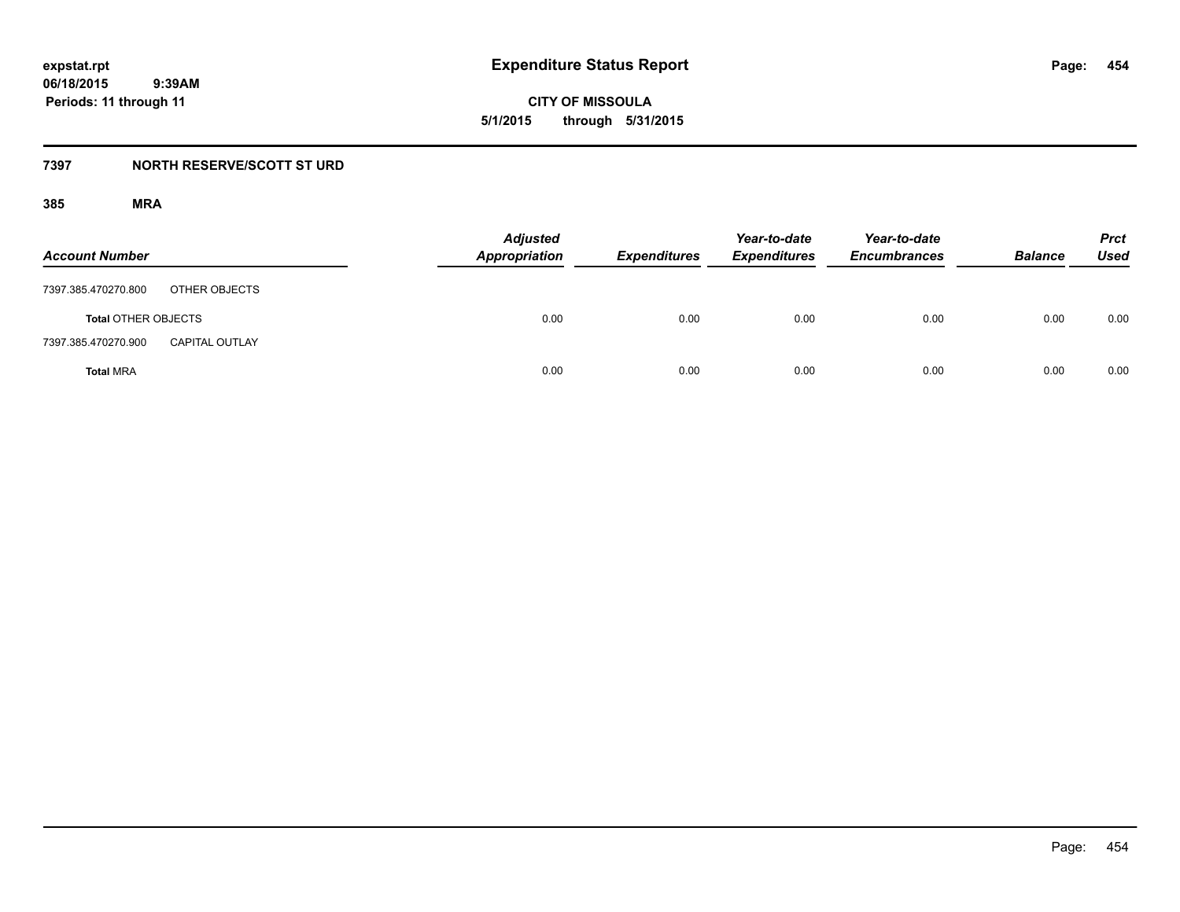**expstat.rpt**
**06/18/2015 9:39AM**
**Periods: 11 through 11**

# Expenditure Status Report

**CITY OF MISSOULA**
**5/1/2015 through 5/31/2015**

## 7397 NORTH RESERVE/SCOTT ST URD

### 385 MRA

| Account Number | | Adjusted Appropriation | Expenditures | Year-to-date Expenditures | Year-to-date Encumbrances | Balance | Prct Used |
|---|---|---|---|---|---|---|---|
| 7397.385.470270.800 | OTHER OBJECTS | | | | | | |
| **Total** OTHER OBJECTS | | 0.00 | 0.00 | 0.00 | 0.00 | 0.00 | 0.00 |
| 7397.385.470270.900 | CAPITAL OUTLAY | | | | | | |
| **Total** MRA | | 0.00 | 0.00 | 0.00 | 0.00 | 0.00 | 0.00 |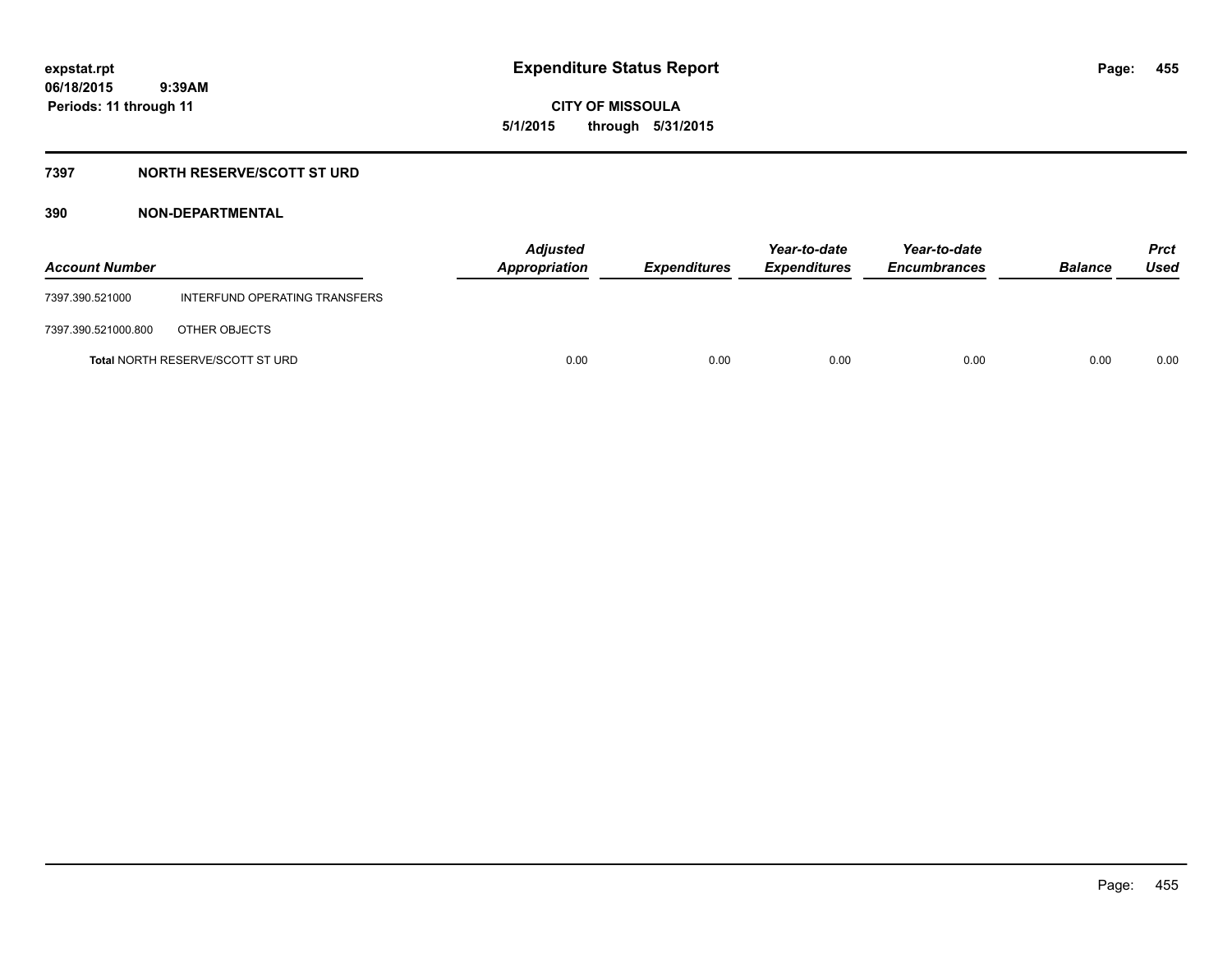# Expenditure Status Report

**CITY OF MISSOULA**
**5/1/2015 through 5/31/2015**

expstat.rpt
06/18/2015 9:39AM
Periods: 11 through 11

## 7397 NORTH RESERVE/SCOTT ST URD

### 390 NON-DEPARTMENTAL

| Account Number | | Adjusted Appropriation | Expenditures | Year-to-date Expenditures | Year-to-date Encumbrances | Balance | Prct Used |
|---|---|---|---|---|---|---|---|
| 7397.390.521000 | INTERFUND OPERATING TRANSFERS | | | | | | |
| 7397.390.521000.800 | OTHER OBJECTS | | | | | | |
| Total NORTH RESERVE/SCOTT ST URD | | 0.00 | 0.00 | 0.00 | 0.00 | 0.00 | 0.00 |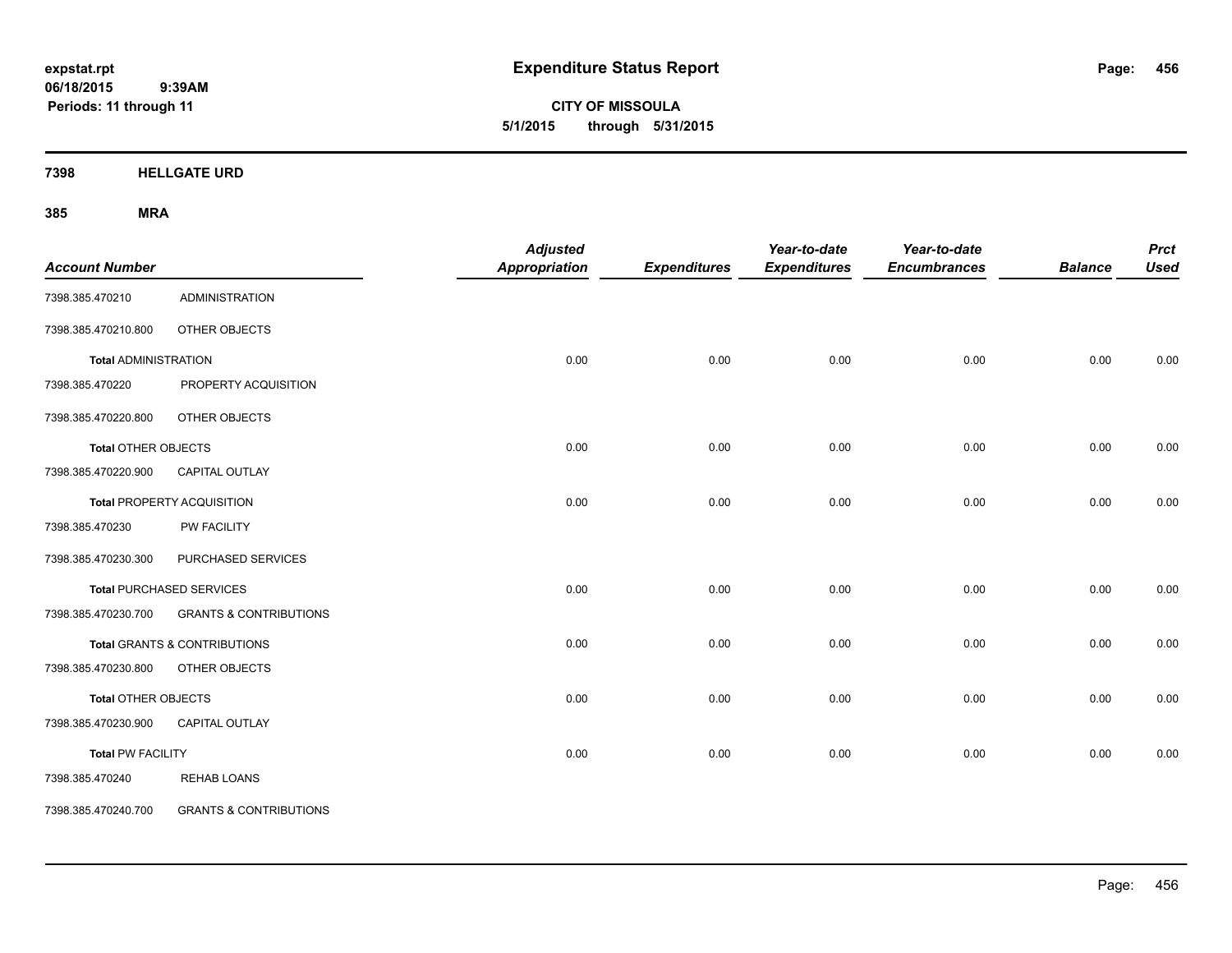**Expenditure Status Report**

**CITY OF MISSOULA**
**5/1/2015 through 5/31/2015**

expstat.rpt
06/18/2015 9:39AM
Periods: 11 through 11

## 7398 HELLGATE URD

### 385 MRA

| Account Number | | Adjusted Appropriation | Expenditures | Year-to-date Expenditures | Year-to-date Encumbrances | Balance | Prct Used |
|---|---|---|---|---|---|---|---|
| 7398.385.470210 | ADMINISTRATION | | | | | | |
| 7398.385.470210.800 | OTHER OBJECTS | | | | | | |
| **Total** ADMINISTRATION | | 0.00 | 0.00 | 0.00 | 0.00 | 0.00 | 0.00 |
| 7398.385.470220 | PROPERTY ACQUISITION | | | | | | |
| 7398.385.470220.800 | OTHER OBJECTS | | | | | | |
| **Total** OTHER OBJECTS | | 0.00 | 0.00 | 0.00 | 0.00 | 0.00 | 0.00 |
| 7398.385.470220.900 | CAPITAL OUTLAY | | | | | | |
| **Total** PROPERTY ACQUISITION | | 0.00 | 0.00 | 0.00 | 0.00 | 0.00 | 0.00 |
| 7398.385.470230 | PW FACILITY | | | | | | |
| 7398.385.470230.300 | PURCHASED SERVICES | | | | | | |
| **Total** PURCHASED SERVICES | | 0.00 | 0.00 | 0.00 | 0.00 | 0.00 | 0.00 |
| 7398.385.470230.700 | GRANTS & CONTRIBUTIONS | | | | | | |
| **Total** GRANTS & CONTRIBUTIONS | | 0.00 | 0.00 | 0.00 | 0.00 | 0.00 | 0.00 |
| 7398.385.470230.800 | OTHER OBJECTS | | | | | | |
| **Total** OTHER OBJECTS | | 0.00 | 0.00 | 0.00 | 0.00 | 0.00 | 0.00 |
| 7398.385.470230.900 | CAPITAL OUTLAY | | | | | | |
| **Total** PW FACILITY | | 0.00 | 0.00 | 0.00 | 0.00 | 0.00 | 0.00 |
| 7398.385.470240 | REHAB LOANS | | | | | | |
| 7398.385.470240.700 | GRANTS & CONTRIBUTIONS | | | | | | |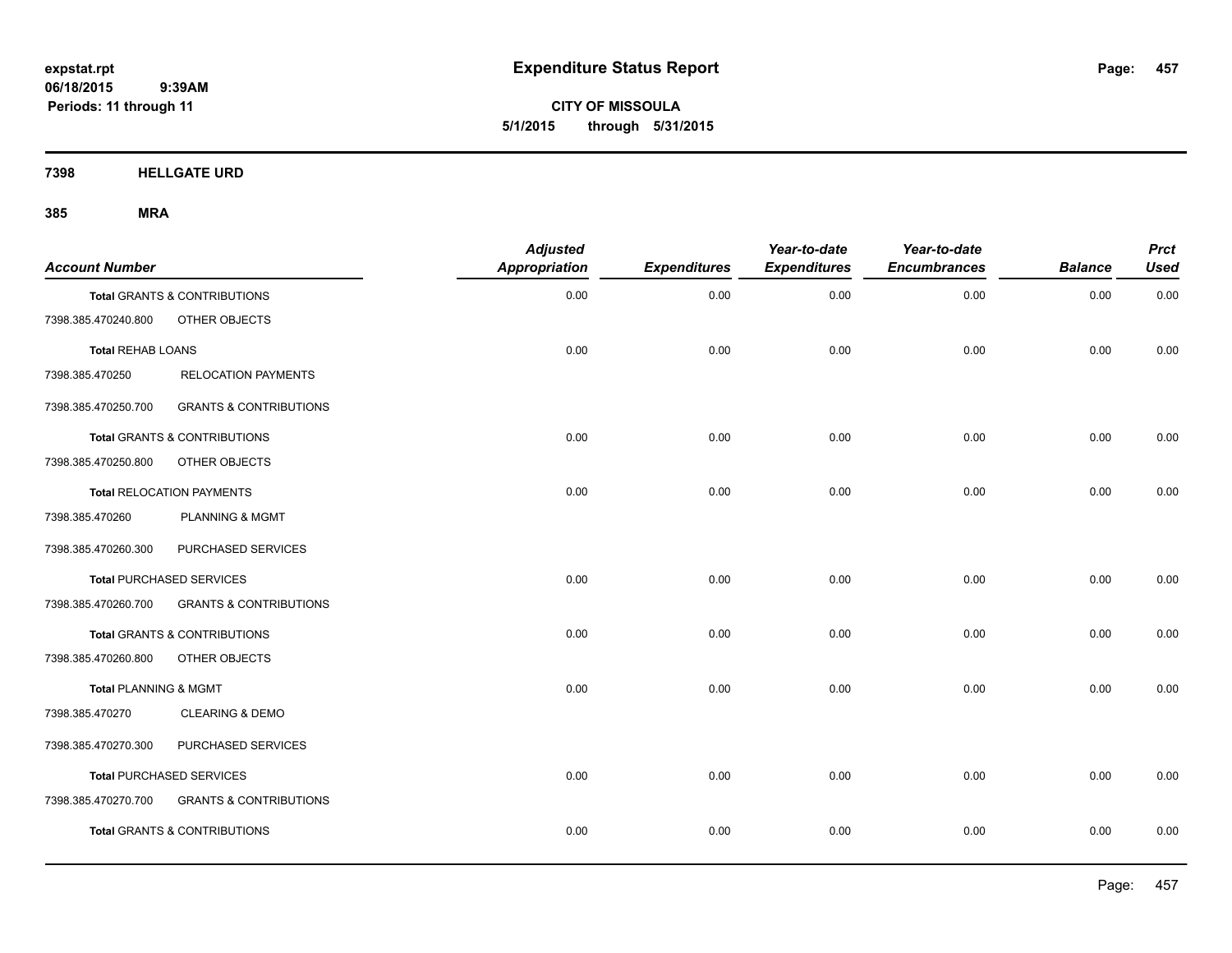# Expenditure Status Report

**CITY OF MISSOULA**
**5/1/2015 through 5/31/2015**

expstat.rpt
06/18/2015 9:39AM
Periods: 11 through 11

**7398 HELLGATE URD**

**385 MRA**

| Account Number | | Adjusted Appropriation | Expenditures | Year-to-date Expenditures | Year-to-date Encumbrances | Balance | Prct Used |
|---|---|---|---|---|---|---|---|
| **Total** GRANTS & CONTRIBUTIONS | | 0.00 | 0.00 | 0.00 | 0.00 | 0.00 | 0.00 |
| 7398.385.470240.800 | OTHER OBJECTS | | | | | | |
| **Total** REHAB LOANS | | 0.00 | 0.00 | 0.00 | 0.00 | 0.00 | 0.00 |
| 7398.385.470250 | RELOCATION PAYMENTS | | | | | | |
| 7398.385.470250.700 | GRANTS & CONTRIBUTIONS | | | | | | |
| **Total** GRANTS & CONTRIBUTIONS | | 0.00 | 0.00 | 0.00 | 0.00 | 0.00 | 0.00 |
| 7398.385.470250.800 | OTHER OBJECTS | | | | | | |
| **Total** RELOCATION PAYMENTS | | 0.00 | 0.00 | 0.00 | 0.00 | 0.00 | 0.00 |
| 7398.385.470260 | PLANNING & MGMT | | | | | | |
| 7398.385.470260.300 | PURCHASED SERVICES | | | | | | |
| **Total** PURCHASED SERVICES | | 0.00 | 0.00 | 0.00 | 0.00 | 0.00 | 0.00 |
| 7398.385.470260.700 | GRANTS & CONTRIBUTIONS | | | | | | |
| **Total** GRANTS & CONTRIBUTIONS | | 0.00 | 0.00 | 0.00 | 0.00 | 0.00 | 0.00 |
| 7398.385.470260.800 | OTHER OBJECTS | | | | | | |
| **Total** PLANNING & MGMT | | 0.00 | 0.00 | 0.00 | 0.00 | 0.00 | 0.00 |
| 7398.385.470270 | CLEARING & DEMO | | | | | | |
| 7398.385.470270.300 | PURCHASED SERVICES | | | | | | |
| **Total** PURCHASED SERVICES | | 0.00 | 0.00 | 0.00 | 0.00 | 0.00 | 0.00 |
| 7398.385.470270.700 | GRANTS & CONTRIBUTIONS | | | | | | |
| **Total** GRANTS & CONTRIBUTIONS | | 0.00 | 0.00 | 0.00 | 0.00 | 0.00 | 0.00 |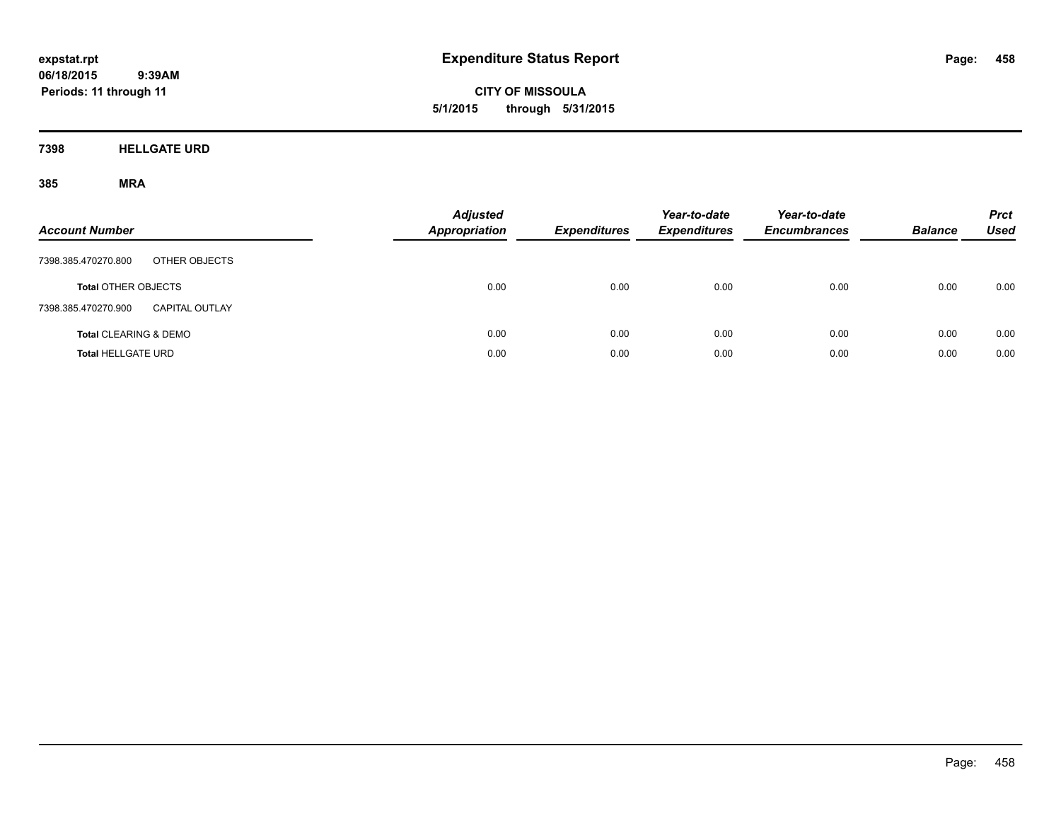**expstat.rpt**
**06/18/2015 9:39AM**
**Periods: 11 through 11**

# Expenditure Status Report

**CITY OF MISSOULA**
**5/1/2015 through 5/31/2015**

## 7398 HELLGATE URD

### 385 MRA

| Account Number | | Adjusted Appropriation | Expenditures | Year-to-date Expenditures | Year-to-date Encumbrances | Balance | Prct Used |
|---|---|---|---|---|---|---|---|
| 7398.385.470270.800 | OTHER OBJECTS | | | | | | |
| **Total** OTHER OBJECTS | | 0.00 | 0.00 | 0.00 | 0.00 | 0.00 | 0.00 |
| 7398.385.470270.900 | CAPITAL OUTLAY | | | | | | |
| **Total** CLEARING & DEMO | | 0.00 | 0.00 | 0.00 | 0.00 | 0.00 | 0.00 |
| **Total** HELLGATE URD | | 0.00 | 0.00 | 0.00 | 0.00 | 0.00 | 0.00 |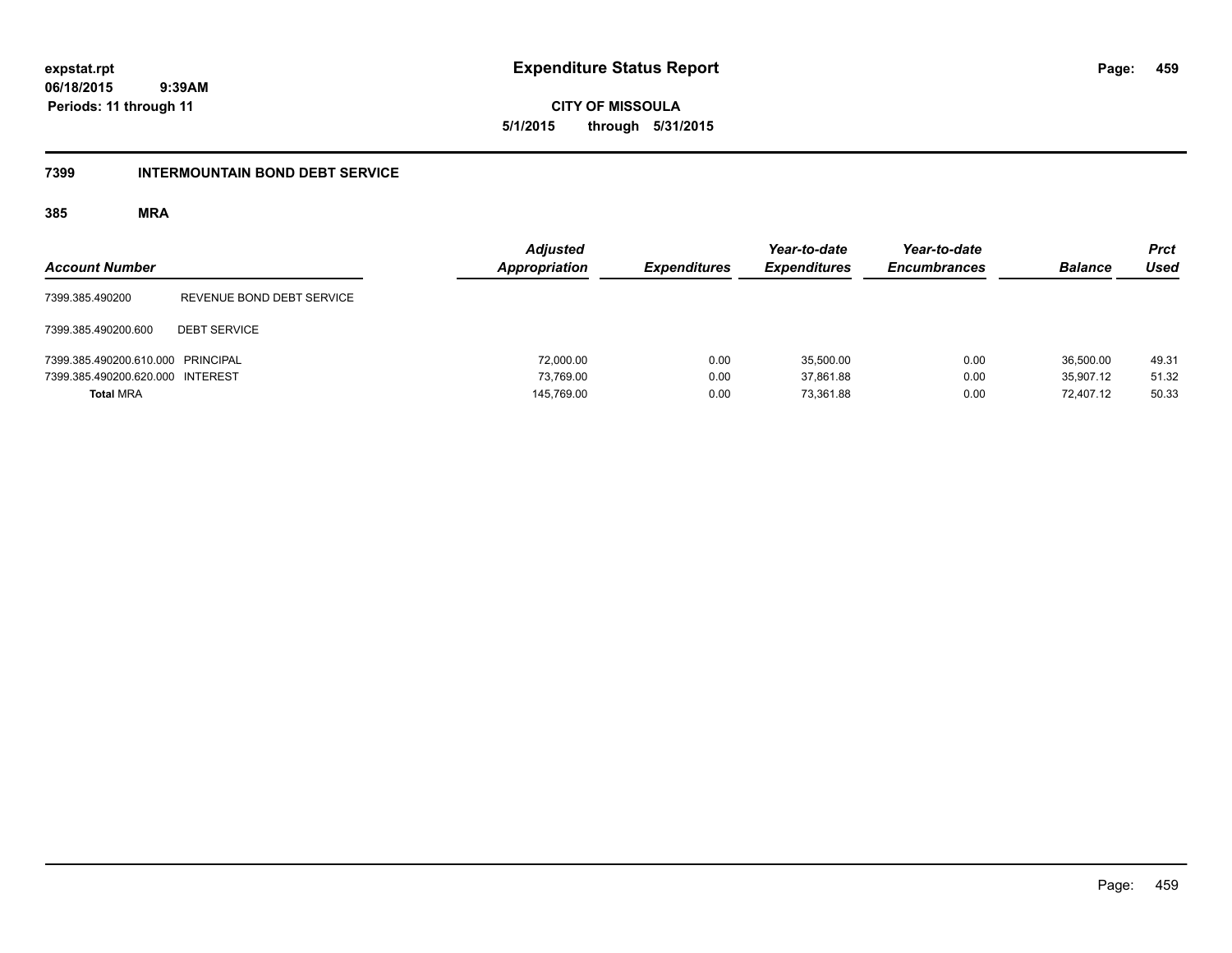**expstat.rpt**
**06/18/2015 9:39AM**
**Periods: 11 through 11**

# Expenditure Status Report

**CITY OF MISSOULA**
**5/1/2015 through 5/31/2015**

## 7399 INTERMOUNTAIN BOND DEBT SERVICE

### 385 MRA

| Account Number | | *Adjusted Appropriation* | *Expenditures* | *Year-to-date Expenditures* | *Year-to-date Encumbrances* | *Balance* | *Prct Used* |
|---|---|---|---|---|---|---|---|
| 7399.385.490200 | REVENUE BOND DEBT SERVICE | | | | | | |
| 7399.385.490200.600 | DEBT SERVICE | | | | | | |
| 7399.385.490200.610.000 | PRINCIPAL | 72,000.00 | 0.00 | 35,500.00 | 0.00 | 36,500.00 | 49.31 |
| 7399.385.490200.620.000 | INTEREST | 73,769.00 | 0.00 | 37,861.88 | 0.00 | 35,907.12 | 51.32 |
| **Total** MRA | | 145,769.00 | 0.00 | 73,361.88 | 0.00 | 72,407.12 | 50.33 |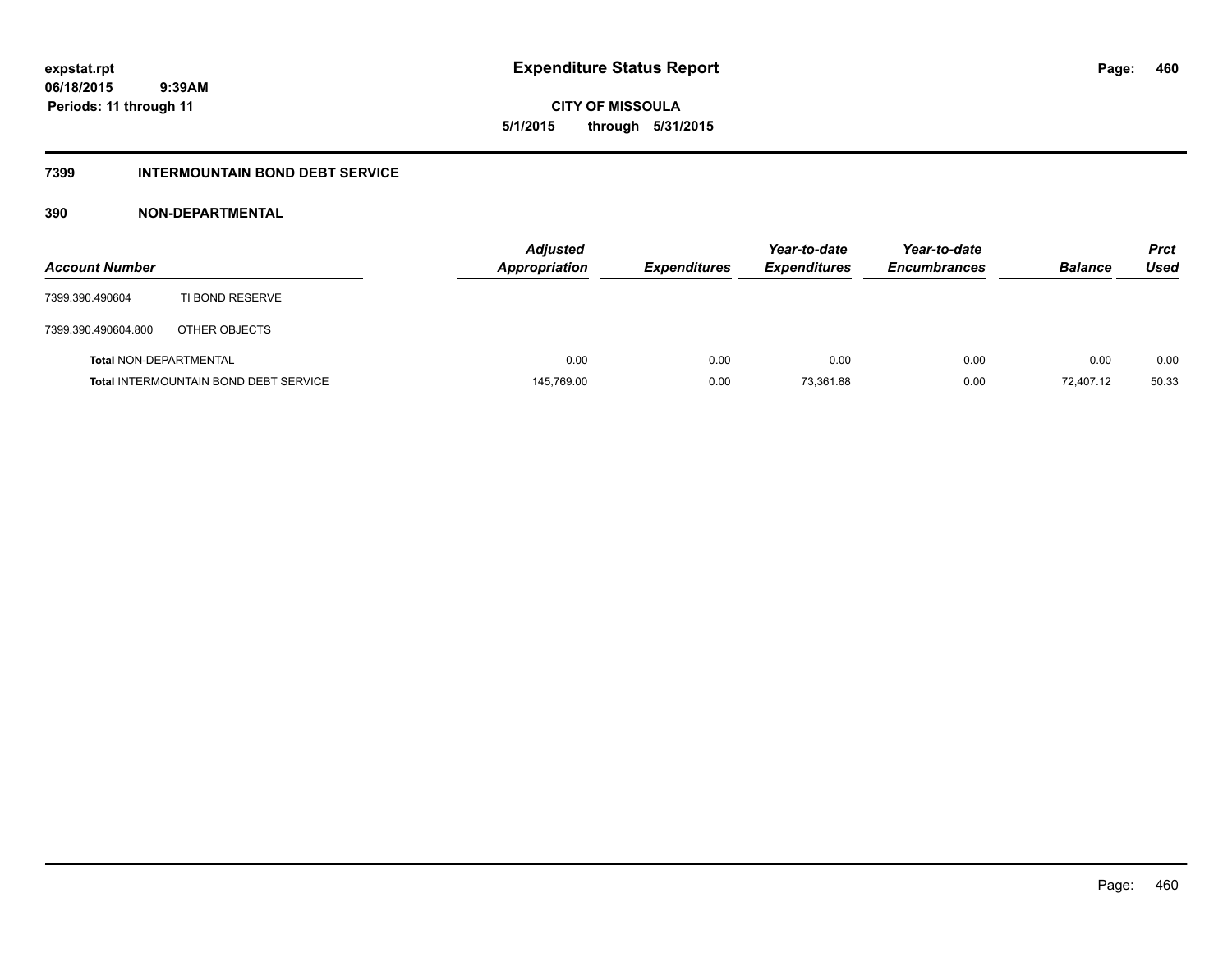**expstat.rpt**
**06/18/2015 9:39AM**
**Periods: 11 through 11**

# Expenditure Status Report

**CITY OF MISSOULA**
**5/1/2015 through 5/31/2015**

## 7399 INTERMOUNTAIN BOND DEBT SERVICE

### 390 NON-DEPARTMENTAL

| Account Number | | Adjusted Appropriation | Expenditures | Year-to-date Expenditures | Year-to-date Encumbrances | Balance | Prct Used |
|---|---|---|---|---|---|---|---|
| 7399.390.490604 | TI BOND RESERVE | | | | | | |
| 7399.390.490604.800 | OTHER OBJECTS | | | | | | |
| **Total** NON-DEPARTMENTAL | | 0.00 | 0.00 | 0.00 | 0.00 | 0.00 | 0.00 |
| **Total** INTERMOUNTAIN BOND DEBT SERVICE | | 145,769.00 | 0.00 | 73,361.88 | 0.00 | 72,407.12 | 50.33 |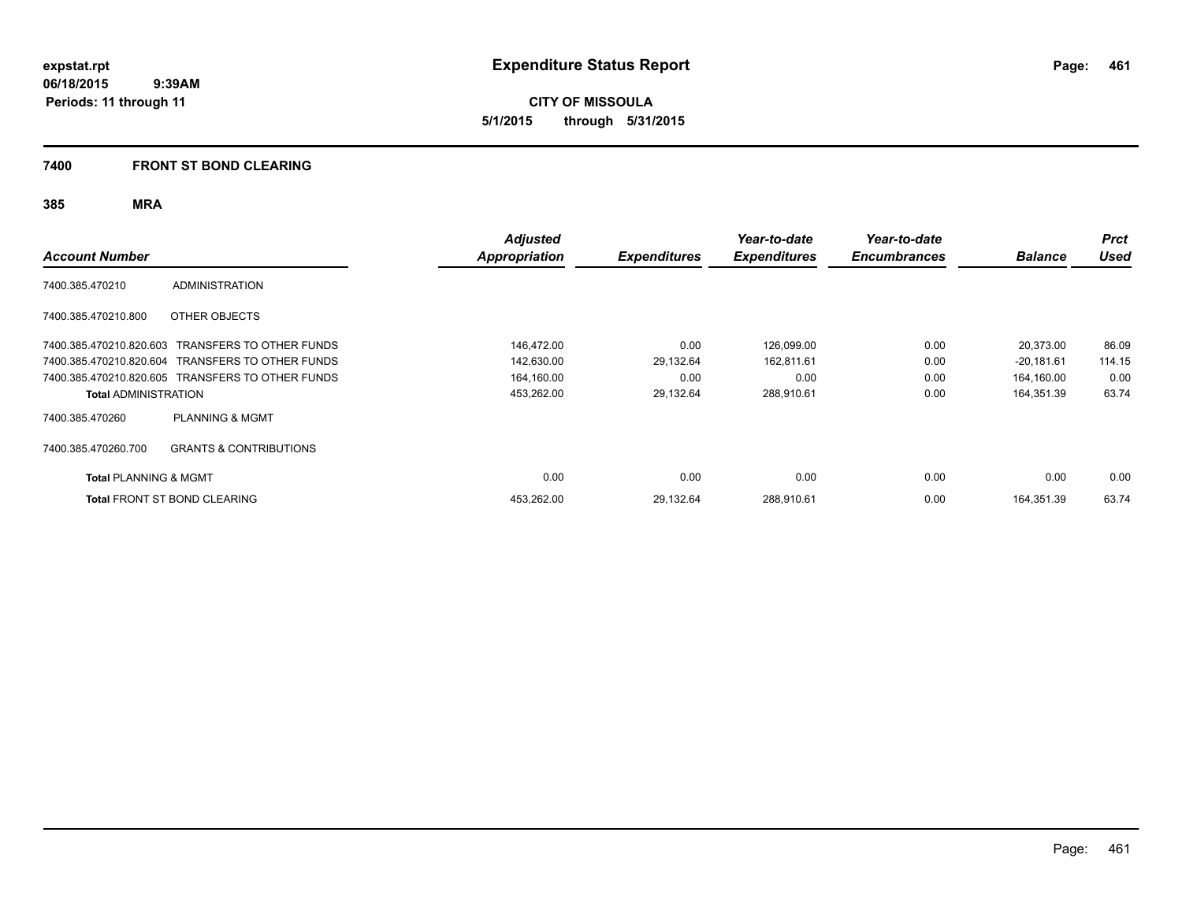**expstat.rpt**
**06/18/2015 9:39AM**
**Periods: 11 through 11**

# Expenditure Status Report

**CITY OF MISSOULA**
**5/1/2015 through 5/31/2015**

## 7400 FRONT ST BOND CLEARING

### 385 MRA

| Account Number | | Adjusted Appropriation | Expenditures | Year-to-date Expenditures | Year-to-date Encumbrances | Balance | Prct Used |
|---|---|---|---|---|---|---|---|
| 7400.385.470210 | ADMINISTRATION | | | | | | |
| 7400.385.470210.800 | OTHER OBJECTS | | | | | | |
| 7400.385.470210.820.603 | TRANSFERS TO OTHER FUNDS | 146,472.00 | 0.00 | 126,099.00 | 0.00 | 20,373.00 | 86.09 |
| 7400.385.470210.820.604 | TRANSFERS TO OTHER FUNDS | 142,630.00 | 29,132.64 | 162,811.61 | 0.00 | -20,181.61 | 114.15 |
| 7400.385.470210.820.605 | TRANSFERS TO OTHER FUNDS | 164,160.00 | 0.00 | 0.00 | 0.00 | 164,160.00 | 0.00 |
| **Total** ADMINISTRATION | | 453,262.00 | 29,132.64 | 288,910.61 | 0.00 | 164,351.39 | 63.74 |
| 7400.385.470260 | PLANNING & MGMT | | | | | | |
| 7400.385.470260.700 | GRANTS & CONTRIBUTIONS | | | | | | |
| **Total** PLANNING & MGMT | | 0.00 | 0.00 | 0.00 | 0.00 | 0.00 | 0.00 |
| **Total** FRONT ST BOND CLEARING | | 453,262.00 | 29,132.64 | 288,910.61 | 0.00 | 164,351.39 | 63.74 |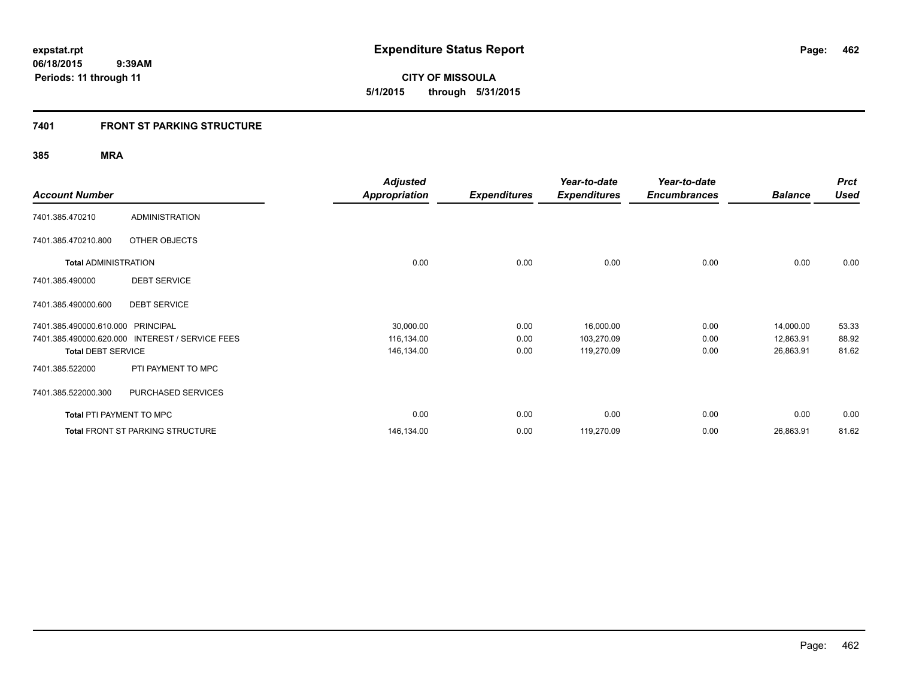# Expenditure Status Report

**CITY OF MISSOULA**

**5/1/2015 through 5/31/2015**

expstat.rpt
06/18/2015 9:39AM
Periods: 11 through 11

## 7401 FRONT ST PARKING STRUCTURE

### 385 MRA

| Account Number | | Adjusted Appropriation | Expenditures | Year-to-date Expenditures | Year-to-date Encumbrances | Balance | Prct Used |
|---|---|---|---|---|---|---|---|
| 7401.385.470210 | ADMINISTRATION | | | | | | |
| 7401.385.470210.800 | OTHER OBJECTS | | | | | | |
| **Total ADMINISTRATION** | | 0.00 | 0.00 | 0.00 | 0.00 | 0.00 | 0.00 |
| 7401.385.490000 | DEBT SERVICE | | | | | | |
| 7401.385.490000.600 | DEBT SERVICE | | | | | | |
| 7401.385.490000.610.000 | PRINCIPAL | 30,000.00 | 0.00 | 16,000.00 | 0.00 | 14,000.00 | 53.33 |
| 7401.385.490000.620.000 | INTEREST / SERVICE FEES | 116,134.00 | 0.00 | 103,270.09 | 0.00 | 12,863.91 | 88.92 |
| **Total DEBT SERVICE** | | 146,134.00 | 0.00 | 119,270.09 | 0.00 | 26,863.91 | 81.62 |
| 7401.385.522000 | PTI PAYMENT TO MPC | | | | | | |
| 7401.385.522000.300 | PURCHASED SERVICES | | | | | | |
| **Total PTI PAYMENT TO MPC** | | 0.00 | 0.00 | 0.00 | 0.00 | 0.00 | 0.00 |
| **Total FRONT ST PARKING STRUCTURE** | | 146,134.00 | 0.00 | 119,270.09 | 0.00 | 26,863.91 | 81.62 |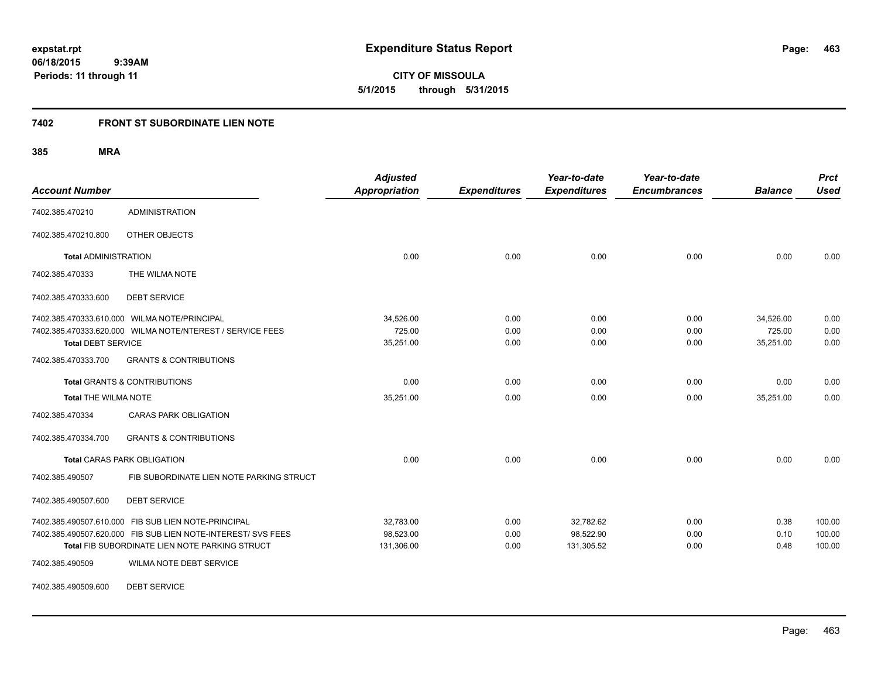**expstat.rpt**
**06/18/2015 9:39AM**
**Periods: 11 through 11**

# Expenditure Status Report

**CITY OF MISSOULA**
**5/1/2015 through 5/31/2015**

## 7402 FRONT ST SUBORDINATE LIEN NOTE

### 385 MRA

| Account Number | | Adjusted Appropriation | Expenditures | Year-to-date Expenditures | Year-to-date Encumbrances | Balance | Prct Used |
|---|---|---|---|---|---|---|---|
| 7402.385.470210 | ADMINISTRATION | | | | | | |
| 7402.385.470210.800 | OTHER OBJECTS | | | | | | |
| **Total** ADMINISTRATION | | 0.00 | 0.00 | 0.00 | 0.00 | 0.00 | 0.00 |
| 7402.385.470333 | THE WILMA NOTE | | | | | | |
| 7402.385.470333.600 | DEBT SERVICE | | | | | | |
| 7402.385.470333.610.000 | WILMA NOTE/PRINCIPAL | 34,526.00 | 0.00 | 0.00 | 0.00 | 34,526.00 | 0.00 |
| 7402.385.470333.620.000 | WILMA NOTE/NTEREST / SERVICE FEES | 725.00 | 0.00 | 0.00 | 0.00 | 725.00 | 0.00 |
| **Total** DEBT SERVICE | | 35,251.00 | 0.00 | 0.00 | 0.00 | 35,251.00 | 0.00 |
| 7402.385.470333.700 | GRANTS & CONTRIBUTIONS | | | | | | |
| **Total** GRANTS & CONTRIBUTIONS | | 0.00 | 0.00 | 0.00 | 0.00 | 0.00 | 0.00 |
| **Total** THE WILMA NOTE | | 35,251.00 | 0.00 | 0.00 | 0.00 | 35,251.00 | 0.00 |
| 7402.385.470334 | CARAS PARK OBLIGATION | | | | | | |
| 7402.385.470334.700 | GRANTS & CONTRIBUTIONS | | | | | | |
| **Total** CARAS PARK OBLIGATION | | 0.00 | 0.00 | 0.00 | 0.00 | 0.00 | 0.00 |
| 7402.385.490507 | FIB SUBORDINATE LIEN NOTE PARKING STRUCT | | | | | | |
| 7402.385.490507.600 | DEBT SERVICE | | | | | | |
| 7402.385.490507.610.000 | FIB SUB LIEN NOTE-PRINCIPAL | 32,783.00 | 0.00 | 32,782.62 | 0.00 | 0.38 | 100.00 |
| 7402.385.490507.620.000 | FIB SUB LIEN NOTE-INTEREST/ SVS FEES | 98,523.00 | 0.00 | 98,522.90 | 0.00 | 0.10 | 100.00 |
| **Total** FIB SUBORDINATE LIEN NOTE PARKING STRUCT | | 131,306.00 | 0.00 | 131,305.52 | 0.00 | 0.48 | 100.00 |
| 7402.385.490509 | WILMA NOTE DEBT SERVICE | | | | | | |
| 7402.385.490509.600 | DEBT SERVICE | | | | | | |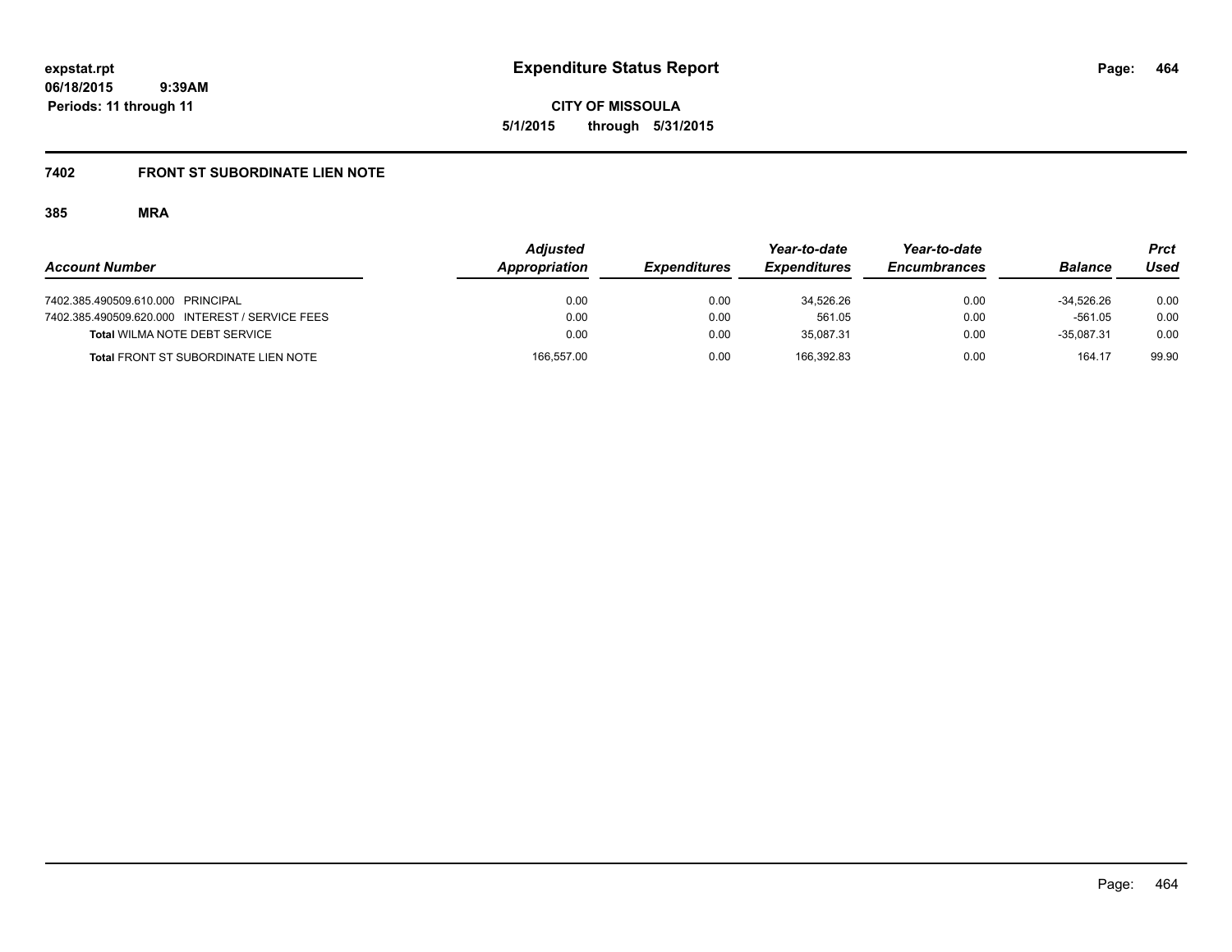**expstat.rpt**
**06/18/2015 9:39AM**
**Periods: 11 through 11**

# Expenditure Status Report

**CITY OF MISSOULA**
**5/1/2015 through 5/31/2015**

## 7402 FRONT ST SUBORDINATE LIEN NOTE

### 385 MRA

| Account Number | Adjusted Appropriation | Expenditures | Year-to-date Expenditures | Year-to-date Encumbrances | Balance | Prct Used |
|---|---|---|---|---|---|---|
| 7402.385.490509.610.000 PRINCIPAL | 0.00 | 0.00 | 34,526.26 | 0.00 | -34,526.26 | 0.00 |
| 7402.385.490509.620.000 INTEREST / SERVICE FEES | 0.00 | 0.00 | 561.05 | 0.00 | -561.05 | 0.00 |
| **Total** WILMA NOTE DEBT SERVICE | 0.00 | 0.00 | 35,087.31 | 0.00 | -35,087.31 | 0.00 |
| **Total** FRONT ST SUBORDINATE LIEN NOTE | 166,557.00 | 0.00 | 166,392.83 | 0.00 | 164.17 | 99.90 |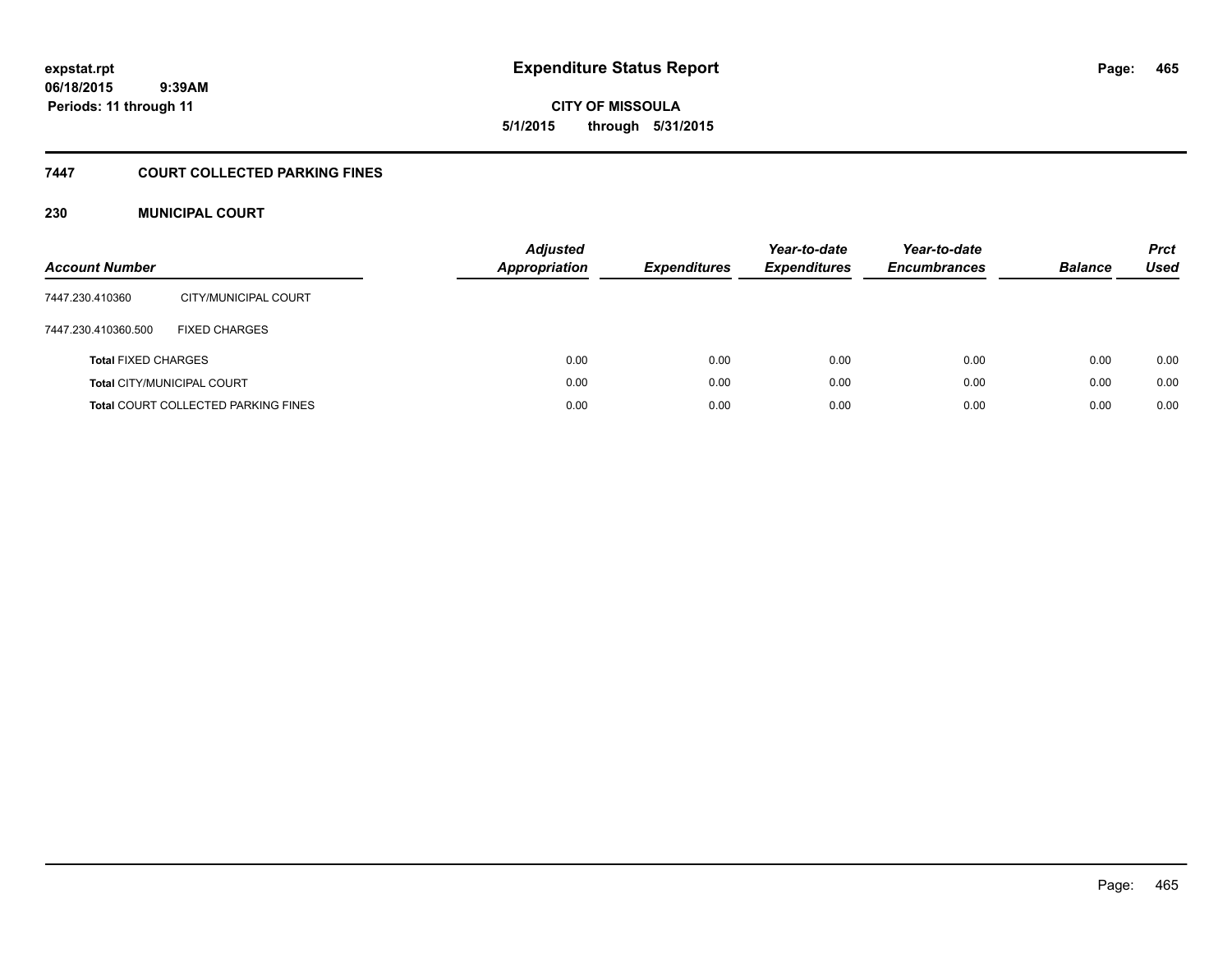# Expenditure Status Report

**CITY OF MISSOULA**

**5/1/2015 through 5/31/2015**

expstat.rpt
06/18/2015 9:39AM
Periods: 11 through 11

## 7447 COURT COLLECTED PARKING FINES

### 230 MUNICIPAL COURT

| Account Number | | Adjusted Appropriation | Expenditures | Year-to-date Expenditures | Year-to-date Encumbrances | Balance | Prct Used |
|---|---|---|---|---|---|---|---|
| 7447.230.410360 | CITY/MUNICIPAL COURT | | | | | | |
| 7447.230.410360.500 | FIXED CHARGES | | | | | | |
| **Total** FIXED CHARGES | | 0.00 | 0.00 | 0.00 | 0.00 | 0.00 | 0.00 |
| **Total** CITY/MUNICIPAL COURT | | 0.00 | 0.00 | 0.00 | 0.00 | 0.00 | 0.00 |
| **Total** COURT COLLECTED PARKING FINES | | 0.00 | 0.00 | 0.00 | 0.00 | 0.00 | 0.00 |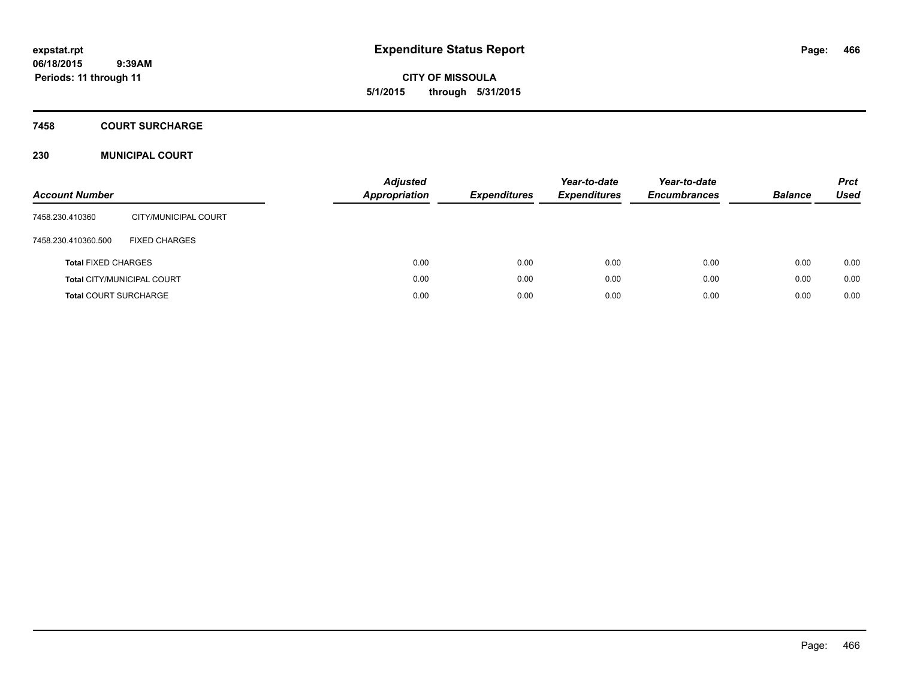**expstat.rpt**
**06/18/2015 9:39AM**
**Periods: 11 through 11**

# Expenditure Status Report

**CITY OF MISSOULA**
**5/1/2015 through 5/31/2015**

## 7458 COURT SURCHARGE

## 230 MUNICIPAL COURT

| Account Number | | Adjusted Appropriation | Expenditures | Year-to-date Expenditures | Year-to-date Encumbrances | Balance | Prct Used |
|---|---|---|---|---|---|---|---|
| 7458.230.410360 | CITY/MUNICIPAL COURT | | | | | | |
| 7458.230.410360.500 | FIXED CHARGES | | | | | | |
| **Total** FIXED CHARGES | | 0.00 | 0.00 | 0.00 | 0.00 | 0.00 | 0.00 |
| **Total** CITY/MUNICIPAL COURT | | 0.00 | 0.00 | 0.00 | 0.00 | 0.00 | 0.00 |
| **Total** COURT SURCHARGE | | 0.00 | 0.00 | 0.00 | 0.00 | 0.00 | 0.00 |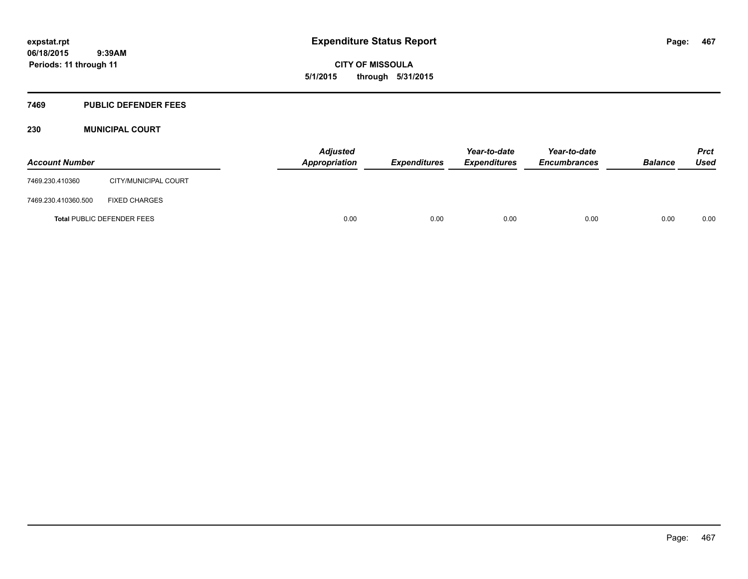# Expenditure Status Report

**CITY OF MISSOULA**

**5/1/2015 through 5/31/2015**

expstat.rpt
06/18/2015 9:39AM
Periods: 11 through 11

## 7469 PUBLIC DEFENDER FEES

### 230 MUNICIPAL COURT

| Account Number | | Adjusted Appropriation | Expenditures | Year-to-date Expenditures | Year-to-date Encumbrances | Balance | Prct Used |
|---|---|---|---|---|---|---|---|
| 7469.230.410360 | CITY/MUNICIPAL COURT | | | | | | |
| 7469.230.410360.500 | FIXED CHARGES | | | | | | |
| **Total** PUBLIC DEFENDER FEES | | 0.00 | 0.00 | 0.00 | 0.00 | 0.00 | 0.00 |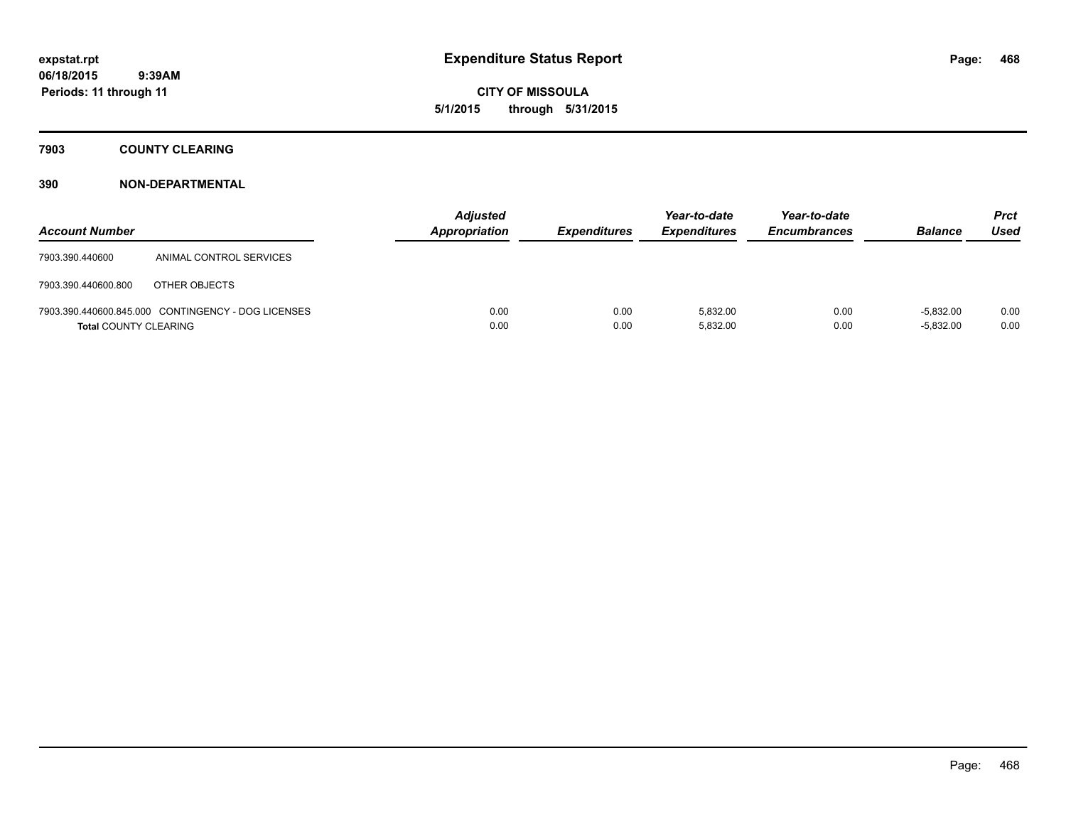**expstat.rpt**
**06/18/2015 9:39AM**
**Periods: 11 through 11**

# Expenditure Status Report

**CITY OF MISSOULA**
**5/1/2015 through 5/31/2015**

## 7903 COUNTY CLEARING

## 390 NON-DEPARTMENTAL

| Account Number | | Adjusted Appropriation | Expenditures | Year-to-date Expenditures | Year-to-date Encumbrances | Balance | Prct Used |
|---|---|---|---|---|---|---|---|
| 7903.390.440600 | ANIMAL CONTROL SERVICES | | | | | | |
| 7903.390.440600.800 | OTHER OBJECTS | | | | | | |
| 7903.390.440600.845.000 | CONTINGENCY - DOG LICENSES | 0.00 | 0.00 | 5,832.00 | 0.00 | -5,832.00 | 0.00 |
| **Total** COUNTY CLEARING | | 0.00 | 0.00 | 5,832.00 | 0.00 | -5,832.00 | 0.00 |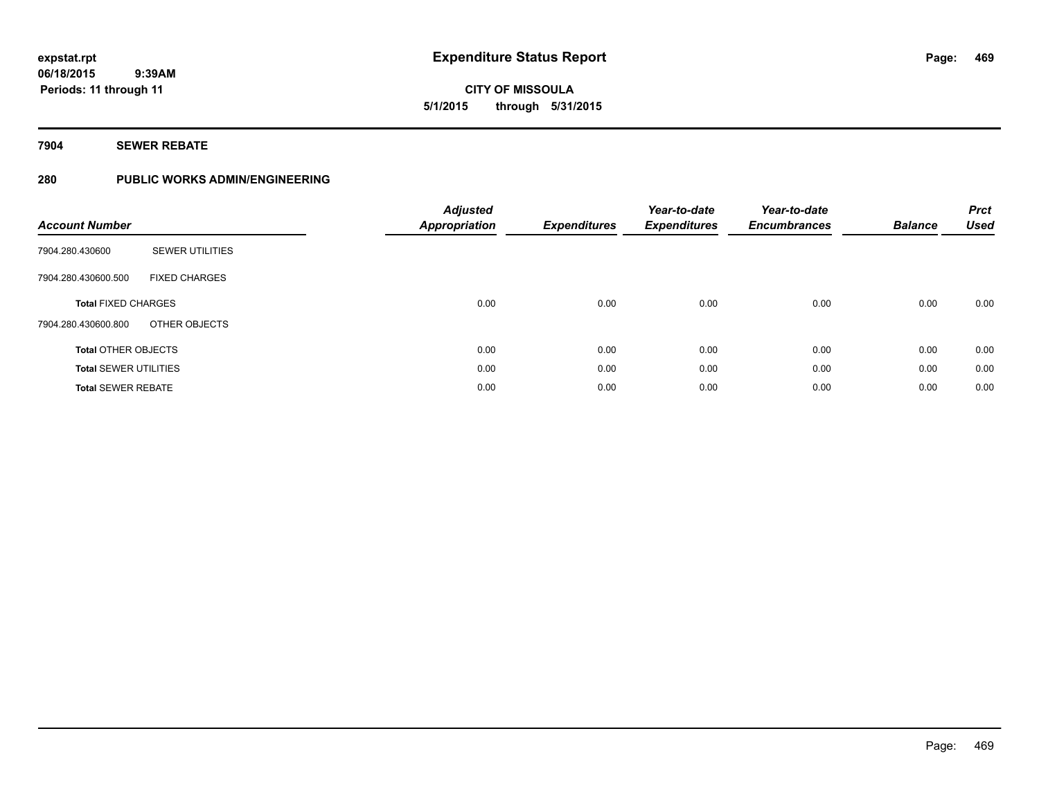expstat.rpt
06/18/2015 9:39AM
Periods: 11 through 11

# Expenditure Status Report

**CITY OF MISSOULA**
**5/1/2015 through 5/31/2015**

## 7904 SEWER REBATE

### 280 PUBLIC WORKS ADMIN/ENGINEERING

| Account Number | | Adjusted Appropriation | Expenditures | Year-to-date Expenditures | Year-to-date Encumbrances | Balance | Prct Used |
|---|---|---|---|---|---|---|---|
| 7904.280.430600 | SEWER UTILITIES | | | | | | |
| 7904.280.430600.500 | FIXED CHARGES | | | | | | |
| **Total** FIXED CHARGES | | 0.00 | 0.00 | 0.00 | 0.00 | 0.00 | 0.00 |
| 7904.280.430600.800 | OTHER OBJECTS | | | | | | |
| **Total** OTHER OBJECTS | | 0.00 | 0.00 | 0.00 | 0.00 | 0.00 | 0.00 |
| **Total** SEWER UTILITIES | | 0.00 | 0.00 | 0.00 | 0.00 | 0.00 | 0.00 |
| **Total** SEWER REBATE | | 0.00 | 0.00 | 0.00 | 0.00 | 0.00 | 0.00 |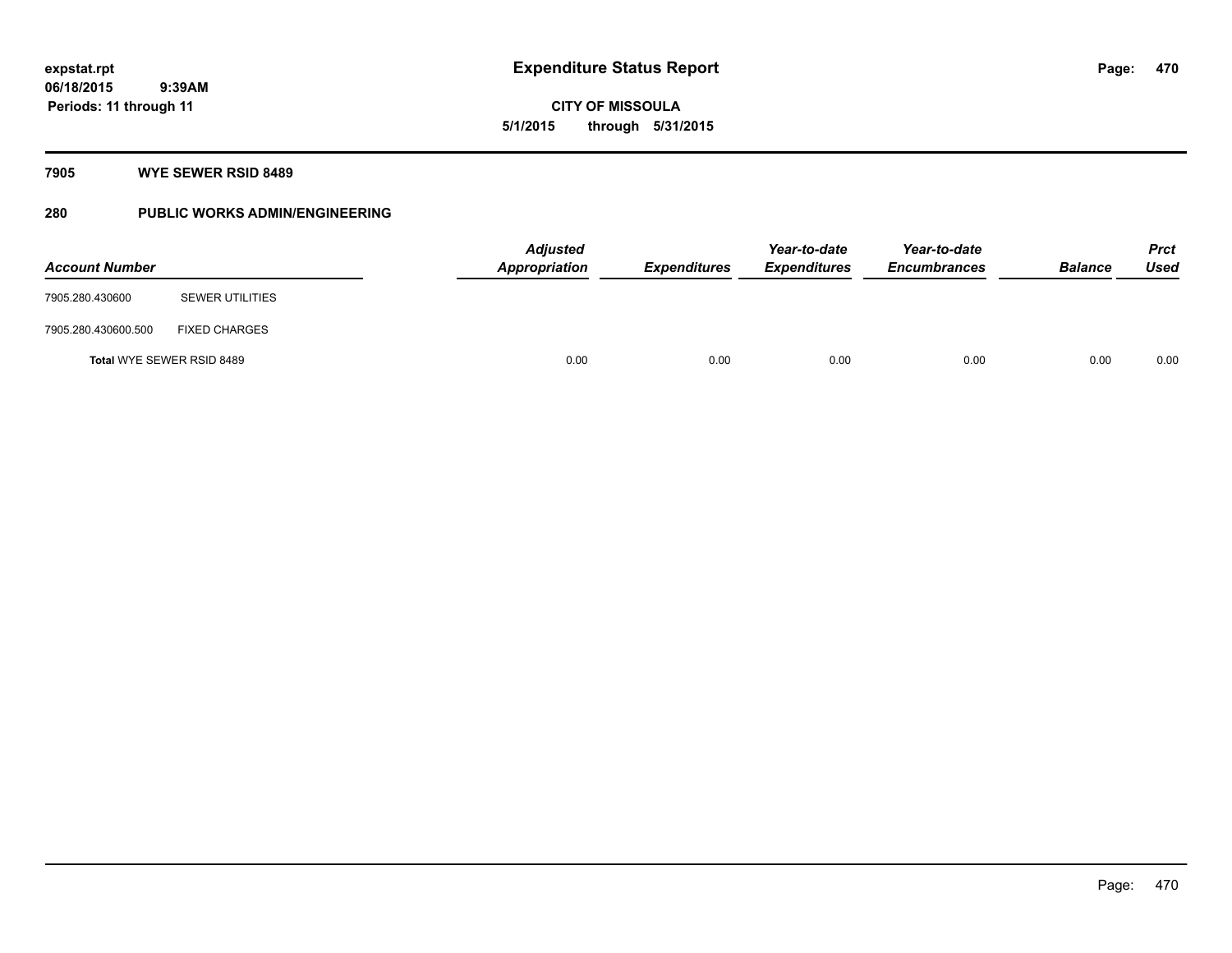expstat.rpt
06/18/2015 9:39AM
Periods: 11 through 11

# Expenditure Status Report

**CITY OF MISSOULA**
**5/1/2015 through 5/31/2015**

## 7905 WYE SEWER RSID 8489

## 280 PUBLIC WORKS ADMIN/ENGINEERING

| Account Number | | Adjusted Appropriation | Expenditures | Year-to-date Expenditures | Year-to-date Encumbrances | Balance | Prct Used |
|---|---|---|---|---|---|---|---|
| 7905.280.430600 | SEWER UTILITIES | | | | | | |
| 7905.280.430600.500 | FIXED CHARGES | | | | | | |
| **Total** WYE SEWER RSID 8489 | | 0.00 | 0.00 | 0.00 | 0.00 | 0.00 | 0.00 |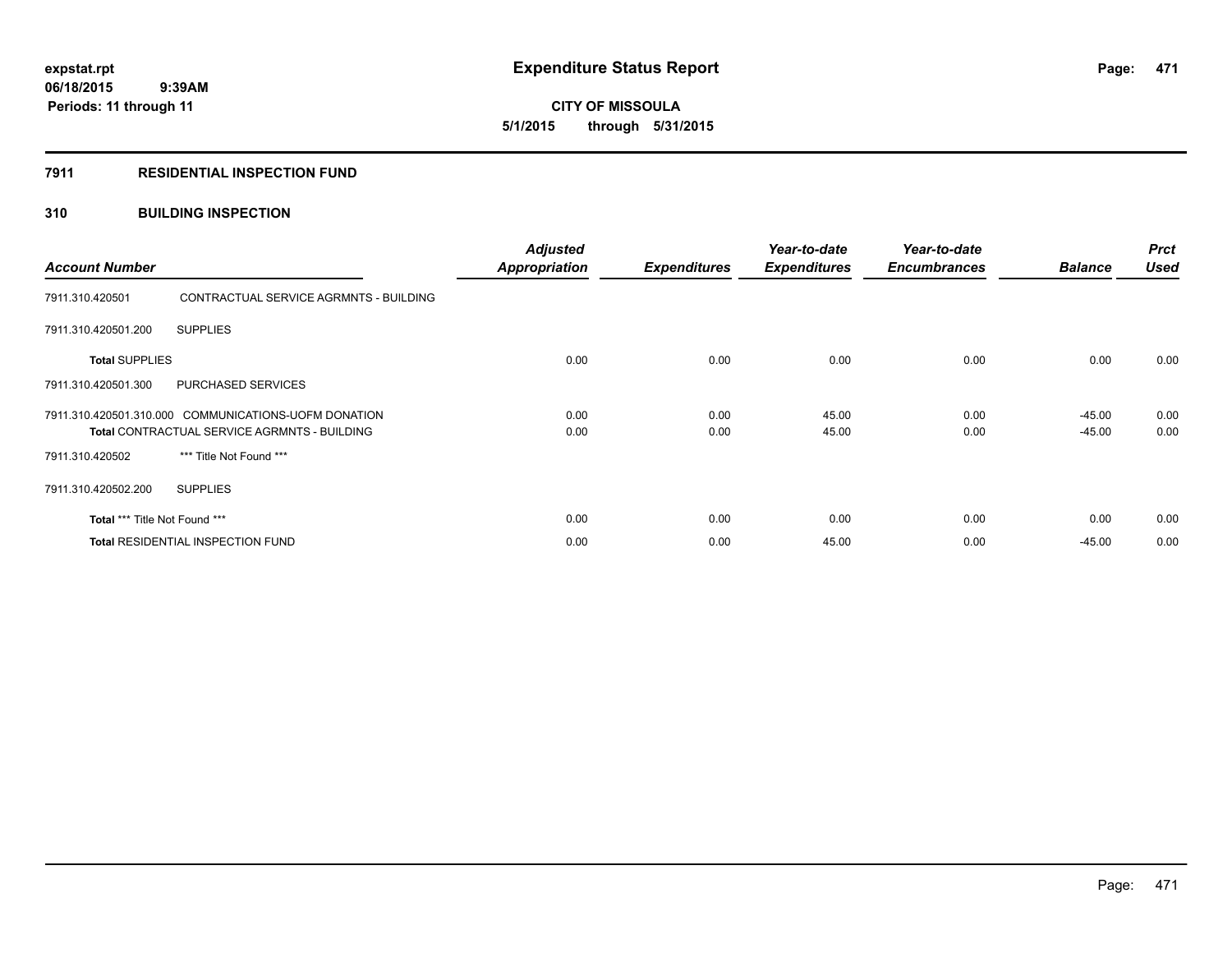**expstat.rpt**
**06/18/2015 9:39AM**
**Periods: 11 through 11**

# Expenditure Status Report

**CITY OF MISSOULA**
**5/1/2015 through 5/31/2015**

## 7911 RESIDENTIAL INSPECTION FUND

### 310 BUILDING INSPECTION

| Account Number | | Adjusted Appropriation | Expenditures | Year-to-date Expenditures | Year-to-date Encumbrances | Balance | Prct Used |
|---|---|---|---|---|---|---|---|
| 7911.310.420501 | CONTRACTUAL SERVICE AGRMNTS - BUILDING | | | | | | |
| 7911.310.420501.200 | SUPPLIES | | | | | | |
| **Total** SUPPLIES | | 0.00 | 0.00 | 0.00 | 0.00 | 0.00 | 0.00 |
| 7911.310.420501.300 | PURCHASED SERVICES | | | | | | |
| 7911.310.420501.310.000 | COMMUNICATIONS-UOFM DONATION | 0.00 | 0.00 | 45.00 | 0.00 | -45.00 | 0.00 |
| **Total** CONTRACTUAL SERVICE AGRMNTS - BUILDING | | 0.00 | 0.00 | 45.00 | 0.00 | -45.00 | 0.00 |
| 7911.310.420502 | *** Title Not Found *** | | | | | | |
| 7911.310.420502.200 | SUPPLIES | | | | | | |
| **Total** *** Title Not Found *** | | 0.00 | 0.00 | 0.00 | 0.00 | 0.00 | 0.00 |
| **Total** RESIDENTIAL INSPECTION FUND | | 0.00 | 0.00 | 45.00 | 0.00 | -45.00 | 0.00 |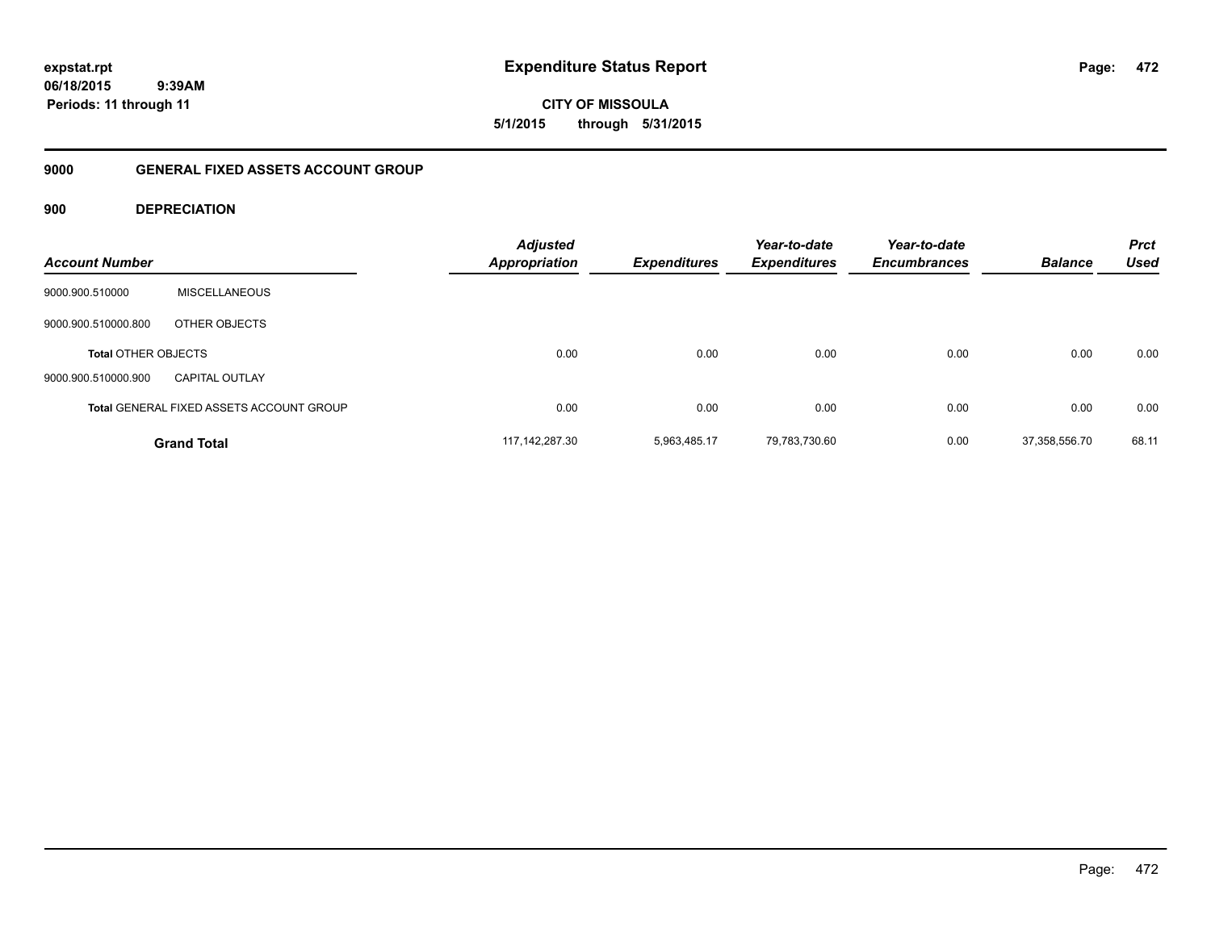**expstat.rpt**
**06/18/2015 9:39AM**
**Periods: 11 through 11**

# Expenditure Status Report

**CITY OF MISSOULA**
**5/1/2015 through 5/31/2015**

## 9000 GENERAL FIXED ASSETS ACCOUNT GROUP

### 900 DEPRECIATION

| Account Number | | Adjusted Appropriation | Expenditures | Year-to-date Expenditures | Year-to-date Encumbrances | Balance | Prct Used |
|---|---|---|---|---|---|---|---|
| 9000.900.510000 | MISCELLANEOUS | | | | | | |
| 9000.900.510000.800 | OTHER OBJECTS | | | | | | |
| **Total** OTHER OBJECTS | | 0.00 | 0.00 | 0.00 | 0.00 | 0.00 | 0.00 |
| 9000.900.510000.900 | CAPITAL OUTLAY | | | | | | |
| **Total** GENERAL FIXED ASSETS ACCOUNT GROUP | | 0.00 | 0.00 | 0.00 | 0.00 | 0.00 | 0.00 |
| **Grand Total** | | 117,142,287.30 | 5,963,485.17 | 79,783,730.60 | 0.00 | 37,358,556.70 | 68.11 |